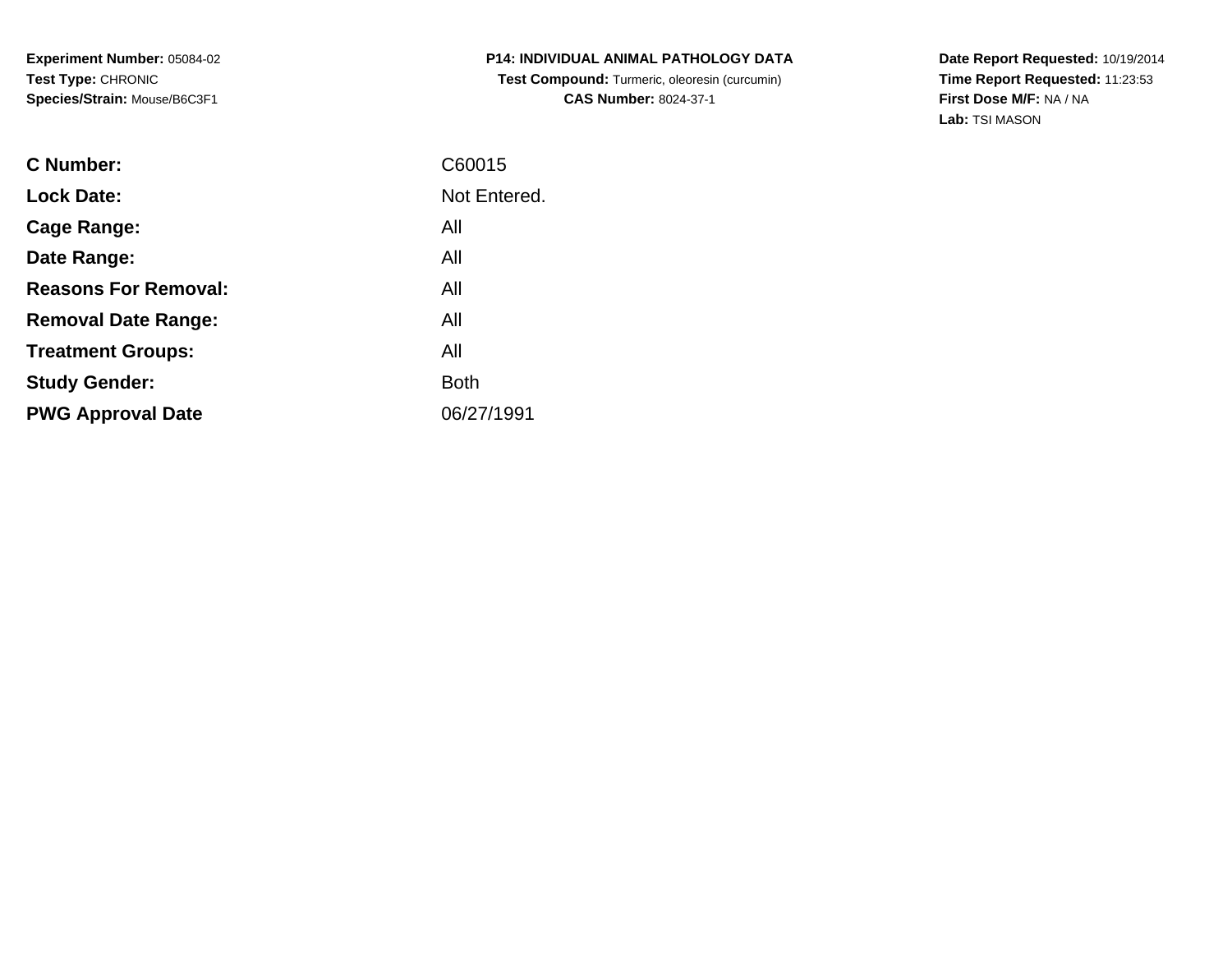**Experiment Number:** 05084-02
**Test Type:** CHRONIC
**Species/Strain:** Mouse/B6C3F1

**P14: INDIVIDUAL ANIMAL PATHOLOGY DATA**
**Test Compound:** Turmeric, oleoresin (curcumin)
**CAS Number:** 8024-37-1

**Date Report Requested:** 10/19/2014
**Time Report Requested:** 11:23:53
**First Dose M/F:** NA / NA
**Lab:** TSI MASON

| | |
|---|---|
| **C Number:** | C60015 |
| **Lock Date:** | Not Entered. |
| **Cage Range:** | All |
| **Date Range:** | All |
| **Reasons For Removal:** | All |
| **Removal Date Range:** | All |
| **Treatment Groups:** | All |
| **Study Gender:** | Both |
| **PWG Approval Date** | 06/27/1991 |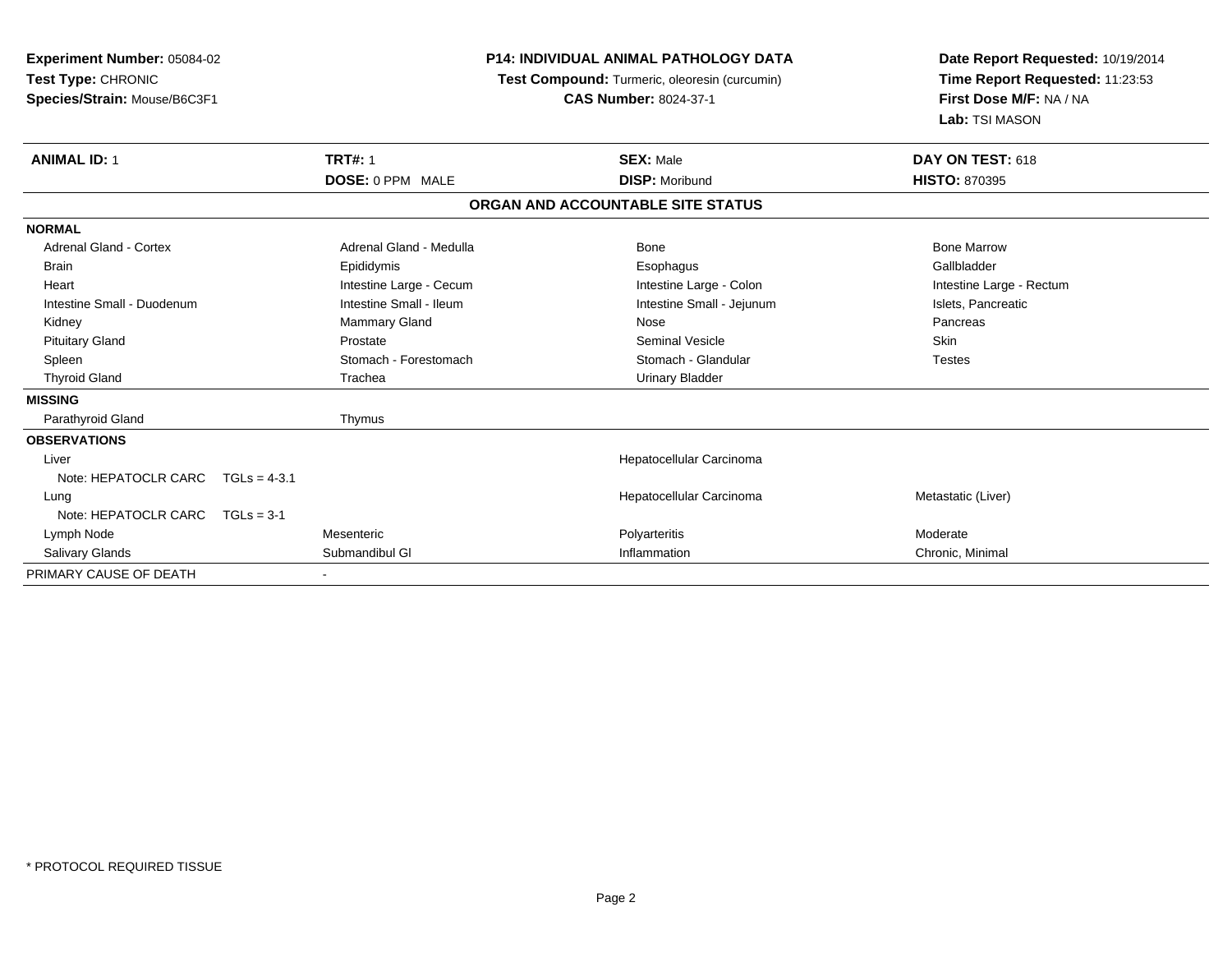**Experiment Number:** 05084-02
**Test Type:** CHRONIC
**Species/Strain:** Mouse/B6C3F1

**P14: INDIVIDUAL ANIMAL PATHOLOGY DATA**
**Test Compound:** Turmeric, oleoresin (curcumin)
**CAS Number:** 8024-37-1

**Date Report Requested:** 10/19/2014
**Time Report Requested:** 11:23:53
**First Dose M/F:** NA / NA
**Lab:** TSI MASON

| **ANIMAL ID:** 1 | **TRT#:** 1 | **SEX:** Male | **DAY ON TEST:** 618 |
|---|---|---|---|
| | **DOSE:** 0 PPM MALE | **DISP:** Moribund | **HISTO:** 870395 |

## ORGAN AND ACCOUNTABLE SITE STATUS

| | | | |
|---|---|---|---|
| **NORMAL** | | | |
| Adrenal Gland - Cortex | Adrenal Gland - Medulla | Bone | Bone Marrow |
| Brain | Epididymis | Esophagus | Gallbladder |
| Heart | Intestine Large - Cecum | Intestine Large - Colon | Intestine Large - Rectum |
| Intestine Small - Duodenum | Intestine Small - Ileum | Intestine Small - Jejunum | Islets, Pancreatic |
| Kidney | Mammary Gland | Nose | Pancreas |
| Pituitary Gland | Prostate | Seminal Vesicle | Skin |
| Spleen | Stomach - Forestomach | Stomach - Glandular | Testes |
| Thyroid Gland | Trachea | Urinary Bladder | |
| **MISSING** | | | |
| Parathyroid Gland | Thymus | | |
| **OBSERVATIONS** | | | |
| Liver | | Hepatocellular Carcinoma | |
| Note: HEPATOCLR CARC TGLs = 4-3.1 | | | |
| Lung | | Hepatocellular Carcinoma | Metastatic (Liver) |
| Note: HEPATOCLR CARC TGLs = 3-1 | | | |
| Lymph Node | Mesenteric | Polyarteritis | Moderate |
| Salivary Glands | Submandibul Gl | Inflammation | Chronic, Minimal |
| PRIMARY CAUSE OF DEATH | - | | |

* PROTOCOL REQUIRED TISSUE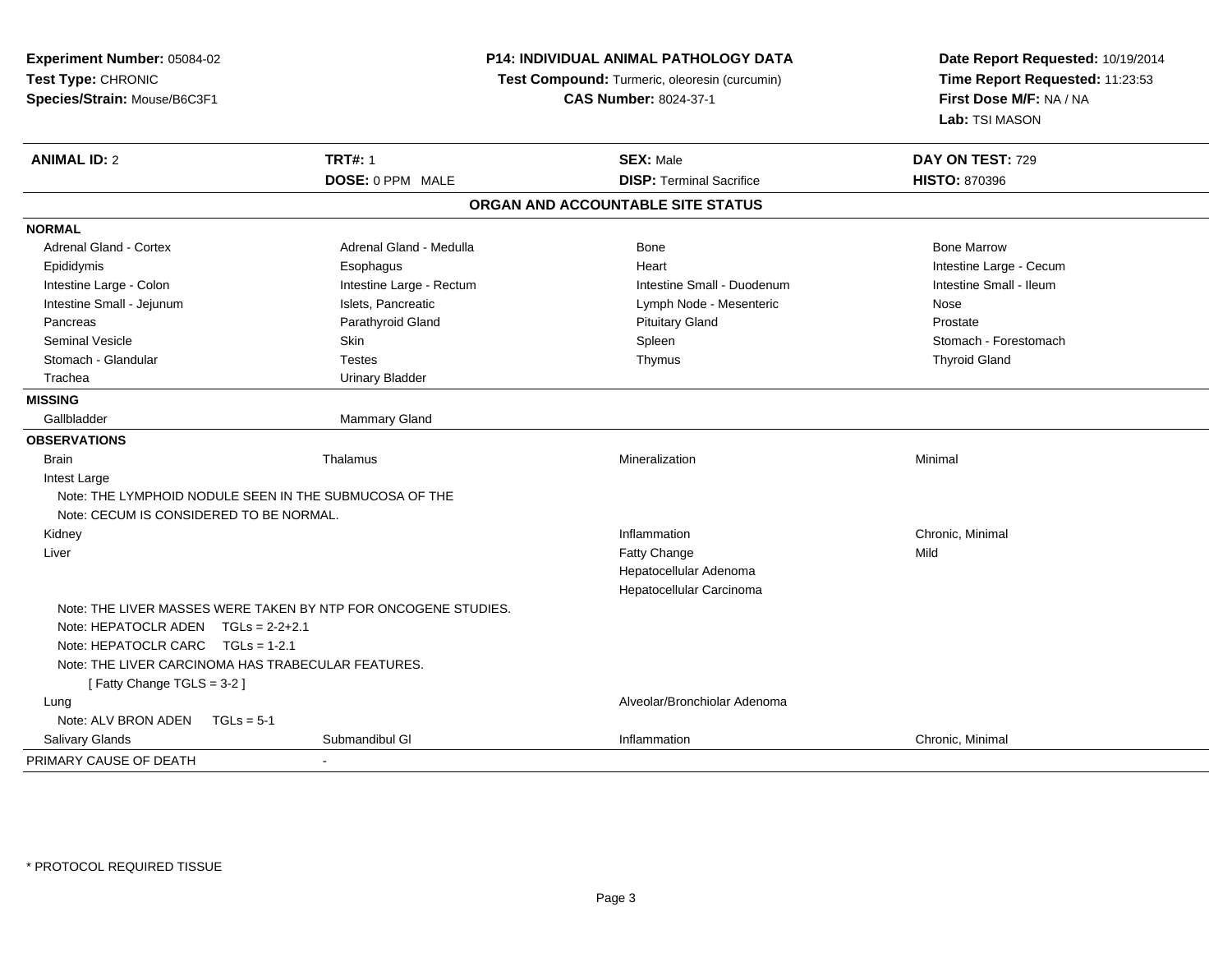**Experiment Number:** 05084-02
**Test Type:** CHRONIC
**Species/Strain:** Mouse/B6C3F1

**P14: INDIVIDUAL ANIMAL PATHOLOGY DATA**
**Test Compound:** Turmeric, oleoresin (curcumin)
**CAS Number:** 8024-37-1

**Date Report Requested:** 10/19/2014
**Time Report Requested:** 11:23:53
**First Dose M/F:** NA / NA
**Lab:** TSI MASON

| **ANIMAL ID:** 2 | **TRT#:** 1 | **SEX:** Male | **DAY ON TEST:** 729 |
|---|---|---|---|
| | **DOSE:** 0 PPM MALE | **DISP:** Terminal Sacrifice | **HISTO:** 870396 |

## ORGAN AND ACCOUNTABLE SITE STATUS

| | | | |
|---|---|---|---|
| **NORMAL** | | | |
| Adrenal Gland - Cortex | Adrenal Gland - Medulla | Bone | Bone Marrow |
| Epididymis | Esophagus | Heart | Intestine Large - Cecum |
| Intestine Large - Colon | Intestine Large - Rectum | Intestine Small - Duodenum | Intestine Small - Ileum |
| Intestine Small - Jejunum | Islets, Pancreatic | Lymph Node - Mesenteric | Nose |
| Pancreas | Parathyroid Gland | Pituitary Gland | Prostate |
| Seminal Vesicle | Skin | Spleen | Stomach - Forestomach |
| Stomach - Glandular | Testes | Thymus | Thyroid Gland |
| Trachea | Urinary Bladder | | |
| **MISSING** | | | |
| Gallbladder | Mammary Gland | | |
| **OBSERVATIONS** | | | |
| Brain | Thalamus | Mineralization | Minimal |
| Intest Large | | | |
| Note: THE LYMPHOID NODULE SEEN IN THE SUBMUCOSA OF THE | | | |
| Note: CECUM IS CONSIDERED TO BE NORMAL. | | | |
| Kidney | | Inflammation | Chronic, Minimal |
| Liver | | Fatty Change | Mild |
| | | Hepatocellular Adenoma | |
| | | Hepatocellular Carcinoma | |
| Note: THE LIVER MASSES WERE TAKEN BY NTP FOR ONCOGENE STUDIES. | | | |
| Note: HEPATOCLR ADEN TGLs = 2-2+2.1 | | | |
| Note: HEPATOCLR CARC TGLs = 1-2.1 | | | |
| Note: THE LIVER CARCINOMA HAS TRABECULAR FEATURES. | | | |
| [ Fatty Change TGLS = 3-2 ] | | | |
| Lung | | Alveolar/Bronchiolar Adenoma | |
| Note: ALV BRON ADEN TGLs = 5-1 | | | |
| Salivary Glands | Submandibul Gl | Inflammation | Chronic, Minimal |
| PRIMARY CAUSE OF DEATH | - | | |

* PROTOCOL REQUIRED TISSUE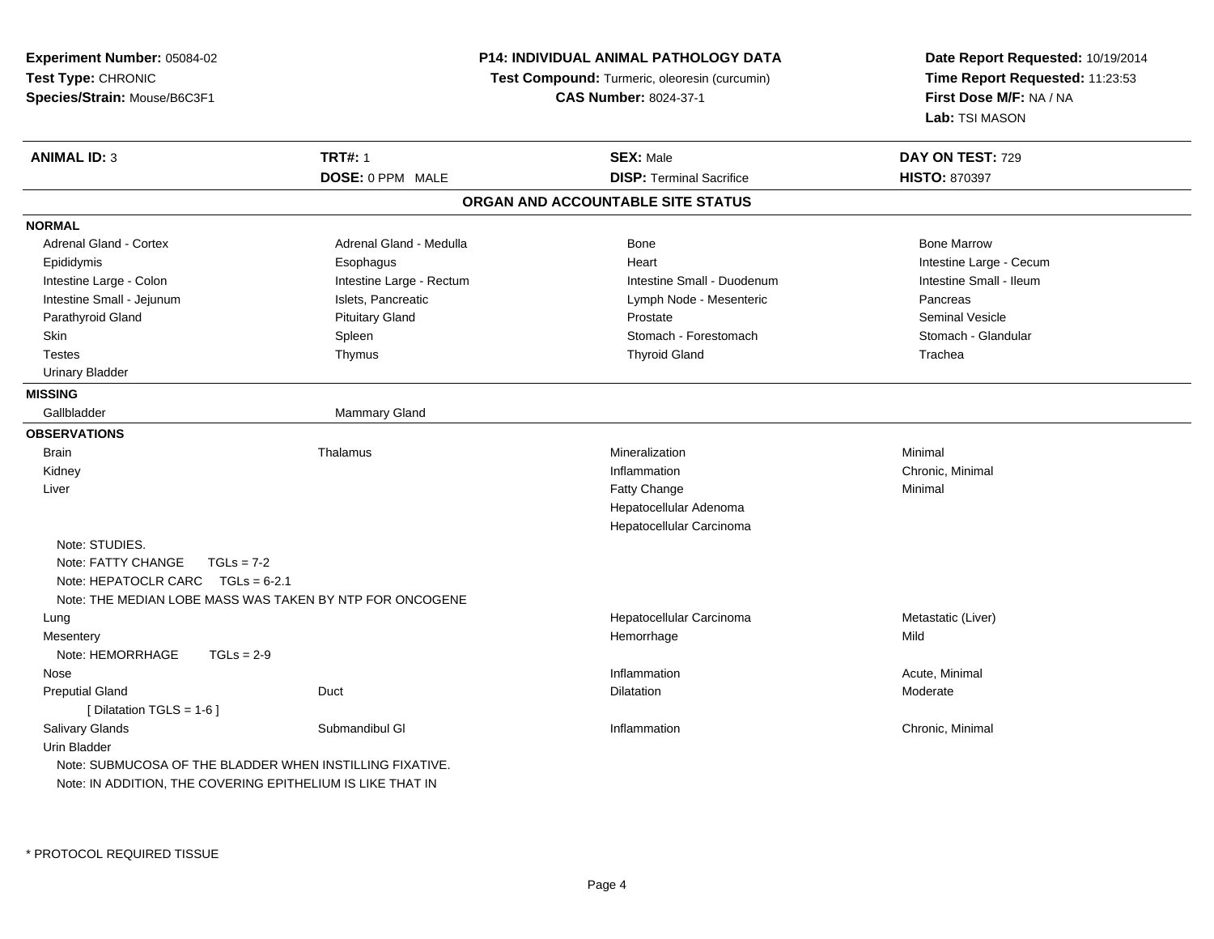**Experiment Number:** 05084-02
**Test Type:** CHRONIC
**Species/Strain:** Mouse/B6C3F1

**P14: INDIVIDUAL ANIMAL PATHOLOGY DATA**
**Test Compound:** Turmeric, oleoresin (curcumin)
**CAS Number:** 8024-37-1

**Date Report Requested:** 10/19/2014
**Time Report Requested:** 11:23:53
**First Dose M/F:** NA / NA
**Lab:** TSI MASON

| **ANIMAL ID:** 3 | **TRT#:** 1 | **SEX:** Male | **DAY ON TEST:** 729 |
|---|---|---|---|
| | **DOSE:** 0 PPM MALE | **DISP:** Terminal Sacrifice | **HISTO:** 870397 |

## ORGAN AND ACCOUNTABLE SITE STATUS

**NORMAL**

| | | | |
|---|---|---|---|
| Adrenal Gland - Cortex | Adrenal Gland - Medulla | Bone | Bone Marrow |
| Epididymis | Esophagus | Heart | Intestine Large - Cecum |
| Intestine Large - Colon | Intestine Large - Rectum | Intestine Small - Duodenum | Intestine Small - Ileum |
| Intestine Small - Jejunum | Islets, Pancreatic | Lymph Node - Mesenteric | Pancreas |
| Parathyroid Gland | Pituitary Gland | Prostate | Seminal Vesicle |
| Skin | Spleen | Stomach - Forestomach | Stomach - Glandular |
| Testes | Thymus | Thyroid Gland | Trachea |
| Urinary Bladder | | | |

**MISSING**

| | |
|---|---|
| Gallbladder | Mammary Gland |

**OBSERVATIONS**

| | | | |
|---|---|---|---|
| Brain | Thalamus | Mineralization | Minimal |
| Kidney | | Inflammation | Chronic, Minimal |
| Liver | | Fatty Change | Minimal |
| | | Hepatocellular Adenoma | |
| | | Hepatocellular Carcinoma | |

Note: STUDIES.
Note: FATTY CHANGE TGLs = 7-2
Note: HEPATOCLR CARC TGLs = 6-2.1
Note: THE MEDIAN LOBE MASS WAS TAKEN BY NTP FOR ONCOGENE

| | | | |
|---|---|---|---|
| Lung | | Hepatocellular Carcinoma | Metastatic (Liver) |
| Mesentery | | Hemorrhage | Mild |

Note: HEMORRHAGE TGLs = 2-9

| | | | |
|---|---|---|---|
| Nose | | Inflammation | Acute, Minimal |
| Preputial Gland | Duct | Dilatation | Moderate |

[ Dilatation TGLS = 1-6 ]

| | | | |
|---|---|---|---|
| Salivary Glands | Submandibul Gl | Inflammation | Chronic, Minimal |
| Urin Bladder | | | |

Note: SUBMUCOSA OF THE BLADDER WHEN INSTILLING FIXATIVE.
Note: IN ADDITION, THE COVERING EPITHELIUM IS LIKE THAT IN

* PROTOCOL REQUIRED TISSUE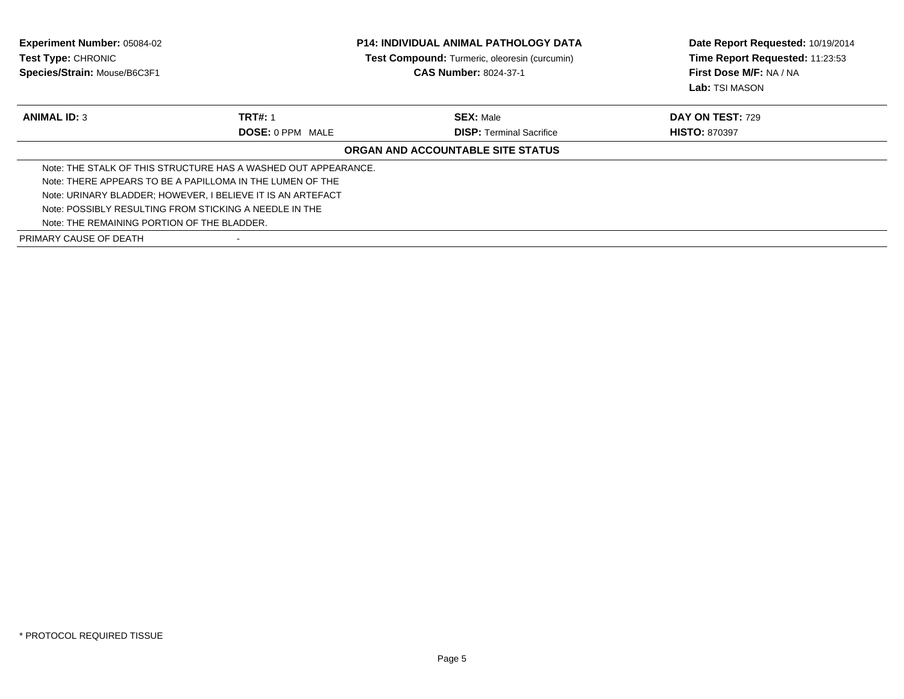**Experiment Number:** 05084-02
**Test Type:** CHRONIC
**Species/Strain:** Mouse/B6C3F1

**P14: INDIVIDUAL ANIMAL PATHOLOGY DATA**
**Test Compound:** Turmeric, oleoresin (curcumin)
**CAS Number:** 8024-37-1

**Date Report Requested:** 10/19/2014
**Time Report Requested:** 11:23:53
**First Dose M/F:** NA / NA
**Lab:** TSI MASON

| **ANIMAL ID:** 3 | **TRT#:** 1 | **SEX:** Male | **DAY ON TEST:** 729 |
|---|---|---|---|
| | **DOSE:** 0 PPM MALE | **DISP:** Terminal Sacrifice | **HISTO:** 870397 |

**ORGAN AND ACCOUNTABLE SITE STATUS**

Note: THE STALK OF THIS STRUCTURE HAS A WASHED OUT APPEARANCE.
Note: THERE APPEARS TO BE A PAPILLOMA IN THE LUMEN OF THE
Note: URINARY BLADDER; HOWEVER, I BELIEVE IT IS AN ARTEFACT
Note: POSSIBLY RESULTING FROM STICKING A NEEDLE IN THE
Note: THE REMAINING PORTION OF THE BLADDER.

| PRIMARY CAUSE OF DEATH | - |
|---|---|

* PROTOCOL REQUIRED TISSUE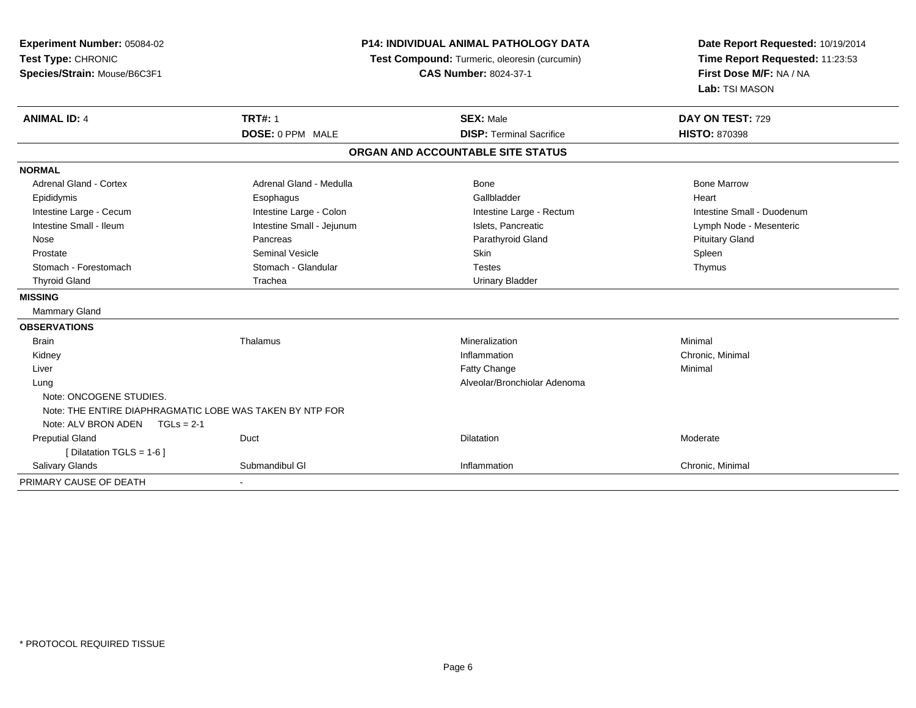**Experiment Number:** 05084-02
**Test Type:** CHRONIC
**Species/Strain:** Mouse/B6C3F1

**P14: INDIVIDUAL ANIMAL PATHOLOGY DATA**
**Test Compound:** Turmeric, oleoresin (curcumin)
**CAS Number:** 8024-37-1

**Date Report Requested:** 10/19/2014
**Time Report Requested:** 11:23:53
**First Dose M/F:** NA / NA
**Lab:** TSI MASON

| **ANIMAL ID:** 4 | **TRT#:** 1 | **SEX:** Male | **DAY ON TEST:** 729 |
|---|---|---|---|
| | **DOSE:** 0 PPM MALE | **DISP:** Terminal Sacrifice | **HISTO:** 870398 |

## ORGAN AND ACCOUNTABLE SITE STATUS

**NORMAL**

| | | | |
|---|---|---|---|
| Adrenal Gland - Cortex | Adrenal Gland - Medulla | Bone | Bone Marrow |
| Epididymis | Esophagus | Gallbladder | Heart |
| Intestine Large - Cecum | Intestine Large - Colon | Intestine Large - Rectum | Intestine Small - Duodenum |
| Intestine Small - Ileum | Intestine Small - Jejunum | Islets, Pancreatic | Lymph Node - Mesenteric |
| Nose | Pancreas | Parathyroid Gland | Pituitary Gland |
| Prostate | Seminal Vesicle | Skin | Spleen |
| Stomach - Forestomach | Stomach - Glandular | Testes | Thymus |
| Thyroid Gland | Trachea | Urinary Bladder | |

**MISSING**

Mammary Gland

**OBSERVATIONS**

| | | | |
|---|---|---|---|
| Brain | Thalamus | Mineralization | Minimal |
| Kidney | | Inflammation | Chronic, Minimal |
| Liver | | Fatty Change | Minimal |
| Lung | | Alveolar/Bronchiolar Adenoma | |
| Note: ONCOGENE STUDIES. | | | |
| Note: THE ENTIRE DIAPHRAGMATIC LOBE WAS TAKEN BY NTP FOR | | | |
| Note: ALV BRON ADEN TGLs = 2-1 | | | |
| Preputial Gland | Duct | Dilatation | Moderate |
| [ Dilatation TGLS = 1-6 ] | | | |
| Salivary Glands | Submandibul Gl | Inflammation | Chronic, Minimal |

PRIMARY CAUSE OF DEATH -

\* PROTOCOL REQUIRED TISSUE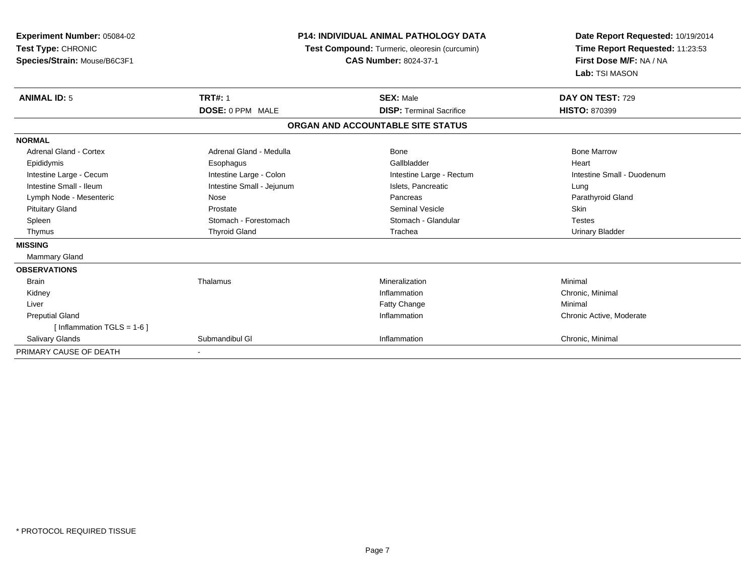**Experiment Number:** 05084-02
**Test Type:** CHRONIC
**Species/Strain:** Mouse/B6C3F1

**P14: INDIVIDUAL ANIMAL PATHOLOGY DATA**
**Test Compound:** Turmeric, oleoresin (curcumin)
**CAS Number:** 8024-37-1

**Date Report Requested:** 10/19/2014
**Time Report Requested:** 11:23:53
**First Dose M/F:** NA / NA
**Lab:** TSI MASON

| **ANIMAL ID:** 5 | **TRT#:** 1 | **SEX:** Male | **DAY ON TEST:** 729 |
|---|---|---|---|
| | **DOSE:** 0 PPM MALE | **DISP:** Terminal Sacrifice | **HISTO:** 870399 |

**ORGAN AND ACCOUNTABLE SITE STATUS**

| | | | |
|---|---|---|---|
| **NORMAL** | | | |
| Adrenal Gland - Cortex | Adrenal Gland - Medulla | Bone | Bone Marrow |
| Epididymis | Esophagus | Gallbladder | Heart |
| Intestine Large - Cecum | Intestine Large - Colon | Intestine Large - Rectum | Intestine Small - Duodenum |
| Intestine Small - Ileum | Intestine Small - Jejunum | Islets, Pancreatic | Lung |
| Lymph Node - Mesenteric | Nose | Pancreas | Parathyroid Gland |
| Pituitary Gland | Prostate | Seminal Vesicle | Skin |
| Spleen | Stomach - Forestomach | Stomach - Glandular | Testes |
| Thymus | Thyroid Gland | Trachea | Urinary Bladder |
| **MISSING** | | | |
| Mammary Gland | | | |
| **OBSERVATIONS** | | | |
| Brain | Thalamus | Mineralization | Minimal |
| Kidney | | Inflammation | Chronic, Minimal |
| Liver | | Fatty Change | Minimal |
| Preputial Gland | | Inflammation | Chronic Active, Moderate |
| [ Inflammation TGLS = 1-6 ] | | | |
| Salivary Glands | Submandibul Gl | Inflammation | Chronic, Minimal |
| PRIMARY CAUSE OF DEATH | - | | |

* PROTOCOL REQUIRED TISSUE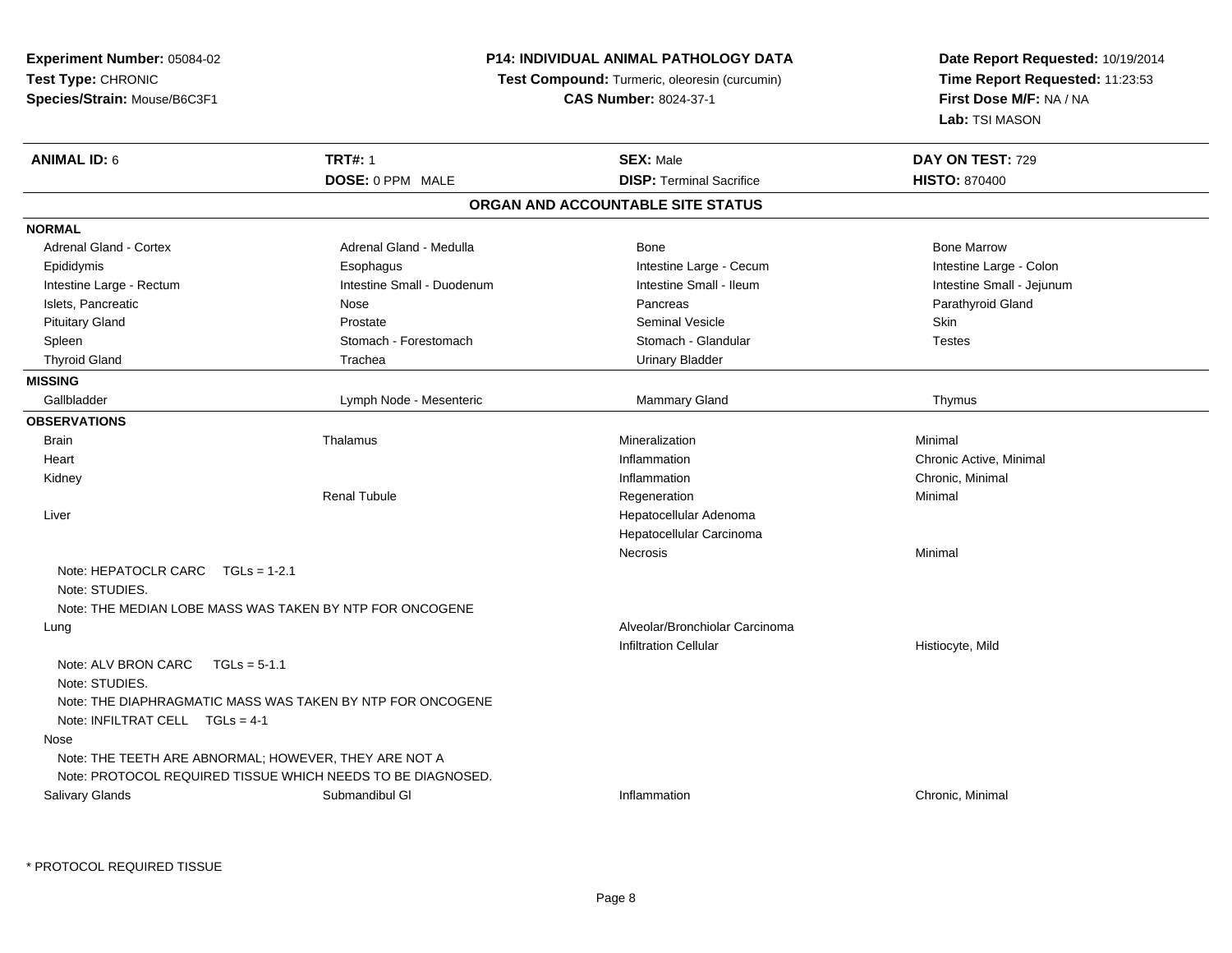**Experiment Number:** 05084-02
**Test Type:** CHRONIC
**Species/Strain:** Mouse/B6C3F1

**P14: INDIVIDUAL ANIMAL PATHOLOGY DATA**
**Test Compound:** Turmeric, oleoresin (curcumin)
**CAS Number:** 8024-37-1

**Date Report Requested:** 10/19/2014
**Time Report Requested:** 11:23:53
**First Dose M/F:** NA / NA
**Lab:** TSI MASON

| **ANIMAL ID:** 6 | **TRT#:** 1 | **SEX:** Male | **DAY ON TEST:** 729 |
|---|---|---|---|
| | **DOSE:** 0 PPM MALE | **DISP:** Terminal Sacrifice | **HISTO:** 870400 |

## ORGAN AND ACCOUNTABLE SITE STATUS

**NORMAL**

| | | | |
|---|---|---|---|
| Adrenal Gland - Cortex | Adrenal Gland - Medulla | Bone | Bone Marrow |
| Epididymis | Esophagus | Intestine Large - Cecum | Intestine Large - Colon |
| Intestine Large - Rectum | Intestine Small - Duodenum | Intestine Small - Ileum | Intestine Small - Jejunum |
| Islets, Pancreatic | Nose | Pancreas | Parathyroid Gland |
| Pituitary Gland | Prostate | Seminal Vesicle | Skin |
| Spleen | Stomach - Forestomach | Stomach - Glandular | Testes |
| Thyroid Gland | Trachea | Urinary Bladder | |

**MISSING**

| | | | |
|---|---|---|---|
| Gallbladder | Lymph Node - Mesenteric | Mammary Gland | Thymus |

**OBSERVATIONS**

| | | | |
|---|---|---|---|
| Brain | Thalamus | Mineralization | Minimal |
| Heart | | Inflammation | Chronic Active, Minimal |
| Kidney | | Inflammation | Chronic, Minimal |
| | Renal Tubule | Regeneration | Minimal |
| Liver | | Hepatocellular Adenoma | |
| | | Hepatocellular Carcinoma | |
| | | Necrosis | Minimal |

Note: HEPATOCLR CARC TGLs = 1-2.1
Note: STUDIES.
Note: THE MEDIAN LOBE MASS WAS TAKEN BY NTP FOR ONCOGENE

| | | | |
|---|---|---|---|
| Lung | | Alveolar/Bronchiolar Carcinoma | |
| | | Infiltration Cellular | Histiocyte, Mild |

Note: ALV BRON CARC TGLs = 5-1.1
Note: STUDIES.
Note: THE DIAPHRAGMATIC MASS WAS TAKEN BY NTP FOR ONCOGENE
Note: INFILTRAT CELL TGLs = 4-1

Nose
Note: THE TEETH ARE ABNORMAL; HOWEVER, THEY ARE NOT A
Note: PROTOCOL REQUIRED TISSUE WHICH NEEDS TO BE DIAGNOSED.

| | | | |
|---|---|---|---|
| Salivary Glands | Submandibul Gl | Inflammation | Chronic, Minimal |

* PROTOCOL REQUIRED TISSUE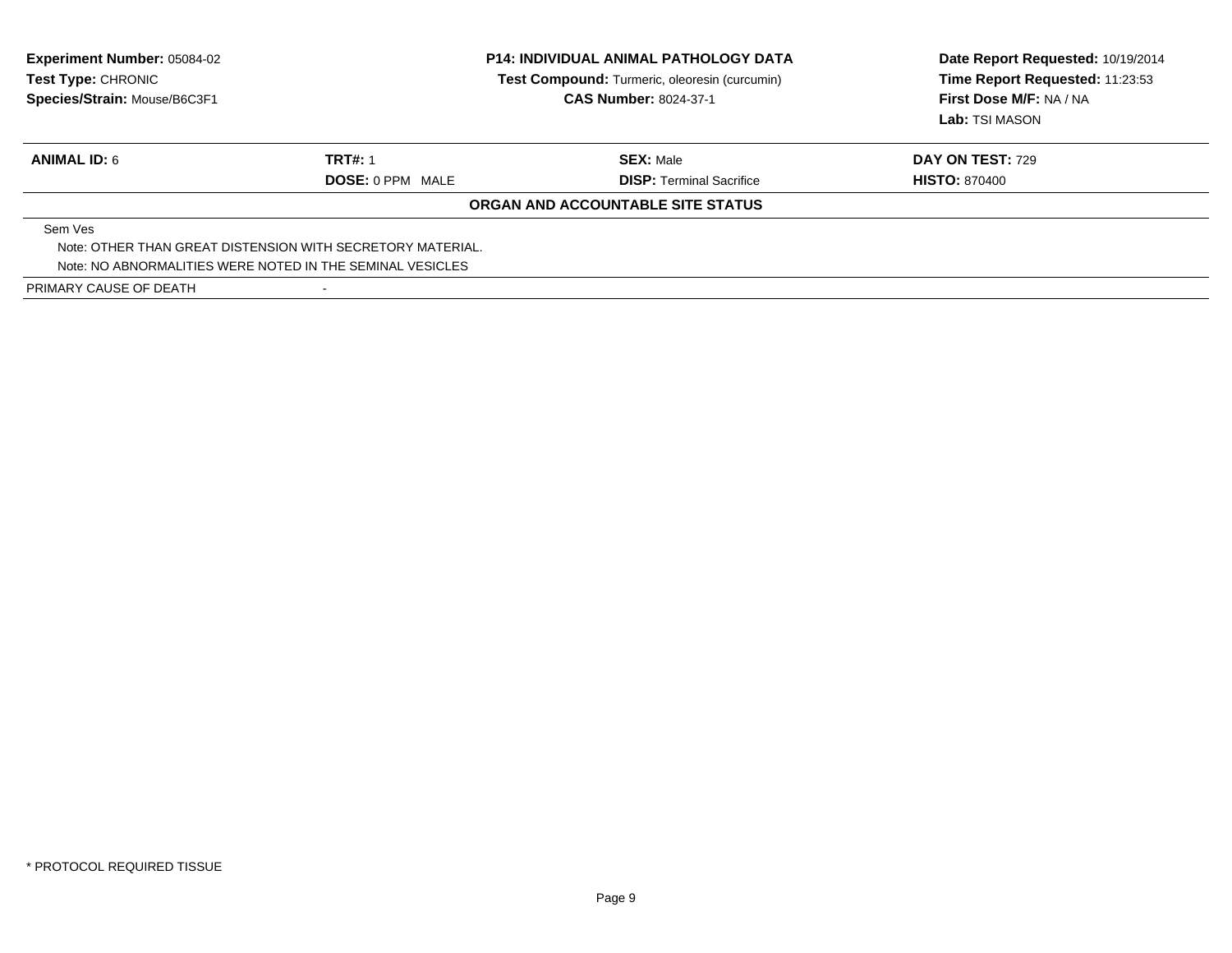**Experiment Number:** 05084-02
**Test Type:** CHRONIC
**Species/Strain:** Mouse/B6C3F1

**P14: INDIVIDUAL ANIMAL PATHOLOGY DATA**
**Test Compound:** Turmeric, oleoresin (curcumin)
**CAS Number:** 8024-37-1

**Date Report Requested:** 10/19/2014
**Time Report Requested:** 11:23:53
**First Dose M/F:** NA / NA
**Lab:** TSI MASON

| **ANIMAL ID:** 6 | **TRT#:** 1 | **SEX:** Male | **DAY ON TEST:** 729 |
|---|---|---|---|
| | **DOSE:** 0 PPM MALE | **DISP:** Terminal Sacrifice | **HISTO:** 870400 |

**ORGAN AND ACCOUNTABLE SITE STATUS**

Sem Ves
Note: OTHER THAN GREAT DISTENSION WITH SECRETORY MATERIAL.
Note: NO ABNORMALITIES WERE NOTED IN THE SEMINAL VESICLES

PRIMARY CAUSE OF DEATH -

\* PROTOCOL REQUIRED TISSUE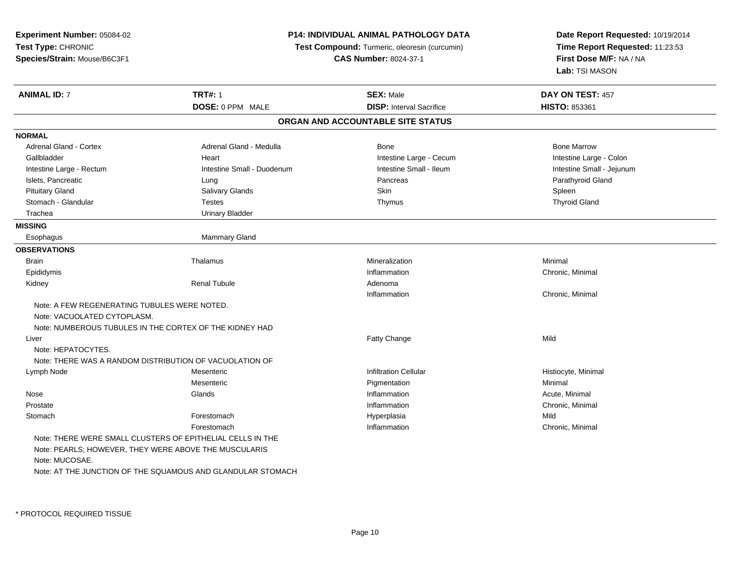**Experiment Number:** 05084-02
**Test Type:** CHRONIC
**Species/Strain:** Mouse/B6C3F1

**P14: INDIVIDUAL ANIMAL PATHOLOGY DATA**
**Test Compound:** Turmeric, oleoresin (curcumin)
**CAS Number:** 8024-37-1

**Date Report Requested:** 10/19/2014
**Time Report Requested:** 11:23:53
**First Dose M/F:** NA / NA
**Lab:** TSI MASON

| **ANIMAL ID:** 7 | **TRT#:** 1 | **SEX:** Male | **DAY ON TEST:** 457 |
|---|---|---|---|
| | **DOSE:** 0 PPM MALE | **DISP:** Interval Sacrifice | **HISTO:** 853361 |

## ORGAN AND ACCOUNTABLE SITE STATUS

**NORMAL**

| | | | |
|---|---|---|---|
| Adrenal Gland - Cortex | Adrenal Gland - Medulla | Bone | Bone Marrow |
| Gallbladder | Heart | Intestine Large - Cecum | Intestine Large - Colon |
| Intestine Large - Rectum | Intestine Small - Duodenum | Intestine Small - Ileum | Intestine Small - Jejunum |
| Islets, Pancreatic | Lung | Pancreas | Parathyroid Gland |
| Pituitary Gland | Salivary Glands | Skin | Spleen |
| Stomach - Glandular | Testes | Thymus | Thyroid Gland |
| Trachea | Urinary Bladder | | |

**MISSING**

| | |
|---|---|
| Esophagus | Mammary Gland |

**OBSERVATIONS**

| Organ | Site | Observation | Severity |
|---|---|---|---|
| Brain | Thalamus | Mineralization | Minimal |
| Epididymis | | Inflammation | Chronic, Minimal |
| Kidney | Renal Tubule | Adenoma | |
| | | Inflammation | Chronic, Minimal |

Note: A FEW REGENERATING TUBULES WERE NOTED.
Note: VACUOLATED CYTOPLASM.
Note: NUMBEROUS TUBULES IN THE CORTEX OF THE KIDNEY HAD

| Organ | Site | Observation | Severity |
|---|---|---|---|
| Liver | | Fatty Change | Mild |

Note: HEPATOCYTES.
Note: THERE WAS A RANDOM DISTRIBUTION OF VACUOLATION OF

| Organ | Site | Observation | Severity |
|---|---|---|---|
| Lymph Node | Mesenteric | Infiltration Cellular | Histiocyte, Minimal |
| | Mesenteric | Pigmentation | Minimal |
| Nose | Glands | Inflammation | Acute, Minimal |
| Prostate | | Inflammation | Chronic, Minimal |
| Stomach | Forestomach | Hyperplasia | Mild |
| | Forestomach | Inflammation | Chronic, Minimal |

Note: THERE WERE SMALL CLUSTERS OF EPITHELIAL CELLS IN THE
Note: PEARLS; HOWEVER, THEY WERE ABOVE THE MUSCULARIS
Note: MUCOSAE.
Note: AT THE JUNCTION OF THE SQUAMOUS AND GLANDULAR STOMACH

* PROTOCOL REQUIRED TISSUE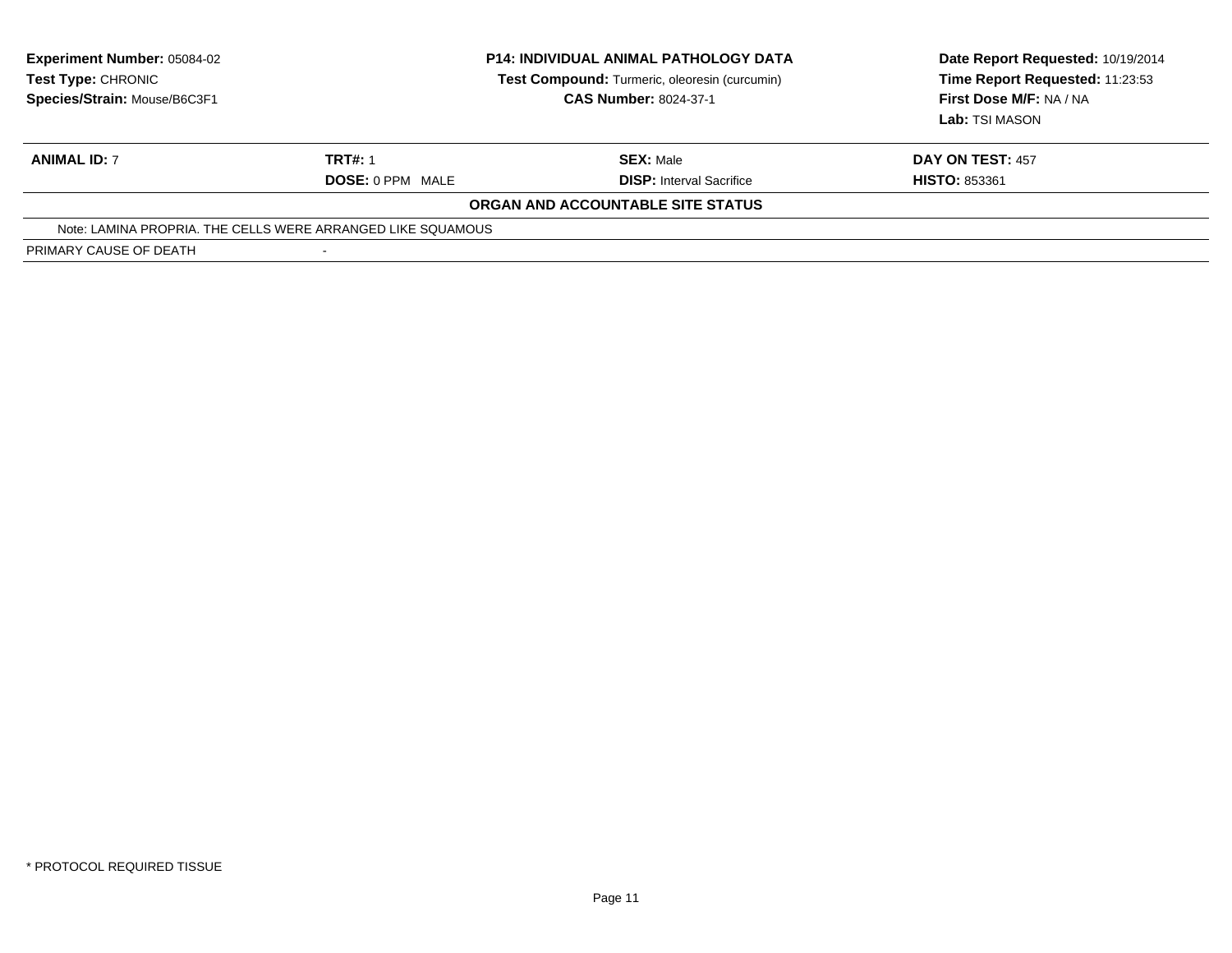**Experiment Number:** 05084-02
**Test Type:** CHRONIC
**Species/Strain:** Mouse/B6C3F1

**P14: INDIVIDUAL ANIMAL PATHOLOGY DATA**
**Test Compound:** Turmeric, oleoresin (curcumin)
**CAS Number:** 8024-37-1

**Date Report Requested:** 10/19/2014
**Time Report Requested:** 11:23:53
**First Dose M/F:** NA / NA
**Lab:** TSI MASON

| **ANIMAL ID:** 7 | **TRT#:** 1 | **SEX:** Male | **DAY ON TEST:** 457 |
|---|---|---|---|
| | **DOSE:** 0 PPM MALE | **DISP:** Interval Sacrifice | **HISTO:** 853361 |

**ORGAN AND ACCOUNTABLE SITE STATUS**

Note: LAMINA PROPRIA. THE CELLS WERE ARRANGED LIKE SQUAMOUS

PRIMARY CAUSE OF DEATH -

\* PROTOCOL REQUIRED TISSUE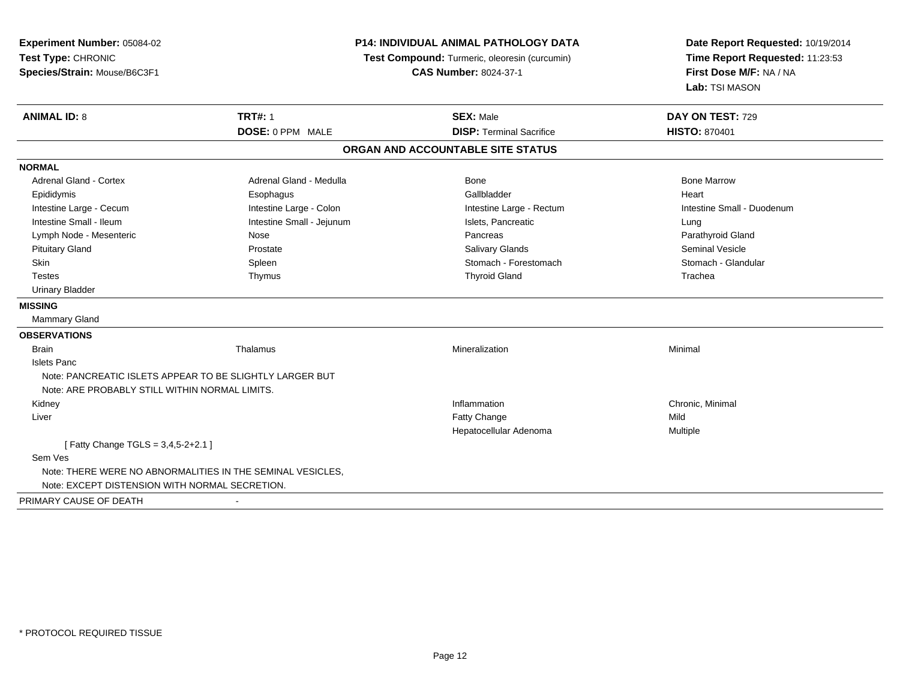**Experiment Number:** 05084-02
**Test Type:** CHRONIC
**Species/Strain:** Mouse/B6C3F1

**P14: INDIVIDUAL ANIMAL PATHOLOGY DATA**
**Test Compound:** Turmeric, oleoresin (curcumin)
**CAS Number:** 8024-37-1

**Date Report Requested:** 10/19/2014
**Time Report Requested:** 11:23:53
**First Dose M/F:** NA / NA
**Lab:** TSI MASON

| **ANIMAL ID:** 8 | **TRT#:** 1 | **SEX:** Male | **DAY ON TEST:** 729 |
|---|---|---|---|
| | **DOSE:** 0 PPM MALE | **DISP:** Terminal Sacrifice | **HISTO:** 870401 |

## ORGAN AND ACCOUNTABLE SITE STATUS

**NORMAL**

| | | | |
|---|---|---|---|
| Adrenal Gland - Cortex | Adrenal Gland - Medulla | Bone | Bone Marrow |
| Epididymis | Esophagus | Gallbladder | Heart |
| Intestine Large - Cecum | Intestine Large - Colon | Intestine Large - Rectum | Intestine Small - Duodenum |
| Intestine Small - Ileum | Intestine Small - Jejunum | Islets, Pancreatic | Lung |
| Lymph Node - Mesenteric | Nose | Pancreas | Parathyroid Gland |
| Pituitary Gland | Prostate | Salivary Glands | Seminal Vesicle |
| Skin | Spleen | Stomach - Forestomach | Stomach - Glandular |
| Testes | Thymus | Thyroid Gland | Trachea |
| Urinary Bladder | | | |

**MISSING**

Mammary Gland

**OBSERVATIONS**

| | | | |
|---|---|---|---|
| Brain | Thalamus | Mineralization | Minimal |
| Islets Panc | | | |
| Note: PANCREATIC ISLETS APPEAR TO BE SLIGHTLY LARGER BUT | | | |
| Note: ARE PROBABLY STILL WITHIN NORMAL LIMITS. | | | |
| Kidney | | Inflammation | Chronic, Minimal |
| Liver | | Fatty Change | Mild |
| | | Hepatocellular Adenoma | Multiple |
| [ Fatty Change TGLS = 3,4,5-2+2.1 ] | | | |
| Sem Ves | | | |
| Note: THERE WERE NO ABNORMALITIES IN THE SEMINAL VESICLES, | | | |
| Note: EXCEPT DISTENSION WITH NORMAL SECRETION. | | | |

PRIMARY CAUSE OF DEATH -

* PROTOCOL REQUIRED TISSUE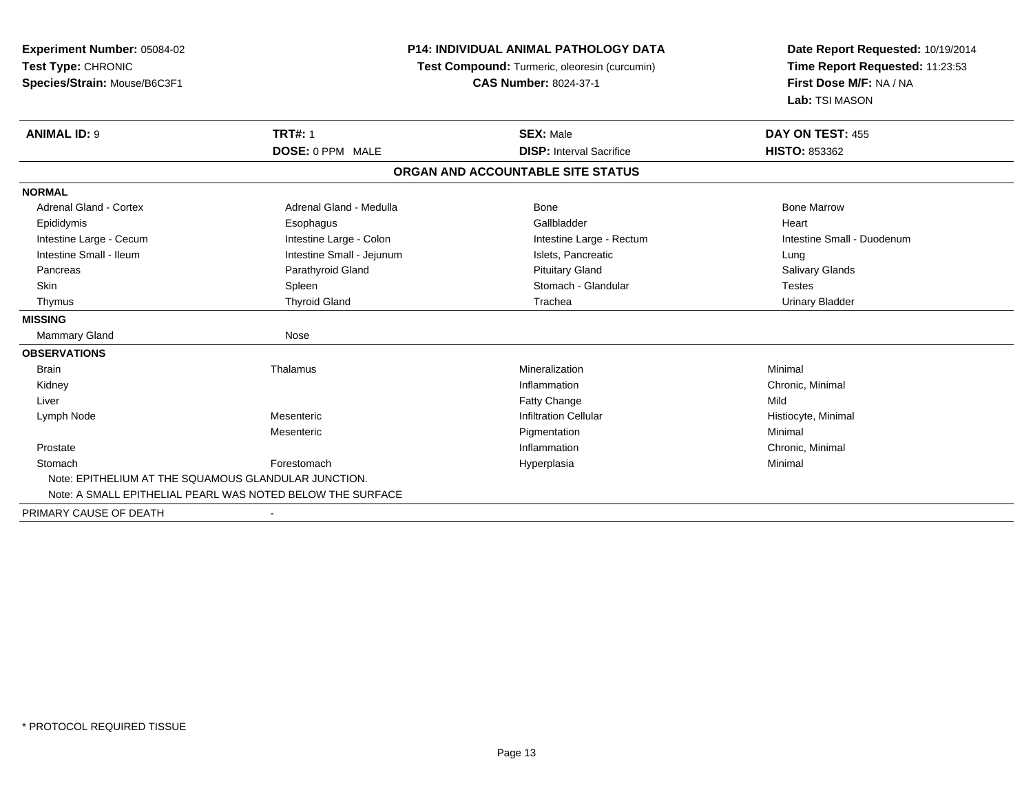**Experiment Number:** 05084-02
**Test Type:** CHRONIC
**Species/Strain:** Mouse/B6C3F1

**P14: INDIVIDUAL ANIMAL PATHOLOGY DATA**
**Test Compound:** Turmeric, oleoresin (curcumin)
**CAS Number:** 8024-37-1

**Date Report Requested:** 10/19/2014
**Time Report Requested:** 11:23:53
**First Dose M/F:** NA / NA
**Lab:** TSI MASON

| **ANIMAL ID:** 9 | **TRT#:** 1 | **SEX:** Male | **DAY ON TEST:** 455 |
|---|---|---|---|
| | **DOSE:** 0 PPM MALE | **DISP:** Interval Sacrifice | **HISTO:** 853362 |

## ORGAN AND ACCOUNTABLE SITE STATUS

| | | | |
|---|---|---|---|
| **NORMAL** | | | |
| Adrenal Gland - Cortex | Adrenal Gland - Medulla | Bone | Bone Marrow |
| Epididymis | Esophagus | Gallbladder | Heart |
| Intestine Large - Cecum | Intestine Large - Colon | Intestine Large - Rectum | Intestine Small - Duodenum |
| Intestine Small - Ileum | Intestine Small - Jejunum | Islets, Pancreatic | Lung |
| Pancreas | Parathyroid Gland | Pituitary Gland | Salivary Glands |
| Skin | Spleen | Stomach - Glandular | Testes |
| Thymus | Thyroid Gland | Trachea | Urinary Bladder |
| **MISSING** | | | |
| Mammary Gland | Nose | | |
| **OBSERVATIONS** | | | |
| Brain | Thalamus | Mineralization | Minimal |
| Kidney | | Inflammation | Chronic, Minimal |
| Liver | | Fatty Change | Mild |
| Lymph Node | Mesenteric | Infiltration Cellular | Histiocyte, Minimal |
| | Mesenteric | Pigmentation | Minimal |
| Prostate | | Inflammation | Chronic, Minimal |
| Stomach | Forestomach | Hyperplasia | Minimal |

Note: EPITHELIUM AT THE SQUAMOUS GLANDULAR JUNCTION.
Note: A SMALL EPITHELIAL PEARL WAS NOTED BELOW THE SURFACE

PRIMARY CAUSE OF DEATH -

* PROTOCOL REQUIRED TISSUE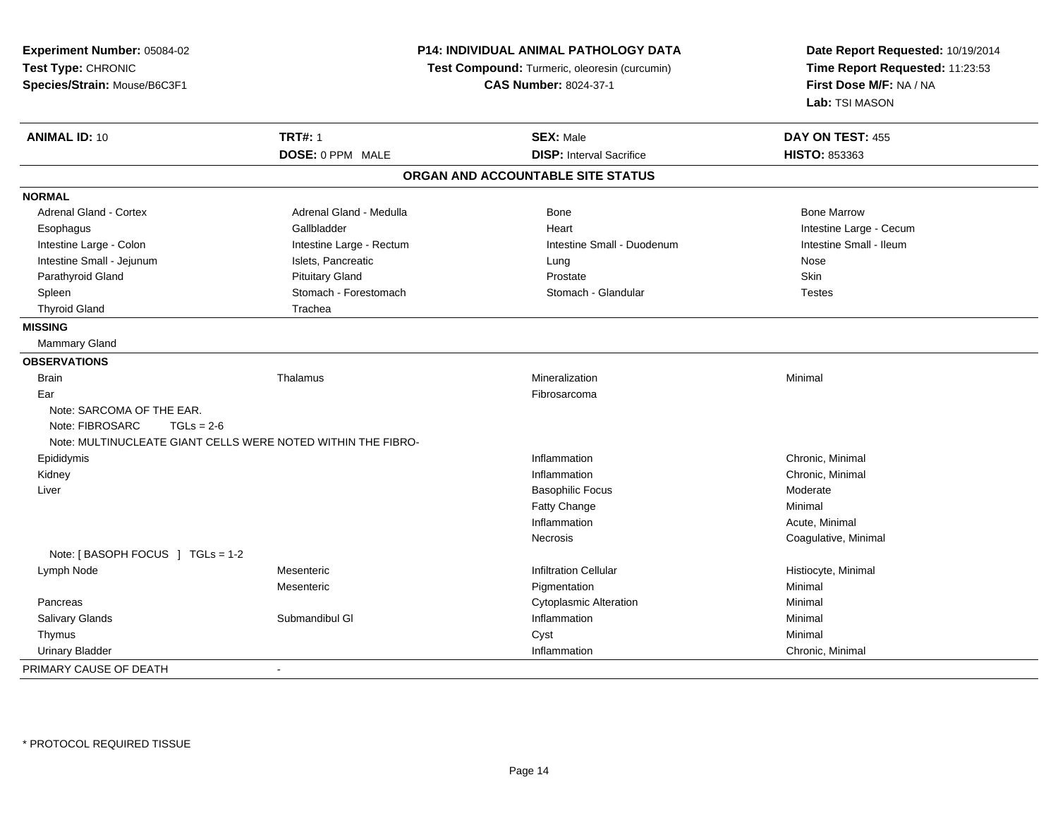**Experiment Number:** 05084-02
**Test Type:** CHRONIC
**Species/Strain:** Mouse/B6C3F1

**P14: INDIVIDUAL ANIMAL PATHOLOGY DATA**
**Test Compound:** Turmeric, oleoresin (curcumin)
**CAS Number:** 8024-37-1

**Date Report Requested:** 10/19/2014
**Time Report Requested:** 11:23:53
**First Dose M/F:** NA / NA
**Lab:** TSI MASON

| **ANIMAL ID:** 10 | **TRT#:** 1 | **SEX:** Male | **DAY ON TEST:** 455 |
|---|---|---|---|
| | **DOSE:** 0 PPM MALE | **DISP:** Interval Sacrifice | **HISTO:** 853363 |

## ORGAN AND ACCOUNTABLE SITE STATUS

| | | | |
|---|---|---|---|
| **NORMAL** | | | |
| Adrenal Gland - Cortex | Adrenal Gland - Medulla | Bone | Bone Marrow |
| Esophagus | Gallbladder | Heart | Intestine Large - Cecum |
| Intestine Large - Colon | Intestine Large - Rectum | Intestine Small - Duodenum | Intestine Small - Ileum |
| Intestine Small - Jejunum | Islets, Pancreatic | Lung | Nose |
| Parathyroid Gland | Pituitary Gland | Prostate | Skin |
| Spleen | Stomach - Forestomach | Stomach - Glandular | Testes |
| Thyroid Gland | Trachea | | |
| **MISSING** | | | |
| Mammary Gland | | | |
| **OBSERVATIONS** | | | |
| Brain | Thalamus | Mineralization | Minimal |
| Ear | | Fibrosarcoma | |
| Note: SARCOMA OF THE EAR. | | | |
| Note: FIBROSARC TGLs = 2-6 | | | |
| Note: MULTINUCLEATE GIANT CELLS WERE NOTED WITHIN THE FIBRO- | | | |
| Epididymis | | Inflammation | Chronic, Minimal |
| Kidney | | Inflammation | Chronic, Minimal |
| Liver | | Basophilic Focus | Moderate |
| | | Fatty Change | Minimal |
| | | Inflammation | Acute, Minimal |
| | | Necrosis | Coagulative, Minimal |
| Note: [ BASOPH FOCUS ] TGLs = 1-2 | | | |
| Lymph Node | Mesenteric | Infiltration Cellular | Histiocyte, Minimal |
| | Mesenteric | Pigmentation | Minimal |
| Pancreas | | Cytoplasmic Alteration | Minimal |
| Salivary Glands | Submandibul Gl | Inflammation | Minimal |
| Thymus | | Cyst | Minimal |
| Urinary Bladder | | Inflammation | Chronic, Minimal |
| PRIMARY CAUSE OF DEATH | - | | |

\* PROTOCOL REQUIRED TISSUE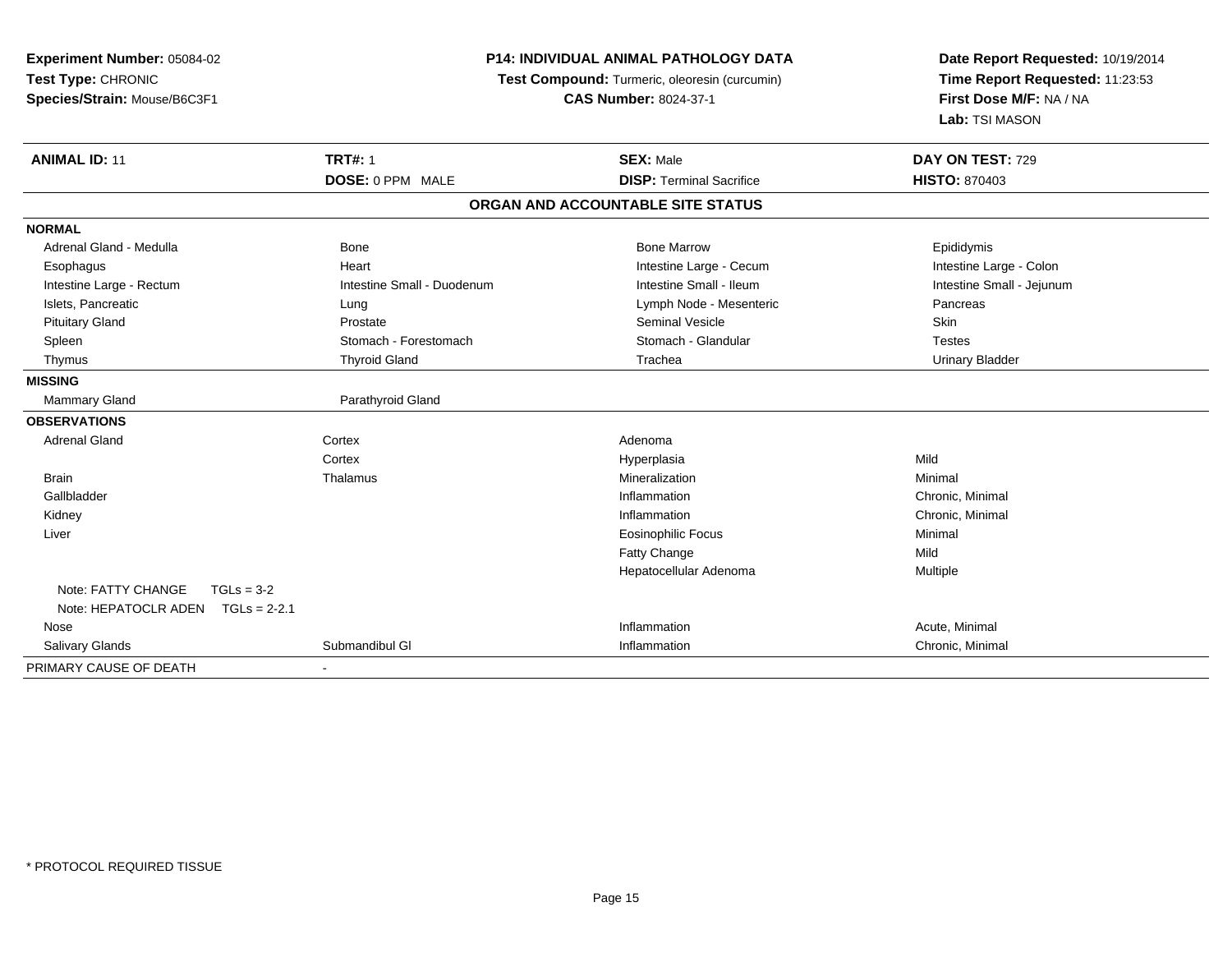**Experiment Number:** 05084-02
**Test Type:** CHRONIC
**Species/Strain:** Mouse/B6C3F1

**P14: INDIVIDUAL ANIMAL PATHOLOGY DATA**
**Test Compound:** Turmeric, oleoresin (curcumin)
**CAS Number:** 8024-37-1

**Date Report Requested:** 10/19/2014
**Time Report Requested:** 11:23:53
**First Dose M/F:** NA / NA
**Lab:** TSI MASON

| **ANIMAL ID:** 11 | **TRT#:** 1 | **SEX:** Male | **DAY ON TEST:** 729 |
|---|---|---|---|
| | **DOSE:** 0 PPM MALE | **DISP:** Terminal Sacrifice | **HISTO:** 870403 |

## ORGAN AND ACCOUNTABLE SITE STATUS

| | | | |
|---|---|---|---|
| **NORMAL** | | | |
| Adrenal Gland - Medulla | Bone | Bone Marrow | Epididymis |
| Esophagus | Heart | Intestine Large - Cecum | Intestine Large - Colon |
| Intestine Large - Rectum | Intestine Small - Duodenum | Intestine Small - Ileum | Intestine Small - Jejunum |
| Islets, Pancreatic | Lung | Lymph Node - Mesenteric | Pancreas |
| Pituitary Gland | Prostate | Seminal Vesicle | Skin |
| Spleen | Stomach - Forestomach | Stomach - Glandular | Testes |
| Thymus | Thyroid Gland | Trachea | Urinary Bladder |
| **MISSING** | | | |
| Mammary Gland | Parathyroid Gland | | |
| **OBSERVATIONS** | | | |
| Adrenal Gland | Cortex | Adenoma | |
| | Cortex | Hyperplasia | Mild |
| Brain | Thalamus | Mineralization | Minimal |
| Gallbladder | | Inflammation | Chronic, Minimal |
| Kidney | | Inflammation | Chronic, Minimal |
| Liver | | Eosinophilic Focus | Minimal |
| | | Fatty Change | Mild |
| | | Hepatocellular Adenoma | Multiple |
| Note: FATTY CHANGE TGLs = 3-2 | | | |
| Note: HEPATOCLR ADEN TGLs = 2-2.1 | | | |
| Nose | | Inflammation | Acute, Minimal |
| Salivary Glands | Submandibul Gl | Inflammation | Chronic, Minimal |
| PRIMARY CAUSE OF DEATH | - | | |

* PROTOCOL REQUIRED TISSUE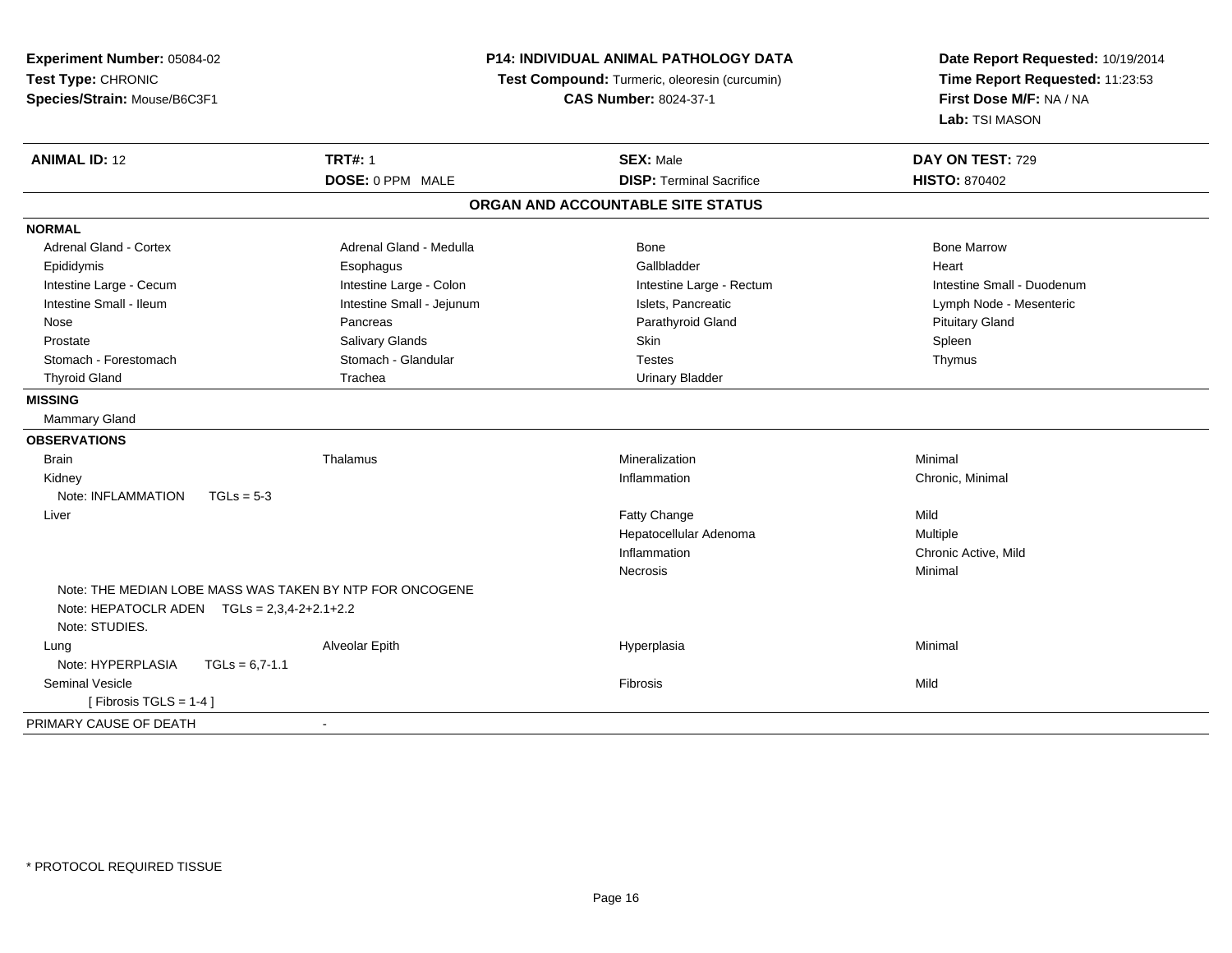**Experiment Number:** 05084-02
**Test Type:** CHRONIC
**Species/Strain:** Mouse/B6C3F1

**P14: INDIVIDUAL ANIMAL PATHOLOGY DATA**
**Test Compound:** Turmeric, oleoresin (curcumin)
**CAS Number:** 8024-37-1

**Date Report Requested:** 10/19/2014
**Time Report Requested:** 11:23:53
**First Dose M/F:** NA / NA
**Lab:** TSI MASON

| **ANIMAL ID:** 12 | **TRT#:** 1 | **SEX:** Male | **DAY ON TEST:** 729 |
|---|---|---|---|
| | **DOSE:** 0 PPM MALE | **DISP:** Terminal Sacrifice | **HISTO:** 870402 |

**ORGAN AND ACCOUNTABLE SITE STATUS**

**NORMAL**

| | | | |
|---|---|---|---|
| Adrenal Gland - Cortex | Adrenal Gland - Medulla | Bone | Bone Marrow |
| Epididymis | Esophagus | Gallbladder | Heart |
| Intestine Large - Cecum | Intestine Large - Colon | Intestine Large - Rectum | Intestine Small - Duodenum |
| Intestine Small - Ileum | Intestine Small - Jejunum | Islets, Pancreatic | Lymph Node - Mesenteric |
| Nose | Pancreas | Parathyroid Gland | Pituitary Gland |
| Prostate | Salivary Glands | Skin | Spleen |
| Stomach - Forestomach | Stomach - Glandular | Testes | Thymus |
| Thyroid Gland | Trachea | Urinary Bladder | |

**MISSING**

Mammary Gland

**OBSERVATIONS**

| | | | |
|---|---|---|---|
| Brain | Thalamus | Mineralization | Minimal |
| Kidney | | Inflammation | Chronic, Minimal |
| Note: INFLAMMATION TGLs = 5-3 | | | |
| Liver | | Fatty Change | Mild |
| | | Hepatocellular Adenoma | Multiple |
| | | Inflammation | Chronic Active, Mild |
| | | Necrosis | Minimal |
| Note: THE MEDIAN LOBE MASS WAS TAKEN BY NTP FOR ONCOGENE | | | |
| Note: HEPATOCLR ADEN TGLs = 2,3,4-2+2.1+2.2 | | | |
| Note: STUDIES. | | | |
| Lung | Alveolar Epith | Hyperplasia | Minimal |
| Note: HYPERPLASIA TGLs = 6,7-1.1 | | | |
| Seminal Vesicle | | Fibrosis | Mild |
| [ Fibrosis TGLS = 1-4 ] | | | |

PRIMARY CAUSE OF DEATH -

* PROTOCOL REQUIRED TISSUE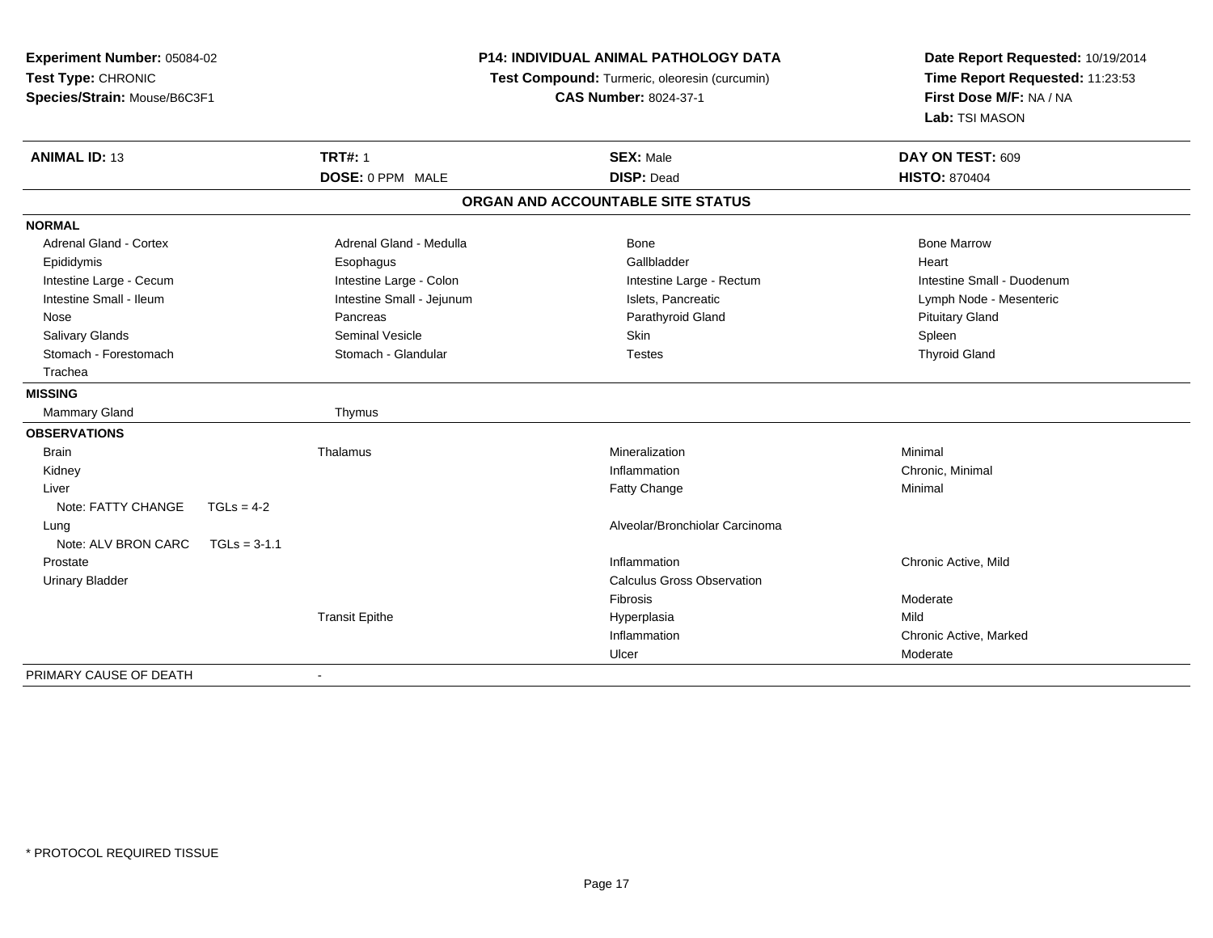**Experiment Number:** 05084-02
**Test Type:** CHRONIC
**Species/Strain:** Mouse/B6C3F1

**P14: INDIVIDUAL ANIMAL PATHOLOGY DATA**
**Test Compound:** Turmeric, oleoresin (curcumin)
**CAS Number:** 8024-37-1

**Date Report Requested:** 10/19/2014
**Time Report Requested:** 11:23:53
**First Dose M/F:** NA / NA
**Lab:** TSI MASON

| **ANIMAL ID:** 13 | **TRT#:** 1 | **SEX:** Male | **DAY ON TEST:** 609 |
|---|---|---|---|
| | **DOSE:** 0 PPM MALE | **DISP:** Dead | **HISTO:** 870404 |

## ORGAN AND ACCOUNTABLE SITE STATUS

**NORMAL**

| | | | |
|---|---|---|---|
| Adrenal Gland - Cortex | Adrenal Gland - Medulla | Bone | Bone Marrow |
| Epididymis | Esophagus | Gallbladder | Heart |
| Intestine Large - Cecum | Intestine Large - Colon | Intestine Large - Rectum | Intestine Small - Duodenum |
| Intestine Small - Ileum | Intestine Small - Jejunum | Islets, Pancreatic | Lymph Node - Mesenteric |
| Nose | Pancreas | Parathyroid Gland | Pituitary Gland |
| Salivary Glands | Seminal Vesicle | Skin | Spleen |
| Stomach - Forestomach | Stomach - Glandular | Testes | Thyroid Gland |
| Trachea | | | |

**MISSING**

| | |
|---|---|
| Mammary Gland | Thymus |

**OBSERVATIONS**

| Organ | Site | Observation | Severity |
|---|---|---|---|
| Brain | Thalamus | Mineralization | Minimal |
| Kidney | | Inflammation | Chronic, Minimal |
| Liver | | Fatty Change | Minimal |
| Note: FATTY CHANGE TGLs = 4-2 | | | |
| Lung | | Alveolar/Bronchiolar Carcinoma | |
| Note: ALV BRON CARC TGLs = 3-1.1 | | | |
| Prostate | | Inflammation | Chronic Active, Mild |
| Urinary Bladder | | Calculus Gross Observation | |
| | | Fibrosis | Moderate |
| | Transit Epithe | Hyperplasia | Mild |
| | | Inflammation | Chronic Active, Marked |
| | | Ulcer | Moderate |

PRIMARY CAUSE OF DEATH -

\* PROTOCOL REQUIRED TISSUE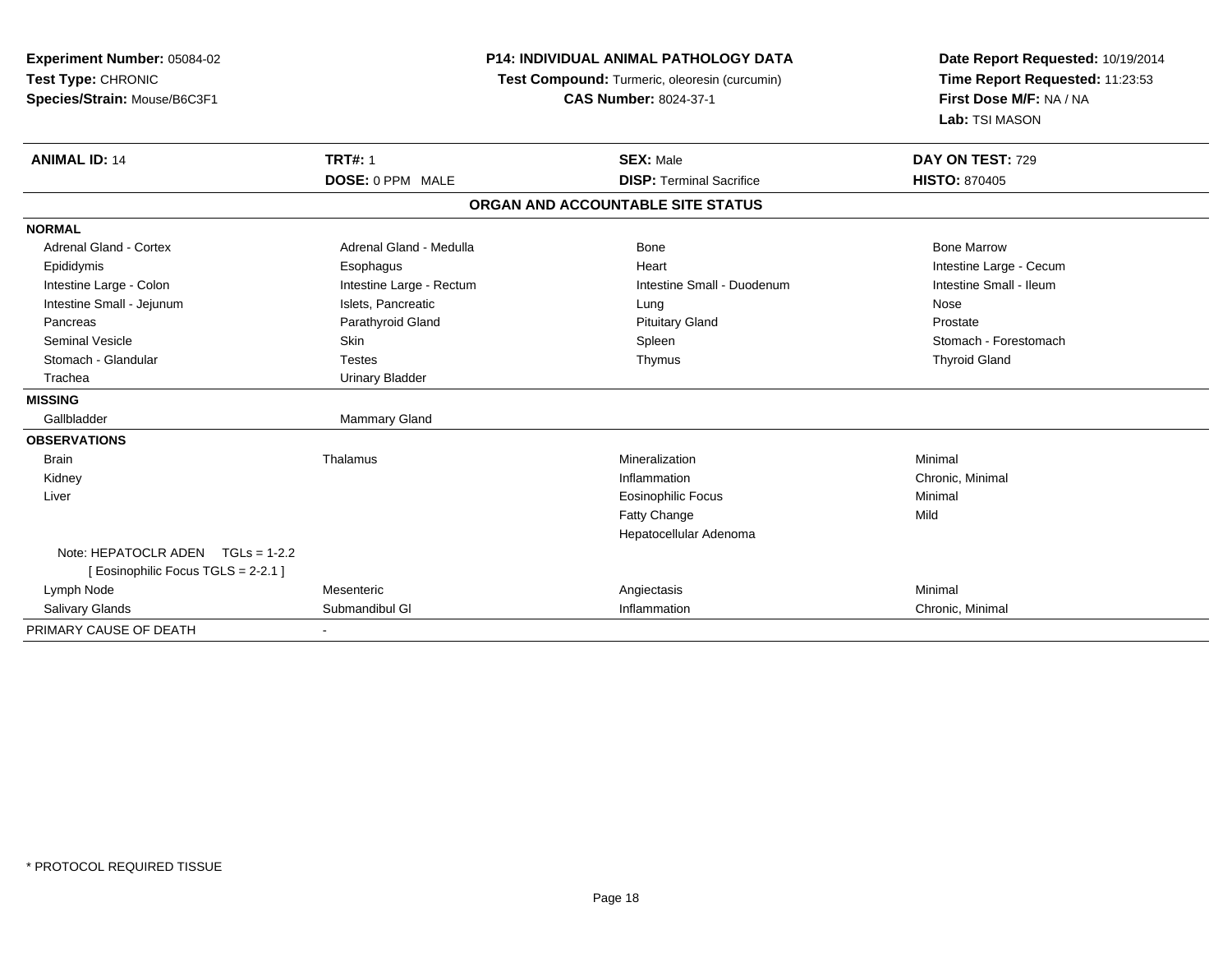**Experiment Number:** 05084-02
**Test Type:** CHRONIC
**Species/Strain:** Mouse/B6C3F1

**P14: INDIVIDUAL ANIMAL PATHOLOGY DATA**
**Test Compound:** Turmeric, oleoresin (curcumin)
**CAS Number:** 8024-37-1

**Date Report Requested:** 10/19/2014
**Time Report Requested:** 11:23:53
**First Dose M/F:** NA / NA
**Lab:** TSI MASON

| **ANIMAL ID:** 14 | **TRT#:** 1 | **SEX:** Male | **DAY ON TEST:** 729 |
|---|---|---|---|
| | **DOSE:** 0 PPM MALE | **DISP:** Terminal Sacrifice | **HISTO:** 870405 |

## ORGAN AND ACCOUNTABLE SITE STATUS

| | | | |
|---|---|---|---|
| **NORMAL** | | | |
| Adrenal Gland - Cortex | Adrenal Gland - Medulla | Bone | Bone Marrow |
| Epididymis | Esophagus | Heart | Intestine Large - Cecum |
| Intestine Large - Colon | Intestine Large - Rectum | Intestine Small - Duodenum | Intestine Small - Ileum |
| Intestine Small - Jejunum | Islets, Pancreatic | Lung | Nose |
| Pancreas | Parathyroid Gland | Pituitary Gland | Prostate |
| Seminal Vesicle | Skin | Spleen | Stomach - Forestomach |
| Stomach - Glandular | Testes | Thymus | Thyroid Gland |
| Trachea | Urinary Bladder | | |
| **MISSING** | | | |
| Gallbladder | Mammary Gland | | |
| **OBSERVATIONS** | | | |
| Brain | Thalamus | Mineralization | Minimal |
| Kidney | | Inflammation | Chronic, Minimal |
| Liver | | Eosinophilic Focus | Minimal |
| | | Fatty Change | Mild |
| | | Hepatocellular Adenoma | |
| Note: HEPATOCLR ADEN TGLs = 1-2.2 [ Eosinophilic Focus TGLS = 2-2.1 ] | | | |
| Lymph Node | Mesenteric | Angiectasis | Minimal |
| Salivary Glands | Submandibul Gl | Inflammation | Chronic, Minimal |
| PRIMARY CAUSE OF DEATH | - | | |

* PROTOCOL REQUIRED TISSUE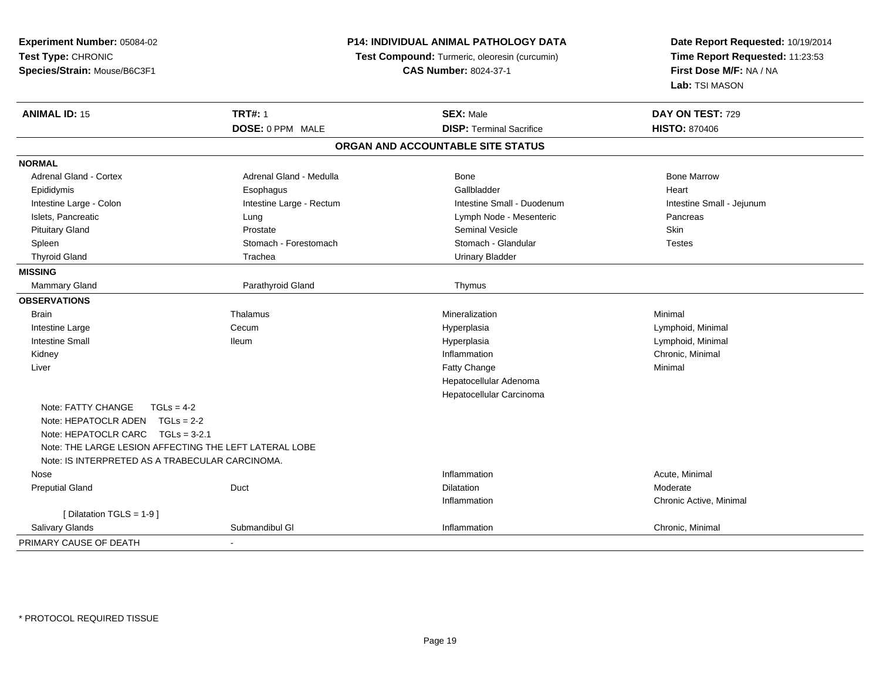**Experiment Number:** 05084-02
**Test Type:** CHRONIC
**Species/Strain:** Mouse/B6C3F1

**P14: INDIVIDUAL ANIMAL PATHOLOGY DATA**
**Test Compound:** Turmeric, oleoresin (curcumin)
**CAS Number:** 8024-37-1

**Date Report Requested:** 10/19/2014
**Time Report Requested:** 11:23:53
**First Dose M/F:** NA / NA
**Lab:** TSI MASON

| **ANIMAL ID:** 15 | **TRT#:** 1 | **SEX:** Male | **DAY ON TEST:** 729 |
|---|---|---|---|
| | **DOSE:** 0 PPM MALE | **DISP:** Terminal Sacrifice | **HISTO:** 870406 |

## ORGAN AND ACCOUNTABLE SITE STATUS

| | | | |
|---|---|---|---|
| **NORMAL** | | | |
| Adrenal Gland - Cortex | Adrenal Gland - Medulla | Bone | Bone Marrow |
| Epididymis | Esophagus | Gallbladder | Heart |
| Intestine Large - Colon | Intestine Large - Rectum | Intestine Small - Duodenum | Intestine Small - Jejunum |
| Islets, Pancreatic | Lung | Lymph Node - Mesenteric | Pancreas |
| Pituitary Gland | Prostate | Seminal Vesicle | Skin |
| Spleen | Stomach - Forestomach | Stomach - Glandular | Testes |
| Thyroid Gland | Trachea | Urinary Bladder | |
| **MISSING** | | | |
| Mammary Gland | Parathyroid Gland | Thymus | |
| **OBSERVATIONS** | | | |
| Brain | Thalamus | Mineralization | Minimal |
| Intestine Large | Cecum | Hyperplasia | Lymphoid, Minimal |
| Intestine Small | Ileum | Hyperplasia | Lymphoid, Minimal |
| Kidney | | Inflammation | Chronic, Minimal |
| Liver | | Fatty Change | Minimal |
| | | Hepatocellular Adenoma | |
| | | Hepatocellular Carcinoma | |
| Note: FATTY CHANGE TGLs = 4-2 | | | |
| Note: HEPATOCLR ADEN TGLs = 2-2 | | | |
| Note: HEPATOCLR CARC TGLs = 3-2.1 | | | |
| Note: THE LARGE LESION AFFECTING THE LEFT LATERAL LOBE | | | |
| Note: IS INTERPRETED AS A TRABECULAR CARCINOMA. | | | |
| Nose | | Inflammation | Acute, Minimal |
| Preputial Gland | Duct | Dilatation | Moderate |
| | | Inflammation | Chronic Active, Minimal |
| [ Dilatation TGLS = 1-9 ] | | | |
| Salivary Glands | Submandibul Gl | Inflammation | Chronic, Minimal |
| PRIMARY CAUSE OF DEATH | - | | |

\* PROTOCOL REQUIRED TISSUE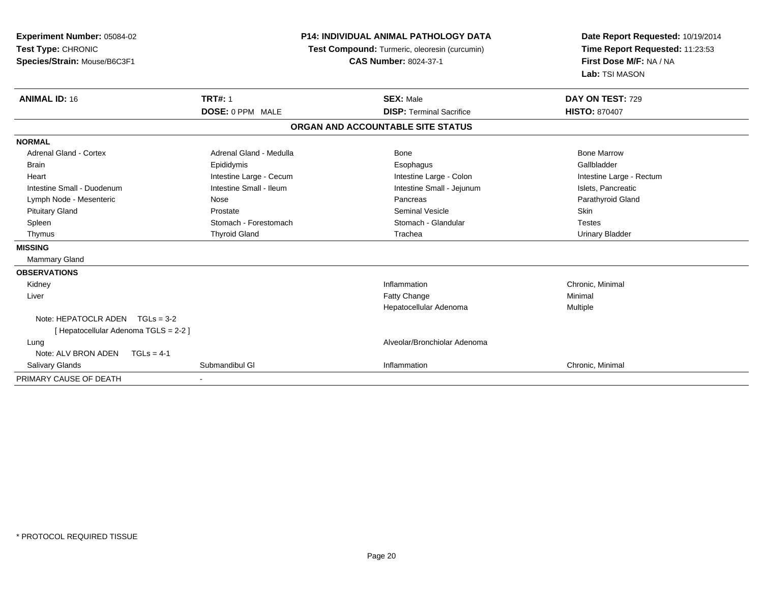**Experiment Number:** 05084-02
**Test Type:** CHRONIC
**Species/Strain:** Mouse/B6C3F1

**P14: INDIVIDUAL ANIMAL PATHOLOGY DATA**
**Test Compound:** Turmeric, oleoresin (curcumin)
**CAS Number:** 8024-37-1

**Date Report Requested:** 10/19/2014
**Time Report Requested:** 11:23:53
**First Dose M/F:** NA / NA
**Lab:** TSI MASON

| **ANIMAL ID:** 16 | **TRT#:** 1 | **SEX:** Male | **DAY ON TEST:** 729 |
|---|---|---|---|
| | **DOSE:** 0 PPM MALE | **DISP:** Terminal Sacrifice | **HISTO:** 870407 |

**ORGAN AND ACCOUNTABLE SITE STATUS**

| | | | |
|---|---|---|---|
| **NORMAL** | | | |
| Adrenal Gland - Cortex | Adrenal Gland - Medulla | Bone | Bone Marrow |
| Brain | Epididymis | Esophagus | Gallbladder |
| Heart | Intestine Large - Cecum | Intestine Large - Colon | Intestine Large - Rectum |
| Intestine Small - Duodenum | Intestine Small - Ileum | Intestine Small - Jejunum | Islets, Pancreatic |
| Lymph Node - Mesenteric | Nose | Pancreas | Parathyroid Gland |
| Pituitary Gland | Prostate | Seminal Vesicle | Skin |
| Spleen | Stomach - Forestomach | Stomach - Glandular | Testes |
| Thymus | Thyroid Gland | Trachea | Urinary Bladder |
| **MISSING** | | | |
| Mammary Gland | | | |
| **OBSERVATIONS** | | | |
| Kidney | | Inflammation | Chronic, Minimal |
| Liver | | Fatty Change | Minimal |
| | | Hepatocellular Adenoma | Multiple |
| Note: HEPATOCLR ADEN TGLs = 3-2 | | | |
| [ Hepatocellular Adenoma TGLS = 2-2 ] | | | |
| Lung | | Alveolar/Bronchiolar Adenoma | |
| Note: ALV BRON ADEN TGLs = 4-1 | | | |
| Salivary Glands | Submandibul Gl | Inflammation | Chronic, Minimal |
| PRIMARY CAUSE OF DEATH | - | | |

* PROTOCOL REQUIRED TISSUE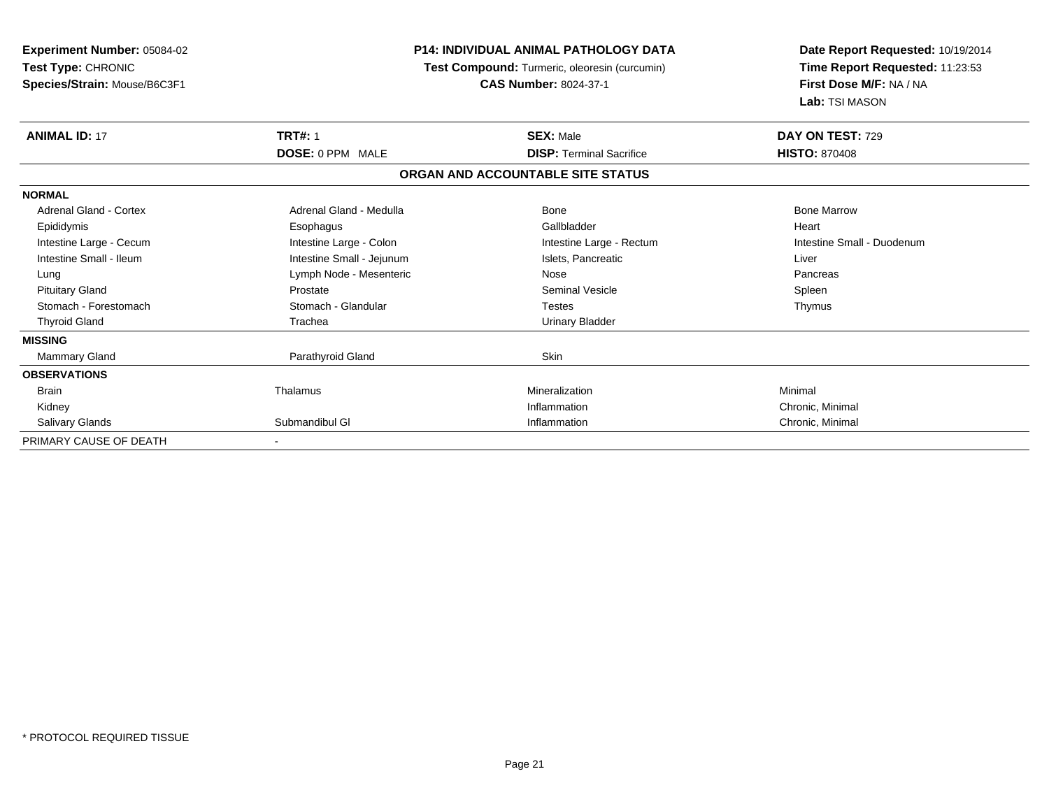**Experiment Number:** 05084-02
**Test Type:** CHRONIC
**Species/Strain:** Mouse/B6C3F1

**P14: INDIVIDUAL ANIMAL PATHOLOGY DATA**
**Test Compound:** Turmeric, oleoresin (curcumin)
**CAS Number:** 8024-37-1

**Date Report Requested:** 10/19/2014
**Time Report Requested:** 11:23:53
**First Dose M/F:** NA / NA
**Lab:** TSI MASON

| **ANIMAL ID:** 17 | **TRT#:** 1 | **SEX:** Male | **DAY ON TEST:** 729 |
|---|---|---|---|
| | **DOSE:** 0 PPM MALE | **DISP:** Terminal Sacrifice | **HISTO:** 870408 |

**ORGAN AND ACCOUNTABLE SITE STATUS**

| | | | |
|---|---|---|---|
| **NORMAL** | | | |
| Adrenal Gland - Cortex | Adrenal Gland - Medulla | Bone | Bone Marrow |
| Epididymis | Esophagus | Gallbladder | Heart |
| Intestine Large - Cecum | Intestine Large - Colon | Intestine Large - Rectum | Intestine Small - Duodenum |
| Intestine Small - Ileum | Intestine Small - Jejunum | Islets, Pancreatic | Liver |
| Lung | Lymph Node - Mesenteric | Nose | Pancreas |
| Pituitary Gland | Prostate | Seminal Vesicle | Spleen |
| Stomach - Forestomach | Stomach - Glandular | Testes | Thymus |
| Thyroid Gland | Trachea | Urinary Bladder | |
| **MISSING** | | | |
| Mammary Gland | Parathyroid Gland | Skin | |
| **OBSERVATIONS** | | | |
| Brain | Thalamus | Mineralization | Minimal |
| Kidney | | Inflammation | Chronic, Minimal |
| Salivary Glands | Submandibul Gl | Inflammation | Chronic, Minimal |
| PRIMARY CAUSE OF DEATH | - | | |

* PROTOCOL REQUIRED TISSUE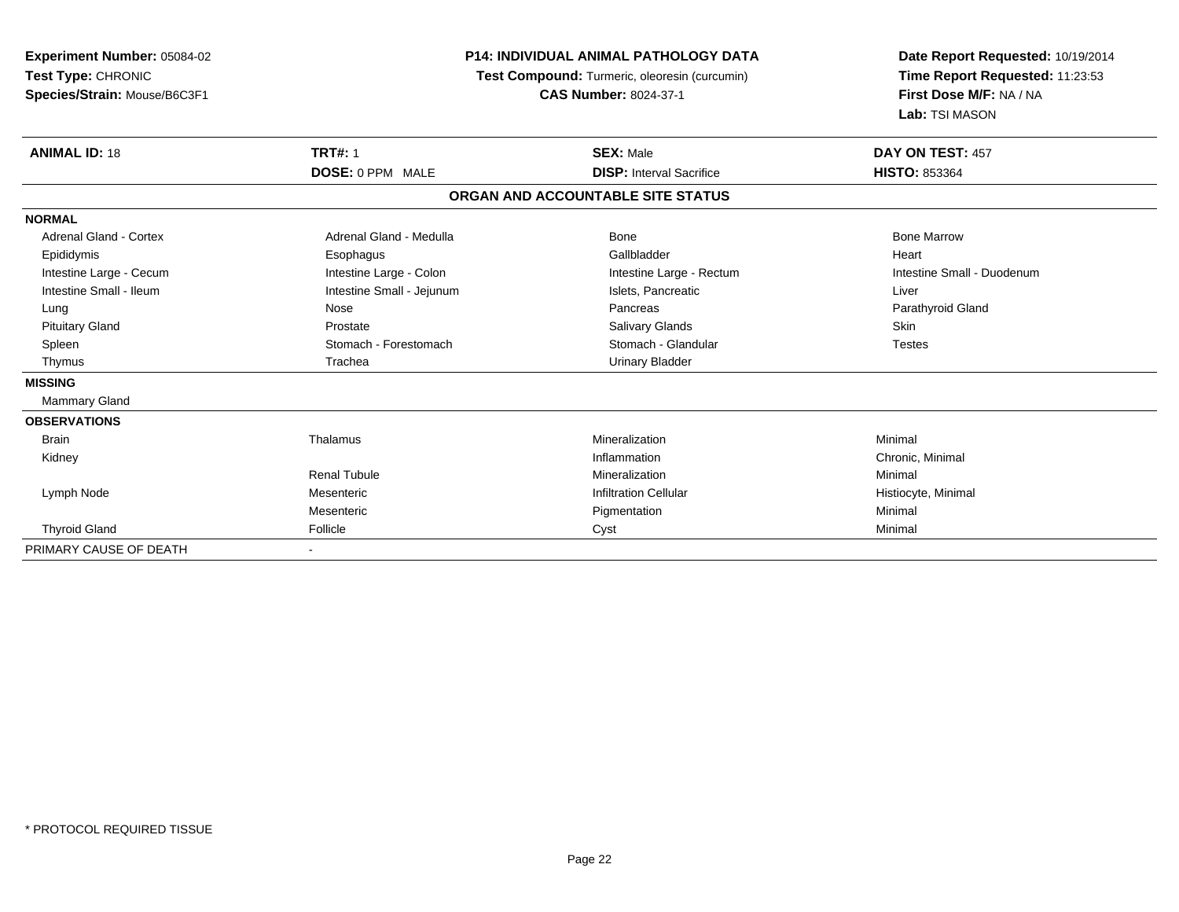**Experiment Number:** 05084-02
**Test Type:** CHRONIC
**Species/Strain:** Mouse/B6C3F1

**P14: INDIVIDUAL ANIMAL PATHOLOGY DATA**
**Test Compound:** Turmeric, oleoresin (curcumin)
**CAS Number:** 8024-37-1

**Date Report Requested:** 10/19/2014
**Time Report Requested:** 11:23:53
**First Dose M/F:** NA / NA
**Lab:** TSI MASON

| **ANIMAL ID:** 18 | **TRT#:** 1 | **SEX:** Male | **DAY ON TEST:** 457 |
|---|---|---|---|
| | **DOSE:** 0 PPM MALE | **DISP:** Interval Sacrifice | **HISTO:** 853364 |

**ORGAN AND ACCOUNTABLE SITE STATUS**

| | | | |
|---|---|---|---|
| **NORMAL** | | | |
| Adrenal Gland - Cortex | Adrenal Gland - Medulla | Bone | Bone Marrow |
| Epididymis | Esophagus | Gallbladder | Heart |
| Intestine Large - Cecum | Intestine Large - Colon | Intestine Large - Rectum | Intestine Small - Duodenum |
| Intestine Small - Ileum | Intestine Small - Jejunum | Islets, Pancreatic | Liver |
| Lung | Nose | Pancreas | Parathyroid Gland |
| Pituitary Gland | Prostate | Salivary Glands | Skin |
| Spleen | Stomach - Forestomach | Stomach - Glandular | Testes |
| Thymus | Trachea | Urinary Bladder | |
| **MISSING** | | | |
| Mammary Gland | | | |
| **OBSERVATIONS** | | | |
| Brain | Thalamus | Mineralization | Minimal |
| Kidney | | Inflammation | Chronic, Minimal |
| | Renal Tubule | Mineralization | Minimal |
| Lymph Node | Mesenteric | Infiltration Cellular | Histiocyte, Minimal |
| | Mesenteric | Pigmentation | Minimal |
| Thyroid Gland | Follicle | Cyst | Minimal |
| PRIMARY CAUSE OF DEATH | - | | |

\* PROTOCOL REQUIRED TISSUE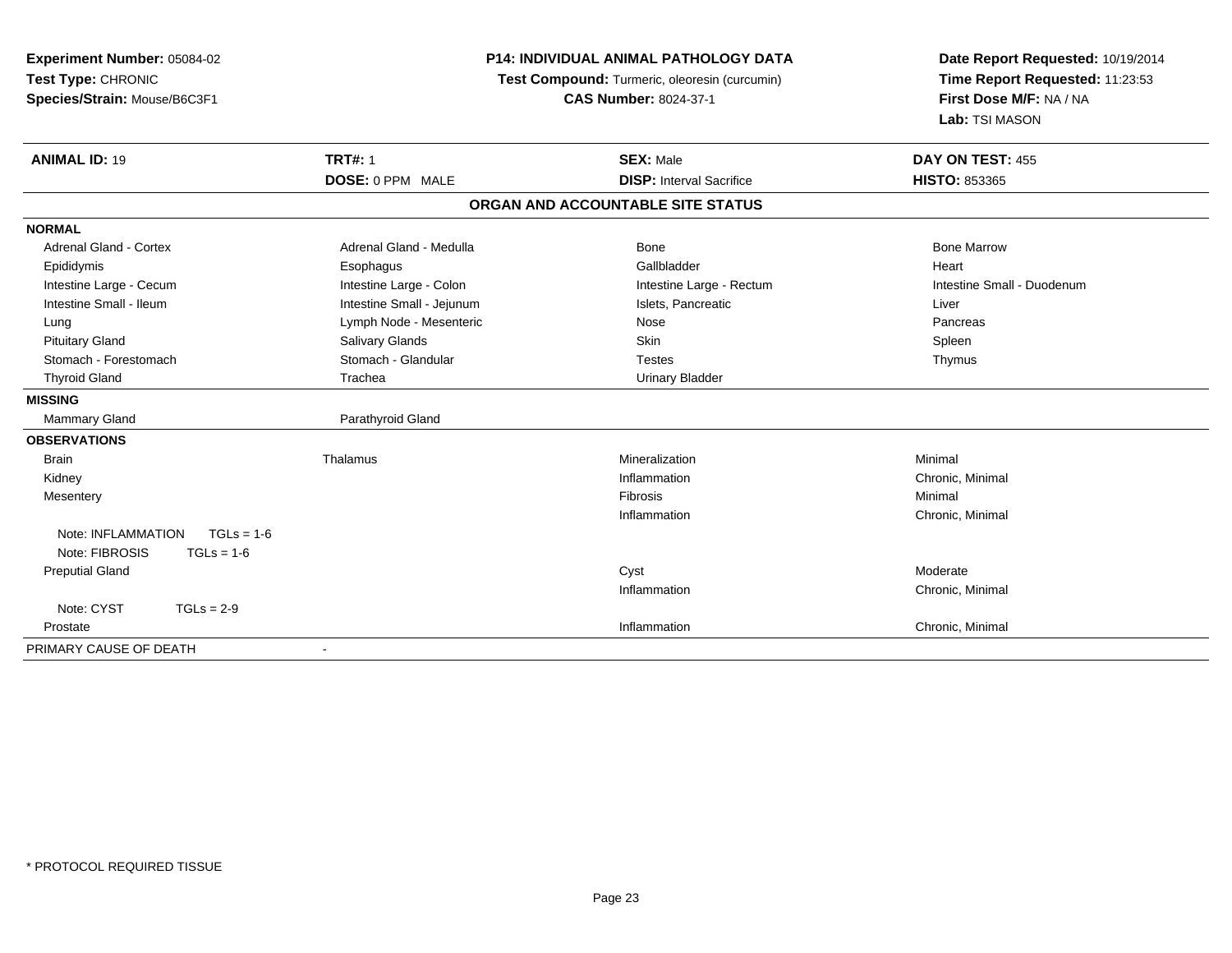**Experiment Number:** 05084-02
**Test Type:** CHRONIC
**Species/Strain:** Mouse/B6C3F1

**P14: INDIVIDUAL ANIMAL PATHOLOGY DATA**
**Test Compound:** Turmeric, oleoresin (curcumin)
**CAS Number:** 8024-37-1

**Date Report Requested:** 10/19/2014
**Time Report Requested:** 11:23:53
**First Dose M/F:** NA / NA
**Lab:** TSI MASON

| **ANIMAL ID:** 19 | **TRT#:** 1 | **SEX:** Male | **DAY ON TEST:** 455 |
|---|---|---|---|
| | **DOSE:** 0 PPM MALE | **DISP:** Interval Sacrifice | **HISTO:** 853365 |

**ORGAN AND ACCOUNTABLE SITE STATUS**

**NORMAL**

| | | | |
|---|---|---|---|
| Adrenal Gland - Cortex | Adrenal Gland - Medulla | Bone | Bone Marrow |
| Epididymis | Esophagus | Gallbladder | Heart |
| Intestine Large - Cecum | Intestine Large - Colon | Intestine Large - Rectum | Intestine Small - Duodenum |
| Intestine Small - Ileum | Intestine Small - Jejunum | Islets, Pancreatic | Liver |
| Lung | Lymph Node - Mesenteric | Nose | Pancreas |
| Pituitary Gland | Salivary Glands | Skin | Spleen |
| Stomach - Forestomach | Stomach - Glandular | Testes | Thymus |
| Thyroid Gland | Trachea | Urinary Bladder | |

**MISSING**

| | |
|---|---|
| Mammary Gland | Parathyroid Gland |

**OBSERVATIONS**

| | | | |
|---|---|---|---|
| Brain | Thalamus | Mineralization | Minimal |
| Kidney | | Inflammation | Chronic, Minimal |
| Mesentery | | Fibrosis | Minimal |
| | | Inflammation | Chronic, Minimal |
| Note: INFLAMMATION TGLs = 1-6 | | | |
| Note: FIBROSIS TGLs = 1-6 | | | |
| Preputial Gland | | Cyst | Moderate |
| | | Inflammation | Chronic, Minimal |
| Note: CYST TGLs = 2-9 | | | |
| Prostate | | Inflammation | Chronic, Minimal |

PRIMARY CAUSE OF DEATH -

* PROTOCOL REQUIRED TISSUE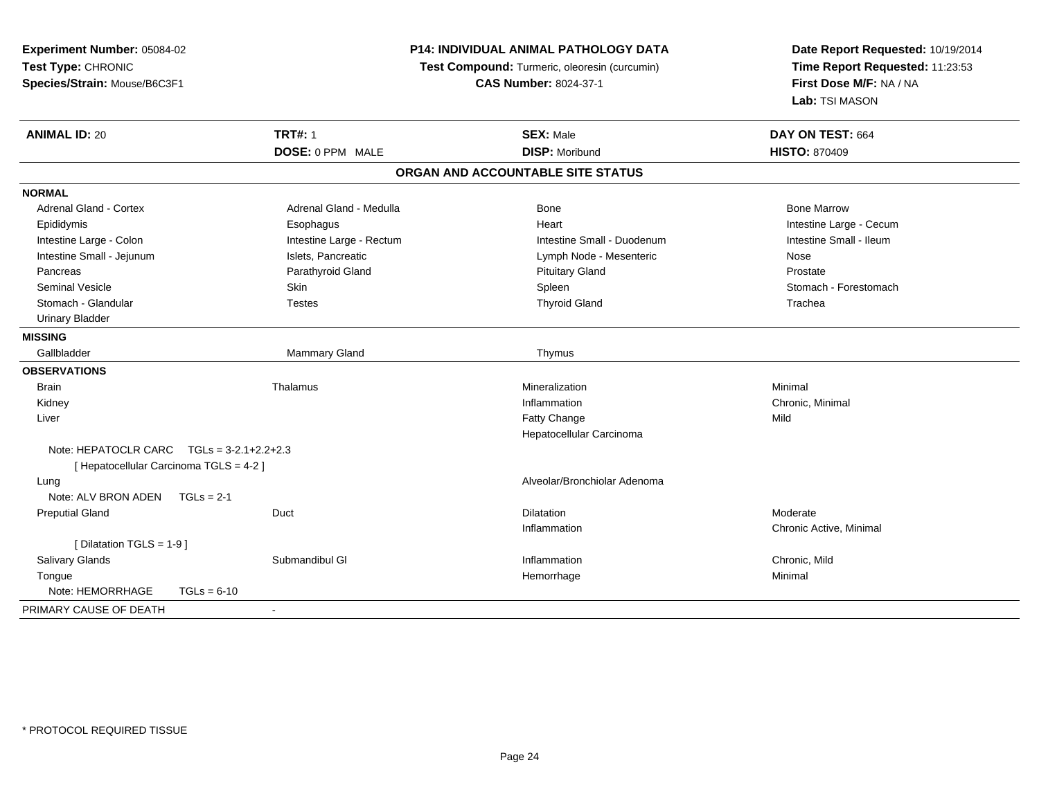**Experiment Number:** 05084-02
**Test Type:** CHRONIC
**Species/Strain:** Mouse/B6C3F1

**P14: INDIVIDUAL ANIMAL PATHOLOGY DATA**
**Test Compound:** Turmeric, oleoresin (curcumin)
**CAS Number:** 8024-37-1

**Date Report Requested:** 10/19/2014
**Time Report Requested:** 11:23:53
**First Dose M/F:** NA / NA
**Lab:** TSI MASON

| **ANIMAL ID:** 20 | **TRT#:** 1 | **SEX:** Male | **DAY ON TEST:** 664 |
|---|---|---|---|
| | **DOSE:** 0 PPM MALE | **DISP:** Moribund | **HISTO:** 870409 |

**ORGAN AND ACCOUNTABLE SITE STATUS**

**NORMAL**

| | | | |
|---|---|---|---|
| Adrenal Gland - Cortex | Adrenal Gland - Medulla | Bone | Bone Marrow |
| Epididymis | Esophagus | Heart | Intestine Large - Cecum |
| Intestine Large - Colon | Intestine Large - Rectum | Intestine Small - Duodenum | Intestine Small - Ileum |
| Intestine Small - Jejunum | Islets, Pancreatic | Lymph Node - Mesenteric | Nose |
| Pancreas | Parathyroid Gland | Pituitary Gland | Prostate |
| Seminal Vesicle | Skin | Spleen | Stomach - Forestomach |
| Stomach - Glandular | Testes | Thyroid Gland | Trachea |
| Urinary Bladder | | | |

**MISSING**

| | | |
|---|---|---|
| Gallbladder | Mammary Gland | Thymus |

**OBSERVATIONS**

| | | | |
|---|---|---|---|
| Brain | Thalamus | Mineralization | Minimal |
| Kidney | | Inflammation | Chronic, Minimal |
| Liver | | Fatty Change | Mild |
| | | Hepatocellular Carcinoma | |
| Note: HEPATOCLR CARC TGLs = 3-2.1+2.2+2.3 | | | |
| [ Hepatocellular Carcinoma TGLS = 4-2 ] | | | |
| Lung | | Alveolar/Bronchiolar Adenoma | |
| Note: ALV BRON ADEN TGLs = 2-1 | | | |
| Preputial Gland | Duct | Dilatation | Moderate |
| | | Inflammation | Chronic Active, Minimal |
| [ Dilatation TGLS = 1-9 ] | | | |
| Salivary Glands | Submandibul Gl | Inflammation | Chronic, Mild |
| Tongue | | Hemorrhage | Minimal |
| Note: HEMORRHAGE TGLs = 6-10 | | | |

PRIMARY CAUSE OF DEATH -

* PROTOCOL REQUIRED TISSUE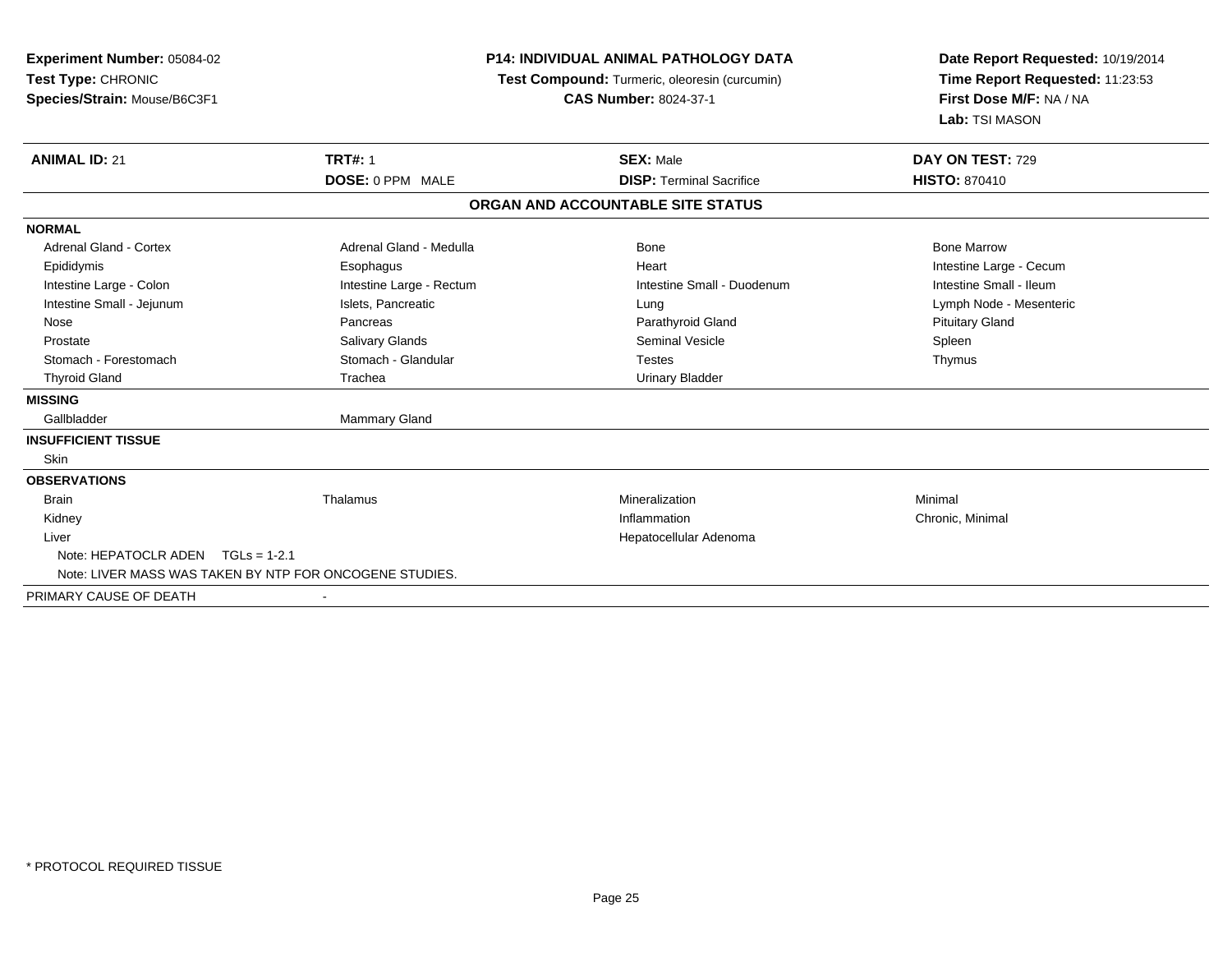**Experiment Number:** 05084-02
**Test Type:** CHRONIC
**Species/Strain:** Mouse/B6C3F1

**P14: INDIVIDUAL ANIMAL PATHOLOGY DATA**
**Test Compound:** Turmeric, oleoresin (curcumin)
**CAS Number:** 8024-37-1

**Date Report Requested:** 10/19/2014
**Time Report Requested:** 11:23:53
**First Dose M/F:** NA / NA
**Lab:** TSI MASON

| **ANIMAL ID:** 21 | **TRT#:** 1 | **SEX:** Male | **DAY ON TEST:** 729 |
|---|---|---|---|
| | **DOSE:** 0 PPM MALE | **DISP:** Terminal Sacrifice | **HISTO:** 870410 |

## ORGAN AND ACCOUNTABLE SITE STATUS

| | | | |
|---|---|---|---|
| **NORMAL** | | | |
| Adrenal Gland - Cortex | Adrenal Gland - Medulla | Bone | Bone Marrow |
| Epididymis | Esophagus | Heart | Intestine Large - Cecum |
| Intestine Large - Colon | Intestine Large - Rectum | Intestine Small - Duodenum | Intestine Small - Ileum |
| Intestine Small - Jejunum | Islets, Pancreatic | Lung | Lymph Node - Mesenteric |
| Nose | Pancreas | Parathyroid Gland | Pituitary Gland |
| Prostate | Salivary Glands | Seminal Vesicle | Spleen |
| Stomach - Forestomach | Stomach - Glandular | Testes | Thymus |
| Thyroid Gland | Trachea | Urinary Bladder | |
| **MISSING** | | | |
| Gallbladder | Mammary Gland | | |
| **INSUFFICIENT TISSUE** | | | |
| Skin | | | |
| **OBSERVATIONS** | | | |
| Brain | Thalamus | Mineralization | Minimal |
| Kidney | | Inflammation | Chronic, Minimal |
| Liver | | Hepatocellular Adenoma | |
| Note: HEPATOCLR ADEN TGLs = 1-2.1 | | | |
| Note: LIVER MASS WAS TAKEN BY NTP FOR ONCOGENE STUDIES. | | | |
| PRIMARY CAUSE OF DEATH | - | | |

* PROTOCOL REQUIRED TISSUE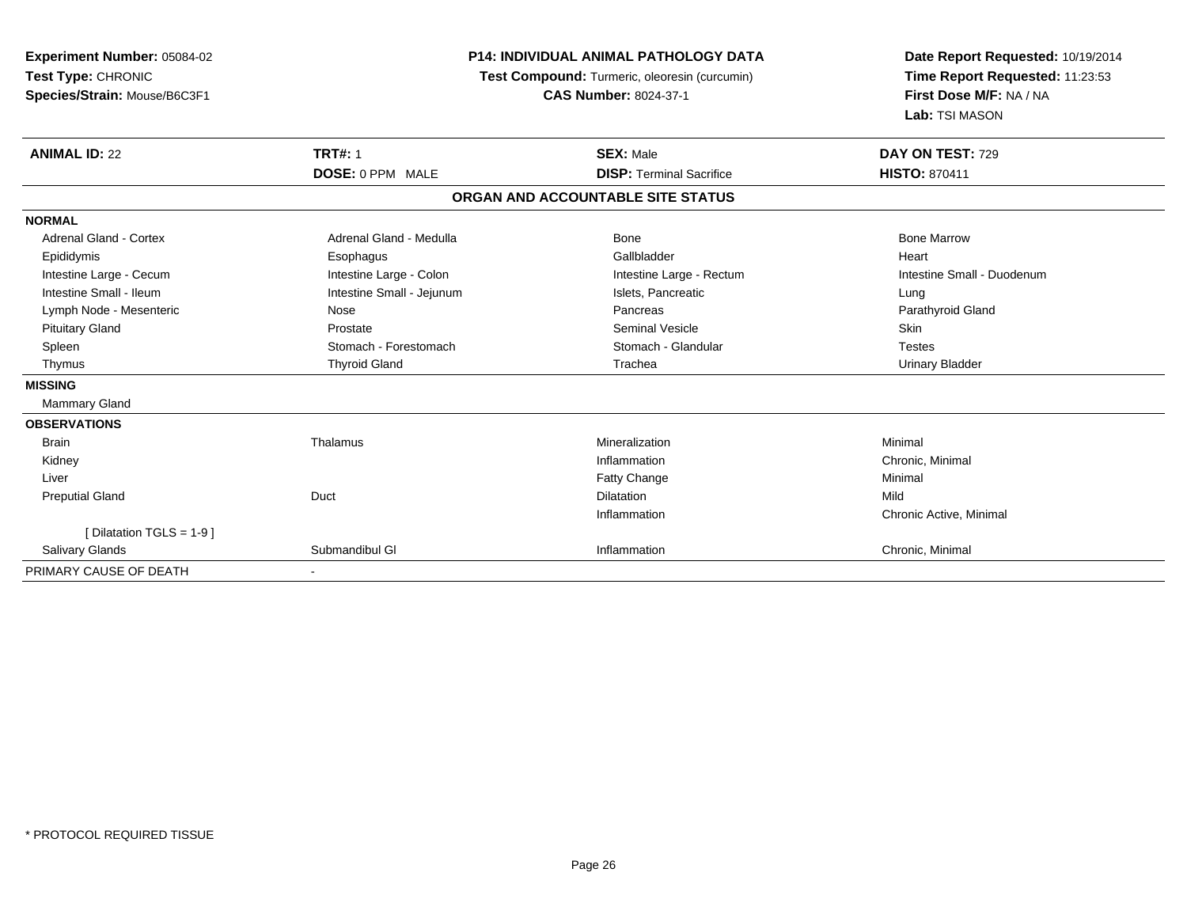**Experiment Number:** 05084-02
**Test Type:** CHRONIC
**Species/Strain:** Mouse/B6C3F1

**P14: INDIVIDUAL ANIMAL PATHOLOGY DATA**
**Test Compound:** Turmeric, oleoresin (curcumin)
**CAS Number:** 8024-37-1

**Date Report Requested:** 10/19/2014
**Time Report Requested:** 11:23:53
**First Dose M/F:** NA / NA
**Lab:** TSI MASON

| **ANIMAL ID:** 22 | **TRT#:** 1 | **SEX:** Male | **DAY ON TEST:** 729 |
|---|---|---|---|
| | **DOSE:** 0 PPM MALE | **DISP:** Terminal Sacrifice | **HISTO:** 870411 |

## ORGAN AND ACCOUNTABLE SITE STATUS

| | | | |
|---|---|---|---|
| **NORMAL** | | | |
| Adrenal Gland - Cortex | Adrenal Gland - Medulla | Bone | Bone Marrow |
| Epididymis | Esophagus | Gallbladder | Heart |
| Intestine Large - Cecum | Intestine Large - Colon | Intestine Large - Rectum | Intestine Small - Duodenum |
| Intestine Small - Ileum | Intestine Small - Jejunum | Islets, Pancreatic | Lung |
| Lymph Node - Mesenteric | Nose | Pancreas | Parathyroid Gland |
| Pituitary Gland | Prostate | Seminal Vesicle | Skin |
| Spleen | Stomach - Forestomach | Stomach - Glandular | Testes |
| Thymus | Thyroid Gland | Trachea | Urinary Bladder |
| **MISSING** | | | |
| Mammary Gland | | | |
| **OBSERVATIONS** | | | |
| Brain | Thalamus | Mineralization | Minimal |
| Kidney | | Inflammation | Chronic, Minimal |
| Liver | | Fatty Change | Minimal |
| Preputial Gland | Duct | Dilatation | Mild |
| | | Inflammation | Chronic Active, Minimal |
| [ Dilatation TGLS = 1-9 ] | | | |
| Salivary Glands | Submandibul Gl | Inflammation | Chronic, Minimal |
| PRIMARY CAUSE OF DEATH | - | | |

* PROTOCOL REQUIRED TISSUE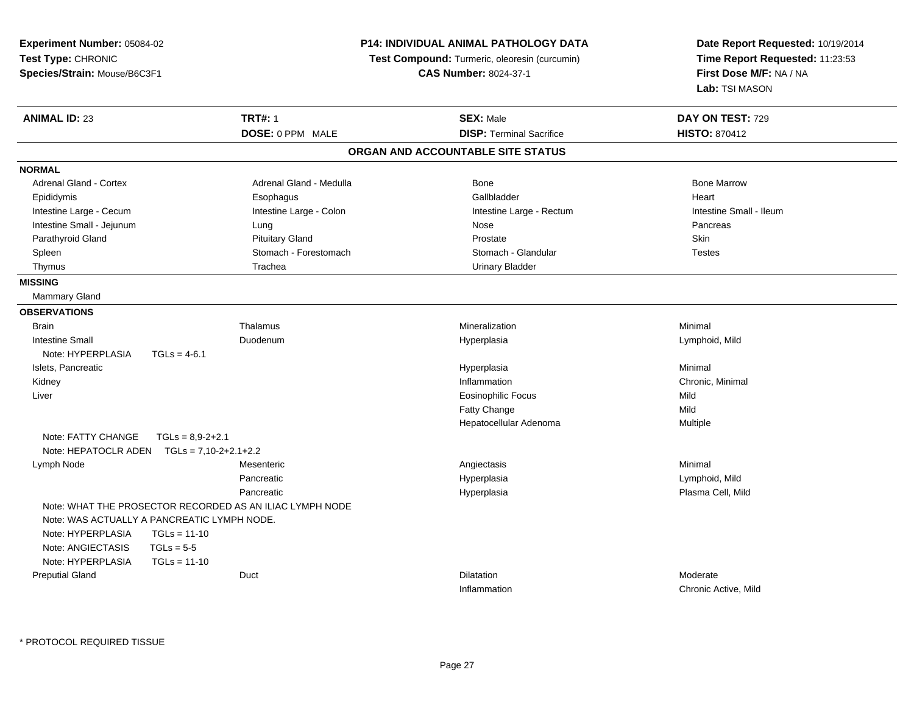**Experiment Number:** 05084-02
**Test Type:** CHRONIC
**Species/Strain:** Mouse/B6C3F1

## P14: INDIVIDUAL ANIMAL PATHOLOGY DATA

**Test Compound:** Turmeric, oleoresin (curcumin)
**CAS Number:** 8024-37-1

**Date Report Requested:** 10/19/2014
**Time Report Requested:** 11:23:53
**First Dose M/F:** NA / NA
**Lab:** TSI MASON

| **ANIMAL ID:** 23 | **TRT#:** 1 | **SEX:** Male | **DAY ON TEST:** 729 |
|---|---|---|---|
| | **DOSE:** 0 PPM MALE | **DISP:** Terminal Sacrifice | **HISTO:** 870412 |

### ORGAN AND ACCOUNTABLE SITE STATUS

**NORMAL**

| | | | |
|---|---|---|---|
| Adrenal Gland - Cortex | Adrenal Gland - Medulla | Bone | Bone Marrow |
| Epididymis | Esophagus | Gallbladder | Heart |
| Intestine Large - Cecum | Intestine Large - Colon | Intestine Large - Rectum | Intestine Small - Ileum |
| Intestine Small - Jejunum | Lung | Nose | Pancreas |
| Parathyroid Gland | Pituitary Gland | Prostate | Skin |
| Spleen | Stomach - Forestomach | Stomach - Glandular | Testes |
| Thymus | Trachea | Urinary Bladder | |

**MISSING**

Mammary Gland

**OBSERVATIONS**

| | | | |
|---|---|---|---|
| Brain | Thalamus | Mineralization | Minimal |
| Intestine Small | Duodenum | Hyperplasia | Lymphoid, Mild |
| Note: HYPERPLASIA TGLs = 4-6.1 | | | |
| Islets, Pancreatic | | Hyperplasia | Minimal |
| Kidney | | Inflammation | Chronic, Minimal |
| Liver | | Eosinophilic Focus | Mild |
| | | Fatty Change | Mild |
| | | Hepatocellular Adenoma | Multiple |
| Note: FATTY CHANGE TGLs = 8,9-2+2.1 | | | |
| Note: HEPATOCLR ADEN TGLs = 7,10-2+2.1+2.2 | | | |
| Lymph Node | Mesenteric | Angiectasis | Minimal |
| | Pancreatic | Hyperplasia | Lymphoid, Mild |
| | Pancreatic | Hyperplasia | Plasma Cell, Mild |
| Note: WHAT THE PROSECTOR RECORDED AS AN ILIAC LYMPH NODE | | | |
| Note: WAS ACTUALLY A PANCREATIC LYMPH NODE. | | | |
| Note: HYPERPLASIA TGLs = 11-10 | | | |
| Note: ANGIECTASIS TGLs = 5-5 | | | |
| Note: HYPERPLASIA TGLs = 11-10 | | | |
| Preputial Gland | Duct | Dilatation | Moderate |
| | | Inflammation | Chronic Active, Mild |

* PROTOCOL REQUIRED TISSUE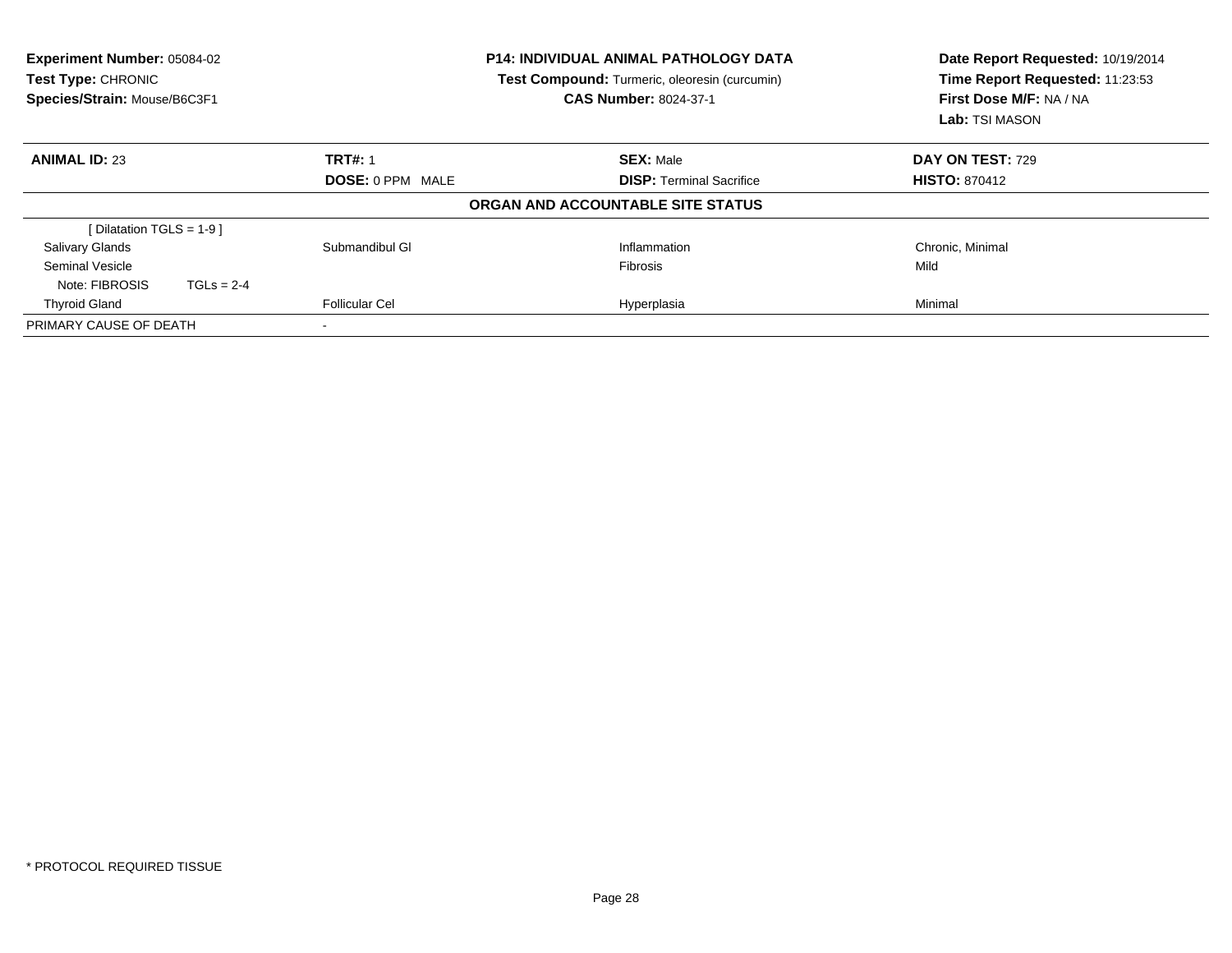**Experiment Number:** 05084-02
**Test Type:** CHRONIC
**Species/Strain:** Mouse/B6C3F1

**P14: INDIVIDUAL ANIMAL PATHOLOGY DATA**
**Test Compound:** Turmeric, oleoresin (curcumin)
**CAS Number:** 8024-37-1

**Date Report Requested:** 10/19/2014
**Time Report Requested:** 11:23:53
**First Dose M/F:** NA / NA
**Lab:** TSI MASON

| **ANIMAL ID:** 23 | **TRT#:** 1 | **SEX:** Male | **DAY ON TEST:** 729 |
|---|---|---|---|
| | **DOSE:** 0 PPM MALE | **DISP:** Terminal Sacrifice | **HISTO:** 870412 |
| | | **ORGAN AND ACCOUNTABLE SITE STATUS** | |
| [ Dilatation TGLS = 1-9 ] | | | |
| Salivary Glands | Submandibul Gl | Inflammation | Chronic, Minimal |
| Seminal Vesicle | | Fibrosis | Mild |
| Note: FIBROSIS TGLs = 2-4 | | | |
| Thyroid Gland | Follicular Cel | Hyperplasia | Minimal |
| PRIMARY CAUSE OF DEATH | - | | |

* PROTOCOL REQUIRED TISSUE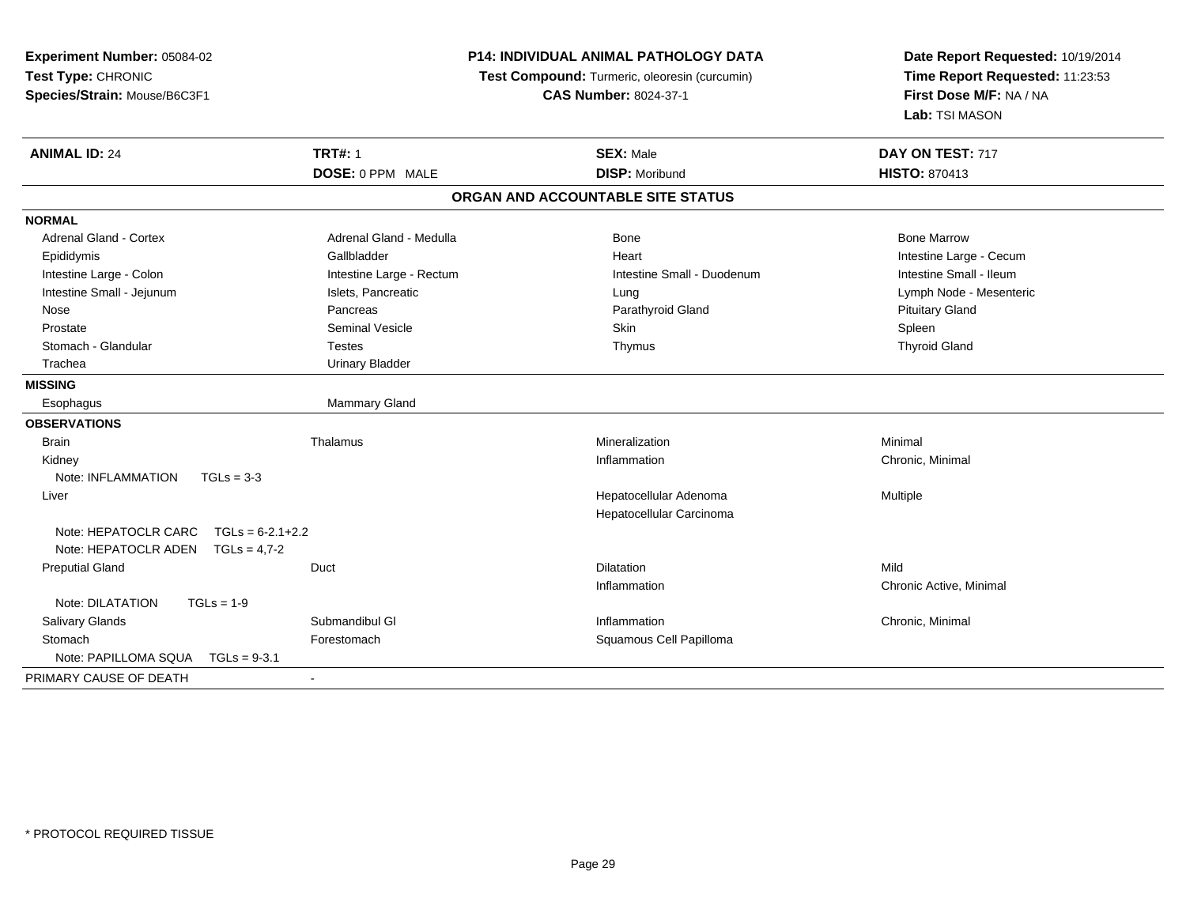**Experiment Number:** 05084-02
**Test Type:** CHRONIC
**Species/Strain:** Mouse/B6C3F1

**P14: INDIVIDUAL ANIMAL PATHOLOGY DATA**
**Test Compound:** Turmeric, oleoresin (curcumin)
**CAS Number:** 8024-37-1

**Date Report Requested:** 10/19/2014
**Time Report Requested:** 11:23:53
**First Dose M/F:** NA / NA
**Lab:** TSI MASON

| **ANIMAL ID:** 24 | **TRT#:** 1 | **SEX:** Male | **DAY ON TEST:** 717 |
|---|---|---|---|
| | **DOSE:** 0 PPM MALE | **DISP:** Moribund | **HISTO:** 870413 |

## ORGAN AND ACCOUNTABLE SITE STATUS

| | | | |
|---|---|---|---|
| **NORMAL** | | | |
| Adrenal Gland - Cortex | Adrenal Gland - Medulla | Bone | Bone Marrow |
| Epididymis | Gallbladder | Heart | Intestine Large - Cecum |
| Intestine Large - Colon | Intestine Large - Rectum | Intestine Small - Duodenum | Intestine Small - Ileum |
| Intestine Small - Jejunum | Islets, Pancreatic | Lung | Lymph Node - Mesenteric |
| Nose | Pancreas | Parathyroid Gland | Pituitary Gland |
| Prostate | Seminal Vesicle | Skin | Spleen |
| Stomach - Glandular | Testes | Thymus | Thyroid Gland |
| Trachea | Urinary Bladder | | |
| **MISSING** | | | |
| Esophagus | Mammary Gland | | |
| **OBSERVATIONS** | | | |
| Brain | Thalamus | Mineralization | Minimal |
| Kidney | | Inflammation | Chronic, Minimal |
| Note: INFLAMMATION TGLs = 3-3 | | | |
| Liver | | Hepatocellular Adenoma | Multiple |
| | | Hepatocellular Carcinoma | |
| Note: HEPATOCLR CARC TGLs = 6-2.1+2.2 | | | |
| Note: HEPATOCLR ADEN TGLs = 4,7-2 | | | |
| Preputial Gland | Duct | Dilatation | Mild |
| | | Inflammation | Chronic Active, Minimal |
| Note: DILATATION TGLs = 1-9 | | | |
| Salivary Glands | Submandibul Gl | Inflammation | Chronic, Minimal |
| Stomach | Forestomach | Squamous Cell Papilloma | |
| Note: PAPILLOMA SQUA TGLs = 9-3.1 | | | |
| PRIMARY CAUSE OF DEATH | - | | |

* PROTOCOL REQUIRED TISSUE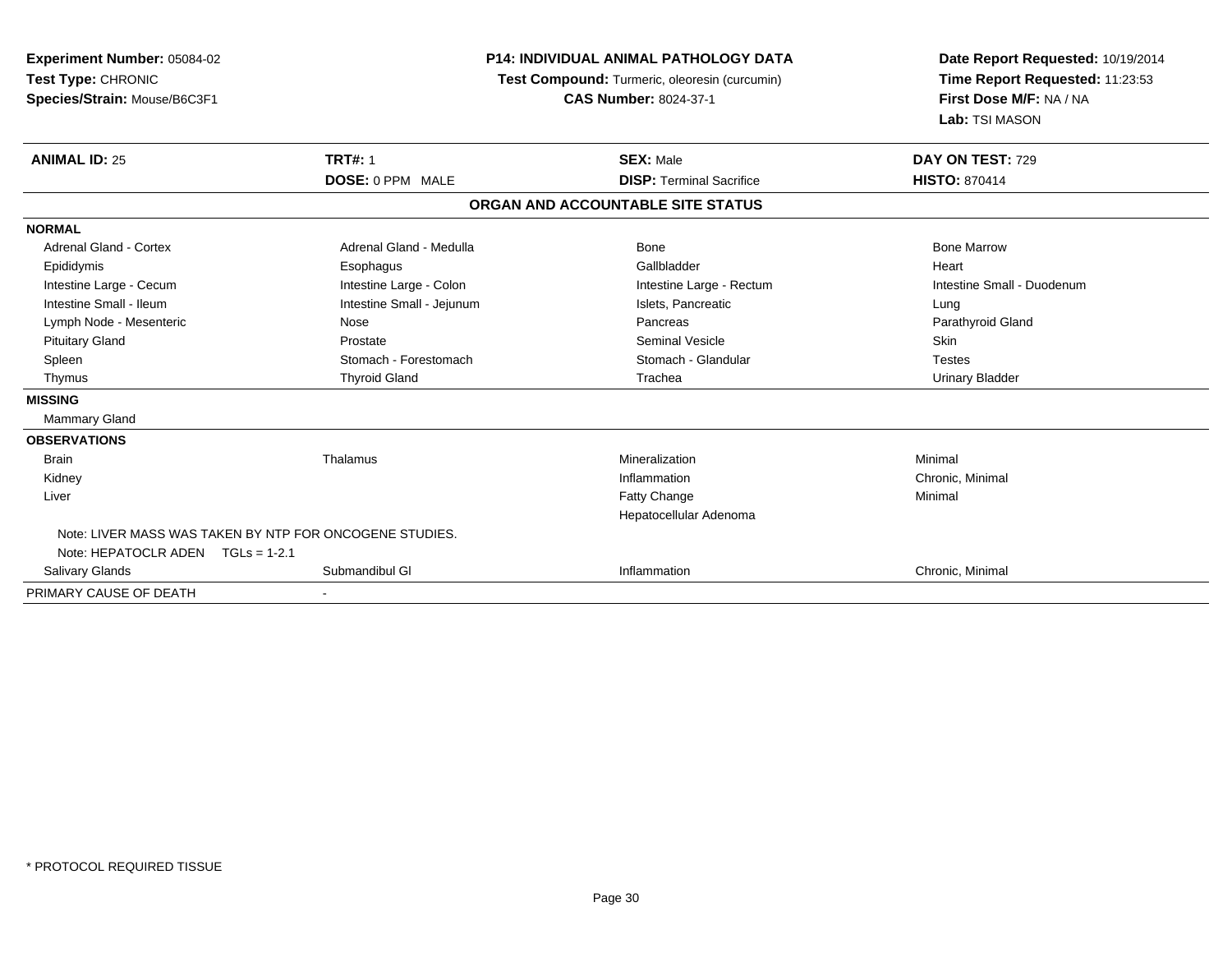**Experiment Number:** 05084-02
**Test Type:** CHRONIC
**Species/Strain:** Mouse/B6C3F1

**P14: INDIVIDUAL ANIMAL PATHOLOGY DATA**
**Test Compound:** Turmeric, oleoresin (curcumin)
**CAS Number:** 8024-37-1

**Date Report Requested:** 10/19/2014
**Time Report Requested:** 11:23:53
**First Dose M/F:** NA / NA
**Lab:** TSI MASON

| **ANIMAL ID:** 25 | **TRT#:** 1 | **SEX:** Male | **DAY ON TEST:** 729 |
|---|---|---|---|
| | **DOSE:** 0 PPM MALE | **DISP:** Terminal Sacrifice | **HISTO:** 870414 |

## ORGAN AND ACCOUNTABLE SITE STATUS

| | | | |
|---|---|---|---|
| **NORMAL** | | | |
| Adrenal Gland - Cortex | Adrenal Gland - Medulla | Bone | Bone Marrow |
| Epididymis | Esophagus | Gallbladder | Heart |
| Intestine Large - Cecum | Intestine Large - Colon | Intestine Large - Rectum | Intestine Small - Duodenum |
| Intestine Small - Ileum | Intestine Small - Jejunum | Islets, Pancreatic | Lung |
| Lymph Node - Mesenteric | Nose | Pancreas | Parathyroid Gland |
| Pituitary Gland | Prostate | Seminal Vesicle | Skin |
| Spleen | Stomach - Forestomach | Stomach - Glandular | Testes |
| Thymus | Thyroid Gland | Trachea | Urinary Bladder |
| **MISSING** | | | |
| Mammary Gland | | | |
| **OBSERVATIONS** | | | |
| Brain | Thalamus | Mineralization | Minimal |
| Kidney | | Inflammation | Chronic, Minimal |
| Liver | | Fatty Change | Minimal |
| | | Hepatocellular Adenoma | |
| Note: LIVER MASS WAS TAKEN BY NTP FOR ONCOGENE STUDIES. | | | |
| Note: HEPATOCLR ADEN TGLs = 1-2.1 | | | |
| Salivary Glands | Submandibul Gl | Inflammation | Chronic, Minimal |
| PRIMARY CAUSE OF DEATH | - | | |

\* PROTOCOL REQUIRED TISSUE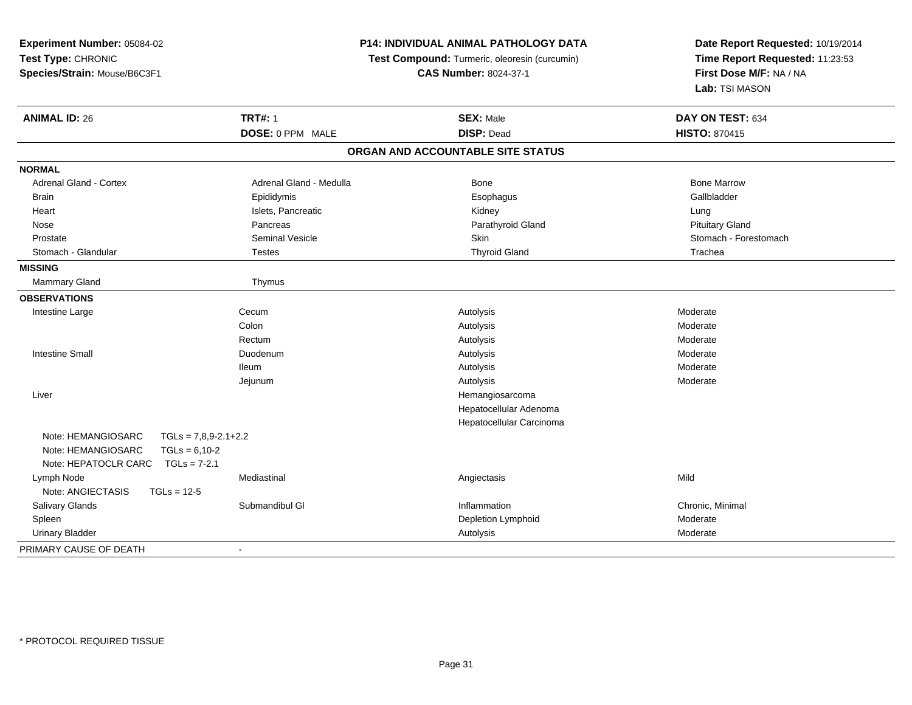**Experiment Number:** 05084-02
**Test Type:** CHRONIC
**Species/Strain:** Mouse/B6C3F1

**P14: INDIVIDUAL ANIMAL PATHOLOGY DATA**
**Test Compound:** Turmeric, oleoresin (curcumin)
**CAS Number:** 8024-37-1

**Date Report Requested:** 10/19/2014
**Time Report Requested:** 11:23:53
**First Dose M/F:** NA / NA
**Lab:** TSI MASON

| **ANIMAL ID:** 26 | **TRT#:** 1 | **SEX:** Male | **DAY ON TEST:** 634 |
|---|---|---|---|
| | **DOSE:** 0 PPM MALE | **DISP:** Dead | **HISTO:** 870415 |

## ORGAN AND ACCOUNTABLE SITE STATUS

| | | | |
|---|---|---|---|
| **NORMAL** | | | |
| Adrenal Gland - Cortex | Adrenal Gland - Medulla | Bone | Bone Marrow |
| Brain | Epididymis | Esophagus | Gallbladder |
| Heart | Islets, Pancreatic | Kidney | Lung |
| Nose | Pancreas | Parathyroid Gland | Pituitary Gland |
| Prostate | Seminal Vesicle | Skin | Stomach - Forestomach |
| Stomach - Glandular | Testes | Thyroid Gland | Trachea |
| **MISSING** | | | |
| Mammary Gland | Thymus | | |
| **OBSERVATIONS** | | | |
| Intestine Large | Cecum | Autolysis | Moderate |
| | Colon | Autolysis | Moderate |
| | Rectum | Autolysis | Moderate |
| Intestine Small | Duodenum | Autolysis | Moderate |
| | Ileum | Autolysis | Moderate |
| | Jejunum | Autolysis | Moderate |
| Liver | | Hemangiosarcoma | |
| | | Hepatocellular Adenoma | |
| | | Hepatocellular Carcinoma | |
| Note: HEMANGIOSARC TGLs = 7,8,9-2.1+2.2 | | | |
| Note: HEMANGIOSARC TGLs = 6,10-2 | | | |
| Note: HEPATOCLR CARC TGLs = 7-2.1 | | | |
| Lymph Node | Mediastinal | Angiectasis | Mild |
| Note: ANGIECTASIS TGLs = 12-5 | | | |
| Salivary Glands | Submandibul Gl | Inflammation | Chronic, Minimal |
| Spleen | | Depletion Lymphoid | Moderate |
| Urinary Bladder | | Autolysis | Moderate |
| PRIMARY CAUSE OF DEATH | - | | |

* PROTOCOL REQUIRED TISSUE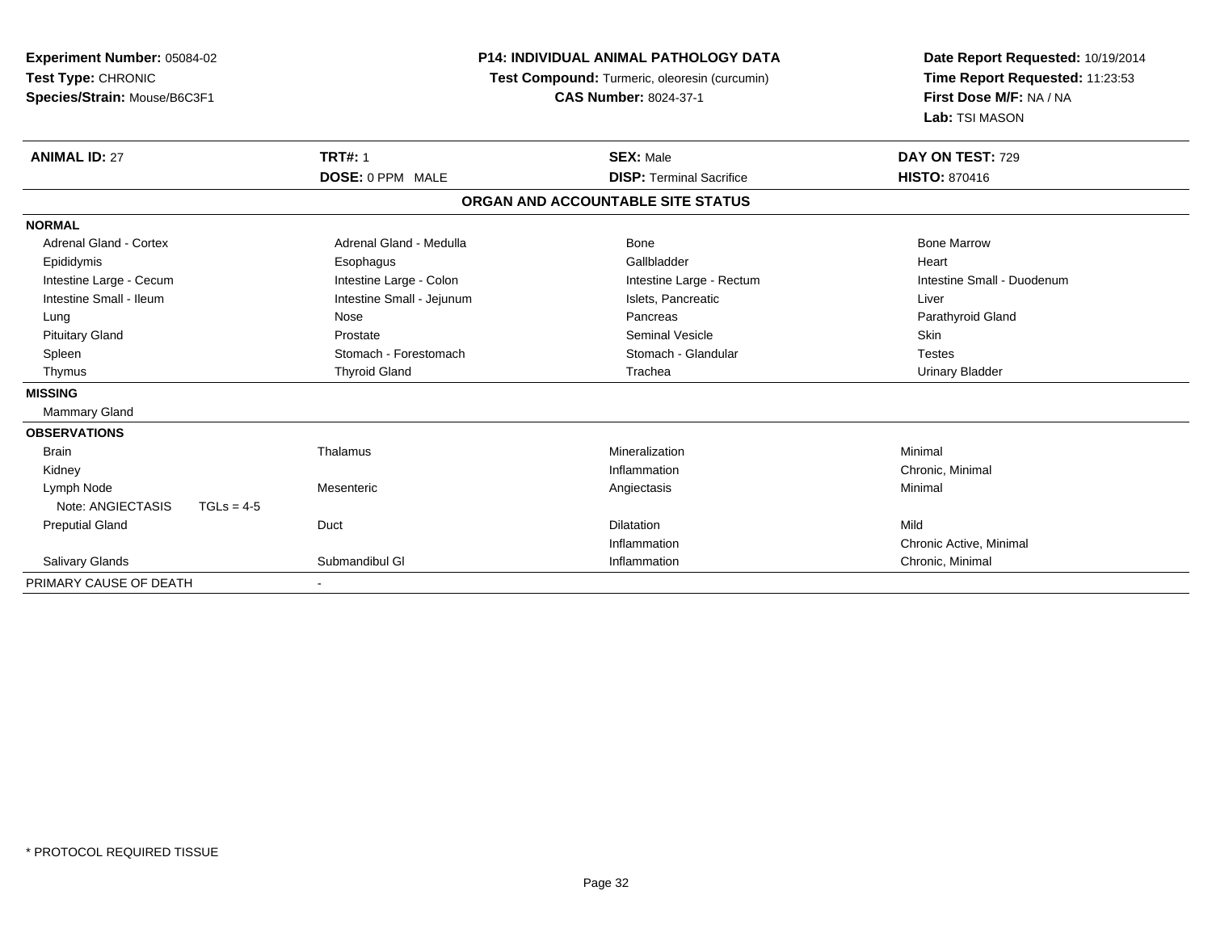**Experiment Number:** 05084-02
**Test Type:** CHRONIC
**Species/Strain:** Mouse/B6C3F1

**P14: INDIVIDUAL ANIMAL PATHOLOGY DATA**
**Test Compound:** Turmeric, oleoresin (curcumin)
**CAS Number:** 8024-37-1

**Date Report Requested:** 10/19/2014
**Time Report Requested:** 11:23:53
**First Dose M/F:** NA / NA
**Lab:** TSI MASON

| **ANIMAL ID:** 27 | **TRT#:** 1 | **SEX:** Male | **DAY ON TEST:** 729 |
|---|---|---|---|
| | **DOSE:** 0 PPM MALE | **DISP:** Terminal Sacrifice | **HISTO:** 870416 |

## ORGAN AND ACCOUNTABLE SITE STATUS

| | | | |
|---|---|---|---|
| **NORMAL** | | | |
| Adrenal Gland - Cortex | Adrenal Gland - Medulla | Bone | Bone Marrow |
| Epididymis | Esophagus | Gallbladder | Heart |
| Intestine Large - Cecum | Intestine Large - Colon | Intestine Large - Rectum | Intestine Small - Duodenum |
| Intestine Small - Ileum | Intestine Small - Jejunum | Islets, Pancreatic | Liver |
| Lung | Nose | Pancreas | Parathyroid Gland |
| Pituitary Gland | Prostate | Seminal Vesicle | Skin |
| Spleen | Stomach - Forestomach | Stomach - Glandular | Testes |
| Thymus | Thyroid Gland | Trachea | Urinary Bladder |
| **MISSING** | | | |
| Mammary Gland | | | |
| **OBSERVATIONS** | | | |
| Brain | Thalamus | Mineralization | Minimal |
| Kidney | | Inflammation | Chronic, Minimal |
| Lymph Node | Mesenteric | Angiectasis | Minimal |
| Note: ANGIECTASIS TGLs = 4-5 | | | |
| Preputial Gland | Duct | Dilatation | Mild |
| | | Inflammation | Chronic Active, Minimal |
| Salivary Glands | Submandibul Gl | Inflammation | Chronic, Minimal |
| PRIMARY CAUSE OF DEATH | - | | |

\* PROTOCOL REQUIRED TISSUE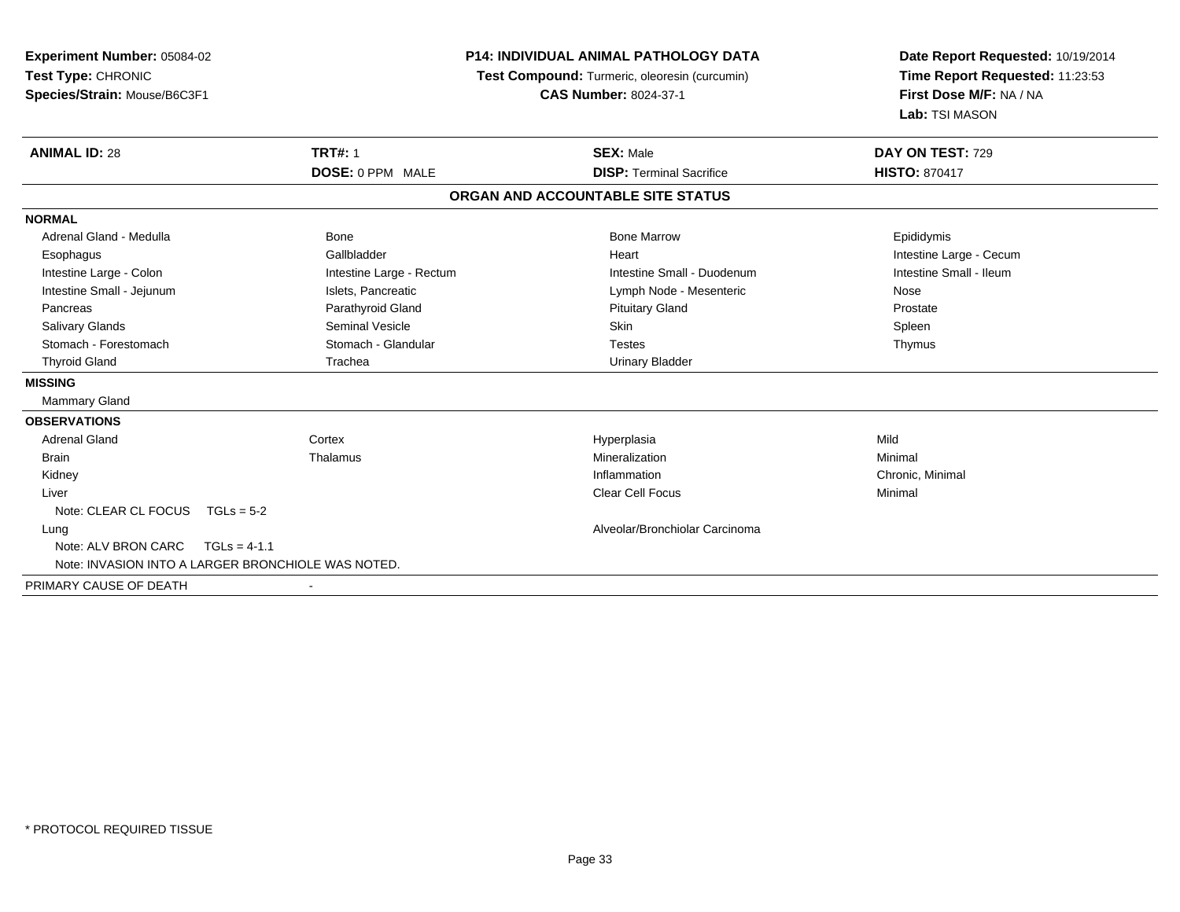**Experiment Number:** 05084-02
**Test Type:** CHRONIC
**Species/Strain:** Mouse/B6C3F1

**P14: INDIVIDUAL ANIMAL PATHOLOGY DATA**
**Test Compound:** Turmeric, oleoresin (curcumin)
**CAS Number:** 8024-37-1

**Date Report Requested:** 10/19/2014
**Time Report Requested:** 11:23:53
**First Dose M/F:** NA / NA
**Lab:** TSI MASON

| **ANIMAL ID:** 28 | **TRT#:** 1 | **SEX:** Male | **DAY ON TEST:** 729 |
|---|---|---|---|
| | **DOSE:** 0 PPM MALE | **DISP:** Terminal Sacrifice | **HISTO:** 870417 |

**ORGAN AND ACCOUNTABLE SITE STATUS**

**NORMAL**

| | | | |
|---|---|---|---|
| Adrenal Gland - Medulla | Bone | Bone Marrow | Epididymis |
| Esophagus | Gallbladder | Heart | Intestine Large - Cecum |
| Intestine Large - Colon | Intestine Large - Rectum | Intestine Small - Duodenum | Intestine Small - Ileum |
| Intestine Small - Jejunum | Islets, Pancreatic | Lymph Node - Mesenteric | Nose |
| Pancreas | Parathyroid Gland | Pituitary Gland | Prostate |
| Salivary Glands | Seminal Vesicle | Skin | Spleen |
| Stomach - Forestomach | Stomach - Glandular | Testes | Thymus |
| Thyroid Gland | Trachea | Urinary Bladder | |

**MISSING**

Mammary Gland

**OBSERVATIONS**

| | | | |
|---|---|---|---|
| Adrenal Gland | Cortex | Hyperplasia | Mild |
| Brain | Thalamus | Mineralization | Minimal |
| Kidney | | Inflammation | Chronic, Minimal |
| Liver | | Clear Cell Focus | Minimal |
| Note: CLEAR CL FOCUS TGLs = 5-2 | | | |
| Lung | | Alveolar/Bronchiolar Carcinoma | |
| Note: ALV BRON CARC TGLs = 4-1.1 | | | |
| Note: INVASION INTO A LARGER BRONCHIOLE WAS NOTED. | | | |

PRIMARY CAUSE OF DEATH -

* PROTOCOL REQUIRED TISSUE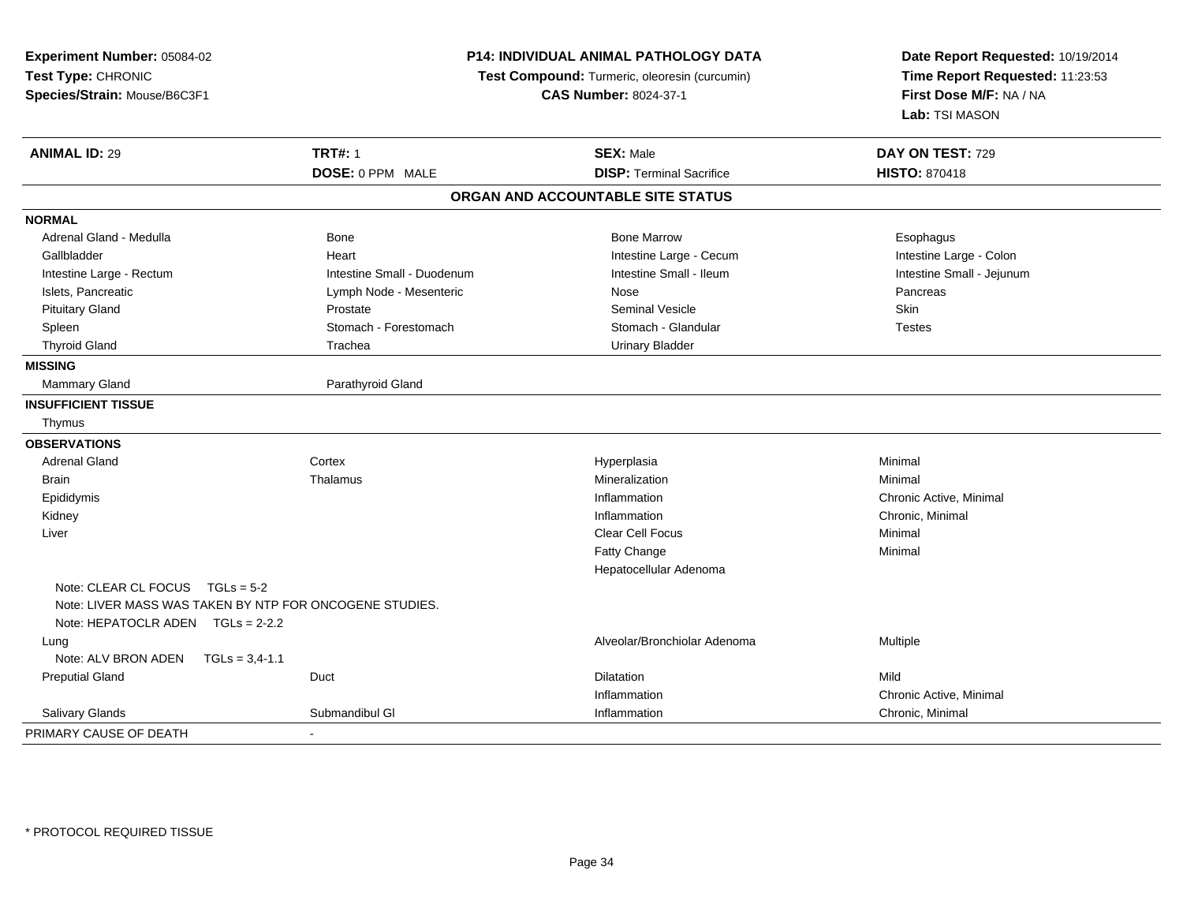**Experiment Number:** 05084-02
**Test Type:** CHRONIC
**Species/Strain:** Mouse/B6C3F1

**P14: INDIVIDUAL ANIMAL PATHOLOGY DATA**
**Test Compound:** Turmeric, oleoresin (curcumin)
**CAS Number:** 8024-37-1

**Date Report Requested:** 10/19/2014
**Time Report Requested:** 11:23:53
**First Dose M/F:** NA / NA
**Lab:** TSI MASON

| **ANIMAL ID:** 29 | **TRT#:** 1 | **SEX:** Male | **DAY ON TEST:** 729 |
|---|---|---|---|
| | **DOSE:** 0 PPM MALE | **DISP:** Terminal Sacrifice | **HISTO:** 870418 |

## ORGAN AND ACCOUNTABLE SITE STATUS

| | | | |
|---|---|---|---|
| **NORMAL** | | | |
| Adrenal Gland - Medulla | Bone | Bone Marrow | Esophagus |
| Gallbladder | Heart | Intestine Large - Cecum | Intestine Large - Colon |
| Intestine Large - Rectum | Intestine Small - Duodenum | Intestine Small - Ileum | Intestine Small - Jejunum |
| Islets, Pancreatic | Lymph Node - Mesenteric | Nose | Pancreas |
| Pituitary Gland | Prostate | Seminal Vesicle | Skin |
| Spleen | Stomach - Forestomach | Stomach - Glandular | Testes |
| Thyroid Gland | Trachea | Urinary Bladder | |
| **MISSING** | | | |
| Mammary Gland | Parathyroid Gland | | |
| **INSUFFICIENT TISSUE** | | | |
| Thymus | | | |
| **OBSERVATIONS** | | | |
| Adrenal Gland | Cortex | Hyperplasia | Minimal |
| Brain | Thalamus | Mineralization | Minimal |
| Epididymis | | Inflammation | Chronic Active, Minimal |
| Kidney | | Inflammation | Chronic, Minimal |
| Liver | | Clear Cell Focus | Minimal |
| | | Fatty Change | Minimal |
| | | Hepatocellular Adenoma | |
| Note: CLEAR CL FOCUS TGLs = 5-2 | | | |
| Note: LIVER MASS WAS TAKEN BY NTP FOR ONCOGENE STUDIES. | | | |
| Note: HEPATOCLR ADEN TGLs = 2-2.2 | | | |
| Lung | | Alveolar/Bronchiolar Adenoma | Multiple |
| Note: ALV BRON ADEN TGLs = 3,4-1.1 | | | |
| Preputial Gland | Duct | Dilatation | Mild |
| | | Inflammation | Chronic Active, Minimal |
| Salivary Glands | Submandibul Gl | Inflammation | Chronic, Minimal |
| PRIMARY CAUSE OF DEATH | - | | |

* PROTOCOL REQUIRED TISSUE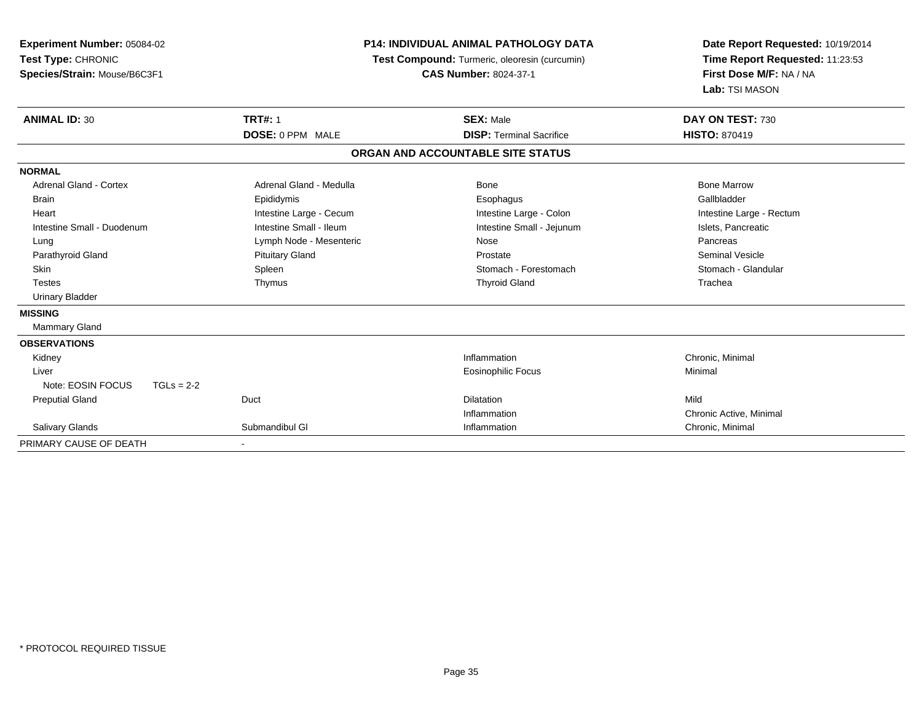**Experiment Number:** 05084-02
**Test Type:** CHRONIC
**Species/Strain:** Mouse/B6C3F1

**P14: INDIVIDUAL ANIMAL PATHOLOGY DATA**
**Test Compound:** Turmeric, oleoresin (curcumin)
**CAS Number:** 8024-37-1

**Date Report Requested:** 10/19/2014
**Time Report Requested:** 11:23:53
**First Dose M/F:** NA / NA
**Lab:** TSI MASON

| **ANIMAL ID:** 30 | **TRT#:** 1 | **SEX:** Male | **DAY ON TEST:** 730 |
|---|---|---|---|
| | **DOSE:** 0 PPM MALE | **DISP:** Terminal Sacrifice | **HISTO:** 870419 |

## ORGAN AND ACCOUNTABLE SITE STATUS

| | | | |
|---|---|---|---|
| **NORMAL** | | | |
| Adrenal Gland - Cortex | Adrenal Gland - Medulla | Bone | Bone Marrow |
| Brain | Epididymis | Esophagus | Gallbladder |
| Heart | Intestine Large - Cecum | Intestine Large - Colon | Intestine Large - Rectum |
| Intestine Small - Duodenum | Intestine Small - Ileum | Intestine Small - Jejunum | Islets, Pancreatic |
| Lung | Lymph Node - Mesenteric | Nose | Pancreas |
| Parathyroid Gland | Pituitary Gland | Prostate | Seminal Vesicle |
| Skin | Spleen | Stomach - Forestomach | Stomach - Glandular |
| Testes | Thymus | Thyroid Gland | Trachea |
| Urinary Bladder | | | |
| **MISSING** | | | |
| Mammary Gland | | | |
| **OBSERVATIONS** | | | |
| Kidney | | Inflammation | Chronic, Minimal |
| Liver | | Eosinophilic Focus | Minimal |
| Note: EOSIN FOCUS TGLs = 2-2 | | | |
| Preputial Gland | Duct | Dilatation | Mild |
| | | Inflammation | Chronic Active, Minimal |
| Salivary Glands | Submandibul Gl | Inflammation | Chronic, Minimal |
| PRIMARY CAUSE OF DEATH | - | | |

\* PROTOCOL REQUIRED TISSUE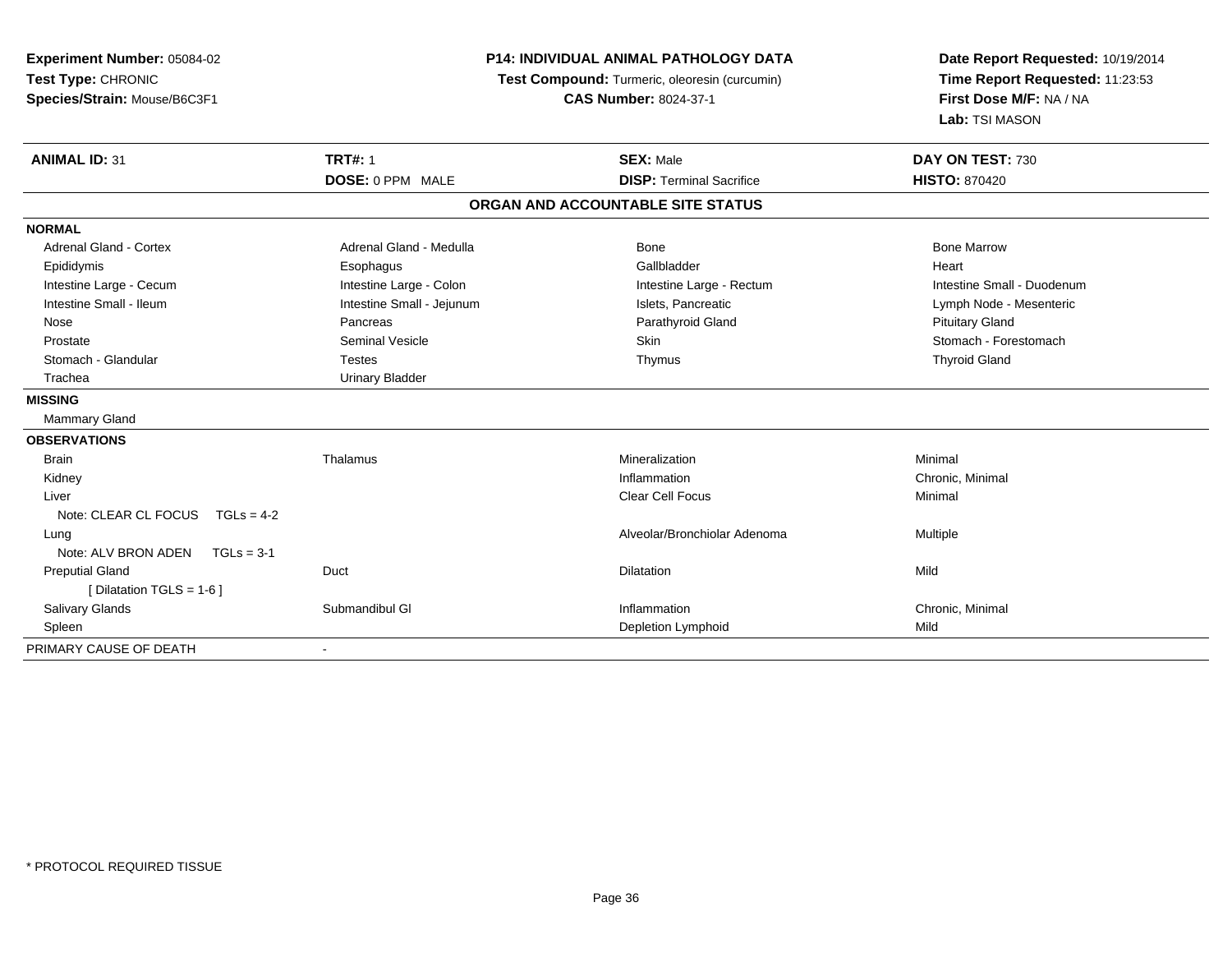**Experiment Number:** 05084-02
**Test Type:** CHRONIC
**Species/Strain:** Mouse/B6C3F1

**P14: INDIVIDUAL ANIMAL PATHOLOGY DATA**
**Test Compound:** Turmeric, oleoresin (curcumin)
**CAS Number:** 8024-37-1

**Date Report Requested:** 10/19/2014
**Time Report Requested:** 11:23:53
**First Dose M/F:** NA / NA
**Lab:** TSI MASON

| **ANIMAL ID:** 31 | **TRT#:** 1 | **SEX:** Male | **DAY ON TEST:** 730 |
|---|---|---|---|
| | **DOSE:** 0 PPM MALE | **DISP:** Terminal Sacrifice | **HISTO:** 870420 |

**ORGAN AND ACCOUNTABLE SITE STATUS**

**NORMAL**

| | | | |
|---|---|---|---|
| Adrenal Gland - Cortex | Adrenal Gland - Medulla | Bone | Bone Marrow |
| Epididymis | Esophagus | Gallbladder | Heart |
| Intestine Large - Cecum | Intestine Large - Colon | Intestine Large - Rectum | Intestine Small - Duodenum |
| Intestine Small - Ileum | Intestine Small - Jejunum | Islets, Pancreatic | Lymph Node - Mesenteric |
| Nose | Pancreas | Parathyroid Gland | Pituitary Gland |
| Prostate | Seminal Vesicle | Skin | Stomach - Forestomach |
| Stomach - Glandular | Testes | Thymus | Thyroid Gland |
| Trachea | Urinary Bladder | | |

**MISSING**

Mammary Gland

**OBSERVATIONS**

| | | | |
|---|---|---|---|
| Brain | Thalamus | Mineralization | Minimal |
| Kidney | | Inflammation | Chronic, Minimal |
| Liver | | Clear Cell Focus | Minimal |
| Note: CLEAR CL FOCUS TGLs = 4-2 | | | |
| Lung | | Alveolar/Bronchiolar Adenoma | Multiple |
| Note: ALV BRON ADEN TGLs = 3-1 | | | |
| Preputial Gland | Duct | Dilatation | Mild |
| [ Dilatation TGLS = 1-6 ] | | | |
| Salivary Glands | Submandibul Gl | Inflammation | Chronic, Minimal |
| Spleen | | Depletion Lymphoid | Mild |

PRIMARY CAUSE OF DEATH -

\* PROTOCOL REQUIRED TISSUE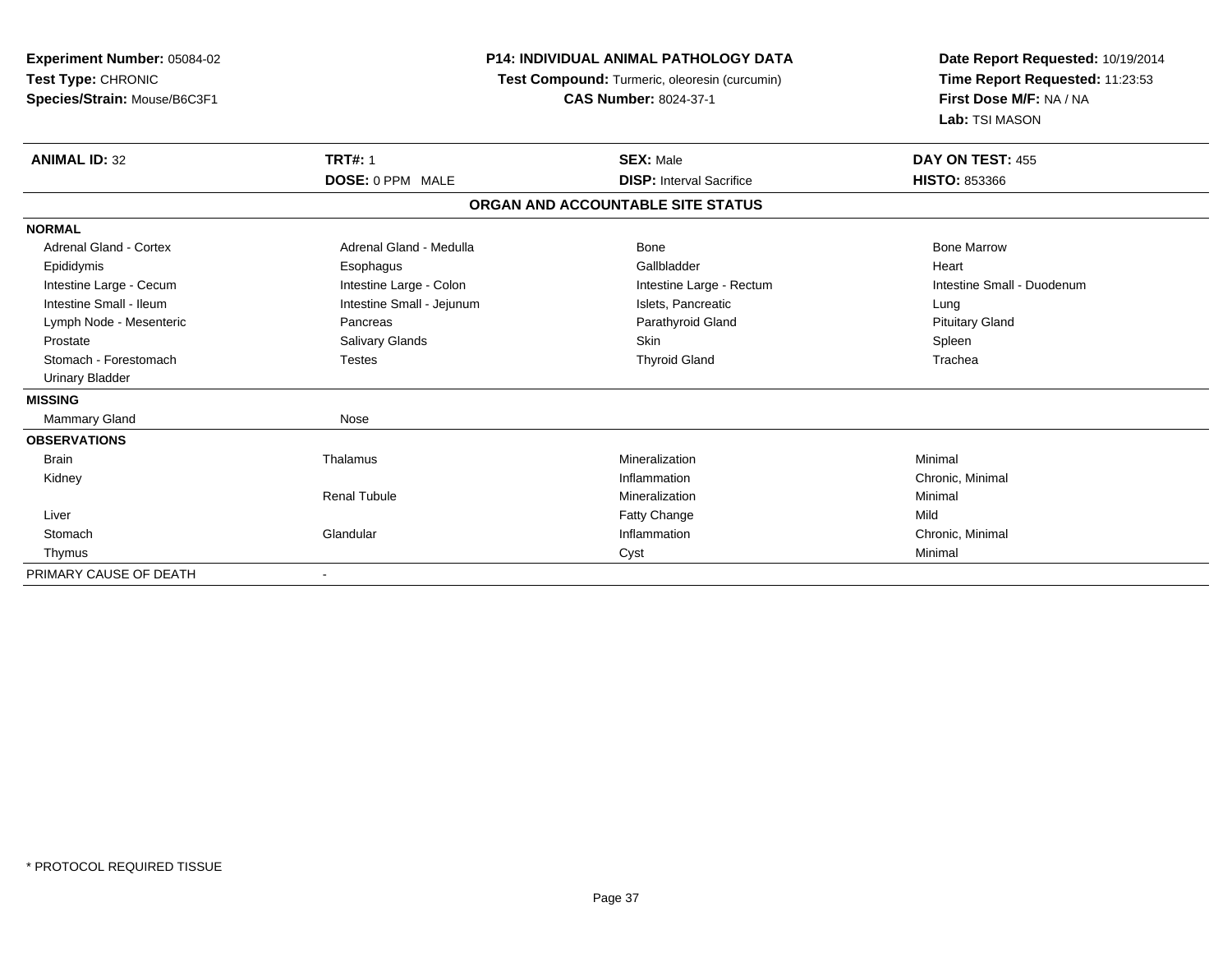**Experiment Number:** 05084-02
**Test Type:** CHRONIC
**Species/Strain:** Mouse/B6C3F1

**P14: INDIVIDUAL ANIMAL PATHOLOGY DATA**
**Test Compound:** Turmeric, oleoresin (curcumin)
**CAS Number:** 8024-37-1

**Date Report Requested:** 10/19/2014
**Time Report Requested:** 11:23:53
**First Dose M/F:** NA / NA
**Lab:** TSI MASON

| **ANIMAL ID:** 32 | **TRT#:** 1 | **SEX:** Male | **DAY ON TEST:** 455 |
|---|---|---|---|
| | **DOSE:** 0 PPM MALE | **DISP:** Interval Sacrifice | **HISTO:** 853366 |

**ORGAN AND ACCOUNTABLE SITE STATUS**

| | | | |
|---|---|---|---|
| **NORMAL** | | | |
| Adrenal Gland - Cortex | Adrenal Gland - Medulla | Bone | Bone Marrow |
| Epididymis | Esophagus | Gallbladder | Heart |
| Intestine Large - Cecum | Intestine Large - Colon | Intestine Large - Rectum | Intestine Small - Duodenum |
| Intestine Small - Ileum | Intestine Small - Jejunum | Islets, Pancreatic | Lung |
| Lymph Node - Mesenteric | Pancreas | Parathyroid Gland | Pituitary Gland |
| Prostate | Salivary Glands | Skin | Spleen |
| Stomach - Forestomach | Testes | Thyroid Gland | Trachea |
| Urinary Bladder | | | |
| **MISSING** | | | |
| Mammary Gland | Nose | | |
| **OBSERVATIONS** | | | |
| Brain | Thalamus | Mineralization | Minimal |
| Kidney | | Inflammation | Chronic, Minimal |
| | Renal Tubule | Mineralization | Minimal |
| Liver | | Fatty Change | Mild |
| Stomach | Glandular | Inflammation | Chronic, Minimal |
| Thymus | | Cyst | Minimal |
| PRIMARY CAUSE OF DEATH | - | | |

\* PROTOCOL REQUIRED TISSUE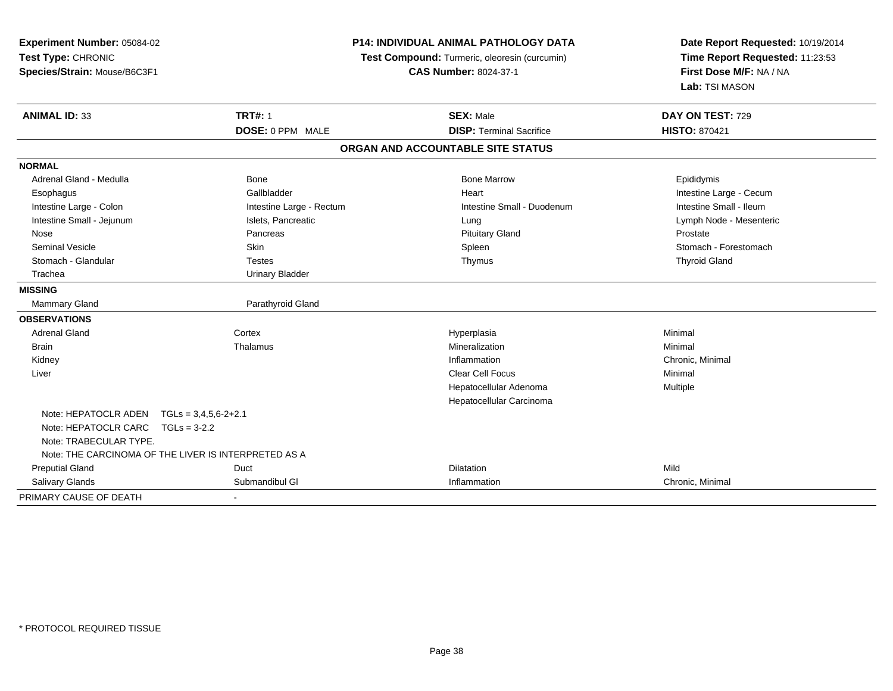**Experiment Number:** 05084-02
**Test Type:** CHRONIC
**Species/Strain:** Mouse/B6C3F1

**P14: INDIVIDUAL ANIMAL PATHOLOGY DATA**
**Test Compound:** Turmeric, oleoresin (curcumin)
**CAS Number:** 8024-37-1

**Date Report Requested:** 10/19/2014
**Time Report Requested:** 11:23:53
**First Dose M/F:** NA / NA
**Lab:** TSI MASON

| **ANIMAL ID:** 33 | **TRT#:** 1 | **SEX:** Male | **DAY ON TEST:** 729 |
|---|---|---|---|
| | **DOSE:** 0 PPM MALE | **DISP:** Terminal Sacrifice | **HISTO:** 870421 |

## ORGAN AND ACCOUNTABLE SITE STATUS

| | | | |
|---|---|---|---|
| **NORMAL** | | | |
| Adrenal Gland - Medulla | Bone | Bone Marrow | Epididymis |
| Esophagus | Gallbladder | Heart | Intestine Large - Cecum |
| Intestine Large - Colon | Intestine Large - Rectum | Intestine Small - Duodenum | Intestine Small - Ileum |
| Intestine Small - Jejunum | Islets, Pancreatic | Lung | Lymph Node - Mesenteric |
| Nose | Pancreas | Pituitary Gland | Prostate |
| Seminal Vesicle | Skin | Spleen | Stomach - Forestomach |
| Stomach - Glandular | Testes | Thymus | Thyroid Gland |
| Trachea | Urinary Bladder | | |
| **MISSING** | | | |
| Mammary Gland | Parathyroid Gland | | |
| **OBSERVATIONS** | | | |
| Adrenal Gland | Cortex | Hyperplasia | Minimal |
| Brain | Thalamus | Mineralization | Minimal |
| Kidney | | Inflammation | Chronic, Minimal |
| Liver | | Clear Cell Focus | Minimal |
| | | Hepatocellular Adenoma | Multiple |
| | | Hepatocellular Carcinoma | |
| Note: HEPATOCLR ADEN TGLs = 3,4,5,6-2+2.1 | | | |
| Note: HEPATOCLR CARC TGLs = 3-2.2 | | | |
| Note: TRABECULAR TYPE. | | | |
| Note: THE CARCINOMA OF THE LIVER IS INTERPRETED AS A | | | |
| Preputial Gland | Duct | Dilatation | Mild |
| Salivary Glands | Submandibul Gl | Inflammation | Chronic, Minimal |
| PRIMARY CAUSE OF DEATH | - | | |

\* PROTOCOL REQUIRED TISSUE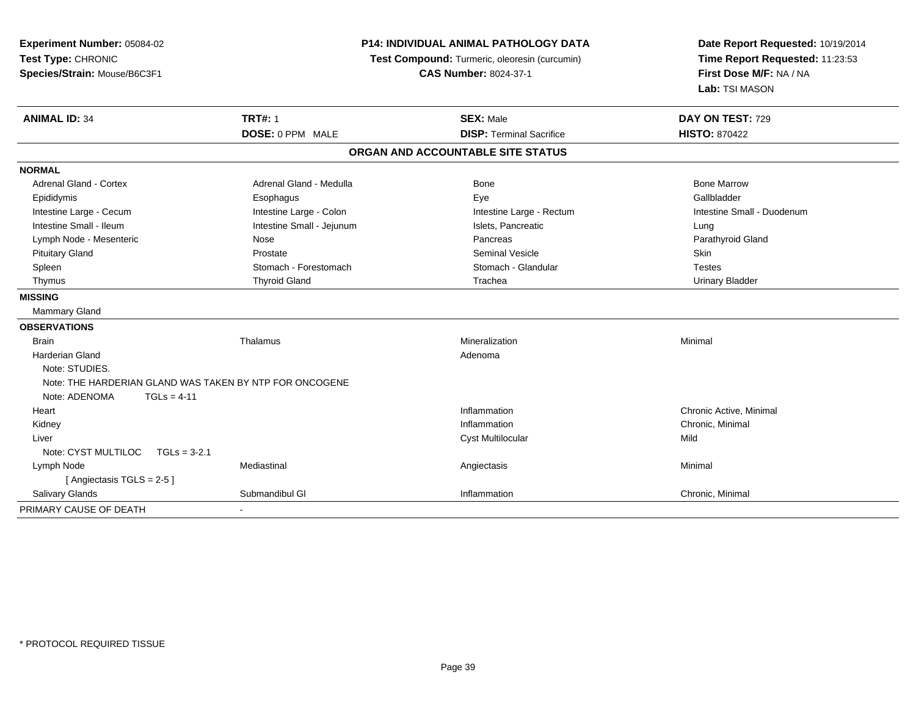**Experiment Number:** 05084-02
**Test Type:** CHRONIC
**Species/Strain:** Mouse/B6C3F1

**P14: INDIVIDUAL ANIMAL PATHOLOGY DATA**
**Test Compound:** Turmeric, oleoresin (curcumin)
**CAS Number:** 8024-37-1

**Date Report Requested:** 10/19/2014
**Time Report Requested:** 11:23:53
**First Dose M/F:** NA / NA
**Lab:** TSI MASON

| **ANIMAL ID:** 34 | **TRT#:** 1 | **SEX:** Male | **DAY ON TEST:** 729 |
|---|---|---|---|
| | **DOSE:** 0 PPM MALE | **DISP:** Terminal Sacrifice | **HISTO:** 870422 |

**ORGAN AND ACCOUNTABLE SITE STATUS**

| | | | |
|---|---|---|---|
| **NORMAL** | | | |
| Adrenal Gland - Cortex | Adrenal Gland - Medulla | Bone | Bone Marrow |
| Epididymis | Esophagus | Eye | Gallbladder |
| Intestine Large - Cecum | Intestine Large - Colon | Intestine Large - Rectum | Intestine Small - Duodenum |
| Intestine Small - Ileum | Intestine Small - Jejunum | Islets, Pancreatic | Lung |
| Lymph Node - Mesenteric | Nose | Pancreas | Parathyroid Gland |
| Pituitary Gland | Prostate | Seminal Vesicle | Skin |
| Spleen | Stomach - Forestomach | Stomach - Glandular | Testes |
| Thymus | Thyroid Gland | Trachea | Urinary Bladder |
| **MISSING** | | | |
| Mammary Gland | | | |
| **OBSERVATIONS** | | | |
| Brain | Thalamus | Mineralization | Minimal |
| Harderian Gland | | Adenoma | |
| Note: STUDIES. | | | |
| Note: THE HARDERIAN GLAND WAS TAKEN BY NTP FOR ONCOGENE | | | |
| Note: ADENOMA TGLs = 4-11 | | | |
| Heart | | Inflammation | Chronic Active, Minimal |
| Kidney | | Inflammation | Chronic, Minimal |
| Liver | | Cyst Multilocular | Mild |
| Note: CYST MULTILOC TGLs = 3-2.1 | | | |
| Lymph Node | Mediastinal | Angiectasis | Minimal |
| [ Angiectasis TGLS = 2-5 ] | | | |
| Salivary Glands | Submandibul Gl | Inflammation | Chronic, Minimal |
| PRIMARY CAUSE OF DEATH | - | | |

* PROTOCOL REQUIRED TISSUE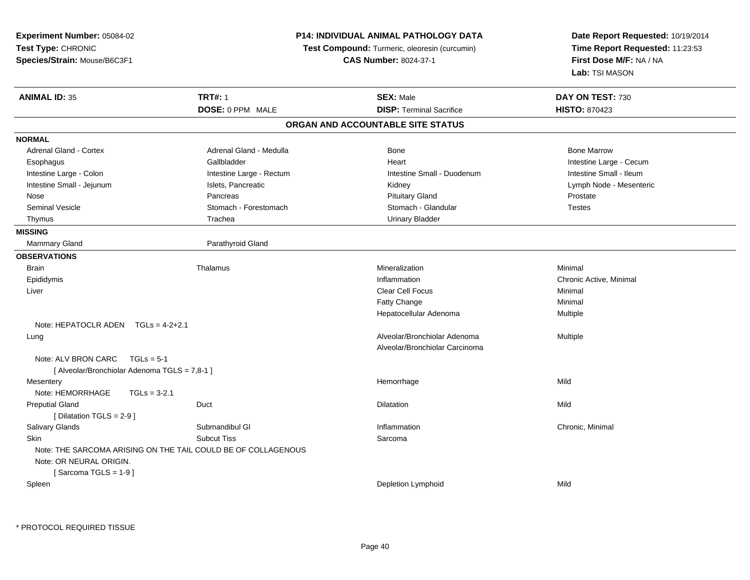**Experiment Number:** 05084-02
**Test Type:** CHRONIC
**Species/Strain:** Mouse/B6C3F1

**P14: INDIVIDUAL ANIMAL PATHOLOGY DATA**
**Test Compound:** Turmeric, oleoresin (curcumin)
**CAS Number:** 8024-37-1

**Date Report Requested:** 10/19/2014
**Time Report Requested:** 11:23:53
**First Dose M/F:** NA / NA
**Lab:** TSI MASON

| **ANIMAL ID:** 35 | **TRT#:** 1 | **SEX:** Male | **DAY ON TEST:** 730 |
|---|---|---|---|
| | **DOSE:** 0 PPM MALE | **DISP:** Terminal Sacrifice | **HISTO:** 870423 |

## ORGAN AND ACCOUNTABLE SITE STATUS

**NORMAL**

| | | | |
|---|---|---|---|
| Adrenal Gland - Cortex | Adrenal Gland - Medulla | Bone | Bone Marrow |
| Esophagus | Gallbladder | Heart | Intestine Large - Cecum |
| Intestine Large - Colon | Intestine Large - Rectum | Intestine Small - Duodenum | Intestine Small - Ileum |
| Intestine Small - Jejunum | Islets, Pancreatic | Kidney | Lymph Node - Mesenteric |
| Nose | Pancreas | Pituitary Gland | Prostate |
| Seminal Vesicle | Stomach - Forestomach | Stomach - Glandular | Testes |
| Thymus | Trachea | Urinary Bladder | |

**MISSING**

| | |
|---|---|
| Mammary Gland | Parathyroid Gland |

**OBSERVATIONS**

| | | | |
|---|---|---|---|
| Brain | Thalamus | Mineralization | Minimal |
| Epididymis | | Inflammation | Chronic Active, Minimal |
| Liver | | Clear Cell Focus | Minimal |
| | | Fatty Change | Minimal |
| | | Hepatocellular Adenoma | Multiple |
| Note: HEPATOCLR ADEN TGLs = 4-2+2.1 | | | |
| Lung | | Alveolar/Bronchiolar Adenoma | Multiple |
| | | Alveolar/Bronchiolar Carcinoma | |
| Note: ALV BRON CARC TGLs = 5-1 | | | |
| [ Alveolar/Bronchiolar Adenoma TGLS = 7,8-1 ] | | | |
| Mesentery | | Hemorrhage | Mild |
| Note: HEMORRHAGE TGLs = 3-2.1 | | | |
| Preputial Gland | Duct | Dilatation | Mild |
| [ Dilatation TGLS = 2-9 ] | | | |
| Salivary Glands | Submandibul Gl | Inflammation | Chronic, Minimal |
| Skin | Subcut Tiss | Sarcoma | |
| Note: THE SARCOMA ARISING ON THE TAIL COULD BE OF COLLAGENOUS | | | |
| Note: OR NEURAL ORIGIN. | | | |
| [ Sarcoma TGLS = 1-9 ] | | | |
| Spleen | | Depletion Lymphoid | Mild |

* PROTOCOL REQUIRED TISSUE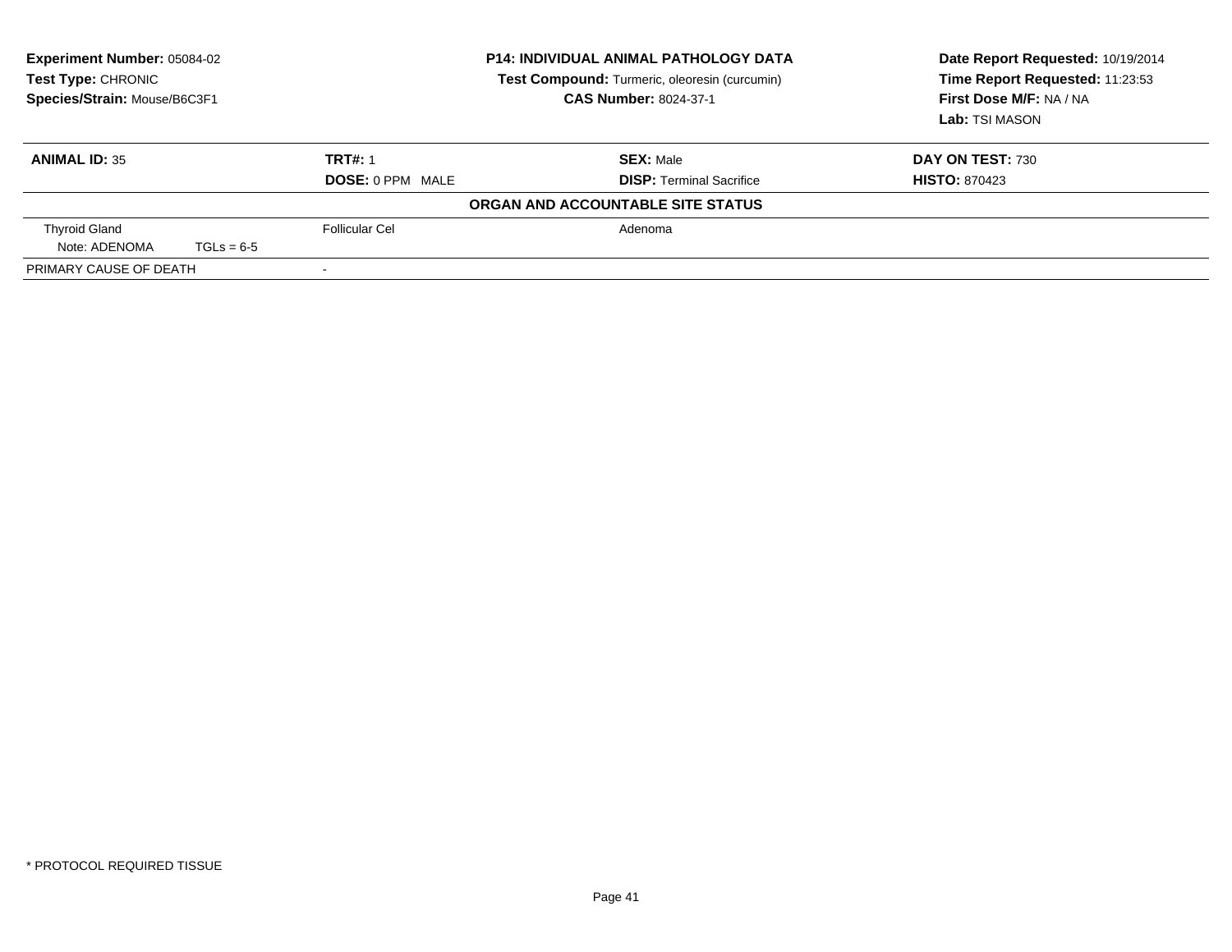**Experiment Number:** 05084-02
**Test Type:** CHRONIC
**Species/Strain:** Mouse/B6C3F1

**P14: INDIVIDUAL ANIMAL PATHOLOGY DATA**
**Test Compound:** Turmeric, oleoresin (curcumin)
**CAS Number:** 8024-37-1

**Date Report Requested:** 10/19/2014
**Time Report Requested:** 11:23:53
**First Dose M/F:** NA / NA
**Lab:** TSI MASON

| **ANIMAL ID:** 35 | **TRT#:** 1 | **SEX:** Male | **DAY ON TEST:** 730 |
|---|---|---|---|
| | **DOSE:** 0 PPM MALE | **DISP:** Terminal Sacrifice | **HISTO:** 870423 |

**ORGAN AND ACCOUNTABLE SITE STATUS**

| | | |
|---|---|---|
| Thyroid Gland | Follicular Cel | Adenoma |
| Note: ADENOMA TGLs = 6-5 | | |
| PRIMARY CAUSE OF DEATH | - | |

* PROTOCOL REQUIRED TISSUE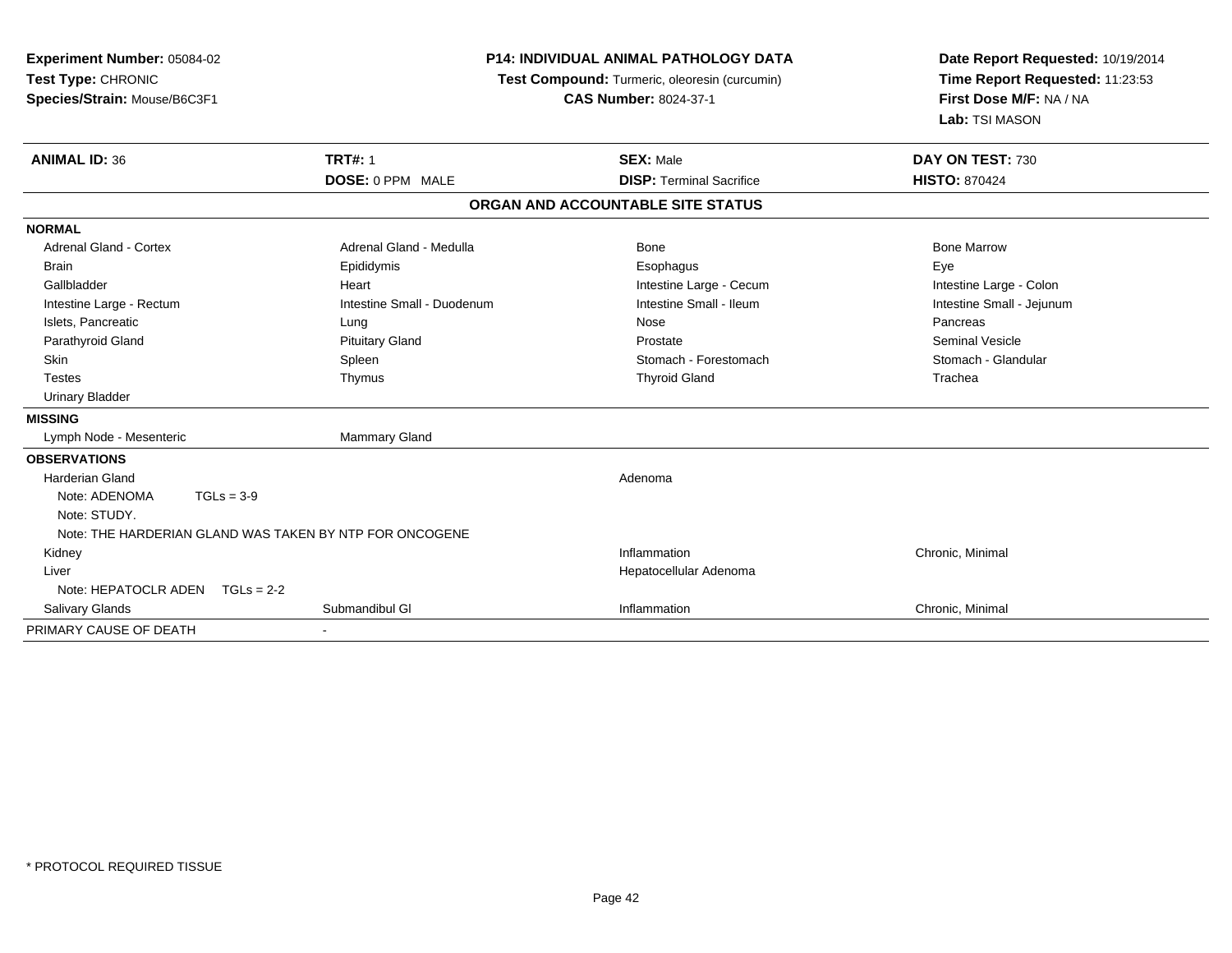**Experiment Number:** 05084-02
**Test Type:** CHRONIC
**Species/Strain:** Mouse/B6C3F1

**P14: INDIVIDUAL ANIMAL PATHOLOGY DATA**
**Test Compound:** Turmeric, oleoresin (curcumin)
**CAS Number:** 8024-37-1

**Date Report Requested:** 10/19/2014
**Time Report Requested:** 11:23:53
**First Dose M/F:** NA / NA
**Lab:** TSI MASON

| **ANIMAL ID:** 36 | **TRT#:** 1 | **SEX:** Male | **DAY ON TEST:** 730 |
|---|---|---|---|
| | **DOSE:** 0 PPM MALE | **DISP:** Terminal Sacrifice | **HISTO:** 870424 |

**ORGAN AND ACCOUNTABLE SITE STATUS**

| | | | |
|---|---|---|---|
| **NORMAL** | | | |
| Adrenal Gland - Cortex | Adrenal Gland - Medulla | Bone | Bone Marrow |
| Brain | Epididymis | Esophagus | Eye |
| Gallbladder | Heart | Intestine Large - Cecum | Intestine Large - Colon |
| Intestine Large - Rectum | Intestine Small - Duodenum | Intestine Small - Ileum | Intestine Small - Jejunum |
| Islets, Pancreatic | Lung | Nose | Pancreas |
| Parathyroid Gland | Pituitary Gland | Prostate | Seminal Vesicle |
| Skin | Spleen | Stomach - Forestomach | Stomach - Glandular |
| Testes | Thymus | Thyroid Gland | Trachea |
| Urinary Bladder | | | |
| **MISSING** | | | |
| Lymph Node - Mesenteric | Mammary Gland | | |
| **OBSERVATIONS** | | | |
| Harderian Gland | | Adenoma | |
| Note: ADENOMA TGLs = 3-9 | | | |
| Note: STUDY. | | | |
| Note: THE HARDERIAN GLAND WAS TAKEN BY NTP FOR ONCOGENE | | | |
| Kidney | | Inflammation | Chronic, Minimal |
| Liver | | Hepatocellular Adenoma | |
| Note: HEPATOCLR ADEN TGLs = 2-2 | | | |
| Salivary Glands | Submandibul Gl | Inflammation | Chronic, Minimal |
| PRIMARY CAUSE OF DEATH | - | | |

\* PROTOCOL REQUIRED TISSUE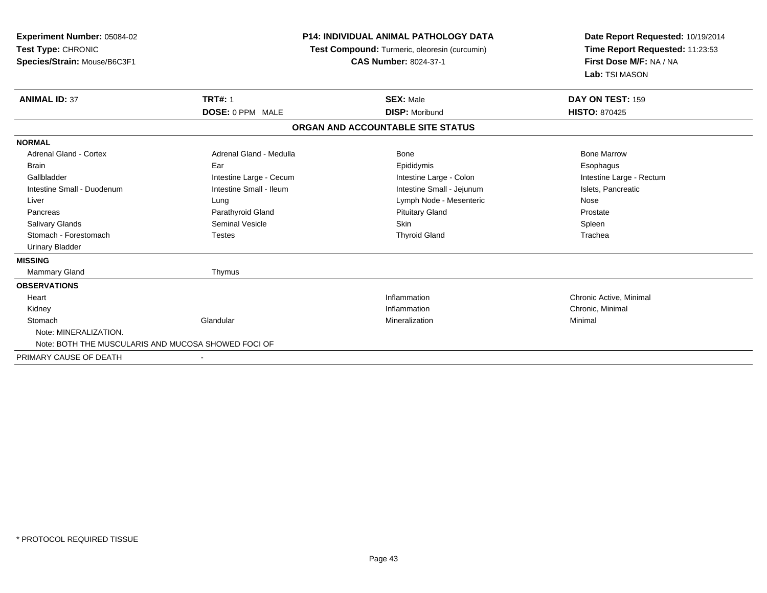**Experiment Number:** 05084-02
**Test Type:** CHRONIC
**Species/Strain:** Mouse/B6C3F1

**P14: INDIVIDUAL ANIMAL PATHOLOGY DATA**
**Test Compound:** Turmeric, oleoresin (curcumin)
**CAS Number:** 8024-37-1

**Date Report Requested:** 10/19/2014
**Time Report Requested:** 11:23:53
**First Dose M/F:** NA / NA
**Lab:** TSI MASON

| **ANIMAL ID:** 37 | **TRT#:** 1 | **SEX:** Male | **DAY ON TEST:** 159 |
|---|---|---|---|
| | **DOSE:** 0 PPM MALE | **DISP:** Moribund | **HISTO:** 870425 |

**ORGAN AND ACCOUNTABLE SITE STATUS**

| | | | |
|---|---|---|---|
| **NORMAL** | | | |
| Adrenal Gland - Cortex | Adrenal Gland - Medulla | Bone | Bone Marrow |
| Brain | Ear | Epididymis | Esophagus |
| Gallbladder | Intestine Large - Cecum | Intestine Large - Colon | Intestine Large - Rectum |
| Intestine Small - Duodenum | Intestine Small - Ileum | Intestine Small - Jejunum | Islets, Pancreatic |
| Liver | Lung | Lymph Node - Mesenteric | Nose |
| Pancreas | Parathyroid Gland | Pituitary Gland | Prostate |
| Salivary Glands | Seminal Vesicle | Skin | Spleen |
| Stomach - Forestomach | Testes | Thyroid Gland | Trachea |
| Urinary Bladder | | | |
| **MISSING** | | | |
| Mammary Gland | Thymus | | |
| **OBSERVATIONS** | | | |
| Heart | | Inflammation | Chronic Active, Minimal |
| Kidney | | Inflammation | Chronic, Minimal |
| Stomach | Glandular | Mineralization | Minimal |
| Note: MINERALIZATION. | | | |
| Note: BOTH THE MUSCULARIS AND MUCOSA SHOWED FOCI OF | | | |
| PRIMARY CAUSE OF DEATH | - | | |

\* PROTOCOL REQUIRED TISSUE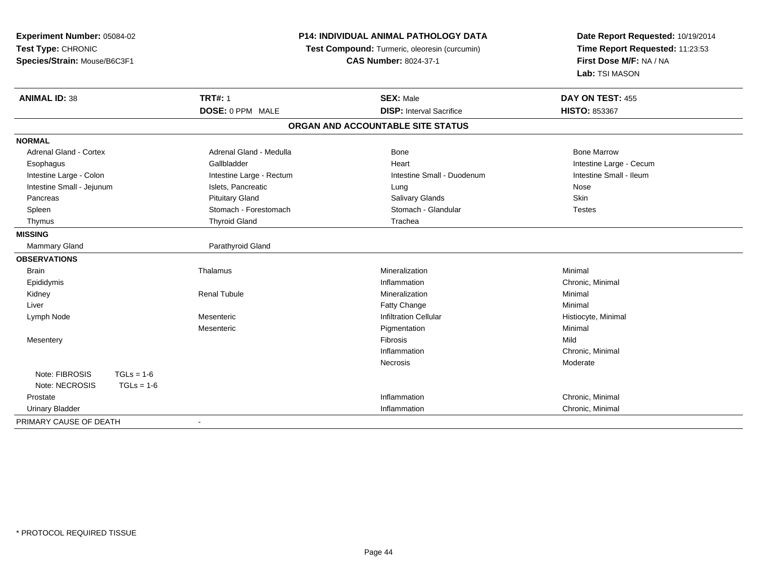**Experiment Number:** 05084-02
**Test Type:** CHRONIC
**Species/Strain:** Mouse/B6C3F1

**P14: INDIVIDUAL ANIMAL PATHOLOGY DATA**
**Test Compound:** Turmeric, oleoresin (curcumin)
**CAS Number:** 8024-37-1

**Date Report Requested:** 10/19/2014
**Time Report Requested:** 11:23:53
**First Dose M/F:** NA / NA
**Lab:** TSI MASON

| **ANIMAL ID:** 38 | **TRT#:** 1 | **SEX:** Male | **DAY ON TEST:** 455 |
|---|---|---|---|
| | **DOSE:** 0 PPM MALE | **DISP:** Interval Sacrifice | **HISTO:** 853367 |

## ORGAN AND ACCOUNTABLE SITE STATUS

**NORMAL**

| | | | |
|---|---|---|---|
| Adrenal Gland - Cortex | Adrenal Gland - Medulla | Bone | Bone Marrow |
| Esophagus | Gallbladder | Heart | Intestine Large - Cecum |
| Intestine Large - Colon | Intestine Large - Rectum | Intestine Small - Duodenum | Intestine Small - Ileum |
| Intestine Small - Jejunum | Islets, Pancreatic | Lung | Nose |
| Pancreas | Pituitary Gland | Salivary Glands | Skin |
| Spleen | Stomach - Forestomach | Stomach - Glandular | Testes |
| Thymus | Thyroid Gland | Trachea | |

**MISSING**

| | |
|---|---|
| Mammary Gland | Parathyroid Gland |

**OBSERVATIONS**

| Organ | Site | Finding | Severity |
|---|---|---|---|
| Brain | Thalamus | Mineralization | Minimal |
| Epididymis | | Inflammation | Chronic, Minimal |
| Kidney | Renal Tubule | Mineralization | Minimal |
| Liver | | Fatty Change | Minimal |
| Lymph Node | Mesenteric | Infiltration Cellular | Histiocyte, Minimal |
| | Mesenteric | Pigmentation | Minimal |
| Mesentery | | Fibrosis | Mild |
| | | Inflammation | Chronic, Minimal |
| | | Necrosis | Moderate |
| Note: FIBROSIS TGLs = 1-6 | | | |
| Note: NECROSIS TGLs = 1-6 | | | |
| Prostate | | Inflammation | Chronic, Minimal |
| Urinary Bladder | | Inflammation | Chronic, Minimal |

PRIMARY CAUSE OF DEATH -

* PROTOCOL REQUIRED TISSUE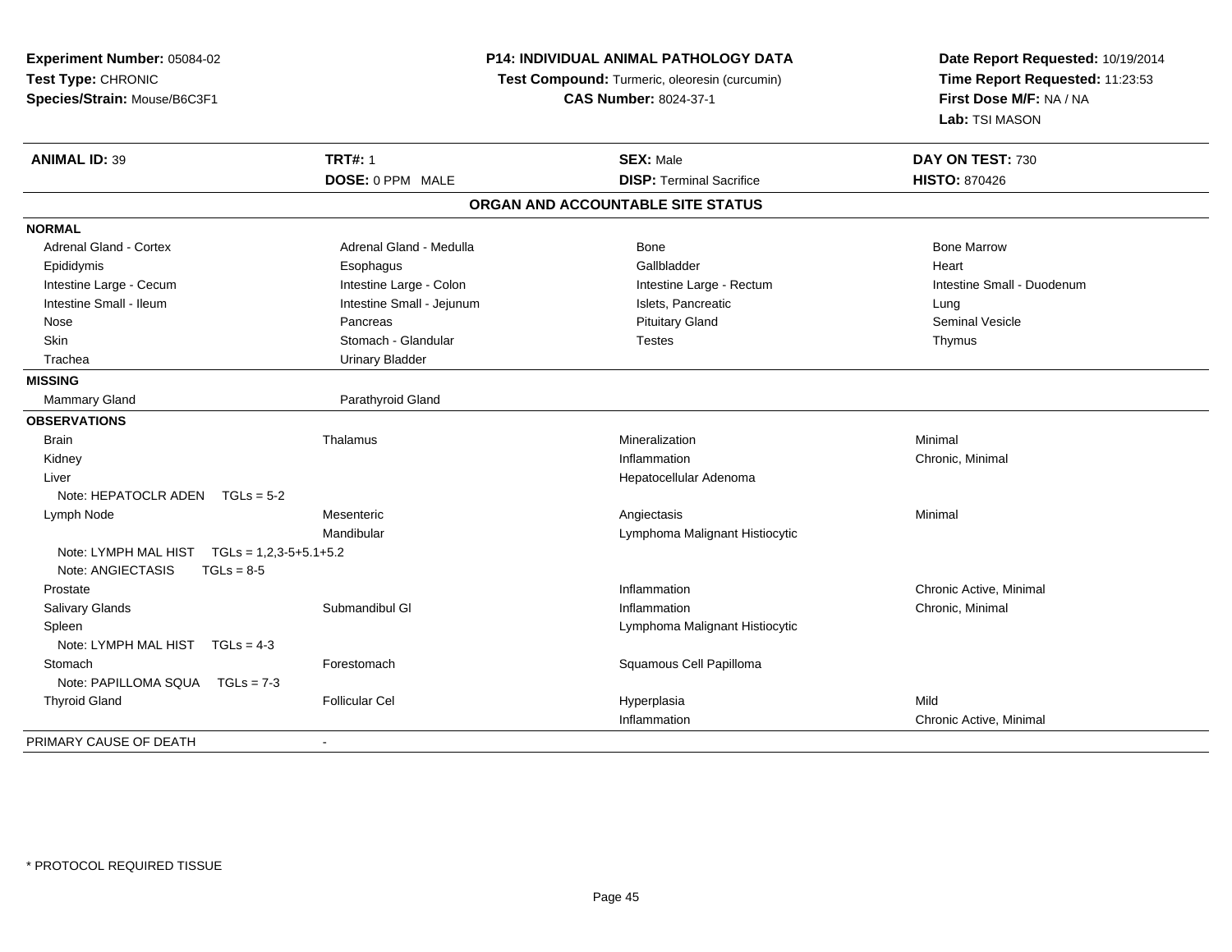**Experiment Number:** 05084-02
**Test Type:** CHRONIC
**Species/Strain:** Mouse/B6C3F1

**P14: INDIVIDUAL ANIMAL PATHOLOGY DATA**
**Test Compound:** Turmeric, oleoresin (curcumin)
**CAS Number:** 8024-37-1

**Date Report Requested:** 10/19/2014
**Time Report Requested:** 11:23:53
**First Dose M/F:** NA / NA
**Lab:** TSI MASON

| **ANIMAL ID:** 39 | **TRT#:** 1 | **SEX:** Male | **DAY ON TEST:** 730 |
|---|---|---|---|
| | **DOSE:** 0 PPM MALE | **DISP:** Terminal Sacrifice | **HISTO:** 870426 |

**ORGAN AND ACCOUNTABLE SITE STATUS**

| | | | |
|---|---|---|---|
| **NORMAL** | | | |
| Adrenal Gland - Cortex | Adrenal Gland - Medulla | Bone | Bone Marrow |
| Epididymis | Esophagus | Gallbladder | Heart |
| Intestine Large - Cecum | Intestine Large - Colon | Intestine Large - Rectum | Intestine Small - Duodenum |
| Intestine Small - Ileum | Intestine Small - Jejunum | Islets, Pancreatic | Lung |
| Nose | Pancreas | Pituitary Gland | Seminal Vesicle |
| Skin | Stomach - Glandular | Testes | Thymus |
| Trachea | Urinary Bladder | | |
| **MISSING** | | | |
| Mammary Gland | Parathyroid Gland | | |
| **OBSERVATIONS** | | | |
| Brain | Thalamus | Mineralization | Minimal |
| Kidney | | Inflammation | Chronic, Minimal |
| Liver | | Hepatocellular Adenoma | |
| Note: HEPATOCLR ADEN TGLs = 5-2 | | | |
| Lymph Node | Mesenteric | Angiectasis | Minimal |
| | Mandibular | Lymphoma Malignant Histiocytic | |
| Note: LYMPH MAL HIST TGLs = 1,2,3-5+5.1+5.2 | | | |
| Note: ANGIECTASIS TGLs = 8-5 | | | |
| Prostate | | Inflammation | Chronic Active, Minimal |
| Salivary Glands | Submandibul Gl | Inflammation | Chronic, Minimal |
| Spleen | | Lymphoma Malignant Histiocytic | |
| Note: LYMPH MAL HIST TGLs = 4-3 | | | |
| Stomach | Forestomach | Squamous Cell Papilloma | |
| Note: PAPILLOMA SQUA TGLs = 7-3 | | | |
| Thyroid Gland | Follicular Cel | Hyperplasia | Mild |
| | | Inflammation | Chronic Active, Minimal |
| PRIMARY CAUSE OF DEATH | - | | |

* PROTOCOL REQUIRED TISSUE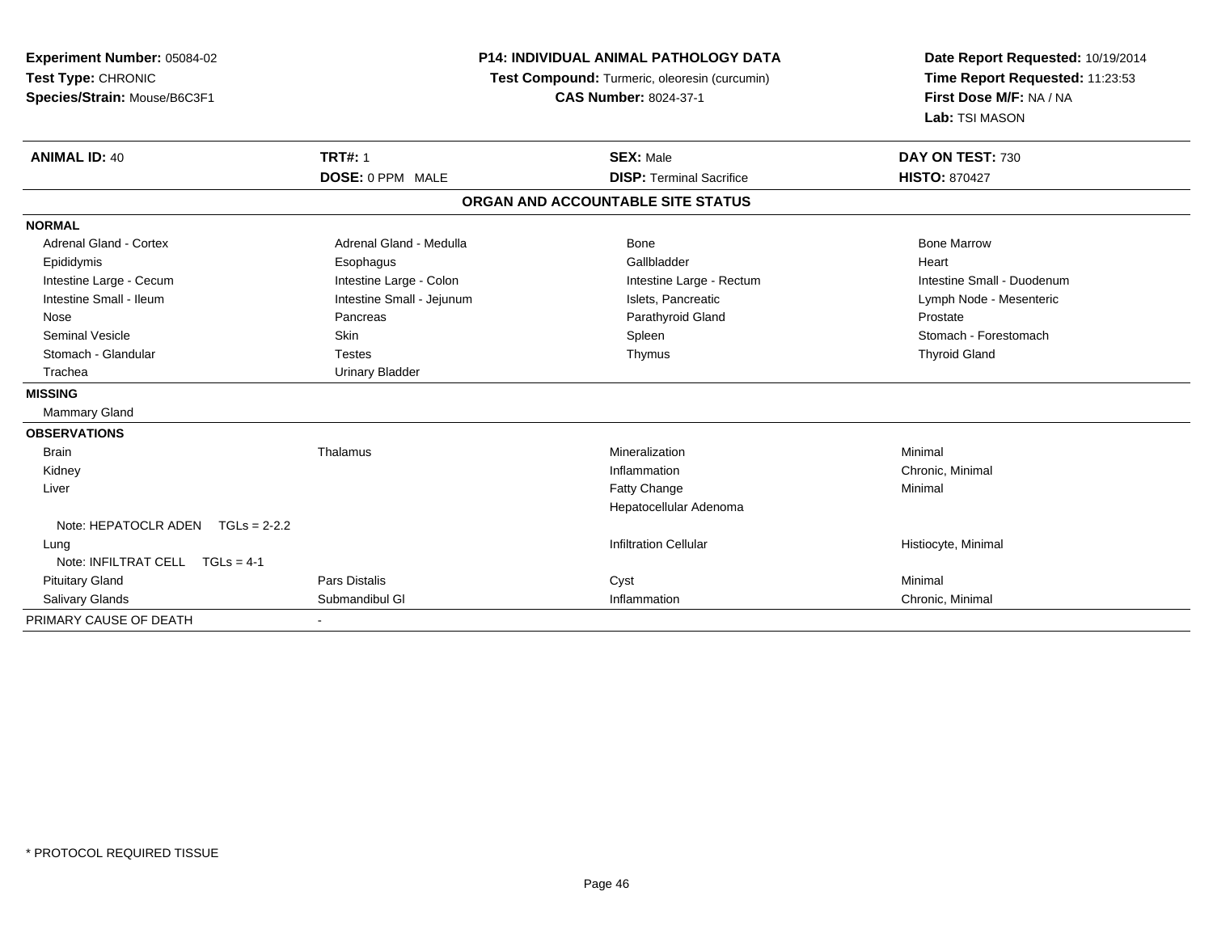**Experiment Number:** 05084-02
**Test Type:** CHRONIC
**Species/Strain:** Mouse/B6C3F1

**P14: INDIVIDUAL ANIMAL PATHOLOGY DATA**
**Test Compound:** Turmeric, oleoresin (curcumin)
**CAS Number:** 8024-37-1

**Date Report Requested:** 10/19/2014
**Time Report Requested:** 11:23:53
**First Dose M/F:** NA / NA
**Lab:** TSI MASON

| **ANIMAL ID:** 40 | **TRT#:** 1 | **SEX:** Male | **DAY ON TEST:** 730 |
|---|---|---|---|
| | **DOSE:** 0 PPM MALE | **DISP:** Terminal Sacrifice | **HISTO:** 870427 |

**ORGAN AND ACCOUNTABLE SITE STATUS**

| | | | |
|---|---|---|---|
| **NORMAL** | | | |
| Adrenal Gland - Cortex | Adrenal Gland - Medulla | Bone | Bone Marrow |
| Epididymis | Esophagus | Gallbladder | Heart |
| Intestine Large - Cecum | Intestine Large - Colon | Intestine Large - Rectum | Intestine Small - Duodenum |
| Intestine Small - Ileum | Intestine Small - Jejunum | Islets, Pancreatic | Lymph Node - Mesenteric |
| Nose | Pancreas | Parathyroid Gland | Prostate |
| Seminal Vesicle | Skin | Spleen | Stomach - Forestomach |
| Stomach - Glandular | Testes | Thymus | Thyroid Gland |
| Trachea | Urinary Bladder | | |
| **MISSING** | | | |
| Mammary Gland | | | |
| **OBSERVATIONS** | | | |
| Brain | Thalamus | Mineralization | Minimal |
| Kidney | | Inflammation | Chronic, Minimal |
| Liver | | Fatty Change | Minimal |
| | | Hepatocellular Adenoma | |
| Note: HEPATOCLR ADEN TGLs = 2-2.2 | | | |
| Lung | | Infiltration Cellular | Histiocyte, Minimal |
| Note: INFILTRAT CELL TGLs = 4-1 | | | |
| Pituitary Gland | Pars Distalis | Cyst | Minimal |
| Salivary Glands | Submandibul Gl | Inflammation | Chronic, Minimal |
| PRIMARY CAUSE OF DEATH | - | | |

\* PROTOCOL REQUIRED TISSUE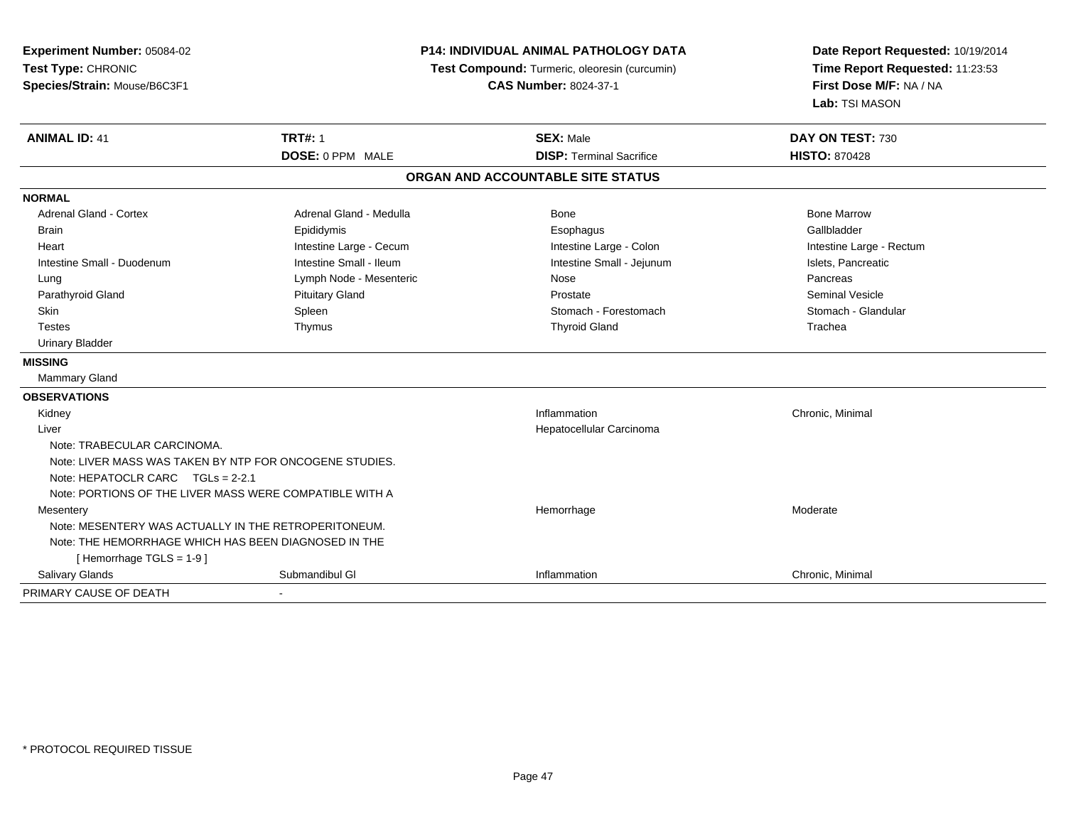**Experiment Number:** 05084-02
**Test Type:** CHRONIC
**Species/Strain:** Mouse/B6C3F1

**P14: INDIVIDUAL ANIMAL PATHOLOGY DATA**
**Test Compound:** Turmeric, oleoresin (curcumin)
**CAS Number:** 8024-37-1

**Date Report Requested:** 10/19/2014
**Time Report Requested:** 11:23:53
**First Dose M/F:** NA / NA
**Lab:** TSI MASON

| **ANIMAL ID:** 41 | **TRT#:** 1 | **SEX:** Male | **DAY ON TEST:** 730 |
|---|---|---|---|
| | **DOSE:** 0 PPM MALE | **DISP:** Terminal Sacrifice | **HISTO:** 870428 |

## ORGAN AND ACCOUNTABLE SITE STATUS

**NORMAL**

| | | | |
|---|---|---|---|
| Adrenal Gland - Cortex | Adrenal Gland - Medulla | Bone | Bone Marrow |
| Brain | Epididymis | Esophagus | Gallbladder |
| Heart | Intestine Large - Cecum | Intestine Large - Colon | Intestine Large - Rectum |
| Intestine Small - Duodenum | Intestine Small - Ileum | Intestine Small - Jejunum | Islets, Pancreatic |
| Lung | Lymph Node - Mesenteric | Nose | Pancreas |
| Parathyroid Gland | Pituitary Gland | Prostate | Seminal Vesicle |
| Skin | Spleen | Stomach - Forestomach | Stomach - Glandular |
| Testes | Thymus | Thyroid Gland | Trachea |
| Urinary Bladder | | | |

**MISSING**

Mammary Gland

**OBSERVATIONS**

| | | | |
|---|---|---|---|
| Kidney | | Inflammation | Chronic, Minimal |
| Liver | | Hepatocellular Carcinoma | |

Note: TRABECULAR CARCINOMA.
Note: LIVER MASS WAS TAKEN BY NTP FOR ONCOGENE STUDIES.
Note: HEPATOCLR CARC TGLs = 2-2.1
Note: PORTIONS OF THE LIVER MASS WERE COMPATIBLE WITH A

| | | | |
|---|---|---|---|
| Mesentery | | Hemorrhage | Moderate |

Note: MESENTERY WAS ACTUALLY IN THE RETROPERITONEUM.
Note: THE HEMORRHAGE WHICH HAS BEEN DIAGNOSED IN THE
[ Hemorrhage TGLS = 1-9 ]

| | | | |
|---|---|---|---|
| Salivary Glands | Submandibul Gl | Inflammation | Chronic, Minimal |

PRIMARY CAUSE OF DEATH -

* PROTOCOL REQUIRED TISSUE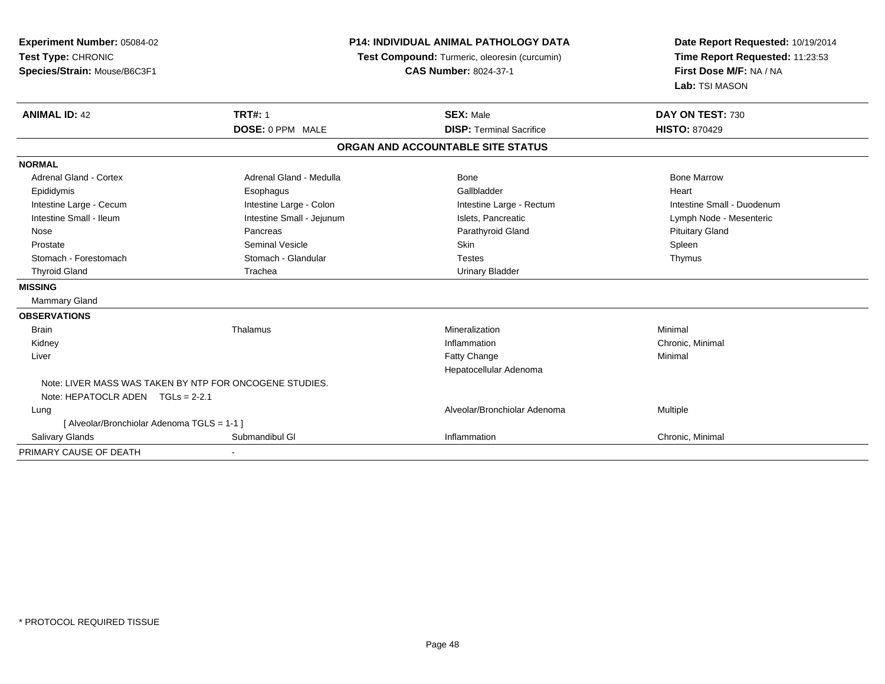**Experiment Number:** 05084-02
**Test Type:** CHRONIC
**Species/Strain:** Mouse/B6C3F1

**P14: INDIVIDUAL ANIMAL PATHOLOGY DATA**
**Test Compound:** Turmeric, oleoresin (curcumin)
**CAS Number:** 8024-37-1

**Date Report Requested:** 10/19/2014
**Time Report Requested:** 11:23:53
**First Dose M/F:** NA / NA
**Lab:** TSI MASON

| **ANIMAL ID:** 42 | **TRT#:** 1 | **SEX:** Male | **DAY ON TEST:** 730 |
|---|---|---|---|
| | **DOSE:** 0 PPM MALE | **DISP:** Terminal Sacrifice | **HISTO:** 870429 |

## ORGAN AND ACCOUNTABLE SITE STATUS

| | | | |
|---|---|---|---|
| **NORMAL** | | | |
| Adrenal Gland - Cortex | Adrenal Gland - Medulla | Bone | Bone Marrow |
| Epididymis | Esophagus | Gallbladder | Heart |
| Intestine Large - Cecum | Intestine Large - Colon | Intestine Large - Rectum | Intestine Small - Duodenum |
| Intestine Small - Ileum | Intestine Small - Jejunum | Islets, Pancreatic | Lymph Node - Mesenteric |
| Nose | Pancreas | Parathyroid Gland | Pituitary Gland |
| Prostate | Seminal Vesicle | Skin | Spleen |
| Stomach - Forestomach | Stomach - Glandular | Testes | Thymus |
| Thyroid Gland | Trachea | Urinary Bladder | |
| **MISSING** | | | |
| Mammary Gland | | | |
| **OBSERVATIONS** | | | |
| Brain | Thalamus | Mineralization | Minimal |
| Kidney | | Inflammation | Chronic, Minimal |
| Liver | | Fatty Change | Minimal |
| | | Hepatocellular Adenoma | |
| Note: LIVER MASS WAS TAKEN BY NTP FOR ONCOGENE STUDIES. | | | |
| Note: HEPATOCLR ADEN TGLs = 2-2.1 | | | |
| Lung | | Alveolar/Bronchiolar Adenoma | Multiple |
| [ Alveolar/Bronchiolar Adenoma TGLS = 1-1 ] | | | |
| Salivary Glands | Submandibul Gl | Inflammation | Chronic, Minimal |
| PRIMARY CAUSE OF DEATH | - | | |

* PROTOCOL REQUIRED TISSUE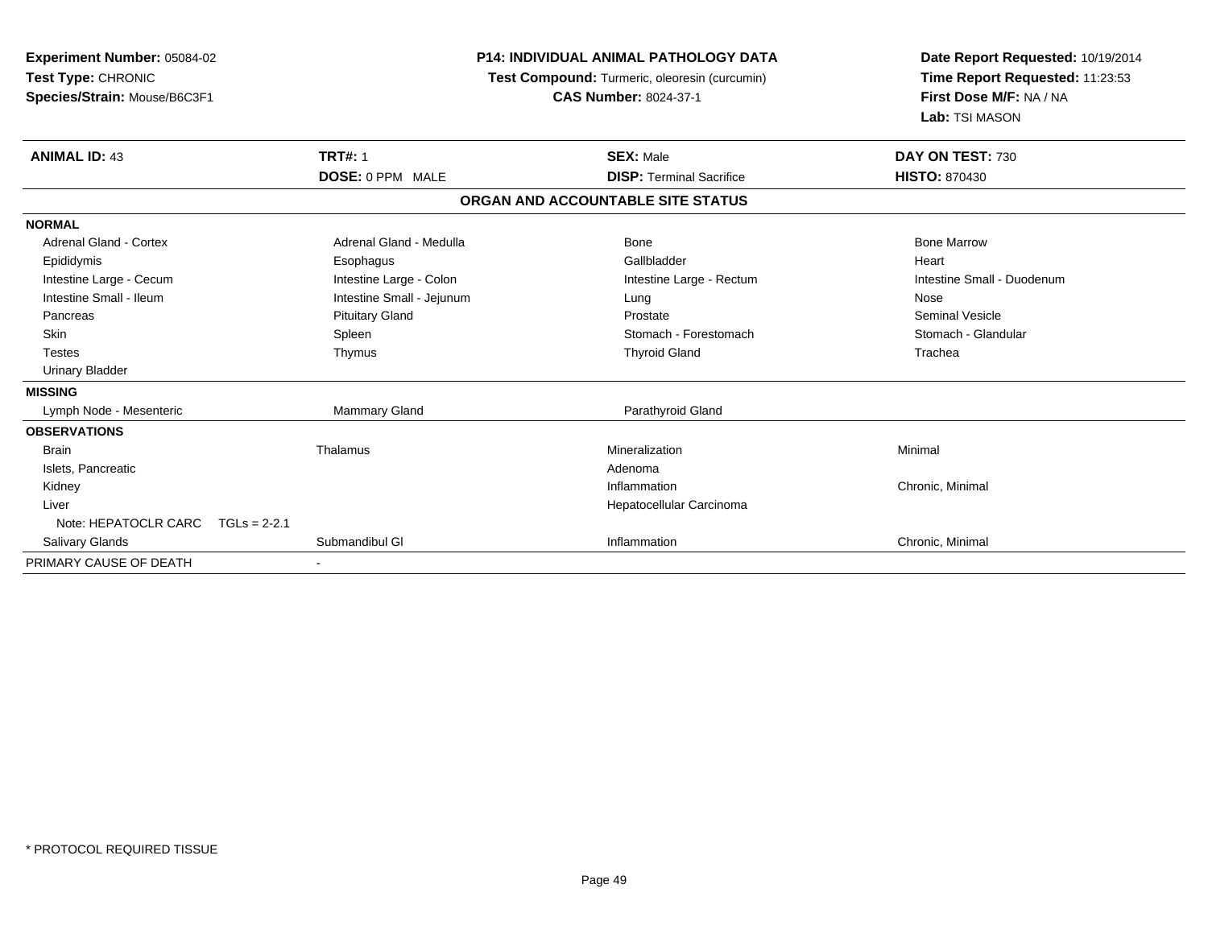**Experiment Number:** 05084-02
**Test Type:** CHRONIC
**Species/Strain:** Mouse/B6C3F1

**P14: INDIVIDUAL ANIMAL PATHOLOGY DATA**
**Test Compound:** Turmeric, oleoresin (curcumin)
**CAS Number:** 8024-37-1

**Date Report Requested:** 10/19/2014
**Time Report Requested:** 11:23:53
**First Dose M/F:** NA / NA
**Lab:** TSI MASON

| **ANIMAL ID:** 43 | **TRT#:** 1 | **SEX:** Male | **DAY ON TEST:** 730 |
|---|---|---|---|
| | **DOSE:** 0 PPM MALE | **DISP:** Terminal Sacrifice | **HISTO:** 870430 |

**ORGAN AND ACCOUNTABLE SITE STATUS**

| | | | |
|---|---|---|---|
| **NORMAL** | | | |
| Adrenal Gland - Cortex | Adrenal Gland - Medulla | Bone | Bone Marrow |
| Epididymis | Esophagus | Gallbladder | Heart |
| Intestine Large - Cecum | Intestine Large - Colon | Intestine Large - Rectum | Intestine Small - Duodenum |
| Intestine Small - Ileum | Intestine Small - Jejunum | Lung | Nose |
| Pancreas | Pituitary Gland | Prostate | Seminal Vesicle |
| Skin | Spleen | Stomach - Forestomach | Stomach - Glandular |
| Testes | Thymus | Thyroid Gland | Trachea |
| Urinary Bladder | | | |
| **MISSING** | | | |
| Lymph Node - Mesenteric | Mammary Gland | Parathyroid Gland | |
| **OBSERVATIONS** | | | |
| Brain | Thalamus | Mineralization | Minimal |
| Islets, Pancreatic | | Adenoma | |
| Kidney | | Inflammation | Chronic, Minimal |
| Liver | | Hepatocellular Carcinoma | |
| Note: HEPATOCLR CARC TGLs = 2-2.1 | | | |
| Salivary Glands | Submandibul Gl | Inflammation | Chronic, Minimal |
| PRIMARY CAUSE OF DEATH | - | | |

\* PROTOCOL REQUIRED TISSUE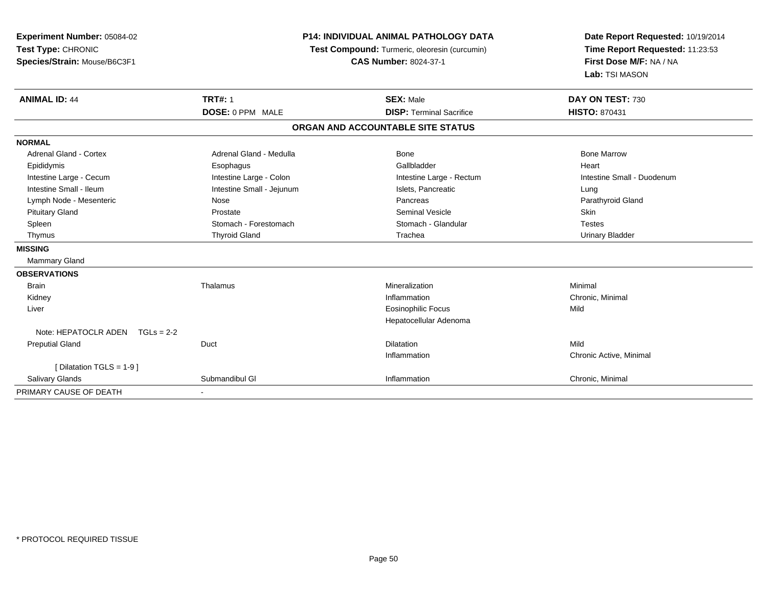**Experiment Number:** 05084-02
**Test Type:** CHRONIC
**Species/Strain:** Mouse/B6C3F1

**P14: INDIVIDUAL ANIMAL PATHOLOGY DATA**
**Test Compound:** Turmeric, oleoresin (curcumin)
**CAS Number:** 8024-37-1

**Date Report Requested:** 10/19/2014
**Time Report Requested:** 11:23:53
**First Dose M/F:** NA / NA
**Lab:** TSI MASON

| **ANIMAL ID:** 44 | **TRT#:** 1 | **SEX:** Male | **DAY ON TEST:** 730 |
|---|---|---|---|
| | **DOSE:** 0 PPM MALE | **DISP:** Terminal Sacrifice | **HISTO:** 870431 |

## ORGAN AND ACCOUNTABLE SITE STATUS

**NORMAL**

| | | | |
|---|---|---|---|
| Adrenal Gland - Cortex | Adrenal Gland - Medulla | Bone | Bone Marrow |
| Epididymis | Esophagus | Gallbladder | Heart |
| Intestine Large - Cecum | Intestine Large - Colon | Intestine Large - Rectum | Intestine Small - Duodenum |
| Intestine Small - Ileum | Intestine Small - Jejunum | Islets, Pancreatic | Lung |
| Lymph Node - Mesenteric | Nose | Pancreas | Parathyroid Gland |
| Pituitary Gland | Prostate | Seminal Vesicle | Skin |
| Spleen | Stomach - Forestomach | Stomach - Glandular | Testes |
| Thymus | Thyroid Gland | Trachea | Urinary Bladder |

**MISSING**

Mammary Gland

**OBSERVATIONS**

| | | | |
|---|---|---|---|
| Brain | Thalamus | Mineralization | Minimal |
| Kidney | | Inflammation | Chronic, Minimal |
| Liver | | Eosinophilic Focus | Mild |
| | | Hepatocellular Adenoma | |
| Note: HEPATOCLR ADEN TGLs = 2-2 | | | |
| Preputial Gland | Duct | Dilatation | Mild |
| | | Inflammation | Chronic Active, Minimal |
| [ Dilatation TGLS = 1-9 ] | | | |
| Salivary Glands | Submandibul Gl | Inflammation | Chronic, Minimal |

PRIMARY CAUSE OF DEATH -

* PROTOCOL REQUIRED TISSUE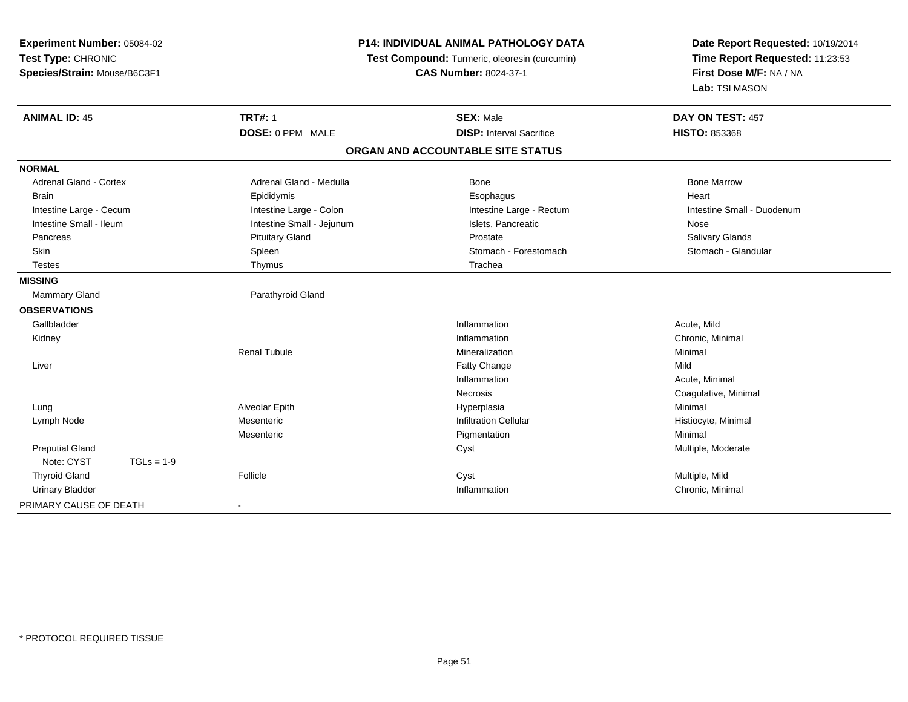**Experiment Number:** 05084-02
**Test Type:** CHRONIC
**Species/Strain:** Mouse/B6C3F1

**P14: INDIVIDUAL ANIMAL PATHOLOGY DATA**
**Test Compound:** Turmeric, oleoresin (curcumin)
**CAS Number:** 8024-37-1

**Date Report Requested:** 10/19/2014
**Time Report Requested:** 11:23:53
**First Dose M/F:** NA / NA
**Lab:** TSI MASON

| **ANIMAL ID:** 45 | **TRT#:** 1 | **SEX:** Male | **DAY ON TEST:** 457 |
|---|---|---|---|
| | **DOSE:** 0 PPM MALE | **DISP:** Interval Sacrifice | **HISTO:** 853368 |

## ORGAN AND ACCOUNTABLE SITE STATUS

| | | | |
|---|---|---|---|
| **NORMAL** | | | |
| Adrenal Gland - Cortex | Adrenal Gland - Medulla | Bone | Bone Marrow |
| Brain | Epididymis | Esophagus | Heart |
| Intestine Large - Cecum | Intestine Large - Colon | Intestine Large - Rectum | Intestine Small - Duodenum |
| Intestine Small - Ileum | Intestine Small - Jejunum | Islets, Pancreatic | Nose |
| Pancreas | Pituitary Gland | Prostate | Salivary Glands |
| Skin | Spleen | Stomach - Forestomach | Stomach - Glandular |
| Testes | Thymus | Trachea | |
| **MISSING** | | | |
| Mammary Gland | Parathyroid Gland | | |
| **OBSERVATIONS** | | | |
| Gallbladder | | Inflammation | Acute, Mild |
| Kidney | | Inflammation | Chronic, Minimal |
| | Renal Tubule | Mineralization | Minimal |
| Liver | | Fatty Change | Mild |
| | | Inflammation | Acute, Minimal |
| | | Necrosis | Coagulative, Minimal |
| Lung | Alveolar Epith | Hyperplasia | Minimal |
| Lymph Node | Mesenteric | Infiltration Cellular | Histiocyte, Minimal |
| | Mesenteric | Pigmentation | Minimal |
| Preputial Gland | | Cyst | Multiple, Moderate |
| Note: CYST TGLs = 1-9 | | | |
| Thyroid Gland | Follicle | Cyst | Multiple, Mild |
| Urinary Bladder | | Inflammation | Chronic, Minimal |
| PRIMARY CAUSE OF DEATH | - | | |

* PROTOCOL REQUIRED TISSUE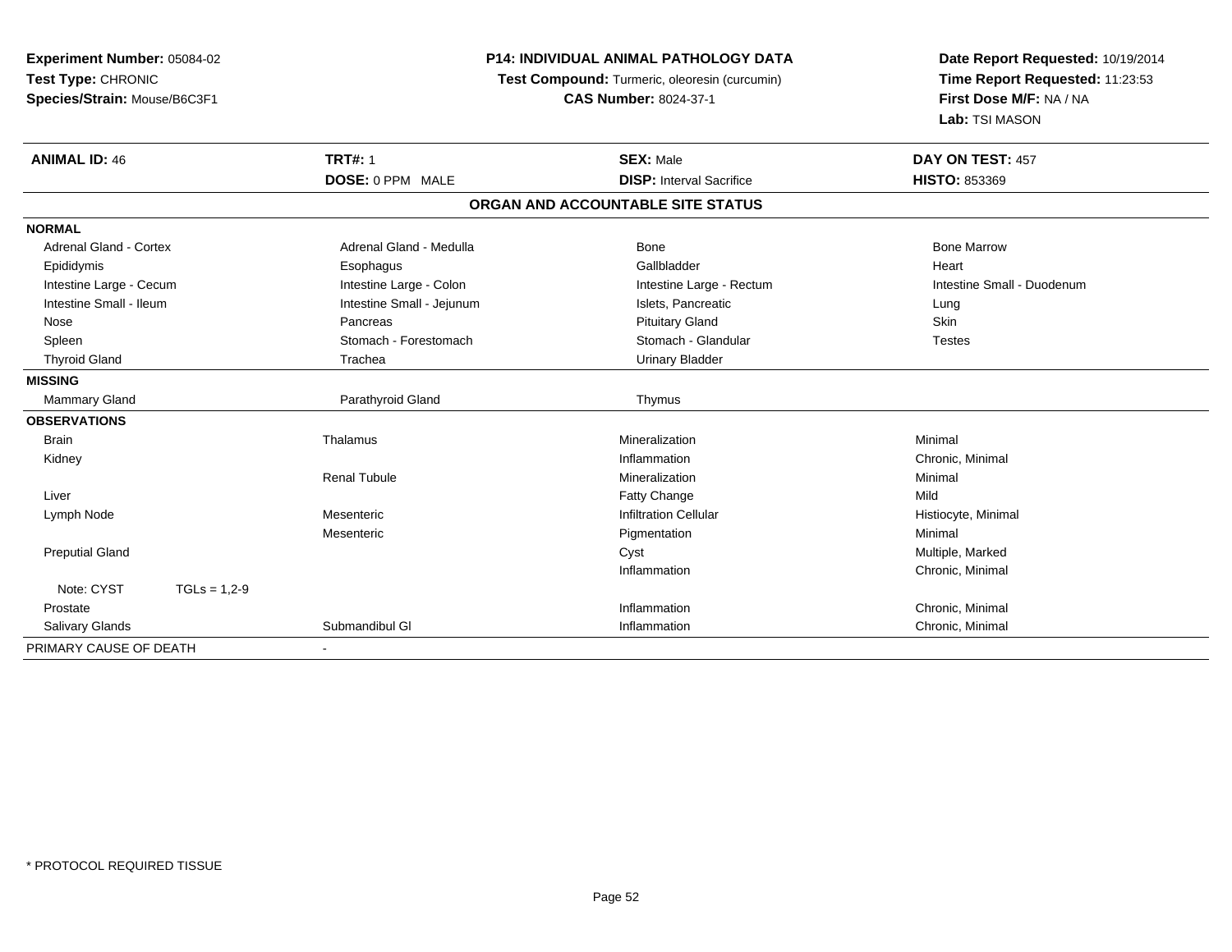**Experiment Number:** 05084-02
**Test Type:** CHRONIC
**Species/Strain:** Mouse/B6C3F1

**P14: INDIVIDUAL ANIMAL PATHOLOGY DATA**
**Test Compound:** Turmeric, oleoresin (curcumin)
**CAS Number:** 8024-37-1

**Date Report Requested:** 10/19/2014
**Time Report Requested:** 11:23:53
**First Dose M/F:** NA / NA
**Lab:** TSI MASON

| **ANIMAL ID:** 46 | **TRT#:** 1 | **SEX:** Male | **DAY ON TEST:** 457 |
|---|---|---|---|
| | **DOSE:** 0 PPM MALE | **DISP:** Interval Sacrifice | **HISTO:** 853369 |

## ORGAN AND ACCOUNTABLE SITE STATUS

| | | | |
|---|---|---|---|
| **NORMAL** | | | |
| Adrenal Gland - Cortex | Adrenal Gland - Medulla | Bone | Bone Marrow |
| Epididymis | Esophagus | Gallbladder | Heart |
| Intestine Large - Cecum | Intestine Large - Colon | Intestine Large - Rectum | Intestine Small - Duodenum |
| Intestine Small - Ileum | Intestine Small - Jejunum | Islets, Pancreatic | Lung |
| Nose | Pancreas | Pituitary Gland | Skin |
| Spleen | Stomach - Forestomach | Stomach - Glandular | Testes |
| Thyroid Gland | Trachea | Urinary Bladder | |
| **MISSING** | | | |
| Mammary Gland | Parathyroid Gland | Thymus | |
| **OBSERVATIONS** | | | |
| Brain | Thalamus | Mineralization | Minimal |
| Kidney | | Inflammation | Chronic, Minimal |
| | Renal Tubule | Mineralization | Minimal |
| Liver | | Fatty Change | Mild |
| Lymph Node | Mesenteric | Infiltration Cellular | Histiocyte, Minimal |
| | Mesenteric | Pigmentation | Minimal |
| Preputial Gland | | Cyst | Multiple, Marked |
| | | Inflammation | Chronic, Minimal |
| Note: CYST TGLs = 1,2-9 | | | |
| Prostate | | Inflammation | Chronic, Minimal |
| Salivary Glands | Submandibul Gl | Inflammation | Chronic, Minimal |
| PRIMARY CAUSE OF DEATH | - | | |

\* PROTOCOL REQUIRED TISSUE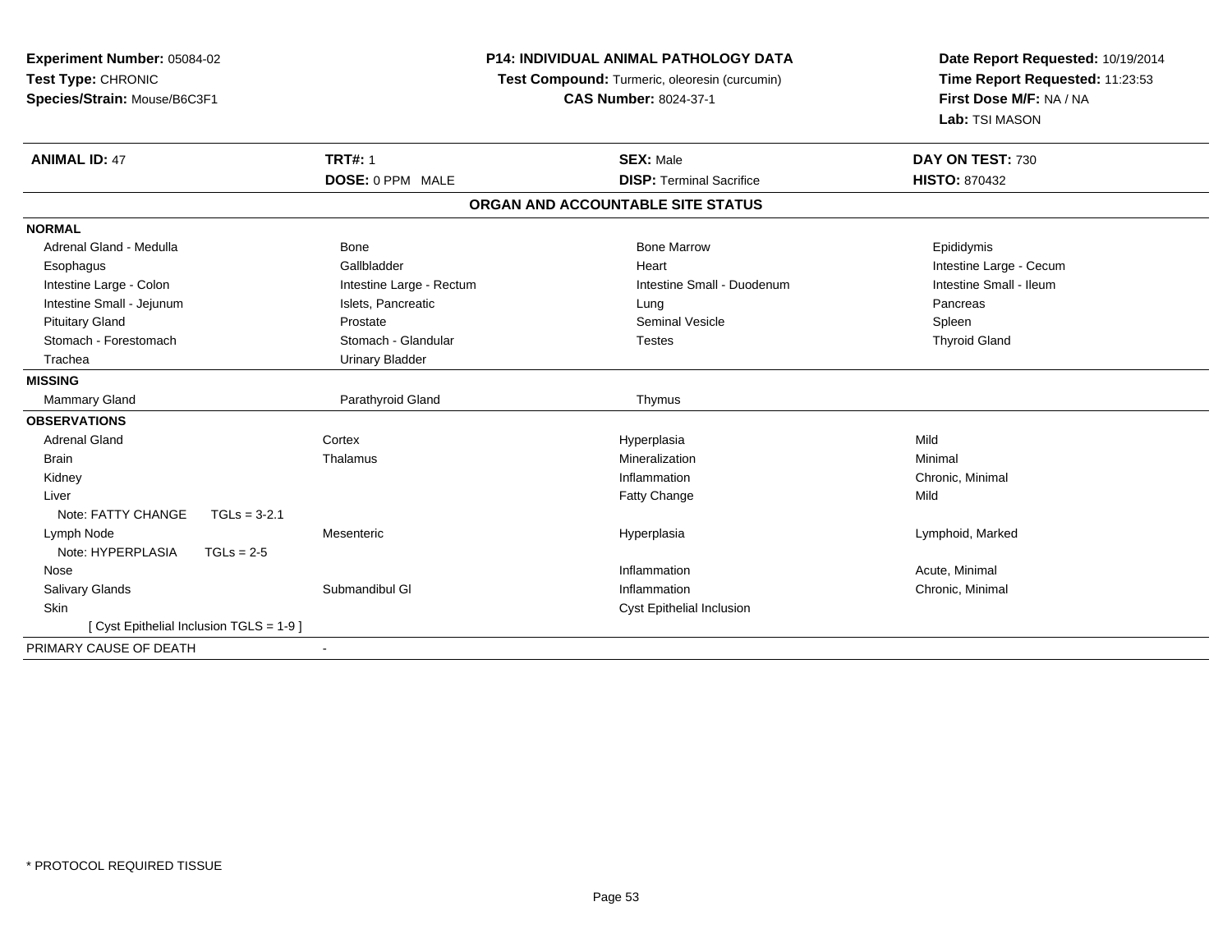**Experiment Number:** 05084-02
**Test Type:** CHRONIC
**Species/Strain:** Mouse/B6C3F1

**P14: INDIVIDUAL ANIMAL PATHOLOGY DATA**
**Test Compound:** Turmeric, oleoresin (curcumin)
**CAS Number:** 8024-37-1

**Date Report Requested:** 10/19/2014
**Time Report Requested:** 11:23:53
**First Dose M/F:** NA / NA
**Lab:** TSI MASON

| **ANIMAL ID:** 47 | **TRT#:** 1 | **SEX:** Male | **DAY ON TEST:** 730 |
|---|---|---|---|
| | **DOSE:** 0 PPM MALE | **DISP:** Terminal Sacrifice | **HISTO:** 870432 |

## ORGAN AND ACCOUNTABLE SITE STATUS

| | | | |
|---|---|---|---|
| **NORMAL** | | | |
| Adrenal Gland - Medulla | Bone | Bone Marrow | Epididymis |
| Esophagus | Gallbladder | Heart | Intestine Large - Cecum |
| Intestine Large - Colon | Intestine Large - Rectum | Intestine Small - Duodenum | Intestine Small - Ileum |
| Intestine Small - Jejunum | Islets, Pancreatic | Lung | Pancreas |
| Pituitary Gland | Prostate | Seminal Vesicle | Spleen |
| Stomach - Forestomach | Stomach - Glandular | Testes | Thyroid Gland |
| Trachea | Urinary Bladder | | |
| **MISSING** | | | |
| Mammary Gland | Parathyroid Gland | Thymus | |
| **OBSERVATIONS** | | | |
| Adrenal Gland | Cortex | Hyperplasia | Mild |
| Brain | Thalamus | Mineralization | Minimal |
| Kidney | | Inflammation | Chronic, Minimal |
| Liver | | Fatty Change | Mild |
| Note: FATTY CHANGE TGLs = 3-2.1 | | | |
| Lymph Node | Mesenteric | Hyperplasia | Lymphoid, Marked |
| Note: HYPERPLASIA TGLs = 2-5 | | | |
| Nose | | Inflammation | Acute, Minimal |
| Salivary Glands | Submandibul Gl | Inflammation | Chronic, Minimal |
| Skin | | Cyst Epithelial Inclusion | |
| [ Cyst Epithelial Inclusion TGLS = 1-9 ] | | | |
| PRIMARY CAUSE OF DEATH | - | | |

* PROTOCOL REQUIRED TISSUE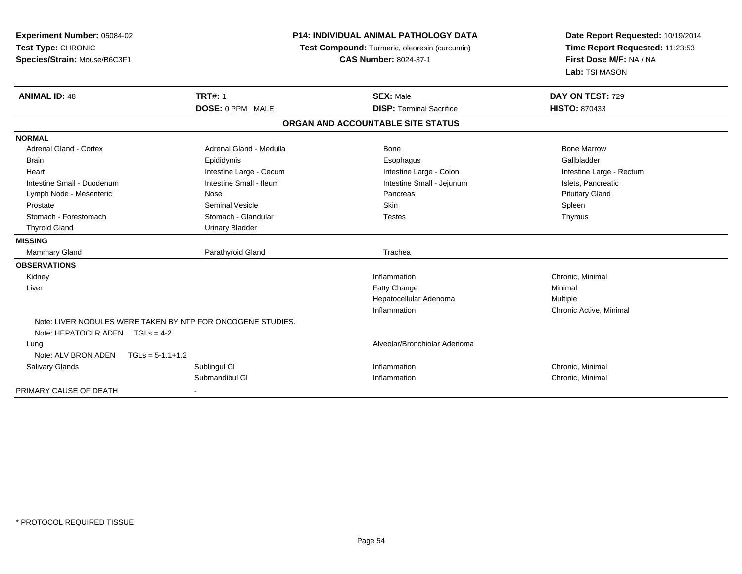**Experiment Number:** 05084-02
**Test Type:** CHRONIC
**Species/Strain:** Mouse/B6C3F1

**P14: INDIVIDUAL ANIMAL PATHOLOGY DATA**
**Test Compound:** Turmeric, oleoresin (curcumin)
**CAS Number:** 8024-37-1

**Date Report Requested:** 10/19/2014
**Time Report Requested:** 11:23:53
**First Dose M/F:** NA / NA
**Lab:** TSI MASON

| **ANIMAL ID:** 48 | **TRT#:** 1 | **SEX:** Male | **DAY ON TEST:** 729 |
|---|---|---|---|
| | **DOSE:** 0 PPM MALE | **DISP:** Terminal Sacrifice | **HISTO:** 870433 |

## ORGAN AND ACCOUNTABLE SITE STATUS

| | | | |
|---|---|---|---|
| **NORMAL** | | | |
| Adrenal Gland - Cortex | Adrenal Gland - Medulla | Bone | Bone Marrow |
| Brain | Epididymis | Esophagus | Gallbladder |
| Heart | Intestine Large - Cecum | Intestine Large - Colon | Intestine Large - Rectum |
| Intestine Small - Duodenum | Intestine Small - Ileum | Intestine Small - Jejunum | Islets, Pancreatic |
| Lymph Node - Mesenteric | Nose | Pancreas | Pituitary Gland |
| Prostate | Seminal Vesicle | Skin | Spleen |
| Stomach - Forestomach | Stomach - Glandular | Testes | Thymus |
| Thyroid Gland | Urinary Bladder | | |
| **MISSING** | | | |
| Mammary Gland | Parathyroid Gland | Trachea | |
| **OBSERVATIONS** | | | |
| Kidney | | Inflammation | Chronic, Minimal |
| Liver | | Fatty Change | Minimal |
| | | Hepatocellular Adenoma | Multiple |
| | | Inflammation | Chronic Active, Minimal |
| Note: LIVER NODULES WERE TAKEN BY NTP FOR ONCOGENE STUDIES. | | | |
| Note: HEPATOCLR ADEN TGLs = 4-2 | | | |
| Lung | | Alveolar/Bronchiolar Adenoma | |
| Note: ALV BRON ADEN TGLs = 5-1.1+1.2 | | | |
| Salivary Glands | Sublingul Gl | Inflammation | Chronic, Minimal |
| | Submandibul Gl | Inflammation | Chronic, Minimal |
| PRIMARY CAUSE OF DEATH | - | | |

\* PROTOCOL REQUIRED TISSUE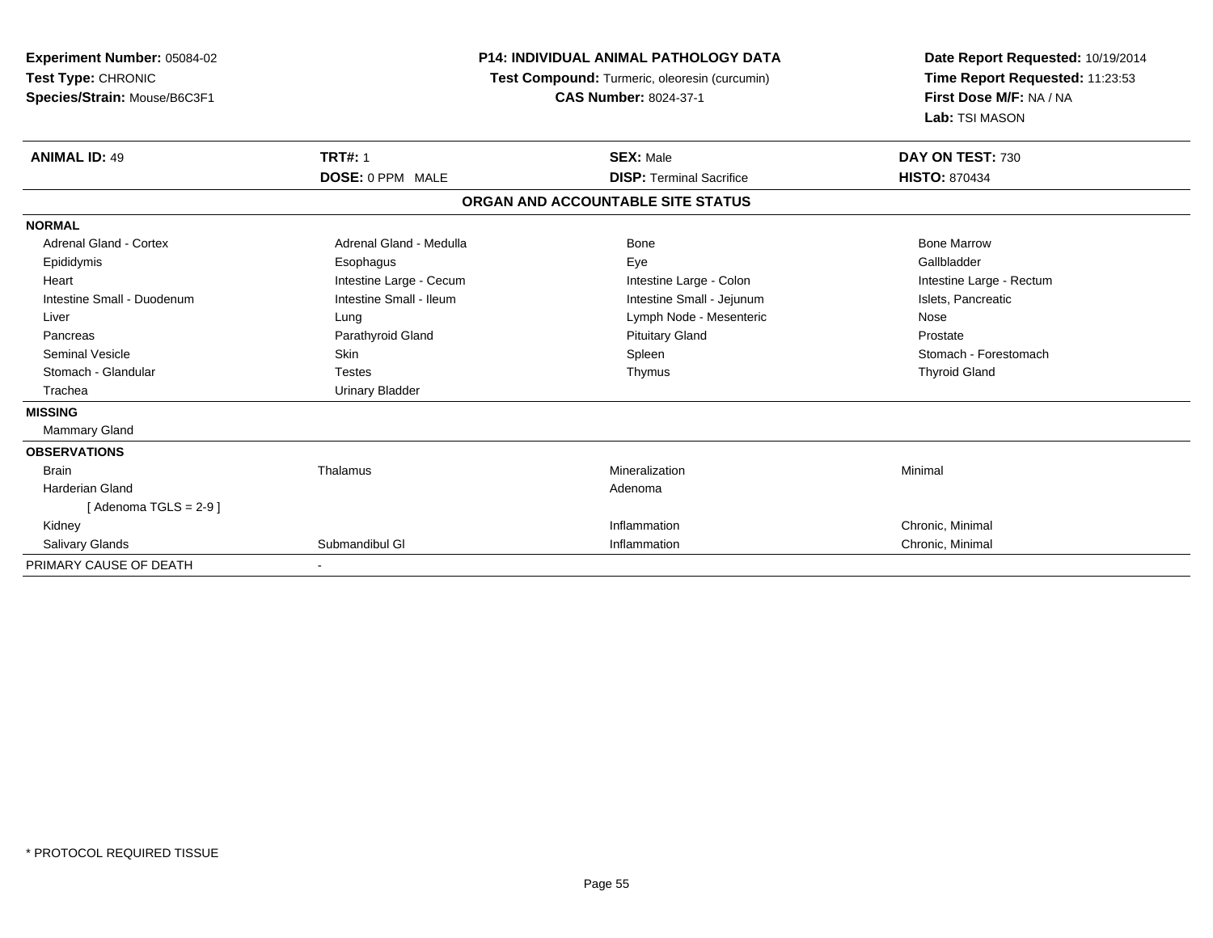**Experiment Number:** 05084-02
**Test Type:** CHRONIC
**Species/Strain:** Mouse/B6C3F1

**P14: INDIVIDUAL ANIMAL PATHOLOGY DATA**
**Test Compound:** Turmeric, oleoresin (curcumin)
**CAS Number:** 8024-37-1

**Date Report Requested:** 10/19/2014
**Time Report Requested:** 11:23:53
**First Dose M/F:** NA / NA
**Lab:** TSI MASON

| **ANIMAL ID:** 49 | **TRT#:** 1 | **SEX:** Male | **DAY ON TEST:** 730 |
|---|---|---|---|
| | **DOSE:** 0 PPM MALE | **DISP:** Terminal Sacrifice | **HISTO:** 870434 |

**ORGAN AND ACCOUNTABLE SITE STATUS**

| | | | |
|---|---|---|---|
| **NORMAL** | | | |
| Adrenal Gland - Cortex | Adrenal Gland - Medulla | Bone | Bone Marrow |
| Epididymis | Esophagus | Eye | Gallbladder |
| Heart | Intestine Large - Cecum | Intestine Large - Colon | Intestine Large - Rectum |
| Intestine Small - Duodenum | Intestine Small - Ileum | Intestine Small - Jejunum | Islets, Pancreatic |
| Liver | Lung | Lymph Node - Mesenteric | Nose |
| Pancreas | Parathyroid Gland | Pituitary Gland | Prostate |
| Seminal Vesicle | Skin | Spleen | Stomach - Forestomach |
| Stomach - Glandular | Testes | Thymus | Thyroid Gland |
| Trachea | Urinary Bladder | | |
| **MISSING** | | | |
| Mammary Gland | | | |
| **OBSERVATIONS** | | | |
| Brain | Thalamus | Mineralization | Minimal |
| Harderian Gland | | Adenoma | |
| [ Adenoma TGLS = 2-9 ] | | | |
| Kidney | | Inflammation | Chronic, Minimal |
| Salivary Glands | Submandibul Gl | Inflammation | Chronic, Minimal |
| PRIMARY CAUSE OF DEATH | - | | |

* PROTOCOL REQUIRED TISSUE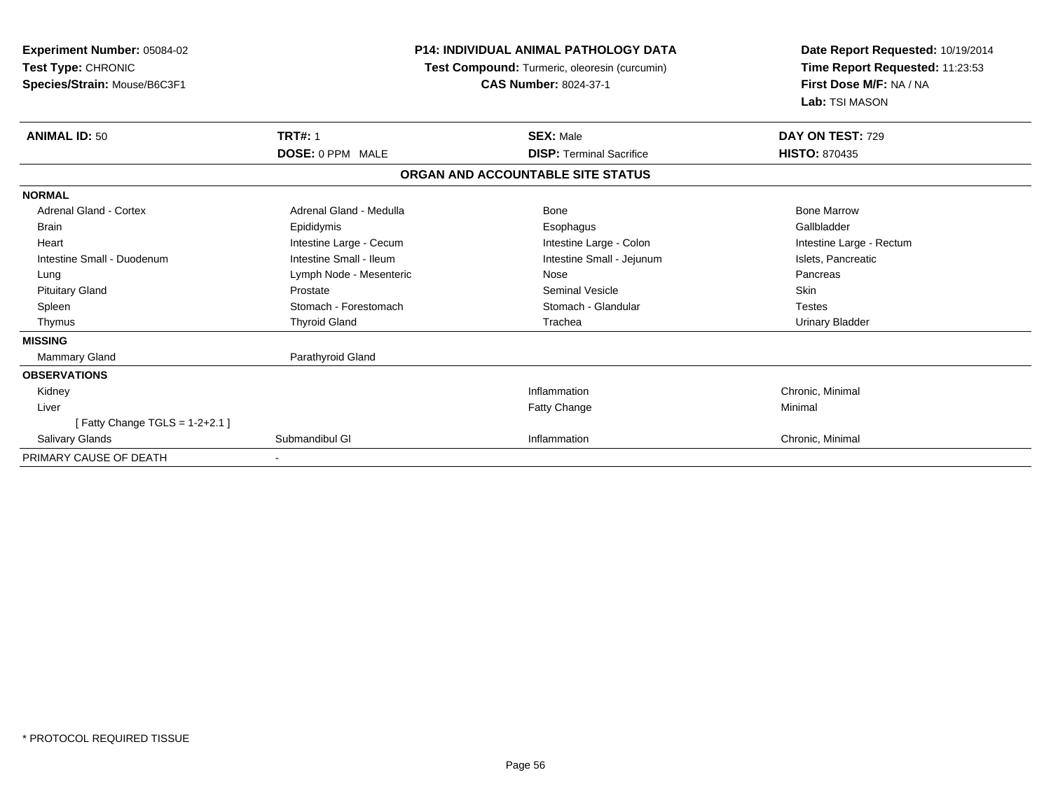**Experiment Number:** 05084-02
**Test Type:** CHRONIC
**Species/Strain:** Mouse/B6C3F1

**P14: INDIVIDUAL ANIMAL PATHOLOGY DATA**
**Test Compound:** Turmeric, oleoresin (curcumin)
**CAS Number:** 8024-37-1

**Date Report Requested:** 10/19/2014
**Time Report Requested:** 11:23:53
**First Dose M/F:** NA / NA
**Lab:** TSI MASON

| **ANIMAL ID:** 50 | **TRT#:** 1 | **SEX:** Male | **DAY ON TEST:** 729 |
|---|---|---|---|
| | **DOSE:** 0 PPM MALE | **DISP:** Terminal Sacrifice | **HISTO:** 870435 |

**ORGAN AND ACCOUNTABLE SITE STATUS**

| | | | |
|---|---|---|---|
| **NORMAL** | | | |
| Adrenal Gland - Cortex | Adrenal Gland - Medulla | Bone | Bone Marrow |
| Brain | Epididymis | Esophagus | Gallbladder |
| Heart | Intestine Large - Cecum | Intestine Large - Colon | Intestine Large - Rectum |
| Intestine Small - Duodenum | Intestine Small - Ileum | Intestine Small - Jejunum | Islets, Pancreatic |
| Lung | Lymph Node - Mesenteric | Nose | Pancreas |
| Pituitary Gland | Prostate | Seminal Vesicle | Skin |
| Spleen | Stomach - Forestomach | Stomach - Glandular | Testes |
| Thymus | Thyroid Gland | Trachea | Urinary Bladder |
| **MISSING** | | | |
| Mammary Gland | Parathyroid Gland | | |
| **OBSERVATIONS** | | | |
| Kidney | | Inflammation | Chronic, Minimal |
| Liver | | Fatty Change | Minimal |
| [ Fatty Change TGLS = 1-2+2.1 ] | | | |
| Salivary Glands | Submandibul Gl | Inflammation | Chronic, Minimal |
| PRIMARY CAUSE OF DEATH | - | | |

\* PROTOCOL REQUIRED TISSUE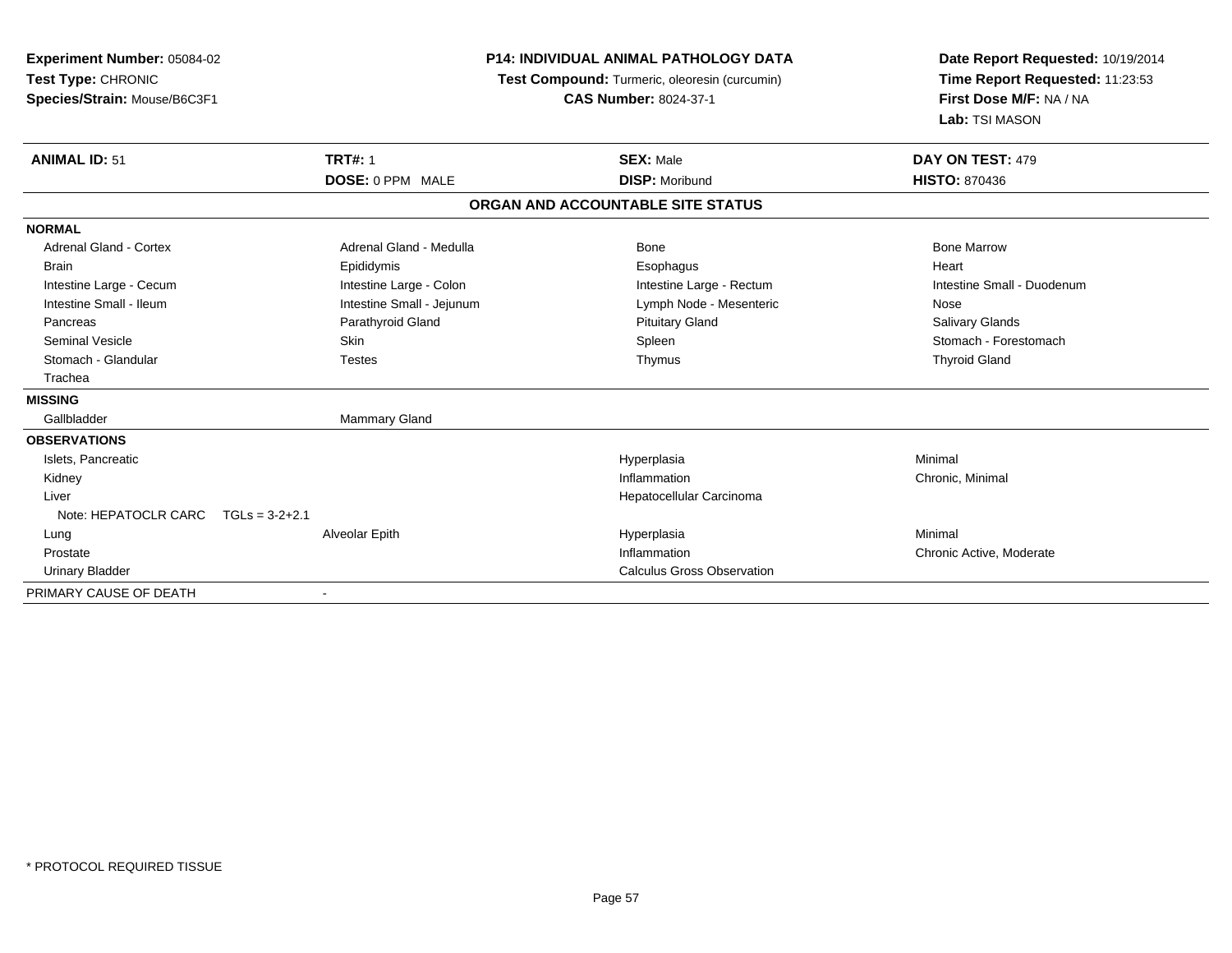**Experiment Number:** 05084-02
**Test Type:** CHRONIC
**Species/Strain:** Mouse/B6C3F1

**P14: INDIVIDUAL ANIMAL PATHOLOGY DATA**
**Test Compound:** Turmeric, oleoresin (curcumin)
**CAS Number:** 8024-37-1

**Date Report Requested:** 10/19/2014
**Time Report Requested:** 11:23:53
**First Dose M/F:** NA / NA
**Lab:** TSI MASON

| **ANIMAL ID:** 51 | **TRT#:** 1 | **SEX:** Male | **DAY ON TEST:** 479 |
|---|---|---|---|
| | **DOSE:** 0 PPM MALE | **DISP:** Moribund | **HISTO:** 870436 |

## ORGAN AND ACCOUNTABLE SITE STATUS

| | | | |
|---|---|---|---|
| **NORMAL** | | | |
| Adrenal Gland - Cortex | Adrenal Gland - Medulla | Bone | Bone Marrow |
| Brain | Epididymis | Esophagus | Heart |
| Intestine Large - Cecum | Intestine Large - Colon | Intestine Large - Rectum | Intestine Small - Duodenum |
| Intestine Small - Ileum | Intestine Small - Jejunum | Lymph Node - Mesenteric | Nose |
| Pancreas | Parathyroid Gland | Pituitary Gland | Salivary Glands |
| Seminal Vesicle | Skin | Spleen | Stomach - Forestomach |
| Stomach - Glandular | Testes | Thymus | Thyroid Gland |
| Trachea | | | |
| **MISSING** | | | |
| Gallbladder | Mammary Gland | | |
| **OBSERVATIONS** | | | |
| Islets, Pancreatic | | Hyperplasia | Minimal |
| Kidney | | Inflammation | Chronic, Minimal |
| Liver | | Hepatocellular Carcinoma | |
| Note: HEPATOCLR CARC TGLs = 3-2+2.1 | | | |
| Lung | Alveolar Epith | Hyperplasia | Minimal |
| Prostate | | Inflammation | Chronic Active, Moderate |
| Urinary Bladder | | Calculus Gross Observation | |
| PRIMARY CAUSE OF DEATH | - | | |

* PROTOCOL REQUIRED TISSUE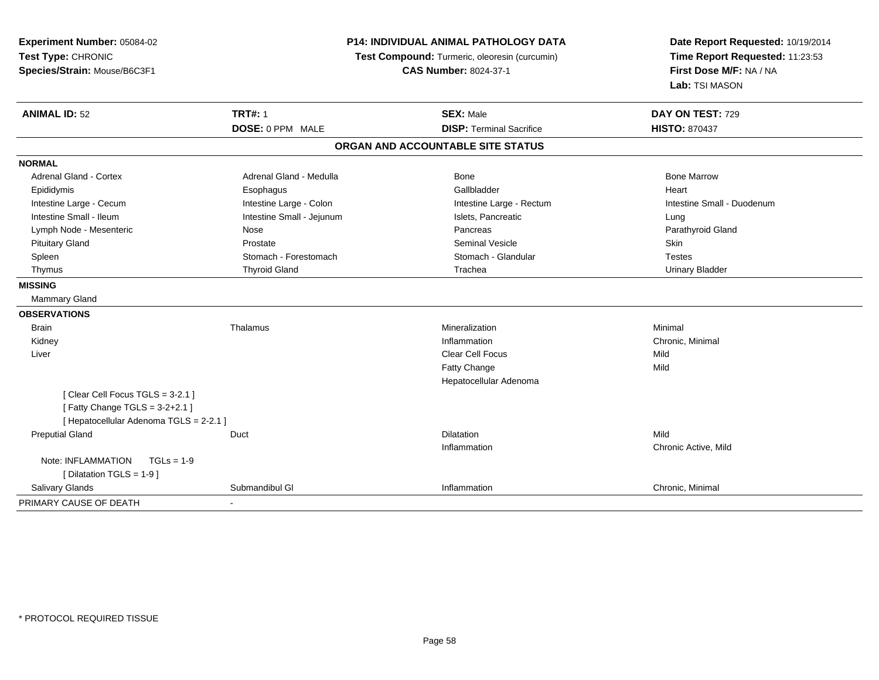**Experiment Number:** 05084-02
**Test Type:** CHRONIC
**Species/Strain:** Mouse/B6C3F1

**P14: INDIVIDUAL ANIMAL PATHOLOGY DATA**
**Test Compound:** Turmeric, oleoresin (curcumin)
**CAS Number:** 8024-37-1

**Date Report Requested:** 10/19/2014
**Time Report Requested:** 11:23:53
**First Dose M/F:** NA / NA
**Lab:** TSI MASON

| **ANIMAL ID:** 52 | **TRT#:** 1 | **SEX:** Male | **DAY ON TEST:** 729 |
|---|---|---|---|
| | **DOSE:** 0 PPM MALE | **DISP:** Terminal Sacrifice | **HISTO:** 870437 |

## ORGAN AND ACCOUNTABLE SITE STATUS

**NORMAL**

| | | | |
|---|---|---|---|
| Adrenal Gland - Cortex | Adrenal Gland - Medulla | Bone | Bone Marrow |
| Epididymis | Esophagus | Gallbladder | Heart |
| Intestine Large - Cecum | Intestine Large - Colon | Intestine Large - Rectum | Intestine Small - Duodenum |
| Intestine Small - Ileum | Intestine Small - Jejunum | Islets, Pancreatic | Lung |
| Lymph Node - Mesenteric | Nose | Pancreas | Parathyroid Gland |
| Pituitary Gland | Prostate | Seminal Vesicle | Skin |
| Spleen | Stomach - Forestomach | Stomach - Glandular | Testes |
| Thymus | Thyroid Gland | Trachea | Urinary Bladder |

**MISSING**

Mammary Gland

**OBSERVATIONS**

| | | | |
|---|---|---|---|
| Brain | Thalamus | Mineralization | Minimal |
| Kidney | | Inflammation | Chronic, Minimal |
| Liver | | Clear Cell Focus | Mild |
| | | Fatty Change | Mild |
| | | Hepatocellular Adenoma | |
| [ Clear Cell Focus TGLS = 3-2.1 ] | | | |
| [ Fatty Change TGLS = 3-2+2.1 ] | | | |
| [ Hepatocellular Adenoma TGLS = 2-2.1 ] | | | |
| Preputial Gland | Duct | Dilatation | Mild |
| | | Inflammation | Chronic Active, Mild |
| Note: INFLAMMATION TGLs = 1-9 | | | |
| [ Dilatation TGLS = 1-9 ] | | | |
| Salivary Glands | Submandibul Gl | Inflammation | Chronic, Minimal |

PRIMARY CAUSE OF DEATH -

\* PROTOCOL REQUIRED TISSUE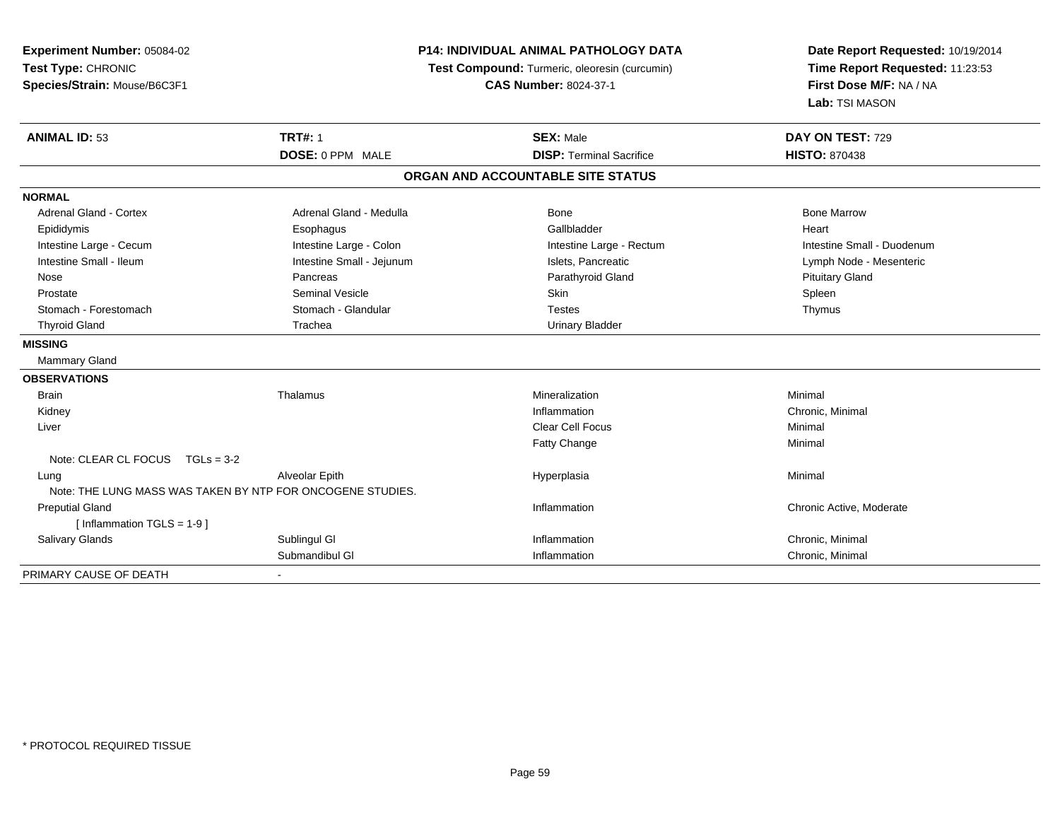**Experiment Number:** 05084-02
**Test Type:** CHRONIC
**Species/Strain:** Mouse/B6C3F1

**P14: INDIVIDUAL ANIMAL PATHOLOGY DATA**
**Test Compound:** Turmeric, oleoresin (curcumin)
**CAS Number:** 8024-37-1

**Date Report Requested:** 10/19/2014
**Time Report Requested:** 11:23:53
**First Dose M/F:** NA / NA
**Lab:** TSI MASON

| **ANIMAL ID:** 53 | **TRT#:** 1 | **SEX:** Male | **DAY ON TEST:** 729 |
|---|---|---|---|
| | **DOSE:** 0 PPM MALE | **DISP:** Terminal Sacrifice | **HISTO:** 870438 |

## ORGAN AND ACCOUNTABLE SITE STATUS

**NORMAL**

| | | | |
|---|---|---|---|
| Adrenal Gland - Cortex | Adrenal Gland - Medulla | Bone | Bone Marrow |
| Epididymis | Esophagus | Gallbladder | Heart |
| Intestine Large - Cecum | Intestine Large - Colon | Intestine Large - Rectum | Intestine Small - Duodenum |
| Intestine Small - Ileum | Intestine Small - Jejunum | Islets, Pancreatic | Lymph Node - Mesenteric |
| Nose | Pancreas | Parathyroid Gland | Pituitary Gland |
| Prostate | Seminal Vesicle | Skin | Spleen |
| Stomach - Forestomach | Stomach - Glandular | Testes | Thymus |
| Thyroid Gland | Trachea | Urinary Bladder | |

**MISSING**

Mammary Gland

**OBSERVATIONS**

| | | | |
|---|---|---|---|
| Brain | Thalamus | Mineralization | Minimal |
| Kidney | | Inflammation | Chronic, Minimal |
| Liver | | Clear Cell Focus | Minimal |
| | | Fatty Change | Minimal |
| Note: CLEAR CL FOCUS TGLs = 3-2 | | | |
| Lung | Alveolar Epith | Hyperplasia | Minimal |
| Note: THE LUNG MASS WAS TAKEN BY NTP FOR ONCOGENE STUDIES. | | | |
| Preputial Gland | | Inflammation | Chronic Active, Moderate |
| [ Inflammation TGLS = 1-9 ] | | | |
| Salivary Glands | Sublingul Gl | Inflammation | Chronic, Minimal |
| | Submandibul Gl | Inflammation | Chronic, Minimal |

PRIMARY CAUSE OF DEATH -

* PROTOCOL REQUIRED TISSUE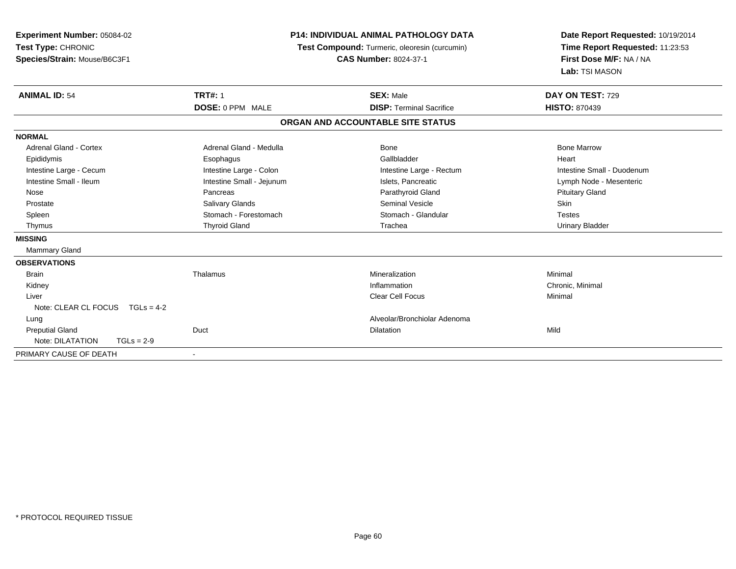**Experiment Number:** 05084-02
**Test Type:** CHRONIC
**Species/Strain:** Mouse/B6C3F1

**P14: INDIVIDUAL ANIMAL PATHOLOGY DATA**
**Test Compound:** Turmeric, oleoresin (curcumin)
**CAS Number:** 8024-37-1

**Date Report Requested:** 10/19/2014
**Time Report Requested:** 11:23:53
**First Dose M/F:** NA / NA
**Lab:** TSI MASON

| **ANIMAL ID:** 54 | **TRT#:** 1 | **SEX:** Male | **DAY ON TEST:** 729 |
|---|---|---|---|
| | **DOSE:** 0 PPM MALE | **DISP:** Terminal Sacrifice | **HISTO:** 870439 |

**ORGAN AND ACCOUNTABLE SITE STATUS**

| | | | |
|---|---|---|---|
| **NORMAL** | | | |
| Adrenal Gland - Cortex | Adrenal Gland - Medulla | Bone | Bone Marrow |
| Epididymis | Esophagus | Gallbladder | Heart |
| Intestine Large - Cecum | Intestine Large - Colon | Intestine Large - Rectum | Intestine Small - Duodenum |
| Intestine Small - Ileum | Intestine Small - Jejunum | Islets, Pancreatic | Lymph Node - Mesenteric |
| Nose | Pancreas | Parathyroid Gland | Pituitary Gland |
| Prostate | Salivary Glands | Seminal Vesicle | Skin |
| Spleen | Stomach - Forestomach | Stomach - Glandular | Testes |
| Thymus | Thyroid Gland | Trachea | Urinary Bladder |
| **MISSING** | | | |
| Mammary Gland | | | |
| **OBSERVATIONS** | | | |
| Brain | Thalamus | Mineralization | Minimal |
| Kidney | | Inflammation | Chronic, Minimal |
| Liver | | Clear Cell Focus | Minimal |
| Note: CLEAR CL FOCUS TGLs = 4-2 | | | |
| Lung | | Alveolar/Bronchiolar Adenoma | |
| Preputial Gland | Duct | Dilatation | Mild |
| Note: DILATATION TGLs = 2-9 | | | |
| PRIMARY CAUSE OF DEATH | - | | |

* PROTOCOL REQUIRED TISSUE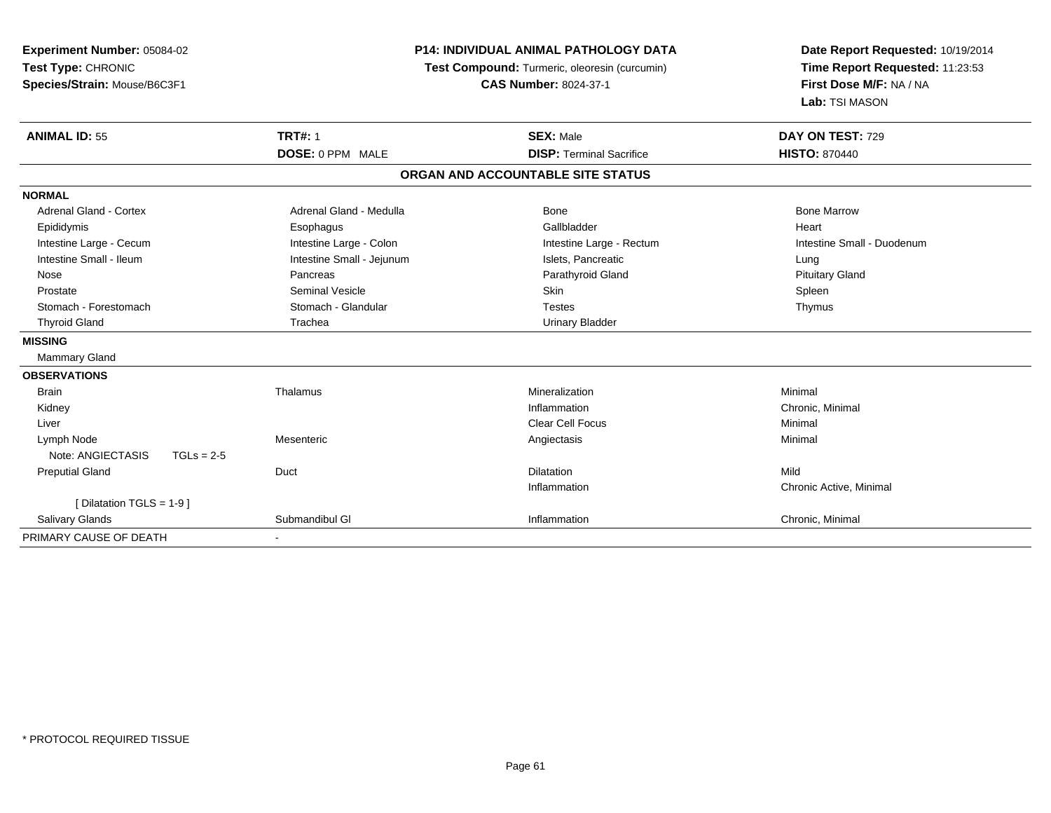**Experiment Number:** 05084-02
**Test Type:** CHRONIC
**Species/Strain:** Mouse/B6C3F1

**P14: INDIVIDUAL ANIMAL PATHOLOGY DATA**
**Test Compound:** Turmeric, oleoresin (curcumin)
**CAS Number:** 8024-37-1

**Date Report Requested:** 10/19/2014
**Time Report Requested:** 11:23:53
**First Dose M/F:** NA / NA
**Lab:** TSI MASON

| **ANIMAL ID:** 55 | **TRT#:** 1 | **SEX:** Male | **DAY ON TEST:** 729 |
|---|---|---|---|
| | **DOSE:** 0 PPM MALE | **DISP:** Terminal Sacrifice | **HISTO:** 870440 |

**ORGAN AND ACCOUNTABLE SITE STATUS**

**NORMAL**

| | | | |
|---|---|---|---|
| Adrenal Gland - Cortex | Adrenal Gland - Medulla | Bone | Bone Marrow |
| Epididymis | Esophagus | Gallbladder | Heart |
| Intestine Large - Cecum | Intestine Large - Colon | Intestine Large - Rectum | Intestine Small - Duodenum |
| Intestine Small - Ileum | Intestine Small - Jejunum | Islets, Pancreatic | Lung |
| Nose | Pancreas | Parathyroid Gland | Pituitary Gland |
| Prostate | Seminal Vesicle | Skin | Spleen |
| Stomach - Forestomach | Stomach - Glandular | Testes | Thymus |
| Thyroid Gland | Trachea | Urinary Bladder | |

**MISSING**

Mammary Gland

**OBSERVATIONS**

| | | | |
|---|---|---|---|
| Brain | Thalamus | Mineralization | Minimal |
| Kidney | | Inflammation | Chronic, Minimal |
| Liver | | Clear Cell Focus | Minimal |
| Lymph Node | Mesenteric | Angiectasis | Minimal |
| Note: ANGIECTASIS TGLs = 2-5 | | | |
| Preputial Gland | Duct | Dilatation | Mild |
| | | Inflammation | Chronic Active, Minimal |
| [ Dilatation TGLS = 1-9 ] | | | |
| Salivary Glands | Submandibul Gl | Inflammation | Chronic, Minimal |

PRIMARY CAUSE OF DEATH -

* PROTOCOL REQUIRED TISSUE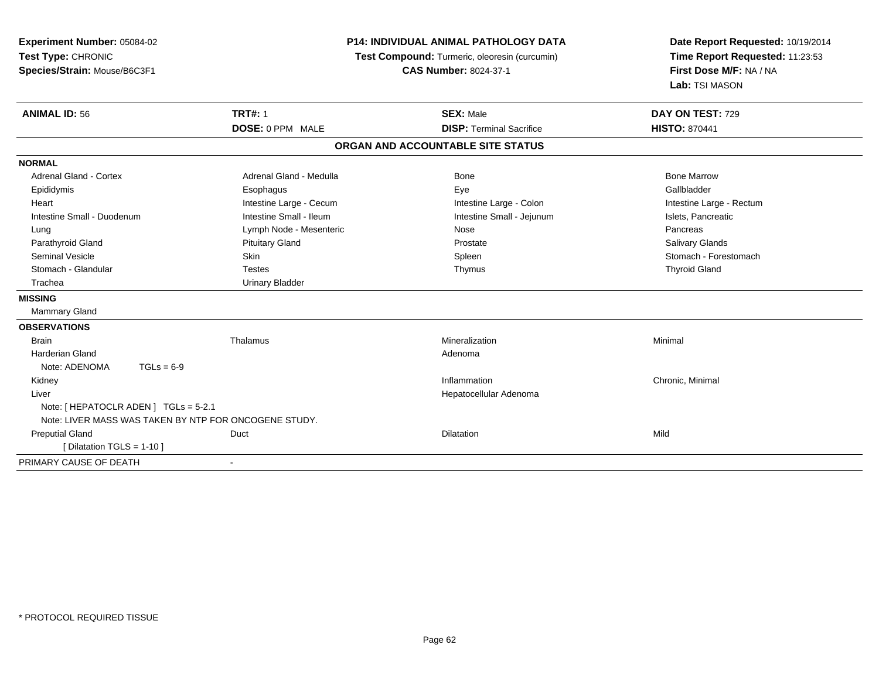**Experiment Number:** 05084-02
**Test Type:** CHRONIC
**Species/Strain:** Mouse/B6C3F1

**P14: INDIVIDUAL ANIMAL PATHOLOGY DATA**
**Test Compound:** Turmeric, oleoresin (curcumin)
**CAS Number:** 8024-37-1

**Date Report Requested:** 10/19/2014
**Time Report Requested:** 11:23:53
**First Dose M/F:** NA / NA
**Lab:** TSI MASON

| **ANIMAL ID:** 56 | **TRT#:** 1 | **SEX:** Male | **DAY ON TEST:** 729 |
|---|---|---|---|
| | **DOSE:** 0 PPM MALE | **DISP:** Terminal Sacrifice | **HISTO:** 870441 |

## ORGAN AND ACCOUNTABLE SITE STATUS

**NORMAL**

| | | | |
|---|---|---|---|
| Adrenal Gland - Cortex | Adrenal Gland - Medulla | Bone | Bone Marrow |
| Epididymis | Esophagus | Eye | Gallbladder |
| Heart | Intestine Large - Cecum | Intestine Large - Colon | Intestine Large - Rectum |
| Intestine Small - Duodenum | Intestine Small - Ileum | Intestine Small - Jejunum | Islets, Pancreatic |
| Lung | Lymph Node - Mesenteric | Nose | Pancreas |
| Parathyroid Gland | Pituitary Gland | Prostate | Salivary Glands |
| Seminal Vesicle | Skin | Spleen | Stomach - Forestomach |
| Stomach - Glandular | Testes | Thymus | Thyroid Gland |
| Trachea | Urinary Bladder | | |

**MISSING**

Mammary Gland

**OBSERVATIONS**

| | | | |
|---|---|---|---|
| Brain | Thalamus | Mineralization | Minimal |
| Harderian Gland | | Adenoma | |
| Note: ADENOMA TGLs = 6-9 | | | |
| Kidney | | Inflammation | Chronic, Minimal |
| Liver | | Hepatocellular Adenoma | |
| Note: [ HEPATOCLR ADEN ] TGLs = 5-2.1 | | | |
| Note: LIVER MASS WAS TAKEN BY NTP FOR ONCOGENE STUDY. | | | |
| Preputial Gland | Duct | Dilatation | Mild |
| [ Dilatation TGLS = 1-10 ] | | | |

PRIMARY CAUSE OF DEATH -

* PROTOCOL REQUIRED TISSUE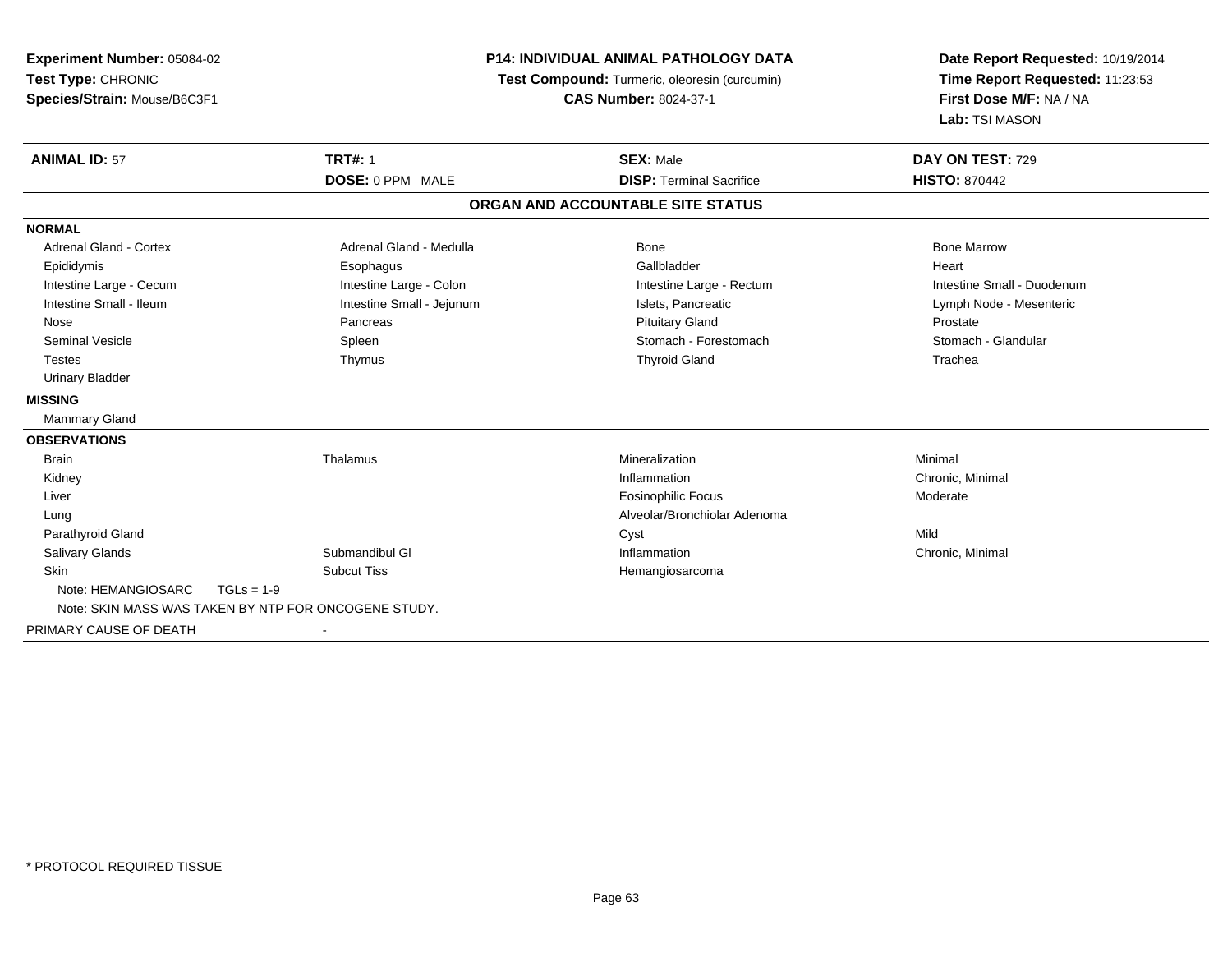**Experiment Number:** 05084-02
**Test Type:** CHRONIC
**Species/Strain:** Mouse/B6C3F1

**P14: INDIVIDUAL ANIMAL PATHOLOGY DATA**
**Test Compound:** Turmeric, oleoresin (curcumin)
**CAS Number:** 8024-37-1

**Date Report Requested:** 10/19/2014
**Time Report Requested:** 11:23:53
**First Dose M/F:** NA / NA
**Lab:** TSI MASON

| **ANIMAL ID:** 57 | **TRT#:** 1 | **SEX:** Male | **DAY ON TEST:** 729 |
|---|---|---|---|
| | **DOSE:** 0 PPM MALE | **DISP:** Terminal Sacrifice | **HISTO:** 870442 |

## ORGAN AND ACCOUNTABLE SITE STATUS

**NORMAL**

| | | | |
|---|---|---|---|
| Adrenal Gland - Cortex | Adrenal Gland - Medulla | Bone | Bone Marrow |
| Epididymis | Esophagus | Gallbladder | Heart |
| Intestine Large - Cecum | Intestine Large - Colon | Intestine Large - Rectum | Intestine Small - Duodenum |
| Intestine Small - Ileum | Intestine Small - Jejunum | Islets, Pancreatic | Lymph Node - Mesenteric |
| Nose | Pancreas | Pituitary Gland | Prostate |
| Seminal Vesicle | Spleen | Stomach - Forestomach | Stomach - Glandular |
| Testes | Thymus | Thyroid Gland | Trachea |
| Urinary Bladder | | | |

**MISSING**

Mammary Gland

**OBSERVATIONS**

| | | | |
|---|---|---|---|
| Brain | Thalamus | Mineralization | Minimal |
| Kidney | | Inflammation | Chronic, Minimal |
| Liver | | Eosinophilic Focus | Moderate |
| Lung | | Alveolar/Bronchiolar Adenoma | |
| Parathyroid Gland | | Cyst | Mild |
| Salivary Glands | Submandibul Gl | Inflammation | Chronic, Minimal |
| Skin | Subcut Tiss | Hemangiosarcoma | |

Note: HEMANGIOSARC TGLs = 1-9

Note: SKIN MASS WAS TAKEN BY NTP FOR ONCOGENE STUDY.

PRIMARY CAUSE OF DEATH -

* PROTOCOL REQUIRED TISSUE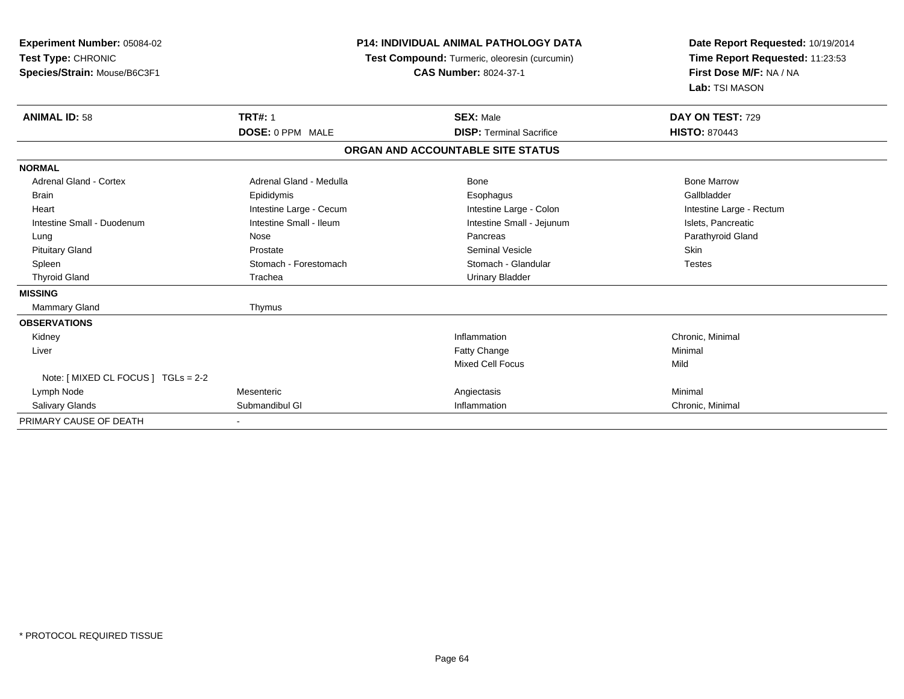**Experiment Number:** 05084-02
**Test Type:** CHRONIC
**Species/Strain:** Mouse/B6C3F1

**P14: INDIVIDUAL ANIMAL PATHOLOGY DATA**
**Test Compound:** Turmeric, oleoresin (curcumin)
**CAS Number:** 8024-37-1

**Date Report Requested:** 10/19/2014
**Time Report Requested:** 11:23:53
**First Dose M/F:** NA / NA
**Lab:** TSI MASON

| **ANIMAL ID:** 58 | **TRT#:** 1 | **SEX:** Male | **DAY ON TEST:** 729 |
|---|---|---|---|
| | **DOSE:** 0 PPM MALE | **DISP:** Terminal Sacrifice | **HISTO:** 870443 |

**ORGAN AND ACCOUNTABLE SITE STATUS**

| | | | |
|---|---|---|---|
| **NORMAL** | | | |
| Adrenal Gland - Cortex | Adrenal Gland - Medulla | Bone | Bone Marrow |
| Brain | Epididymis | Esophagus | Gallbladder |
| Heart | Intestine Large - Cecum | Intestine Large - Colon | Intestine Large - Rectum |
| Intestine Small - Duodenum | Intestine Small - Ileum | Intestine Small - Jejunum | Islets, Pancreatic |
| Lung | Nose | Pancreas | Parathyroid Gland |
| Pituitary Gland | Prostate | Seminal Vesicle | Skin |
| Spleen | Stomach - Forestomach | Stomach - Glandular | Testes |
| Thyroid Gland | Trachea | Urinary Bladder | |
| **MISSING** | | | |
| Mammary Gland | Thymus | | |
| **OBSERVATIONS** | | | |
| Kidney | | Inflammation | Chronic, Minimal |
| Liver | | Fatty Change | Minimal |
| | | Mixed Cell Focus | Mild |
| Note: [ MIXED CL FOCUS ] TGLs = 2-2 | | | |
| Lymph Node | Mesenteric | Angiectasis | Minimal |
| Salivary Glands | Submandibul Gl | Inflammation | Chronic, Minimal |
| PRIMARY CAUSE OF DEATH | - | | |

* PROTOCOL REQUIRED TISSUE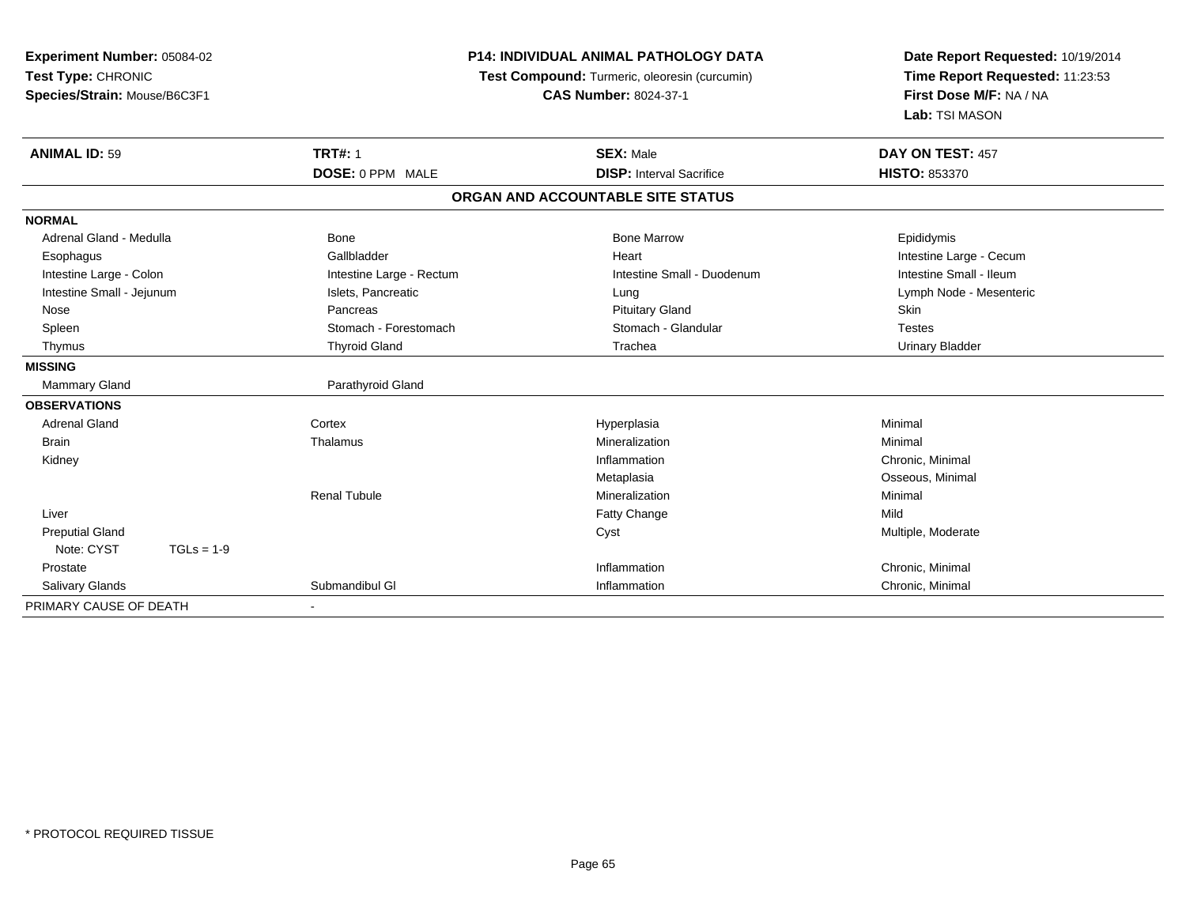**Experiment Number:** 05084-02
**Test Type:** CHRONIC
**Species/Strain:** Mouse/B6C3F1

**P14: INDIVIDUAL ANIMAL PATHOLOGY DATA**
**Test Compound:** Turmeric, oleoresin (curcumin)
**CAS Number:** 8024-37-1

**Date Report Requested:** 10/19/2014
**Time Report Requested:** 11:23:53
**First Dose M/F:** NA / NA
**Lab:** TSI MASON

| **ANIMAL ID:** 59 | **TRT#:** 1 | **SEX:** Male | **DAY ON TEST:** 457 |
|---|---|---|---|
| | **DOSE:** 0 PPM MALE | **DISP:** Interval Sacrifice | **HISTO:** 853370 |

**ORGAN AND ACCOUNTABLE SITE STATUS**

| | | | |
|---|---|---|---|
| **NORMAL** | | | |
| Adrenal Gland - Medulla | Bone | Bone Marrow | Epididymis |
| Esophagus | Gallbladder | Heart | Intestine Large - Cecum |
| Intestine Large - Colon | Intestine Large - Rectum | Intestine Small - Duodenum | Intestine Small - Ileum |
| Intestine Small - Jejunum | Islets, Pancreatic | Lung | Lymph Node - Mesenteric |
| Nose | Pancreas | Pituitary Gland | Skin |
| Spleen | Stomach - Forestomach | Stomach - Glandular | Testes |
| Thymus | Thyroid Gland | Trachea | Urinary Bladder |
| **MISSING** | | | |
| Mammary Gland | Parathyroid Gland | | |
| **OBSERVATIONS** | | | |
| Adrenal Gland | Cortex | Hyperplasia | Minimal |
| Brain | Thalamus | Mineralization | Minimal |
| Kidney | | Inflammation | Chronic, Minimal |
| | | Metaplasia | Osseous, Minimal |
| | Renal Tubule | Mineralization | Minimal |
| Liver | | Fatty Change | Mild |
| Preputial Gland | | Cyst | Multiple, Moderate |
| Note: CYST TGLs = 1-9 | | | |
| Prostate | | Inflammation | Chronic, Minimal |
| Salivary Glands | Submandibul Gl | Inflammation | Chronic, Minimal |
| PRIMARY CAUSE OF DEATH | - | | |

* PROTOCOL REQUIRED TISSUE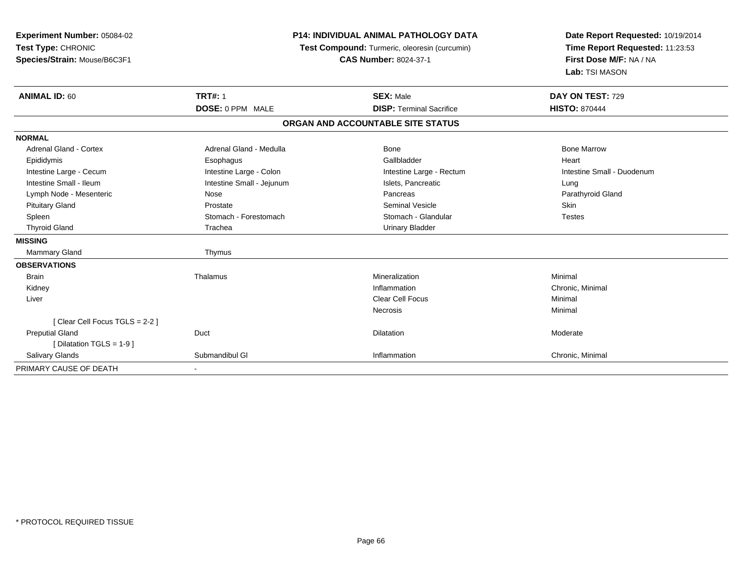**Experiment Number:** 05084-02
**Test Type:** CHRONIC
**Species/Strain:** Mouse/B6C3F1

**P14: INDIVIDUAL ANIMAL PATHOLOGY DATA**
**Test Compound:** Turmeric, oleoresin (curcumin)
**CAS Number:** 8024-37-1

**Date Report Requested:** 10/19/2014
**Time Report Requested:** 11:23:53
**First Dose M/F:** NA / NA
**Lab:** TSI MASON

| **ANIMAL ID:** 60 | **TRT#:** 1 | **SEX:** Male | **DAY ON TEST:** 729 |
|---|---|---|---|
| | **DOSE:** 0 PPM MALE | **DISP:** Terminal Sacrifice | **HISTO:** 870444 |

**ORGAN AND ACCOUNTABLE SITE STATUS**

| | | | |
|---|---|---|---|
| **NORMAL** | | | |
| Adrenal Gland - Cortex | Adrenal Gland - Medulla | Bone | Bone Marrow |
| Epididymis | Esophagus | Gallbladder | Heart |
| Intestine Large - Cecum | Intestine Large - Colon | Intestine Large - Rectum | Intestine Small - Duodenum |
| Intestine Small - Ileum | Intestine Small - Jejunum | Islets, Pancreatic | Lung |
| Lymph Node - Mesenteric | Nose | Pancreas | Parathyroid Gland |
| Pituitary Gland | Prostate | Seminal Vesicle | Skin |
| Spleen | Stomach - Forestomach | Stomach - Glandular | Testes |
| Thyroid Gland | Trachea | Urinary Bladder | |
| **MISSING** | | | |
| Mammary Gland | Thymus | | |
| **OBSERVATIONS** | | | |
| Brain | Thalamus | Mineralization | Minimal |
| Kidney | | Inflammation | Chronic, Minimal |
| Liver | | Clear Cell Focus | Minimal |
| | | Necrosis | Minimal |
| [ Clear Cell Focus TGLS = 2-2 ] | | | |
| Preputial Gland | Duct | Dilatation | Moderate |
| [ Dilatation TGLS = 1-9 ] | | | |
| Salivary Glands | Submandibul Gl | Inflammation | Chronic, Minimal |
| PRIMARY CAUSE OF DEATH | - | | |

\* PROTOCOL REQUIRED TISSUE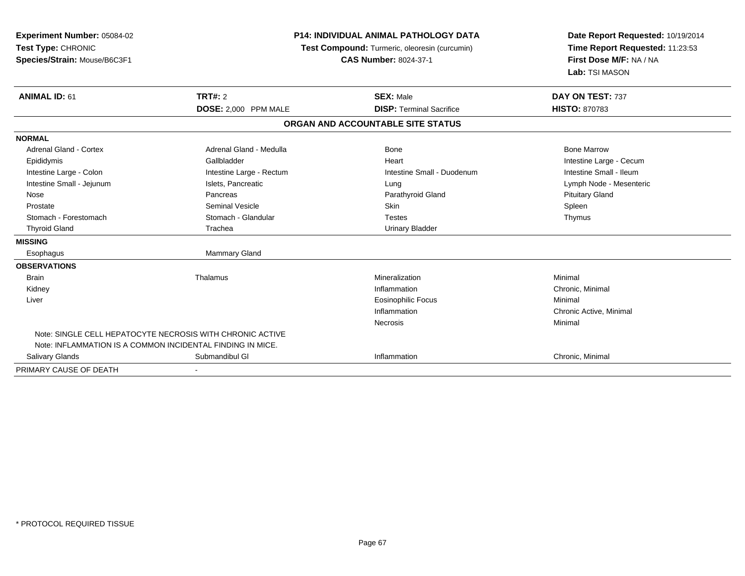**Experiment Number:** 05084-02
**Test Type:** CHRONIC
**Species/Strain:** Mouse/B6C3F1

**P14: INDIVIDUAL ANIMAL PATHOLOGY DATA**
**Test Compound:** Turmeric, oleoresin (curcumin)
**CAS Number:** 8024-37-1

**Date Report Requested:** 10/19/2014
**Time Report Requested:** 11:23:53
**First Dose M/F:** NA / NA
**Lab:** TSI MASON

| **ANIMAL ID:** 61 | **TRT#:** 2 | **SEX:** Male | **DAY ON TEST:** 737 |
|---|---|---|---|
| | **DOSE:** 2,000 PPM MALE | **DISP:** Terminal Sacrifice | **HISTO:** 870783 |

**ORGAN AND ACCOUNTABLE SITE STATUS**

| | | | |
|---|---|---|---|
| **NORMAL** | | | |
| Adrenal Gland - Cortex | Adrenal Gland - Medulla | Bone | Bone Marrow |
| Epididymis | Gallbladder | Heart | Intestine Large - Cecum |
| Intestine Large - Colon | Intestine Large - Rectum | Intestine Small - Duodenum | Intestine Small - Ileum |
| Intestine Small - Jejunum | Islets, Pancreatic | Lung | Lymph Node - Mesenteric |
| Nose | Pancreas | Parathyroid Gland | Pituitary Gland |
| Prostate | Seminal Vesicle | Skin | Spleen |
| Stomach - Forestomach | Stomach - Glandular | Testes | Thymus |
| Thyroid Gland | Trachea | Urinary Bladder | |
| **MISSING** | | | |
| Esophagus | Mammary Gland | | |
| **OBSERVATIONS** | | | |
| Brain | Thalamus | Mineralization | Minimal |
| Kidney | | Inflammation | Chronic, Minimal |
| Liver | | Eosinophilic Focus | Minimal |
| | | Inflammation | Chronic Active, Minimal |
| | | Necrosis | Minimal |
| Note: SINGLE CELL HEPATOCYTE NECROSIS WITH CHRONIC ACTIVE | | | |
| Note: INFLAMMATION IS A COMMON INCIDENTAL FINDING IN MICE. | | | |
| Salivary Glands | Submandibul Gl | Inflammation | Chronic, Minimal |
| PRIMARY CAUSE OF DEATH | - | | |

\* PROTOCOL REQUIRED TISSUE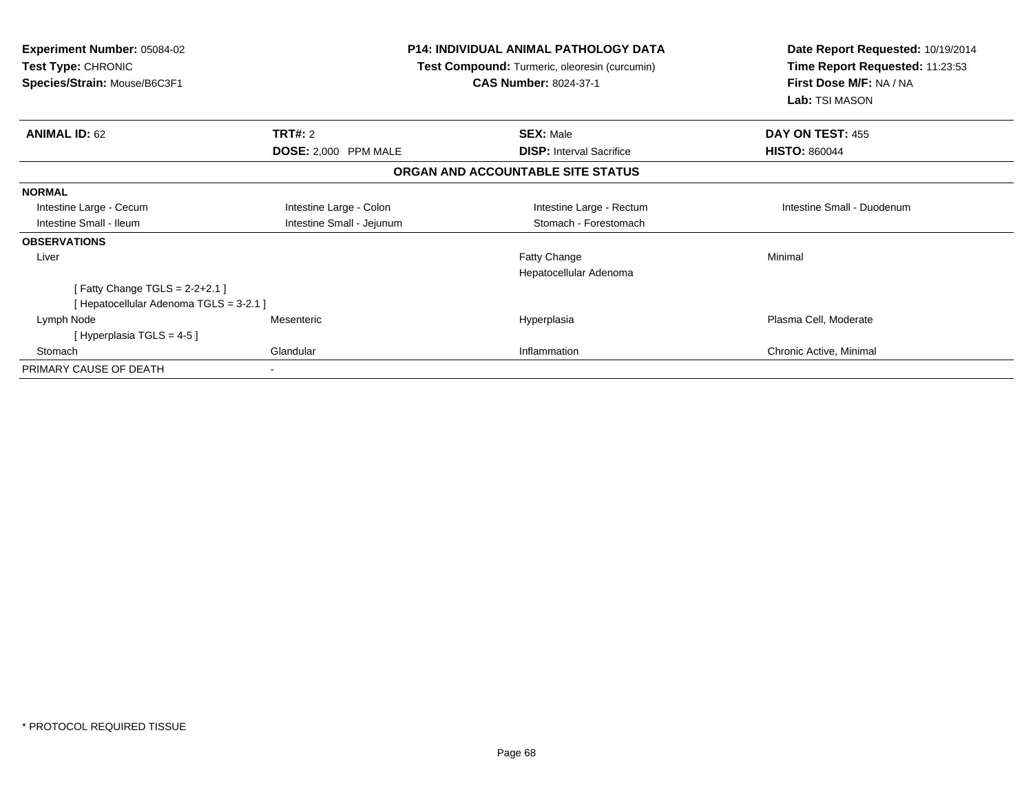**Experiment Number:** 05084-02
**Test Type:** CHRONIC
**Species/Strain:** Mouse/B6C3F1

**P14: INDIVIDUAL ANIMAL PATHOLOGY DATA**
**Test Compound:** Turmeric, oleoresin (curcumin)
**CAS Number:** 8024-37-1

**Date Report Requested:** 10/19/2014
**Time Report Requested:** 11:23:53
**First Dose M/F:** NA / NA
**Lab:** TSI MASON

| **ANIMAL ID:** 62 | **TRT#:** 2 | **SEX:** Male | **DAY ON TEST:** 455 |
|---|---|---|---|
| | **DOSE:** 2,000 PPM MALE | **DISP:** Interval Sacrifice | **HISTO:** 860044 |

**ORGAN AND ACCOUNTABLE SITE STATUS**

| | | | |
|---|---|---|---|
| **NORMAL** | | | |
| Intestine Large - Cecum | Intestine Large - Colon | Intestine Large - Rectum | Intestine Small - Duodenum |
| Intestine Small - Ileum | Intestine Small - Jejunum | Stomach - Forestomach | |
| **OBSERVATIONS** | | | |
| Liver | | Fatty Change | Minimal |
| | | Hepatocellular Adenoma | |
| [ Fatty Change TGLS = 2-2+2.1 ] | | | |
| [ Hepatocellular Adenoma TGLS = 3-2.1 ] | | | |
| Lymph Node | Mesenteric | Hyperplasia | Plasma Cell, Moderate |
| [ Hyperplasia TGLS = 4-5 ] | | | |
| Stomach | Glandular | Inflammation | Chronic Active, Minimal |
| PRIMARY CAUSE OF DEATH | - | | |

* PROTOCOL REQUIRED TISSUE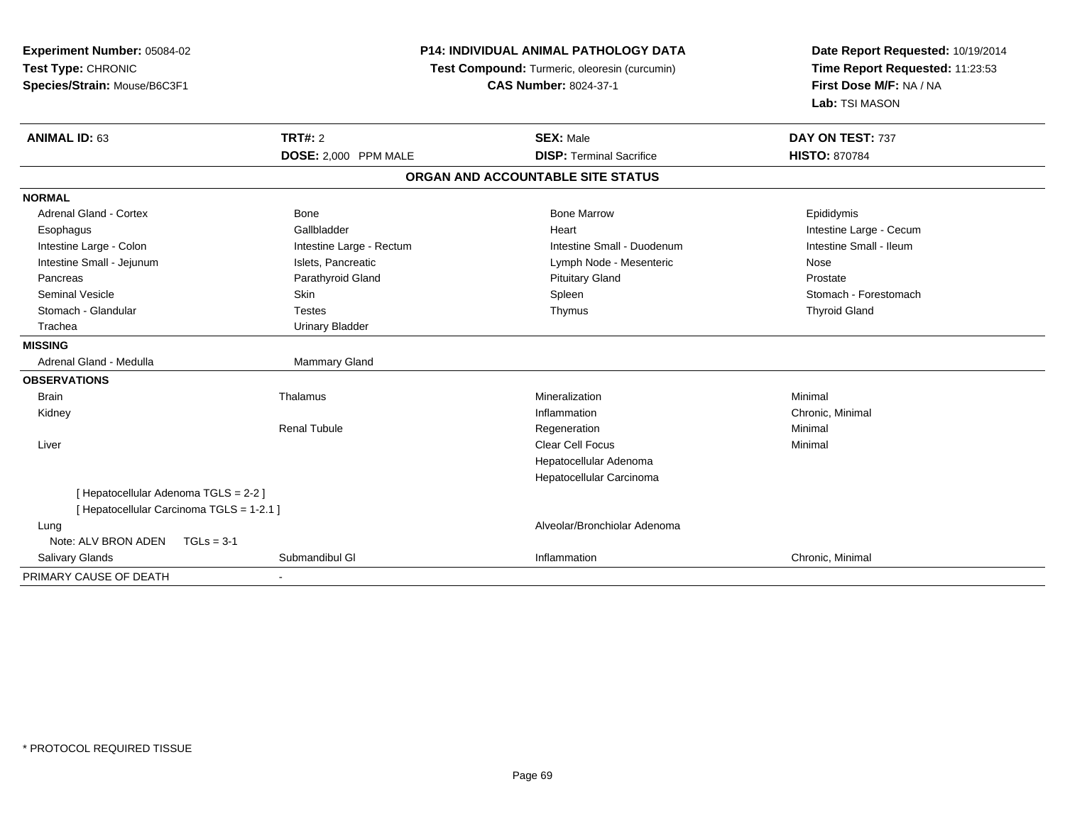**Experiment Number:** 05084-02
**Test Type:** CHRONIC
**Species/Strain:** Mouse/B6C3F1

**P14: INDIVIDUAL ANIMAL PATHOLOGY DATA**
**Test Compound:** Turmeric, oleoresin (curcumin)
**CAS Number:** 8024-37-1

**Date Report Requested:** 10/19/2014
**Time Report Requested:** 11:23:53
**First Dose M/F:** NA / NA
**Lab:** TSI MASON

| **ANIMAL ID:** 63 | **TRT#:** 2 | **SEX:** Male | **DAY ON TEST:** 737 |
|---|---|---|---|
| | **DOSE:** 2,000 PPM MALE | **DISP:** Terminal Sacrifice | **HISTO:** 870784 |

**ORGAN AND ACCOUNTABLE SITE STATUS**

| | | | |
|---|---|---|---|
| **NORMAL** | | | |
| Adrenal Gland - Cortex | Bone | Bone Marrow | Epididymis |
| Esophagus | Gallbladder | Heart | Intestine Large - Cecum |
| Intestine Large - Colon | Intestine Large - Rectum | Intestine Small - Duodenum | Intestine Small - Ileum |
| Intestine Small - Jejunum | Islets, Pancreatic | Lymph Node - Mesenteric | Nose |
| Pancreas | Parathyroid Gland | Pituitary Gland | Prostate |
| Seminal Vesicle | Skin | Spleen | Stomach - Forestomach |
| Stomach - Glandular | Testes | Thymus | Thyroid Gland |
| Trachea | Urinary Bladder | | |
| **MISSING** | | | |
| Adrenal Gland - Medulla | Mammary Gland | | |
| **OBSERVATIONS** | | | |
| Brain | Thalamus | Mineralization | Minimal |
| Kidney | | Inflammation | Chronic, Minimal |
| | Renal Tubule | Regeneration | Minimal |
| Liver | | Clear Cell Focus | Minimal |
| | | Hepatocellular Adenoma | |
| | | Hepatocellular Carcinoma | |
| [ Hepatocellular Adenoma TGLS = 2-2 ] | | | |
| [ Hepatocellular Carcinoma TGLS = 1-2.1 ] | | | |
| Lung | | Alveolar/Bronchiolar Adenoma | |
| Note: ALV BRON ADEN TGLs = 3-1 | | | |
| Salivary Glands | Submandibul Gl | Inflammation | Chronic, Minimal |
| PRIMARY CAUSE OF DEATH | - | | |

* PROTOCOL REQUIRED TISSUE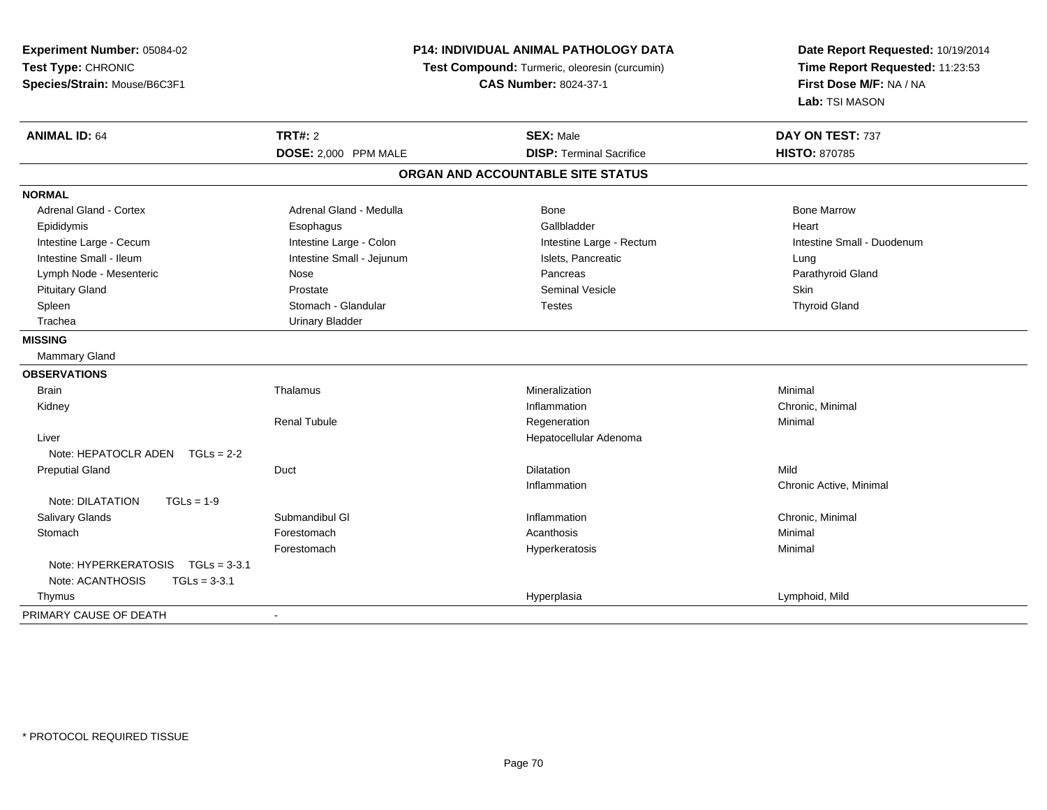**Experiment Number:** 05084-02
**Test Type:** CHRONIC
**Species/Strain:** Mouse/B6C3F1

**P14: INDIVIDUAL ANIMAL PATHOLOGY DATA**
**Test Compound:** Turmeric, oleoresin (curcumin)
**CAS Number:** 8024-37-1

**Date Report Requested:** 10/19/2014
**Time Report Requested:** 11:23:53
**First Dose M/F:** NA / NA
**Lab:** TSI MASON

| **ANIMAL ID:** 64 | **TRT#:** 2 | **SEX:** Male | **DAY ON TEST:** 737 |
|---|---|---|---|
| | **DOSE:** 2,000 PPM MALE | **DISP:** Terminal Sacrifice | **HISTO:** 870785 |

## ORGAN AND ACCOUNTABLE SITE STATUS

**NORMAL**

| | | | |
|---|---|---|---|
| Adrenal Gland - Cortex | Adrenal Gland - Medulla | Bone | Bone Marrow |
| Epididymis | Esophagus | Gallbladder | Heart |
| Intestine Large - Cecum | Intestine Large - Colon | Intestine Large - Rectum | Intestine Small - Duodenum |
| Intestine Small - Ileum | Intestine Small - Jejunum | Islets, Pancreatic | Lung |
| Lymph Node - Mesenteric | Nose | Pancreas | Parathyroid Gland |
| Pituitary Gland | Prostate | Seminal Vesicle | Skin |
| Spleen | Stomach - Glandular | Testes | Thyroid Gland |
| Trachea | Urinary Bladder | | |

**MISSING**

Mammary Gland

**OBSERVATIONS**

| | | | |
|---|---|---|---|
| Brain | Thalamus | Mineralization | Minimal |
| Kidney | | Inflammation | Chronic, Minimal |
| | Renal Tubule | Regeneration | Minimal |
| Liver | | Hepatocellular Adenoma | |
| Note: HEPATOCLR ADEN TGLs = 2-2 | | | |
| Preputial Gland | Duct | Dilatation | Mild |
| | | Inflammation | Chronic Active, Minimal |
| Note: DILATATION TGLs = 1-9 | | | |
| Salivary Glands | Submandibul Gl | Inflammation | Chronic, Minimal |
| Stomach | Forestomach | Acanthosis | Minimal |
| | Forestomach | Hyperkeratosis | Minimal |
| Note: HYPERKERATOSIS TGLs = 3-3.1 | | | |
| Note: ACANTHOSIS TGLs = 3-3.1 | | | |
| Thymus | | Hyperplasia | Lymphoid, Mild |

PRIMARY CAUSE OF DEATH -

* PROTOCOL REQUIRED TISSUE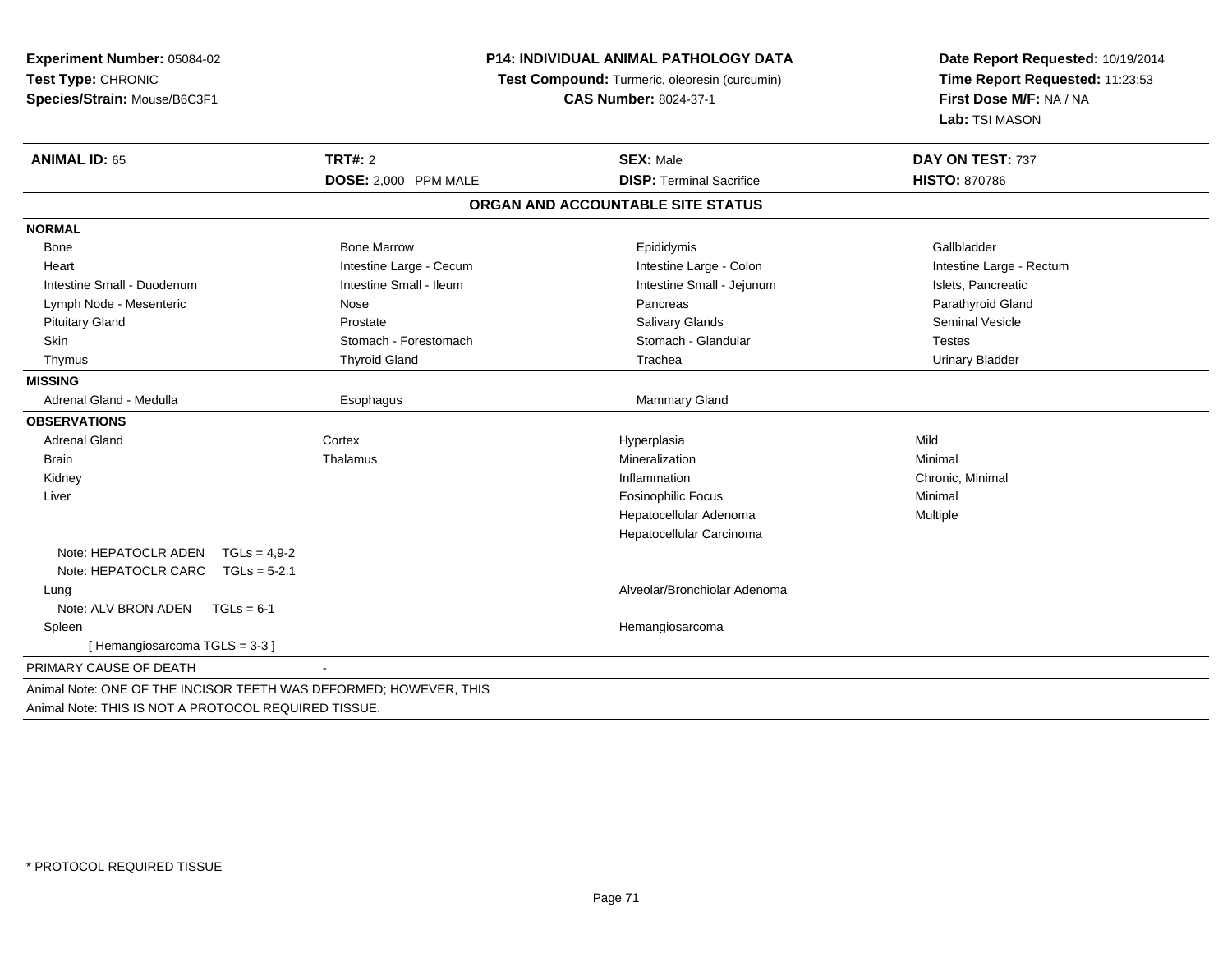**Experiment Number:** 05084-02
**Test Type:** CHRONIC
**Species/Strain:** Mouse/B6C3F1

**P14: INDIVIDUAL ANIMAL PATHOLOGY DATA**
**Test Compound:** Turmeric, oleoresin (curcumin)
**CAS Number:** 8024-37-1

**Date Report Requested:** 10/19/2014
**Time Report Requested:** 11:23:53
**First Dose M/F:** NA / NA
**Lab:** TSI MASON

| **ANIMAL ID:** 65 | **TRT#:** 2 | **SEX:** Male | **DAY ON TEST:** 737 |
|---|---|---|---|
| | **DOSE:** 2,000 PPM MALE | **DISP:** Terminal Sacrifice | **HISTO:** 870786 |

**ORGAN AND ACCOUNTABLE SITE STATUS**

**NORMAL**

| | | | |
|---|---|---|---|
| Bone | Bone Marrow | Epididymis | Gallbladder |
| Heart | Intestine Large - Cecum | Intestine Large - Colon | Intestine Large - Rectum |
| Intestine Small - Duodenum | Intestine Small - Ileum | Intestine Small - Jejunum | Islets, Pancreatic |
| Lymph Node - Mesenteric | Nose | Pancreas | Parathyroid Gland |
| Pituitary Gland | Prostate | Salivary Glands | Seminal Vesicle |
| Skin | Stomach - Forestomach | Stomach - Glandular | Testes |
| Thymus | Thyroid Gland | Trachea | Urinary Bladder |

**MISSING**

| | | | |
|---|---|---|---|
| Adrenal Gland - Medulla | Esophagus | Mammary Gland | |

**OBSERVATIONS**

| | | | |
|---|---|---|---|
| Adrenal Gland | Cortex | Hyperplasia | Mild |
| Brain | Thalamus | Mineralization | Minimal |
| Kidney | | Inflammation | Chronic, Minimal |
| Liver | | Eosinophilic Focus | Minimal |
| | | Hepatocellular Adenoma | Multiple |
| | | Hepatocellular Carcinoma | |
| Note: HEPATOCLR ADEN TGLs = 4,9-2 | | | |
| Note: HEPATOCLR CARC TGLs = 5-2.1 | | | |
| Lung | | Alveolar/Bronchiolar Adenoma | |
| Note: ALV BRON ADEN TGLs = 6-1 | | | |
| Spleen | | Hemangiosarcoma | |
| [ Hemangiosarcoma TGLS = 3-3 ] | | | |

PRIMARY CAUSE OF DEATH -

Animal Note: ONE OF THE INCISOR TEETH WAS DEFORMED; HOWEVER, THIS
Animal Note: THIS IS NOT A PROTOCOL REQUIRED TISSUE.

* PROTOCOL REQUIRED TISSUE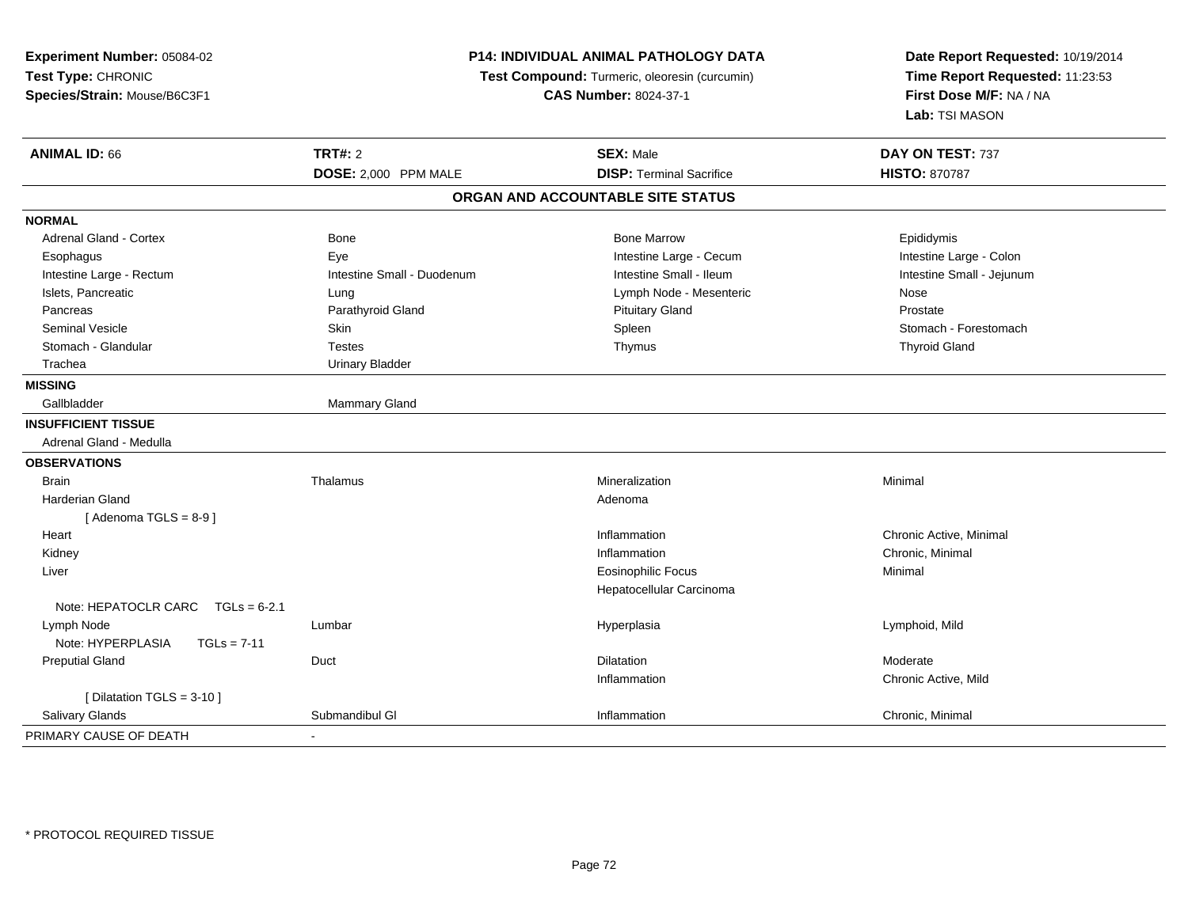**Experiment Number:** 05084-02
**Test Type:** CHRONIC
**Species/Strain:** Mouse/B6C3F1

**P14: INDIVIDUAL ANIMAL PATHOLOGY DATA**
**Test Compound:** Turmeric, oleoresin (curcumin)
**CAS Number:** 8024-37-1

**Date Report Requested:** 10/19/2014
**Time Report Requested:** 11:23:53
**First Dose M/F:** NA / NA
**Lab:** TSI MASON

| **ANIMAL ID:** 66 | **TRT#:** 2 | **SEX:** Male | **DAY ON TEST:** 737 |
|---|---|---|---|
| | **DOSE:** 2,000 PPM MALE | **DISP:** Terminal Sacrifice | **HISTO:** 870787 |

## ORGAN AND ACCOUNTABLE SITE STATUS

| | | | |
|---|---|---|---|
| **NORMAL** | | | |
| Adrenal Gland - Cortex | Bone | Bone Marrow | Epididymis |
| Esophagus | Eye | Intestine Large - Cecum | Intestine Large - Colon |
| Intestine Large - Rectum | Intestine Small - Duodenum | Intestine Small - Ileum | Intestine Small - Jejunum |
| Islets, Pancreatic | Lung | Lymph Node - Mesenteric | Nose |
| Pancreas | Parathyroid Gland | Pituitary Gland | Prostate |
| Seminal Vesicle | Skin | Spleen | Stomach - Forestomach |
| Stomach - Glandular | Testes | Thymus | Thyroid Gland |
| Trachea | Urinary Bladder | | |
| **MISSING** | | | |
| Gallbladder | Mammary Gland | | |
| **INSUFFICIENT TISSUE** | | | |
| Adrenal Gland - Medulla | | | |
| **OBSERVATIONS** | | | |
| Brain | Thalamus | Mineralization | Minimal |
| Harderian Gland | | Adenoma | |
| [ Adenoma TGLS = 8-9 ] | | | |
| Heart | | Inflammation | Chronic Active, Minimal |
| Kidney | | Inflammation | Chronic, Minimal |
| Liver | | Eosinophilic Focus | Minimal |
| | | Hepatocellular Carcinoma | |
| Note: HEPATOCLR CARC TGLs = 6-2.1 | | | |
| Lymph Node | Lumbar | Hyperplasia | Lymphoid, Mild |
| Note: HYPERPLASIA TGLs = 7-11 | | | |
| Preputial Gland | Duct | Dilatation | Moderate |
| | | Inflammation | Chronic Active, Mild |
| [ Dilatation TGLS = 3-10 ] | | | |
| Salivary Glands | Submandibul Gl | Inflammation | Chronic, Minimal |
| PRIMARY CAUSE OF DEATH | - | | |

* PROTOCOL REQUIRED TISSUE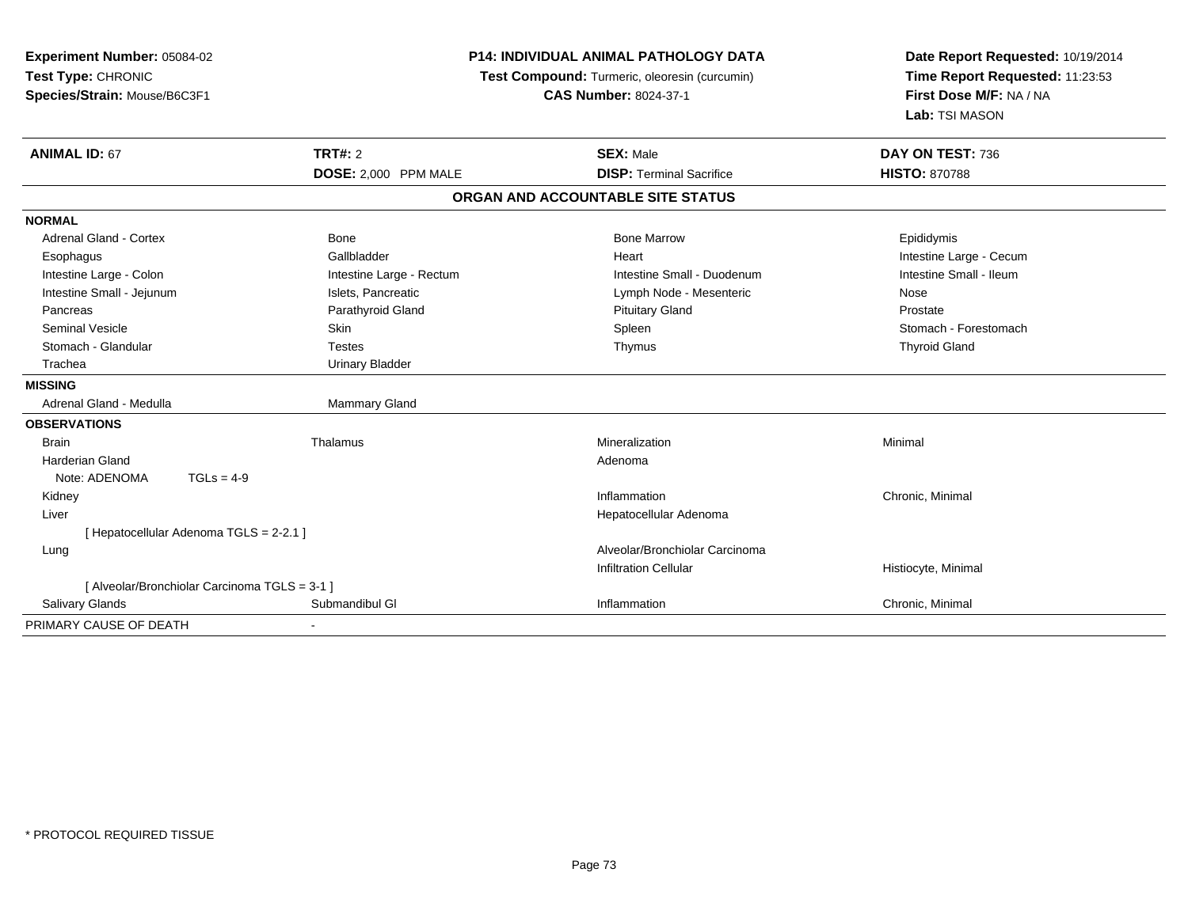**Experiment Number:** 05084-02
**Test Type:** CHRONIC
**Species/Strain:** Mouse/B6C3F1

**P14: INDIVIDUAL ANIMAL PATHOLOGY DATA**
**Test Compound:** Turmeric, oleoresin (curcumin)
**CAS Number:** 8024-37-1

**Date Report Requested:** 10/19/2014
**Time Report Requested:** 11:23:53
**First Dose M/F:** NA / NA
**Lab:** TSI MASON

| **ANIMAL ID:** 67 | **TRT#:** 2 | **SEX:** Male | **DAY ON TEST:** 736 |
|---|---|---|---|
| | **DOSE:** 2,000 PPM MALE | **DISP:** Terminal Sacrifice | **HISTO:** 870788 |

**ORGAN AND ACCOUNTABLE SITE STATUS**

**NORMAL**

| | | | |
|---|---|---|---|
| Adrenal Gland - Cortex | Bone | Bone Marrow | Epididymis |
| Esophagus | Gallbladder | Heart | Intestine Large - Cecum |
| Intestine Large - Colon | Intestine Large - Rectum | Intestine Small - Duodenum | Intestine Small - Ileum |
| Intestine Small - Jejunum | Islets, Pancreatic | Lymph Node - Mesenteric | Nose |
| Pancreas | Parathyroid Gland | Pituitary Gland | Prostate |
| Seminal Vesicle | Skin | Spleen | Stomach - Forestomach |
| Stomach - Glandular | Testes | Thymus | Thyroid Gland |
| Trachea | Urinary Bladder | | |

**MISSING**

| | |
|---|---|
| Adrenal Gland - Medulla | Mammary Gland |

**OBSERVATIONS**

| | | | |
|---|---|---|---|
| Brain | Thalamus | Mineralization | Minimal |
| Harderian Gland | | Adenoma | |
| Note: ADENOMA TGLs = 4-9 | | | |
| Kidney | | Inflammation | Chronic, Minimal |
| Liver | | Hepatocellular Adenoma | |
| [ Hepatocellular Adenoma TGLS = 2-2.1 ] | | | |
| Lung | | Alveolar/Bronchiolar Carcinoma | |
| | | Infiltration Cellular | Histiocyte, Minimal |
| [ Alveolar/Bronchiolar Carcinoma TGLS = 3-1 ] | | | |
| Salivary Glands | Submandibul Gl | Inflammation | Chronic, Minimal |

PRIMARY CAUSE OF DEATH -

* PROTOCOL REQUIRED TISSUE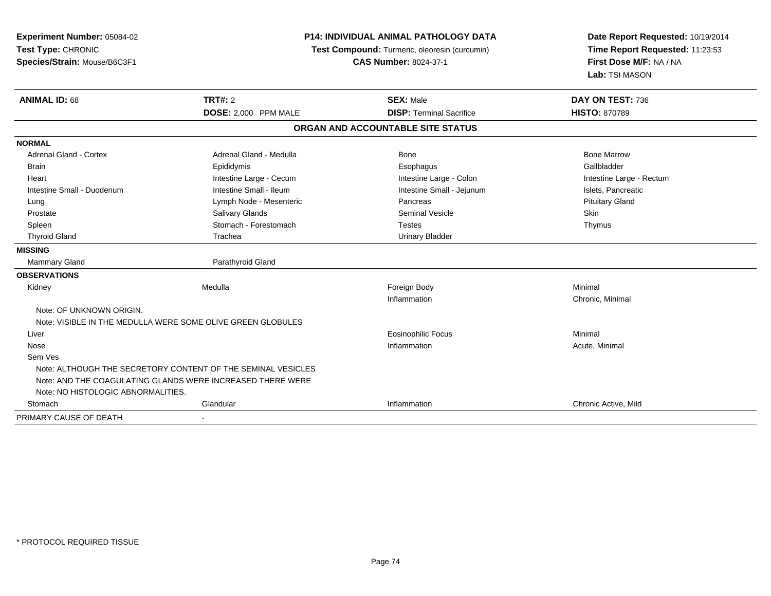**Experiment Number:** 05084-02
**Test Type:** CHRONIC
**Species/Strain:** Mouse/B6C3F1

**P14: INDIVIDUAL ANIMAL PATHOLOGY DATA**
**Test Compound:** Turmeric, oleoresin (curcumin)
**CAS Number:** 8024-37-1

**Date Report Requested:** 10/19/2014
**Time Report Requested:** 11:23:53
**First Dose M/F:** NA / NA
**Lab:** TSI MASON

| **ANIMAL ID:** 68 | **TRT#:** 2 | **SEX:** Male | **DAY ON TEST:** 736 |
|---|---|---|---|
| | **DOSE:** 2,000 PPM MALE | **DISP:** Terminal Sacrifice | **HISTO:** 870789 |

## ORGAN AND ACCOUNTABLE SITE STATUS

| | | | |
|---|---|---|---|
| **NORMAL** | | | |
| Adrenal Gland - Cortex | Adrenal Gland - Medulla | Bone | Bone Marrow |
| Brain | Epididymis | Esophagus | Gallbladder |
| Heart | Intestine Large - Cecum | Intestine Large - Colon | Intestine Large - Rectum |
| Intestine Small - Duodenum | Intestine Small - Ileum | Intestine Small - Jejunum | Islets, Pancreatic |
| Lung | Lymph Node - Mesenteric | Pancreas | Pituitary Gland |
| Prostate | Salivary Glands | Seminal Vesicle | Skin |
| Spleen | Stomach - Forestomach | Testes | Thymus |
| Thyroid Gland | Trachea | Urinary Bladder | |
| **MISSING** | | | |
| Mammary Gland | Parathyroid Gland | | |
| **OBSERVATIONS** | | | |
| Kidney | Medulla | Foreign Body | Minimal |
| | | Inflammation | Chronic, Minimal |
| Note: OF UNKNOWN ORIGIN. | | | |
| Note: VISIBLE IN THE MEDULLA WERE SOME OLIVE GREEN GLOBULES | | | |
| Liver | | Eosinophilic Focus | Minimal |
| Nose | | Inflammation | Acute, Minimal |
| Sem Ves | | | |
| Note: ALTHOUGH THE SECRETORY CONTENT OF THE SEMINAL VESICLES | | | |
| Note: AND THE COAGULATING GLANDS WERE INCREASED THERE WERE | | | |
| Note: NO HISTOLOGIC ABNORMALITIES. | | | |
| Stomach | Glandular | Inflammation | Chronic Active, Mild |
| PRIMARY CAUSE OF DEATH | - | | |

* PROTOCOL REQUIRED TISSUE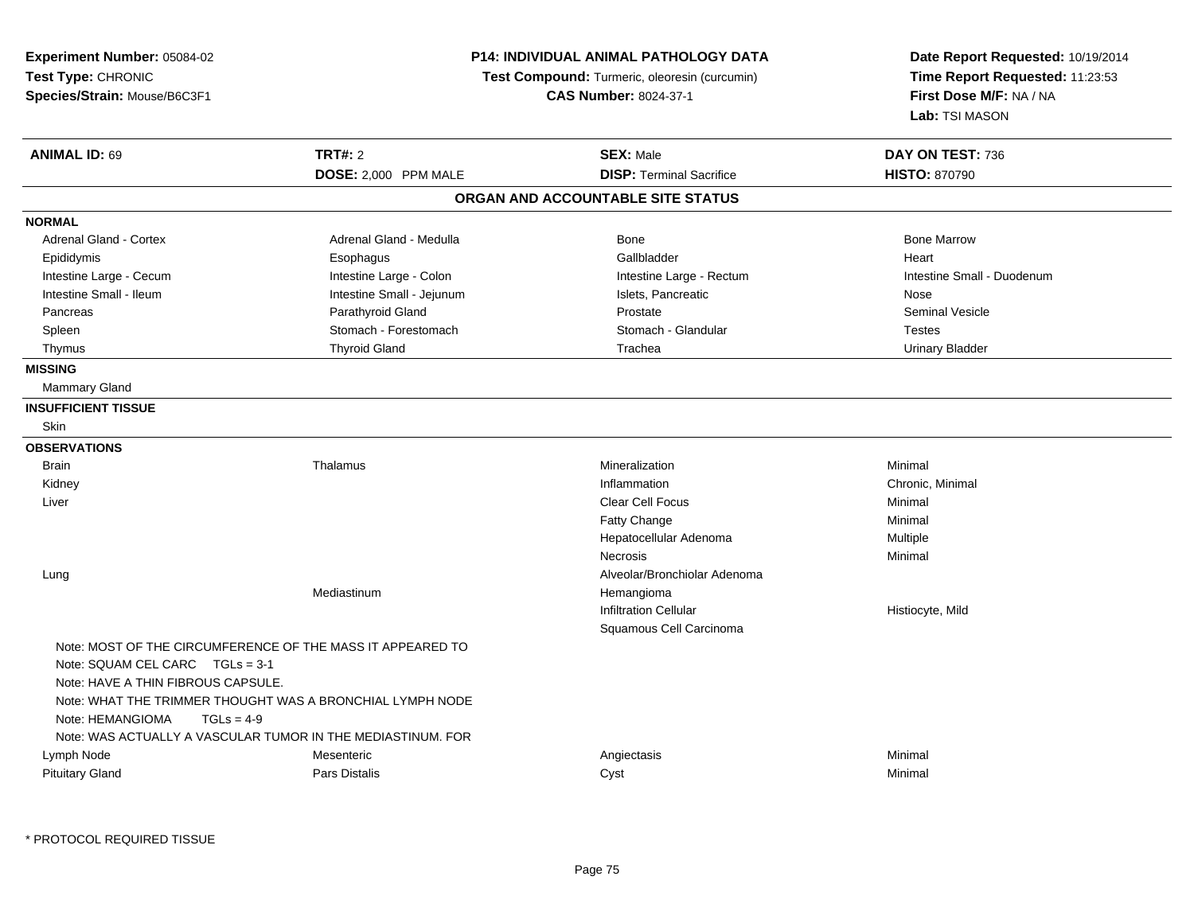**Experiment Number:** 05084-02
**Test Type:** CHRONIC
**Species/Strain:** Mouse/B6C3F1

**P14: INDIVIDUAL ANIMAL PATHOLOGY DATA**
**Test Compound:** Turmeric, oleoresin (curcumin)
**CAS Number:** 8024-37-1

**Date Report Requested:** 10/19/2014
**Time Report Requested:** 11:23:53
**First Dose M/F:** NA / NA
**Lab:** TSI MASON

| **ANIMAL ID:** 69 | **TRT#:** 2 | **SEX:** Male | **DAY ON TEST:** 736 |
|---|---|---|---|
| | **DOSE:** 2,000 PPM MALE | **DISP:** Terminal Sacrifice | **HISTO:** 870790 |

## ORGAN AND ACCOUNTABLE SITE STATUS

| | | | |
|---|---|---|---|
| **NORMAL** | | | |
| Adrenal Gland - Cortex | Adrenal Gland - Medulla | Bone | Bone Marrow |
| Epididymis | Esophagus | Gallbladder | Heart |
| Intestine Large - Cecum | Intestine Large - Colon | Intestine Large - Rectum | Intestine Small - Duodenum |
| Intestine Small - Ileum | Intestine Small - Jejunum | Islets, Pancreatic | Nose |
| Pancreas | Parathyroid Gland | Prostate | Seminal Vesicle |
| Spleen | Stomach - Forestomach | Stomach - Glandular | Testes |
| Thymus | Thyroid Gland | Trachea | Urinary Bladder |
| **MISSING** | | | |
| Mammary Gland | | | |
| **INSUFFICIENT TISSUE** | | | |
| Skin | | | |
| **OBSERVATIONS** | | | |
| Brain | Thalamus | Mineralization | Minimal |
| Kidney | | Inflammation | Chronic, Minimal |
| Liver | | Clear Cell Focus | Minimal |
| | | Fatty Change | Minimal |
| | | Hepatocellular Adenoma | Multiple |
| | | Necrosis | Minimal |
| Lung | | Alveolar/Bronchiolar Adenoma | |
| | Mediastinum | Hemangioma | |
| | | Infiltration Cellular | Histiocyte, Mild |
| | | Squamous Cell Carcinoma | |

Note: MOST OF THE CIRCUMFERENCE OF THE MASS IT APPEARED TO
Note: SQUAM CEL CARC TGLs = 3-1
Note: HAVE A THIN FIBROUS CAPSULE.
Note: WHAT THE TRIMMER THOUGHT WAS A BRONCHIAL LYMPH NODE
Note: HEMANGIOMA TGLs = 4-9
Note: WAS ACTUALLY A VASCULAR TUMOR IN THE MEDIASTINUM. FOR

| | | | |
|---|---|---|---|
| Lymph Node | Mesenteric | Angiectasis | Minimal |
| Pituitary Gland | Pars Distalis | Cyst | Minimal |

* PROTOCOL REQUIRED TISSUE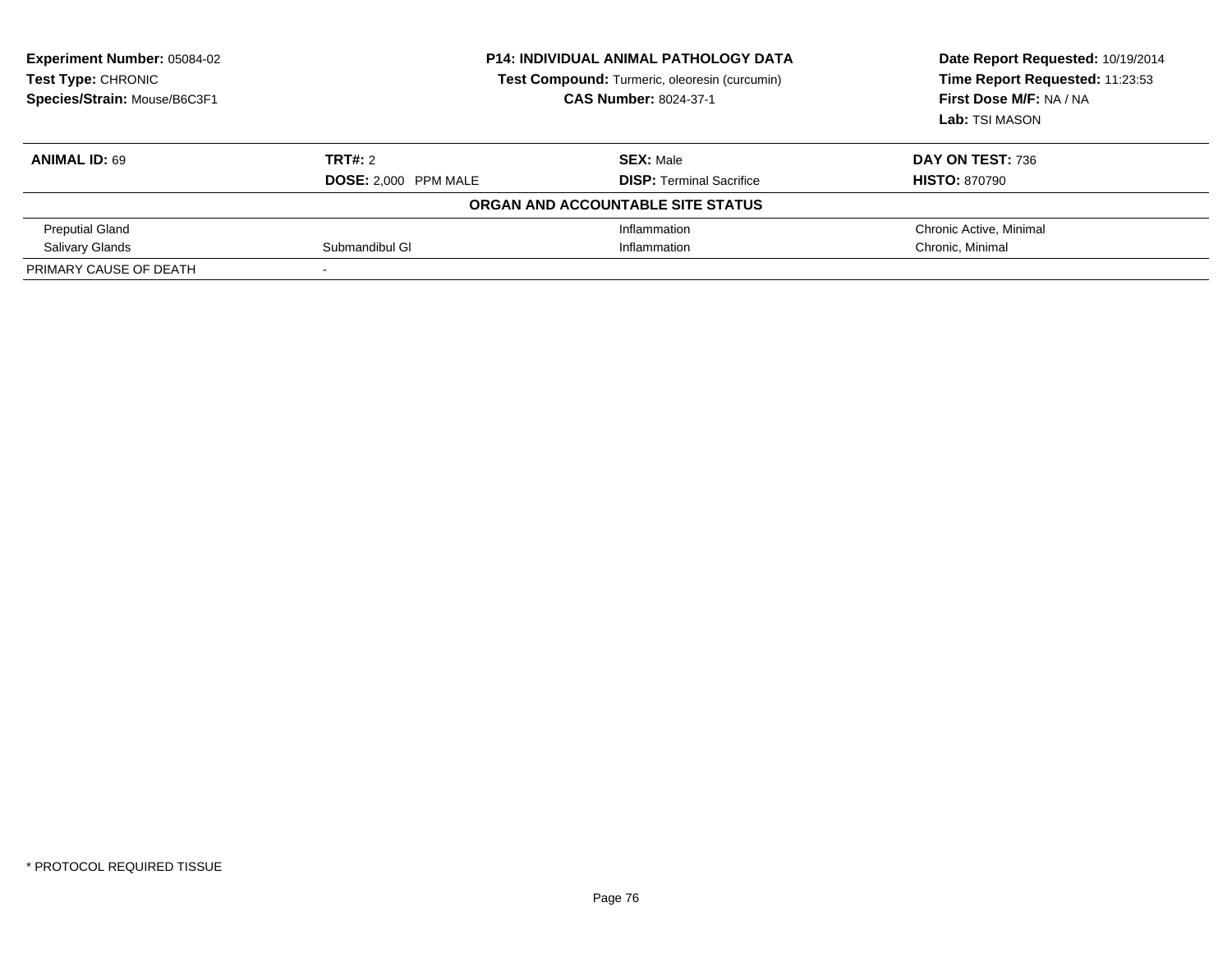**Experiment Number:** 05084-02
**Test Type:** CHRONIC
**Species/Strain:** Mouse/B6C3F1

**P14: INDIVIDUAL ANIMAL PATHOLOGY DATA**
**Test Compound:** Turmeric, oleoresin (curcumin)
**CAS Number:** 8024-37-1

**Date Report Requested:** 10/19/2014
**Time Report Requested:** 11:23:53
**First Dose M/F:** NA / NA
**Lab:** TSI MASON

| **ANIMAL ID:** 69 | **TRT#:** 2 | **SEX:** Male | **DAY ON TEST:** 736 |
|---|---|---|---|
| | **DOSE:** 2,000 PPM MALE | **DISP:** Terminal Sacrifice | **HISTO:** 870790 |
| | | **ORGAN AND ACCOUNTABLE SITE STATUS** | |
| Preputial Gland | | Inflammation | Chronic Active, Minimal |
| Salivary Glands | Submandibul Gl | Inflammation | Chronic, Minimal |
| PRIMARY CAUSE OF DEATH | - | | |

* PROTOCOL REQUIRED TISSUE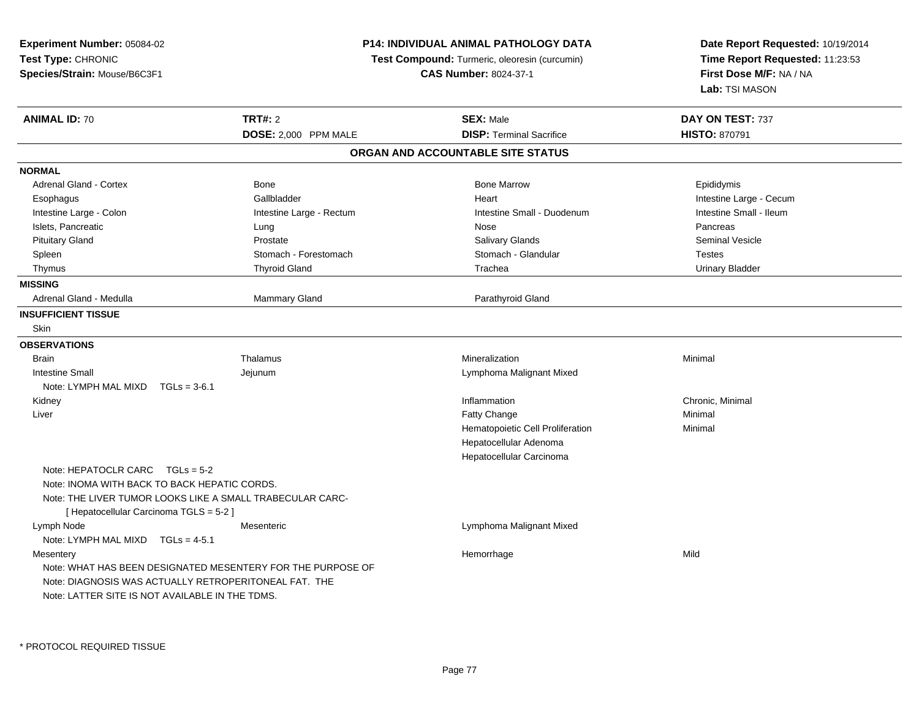**Experiment Number:** 05084-02
**Test Type:** CHRONIC
**Species/Strain:** Mouse/B6C3F1

**P14: INDIVIDUAL ANIMAL PATHOLOGY DATA**
**Test Compound:** Turmeric, oleoresin (curcumin)
**CAS Number:** 8024-37-1

**Date Report Requested:** 10/19/2014
**Time Report Requested:** 11:23:53
**First Dose M/F:** NA / NA
**Lab:** TSI MASON

| **ANIMAL ID:** 70 | **TRT#:** 2 | **SEX:** Male | **DAY ON TEST:** 737 |
|---|---|---|---|
| | **DOSE:** 2,000 PPM MALE | **DISP:** Terminal Sacrifice | **HISTO:** 870791 |

## ORGAN AND ACCOUNTABLE SITE STATUS

**NORMAL**

| | | | |
|---|---|---|---|
| Adrenal Gland - Cortex | Bone | Bone Marrow | Epididymis |
| Esophagus | Gallbladder | Heart | Intestine Large - Cecum |
| Intestine Large - Colon | Intestine Large - Rectum | Intestine Small - Duodenum | Intestine Small - Ileum |
| Islets, Pancreatic | Lung | Nose | Pancreas |
| Pituitary Gland | Prostate | Salivary Glands | Seminal Vesicle |
| Spleen | Stomach - Forestomach | Stomach - Glandular | Testes |
| Thymus | Thyroid Gland | Trachea | Urinary Bladder |

**MISSING**

| | | |
|---|---|---|
| Adrenal Gland - Medulla | Mammary Gland | Parathyroid Gland |

**INSUFFICIENT TISSUE**

Skin

**OBSERVATIONS**

| | | | |
|---|---|---|---|
| Brain | Thalamus | Mineralization | Minimal |
| Intestine Small | Jejunum | Lymphoma Malignant Mixed | |
| Note: LYMPH MAL MIXD TGLs = 3-6.1 | | | |
| Kidney | | Inflammation | Chronic, Minimal |
| Liver | | Fatty Change | Minimal |
| | | Hematopoietic Cell Proliferation | Minimal |
| | | Hepatocellular Adenoma | |
| | | Hepatocellular Carcinoma | |
| Note: HEPATOCLR CARC TGLs = 5-2 | | | |
| Note: INOMA WITH BACK TO BACK HEPATIC CORDS. | | | |
| Note: THE LIVER TUMOR LOOKS LIKE A SMALL TRABECULAR CARC- | | | |
| [ Hepatocellular Carcinoma TGLS = 5-2 ] | | | |
| Lymph Node | Mesenteric | Lymphoma Malignant Mixed | |
| Note: LYMPH MAL MIXD TGLs = 4-5.1 | | | |
| Mesentery | | Hemorrhage | Mild |
| Note: WHAT HAS BEEN DESIGNATED MESENTERY FOR THE PURPOSE OF | | | |
| Note: DIAGNOSIS WAS ACTUALLY RETROPERITONEAL FAT. THE | | | |
| Note: LATTER SITE IS NOT AVAILABLE IN THE TDMS. | | | |

* PROTOCOL REQUIRED TISSUE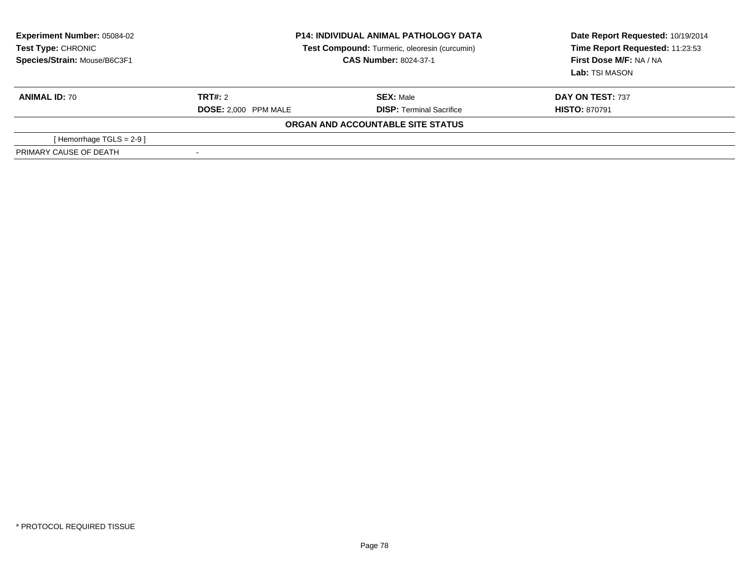**Experiment Number:** 05084-02
**Test Type:** CHRONIC
**Species/Strain:** Mouse/B6C3F1

**P14: INDIVIDUAL ANIMAL PATHOLOGY DATA**
**Test Compound:** Turmeric, oleoresin (curcumin)
**CAS Number:** 8024-37-1

**Date Report Requested:** 10/19/2014
**Time Report Requested:** 11:23:53
**First Dose M/F:** NA / NA
**Lab:** TSI MASON

| **ANIMAL ID:** 70 | **TRT#:** 2 | **SEX:** Male | **DAY ON TEST:** 737 |
|---|---|---|---|
| | **DOSE:** 2,000 PPM MALE | **DISP:** Terminal Sacrifice | **HISTO:** 870791 |

**ORGAN AND ACCOUNTABLE SITE STATUS**

| | |
|---|---|
| [ Hemorrhage TGLS = 2-9 ] | |
| PRIMARY CAUSE OF DEATH | - |

* PROTOCOL REQUIRED TISSUE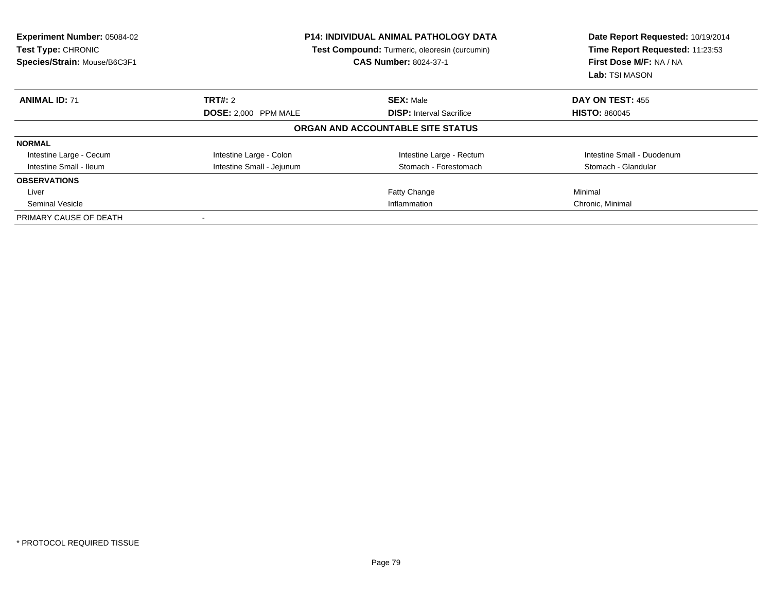**Experiment Number:** 05084-02
**Test Type:** CHRONIC
**Species/Strain:** Mouse/B6C3F1

**P14: INDIVIDUAL ANIMAL PATHOLOGY DATA**
**Test Compound:** Turmeric, oleoresin (curcumin)
**CAS Number:** 8024-37-1

**Date Report Requested:** 10/19/2014
**Time Report Requested:** 11:23:53
**First Dose M/F:** NA / NA
**Lab:** TSI MASON

| **ANIMAL ID:** 71 | **TRT#:** 2 | **SEX:** Male | **DAY ON TEST:** 455 |
|---|---|---|---|
| | **DOSE:** 2,000 PPM MALE | **DISP:** Interval Sacrifice | **HISTO:** 860045 |

**ORGAN AND ACCOUNTABLE SITE STATUS**

| | | | |
|---|---|---|---|
| **NORMAL** | | | |
| Intestine Large - Cecum | Intestine Large - Colon | Intestine Large - Rectum | Intestine Small - Duodenum |
| Intestine Small - Ileum | Intestine Small - Jejunum | Stomach - Forestomach | Stomach - Glandular |
| **OBSERVATIONS** | | | |
| Liver | | Fatty Change | Minimal |
| Seminal Vesicle | | Inflammation | Chronic, Minimal |
| PRIMARY CAUSE OF DEATH | - | | |

* PROTOCOL REQUIRED TISSUE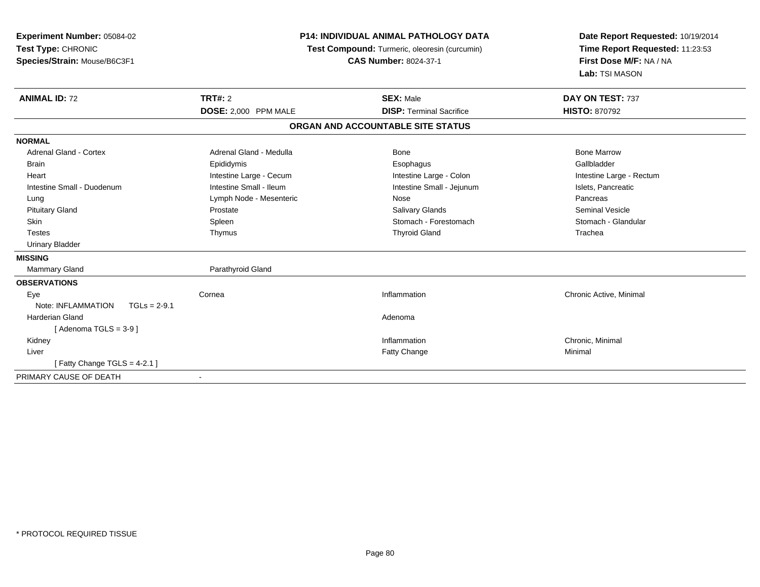**Experiment Number:** 05084-02
**Test Type:** CHRONIC
**Species/Strain:** Mouse/B6C3F1

**P14: INDIVIDUAL ANIMAL PATHOLOGY DATA**
**Test Compound:** Turmeric, oleoresin (curcumin)
**CAS Number:** 8024-37-1

**Date Report Requested:** 10/19/2014
**Time Report Requested:** 11:23:53
**First Dose M/F:** NA / NA
**Lab:** TSI MASON

| **ANIMAL ID:** 72 | **TRT#:** 2 | **SEX:** Male | **DAY ON TEST:** 737 |
|---|---|---|---|
| | **DOSE:** 2,000 PPM MALE | **DISP:** Terminal Sacrifice | **HISTO:** 870792 |

**ORGAN AND ACCOUNTABLE SITE STATUS**

**NORMAL**

| | | | |
|---|---|---|---|
| Adrenal Gland - Cortex | Adrenal Gland - Medulla | Bone | Bone Marrow |
| Brain | Epididymis | Esophagus | Gallbladder |
| Heart | Intestine Large - Cecum | Intestine Large - Colon | Intestine Large - Rectum |
| Intestine Small - Duodenum | Intestine Small - Ileum | Intestine Small - Jejunum | Islets, Pancreatic |
| Lung | Lymph Node - Mesenteric | Nose | Pancreas |
| Pituitary Gland | Prostate | Salivary Glands | Seminal Vesicle |
| Skin | Spleen | Stomach - Forestomach | Stomach - Glandular |
| Testes | Thymus | Thyroid Gland | Trachea |
| Urinary Bladder | | | |

**MISSING**

| | |
|---|---|
| Mammary Gland | Parathyroid Gland |

**OBSERVATIONS**

| | | | |
|---|---|---|---|
| Eye | Cornea | Inflammation | Chronic Active, Minimal |
| Note: INFLAMMATION TGLs = 2-9.1 | | | |
| Harderian Gland | | Adenoma | |
| [ Adenoma TGLS = 3-9 ] | | | |
| Kidney | | Inflammation | Chronic, Minimal |
| Liver | | Fatty Change | Minimal |
| [ Fatty Change TGLS = 4-2.1 ] | | | |

PRIMARY CAUSE OF DEATH -

* PROTOCOL REQUIRED TISSUE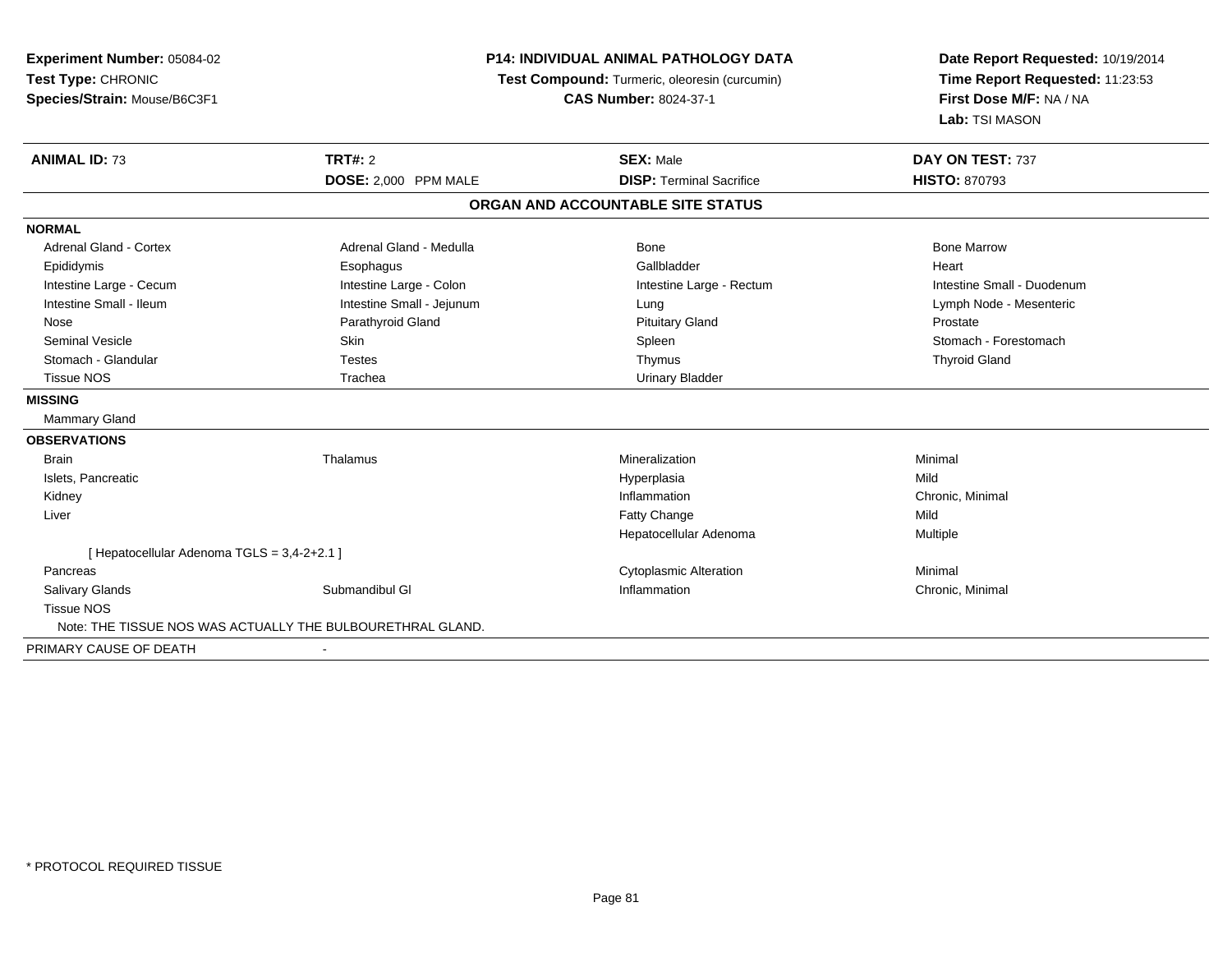**Experiment Number:** 05084-02
**Test Type:** CHRONIC
**Species/Strain:** Mouse/B6C3F1

**P14: INDIVIDUAL ANIMAL PATHOLOGY DATA**
**Test Compound:** Turmeric, oleoresin (curcumin)
**CAS Number:** 8024-37-1

**Date Report Requested:** 10/19/2014
**Time Report Requested:** 11:23:53
**First Dose M/F:** NA / NA
**Lab:** TSI MASON

| **ANIMAL ID:** 73 | **TRT#:** 2 | **SEX:** Male | **DAY ON TEST:** 737 |
|---|---|---|---|
| | **DOSE:** 2,000 PPM MALE | **DISP:** Terminal Sacrifice | **HISTO:** 870793 |

## ORGAN AND ACCOUNTABLE SITE STATUS

**NORMAL**

| | | | |
|---|---|---|---|
| Adrenal Gland - Cortex | Adrenal Gland - Medulla | Bone | Bone Marrow |
| Epididymis | Esophagus | Gallbladder | Heart |
| Intestine Large - Cecum | Intestine Large - Colon | Intestine Large - Rectum | Intestine Small - Duodenum |
| Intestine Small - Ileum | Intestine Small - Jejunum | Lung | Lymph Node - Mesenteric |
| Nose | Parathyroid Gland | Pituitary Gland | Prostate |
| Seminal Vesicle | Skin | Spleen | Stomach - Forestomach |
| Stomach - Glandular | Testes | Thymus | Thyroid Gland |
| Tissue NOS | Trachea | Urinary Bladder | |

**MISSING**

Mammary Gland

**OBSERVATIONS**

| | | | |
|---|---|---|---|
| Brain | Thalamus | Mineralization | Minimal |
| Islets, Pancreatic | | Hyperplasia | Mild |
| Kidney | | Inflammation | Chronic, Minimal |
| Liver | | Fatty Change | Mild |
| | | Hepatocellular Adenoma | Multiple |
| [ Hepatocellular Adenoma TGLS = 3,4-2+2.1 ] | | | |
| Pancreas | | Cytoplasmic Alteration | Minimal |
| Salivary Glands | Submandibul Gl | Inflammation | Chronic, Minimal |
| Tissue NOS | | | |

Note: THE TISSUE NOS WAS ACTUALLY THE BULBOURETHRAL GLAND.

PRIMARY CAUSE OF DEATH -

* PROTOCOL REQUIRED TISSUE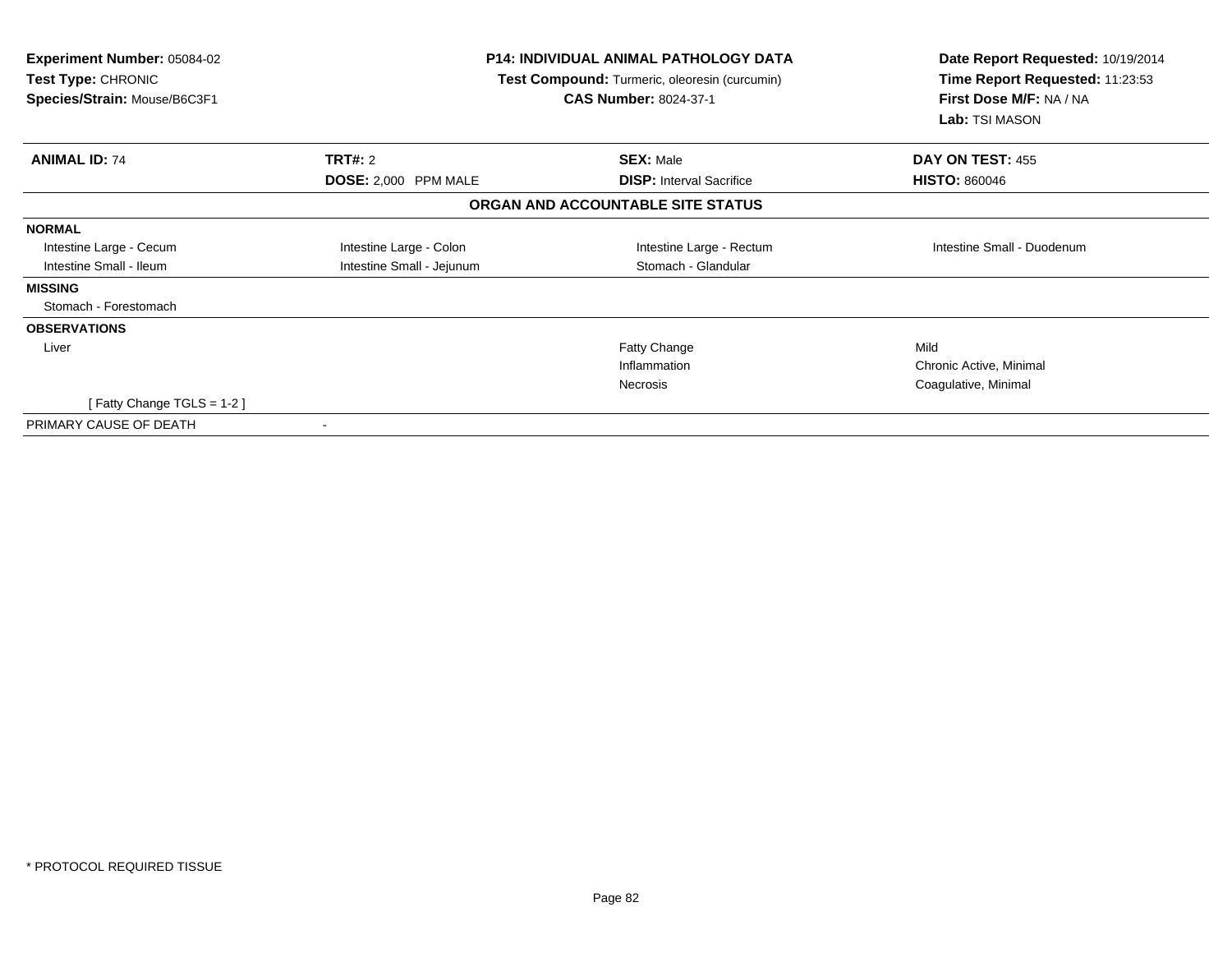**Experiment Number:** 05084-02
**Test Type:** CHRONIC
**Species/Strain:** Mouse/B6C3F1

**P14: INDIVIDUAL ANIMAL PATHOLOGY DATA**
**Test Compound:** Turmeric, oleoresin (curcumin)
**CAS Number:** 8024-37-1

**Date Report Requested:** 10/19/2014
**Time Report Requested:** 11:23:53
**First Dose M/F:** NA / NA
**Lab:** TSI MASON

| **ANIMAL ID:** 74 | **TRT#:** 2 | **SEX:** Male | **DAY ON TEST:** 455 |
|---|---|---|---|
| | **DOSE:** 2,000 PPM MALE | **DISP:** Interval Sacrifice | **HISTO:** 860046 |

## ORGAN AND ACCOUNTABLE SITE STATUS

| | | | |
|---|---|---|---|
| **NORMAL** | | | |
| Intestine Large - Cecum | Intestine Large - Colon | Intestine Large - Rectum | Intestine Small - Duodenum |
| Intestine Small - Ileum | Intestine Small - Jejunum | Stomach - Glandular | |
| **MISSING** | | | |
| Stomach - Forestomach | | | |
| **OBSERVATIONS** | | | |
| Liver | | Fatty Change | Mild |
| | | Inflammation | Chronic Active, Minimal |
| | | Necrosis | Coagulative, Minimal |
| [ Fatty Change TGLS = 1-2 ] | | | |
| PRIMARY CAUSE OF DEATH | - | | |

* PROTOCOL REQUIRED TISSUE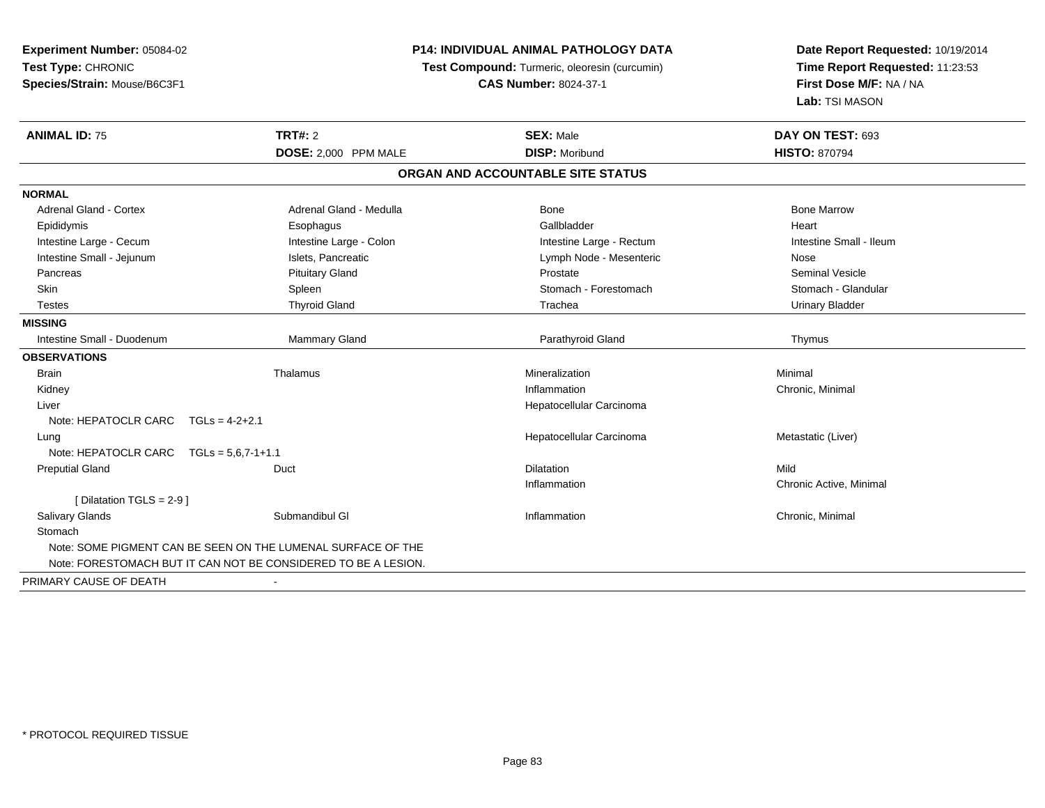**Experiment Number:** 05084-02
**Test Type:** CHRONIC
**Species/Strain:** Mouse/B6C3F1

**P14: INDIVIDUAL ANIMAL PATHOLOGY DATA**
**Test Compound:** Turmeric, oleoresin (curcumin)
**CAS Number:** 8024-37-1

**Date Report Requested:** 10/19/2014
**Time Report Requested:** 11:23:53
**First Dose M/F:** NA / NA
**Lab:** TSI MASON

| **ANIMAL ID:** 75 | **TRT#:** 2 | **SEX:** Male | **DAY ON TEST:** 693 |
|---|---|---|---|
| | **DOSE:** 2,000 PPM MALE | **DISP:** Moribund | **HISTO:** 870794 |

**ORGAN AND ACCOUNTABLE SITE STATUS**

**NORMAL**

| | | | |
|---|---|---|---|
| Adrenal Gland - Cortex | Adrenal Gland - Medulla | Bone | Bone Marrow |
| Epididymis | Esophagus | Gallbladder | Heart |
| Intestine Large - Cecum | Intestine Large - Colon | Intestine Large - Rectum | Intestine Small - Ileum |
| Intestine Small - Jejunum | Islets, Pancreatic | Lymph Node - Mesenteric | Nose |
| Pancreas | Pituitary Gland | Prostate | Seminal Vesicle |
| Skin | Spleen | Stomach - Forestomach | Stomach - Glandular |
| Testes | Thyroid Gland | Trachea | Urinary Bladder |

**MISSING**

| | | | |
|---|---|---|---|
| Intestine Small - Duodenum | Mammary Gland | Parathyroid Gland | Thymus |

**OBSERVATIONS**

| | | | |
|---|---|---|---|
| Brain | Thalamus | Mineralization | Minimal |
| Kidney | | Inflammation | Chronic, Minimal |
| Liver | | Hepatocellular Carcinoma | |
| Note: HEPATOCLR CARC TGLs = 4-2+2.1 | | | |
| Lung | | Hepatocellular Carcinoma | Metastatic (Liver) |
| Note: HEPATOCLR CARC TGLs = 5,6,7-1+1.1 | | | |
| Preputial Gland | Duct | Dilatation | Mild |
| | | Inflammation | Chronic Active, Minimal |
| [ Dilatation TGLS = 2-9 ] | | | |
| Salivary Glands | Submandibul Gl | Inflammation | Chronic, Minimal |
| Stomach | | | |
| Note: SOME PIGMENT CAN BE SEEN ON THE LUMENAL SURFACE OF THE | | | |
| Note: FORESTOMACH BUT IT CAN NOT BE CONSIDERED TO BE A LESION. | | | |

PRIMARY CAUSE OF DEATH -

* PROTOCOL REQUIRED TISSUE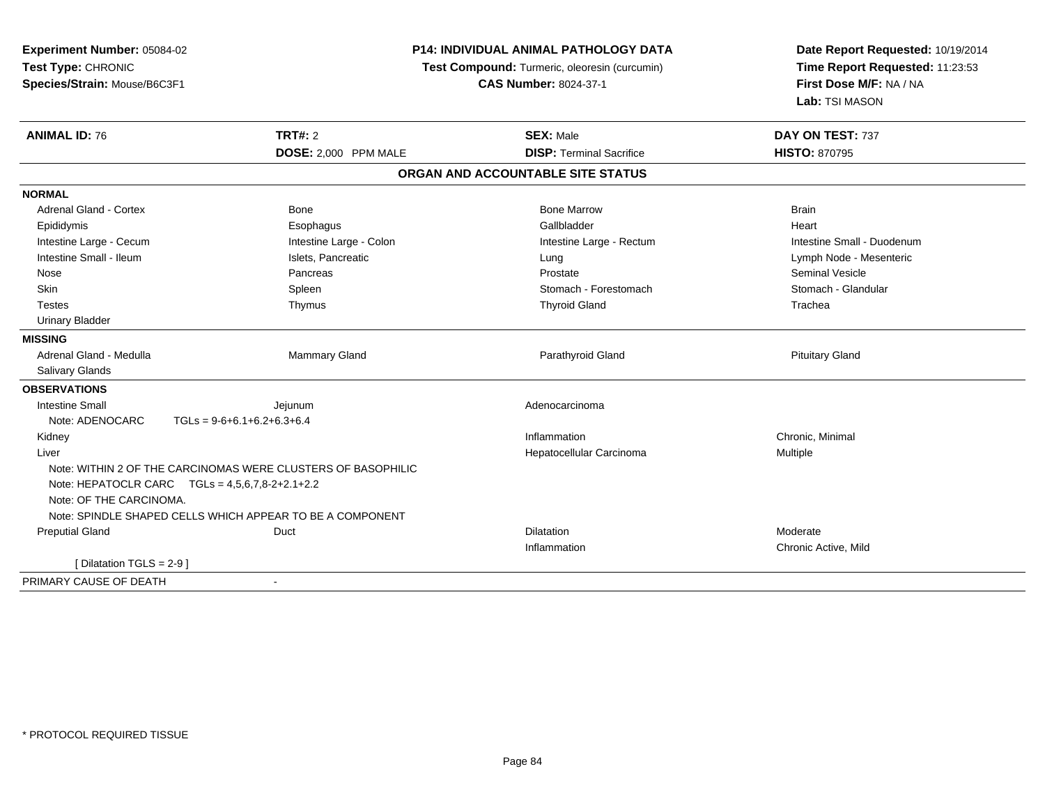**Experiment Number:** 05084-02
**Test Type:** CHRONIC
**Species/Strain:** Mouse/B6C3F1

**P14: INDIVIDUAL ANIMAL PATHOLOGY DATA**
**Test Compound:** Turmeric, oleoresin (curcumin)
**CAS Number:** 8024-37-1

**Date Report Requested:** 10/19/2014
**Time Report Requested:** 11:23:53
**First Dose M/F:** NA / NA
**Lab:** TSI MASON

| **ANIMAL ID:** 76 | **TRT#:** 2 | **SEX:** Male | **DAY ON TEST:** 737 |
|---|---|---|---|
| | **DOSE:** 2,000 PPM MALE | **DISP:** Terminal Sacrifice | **HISTO:** 870795 |

## ORGAN AND ACCOUNTABLE SITE STATUS

**NORMAL**

| | | | |
|---|---|---|---|
| Adrenal Gland - Cortex | Bone | Bone Marrow | Brain |
| Epididymis | Esophagus | Gallbladder | Heart |
| Intestine Large - Cecum | Intestine Large - Colon | Intestine Large - Rectum | Intestine Small - Duodenum |
| Intestine Small - Ileum | Islets, Pancreatic | Lung | Lymph Node - Mesenteric |
| Nose | Pancreas | Prostate | Seminal Vesicle |
| Skin | Spleen | Stomach - Forestomach | Stomach - Glandular |
| Testes | Thymus | Thyroid Gland | Trachea |
| Urinary Bladder | | | |

**MISSING**

| | | | |
|---|---|---|---|
| Adrenal Gland - Medulla | Mammary Gland | Parathyroid Gland | Pituitary Gland |
| Salivary Glands | | | |

**OBSERVATIONS**

| | | | |
|---|---|---|---|
| Intestine Small | Jejunum | Adenocarcinoma | |
| Note: ADENOCARC TGLs = 9-6+6.1+6.2+6.3+6.4 | | | |
| Kidney | | Inflammation | Chronic, Minimal |
| Liver | | Hepatocellular Carcinoma | Multiple |
| Note: WITHIN 2 OF THE CARCINOMAS WERE CLUSTERS OF BASOPHILIC | | | |
| Note: HEPATOCLR CARC TGLs = 4,5,6,7,8-2+2.1+2.2 | | | |
| Note: OF THE CARCINOMA. | | | |
| Note: SPINDLE SHAPED CELLS WHICH APPEAR TO BE A COMPONENT | | | |
| Preputial Gland | Duct | Dilatation | Moderate |
| | | Inflammation | Chronic Active, Mild |
| [ Dilatation TGLS = 2-9 ] | | | |

PRIMARY CAUSE OF DEATH -

* PROTOCOL REQUIRED TISSUE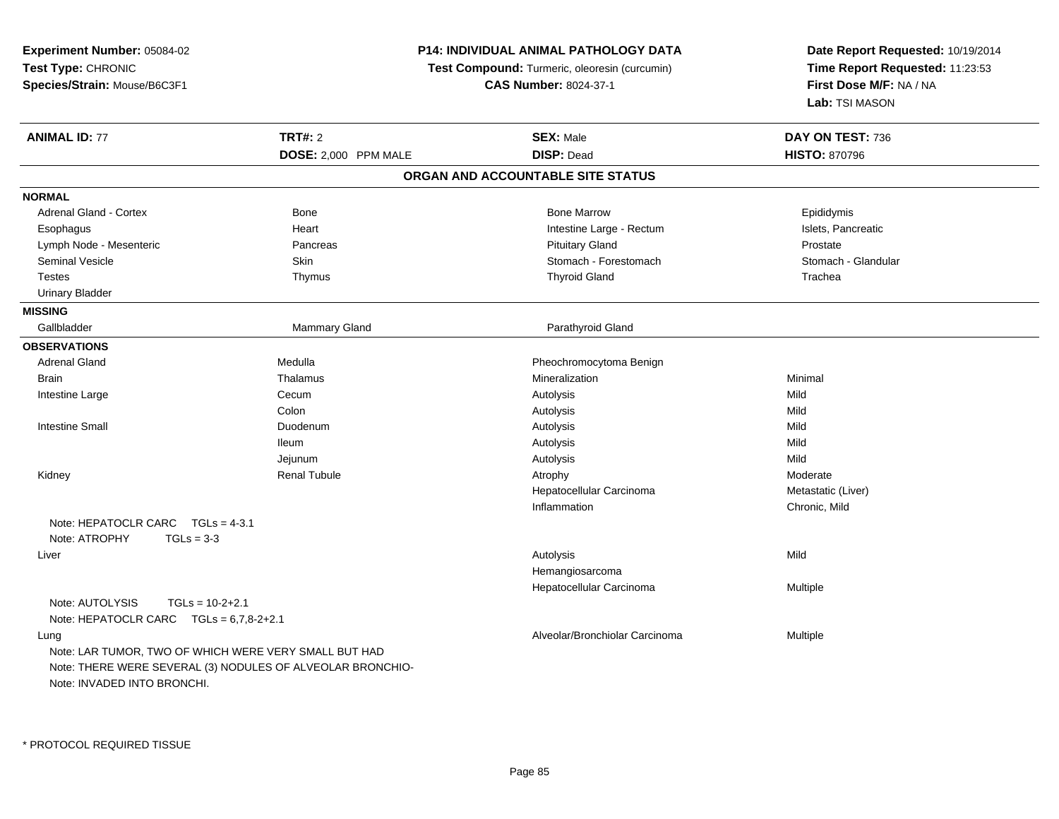**Experiment Number:** 05084-02
**Test Type:** CHRONIC
**Species/Strain:** Mouse/B6C3F1

**P14: INDIVIDUAL ANIMAL PATHOLOGY DATA**
**Test Compound:** Turmeric, oleoresin (curcumin)
**CAS Number:** 8024-37-1

**Date Report Requested:** 10/19/2014
**Time Report Requested:** 11:23:53
**First Dose M/F:** NA / NA
**Lab:** TSI MASON

| **ANIMAL ID:** 77 | **TRT#:** 2 | **SEX:** Male | **DAY ON TEST:** 736 |
|---|---|---|---|
| | **DOSE:** 2,000 PPM MALE | **DISP:** Dead | **HISTO:** 870796 |

## ORGAN AND ACCOUNTABLE SITE STATUS

**NORMAL**

| | | | |
|---|---|---|---|
| Adrenal Gland - Cortex | Bone | Bone Marrow | Epididymis |
| Esophagus | Heart | Intestine Large - Rectum | Islets, Pancreatic |
| Lymph Node - Mesenteric | Pancreas | Pituitary Gland | Prostate |
| Seminal Vesicle | Skin | Stomach - Forestomach | Stomach - Glandular |
| Testes | Thymus | Thyroid Gland | Trachea |
| Urinary Bladder | | | |

**MISSING**

| | | | |
|---|---|---|---|
| Gallbladder | Mammary Gland | Parathyroid Gland | |

**OBSERVATIONS**

| | | | |
|---|---|---|---|
| Adrenal Gland | Medulla | Pheochromocytoma Benign | |
| Brain | Thalamus | Mineralization | Minimal |
| Intestine Large | Cecum | Autolysis | Mild |
| | Colon | Autolysis | Mild |
| Intestine Small | Duodenum | Autolysis | Mild |
| | Ileum | Autolysis | Mild |
| | Jejunum | Autolysis | Mild |
| Kidney | Renal Tubule | Atrophy | Moderate |
| | | Hepatocellular Carcinoma | Metastatic (Liver) |
| | | Inflammation | Chronic, Mild |
| Note: HEPATOCLR CARC TGLs = 4-3.1 | | | |
| Note: ATROPHY TGLs = 3-3 | | | |
| Liver | | Autolysis | Mild |
| | | Hemangiosarcoma | |
| | | Hepatocellular Carcinoma | Multiple |
| Note: AUTOLYSIS TGLs = 10-2+2.1 | | | |
| Note: HEPATOCLR CARC TGLs = 6,7,8-2+2.1 | | | |
| Lung | | Alveolar/Bronchiolar Carcinoma | Multiple |
| Note: LAR TUMOR, TWO OF WHICH WERE VERY SMALL BUT HAD | | | |
| Note: THERE WERE SEVERAL (3) NODULES OF ALVEOLAR BRONCHIO- | | | |
| Note: INVADED INTO BRONCHI. | | | |

* PROTOCOL REQUIRED TISSUE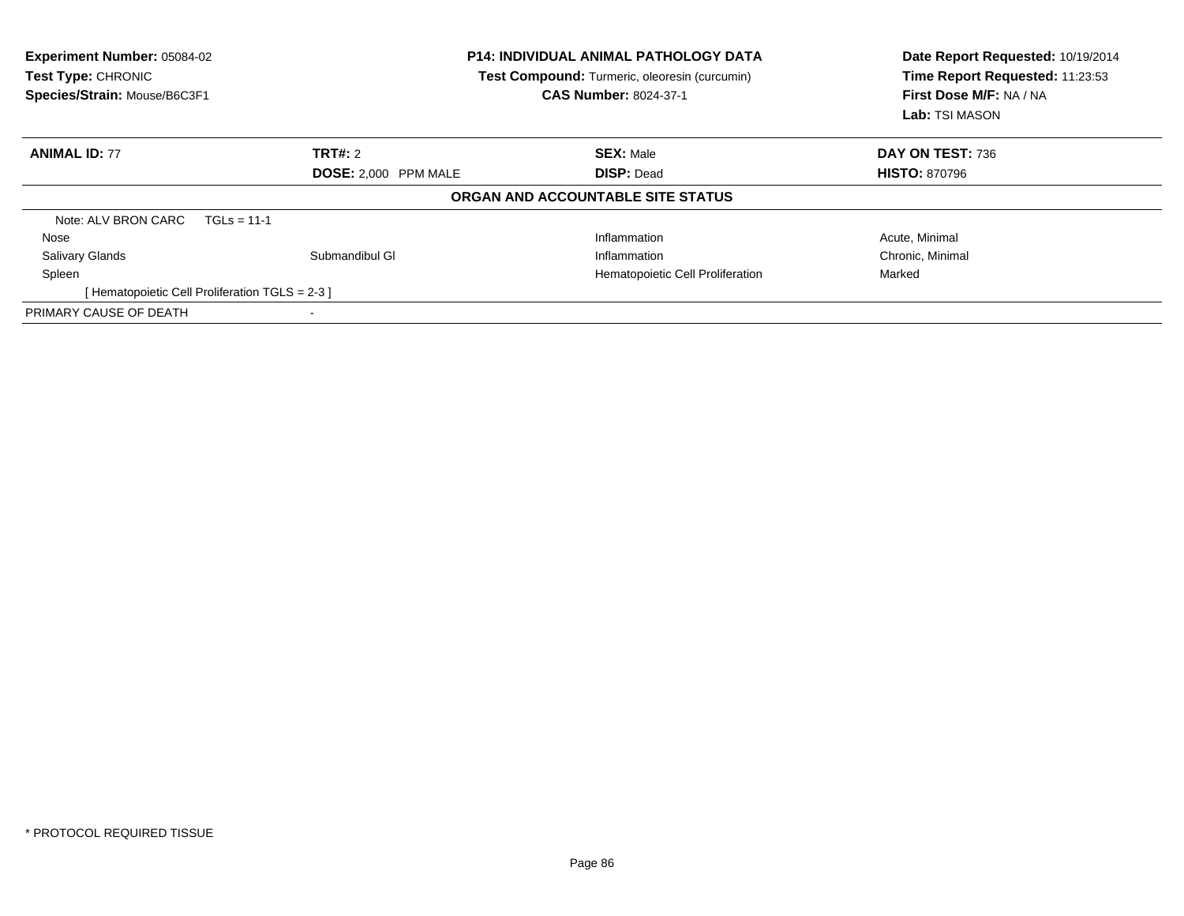**Experiment Number:** 05084-02
**Test Type:** CHRONIC
**Species/Strain:** Mouse/B6C3F1

**P14: INDIVIDUAL ANIMAL PATHOLOGY DATA**
**Test Compound:** Turmeric, oleoresin (curcumin)
**CAS Number:** 8024-37-1

**Date Report Requested:** 10/19/2014
**Time Report Requested:** 11:23:53
**First Dose M/F:** NA / NA
**Lab:** TSI MASON

| **ANIMAL ID:** 77 | **TRT#:** 2 | **SEX:** Male | **DAY ON TEST:** 736 |
|---|---|---|---|
| | **DOSE:** 2,000 PPM MALE | **DISP:** Dead | **HISTO:** 870796 |

**ORGAN AND ACCOUNTABLE SITE STATUS**

| | | | |
|---|---|---|---|
| Note: ALV BRON CARC TGLs = 11-1 | | | |
| Nose | | Inflammation | Acute, Minimal |
| Salivary Glands | Submandibul Gl | Inflammation | Chronic, Minimal |
| Spleen | | Hematopoietic Cell Proliferation | Marked |
| [ Hematopoietic Cell Proliferation TGLS = 2-3 ] | | | |
| PRIMARY CAUSE OF DEATH | - | | |

* PROTOCOL REQUIRED TISSUE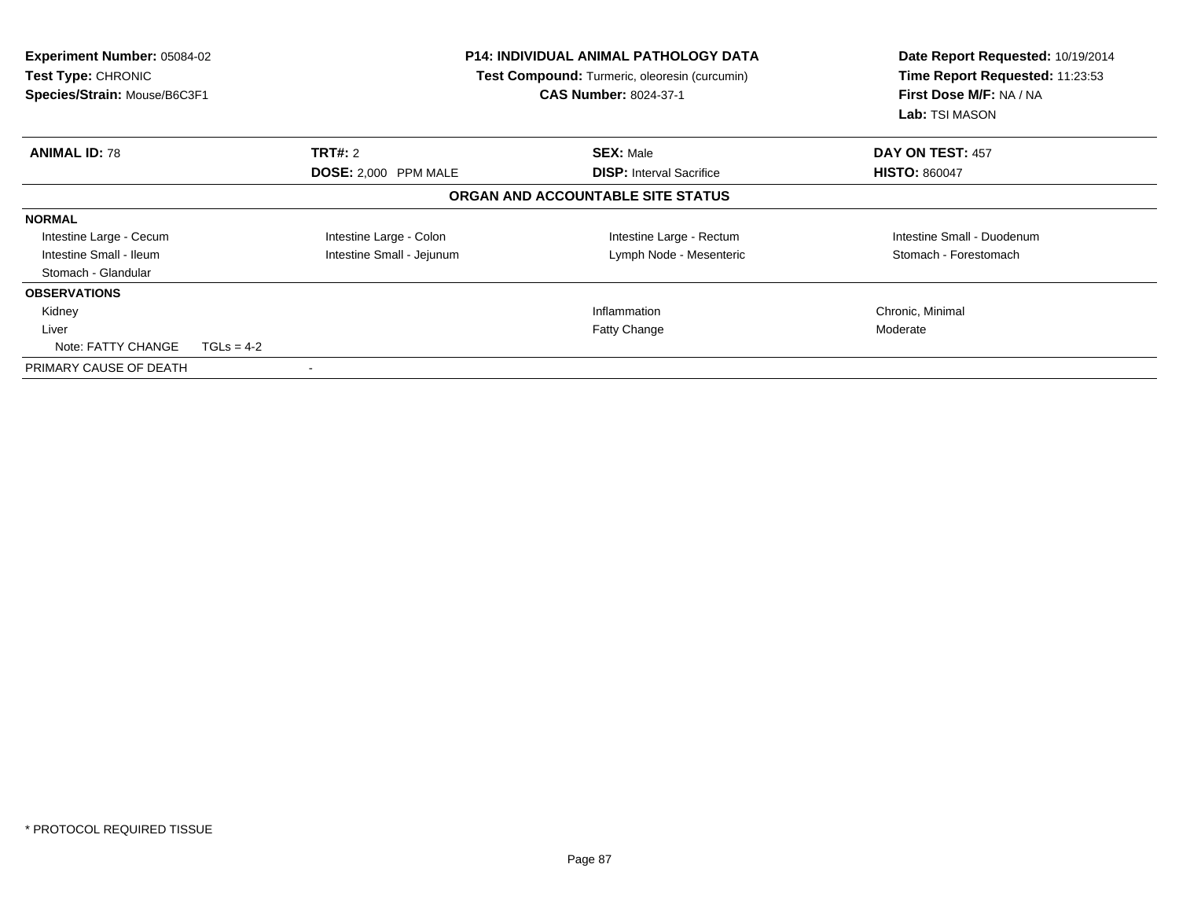**Experiment Number:** 05084-02
**Test Type:** CHRONIC
**Species/Strain:** Mouse/B6C3F1

**P14: INDIVIDUAL ANIMAL PATHOLOGY DATA**
**Test Compound:** Turmeric, oleoresin (curcumin)
**CAS Number:** 8024-37-1

**Date Report Requested:** 10/19/2014
**Time Report Requested:** 11:23:53
**First Dose M/F:** NA / NA
**Lab:** TSI MASON

| **ANIMAL ID:** 78 | **TRT#:** 2 | **SEX:** Male | **DAY ON TEST:** 457 |
|---|---|---|---|
| | **DOSE:** 2,000 PPM MALE | **DISP:** Interval Sacrifice | **HISTO:** 860047 |

**ORGAN AND ACCOUNTABLE SITE STATUS**

| | | | |
|---|---|---|---|
| **NORMAL** | | | |
| Intestine Large - Cecum | Intestine Large - Colon | Intestine Large - Rectum | Intestine Small - Duodenum |
| Intestine Small - Ileum | Intestine Small - Jejunum | Lymph Node - Mesenteric | Stomach - Forestomach |
| Stomach - Glandular | | | |
| **OBSERVATIONS** | | | |
| Kidney | | Inflammation | Chronic, Minimal |
| Liver | | Fatty Change | Moderate |
| Note: FATTY CHANGE TGLs = 4-2 | | | |
| PRIMARY CAUSE OF DEATH | - | | |

\* PROTOCOL REQUIRED TISSUE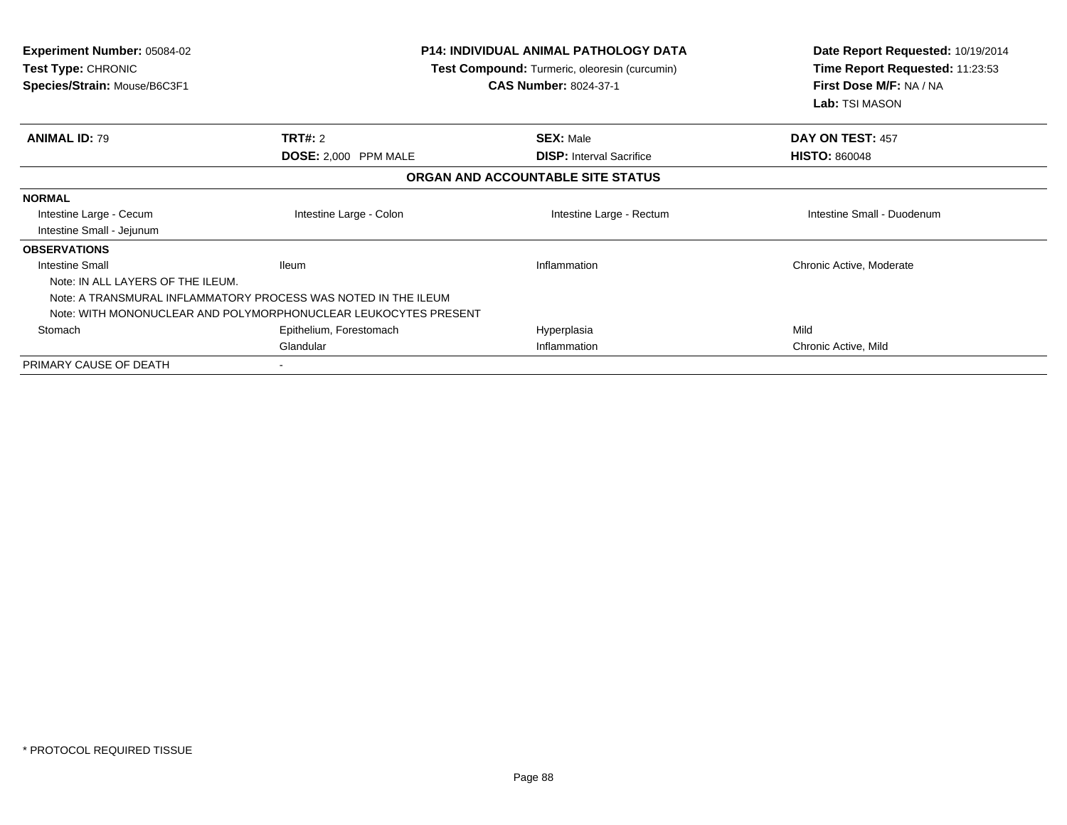**Experiment Number:** 05084-02
**Test Type:** CHRONIC
**Species/Strain:** Mouse/B6C3F1

**P14: INDIVIDUAL ANIMAL PATHOLOGY DATA**
**Test Compound:** Turmeric, oleoresin (curcumin)
**CAS Number:** 8024-37-1

**Date Report Requested:** 10/19/2014
**Time Report Requested:** 11:23:53
**First Dose M/F:** NA / NA
**Lab:** TSI MASON

| **ANIMAL ID:** 79 | **TRT#:** 2 | **SEX:** Male | **DAY ON TEST:** 457 |
|---|---|---|---|
| | **DOSE:** 2,000 PPM MALE | **DISP:** Interval Sacrifice | **HISTO:** 860048 |

## ORGAN AND ACCOUNTABLE SITE STATUS

**NORMAL**

| | | | |
|---|---|---|---|
| Intestine Large - Cecum | Intestine Large - Colon | Intestine Large - Rectum | Intestine Small - Duodenum |
| Intestine Small - Jejunum | | | |

**OBSERVATIONS**

| | | | |
|---|---|---|---|
| Intestine Small | Ileum | Inflammation | Chronic Active, Moderate |

Note: IN ALL LAYERS OF THE ILEUM.
Note: A TRANSMURAL INFLAMMATORY PROCESS WAS NOTED IN THE ILEUM
Note: WITH MONONUCLEAR AND POLYMORPHONUCLEAR LEUKOCYTES PRESENT

| | | | |
|---|---|---|---|
| Stomach | Epithelium, Forestomach | Hyperplasia | Mild |
| | Glandular | Inflammation | Chronic Active, Mild |

PRIMARY CAUSE OF DEATH -

\* PROTOCOL REQUIRED TISSUE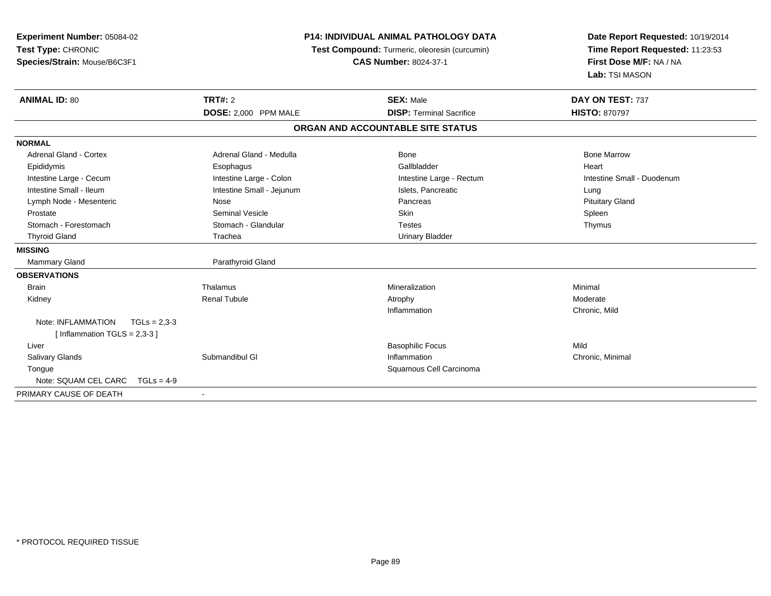**Experiment Number:** 05084-02
**Test Type:** CHRONIC
**Species/Strain:** Mouse/B6C3F1

**P14: INDIVIDUAL ANIMAL PATHOLOGY DATA**
**Test Compound:** Turmeric, oleoresin (curcumin)
**CAS Number:** 8024-37-1

**Date Report Requested:** 10/19/2014
**Time Report Requested:** 11:23:53
**First Dose M/F:** NA / NA
**Lab:** TSI MASON

| **ANIMAL ID:** 80 | **TRT#:** 2 | **SEX:** Male | **DAY ON TEST:** 737 |
|---|---|---|---|
| | **DOSE:** 2,000 PPM MALE | **DISP:** Terminal Sacrifice | **HISTO:** 870797 |

## ORGAN AND ACCOUNTABLE SITE STATUS

| | | | |
|---|---|---|---|
| **NORMAL** | | | |
| Adrenal Gland - Cortex | Adrenal Gland - Medulla | Bone | Bone Marrow |
| Epididymis | Esophagus | Gallbladder | Heart |
| Intestine Large - Cecum | Intestine Large - Colon | Intestine Large - Rectum | Intestine Small - Duodenum |
| Intestine Small - Ileum | Intestine Small - Jejunum | Islets, Pancreatic | Lung |
| Lymph Node - Mesenteric | Nose | Pancreas | Pituitary Gland |
| Prostate | Seminal Vesicle | Skin | Spleen |
| Stomach - Forestomach | Stomach - Glandular | Testes | Thymus |
| Thyroid Gland | Trachea | Urinary Bladder | |
| **MISSING** | | | |
| Mammary Gland | Parathyroid Gland | | |
| **OBSERVATIONS** | | | |
| Brain | Thalamus | Mineralization | Minimal |
| Kidney | Renal Tubule | Atrophy | Moderate |
| | | Inflammation | Chronic, Mild |
| Note: INFLAMMATION TGLs = 2,3-3 [ Inflammation TGLS = 2,3-3 ] | | | |
| Liver | | Basophilic Focus | Mild |
| Salivary Glands | Submandibul Gl | Inflammation | Chronic, Minimal |
| Tongue | | Squamous Cell Carcinoma | |
| Note: SQUAM CEL CARC TGLs = 4-9 | | | |
| PRIMARY CAUSE OF DEATH | - | | |

* PROTOCOL REQUIRED TISSUE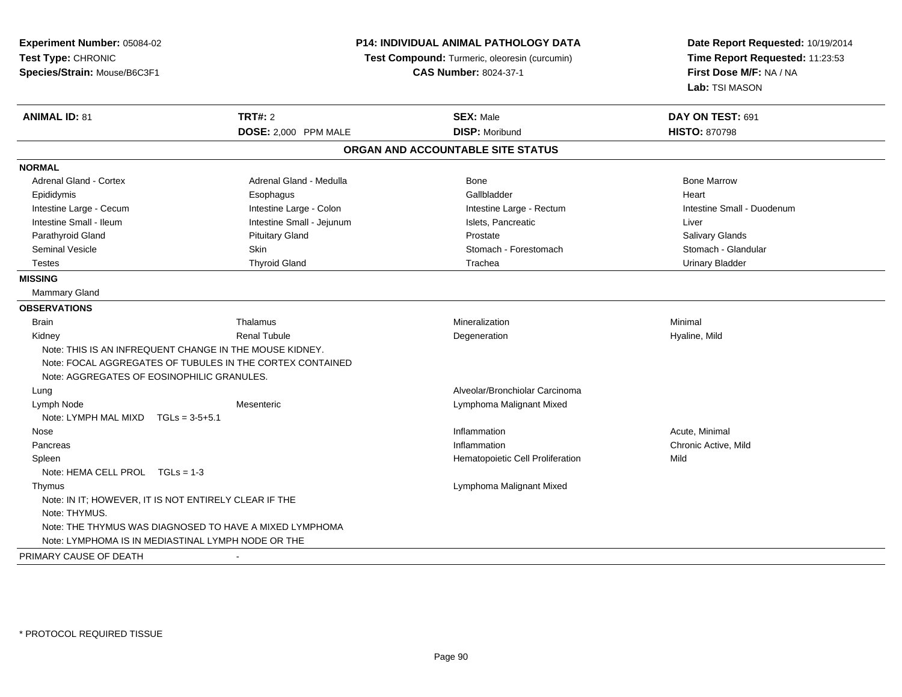**Experiment Number:** 05084-02
**Test Type:** CHRONIC
**Species/Strain:** Mouse/B6C3F1

**P14: INDIVIDUAL ANIMAL PATHOLOGY DATA**
**Test Compound:** Turmeric, oleoresin (curcumin)
**CAS Number:** 8024-37-1

**Date Report Requested:** 10/19/2014
**Time Report Requested:** 11:23:53
**First Dose M/F:** NA / NA
**Lab:** TSI MASON

| **ANIMAL ID:** 81 | **TRT#:** 2 | **SEX:** Male | **DAY ON TEST:** 691 |
|---|---|---|---|
| | **DOSE:** 2,000 PPM MALE | **DISP:** Moribund | **HISTO:** 870798 |

## ORGAN AND ACCOUNTABLE SITE STATUS

**NORMAL**

| | | | |
|---|---|---|---|
| Adrenal Gland - Cortex | Adrenal Gland - Medulla | Bone | Bone Marrow |
| Epididymis | Esophagus | Gallbladder | Heart |
| Intestine Large - Cecum | Intestine Large - Colon | Intestine Large - Rectum | Intestine Small - Duodenum |
| Intestine Small - Ileum | Intestine Small - Jejunum | Islets, Pancreatic | Liver |
| Parathyroid Gland | Pituitary Gland | Prostate | Salivary Glands |
| Seminal Vesicle | Skin | Stomach - Forestomach | Stomach - Glandular |
| Testes | Thyroid Gland | Trachea | Urinary Bladder |

**MISSING**

Mammary Gland

**OBSERVATIONS**

| | | | |
|---|---|---|---|
| Brain | Thalamus | Mineralization | Minimal |
| Kidney | Renal Tubule | Degeneration | Hyaline, Mild |
| Note: THIS IS AN INFREQUENT CHANGE IN THE MOUSE KIDNEY. | | | |
| Note: FOCAL AGGREGATES OF TUBULES IN THE CORTEX CONTAINED | | | |
| Note: AGGREGATES OF EOSINOPHILIC GRANULES. | | | |
| Lung | | Alveolar/Bronchiolar Carcinoma | |
| Lymph Node | Mesenteric | Lymphoma Malignant Mixed | |
| Note: LYMPH MAL MIXD TGLs = 3-5+5.1 | | | |
| Nose | | Inflammation | Acute, Minimal |
| Pancreas | | Inflammation | Chronic Active, Mild |
| Spleen | | Hematopoietic Cell Proliferation | Mild |
| Note: HEMA CELL PROL TGLs = 1-3 | | | |
| Thymus | | Lymphoma Malignant Mixed | |
| Note: IN IT; HOWEVER, IT IS NOT ENTIRELY CLEAR IF THE | | | |
| Note: THYMUS. | | | |
| Note: THE THYMUS WAS DIAGNOSED TO HAVE A MIXED LYMPHOMA | | | |
| Note: LYMPHOMA IS IN MEDIASTINAL LYMPH NODE OR THE | | | |

PRIMARY CAUSE OF DEATH -

* PROTOCOL REQUIRED TISSUE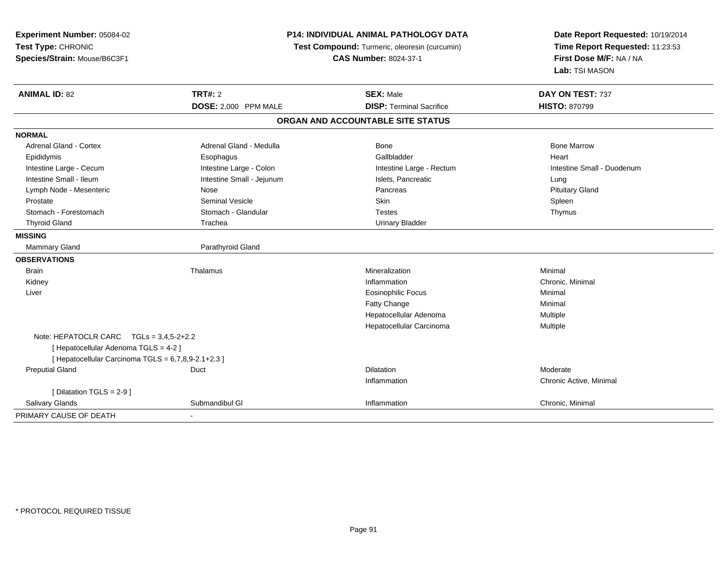**Experiment Number:** 05084-02
**Test Type:** CHRONIC
**Species/Strain:** Mouse/B6C3F1

**P14: INDIVIDUAL ANIMAL PATHOLOGY DATA**
**Test Compound:** Turmeric, oleoresin (curcumin)
**CAS Number:** 8024-37-1

**Date Report Requested:** 10/19/2014
**Time Report Requested:** 11:23:53
**First Dose M/F:** NA / NA
**Lab:** TSI MASON

| **ANIMAL ID:** 82 | **TRT#:** 2 | **SEX:** Male | **DAY ON TEST:** 737 |
|---|---|---|---|
| | **DOSE:** 2,000 PPM MALE | **DISP:** Terminal Sacrifice | **HISTO:** 870799 |

## ORGAN AND ACCOUNTABLE SITE STATUS

**NORMAL**

| | | | |
|---|---|---|---|
| Adrenal Gland - Cortex | Adrenal Gland - Medulla | Bone | Bone Marrow |
| Epididymis | Esophagus | Gallbladder | Heart |
| Intestine Large - Cecum | Intestine Large - Colon | Intestine Large - Rectum | Intestine Small - Duodenum |
| Intestine Small - Ileum | Intestine Small - Jejunum | Islets, Pancreatic | Lung |
| Lymph Node - Mesenteric | Nose | Pancreas | Pituitary Gland |
| Prostate | Seminal Vesicle | Skin | Spleen |
| Stomach - Forestomach | Stomach - Glandular | Testes | Thymus |
| Thyroid Gland | Trachea | Urinary Bladder | |

**MISSING**

| | |
|---|---|
| Mammary Gland | Parathyroid Gland |

**OBSERVATIONS**

| | | | |
|---|---|---|---|
| Brain | Thalamus | Mineralization | Minimal |
| Kidney | | Inflammation | Chronic, Minimal |
| Liver | | Eosinophilic Focus | Minimal |
| | | Fatty Change | Minimal |
| | | Hepatocellular Adenoma | Multiple |
| | | Hepatocellular Carcinoma | Multiple |
| Note: HEPATOCLR CARC TGLs = 3,4,5-2+2.2 | | | |
| [ Hepatocellular Adenoma TGLS = 4-2 ] | | | |
| [ Hepatocellular Carcinoma TGLS = 6,7,8,9-2.1+2.3 ] | | | |
| Preputial Gland | Duct | Dilatation | Moderate |
| | | Inflammation | Chronic Active, Minimal |
| [ Dilatation TGLS = 2-9 ] | | | |
| Salivary Glands | Submandibul Gl | Inflammation | Chronic, Minimal |

PRIMARY CAUSE OF DEATH -

\* PROTOCOL REQUIRED TISSUE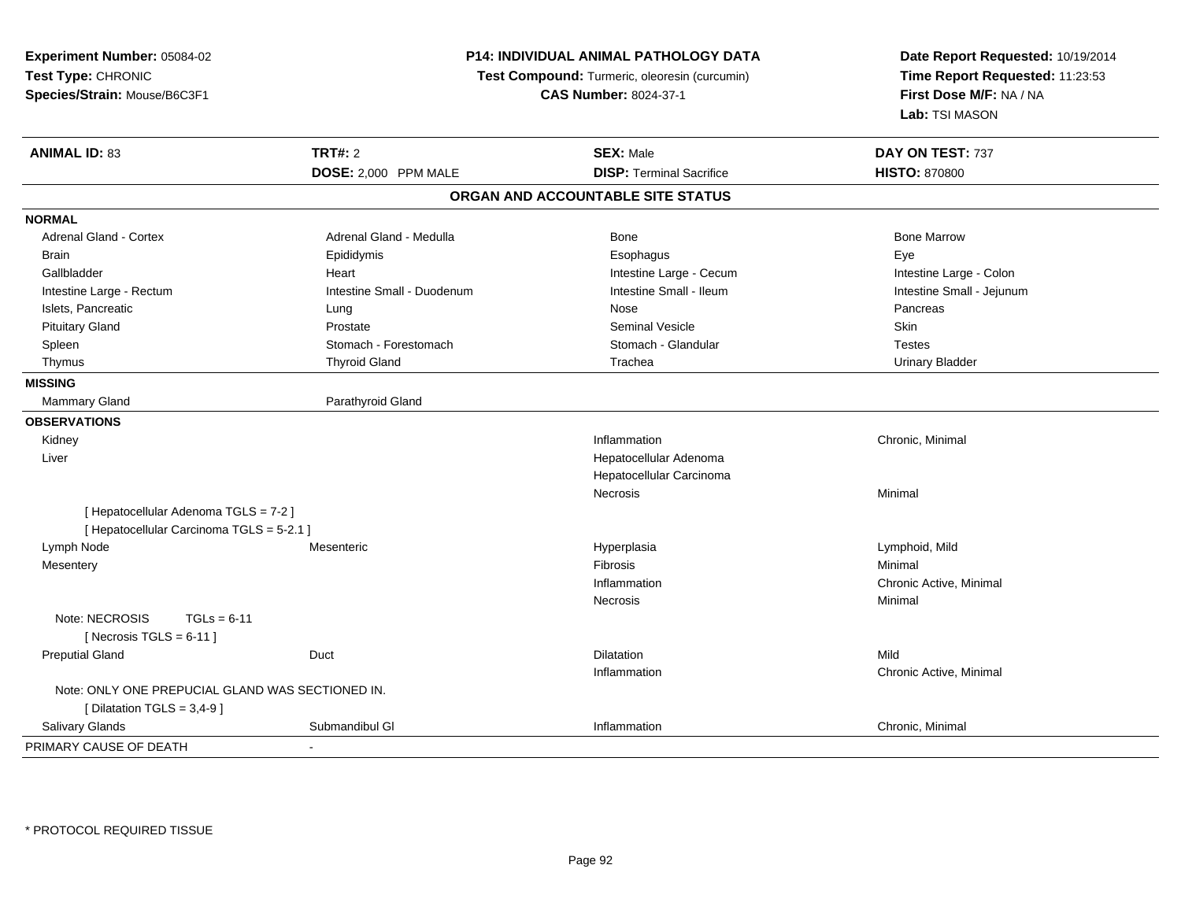**Experiment Number:** 05084-02
**Test Type:** CHRONIC
**Species/Strain:** Mouse/B6C3F1

**P14: INDIVIDUAL ANIMAL PATHOLOGY DATA**
**Test Compound:** Turmeric, oleoresin (curcumin)
**CAS Number:** 8024-37-1

**Date Report Requested:** 10/19/2014
**Time Report Requested:** 11:23:53
**First Dose M/F:** NA / NA
**Lab:** TSI MASON

| **ANIMAL ID:** 83 | **TRT#:** 2 | **SEX:** Male | **DAY ON TEST:** 737 |
|---|---|---|---|
| | **DOSE:** 2,000 PPM MALE | **DISP:** Terminal Sacrifice | **HISTO:** 870800 |

## ORGAN AND ACCOUNTABLE SITE STATUS

**NORMAL**

| | | | |
|---|---|---|---|
| Adrenal Gland - Cortex | Adrenal Gland - Medulla | Bone | Bone Marrow |
| Brain | Epididymis | Esophagus | Eye |
| Gallbladder | Heart | Intestine Large - Cecum | Intestine Large - Colon |
| Intestine Large - Rectum | Intestine Small - Duodenum | Intestine Small - Ileum | Intestine Small - Jejunum |
| Islets, Pancreatic | Lung | Nose | Pancreas |
| Pituitary Gland | Prostate | Seminal Vesicle | Skin |
| Spleen | Stomach - Forestomach | Stomach - Glandular | Testes |
| Thymus | Thyroid Gland | Trachea | Urinary Bladder |

**MISSING**

| | |
|---|---|
| Mammary Gland | Parathyroid Gland |

**OBSERVATIONS**

| | | | |
|---|---|---|---|
| Kidney | | Inflammation | Chronic, Minimal |
| Liver | | Hepatocellular Adenoma | |
| | | Hepatocellular Carcinoma | |
| | | Necrosis | Minimal |
| [ Hepatocellular Adenoma TGLS = 7-2 ] | | | |
| [ Hepatocellular Carcinoma TGLS = 5-2.1 ] | | | |
| Lymph Node | Mesenteric | Hyperplasia | Lymphoid, Mild |
| Mesentery | | Fibrosis | Minimal |
| | | Inflammation | Chronic Active, Minimal |
| | | Necrosis | Minimal |
| Note: NECROSIS TGLs = 6-11 | | | |
| [ Necrosis TGLS = 6-11 ] | | | |
| Preputial Gland | Duct | Dilatation | Mild |
| | | Inflammation | Chronic Active, Minimal |
| Note: ONLY ONE PREPUCIAL GLAND WAS SECTIONED IN. | | | |
| [ Dilatation TGLS = 3,4-9 ] | | | |
| Salivary Glands | Submandibul Gl | Inflammation | Chronic, Minimal |

PRIMARY CAUSE OF DEATH -

* PROTOCOL REQUIRED TISSUE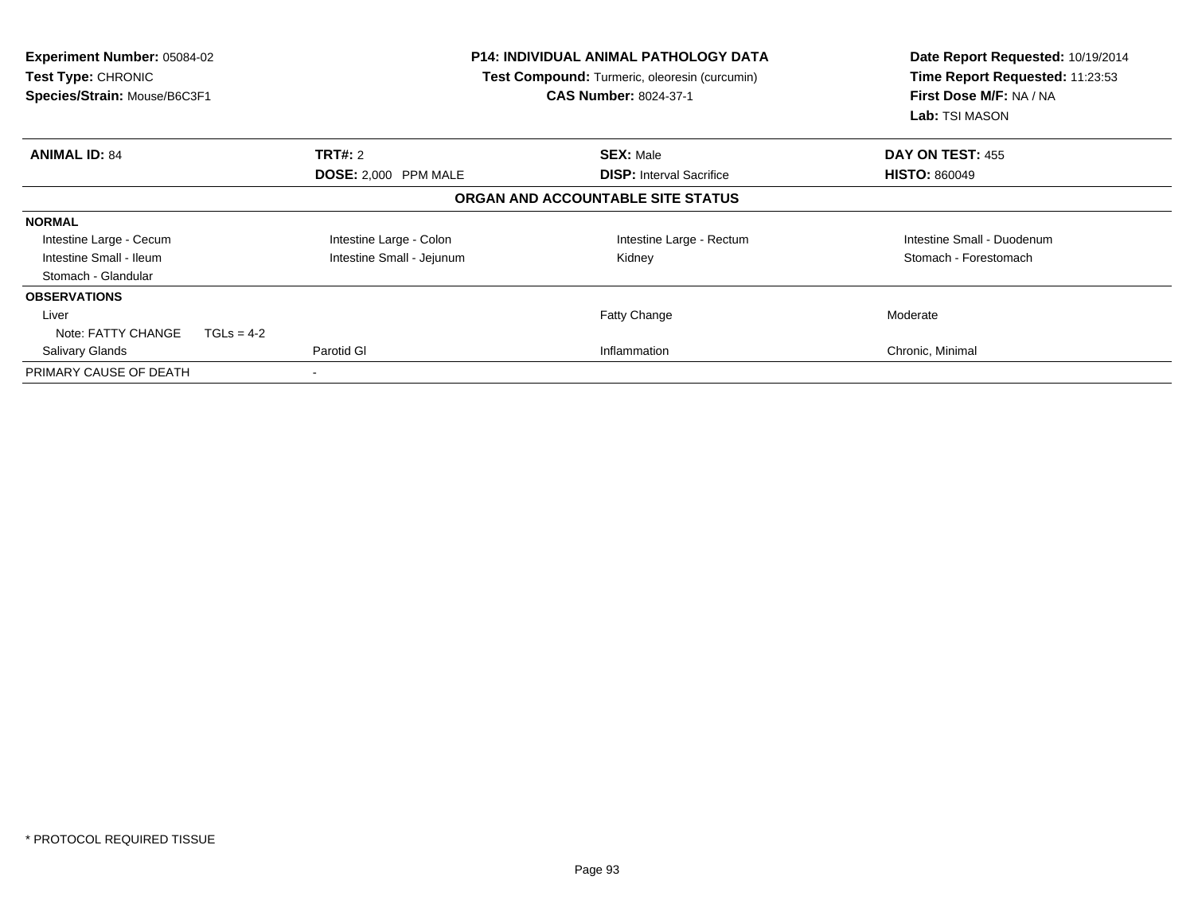**Experiment Number:** 05084-02
**Test Type:** CHRONIC
**Species/Strain:** Mouse/B6C3F1

**P14: INDIVIDUAL ANIMAL PATHOLOGY DATA**
**Test Compound:** Turmeric, oleoresin (curcumin)
**CAS Number:** 8024-37-1

**Date Report Requested:** 10/19/2014
**Time Report Requested:** 11:23:53
**First Dose M/F:** NA / NA
**Lab:** TSI MASON

| **ANIMAL ID:** 84 | **TRT#:** 2 | **SEX:** Male | **DAY ON TEST:** 455 |
|---|---|---|---|
| | **DOSE:** 2,000 PPM MALE | **DISP:** Interval Sacrifice | **HISTO:** 860049 |

**ORGAN AND ACCOUNTABLE SITE STATUS**

| | | | |
|---|---|---|---|
| **NORMAL** | | | |
| Intestine Large - Cecum | Intestine Large - Colon | Intestine Large - Rectum | Intestine Small - Duodenum |
| Intestine Small - Ileum | Intestine Small - Jejunum | Kidney | Stomach - Forestomach |
| Stomach - Glandular | | | |
| **OBSERVATIONS** | | | |
| Liver | | Fatty Change | Moderate |
| Note: FATTY CHANGE TGLs = 4-2 | | | |
| Salivary Glands | Parotid Gl | Inflammation | Chronic, Minimal |
| PRIMARY CAUSE OF DEATH | - | | |

* PROTOCOL REQUIRED TISSUE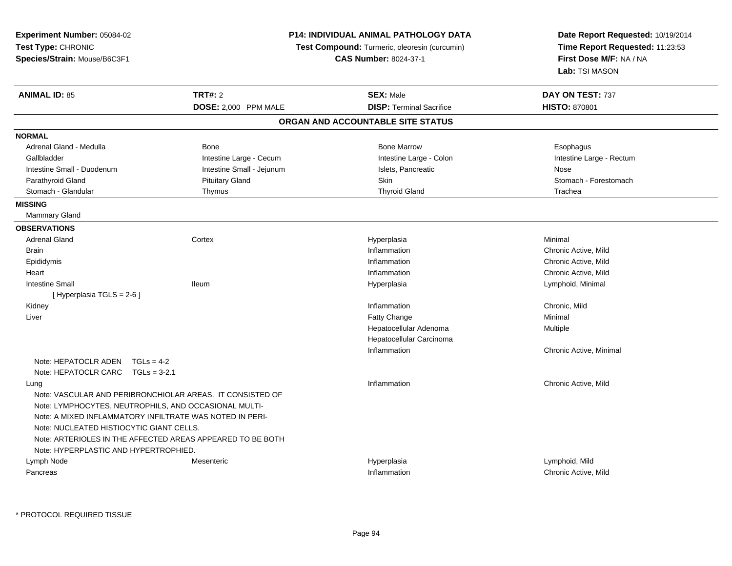**Experiment Number:** 05084-02
**Test Type:** CHRONIC
**Species/Strain:** Mouse/B6C3F1

**P14: INDIVIDUAL ANIMAL PATHOLOGY DATA**
**Test Compound:** Turmeric, oleoresin (curcumin)
**CAS Number:** 8024-37-1

**Date Report Requested:** 10/19/2014
**Time Report Requested:** 11:23:53
**First Dose M/F:** NA / NA
**Lab:** TSI MASON

| **ANIMAL ID:** 85 | **TRT#:** 2 | **SEX:** Male | **DAY ON TEST:** 737 |
|---|---|---|---|
| | **DOSE:** 2,000 PPM MALE | **DISP:** Terminal Sacrifice | **HISTO:** 870801 |

## ORGAN AND ACCOUNTABLE SITE STATUS

**NORMAL**

| | | | |
|---|---|---|---|
| Adrenal Gland - Medulla | Bone | Bone Marrow | Esophagus |
| Gallbladder | Intestine Large - Cecum | Intestine Large - Colon | Intestine Large - Rectum |
| Intestine Small - Duodenum | Intestine Small - Jejunum | Islets, Pancreatic | Nose |
| Parathyroid Gland | Pituitary Gland | Skin | Stomach - Forestomach |
| Stomach - Glandular | Thymus | Thyroid Gland | Trachea |

**MISSING**

Mammary Gland

**OBSERVATIONS**

| | | | |
|---|---|---|---|
| Adrenal Gland | Cortex | Hyperplasia | Minimal |
| Brain | | Inflammation | Chronic Active, Mild |
| Epididymis | | Inflammation | Chronic Active, Mild |
| Heart | | Inflammation | Chronic Active, Mild |
| Intestine Small | Ileum | Hyperplasia | Lymphoid, Minimal |
| [ Hyperplasia TGLS = 2-6 ] | | | |
| Kidney | | Inflammation | Chronic, Mild |
| Liver | | Fatty Change | Minimal |
| | | Hepatocellular Adenoma | Multiple |
| | | Hepatocellular Carcinoma | |
| | | Inflammation | Chronic Active, Minimal |
| Note: HEPATOCLR ADEN TGLs = 4-2 | | | |
| Note: HEPATOCLR CARC TGLs = 3-2.1 | | | |
| Lung | | Inflammation | Chronic Active, Mild |
| Note: VASCULAR AND PERIBRONCHIOLAR AREAS. IT CONSISTED OF | | | |
| Note: LYMPHOCYTES, NEUTROPHILS, AND OCCASIONAL MULTI- | | | |
| Note: A MIXED INFLAMMATORY INFILTRATE WAS NOTED IN PERI- | | | |
| Note: NUCLEATED HISTIOCYTIC GIANT CELLS. | | | |
| Note: ARTERIOLES IN THE AFFECTED AREAS APPEARED TO BE BOTH | | | |
| Note: HYPERPLASTIC AND HYPERTROPHIED. | | | |
| Lymph Node | Mesenteric | Hyperplasia | Lymphoid, Mild |
| Pancreas | | Inflammation | Chronic Active, Mild |

* PROTOCOL REQUIRED TISSUE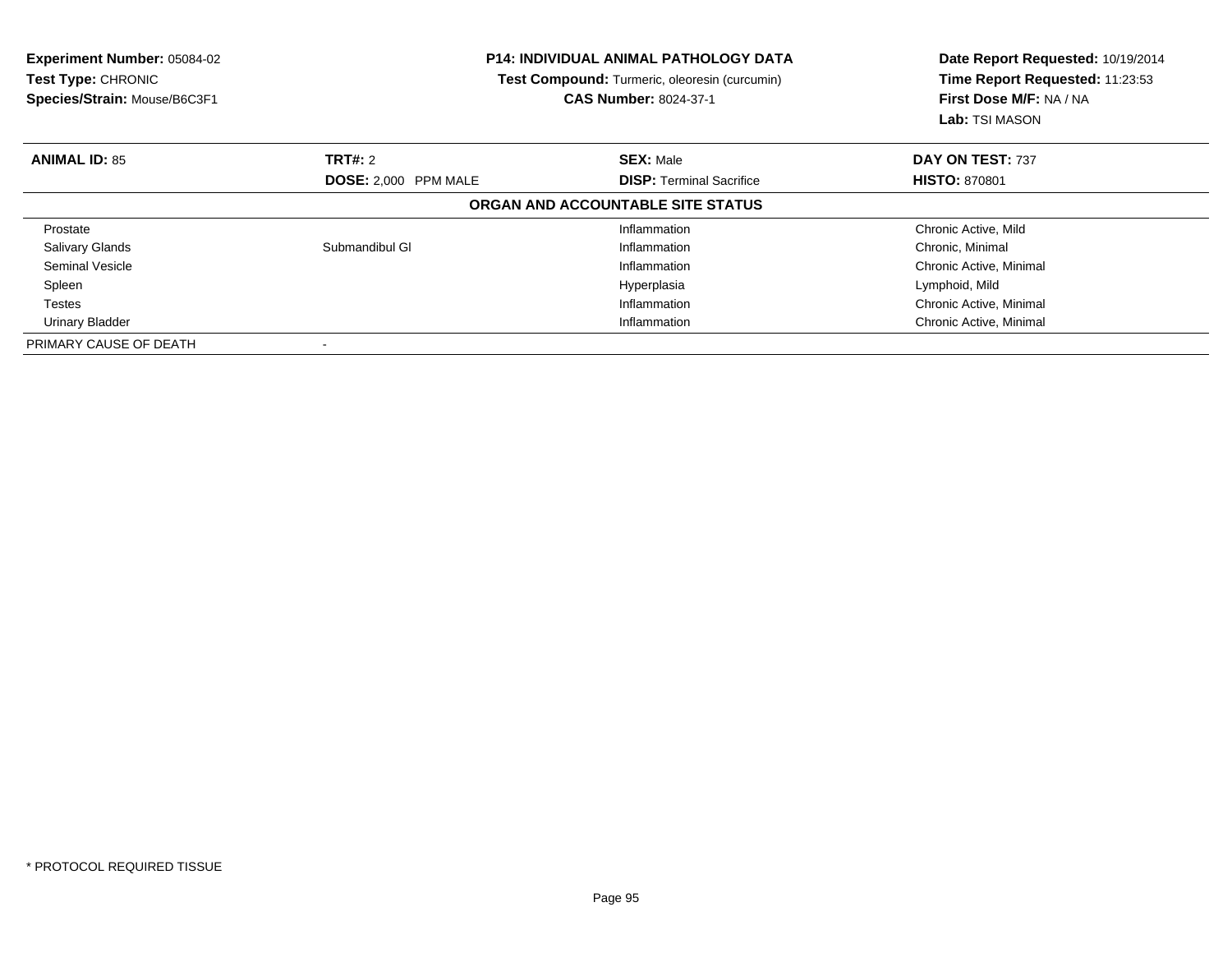**Experiment Number:** 05084-02
**Test Type:** CHRONIC
**Species/Strain:** Mouse/B6C3F1

**P14: INDIVIDUAL ANIMAL PATHOLOGY DATA**
**Test Compound:** Turmeric, oleoresin (curcumin)
**CAS Number:** 8024-37-1

**Date Report Requested:** 10/19/2014
**Time Report Requested:** 11:23:53
**First Dose M/F:** NA / NA
**Lab:** TSI MASON

| **ANIMAL ID:** 85 | **TRT#:** 2 | **SEX:** Male | **DAY ON TEST:** 737 |
|---|---|---|---|
| | **DOSE:** 2,000 PPM MALE | **DISP:** Terminal Sacrifice | **HISTO:** 870801 |

**ORGAN AND ACCOUNTABLE SITE STATUS**

| | | | |
|---|---|---|---|
| Prostate | | Inflammation | Chronic Active, Mild |
| Salivary Glands | Submandibul Gl | Inflammation | Chronic, Minimal |
| Seminal Vesicle | | Inflammation | Chronic Active, Minimal |
| Spleen | | Hyperplasia | Lymphoid, Mild |
| Testes | | Inflammation | Chronic Active, Minimal |
| Urinary Bladder | | Inflammation | Chronic Active, Minimal |
| PRIMARY CAUSE OF DEATH | - | | |

* PROTOCOL REQUIRED TISSUE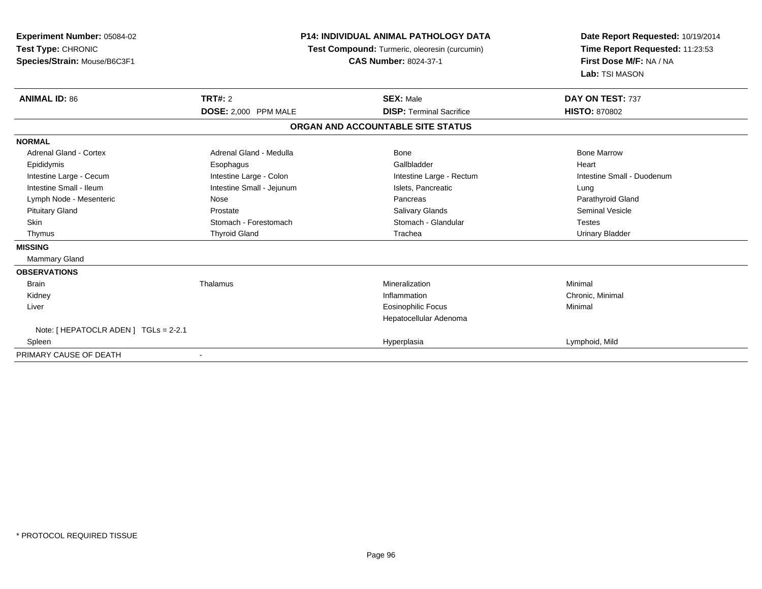**Experiment Number:** 05084-02
**Test Type:** CHRONIC
**Species/Strain:** Mouse/B6C3F1

**P14: INDIVIDUAL ANIMAL PATHOLOGY DATA**
**Test Compound:** Turmeric, oleoresin (curcumin)
**CAS Number:** 8024-37-1

**Date Report Requested:** 10/19/2014
**Time Report Requested:** 11:23:53
**First Dose M/F:** NA / NA
**Lab:** TSI MASON

| **ANIMAL ID:** 86 | **TRT#:** 2 | **SEX:** Male | **DAY ON TEST:** 737 |
|---|---|---|---|
| | **DOSE:** 2,000 PPM MALE | **DISP:** Terminal Sacrifice | **HISTO:** 870802 |

**ORGAN AND ACCOUNTABLE SITE STATUS**

| | | | |
|---|---|---|---|
| **NORMAL** | | | |
| Adrenal Gland - Cortex | Adrenal Gland - Medulla | Bone | Bone Marrow |
| Epididymis | Esophagus | Gallbladder | Heart |
| Intestine Large - Cecum | Intestine Large - Colon | Intestine Large - Rectum | Intestine Small - Duodenum |
| Intestine Small - Ileum | Intestine Small - Jejunum | Islets, Pancreatic | Lung |
| Lymph Node - Mesenteric | Nose | Pancreas | Parathyroid Gland |
| Pituitary Gland | Prostate | Salivary Glands | Seminal Vesicle |
| Skin | Stomach - Forestomach | Stomach - Glandular | Testes |
| Thymus | Thyroid Gland | Trachea | Urinary Bladder |
| **MISSING** | | | |
| Mammary Gland | | | |
| **OBSERVATIONS** | | | |
| Brain | Thalamus | Mineralization | Minimal |
| Kidney | | Inflammation | Chronic, Minimal |
| Liver | | Eosinophilic Focus | Minimal |
| | | Hepatocellular Adenoma | |
| Note: [ HEPATOCLR ADEN ] TGLs = 2-2.1 | | | |
| Spleen | | Hyperplasia | Lymphoid, Mild |
| PRIMARY CAUSE OF DEATH | - | | |

* PROTOCOL REQUIRED TISSUE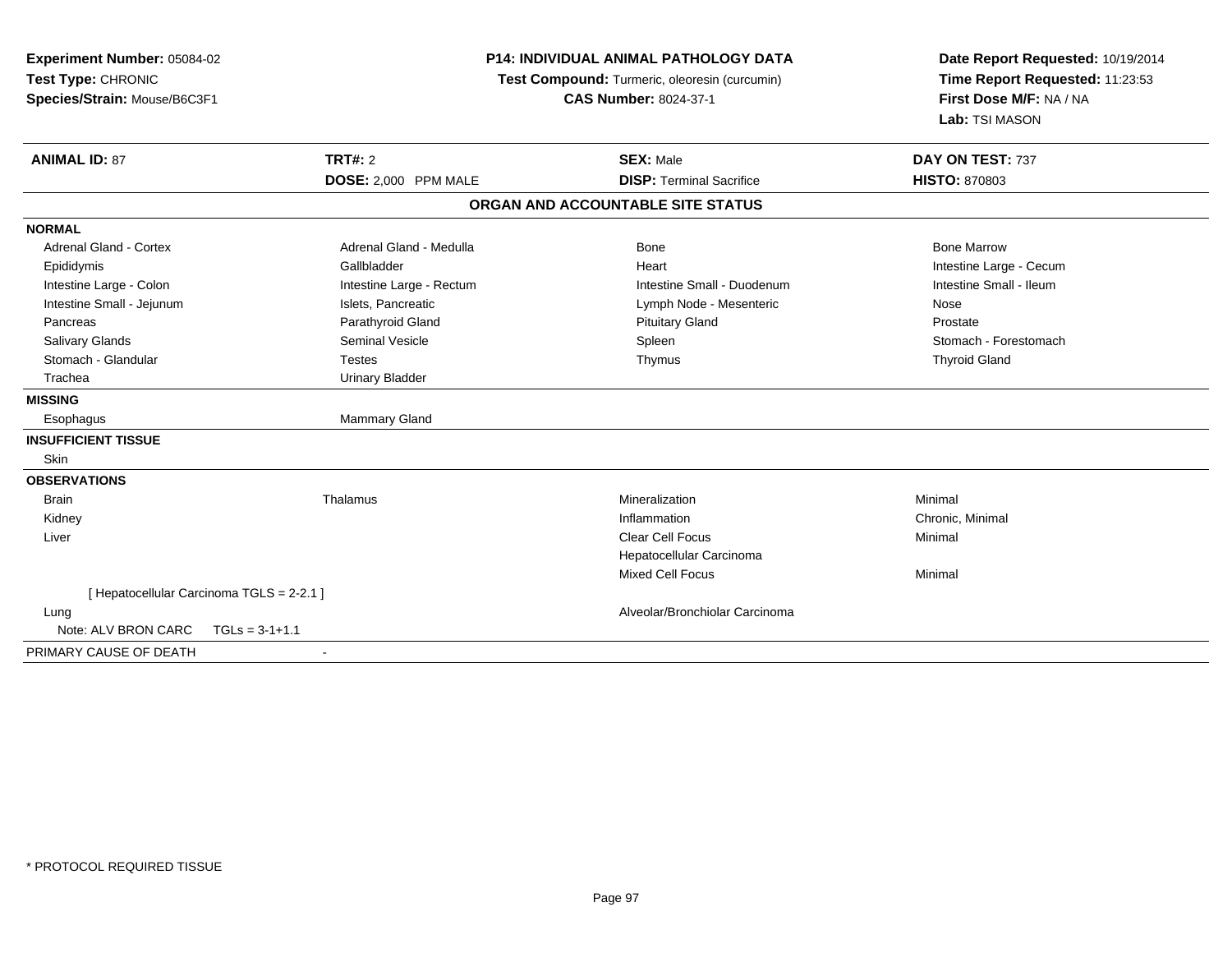**Experiment Number:** 05084-02
**Test Type:** CHRONIC
**Species/Strain:** Mouse/B6C3F1

**P14: INDIVIDUAL ANIMAL PATHOLOGY DATA**
**Test Compound:** Turmeric, oleoresin (curcumin)
**CAS Number:** 8024-37-1

**Date Report Requested:** 10/19/2014
**Time Report Requested:** 11:23:53
**First Dose M/F:** NA / NA
**Lab:** TSI MASON

| **ANIMAL ID:** 87 | **TRT#:** 2 | **SEX:** Male | **DAY ON TEST:** 737 |
|---|---|---|---|
| | **DOSE:** 2,000 PPM MALE | **DISP:** Terminal Sacrifice | **HISTO:** 870803 |

**ORGAN AND ACCOUNTABLE SITE STATUS**

| | | | |
|---|---|---|---|
| **NORMAL** | | | |
| Adrenal Gland - Cortex | Adrenal Gland - Medulla | Bone | Bone Marrow |
| Epididymis | Gallbladder | Heart | Intestine Large - Cecum |
| Intestine Large - Colon | Intestine Large - Rectum | Intestine Small - Duodenum | Intestine Small - Ileum |
| Intestine Small - Jejunum | Islets, Pancreatic | Lymph Node - Mesenteric | Nose |
| Pancreas | Parathyroid Gland | Pituitary Gland | Prostate |
| Salivary Glands | Seminal Vesicle | Spleen | Stomach - Forestomach |
| Stomach - Glandular | Testes | Thymus | Thyroid Gland |
| Trachea | Urinary Bladder | | |
| **MISSING** | | | |
| Esophagus | Mammary Gland | | |
| **INSUFFICIENT TISSUE** | | | |
| Skin | | | |
| **OBSERVATIONS** | | | |
| Brain | Thalamus | Mineralization | Minimal |
| Kidney | | Inflammation | Chronic, Minimal |
| Liver | | Clear Cell Focus | Minimal |
| | | Hepatocellular Carcinoma | |
| | | Mixed Cell Focus | Minimal |
| [ Hepatocellular Carcinoma TGLS = 2-2.1 ] | | | |
| Lung | | Alveolar/Bronchiolar Carcinoma | |
| Note: ALV BRON CARC TGLs = 3-1+1.1 | | | |
| PRIMARY CAUSE OF DEATH | - | | |

* PROTOCOL REQUIRED TISSUE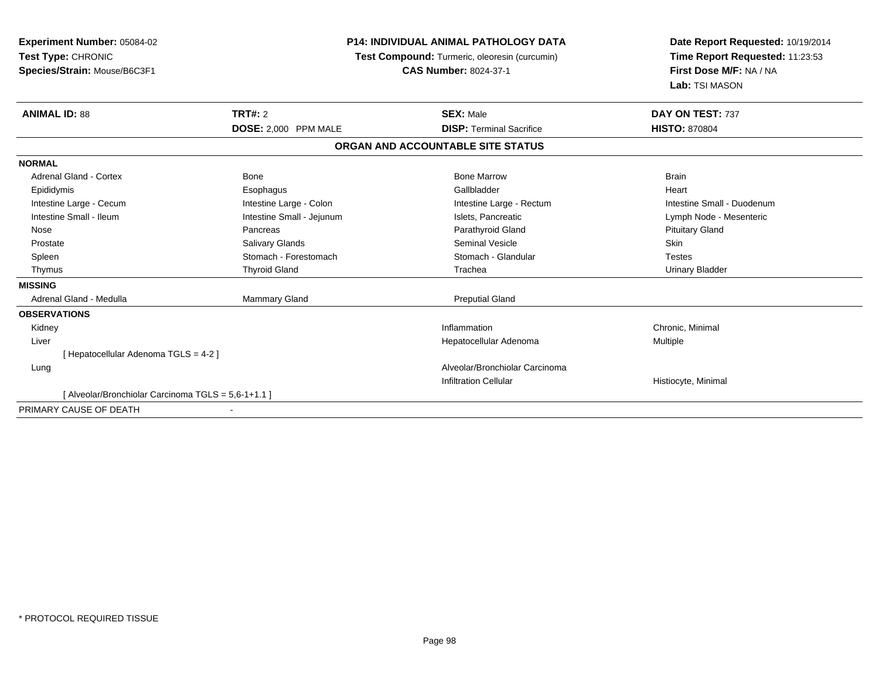**Experiment Number:** 05084-02
**Test Type:** CHRONIC
**Species/Strain:** Mouse/B6C3F1

**P14: INDIVIDUAL ANIMAL PATHOLOGY DATA**
**Test Compound:** Turmeric, oleoresin (curcumin)
**CAS Number:** 8024-37-1

**Date Report Requested:** 10/19/2014
**Time Report Requested:** 11:23:53
**First Dose M/F:** NA / NA
**Lab:** TSI MASON

| **ANIMAL ID:** 88 | **TRT#:** 2 | **SEX:** Male | **DAY ON TEST:** 737 |
|---|---|---|---|
| | **DOSE:** 2,000 PPM MALE | **DISP:** Terminal Sacrifice | **HISTO:** 870804 |

**ORGAN AND ACCOUNTABLE SITE STATUS**

| | | | |
|---|---|---|---|
| **NORMAL** | | | |
| Adrenal Gland - Cortex | Bone | Bone Marrow | Brain |
| Epididymis | Esophagus | Gallbladder | Heart |
| Intestine Large - Cecum | Intestine Large - Colon | Intestine Large - Rectum | Intestine Small - Duodenum |
| Intestine Small - Ileum | Intestine Small - Jejunum | Islets, Pancreatic | Lymph Node - Mesenteric |
| Nose | Pancreas | Parathyroid Gland | Pituitary Gland |
| Prostate | Salivary Glands | Seminal Vesicle | Skin |
| Spleen | Stomach - Forestomach | Stomach - Glandular | Testes |
| Thymus | Thyroid Gland | Trachea | Urinary Bladder |
| **MISSING** | | | |
| Adrenal Gland - Medulla | Mammary Gland | Preputial Gland | |
| **OBSERVATIONS** | | | |
| Kidney | | Inflammation | Chronic, Minimal |
| Liver | | Hepatocellular Adenoma | Multiple |
| [ Hepatocellular Adenoma TGLS = 4-2 ] | | | |
| Lung | | Alveolar/Bronchiolar Carcinoma | |
| | | Infiltration Cellular | Histiocyte, Minimal |
| [ Alveolar/Bronchiolar Carcinoma TGLS = 5,6-1+1.1 ] | | | |
| PRIMARY CAUSE OF DEATH | - | | |

\* PROTOCOL REQUIRED TISSUE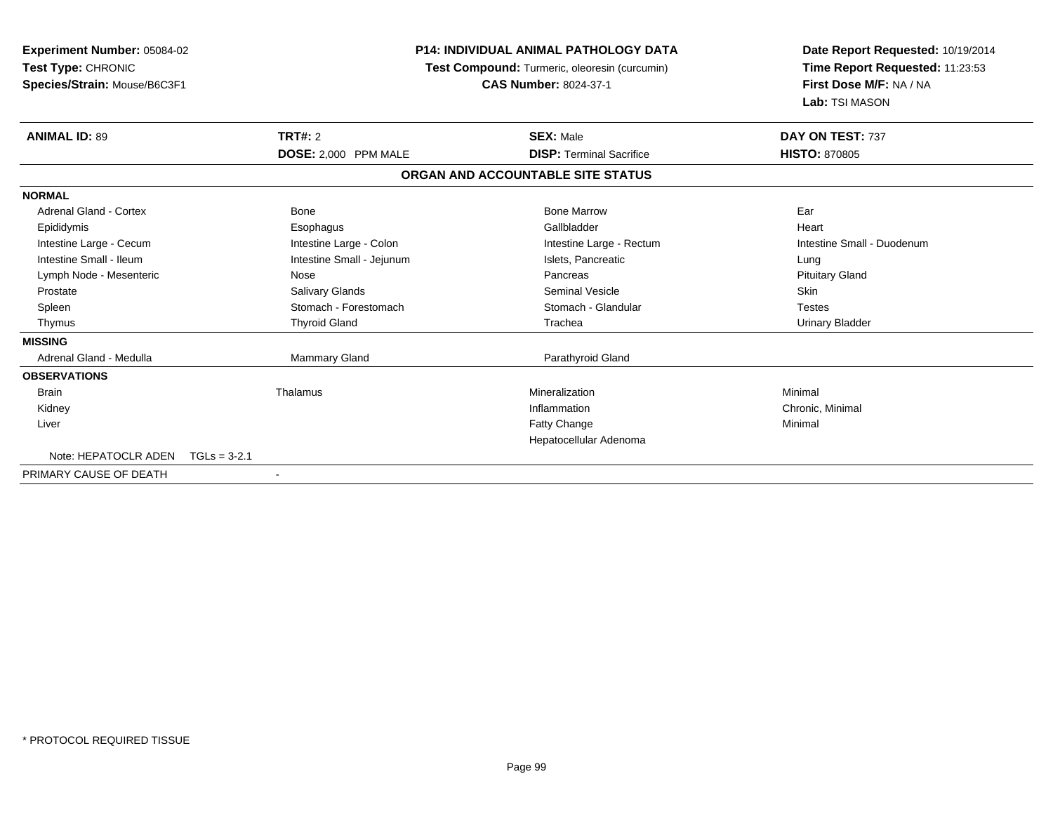**Experiment Number:** 05084-02
**Test Type:** CHRONIC
**Species/Strain:** Mouse/B6C3F1

**P14: INDIVIDUAL ANIMAL PATHOLOGY DATA**
**Test Compound:** Turmeric, oleoresin (curcumin)
**CAS Number:** 8024-37-1

**Date Report Requested:** 10/19/2014
**Time Report Requested:** 11:23:53
**First Dose M/F:** NA / NA
**Lab:** TSI MASON

| **ANIMAL ID:** 89 | **TRT#:** 2 | **SEX:** Male | **DAY ON TEST:** 737 |
|---|---|---|---|
| | **DOSE:** 2,000 PPM MALE | **DISP:** Terminal Sacrifice | **HISTO:** 870805 |

## ORGAN AND ACCOUNTABLE SITE STATUS

| | | | |
|---|---|---|---|
| **NORMAL** | | | |
| Adrenal Gland - Cortex | Bone | Bone Marrow | Ear |
| Epididymis | Esophagus | Gallbladder | Heart |
| Intestine Large - Cecum | Intestine Large - Colon | Intestine Large - Rectum | Intestine Small - Duodenum |
| Intestine Small - Ileum | Intestine Small - Jejunum | Islets, Pancreatic | Lung |
| Lymph Node - Mesenteric | Nose | Pancreas | Pituitary Gland |
| Prostate | Salivary Glands | Seminal Vesicle | Skin |
| Spleen | Stomach - Forestomach | Stomach - Glandular | Testes |
| Thymus | Thyroid Gland | Trachea | Urinary Bladder |
| **MISSING** | | | |
| Adrenal Gland - Medulla | Mammary Gland | Parathyroid Gland | |
| **OBSERVATIONS** | | | |
| Brain | Thalamus | Mineralization | Minimal |
| Kidney | | Inflammation | Chronic, Minimal |
| Liver | | Fatty Change | Minimal |
| | | Hepatocellular Adenoma | |
| Note: HEPATOCLR ADEN TGLs = 3-2.1 | | | |
| PRIMARY CAUSE OF DEATH | - | | |

* PROTOCOL REQUIRED TISSUE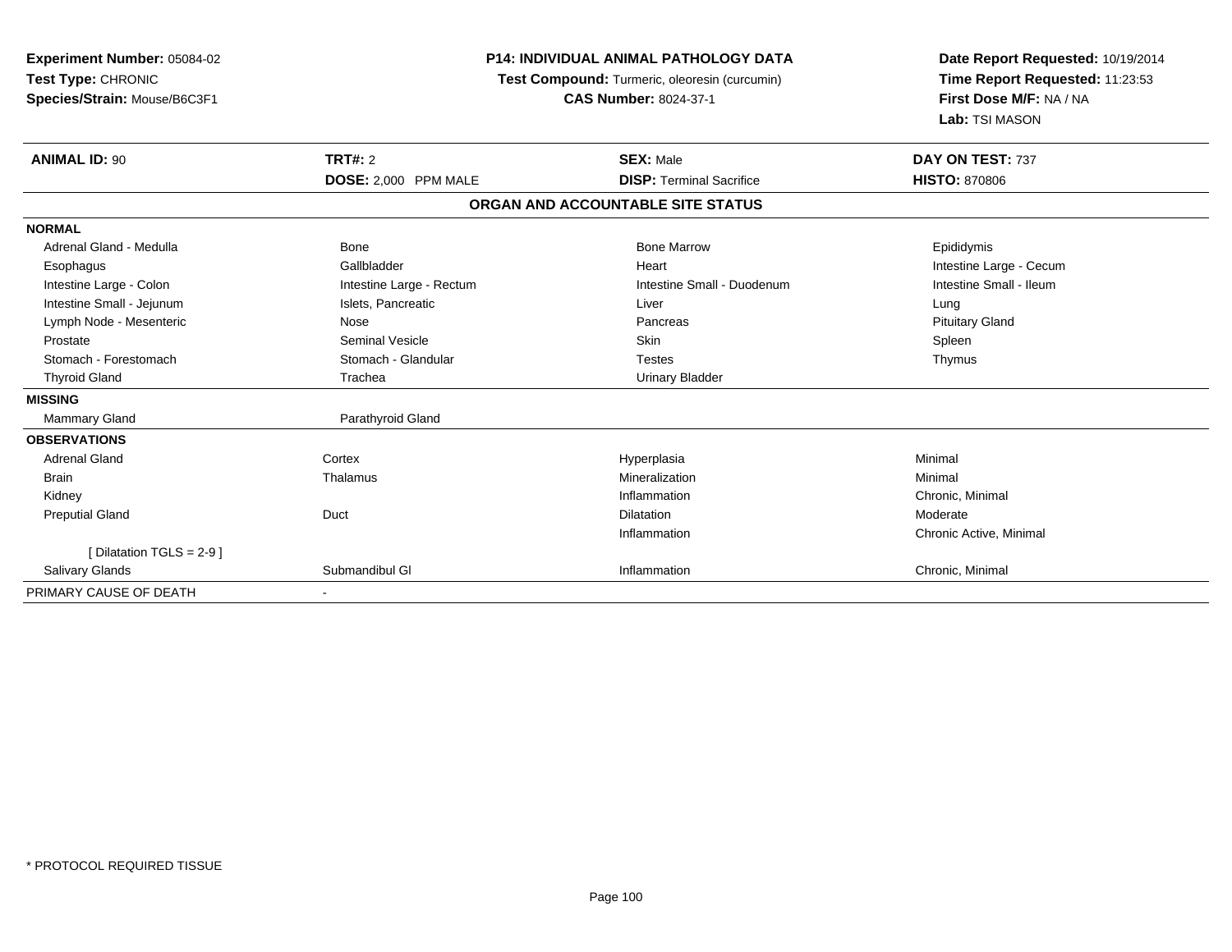**Experiment Number:** 05084-02
**Test Type:** CHRONIC
**Species/Strain:** Mouse/B6C3F1

**P14: INDIVIDUAL ANIMAL PATHOLOGY DATA**
**Test Compound:** Turmeric, oleoresin (curcumin)
**CAS Number:** 8024-37-1

**Date Report Requested:** 10/19/2014
**Time Report Requested:** 11:23:53
**First Dose M/F:** NA / NA
**Lab:** TSI MASON

| **ANIMAL ID:** 90 | **TRT#:** 2 | **SEX:** Male | **DAY ON TEST:** 737 |
|---|---|---|---|
| | **DOSE:** 2,000 PPM MALE | **DISP:** Terminal Sacrifice | **HISTO:** 870806 |

**ORGAN AND ACCOUNTABLE SITE STATUS**

| | | | |
|---|---|---|---|
| **NORMAL** | | | |
| Adrenal Gland - Medulla | Bone | Bone Marrow | Epididymis |
| Esophagus | Gallbladder | Heart | Intestine Large - Cecum |
| Intestine Large - Colon | Intestine Large - Rectum | Intestine Small - Duodenum | Intestine Small - Ileum |
| Intestine Small - Jejunum | Islets, Pancreatic | Liver | Lung |
| Lymph Node - Mesenteric | Nose | Pancreas | Pituitary Gland |
| Prostate | Seminal Vesicle | Skin | Spleen |
| Stomach - Forestomach | Stomach - Glandular | Testes | Thymus |
| Thyroid Gland | Trachea | Urinary Bladder | |
| **MISSING** | | | |
| Mammary Gland | Parathyroid Gland | | |
| **OBSERVATIONS** | | | |
| Adrenal Gland | Cortex | Hyperplasia | Minimal |
| Brain | Thalamus | Mineralization | Minimal |
| Kidney | | Inflammation | Chronic, Minimal |
| Preputial Gland | Duct | Dilatation | Moderate |
| | | Inflammation | Chronic Active, Minimal |
| [ Dilatation TGLS = 2-9 ] | | | |
| Salivary Glands | Submandibul Gl | Inflammation | Chronic, Minimal |
| PRIMARY CAUSE OF DEATH | - | | |

* PROTOCOL REQUIRED TISSUE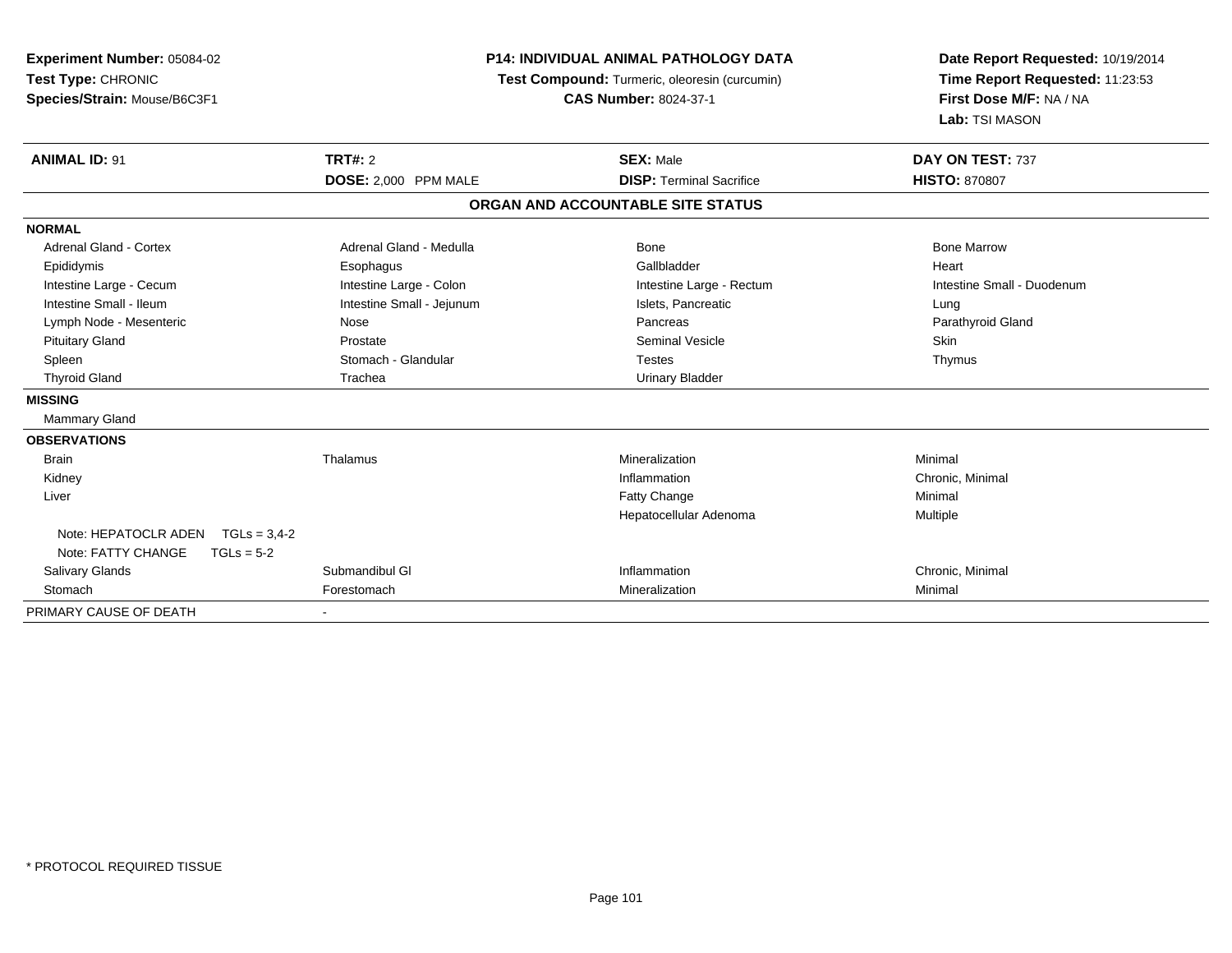**Experiment Number:** 05084-02
**Test Type:** CHRONIC
**Species/Strain:** Mouse/B6C3F1

**P14: INDIVIDUAL ANIMAL PATHOLOGY DATA**
**Test Compound:** Turmeric, oleoresin (curcumin)
**CAS Number:** 8024-37-1

**Date Report Requested:** 10/19/2014
**Time Report Requested:** 11:23:53
**First Dose M/F:** NA / NA
**Lab:** TSI MASON

| **ANIMAL ID:** 91 | **TRT#:** 2 | **SEX:** Male | **DAY ON TEST:** 737 |
|---|---|---|---|
| | **DOSE:** 2,000 PPM MALE | **DISP:** Terminal Sacrifice | **HISTO:** 870807 |

## ORGAN AND ACCOUNTABLE SITE STATUS

| | | | |
|---|---|---|---|
| **NORMAL** | | | |
| Adrenal Gland - Cortex | Adrenal Gland - Medulla | Bone | Bone Marrow |
| Epididymis | Esophagus | Gallbladder | Heart |
| Intestine Large - Cecum | Intestine Large - Colon | Intestine Large - Rectum | Intestine Small - Duodenum |
| Intestine Small - Ileum | Intestine Small - Jejunum | Islets, Pancreatic | Lung |
| Lymph Node - Mesenteric | Nose | Pancreas | Parathyroid Gland |
| Pituitary Gland | Prostate | Seminal Vesicle | Skin |
| Spleen | Stomach - Glandular | Testes | Thymus |
| Thyroid Gland | Trachea | Urinary Bladder | |
| **MISSING** | | | |
| Mammary Gland | | | |
| **OBSERVATIONS** | | | |
| Brain | Thalamus | Mineralization | Minimal |
| Kidney | | Inflammation | Chronic, Minimal |
| Liver | | Fatty Change | Minimal |
| | | Hepatocellular Adenoma | Multiple |
| Note: HEPATOCLR ADEN TGLs = 3,4-2 | | | |
| Note: FATTY CHANGE TGLs = 5-2 | | | |
| Salivary Glands | Submandibul Gl | Inflammation | Chronic, Minimal |
| Stomach | Forestomach | Mineralization | Minimal |
| PRIMARY CAUSE OF DEATH | - | | |

* PROTOCOL REQUIRED TISSUE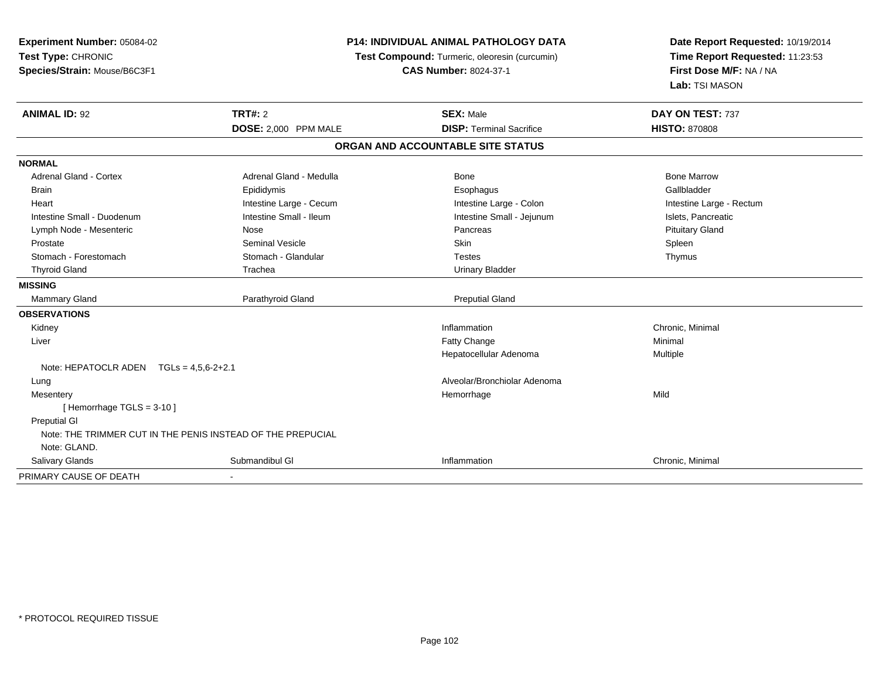**Experiment Number:** 05084-02
**Test Type:** CHRONIC
**Species/Strain:** Mouse/B6C3F1

**P14: INDIVIDUAL ANIMAL PATHOLOGY DATA**
**Test Compound:** Turmeric, oleoresin (curcumin)
**CAS Number:** 8024-37-1

**Date Report Requested:** 10/19/2014
**Time Report Requested:** 11:23:53
**First Dose M/F:** NA / NA
**Lab:** TSI MASON

| **ANIMAL ID:** 92 | **TRT#:** 2 | **SEX:** Male | **DAY ON TEST:** 737 |
|---|---|---|---|
| | **DOSE:** 2,000 PPM MALE | **DISP:** Terminal Sacrifice | **HISTO:** 870808 |

**ORGAN AND ACCOUNTABLE SITE STATUS**

| | | | |
|---|---|---|---|
| **NORMAL** | | | |
| Adrenal Gland - Cortex | Adrenal Gland - Medulla | Bone | Bone Marrow |
| Brain | Epididymis | Esophagus | Gallbladder |
| Heart | Intestine Large - Cecum | Intestine Large - Colon | Intestine Large - Rectum |
| Intestine Small - Duodenum | Intestine Small - Ileum | Intestine Small - Jejunum | Islets, Pancreatic |
| Lymph Node - Mesenteric | Nose | Pancreas | Pituitary Gland |
| Prostate | Seminal Vesicle | Skin | Spleen |
| Stomach - Forestomach | Stomach - Glandular | Testes | Thymus |
| Thyroid Gland | Trachea | Urinary Bladder | |
| **MISSING** | | | |
| Mammary Gland | Parathyroid Gland | Preputial Gland | |
| **OBSERVATIONS** | | | |
| Kidney | | Inflammation | Chronic, Minimal |
| Liver | | Fatty Change | Minimal |
| | | Hepatocellular Adenoma | Multiple |
| Note: HEPATOCLR ADEN TGLs = 4,5,6-2+2.1 | | | |
| Lung | | Alveolar/Bronchiolar Adenoma | |
| Mesentery | | Hemorrhage | Mild |
| [ Hemorrhage TGLS = 3-10 ] | | | |
| Preputial Gl | | | |
| Note: THE TRIMMER CUT IN THE PENIS INSTEAD OF THE PREPUCIAL | | | |
| Note: GLAND. | | | |
| Salivary Glands | Submandibul Gl | Inflammation | Chronic, Minimal |
| PRIMARY CAUSE OF DEATH | - | | |

\* PROTOCOL REQUIRED TISSUE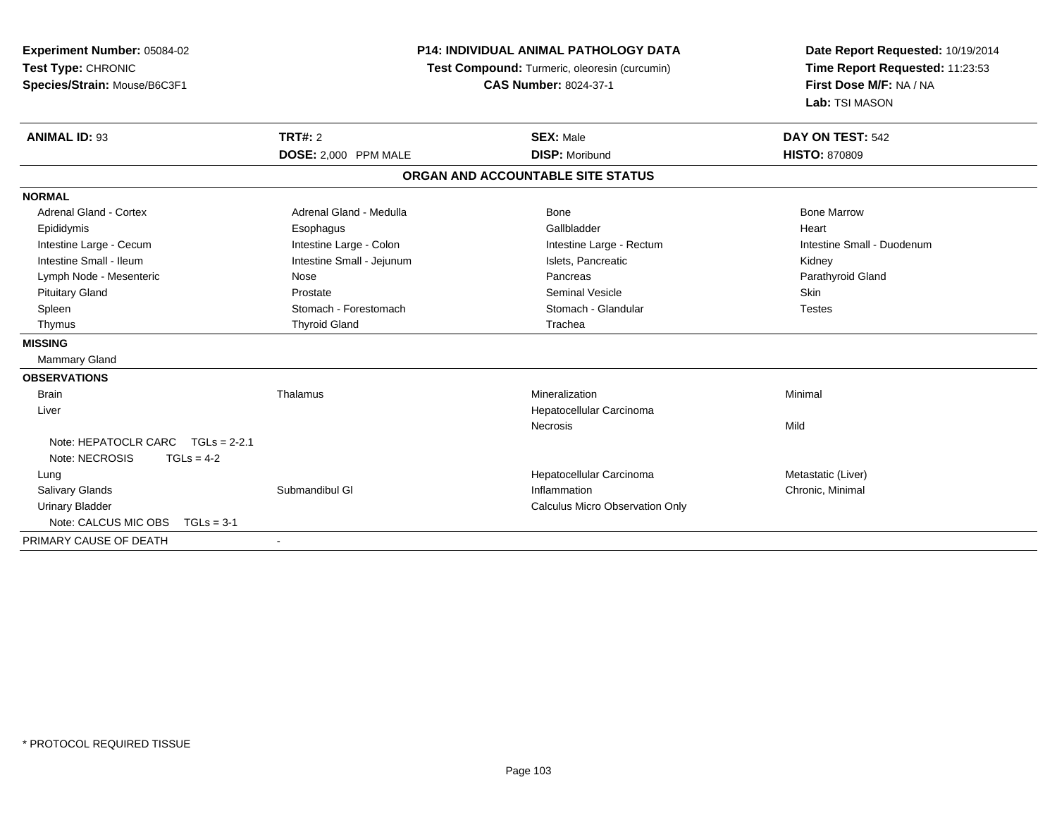**Experiment Number:** 05084-02
**Test Type:** CHRONIC
**Species/Strain:** Mouse/B6C3F1

**P14: INDIVIDUAL ANIMAL PATHOLOGY DATA**
**Test Compound:** Turmeric, oleoresin (curcumin)
**CAS Number:** 8024-37-1

**Date Report Requested:** 10/19/2014
**Time Report Requested:** 11:23:53
**First Dose M/F:** NA / NA
**Lab:** TSI MASON

| **ANIMAL ID:** 93 | **TRT#:** 2 | **SEX:** Male | **DAY ON TEST:** 542 |
|---|---|---|---|
| | **DOSE:** 2,000 PPM MALE | **DISP:** Moribund | **HISTO:** 870809 |

**ORGAN AND ACCOUNTABLE SITE STATUS**

| | | | |
|---|---|---|---|
| **NORMAL** | | | |
| Adrenal Gland - Cortex | Adrenal Gland - Medulla | Bone | Bone Marrow |
| Epididymis | Esophagus | Gallbladder | Heart |
| Intestine Large - Cecum | Intestine Large - Colon | Intestine Large - Rectum | Intestine Small - Duodenum |
| Intestine Small - Ileum | Intestine Small - Jejunum | Islets, Pancreatic | Kidney |
| Lymph Node - Mesenteric | Nose | Pancreas | Parathyroid Gland |
| Pituitary Gland | Prostate | Seminal Vesicle | Skin |
| Spleen | Stomach - Forestomach | Stomach - Glandular | Testes |
| Thymus | Thyroid Gland | Trachea | |
| **MISSING** | | | |
| Mammary Gland | | | |
| **OBSERVATIONS** | | | |
| Brain | Thalamus | Mineralization | Minimal |
| Liver | | Hepatocellular Carcinoma | |
| | | Necrosis | Mild |
| Note: HEPATOCLR CARC TGLs = 2-2.1 | | | |
| Note: NECROSIS TGLs = 4-2 | | | |
| Lung | | Hepatocellular Carcinoma | Metastatic (Liver) |
| Salivary Glands | Submandibul Gl | Inflammation | Chronic, Minimal |
| Urinary Bladder | | Calculus Micro Observation Only | |
| Note: CALCUS MIC OBS TGLs = 3-1 | | | |
| PRIMARY CAUSE OF DEATH | - | | |

* PROTOCOL REQUIRED TISSUE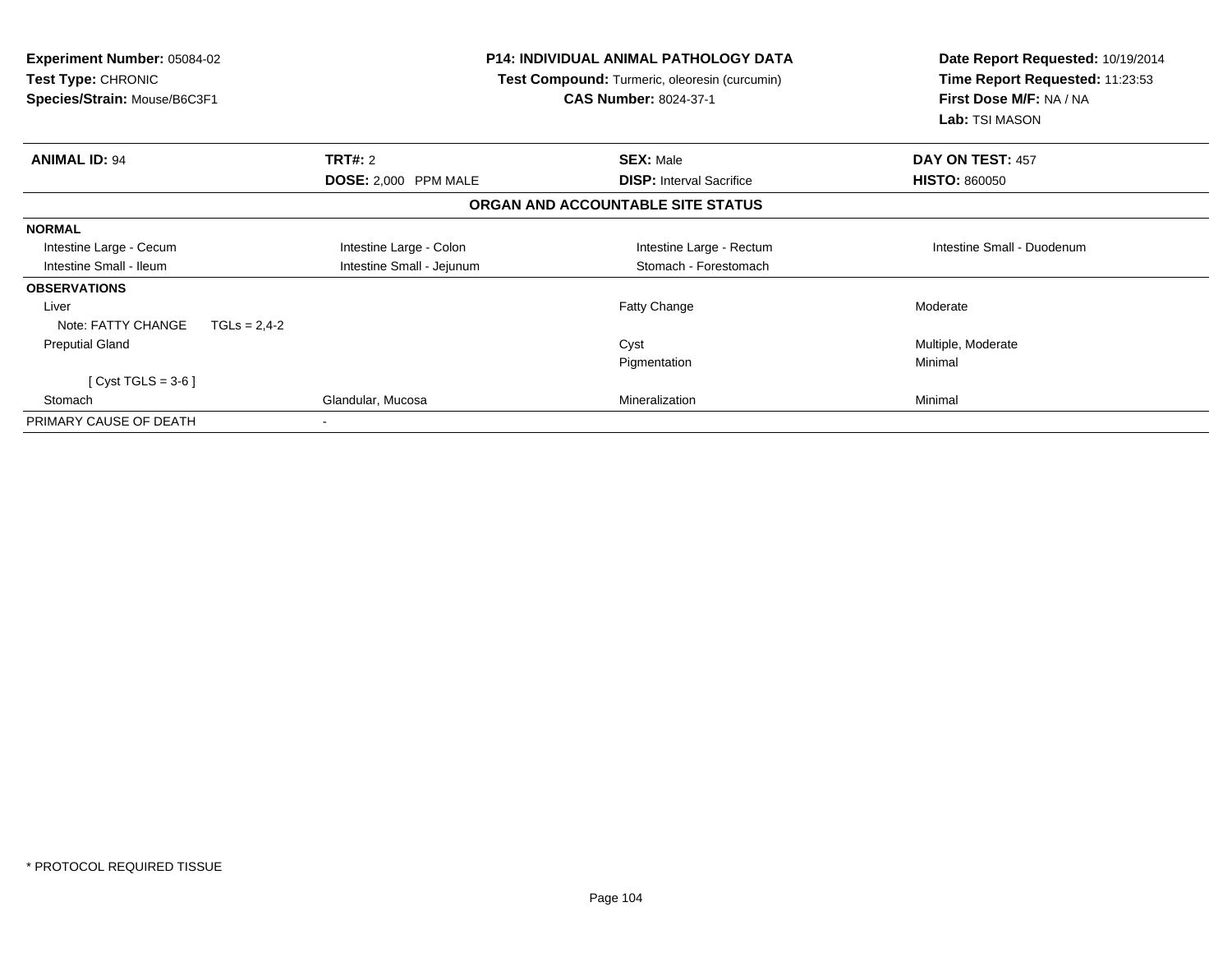**Experiment Number:** 05084-02
**Test Type:** CHRONIC
**Species/Strain:** Mouse/B6C3F1

**P14: INDIVIDUAL ANIMAL PATHOLOGY DATA**
**Test Compound:** Turmeric, oleoresin (curcumin)
**CAS Number:** 8024-37-1

**Date Report Requested:** 10/19/2014
**Time Report Requested:** 11:23:53
**First Dose M/F:** NA / NA
**Lab:** TSI MASON

| **ANIMAL ID:** 94 | **TRT#:** 2 | **SEX:** Male | **DAY ON TEST:** 457 |
|---|---|---|---|
| | **DOSE:** 2,000 PPM MALE | **DISP:** Interval Sacrifice | **HISTO:** 860050 |

### ORGAN AND ACCOUNTABLE SITE STATUS

| | | | |
|---|---|---|---|
| **NORMAL** | | | |
| Intestine Large - Cecum | Intestine Large - Colon | Intestine Large - Rectum | Intestine Small - Duodenum |
| Intestine Small - Ileum | Intestine Small - Jejunum | Stomach - Forestomach | |
| **OBSERVATIONS** | | | |
| Liver | | Fatty Change | Moderate |
| Note: FATTY CHANGE TGLs = 2,4-2 | | | |
| Preputial Gland | | Cyst | Multiple, Moderate |
| | | Pigmentation | Minimal |
| [ Cyst TGLS = 3-6 ] | | | |
| Stomach | Glandular, Mucosa | Mineralization | Minimal |
| PRIMARY CAUSE OF DEATH | - | | |

* PROTOCOL REQUIRED TISSUE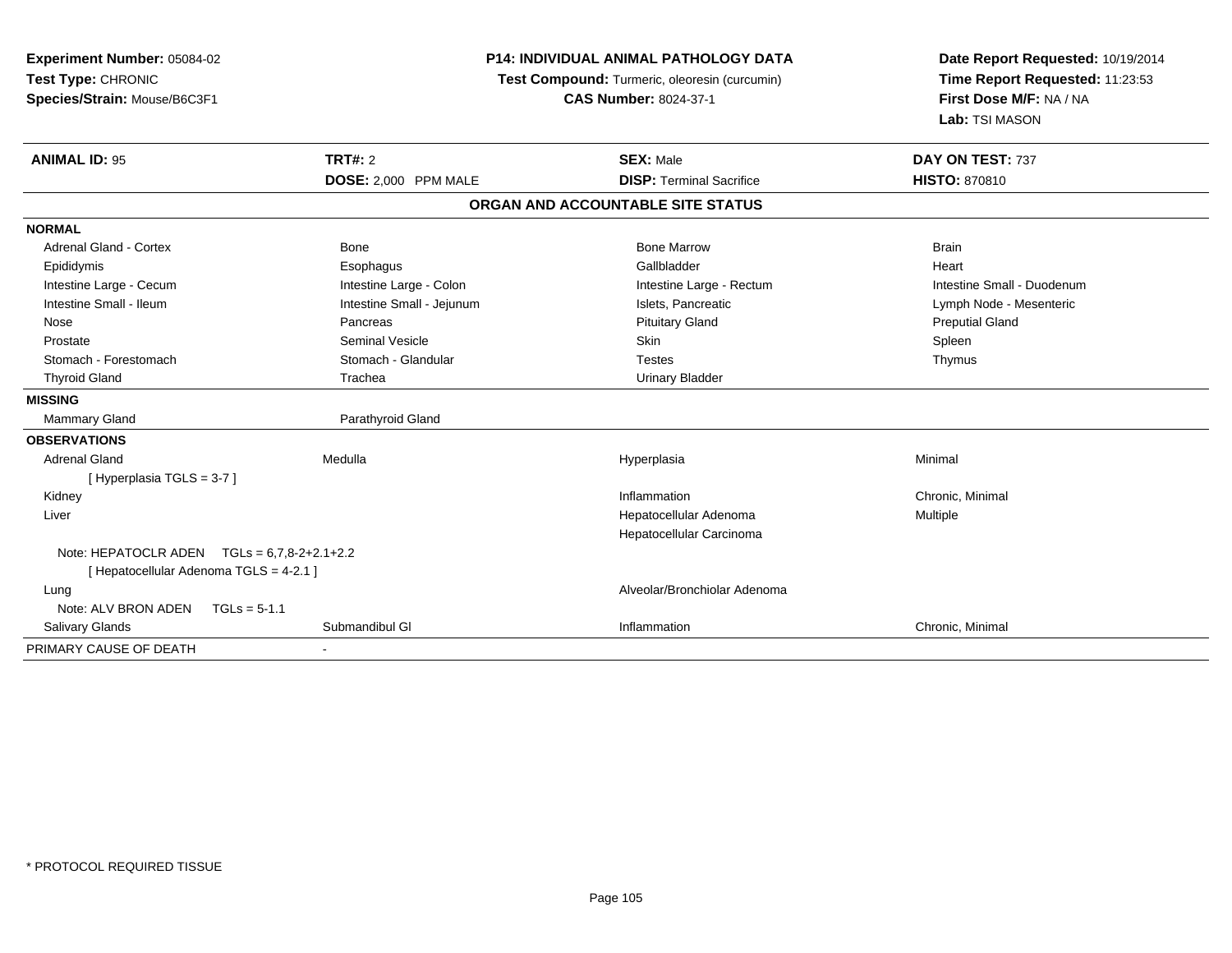**Experiment Number:** 05084-02
**Test Type:** CHRONIC
**Species/Strain:** Mouse/B6C3F1

**P14: INDIVIDUAL ANIMAL PATHOLOGY DATA**
**Test Compound:** Turmeric, oleoresin (curcumin)
**CAS Number:** 8024-37-1

**Date Report Requested:** 10/19/2014
**Time Report Requested:** 11:23:53
**First Dose M/F:** NA / NA
**Lab:** TSI MASON

| **ANIMAL ID:** 95 | **TRT#:** 2 | **SEX:** Male | **DAY ON TEST:** 737 |
|---|---|---|---|
| | **DOSE:** 2,000 PPM MALE | **DISP:** Terminal Sacrifice | **HISTO:** 870810 |

## ORGAN AND ACCOUNTABLE SITE STATUS

| | | | |
|---|---|---|---|
| **NORMAL** | | | |
| Adrenal Gland - Cortex | Bone | Bone Marrow | Brain |
| Epididymis | Esophagus | Gallbladder | Heart |
| Intestine Large - Cecum | Intestine Large - Colon | Intestine Large - Rectum | Intestine Small - Duodenum |
| Intestine Small - Ileum | Intestine Small - Jejunum | Islets, Pancreatic | Lymph Node - Mesenteric |
| Nose | Pancreas | Pituitary Gland | Preputial Gland |
| Prostate | Seminal Vesicle | Skin | Spleen |
| Stomach - Forestomach | Stomach - Glandular | Testes | Thymus |
| Thyroid Gland | Trachea | Urinary Bladder | |
| **MISSING** | | | |
| Mammary Gland | Parathyroid Gland | | |
| **OBSERVATIONS** | | | |
| Adrenal Gland | Medulla | Hyperplasia | Minimal |
| [ Hyperplasia TGLS = 3-7 ] | | | |
| Kidney | | Inflammation | Chronic, Minimal |
| Liver | | Hepatocellular Adenoma | Multiple |
| | | Hepatocellular Carcinoma | |
| Note: HEPATOCLR ADEN TGLs = 6,7,8-2+2.1+2.2 | | | |
| [ Hepatocellular Adenoma TGLS = 4-2.1 ] | | | |
| Lung | | Alveolar/Bronchiolar Adenoma | |
| Note: ALV BRON ADEN TGLs = 5-1.1 | | | |
| Salivary Glands | Submandibul Gl | Inflammation | Chronic, Minimal |
| PRIMARY CAUSE OF DEATH | - | | |

* PROTOCOL REQUIRED TISSUE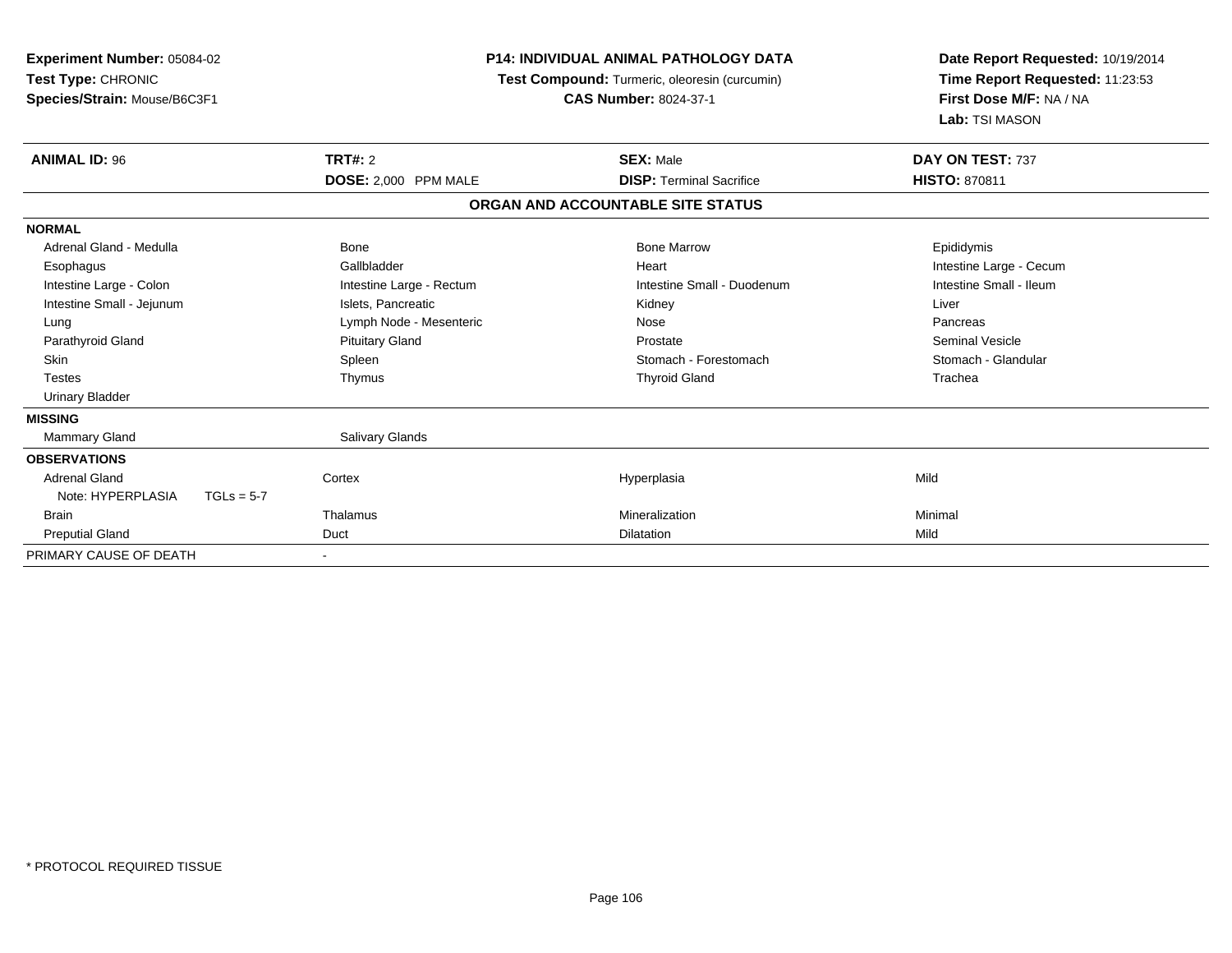**Experiment Number:** 05084-02
**Test Type:** CHRONIC
**Species/Strain:** Mouse/B6C3F1

**P14: INDIVIDUAL ANIMAL PATHOLOGY DATA**
**Test Compound:** Turmeric, oleoresin (curcumin)
**CAS Number:** 8024-37-1

**Date Report Requested:** 10/19/2014
**Time Report Requested:** 11:23:53
**First Dose M/F:** NA / NA
**Lab:** TSI MASON

| **ANIMAL ID:** 96 | **TRT#:** 2 | **SEX:** Male | **DAY ON TEST:** 737 |
|---|---|---|---|
| | **DOSE:** 2,000 PPM MALE | **DISP:** Terminal Sacrifice | **HISTO:** 870811 |

**ORGAN AND ACCOUNTABLE SITE STATUS**

| | | | |
|---|---|---|---|
| **NORMAL** | | | |
| Adrenal Gland - Medulla | Bone | Bone Marrow | Epididymis |
| Esophagus | Gallbladder | Heart | Intestine Large - Cecum |
| Intestine Large - Colon | Intestine Large - Rectum | Intestine Small - Duodenum | Intestine Small - Ileum |
| Intestine Small - Jejunum | Islets, Pancreatic | Kidney | Liver |
| Lung | Lymph Node - Mesenteric | Nose | Pancreas |
| Parathyroid Gland | Pituitary Gland | Prostate | Seminal Vesicle |
| Skin | Spleen | Stomach - Forestomach | Stomach - Glandular |
| Testes | Thymus | Thyroid Gland | Trachea |
| Urinary Bladder | | | |
| **MISSING** | | | |
| Mammary Gland | Salivary Glands | | |
| **OBSERVATIONS** | | | |
| Adrenal Gland | Cortex | Hyperplasia | Mild |
| Note: HYPERPLASIA TGLs = 5-7 | | | |
| Brain | Thalamus | Mineralization | Minimal |
| Preputial Gland | Duct | Dilatation | Mild |
| PRIMARY CAUSE OF DEATH | - | | |

* PROTOCOL REQUIRED TISSUE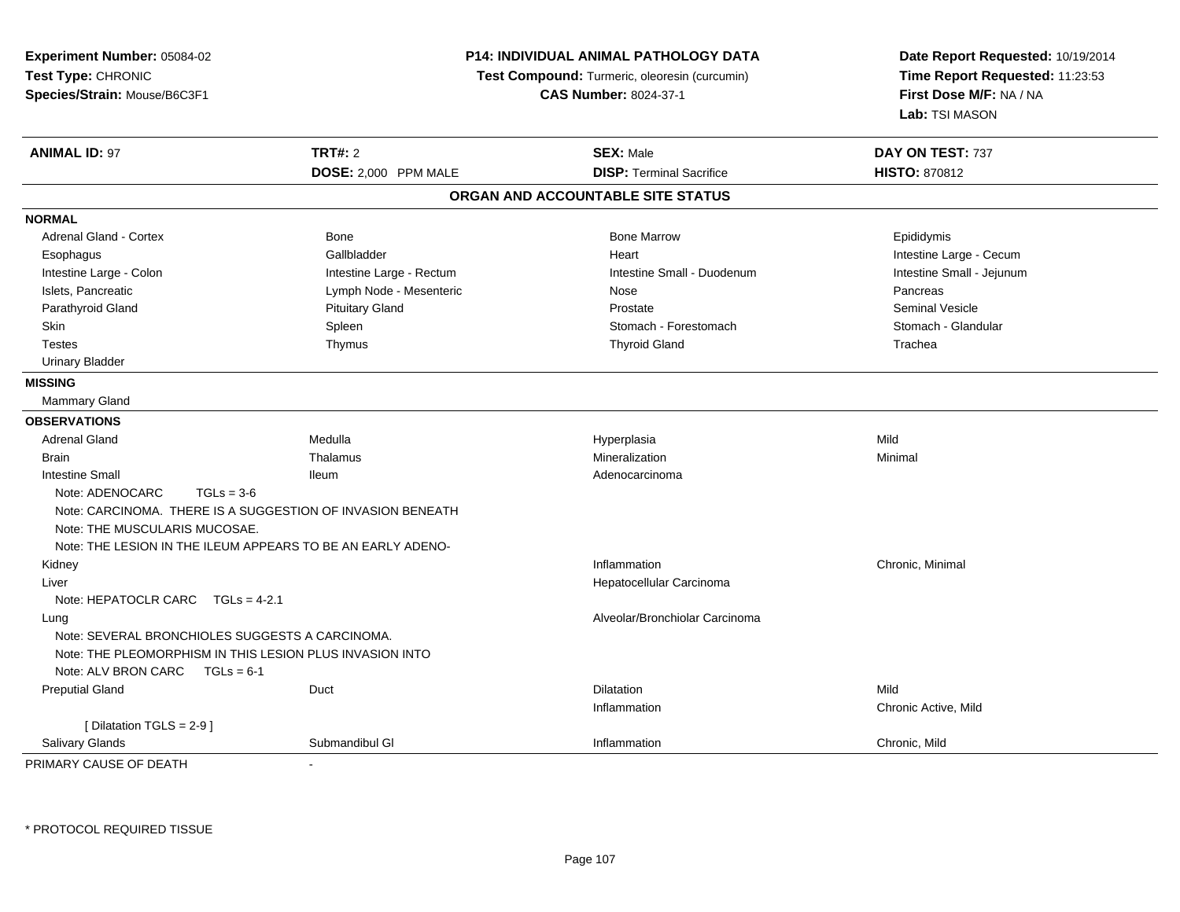**Experiment Number:** 05084-02
**Test Type:** CHRONIC
**Species/Strain:** Mouse/B6C3F1

**P14: INDIVIDUAL ANIMAL PATHOLOGY DATA**
**Test Compound:** Turmeric, oleoresin (curcumin)
**CAS Number:** 8024-37-1

**Date Report Requested:** 10/19/2014
**Time Report Requested:** 11:23:53
**First Dose M/F:** NA / NA
**Lab:** TSI MASON

| **ANIMAL ID:** 97 | **TRT#:** 2 | **SEX:** Male | **DAY ON TEST:** 737 |
|---|---|---|---|
| | **DOSE:** 2,000 PPM MALE | **DISP:** Terminal Sacrifice | **HISTO:** 870812 |

## ORGAN AND ACCOUNTABLE SITE STATUS

**NORMAL**

| | | | |
|---|---|---|---|
| Adrenal Gland - Cortex | Bone | Bone Marrow | Epididymis |
| Esophagus | Gallbladder | Heart | Intestine Large - Cecum |
| Intestine Large - Colon | Intestine Large - Rectum | Intestine Small - Duodenum | Intestine Small - Jejunum |
| Islets, Pancreatic | Lymph Node - Mesenteric | Nose | Pancreas |
| Parathyroid Gland | Pituitary Gland | Prostate | Seminal Vesicle |
| Skin | Spleen | Stomach - Forestomach | Stomach - Glandular |
| Testes | Thymus | Thyroid Gland | Trachea |
| Urinary Bladder | | | |

**MISSING**

Mammary Gland

**OBSERVATIONS**

| | | | |
|---|---|---|---|
| Adrenal Gland | Medulla | Hyperplasia | Mild |
| Brain | Thalamus | Mineralization | Minimal |
| Intestine Small | Ileum | Adenocarcinoma | |
| Note: ADENOCARC TGLs = 3-6 | | | |
| Note: CARCINOMA. THERE IS A SUGGESTION OF INVASION BENEATH | | | |
| Note: THE MUSCULARIS MUCOSAE. | | | |
| Note: THE LESION IN THE ILEUM APPEARS TO BE AN EARLY ADENO- | | | |
| Kidney | | Inflammation | Chronic, Minimal |
| Liver | | Hepatocellular Carcinoma | |
| Note: HEPATOCLR CARC TGLs = 4-2.1 | | | |
| Lung | | Alveolar/Bronchiolar Carcinoma | |
| Note: SEVERAL BRONCHIOLES SUGGESTS A CARCINOMA. | | | |
| Note: THE PLEOMORPHISM IN THIS LESION PLUS INVASION INTO | | | |
| Note: ALV BRON CARC TGLs = 6-1 | | | |
| Preputial Gland | Duct | Dilatation | Mild |
| | | Inflammation | Chronic Active, Mild |
| [ Dilatation TGLS = 2-9 ] | | | |
| Salivary Glands | Submandibul Gl | Inflammation | Chronic, Mild |

PRIMARY CAUSE OF DEATH -

* PROTOCOL REQUIRED TISSUE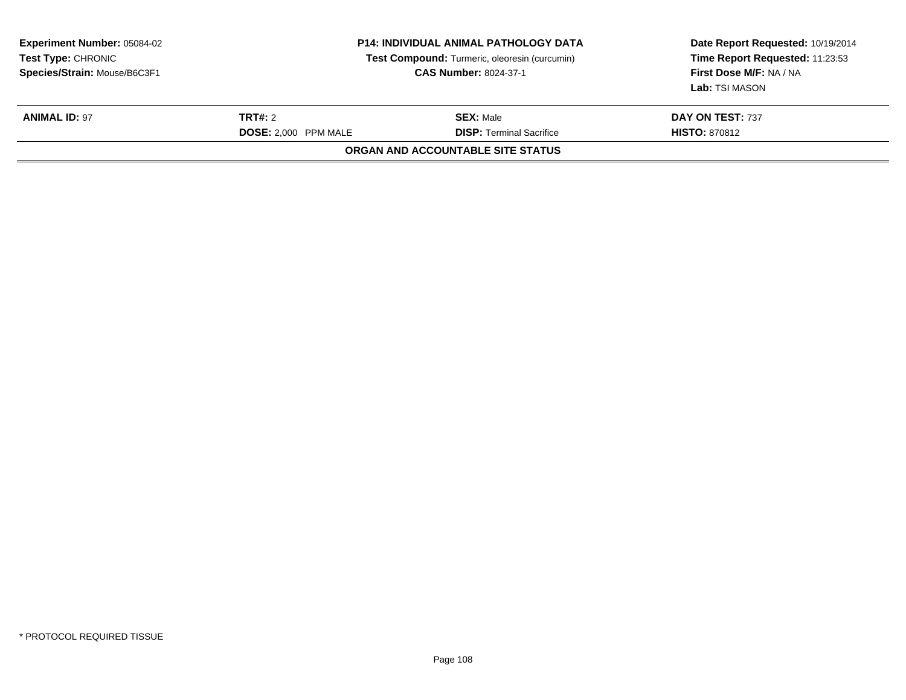**Experiment Number:** 05084-02
**Test Type:** CHRONIC
**Species/Strain:** Mouse/B6C3F1

**P14: INDIVIDUAL ANIMAL PATHOLOGY DATA**
**Test Compound:** Turmeric, oleoresin (curcumin)
**CAS Number:** 8024-37-1

**Date Report Requested:** 10/19/2014
**Time Report Requested:** 11:23:53
**First Dose M/F:** NA / NA
**Lab:** TSI MASON

| **ANIMAL ID:** 97 | **TRT#:** 2 | **SEX:** Male | **DAY ON TEST:** 737 |
|---|---|---|---|
| | **DOSE:** 2,000 PPM MALE | **DISP:** Terminal Sacrifice | **HISTO:** 870812 |

**ORGAN AND ACCOUNTABLE SITE STATUS**

* PROTOCOL REQUIRED TISSUE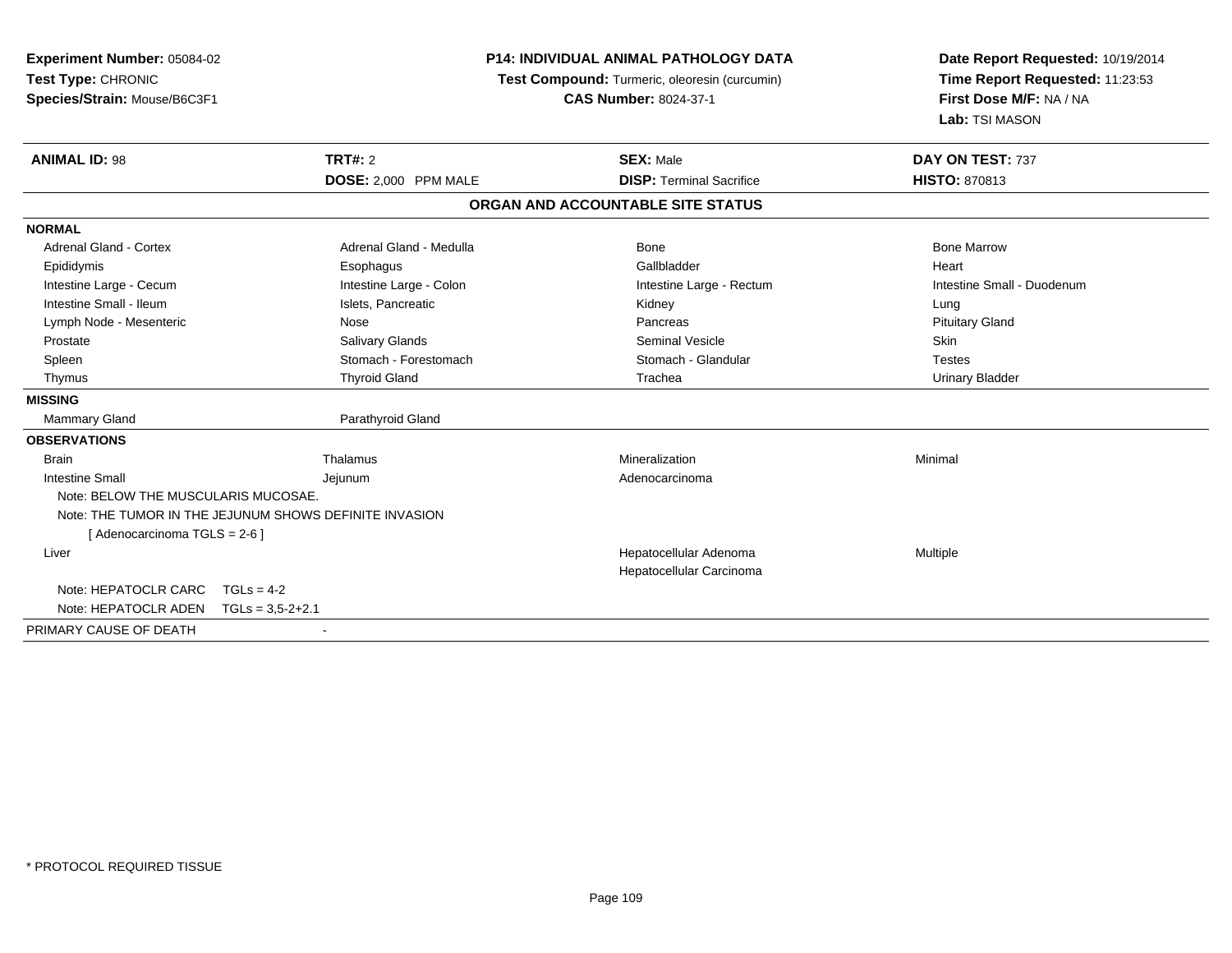**Experiment Number:** 05084-02
**Test Type:** CHRONIC
**Species/Strain:** Mouse/B6C3F1

**P14: INDIVIDUAL ANIMAL PATHOLOGY DATA**
**Test Compound:** Turmeric, oleoresin (curcumin)
**CAS Number:** 8024-37-1

**Date Report Requested:** 10/19/2014
**Time Report Requested:** 11:23:53
**First Dose M/F:** NA / NA
**Lab:** TSI MASON

| **ANIMAL ID:** 98 | **TRT#:** 2 | **SEX:** Male | **DAY ON TEST:** 737 |
|---|---|---|---|
| | **DOSE:** 2,000 PPM MALE | **DISP:** Terminal Sacrifice | **HISTO:** 870813 |

**ORGAN AND ACCOUNTABLE SITE STATUS**

**NORMAL**

| | | | |
|---|---|---|---|
| Adrenal Gland - Cortex | Adrenal Gland - Medulla | Bone | Bone Marrow |
| Epididymis | Esophagus | Gallbladder | Heart |
| Intestine Large - Cecum | Intestine Large - Colon | Intestine Large - Rectum | Intestine Small - Duodenum |
| Intestine Small - Ileum | Islets, Pancreatic | Kidney | Lung |
| Lymph Node - Mesenteric | Nose | Pancreas | Pituitary Gland |
| Prostate | Salivary Glands | Seminal Vesicle | Skin |
| Spleen | Stomach - Forestomach | Stomach - Glandular | Testes |
| Thymus | Thyroid Gland | Trachea | Urinary Bladder |

**MISSING**

| | |
|---|---|
| Mammary Gland | Parathyroid Gland |

**OBSERVATIONS**

| | | | |
|---|---|---|---|
| Brain | Thalamus | Mineralization | Minimal |
| Intestine Small | Jejunum | Adenocarcinoma | |

Note: BELOW THE MUSCULARIS MUCOSAE.
Note: THE TUMOR IN THE JEJUNUM SHOWS DEFINITE INVASION
[ Adenocarcinoma TGLS = 2-6 ]

| | | | |
|---|---|---|---|
| Liver | | Hepatocellular Adenoma | Multiple |
| | | Hepatocellular Carcinoma | |

Note: HEPATOCLR CARC TGLs = 4-2
Note: HEPATOCLR ADEN TGLs = 3,5-2+2.1

PRIMARY CAUSE OF DEATH -

\* PROTOCOL REQUIRED TISSUE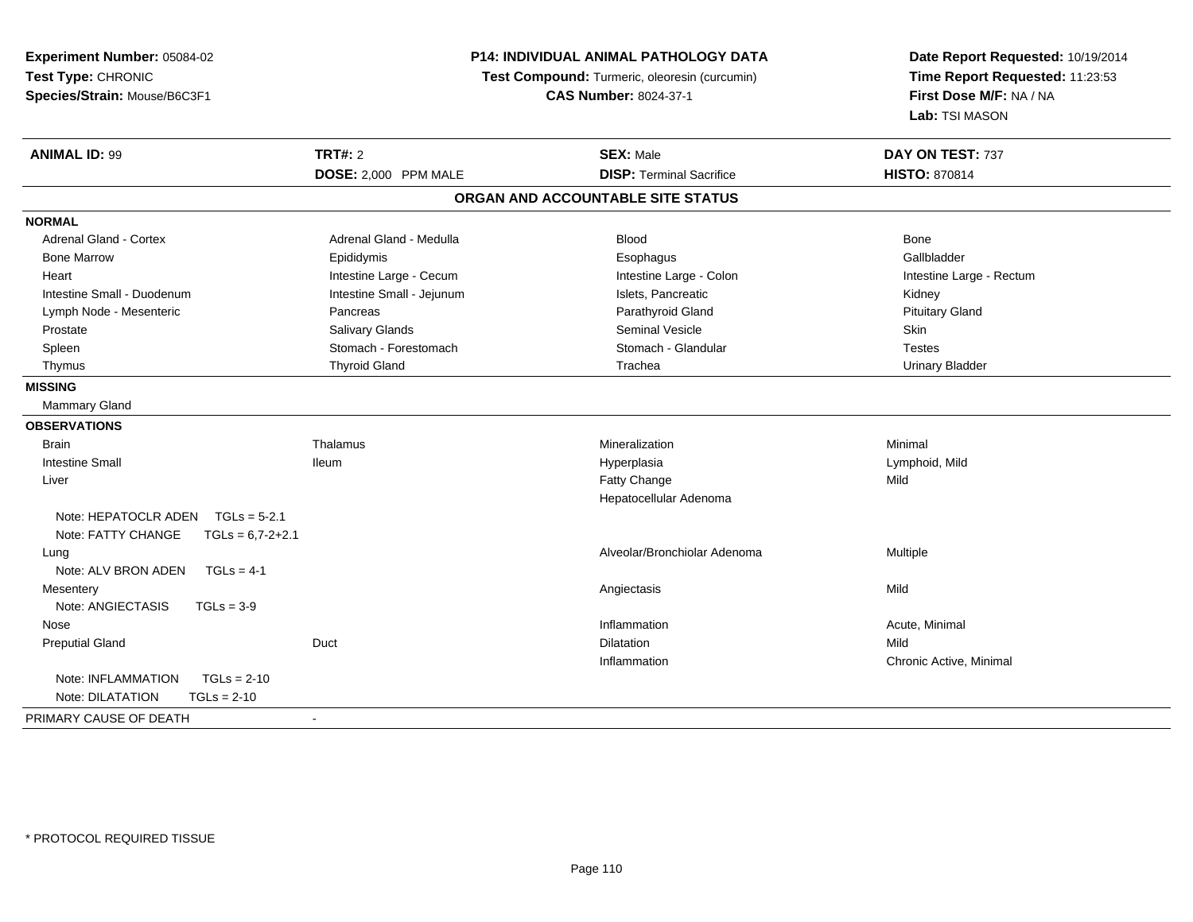**Experiment Number:** 05084-02
**Test Type:** CHRONIC
**Species/Strain:** Mouse/B6C3F1

**P14: INDIVIDUAL ANIMAL PATHOLOGY DATA**
**Test Compound:** Turmeric, oleoresin (curcumin)
**CAS Number:** 8024-37-1

**Date Report Requested:** 10/19/2014
**Time Report Requested:** 11:23:53
**First Dose M/F:** NA / NA
**Lab:** TSI MASON

| **ANIMAL ID:** 99 | **TRT#:** 2 | **SEX:** Male | **DAY ON TEST:** 737 |
|---|---|---|---|
| | **DOSE:** 2,000 PPM MALE | **DISP:** Terminal Sacrifice | **HISTO:** 870814 |

## ORGAN AND ACCOUNTABLE SITE STATUS

**NORMAL**

| | | | |
|---|---|---|---|
| Adrenal Gland - Cortex | Adrenal Gland - Medulla | Blood | Bone |
| Bone Marrow | Epididymis | Esophagus | Gallbladder |
| Heart | Intestine Large - Cecum | Intestine Large - Colon | Intestine Large - Rectum |
| Intestine Small - Duodenum | Intestine Small - Jejunum | Islets, Pancreatic | Kidney |
| Lymph Node - Mesenteric | Pancreas | Parathyroid Gland | Pituitary Gland |
| Prostate | Salivary Glands | Seminal Vesicle | Skin |
| Spleen | Stomach - Forestomach | Stomach - Glandular | Testes |
| Thymus | Thyroid Gland | Trachea | Urinary Bladder |

**MISSING**

Mammary Gland

**OBSERVATIONS**

| | | | |
|---|---|---|---|
| Brain | Thalamus | Mineralization | Minimal |
| Intestine Small | Ileum | Hyperplasia | Lymphoid, Mild |
| Liver | | Fatty Change | Mild |
| | | Hepatocellular Adenoma | |
| Note: HEPATOCLR ADEN TGLs = 5-2.1 | | | |
| Note: FATTY CHANGE TGLs = 6,7-2+2.1 | | | |
| Lung | | Alveolar/Bronchiolar Adenoma | Multiple |
| Note: ALV BRON ADEN TGLs = 4-1 | | | |
| Mesentery | | Angiectasis | Mild |
| Note: ANGIECTASIS TGLs = 3-9 | | | |
| Nose | | Inflammation | Acute, Minimal |
| Preputial Gland | Duct | Dilatation | Mild |
| | | Inflammation | Chronic Active, Minimal |
| Note: INFLAMMATION TGLs = 2-10 | | | |
| Note: DILATATION TGLs = 2-10 | | | |

PRIMARY CAUSE OF DEATH -

* PROTOCOL REQUIRED TISSUE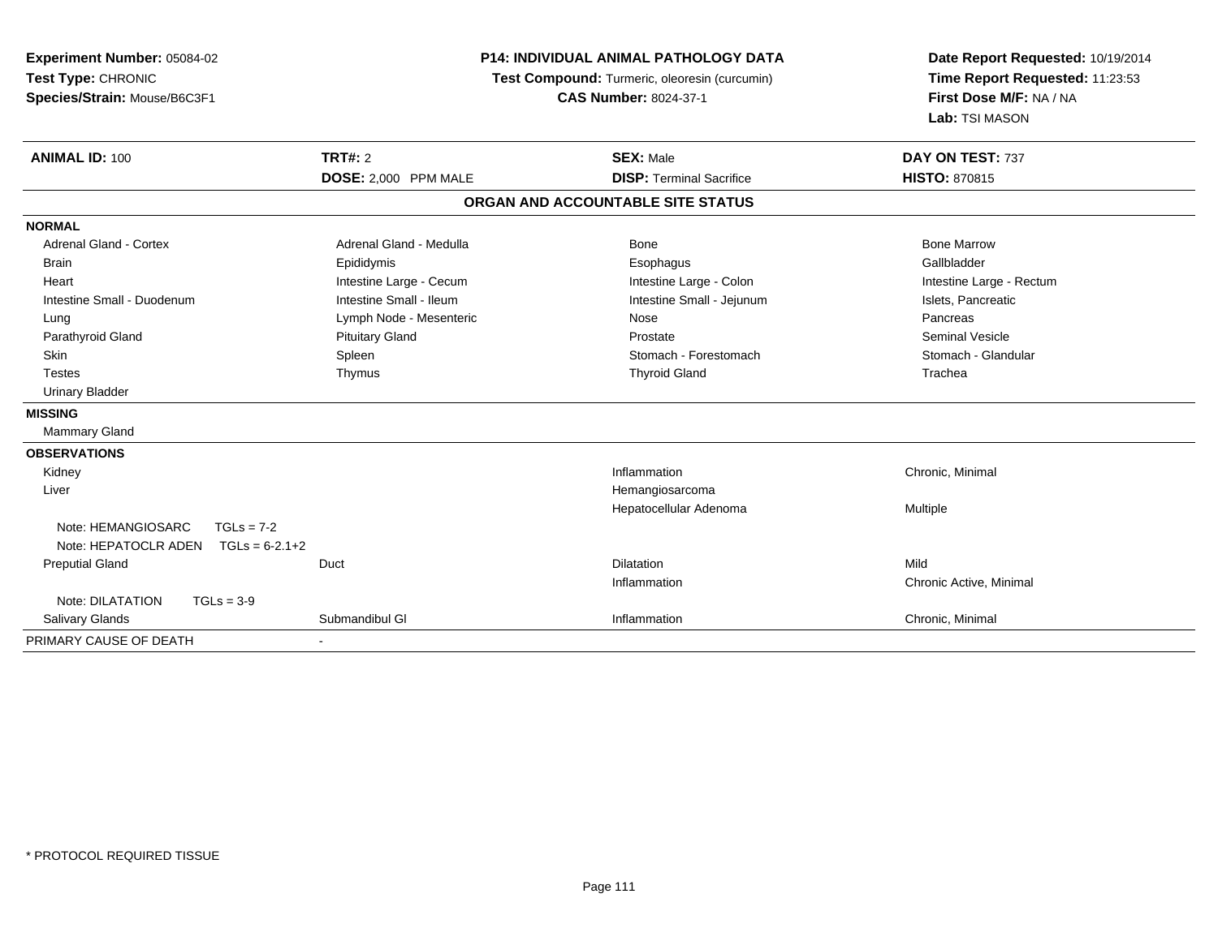**Experiment Number:** 05084-02
**Test Type:** CHRONIC
**Species/Strain:** Mouse/B6C3F1

**P14: INDIVIDUAL ANIMAL PATHOLOGY DATA**
**Test Compound:** Turmeric, oleoresin (curcumin)
**CAS Number:** 8024-37-1

**Date Report Requested:** 10/19/2014
**Time Report Requested:** 11:23:53
**First Dose M/F:** NA / NA
**Lab:** TSI MASON

| **ANIMAL ID:** 100 | **TRT#:** 2 | **SEX:** Male | **DAY ON TEST:** 737 |
|---|---|---|---|
| | **DOSE:** 2,000 PPM MALE | **DISP:** Terminal Sacrifice | **HISTO:** 870815 |

## ORGAN AND ACCOUNTABLE SITE STATUS

**NORMAL**

| | | | |
|---|---|---|---|
| Adrenal Gland - Cortex | Adrenal Gland - Medulla | Bone | Bone Marrow |
| Brain | Epididymis | Esophagus | Gallbladder |
| Heart | Intestine Large - Cecum | Intestine Large - Colon | Intestine Large - Rectum |
| Intestine Small - Duodenum | Intestine Small - Ileum | Intestine Small - Jejunum | Islets, Pancreatic |
| Lung | Lymph Node - Mesenteric | Nose | Pancreas |
| Parathyroid Gland | Pituitary Gland | Prostate | Seminal Vesicle |
| Skin | Spleen | Stomach - Forestomach | Stomach - Glandular |
| Testes | Thymus | Thyroid Gland | Trachea |
| Urinary Bladder | | | |

**MISSING**

Mammary Gland

**OBSERVATIONS**

| | | | |
|---|---|---|---|
| Kidney | | Inflammation | Chronic, Minimal |
| Liver | | Hemangiosarcoma | |
| | | Hepatocellular Adenoma | Multiple |
| Note: HEMANGIOSARC TGLs = 7-2 | | | |
| Note: HEPATOCLR ADEN TGLs = 6-2.1+2 | | | |
| Preputial Gland | Duct | Dilatation | Mild |
| | | Inflammation | Chronic Active, Minimal |
| Note: DILATATION TGLs = 3-9 | | | |
| Salivary Glands | Submandibul Gl | Inflammation | Chronic, Minimal |

PRIMARY CAUSE OF DEATH -

* PROTOCOL REQUIRED TISSUE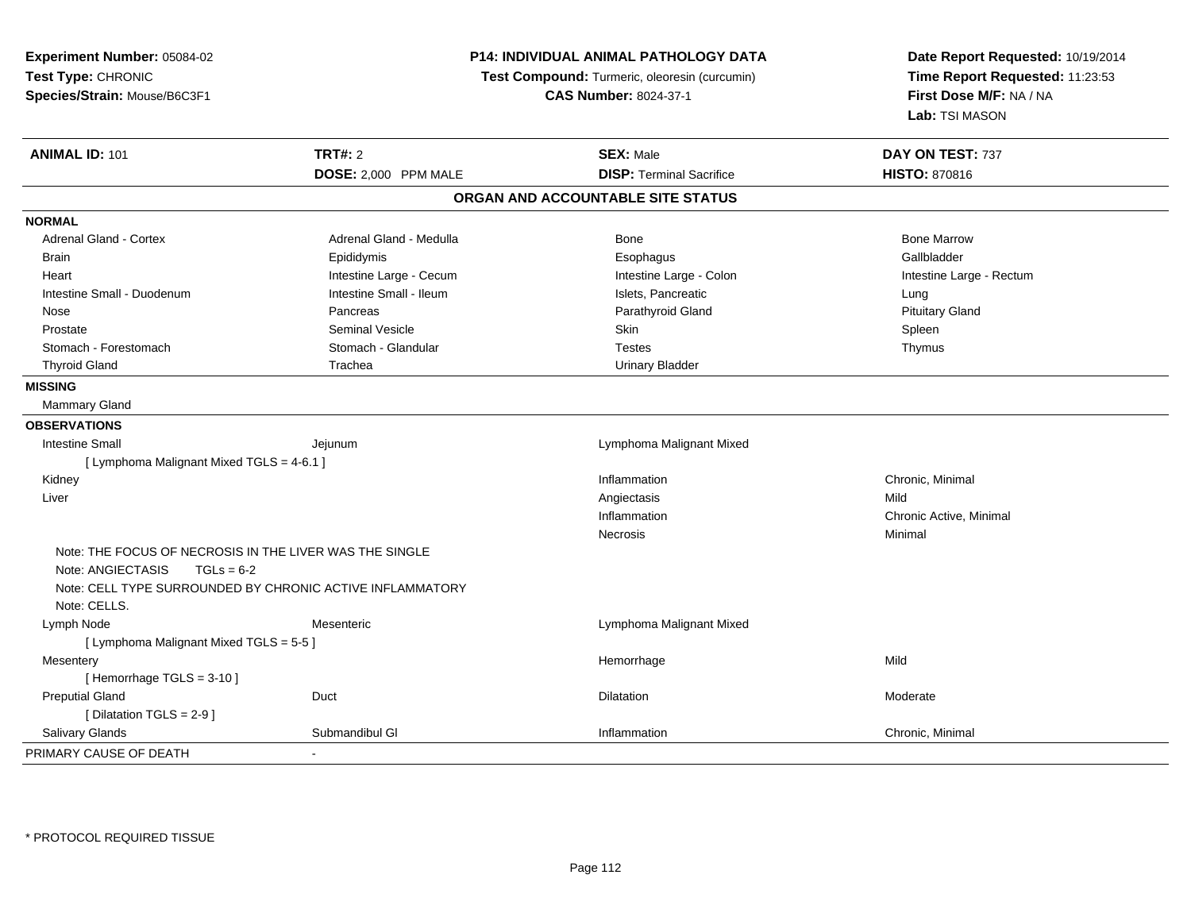**Experiment Number:** 05084-02
**Test Type:** CHRONIC
**Species/Strain:** Mouse/B6C3F1

**P14: INDIVIDUAL ANIMAL PATHOLOGY DATA**
**Test Compound:** Turmeric, oleoresin (curcumin)
**CAS Number:** 8024-37-1

**Date Report Requested:** 10/19/2014
**Time Report Requested:** 11:23:53
**First Dose M/F:** NA / NA
**Lab:** TSI MASON

| **ANIMAL ID:** 101 | **TRT#:** 2 | **SEX:** Male | **DAY ON TEST:** 737 |
|---|---|---|---|
| | **DOSE:** 2,000 PPM MALE | **DISP:** Terminal Sacrifice | **HISTO:** 870816 |

## ORGAN AND ACCOUNTABLE SITE STATUS

**NORMAL**

| | | | |
|---|---|---|---|
| Adrenal Gland - Cortex | Adrenal Gland - Medulla | Bone | Bone Marrow |
| Brain | Epididymis | Esophagus | Gallbladder |
| Heart | Intestine Large - Cecum | Intestine Large - Colon | Intestine Large - Rectum |
| Intestine Small - Duodenum | Intestine Small - Ileum | Islets, Pancreatic | Lung |
| Nose | Pancreas | Parathyroid Gland | Pituitary Gland |
| Prostate | Seminal Vesicle | Skin | Spleen |
| Stomach - Forestomach | Stomach - Glandular | Testes | Thymus |
| Thyroid Gland | Trachea | Urinary Bladder | |

**MISSING**

Mammary Gland

**OBSERVATIONS**

| | | | |
|---|---|---|---|
| Intestine Small | Jejunum | Lymphoma Malignant Mixed | |
| [ Lymphoma Malignant Mixed TGLS = 4-6.1 ] | | | |
| Kidney | | Inflammation | Chronic, Minimal |
| Liver | | Angiectasis | Mild |
| | | Inflammation | Chronic Active, Minimal |
| | | Necrosis | Minimal |
| Note: THE FOCUS OF NECROSIS IN THE LIVER WAS THE SINGLE | | | |
| Note: ANGIECTASIS TGLs = 6-2 | | | |
| Note: CELL TYPE SURROUNDED BY CHRONIC ACTIVE INFLAMMATORY | | | |
| Note: CELLS. | | | |
| Lymph Node | Mesenteric | Lymphoma Malignant Mixed | |
| [ Lymphoma Malignant Mixed TGLS = 5-5 ] | | | |
| Mesentery | | Hemorrhage | Mild |
| [ Hemorrhage TGLS = 3-10 ] | | | |
| Preputial Gland | Duct | Dilatation | Moderate |
| [ Dilatation TGLS = 2-9 ] | | | |
| Salivary Glands | Submandibul Gl | Inflammation | Chronic, Minimal |

PRIMARY CAUSE OF DEATH -

* PROTOCOL REQUIRED TISSUE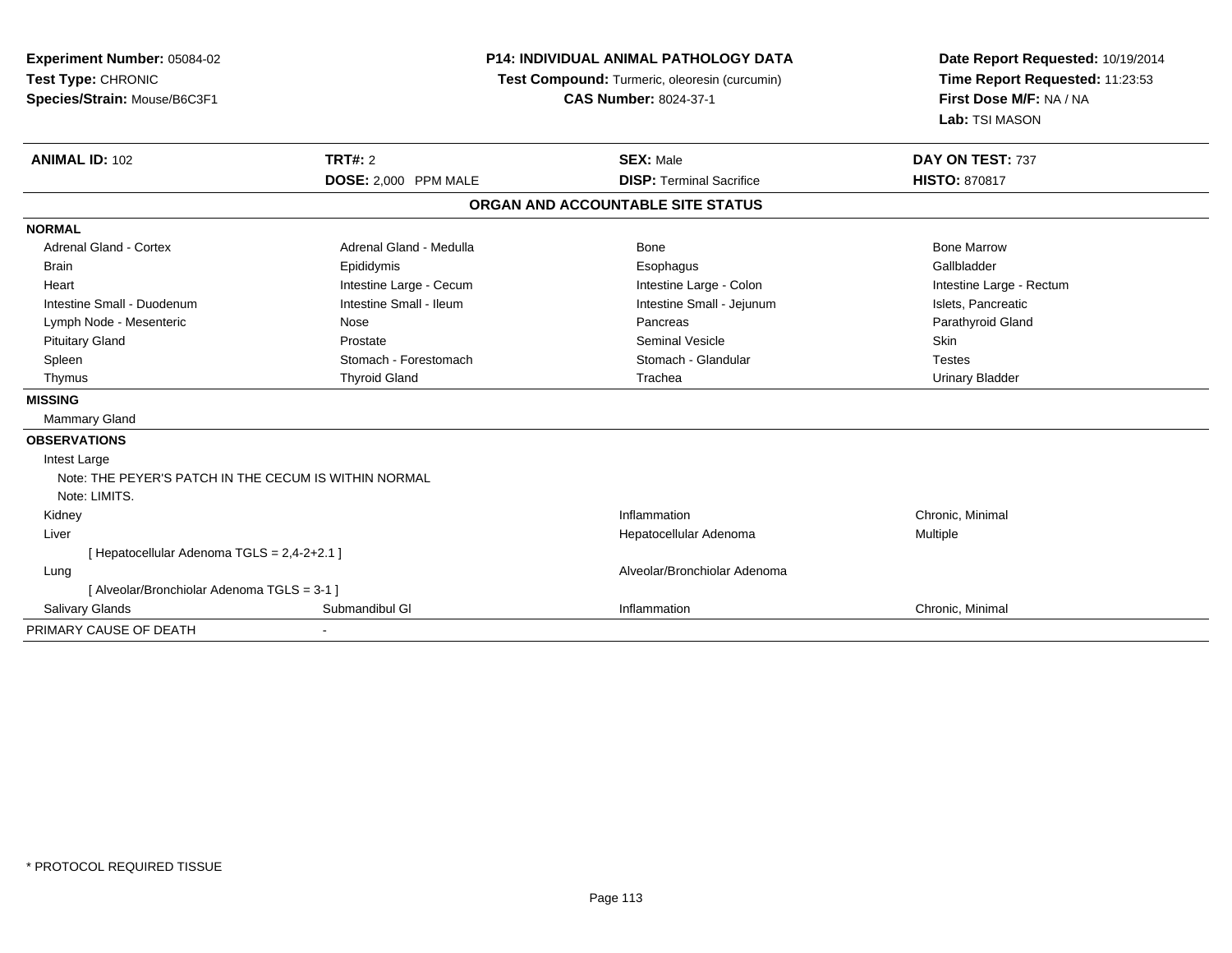**Experiment Number:** 05084-02
**Test Type:** CHRONIC
**Species/Strain:** Mouse/B6C3F1

**P14: INDIVIDUAL ANIMAL PATHOLOGY DATA**
**Test Compound:** Turmeric, oleoresin (curcumin)
**CAS Number:** 8024-37-1

**Date Report Requested:** 10/19/2014
**Time Report Requested:** 11:23:53
**First Dose M/F:** NA / NA
**Lab:** TSI MASON

| **ANIMAL ID:** 102 | **TRT#:** 2 | **SEX:** Male | **DAY ON TEST:** 737 |
|---|---|---|---|
| | **DOSE:** 2,000 PPM MALE | **DISP:** Terminal Sacrifice | **HISTO:** 870817 |

## ORGAN AND ACCOUNTABLE SITE STATUS

**NORMAL**

| | | | |
|---|---|---|---|
| Adrenal Gland - Cortex | Adrenal Gland - Medulla | Bone | Bone Marrow |
| Brain | Epididymis | Esophagus | Gallbladder |
| Heart | Intestine Large - Cecum | Intestine Large - Colon | Intestine Large - Rectum |
| Intestine Small - Duodenum | Intestine Small - Ileum | Intestine Small - Jejunum | Islets, Pancreatic |
| Lymph Node - Mesenteric | Nose | Pancreas | Parathyroid Gland |
| Pituitary Gland | Prostate | Seminal Vesicle | Skin |
| Spleen | Stomach - Forestomach | Stomach - Glandular | Testes |
| Thymus | Thyroid Gland | Trachea | Urinary Bladder |

**MISSING**

Mammary Gland

**OBSERVATIONS**

| | | | |
|---|---|---|---|
| Intest Large | | | |
| Note: THE PEYER'S PATCH IN THE CECUM IS WITHIN NORMAL | | | |
| Note: LIMITS. | | | |
| Kidney | | Inflammation | Chronic, Minimal |
| Liver | | Hepatocellular Adenoma | Multiple |
| [ Hepatocellular Adenoma TGLS = 2,4-2+2.1 ] | | | |
| Lung | | Alveolar/Bronchiolar Adenoma | |
| [ Alveolar/Bronchiolar Adenoma TGLS = 3-1 ] | | | |
| Salivary Glands | Submandibul Gl | Inflammation | Chronic, Minimal |

PRIMARY CAUSE OF DEATH -

\* PROTOCOL REQUIRED TISSUE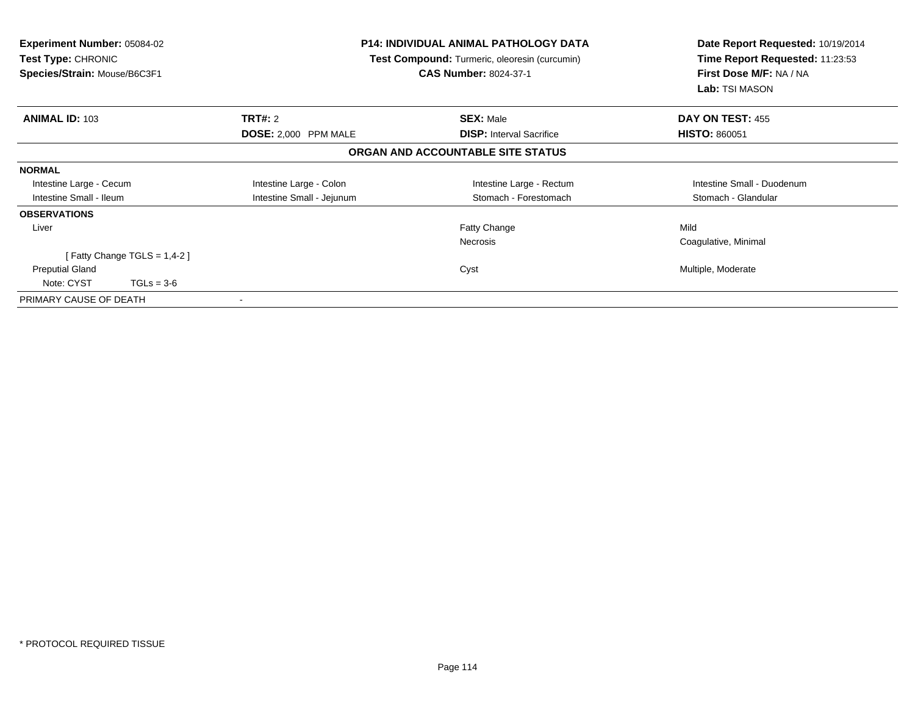**Experiment Number:** 05084-02
**Test Type:** CHRONIC
**Species/Strain:** Mouse/B6C3F1

**P14: INDIVIDUAL ANIMAL PATHOLOGY DATA**
**Test Compound:** Turmeric, oleoresin (curcumin)
**CAS Number:** 8024-37-1

**Date Report Requested:** 10/19/2014
**Time Report Requested:** 11:23:53
**First Dose M/F:** NA / NA
**Lab:** TSI MASON

| **ANIMAL ID:** 103 | **TRT#:** 2 | **SEX:** Male | **DAY ON TEST:** 455 |
|---|---|---|---|
| | **DOSE:** 2,000 PPM MALE | **DISP:** Interval Sacrifice | **HISTO:** 860051 |

**ORGAN AND ACCOUNTABLE SITE STATUS**

| | | | |
|---|---|---|---|
| **NORMAL** | | | |
| Intestine Large - Cecum | Intestine Large - Colon | Intestine Large - Rectum | Intestine Small - Duodenum |
| Intestine Small - Ileum | Intestine Small - Jejunum | Stomach - Forestomach | Stomach - Glandular |
| **OBSERVATIONS** | | | |
| Liver | | Fatty Change | Mild |
| | | Necrosis | Coagulative, Minimal |
| [ Fatty Change TGLS = 1,4-2 ] | | | |
| Preputial Gland | | Cyst | Multiple, Moderate |
| Note: CYST TGLs = 3-6 | | | |
| PRIMARY CAUSE OF DEATH | - | | |

\* PROTOCOL REQUIRED TISSUE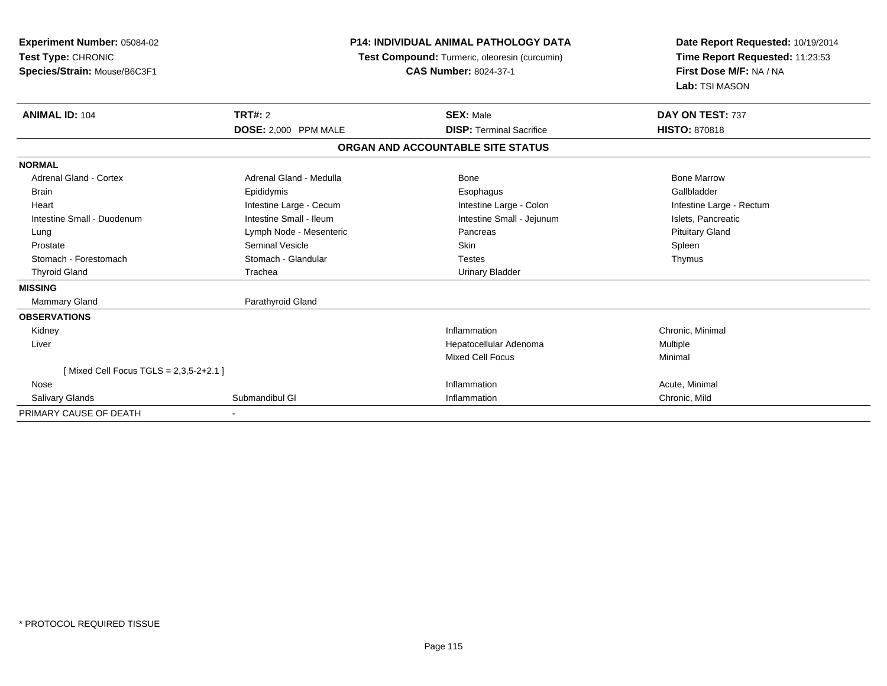**Experiment Number:** 05084-02
**Test Type:** CHRONIC
**Species/Strain:** Mouse/B6C3F1

**P14: INDIVIDUAL ANIMAL PATHOLOGY DATA**
**Test Compound:** Turmeric, oleoresin (curcumin)
**CAS Number:** 8024-37-1

**Date Report Requested:** 10/19/2014
**Time Report Requested:** 11:23:53
**First Dose M/F:** NA / NA
**Lab:** TSI MASON

| **ANIMAL ID:** 104 | **TRT#:** 2 | **SEX:** Male | **DAY ON TEST:** 737 |
|---|---|---|---|
| | **DOSE:** 2,000 PPM MALE | **DISP:** Terminal Sacrifice | **HISTO:** 870818 |

## ORGAN AND ACCOUNTABLE SITE STATUS

| | | | |
|---|---|---|---|
| **NORMAL** | | | |
| Adrenal Gland - Cortex | Adrenal Gland - Medulla | Bone | Bone Marrow |
| Brain | Epididymis | Esophagus | Gallbladder |
| Heart | Intestine Large - Cecum | Intestine Large - Colon | Intestine Large - Rectum |
| Intestine Small - Duodenum | Intestine Small - Ileum | Intestine Small - Jejunum | Islets, Pancreatic |
| Lung | Lymph Node - Mesenteric | Pancreas | Pituitary Gland |
| Prostate | Seminal Vesicle | Skin | Spleen |
| Stomach - Forestomach | Stomach - Glandular | Testes | Thymus |
| Thyroid Gland | Trachea | Urinary Bladder | |
| **MISSING** | | | |
| Mammary Gland | Parathyroid Gland | | |
| **OBSERVATIONS** | | | |
| Kidney | | Inflammation | Chronic, Minimal |
| Liver | | Hepatocellular Adenoma | Multiple |
| | | Mixed Cell Focus | Minimal |
| [ Mixed Cell Focus TGLS = 2,3,5-2+2.1 ] | | | |
| Nose | | Inflammation | Acute, Minimal |
| Salivary Glands | Submandibul Gl | Inflammation | Chronic, Mild |
| PRIMARY CAUSE OF DEATH | - | | |

* PROTOCOL REQUIRED TISSUE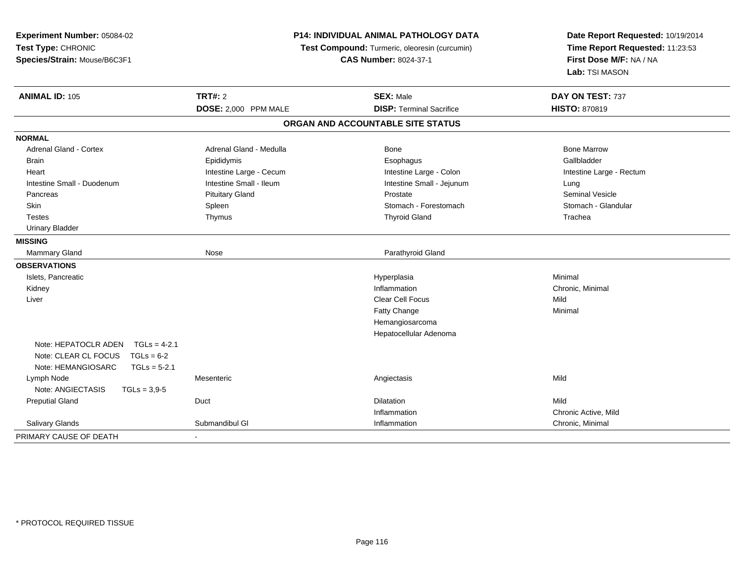**Experiment Number:** 05084-02
**Test Type:** CHRONIC
**Species/Strain:** Mouse/B6C3F1

**P14: INDIVIDUAL ANIMAL PATHOLOGY DATA**
**Test Compound:** Turmeric, oleoresin (curcumin)
**CAS Number:** 8024-37-1

**Date Report Requested:** 10/19/2014
**Time Report Requested:** 11:23:53
**First Dose M/F:** NA / NA
**Lab:** TSI MASON

| **ANIMAL ID:** 105 | **TRT#:** 2 | **SEX:** Male | **DAY ON TEST:** 737 |
|---|---|---|---|
| | **DOSE:** 2,000 PPM MALE | **DISP:** Terminal Sacrifice | **HISTO:** 870819 |

**ORGAN AND ACCOUNTABLE SITE STATUS**

| | | | |
|---|---|---|---|
| **NORMAL** | | | |
| Adrenal Gland - Cortex | Adrenal Gland - Medulla | Bone | Bone Marrow |
| Brain | Epididymis | Esophagus | Gallbladder |
| Heart | Intestine Large - Cecum | Intestine Large - Colon | Intestine Large - Rectum |
| Intestine Small - Duodenum | Intestine Small - Ileum | Intestine Small - Jejunum | Lung |
| Pancreas | Pituitary Gland | Prostate | Seminal Vesicle |
| Skin | Spleen | Stomach - Forestomach | Stomach - Glandular |
| Testes | Thymus | Thyroid Gland | Trachea |
| Urinary Bladder | | | |
| **MISSING** | | | |
| Mammary Gland | Nose | Parathyroid Gland | |
| **OBSERVATIONS** | | | |
| Islets, Pancreatic | | Hyperplasia | Minimal |
| Kidney | | Inflammation | Chronic, Minimal |
| Liver | | Clear Cell Focus | Mild |
| | | Fatty Change | Minimal |
| | | Hemangiosarcoma | |
| | | Hepatocellular Adenoma | |
| Note: HEPATOCLR ADEN TGLs = 4-2.1 | | | |
| Note: CLEAR CL FOCUS TGLs = 6-2 | | | |
| Note: HEMANGIOSARC TGLs = 5-2.1 | | | |
| Lymph Node | Mesenteric | Angiectasis | Mild |
| Note: ANGIECTASIS TGLs = 3,9-5 | | | |
| Preputial Gland | Duct | Dilatation | Mild |
| | | Inflammation | Chronic Active, Mild |
| Salivary Glands | Submandibul Gl | Inflammation | Chronic, Minimal |
| PRIMARY CAUSE OF DEATH | - | | |

\* PROTOCOL REQUIRED TISSUE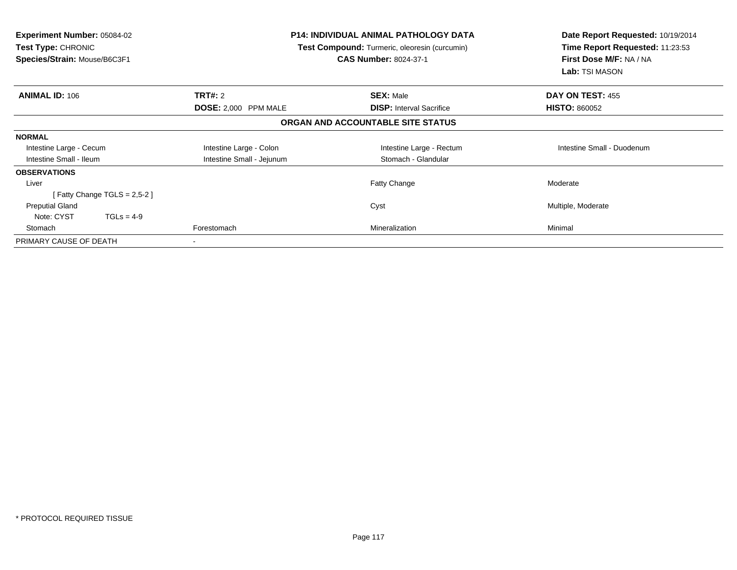**Experiment Number:** 05084-02
**Test Type:** CHRONIC
**Species/Strain:** Mouse/B6C3F1

**P14: INDIVIDUAL ANIMAL PATHOLOGY DATA**
**Test Compound:** Turmeric, oleoresin (curcumin)
**CAS Number:** 8024-37-1

**Date Report Requested:** 10/19/2014
**Time Report Requested:** 11:23:53
**First Dose M/F:** NA / NA
**Lab:** TSI MASON

| **ANIMAL ID:** 106 | **TRT#:** 2 | **SEX:** Male | **DAY ON TEST:** 455 |
|---|---|---|---|
| | **DOSE:** 2,000 PPM MALE | **DISP:** Interval Sacrifice | **HISTO:** 860052 |

**ORGAN AND ACCOUNTABLE SITE STATUS**

| | | | |
|---|---|---|---|
| **NORMAL** | | | |
| Intestine Large - Cecum | Intestine Large - Colon | Intestine Large - Rectum | Intestine Small - Duodenum |
| Intestine Small - Ileum | Intestine Small - Jejunum | Stomach - Glandular | |
| **OBSERVATIONS** | | | |
| Liver | | Fatty Change | Moderate |
| [ Fatty Change TGLS = 2,5-2 ] | | | |
| Preputial Gland | | Cyst | Multiple, Moderate |
| Note: CYST TGLs = 4-9 | | | |
| Stomach | Forestomach | Mineralization | Minimal |
| PRIMARY CAUSE OF DEATH | - | | |

* PROTOCOL REQUIRED TISSUE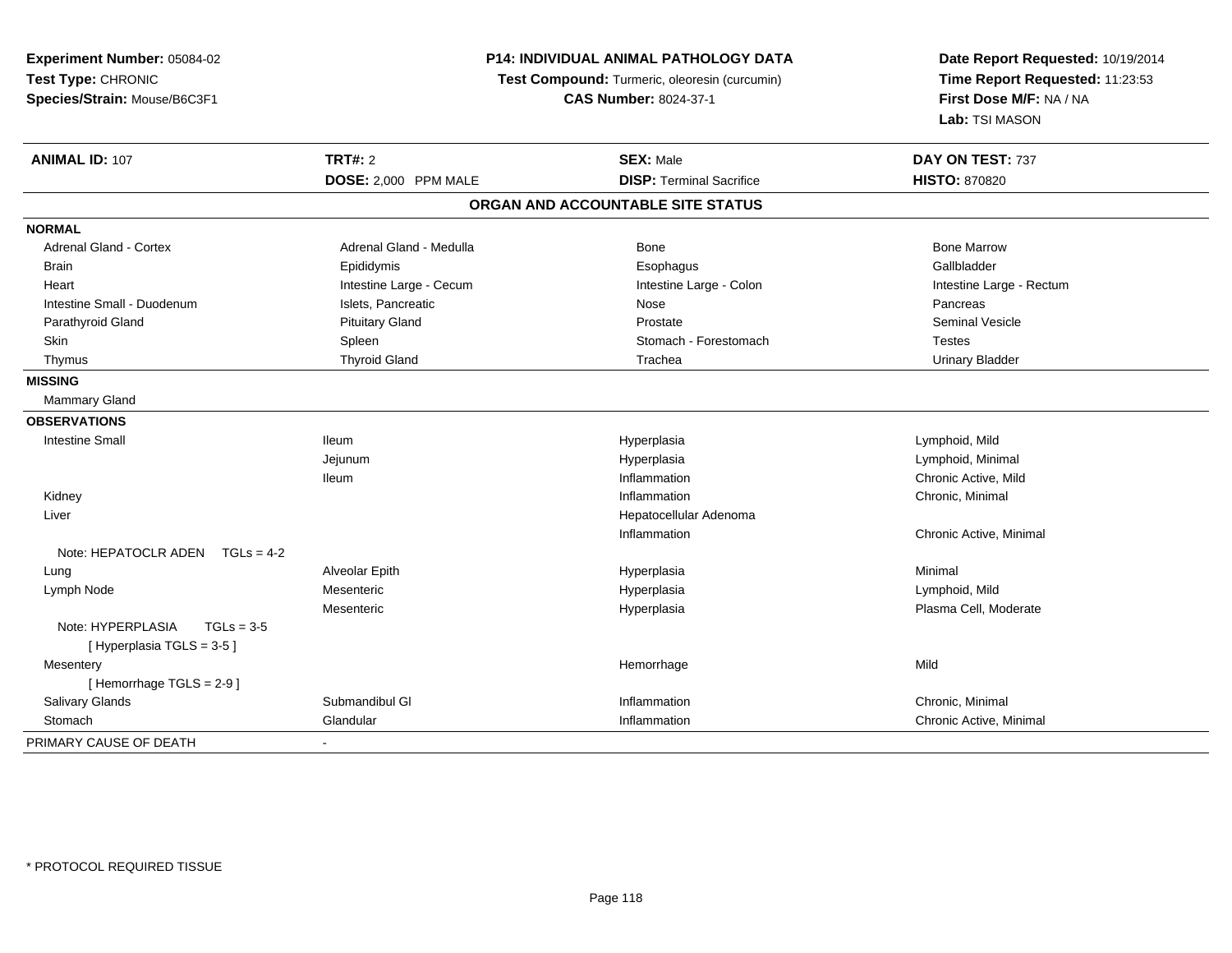**Experiment Number:** 05084-02
**Test Type:** CHRONIC
**Species/Strain:** Mouse/B6C3F1

**P14: INDIVIDUAL ANIMAL PATHOLOGY DATA**
**Test Compound:** Turmeric, oleoresin (curcumin)
**CAS Number:** 8024-37-1

**Date Report Requested:** 10/19/2014
**Time Report Requested:** 11:23:53
**First Dose M/F:** NA / NA
**Lab:** TSI MASON

| **ANIMAL ID:** 107 | **TRT#:** 2 | **SEX:** Male | **DAY ON TEST:** 737 |
|---|---|---|---|
| | **DOSE:** 2,000 PPM MALE | **DISP:** Terminal Sacrifice | **HISTO:** 870820 |

## ORGAN AND ACCOUNTABLE SITE STATUS

**NORMAL**

| | | | |
|---|---|---|---|
| Adrenal Gland - Cortex | Adrenal Gland - Medulla | Bone | Bone Marrow |
| Brain | Epididymis | Esophagus | Gallbladder |
| Heart | Intestine Large - Cecum | Intestine Large - Colon | Intestine Large - Rectum |
| Intestine Small - Duodenum | Islets, Pancreatic | Nose | Pancreas |
| Parathyroid Gland | Pituitary Gland | Prostate | Seminal Vesicle |
| Skin | Spleen | Stomach - Forestomach | Testes |
| Thymus | Thyroid Gland | Trachea | Urinary Bladder |

**MISSING**

Mammary Gland

**OBSERVATIONS**

| | | | |
|---|---|---|---|
| Intestine Small | Ileum | Hyperplasia | Lymphoid, Mild |
| | Jejunum | Hyperplasia | Lymphoid, Minimal |
| | Ileum | Inflammation | Chronic Active, Mild |
| Kidney | | Inflammation | Chronic, Minimal |
| Liver | | Hepatocellular Adenoma | |
| | | Inflammation | Chronic Active, Minimal |
| Note: HEPATOCLR ADEN TGLs = 4-2 | | | |
| Lung | Alveolar Epith | Hyperplasia | Minimal |
| Lymph Node | Mesenteric | Hyperplasia | Lymphoid, Mild |
| | Mesenteric | Hyperplasia | Plasma Cell, Moderate |
| Note: HYPERPLASIA TGLs = 3-5 | | | |
| [ Hyperplasia TGLS = 3-5 ] | | | |
| Mesentery | | Hemorrhage | Mild |
| [ Hemorrhage TGLS = 2-9 ] | | | |
| Salivary Glands | Submandibul Gl | Inflammation | Chronic, Minimal |
| Stomach | Glandular | Inflammation | Chronic Active, Minimal |

PRIMARY CAUSE OF DEATH -

* PROTOCOL REQUIRED TISSUE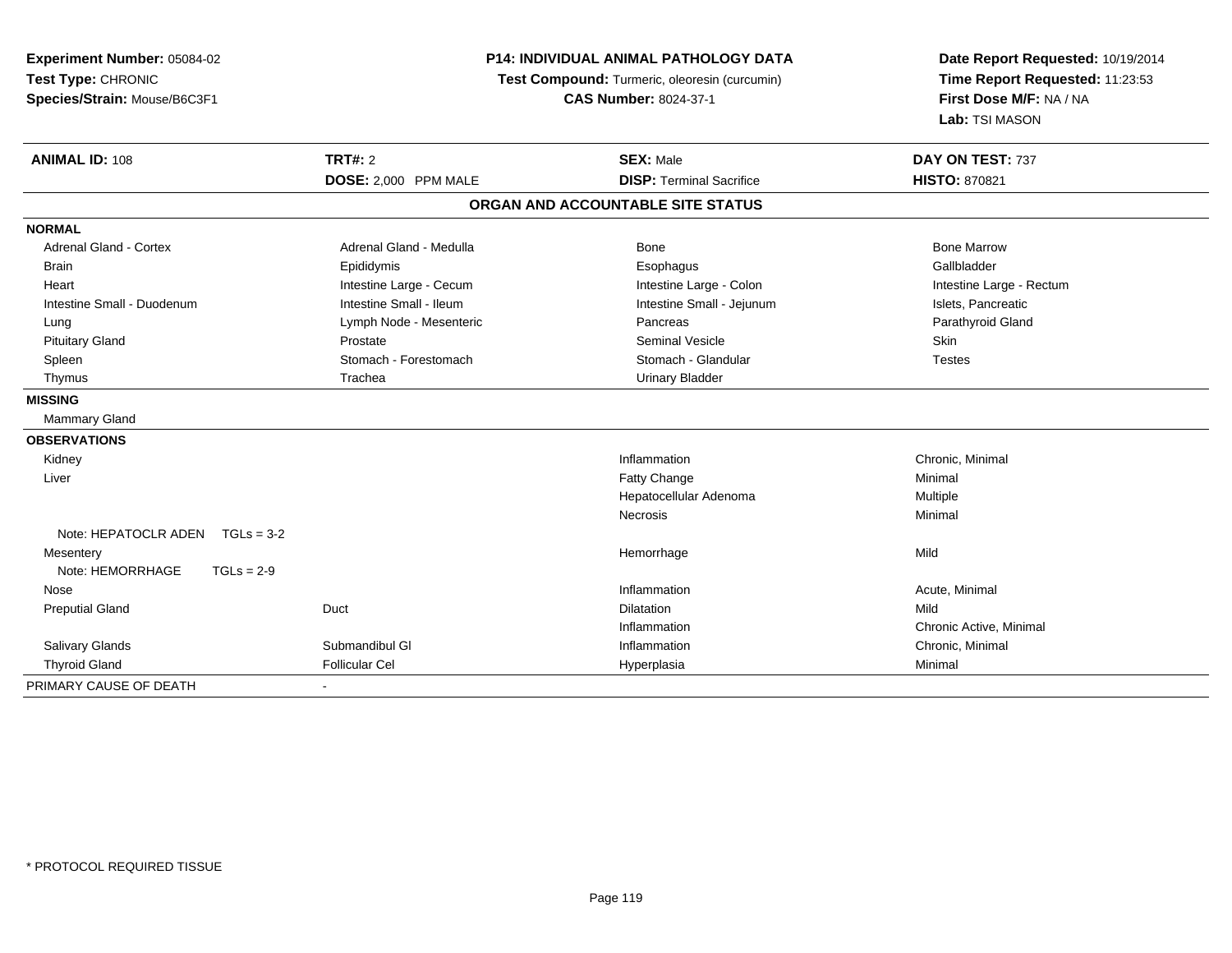**Experiment Number:** 05084-02
**Test Type:** CHRONIC
**Species/Strain:** Mouse/B6C3F1

**P14: INDIVIDUAL ANIMAL PATHOLOGY DATA**
**Test Compound:** Turmeric, oleoresin (curcumin)
**CAS Number:** 8024-37-1

**Date Report Requested:** 10/19/2014
**Time Report Requested:** 11:23:53
**First Dose M/F:** NA / NA
**Lab:** TSI MASON

| **ANIMAL ID:** 108 | **TRT#:** 2 | **SEX:** Male | **DAY ON TEST:** 737 |
|---|---|---|---|
| | **DOSE:** 2,000 PPM MALE | **DISP:** Terminal Sacrifice | **HISTO:** 870821 |

**ORGAN AND ACCOUNTABLE SITE STATUS**

**NORMAL**

| | | | |
|---|---|---|---|
| Adrenal Gland - Cortex | Adrenal Gland - Medulla | Bone | Bone Marrow |
| Brain | Epididymis | Esophagus | Gallbladder |
| Heart | Intestine Large - Cecum | Intestine Large - Colon | Intestine Large - Rectum |
| Intestine Small - Duodenum | Intestine Small - Ileum | Intestine Small - Jejunum | Islets, Pancreatic |
| Lung | Lymph Node - Mesenteric | Pancreas | Parathyroid Gland |
| Pituitary Gland | Prostate | Seminal Vesicle | Skin |
| Spleen | Stomach - Forestomach | Stomach - Glandular | Testes |
| Thymus | Trachea | Urinary Bladder | |

**MISSING**

Mammary Gland

**OBSERVATIONS**

| | | | |
|---|---|---|---|
| Kidney | | Inflammation | Chronic, Minimal |
| Liver | | Fatty Change | Minimal |
| | | Hepatocellular Adenoma | Multiple |
| | | Necrosis | Minimal |
| Note: HEPATOCLR ADEN TGLs = 3-2 | | | |
| Mesentery | | Hemorrhage | Mild |
| Note: HEMORRHAGE TGLs = 2-9 | | | |
| Nose | | Inflammation | Acute, Minimal |
| Preputial Gland | Duct | Dilatation | Mild |
| | | Inflammation | Chronic Active, Minimal |
| Salivary Glands | Submandibul Gl | Inflammation | Chronic, Minimal |
| Thyroid Gland | Follicular Cel | Hyperplasia | Minimal |

PRIMARY CAUSE OF DEATH -

* PROTOCOL REQUIRED TISSUE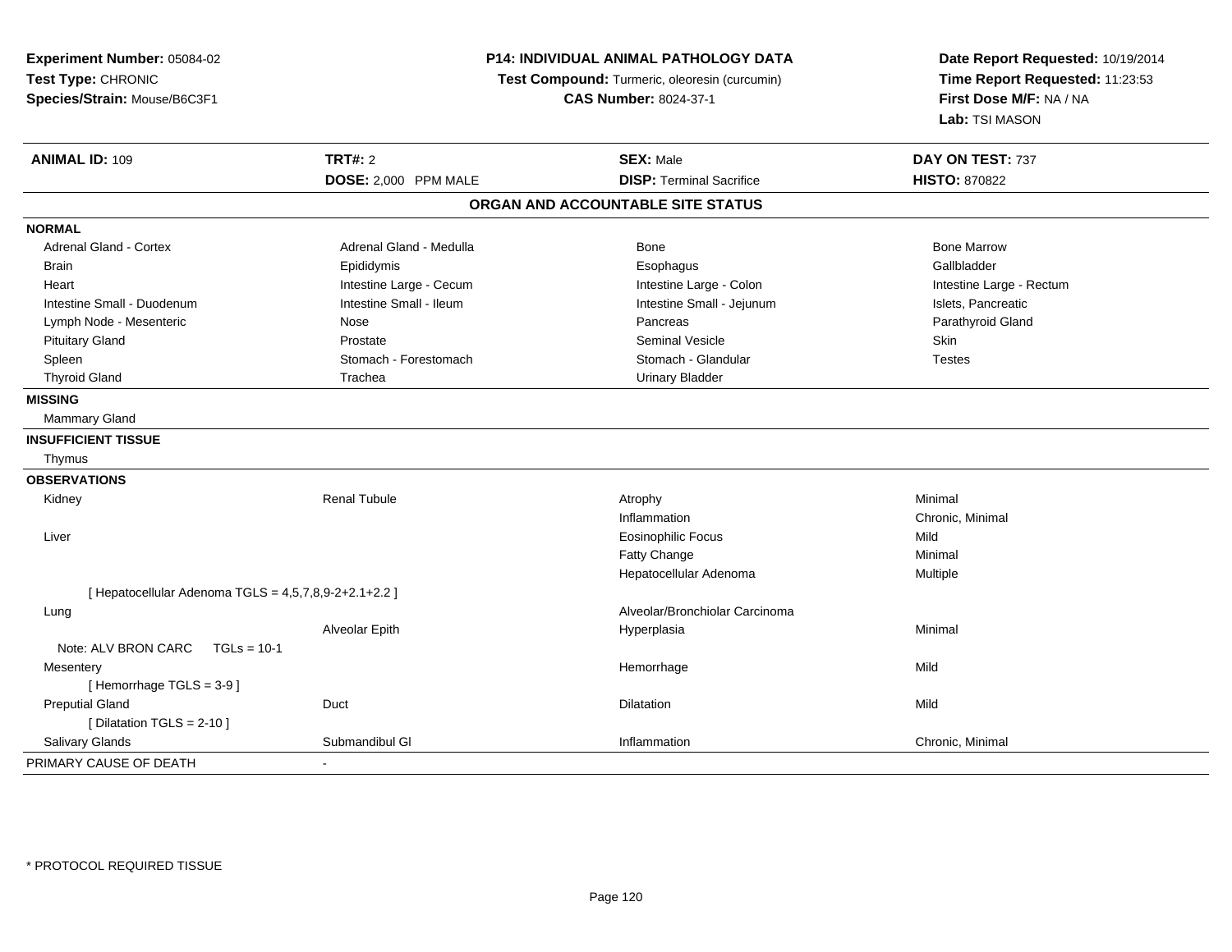**Experiment Number:** 05084-02
**Test Type:** CHRONIC
**Species/Strain:** Mouse/B6C3F1

**P14: INDIVIDUAL ANIMAL PATHOLOGY DATA**
**Test Compound:** Turmeric, oleoresin (curcumin)
**CAS Number:** 8024-37-1

**Date Report Requested:** 10/19/2014
**Time Report Requested:** 11:23:53
**First Dose M/F:** NA / NA
**Lab:** TSI MASON

| **ANIMAL ID:** 109 | **TRT#:** 2 | **SEX:** Male | **DAY ON TEST:** 737 |
|---|---|---|---|
| | **DOSE:** 2,000 PPM MALE | **DISP:** Terminal Sacrifice | **HISTO:** 870822 |

## ORGAN AND ACCOUNTABLE SITE STATUS

**NORMAL**

| | | | |
|---|---|---|---|
| Adrenal Gland - Cortex | Adrenal Gland - Medulla | Bone | Bone Marrow |
| Brain | Epididymis | Esophagus | Gallbladder |
| Heart | Intestine Large - Cecum | Intestine Large - Colon | Intestine Large - Rectum |
| Intestine Small - Duodenum | Intestine Small - Ileum | Intestine Small - Jejunum | Islets, Pancreatic |
| Lymph Node - Mesenteric | Nose | Pancreas | Parathyroid Gland |
| Pituitary Gland | Prostate | Seminal Vesicle | Skin |
| Spleen | Stomach - Forestomach | Stomach - Glandular | Testes |
| Thyroid Gland | Trachea | Urinary Bladder | |

**MISSING**

Mammary Gland

**INSUFFICIENT TISSUE**

Thymus

**OBSERVATIONS**

| | | | |
|---|---|---|---|
| Kidney | Renal Tubule | Atrophy | Minimal |
| | | Inflammation | Chronic, Minimal |
| Liver | | Eosinophilic Focus | Mild |
| | | Fatty Change | Minimal |
| | | Hepatocellular Adenoma | Multiple |
| [ Hepatocellular Adenoma TGLS = 4,5,7,8,9-2+2.1+2.2 ] | | | |
| Lung | | Alveolar/Bronchiolar Carcinoma | |
| | Alveolar Epith | Hyperplasia | Minimal |
| Note: ALV BRON CARC TGLs = 10-1 | | | |
| Mesentery | | Hemorrhage | Mild |
| [ Hemorrhage TGLS = 3-9 ] | | | |
| Preputial Gland | Duct | Dilatation | Mild |
| [ Dilatation TGLS = 2-10 ] | | | |
| Salivary Glands | Submandibul Gl | Inflammation | Chronic, Minimal |

PRIMARY CAUSE OF DEATH -

* PROTOCOL REQUIRED TISSUE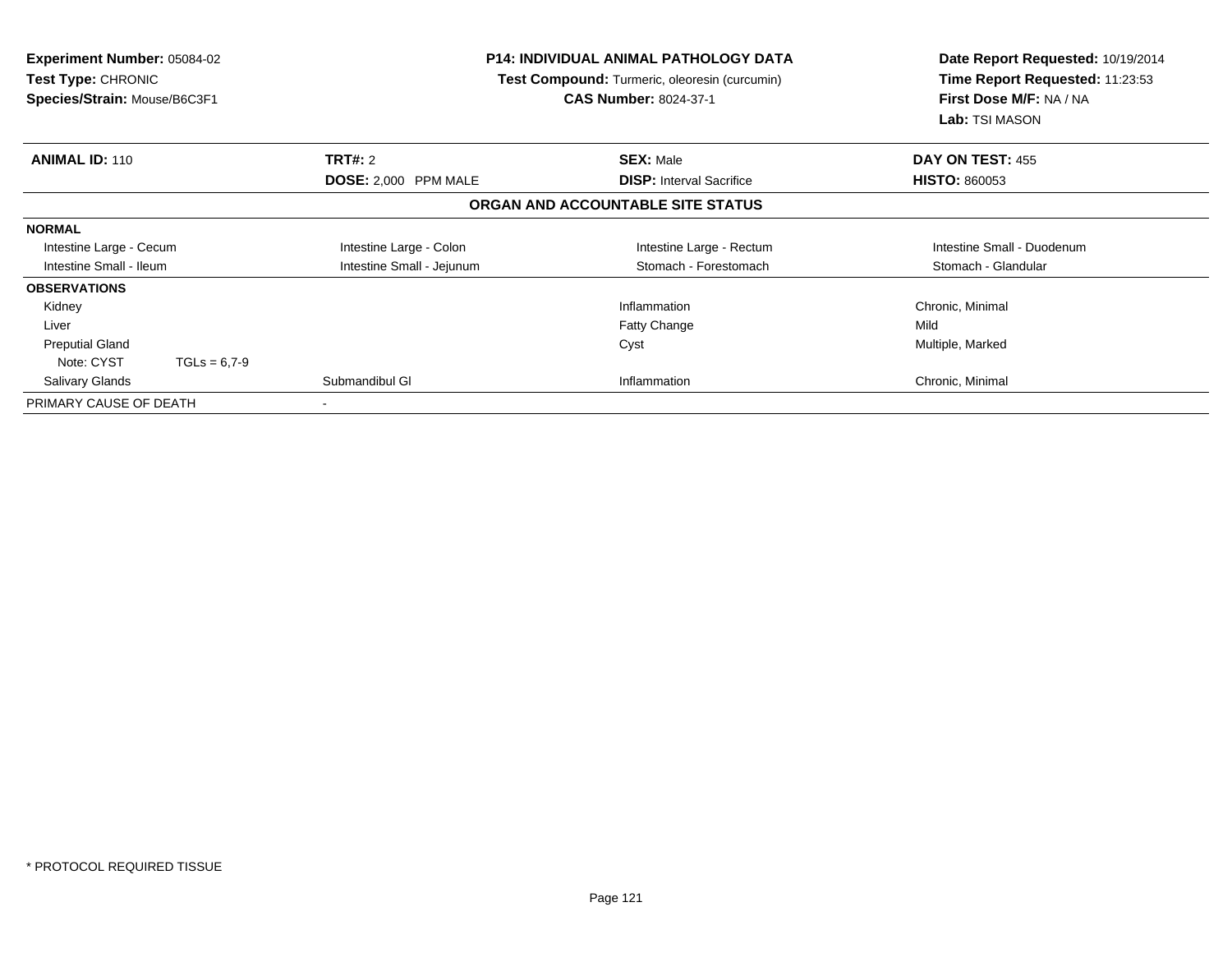**Experiment Number:** 05084-02
**Test Type:** CHRONIC
**Species/Strain:** Mouse/B6C3F1

**P14: INDIVIDUAL ANIMAL PATHOLOGY DATA**
**Test Compound:** Turmeric, oleoresin (curcumin)
**CAS Number:** 8024-37-1

**Date Report Requested:** 10/19/2014
**Time Report Requested:** 11:23:53
**First Dose M/F:** NA / NA
**Lab:** TSI MASON

| **ANIMAL ID:** 110 | **TRT#:** 2 | **SEX:** Male | **DAY ON TEST:** 455 |
|---|---|---|---|
| | **DOSE:** 2,000 PPM MALE | **DISP:** Interval Sacrifice | **HISTO:** 860053 |

**ORGAN AND ACCOUNTABLE SITE STATUS**

| | | | |
|---|---|---|---|
| **NORMAL** | | | |
| Intestine Large - Cecum | Intestine Large - Colon | Intestine Large - Rectum | Intestine Small - Duodenum |
| Intestine Small - Ileum | Intestine Small - Jejunum | Stomach - Forestomach | Stomach - Glandular |
| **OBSERVATIONS** | | | |
| Kidney | | Inflammation | Chronic, Minimal |
| Liver | | Fatty Change | Mild |
| Preputial Gland | | Cyst | Multiple, Marked |
| Note: CYST TGLs = 6,7-9 | | | |
| Salivary Glands | Submandibul Gl | Inflammation | Chronic, Minimal |
| PRIMARY CAUSE OF DEATH | - | | |

\* PROTOCOL REQUIRED TISSUE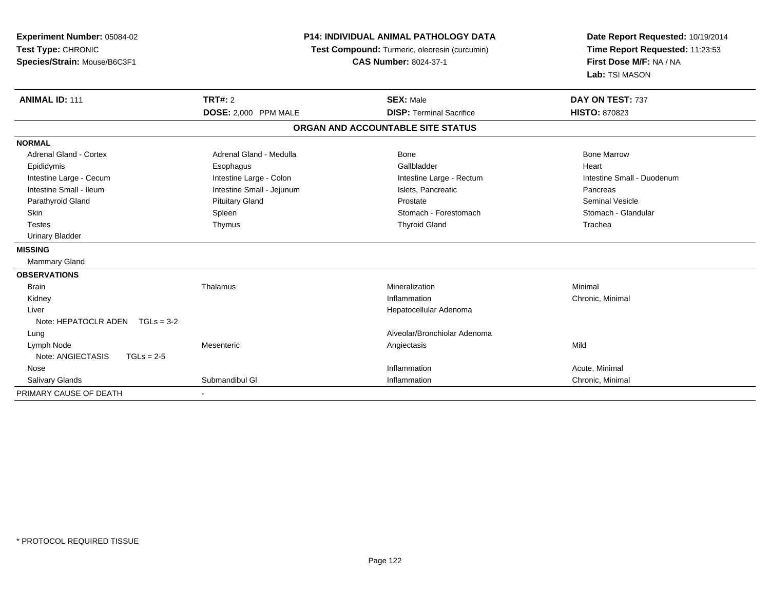**Experiment Number:** 05084-02
**Test Type:** CHRONIC
**Species/Strain:** Mouse/B6C3F1

**P14: INDIVIDUAL ANIMAL PATHOLOGY DATA**
**Test Compound:** Turmeric, oleoresin (curcumin)
**CAS Number:** 8024-37-1

**Date Report Requested:** 10/19/2014
**Time Report Requested:** 11:23:53
**First Dose M/F:** NA / NA
**Lab:** TSI MASON

| **ANIMAL ID:** 111 | **TRT#:** 2 | **SEX:** Male | **DAY ON TEST:** 737 |
|---|---|---|---|
| | **DOSE:** 2,000 PPM MALE | **DISP:** Terminal Sacrifice | **HISTO:** 870823 |

**ORGAN AND ACCOUNTABLE SITE STATUS**

| | | | |
|---|---|---|---|
| **NORMAL** | | | |
| Adrenal Gland - Cortex | Adrenal Gland - Medulla | Bone | Bone Marrow |
| Epididymis | Esophagus | Gallbladder | Heart |
| Intestine Large - Cecum | Intestine Large - Colon | Intestine Large - Rectum | Intestine Small - Duodenum |
| Intestine Small - Ileum | Intestine Small - Jejunum | Islets, Pancreatic | Pancreas |
| Parathyroid Gland | Pituitary Gland | Prostate | Seminal Vesicle |
| Skin | Spleen | Stomach - Forestomach | Stomach - Glandular |
| Testes | Thymus | Thyroid Gland | Trachea |
| Urinary Bladder | | | |
| **MISSING** | | | |
| Mammary Gland | | | |
| **OBSERVATIONS** | | | |
| Brain | Thalamus | Mineralization | Minimal |
| Kidney | | Inflammation | Chronic, Minimal |
| Liver | | Hepatocellular Adenoma | |
| Note: HEPATOCLR ADEN TGLs = 3-2 | | | |
| Lung | | Alveolar/Bronchiolar Adenoma | |
| Lymph Node | Mesenteric | Angiectasis | Mild |
| Note: ANGIECTASIS TGLs = 2-5 | | | |
| Nose | | Inflammation | Acute, Minimal |
| Salivary Glands | Submandibul Gl | Inflammation | Chronic, Minimal |
| PRIMARY CAUSE OF DEATH | - | | |

* PROTOCOL REQUIRED TISSUE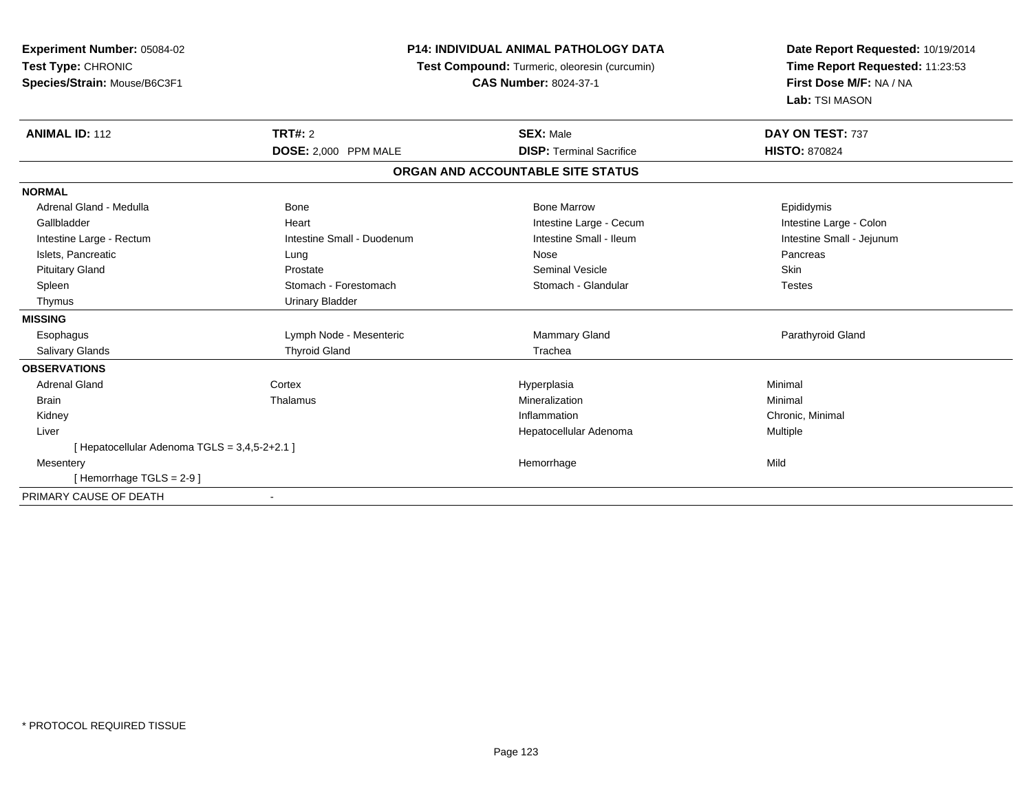**Experiment Number:** 05084-02
**Test Type:** CHRONIC
**Species/Strain:** Mouse/B6C3F1

**P14: INDIVIDUAL ANIMAL PATHOLOGY DATA**
**Test Compound:** Turmeric, oleoresin (curcumin)
**CAS Number:** 8024-37-1

**Date Report Requested:** 10/19/2014
**Time Report Requested:** 11:23:53
**First Dose M/F:** NA / NA
**Lab:** TSI MASON

| **ANIMAL ID:** 112 | **TRT#:** 2 | **SEX:** Male | **DAY ON TEST:** 737 |
|---|---|---|---|
| | **DOSE:** 2,000 PPM MALE | **DISP:** Terminal Sacrifice | **HISTO:** 870824 |

**ORGAN AND ACCOUNTABLE SITE STATUS**

| | | | |
|---|---|---|---|
| **NORMAL** | | | |
| Adrenal Gland - Medulla | Bone | Bone Marrow | Epididymis |
| Gallbladder | Heart | Intestine Large - Cecum | Intestine Large - Colon |
| Intestine Large - Rectum | Intestine Small - Duodenum | Intestine Small - Ileum | Intestine Small - Jejunum |
| Islets, Pancreatic | Lung | Nose | Pancreas |
| Pituitary Gland | Prostate | Seminal Vesicle | Skin |
| Spleen | Stomach - Forestomach | Stomach - Glandular | Testes |
| Thymus | Urinary Bladder | | |
| **MISSING** | | | |
| Esophagus | Lymph Node - Mesenteric | Mammary Gland | Parathyroid Gland |
| Salivary Glands | Thyroid Gland | Trachea | |
| **OBSERVATIONS** | | | |
| Adrenal Gland | Cortex | Hyperplasia | Minimal |
| Brain | Thalamus | Mineralization | Minimal |
| Kidney | | Inflammation | Chronic, Minimal |
| Liver | | Hepatocellular Adenoma | Multiple |
| [ Hepatocellular Adenoma TGLS = 3,4,5-2+2.1 ] | | | |
| Mesentery | | Hemorrhage | Mild |
| [ Hemorrhage TGLS = 2-9 ] | | | |
| PRIMARY CAUSE OF DEATH | - | | |

* PROTOCOL REQUIRED TISSUE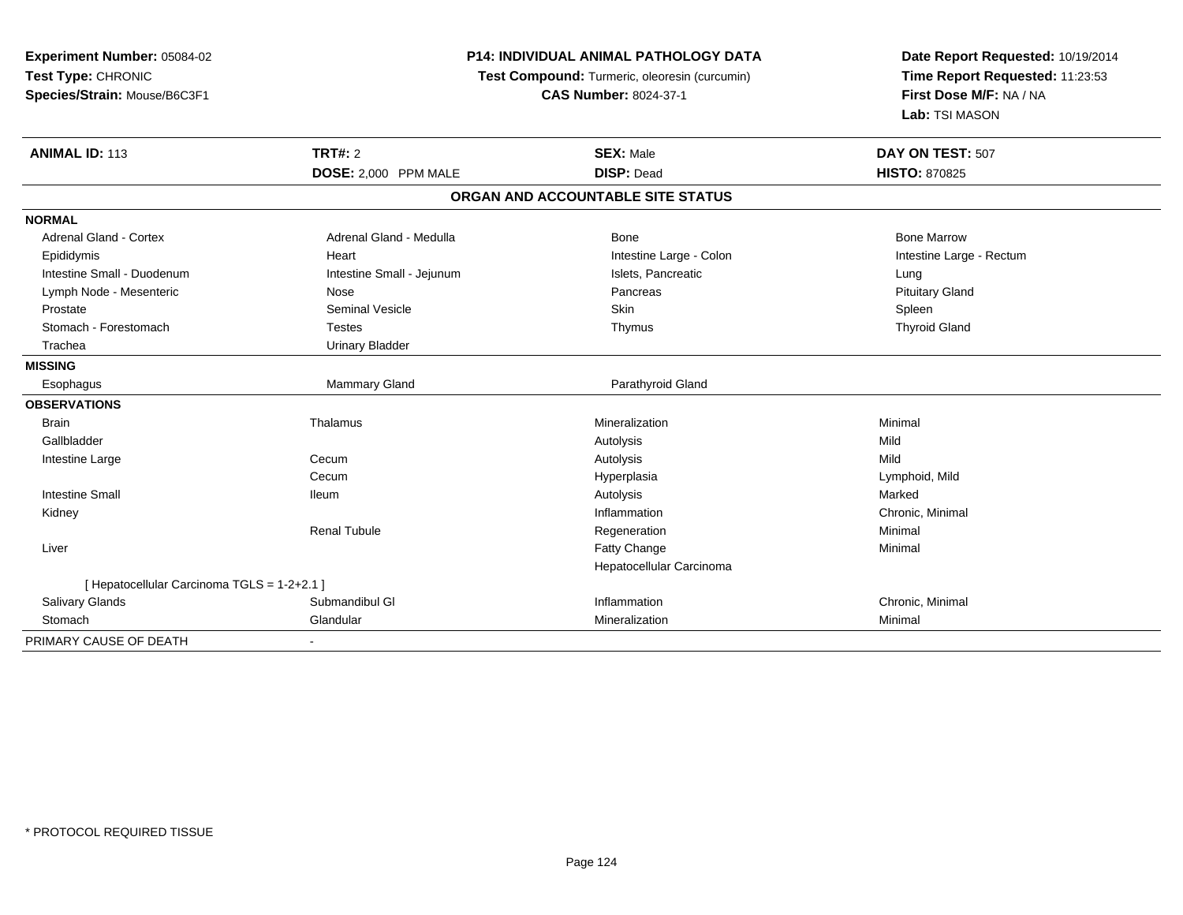**Experiment Number:** 05084-02
**Test Type:** CHRONIC
**Species/Strain:** Mouse/B6C3F1

**P14: INDIVIDUAL ANIMAL PATHOLOGY DATA**
**Test Compound:** Turmeric, oleoresin (curcumin)
**CAS Number:** 8024-37-1

**Date Report Requested:** 10/19/2014
**Time Report Requested:** 11:23:53
**First Dose M/F:** NA / NA
**Lab:** TSI MASON

| **ANIMAL ID:** 113 | **TRT#:** 2 | **SEX:** Male | **DAY ON TEST:** 507 |
|---|---|---|---|
| | **DOSE:** 2,000 PPM MALE | **DISP:** Dead | **HISTO:** 870825 |

**ORGAN AND ACCOUNTABLE SITE STATUS**

| | | | |
|---|---|---|---|
| **NORMAL** | | | |
| Adrenal Gland - Cortex | Adrenal Gland - Medulla | Bone | Bone Marrow |
| Epididymis | Heart | Intestine Large - Colon | Intestine Large - Rectum |
| Intestine Small - Duodenum | Intestine Small - Jejunum | Islets, Pancreatic | Lung |
| Lymph Node - Mesenteric | Nose | Pancreas | Pituitary Gland |
| Prostate | Seminal Vesicle | Skin | Spleen |
| Stomach - Forestomach | Testes | Thymus | Thyroid Gland |
| Trachea | Urinary Bladder | | |
| **MISSING** | | | |
| Esophagus | Mammary Gland | Parathyroid Gland | |
| **OBSERVATIONS** | | | |
| Brain | Thalamus | Mineralization | Minimal |
| Gallbladder | | Autolysis | Mild |
| Intestine Large | Cecum | Autolysis | Mild |
| | Cecum | Hyperplasia | Lymphoid, Mild |
| Intestine Small | Ileum | Autolysis | Marked |
| Kidney | | Inflammation | Chronic, Minimal |
| | Renal Tubule | Regeneration | Minimal |
| Liver | | Fatty Change | Minimal |
| | | Hepatocellular Carcinoma | |
| [ Hepatocellular Carcinoma TGLS = 1-2+2.1 ] | | | |
| Salivary Glands | Submandibul Gl | Inflammation | Chronic, Minimal |
| Stomach | Glandular | Mineralization | Minimal |
| PRIMARY CAUSE OF DEATH | - | | |

* PROTOCOL REQUIRED TISSUE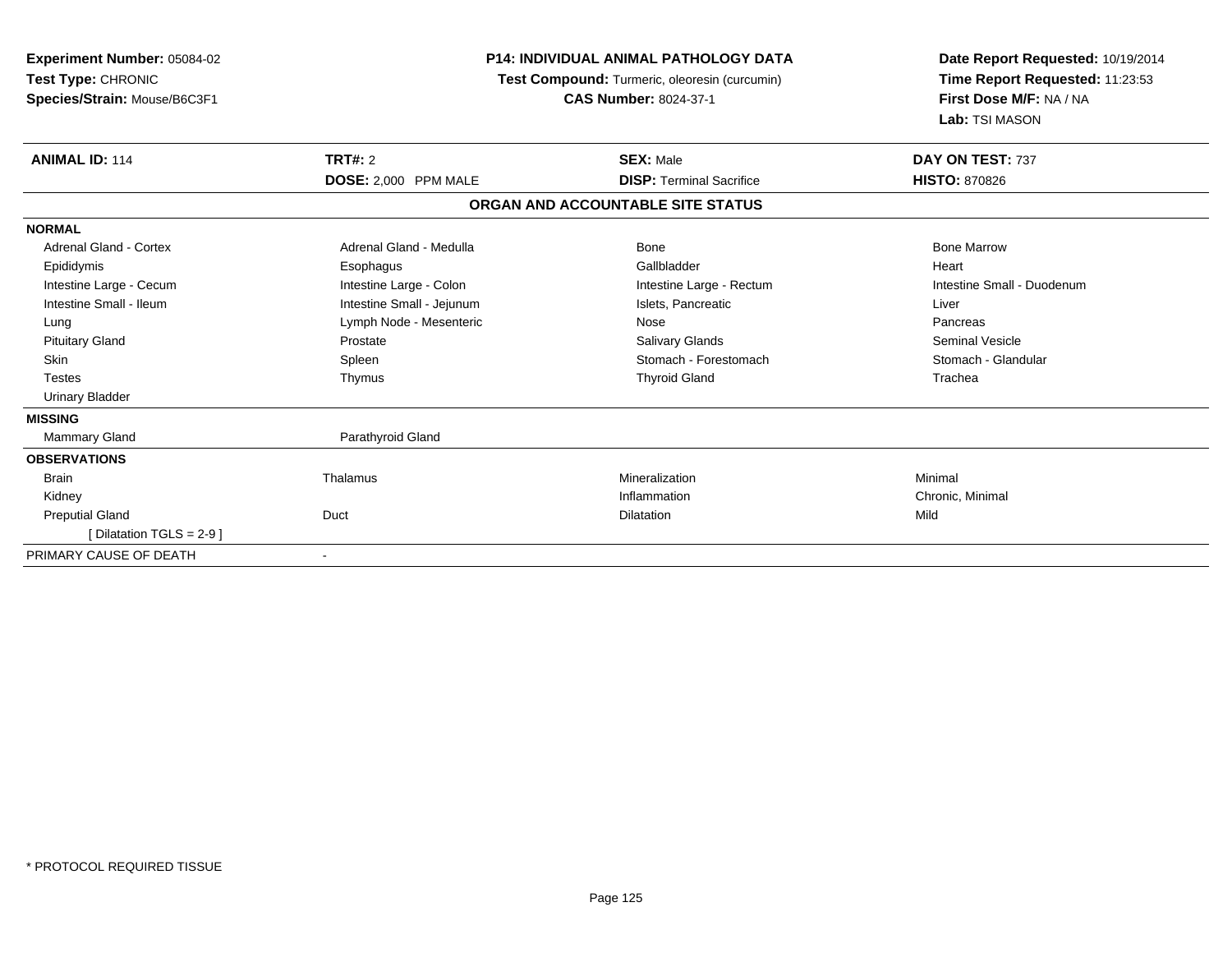**Experiment Number:** 05084-02
**Test Type:** CHRONIC
**Species/Strain:** Mouse/B6C3F1

**P14: INDIVIDUAL ANIMAL PATHOLOGY DATA**
**Test Compound:** Turmeric, oleoresin (curcumin)
**CAS Number:** 8024-37-1

**Date Report Requested:** 10/19/2014
**Time Report Requested:** 11:23:53
**First Dose M/F:** NA / NA
**Lab:** TSI MASON

| **ANIMAL ID:** 114 | **TRT#:** 2 | **SEX:** Male | **DAY ON TEST:** 737 |
|---|---|---|---|
| | **DOSE:** 2,000 PPM MALE | **DISP:** Terminal Sacrifice | **HISTO:** 870826 |

**ORGAN AND ACCOUNTABLE SITE STATUS**

| | | | |
|---|---|---|---|
| **NORMAL** | | | |
| Adrenal Gland - Cortex | Adrenal Gland - Medulla | Bone | Bone Marrow |
| Epididymis | Esophagus | Gallbladder | Heart |
| Intestine Large - Cecum | Intestine Large - Colon | Intestine Large - Rectum | Intestine Small - Duodenum |
| Intestine Small - Ileum | Intestine Small - Jejunum | Islets, Pancreatic | Liver |
| Lung | Lymph Node - Mesenteric | Nose | Pancreas |
| Pituitary Gland | Prostate | Salivary Glands | Seminal Vesicle |
| Skin | Spleen | Stomach - Forestomach | Stomach - Glandular |
| Testes | Thymus | Thyroid Gland | Trachea |
| Urinary Bladder | | | |
| **MISSING** | | | |
| Mammary Gland | Parathyroid Gland | | |
| **OBSERVATIONS** | | | |
| Brain | Thalamus | Mineralization | Minimal |
| Kidney | | Inflammation | Chronic, Minimal |
| Preputial Gland | Duct | Dilatation | Mild |
| [ Dilatation TGLS = 2-9 ] | | | |
| PRIMARY CAUSE OF DEATH | - | | |

* PROTOCOL REQUIRED TISSUE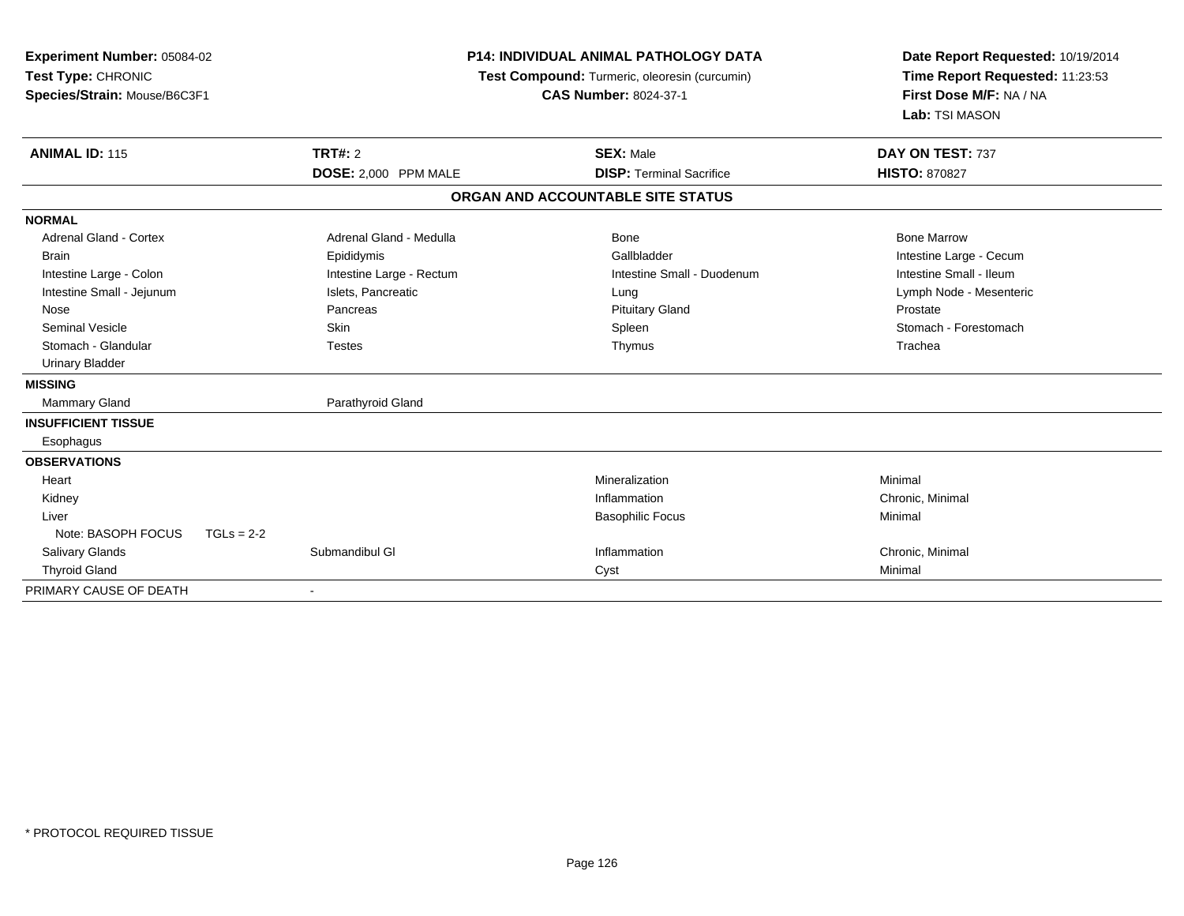**Experiment Number:** 05084-02
**Test Type:** CHRONIC
**Species/Strain:** Mouse/B6C3F1

**P14: INDIVIDUAL ANIMAL PATHOLOGY DATA**
**Test Compound:** Turmeric, oleoresin (curcumin)
**CAS Number:** 8024-37-1

**Date Report Requested:** 10/19/2014
**Time Report Requested:** 11:23:53
**First Dose M/F:** NA / NA
**Lab:** TSI MASON

| **ANIMAL ID:** 115 | **TRT#:** 2 | **SEX:** Male | **DAY ON TEST:** 737 |
|---|---|---|---|
| | **DOSE:** 2,000 PPM MALE | **DISP:** Terminal Sacrifice | **HISTO:** 870827 |

**ORGAN AND ACCOUNTABLE SITE STATUS**

**NORMAL**

| | | | |
|---|---|---|---|
| Adrenal Gland - Cortex | Adrenal Gland - Medulla | Bone | Bone Marrow |
| Brain | Epididymis | Gallbladder | Intestine Large - Cecum |
| Intestine Large - Colon | Intestine Large - Rectum | Intestine Small - Duodenum | Intestine Small - Ileum |
| Intestine Small - Jejunum | Islets, Pancreatic | Lung | Lymph Node - Mesenteric |
| Nose | Pancreas | Pituitary Gland | Prostate |
| Seminal Vesicle | Skin | Spleen | Stomach - Forestomach |
| Stomach - Glandular | Testes | Thymus | Trachea |
| Urinary Bladder | | | |

**MISSING**

| | |
|---|---|
| Mammary Gland | Parathyroid Gland |

**INSUFFICIENT TISSUE**

Esophagus

**OBSERVATIONS**

| | | | |
|---|---|---|---|
| Heart | | Mineralization | Minimal |
| Kidney | | Inflammation | Chronic, Minimal |
| Liver | | Basophilic Focus | Minimal |
| Note: BASOPH FOCUS TGLs = 2-2 | | | |
| Salivary Glands | Submandibul Gl | Inflammation | Chronic, Minimal |
| Thyroid Gland | | Cyst | Minimal |

PRIMARY CAUSE OF DEATH -

\* PROTOCOL REQUIRED TISSUE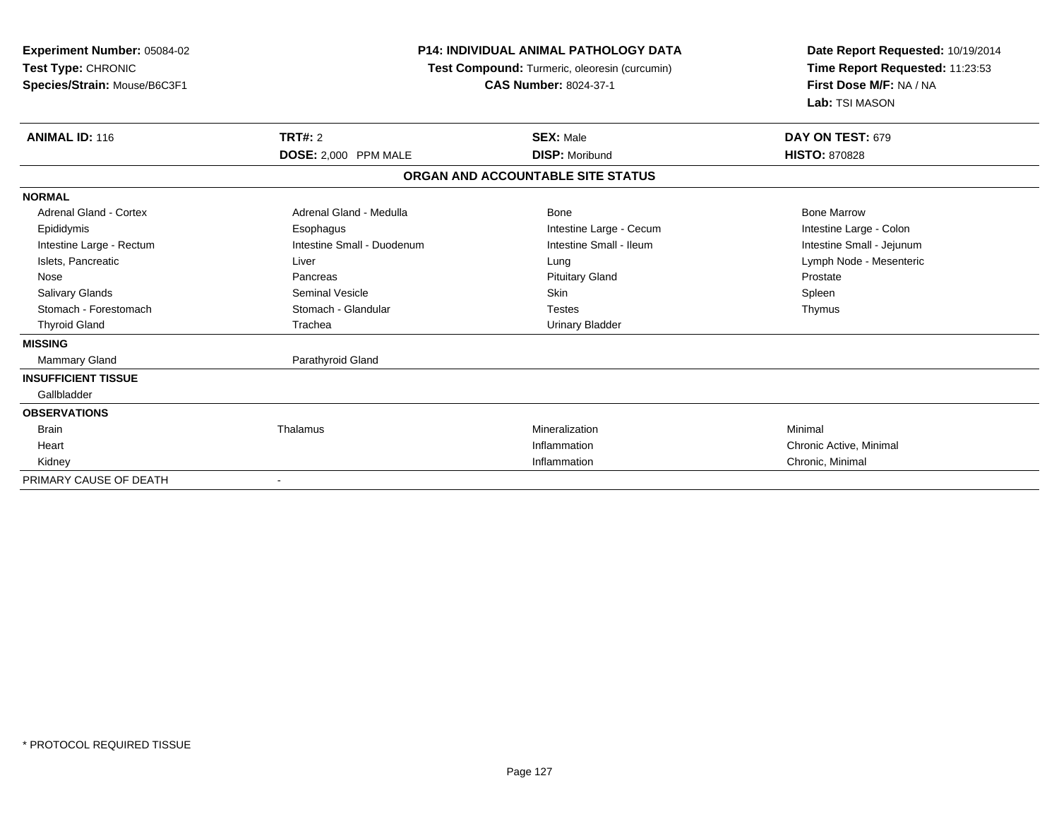**Experiment Number:** 05084-02
**Test Type:** CHRONIC
**Species/Strain:** Mouse/B6C3F1

**P14: INDIVIDUAL ANIMAL PATHOLOGY DATA**
**Test Compound:** Turmeric, oleoresin (curcumin)
**CAS Number:** 8024-37-1

**Date Report Requested:** 10/19/2014
**Time Report Requested:** 11:23:53
**First Dose M/F:** NA / NA
**Lab:** TSI MASON

| **ANIMAL ID:** 116 | **TRT#:** 2 | **SEX:** Male | **DAY ON TEST:** 679 |
|---|---|---|---|
| | **DOSE:** 2,000 PPM MALE | **DISP:** Moribund | **HISTO:** 870828 |

**ORGAN AND ACCOUNTABLE SITE STATUS**

| | | | |
|---|---|---|---|
| **NORMAL** | | | |
| Adrenal Gland - Cortex | Adrenal Gland - Medulla | Bone | Bone Marrow |
| Epididymis | Esophagus | Intestine Large - Cecum | Intestine Large - Colon |
| Intestine Large - Rectum | Intestine Small - Duodenum | Intestine Small - Ileum | Intestine Small - Jejunum |
| Islets, Pancreatic | Liver | Lung | Lymph Node - Mesenteric |
| Nose | Pancreas | Pituitary Gland | Prostate |
| Salivary Glands | Seminal Vesicle | Skin | Spleen |
| Stomach - Forestomach | Stomach - Glandular | Testes | Thymus |
| Thyroid Gland | Trachea | Urinary Bladder | |
| **MISSING** | | | |
| Mammary Gland | Parathyroid Gland | | |
| **INSUFFICIENT TISSUE** | | | |
| Gallbladder | | | |
| **OBSERVATIONS** | | | |
| Brain | Thalamus | Mineralization | Minimal |
| Heart | | Inflammation | Chronic Active, Minimal |
| Kidney | | Inflammation | Chronic, Minimal |
| PRIMARY CAUSE OF DEATH | - | | |

* PROTOCOL REQUIRED TISSUE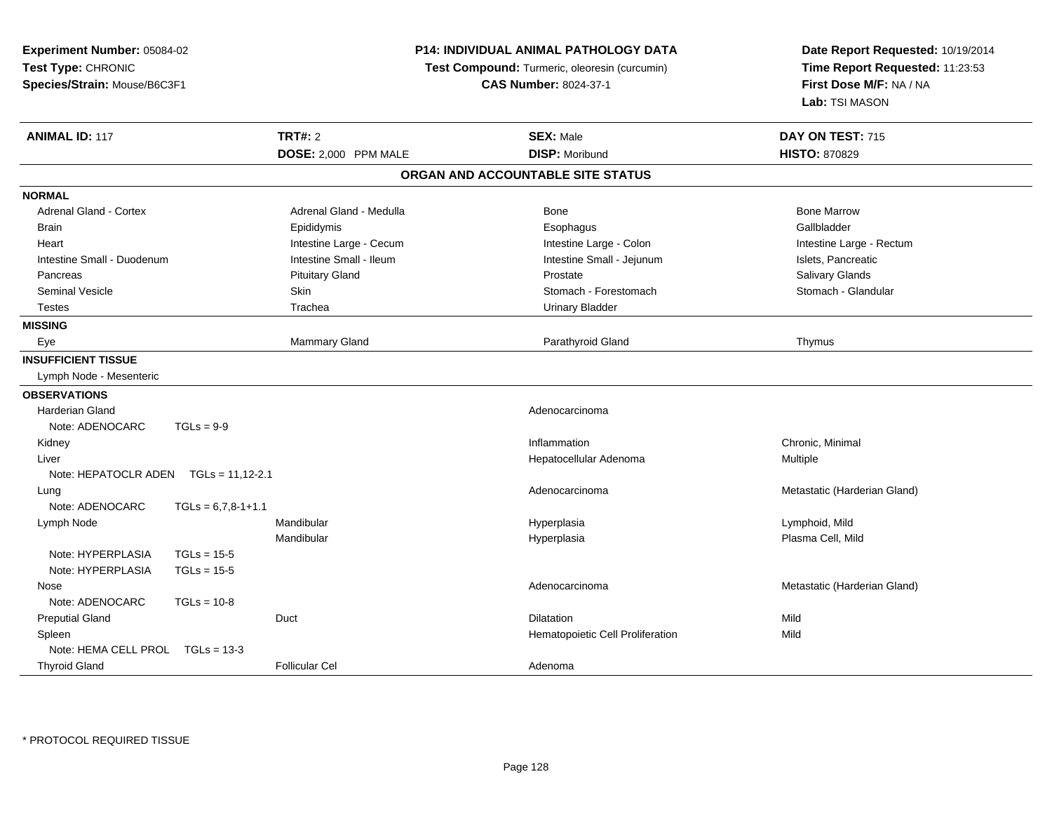**Experiment Number:** 05084-02
**Test Type:** CHRONIC
**Species/Strain:** Mouse/B6C3F1

**P14: INDIVIDUAL ANIMAL PATHOLOGY DATA**
**Test Compound:** Turmeric, oleoresin (curcumin)
**CAS Number:** 8024-37-1

**Date Report Requested:** 10/19/2014
**Time Report Requested:** 11:23:53
**First Dose M/F:** NA / NA
**Lab:** TSI MASON

| **ANIMAL ID:** 117 | **TRT#:** 2 | **SEX:** Male | **DAY ON TEST:** 715 |
|---|---|---|---|
| | **DOSE:** 2,000 PPM MALE | **DISP:** Moribund | **HISTO:** 870829 |

## ORGAN AND ACCOUNTABLE SITE STATUS

**NORMAL**

| | | | |
|---|---|---|---|
| Adrenal Gland - Cortex | Adrenal Gland - Medulla | Bone | Bone Marrow |
| Brain | Epididymis | Esophagus | Gallbladder |
| Heart | Intestine Large - Cecum | Intestine Large - Colon | Intestine Large - Rectum |
| Intestine Small - Duodenum | Intestine Small - Ileum | Intestine Small - Jejunum | Islets, Pancreatic |
| Pancreas | Pituitary Gland | Prostate | Salivary Glands |
| Seminal Vesicle | Skin | Stomach - Forestomach | Stomach - Glandular |
| Testes | Trachea | Urinary Bladder | |

**MISSING**

| | | | |
|---|---|---|---|
| Eye | Mammary Gland | Parathyroid Gland | Thymus |

**INSUFFICIENT TISSUE**

Lymph Node - Mesenteric

**OBSERVATIONS**

| Organ | Site | Observation | Qualifier |
|---|---|---|---|
| Harderian Gland | | Adenocarcinoma | |
| Note: ADENOCARC TGLs = 9-9 | | | |
| Kidney | | Inflammation | Chronic, Minimal |
| Liver | | Hepatocellular Adenoma | Multiple |
| Note: HEPATOCLR ADEN TGLs = 11,12-2.1 | | | |
| Lung | | Adenocarcinoma | Metastatic (Harderian Gland) |
| Note: ADENOCARC TGLs = 6,7,8-1+1.1 | | | |
| Lymph Node | Mandibular | Hyperplasia | Lymphoid, Mild |
| | Mandibular | Hyperplasia | Plasma Cell, Mild |
| Note: HYPERPLASIA TGLs = 15-5 | | | |
| Note: HYPERPLASIA TGLs = 15-5 | | | |
| Nose | | Adenocarcinoma | Metastatic (Harderian Gland) |
| Note: ADENOCARC TGLs = 10-8 | | | |
| Preputial Gland | Duct | Dilatation | Mild |
| Spleen | | Hematopoietic Cell Proliferation | Mild |
| Note: HEMA CELL PROL TGLs = 13-3 | | | |
| Thyroid Gland | Follicular Cel | Adenoma | |

* PROTOCOL REQUIRED TISSUE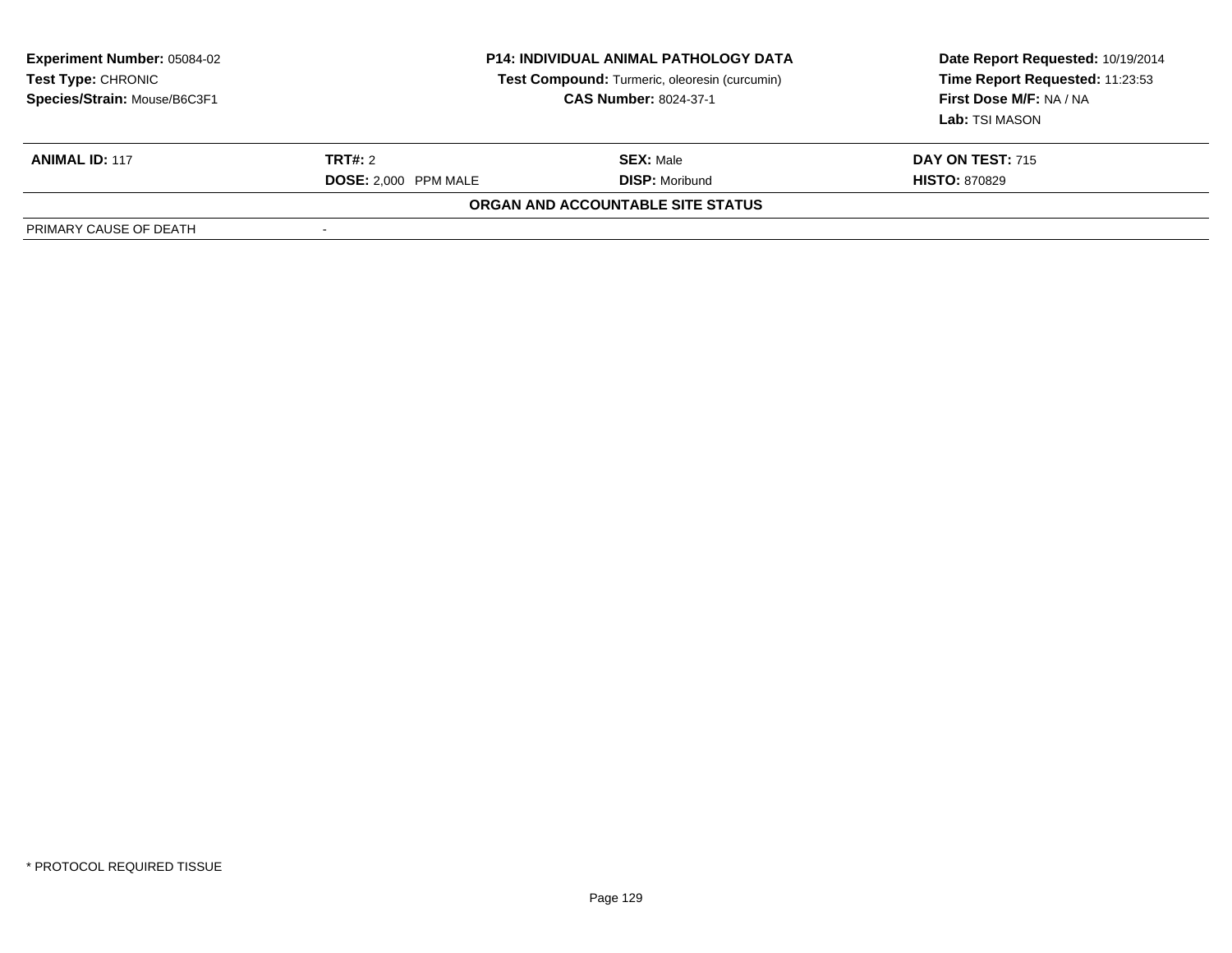**Experiment Number:** 05084-02
**Test Type:** CHRONIC
**Species/Strain:** Mouse/B6C3F1

**P14: INDIVIDUAL ANIMAL PATHOLOGY DATA**
**Test Compound:** Turmeric, oleoresin (curcumin)
**CAS Number:** 8024-37-1

**Date Report Requested:** 10/19/2014
**Time Report Requested:** 11:23:53
**First Dose M/F:** NA / NA
**Lab:** TSI MASON

| **ANIMAL ID:** 117 | **TRT#:** 2 | **SEX:** Male | **DAY ON TEST:** 715 |
|---|---|---|---|
| | **DOSE:** 2,000 PPM MALE | **DISP:** Moribund | **HISTO:** 870829 |

**ORGAN AND ACCOUNTABLE SITE STATUS**

| PRIMARY CAUSE OF DEATH | - |
|---|---|

* PROTOCOL REQUIRED TISSUE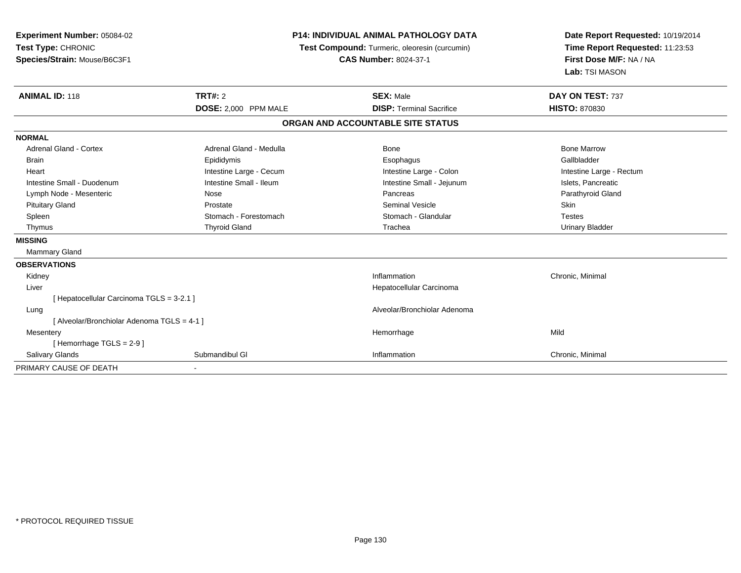**Experiment Number:** 05084-02
**Test Type:** CHRONIC
**Species/Strain:** Mouse/B6C3F1

**P14: INDIVIDUAL ANIMAL PATHOLOGY DATA**
**Test Compound:** Turmeric, oleoresin (curcumin)
**CAS Number:** 8024-37-1

**Date Report Requested:** 10/19/2014
**Time Report Requested:** 11:23:53
**First Dose M/F:** NA / NA
**Lab:** TSI MASON

| **ANIMAL ID:** 118 | **TRT#:** 2 | **SEX:** Male | **DAY ON TEST:** 737 |
|---|---|---|---|
| | **DOSE:** 2,000 PPM MALE | **DISP:** Terminal Sacrifice | **HISTO:** 870830 |

## ORGAN AND ACCOUNTABLE SITE STATUS

| | | | |
|---|---|---|---|
| **NORMAL** | | | |
| Adrenal Gland - Cortex | Adrenal Gland - Medulla | Bone | Bone Marrow |
| Brain | Epididymis | Esophagus | Gallbladder |
| Heart | Intestine Large - Cecum | Intestine Large - Colon | Intestine Large - Rectum |
| Intestine Small - Duodenum | Intestine Small - Ileum | Intestine Small - Jejunum | Islets, Pancreatic |
| Lymph Node - Mesenteric | Nose | Pancreas | Parathyroid Gland |
| Pituitary Gland | Prostate | Seminal Vesicle | Skin |
| Spleen | Stomach - Forestomach | Stomach - Glandular | Testes |
| Thymus | Thyroid Gland | Trachea | Urinary Bladder |
| **MISSING** | | | |
| Mammary Gland | | | |
| **OBSERVATIONS** | | | |
| Kidney | | Inflammation | Chronic, Minimal |
| Liver | | Hepatocellular Carcinoma | |
| [ Hepatocellular Carcinoma TGLS = 3-2.1 ] | | | |
| Lung | | Alveolar/Bronchiolar Adenoma | |
| [ Alveolar/Bronchiolar Adenoma TGLS = 4-1 ] | | | |
| Mesentery | | Hemorrhage | Mild |
| [ Hemorrhage TGLS = 2-9 ] | | | |
| Salivary Glands | Submandibul Gl | Inflammation | Chronic, Minimal |
| PRIMARY CAUSE OF DEATH | - | | |

* PROTOCOL REQUIRED TISSUE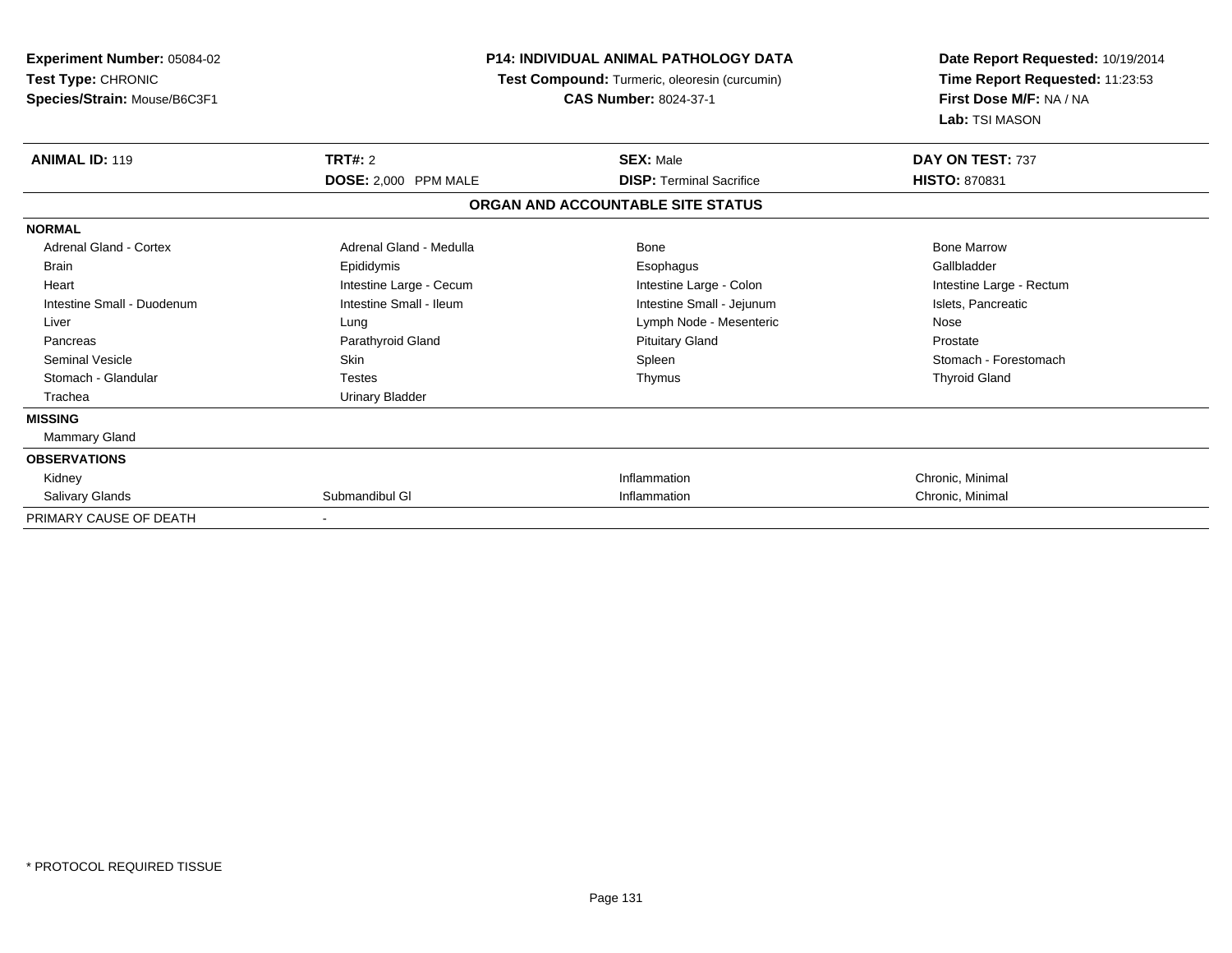**Experiment Number:** 05084-02
**Test Type:** CHRONIC
**Species/Strain:** Mouse/B6C3F1

**P14: INDIVIDUAL ANIMAL PATHOLOGY DATA**
**Test Compound:** Turmeric, oleoresin (curcumin)
**CAS Number:** 8024-37-1

**Date Report Requested:** 10/19/2014
**Time Report Requested:** 11:23:53
**First Dose M/F:** NA / NA
**Lab:** TSI MASON

| **ANIMAL ID:** 119 | **TRT#:** 2 | **SEX:** Male | **DAY ON TEST:** 737 |
|---|---|---|---|
| | **DOSE:** 2,000 PPM MALE | **DISP:** Terminal Sacrifice | **HISTO:** 870831 |

**ORGAN AND ACCOUNTABLE SITE STATUS**

| | | | |
|---|---|---|---|
| **NORMAL** | | | |
| Adrenal Gland - Cortex | Adrenal Gland - Medulla | Bone | Bone Marrow |
| Brain | Epididymis | Esophagus | Gallbladder |
| Heart | Intestine Large - Cecum | Intestine Large - Colon | Intestine Large - Rectum |
| Intestine Small - Duodenum | Intestine Small - Ileum | Intestine Small - Jejunum | Islets, Pancreatic |
| Liver | Lung | Lymph Node - Mesenteric | Nose |
| Pancreas | Parathyroid Gland | Pituitary Gland | Prostate |
| Seminal Vesicle | Skin | Spleen | Stomach - Forestomach |
| Stomach - Glandular | Testes | Thymus | Thyroid Gland |
| Trachea | Urinary Bladder | | |
| **MISSING** | | | |
| Mammary Gland | | | |
| **OBSERVATIONS** | | | |
| Kidney | | Inflammation | Chronic, Minimal |
| Salivary Glands | Submandibul Gl | Inflammation | Chronic, Minimal |
| PRIMARY CAUSE OF DEATH | - | | |

* PROTOCOL REQUIRED TISSUE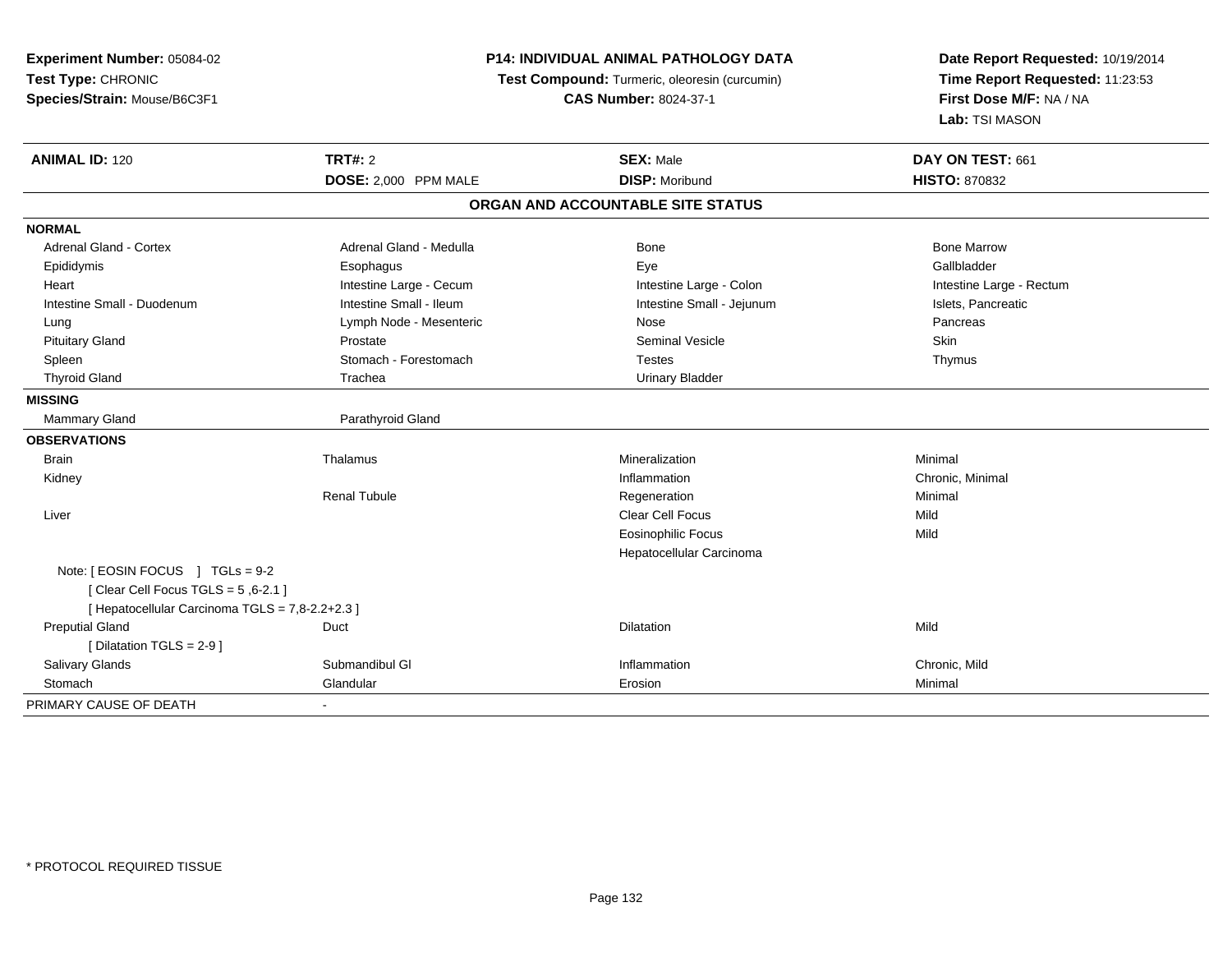**Experiment Number:** 05084-02
**Test Type:** CHRONIC
**Species/Strain:** Mouse/B6C3F1

**P14: INDIVIDUAL ANIMAL PATHOLOGY DATA**
**Test Compound:** Turmeric, oleoresin (curcumin)
**CAS Number:** 8024-37-1

**Date Report Requested:** 10/19/2014
**Time Report Requested:** 11:23:53
**First Dose M/F:** NA / NA
**Lab:** TSI MASON

| **ANIMAL ID:** 120 | **TRT#:** 2 | **SEX:** Male | **DAY ON TEST:** 661 |
|---|---|---|---|
| | **DOSE:** 2,000 PPM MALE | **DISP:** Moribund | **HISTO:** 870832 |

## ORGAN AND ACCOUNTABLE SITE STATUS

| | | | |
|---|---|---|---|
| **NORMAL** | | | |
| Adrenal Gland - Cortex | Adrenal Gland - Medulla | Bone | Bone Marrow |
| Epididymis | Esophagus | Eye | Gallbladder |
| Heart | Intestine Large - Cecum | Intestine Large - Colon | Intestine Large - Rectum |
| Intestine Small - Duodenum | Intestine Small - Ileum | Intestine Small - Jejunum | Islets, Pancreatic |
| Lung | Lymph Node - Mesenteric | Nose | Pancreas |
| Pituitary Gland | Prostate | Seminal Vesicle | Skin |
| Spleen | Stomach - Forestomach | Testes | Thymus |
| Thyroid Gland | Trachea | Urinary Bladder | |
| **MISSING** | | | |
| Mammary Gland | Parathyroid Gland | | |
| **OBSERVATIONS** | | | |
| Brain | Thalamus | Mineralization | Minimal |
| Kidney | | Inflammation | Chronic, Minimal |
| | Renal Tubule | Regeneration | Minimal |
| Liver | | Clear Cell Focus | Mild |
| | | Eosinophilic Focus | Mild |
| | | Hepatocellular Carcinoma | |
| Note: [ EOSIN FOCUS ] TGLs = 9-2 | | | |
| [ Clear Cell Focus TGLS = 5 ,6-2.1 ] | | | |
| [ Hepatocellular Carcinoma TGLS = 7,8-2.2+2.3 ] | | | |
| Preputial Gland | Duct | Dilatation | Mild |
| [ Dilatation TGLS = 2-9 ] | | | |
| Salivary Glands | Submandibul Gl | Inflammation | Chronic, Mild |
| Stomach | Glandular | Erosion | Minimal |
| PRIMARY CAUSE OF DEATH | - | | |

\* PROTOCOL REQUIRED TISSUE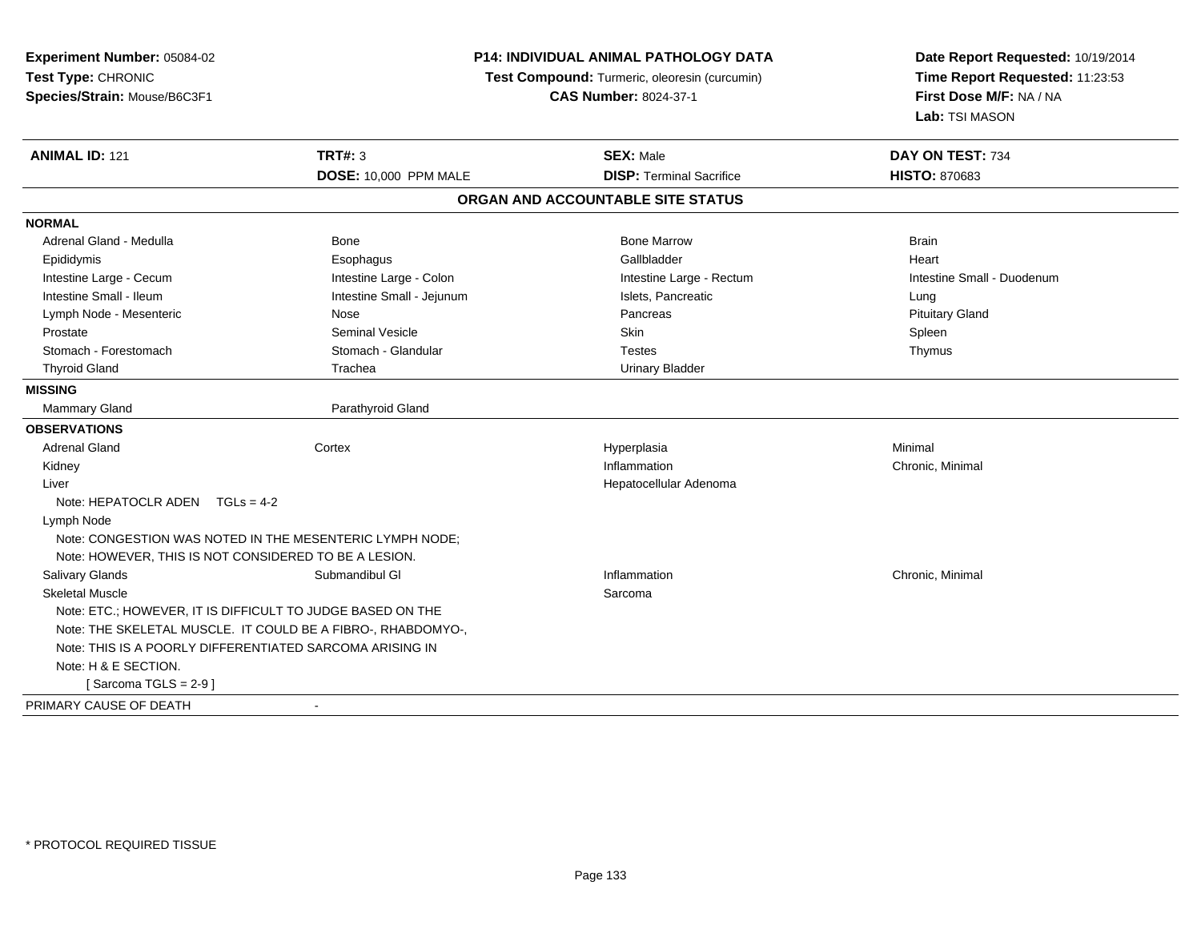**Experiment Number:** 05084-02
**Test Type:** CHRONIC
**Species/Strain:** Mouse/B6C3F1

**P14: INDIVIDUAL ANIMAL PATHOLOGY DATA**
**Test Compound:** Turmeric, oleoresin (curcumin)
**CAS Number:** 8024-37-1

**Date Report Requested:** 10/19/2014
**Time Report Requested:** 11:23:53
**First Dose M/F:** NA / NA
**Lab:** TSI MASON

| **ANIMAL ID:** 121 | **TRT#:** 3 | **SEX:** Male | **DAY ON TEST:** 734 |
|---|---|---|---|
| | **DOSE:** 10,000 PPM MALE | **DISP:** Terminal Sacrifice | **HISTO:** 870683 |

## ORGAN AND ACCOUNTABLE SITE STATUS

**NORMAL**

| | | | |
|---|---|---|---|
| Adrenal Gland - Medulla | Bone | Bone Marrow | Brain |
| Epididymis | Esophagus | Gallbladder | Heart |
| Intestine Large - Cecum | Intestine Large - Colon | Intestine Large - Rectum | Intestine Small - Duodenum |
| Intestine Small - Ileum | Intestine Small - Jejunum | Islets, Pancreatic | Lung |
| Lymph Node - Mesenteric | Nose | Pancreas | Pituitary Gland |
| Prostate | Seminal Vesicle | Skin | Spleen |
| Stomach - Forestomach | Stomach - Glandular | Testes | Thymus |
| Thyroid Gland | Trachea | Urinary Bladder | |

**MISSING**

| | |
|---|---|
| Mammary Gland | Parathyroid Gland |

**OBSERVATIONS**

| | | | |
|---|---|---|---|
| Adrenal Gland | Cortex | Hyperplasia | Minimal |
| Kidney | | Inflammation | Chronic, Minimal |
| Liver | | Hepatocellular Adenoma | |

Note: HEPATOCLR ADEN TGLs = 4-2

Lymph Node

Note: CONGESTION WAS NOTED IN THE MESENTERIC LYMPH NODE;
Note: HOWEVER, THIS IS NOT CONSIDERED TO BE A LESION.

| | | | |
|---|---|---|---|
| Salivary Glands | Submandibul Gl | Inflammation | Chronic, Minimal |
| Skeletal Muscle | | Sarcoma | |

Note: ETC.; HOWEVER, IT IS DIFFICULT TO JUDGE BASED ON THE
Note: THE SKELETAL MUSCLE. IT COULD BE A FIBRO-, RHABDOMYO-,
Note: THIS IS A POORLY DIFFERENTIATED SARCOMA ARISING IN
Note: H & E SECTION.
[ Sarcoma TGLS = 2-9 ]

PRIMARY CAUSE OF DEATH -

* PROTOCOL REQUIRED TISSUE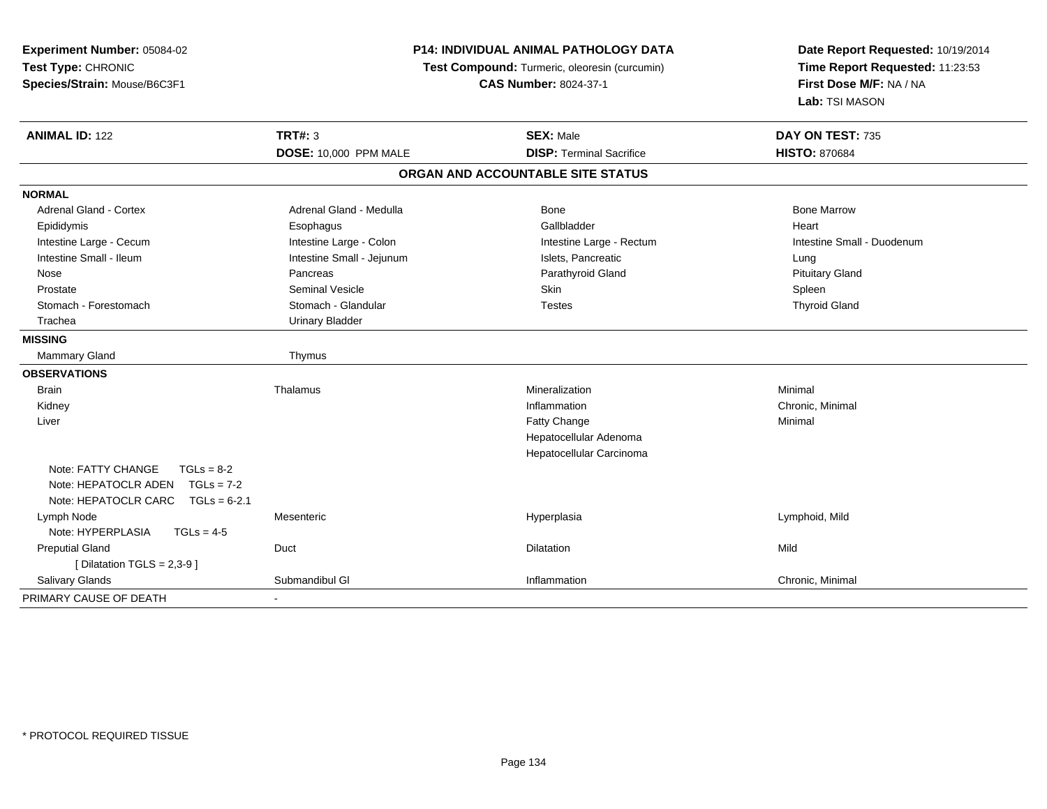**Experiment Number:** 05084-02
**Test Type:** CHRONIC
**Species/Strain:** Mouse/B6C3F1

**P14: INDIVIDUAL ANIMAL PATHOLOGY DATA**
**Test Compound:** Turmeric, oleoresin (curcumin)
**CAS Number:** 8024-37-1

**Date Report Requested:** 10/19/2014
**Time Report Requested:** 11:23:53
**First Dose M/F:** NA / NA
**Lab:** TSI MASON

| **ANIMAL ID:** 122 | **TRT#:** 3 | **SEX:** Male | **DAY ON TEST:** 735 |
|---|---|---|---|
| | **DOSE:** 10,000 PPM MALE | **DISP:** Terminal Sacrifice | **HISTO:** 870684 |

## ORGAN AND ACCOUNTABLE SITE STATUS

| | | | |
|---|---|---|---|
| **NORMAL** | | | |
| Adrenal Gland - Cortex | Adrenal Gland - Medulla | Bone | Bone Marrow |
| Epididymis | Esophagus | Gallbladder | Heart |
| Intestine Large - Cecum | Intestine Large - Colon | Intestine Large - Rectum | Intestine Small - Duodenum |
| Intestine Small - Ileum | Intestine Small - Jejunum | Islets, Pancreatic | Lung |
| Nose | Pancreas | Parathyroid Gland | Pituitary Gland |
| Prostate | Seminal Vesicle | Skin | Spleen |
| Stomach - Forestomach | Stomach - Glandular | Testes | Thyroid Gland |
| Trachea | Urinary Bladder | | |
| **MISSING** | | | |
| Mammary Gland | Thymus | | |
| **OBSERVATIONS** | | | |
| Brain | Thalamus | Mineralization | Minimal |
| Kidney | | Inflammation | Chronic, Minimal |
| Liver | | Fatty Change | Minimal |
| | | Hepatocellular Adenoma | |
| | | Hepatocellular Carcinoma | |
| Note: FATTY CHANGE TGLs = 8-2 | | | |
| Note: HEPATOCLR ADEN TGLs = 7-2 | | | |
| Note: HEPATOCLR CARC TGLs = 6-2.1 | | | |
| Lymph Node | Mesenteric | Hyperplasia | Lymphoid, Mild |
| Note: HYPERPLASIA TGLs = 4-5 | | | |
| Preputial Gland | Duct | Dilatation | Mild |
| [ Dilatation TGLS = 2,3-9 ] | | | |
| Salivary Glands | Submandibul Gl | Inflammation | Chronic, Minimal |
| PRIMARY CAUSE OF DEATH | - | | |

* PROTOCOL REQUIRED TISSUE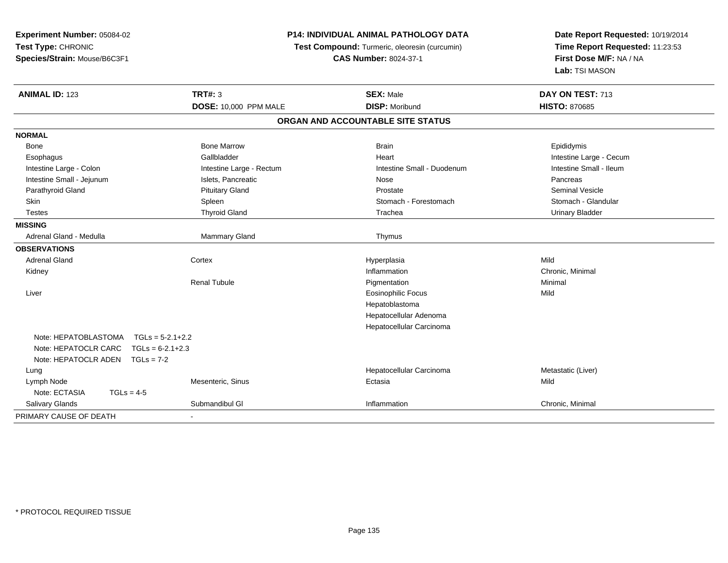**Experiment Number:** 05084-02
**Test Type:** CHRONIC
**Species/Strain:** Mouse/B6C3F1

**P14: INDIVIDUAL ANIMAL PATHOLOGY DATA**
**Test Compound:** Turmeric, oleoresin (curcumin)
**CAS Number:** 8024-37-1

**Date Report Requested:** 10/19/2014
**Time Report Requested:** 11:23:53
**First Dose M/F:** NA / NA
**Lab:** TSI MASON

| **ANIMAL ID:** 123 | **TRT#:** 3 | **SEX:** Male | **DAY ON TEST:** 713 |
|---|---|---|---|
| | **DOSE:** 10,000 PPM MALE | **DISP:** Moribund | **HISTO:** 870685 |

**ORGAN AND ACCOUNTABLE SITE STATUS**

| | | | |
|---|---|---|---|
| **NORMAL** | | | |
| Bone | Bone Marrow | Brain | Epididymis |
| Esophagus | Gallbladder | Heart | Intestine Large - Cecum |
| Intestine Large - Colon | Intestine Large - Rectum | Intestine Small - Duodenum | Intestine Small - Ileum |
| Intestine Small - Jejunum | Islets, Pancreatic | Nose | Pancreas |
| Parathyroid Gland | Pituitary Gland | Prostate | Seminal Vesicle |
| Skin | Spleen | Stomach - Forestomach | Stomach - Glandular |
| Testes | Thyroid Gland | Trachea | Urinary Bladder |
| **MISSING** | | | |
| Adrenal Gland - Medulla | Mammary Gland | Thymus | |
| **OBSERVATIONS** | | | |
| Adrenal Gland | Cortex | Hyperplasia | Mild |
| Kidney | | Inflammation | Chronic, Minimal |
| | Renal Tubule | Pigmentation | Minimal |
| Liver | | Eosinophilic Focus | Mild |
| | | Hepatoblastoma | |
| | | Hepatocellular Adenoma | |
| | | Hepatocellular Carcinoma | |
| Note: HEPATOBLASTOMA TGLs = 5-2.1+2.2 | | | |
| Note: HEPATOCLR CARC TGLs = 6-2.1+2.3 | | | |
| Note: HEPATOCLR ADEN TGLs = 7-2 | | | |
| Lung | | Hepatocellular Carcinoma | Metastatic (Liver) |
| Lymph Node | Mesenteric, Sinus | Ectasia | Mild |
| Note: ECTASIA TGLs = 4-5 | | | |
| Salivary Glands | Submandibul Gl | Inflammation | Chronic, Minimal |
| PRIMARY CAUSE OF DEATH | - | | |

\* PROTOCOL REQUIRED TISSUE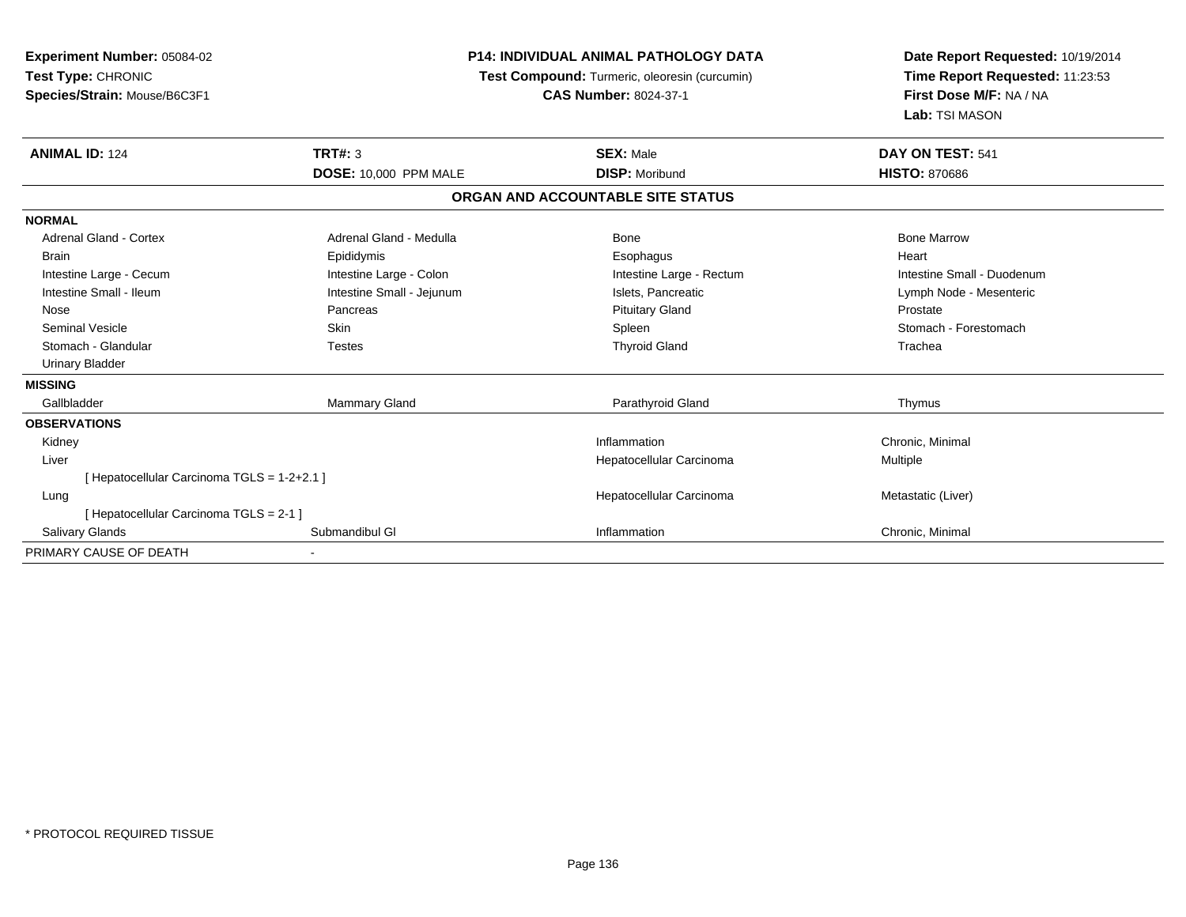**Experiment Number:** 05084-02
**Test Type:** CHRONIC
**Species/Strain:** Mouse/B6C3F1

**P14: INDIVIDUAL ANIMAL PATHOLOGY DATA**
**Test Compound:** Turmeric, oleoresin (curcumin)
**CAS Number:** 8024-37-1

**Date Report Requested:** 10/19/2014
**Time Report Requested:** 11:23:53
**First Dose M/F:** NA / NA
**Lab:** TSI MASON

| **ANIMAL ID:** 124 | **TRT#:** 3 | **SEX:** Male | **DAY ON TEST:** 541 |
|---|---|---|---|
| | **DOSE:** 10,000 PPM MALE | **DISP:** Moribund | **HISTO:** 870686 |

**ORGAN AND ACCOUNTABLE SITE STATUS**

| | | | |
|---|---|---|---|
| **NORMAL** | | | |
| Adrenal Gland - Cortex | Adrenal Gland - Medulla | Bone | Bone Marrow |
| Brain | Epididymis | Esophagus | Heart |
| Intestine Large - Cecum | Intestine Large - Colon | Intestine Large - Rectum | Intestine Small - Duodenum |
| Intestine Small - Ileum | Intestine Small - Jejunum | Islets, Pancreatic | Lymph Node - Mesenteric |
| Nose | Pancreas | Pituitary Gland | Prostate |
| Seminal Vesicle | Skin | Spleen | Stomach - Forestomach |
| Stomach - Glandular | Testes | Thyroid Gland | Trachea |
| Urinary Bladder | | | |
| **MISSING** | | | |
| Gallbladder | Mammary Gland | Parathyroid Gland | Thymus |
| **OBSERVATIONS** | | | |
| Kidney | | Inflammation | Chronic, Minimal |
| Liver | | Hepatocellular Carcinoma | Multiple |
| [ Hepatocellular Carcinoma TGLS = 1-2+2.1 ] | | | |
| Lung | | Hepatocellular Carcinoma | Metastatic (Liver) |
| [ Hepatocellular Carcinoma TGLS = 2-1 ] | | | |
| Salivary Glands | Submandibul Gl | Inflammation | Chronic, Minimal |
| PRIMARY CAUSE OF DEATH | - | | |

* PROTOCOL REQUIRED TISSUE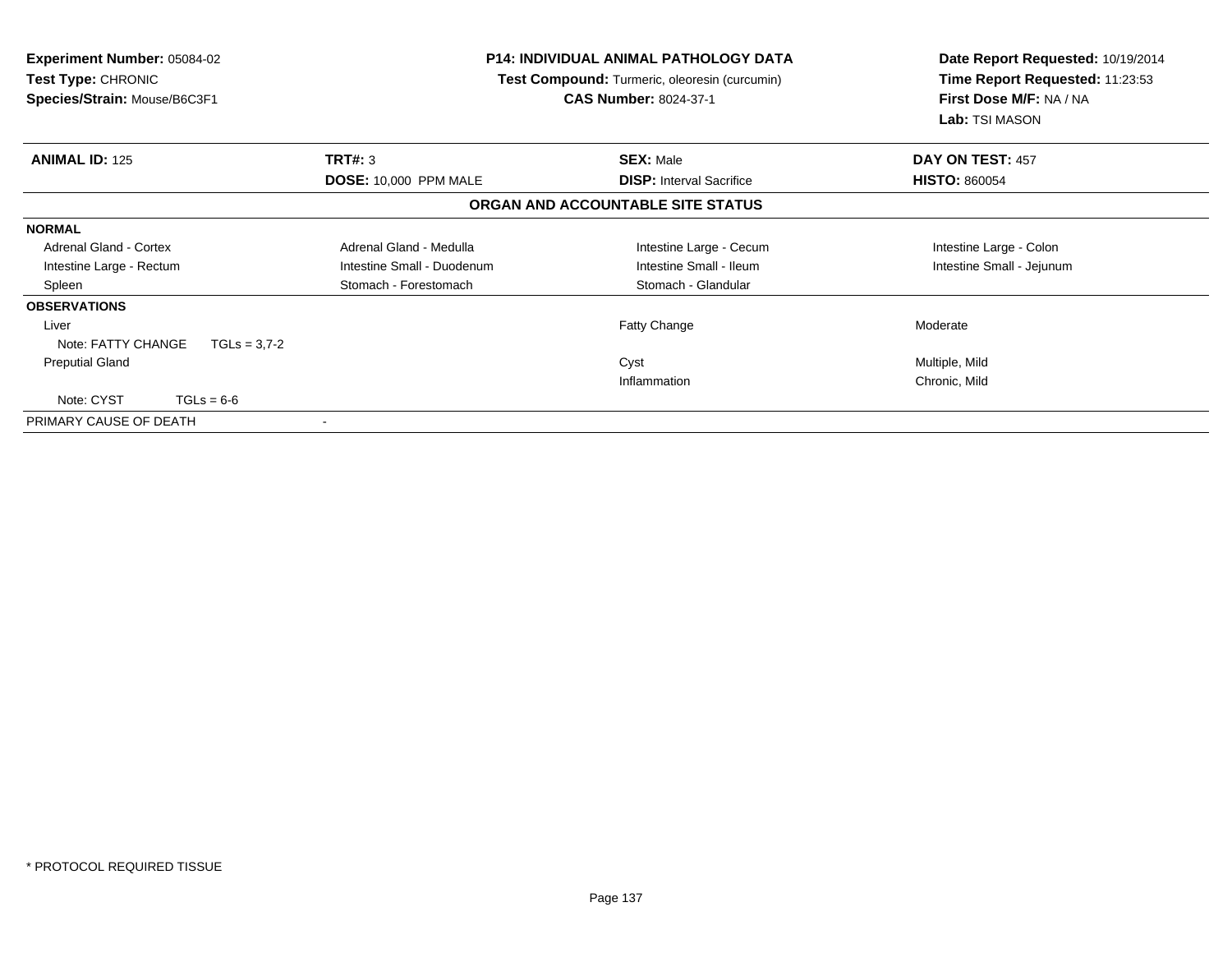**Experiment Number:** 05084-02
**Test Type:** CHRONIC
**Species/Strain:** Mouse/B6C3F1

**P14: INDIVIDUAL ANIMAL PATHOLOGY DATA**
**Test Compound:** Turmeric, oleoresin (curcumin)
**CAS Number:** 8024-37-1

**Date Report Requested:** 10/19/2014
**Time Report Requested:** 11:23:53
**First Dose M/F:** NA / NA
**Lab:** TSI MASON

| **ANIMAL ID:** 125 | **TRT#:** 3 | **SEX:** Male | **DAY ON TEST:** 457 |
|---|---|---|---|
| | **DOSE:** 10,000 PPM MALE | **DISP:** Interval Sacrifice | **HISTO:** 860054 |

**ORGAN AND ACCOUNTABLE SITE STATUS**

**NORMAL**

| | | | |
|---|---|---|---|
| Adrenal Gland - Cortex | Adrenal Gland - Medulla | Intestine Large - Cecum | Intestine Large - Colon |
| Intestine Large - Rectum | Intestine Small - Duodenum | Intestine Small - Ileum | Intestine Small - Jejunum |
| Spleen | Stomach - Forestomach | Stomach - Glandular | |

**OBSERVATIONS**

| | | | |
|---|---|---|---|
| Liver | | Fatty Change | Moderate |
| Note: FATTY CHANGE TGLs = 3,7-2 | | | |
| Preputial Gland | | Cyst | Multiple, Mild |
| | | Inflammation | Chronic, Mild |
| Note: CYST TGLs = 6-6 | | | |

PRIMARY CAUSE OF DEATH -

\* PROTOCOL REQUIRED TISSUE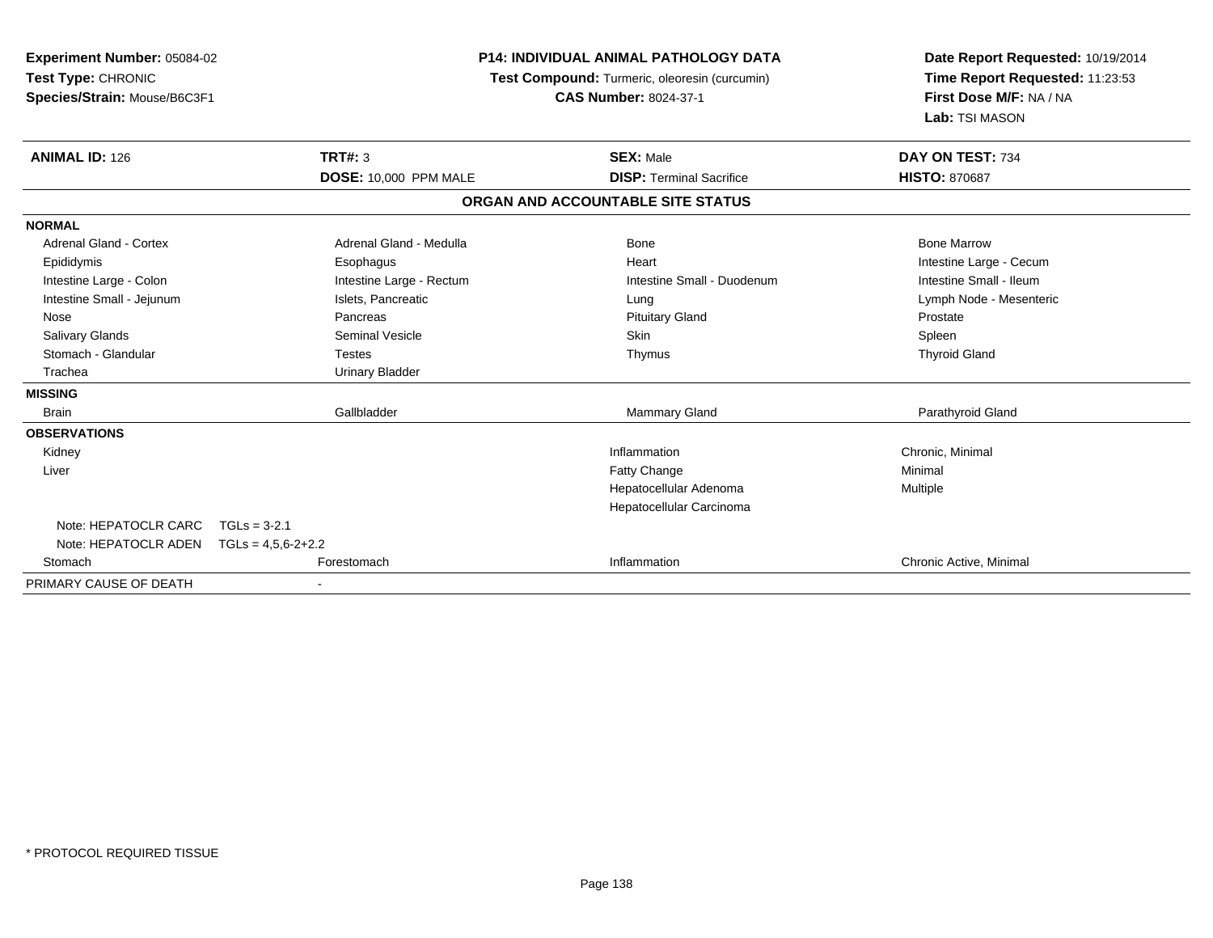**Experiment Number:** 05084-02
**Test Type:** CHRONIC
**Species/Strain:** Mouse/B6C3F1

**P14: INDIVIDUAL ANIMAL PATHOLOGY DATA**
**Test Compound:** Turmeric, oleoresin (curcumin)
**CAS Number:** 8024-37-1

**Date Report Requested:** 10/19/2014
**Time Report Requested:** 11:23:53
**First Dose M/F:** NA / NA
**Lab:** TSI MASON

| **ANIMAL ID:** 126 | **TRT#:** 3 | **SEX:** Male | **DAY ON TEST:** 734 |
|---|---|---|---|
| | **DOSE:** 10,000 PPM MALE | **DISP:** Terminal Sacrifice | **HISTO:** 870687 |

**ORGAN AND ACCOUNTABLE SITE STATUS**

| | | | |
|---|---|---|---|
| **NORMAL** | | | |
| Adrenal Gland - Cortex | Adrenal Gland - Medulla | Bone | Bone Marrow |
| Epididymis | Esophagus | Heart | Intestine Large - Cecum |
| Intestine Large - Colon | Intestine Large - Rectum | Intestine Small - Duodenum | Intestine Small - Ileum |
| Intestine Small - Jejunum | Islets, Pancreatic | Lung | Lymph Node - Mesenteric |
| Nose | Pancreas | Pituitary Gland | Prostate |
| Salivary Glands | Seminal Vesicle | Skin | Spleen |
| Stomach - Glandular | Testes | Thymus | Thyroid Gland |
| Trachea | Urinary Bladder | | |
| **MISSING** | | | |
| Brain | Gallbladder | Mammary Gland | Parathyroid Gland |
| **OBSERVATIONS** | | | |
| Kidney | | Inflammation | Chronic, Minimal |
| Liver | | Fatty Change | Minimal |
| | | Hepatocellular Adenoma | Multiple |
| | | Hepatocellular Carcinoma | |
| Note: HEPATOCLR CARC TGLs = 3-2.1 | | | |
| Note: HEPATOCLR ADEN TGLs = 4,5,6-2+2.2 | | | |
| Stomach | Forestomach | Inflammation | Chronic Active, Minimal |
| PRIMARY CAUSE OF DEATH | - | | |

\* PROTOCOL REQUIRED TISSUE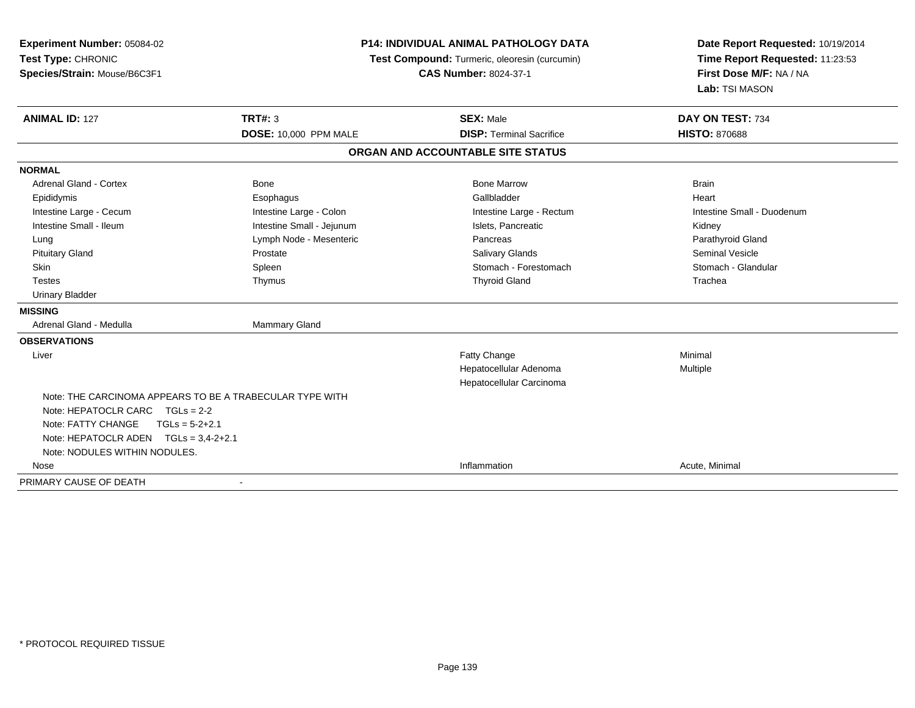**Experiment Number:** 05084-02
**Test Type:** CHRONIC
**Species/Strain:** Mouse/B6C3F1

**P14: INDIVIDUAL ANIMAL PATHOLOGY DATA**
**Test Compound:** Turmeric, oleoresin (curcumin)
**CAS Number:** 8024-37-1

**Date Report Requested:** 10/19/2014
**Time Report Requested:** 11:23:53
**First Dose M/F:** NA / NA
**Lab:** TSI MASON

| **ANIMAL ID:** 127 | **TRT#:** 3 | **SEX:** Male | **DAY ON TEST:** 734 |
|---|---|---|---|
| | **DOSE:** 10,000 PPM MALE | **DISP:** Terminal Sacrifice | **HISTO:** 870688 |

## ORGAN AND ACCOUNTABLE SITE STATUS

| | | | |
|---|---|---|---|
| **NORMAL** | | | |
| Adrenal Gland - Cortex | Bone | Bone Marrow | Brain |
| Epididymis | Esophagus | Gallbladder | Heart |
| Intestine Large - Cecum | Intestine Large - Colon | Intestine Large - Rectum | Intestine Small - Duodenum |
| Intestine Small - Ileum | Intestine Small - Jejunum | Islets, Pancreatic | Kidney |
| Lung | Lymph Node - Mesenteric | Pancreas | Parathyroid Gland |
| Pituitary Gland | Prostate | Salivary Glands | Seminal Vesicle |
| Skin | Spleen | Stomach - Forestomach | Stomach - Glandular |
| Testes | Thymus | Thyroid Gland | Trachea |
| Urinary Bladder | | | |
| **MISSING** | | | |
| Adrenal Gland - Medulla | Mammary Gland | | |
| **OBSERVATIONS** | | | |
| Liver | | Fatty Change | Minimal |
| | | Hepatocellular Adenoma | Multiple |
| | | Hepatocellular Carcinoma | |
| Note: THE CARCINOMA APPEARS TO BE A TRABECULAR TYPE WITH | | | |
| Note: HEPATOCLR CARC TGLs = 2-2 | | | |
| Note: FATTY CHANGE TGLs = 5-2+2.1 | | | |
| Note: HEPATOCLR ADEN TGLs = 3,4-2+2.1 | | | |
| Note: NODULES WITHIN NODULES. | | | |
| Nose | | Inflammation | Acute, Minimal |
| PRIMARY CAUSE OF DEATH | - | | |

\* PROTOCOL REQUIRED TISSUE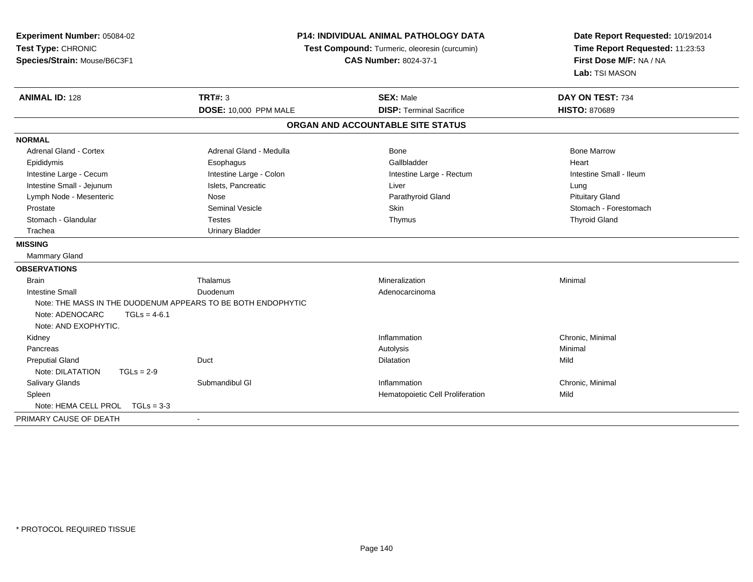**Experiment Number:** 05084-02
**Test Type:** CHRONIC
**Species/Strain:** Mouse/B6C3F1

**P14: INDIVIDUAL ANIMAL PATHOLOGY DATA**
**Test Compound:** Turmeric, oleoresin (curcumin)
**CAS Number:** 8024-37-1

**Date Report Requested:** 10/19/2014
**Time Report Requested:** 11:23:53
**First Dose M/F:** NA / NA
**Lab:** TSI MASON

| **ANIMAL ID:** 128 | **TRT#:** 3 | **SEX:** Male | **DAY ON TEST:** 734 |
|---|---|---|---|
| | **DOSE:** 10,000 PPM MALE | **DISP:** Terminal Sacrifice | **HISTO:** 870689 |

**ORGAN AND ACCOUNTABLE SITE STATUS**

**NORMAL**

| | | | |
|---|---|---|---|
| Adrenal Gland - Cortex | Adrenal Gland - Medulla | Bone | Bone Marrow |
| Epididymis | Esophagus | Gallbladder | Heart |
| Intestine Large - Cecum | Intestine Large - Colon | Intestine Large - Rectum | Intestine Small - Ileum |
| Intestine Small - Jejunum | Islets, Pancreatic | Liver | Lung |
| Lymph Node - Mesenteric | Nose | Parathyroid Gland | Pituitary Gland |
| Prostate | Seminal Vesicle | Skin | Stomach - Forestomach |
| Stomach - Glandular | Testes | Thymus | Thyroid Gland |
| Trachea | Urinary Bladder | | |

**MISSING**

Mammary Gland

**OBSERVATIONS**

| | | | |
|---|---|---|---|
| Brain | Thalamus | Mineralization | Minimal |
| Intestine Small | Duodenum | Adenocarcinoma | |
| Note: THE MASS IN THE DUODENUM APPEARS TO BE BOTH ENDOPHYTIC | | | |
| Note: ADENOCARC TGLs = 4-6.1 | | | |
| Note: AND EXOPHYTIC. | | | |
| Kidney | | Inflammation | Chronic, Minimal |
| Pancreas | | Autolysis | Minimal |
| Preputial Gland | Duct | Dilatation | Mild |
| Note: DILATATION TGLs = 2-9 | | | |
| Salivary Glands | Submandibul Gl | Inflammation | Chronic, Minimal |
| Spleen | | Hematopoietic Cell Proliferation | Mild |
| Note: HEMA CELL PROL TGLs = 3-3 | | | |

PRIMARY CAUSE OF DEATH -

* PROTOCOL REQUIRED TISSUE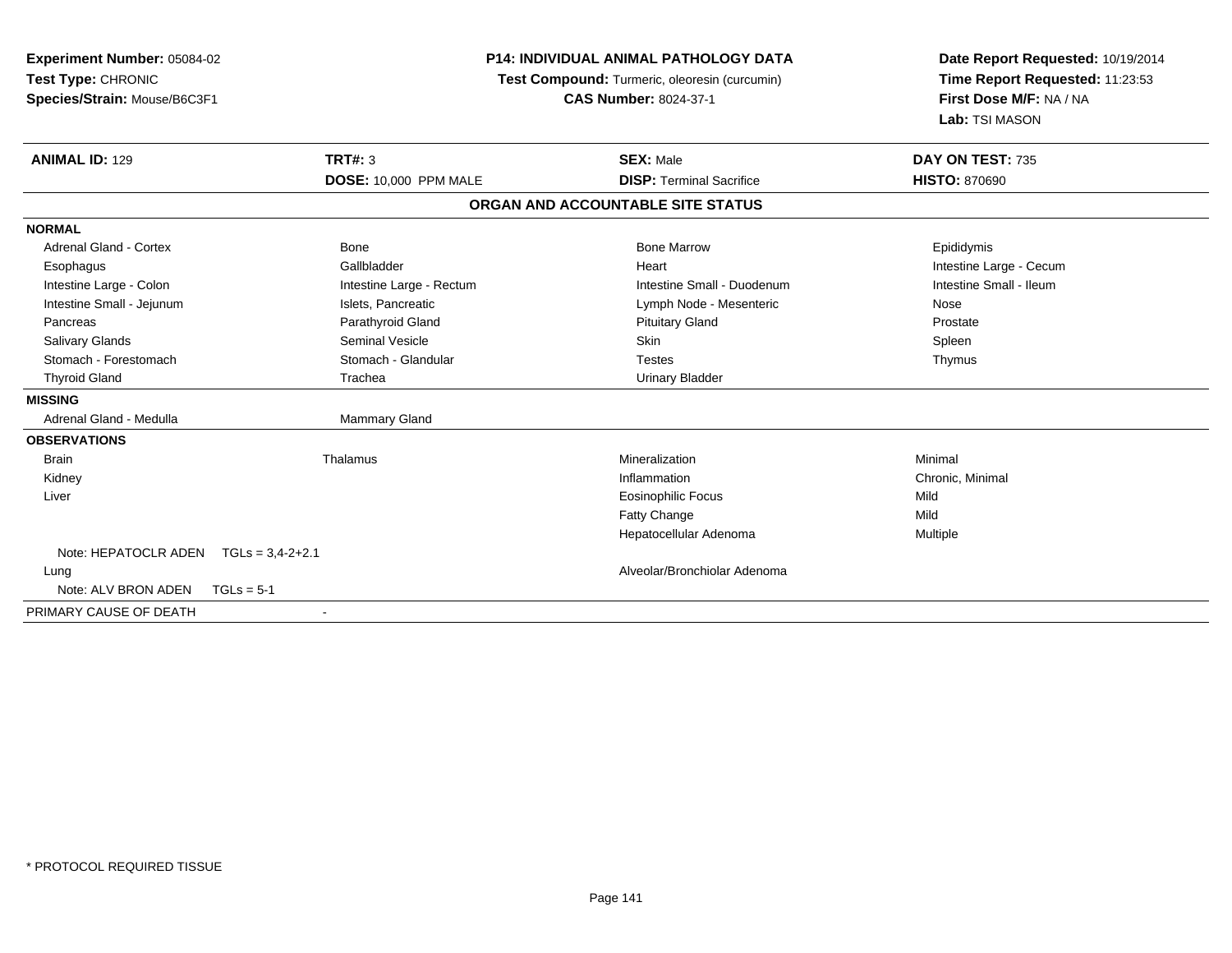**Experiment Number:** 05084-02
**Test Type:** CHRONIC
**Species/Strain:** Mouse/B6C3F1

**P14: INDIVIDUAL ANIMAL PATHOLOGY DATA**
**Test Compound:** Turmeric, oleoresin (curcumin)
**CAS Number:** 8024-37-1

**Date Report Requested:** 10/19/2014
**Time Report Requested:** 11:23:53
**First Dose M/F:** NA / NA
**Lab:** TSI MASON

| **ANIMAL ID:** 129 | **TRT#:** 3 | **SEX:** Male | **DAY ON TEST:** 735 |
|---|---|---|---|
| | **DOSE:** 10,000 PPM MALE | **DISP:** Terminal Sacrifice | **HISTO:** 870690 |

**ORGAN AND ACCOUNTABLE SITE STATUS**

**NORMAL**

| | | | |
|---|---|---|---|
| Adrenal Gland - Cortex | Bone | Bone Marrow | Epididymis |
| Esophagus | Gallbladder | Heart | Intestine Large - Cecum |
| Intestine Large - Colon | Intestine Large - Rectum | Intestine Small - Duodenum | Intestine Small - Ileum |
| Intestine Small - Jejunum | Islets, Pancreatic | Lymph Node - Mesenteric | Nose |
| Pancreas | Parathyroid Gland | Pituitary Gland | Prostate |
| Salivary Glands | Seminal Vesicle | Skin | Spleen |
| Stomach - Forestomach | Stomach - Glandular | Testes | Thymus |
| Thyroid Gland | Trachea | Urinary Bladder | |

**MISSING**

| | |
|---|---|
| Adrenal Gland - Medulla | Mammary Gland |

**OBSERVATIONS**

| | | | |
|---|---|---|---|
| Brain | Thalamus | Mineralization | Minimal |
| Kidney | | Inflammation | Chronic, Minimal |
| Liver | | Eosinophilic Focus | Mild |
| | | Fatty Change | Mild |
| | | Hepatocellular Adenoma | Multiple |
| Note: HEPATOCLR ADEN TGLs = 3,4-2+2.1 | | | |
| Lung | | Alveolar/Bronchiolar Adenoma | |
| Note: ALV BRON ADEN TGLs = 5-1 | | | |

PRIMARY CAUSE OF DEATH -

* PROTOCOL REQUIRED TISSUE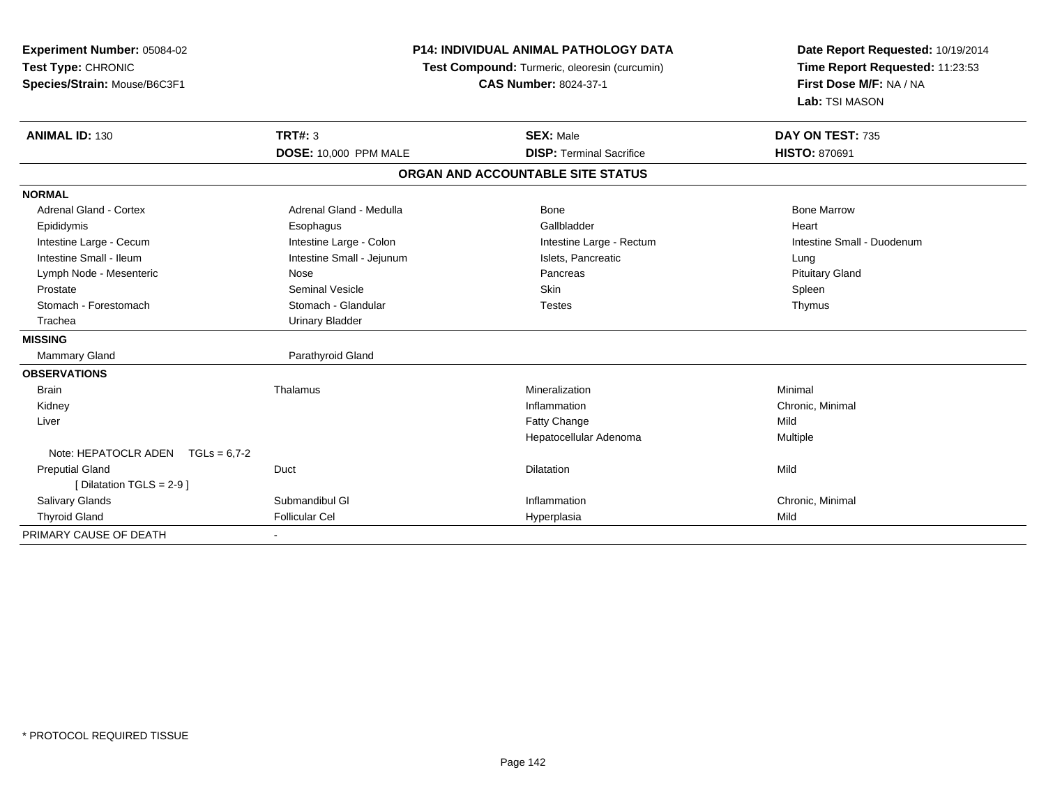**Experiment Number:** 05084-02
**Test Type:** CHRONIC
**Species/Strain:** Mouse/B6C3F1

**P14: INDIVIDUAL ANIMAL PATHOLOGY DATA**
**Test Compound:** Turmeric, oleoresin (curcumin)
**CAS Number:** 8024-37-1

**Date Report Requested:** 10/19/2014
**Time Report Requested:** 11:23:53
**First Dose M/F:** NA / NA
**Lab:** TSI MASON

| **ANIMAL ID:** 130 | **TRT#:** 3 | **SEX:** Male | **DAY ON TEST:** 735 |
|---|---|---|---|
| | **DOSE:** 10,000 PPM MALE | **DISP:** Terminal Sacrifice | **HISTO:** 870691 |

**ORGAN AND ACCOUNTABLE SITE STATUS**

| | | | |
|---|---|---|---|
| **NORMAL** | | | |
| Adrenal Gland - Cortex | Adrenal Gland - Medulla | Bone | Bone Marrow |
| Epididymis | Esophagus | Gallbladder | Heart |
| Intestine Large - Cecum | Intestine Large - Colon | Intestine Large - Rectum | Intestine Small - Duodenum |
| Intestine Small - Ileum | Intestine Small - Jejunum | Islets, Pancreatic | Lung |
| Lymph Node - Mesenteric | Nose | Pancreas | Pituitary Gland |
| Prostate | Seminal Vesicle | Skin | Spleen |
| Stomach - Forestomach | Stomach - Glandular | Testes | Thymus |
| Trachea | Urinary Bladder | | |
| **MISSING** | | | |
| Mammary Gland | Parathyroid Gland | | |
| **OBSERVATIONS** | | | |
| Brain | Thalamus | Mineralization | Minimal |
| Kidney | | Inflammation | Chronic, Minimal |
| Liver | | Fatty Change | Mild |
| | | Hepatocellular Adenoma | Multiple |
| Note: HEPATOCLR ADEN TGLs = 6,7-2 | | | |
| Preputial Gland | Duct | Dilatation | Mild |
| [ Dilatation TGLS = 2-9 ] | | | |
| Salivary Glands | Submandibul Gl | Inflammation | Chronic, Minimal |
| Thyroid Gland | Follicular Cel | Hyperplasia | Mild |
| PRIMARY CAUSE OF DEATH | - | | |

* PROTOCOL REQUIRED TISSUE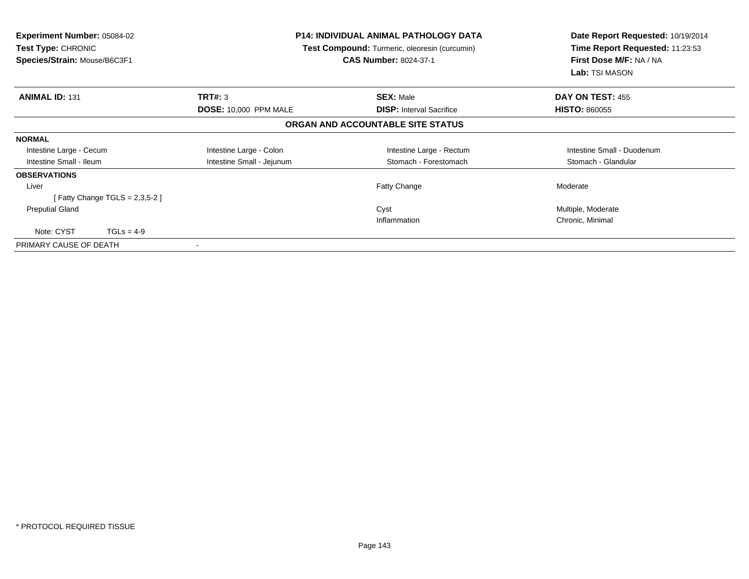**Experiment Number:** 05084-02
**Test Type:** CHRONIC
**Species/Strain:** Mouse/B6C3F1

**P14: INDIVIDUAL ANIMAL PATHOLOGY DATA**
**Test Compound:** Turmeric, oleoresin (curcumin)
**CAS Number:** 8024-37-1

**Date Report Requested:** 10/19/2014
**Time Report Requested:** 11:23:53
**First Dose M/F:** NA / NA
**Lab:** TSI MASON

| **ANIMAL ID:** 131 | **TRT#:** 3 | **SEX:** Male | **DAY ON TEST:** 455 |
|---|---|---|---|
| | **DOSE:** 10,000 PPM MALE | **DISP:** Interval Sacrifice | **HISTO:** 860055 |

**ORGAN AND ACCOUNTABLE SITE STATUS**

| | | | |
|---|---|---|---|
| **NORMAL** | | | |
| Intestine Large - Cecum | Intestine Large - Colon | Intestine Large - Rectum | Intestine Small - Duodenum |
| Intestine Small - Ileum | Intestine Small - Jejunum | Stomach - Forestomach | Stomach - Glandular |
| **OBSERVATIONS** | | | |
| Liver | | Fatty Change | Moderate |
| [ Fatty Change TGLS = 2,3,5-2 ] | | | |
| Preputial Gland | | Cyst | Multiple, Moderate |
| | | Inflammation | Chronic, Minimal |
| Note: CYST TGLs = 4-9 | | | |
| PRIMARY CAUSE OF DEATH | - | | |

* PROTOCOL REQUIRED TISSUE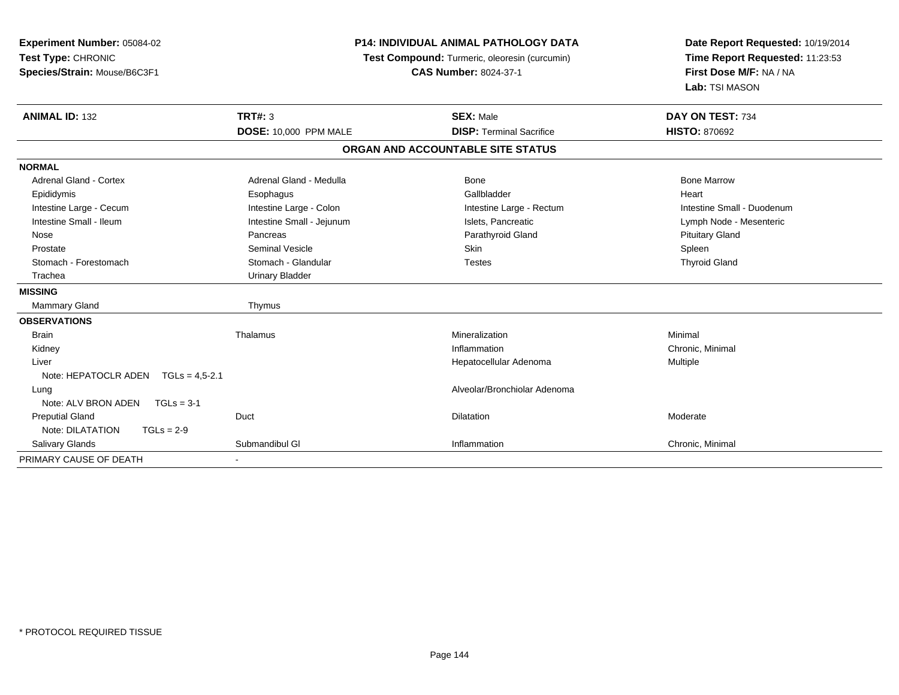**Experiment Number:** 05084-02
**Test Type:** CHRONIC
**Species/Strain:** Mouse/B6C3F1

**P14: INDIVIDUAL ANIMAL PATHOLOGY DATA**
**Test Compound:** Turmeric, oleoresin (curcumin)
**CAS Number:** 8024-37-1

**Date Report Requested:** 10/19/2014
**Time Report Requested:** 11:23:53
**First Dose M/F:** NA / NA
**Lab:** TSI MASON

| **ANIMAL ID:** 132 | **TRT#:** 3 | **SEX:** Male | **DAY ON TEST:** 734 |
|---|---|---|---|
| | **DOSE:** 10,000 PPM MALE | **DISP:** Terminal Sacrifice | **HISTO:** 870692 |

**ORGAN AND ACCOUNTABLE SITE STATUS**

| | | | |
|---|---|---|---|
| **NORMAL** | | | |
| Adrenal Gland - Cortex | Adrenal Gland - Medulla | Bone | Bone Marrow |
| Epididymis | Esophagus | Gallbladder | Heart |
| Intestine Large - Cecum | Intestine Large - Colon | Intestine Large - Rectum | Intestine Small - Duodenum |
| Intestine Small - Ileum | Intestine Small - Jejunum | Islets, Pancreatic | Lymph Node - Mesenteric |
| Nose | Pancreas | Parathyroid Gland | Pituitary Gland |
| Prostate | Seminal Vesicle | Skin | Spleen |
| Stomach - Forestomach | Stomach - Glandular | Testes | Thyroid Gland |
| Trachea | Urinary Bladder | | |
| **MISSING** | | | |
| Mammary Gland | Thymus | | |
| **OBSERVATIONS** | | | |
| Brain | Thalamus | Mineralization | Minimal |
| Kidney | | Inflammation | Chronic, Minimal |
| Liver | | Hepatocellular Adenoma | Multiple |
| Note: HEPATOCLR ADEN TGLs = 4,5-2.1 | | | |
| Lung | | Alveolar/Bronchiolar Adenoma | |
| Note: ALV BRON ADEN TGLs = 3-1 | | | |
| Preputial Gland | Duct | Dilatation | Moderate |
| Note: DILATATION TGLs = 2-9 | | | |
| Salivary Glands | Submandibul Gl | Inflammation | Chronic, Minimal |
| PRIMARY CAUSE OF DEATH | - | | |

* PROTOCOL REQUIRED TISSUE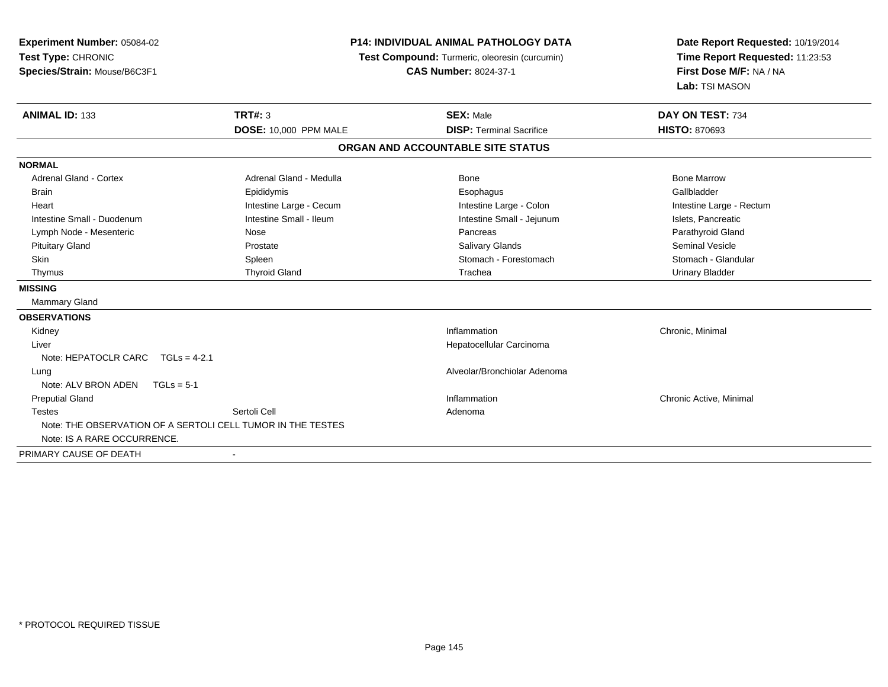**Experiment Number:** 05084-02
**Test Type:** CHRONIC
**Species/Strain:** Mouse/B6C3F1

**P14: INDIVIDUAL ANIMAL PATHOLOGY DATA**
**Test Compound:** Turmeric, oleoresin (curcumin)
**CAS Number:** 8024-37-1

**Date Report Requested:** 10/19/2014
**Time Report Requested:** 11:23:53
**First Dose M/F:** NA / NA
**Lab:** TSI MASON

| **ANIMAL ID:** 133 | **TRT#:** 3 | **SEX:** Male | **DAY ON TEST:** 734 |
|---|---|---|---|
| | **DOSE:** 10,000 PPM MALE | **DISP:** Terminal Sacrifice | **HISTO:** 870693 |

## ORGAN AND ACCOUNTABLE SITE STATUS

**NORMAL**

| | | | |
|---|---|---|---|
| Adrenal Gland - Cortex | Adrenal Gland - Medulla | Bone | Bone Marrow |
| Brain | Epididymis | Esophagus | Gallbladder |
| Heart | Intestine Large - Cecum | Intestine Large - Colon | Intestine Large - Rectum |
| Intestine Small - Duodenum | Intestine Small - Ileum | Intestine Small - Jejunum | Islets, Pancreatic |
| Lymph Node - Mesenteric | Nose | Pancreas | Parathyroid Gland |
| Pituitary Gland | Prostate | Salivary Glands | Seminal Vesicle |
| Skin | Spleen | Stomach - Forestomach | Stomach - Glandular |
| Thymus | Thyroid Gland | Trachea | Urinary Bladder |

**MISSING**

Mammary Gland

**OBSERVATIONS**

| | | | |
|---|---|---|---|
| Kidney | | Inflammation | Chronic, Minimal |
| Liver | | Hepatocellular Carcinoma | |
| Note: HEPATOCLR CARC TGLs = 4-2.1 | | | |
| Lung | | Alveolar/Bronchiolar Adenoma | |
| Note: ALV BRON ADEN TGLs = 5-1 | | | |
| Preputial Gland | | Inflammation | Chronic Active, Minimal |
| Testes | Sertoli Cell | Adenoma | |
| Note: THE OBSERVATION OF A SERTOLI CELL TUMOR IN THE TESTES | | | |
| Note: IS A RARE OCCURRENCE. | | | |

PRIMARY CAUSE OF DEATH -

\* PROTOCOL REQUIRED TISSUE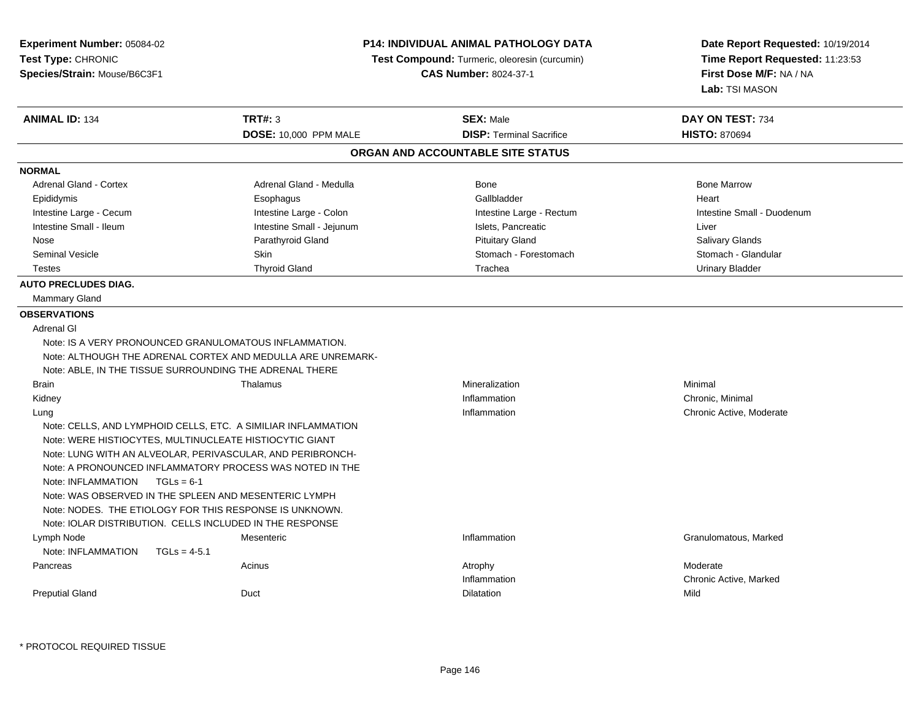**Experiment Number:** 05084-02
**Test Type:** CHRONIC
**Species/Strain:** Mouse/B6C3F1

**P14: INDIVIDUAL ANIMAL PATHOLOGY DATA**
**Test Compound:** Turmeric, oleoresin (curcumin)
**CAS Number:** 8024-37-1

**Date Report Requested:** 10/19/2014
**Time Report Requested:** 11:23:53
**First Dose M/F:** NA / NA
**Lab:** TSI MASON

| **ANIMAL ID:** 134 | **TRT#:** 3 | **SEX:** Male | **DAY ON TEST:** 734 |
|---|---|---|---|
| | **DOSE:** 10,000 PPM MALE | **DISP:** Terminal Sacrifice | **HISTO:** 870694 |

## ORGAN AND ACCOUNTABLE SITE STATUS

**NORMAL**

| | | | |
|---|---|---|---|
| Adrenal Gland - Cortex | Adrenal Gland - Medulla | Bone | Bone Marrow |
| Epididymis | Esophagus | Gallbladder | Heart |
| Intestine Large - Cecum | Intestine Large - Colon | Intestine Large - Rectum | Intestine Small - Duodenum |
| Intestine Small - Ileum | Intestine Small - Jejunum | Islets, Pancreatic | Liver |
| Nose | Parathyroid Gland | Pituitary Gland | Salivary Glands |
| Seminal Vesicle | Skin | Stomach - Forestomach | Stomach - Glandular |
| Testes | Thyroid Gland | Trachea | Urinary Bladder |

**AUTO PRECLUDES DIAG.**

Mammary Gland

**OBSERVATIONS**

Adrenal Gl
Note: IS A VERY PRONOUNCED GRANULOMATOUS INFLAMMATION.
Note: ALTHOUGH THE ADRENAL CORTEX AND MEDULLA ARE UNREMARK-
Note: ABLE, IN THE TISSUE SURROUNDING THE ADRENAL THERE

| | | | |
|---|---|---|---|
| Brain | Thalamus | Mineralization | Minimal |
| Kidney | | Inflammation | Chronic, Minimal |
| Lung | | Inflammation | Chronic Active, Moderate |

Note: CELLS, AND LYMPHOID CELLS, ETC. A SIMILIAR INFLAMMATION
Note: WERE HISTIOCYTES, MULTINUCLEATE HISTIOCYTIC GIANT
Note: LUNG WITH AN ALVEOLAR, PERIVASCULAR, AND PERIBRONCH-
Note: A PRONOUNCED INFLAMMATORY PROCESS WAS NOTED IN THE
Note: INFLAMMATION TGLs = 6-1
Note: WAS OBSERVED IN THE SPLEEN AND MESENTERIC LYMPH
Note: NODES. THE ETIOLOGY FOR THIS RESPONSE IS UNKNOWN.
Note: IOLAR DISTRIBUTION. CELLS INCLUDED IN THE RESPONSE

| | | | |
|---|---|---|---|
| Lymph Node | Mesenteric | Inflammation | Granulomatous, Marked |

Note: INFLAMMATION TGLs = 4-5.1

| | | | |
|---|---|---|---|
| Pancreas | Acinus | Atrophy | Moderate |
| | | Inflammation | Chronic Active, Marked |
| Preputial Gland | Duct | Dilatation | Mild |

\* PROTOCOL REQUIRED TISSUE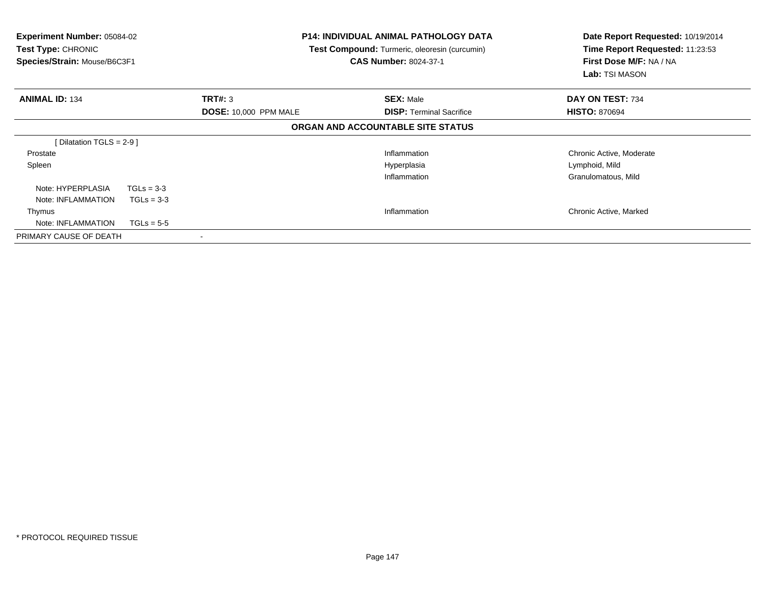**Experiment Number:** 05084-02
**Test Type:** CHRONIC
**Species/Strain:** Mouse/B6C3F1

**P14: INDIVIDUAL ANIMAL PATHOLOGY DATA**
**Test Compound:** Turmeric, oleoresin (curcumin)
**CAS Number:** 8024-37-1

**Date Report Requested:** 10/19/2014
**Time Report Requested:** 11:23:53
**First Dose M/F:** NA / NA
**Lab:** TSI MASON

| **ANIMAL ID:** 134 | **TRT#:** 3 | **SEX:** Male | **DAY ON TEST:** 734 |
|---|---|---|---|
| | **DOSE:** 10,000 PPM MALE | **DISP:** Terminal Sacrifice | **HISTO:** 870694 |

## ORGAN AND ACCOUNTABLE SITE STATUS

| | | | |
|---|---|---|---|
| [ Dilatation TGLS = 2-9 ] | | | |
| Prostate | | Inflammation | Chronic Active, Moderate |
| Spleen | | Hyperplasia | Lymphoid, Mild |
| | | Inflammation | Granulomatous, Mild |
| Note: HYPERPLASIA | TGLs = 3-3 | | |
| Note: INFLAMMATION | TGLs = 3-3 | | |
| Thymus | | Inflammation | Chronic Active, Marked |
| Note: INFLAMMATION | TGLs = 5-5 | | |
| PRIMARY CAUSE OF DEATH | - | | |

* PROTOCOL REQUIRED TISSUE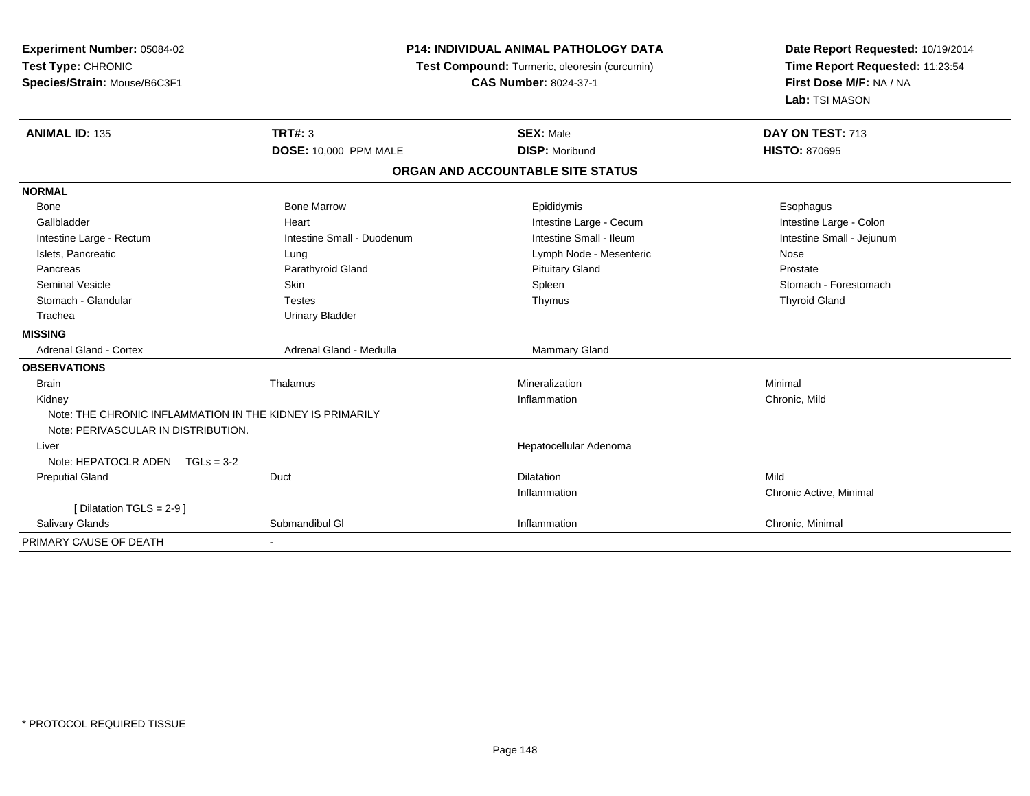**Experiment Number:** 05084-02
**Test Type:** CHRONIC
**Species/Strain:** Mouse/B6C3F1

**P14: INDIVIDUAL ANIMAL PATHOLOGY DATA**
**Test Compound:** Turmeric, oleoresin (curcumin)
**CAS Number:** 8024-37-1

**Date Report Requested:** 10/19/2014
**Time Report Requested:** 11:23:54
**First Dose M/F:** NA / NA
**Lab:** TSI MASON

| **ANIMAL ID:** 135 | **TRT#:** 3 | **SEX:** Male | **DAY ON TEST:** 713 |
|---|---|---|---|
| | **DOSE:** 10,000 PPM MALE | **DISP:** Moribund | **HISTO:** 870695 |

## ORGAN AND ACCOUNTABLE SITE STATUS

| | | | |
|---|---|---|---|
| **NORMAL** | | | |
| Bone | Bone Marrow | Epididymis | Esophagus |
| Gallbladder | Heart | Intestine Large - Cecum | Intestine Large - Colon |
| Intestine Large - Rectum | Intestine Small - Duodenum | Intestine Small - Ileum | Intestine Small - Jejunum |
| Islets, Pancreatic | Lung | Lymph Node - Mesenteric | Nose |
| Pancreas | Parathyroid Gland | Pituitary Gland | Prostate |
| Seminal Vesicle | Skin | Spleen | Stomach - Forestomach |
| Stomach - Glandular | Testes | Thymus | Thyroid Gland |
| Trachea | Urinary Bladder | | |
| **MISSING** | | | |
| Adrenal Gland - Cortex | Adrenal Gland - Medulla | Mammary Gland | |
| **OBSERVATIONS** | | | |
| Brain | Thalamus | Mineralization | Minimal |
| Kidney | | Inflammation | Chronic, Mild |
| Note: THE CHRONIC INFLAMMATION IN THE KIDNEY IS PRIMARILY | | | |
| Note: PERIVASCULAR IN DISTRIBUTION. | | | |
| Liver | | Hepatocellular Adenoma | |
| Note: HEPATOCLR ADEN TGLs = 3-2 | | | |
| Preputial Gland | Duct | Dilatation | Mild |
| | | Inflammation | Chronic Active, Minimal |
| [ Dilatation TGLS = 2-9 ] | | | |
| Salivary Glands | Submandibul Gl | Inflammation | Chronic, Minimal |
| PRIMARY CAUSE OF DEATH | - | | |

* PROTOCOL REQUIRED TISSUE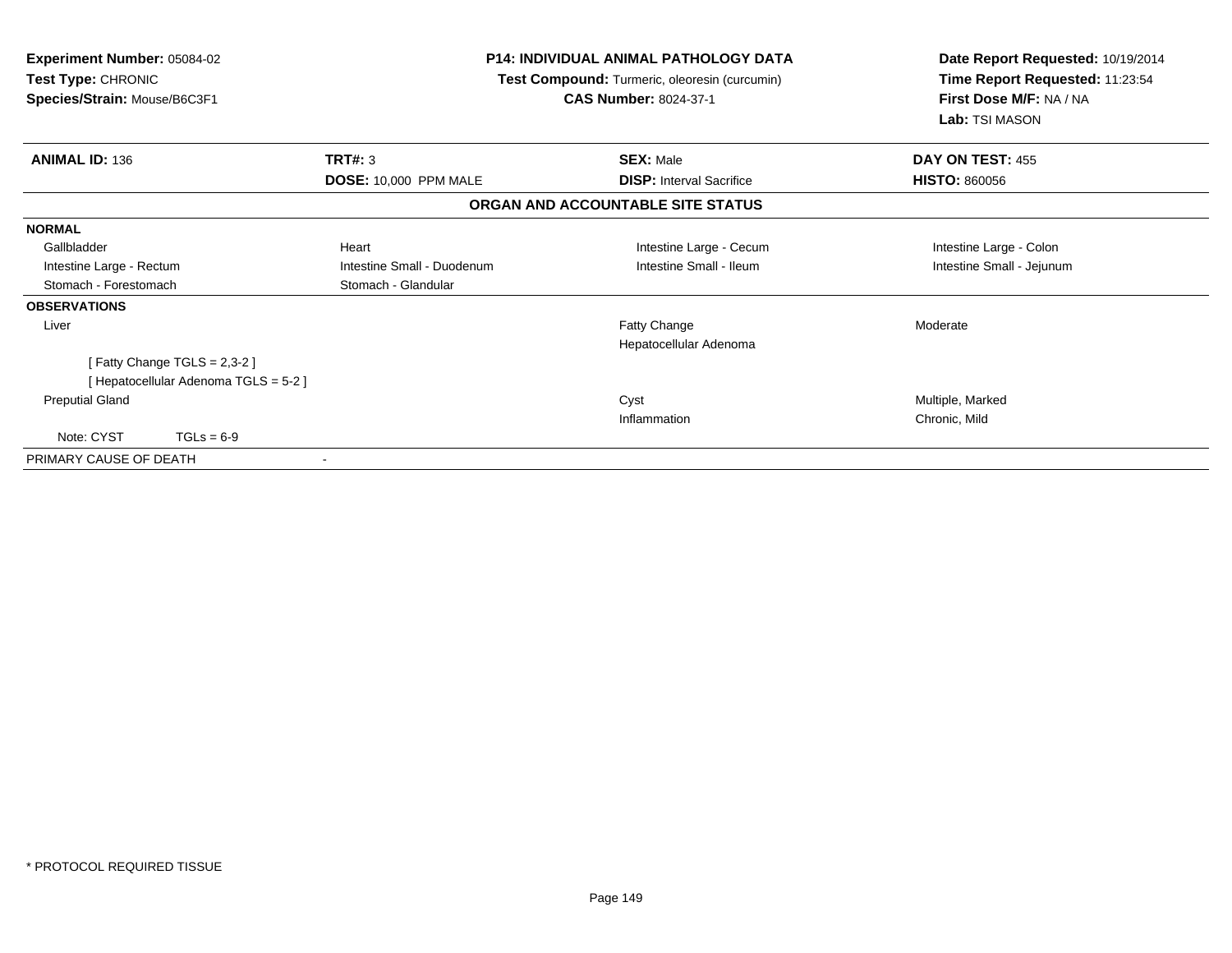**Experiment Number:** 05084-02
**Test Type:** CHRONIC
**Species/Strain:** Mouse/B6C3F1

**P14: INDIVIDUAL ANIMAL PATHOLOGY DATA**
**Test Compound:** Turmeric, oleoresin (curcumin)
**CAS Number:** 8024-37-1

**Date Report Requested:** 10/19/2014
**Time Report Requested:** 11:23:54
**First Dose M/F:** NA / NA
**Lab:** TSI MASON

| **ANIMAL ID:** 136 | **TRT#:** 3 | **SEX:** Male | **DAY ON TEST:** 455 |
|---|---|---|---|
| | **DOSE:** 10,000 PPM MALE | **DISP:** Interval Sacrifice | **HISTO:** 860056 |

**ORGAN AND ACCOUNTABLE SITE STATUS**

**NORMAL**

| | | | |
|---|---|---|---|
| Gallbladder | Heart | Intestine Large - Cecum | Intestine Large - Colon |
| Intestine Large - Rectum | Intestine Small - Duodenum | Intestine Small - Ileum | Intestine Small - Jejunum |
| Stomach - Forestomach | Stomach - Glandular | | |

**OBSERVATIONS**

| | | |
|---|---|---|
| Liver | Fatty Change | Moderate |
| | Hepatocellular Adenoma | |
| [ Fatty Change TGLS = 2,3-2 ] | | |
| [ Hepatocellular Adenoma TGLS = 5-2 ] | | |
| Preputial Gland | Cyst | Multiple, Marked |
| | Inflammation | Chronic, Mild |
| Note: CYST TGLs = 6-9 | | |

PRIMARY CAUSE OF DEATH -

\* PROTOCOL REQUIRED TISSUE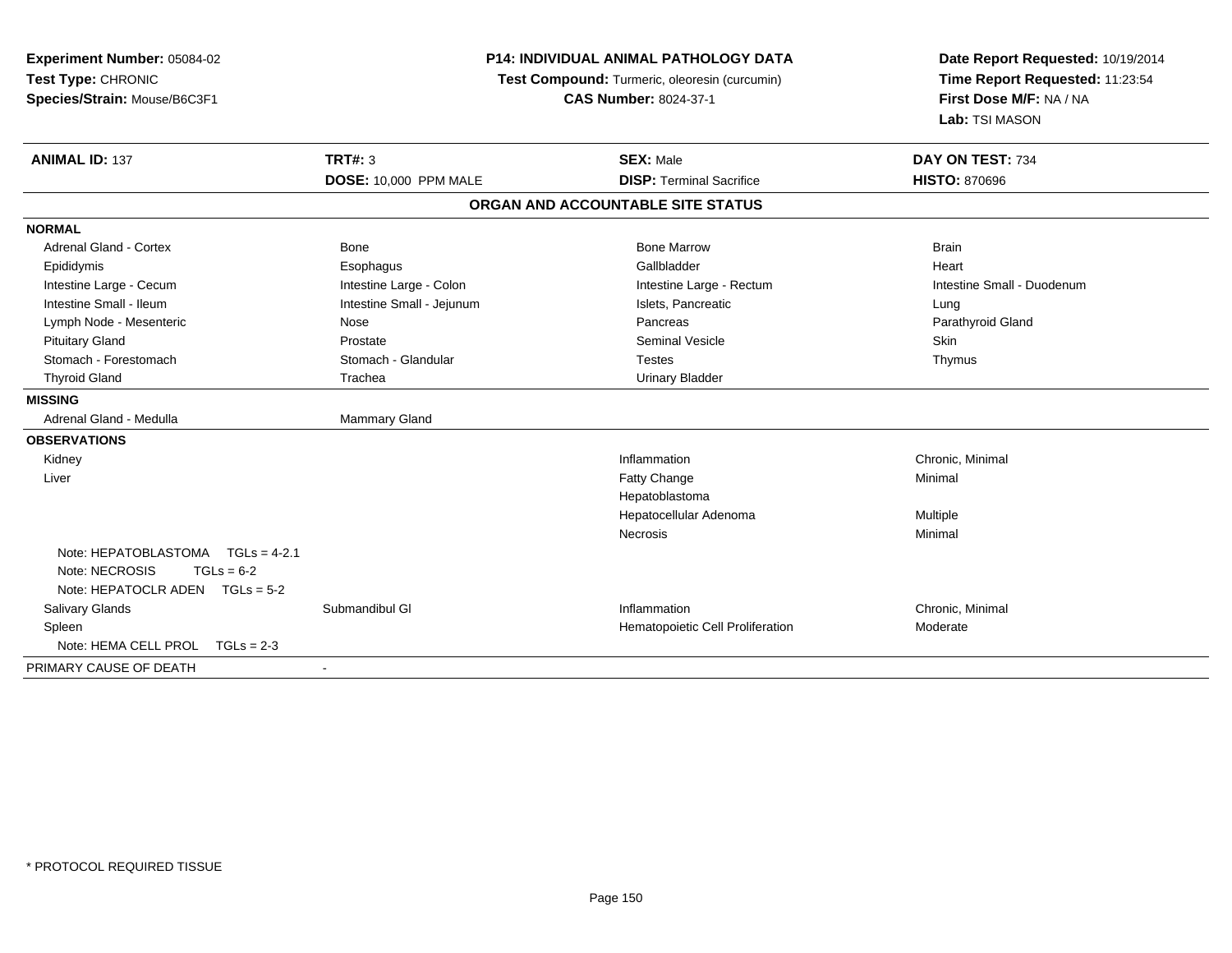**Experiment Number:** 05084-02
**Test Type:** CHRONIC
**Species/Strain:** Mouse/B6C3F1

**P14: INDIVIDUAL ANIMAL PATHOLOGY DATA**
**Test Compound:** Turmeric, oleoresin (curcumin)
**CAS Number:** 8024-37-1

**Date Report Requested:** 10/19/2014
**Time Report Requested:** 11:23:54
**First Dose M/F:** NA / NA
**Lab:** TSI MASON

| **ANIMAL ID:** 137 | **TRT#:** 3 | **SEX:** Male | **DAY ON TEST:** 734 |
|---|---|---|---|
| | **DOSE:** 10,000 PPM MALE | **DISP:** Terminal Sacrifice | **HISTO:** 870696 |

**ORGAN AND ACCOUNTABLE SITE STATUS**

**NORMAL**

| | | | |
|---|---|---|---|
| Adrenal Gland - Cortex | Bone | Bone Marrow | Brain |
| Epididymis | Esophagus | Gallbladder | Heart |
| Intestine Large - Cecum | Intestine Large - Colon | Intestine Large - Rectum | Intestine Small - Duodenum |
| Intestine Small - Ileum | Intestine Small - Jejunum | Islets, Pancreatic | Lung |
| Lymph Node - Mesenteric | Nose | Pancreas | Parathyroid Gland |
| Pituitary Gland | Prostate | Seminal Vesicle | Skin |
| Stomach - Forestomach | Stomach - Glandular | Testes | Thymus |
| Thyroid Gland | Trachea | Urinary Bladder | |

**MISSING**

| | |
|---|---|
| Adrenal Gland - Medulla | Mammary Gland |

**OBSERVATIONS**

| | | | |
|---|---|---|---|
| Kidney | | Inflammation | Chronic, Minimal |
| Liver | | Fatty Change | Minimal |
| | | Hepatoblastoma | |
| | | Hepatocellular Adenoma | Multiple |
| | | Necrosis | Minimal |
| Note: HEPATOBLASTOMA TGLs = 4-2.1 | | | |
| Note: NECROSIS TGLs = 6-2 | | | |
| Note: HEPATOCLR ADEN TGLs = 5-2 | | | |
| Salivary Glands | Submandibul Gl | Inflammation | Chronic, Minimal |
| Spleen | | Hematopoietic Cell Proliferation | Moderate |
| Note: HEMA CELL PROL TGLs = 2-3 | | | |

PRIMARY CAUSE OF DEATH -

* PROTOCOL REQUIRED TISSUE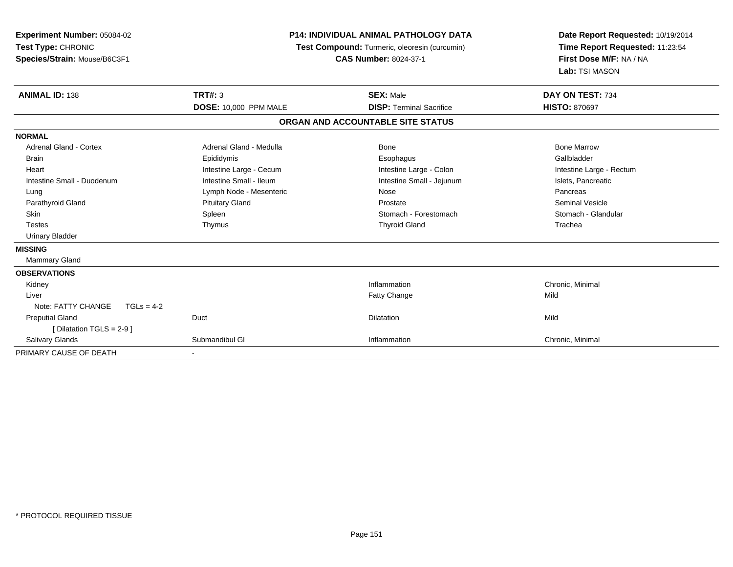**Experiment Number:** 05084-02
**Test Type:** CHRONIC
**Species/Strain:** Mouse/B6C3F1

**P14: INDIVIDUAL ANIMAL PATHOLOGY DATA**
**Test Compound:** Turmeric, oleoresin (curcumin)
**CAS Number:** 8024-37-1

**Date Report Requested:** 10/19/2014
**Time Report Requested:** 11:23:54
**First Dose M/F:** NA / NA
**Lab:** TSI MASON

| **ANIMAL ID:** 138 | **TRT#:** 3 | **SEX:** Male | **DAY ON TEST:** 734 |
|---|---|---|---|
| | **DOSE:** 10,000 PPM MALE | **DISP:** Terminal Sacrifice | **HISTO:** 870697 |

**ORGAN AND ACCOUNTABLE SITE STATUS**

| | | | |
|---|---|---|---|
| **NORMAL** | | | |
| Adrenal Gland - Cortex | Adrenal Gland - Medulla | Bone | Bone Marrow |
| Brain | Epididymis | Esophagus | Gallbladder |
| Heart | Intestine Large - Cecum | Intestine Large - Colon | Intestine Large - Rectum |
| Intestine Small - Duodenum | Intestine Small - Ileum | Intestine Small - Jejunum | Islets, Pancreatic |
| Lung | Lymph Node - Mesenteric | Nose | Pancreas |
| Parathyroid Gland | Pituitary Gland | Prostate | Seminal Vesicle |
| Skin | Spleen | Stomach - Forestomach | Stomach - Glandular |
| Testes | Thymus | Thyroid Gland | Trachea |
| Urinary Bladder | | | |
| **MISSING** | | | |
| Mammary Gland | | | |
| **OBSERVATIONS** | | | |
| Kidney | | Inflammation | Chronic, Minimal |
| Liver | | Fatty Change | Mild |
| Note: FATTY CHANGE TGLs = 4-2 | | | |
| Preputial Gland | Duct | Dilatation | Mild |
| [ Dilatation TGLS = 2-9 ] | | | |
| Salivary Glands | Submandibul Gl | Inflammation | Chronic, Minimal |
| PRIMARY CAUSE OF DEATH | - | | |

* PROTOCOL REQUIRED TISSUE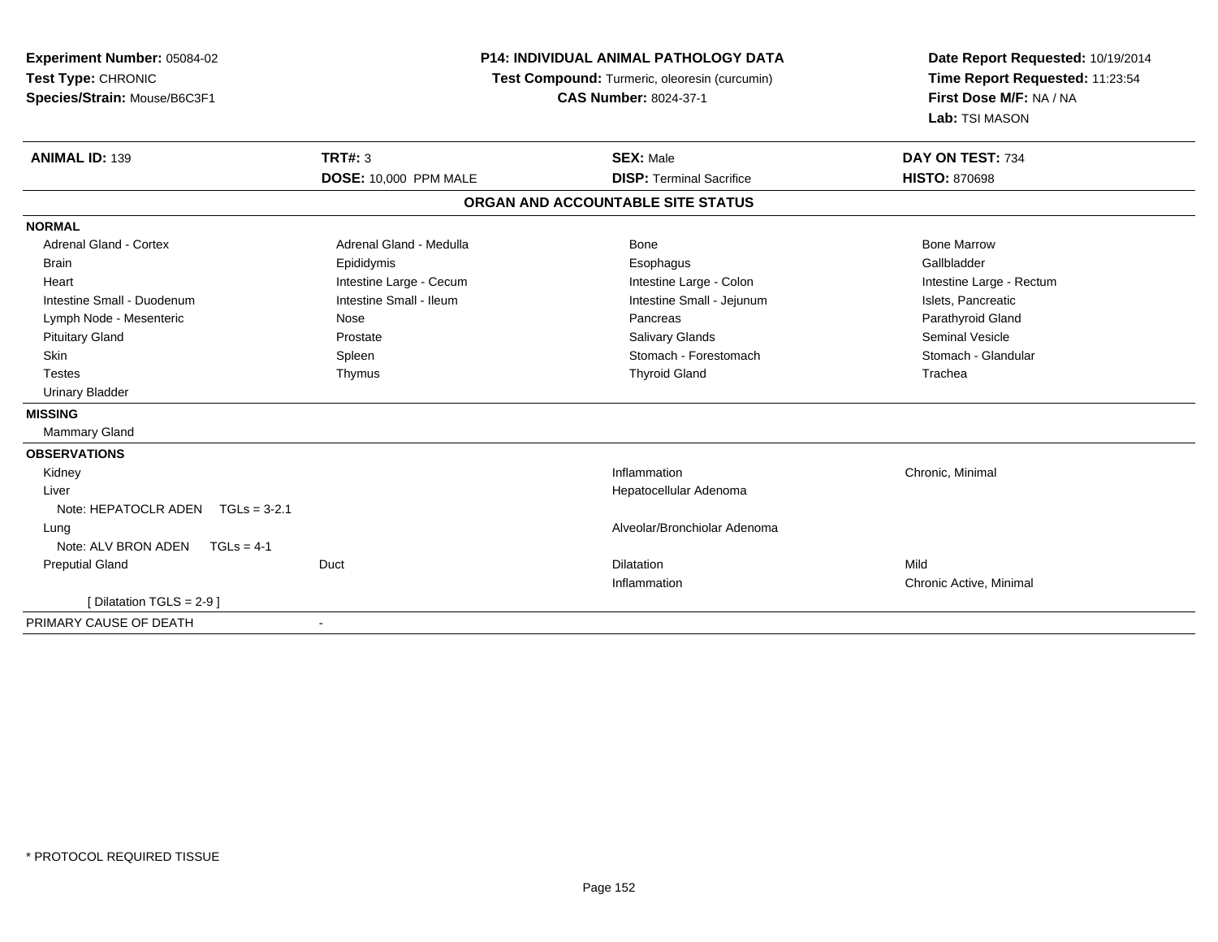**Experiment Number:** 05084-02
**Test Type:** CHRONIC
**Species/Strain:** Mouse/B6C3F1

**P14: INDIVIDUAL ANIMAL PATHOLOGY DATA**
**Test Compound:** Turmeric, oleoresin (curcumin)
**CAS Number:** 8024-37-1

**Date Report Requested:** 10/19/2014
**Time Report Requested:** 11:23:54
**First Dose M/F:** NA / NA
**Lab:** TSI MASON

| **ANIMAL ID:** 139 | **TRT#:** 3 | **SEX:** Male | **DAY ON TEST:** 734 |
|---|---|---|---|
| | **DOSE:** 10,000 PPM MALE | **DISP:** Terminal Sacrifice | **HISTO:** 870698 |

## ORGAN AND ACCOUNTABLE SITE STATUS

**NORMAL**

| | | | |
|---|---|---|---|
| Adrenal Gland - Cortex | Adrenal Gland - Medulla | Bone | Bone Marrow |
| Brain | Epididymis | Esophagus | Gallbladder |
| Heart | Intestine Large - Cecum | Intestine Large - Colon | Intestine Large - Rectum |
| Intestine Small - Duodenum | Intestine Small - Ileum | Intestine Small - Jejunum | Islets, Pancreatic |
| Lymph Node - Mesenteric | Nose | Pancreas | Parathyroid Gland |
| Pituitary Gland | Prostate | Salivary Glands | Seminal Vesicle |
| Skin | Spleen | Stomach - Forestomach | Stomach - Glandular |
| Testes | Thymus | Thyroid Gland | Trachea |
| Urinary Bladder | | | |

**MISSING**

Mammary Gland

**OBSERVATIONS**

| | | | |
|---|---|---|---|
| Kidney | | Inflammation | Chronic, Minimal |
| Liver | | Hepatocellular Adenoma | |
| Note: HEPATOCLR ADEN TGLs = 3-2.1 | | | |
| Lung | | Alveolar/Bronchiolar Adenoma | |
| Note: ALV BRON ADEN TGLs = 4-1 | | | |
| Preputial Gland | Duct | Dilatation | Mild |
| | | Inflammation | Chronic Active, Minimal |
| [ Dilatation TGLS = 2-9 ] | | | |

PRIMARY CAUSE OF DEATH -

* PROTOCOL REQUIRED TISSUE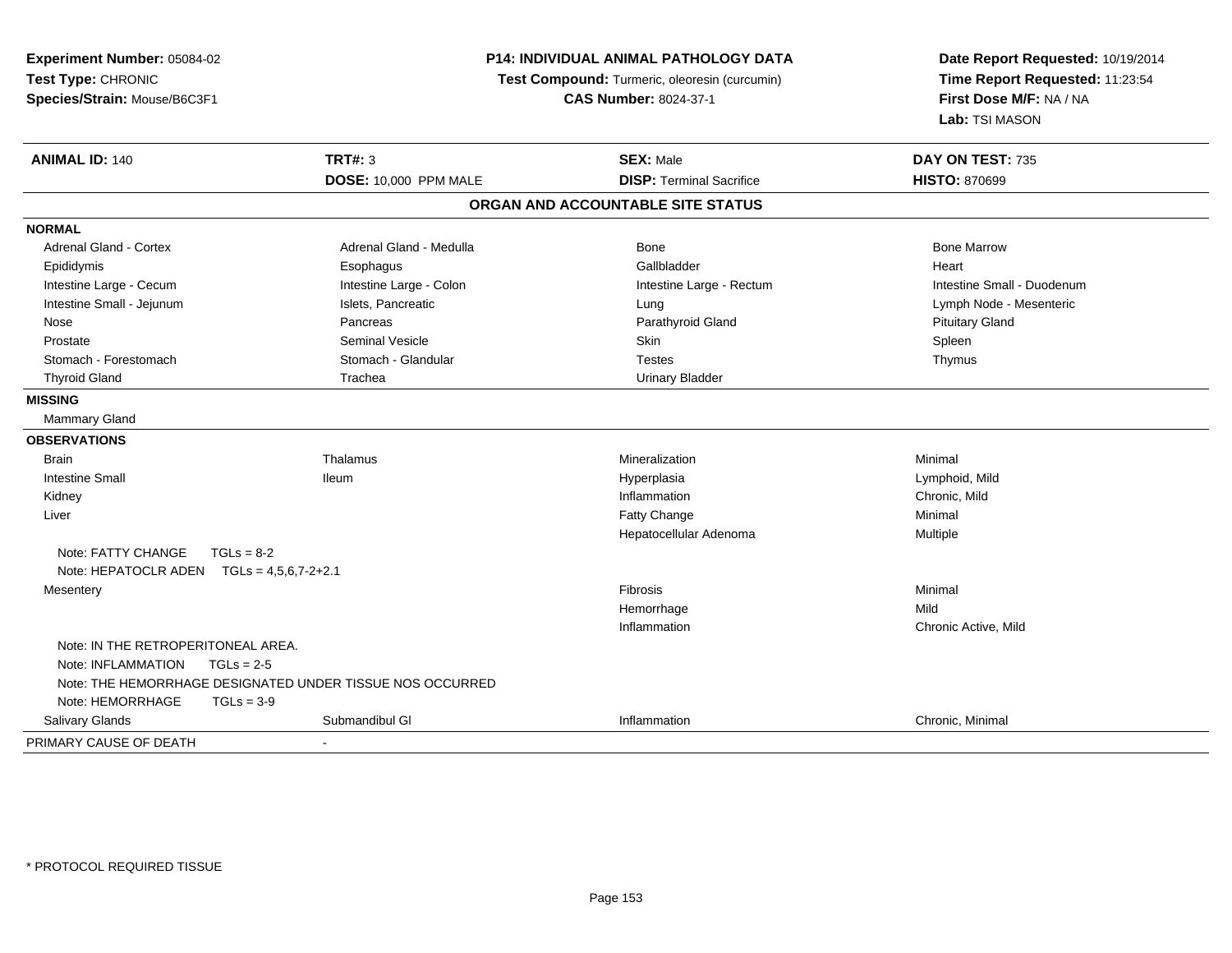**Experiment Number:** 05084-02
**Test Type:** CHRONIC
**Species/Strain:** Mouse/B6C3F1

**P14: INDIVIDUAL ANIMAL PATHOLOGY DATA**
**Test Compound:** Turmeric, oleoresin (curcumin)
**CAS Number:** 8024-37-1

**Date Report Requested:** 10/19/2014
**Time Report Requested:** 11:23:54
**First Dose M/F:** NA / NA
**Lab:** TSI MASON

| **ANIMAL ID:** 140 | **TRT#:** 3 | **SEX:** Male | **DAY ON TEST:** 735 |
|---|---|---|---|
| | **DOSE:** 10,000 PPM MALE | **DISP:** Terminal Sacrifice | **HISTO:** 870699 |

## ORGAN AND ACCOUNTABLE SITE STATUS

**NORMAL**

| | | | |
|---|---|---|---|
| Adrenal Gland - Cortex | Adrenal Gland - Medulla | Bone | Bone Marrow |
| Epididymis | Esophagus | Gallbladder | Heart |
| Intestine Large - Cecum | Intestine Large - Colon | Intestine Large - Rectum | Intestine Small - Duodenum |
| Intestine Small - Jejunum | Islets, Pancreatic | Lung | Lymph Node - Mesenteric |
| Nose | Pancreas | Parathyroid Gland | Pituitary Gland |
| Prostate | Seminal Vesicle | Skin | Spleen |
| Stomach - Forestomach | Stomach - Glandular | Testes | Thymus |
| Thyroid Gland | Trachea | Urinary Bladder | |

**MISSING**

Mammary Gland

**OBSERVATIONS**

| | | | |
|---|---|---|---|
| Brain | Thalamus | Mineralization | Minimal |
| Intestine Small | Ileum | Hyperplasia | Lymphoid, Mild |
| Kidney | | Inflammation | Chronic, Mild |
| Liver | | Fatty Change | Minimal |
| | | Hepatocellular Adenoma | Multiple |
| Note: FATTY CHANGE TGLs = 8-2 | | | |
| Note: HEPATOCLR ADEN TGLs = 4,5,6,7-2+2.1 | | | |
| Mesentery | | Fibrosis | Minimal |
| | | Hemorrhage | Mild |
| | | Inflammation | Chronic Active, Mild |
| Note: IN THE RETROPERITONEAL AREA. | | | |
| Note: INFLAMMATION TGLs = 2-5 | | | |
| Note: THE HEMORRHAGE DESIGNATED UNDER TISSUE NOS OCCURRED | | | |
| Note: HEMORRHAGE TGLs = 3-9 | | | |
| Salivary Glands | Submandibul Gl | Inflammation | Chronic, Minimal |

PRIMARY CAUSE OF DEATH -

\* PROTOCOL REQUIRED TISSUE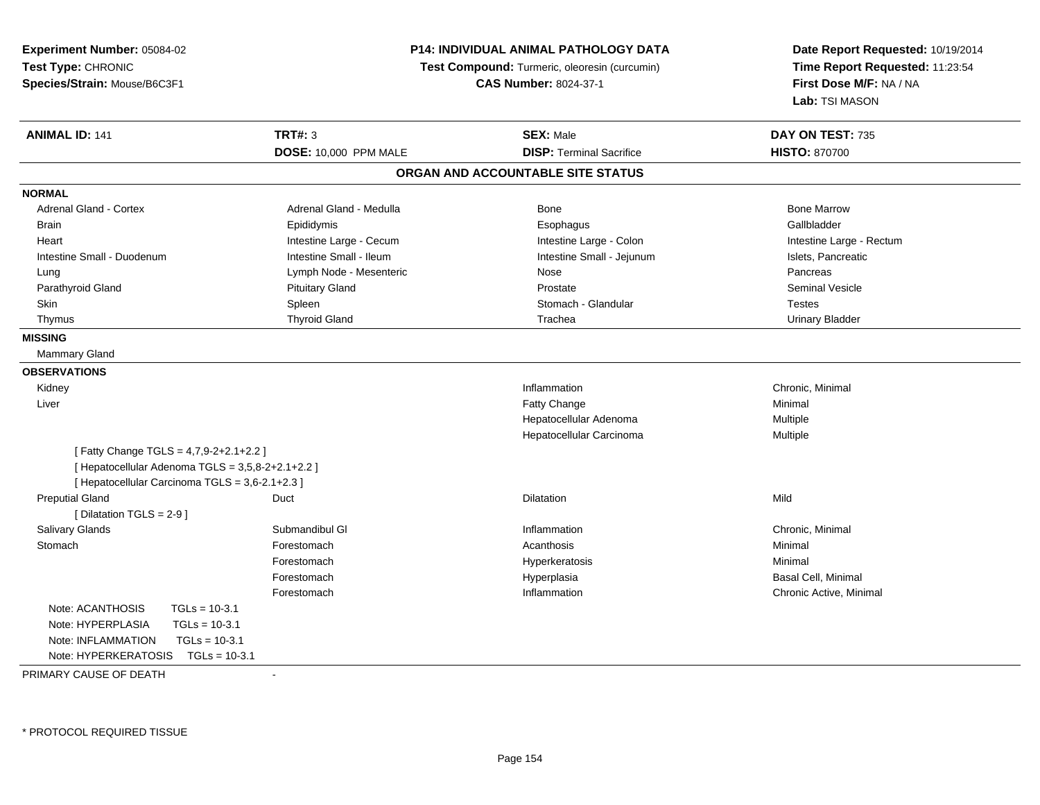**Experiment Number:** 05084-02
**Test Type:** CHRONIC
**Species/Strain:** Mouse/B6C3F1

**P14: INDIVIDUAL ANIMAL PATHOLOGY DATA**
**Test Compound:** Turmeric, oleoresin (curcumin)
**CAS Number:** 8024-37-1

**Date Report Requested:** 10/19/2014
**Time Report Requested:** 11:23:54
**First Dose M/F:** NA / NA
**Lab:** TSI MASON

| **ANIMAL ID:** 141 | **TRT#:** 3 | **SEX:** Male | **DAY ON TEST:** 735 |
|---|---|---|---|
| | **DOSE:** 10,000 PPM MALE | **DISP:** Terminal Sacrifice | **HISTO:** 870700 |

## ORGAN AND ACCOUNTABLE SITE STATUS

**NORMAL**

| | | | |
|---|---|---|---|
| Adrenal Gland - Cortex | Adrenal Gland - Medulla | Bone | Bone Marrow |
| Brain | Epididymis | Esophagus | Gallbladder |
| Heart | Intestine Large - Cecum | Intestine Large - Colon | Intestine Large - Rectum |
| Intestine Small - Duodenum | Intestine Small - Ileum | Intestine Small - Jejunum | Islets, Pancreatic |
| Lung | Lymph Node - Mesenteric | Nose | Pancreas |
| Parathyroid Gland | Pituitary Gland | Prostate | Seminal Vesicle |
| Skin | Spleen | Stomach - Glandular | Testes |
| Thymus | Thyroid Gland | Trachea | Urinary Bladder |

**MISSING**

Mammary Gland

**OBSERVATIONS**

| | | | |
|---|---|---|---|
| Kidney | | Inflammation | Chronic, Minimal |
| Liver | | Fatty Change | Minimal |
| | | Hepatocellular Adenoma | Multiple |
| | | Hepatocellular Carcinoma | Multiple |
| [ Fatty Change TGLS = 4,7,9-2+2.1+2.2 ] | | | |
| [ Hepatocellular Adenoma TGLS = 3,5,8-2+2.1+2.2 ] | | | |
| [ Hepatocellular Carcinoma TGLS = 3,6-2.1+2.3 ] | | | |
| Preputial Gland | Duct | Dilatation | Mild |
| [ Dilatation TGLS = 2-9 ] | | | |
| Salivary Glands | Submandibul Gl | Inflammation | Chronic, Minimal |
| Stomach | Forestomach | Acanthosis | Minimal |
| | Forestomach | Hyperkeratosis | Minimal |
| | Forestomach | Hyperplasia | Basal Cell, Minimal |
| | Forestomach | Inflammation | Chronic Active, Minimal |

Note: ACANTHOSIS TGLs = 10-3.1
Note: HYPERPLASIA TGLs = 10-3.1
Note: INFLAMMATION TGLs = 10-3.1
Note: HYPERKERATOSIS TGLs = 10-3.1

PRIMARY CAUSE OF DEATH -

* PROTOCOL REQUIRED TISSUE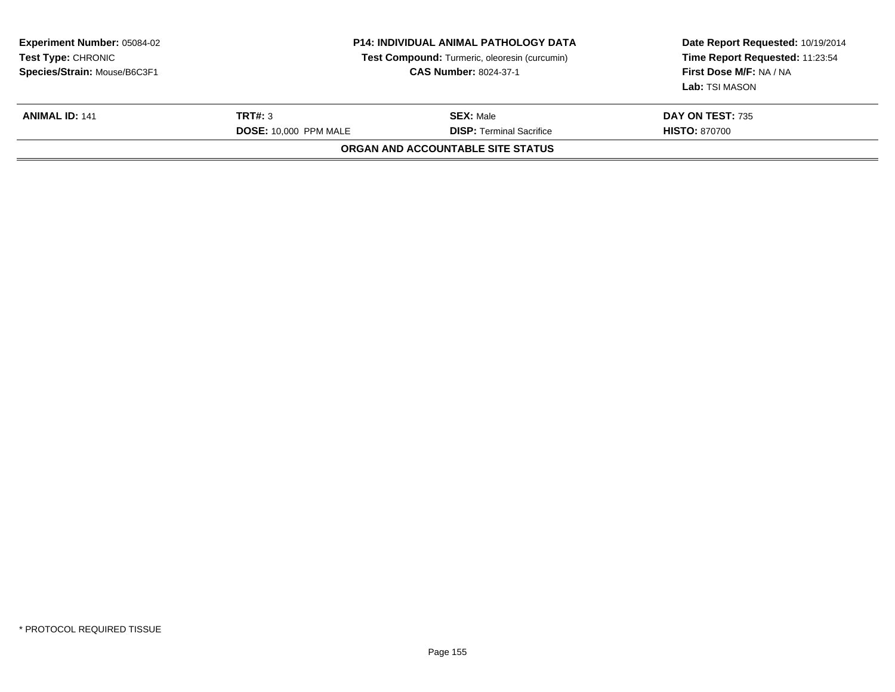**Experiment Number:** 05084-02
**Test Type:** CHRONIC
**Species/Strain:** Mouse/B6C3F1

**P14: INDIVIDUAL ANIMAL PATHOLOGY DATA**
**Test Compound:** Turmeric, oleoresin (curcumin)
**CAS Number:** 8024-37-1

**Date Report Requested:** 10/19/2014
**Time Report Requested:** 11:23:54
**First Dose M/F:** NA / NA
**Lab:** TSI MASON

| **ANIMAL ID:** 141 | **TRT#:** 3 | **SEX:** Male | **DAY ON TEST:** 735 |
|---|---|---|---|
| | **DOSE:** 10,000 PPM MALE | **DISP:** Terminal Sacrifice | **HISTO:** 870700 |

**ORGAN AND ACCOUNTABLE SITE STATUS**

* PROTOCOL REQUIRED TISSUE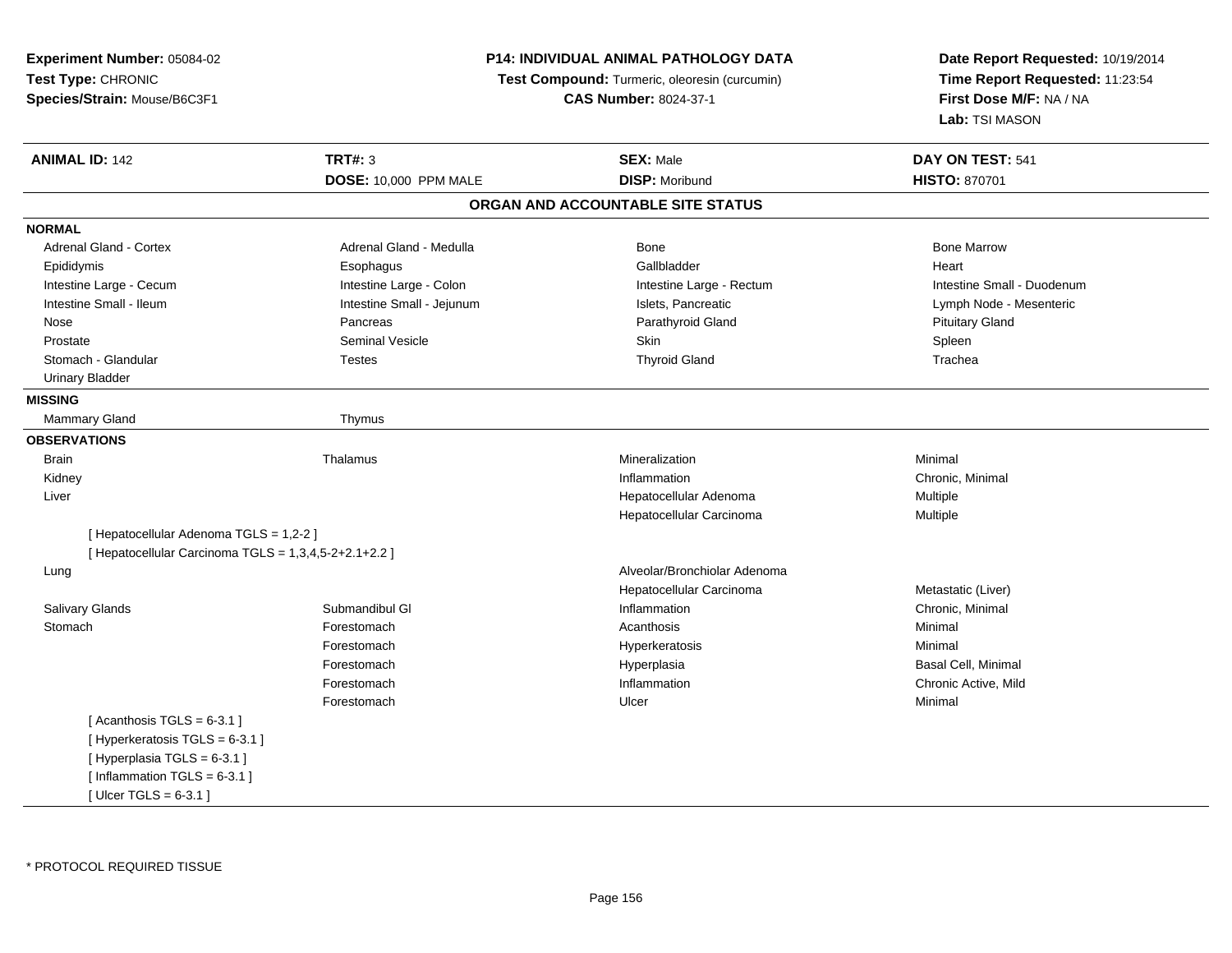**Experiment Number:** 05084-02
**Test Type:** CHRONIC
**Species/Strain:** Mouse/B6C3F1

**P14: INDIVIDUAL ANIMAL PATHOLOGY DATA**
**Test Compound:** Turmeric, oleoresin (curcumin)
**CAS Number:** 8024-37-1

**Date Report Requested:** 10/19/2014
**Time Report Requested:** 11:23:54
**First Dose M/F:** NA / NA
**Lab:** TSI MASON

| **ANIMAL ID:** 142 | **TRT#:** 3 | **SEX:** Male | **DAY ON TEST:** 541 |
|---|---|---|---|
| | **DOSE:** 10,000 PPM MALE | **DISP:** Moribund | **HISTO:** 870701 |

## ORGAN AND ACCOUNTABLE SITE STATUS

**NORMAL**

| | | | |
|---|---|---|---|
| Adrenal Gland - Cortex | Adrenal Gland - Medulla | Bone | Bone Marrow |
| Epididymis | Esophagus | Gallbladder | Heart |
| Intestine Large - Cecum | Intestine Large - Colon | Intestine Large - Rectum | Intestine Small - Duodenum |
| Intestine Small - Ileum | Intestine Small - Jejunum | Islets, Pancreatic | Lymph Node - Mesenteric |
| Nose | Pancreas | Parathyroid Gland | Pituitary Gland |
| Prostate | Seminal Vesicle | Skin | Spleen |
| Stomach - Glandular | Testes | Thyroid Gland | Trachea |
| Urinary Bladder | | | |

**MISSING**

| | |
|---|---|
| Mammary Gland | Thymus |

**OBSERVATIONS**

| | | | |
|---|---|---|---|
| Brain | Thalamus | Mineralization | Minimal |
| Kidney | | Inflammation | Chronic, Minimal |
| Liver | | Hepatocellular Adenoma | Multiple |
| | | Hepatocellular Carcinoma | Multiple |
| [ Hepatocellular Adenoma TGLS = 1,2-2 ] | | | |
| [ Hepatocellular Carcinoma TGLS = 1,3,4,5-2+2.1+2.2 ] | | | |
| Lung | | Alveolar/Bronchiolar Adenoma | |
| | | Hepatocellular Carcinoma | Metastatic (Liver) |
| Salivary Glands | Submandibul Gl | Inflammation | Chronic, Minimal |
| Stomach | Forestomach | Acanthosis | Minimal |
| | Forestomach | Hyperkeratosis | Minimal |
| | Forestomach | Hyperplasia | Basal Cell, Minimal |
| | Forestomach | Inflammation | Chronic Active, Mild |
| | Forestomach | Ulcer | Minimal |
| [ Acanthosis TGLS = 6-3.1 ] | | | |
| [ Hyperkeratosis TGLS = 6-3.1 ] | | | |
| [ Hyperplasia TGLS = 6-3.1 ] | | | |
| [ Inflammation TGLS = 6-3.1 ] | | | |
| [ Ulcer TGLS = 6-3.1 ] | | | |

* PROTOCOL REQUIRED TISSUE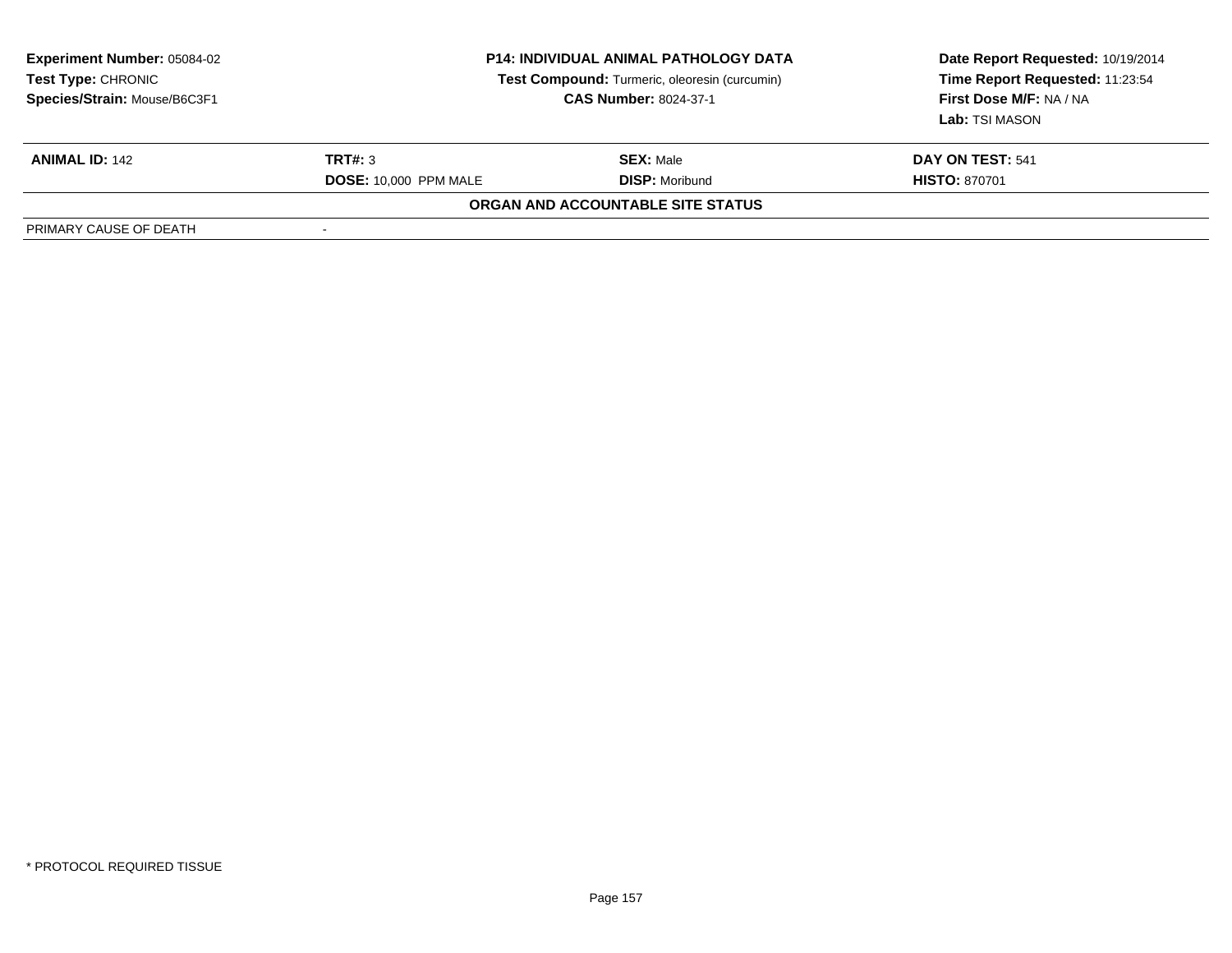**Experiment Number:** 05084-02
**Test Type:** CHRONIC
**Species/Strain:** Mouse/B6C3F1

**P14: INDIVIDUAL ANIMAL PATHOLOGY DATA**
**Test Compound:** Turmeric, oleoresin (curcumin)
**CAS Number:** 8024-37-1

**Date Report Requested:** 10/19/2014
**Time Report Requested:** 11:23:54
**First Dose M/F:** NA / NA
**Lab:** TSI MASON

| **ANIMAL ID:** 142 | **TRT#:** 3 | **SEX:** Male | **DAY ON TEST:** 541 |
|---|---|---|---|
| | **DOSE:** 10,000 PPM MALE | **DISP:** Moribund | **HISTO:** 870701 |

**ORGAN AND ACCOUNTABLE SITE STATUS**

| PRIMARY CAUSE OF DEATH | - |
|---|---|

* PROTOCOL REQUIRED TISSUE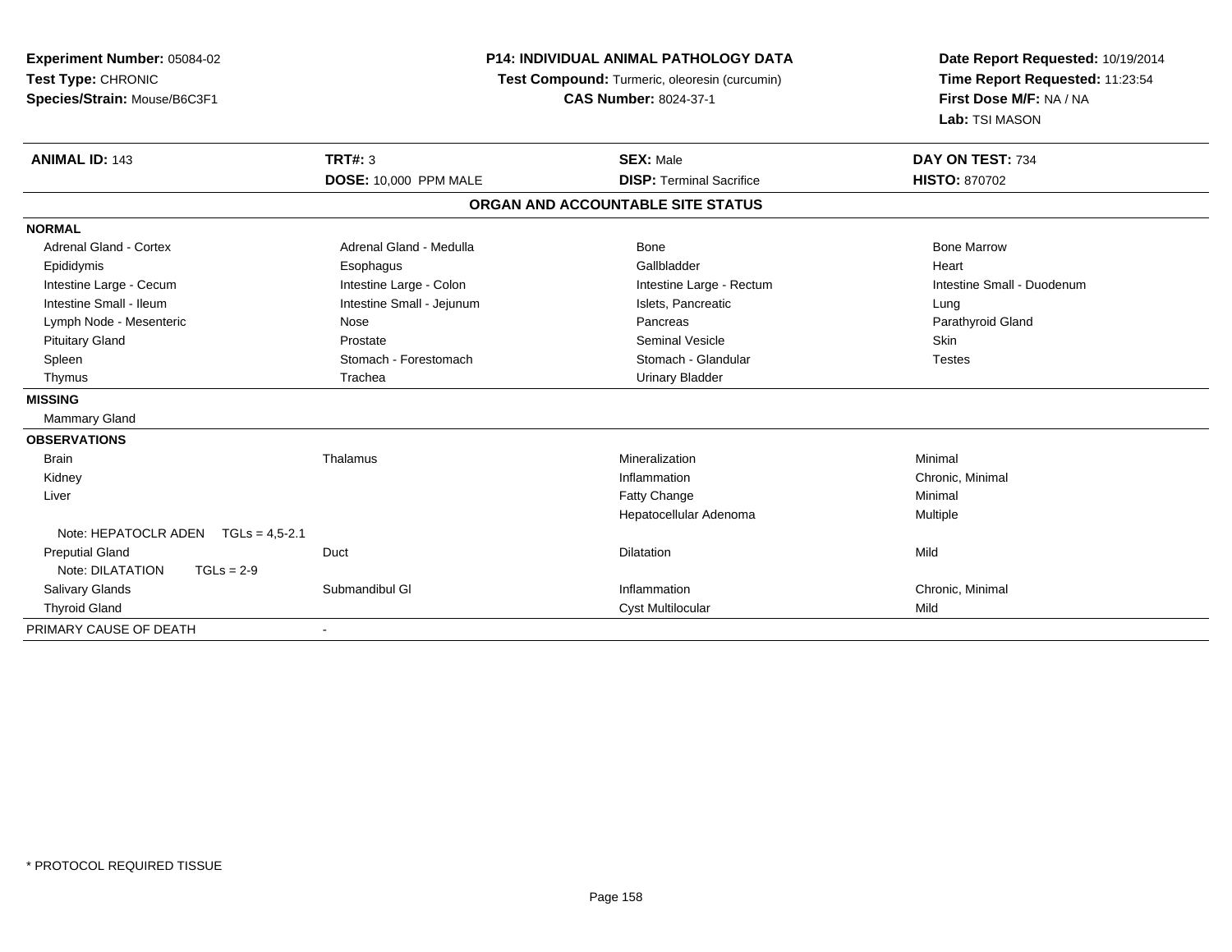**Experiment Number:** 05084-02
**Test Type:** CHRONIC
**Species/Strain:** Mouse/B6C3F1

**P14: INDIVIDUAL ANIMAL PATHOLOGY DATA**
**Test Compound:** Turmeric, oleoresin (curcumin)
**CAS Number:** 8024-37-1

**Date Report Requested:** 10/19/2014
**Time Report Requested:** 11:23:54
**First Dose M/F:** NA / NA
**Lab:** TSI MASON

| **ANIMAL ID:** 143 | **TRT#:** 3 | **SEX:** Male | **DAY ON TEST:** 734 |
|---|---|---|---|
| | **DOSE:** 10,000 PPM MALE | **DISP:** Terminal Sacrifice | **HISTO:** 870702 |

**ORGAN AND ACCOUNTABLE SITE STATUS**

| | | | |
|---|---|---|---|
| **NORMAL** | | | |
| Adrenal Gland - Cortex | Adrenal Gland - Medulla | Bone | Bone Marrow |
| Epididymis | Esophagus | Gallbladder | Heart |
| Intestine Large - Cecum | Intestine Large - Colon | Intestine Large - Rectum | Intestine Small - Duodenum |
| Intestine Small - Ileum | Intestine Small - Jejunum | Islets, Pancreatic | Lung |
| Lymph Node - Mesenteric | Nose | Pancreas | Parathyroid Gland |
| Pituitary Gland | Prostate | Seminal Vesicle | Skin |
| Spleen | Stomach - Forestomach | Stomach - Glandular | Testes |
| Thymus | Trachea | Urinary Bladder | |
| **MISSING** | | | |
| Mammary Gland | | | |
| **OBSERVATIONS** | | | |
| Brain | Thalamus | Mineralization | Minimal |
| Kidney | | Inflammation | Chronic, Minimal |
| Liver | | Fatty Change | Minimal |
| | | Hepatocellular Adenoma | Multiple |
| Note: HEPATOCLR ADEN TGLs = 4,5-2.1 | | | |
| Preputial Gland | Duct | Dilatation | Mild |
| Note: DILATATION TGLs = 2-9 | | | |
| Salivary Glands | Submandibul Gl | Inflammation | Chronic, Minimal |
| Thyroid Gland | | Cyst Multilocular | Mild |
| PRIMARY CAUSE OF DEATH | - | | |

\* PROTOCOL REQUIRED TISSUE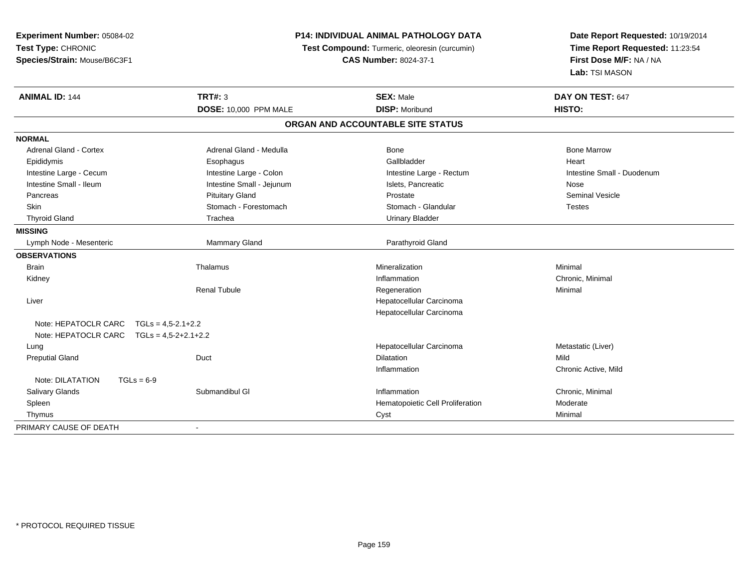**Experiment Number:** 05084-02
**Test Type:** CHRONIC
**Species/Strain:** Mouse/B6C3F1

**P14: INDIVIDUAL ANIMAL PATHOLOGY DATA**
**Test Compound:** Turmeric, oleoresin (curcumin)
**CAS Number:** 8024-37-1

**Date Report Requested:** 10/19/2014
**Time Report Requested:** 11:23:54
**First Dose M/F:** NA / NA
**Lab:** TSI MASON

| **ANIMAL ID:** 144 | **TRT#:** 3 | **SEX:** Male | **DAY ON TEST:** 647 |
|---|---|---|---|
| | **DOSE:** 10,000 PPM MALE | **DISP:** Moribund | **HISTO:** |

**ORGAN AND ACCOUNTABLE SITE STATUS**

| | | | |
|---|---|---|---|
| **NORMAL** | | | |
| Adrenal Gland - Cortex | Adrenal Gland - Medulla | Bone | Bone Marrow |
| Epididymis | Esophagus | Gallbladder | Heart |
| Intestine Large - Cecum | Intestine Large - Colon | Intestine Large - Rectum | Intestine Small - Duodenum |
| Intestine Small - Ileum | Intestine Small - Jejunum | Islets, Pancreatic | Nose |
| Pancreas | Pituitary Gland | Prostate | Seminal Vesicle |
| Skin | Stomach - Forestomach | Stomach - Glandular | Testes |
| Thyroid Gland | Trachea | Urinary Bladder | |
| **MISSING** | | | |
| Lymph Node - Mesenteric | Mammary Gland | Parathyroid Gland | |
| **OBSERVATIONS** | | | |
| Brain | Thalamus | Mineralization | Minimal |
| Kidney | | Inflammation | Chronic, Minimal |
| | Renal Tubule | Regeneration | Minimal |
| Liver | | Hepatocellular Carcinoma | |
| | | Hepatocellular Carcinoma | |
| Note: HEPATOCLR CARC TGLs = 4,5-2.1+2.2 | | | |
| Note: HEPATOCLR CARC TGLs = 4,5-2+2.1+2.2 | | | |
| Lung | | Hepatocellular Carcinoma | Metastatic (Liver) |
| Preputial Gland | Duct | Dilatation | Mild |
| | | Inflammation | Chronic Active, Mild |
| Note: DILATATION TGLs = 6-9 | | | |
| Salivary Glands | Submandibul Gl | Inflammation | Chronic, Minimal |
| Spleen | | Hematopoietic Cell Proliferation | Moderate |
| Thymus | | Cyst | Minimal |
| PRIMARY CAUSE OF DEATH | - | | |

* PROTOCOL REQUIRED TISSUE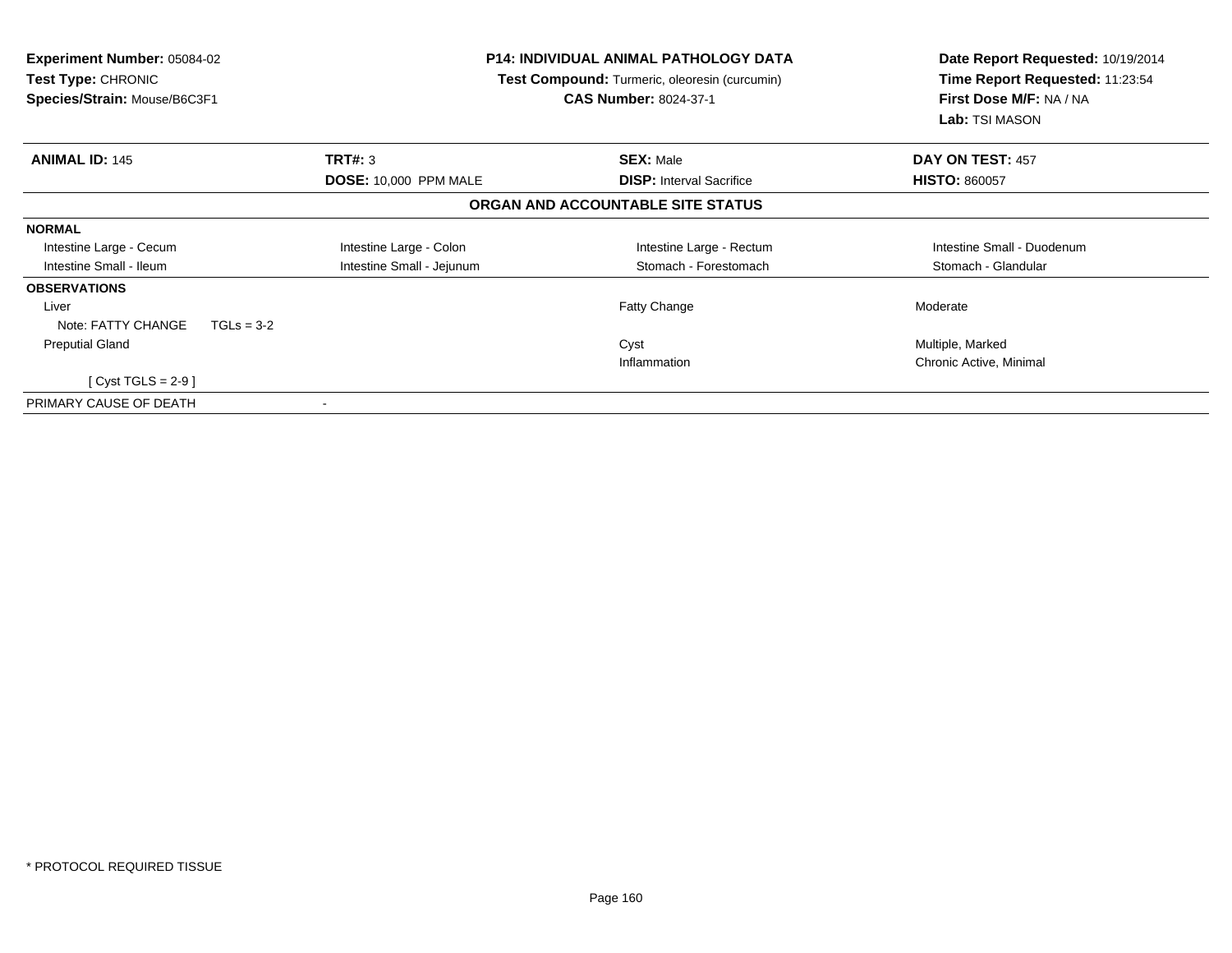**Experiment Number:** 05084-02
**Test Type:** CHRONIC
**Species/Strain:** Mouse/B6C3F1

**P14: INDIVIDUAL ANIMAL PATHOLOGY DATA**
**Test Compound:** Turmeric, oleoresin (curcumin)
**CAS Number:** 8024-37-1

**Date Report Requested:** 10/19/2014
**Time Report Requested:** 11:23:54
**First Dose M/F:** NA / NA
**Lab:** TSI MASON

| **ANIMAL ID:** 145 | **TRT#:** 3 | **SEX:** Male | **DAY ON TEST:** 457 |
|---|---|---|---|
| | **DOSE:** 10,000 PPM MALE | **DISP:** Interval Sacrifice | **HISTO:** 860057 |

**ORGAN AND ACCOUNTABLE SITE STATUS**

**NORMAL**

| | | | |
|---|---|---|---|
| Intestine Large - Cecum | Intestine Large - Colon | Intestine Large - Rectum | Intestine Small - Duodenum |
| Intestine Small - Ileum | Intestine Small - Jejunum | Stomach - Forestomach | Stomach - Glandular |

**OBSERVATIONS**

| | | | |
|---|---|---|---|
| Liver | | Fatty Change | Moderate |
| Note: FATTY CHANGE TGLs = 3-2 | | | |
| Preputial Gland | | Cyst | Multiple, Marked |
| | | Inflammation | Chronic Active, Minimal |
| [ Cyst TGLS = 2-9 ] | | | |

PRIMARY CAUSE OF DEATH -

* PROTOCOL REQUIRED TISSUE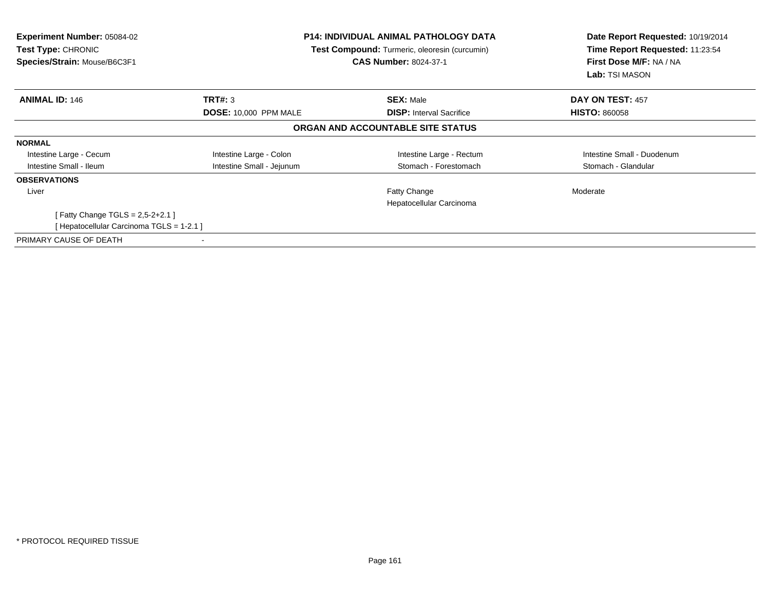**Experiment Number:** 05084-02
**Test Type:** CHRONIC
**Species/Strain:** Mouse/B6C3F1

**P14: INDIVIDUAL ANIMAL PATHOLOGY DATA**
**Test Compound:** Turmeric, oleoresin (curcumin)
**CAS Number:** 8024-37-1

**Date Report Requested:** 10/19/2014
**Time Report Requested:** 11:23:54
**First Dose M/F:** NA / NA
**Lab:** TSI MASON

| **ANIMAL ID:** 146 | **TRT#:** 3 | **SEX:** Male | **DAY ON TEST:** 457 |
|---|---|---|---|
| | **DOSE:** 10,000 PPM MALE | **DISP:** Interval Sacrifice | **HISTO:** 860058 |

**ORGAN AND ACCOUNTABLE SITE STATUS**

| | | | |
|---|---|---|---|
| **NORMAL** | | | |
| Intestine Large - Cecum | Intestine Large - Colon | Intestine Large - Rectum | Intestine Small - Duodenum |
| Intestine Small - Ileum | Intestine Small - Jejunum | Stomach - Forestomach | Stomach - Glandular |
| **OBSERVATIONS** | | | |
| Liver | | Fatty Change | Moderate |
| | | Hepatocellular Carcinoma | |
| [ Fatty Change TGLS = 2,5-2+2.1 ] | | | |
| [ Hepatocellular Carcinoma TGLS = 1-2.1 ] | | | |
| PRIMARY CAUSE OF DEATH | - | | |

\* PROTOCOL REQUIRED TISSUE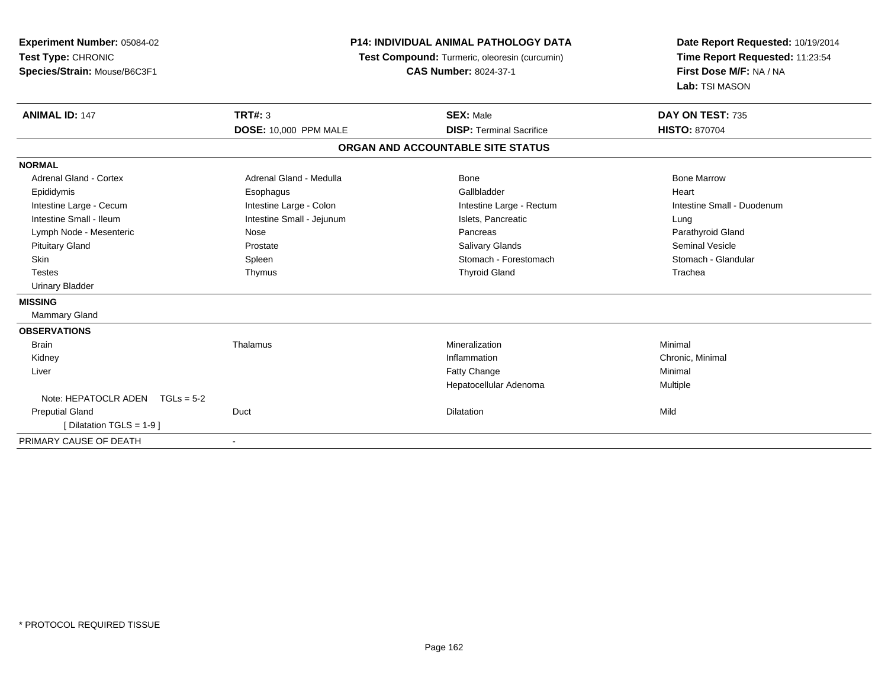**Experiment Number:** 05084-02
**Test Type:** CHRONIC
**Species/Strain:** Mouse/B6C3F1

**P14: INDIVIDUAL ANIMAL PATHOLOGY DATA**
**Test Compound:** Turmeric, oleoresin (curcumin)
**CAS Number:** 8024-37-1

**Date Report Requested:** 10/19/2014
**Time Report Requested:** 11:23:54
**First Dose M/F:** NA / NA
**Lab:** TSI MASON

| **ANIMAL ID:** 147 | **TRT#:** 3 | **SEX:** Male | **DAY ON TEST:** 735 |
|---|---|---|---|
| | **DOSE:** 10,000 PPM MALE | **DISP:** Terminal Sacrifice | **HISTO:** 870704 |

## ORGAN AND ACCOUNTABLE SITE STATUS

| | | | |
|---|---|---|---|
| **NORMAL** | | | |
| Adrenal Gland - Cortex | Adrenal Gland - Medulla | Bone | Bone Marrow |
| Epididymis | Esophagus | Gallbladder | Heart |
| Intestine Large - Cecum | Intestine Large - Colon | Intestine Large - Rectum | Intestine Small - Duodenum |
| Intestine Small - Ileum | Intestine Small - Jejunum | Islets, Pancreatic | Lung |
| Lymph Node - Mesenteric | Nose | Pancreas | Parathyroid Gland |
| Pituitary Gland | Prostate | Salivary Glands | Seminal Vesicle |
| Skin | Spleen | Stomach - Forestomach | Stomach - Glandular |
| Testes | Thymus | Thyroid Gland | Trachea |
| Urinary Bladder | | | |
| **MISSING** | | | |
| Mammary Gland | | | |
| **OBSERVATIONS** | | | |
| Brain | Thalamus | Mineralization | Minimal |
| Kidney | | Inflammation | Chronic, Minimal |
| Liver | | Fatty Change | Minimal |
| | | Hepatocellular Adenoma | Multiple |
| Note: HEPATOCLR ADEN TGLs = 5-2 | | | |
| Preputial Gland | Duct | Dilatation | Mild |
| [ Dilatation TGLS = 1-9 ] | | | |
| PRIMARY CAUSE OF DEATH | - | | |

* PROTOCOL REQUIRED TISSUE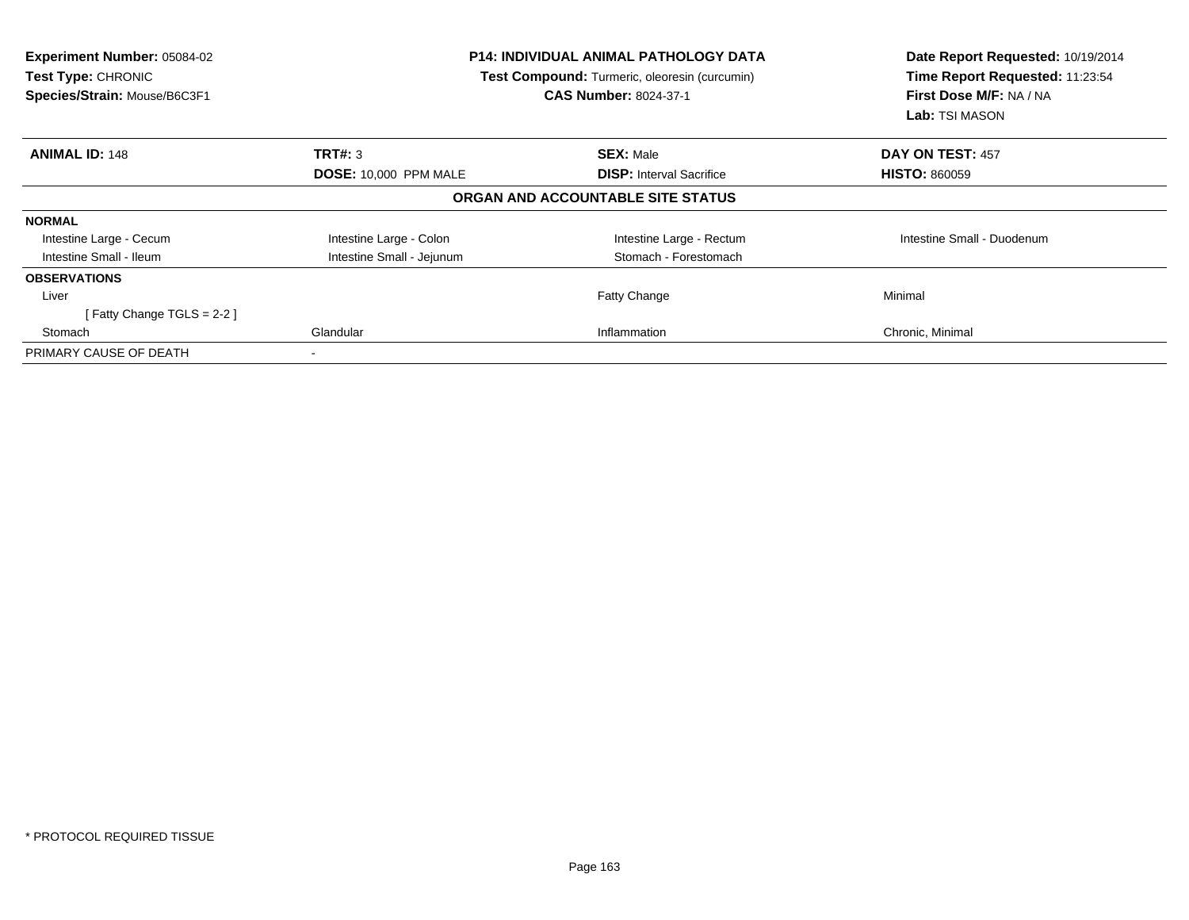**Experiment Number:** 05084-02
**Test Type:** CHRONIC
**Species/Strain:** Mouse/B6C3F1

**P14: INDIVIDUAL ANIMAL PATHOLOGY DATA**
**Test Compound:** Turmeric, oleoresin (curcumin)
**CAS Number:** 8024-37-1

**Date Report Requested:** 10/19/2014
**Time Report Requested:** 11:23:54
**First Dose M/F:** NA / NA
**Lab:** TSI MASON

| **ANIMAL ID:** 148 | **TRT#:** 3 | **SEX:** Male | **DAY ON TEST:** 457 |
|---|---|---|---|
| | **DOSE:** 10,000 PPM MALE | **DISP:** Interval Sacrifice | **HISTO:** 860059 |
| | | **ORGAN AND ACCOUNTABLE SITE STATUS** | |
| **NORMAL** | | | |
| Intestine Large - Cecum | Intestine Large - Colon | Intestine Large - Rectum | Intestine Small - Duodenum |
| Intestine Small - Ileum | Intestine Small - Jejunum | Stomach - Forestomach | |
| **OBSERVATIONS** | | | |
| Liver | | Fatty Change | Minimal |
| [ Fatty Change TGLS = 2-2 ] | | | |
| Stomach | Glandular | Inflammation | Chronic, Minimal |
| PRIMARY CAUSE OF DEATH | - | | |

* PROTOCOL REQUIRED TISSUE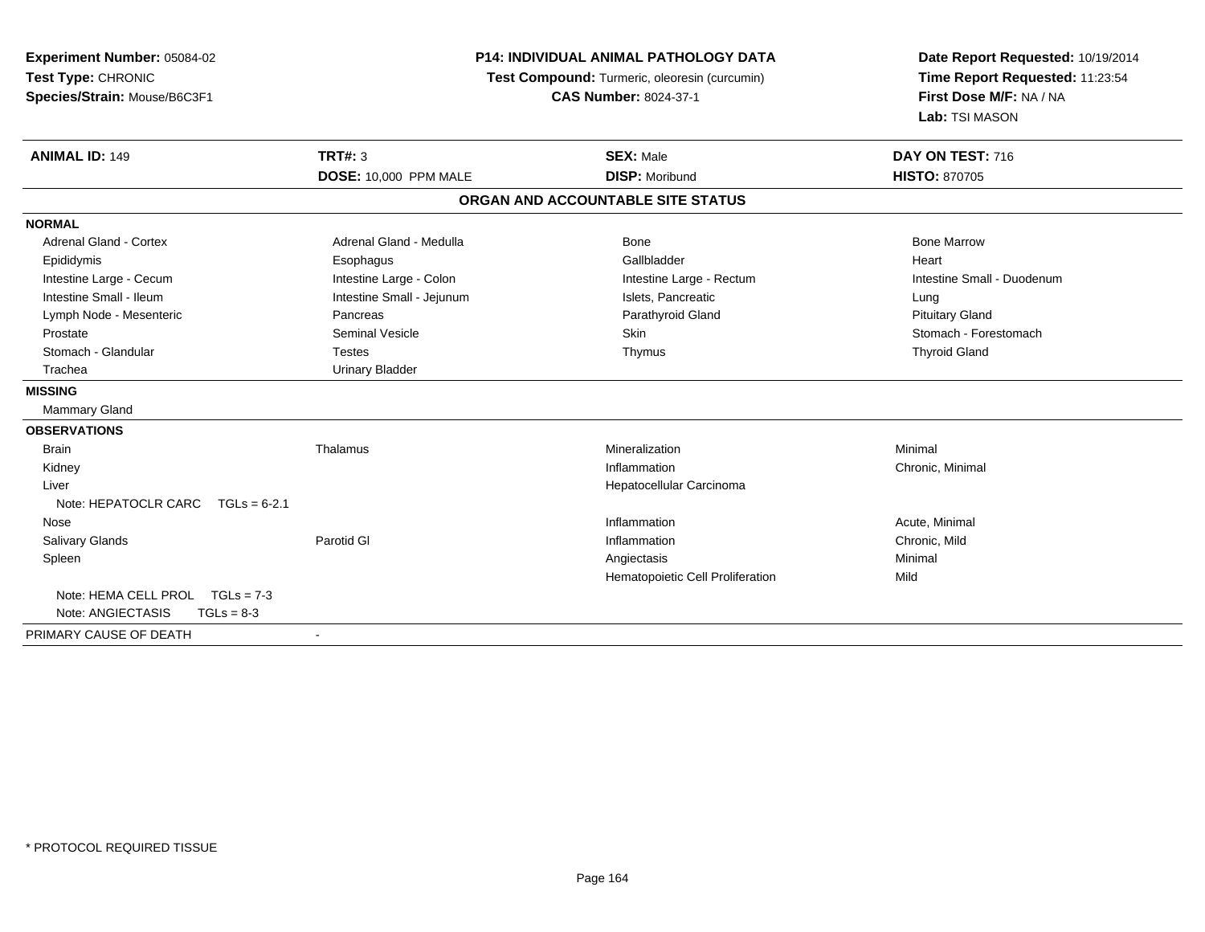**Experiment Number:** 05084-02
**Test Type:** CHRONIC
**Species/Strain:** Mouse/B6C3F1

**P14: INDIVIDUAL ANIMAL PATHOLOGY DATA**
**Test Compound:** Turmeric, oleoresin (curcumin)
**CAS Number:** 8024-37-1

**Date Report Requested:** 10/19/2014
**Time Report Requested:** 11:23:54
**First Dose M/F:** NA / NA
**Lab:** TSI MASON

| **ANIMAL ID:** 149 | **TRT#:** 3 | **SEX:** Male | **DAY ON TEST:** 716 |
|---|---|---|---|
| | **DOSE:** 10,000 PPM MALE | **DISP:** Moribund | **HISTO:** 870705 |

## ORGAN AND ACCOUNTABLE SITE STATUS

| | | | |
|---|---|---|---|
| **NORMAL** | | | |
| Adrenal Gland - Cortex | Adrenal Gland - Medulla | Bone | Bone Marrow |
| Epididymis | Esophagus | Gallbladder | Heart |
| Intestine Large - Cecum | Intestine Large - Colon | Intestine Large - Rectum | Intestine Small - Duodenum |
| Intestine Small - Ileum | Intestine Small - Jejunum | Islets, Pancreatic | Lung |
| Lymph Node - Mesenteric | Pancreas | Parathyroid Gland | Pituitary Gland |
| Prostate | Seminal Vesicle | Skin | Stomach - Forestomach |
| Stomach - Glandular | Testes | Thymus | Thyroid Gland |
| Trachea | Urinary Bladder | | |
| **MISSING** | | | |
| Mammary Gland | | | |
| **OBSERVATIONS** | | | |
| Brain | Thalamus | Mineralization | Minimal |
| Kidney | | Inflammation | Chronic, Minimal |
| Liver | | Hepatocellular Carcinoma | |
| Note: HEPATOCLR CARC TGLs = 6-2.1 | | | |
| Nose | | Inflammation | Acute, Minimal |
| Salivary Glands | Parotid Gl | Inflammation | Chronic, Mild |
| Spleen | | Angiectasis | Minimal |
| | | Hematopoietic Cell Proliferation | Mild |
| Note: HEMA CELL PROL TGLs = 7-3 | | | |
| Note: ANGIECTASIS TGLs = 8-3 | | | |
| PRIMARY CAUSE OF DEATH | - | | |

* PROTOCOL REQUIRED TISSUE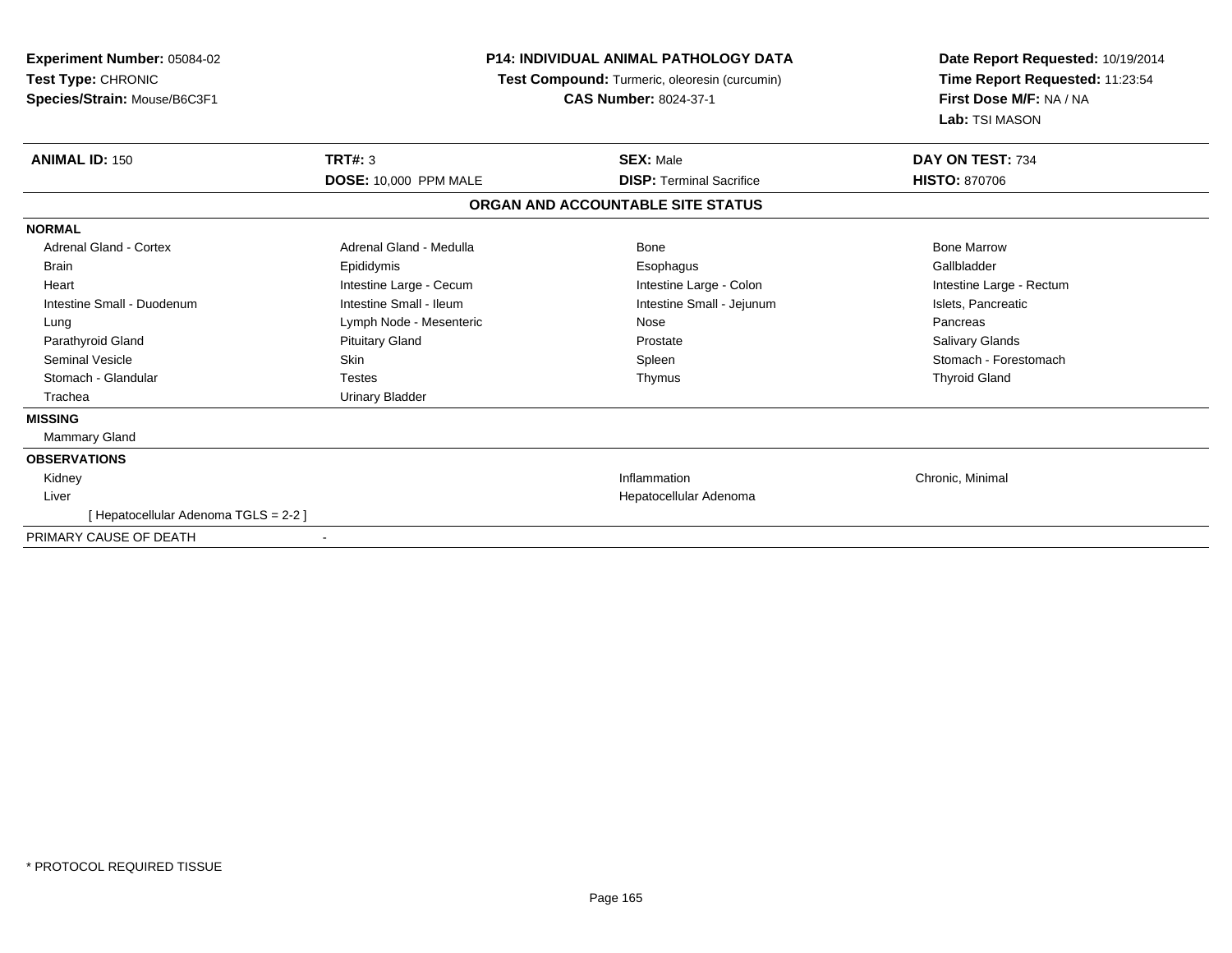**Experiment Number:** 05084-02
**Test Type:** CHRONIC
**Species/Strain:** Mouse/B6C3F1

**P14: INDIVIDUAL ANIMAL PATHOLOGY DATA**
**Test Compound:** Turmeric, oleoresin (curcumin)
**CAS Number:** 8024-37-1

**Date Report Requested:** 10/19/2014
**Time Report Requested:** 11:23:54
**First Dose M/F:** NA / NA
**Lab:** TSI MASON

| **ANIMAL ID:** 150 | **TRT#:** 3 | **SEX:** Male | **DAY ON TEST:** 734 |
|---|---|---|---|
| | **DOSE:** 10,000 PPM MALE | **DISP:** Terminal Sacrifice | **HISTO:** 870706 |

**ORGAN AND ACCOUNTABLE SITE STATUS**

**NORMAL**

| | | | |
|---|---|---|---|
| Adrenal Gland - Cortex | Adrenal Gland - Medulla | Bone | Bone Marrow |
| Brain | Epididymis | Esophagus | Gallbladder |
| Heart | Intestine Large - Cecum | Intestine Large - Colon | Intestine Large - Rectum |
| Intestine Small - Duodenum | Intestine Small - Ileum | Intestine Small - Jejunum | Islets, Pancreatic |
| Lung | Lymph Node - Mesenteric | Nose | Pancreas |
| Parathyroid Gland | Pituitary Gland | Prostate | Salivary Glands |
| Seminal Vesicle | Skin | Spleen | Stomach - Forestomach |
| Stomach - Glandular | Testes | Thymus | Thyroid Gland |
| Trachea | Urinary Bladder | | |

**MISSING**

Mammary Gland

**OBSERVATIONS**

| | | |
|---|---|---|
| Kidney | Inflammation | Chronic, Minimal |
| Liver | Hepatocellular Adenoma | |
| [ Hepatocellular Adenoma TGLS = 2-2 ] | | |

PRIMARY CAUSE OF DEATH -

* PROTOCOL REQUIRED TISSUE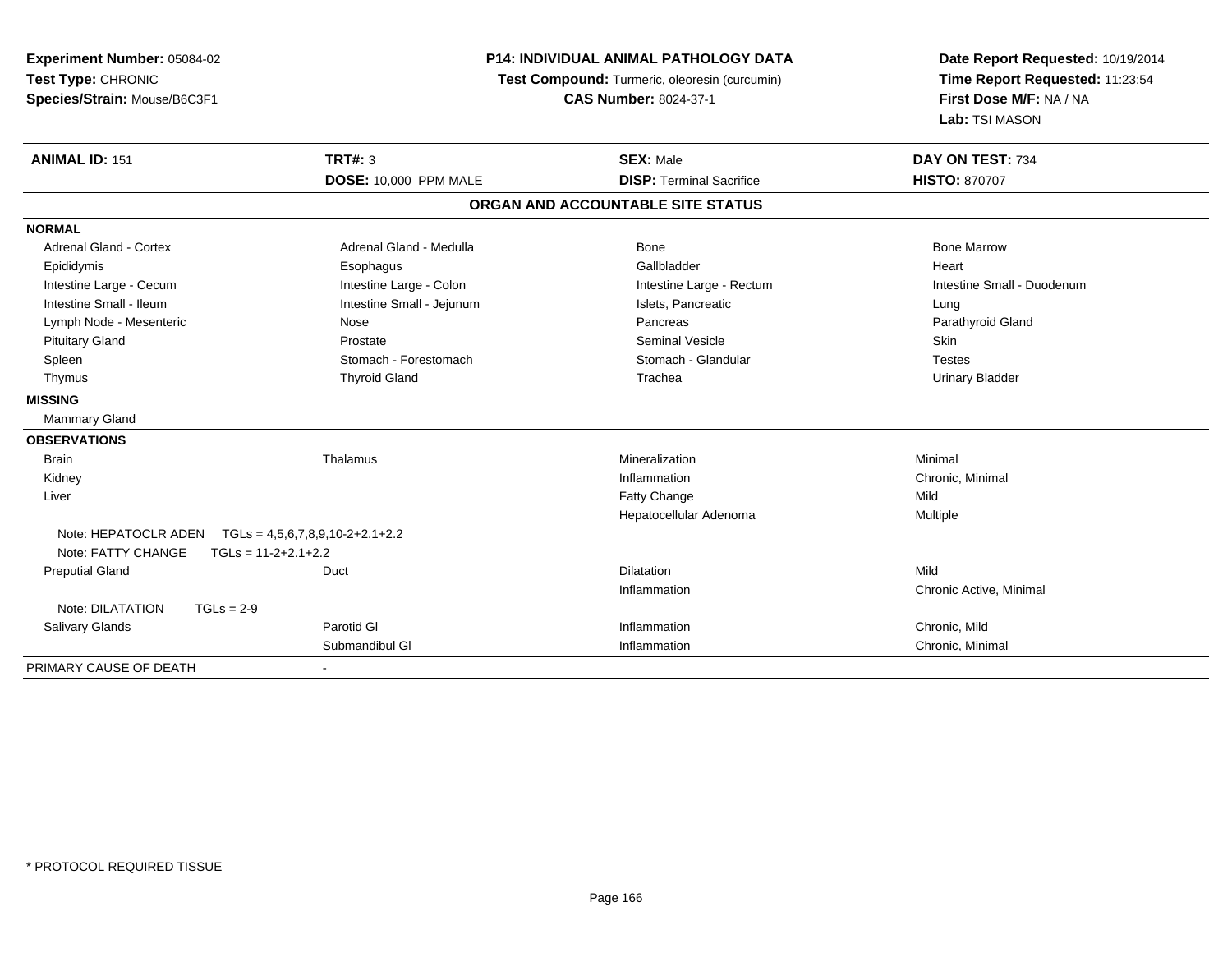**Experiment Number:** 05084-02
**Test Type:** CHRONIC
**Species/Strain:** Mouse/B6C3F1

**P14: INDIVIDUAL ANIMAL PATHOLOGY DATA**
**Test Compound:** Turmeric, oleoresin (curcumin)
**CAS Number:** 8024-37-1

**Date Report Requested:** 10/19/2014
**Time Report Requested:** 11:23:54
**First Dose M/F:** NA / NA
**Lab:** TSI MASON

| **ANIMAL ID:** 151 | **TRT#:** 3 | **SEX:** Male | **DAY ON TEST:** 734 |
|---|---|---|---|
| | **DOSE:** 10,000 PPM MALE | **DISP:** Terminal Sacrifice | **HISTO:** 870707 |

## ORGAN AND ACCOUNTABLE SITE STATUS

| | | | |
|---|---|---|---|
| **NORMAL** | | | |
| Adrenal Gland - Cortex | Adrenal Gland - Medulla | Bone | Bone Marrow |
| Epididymis | Esophagus | Gallbladder | Heart |
| Intestine Large - Cecum | Intestine Large - Colon | Intestine Large - Rectum | Intestine Small - Duodenum |
| Intestine Small - Ileum | Intestine Small - Jejunum | Islets, Pancreatic | Lung |
| Lymph Node - Mesenteric | Nose | Pancreas | Parathyroid Gland |
| Pituitary Gland | Prostate | Seminal Vesicle | Skin |
| Spleen | Stomach - Forestomach | Stomach - Glandular | Testes |
| Thymus | Thyroid Gland | Trachea | Urinary Bladder |
| **MISSING** | | | |
| Mammary Gland | | | |
| **OBSERVATIONS** | | | |
| Brain | Thalamus | Mineralization | Minimal |
| Kidney | | Inflammation | Chronic, Minimal |
| Liver | | Fatty Change | Mild |
| | | Hepatocellular Adenoma | Multiple |
| Note: HEPATOCLR ADEN TGLs = 4,5,6,7,8,9,10-2+2.1+2.2 | | | |
| Note: FATTY CHANGE TGLs = 11-2+2.1+2.2 | | | |
| Preputial Gland | Duct | Dilatation | Mild |
| | | Inflammation | Chronic Active, Minimal |
| Note: DILATATION TGLs = 2-9 | | | |
| Salivary Glands | Parotid Gl | Inflammation | Chronic, Mild |
| | Submandibul Gl | Inflammation | Chronic, Minimal |
| PRIMARY CAUSE OF DEATH | - | | |

\* PROTOCOL REQUIRED TISSUE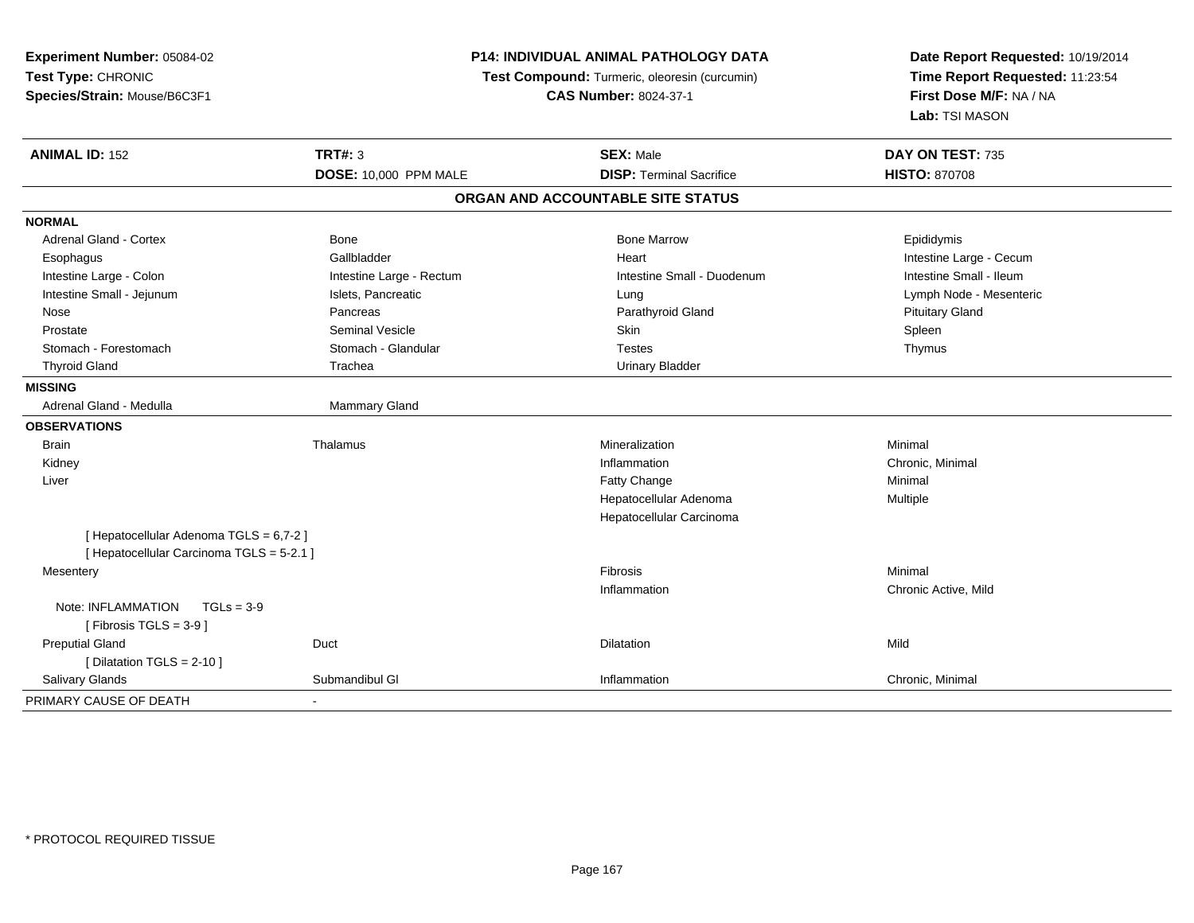**Experiment Number:** 05084-02
**Test Type:** CHRONIC
**Species/Strain:** Mouse/B6C3F1

**P14: INDIVIDUAL ANIMAL PATHOLOGY DATA**
**Test Compound:** Turmeric, oleoresin (curcumin)
**CAS Number:** 8024-37-1

**Date Report Requested:** 10/19/2014
**Time Report Requested:** 11:23:54
**First Dose M/F:** NA / NA
**Lab:** TSI MASON

| **ANIMAL ID:** 152 | **TRT#:** 3 | **SEX:** Male | **DAY ON TEST:** 735 |
|---|---|---|---|
| | **DOSE:** 10,000 PPM MALE | **DISP:** Terminal Sacrifice | **HISTO:** 870708 |

## ORGAN AND ACCOUNTABLE SITE STATUS

**NORMAL**

| | | | |
|---|---|---|---|
| Adrenal Gland - Cortex | Bone | Bone Marrow | Epididymis |
| Esophagus | Gallbladder | Heart | Intestine Large - Cecum |
| Intestine Large - Colon | Intestine Large - Rectum | Intestine Small - Duodenum | Intestine Small - Ileum |
| Intestine Small - Jejunum | Islets, Pancreatic | Lung | Lymph Node - Mesenteric |
| Nose | Pancreas | Parathyroid Gland | Pituitary Gland |
| Prostate | Seminal Vesicle | Skin | Spleen |
| Stomach - Forestomach | Stomach - Glandular | Testes | Thymus |
| Thyroid Gland | Trachea | Urinary Bladder | |

**MISSING**

| | |
|---|---|
| Adrenal Gland - Medulla | Mammary Gland |

**OBSERVATIONS**

| | | | |
|---|---|---|---|
| Brain | Thalamus | Mineralization | Minimal |
| Kidney | | Inflammation | Chronic, Minimal |
| Liver | | Fatty Change | Minimal |
| | | Hepatocellular Adenoma | Multiple |
| | | Hepatocellular Carcinoma | |
| [ Hepatocellular Adenoma TGLS = 6,7-2 ] | | | |
| [ Hepatocellular Carcinoma TGLS = 5-2.1 ] | | | |
| Mesentery | | Fibrosis | Minimal |
| | | Inflammation | Chronic Active, Mild |
| Note: INFLAMMATION TGLs = 3-9 | | | |
| [ Fibrosis TGLS = 3-9 ] | | | |
| Preputial Gland | Duct | Dilatation | Mild |
| [ Dilatation TGLS = 2-10 ] | | | |
| Salivary Glands | Submandibul Gl | Inflammation | Chronic, Minimal |

PRIMARY CAUSE OF DEATH -

* PROTOCOL REQUIRED TISSUE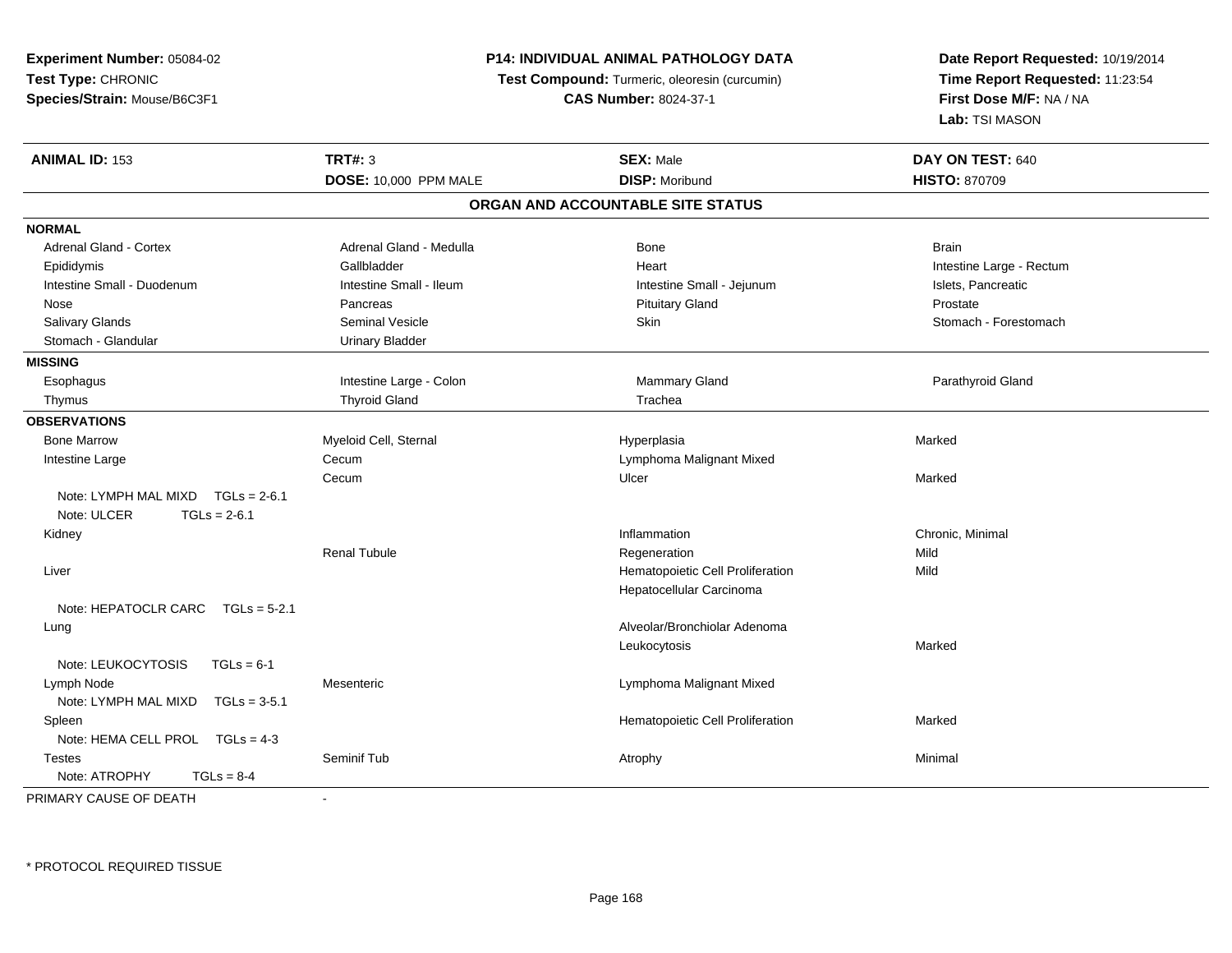**Experiment Number:** 05084-02
**Test Type:** CHRONIC
**Species/Strain:** Mouse/B6C3F1

**P14: INDIVIDUAL ANIMAL PATHOLOGY DATA**
**Test Compound:** Turmeric, oleoresin (curcumin)
**CAS Number:** 8024-37-1

**Date Report Requested:** 10/19/2014
**Time Report Requested:** 11:23:54
**First Dose M/F:** NA / NA
**Lab:** TSI MASON

| **ANIMAL ID:** 153 | **TRT#:** 3 | **SEX:** Male | **DAY ON TEST:** 640 |
|---|---|---|---|
| | **DOSE:** 10,000 PPM MALE | **DISP:** Moribund | **HISTO:** 870709 |

**ORGAN AND ACCOUNTABLE SITE STATUS**

| | | | |
|---|---|---|---|
| **NORMAL** | | | |
| Adrenal Gland - Cortex | Adrenal Gland - Medulla | Bone | Brain |
| Epididymis | Gallbladder | Heart | Intestine Large - Rectum |
| Intestine Small - Duodenum | Intestine Small - Ileum | Intestine Small - Jejunum | Islets, Pancreatic |
| Nose | Pancreas | Pituitary Gland | Prostate |
| Salivary Glands | Seminal Vesicle | Skin | Stomach - Forestomach |
| Stomach - Glandular | Urinary Bladder | | |
| **MISSING** | | | |
| Esophagus | Intestine Large - Colon | Mammary Gland | Parathyroid Gland |
| Thymus | Thyroid Gland | Trachea | |
| **OBSERVATIONS** | | | |
| Bone Marrow | Myeloid Cell, Sternal | Hyperplasia | Marked |
| Intestine Large | Cecum | Lymphoma Malignant Mixed | |
| | Cecum | Ulcer | Marked |
| Note: LYMPH MAL MIXD TGLs = 2-6.1 | | | |
| Note: ULCER TGLs = 2-6.1 | | | |
| Kidney | | Inflammation | Chronic, Minimal |
| | Renal Tubule | Regeneration | Mild |
| Liver | | Hematopoietic Cell Proliferation | Mild |
| | | Hepatocellular Carcinoma | |
| Note: HEPATOCLR CARC TGLs = 5-2.1 | | | |
| Lung | | Alveolar/Bronchiolar Adenoma | |
| | | Leukocytosis | Marked |
| Note: LEUKOCYTOSIS TGLs = 6-1 | | | |
| Lymph Node | Mesenteric | Lymphoma Malignant Mixed | |
| Note: LYMPH MAL MIXD TGLs = 3-5.1 | | | |
| Spleen | | Hematopoietic Cell Proliferation | Marked |
| Note: HEMA CELL PROL TGLs = 4-3 | | | |
| Testes | Seminif Tub | Atrophy | Minimal |
| Note: ATROPHY TGLs = 8-4 | | | |

PRIMARY CAUSE OF DEATH -

* PROTOCOL REQUIRED TISSUE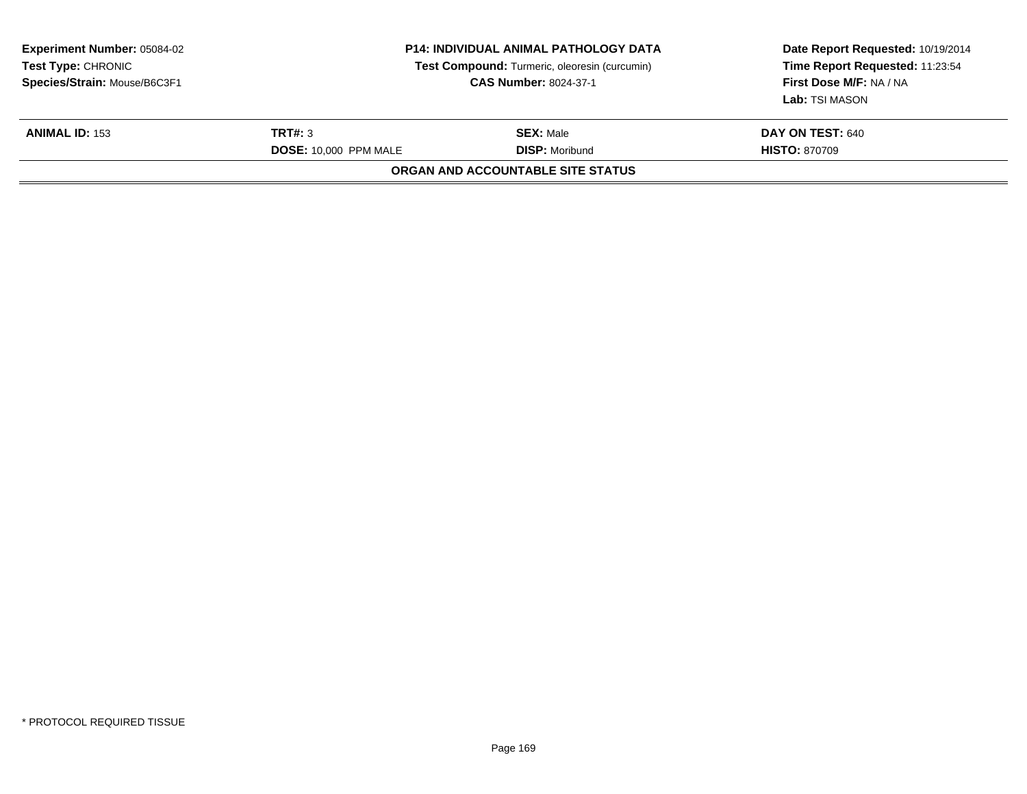**Experiment Number:** 05084-02
**Test Type:** CHRONIC
**Species/Strain:** Mouse/B6C3F1

**P14: INDIVIDUAL ANIMAL PATHOLOGY DATA**
**Test Compound:** Turmeric, oleoresin (curcumin)
**CAS Number:** 8024-37-1

**Date Report Requested:** 10/19/2014
**Time Report Requested:** 11:23:54
**First Dose M/F:** NA / NA
**Lab:** TSI MASON

| **ANIMAL ID:** 153 | **TRT#:** 3 | **SEX:** Male | **DAY ON TEST:** 640 |
|---|---|---|---|
| | **DOSE:** 10,000 PPM MALE | **DISP:** Moribund | **HISTO:** 870709 |

**ORGAN AND ACCOUNTABLE SITE STATUS**

* PROTOCOL REQUIRED TISSUE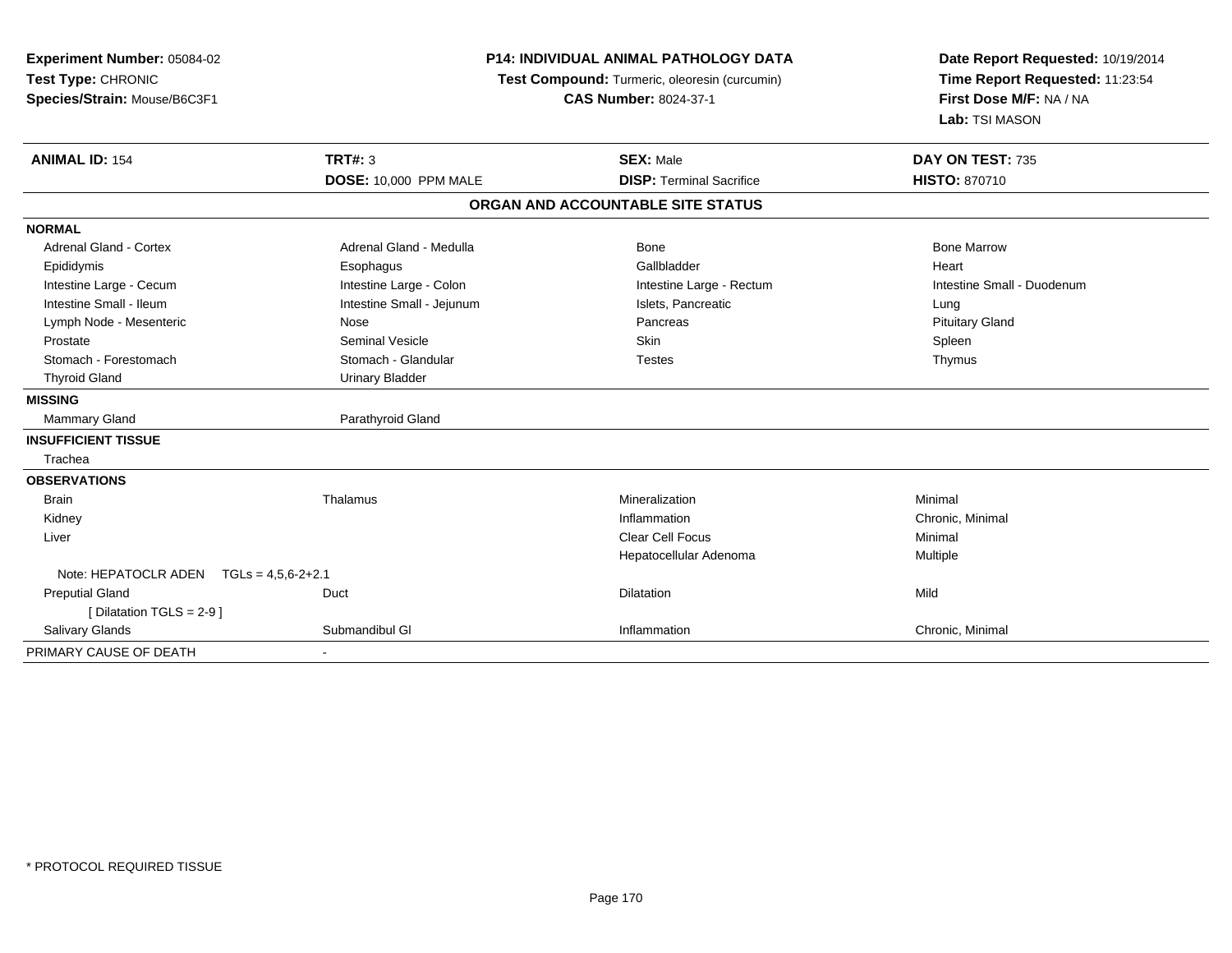**Experiment Number:** 05084-02
**Test Type:** CHRONIC
**Species/Strain:** Mouse/B6C3F1

**P14: INDIVIDUAL ANIMAL PATHOLOGY DATA**
**Test Compound:** Turmeric, oleoresin (curcumin)
**CAS Number:** 8024-37-1

**Date Report Requested:** 10/19/2014
**Time Report Requested:** 11:23:54
**First Dose M/F:** NA / NA
**Lab:** TSI MASON

| **ANIMAL ID:** 154 | **TRT#:** 3 | **SEX:** Male | **DAY ON TEST:** 735 |
|---|---|---|---|
| | **DOSE:** 10,000 PPM MALE | **DISP:** Terminal Sacrifice | **HISTO:** 870710 |

**ORGAN AND ACCOUNTABLE SITE STATUS**

| | | | |
|---|---|---|---|
| **NORMAL** | | | |
| Adrenal Gland - Cortex | Adrenal Gland - Medulla | Bone | Bone Marrow |
| Epididymis | Esophagus | Gallbladder | Heart |
| Intestine Large - Cecum | Intestine Large - Colon | Intestine Large - Rectum | Intestine Small - Duodenum |
| Intestine Small - Ileum | Intestine Small - Jejunum | Islets, Pancreatic | Lung |
| Lymph Node - Mesenteric | Nose | Pancreas | Pituitary Gland |
| Prostate | Seminal Vesicle | Skin | Spleen |
| Stomach - Forestomach | Stomach - Glandular | Testes | Thymus |
| Thyroid Gland | Urinary Bladder | | |
| **MISSING** | | | |
| Mammary Gland | Parathyroid Gland | | |
| **INSUFFICIENT TISSUE** | | | |
| Trachea | | | |
| **OBSERVATIONS** | | | |
| Brain | Thalamus | Mineralization | Minimal |
| Kidney | | Inflammation | Chronic, Minimal |
| Liver | | Clear Cell Focus | Minimal |
| | | Hepatocellular Adenoma | Multiple |
| Note: HEPATOCLR ADEN TGLs = 4,5,6-2+2.1 | | | |
| Preputial Gland | Duct | Dilatation | Mild |
| [ Dilatation TGLS = 2-9 ] | | | |
| Salivary Glands | Submandibul Gl | Inflammation | Chronic, Minimal |
| PRIMARY CAUSE OF DEATH | - | | |

\* PROTOCOL REQUIRED TISSUE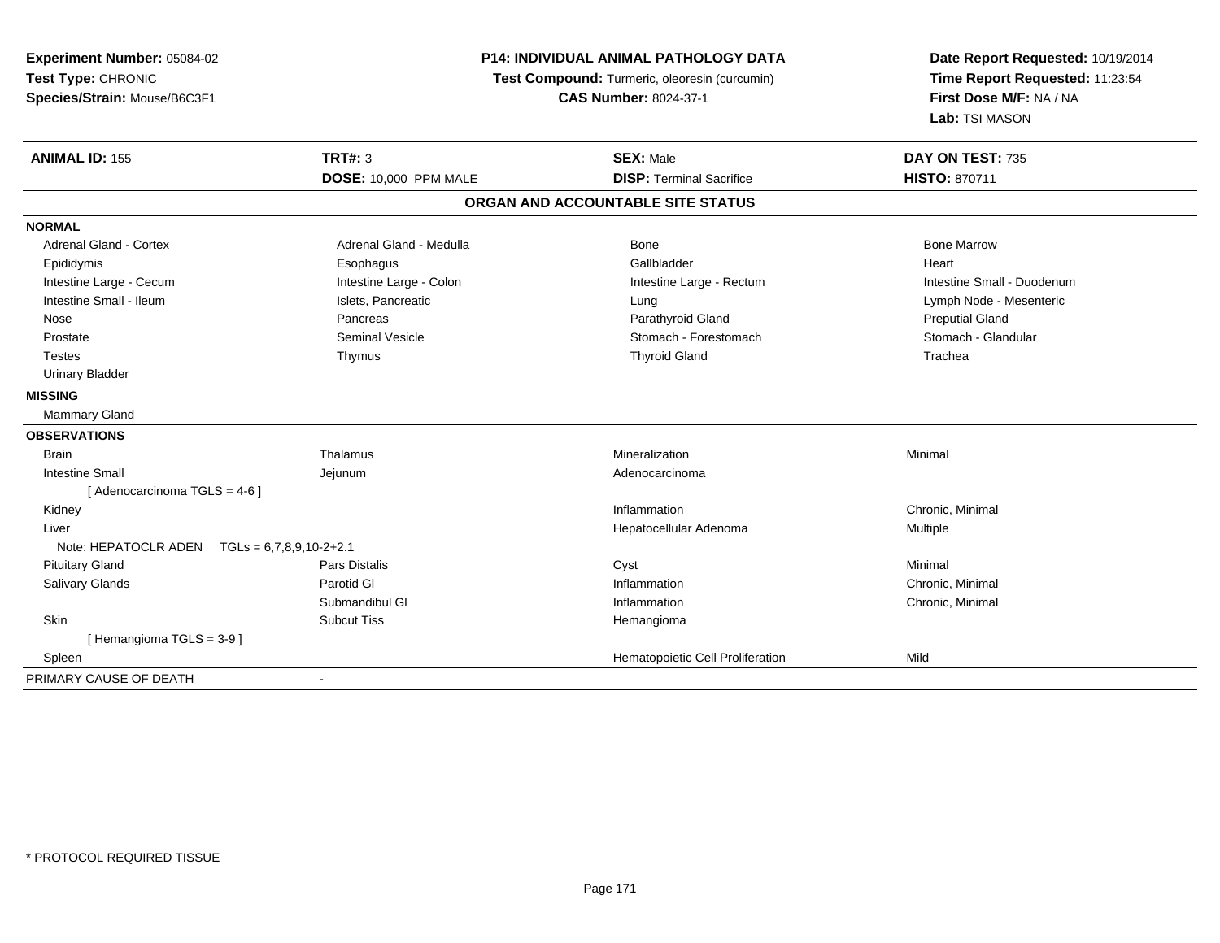**Experiment Number:** 05084-02
**Test Type:** CHRONIC
**Species/Strain:** Mouse/B6C3F1

**P14: INDIVIDUAL ANIMAL PATHOLOGY DATA**
**Test Compound:** Turmeric, oleoresin (curcumin)
**CAS Number:** 8024-37-1

**Date Report Requested:** 10/19/2014
**Time Report Requested:** 11:23:54
**First Dose M/F:** NA / NA
**Lab:** TSI MASON

| **ANIMAL ID:** 155 | **TRT#:** 3 | **SEX:** Male | **DAY ON TEST:** 735 |
|---|---|---|---|
| | **DOSE:** 10,000 PPM MALE | **DISP:** Terminal Sacrifice | **HISTO:** 870711 |

**ORGAN AND ACCOUNTABLE SITE STATUS**

| | | | |
|---|---|---|---|
| **NORMAL** | | | |
| Adrenal Gland - Cortex | Adrenal Gland - Medulla | Bone | Bone Marrow |
| Epididymis | Esophagus | Gallbladder | Heart |
| Intestine Large - Cecum | Intestine Large - Colon | Intestine Large - Rectum | Intestine Small - Duodenum |
| Intestine Small - Ileum | Islets, Pancreatic | Lung | Lymph Node - Mesenteric |
| Nose | Pancreas | Parathyroid Gland | Preputial Gland |
| Prostate | Seminal Vesicle | Stomach - Forestomach | Stomach - Glandular |
| Testes | Thymus | Thyroid Gland | Trachea |
| Urinary Bladder | | | |
| **MISSING** | | | |
| Mammary Gland | | | |
| **OBSERVATIONS** | | | |
| Brain | Thalamus | Mineralization | Minimal |
| Intestine Small | Jejunum | Adenocarcinoma | |
| [ Adenocarcinoma TGLS = 4-6 ] | | | |
| Kidney | | Inflammation | Chronic, Minimal |
| Liver | | Hepatocellular Adenoma | Multiple |
| Note: HEPATOCLR ADEN TGLS = 6,7,8,9,10-2+2.1 | | | |
| Pituitary Gland | Pars Distalis | Cyst | Minimal |
| Salivary Glands | Parotid Gl | Inflammation | Chronic, Minimal |
| | Submandibul Gl | Inflammation | Chronic, Minimal |
| Skin | Subcut Tiss | Hemangioma | |
| [ Hemangioma TGLS = 3-9 ] | | | |
| Spleen | | Hematopoietic Cell Proliferation | Mild |
| PRIMARY CAUSE OF DEATH | - | | |

\* PROTOCOL REQUIRED TISSUE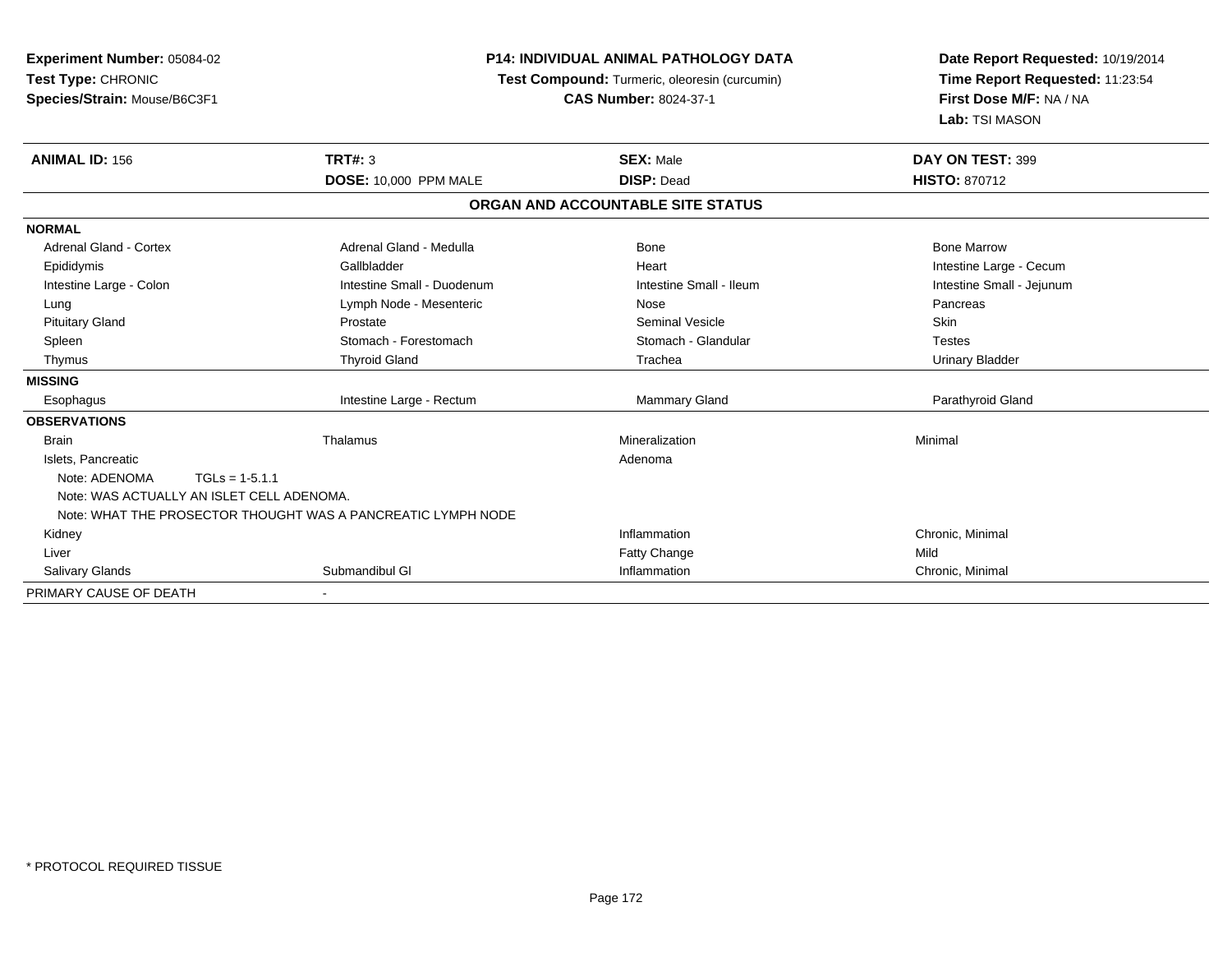**Experiment Number:** 05084-02
**Test Type:** CHRONIC
**Species/Strain:** Mouse/B6C3F1

**P14: INDIVIDUAL ANIMAL PATHOLOGY DATA**
**Test Compound:** Turmeric, oleoresin (curcumin)
**CAS Number:** 8024-37-1

**Date Report Requested:** 10/19/2014
**Time Report Requested:** 11:23:54
**First Dose M/F:** NA / NA
**Lab:** TSI MASON

| **ANIMAL ID:** 156 | **TRT#:** 3 | **SEX:** Male | **DAY ON TEST:** 399 |
|---|---|---|---|
| | **DOSE:** 10,000 PPM MALE | **DISP:** Dead | **HISTO:** 870712 |

**ORGAN AND ACCOUNTABLE SITE STATUS**

| | | | |
|---|---|---|---|
| **NORMAL** | | | |
| Adrenal Gland - Cortex | Adrenal Gland - Medulla | Bone | Bone Marrow |
| Epididymis | Gallbladder | Heart | Intestine Large - Cecum |
| Intestine Large - Colon | Intestine Small - Duodenum | Intestine Small - Ileum | Intestine Small - Jejunum |
| Lung | Lymph Node - Mesenteric | Nose | Pancreas |
| Pituitary Gland | Prostate | Seminal Vesicle | Skin |
| Spleen | Stomach - Forestomach | Stomach - Glandular | Testes |
| Thymus | Thyroid Gland | Trachea | Urinary Bladder |
| **MISSING** | | | |
| Esophagus | Intestine Large - Rectum | Mammary Gland | Parathyroid Gland |
| **OBSERVATIONS** | | | |
| Brain | Thalamus | Mineralization | Minimal |
| Islets, Pancreatic | | Adenoma | |
| Note: ADENOMA TGLs = 1-5.1.1 | | | |
| Note: WAS ACTUALLY AN ISLET CELL ADENOMA. | | | |
| Note: WHAT THE PROSECTOR THOUGHT WAS A PANCREATIC LYMPH NODE | | | |
| Kidney | | Inflammation | Chronic, Minimal |
| Liver | | Fatty Change | Mild |
| Salivary Glands | Submandibul Gl | Inflammation | Chronic, Minimal |
| PRIMARY CAUSE OF DEATH | - | | |

* PROTOCOL REQUIRED TISSUE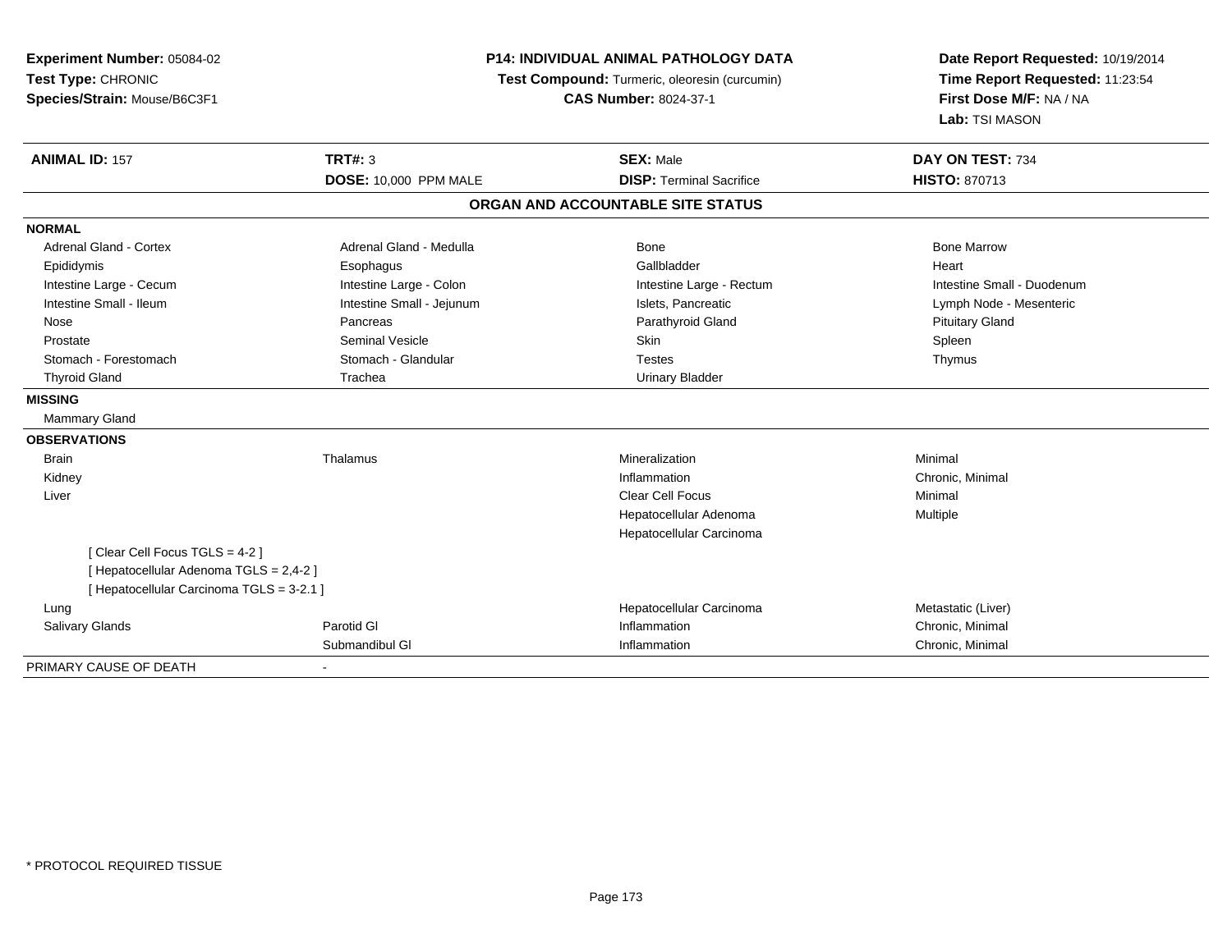**Experiment Number:** 05084-02
**Test Type:** CHRONIC
**Species/Strain:** Mouse/B6C3F1

**P14: INDIVIDUAL ANIMAL PATHOLOGY DATA**
**Test Compound:** Turmeric, oleoresin (curcumin)
**CAS Number:** 8024-37-1

**Date Report Requested:** 10/19/2014
**Time Report Requested:** 11:23:54
**First Dose M/F:** NA / NA
**Lab:** TSI MASON

| **ANIMAL ID:** 157 | **TRT#:** 3 | **SEX:** Male | **DAY ON TEST:** 734 |
|---|---|---|---|
| | **DOSE:** 10,000 PPM MALE | **DISP:** Terminal Sacrifice | **HISTO:** 870713 |

**ORGAN AND ACCOUNTABLE SITE STATUS**

| | | | |
|---|---|---|---|
| **NORMAL** | | | |
| Adrenal Gland - Cortex | Adrenal Gland - Medulla | Bone | Bone Marrow |
| Epididymis | Esophagus | Gallbladder | Heart |
| Intestine Large - Cecum | Intestine Large - Colon | Intestine Large - Rectum | Intestine Small - Duodenum |
| Intestine Small - Ileum | Intestine Small - Jejunum | Islets, Pancreatic | Lymph Node - Mesenteric |
| Nose | Pancreas | Parathyroid Gland | Pituitary Gland |
| Prostate | Seminal Vesicle | Skin | Spleen |
| Stomach - Forestomach | Stomach - Glandular | Testes | Thymus |
| Thyroid Gland | Trachea | Urinary Bladder | |
| **MISSING** | | | |
| Mammary Gland | | | |
| **OBSERVATIONS** | | | |
| Brain | Thalamus | Mineralization | Minimal |
| Kidney | | Inflammation | Chronic, Minimal |
| Liver | | Clear Cell Focus | Minimal |
| | | Hepatocellular Adenoma | Multiple |
| | | Hepatocellular Carcinoma | |
| [ Clear Cell Focus TGLS = 4-2 ] | | | |
| [ Hepatocellular Adenoma TGLS = 2,4-2 ] | | | |
| [ Hepatocellular Carcinoma TGLS = 3-2.1 ] | | | |
| Lung | | Hepatocellular Carcinoma | Metastatic (Liver) |
| Salivary Glands | Parotid Gl | Inflammation | Chronic, Minimal |
| | Submandibul Gl | Inflammation | Chronic, Minimal |
| PRIMARY CAUSE OF DEATH | - | | |

\* PROTOCOL REQUIRED TISSUE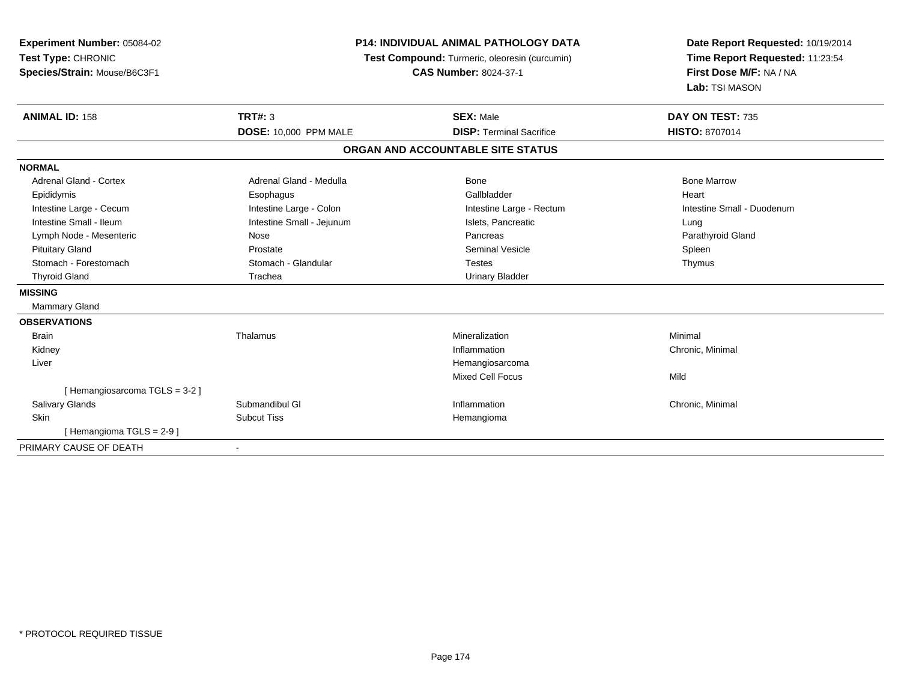**Experiment Number:** 05084-02
**Test Type:** CHRONIC
**Species/Strain:** Mouse/B6C3F1

**P14: INDIVIDUAL ANIMAL PATHOLOGY DATA**
**Test Compound:** Turmeric, oleoresin (curcumin)
**CAS Number:** 8024-37-1

**Date Report Requested:** 10/19/2014
**Time Report Requested:** 11:23:54
**First Dose M/F:** NA / NA
**Lab:** TSI MASON

| **ANIMAL ID:** 158 | **TRT#:** 3 | **SEX:** Male | **DAY ON TEST:** 735 |
|---|---|---|---|
| | **DOSE:** 10,000 PPM MALE | **DISP:** Terminal Sacrifice | **HISTO:** 8707014 |

## ORGAN AND ACCOUNTABLE SITE STATUS

| | | | |
|---|---|---|---|
| **NORMAL** | | | |
| Adrenal Gland - Cortex | Adrenal Gland - Medulla | Bone | Bone Marrow |
| Epididymis | Esophagus | Gallbladder | Heart |
| Intestine Large - Cecum | Intestine Large - Colon | Intestine Large - Rectum | Intestine Small - Duodenum |
| Intestine Small - Ileum | Intestine Small - Jejunum | Islets, Pancreatic | Lung |
| Lymph Node - Mesenteric | Nose | Pancreas | Parathyroid Gland |
| Pituitary Gland | Prostate | Seminal Vesicle | Spleen |
| Stomach - Forestomach | Stomach - Glandular | Testes | Thymus |
| Thyroid Gland | Trachea | Urinary Bladder | |
| **MISSING** | | | |
| Mammary Gland | | | |
| **OBSERVATIONS** | | | |
| Brain | Thalamus | Mineralization | Minimal |
| Kidney | | Inflammation | Chronic, Minimal |
| Liver | | Hemangiosarcoma | |
| | | Mixed Cell Focus | Mild |
| [ Hemangiosarcoma TGLS = 3-2 ] | | | |
| Salivary Glands | Submandibul Gl | Inflammation | Chronic, Minimal |
| Skin | Subcut Tiss | Hemangioma | |
| [ Hemangioma TGLS = 2-9 ] | | | |
| PRIMARY CAUSE OF DEATH | - | | |

* PROTOCOL REQUIRED TISSUE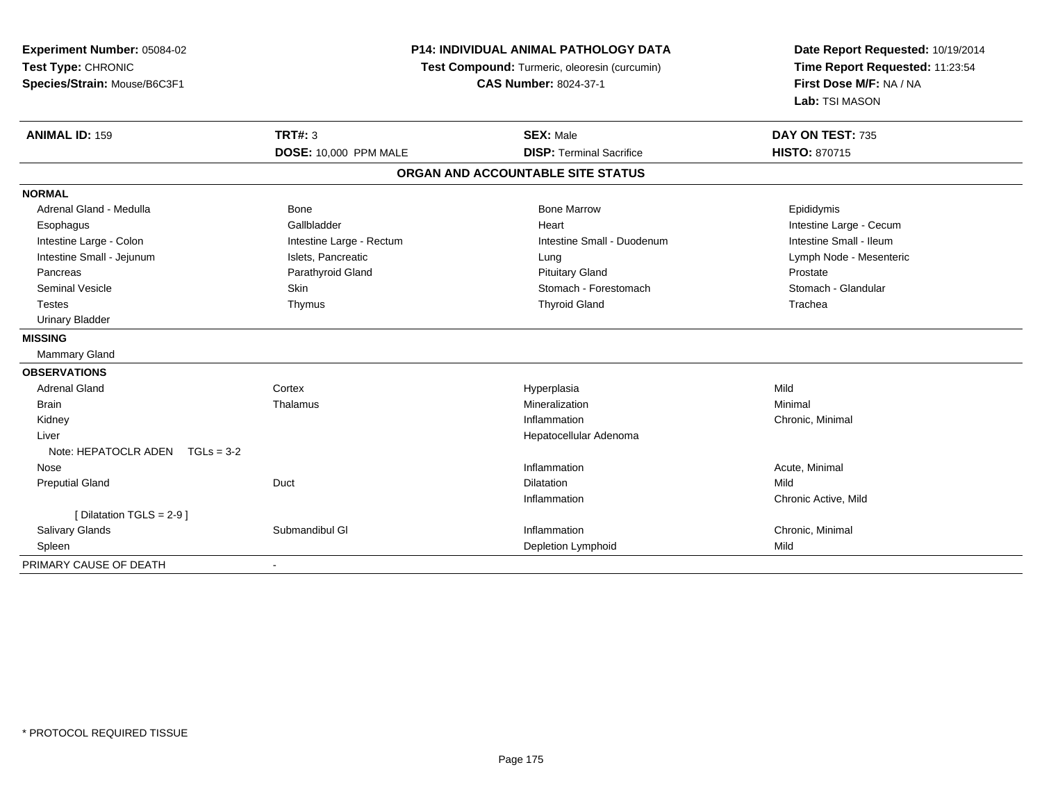**Experiment Number:** 05084-02
**Test Type:** CHRONIC
**Species/Strain:** Mouse/B6C3F1

**P14: INDIVIDUAL ANIMAL PATHOLOGY DATA**
**Test Compound:** Turmeric, oleoresin (curcumin)
**CAS Number:** 8024-37-1

**Date Report Requested:** 10/19/2014
**Time Report Requested:** 11:23:54
**First Dose M/F:** NA / NA
**Lab:** TSI MASON

| **ANIMAL ID:** 159 | **TRT#:** 3 | **SEX:** Male | **DAY ON TEST:** 735 |
|---|---|---|---|
| | **DOSE:** 10,000 PPM MALE | **DISP:** Terminal Sacrifice | **HISTO:** 870715 |

## ORGAN AND ACCOUNTABLE SITE STATUS

**NORMAL**

| | | | |
|---|---|---|---|
| Adrenal Gland - Medulla | Bone | Bone Marrow | Epididymis |
| Esophagus | Gallbladder | Heart | Intestine Large - Cecum |
| Intestine Large - Colon | Intestine Large - Rectum | Intestine Small - Duodenum | Intestine Small - Ileum |
| Intestine Small - Jejunum | Islets, Pancreatic | Lung | Lymph Node - Mesenteric |
| Pancreas | Parathyroid Gland | Pituitary Gland | Prostate |
| Seminal Vesicle | Skin | Stomach - Forestomach | Stomach - Glandular |
| Testes | Thymus | Thyroid Gland | Trachea |
| Urinary Bladder | | | |

**MISSING**

Mammary Gland

**OBSERVATIONS**

| | | | |
|---|---|---|---|
| Adrenal Gland | Cortex | Hyperplasia | Mild |
| Brain | Thalamus | Mineralization | Minimal |
| Kidney | | Inflammation | Chronic, Minimal |
| Liver | | Hepatocellular Adenoma | |
| Note: HEPATOCLR ADEN TGLs = 3-2 | | | |
| Nose | | Inflammation | Acute, Minimal |
| Preputial Gland | Duct | Dilatation | Mild |
| | | Inflammation | Chronic Active, Mild |
| [ Dilatation TGLS = 2-9 ] | | | |
| Salivary Glands | Submandibul Gl | Inflammation | Chronic, Minimal |
| Spleen | | Depletion Lymphoid | Mild |

PRIMARY CAUSE OF DEATH -

* PROTOCOL REQUIRED TISSUE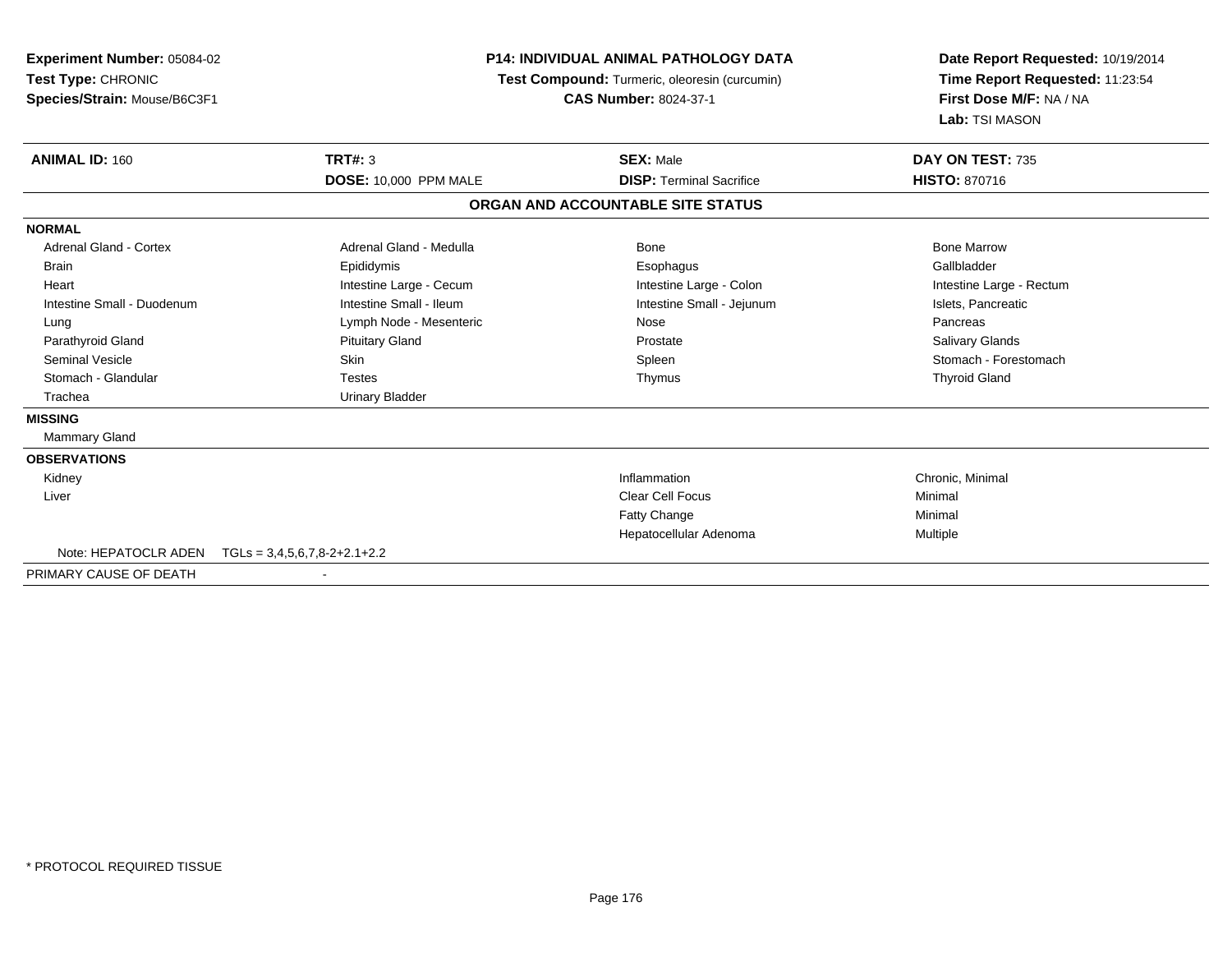**Experiment Number:** 05084-02
**Test Type:** CHRONIC
**Species/Strain:** Mouse/B6C3F1

**P14: INDIVIDUAL ANIMAL PATHOLOGY DATA**
**Test Compound:** Turmeric, oleoresin (curcumin)
**CAS Number:** 8024-37-1

**Date Report Requested:** 10/19/2014
**Time Report Requested:** 11:23:54
**First Dose M/F:** NA / NA
**Lab:** TSI MASON

| **ANIMAL ID:** 160 | **TRT#:** 3 | **SEX:** Male | **DAY ON TEST:** 735 |
|---|---|---|---|
| | **DOSE:** 10,000 PPM MALE | **DISP:** Terminal Sacrifice | **HISTO:** 870716 |

## ORGAN AND ACCOUNTABLE SITE STATUS

**NORMAL**

| | | | |
|---|---|---|---|
| Adrenal Gland - Cortex | Adrenal Gland - Medulla | Bone | Bone Marrow |
| Brain | Epididymis | Esophagus | Gallbladder |
| Heart | Intestine Large - Cecum | Intestine Large - Colon | Intestine Large - Rectum |
| Intestine Small - Duodenum | Intestine Small - Ileum | Intestine Small - Jejunum | Islets, Pancreatic |
| Lung | Lymph Node - Mesenteric | Nose | Pancreas |
| Parathyroid Gland | Pituitary Gland | Prostate | Salivary Glands |
| Seminal Vesicle | Skin | Spleen | Stomach - Forestomach |
| Stomach - Glandular | Testes | Thymus | Thyroid Gland |
| Trachea | Urinary Bladder | | |

**MISSING**

Mammary Gland

**OBSERVATIONS**

| Organ | Observation | Severity |
|---|---|---|
| Kidney | Inflammation | Chronic, Minimal |
| Liver | Clear Cell Focus | Minimal |
| | Fatty Change | Minimal |
| | Hepatocellular Adenoma | Multiple |

Note: HEPATOCLR ADEN TGLs = 3,4,5,6,7,8-2+2.1+2.2

PRIMARY CAUSE OF DEATH -

\* PROTOCOL REQUIRED TISSUE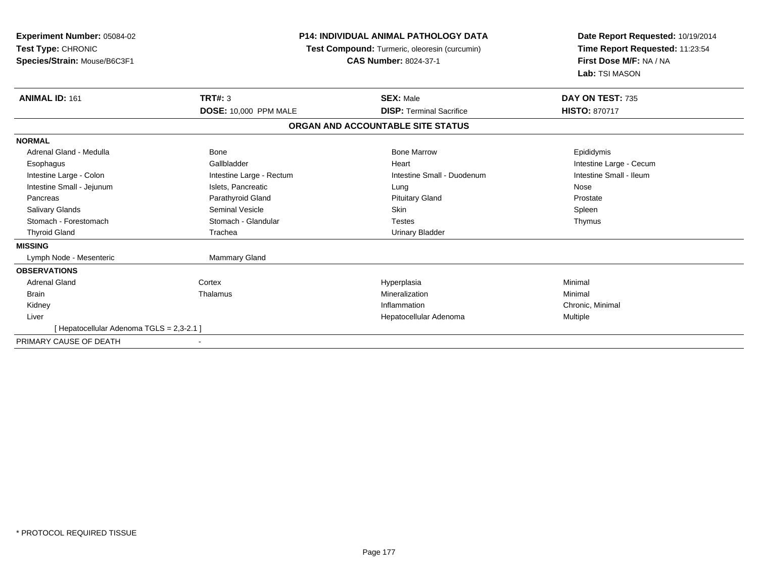**Experiment Number:** 05084-02
**Test Type:** CHRONIC
**Species/Strain:** Mouse/B6C3F1

**P14: INDIVIDUAL ANIMAL PATHOLOGY DATA**
**Test Compound:** Turmeric, oleoresin (curcumin)
**CAS Number:** 8024-37-1

**Date Report Requested:** 10/19/2014
**Time Report Requested:** 11:23:54
**First Dose M/F:** NA / NA
**Lab:** TSI MASON

| **ANIMAL ID:** 161 | **TRT#:** 3 | **SEX:** Male | **DAY ON TEST:** 735 |
|---|---|---|---|
| | **DOSE:** 10,000 PPM MALE | **DISP:** Terminal Sacrifice | **HISTO:** 870717 |

**ORGAN AND ACCOUNTABLE SITE STATUS**

| | | | |
|---|---|---|---|
| **NORMAL** | | | |
| Adrenal Gland - Medulla | Bone | Bone Marrow | Epididymis |
| Esophagus | Gallbladder | Heart | Intestine Large - Cecum |
| Intestine Large - Colon | Intestine Large - Rectum | Intestine Small - Duodenum | Intestine Small - Ileum |
| Intestine Small - Jejunum | Islets, Pancreatic | Lung | Nose |
| Pancreas | Parathyroid Gland | Pituitary Gland | Prostate |
| Salivary Glands | Seminal Vesicle | Skin | Spleen |
| Stomach - Forestomach | Stomach - Glandular | Testes | Thymus |
| Thyroid Gland | Trachea | Urinary Bladder | |
| **MISSING** | | | |
| Lymph Node - Mesenteric | Mammary Gland | | |
| **OBSERVATIONS** | | | |
| Adrenal Gland | Cortex | Hyperplasia | Minimal |
| Brain | Thalamus | Mineralization | Minimal |
| Kidney | | Inflammation | Chronic, Minimal |
| Liver | | Hepatocellular Adenoma | Multiple |
| [ Hepatocellular Adenoma TGLS = 2,3-2.1 ] | | | |
| PRIMARY CAUSE OF DEATH | - | | |

* PROTOCOL REQUIRED TISSUE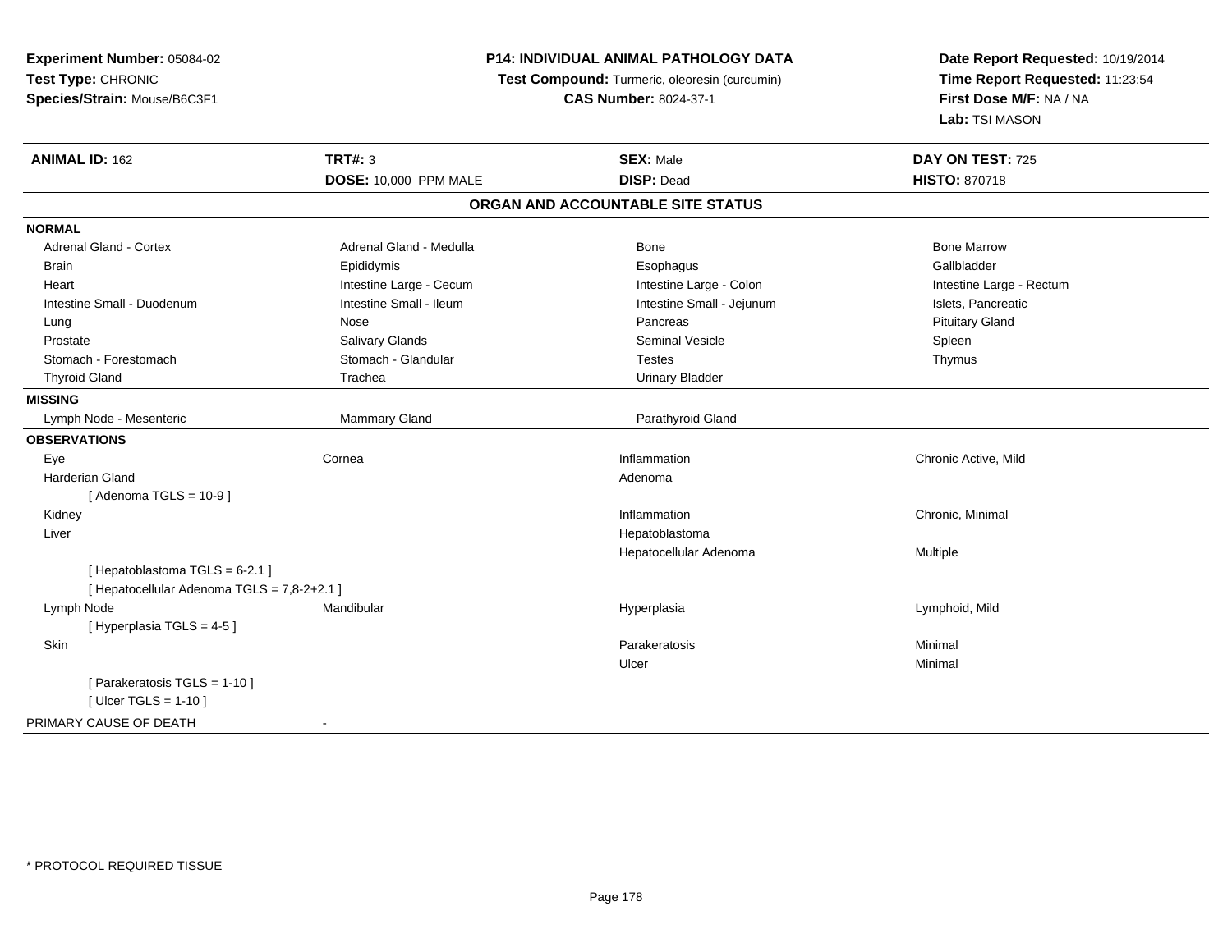**Experiment Number:** 05084-02
**Test Type:** CHRONIC
**Species/Strain:** Mouse/B6C3F1

**P14: INDIVIDUAL ANIMAL PATHOLOGY DATA**
**Test Compound:** Turmeric, oleoresin (curcumin)
**CAS Number:** 8024-37-1

**Date Report Requested:** 10/19/2014
**Time Report Requested:** 11:23:54
**First Dose M/F:** NA / NA
**Lab:** TSI MASON

| **ANIMAL ID:** 162 | **TRT#:** 3 | **SEX:** Male | **DAY ON TEST:** 725 |
|---|---|---|---|
| | **DOSE:** 10,000 PPM MALE | **DISP:** Dead | **HISTO:** 870718 |

## ORGAN AND ACCOUNTABLE SITE STATUS

**NORMAL**

| | | | |
|---|---|---|---|
| Adrenal Gland - Cortex | Adrenal Gland - Medulla | Bone | Bone Marrow |
| Brain | Epididymis | Esophagus | Gallbladder |
| Heart | Intestine Large - Cecum | Intestine Large - Colon | Intestine Large - Rectum |
| Intestine Small - Duodenum | Intestine Small - Ileum | Intestine Small - Jejunum | Islets, Pancreatic |
| Lung | Nose | Pancreas | Pituitary Gland |
| Prostate | Salivary Glands | Seminal Vesicle | Spleen |
| Stomach - Forestomach | Stomach - Glandular | Testes | Thymus |
| Thyroid Gland | Trachea | Urinary Bladder | |

**MISSING**

| | | | |
|---|---|---|---|
| Lymph Node - Mesenteric | Mammary Gland | Parathyroid Gland | |

**OBSERVATIONS**

| | | | |
|---|---|---|---|
| Eye | Cornea | Inflammation | Chronic Active, Mild |
| Harderian Gland | | Adenoma | |
| [ Adenoma TGLS = 10-9 ] | | | |
| Kidney | | Inflammation | Chronic, Minimal |
| Liver | | Hepatoblastoma | |
| | | Hepatocellular Adenoma | Multiple |
| [ Hepatoblastoma TGLS = 6-2.1 ] | | | |
| [ Hepatocellular Adenoma TGLS = 7,8-2+2.1 ] | | | |
| Lymph Node | Mandibular | Hyperplasia | Lymphoid, Mild |
| [ Hyperplasia TGLS = 4-5 ] | | | |
| Skin | | Parakeratosis | Minimal |
| | | Ulcer | Minimal |
| [ Parakeratosis TGLS = 1-10 ] | | | |
| [ Ulcer TGLS = 1-10 ] | | | |

PRIMARY CAUSE OF DEATH -

* PROTOCOL REQUIRED TISSUE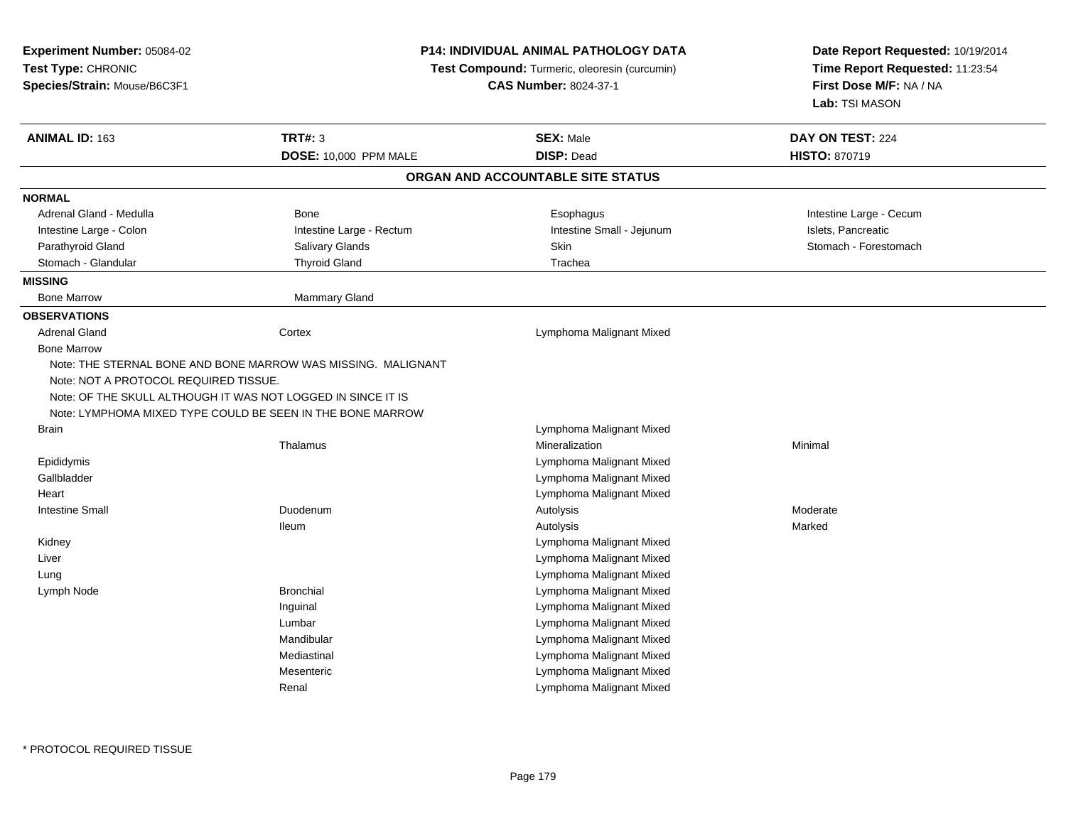**Experiment Number:** 05084-02
**Test Type:** CHRONIC
**Species/Strain:** Mouse/B6C3F1

**P14: INDIVIDUAL ANIMAL PATHOLOGY DATA**
**Test Compound:** Turmeric, oleoresin (curcumin)
**CAS Number:** 8024-37-1

**Date Report Requested:** 10/19/2014
**Time Report Requested:** 11:23:54
**First Dose M/F:** NA / NA
**Lab:** TSI MASON

| **ANIMAL ID:** 163 | **TRT#:** 3 | **SEX:** Male | **DAY ON TEST:** 224 |
|---|---|---|---|
| | **DOSE:** 10,000 PPM MALE | **DISP:** Dead | **HISTO:** 870719 |

## ORGAN AND ACCOUNTABLE SITE STATUS

**NORMAL**

| | | | |
|---|---|---|---|
| Adrenal Gland - Medulla | Bone | Esophagus | Intestine Large - Cecum |
| Intestine Large - Colon | Intestine Large - Rectum | Intestine Small - Jejunum | Islets, Pancreatic |
| Parathyroid Gland | Salivary Glands | Skin | Stomach - Forestomach |
| Stomach - Glandular | Thyroid Gland | Trachea | |

**MISSING**

| | |
|---|---|
| Bone Marrow | Mammary Gland |

**OBSERVATIONS**

| | | | |
|---|---|---|---|
| Adrenal Gland | Cortex | Lymphoma Malignant Mixed | |
| Bone Marrow | | | |

Note: THE STERNAL BONE AND BONE MARROW WAS MISSING. MALIGNANT
Note: NOT A PROTOCOL REQUIRED TISSUE.
Note: OF THE SKULL ALTHOUGH IT WAS NOT LOGGED IN SINCE IT IS
Note: LYMPHOMA MIXED TYPE COULD BE SEEN IN THE BONE MARROW

| | | | |
|---|---|---|---|
| Brain | | Lymphoma Malignant Mixed | |
| | Thalamus | Mineralization | Minimal |
| Epididymis | | Lymphoma Malignant Mixed | |
| Gallbladder | | Lymphoma Malignant Mixed | |
| Heart | | Lymphoma Malignant Mixed | |
| Intestine Small | Duodenum | Autolysis | Moderate |
| | Ileum | Autolysis | Marked |
| Kidney | | Lymphoma Malignant Mixed | |
| Liver | | Lymphoma Malignant Mixed | |
| Lung | | Lymphoma Malignant Mixed | |
| Lymph Node | Bronchial | Lymphoma Malignant Mixed | |
| | Inguinal | Lymphoma Malignant Mixed | |
| | Lumbar | Lymphoma Malignant Mixed | |
| | Mandibular | Lymphoma Malignant Mixed | |
| | Mediastinal | Lymphoma Malignant Mixed | |
| | Mesenteric | Lymphoma Malignant Mixed | |
| | Renal | Lymphoma Malignant Mixed | |

\* PROTOCOL REQUIRED TISSUE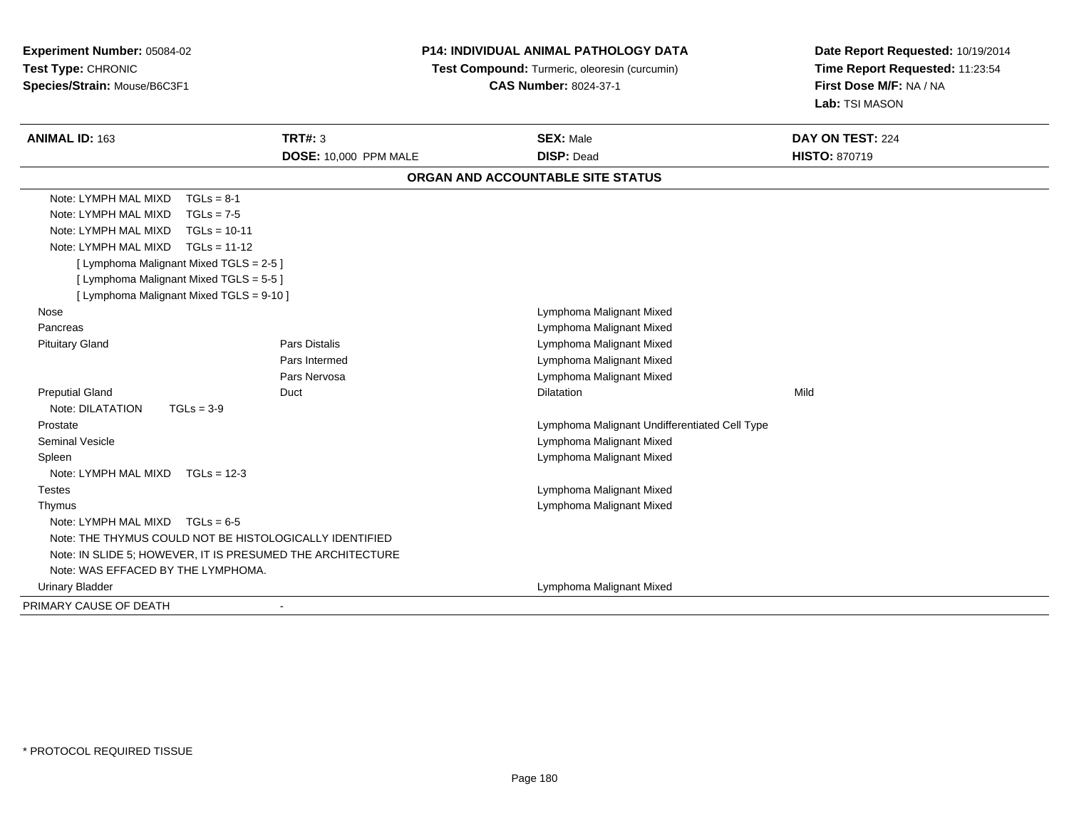**Experiment Number:** 05084-02
**Test Type:** CHRONIC
**Species/Strain:** Mouse/B6C3F1

**P14: INDIVIDUAL ANIMAL PATHOLOGY DATA**
**Test Compound:** Turmeric, oleoresin (curcumin)
**CAS Number:** 8024-37-1

**Date Report Requested:** 10/19/2014
**Time Report Requested:** 11:23:54
**First Dose M/F:** NA / NA
**Lab:** TSI MASON

| **ANIMAL ID:** 163 | **TRT#:** 3 | **SEX:** Male | **DAY ON TEST:** 224 |
|---|---|---|---|
| | **DOSE:** 10,000 PPM MALE | **DISP:** Dead | **HISTO:** 870719 |

**ORGAN AND ACCOUNTABLE SITE STATUS**

| | | | |
|---|---|---|---|
| Note: LYMPH MAL MIXD TGLs = 8-1 | | | |
| Note: LYMPH MAL MIXD TGLs = 7-5 | | | |
| Note: LYMPH MAL MIXD TGLs = 10-11 | | | |
| Note: LYMPH MAL MIXD TGLs = 11-12 | | | |
| [ Lymphoma Malignant Mixed TGLS = 2-5 ] | | | |
| [ Lymphoma Malignant Mixed TGLS = 5-5 ] | | | |
| [ Lymphoma Malignant Mixed TGLS = 9-10 ] | | | |
| Nose | | Lymphoma Malignant Mixed | |
| Pancreas | | Lymphoma Malignant Mixed | |
| Pituitary Gland | Pars Distalis | Lymphoma Malignant Mixed | |
| | Pars Intermed | Lymphoma Malignant Mixed | |
| | Pars Nervosa | Lymphoma Malignant Mixed | |
| Preputial Gland | Duct | Dilatation | Mild |
| Note: DILATATION TGLs = 3-9 | | | |
| Prostate | | Lymphoma Malignant Undifferentiated Cell Type | |
| Seminal Vesicle | | Lymphoma Malignant Mixed | |
| Spleen | | Lymphoma Malignant Mixed | |
| Note: LYMPH MAL MIXD TGLs = 12-3 | | | |
| Testes | | Lymphoma Malignant Mixed | |
| Thymus | | Lymphoma Malignant Mixed | |
| Note: LYMPH MAL MIXD TGLs = 6-5 | | | |
| Note: THE THYMUS COULD NOT BE HISTOLOGICALLY IDENTIFIED | | | |
| Note: IN SLIDE 5; HOWEVER, IT IS PRESUMED THE ARCHITECTURE | | | |
| Note: WAS EFFACED BY THE LYMPHOMA. | | | |
| Urinary Bladder | | Lymphoma Malignant Mixed | |
| PRIMARY CAUSE OF DEATH | - | | |

* PROTOCOL REQUIRED TISSUE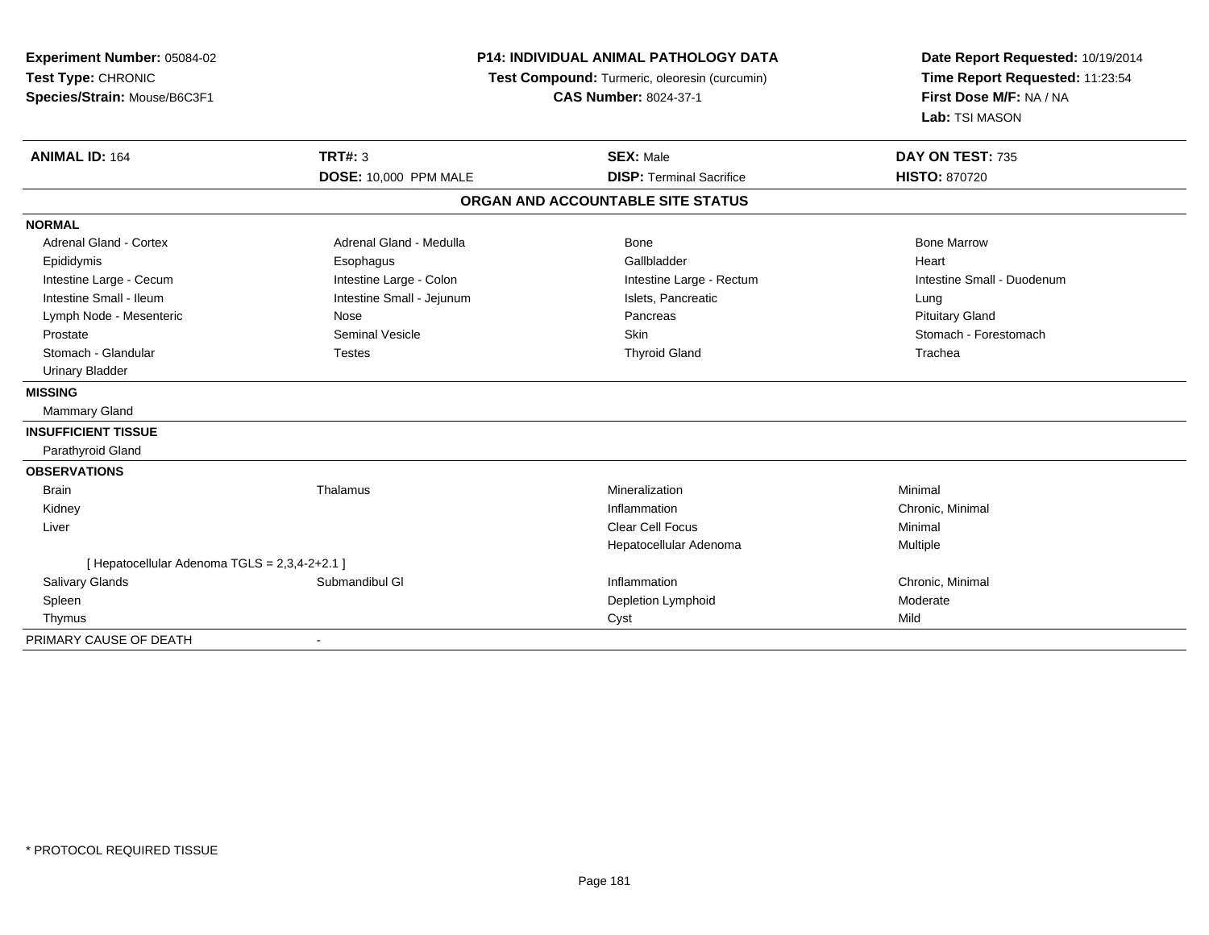**Experiment Number:** 05084-02
**Test Type:** CHRONIC
**Species/Strain:** Mouse/B6C3F1

**P14: INDIVIDUAL ANIMAL PATHOLOGY DATA**
**Test Compound:** Turmeric, oleoresin (curcumin)
**CAS Number:** 8024-37-1

**Date Report Requested:** 10/19/2014
**Time Report Requested:** 11:23:54
**First Dose M/F:** NA / NA
**Lab:** TSI MASON

| **ANIMAL ID:** 164 | **TRT#:** 3 | **SEX:** Male | **DAY ON TEST:** 735 |
|---|---|---|---|
| | **DOSE:** 10,000 PPM MALE | **DISP:** Terminal Sacrifice | **HISTO:** 870720 |

**ORGAN AND ACCOUNTABLE SITE STATUS**

| | | | |
|---|---|---|---|
| **NORMAL** | | | |
| Adrenal Gland - Cortex | Adrenal Gland - Medulla | Bone | Bone Marrow |
| Epididymis | Esophagus | Gallbladder | Heart |
| Intestine Large - Cecum | Intestine Large - Colon | Intestine Large - Rectum | Intestine Small - Duodenum |
| Intestine Small - Ileum | Intestine Small - Jejunum | Islets, Pancreatic | Lung |
| Lymph Node - Mesenteric | Nose | Pancreas | Pituitary Gland |
| Prostate | Seminal Vesicle | Skin | Stomach - Forestomach |
| Stomach - Glandular | Testes | Thyroid Gland | Trachea |
| Urinary Bladder | | | |
| **MISSING** | | | |
| Mammary Gland | | | |
| **INSUFFICIENT TISSUE** | | | |
| Parathyroid Gland | | | |
| **OBSERVATIONS** | | | |
| Brain | Thalamus | Mineralization | Minimal |
| Kidney | | Inflammation | Chronic, Minimal |
| Liver | | Clear Cell Focus | Minimal |
| | | Hepatocellular Adenoma | Multiple |
| [ Hepatocellular Adenoma TGLS = 2,3,4-2+2.1 ] | | | |
| Salivary Glands | Submandibul Gl | Inflammation | Chronic, Minimal |
| Spleen | | Depletion Lymphoid | Moderate |
| Thymus | | Cyst | Mild |
| PRIMARY CAUSE OF DEATH | - | | |

* PROTOCOL REQUIRED TISSUE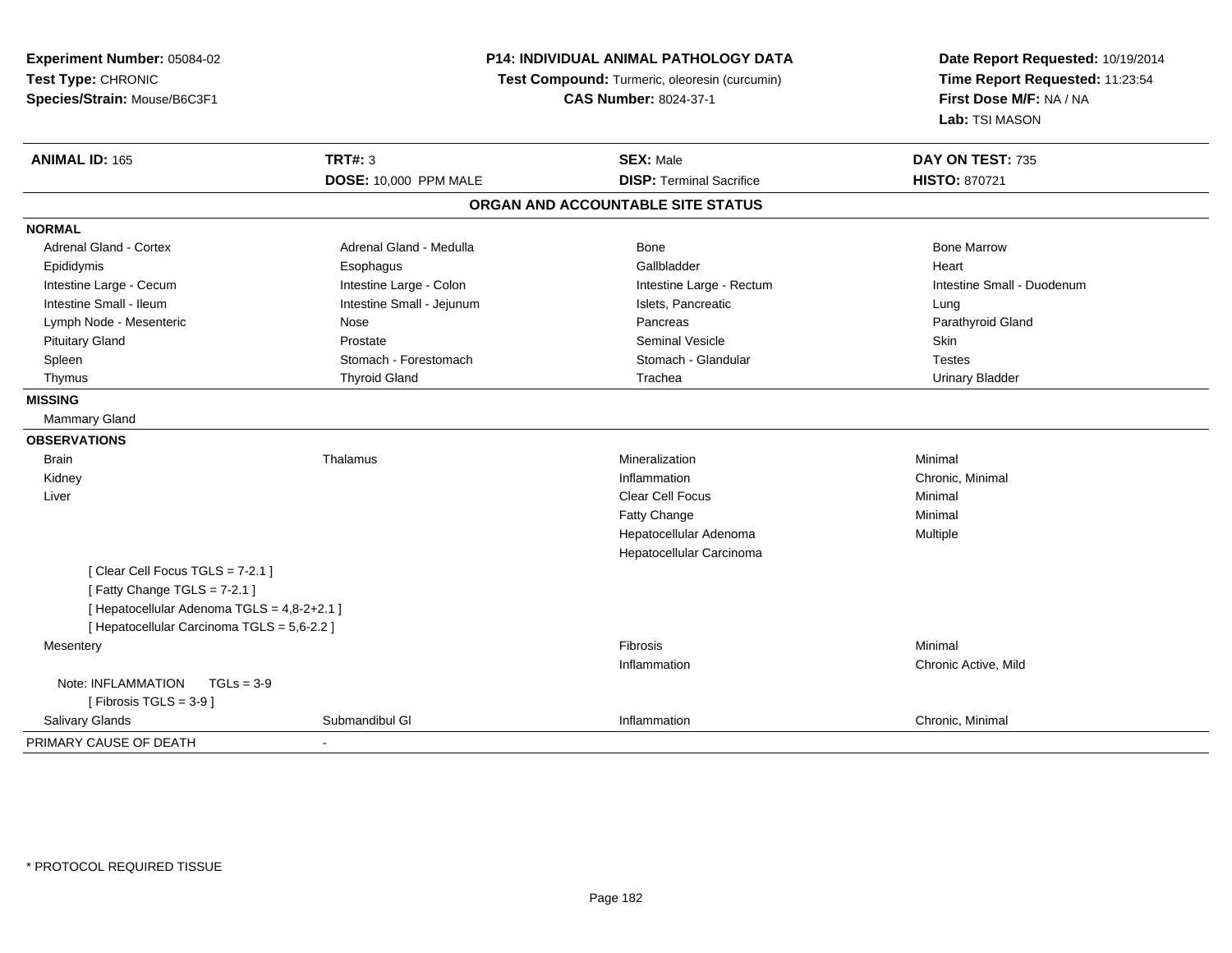**Experiment Number:** 05084-02
**Test Type:** CHRONIC
**Species/Strain:** Mouse/B6C3F1

**P14: INDIVIDUAL ANIMAL PATHOLOGY DATA**
**Test Compound:** Turmeric, oleoresin (curcumin)
**CAS Number:** 8024-37-1

**Date Report Requested:** 10/19/2014
**Time Report Requested:** 11:23:54
**First Dose M/F:** NA / NA
**Lab:** TSI MASON

| **ANIMAL ID:** 165 | **TRT#:** 3 | **SEX:** Male | **DAY ON TEST:** 735 |
|---|---|---|---|
| | **DOSE:** 10,000 PPM MALE | **DISP:** Terminal Sacrifice | **HISTO:** 870721 |

## ORGAN AND ACCOUNTABLE SITE STATUS

| | | | |
|---|---|---|---|
| **NORMAL** | | | |
| Adrenal Gland - Cortex | Adrenal Gland - Medulla | Bone | Bone Marrow |
| Epididymis | Esophagus | Gallbladder | Heart |
| Intestine Large - Cecum | Intestine Large - Colon | Intestine Large - Rectum | Intestine Small - Duodenum |
| Intestine Small - Ileum | Intestine Small - Jejunum | Islets, Pancreatic | Lung |
| Lymph Node - Mesenteric | Nose | Pancreas | Parathyroid Gland |
| Pituitary Gland | Prostate | Seminal Vesicle | Skin |
| Spleen | Stomach - Forestomach | Stomach - Glandular | Testes |
| Thymus | Thyroid Gland | Trachea | Urinary Bladder |
| **MISSING** | | | |
| Mammary Gland | | | |
| **OBSERVATIONS** | | | |
| Brain | Thalamus | Mineralization | Minimal |
| Kidney | | Inflammation | Chronic, Minimal |
| Liver | | Clear Cell Focus | Minimal |
| | | Fatty Change | Minimal |
| | | Hepatocellular Adenoma | Multiple |
| | | Hepatocellular Carcinoma | |
| [ Clear Cell Focus TGLS = 7-2.1 ] | | | |
| [ Fatty Change TGLS = 7-2.1 ] | | | |
| [ Hepatocellular Adenoma TGLS = 4,8-2+2.1 ] | | | |
| [ Hepatocellular Carcinoma TGLS = 5,6-2.2 ] | | | |
| Mesentery | | Fibrosis | Minimal |
| | | Inflammation | Chronic Active, Mild |
| Note: INFLAMMATION TGLs = 3-9 | | | |
| [ Fibrosis TGLS = 3-9 ] | | | |
| Salivary Glands | Submandibul Gl | Inflammation | Chronic, Minimal |
| PRIMARY CAUSE OF DEATH | - | | |

* PROTOCOL REQUIRED TISSUE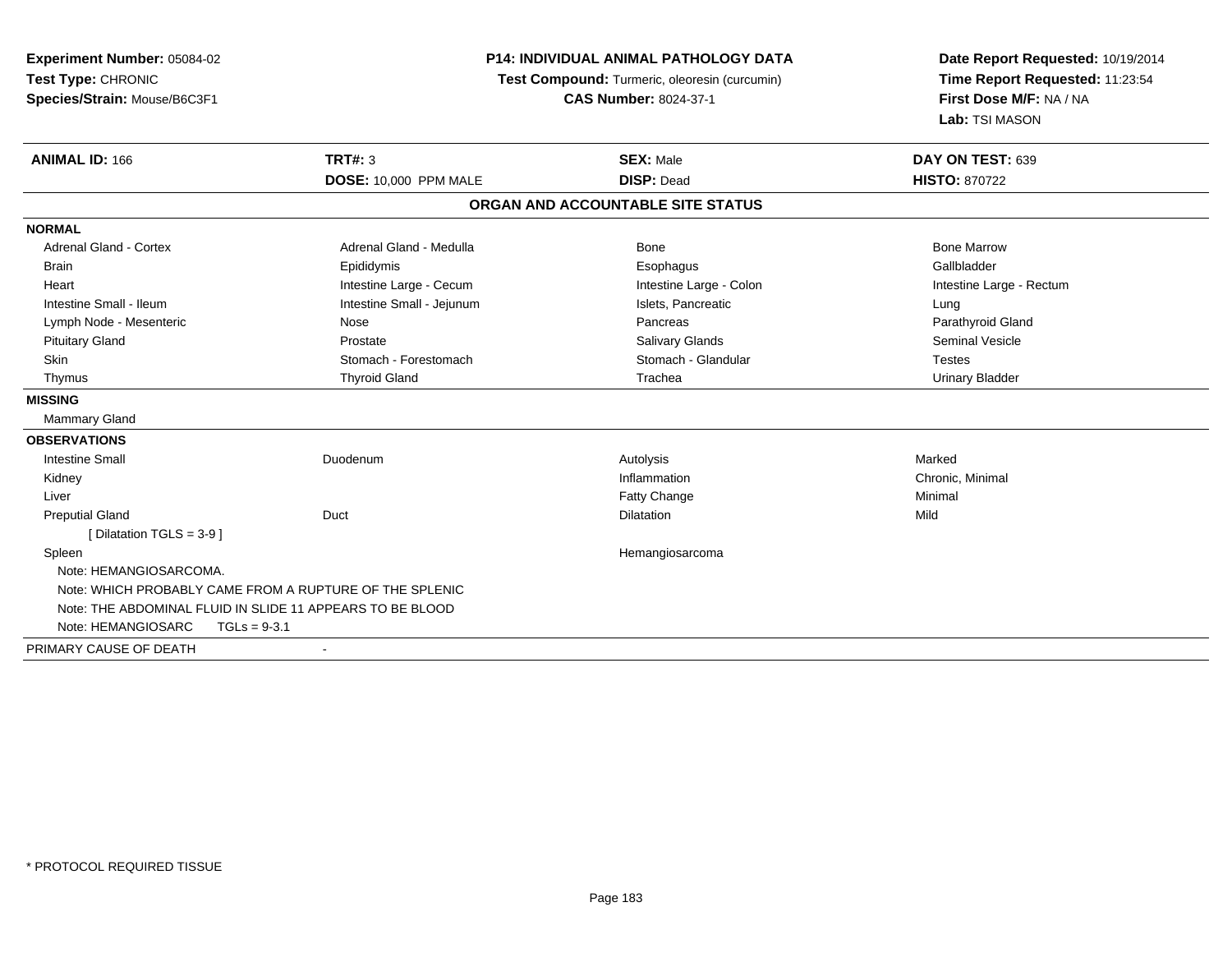**Experiment Number:** 05084-02
**Test Type:** CHRONIC
**Species/Strain:** Mouse/B6C3F1

**P14: INDIVIDUAL ANIMAL PATHOLOGY DATA**
**Test Compound:** Turmeric, oleoresin (curcumin)
**CAS Number:** 8024-37-1

**Date Report Requested:** 10/19/2014
**Time Report Requested:** 11:23:54
**First Dose M/F:** NA / NA
**Lab:** TSI MASON

| **ANIMAL ID:** 166 | **TRT#:** 3 | **SEX:** Male | **DAY ON TEST:** 639 |
|---|---|---|---|
| | **DOSE:** 10,000 PPM MALE | **DISP:** Dead | **HISTO:** 870722 |

**ORGAN AND ACCOUNTABLE SITE STATUS**

**NORMAL**

| | | | |
|---|---|---|---|
| Adrenal Gland - Cortex | Adrenal Gland - Medulla | Bone | Bone Marrow |
| Brain | Epididymis | Esophagus | Gallbladder |
| Heart | Intestine Large - Cecum | Intestine Large - Colon | Intestine Large - Rectum |
| Intestine Small - Ileum | Intestine Small - Jejunum | Islets, Pancreatic | Lung |
| Lymph Node - Mesenteric | Nose | Pancreas | Parathyroid Gland |
| Pituitary Gland | Prostate | Salivary Glands | Seminal Vesicle |
| Skin | Stomach - Forestomach | Stomach - Glandular | Testes |
| Thymus | Thyroid Gland | Trachea | Urinary Bladder |

**MISSING**

Mammary Gland

**OBSERVATIONS**

| | | | |
|---|---|---|---|
| Intestine Small | Duodenum | Autolysis | Marked |
| Kidney | | Inflammation | Chronic, Minimal |
| Liver | | Fatty Change | Minimal |
| Preputial Gland | Duct | Dilatation | Mild |
| [ Dilatation TGLS = 3-9 ] | | | |
| Spleen | | Hemangiosarcoma | |

Note: HEMANGIOSARCOMA.
Note: WHICH PROBABLY CAME FROM A RUPTURE OF THE SPLENIC
Note: THE ABDOMINAL FLUID IN SLIDE 11 APPEARS TO BE BLOOD
Note: HEMANGIOSARC TGLs = 9-3.1

PRIMARY CAUSE OF DEATH -

\* PROTOCOL REQUIRED TISSUE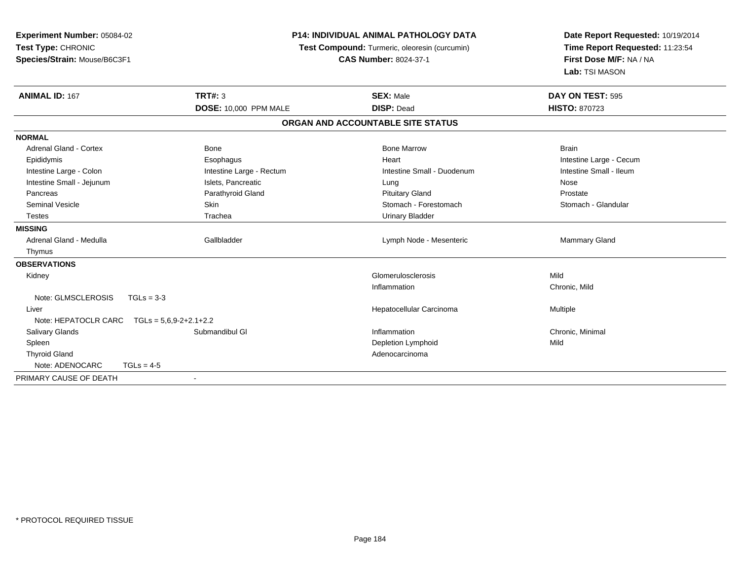**Experiment Number:** 05084-02
**Test Type:** CHRONIC
**Species/Strain:** Mouse/B6C3F1

**P14: INDIVIDUAL ANIMAL PATHOLOGY DATA**
**Test Compound:** Turmeric, oleoresin (curcumin)
**CAS Number:** 8024-37-1

**Date Report Requested:** 10/19/2014
**Time Report Requested:** 11:23:54
**First Dose M/F:** NA / NA
**Lab:** TSI MASON

| **ANIMAL ID:** 167 | **TRT#:** 3 | **SEX:** Male | **DAY ON TEST:** 595 |
|---|---|---|---|
| | **DOSE:** 10,000 PPM MALE | **DISP:** Dead | **HISTO:** 870723 |

**ORGAN AND ACCOUNTABLE SITE STATUS**

| | | | |
|---|---|---|---|
| **NORMAL** | | | |
| Adrenal Gland - Cortex | Bone | Bone Marrow | Brain |
| Epididymis | Esophagus | Heart | Intestine Large - Cecum |
| Intestine Large - Colon | Intestine Large - Rectum | Intestine Small - Duodenum | Intestine Small - Ileum |
| Intestine Small - Jejunum | Islets, Pancreatic | Lung | Nose |
| Pancreas | Parathyroid Gland | Pituitary Gland | Prostate |
| Seminal Vesicle | Skin | Stomach - Forestomach | Stomach - Glandular |
| Testes | Trachea | Urinary Bladder | |
| **MISSING** | | | |
| Adrenal Gland - Medulla | Gallbladder | Lymph Node - Mesenteric | Mammary Gland |
| Thymus | | | |
| **OBSERVATIONS** | | | |
| Kidney | | Glomerulosclerosis | Mild |
| | | Inflammation | Chronic, Mild |
| Note: GLMSCLEROSIS TGLs = 3-3 | | | |
| Liver | | Hepatocellular Carcinoma | Multiple |
| Note: HEPATOCLR CARC TGLs = 5,6,9-2+2.1+2.2 | | | |
| Salivary Glands | Submandibul Gl | Inflammation | Chronic, Minimal |
| Spleen | | Depletion Lymphoid | Mild |
| Thyroid Gland | | Adenocarcinoma | |
| Note: ADENOCARC TGLs = 4-5 | | | |
| PRIMARY CAUSE OF DEATH | - | | |

* PROTOCOL REQUIRED TISSUE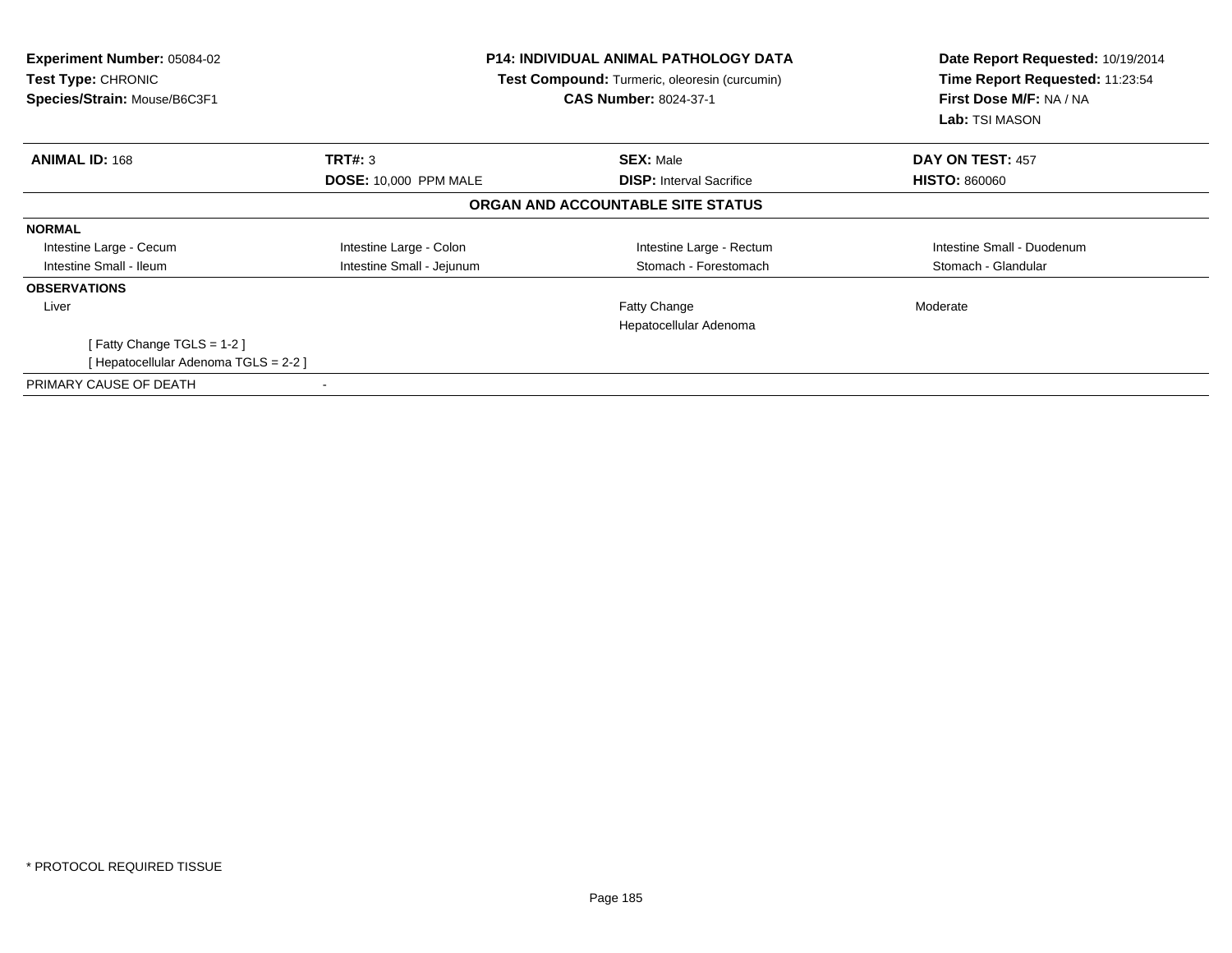**Experiment Number:** 05084-02
**Test Type:** CHRONIC
**Species/Strain:** Mouse/B6C3F1

**P14: INDIVIDUAL ANIMAL PATHOLOGY DATA**
**Test Compound:** Turmeric, oleoresin (curcumin)
**CAS Number:** 8024-37-1

**Date Report Requested:** 10/19/2014
**Time Report Requested:** 11:23:54
**First Dose M/F:** NA / NA
**Lab:** TSI MASON

| **ANIMAL ID:** 168 | **TRT#:** 3 | **SEX:** Male | **DAY ON TEST:** 457 |
|---|---|---|---|
| | **DOSE:** 10,000 PPM MALE | **DISP:** Interval Sacrifice | **HISTO:** 860060 |

**ORGAN AND ACCOUNTABLE SITE STATUS**

**NORMAL**

| | | | |
|---|---|---|---|
| Intestine Large - Cecum | Intestine Large - Colon | Intestine Large - Rectum | Intestine Small - Duodenum |
| Intestine Small - Ileum | Intestine Small - Jejunum | Stomach - Forestomach | Stomach - Glandular |

**OBSERVATIONS**

| | | | |
|---|---|---|---|
| Liver | | Fatty Change | Moderate |
| | | Hepatocellular Adenoma | |

[ Fatty Change TGLS = 1-2 ]
[ Hepatocellular Adenoma TGLS = 2-2 ]

PRIMARY CAUSE OF DEATH -

* PROTOCOL REQUIRED TISSUE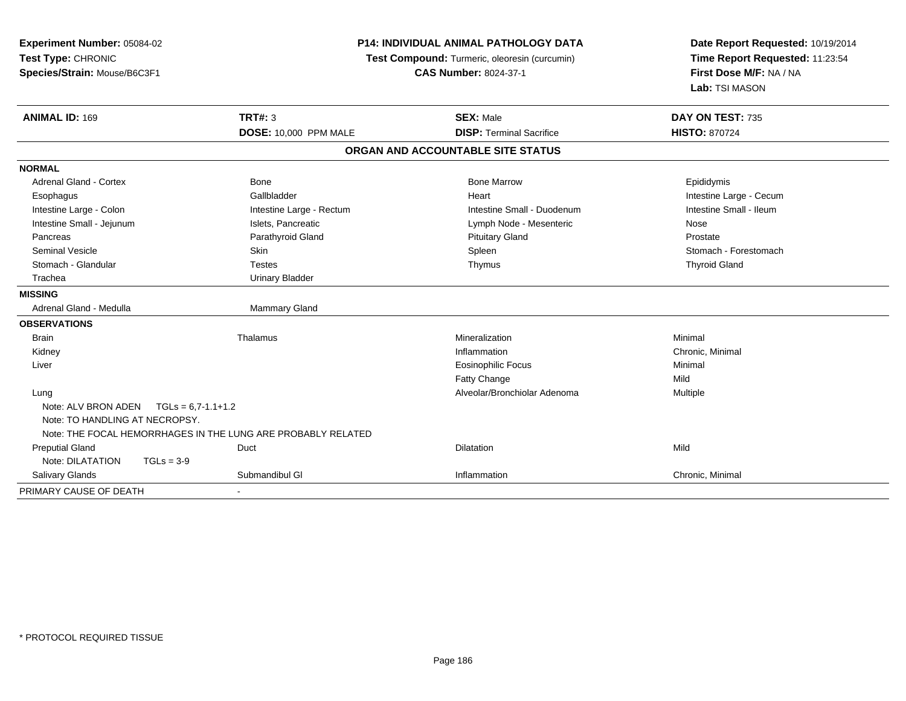**Experiment Number:** 05084-02
**Test Type:** CHRONIC
**Species/Strain:** Mouse/B6C3F1

**P14: INDIVIDUAL ANIMAL PATHOLOGY DATA**
**Test Compound:** Turmeric, oleoresin (curcumin)
**CAS Number:** 8024-37-1

**Date Report Requested:** 10/19/2014
**Time Report Requested:** 11:23:54
**First Dose M/F:** NA / NA
**Lab:** TSI MASON

| **ANIMAL ID:** 169 | **TRT#:** 3 | **SEX:** Male | **DAY ON TEST:** 735 |
|---|---|---|---|
| | **DOSE:** 10,000 PPM MALE | **DISP:** Terminal Sacrifice | **HISTO:** 870724 |

## ORGAN AND ACCOUNTABLE SITE STATUS

| | | | |
|---|---|---|---|
| **NORMAL** | | | |
| Adrenal Gland - Cortex | Bone | Bone Marrow | Epididymis |
| Esophagus | Gallbladder | Heart | Intestine Large - Cecum |
| Intestine Large - Colon | Intestine Large - Rectum | Intestine Small - Duodenum | Intestine Small - Ileum |
| Intestine Small - Jejunum | Islets, Pancreatic | Lymph Node - Mesenteric | Nose |
| Pancreas | Parathyroid Gland | Pituitary Gland | Prostate |
| Seminal Vesicle | Skin | Spleen | Stomach - Forestomach |
| Stomach - Glandular | Testes | Thymus | Thyroid Gland |
| Trachea | Urinary Bladder | | |
| **MISSING** | | | |
| Adrenal Gland - Medulla | Mammary Gland | | |
| **OBSERVATIONS** | | | |
| Brain | Thalamus | Mineralization | Minimal |
| Kidney | | Inflammation | Chronic, Minimal |
| Liver | | Eosinophilic Focus | Minimal |
| | | Fatty Change | Mild |
| Lung | | Alveolar/Bronchiolar Adenoma | Multiple |
| Note: ALV BRON ADEN TGLs = 6,7-1.1+1.2 | | | |
| Note: TO HANDLING AT NECROPSY. | | | |
| Note: THE FOCAL HEMORRHAGES IN THE LUNG ARE PROBABLY RELATED | | | |
| Preputial Gland | Duct | Dilatation | Mild |
| Note: DILATATION TGLs = 3-9 | | | |
| Salivary Glands | Submandibul Gl | Inflammation | Chronic, Minimal |
| PRIMARY CAUSE OF DEATH | - | | |

\* PROTOCOL REQUIRED TISSUE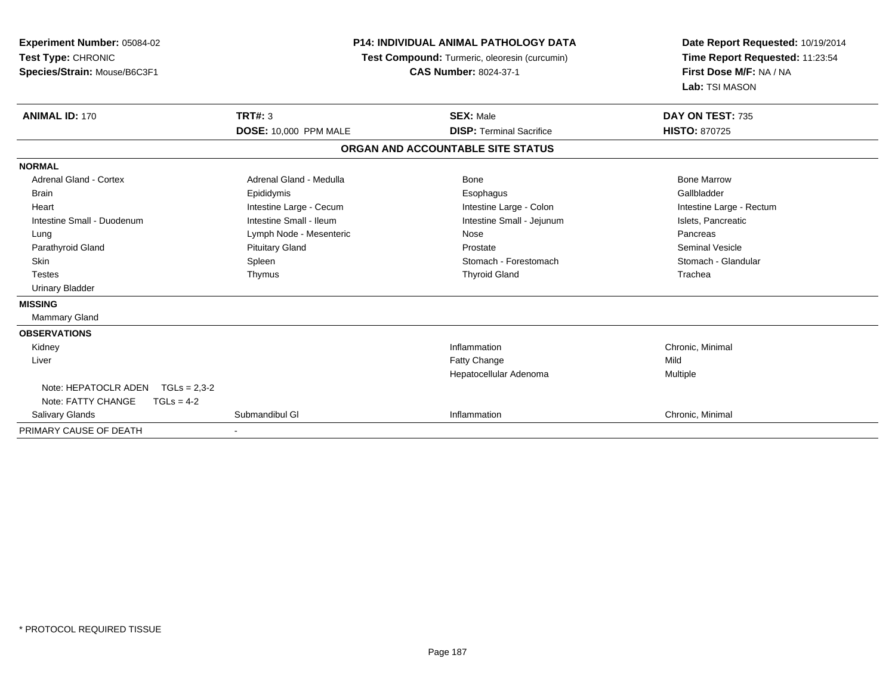**Experiment Number:** 05084-02
**Test Type:** CHRONIC
**Species/Strain:** Mouse/B6C3F1

**P14: INDIVIDUAL ANIMAL PATHOLOGY DATA**
**Test Compound:** Turmeric, oleoresin (curcumin)
**CAS Number:** 8024-37-1

**Date Report Requested:** 10/19/2014
**Time Report Requested:** 11:23:54
**First Dose M/F:** NA / NA
**Lab:** TSI MASON

| **ANIMAL ID:** 170 | **TRT#:** 3 | **SEX:** Male | **DAY ON TEST:** 735 |
|---|---|---|---|
| | **DOSE:** 10,000 PPM MALE | **DISP:** Terminal Sacrifice | **HISTO:** 870725 |

**ORGAN AND ACCOUNTABLE SITE STATUS**

| | | | |
|---|---|---|---|
| **NORMAL** | | | |
| Adrenal Gland - Cortex | Adrenal Gland - Medulla | Bone | Bone Marrow |
| Brain | Epididymis | Esophagus | Gallbladder |
| Heart | Intestine Large - Cecum | Intestine Large - Colon | Intestine Large - Rectum |
| Intestine Small - Duodenum | Intestine Small - Ileum | Intestine Small - Jejunum | Islets, Pancreatic |
| Lung | Lymph Node - Mesenteric | Nose | Pancreas |
| Parathyroid Gland | Pituitary Gland | Prostate | Seminal Vesicle |
| Skin | Spleen | Stomach - Forestomach | Stomach - Glandular |
| Testes | Thymus | Thyroid Gland | Trachea |
| Urinary Bladder | | | |
| **MISSING** | | | |
| Mammary Gland | | | |
| **OBSERVATIONS** | | | |
| Kidney | | Inflammation | Chronic, Minimal |
| Liver | | Fatty Change | Mild |
| | | Hepatocellular Adenoma | Multiple |
| Note: HEPATOCLR ADEN TGLs = 2,3-2 | | | |
| Note: FATTY CHANGE TGLs = 4-2 | | | |
| Salivary Glands | Submandibul Gl | Inflammation | Chronic, Minimal |
| PRIMARY CAUSE OF DEATH | - | | |

\* PROTOCOL REQUIRED TISSUE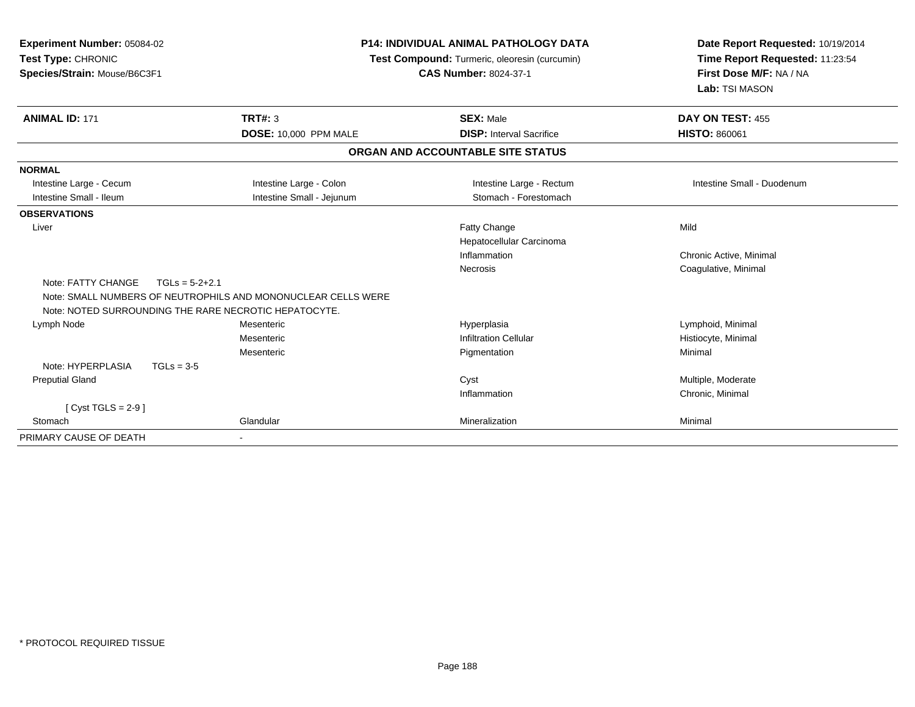**Experiment Number:** 05084-02
**Test Type:** CHRONIC
**Species/Strain:** Mouse/B6C3F1

**P14: INDIVIDUAL ANIMAL PATHOLOGY DATA**
**Test Compound:** Turmeric, oleoresin (curcumin)
**CAS Number:** 8024-37-1

**Date Report Requested:** 10/19/2014
**Time Report Requested:** 11:23:54
**First Dose M/F:** NA / NA
**Lab:** TSI MASON

| **ANIMAL ID:** 171 | **TRT#:** 3 | **SEX:** Male | **DAY ON TEST:** 455 |
|---|---|---|---|
| | **DOSE:** 10,000 PPM MALE | **DISP:** Interval Sacrifice | **HISTO:** 860061 |

**ORGAN AND ACCOUNTABLE SITE STATUS**

| | | | |
|---|---|---|---|
| **NORMAL** | | | |
| Intestine Large - Cecum | Intestine Large - Colon | Intestine Large - Rectum | Intestine Small - Duodenum |
| Intestine Small - Ileum | Intestine Small - Jejunum | Stomach - Forestomach | |
| **OBSERVATIONS** | | | |
| Liver | | Fatty Change | Mild |
| | | Hepatocellular Carcinoma | |
| | | Inflammation | Chronic Active, Minimal |
| | | Necrosis | Coagulative, Minimal |
| Note: FATTY CHANGE TGLs = 5-2+2.1 | | | |
| Note: SMALL NUMBERS OF NEUTROPHILS AND MONONUCLEAR CELLS WERE | | | |
| Note: NOTED SURROUNDING THE RARE NECROTIC HEPATOCYTE. | | | |
| Lymph Node | Mesenteric | Hyperplasia | Lymphoid, Minimal |
| | Mesenteric | Infiltration Cellular | Histiocyte, Minimal |
| | Mesenteric | Pigmentation | Minimal |
| Note: HYPERPLASIA TGLs = 3-5 | | | |
| Preputial Gland | | Cyst | Multiple, Moderate |
| | | Inflammation | Chronic, Minimal |
| [ Cyst TGLS = 2-9 ] | | | |
| Stomach | Glandular | Mineralization | Minimal |
| PRIMARY CAUSE OF DEATH | - | | |

* PROTOCOL REQUIRED TISSUE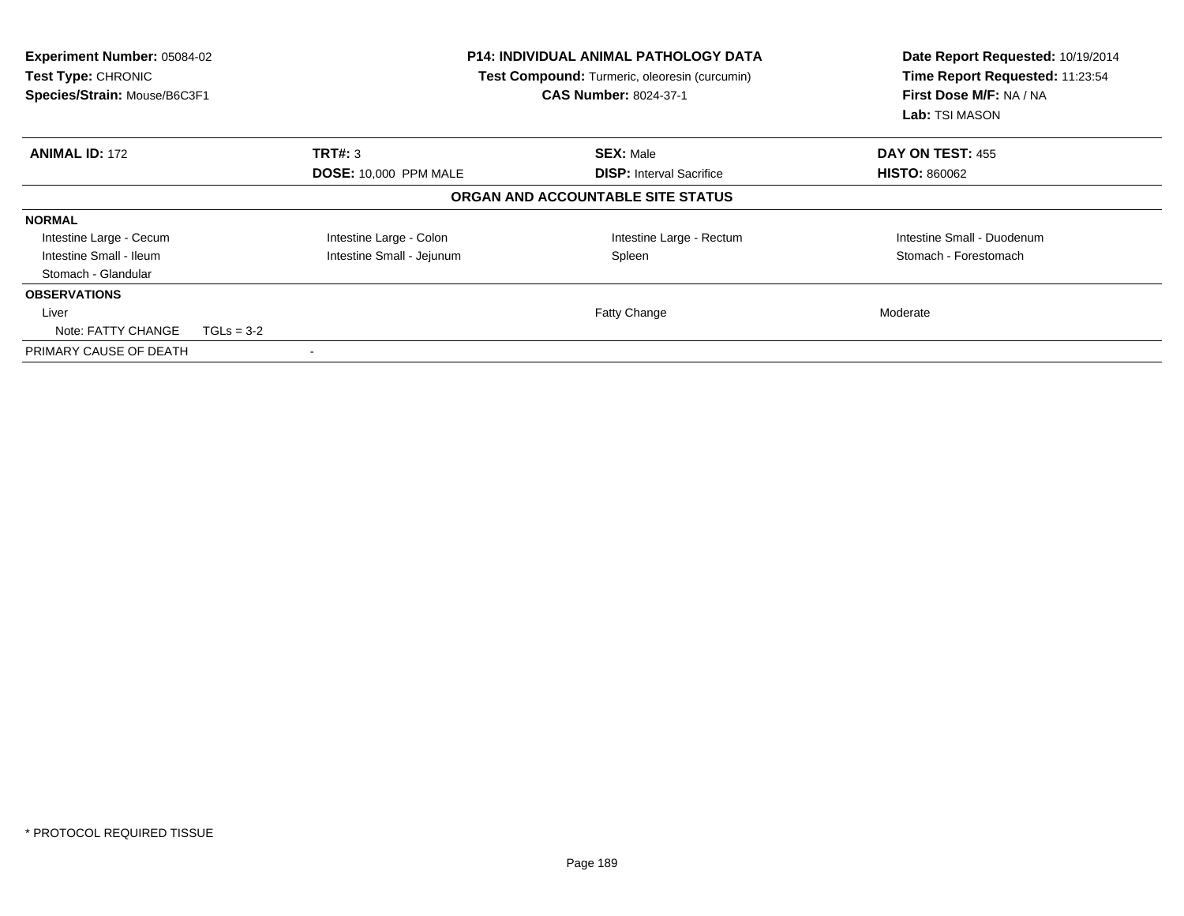**Experiment Number:** 05084-02
**Test Type:** CHRONIC
**Species/Strain:** Mouse/B6C3F1

**P14: INDIVIDUAL ANIMAL PATHOLOGY DATA**
**Test Compound:** Turmeric, oleoresin (curcumin)
**CAS Number:** 8024-37-1

**Date Report Requested:** 10/19/2014
**Time Report Requested:** 11:23:54
**First Dose M/F:** NA / NA
**Lab:** TSI MASON

| **ANIMAL ID:** 172 | **TRT#:** 3 | **SEX:** Male | **DAY ON TEST:** 455 |
|---|---|---|---|
| | **DOSE:** 10,000 PPM MALE | **DISP:** Interval Sacrifice | **HISTO:** 860062 |

**ORGAN AND ACCOUNTABLE SITE STATUS**

| | | | |
|---|---|---|---|
| **NORMAL** | | | |
| Intestine Large - Cecum | Intestine Large - Colon | Intestine Large - Rectum | Intestine Small - Duodenum |
| Intestine Small - Ileum | Intestine Small - Jejunum | Spleen | Stomach - Forestomach |
| Stomach - Glandular | | | |
| **OBSERVATIONS** | | | |
| Liver | | Fatty Change | Moderate |
| Note: FATTY CHANGE TGLs = 3-2 | | | |
| PRIMARY CAUSE OF DEATH | - | | |

\* PROTOCOL REQUIRED TISSUE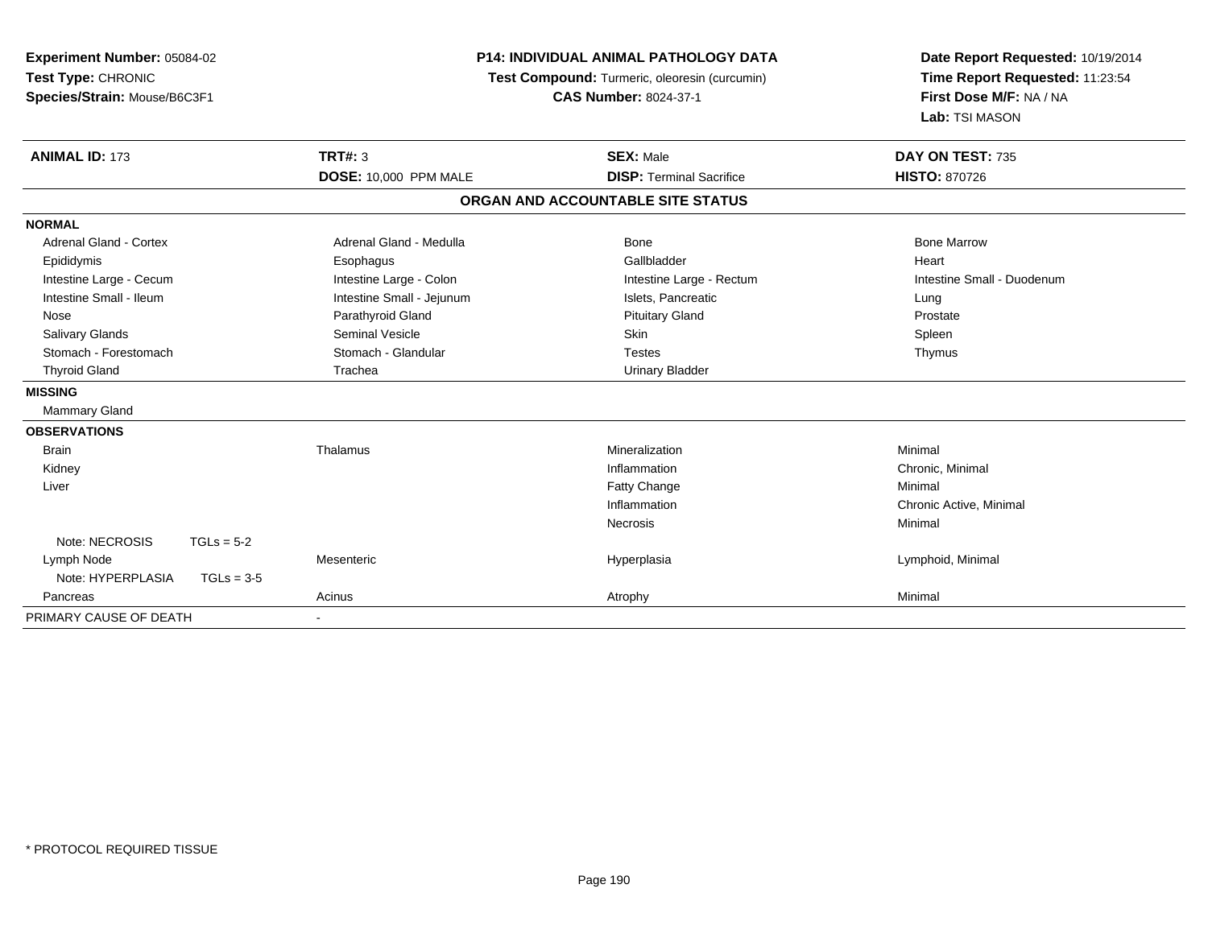**Experiment Number:** 05084-02
**Test Type:** CHRONIC
**Species/Strain:** Mouse/B6C3F1

**P14: INDIVIDUAL ANIMAL PATHOLOGY DATA**
**Test Compound:** Turmeric, oleoresin (curcumin)
**CAS Number:** 8024-37-1

**Date Report Requested:** 10/19/2014
**Time Report Requested:** 11:23:54
**First Dose M/F:** NA / NA
**Lab:** TSI MASON

| **ANIMAL ID:** 173 | **TRT#:** 3 | **SEX:** Male | **DAY ON TEST:** 735 |
|---|---|---|---|
| | **DOSE:** 10,000 PPM MALE | **DISP:** Terminal Sacrifice | **HISTO:** 870726 |

## ORGAN AND ACCOUNTABLE SITE STATUS

| | | | |
|---|---|---|---|
| **NORMAL** | | | |
| Adrenal Gland - Cortex | Adrenal Gland - Medulla | Bone | Bone Marrow |
| Epididymis | Esophagus | Gallbladder | Heart |
| Intestine Large - Cecum | Intestine Large - Colon | Intestine Large - Rectum | Intestine Small - Duodenum |
| Intestine Small - Ileum | Intestine Small - Jejunum | Islets, Pancreatic | Lung |
| Nose | Parathyroid Gland | Pituitary Gland | Prostate |
| Salivary Glands | Seminal Vesicle | Skin | Spleen |
| Stomach - Forestomach | Stomach - Glandular | Testes | Thymus |
| Thyroid Gland | Trachea | Urinary Bladder | |
| **MISSING** | | | |
| Mammary Gland | | | |
| **OBSERVATIONS** | | | |
| Brain | Thalamus | Mineralization | Minimal |
| Kidney | | Inflammation | Chronic, Minimal |
| Liver | | Fatty Change | Minimal |
| | | Inflammation | Chronic Active, Minimal |
| | | Necrosis | Minimal |
| Note: NECROSIS TGLs = 5-2 | | | |
| Lymph Node | Mesenteric | Hyperplasia | Lymphoid, Minimal |
| Note: HYPERPLASIA TGLs = 3-5 | | | |
| Pancreas | Acinus | Atrophy | Minimal |
| PRIMARY CAUSE OF DEATH | - | | |

* PROTOCOL REQUIRED TISSUE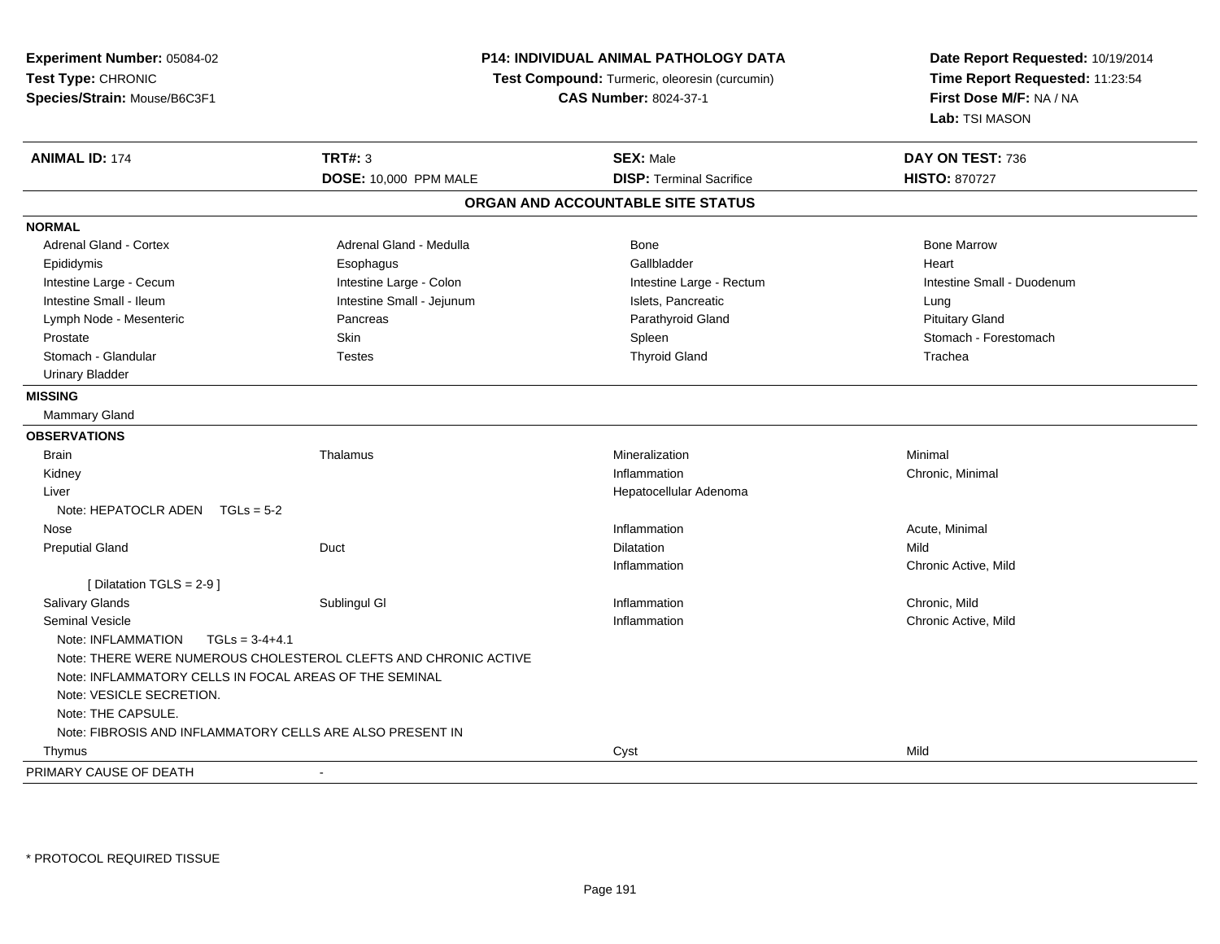**Experiment Number:** 05084-02
**Test Type:** CHRONIC
**Species/Strain:** Mouse/B6C3F1

**P14: INDIVIDUAL ANIMAL PATHOLOGY DATA**
**Test Compound:** Turmeric, oleoresin (curcumin)
**CAS Number:** 8024-37-1

**Date Report Requested:** 10/19/2014
**Time Report Requested:** 11:23:54
**First Dose M/F:** NA / NA
**Lab:** TSI MASON

| **ANIMAL ID:** 174 | **TRT#:** 3 | **SEX:** Male | **DAY ON TEST:** 736 |
|---|---|---|---|
| | **DOSE:** 10,000 PPM MALE | **DISP:** Terminal Sacrifice | **HISTO:** 870727 |

## ORGAN AND ACCOUNTABLE SITE STATUS

| | | | |
|---|---|---|---|
| **NORMAL** | | | |
| Adrenal Gland - Cortex | Adrenal Gland - Medulla | Bone | Bone Marrow |
| Epididymis | Esophagus | Gallbladder | Heart |
| Intestine Large - Cecum | Intestine Large - Colon | Intestine Large - Rectum | Intestine Small - Duodenum |
| Intestine Small - Ileum | Intestine Small - Jejunum | Islets, Pancreatic | Lung |
| Lymph Node - Mesenteric | Pancreas | Parathyroid Gland | Pituitary Gland |
| Prostate | Skin | Spleen | Stomach - Forestomach |
| Stomach - Glandular | Testes | Thyroid Gland | Trachea |
| Urinary Bladder | | | |
| **MISSING** | | | |
| Mammary Gland | | | |
| **OBSERVATIONS** | | | |
| Brain | Thalamus | Mineralization | Minimal |
| Kidney | | Inflammation | Chronic, Minimal |
| Liver | | Hepatocellular Adenoma | |
| Note: HEPATOCLR ADEN TGLs = 5-2 | | | |
| Nose | | Inflammation | Acute, Minimal |
| Preputial Gland | Duct | Dilatation | Mild |
| | | Inflammation | Chronic Active, Mild |
| [ Dilatation TGLS = 2-9 ] | | | |
| Salivary Glands | Sublingul Gl | Inflammation | Chronic, Mild |
| Seminal Vesicle | | Inflammation | Chronic Active, Mild |
| Note: INFLAMMATION TGLs = 3-4+4.1 | | | |
| Note: THERE WERE NUMEROUS CHOLESTEROL CLEFTS AND CHRONIC ACTIVE | | | |
| Note: INFLAMMATORY CELLS IN FOCAL AREAS OF THE SEMINAL | | | |
| Note: VESICLE SECRETION. | | | |
| Note: THE CAPSULE. | | | |
| Note: FIBROSIS AND INFLAMMATORY CELLS ARE ALSO PRESENT IN | | | |
| Thymus | | Cyst | Mild |
| PRIMARY CAUSE OF DEATH | - | | |

* PROTOCOL REQUIRED TISSUE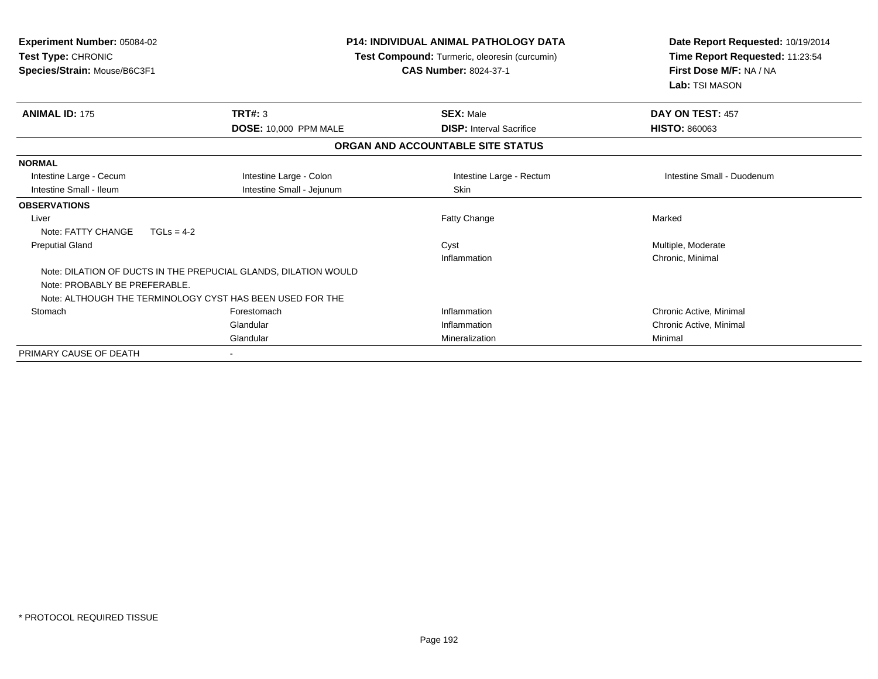**Experiment Number:** 05084-02
**Test Type:** CHRONIC
**Species/Strain:** Mouse/B6C3F1

**P14: INDIVIDUAL ANIMAL PATHOLOGY DATA**
**Test Compound:** Turmeric, oleoresin (curcumin)
**CAS Number:** 8024-37-1

**Date Report Requested:** 10/19/2014
**Time Report Requested:** 11:23:54
**First Dose M/F:** NA / NA
**Lab:** TSI MASON

| **ANIMAL ID:** 175 | **TRT#:** 3 | **SEX:** Male | **DAY ON TEST:** 457 |
|---|---|---|---|
| | **DOSE:** 10,000 PPM MALE | **DISP:** Interval Sacrifice | **HISTO:** 860063 |

**ORGAN AND ACCOUNTABLE SITE STATUS**

| | | | |
|---|---|---|---|
| **NORMAL** | | | |
| Intestine Large - Cecum | Intestine Large - Colon | Intestine Large - Rectum | Intestine Small - Duodenum |
| Intestine Small - Ileum | Intestine Small - Jejunum | Skin | |
| **OBSERVATIONS** | | | |
| Liver | | Fatty Change | Marked |
| Note: FATTY CHANGE TGLs = 4-2 | | | |
| Preputial Gland | | Cyst | Multiple, Moderate |
| | | Inflammation | Chronic, Minimal |
| Note: DILATION OF DUCTS IN THE PREPUCIAL GLANDS, DILATION WOULD | | | |
| Note: PROBABLY BE PREFERABLE. | | | |
| Note: ALTHOUGH THE TERMINOLOGY CYST HAS BEEN USED FOR THE | | | |
| Stomach | Forestomach | Inflammation | Chronic Active, Minimal |
| | Glandular | Inflammation | Chronic Active, Minimal |
| | Glandular | Mineralization | Minimal |
| PRIMARY CAUSE OF DEATH | - | | |

* PROTOCOL REQUIRED TISSUE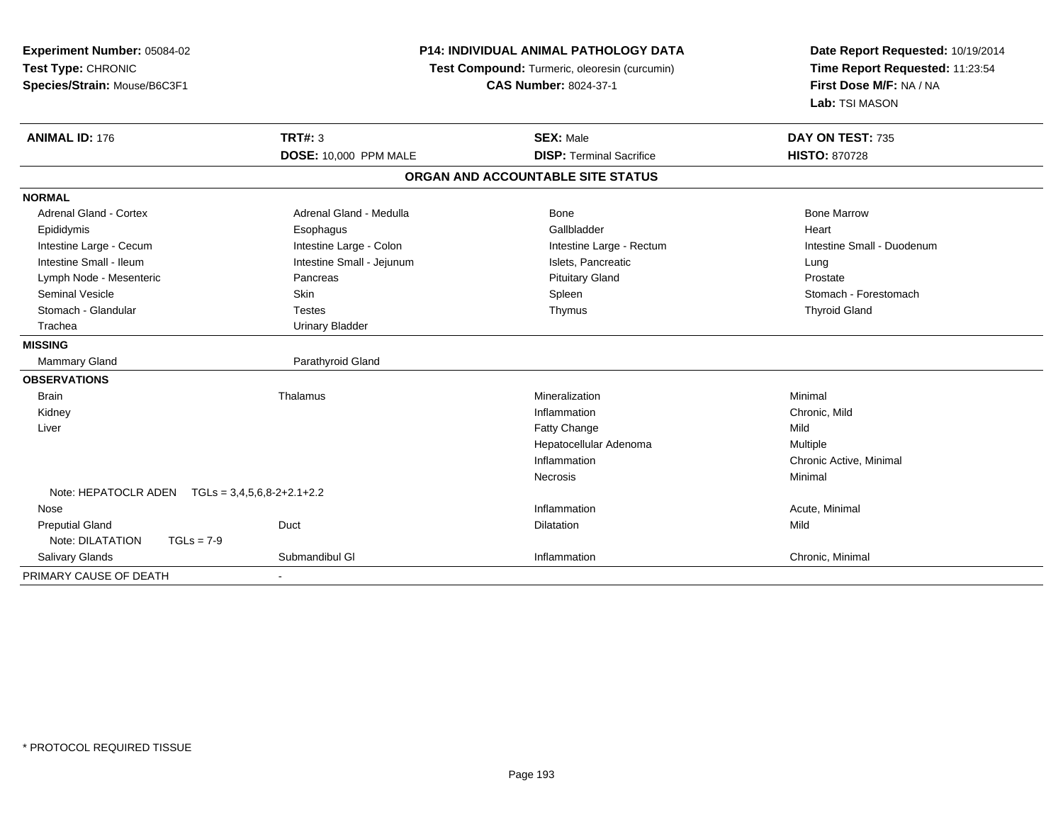**Experiment Number:** 05084-02
**Test Type:** CHRONIC
**Species/Strain:** Mouse/B6C3F1

**P14: INDIVIDUAL ANIMAL PATHOLOGY DATA**
**Test Compound:** Turmeric, oleoresin (curcumin)
**CAS Number:** 8024-37-1

**Date Report Requested:** 10/19/2014
**Time Report Requested:** 11:23:54
**First Dose M/F:** NA / NA
**Lab:** TSI MASON

| **ANIMAL ID:** 176 | **TRT#:** 3 | **SEX:** Male | **DAY ON TEST:** 735 |
|---|---|---|---|
| | **DOSE:** 10,000 PPM MALE | **DISP:** Terminal Sacrifice | **HISTO:** 870728 |

## ORGAN AND ACCOUNTABLE SITE STATUS

| | | | |
|---|---|---|---|
| **NORMAL** | | | |
| Adrenal Gland - Cortex | Adrenal Gland - Medulla | Bone | Bone Marrow |
| Epididymis | Esophagus | Gallbladder | Heart |
| Intestine Large - Cecum | Intestine Large - Colon | Intestine Large - Rectum | Intestine Small - Duodenum |
| Intestine Small - Ileum | Intestine Small - Jejunum | Islets, Pancreatic | Lung |
| Lymph Node - Mesenteric | Pancreas | Pituitary Gland | Prostate |
| Seminal Vesicle | Skin | Spleen | Stomach - Forestomach |
| Stomach - Glandular | Testes | Thymus | Thyroid Gland |
| Trachea | Urinary Bladder | | |
| **MISSING** | | | |
| Mammary Gland | Parathyroid Gland | | |
| **OBSERVATIONS** | | | |
| Brain | Thalamus | Mineralization | Minimal |
| Kidney | | Inflammation | Chronic, Mild |
| Liver | | Fatty Change | Mild |
| | | Hepatocellular Adenoma | Multiple |
| | | Inflammation | Chronic Active, Minimal |
| | | Necrosis | Minimal |
| Note: HEPATOCLR ADEN TGLs = 3,4,5,6,8-2+2.1+2.2 | | | |
| Nose | | Inflammation | Acute, Minimal |
| Preputial Gland | Duct | Dilatation | Mild |
| Note: DILATATION TGLs = 7-9 | | | |
| Salivary Glands | Submandibul Gl | Inflammation | Chronic, Minimal |
| PRIMARY CAUSE OF DEATH | - | | |

* PROTOCOL REQUIRED TISSUE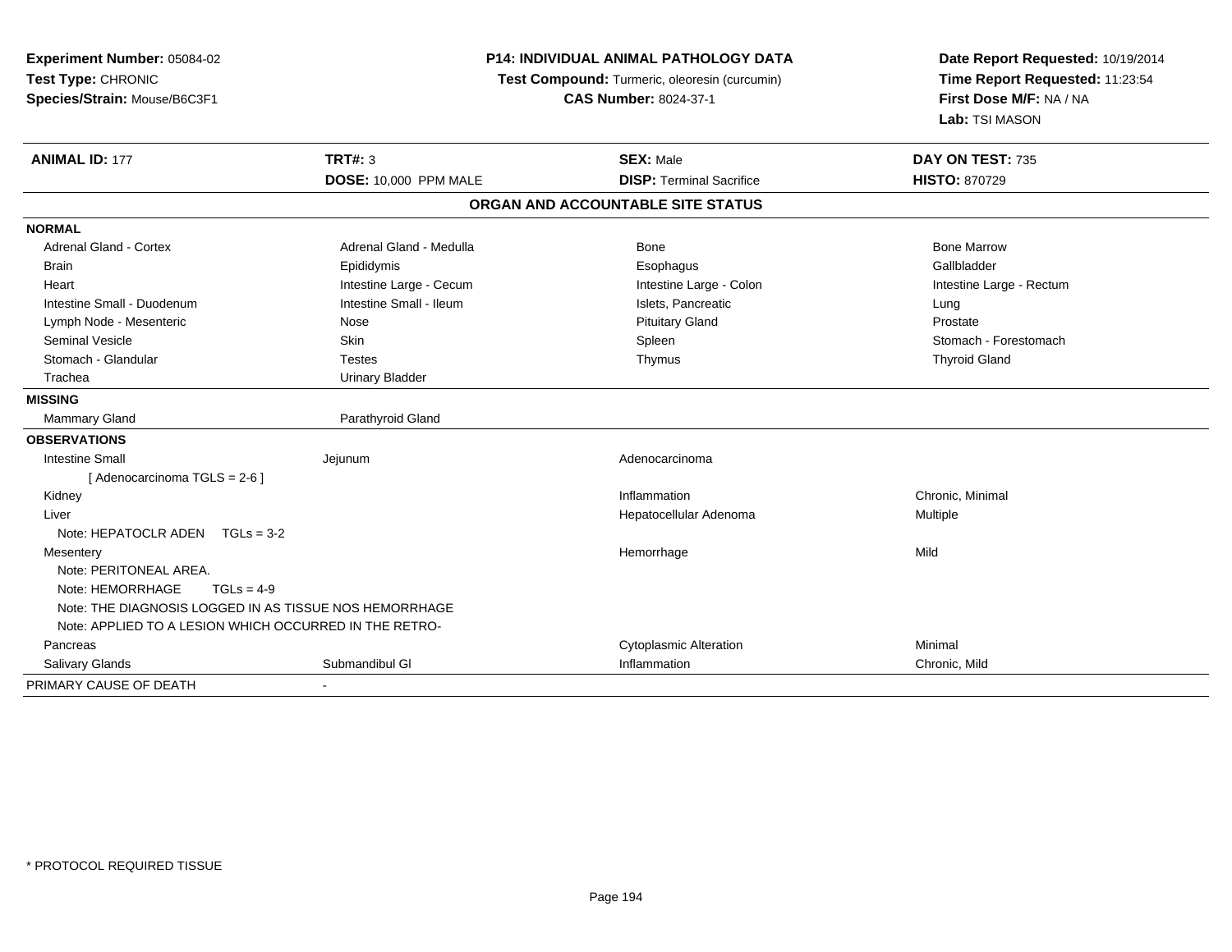**Experiment Number:** 05084-02
**Test Type:** CHRONIC
**Species/Strain:** Mouse/B6C3F1

**P14: INDIVIDUAL ANIMAL PATHOLOGY DATA**
**Test Compound:** Turmeric, oleoresin (curcumin)
**CAS Number:** 8024-37-1

**Date Report Requested:** 10/19/2014
**Time Report Requested:** 11:23:54
**First Dose M/F:** NA / NA
**Lab:** TSI MASON

| **ANIMAL ID:** 177 | **TRT#:** 3 | **SEX:** Male | **DAY ON TEST:** 735 |
|---|---|---|---|
| | **DOSE:** 10,000 PPM MALE | **DISP:** Terminal Sacrifice | **HISTO:** 870729 |

## ORGAN AND ACCOUNTABLE SITE STATUS

| | | | |
|---|---|---|---|
| **NORMAL** | | | |
| Adrenal Gland - Cortex | Adrenal Gland - Medulla | Bone | Bone Marrow |
| Brain | Epididymis | Esophagus | Gallbladder |
| Heart | Intestine Large - Cecum | Intestine Large - Colon | Intestine Large - Rectum |
| Intestine Small - Duodenum | Intestine Small - Ileum | Islets, Pancreatic | Lung |
| Lymph Node - Mesenteric | Nose | Pituitary Gland | Prostate |
| Seminal Vesicle | Skin | Spleen | Stomach - Forestomach |
| Stomach - Glandular | Testes | Thymus | Thyroid Gland |
| Trachea | Urinary Bladder | | |
| **MISSING** | | | |
| Mammary Gland | Parathyroid Gland | | |
| **OBSERVATIONS** | | | |
| Intestine Small | Jejunum | Adenocarcinoma | |
| [ Adenocarcinoma TGLS = 2-6 ] | | | |
| Kidney | | Inflammation | Chronic, Minimal |
| Liver | | Hepatocellular Adenoma | Multiple |
| Note: HEPATOCLR ADEN TGLs = 3-2 | | | |
| Mesentery | | Hemorrhage | Mild |
| Note: PERITONEAL AREA. | | | |
| Note: HEMORRHAGE TGLs = 4-9 | | | |
| Note: THE DIAGNOSIS LOGGED IN AS TISSUE NOS HEMORRHAGE | | | |
| Note: APPLIED TO A LESION WHICH OCCURRED IN THE RETRO- | | | |
| Pancreas | | Cytoplasmic Alteration | Minimal |
| Salivary Glands | Submandibul Gl | Inflammation | Chronic, Mild |
| PRIMARY CAUSE OF DEATH | - | | |

* PROTOCOL REQUIRED TISSUE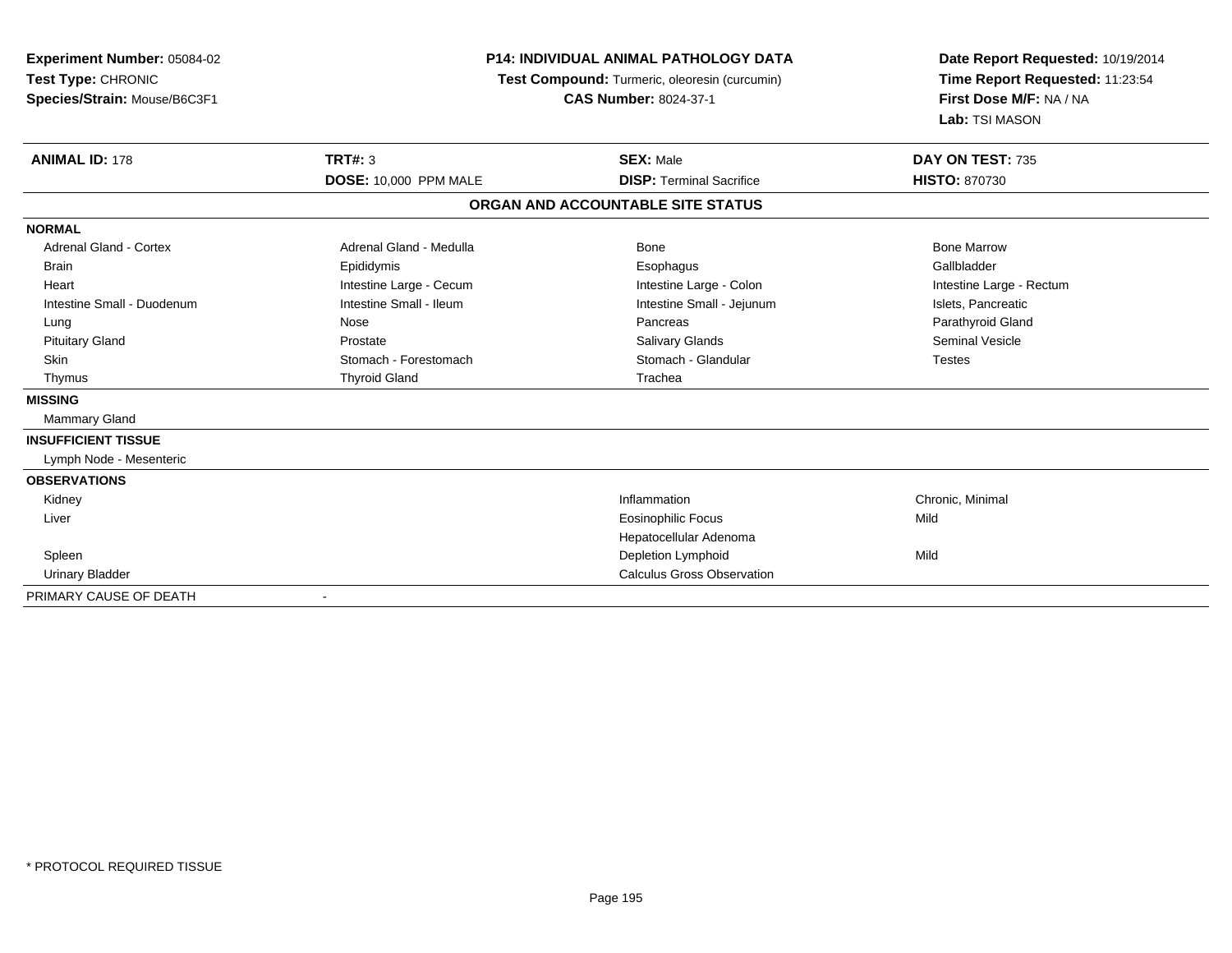**Experiment Number:** 05084-02
**Test Type:** CHRONIC
**Species/Strain:** Mouse/B6C3F1

**P14: INDIVIDUAL ANIMAL PATHOLOGY DATA**
**Test Compound:** Turmeric, oleoresin (curcumin)
**CAS Number:** 8024-37-1

**Date Report Requested:** 10/19/2014
**Time Report Requested:** 11:23:54
**First Dose M/F:** NA / NA
**Lab:** TSI MASON

| **ANIMAL ID:** 178 | **TRT#:** 3 | **SEX:** Male | **DAY ON TEST:** 735 |
|---|---|---|---|
| | **DOSE:** 10,000 PPM MALE | **DISP:** Terminal Sacrifice | **HISTO:** 870730 |

**ORGAN AND ACCOUNTABLE SITE STATUS**

| | | | |
|---|---|---|---|
| **NORMAL** | | | |
| Adrenal Gland - Cortex | Adrenal Gland - Medulla | Bone | Bone Marrow |
| Brain | Epididymis | Esophagus | Gallbladder |
| Heart | Intestine Large - Cecum | Intestine Large - Colon | Intestine Large - Rectum |
| Intestine Small - Duodenum | Intestine Small - Ileum | Intestine Small - Jejunum | Islets, Pancreatic |
| Lung | Nose | Pancreas | Parathyroid Gland |
| Pituitary Gland | Prostate | Salivary Glands | Seminal Vesicle |
| Skin | Stomach - Forestomach | Stomach - Glandular | Testes |
| Thymus | Thyroid Gland | Trachea | |
| **MISSING** | | | |
| Mammary Gland | | | |
| **INSUFFICIENT TISSUE** | | | |
| Lymph Node - Mesenteric | | | |
| **OBSERVATIONS** | | | |
| Kidney | | Inflammation | Chronic, Minimal |
| Liver | | Eosinophilic Focus | Mild |
| | | Hepatocellular Adenoma | |
| Spleen | | Depletion Lymphoid | Mild |
| Urinary Bladder | | Calculus Gross Observation | |
| PRIMARY CAUSE OF DEATH | - | | |

* PROTOCOL REQUIRED TISSUE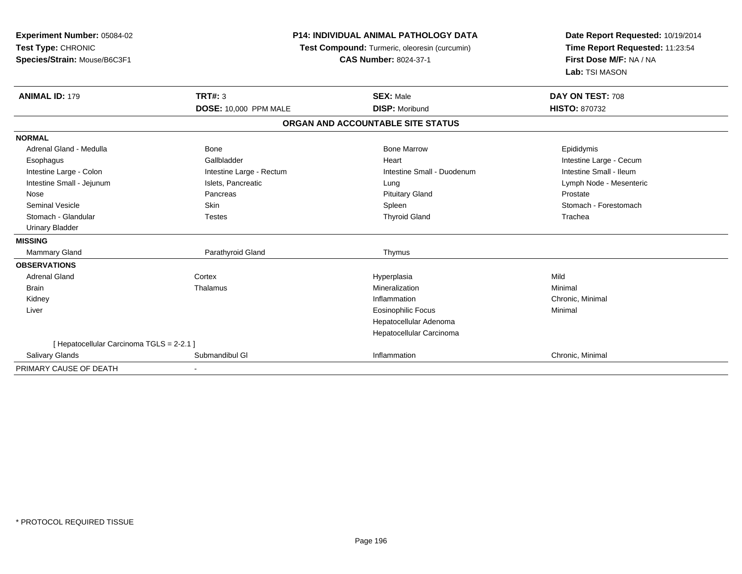**Experiment Number:** 05084-02
**Test Type:** CHRONIC
**Species/Strain:** Mouse/B6C3F1

**P14: INDIVIDUAL ANIMAL PATHOLOGY DATA**
**Test Compound:** Turmeric, oleoresin (curcumin)
**CAS Number:** 8024-37-1

**Date Report Requested:** 10/19/2014
**Time Report Requested:** 11:23:54
**First Dose M/F:** NA / NA
**Lab:** TSI MASON

| **ANIMAL ID:** 179 | **TRT#:** 3 | **SEX:** Male | **DAY ON TEST:** 708 |
|---|---|---|---|
| | **DOSE:** 10,000 PPM MALE | **DISP:** Moribund | **HISTO:** 870732 |

**ORGAN AND ACCOUNTABLE SITE STATUS**

| | | | |
|---|---|---|---|
| **NORMAL** | | | |
| Adrenal Gland - Medulla | Bone | Bone Marrow | Epididymis |
| Esophagus | Gallbladder | Heart | Intestine Large - Cecum |
| Intestine Large - Colon | Intestine Large - Rectum | Intestine Small - Duodenum | Intestine Small - Ileum |
| Intestine Small - Jejunum | Islets, Pancreatic | Lung | Lymph Node - Mesenteric |
| Nose | Pancreas | Pituitary Gland | Prostate |
| Seminal Vesicle | Skin | Spleen | Stomach - Forestomach |
| Stomach - Glandular | Testes | Thyroid Gland | Trachea |
| Urinary Bladder | | | |
| **MISSING** | | | |
| Mammary Gland | Parathyroid Gland | Thymus | |
| **OBSERVATIONS** | | | |
| Adrenal Gland | Cortex | Hyperplasia | Mild |
| Brain | Thalamus | Mineralization | Minimal |
| Kidney | | Inflammation | Chronic, Minimal |
| Liver | | Eosinophilic Focus | Minimal |
| | | Hepatocellular Adenoma | |
| | | Hepatocellular Carcinoma | |
| [ Hepatocellular Carcinoma TGLS = 2-2.1 ] | | | |
| Salivary Glands | Submandibul Gl | Inflammation | Chronic, Minimal |
| PRIMARY CAUSE OF DEATH | - | | |

* PROTOCOL REQUIRED TISSUE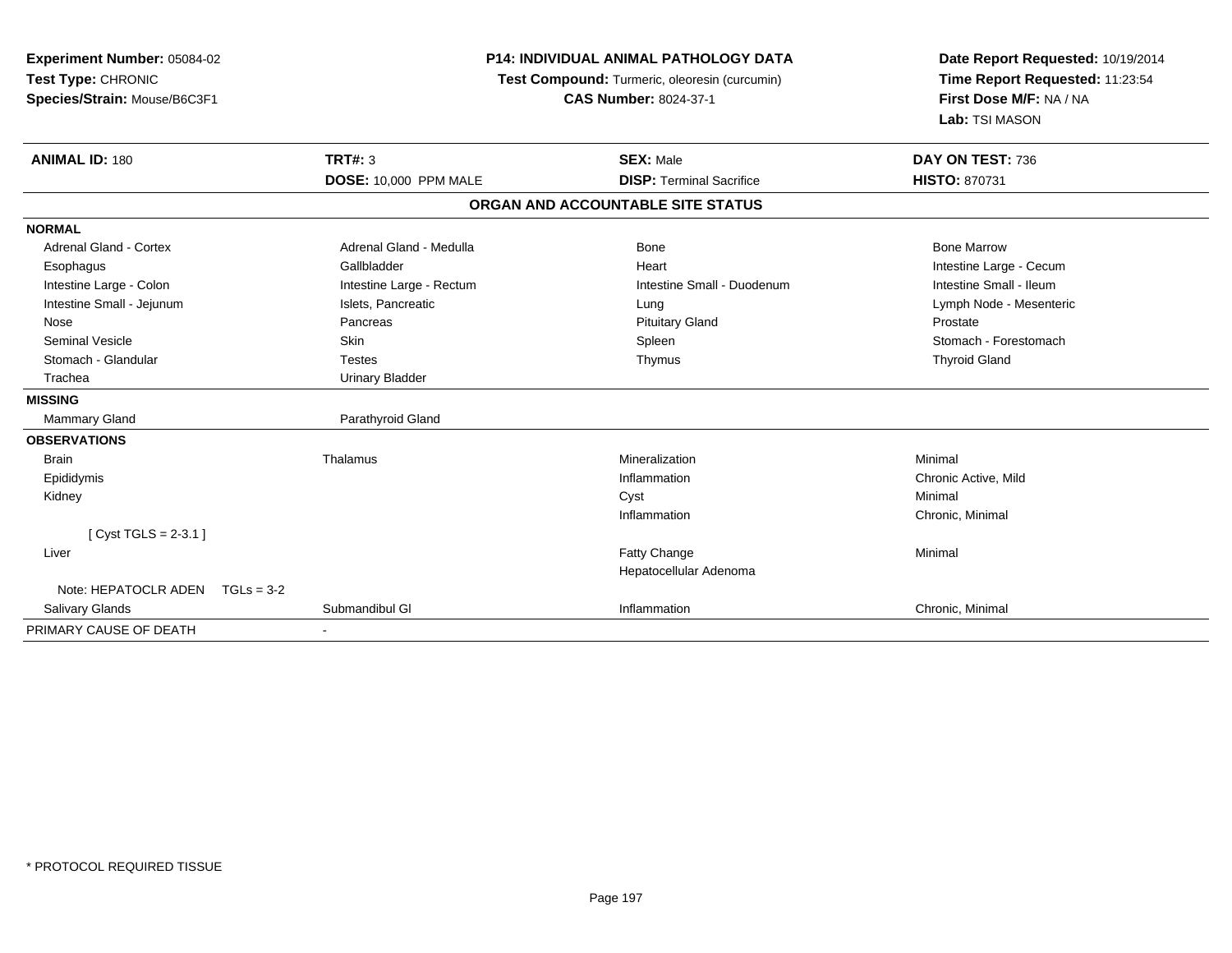**Experiment Number:** 05084-02
**Test Type:** CHRONIC
**Species/Strain:** Mouse/B6C3F1

**P14: INDIVIDUAL ANIMAL PATHOLOGY DATA**
**Test Compound:** Turmeric, oleoresin (curcumin)
**CAS Number:** 8024-37-1

**Date Report Requested:** 10/19/2014
**Time Report Requested:** 11:23:54
**First Dose M/F:** NA / NA
**Lab:** TSI MASON

| **ANIMAL ID:** 180 | **TRT#:** 3 | **SEX:** Male | **DAY ON TEST:** 736 |
|---|---|---|---|
| | **DOSE:** 10,000 PPM MALE | **DISP:** Terminal Sacrifice | **HISTO:** 870731 |

**ORGAN AND ACCOUNTABLE SITE STATUS**

| | | | |
|---|---|---|---|
| **NORMAL** | | | |
| Adrenal Gland - Cortex | Adrenal Gland - Medulla | Bone | Bone Marrow |
| Esophagus | Gallbladder | Heart | Intestine Large - Cecum |
| Intestine Large - Colon | Intestine Large - Rectum | Intestine Small - Duodenum | Intestine Small - Ileum |
| Intestine Small - Jejunum | Islets, Pancreatic | Lung | Lymph Node - Mesenteric |
| Nose | Pancreas | Pituitary Gland | Prostate |
| Seminal Vesicle | Skin | Spleen | Stomach - Forestomach |
| Stomach - Glandular | Testes | Thymus | Thyroid Gland |
| Trachea | Urinary Bladder | | |
| **MISSING** | | | |
| Mammary Gland | Parathyroid Gland | | |
| **OBSERVATIONS** | | | |
| Brain | Thalamus | Mineralization | Minimal |
| Epididymis | | Inflammation | Chronic Active, Mild |
| Kidney | | Cyst | Minimal |
| | | Inflammation | Chronic, Minimal |
| [ Cyst TGLS = 2-3.1 ] | | | |
| Liver | | Fatty Change | Minimal |
| | | Hepatocellular Adenoma | |
| Note: HEPATOCLR ADEN TGLs = 3-2 | | | |
| Salivary Glands | Submandibul Gl | Inflammation | Chronic, Minimal |
| PRIMARY CAUSE OF DEATH | - | | |

* PROTOCOL REQUIRED TISSUE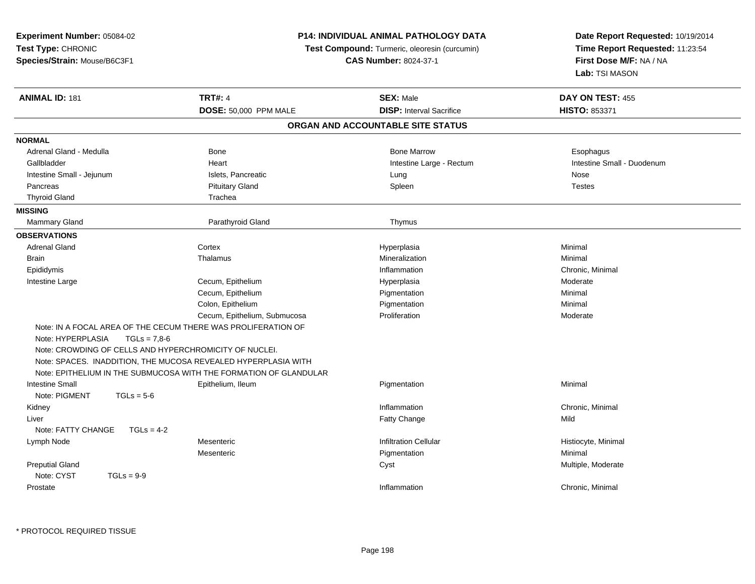**Experiment Number:** 05084-02
**Test Type:** CHRONIC
**Species/Strain:** Mouse/B6C3F1

**P14: INDIVIDUAL ANIMAL PATHOLOGY DATA**
**Test Compound:** Turmeric, oleoresin (curcumin)
**CAS Number:** 8024-37-1

**Date Report Requested:** 10/19/2014
**Time Report Requested:** 11:23:54
**First Dose M/F:** NA / NA
**Lab:** TSI MASON

| **ANIMAL ID:** 181 | **TRT#:** 4 | **SEX:** Male | **DAY ON TEST:** 455 |
|---|---|---|---|
| | **DOSE:** 50,000 PPM MALE | **DISP:** Interval Sacrifice | **HISTO:** 853371 |

## ORGAN AND ACCOUNTABLE SITE STATUS

**NORMAL**

| | | | |
|---|---|---|---|
| Adrenal Gland - Medulla | Bone | Bone Marrow | Esophagus |
| Gallbladder | Heart | Intestine Large - Rectum | Intestine Small - Duodenum |
| Intestine Small - Jejunum | Islets, Pancreatic | Lung | Nose |
| Pancreas | Pituitary Gland | Spleen | Testes |
| Thyroid Gland | Trachea | | |

**MISSING**

| | | |
|---|---|---|
| Mammary Gland | Parathyroid Gland | Thymus |

**OBSERVATIONS**

| | | | |
|---|---|---|---|
| Adrenal Gland | Cortex | Hyperplasia | Minimal |
| Brain | Thalamus | Mineralization | Minimal |
| Epididymis | | Inflammation | Chronic, Minimal |
| Intestine Large | Cecum, Epithelium | Hyperplasia | Moderate |
| | Cecum, Epithelium | Pigmentation | Minimal |
| | Colon, Epithelium | Pigmentation | Minimal |
| | Cecum, Epithelium, Submucosa | Proliferation | Moderate |

Note: IN A FOCAL AREA OF THE CECUM THERE WAS PROLIFERATION OF
Note: HYPERPLASIA TGLs = 7,8-6
Note: CROWDING OF CELLS AND HYPERCHROMICITY OF NUCLEI.
Note: SPACES. INADDITION, THE MUCOSA REVEALED HYPERPLASIA WITH
Note: EPITHELIUM IN THE SUBMUCOSA WITH THE FORMATION OF GLANDULAR

| | | | |
|---|---|---|---|
| Intestine Small | Epithelium, Ileum | Pigmentation | Minimal |

Note: PIGMENT TGLs = 5-6

| | | | |
|---|---|---|---|
| Kidney | | Inflammation | Chronic, Minimal |
| Liver | | Fatty Change | Mild |

Note: FATTY CHANGE TGLs = 4-2

| | | | |
|---|---|---|---|
| Lymph Node | Mesenteric | Infiltration Cellular | Histiocyte, Minimal |
| | Mesenteric | Pigmentation | Minimal |
| Preputial Gland | | Cyst | Multiple, Moderate |

Note: CYST TGLs = 9-9

| | | | |
|---|---|---|---|
| Prostate | | Inflammation | Chronic, Minimal |

* PROTOCOL REQUIRED TISSUE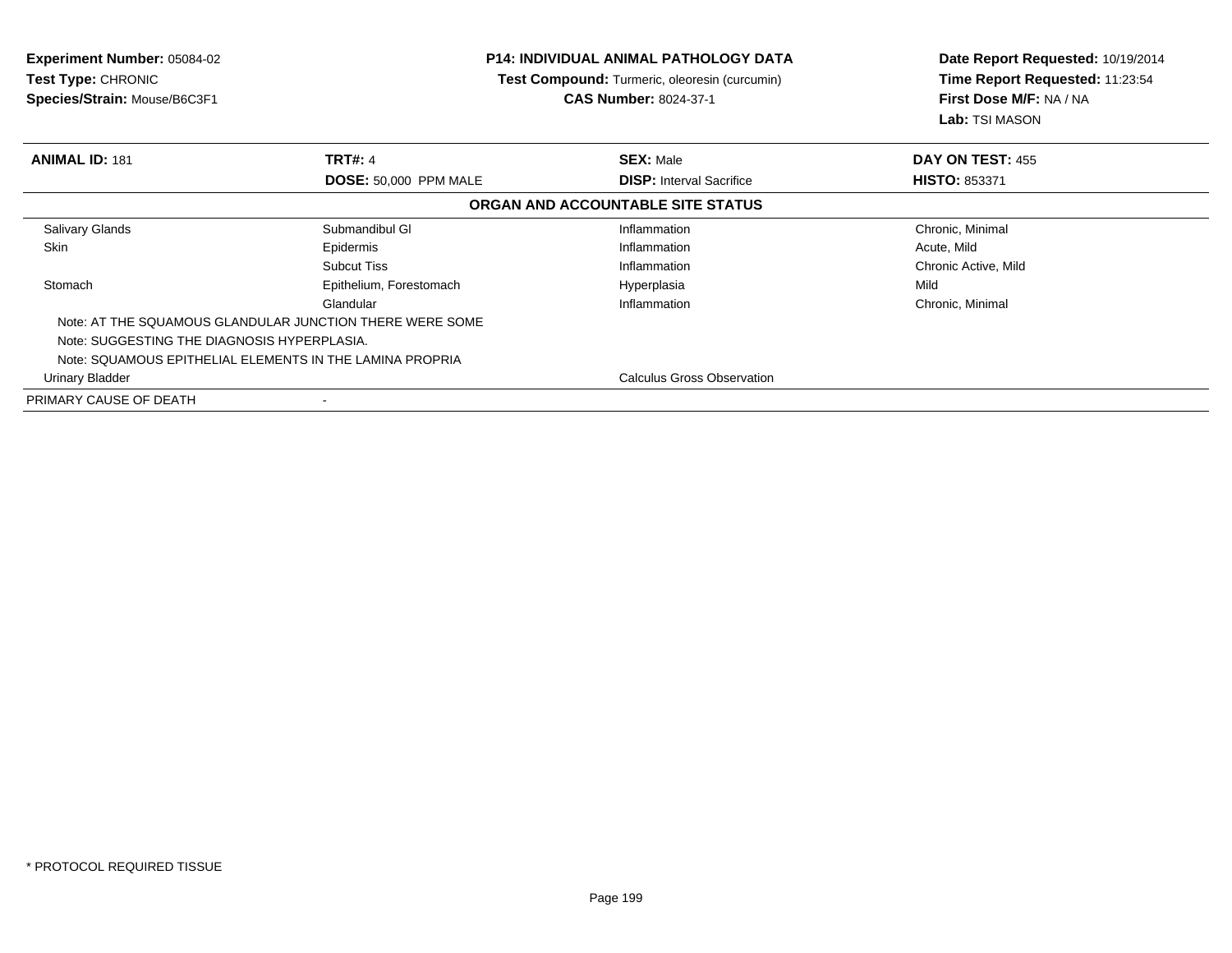**Experiment Number:** 05084-02
**Test Type:** CHRONIC
**Species/Strain:** Mouse/B6C3F1

**P14: INDIVIDUAL ANIMAL PATHOLOGY DATA**
**Test Compound:** Turmeric, oleoresin (curcumin)
**CAS Number:** 8024-37-1

**Date Report Requested:** 10/19/2014
**Time Report Requested:** 11:23:54
**First Dose M/F:** NA / NA
**Lab:** TSI MASON

| **ANIMAL ID:** 181 | **TRT#:** 4 | **SEX:** Male | **DAY ON TEST:** 455 |
|---|---|---|---|
| | **DOSE:** 50,000 PPM MALE | **DISP:** Interval Sacrifice | **HISTO:** 853371 |

**ORGAN AND ACCOUNTABLE SITE STATUS**

| | | | |
|---|---|---|---|
| Salivary Glands | Submandibul Gl | Inflammation | Chronic, Minimal |
| Skin | Epidermis | Inflammation | Acute, Mild |
| | Subcut Tiss | Inflammation | Chronic Active, Mild |
| Stomach | Epithelium, Forestomach | Hyperplasia | Mild |
| | Glandular | Inflammation | Chronic, Minimal |
| Note: AT THE SQUAMOUS GLANDULAR JUNCTION THERE WERE SOME | | | |
| Note: SUGGESTING THE DIAGNOSIS HYPERPLASIA. | | | |
| Note: SQUAMOUS EPITHELIAL ELEMENTS IN THE LAMINA PROPRIA | | | |
| Urinary Bladder | | Calculus Gross Observation | |
| PRIMARY CAUSE OF DEATH | - | | |

* PROTOCOL REQUIRED TISSUE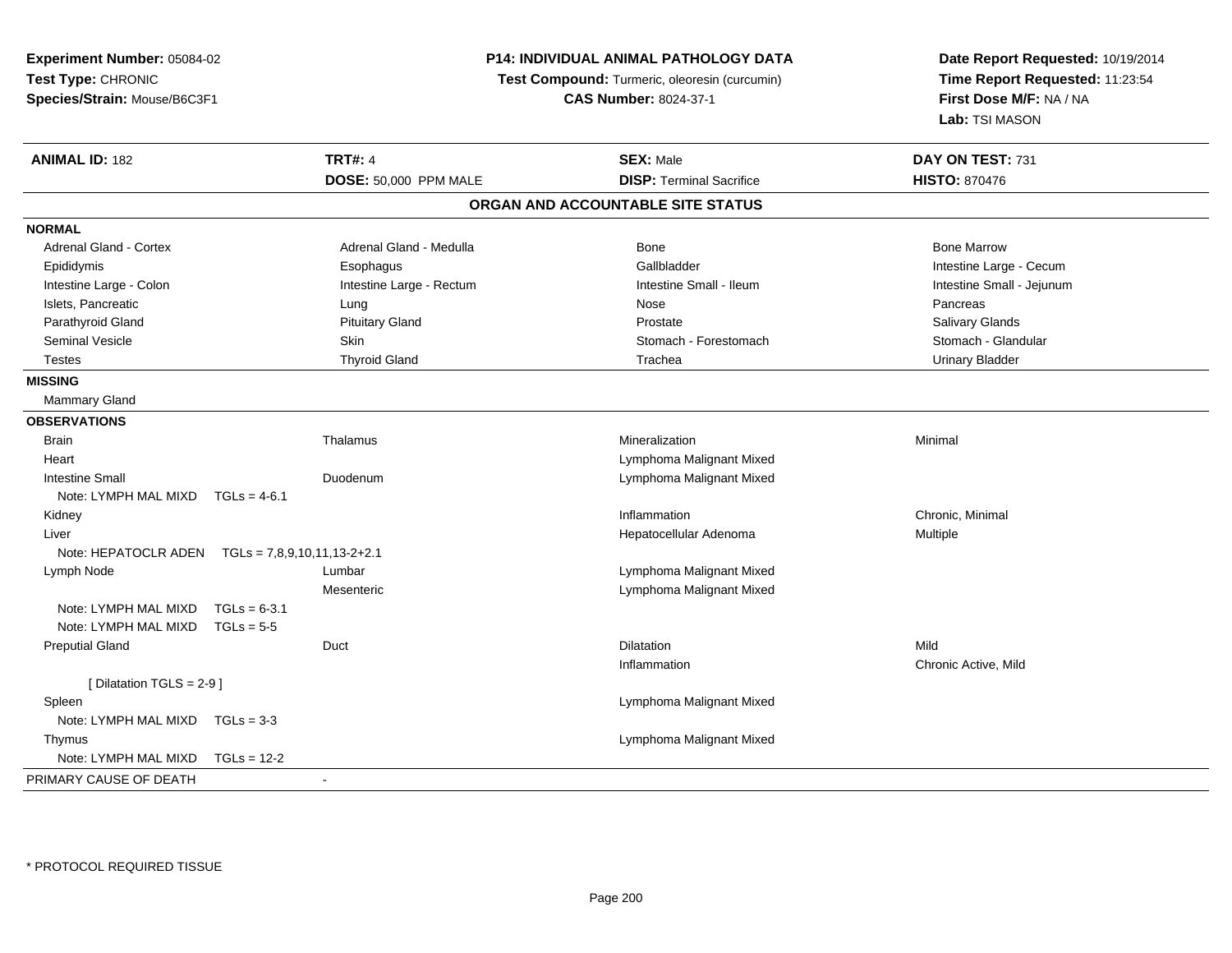**Experiment Number:** 05084-02
**Test Type:** CHRONIC
**Species/Strain:** Mouse/B6C3F1

**P14: INDIVIDUAL ANIMAL PATHOLOGY DATA**
**Test Compound:** Turmeric, oleoresin (curcumin)
**CAS Number:** 8024-37-1

**Date Report Requested:** 10/19/2014
**Time Report Requested:** 11:23:54
**First Dose M/F:** NA / NA
**Lab:** TSI MASON

| **ANIMAL ID:** 182 | **TRT#:** 4 | **SEX:** Male | **DAY ON TEST:** 731 |
|---|---|---|---|
| | **DOSE:** 50,000 PPM MALE | **DISP:** Terminal Sacrifice | **HISTO:** 870476 |

## ORGAN AND ACCOUNTABLE SITE STATUS

**NORMAL**

| | | | |
|---|---|---|---|
| Adrenal Gland - Cortex | Adrenal Gland - Medulla | Bone | Bone Marrow |
| Epididymis | Esophagus | Gallbladder | Intestine Large - Cecum |
| Intestine Large - Colon | Intestine Large - Rectum | Intestine Small - Ileum | Intestine Small - Jejunum |
| Islets, Pancreatic | Lung | Nose | Pancreas |
| Parathyroid Gland | Pituitary Gland | Prostate | Salivary Glands |
| Seminal Vesicle | Skin | Stomach - Forestomach | Stomach - Glandular |
| Testes | Thyroid Gland | Trachea | Urinary Bladder |

**MISSING**

Mammary Gland

**OBSERVATIONS**

| | | | |
|---|---|---|---|
| Brain | Thalamus | Mineralization | Minimal |
| Heart | | Lymphoma Malignant Mixed | |
| Intestine Small | Duodenum | Lymphoma Malignant Mixed | |
| Note: LYMPH MAL MIXD TGLs = 4-6.1 | | | |
| Kidney | | Inflammation | Chronic, Minimal |
| Liver | | Hepatocellular Adenoma | Multiple |
| Note: HEPATOCLR ADEN TGLs = 7,8,9,10,11,13-2+2.1 | | | |
| Lymph Node | Lumbar | Lymphoma Malignant Mixed | |
| | Mesenteric | Lymphoma Malignant Mixed | |
| Note: LYMPH MAL MIXD TGLs = 6-3.1 | | | |
| Note: LYMPH MAL MIXD TGLs = 5-5 | | | |
| Preputial Gland | Duct | Dilatation | Mild |
| | | Inflammation | Chronic Active, Mild |
| [ Dilatation TGLS = 2-9 ] | | | |
| Spleen | | Lymphoma Malignant Mixed | |
| Note: LYMPH MAL MIXD TGLs = 3-3 | | | |
| Thymus | | Lymphoma Malignant Mixed | |
| Note: LYMPH MAL MIXD TGLs = 12-2 | | | |

PRIMARY CAUSE OF DEATH -

\* PROTOCOL REQUIRED TISSUE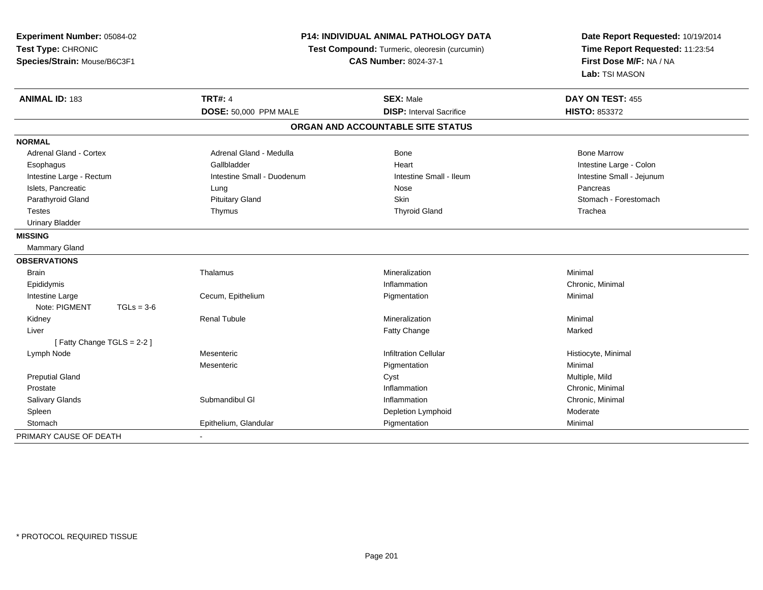**Experiment Number:** 05084-02
**Test Type:** CHRONIC
**Species/Strain:** Mouse/B6C3F1

**P14: INDIVIDUAL ANIMAL PATHOLOGY DATA**
**Test Compound:** Turmeric, oleoresin (curcumin)
**CAS Number:** 8024-37-1

**Date Report Requested:** 10/19/2014
**Time Report Requested:** 11:23:54
**First Dose M/F:** NA / NA
**Lab:** TSI MASON

| **ANIMAL ID:** 183 | **TRT#:** 4 | **SEX:** Male | **DAY ON TEST:** 455 |
|---|---|---|---|
| | **DOSE:** 50,000 PPM MALE | **DISP:** Interval Sacrifice | **HISTO:** 853372 |

## ORGAN AND ACCOUNTABLE SITE STATUS

| | | | |
|---|---|---|---|
| **NORMAL** | | | |
| Adrenal Gland - Cortex | Adrenal Gland - Medulla | Bone | Bone Marrow |
| Esophagus | Gallbladder | Heart | Intestine Large - Colon |
| Intestine Large - Rectum | Intestine Small - Duodenum | Intestine Small - Ileum | Intestine Small - Jejunum |
| Islets, Pancreatic | Lung | Nose | Pancreas |
| Parathyroid Gland | Pituitary Gland | Skin | Stomach - Forestomach |
| Testes | Thymus | Thyroid Gland | Trachea |
| Urinary Bladder | | | |
| **MISSING** | | | |
| Mammary Gland | | | |
| **OBSERVATIONS** | | | |
| Brain | Thalamus | Mineralization | Minimal |
| Epididymis | | Inflammation | Chronic, Minimal |
| Intestine Large | Cecum, Epithelium | Pigmentation | Minimal |
| Note: PIGMENT TGLs = 3-6 | | | |
| Kidney | Renal Tubule | Mineralization | Minimal |
| Liver | | Fatty Change | Marked |
| [ Fatty Change TGLS = 2-2 ] | | | |
| Lymph Node | Mesenteric | Infiltration Cellular | Histiocyte, Minimal |
| | Mesenteric | Pigmentation | Minimal |
| Preputial Gland | | Cyst | Multiple, Mild |
| Prostate | | Inflammation | Chronic, Minimal |
| Salivary Glands | Submandibul Gl | Inflammation | Chronic, Minimal |
| Spleen | | Depletion Lymphoid | Moderate |
| Stomach | Epithelium, Glandular | Pigmentation | Minimal |
| PRIMARY CAUSE OF DEATH | - | | |

* PROTOCOL REQUIRED TISSUE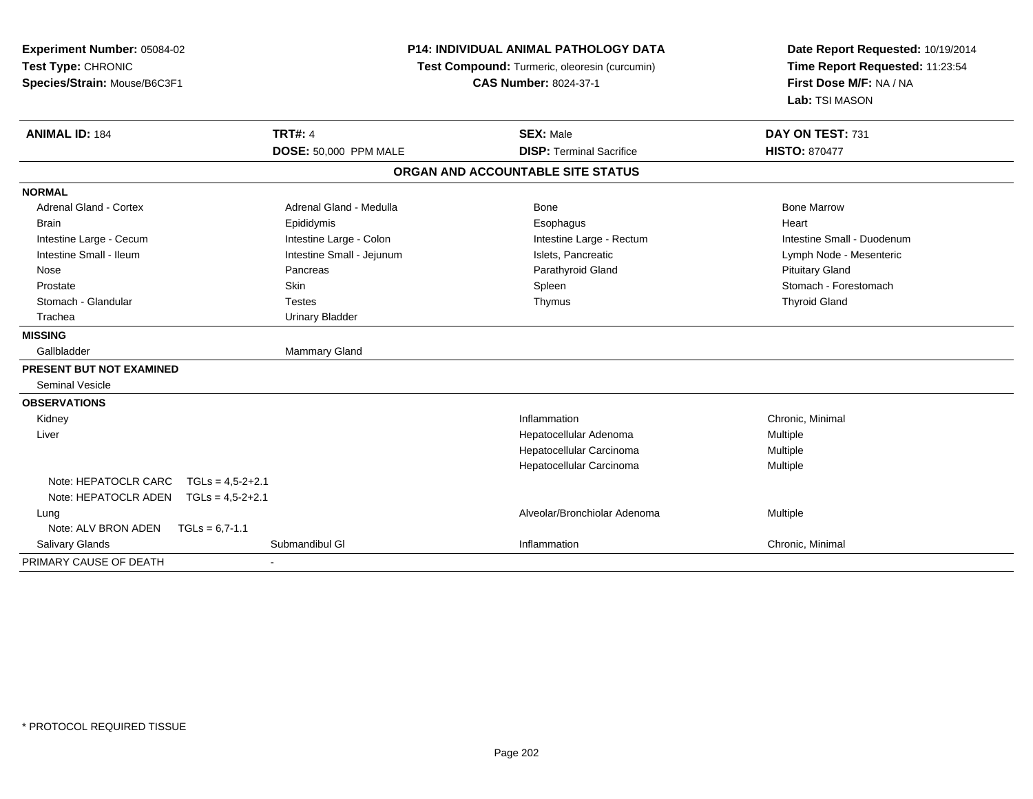**Experiment Number:** 05084-02
**Test Type:** CHRONIC
**Species/Strain:** Mouse/B6C3F1

**P14: INDIVIDUAL ANIMAL PATHOLOGY DATA**
**Test Compound:** Turmeric, oleoresin (curcumin)
**CAS Number:** 8024-37-1

**Date Report Requested:** 10/19/2014
**Time Report Requested:** 11:23:54
**First Dose M/F:** NA / NA
**Lab:** TSI MASON

| **ANIMAL ID:** 184 | **TRT#:** 4 | **SEX:** Male | **DAY ON TEST:** 731 |
|---|---|---|---|
| | **DOSE:** 50,000 PPM MALE | **DISP:** Terminal Sacrifice | **HISTO:** 870477 |

**ORGAN AND ACCOUNTABLE SITE STATUS**

| | | | |
|---|---|---|---|
| **NORMAL** | | | |
| Adrenal Gland - Cortex | Adrenal Gland - Medulla | Bone | Bone Marrow |
| Brain | Epididymis | Esophagus | Heart |
| Intestine Large - Cecum | Intestine Large - Colon | Intestine Large - Rectum | Intestine Small - Duodenum |
| Intestine Small - Ileum | Intestine Small - Jejunum | Islets, Pancreatic | Lymph Node - Mesenteric |
| Nose | Pancreas | Parathyroid Gland | Pituitary Gland |
| Prostate | Skin | Spleen | Stomach - Forestomach |
| Stomach - Glandular | Testes | Thymus | Thyroid Gland |
| Trachea | Urinary Bladder | | |
| **MISSING** | | | |
| Gallbladder | Mammary Gland | | |
| **PRESENT BUT NOT EXAMINED** | | | |
| Seminal Vesicle | | | |
| **OBSERVATIONS** | | | |
| Kidney | | Inflammation | Chronic, Minimal |
| Liver | | Hepatocellular Adenoma | Multiple |
| | | Hepatocellular Carcinoma | Multiple |
| | | Hepatocellular Carcinoma | Multiple |
| Note: HEPATOCLR CARC TGLs = 4,5-2+2.1 | | | |
| Note: HEPATOCLR ADEN TGLs = 4,5-2+2.1 | | | |
| Lung | | Alveolar/Bronchiolar Adenoma | Multiple |
| Note: ALV BRON ADEN TGLs = 6,7-1.1 | | | |
| Salivary Glands | Submandibul Gl | Inflammation | Chronic, Minimal |
| PRIMARY CAUSE OF DEATH | - | | |

\* PROTOCOL REQUIRED TISSUE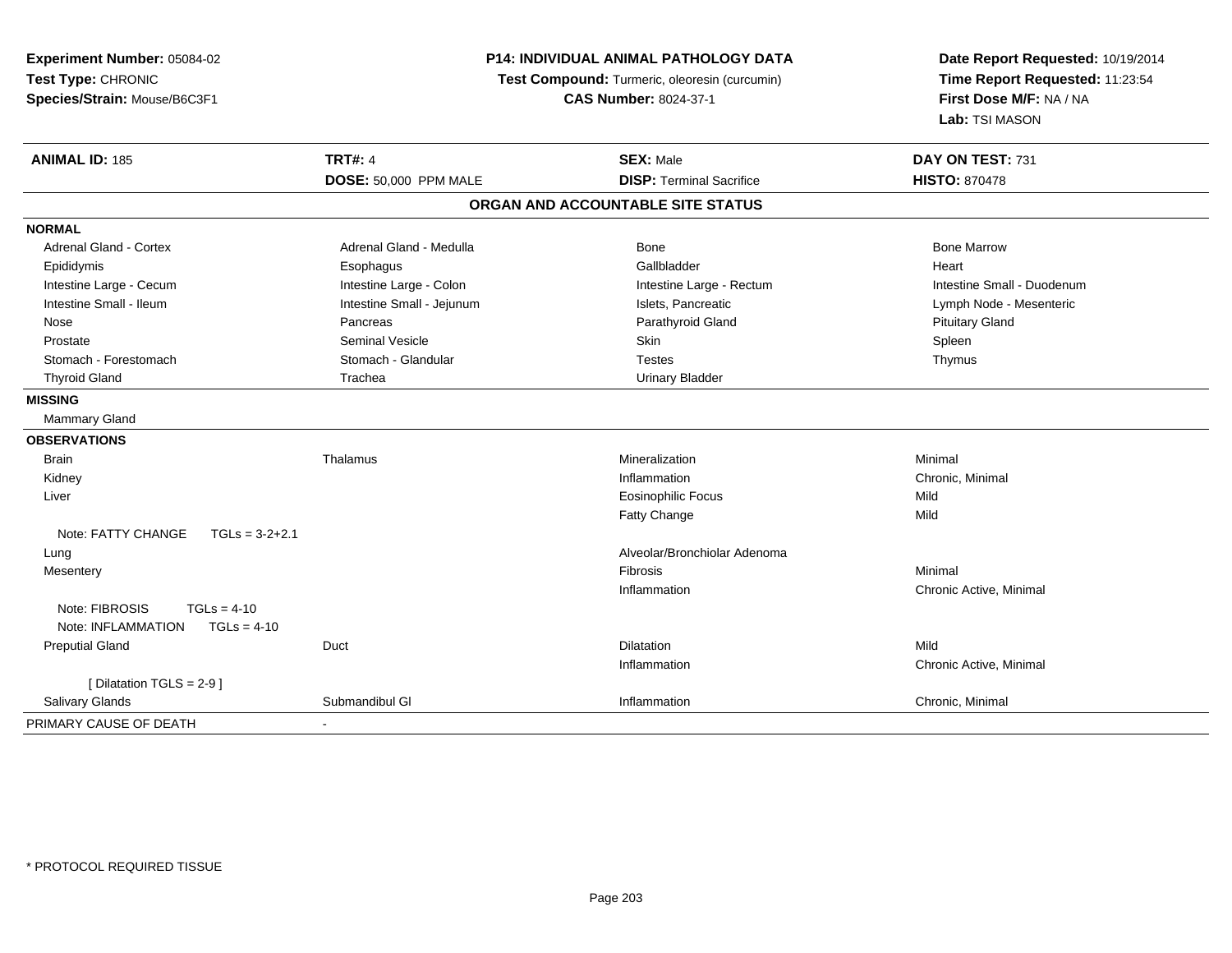**Experiment Number:** 05084-02
**Test Type:** CHRONIC
**Species/Strain:** Mouse/B6C3F1

**P14: INDIVIDUAL ANIMAL PATHOLOGY DATA**
**Test Compound:** Turmeric, oleoresin (curcumin)
**CAS Number:** 8024-37-1

**Date Report Requested:** 10/19/2014
**Time Report Requested:** 11:23:54
**First Dose M/F:** NA / NA
**Lab:** TSI MASON

| **ANIMAL ID:** 185 | **TRT#:** 4 | **SEX:** Male | **DAY ON TEST:** 731 |
|---|---|---|---|
| | **DOSE:** 50,000 PPM MALE | **DISP:** Terminal Sacrifice | **HISTO:** 870478 |

## ORGAN AND ACCOUNTABLE SITE STATUS

**NORMAL**

| | | | |
|---|---|---|---|
| Adrenal Gland - Cortex | Adrenal Gland - Medulla | Bone | Bone Marrow |
| Epididymis | Esophagus | Gallbladder | Heart |
| Intestine Large - Cecum | Intestine Large - Colon | Intestine Large - Rectum | Intestine Small - Duodenum |
| Intestine Small - Ileum | Intestine Small - Jejunum | Islets, Pancreatic | Lymph Node - Mesenteric |
| Nose | Pancreas | Parathyroid Gland | Pituitary Gland |
| Prostate | Seminal Vesicle | Skin | Spleen |
| Stomach - Forestomach | Stomach - Glandular | Testes | Thymus |
| Thyroid Gland | Trachea | Urinary Bladder | |

**MISSING**

Mammary Gland

**OBSERVATIONS**

| | | | |
|---|---|---|---|
| Brain | Thalamus | Mineralization | Minimal |
| Kidney | | Inflammation | Chronic, Minimal |
| Liver | | Eosinophilic Focus | Mild |
| | | Fatty Change | Mild |
| Note: FATTY CHANGE TGLs = 3-2+2.1 | | | |
| Lung | | Alveolar/Bronchiolar Adenoma | |
| Mesentery | | Fibrosis | Minimal |
| | | Inflammation | Chronic Active, Minimal |
| Note: FIBROSIS TGLs = 4-10 | | | |
| Note: INFLAMMATION TGLs = 4-10 | | | |
| Preputial Gland | Duct | Dilatation | Mild |
| | | Inflammation | Chronic Active, Minimal |
| [ Dilatation TGLS = 2-9 ] | | | |
| Salivary Glands | Submandibul Gl | Inflammation | Chronic, Minimal |

PRIMARY CAUSE OF DEATH -

* PROTOCOL REQUIRED TISSUE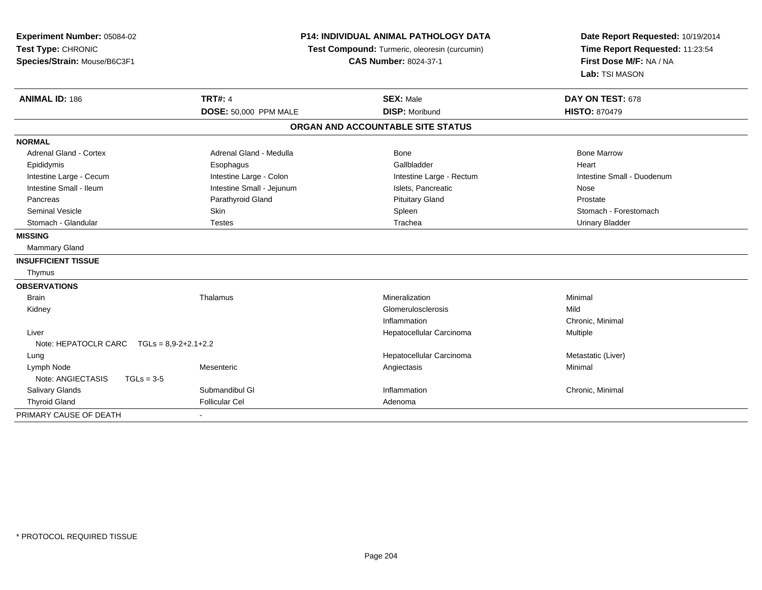**Experiment Number:** 05084-02
**Test Type:** CHRONIC
**Species/Strain:** Mouse/B6C3F1

**P14: INDIVIDUAL ANIMAL PATHOLOGY DATA**
**Test Compound:** Turmeric, oleoresin (curcumin)
**CAS Number:** 8024-37-1

**Date Report Requested:** 10/19/2014
**Time Report Requested:** 11:23:54
**First Dose M/F:** NA / NA
**Lab:** TSI MASON

| **ANIMAL ID:** 186 | **TRT#:** 4 | **SEX:** Male | **DAY ON TEST:** 678 |
|---|---|---|---|
| | **DOSE:** 50,000 PPM MALE | **DISP:** Moribund | **HISTO:** 870479 |

**ORGAN AND ACCOUNTABLE SITE STATUS**

| | | | |
|---|---|---|---|
| **NORMAL** | | | |
| Adrenal Gland - Cortex | Adrenal Gland - Medulla | Bone | Bone Marrow |
| Epididymis | Esophagus | Gallbladder | Heart |
| Intestine Large - Cecum | Intestine Large - Colon | Intestine Large - Rectum | Intestine Small - Duodenum |
| Intestine Small - Ileum | Intestine Small - Jejunum | Islets, Pancreatic | Nose |
| Pancreas | Parathyroid Gland | Pituitary Gland | Prostate |
| Seminal Vesicle | Skin | Spleen | Stomach - Forestomach |
| Stomach - Glandular | Testes | Trachea | Urinary Bladder |
| **MISSING** | | | |
| Mammary Gland | | | |
| **INSUFFICIENT TISSUE** | | | |
| Thymus | | | |
| **OBSERVATIONS** | | | |
| Brain | Thalamus | Mineralization | Minimal |
| Kidney | | Glomerulosclerosis | Mild |
| | | Inflammation | Chronic, Minimal |
| Liver | | Hepatocellular Carcinoma | Multiple |
| Note: HEPATOCLR CARC TGLs = 8,9-2+2.1+2.2 | | | |
| Lung | | Hepatocellular Carcinoma | Metastatic (Liver) |
| Lymph Node | Mesenteric | Angiectasis | Minimal |
| Note: ANGIECTASIS TGLs = 3-5 | | | |
| Salivary Glands | Submandibul Gl | Inflammation | Chronic, Minimal |
| Thyroid Gland | Follicular Cel | Adenoma | |
| PRIMARY CAUSE OF DEATH | - | | |

\* PROTOCOL REQUIRED TISSUE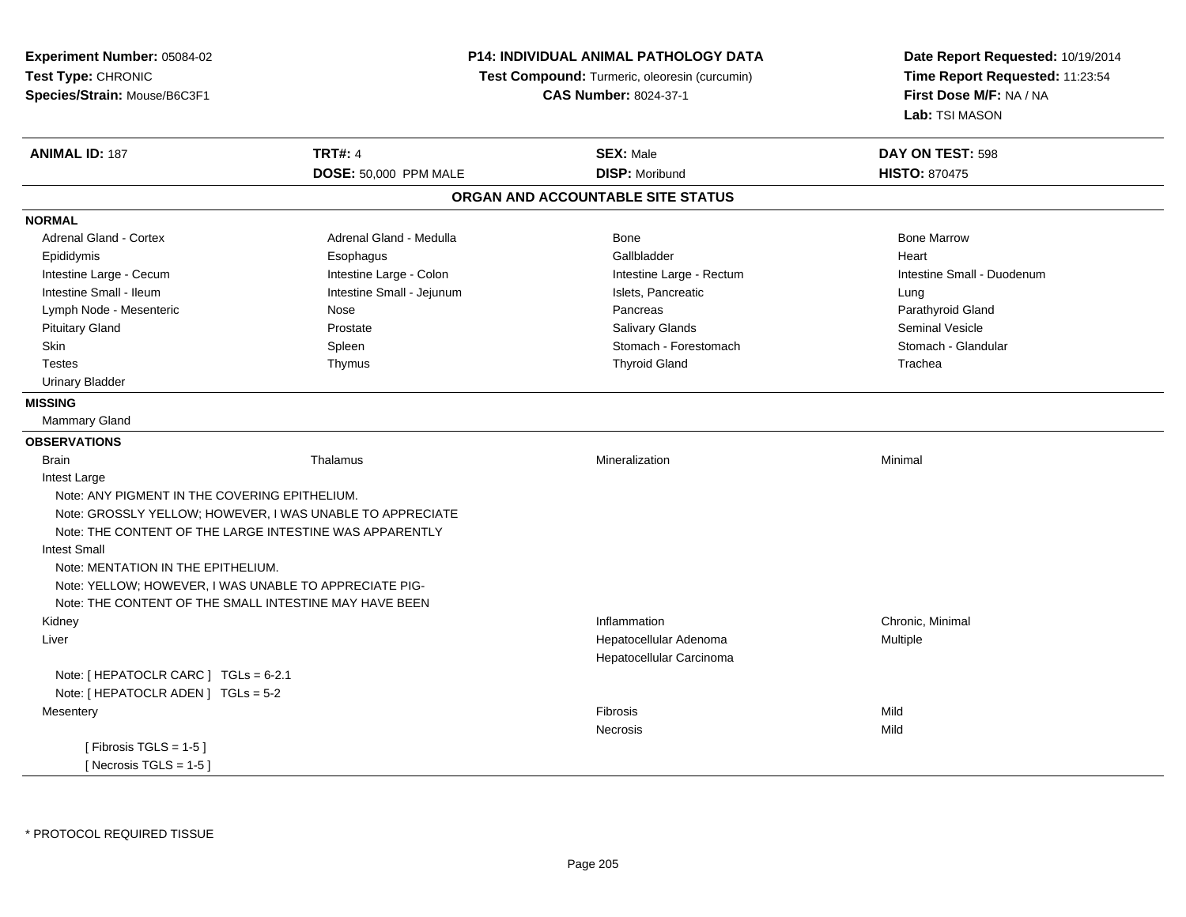**Experiment Number:** 05084-02
**Test Type:** CHRONIC
**Species/Strain:** Mouse/B6C3F1

**P14: INDIVIDUAL ANIMAL PATHOLOGY DATA**
**Test Compound:** Turmeric, oleoresin (curcumin)
**CAS Number:** 8024-37-1

**Date Report Requested:** 10/19/2014
**Time Report Requested:** 11:23:54
**First Dose M/F:** NA / NA
**Lab:** TSI MASON

| **ANIMAL ID:** 187 | **TRT#:** 4 | **SEX:** Male | **DAY ON TEST:** 598 |
|---|---|---|---|
| | **DOSE:** 50,000 PPM MALE | **DISP:** Moribund | **HISTO:** 870475 |

## ORGAN AND ACCOUNTABLE SITE STATUS

**NORMAL**

| | | | |
|---|---|---|---|
| Adrenal Gland - Cortex | Adrenal Gland - Medulla | Bone | Bone Marrow |
| Epididymis | Esophagus | Gallbladder | Heart |
| Intestine Large - Cecum | Intestine Large - Colon | Intestine Large - Rectum | Intestine Small - Duodenum |
| Intestine Small - Ileum | Intestine Small - Jejunum | Islets, Pancreatic | Lung |
| Lymph Node - Mesenteric | Nose | Pancreas | Parathyroid Gland |
| Pituitary Gland | Prostate | Salivary Glands | Seminal Vesicle |
| Skin | Spleen | Stomach - Forestomach | Stomach - Glandular |
| Testes | Thymus | Thyroid Gland | Trachea |
| Urinary Bladder | | | |

**MISSING**

Mammary Gland

**OBSERVATIONS**

| | | | |
|---|---|---|---|
| Brain | Thalamus | Mineralization | Minimal |
| Intest Large | | | |
| Note: ANY PIGMENT IN THE COVERING EPITHELIUM. | | | |
| Note: GROSSLY YELLOW; HOWEVER, I WAS UNABLE TO APPRECIATE | | | |
| Note: THE CONTENT OF THE LARGE INTESTINE WAS APPARENTLY | | | |
| Intest Small | | | |
| Note: MENTATION IN THE EPITHELIUM. | | | |
| Note: YELLOW; HOWEVER, I WAS UNABLE TO APPRECIATE PIG- | | | |
| Note: THE CONTENT OF THE SMALL INTESTINE MAY HAVE BEEN | | | |
| Kidney | | Inflammation | Chronic, Minimal |
| Liver | | Hepatocellular Adenoma | Multiple |
| | | Hepatocellular Carcinoma | |
| Note: [ HEPATOCLR CARC ] TGLs = 6-2.1 | | | |
| Note: [ HEPATOCLR ADEN ] TGLs = 5-2 | | | |
| Mesentery | | Fibrosis | Mild |
| | | Necrosis | Mild |
| [ Fibrosis TGLS = 1-5 ] | | | |
| [ Necrosis TGLS = 1-5 ] | | | |

* PROTOCOL REQUIRED TISSUE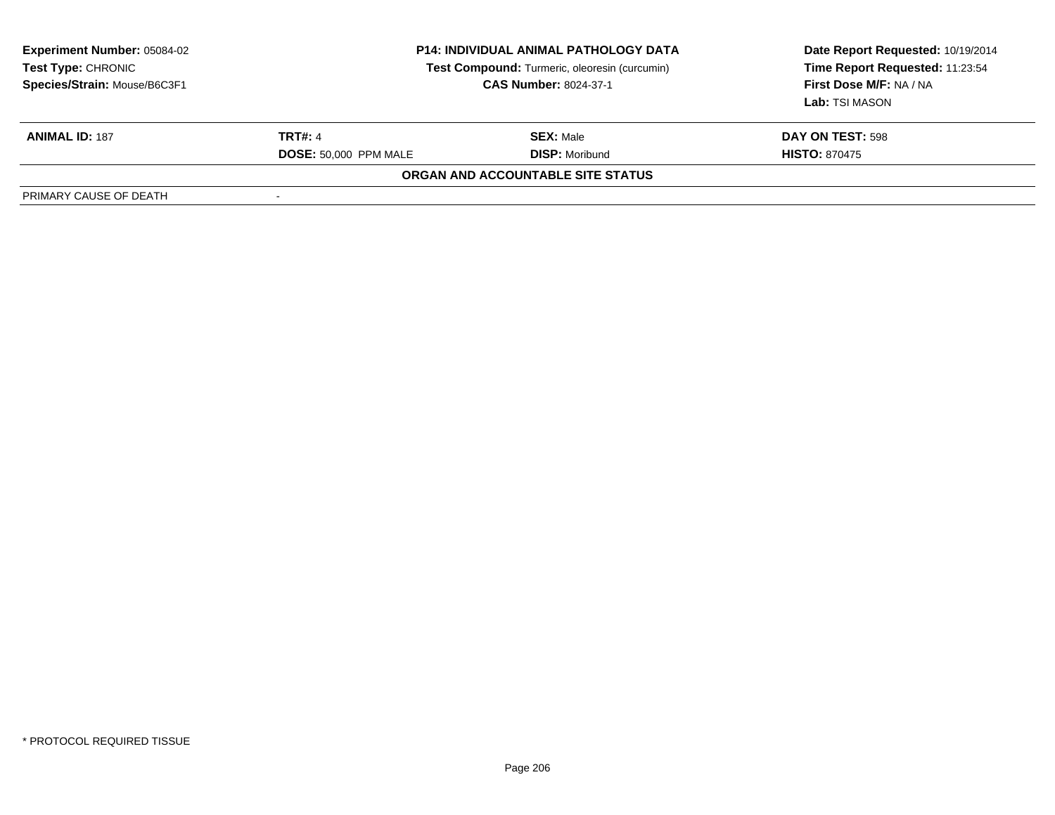**Experiment Number:** 05084-02
**Test Type:** CHRONIC
**Species/Strain:** Mouse/B6C3F1

**P14: INDIVIDUAL ANIMAL PATHOLOGY DATA**
**Test Compound:** Turmeric, oleoresin (curcumin)
**CAS Number:** 8024-37-1

**Date Report Requested:** 10/19/2014
**Time Report Requested:** 11:23:54
**First Dose M/F:** NA / NA
**Lab:** TSI MASON

| **ANIMAL ID:** 187 | **TRT#:** 4 | **SEX:** Male | **DAY ON TEST:** 598 |
|---|---|---|---|
| | **DOSE:** 50,000 PPM MALE | **DISP:** Moribund | **HISTO:** 870475 |

**ORGAN AND ACCOUNTABLE SITE STATUS**

| PRIMARY CAUSE OF DEATH | - |
|---|---|

\* PROTOCOL REQUIRED TISSUE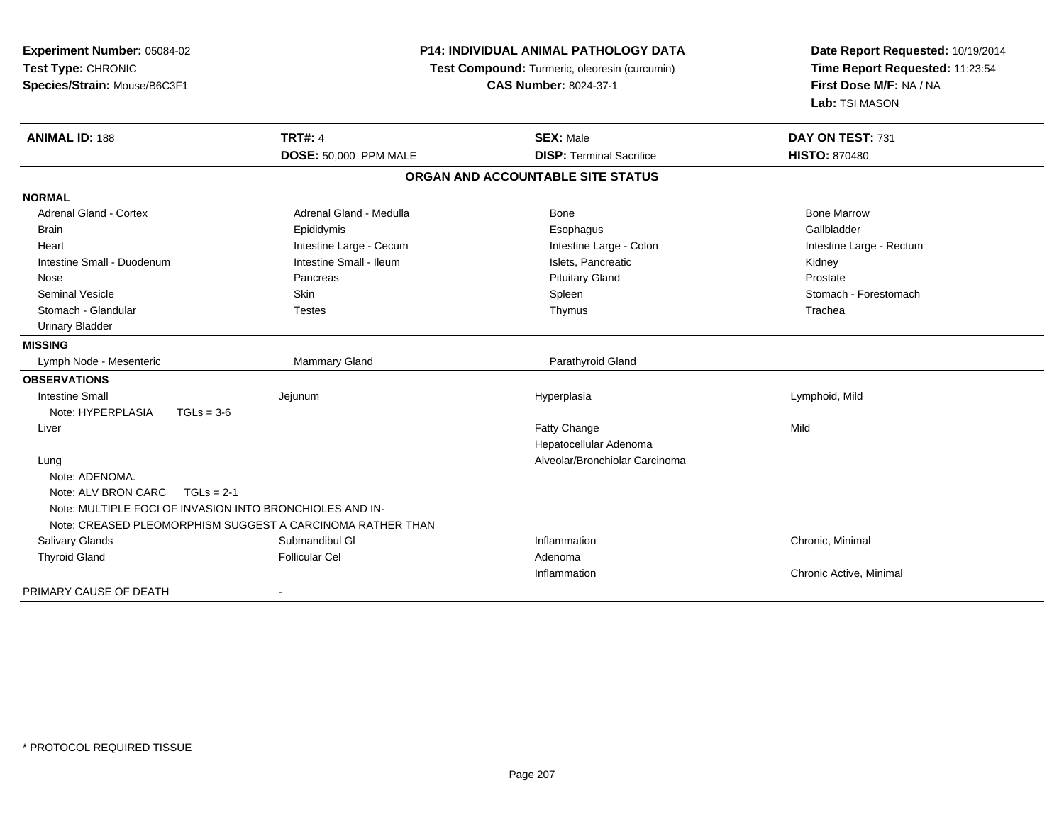**Experiment Number:** 05084-02
**Test Type:** CHRONIC
**Species/Strain:** Mouse/B6C3F1

**P14: INDIVIDUAL ANIMAL PATHOLOGY DATA**
**Test Compound:** Turmeric, oleoresin (curcumin)
**CAS Number:** 8024-37-1

**Date Report Requested:** 10/19/2014
**Time Report Requested:** 11:23:54
**First Dose M/F:** NA / NA
**Lab:** TSI MASON

| **ANIMAL ID:** 188 | **TRT#:** 4 | **SEX:** Male | **DAY ON TEST:** 731 |
|---|---|---|---|
| | **DOSE:** 50,000 PPM MALE | **DISP:** Terminal Sacrifice | **HISTO:** 870480 |

## ORGAN AND ACCOUNTABLE SITE STATUS

| | | | |
|---|---|---|---|
| **NORMAL** | | | |
| Adrenal Gland - Cortex | Adrenal Gland - Medulla | Bone | Bone Marrow |
| Brain | Epididymis | Esophagus | Gallbladder |
| Heart | Intestine Large - Cecum | Intestine Large - Colon | Intestine Large - Rectum |
| Intestine Small - Duodenum | Intestine Small - Ileum | Islets, Pancreatic | Kidney |
| Nose | Pancreas | Pituitary Gland | Prostate |
| Seminal Vesicle | Skin | Spleen | Stomach - Forestomach |
| Stomach - Glandular | Testes | Thymus | Trachea |
| Urinary Bladder | | | |
| **MISSING** | | | |
| Lymph Node - Mesenteric | Mammary Gland | Parathyroid Gland | |
| **OBSERVATIONS** | | | |
| Intestine Small | Jejunum | Hyperplasia | Lymphoid, Mild |
| Note: HYPERPLASIA TGLs = 3-6 | | | |
| Liver | | Fatty Change | Mild |
| | | Hepatocellular Adenoma | |
| Lung | | Alveolar/Bronchiolar Carcinoma | |
| Note: ADENOMA. | | | |
| Note: ALV BRON CARC TGLs = 2-1 | | | |
| Note: MULTIPLE FOCI OF INVASION INTO BRONCHIOLES AND IN- | | | |
| Note: CREASED PLEOMORPHISM SUGGEST A CARCINOMA RATHER THAN | | | |
| Salivary Glands | Submandibul Gl | Inflammation | Chronic, Minimal |
| Thyroid Gland | Follicular Cel | Adenoma | |
| | | Inflammation | Chronic Active, Minimal |
| PRIMARY CAUSE OF DEATH | - | | |

* PROTOCOL REQUIRED TISSUE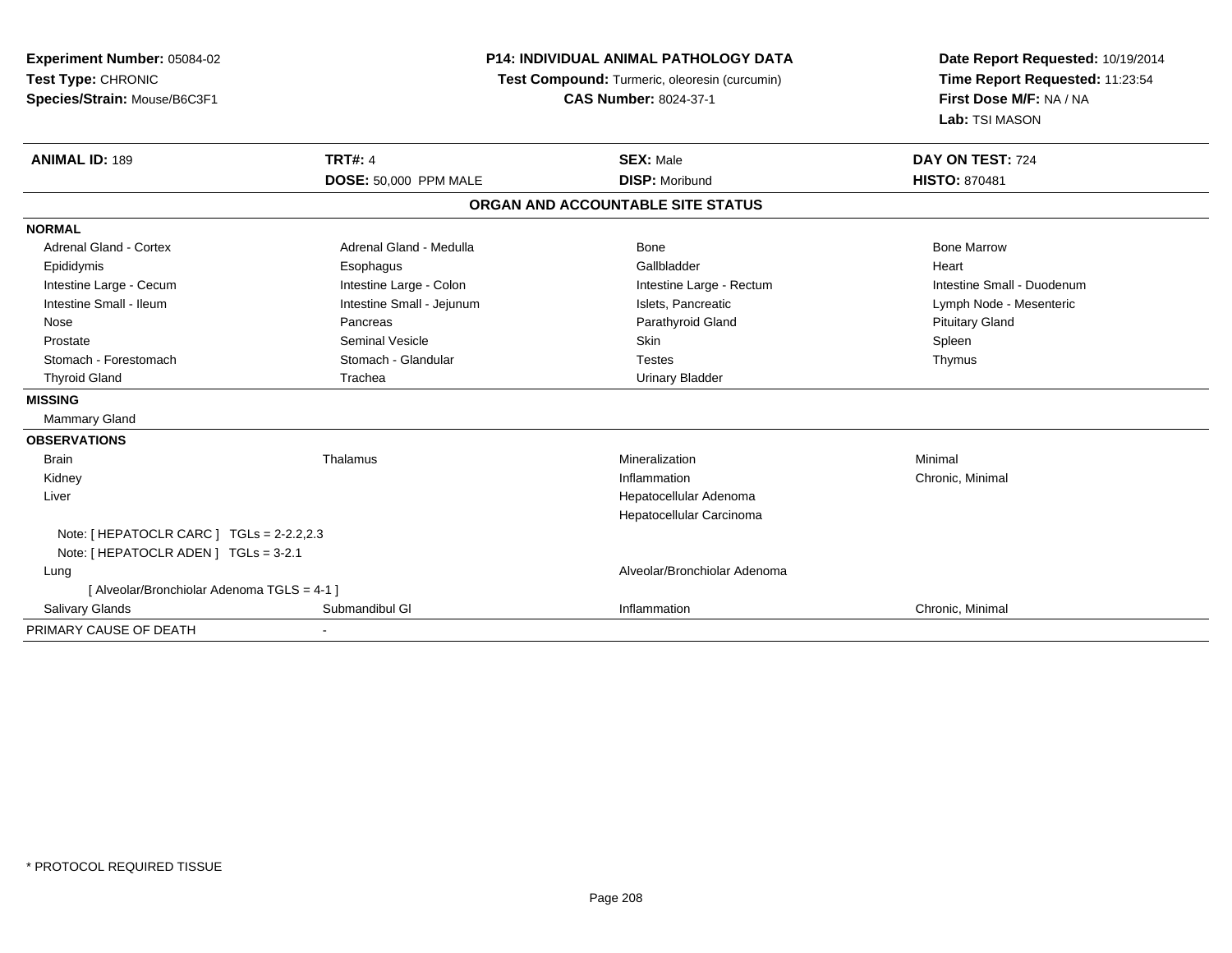**Experiment Number:** 05084-02
**Test Type:** CHRONIC
**Species/Strain:** Mouse/B6C3F1

**P14: INDIVIDUAL ANIMAL PATHOLOGY DATA**
**Test Compound:** Turmeric, oleoresin (curcumin)
**CAS Number:** 8024-37-1

**Date Report Requested:** 10/19/2014
**Time Report Requested:** 11:23:54
**First Dose M/F:** NA / NA
**Lab:** TSI MASON

| **ANIMAL ID:** 189 | **TRT#:** 4 | **SEX:** Male | **DAY ON TEST:** 724 |
|---|---|---|---|
| | **DOSE:** 50,000 PPM MALE | **DISP:** Moribund | **HISTO:** 870481 |

**ORGAN AND ACCOUNTABLE SITE STATUS**

| | | | |
|---|---|---|---|
| **NORMAL** | | | |
| Adrenal Gland - Cortex | Adrenal Gland - Medulla | Bone | Bone Marrow |
| Epididymis | Esophagus | Gallbladder | Heart |
| Intestine Large - Cecum | Intestine Large - Colon | Intestine Large - Rectum | Intestine Small - Duodenum |
| Intestine Small - Ileum | Intestine Small - Jejunum | Islets, Pancreatic | Lymph Node - Mesenteric |
| Nose | Pancreas | Parathyroid Gland | Pituitary Gland |
| Prostate | Seminal Vesicle | Skin | Spleen |
| Stomach - Forestomach | Stomach - Glandular | Testes | Thymus |
| Thyroid Gland | Trachea | Urinary Bladder | |
| **MISSING** | | | |
| Mammary Gland | | | |
| **OBSERVATIONS** | | | |
| Brain | Thalamus | Mineralization | Minimal |
| Kidney | | Inflammation | Chronic, Minimal |
| Liver | | Hepatocellular Adenoma | |
| | | Hepatocellular Carcinoma | |
| Note: [ HEPATOCLR CARC ] TGLs = 2-2.2,2.3 | | | |
| Note: [ HEPATOCLR ADEN ] TGLs = 3-2.1 | | | |
| Lung | | Alveolar/Bronchiolar Adenoma | |
| [ Alveolar/Bronchiolar Adenoma TGLS = 4-1 ] | | | |
| Salivary Glands | Submandibul Gl | Inflammation | Chronic, Minimal |
| PRIMARY CAUSE OF DEATH | - | | |

* PROTOCOL REQUIRED TISSUE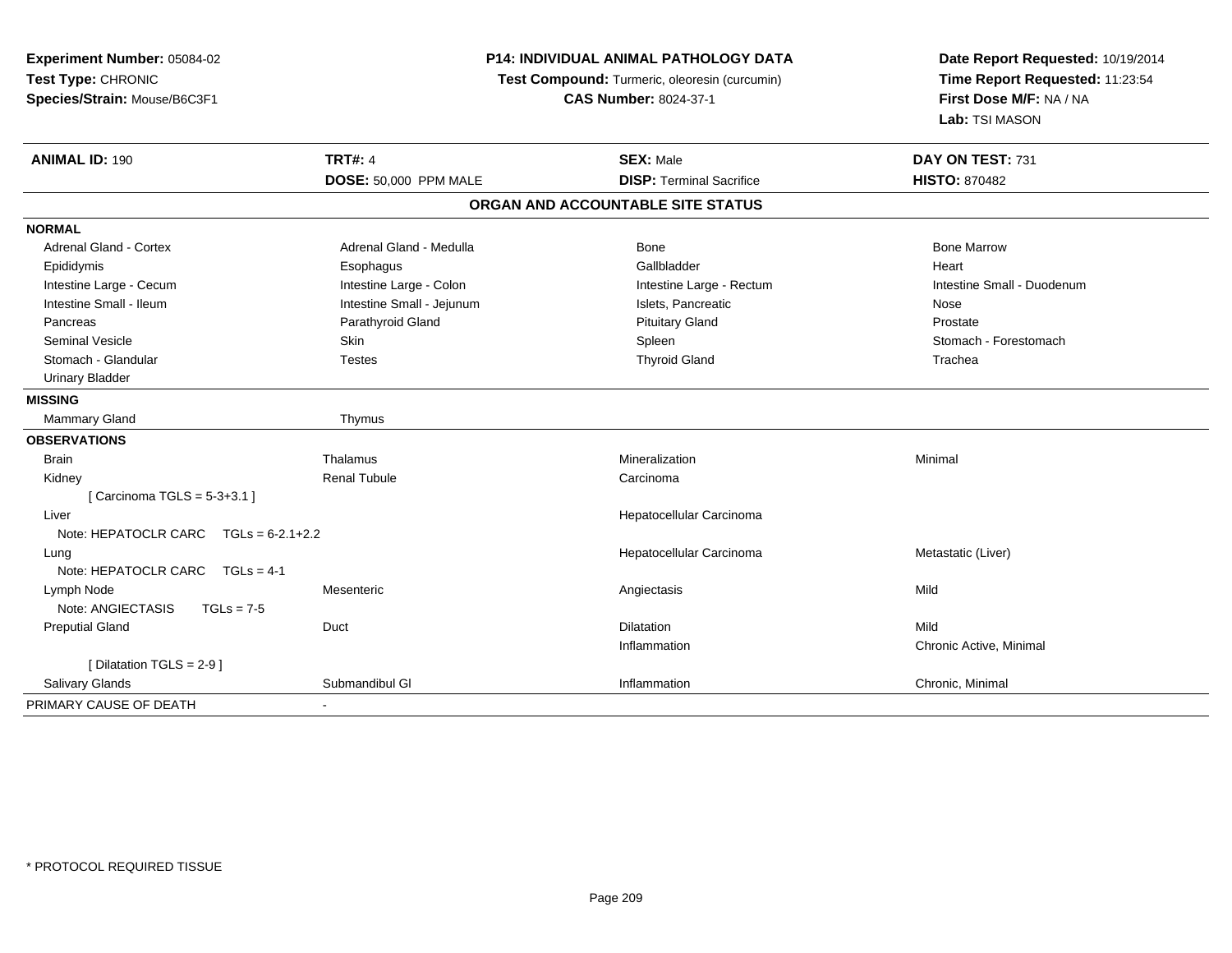**Experiment Number:** 05084-02
**Test Type:** CHRONIC
**Species/Strain:** Mouse/B6C3F1

**P14: INDIVIDUAL ANIMAL PATHOLOGY DATA**
**Test Compound:** Turmeric, oleoresin (curcumin)
**CAS Number:** 8024-37-1

**Date Report Requested:** 10/19/2014
**Time Report Requested:** 11:23:54
**First Dose M/F:** NA / NA
**Lab:** TSI MASON

| **ANIMAL ID:** 190 | **TRT#:** 4 | **SEX:** Male | **DAY ON TEST:** 731 |
|---|---|---|---|
| | **DOSE:** 50,000 PPM MALE | **DISP:** Terminal Sacrifice | **HISTO:** 870482 |

## ORGAN AND ACCOUNTABLE SITE STATUS

| | | | |
|---|---|---|---|
| **NORMAL** | | | |
| Adrenal Gland - Cortex | Adrenal Gland - Medulla | Bone | Bone Marrow |
| Epididymis | Esophagus | Gallbladder | Heart |
| Intestine Large - Cecum | Intestine Large - Colon | Intestine Large - Rectum | Intestine Small - Duodenum |
| Intestine Small - Ileum | Intestine Small - Jejunum | Islets, Pancreatic | Nose |
| Pancreas | Parathyroid Gland | Pituitary Gland | Prostate |
| Seminal Vesicle | Skin | Spleen | Stomach - Forestomach |
| Stomach - Glandular | Testes | Thyroid Gland | Trachea |
| Urinary Bladder | | | |
| **MISSING** | | | |
| Mammary Gland | Thymus | | |
| **OBSERVATIONS** | | | |
| Brain | Thalamus | Mineralization | Minimal |
| Kidney | Renal Tubule | Carcinoma | |
| [ Carcinoma TGLS = 5-3+3.1 ] | | | |
| Liver | | Hepatocellular Carcinoma | |
| Note: HEPATOCLR CARC TGLs = 6-2.1+2.2 | | | |
| Lung | | Hepatocellular Carcinoma | Metastatic (Liver) |
| Note: HEPATOCLR CARC TGLs = 4-1 | | | |
| Lymph Node | Mesenteric | Angiectasis | Mild |
| Note: ANGIECTASIS TGLs = 7-5 | | | |
| Preputial Gland | Duct | Dilatation | Mild |
| | | Inflammation | Chronic Active, Minimal |
| [ Dilatation TGLS = 2-9 ] | | | |
| Salivary Glands | Submandibul Gl | Inflammation | Chronic, Minimal |
| PRIMARY CAUSE OF DEATH | - | | |

\* PROTOCOL REQUIRED TISSUE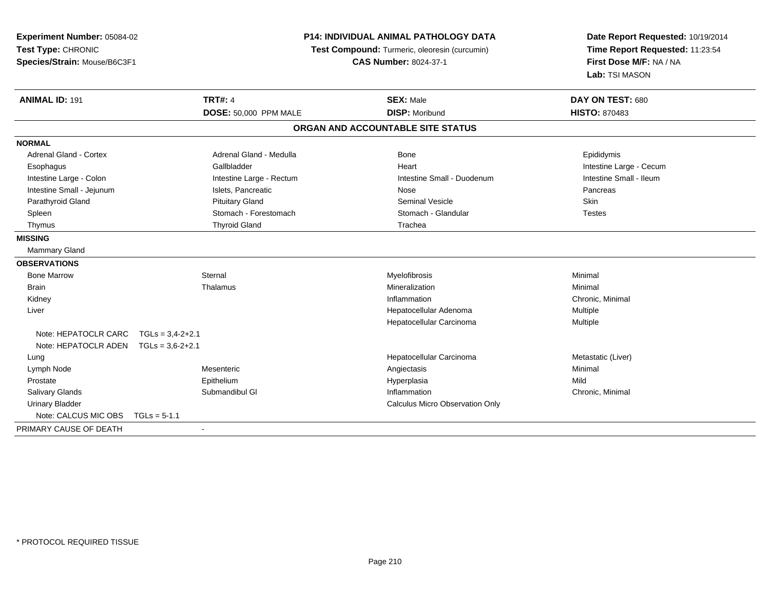**Experiment Number:** 05084-02
**Test Type:** CHRONIC
**Species/Strain:** Mouse/B6C3F1

**P14: INDIVIDUAL ANIMAL PATHOLOGY DATA**
**Test Compound:** Turmeric, oleoresin (curcumin)
**CAS Number:** 8024-37-1

**Date Report Requested:** 10/19/2014
**Time Report Requested:** 11:23:54
**First Dose M/F:** NA / NA
**Lab:** TSI MASON

| **ANIMAL ID:** 191 | **TRT#:** 4 | **SEX:** Male | **DAY ON TEST:** 680 |
|---|---|---|---|
| | **DOSE:** 50,000 PPM MALE | **DISP:** Moribund | **HISTO:** 870483 |

**ORGAN AND ACCOUNTABLE SITE STATUS**

**NORMAL**

| | | | |
|---|---|---|---|
| Adrenal Gland - Cortex | Adrenal Gland - Medulla | Bone | Epididymis |
| Esophagus | Gallbladder | Heart | Intestine Large - Cecum |
| Intestine Large - Colon | Intestine Large - Rectum | Intestine Small - Duodenum | Intestine Small - Ileum |
| Intestine Small - Jejunum | Islets, Pancreatic | Nose | Pancreas |
| Parathyroid Gland | Pituitary Gland | Seminal Vesicle | Skin |
| Spleen | Stomach - Forestomach | Stomach - Glandular | Testes |
| Thymus | Thyroid Gland | Trachea | |

**MISSING**

Mammary Gland

**OBSERVATIONS**

| | | | |
|---|---|---|---|
| Bone Marrow | Sternal | Myelofibrosis | Minimal |
| Brain | Thalamus | Mineralization | Minimal |
| Kidney | | Inflammation | Chronic, Minimal |
| Liver | | Hepatocellular Adenoma | Multiple |
| | | Hepatocellular Carcinoma | Multiple |
| Note: HEPATOCLR CARC TGLs = 3,4-2+2.1 | | | |
| Note: HEPATOCLR ADEN TGLs = 3,6-2+2.1 | | | |
| Lung | | Hepatocellular Carcinoma | Metastatic (Liver) |
| Lymph Node | Mesenteric | Angiectasis | Minimal |
| Prostate | Epithelium | Hyperplasia | Mild |
| Salivary Glands | Submandibul Gl | Inflammation | Chronic, Minimal |
| Urinary Bladder | | Calculus Micro Observation Only | |
| Note: CALCUS MIC OBS TGLs = 5-1.1 | | | |

PRIMARY CAUSE OF DEATH -

\* PROTOCOL REQUIRED TISSUE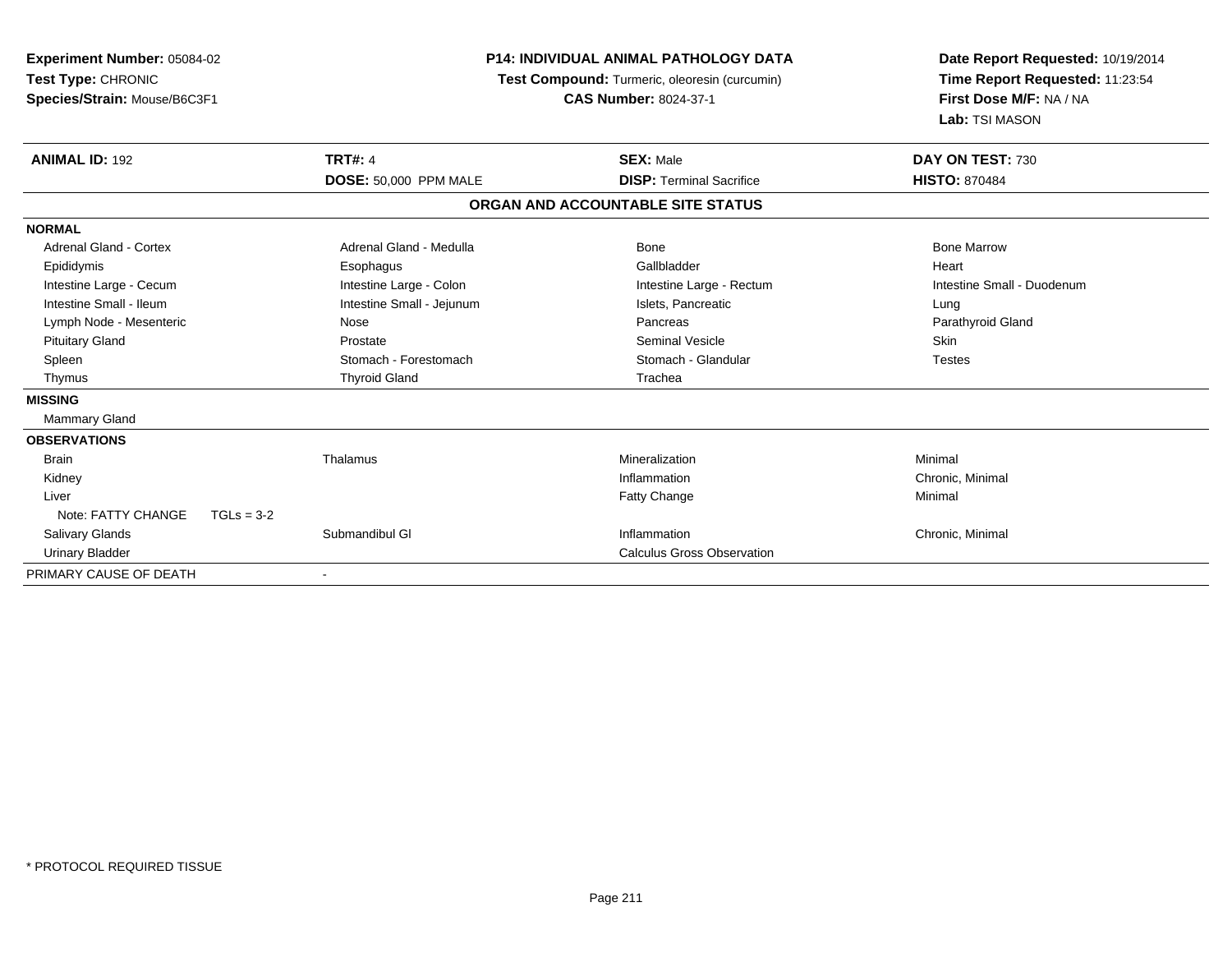**Experiment Number:** 05084-02
**Test Type:** CHRONIC
**Species/Strain:** Mouse/B6C3F1

**P14: INDIVIDUAL ANIMAL PATHOLOGY DATA**
**Test Compound:** Turmeric, oleoresin (curcumin)
**CAS Number:** 8024-37-1

**Date Report Requested:** 10/19/2014
**Time Report Requested:** 11:23:54
**First Dose M/F:** NA / NA
**Lab:** TSI MASON

| **ANIMAL ID:** 192 | **TRT#:** 4 | **SEX:** Male | **DAY ON TEST:** 730 |
|---|---|---|---|
| | **DOSE:** 50,000 PPM MALE | **DISP:** Terminal Sacrifice | **HISTO:** 870484 |

**ORGAN AND ACCOUNTABLE SITE STATUS**

| | | | |
|---|---|---|---|
| **NORMAL** | | | |
| Adrenal Gland - Cortex | Adrenal Gland - Medulla | Bone | Bone Marrow |
| Epididymis | Esophagus | Gallbladder | Heart |
| Intestine Large - Cecum | Intestine Large - Colon | Intestine Large - Rectum | Intestine Small - Duodenum |
| Intestine Small - Ileum | Intestine Small - Jejunum | Islets, Pancreatic | Lung |
| Lymph Node - Mesenteric | Nose | Pancreas | Parathyroid Gland |
| Pituitary Gland | Prostate | Seminal Vesicle | Skin |
| Spleen | Stomach - Forestomach | Stomach - Glandular | Testes |
| Thymus | Thyroid Gland | Trachea | |
| **MISSING** | | | |
| Mammary Gland | | | |
| **OBSERVATIONS** | | | |
| Brain | Thalamus | Mineralization | Minimal |
| Kidney | | Inflammation | Chronic, Minimal |
| Liver | | Fatty Change | Minimal |
| Note: FATTY CHANGE TGLs = 3-2 | | | |
| Salivary Glands | Submandibul Gl | Inflammation | Chronic, Minimal |
| Urinary Bladder | | Calculus Gross Observation | |
| PRIMARY CAUSE OF DEATH | - | | |

* PROTOCOL REQUIRED TISSUE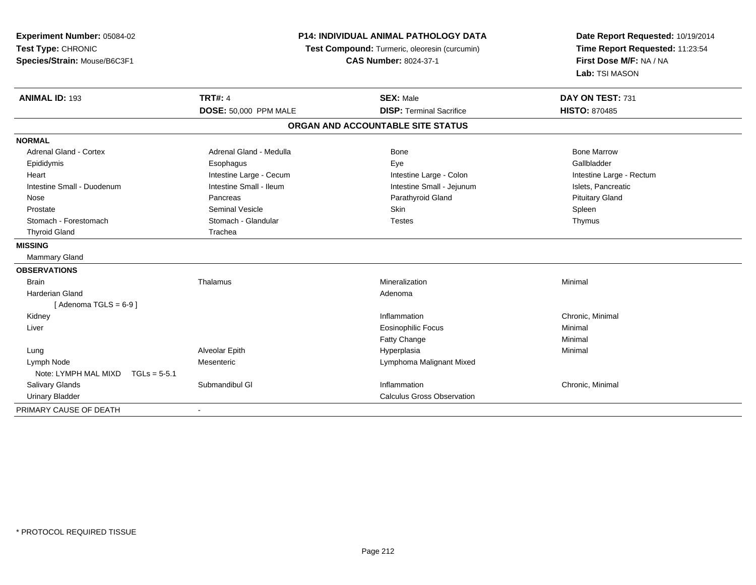**Experiment Number:** 05084-02
**Test Type:** CHRONIC
**Species/Strain:** Mouse/B6C3F1

**P14: INDIVIDUAL ANIMAL PATHOLOGY DATA**
**Test Compound:** Turmeric, oleoresin (curcumin)
**CAS Number:** 8024-37-1

**Date Report Requested:** 10/19/2014
**Time Report Requested:** 11:23:54
**First Dose M/F:** NA / NA
**Lab:** TSI MASON

| **ANIMAL ID:** 193 | **TRT#:** 4 | **SEX:** Male | **DAY ON TEST:** 731 |
|---|---|---|---|
| | **DOSE:** 50,000 PPM MALE | **DISP:** Terminal Sacrifice | **HISTO:** 870485 |

## ORGAN AND ACCOUNTABLE SITE STATUS

| | | | |
|---|---|---|---|
| **NORMAL** | | | |
| Adrenal Gland - Cortex | Adrenal Gland - Medulla | Bone | Bone Marrow |
| Epididymis | Esophagus | Eye | Gallbladder |
| Heart | Intestine Large - Cecum | Intestine Large - Colon | Intestine Large - Rectum |
| Intestine Small - Duodenum | Intestine Small - Ileum | Intestine Small - Jejunum | Islets, Pancreatic |
| Nose | Pancreas | Parathyroid Gland | Pituitary Gland |
| Prostate | Seminal Vesicle | Skin | Spleen |
| Stomach - Forestomach | Stomach - Glandular | Testes | Thymus |
| Thyroid Gland | Trachea | | |
| **MISSING** | | | |
| Mammary Gland | | | |
| **OBSERVATIONS** | | | |
| Brain | Thalamus | Mineralization | Minimal |
| Harderian Gland | | Adenoma | |
| [ Adenoma TGLS = 6-9 ] | | | |
| Kidney | | Inflammation | Chronic, Minimal |
| Liver | | Eosinophilic Focus | Minimal |
| | | Fatty Change | Minimal |
| Lung | Alveolar Epith | Hyperplasia | Minimal |
| Lymph Node | Mesenteric | Lymphoma Malignant Mixed | |
| Note: LYMPH MAL MIXD TGLs = 5-5.1 | | | |
| Salivary Glands | Submandibul Gl | Inflammation | Chronic, Minimal |
| Urinary Bladder | | Calculus Gross Observation | |
| PRIMARY CAUSE OF DEATH | - | | |

* PROTOCOL REQUIRED TISSUE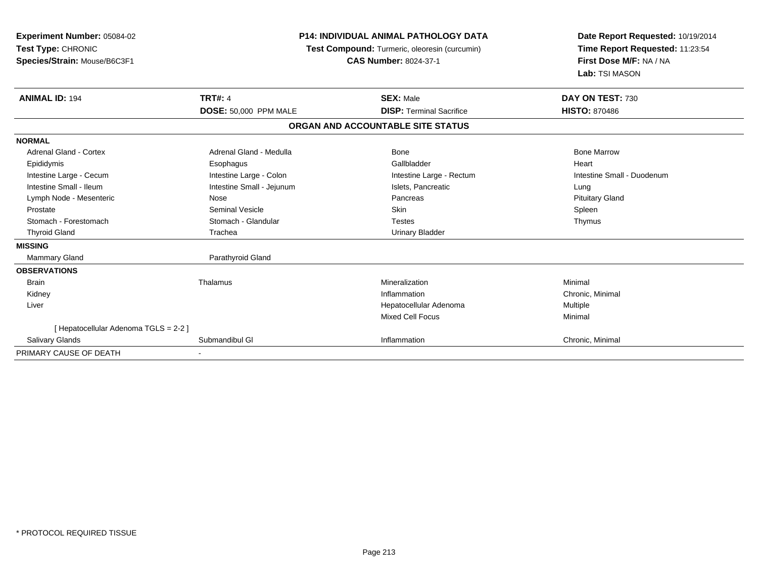**Experiment Number:** 05084-02
**Test Type:** CHRONIC
**Species/Strain:** Mouse/B6C3F1

**P14: INDIVIDUAL ANIMAL PATHOLOGY DATA**
**Test Compound:** Turmeric, oleoresin (curcumin)
**CAS Number:** 8024-37-1

**Date Report Requested:** 10/19/2014
**Time Report Requested:** 11:23:54
**First Dose M/F:** NA / NA
**Lab:** TSI MASON

| **ANIMAL ID:** 194 | **TRT#:** 4 | **SEX:** Male | **DAY ON TEST:** 730 |
|---|---|---|---|
| | **DOSE:** 50,000 PPM MALE | **DISP:** Terminal Sacrifice | **HISTO:** 870486 |

**ORGAN AND ACCOUNTABLE SITE STATUS**

| | | | |
|---|---|---|---|
| **NORMAL** | | | |
| Adrenal Gland - Cortex | Adrenal Gland - Medulla | Bone | Bone Marrow |
| Epididymis | Esophagus | Gallbladder | Heart |
| Intestine Large - Cecum | Intestine Large - Colon | Intestine Large - Rectum | Intestine Small - Duodenum |
| Intestine Small - Ileum | Intestine Small - Jejunum | Islets, Pancreatic | Lung |
| Lymph Node - Mesenteric | Nose | Pancreas | Pituitary Gland |
| Prostate | Seminal Vesicle | Skin | Spleen |
| Stomach - Forestomach | Stomach - Glandular | Testes | Thymus |
| Thyroid Gland | Trachea | Urinary Bladder | |
| **MISSING** | | | |
| Mammary Gland | Parathyroid Gland | | |
| **OBSERVATIONS** | | | |
| Brain | Thalamus | Mineralization | Minimal |
| Kidney | | Inflammation | Chronic, Minimal |
| Liver | | Hepatocellular Adenoma | Multiple |
| | | Mixed Cell Focus | Minimal |
| [ Hepatocellular Adenoma TGLS = 2-2 ] | | | |
| Salivary Glands | Submandibul Gl | Inflammation | Chronic, Minimal |
| PRIMARY CAUSE OF DEATH | - | | |

* PROTOCOL REQUIRED TISSUE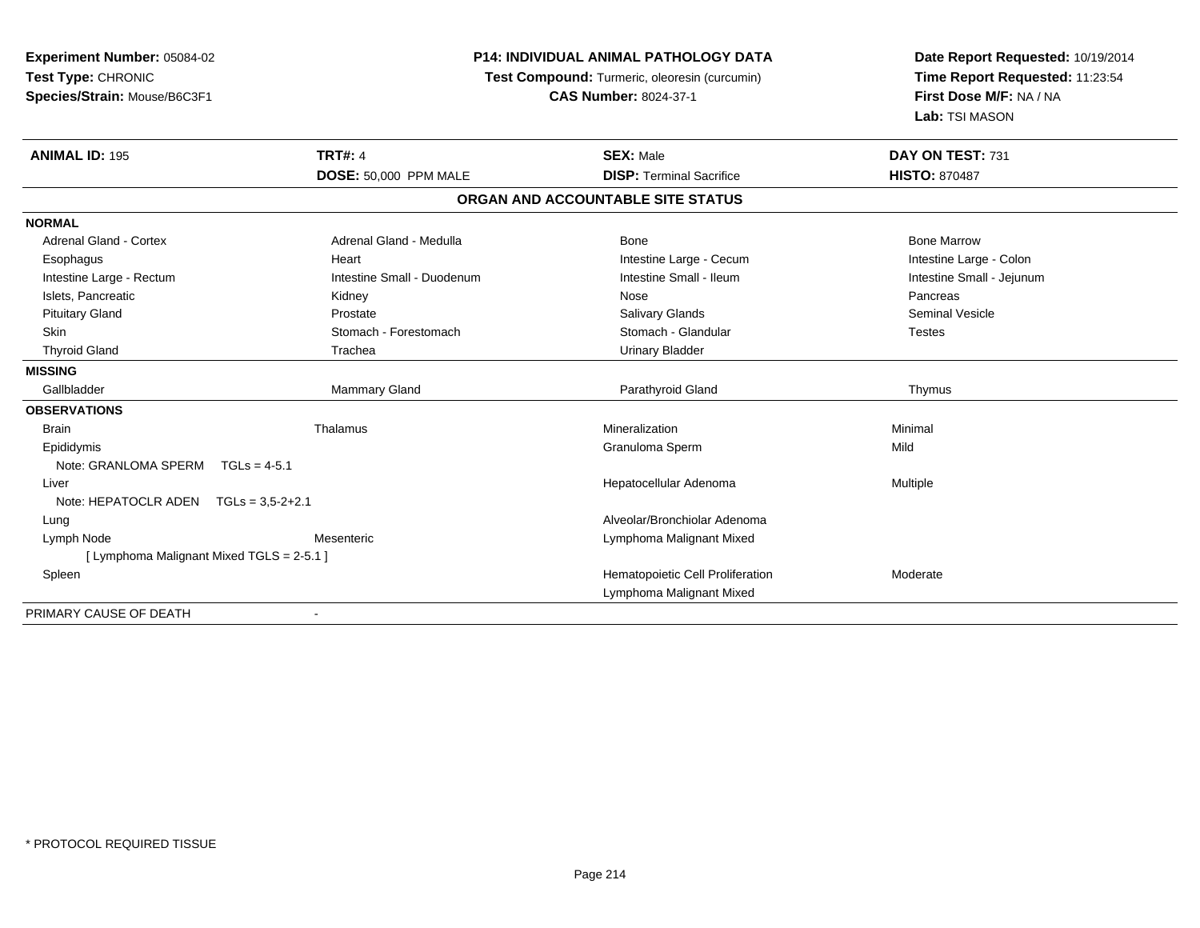**Experiment Number:** 05084-02
**Test Type:** CHRONIC
**Species/Strain:** Mouse/B6C3F1

**P14: INDIVIDUAL ANIMAL PATHOLOGY DATA**
**Test Compound:** Turmeric, oleoresin (curcumin)
**CAS Number:** 8024-37-1

**Date Report Requested:** 10/19/2014
**Time Report Requested:** 11:23:54
**First Dose M/F:** NA / NA
**Lab:** TSI MASON

| **ANIMAL ID:** 195 | **TRT#:** 4 | **SEX:** Male | **DAY ON TEST:** 731 |
|---|---|---|---|
| | **DOSE:** 50,000 PPM MALE | **DISP:** Terminal Sacrifice | **HISTO:** 870487 |

## ORGAN AND ACCOUNTABLE SITE STATUS

| | | | |
|---|---|---|---|
| **NORMAL** | | | |
| Adrenal Gland - Cortex | Adrenal Gland - Medulla | Bone | Bone Marrow |
| Esophagus | Heart | Intestine Large - Cecum | Intestine Large - Colon |
| Intestine Large - Rectum | Intestine Small - Duodenum | Intestine Small - Ileum | Intestine Small - Jejunum |
| Islets, Pancreatic | Kidney | Nose | Pancreas |
| Pituitary Gland | Prostate | Salivary Glands | Seminal Vesicle |
| Skin | Stomach - Forestomach | Stomach - Glandular | Testes |
| Thyroid Gland | Trachea | Urinary Bladder | |
| **MISSING** | | | |
| Gallbladder | Mammary Gland | Parathyroid Gland | Thymus |
| **OBSERVATIONS** | | | |
| Brain | Thalamus | Mineralization | Minimal |
| Epididymis | | Granuloma Sperm | Mild |
| Note: GRANLOMA SPERM TGLs = 4-5.1 | | | |
| Liver | | Hepatocellular Adenoma | Multiple |
| Note: HEPATOCLR ADEN TGLs = 3,5-2+2.1 | | | |
| Lung | | Alveolar/Bronchiolar Adenoma | |
| Lymph Node | Mesenteric | Lymphoma Malignant Mixed | |
| [ Lymphoma Malignant Mixed TGLS = 2-5.1 ] | | | |
| Spleen | | Hematopoietic Cell Proliferation | Moderate |
| | | Lymphoma Malignant Mixed | |
| PRIMARY CAUSE OF DEATH | - | | |

* PROTOCOL REQUIRED TISSUE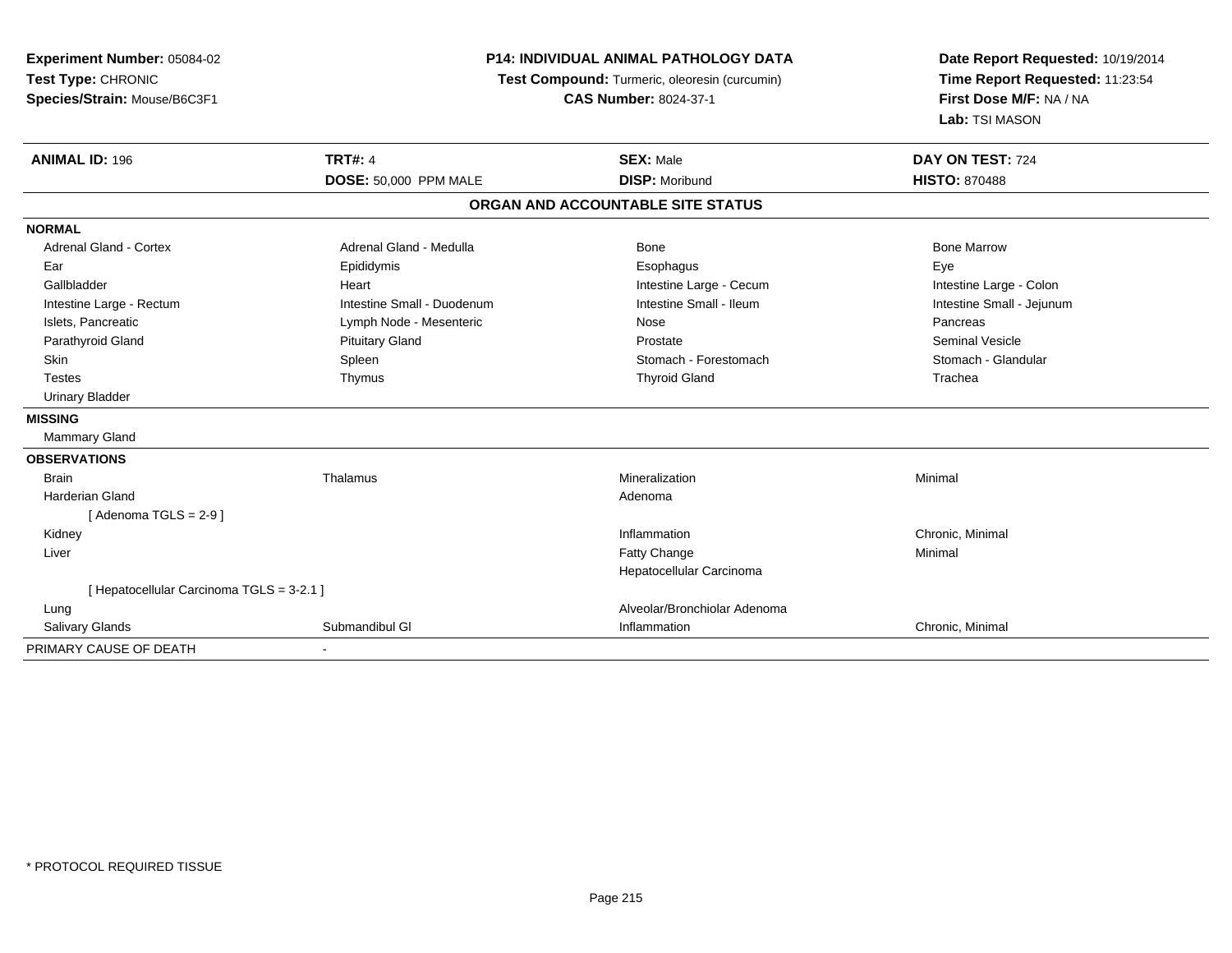**Experiment Number:** 05084-02
**Test Type:** CHRONIC
**Species/Strain:** Mouse/B6C3F1

**P14: INDIVIDUAL ANIMAL PATHOLOGY DATA**
**Test Compound:** Turmeric, oleoresin (curcumin)
**CAS Number:** 8024-37-1

**Date Report Requested:** 10/19/2014
**Time Report Requested:** 11:23:54
**First Dose M/F:** NA / NA
**Lab:** TSI MASON

| **ANIMAL ID:** 196 | **TRT#:** 4 | **SEX:** Male | **DAY ON TEST:** 724 |
|---|---|---|---|
| | **DOSE:** 50,000 PPM MALE | **DISP:** Moribund | **HISTO:** 870488 |

**ORGAN AND ACCOUNTABLE SITE STATUS**

| | | | |
|---|---|---|---|
| **NORMAL** | | | |
| Adrenal Gland - Cortex | Adrenal Gland - Medulla | Bone | Bone Marrow |
| Ear | Epididymis | Esophagus | Eye |
| Gallbladder | Heart | Intestine Large - Cecum | Intestine Large - Colon |
| Intestine Large - Rectum | Intestine Small - Duodenum | Intestine Small - Ileum | Intestine Small - Jejunum |
| Islets, Pancreatic | Lymph Node - Mesenteric | Nose | Pancreas |
| Parathyroid Gland | Pituitary Gland | Prostate | Seminal Vesicle |
| Skin | Spleen | Stomach - Forestomach | Stomach - Glandular |
| Testes | Thymus | Thyroid Gland | Trachea |
| Urinary Bladder | | | |
| **MISSING** | | | |
| Mammary Gland | | | |
| **OBSERVATIONS** | | | |
| Brain | Thalamus | Mineralization | Minimal |
| Harderian Gland | | Adenoma | |
| [ Adenoma TGLS = 2-9 ] | | | |
| Kidney | | Inflammation | Chronic, Minimal |
| Liver | | Fatty Change | Minimal |
| | | Hepatocellular Carcinoma | |
| [ Hepatocellular Carcinoma TGLS = 3-2.1 ] | | | |
| Lung | | Alveolar/Bronchiolar Adenoma | |
| Salivary Glands | Submandibul Gl | Inflammation | Chronic, Minimal |
| PRIMARY CAUSE OF DEATH | - | | |

* PROTOCOL REQUIRED TISSUE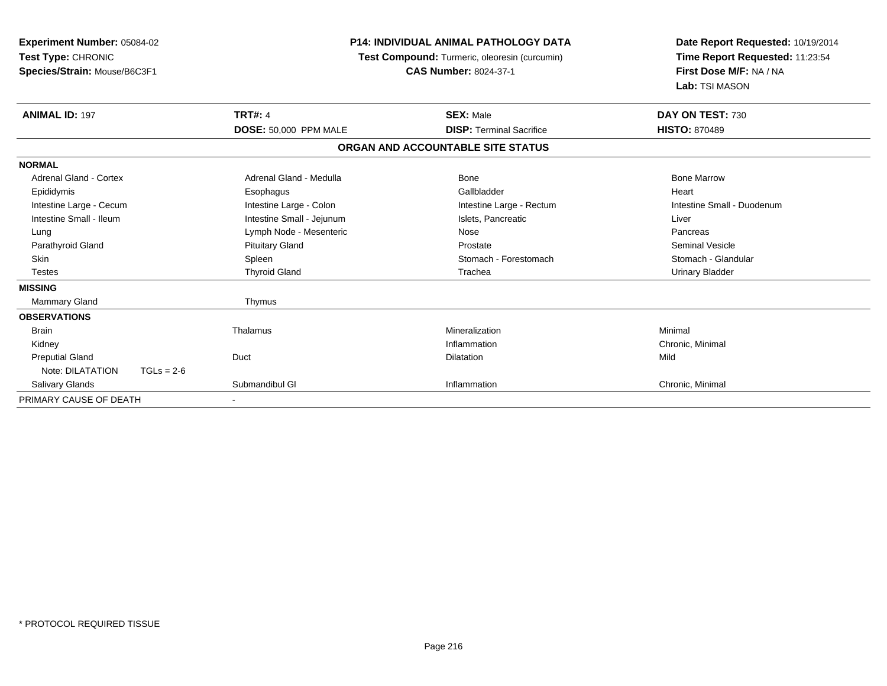**Experiment Number:** 05084-02
**Test Type:** CHRONIC
**Species/Strain:** Mouse/B6C3F1

**P14: INDIVIDUAL ANIMAL PATHOLOGY DATA**
**Test Compound:** Turmeric, oleoresin (curcumin)
**CAS Number:** 8024-37-1

**Date Report Requested:** 10/19/2014
**Time Report Requested:** 11:23:54
**First Dose M/F:** NA / NA
**Lab:** TSI MASON

| **ANIMAL ID:** 197 | **TRT#:** 4 | **SEX:** Male | **DAY ON TEST:** 730 |
|---|---|---|---|
| | **DOSE:** 50,000 PPM MALE | **DISP:** Terminal Sacrifice | **HISTO:** 870489 |

### ORGAN AND ACCOUNTABLE SITE STATUS

| | | | |
|---|---|---|---|
| **NORMAL** | | | |
| Adrenal Gland - Cortex | Adrenal Gland - Medulla | Bone | Bone Marrow |
| Epididymis | Esophagus | Gallbladder | Heart |
| Intestine Large - Cecum | Intestine Large - Colon | Intestine Large - Rectum | Intestine Small - Duodenum |
| Intestine Small - Ileum | Intestine Small - Jejunum | Islets, Pancreatic | Liver |
| Lung | Lymph Node - Mesenteric | Nose | Pancreas |
| Parathyroid Gland | Pituitary Gland | Prostate | Seminal Vesicle |
| Skin | Spleen | Stomach - Forestomach | Stomach - Glandular |
| Testes | Thyroid Gland | Trachea | Urinary Bladder |
| **MISSING** | | | |
| Mammary Gland | Thymus | | |
| **OBSERVATIONS** | | | |
| Brain | Thalamus | Mineralization | Minimal |
| Kidney | | Inflammation | Chronic, Minimal |
| Preputial Gland | Duct | Dilatation | Mild |
| Note: DILATATION TGLs = 2-6 | | | |
| Salivary Glands | Submandibul Gl | Inflammation | Chronic, Minimal |
| PRIMARY CAUSE OF DEATH | - | | |

* PROTOCOL REQUIRED TISSUE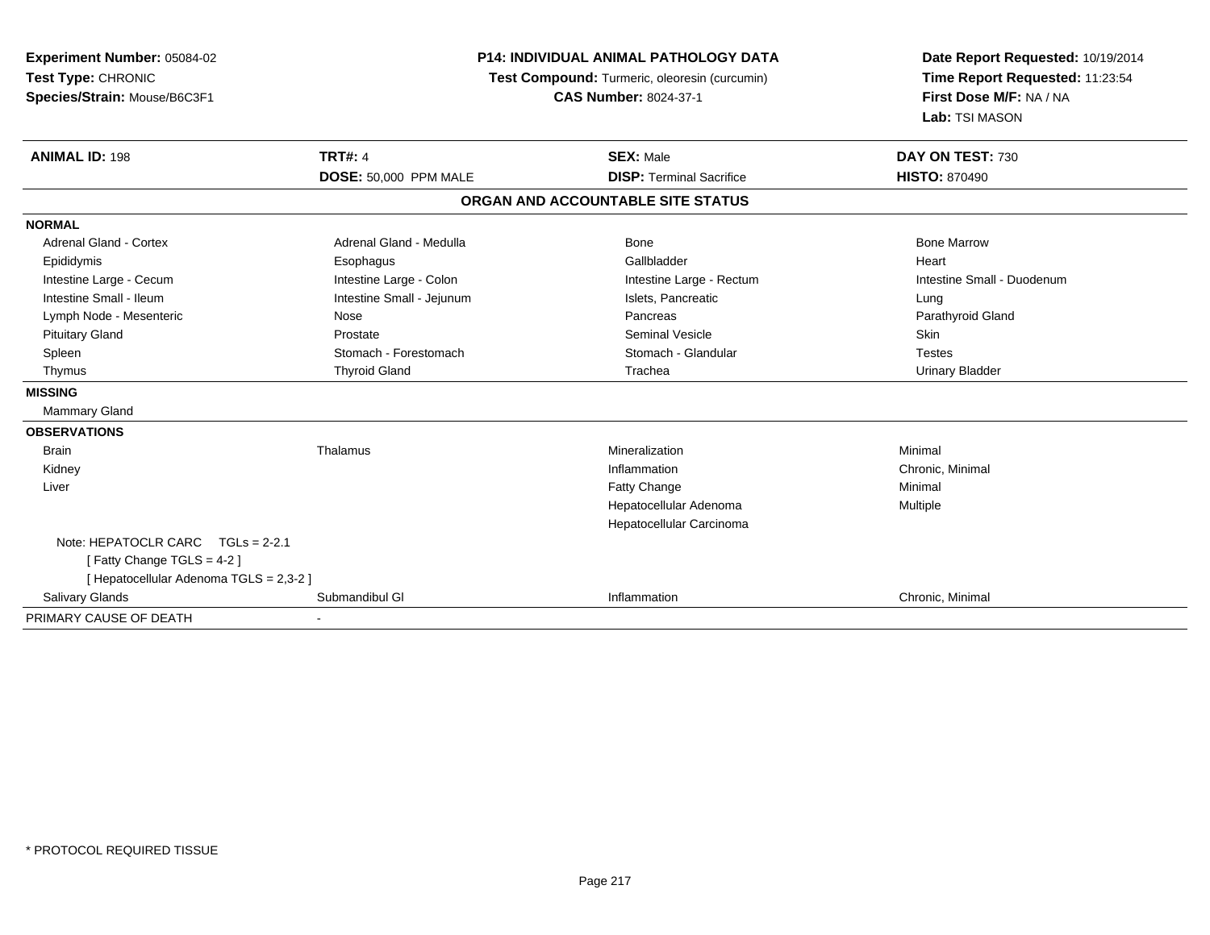**Experiment Number:** 05084-02
**Test Type:** CHRONIC
**Species/Strain:** Mouse/B6C3F1

**P14: INDIVIDUAL ANIMAL PATHOLOGY DATA**
**Test Compound:** Turmeric, oleoresin (curcumin)
**CAS Number:** 8024-37-1

**Date Report Requested:** 10/19/2014
**Time Report Requested:** 11:23:54
**First Dose M/F:** NA / NA
**Lab:** TSI MASON

| **ANIMAL ID:** 198 | **TRT#:** 4 | **SEX:** Male | **DAY ON TEST:** 730 |
|---|---|---|---|
| | **DOSE:** 50,000 PPM MALE | **DISP:** Terminal Sacrifice | **HISTO:** 870490 |

**ORGAN AND ACCOUNTABLE SITE STATUS**

| | | | |
|---|---|---|---|
| **NORMAL** | | | |
| Adrenal Gland - Cortex | Adrenal Gland - Medulla | Bone | Bone Marrow |
| Epididymis | Esophagus | Gallbladder | Heart |
| Intestine Large - Cecum | Intestine Large - Colon | Intestine Large - Rectum | Intestine Small - Duodenum |
| Intestine Small - Ileum | Intestine Small - Jejunum | Islets, Pancreatic | Lung |
| Lymph Node - Mesenteric | Nose | Pancreas | Parathyroid Gland |
| Pituitary Gland | Prostate | Seminal Vesicle | Skin |
| Spleen | Stomach - Forestomach | Stomach - Glandular | Testes |
| Thymus | Thyroid Gland | Trachea | Urinary Bladder |
| **MISSING** | | | |
| Mammary Gland | | | |
| **OBSERVATIONS** | | | |
| Brain | Thalamus | Mineralization | Minimal |
| Kidney | | Inflammation | Chronic, Minimal |
| Liver | | Fatty Change | Minimal |
| | | Hepatocellular Adenoma | Multiple |
| | | Hepatocellular Carcinoma | |
| Note: HEPATOCLR CARC TGLs = 2-2.1 | | | |
| [ Fatty Change TGLS = 4-2 ] | | | |
| [ Hepatocellular Adenoma TGLS = 2,3-2 ] | | | |
| Salivary Glands | Submandibul Gl | Inflammation | Chronic, Minimal |
| PRIMARY CAUSE OF DEATH | - | | |

* PROTOCOL REQUIRED TISSUE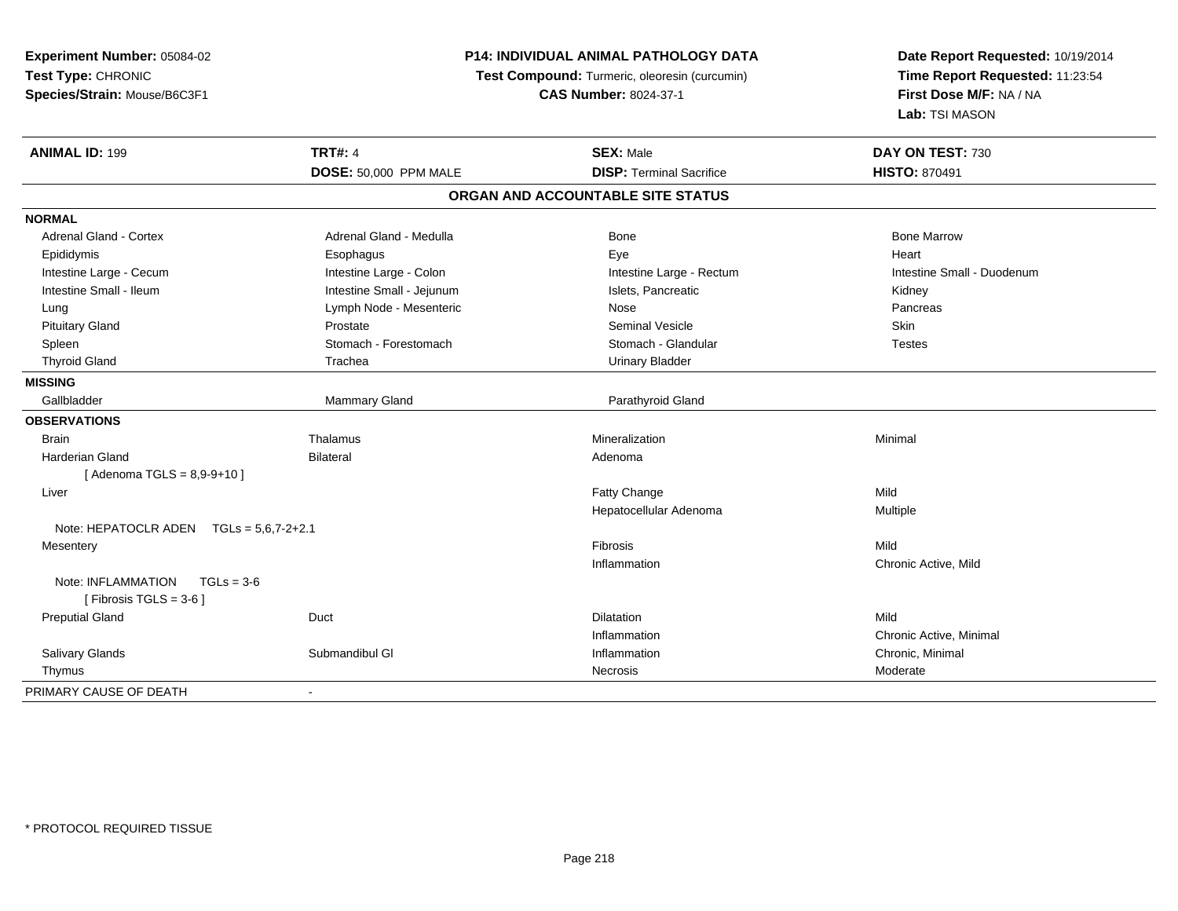**Experiment Number:** 05084-02
**Test Type:** CHRONIC
**Species/Strain:** Mouse/B6C3F1

**P14: INDIVIDUAL ANIMAL PATHOLOGY DATA**
**Test Compound:** Turmeric, oleoresin (curcumin)
**CAS Number:** 8024-37-1

**Date Report Requested:** 10/19/2014
**Time Report Requested:** 11:23:54
**First Dose M/F:** NA / NA
**Lab:** TSI MASON

| **ANIMAL ID:** 199 | **TRT#:** 4 | **SEX:** Male | **DAY ON TEST:** 730 |
|---|---|---|---|
| | **DOSE:** 50,000 PPM MALE | **DISP:** Terminal Sacrifice | **HISTO:** 870491 |

## ORGAN AND ACCOUNTABLE SITE STATUS

| | | | |
|---|---|---|---|
| **NORMAL** | | | |
| Adrenal Gland - Cortex | Adrenal Gland - Medulla | Bone | Bone Marrow |
| Epididymis | Esophagus | Eye | Heart |
| Intestine Large - Cecum | Intestine Large - Colon | Intestine Large - Rectum | Intestine Small - Duodenum |
| Intestine Small - Ileum | Intestine Small - Jejunum | Islets, Pancreatic | Kidney |
| Lung | Lymph Node - Mesenteric | Nose | Pancreas |
| Pituitary Gland | Prostate | Seminal Vesicle | Skin |
| Spleen | Stomach - Forestomach | Stomach - Glandular | Testes |
| Thyroid Gland | Trachea | Urinary Bladder | |
| **MISSING** | | | |
| Gallbladder | Mammary Gland | Parathyroid Gland | |
| **OBSERVATIONS** | | | |
| Brain | Thalamus | Mineralization | Minimal |
| Harderian Gland | Bilateral | Adenoma | |
| [ Adenoma TGLS = 8,9-9+10 ] | | | |
| Liver | | Fatty Change | Mild |
| | | Hepatocellular Adenoma | Multiple |
| Note: HEPATOCLR ADEN TGLs = 5,6,7-2+2.1 | | | |
| Mesentery | | Fibrosis | Mild |
| | | Inflammation | Chronic Active, Mild |
| Note: INFLAMMATION TGLs = 3-6 | | | |
| [ Fibrosis TGLS = 3-6 ] | | | |
| Preputial Gland | Duct | Dilatation | Mild |
| | | Inflammation | Chronic Active, Minimal |
| Salivary Glands | Submandibul Gl | Inflammation | Chronic, Minimal |
| Thymus | | Necrosis | Moderate |
| PRIMARY CAUSE OF DEATH | - | | |

* PROTOCOL REQUIRED TISSUE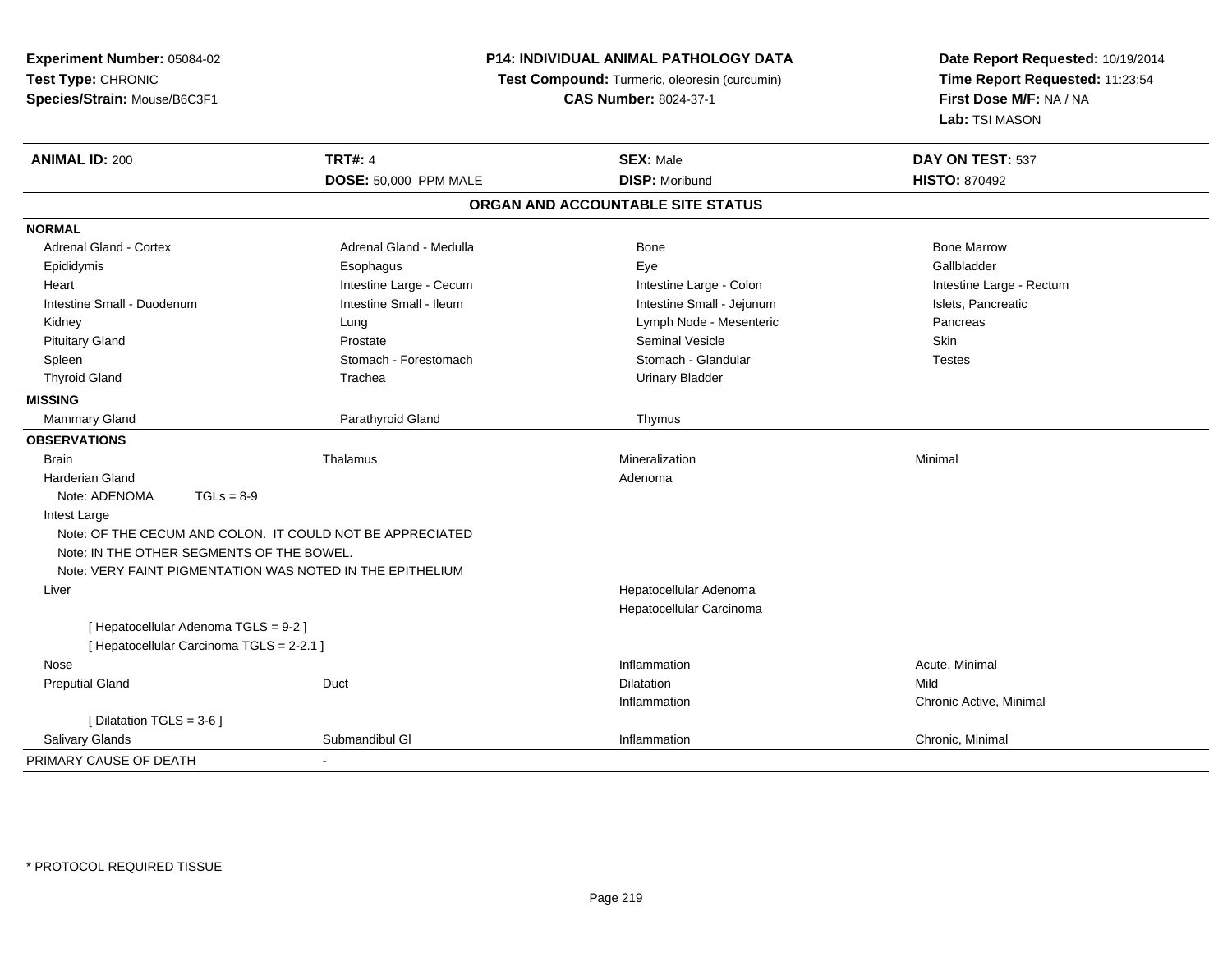**Experiment Number:** 05084-02
**Test Type:** CHRONIC
**Species/Strain:** Mouse/B6C3F1

**P14: INDIVIDUAL ANIMAL PATHOLOGY DATA**
**Test Compound:** Turmeric, oleoresin (curcumin)
**CAS Number:** 8024-37-1

**Date Report Requested:** 10/19/2014
**Time Report Requested:** 11:23:54
**First Dose M/F:** NA / NA
**Lab:** TSI MASON

| **ANIMAL ID:** 200 | **TRT#:** 4 | **SEX:** Male | **DAY ON TEST:** 537 |
|---|---|---|---|
| | **DOSE:** 50,000 PPM MALE | **DISP:** Moribund | **HISTO:** 870492 |

## ORGAN AND ACCOUNTABLE SITE STATUS

**NORMAL**

| | | | |
|---|---|---|---|
| Adrenal Gland - Cortex | Adrenal Gland - Medulla | Bone | Bone Marrow |
| Epididymis | Esophagus | Eye | Gallbladder |
| Heart | Intestine Large - Cecum | Intestine Large - Colon | Intestine Large - Rectum |
| Intestine Small - Duodenum | Intestine Small - Ileum | Intestine Small - Jejunum | Islets, Pancreatic |
| Kidney | Lung | Lymph Node - Mesenteric | Pancreas |
| Pituitary Gland | Prostate | Seminal Vesicle | Skin |
| Spleen | Stomach - Forestomach | Stomach - Glandular | Testes |
| Thyroid Gland | Trachea | Urinary Bladder | |

**MISSING**

| | | | |
|---|---|---|---|
| Mammary Gland | Parathyroid Gland | Thymus | |

**OBSERVATIONS**

| | | | |
|---|---|---|---|
| Brain | Thalamus | Mineralization | Minimal |
| Harderian Gland | | Adenoma | |
| Note: ADENOMA TGLs = 8-9 | | | |
| Intest Large | | | |
| Note: OF THE CECUM AND COLON. IT COULD NOT BE APPRECIATED | | | |
| Note: IN THE OTHER SEGMENTS OF THE BOWEL. | | | |
| Note: VERY FAINT PIGMENTATION WAS NOTED IN THE EPITHELIUM | | | |
| Liver | | Hepatocellular Adenoma | |
| | | Hepatocellular Carcinoma | |
| [ Hepatocellular Adenoma TGLS = 9-2 ] | | | |
| [ Hepatocellular Carcinoma TGLS = 2-2.1 ] | | | |
| Nose | | Inflammation | Acute, Minimal |
| Preputial Gland | Duct | Dilatation | Mild |
| | | Inflammation | Chronic Active, Minimal |
| [ Dilatation TGLS = 3-6 ] | | | |
| Salivary Glands | Submandibul Gl | Inflammation | Chronic, Minimal |

PRIMARY CAUSE OF DEATH -

* PROTOCOL REQUIRED TISSUE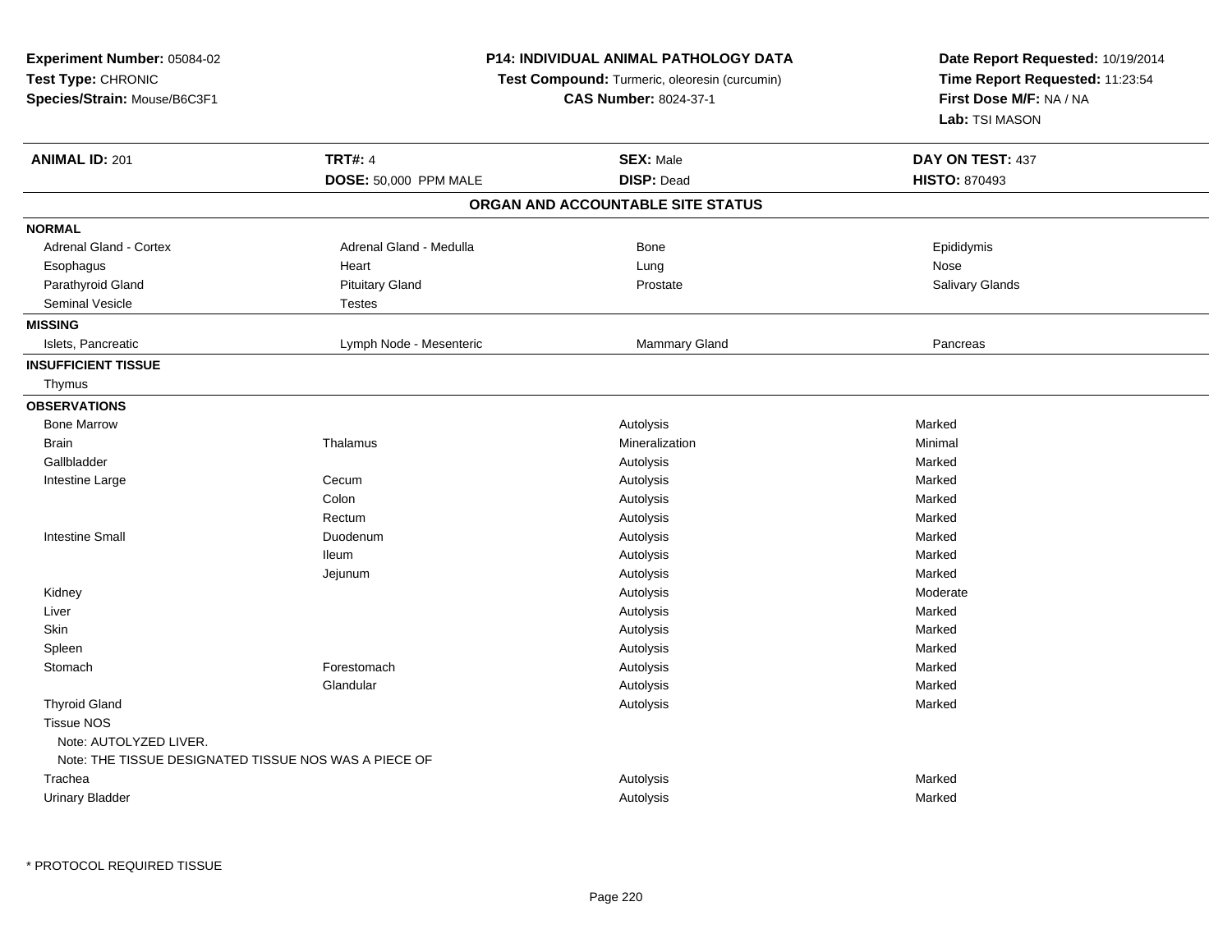**Experiment Number:** 05084-02
**Test Type:** CHRONIC
**Species/Strain:** Mouse/B6C3F1

**P14: INDIVIDUAL ANIMAL PATHOLOGY DATA**
**Test Compound:** Turmeric, oleoresin (curcumin)
**CAS Number:** 8024-37-1

**Date Report Requested:** 10/19/2014
**Time Report Requested:** 11:23:54
**First Dose M/F:** NA / NA
**Lab:** TSI MASON

| **ANIMAL ID:** 201 | **TRT#:** 4 | **SEX:** Male | **DAY ON TEST:** 437 |
|---|---|---|---|
| | **DOSE:** 50,000 PPM MALE | **DISP:** Dead | **HISTO:** 870493 |

**ORGAN AND ACCOUNTABLE SITE STATUS**

| | | | |
|---|---|---|---|
| **NORMAL** | | | |
| Adrenal Gland - Cortex | Adrenal Gland - Medulla | Bone | Epididymis |
| Esophagus | Heart | Lung | Nose |
| Parathyroid Gland | Pituitary Gland | Prostate | Salivary Glands |
| Seminal Vesicle | Testes | | |
| **MISSING** | | | |
| Islets, Pancreatic | Lymph Node - Mesenteric | Mammary Gland | Pancreas |
| **INSUFFICIENT TISSUE** | | | |
| Thymus | | | |
| **OBSERVATIONS** | | | |
| Bone Marrow | | Autolysis | Marked |
| Brain | Thalamus | Mineralization | Minimal |
| Gallbladder | | Autolysis | Marked |
| Intestine Large | Cecum | Autolysis | Marked |
| | Colon | Autolysis | Marked |
| | Rectum | Autolysis | Marked |
| Intestine Small | Duodenum | Autolysis | Marked |
| | Ileum | Autolysis | Marked |
| | Jejunum | Autolysis | Marked |
| Kidney | | Autolysis | Moderate |
| Liver | | Autolysis | Marked |
| Skin | | Autolysis | Marked |
| Spleen | | Autolysis | Marked |
| Stomach | Forestomach | Autolysis | Marked |
| | Glandular | Autolysis | Marked |
| Thyroid Gland | | Autolysis | Marked |
| Tissue NOS | | | |
| Note: AUTOLYZED LIVER. | | | |
| Note: THE TISSUE DESIGNATED TISSUE NOS WAS A PIECE OF | | | |
| Trachea | | Autolysis | Marked |
| Urinary Bladder | | Autolysis | Marked |

\* PROTOCOL REQUIRED TISSUE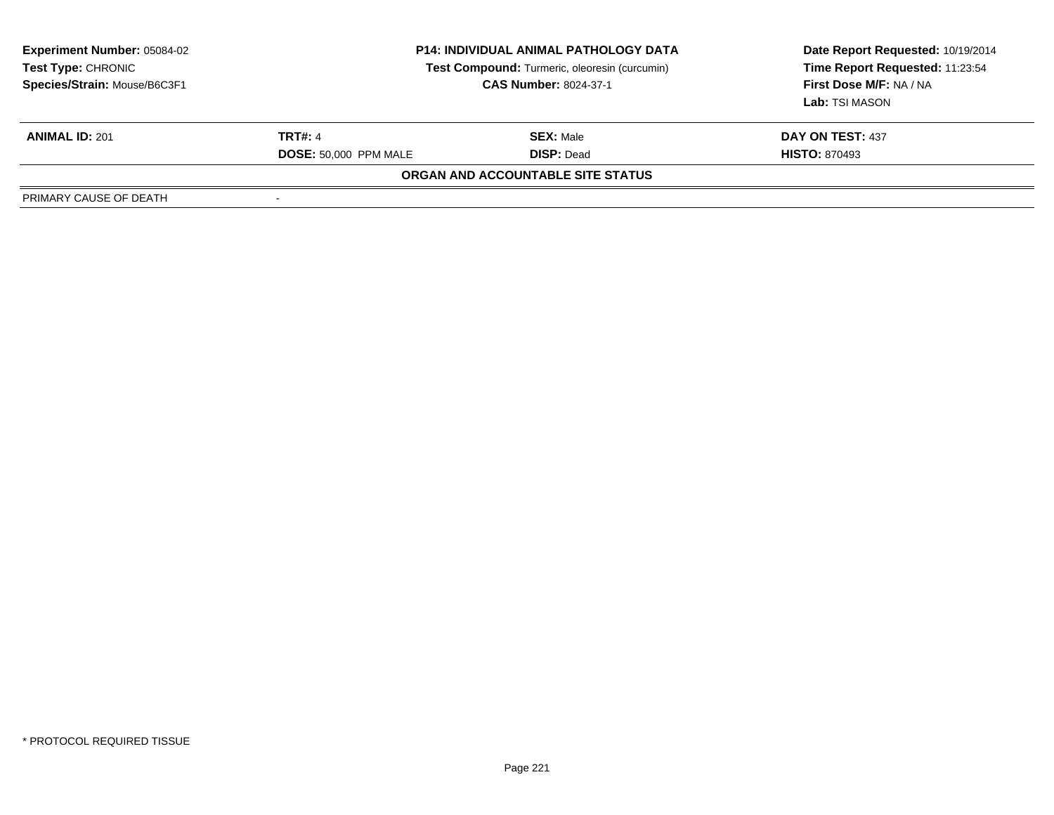**Experiment Number:** 05084-02
**Test Type:** CHRONIC
**Species/Strain:** Mouse/B6C3F1

**P14: INDIVIDUAL ANIMAL PATHOLOGY DATA**
**Test Compound:** Turmeric, oleoresin (curcumin)
**CAS Number:** 8024-37-1

**Date Report Requested:** 10/19/2014
**Time Report Requested:** 11:23:54
**First Dose M/F:** NA / NA
**Lab:** TSI MASON

| **ANIMAL ID:** 201 | **TRT#:** 4 | **SEX:** Male | **DAY ON TEST:** 437 |
|---|---|---|---|
| | **DOSE:** 50,000 PPM MALE | **DISP:** Dead | **HISTO:** 870493 |

**ORGAN AND ACCOUNTABLE SITE STATUS**

| PRIMARY CAUSE OF DEATH | - |
|---|---|

\* PROTOCOL REQUIRED TISSUE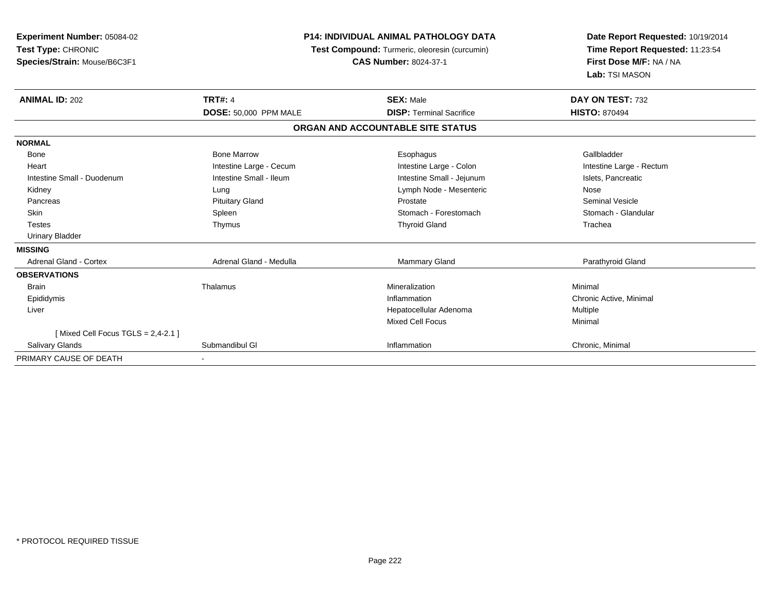**Experiment Number:** 05084-02
**Test Type:** CHRONIC
**Species/Strain:** Mouse/B6C3F1

**P14: INDIVIDUAL ANIMAL PATHOLOGY DATA**
**Test Compound:** Turmeric, oleoresin (curcumin)
**CAS Number:** 8024-37-1

**Date Report Requested:** 10/19/2014
**Time Report Requested:** 11:23:54
**First Dose M/F:** NA / NA
**Lab:** TSI MASON

| **ANIMAL ID:** 202 | **TRT#:** 4 | **SEX:** Male | **DAY ON TEST:** 732 |
|---|---|---|---|
| | **DOSE:** 50,000 PPM MALE | **DISP:** Terminal Sacrifice | **HISTO:** 870494 |

**ORGAN AND ACCOUNTABLE SITE STATUS**

| | | | |
|---|---|---|---|
| **NORMAL** | | | |
| Bone | Bone Marrow | Esophagus | Gallbladder |
| Heart | Intestine Large - Cecum | Intestine Large - Colon | Intestine Large - Rectum |
| Intestine Small - Duodenum | Intestine Small - Ileum | Intestine Small - Jejunum | Islets, Pancreatic |
| Kidney | Lung | Lymph Node - Mesenteric | Nose |
| Pancreas | Pituitary Gland | Prostate | Seminal Vesicle |
| Skin | Spleen | Stomach - Forestomach | Stomach - Glandular |
| Testes | Thymus | Thyroid Gland | Trachea |
| Urinary Bladder | | | |
| **MISSING** | | | |
| Adrenal Gland - Cortex | Adrenal Gland - Medulla | Mammary Gland | Parathyroid Gland |
| **OBSERVATIONS** | | | |
| Brain | Thalamus | Mineralization | Minimal |
| Epididymis | | Inflammation | Chronic Active, Minimal |
| Liver | | Hepatocellular Adenoma | Multiple |
| | | Mixed Cell Focus | Minimal |
| [ Mixed Cell Focus TGLS = 2,4-2.1 ] | | | |
| Salivary Glands | Submandibul Gl | Inflammation | Chronic, Minimal |
| PRIMARY CAUSE OF DEATH | - | | |

* PROTOCOL REQUIRED TISSUE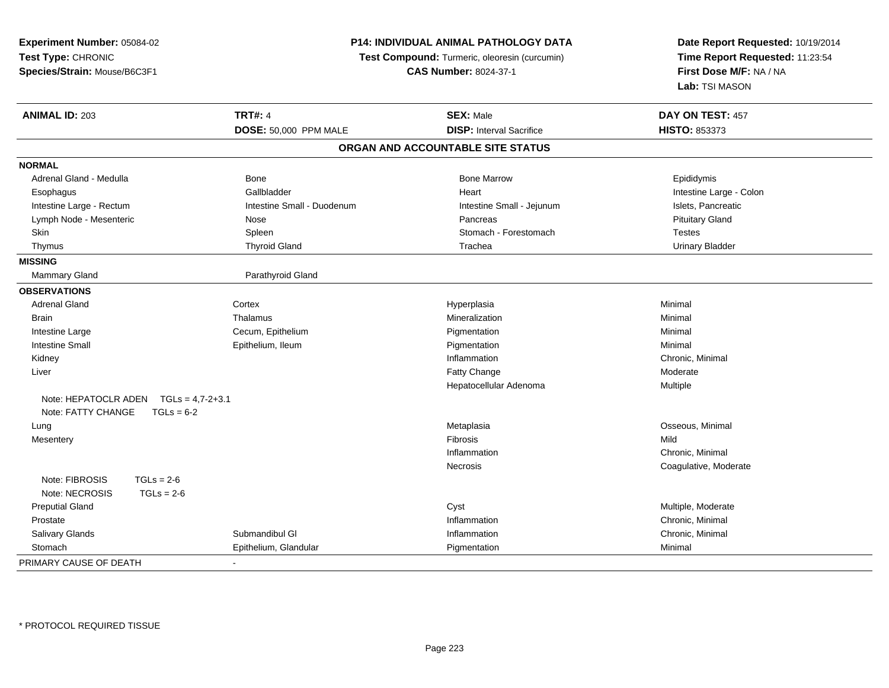**Experiment Number:** 05084-02
**Test Type:** CHRONIC
**Species/Strain:** Mouse/B6C3F1

**P14: INDIVIDUAL ANIMAL PATHOLOGY DATA**
**Test Compound:** Turmeric, oleoresin (curcumin)
**CAS Number:** 8024-37-1

**Date Report Requested:** 10/19/2014
**Time Report Requested:** 11:23:54
**First Dose M/F:** NA / NA
**Lab:** TSI MASON

| **ANIMAL ID:** 203 | **TRT#:** 4 | **SEX:** Male | **DAY ON TEST:** 457 |
|---|---|---|---|
| | **DOSE:** 50,000 PPM MALE | **DISP:** Interval Sacrifice | **HISTO:** 853373 |

**ORGAN AND ACCOUNTABLE SITE STATUS**

| | | | |
|---|---|---|---|
| **NORMAL** | | | |
| Adrenal Gland - Medulla | Bone | Bone Marrow | Epididymis |
| Esophagus | Gallbladder | Heart | Intestine Large - Colon |
| Intestine Large - Rectum | Intestine Small - Duodenum | Intestine Small - Jejunum | Islets, Pancreatic |
| Lymph Node - Mesenteric | Nose | Pancreas | Pituitary Gland |
| Skin | Spleen | Stomach - Forestomach | Testes |
| Thymus | Thyroid Gland | Trachea | Urinary Bladder |
| **MISSING** | | | |
| Mammary Gland | Parathyroid Gland | | |
| **OBSERVATIONS** | | | |
| Adrenal Gland | Cortex | Hyperplasia | Minimal |
| Brain | Thalamus | Mineralization | Minimal |
| Intestine Large | Cecum, Epithelium | Pigmentation | Minimal |
| Intestine Small | Epithelium, Ileum | Pigmentation | Minimal |
| Kidney | | Inflammation | Chronic, Minimal |
| Liver | | Fatty Change | Moderate |
| | | Hepatocellular Adenoma | Multiple |
| Note: HEPATOCLR ADEN TGLs = 4,7-2+3.1 | | | |
| Note: FATTY CHANGE TGLs = 6-2 | | | |
| Lung | | Metaplasia | Osseous, Minimal |
| Mesentery | | Fibrosis | Mild |
| | | Inflammation | Chronic, Minimal |
| | | Necrosis | Coagulative, Moderate |
| Note: FIBROSIS TGLs = 2-6 | | | |
| Note: NECROSIS TGLs = 2-6 | | | |
| Preputial Gland | | Cyst | Multiple, Moderate |
| Prostate | | Inflammation | Chronic, Minimal |
| Salivary Glands | Submandibul Gl | Inflammation | Chronic, Minimal |
| Stomach | Epithelium, Glandular | Pigmentation | Minimal |
| PRIMARY CAUSE OF DEATH | - | | |

\* PROTOCOL REQUIRED TISSUE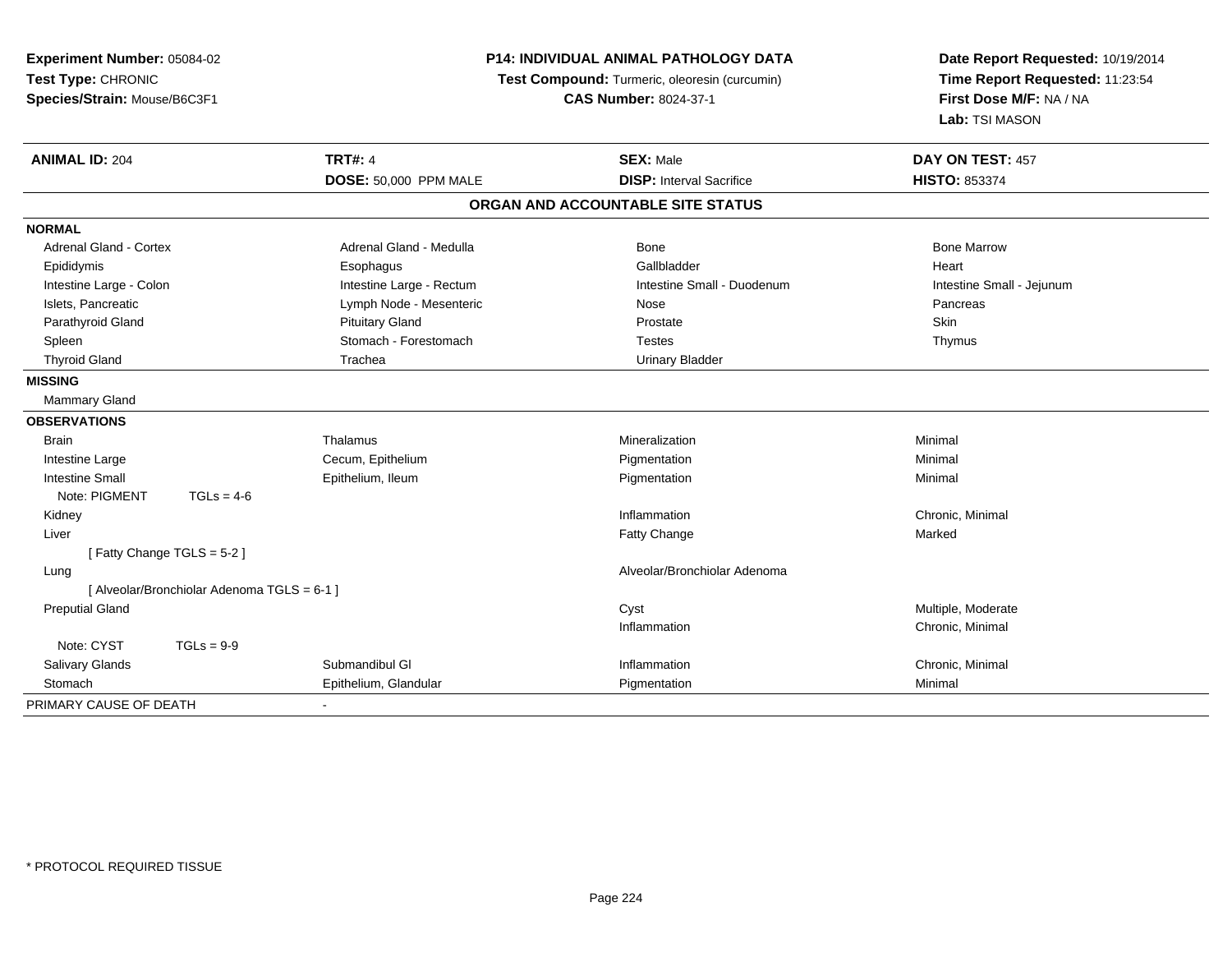**Experiment Number:** 05084-02
**Test Type:** CHRONIC
**Species/Strain:** Mouse/B6C3F1

**P14: INDIVIDUAL ANIMAL PATHOLOGY DATA**
**Test Compound:** Turmeric, oleoresin (curcumin)
**CAS Number:** 8024-37-1

**Date Report Requested:** 10/19/2014
**Time Report Requested:** 11:23:54
**First Dose M/F:** NA / NA
**Lab:** TSI MASON

| **ANIMAL ID:** 204 | **TRT#:** 4 | **SEX:** Male | **DAY ON TEST:** 457 |
|---|---|---|---|
| | **DOSE:** 50,000 PPM MALE | **DISP:** Interval Sacrifice | **HISTO:** 853374 |

## ORGAN AND ACCOUNTABLE SITE STATUS

| | | | |
|---|---|---|---|
| **NORMAL** | | | |
| Adrenal Gland - Cortex | Adrenal Gland - Medulla | Bone | Bone Marrow |
| Epididymis | Esophagus | Gallbladder | Heart |
| Intestine Large - Colon | Intestine Large - Rectum | Intestine Small - Duodenum | Intestine Small - Jejunum |
| Islets, Pancreatic | Lymph Node - Mesenteric | Nose | Pancreas |
| Parathyroid Gland | Pituitary Gland | Prostate | Skin |
| Spleen | Stomach - Forestomach | Testes | Thymus |
| Thyroid Gland | Trachea | Urinary Bladder | |
| **MISSING** | | | |
| Mammary Gland | | | |
| **OBSERVATIONS** | | | |
| Brain | Thalamus | Mineralization | Minimal |
| Intestine Large | Cecum, Epithelium | Pigmentation | Minimal |
| Intestine Small | Epithelium, Ileum | Pigmentation | Minimal |
| Note: PIGMENT TGLs = 4-6 | | | |
| Kidney | | Inflammation | Chronic, Minimal |
| Liver | | Fatty Change | Marked |
| [ Fatty Change TGLS = 5-2 ] | | | |
| Lung | | Alveolar/Bronchiolar Adenoma | |
| [ Alveolar/Bronchiolar Adenoma TGLS = 6-1 ] | | | |
| Preputial Gland | | Cyst | Multiple, Moderate |
| | | Inflammation | Chronic, Minimal |
| Note: CYST TGLs = 9-9 | | | |
| Salivary Glands | Submandibul Gl | Inflammation | Chronic, Minimal |
| Stomach | Epithelium, Glandular | Pigmentation | Minimal |
| PRIMARY CAUSE OF DEATH | - | | |

* PROTOCOL REQUIRED TISSUE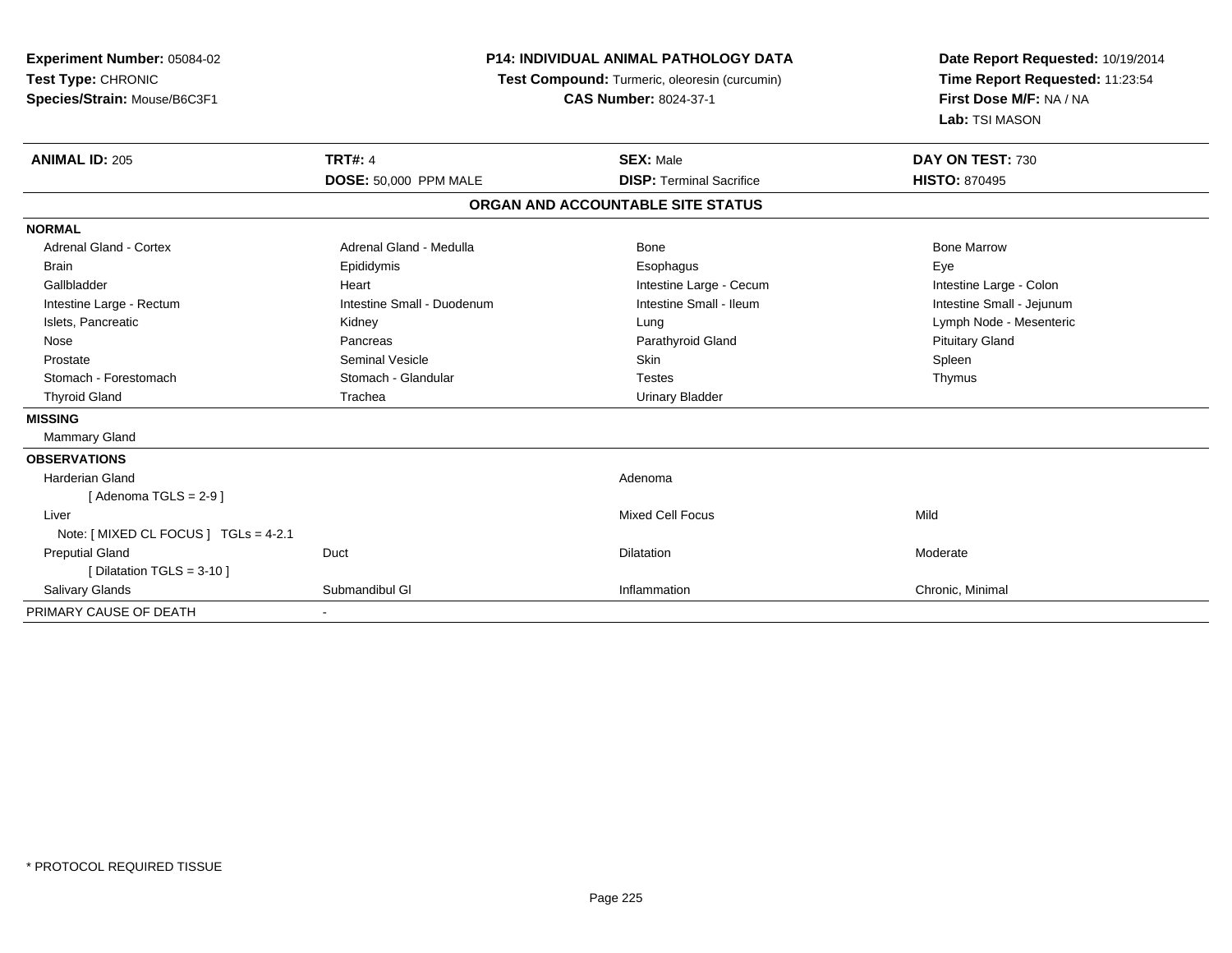**Experiment Number:** 05084-02
**Test Type:** CHRONIC
**Species/Strain:** Mouse/B6C3F1

**P14: INDIVIDUAL ANIMAL PATHOLOGY DATA**
**Test Compound:** Turmeric, oleoresin (curcumin)
**CAS Number:** 8024-37-1

**Date Report Requested:** 10/19/2014
**Time Report Requested:** 11:23:54
**First Dose M/F:** NA / NA
**Lab:** TSI MASON

| **ANIMAL ID:** 205 | **TRT#:** 4 | **SEX:** Male | **DAY ON TEST:** 730 |
|---|---|---|---|
| | **DOSE:** 50,000 PPM MALE | **DISP:** Terminal Sacrifice | **HISTO:** 870495 |

**ORGAN AND ACCOUNTABLE SITE STATUS**

**NORMAL**

| | | | |
|---|---|---|---|
| Adrenal Gland - Cortex | Adrenal Gland - Medulla | Bone | Bone Marrow |
| Brain | Epididymis | Esophagus | Eye |
| Gallbladder | Heart | Intestine Large - Cecum | Intestine Large - Colon |
| Intestine Large - Rectum | Intestine Small - Duodenum | Intestine Small - Ileum | Intestine Small - Jejunum |
| Islets, Pancreatic | Kidney | Lung | Lymph Node - Mesenteric |
| Nose | Pancreas | Parathyroid Gland | Pituitary Gland |
| Prostate | Seminal Vesicle | Skin | Spleen |
| Stomach - Forestomach | Stomach - Glandular | Testes | Thymus |
| Thyroid Gland | Trachea | Urinary Bladder | |

**MISSING**

Mammary Gland

**OBSERVATIONS**

| | | | |
|---|---|---|---|
| Harderian Gland | | Adenoma | |
| [ Adenoma TGLS = 2-9 ] | | | |
| Liver | | Mixed Cell Focus | Mild |
| Note: [ MIXED CL FOCUS ] TGLs = 4-2.1 | | | |
| Preputial Gland | Duct | Dilatation | Moderate |
| [ Dilatation TGLS = 3-10 ] | | | |
| Salivary Glands | Submandibul Gl | Inflammation | Chronic, Minimal |

PRIMARY CAUSE OF DEATH -

* PROTOCOL REQUIRED TISSUE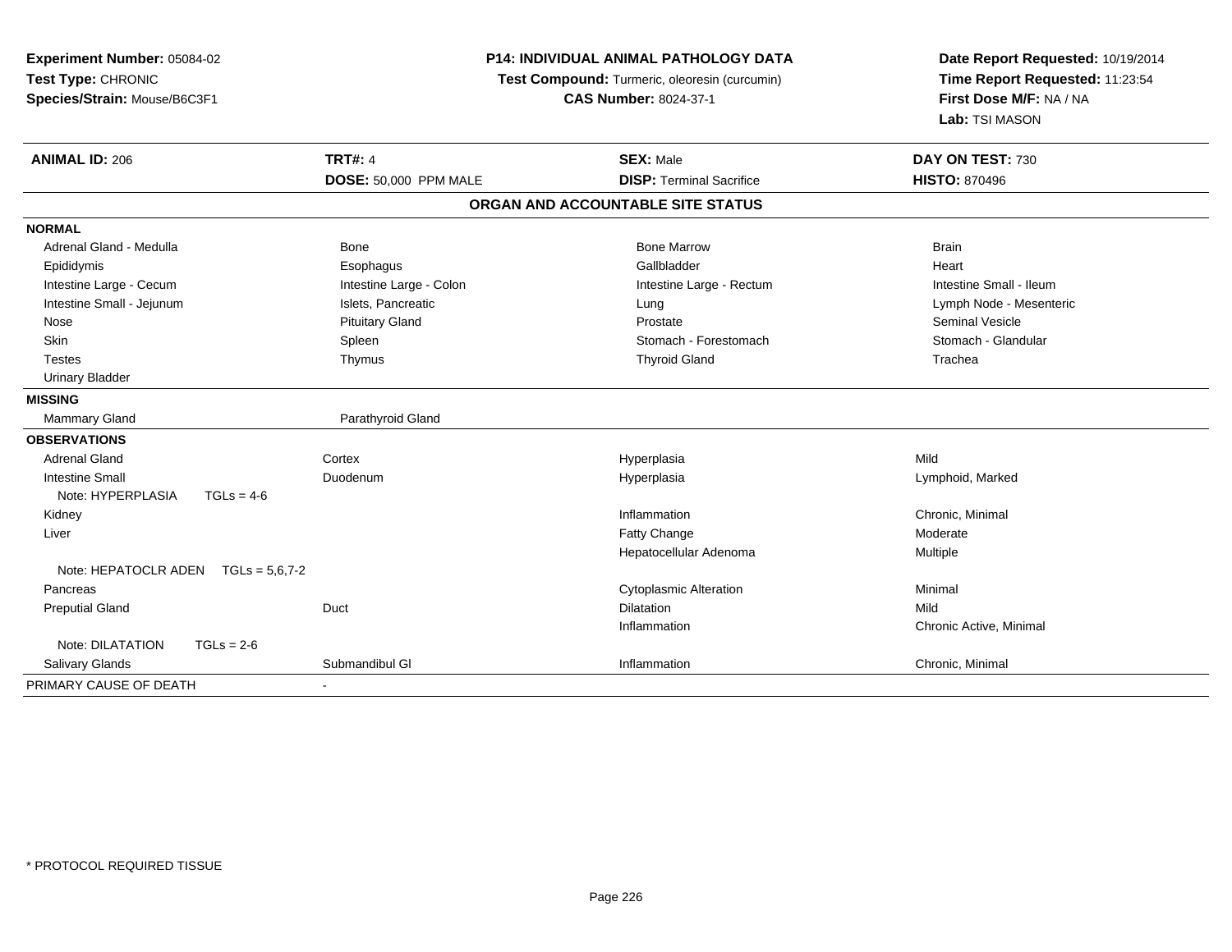**Experiment Number:** 05084-02
**Test Type:** CHRONIC
**Species/Strain:** Mouse/B6C3F1

**P14: INDIVIDUAL ANIMAL PATHOLOGY DATA**
**Test Compound:** Turmeric, oleoresin (curcumin)
**CAS Number:** 8024-37-1

**Date Report Requested:** 10/19/2014
**Time Report Requested:** 11:23:54
**First Dose M/F:** NA / NA
**Lab:** TSI MASON

| **ANIMAL ID:** 206 | **TRT#:** 4 | **SEX:** Male | **DAY ON TEST:** 730 |
|---|---|---|---|
| | **DOSE:** 50,000 PPM MALE | **DISP:** Terminal Sacrifice | **HISTO:** 870496 |

## ORGAN AND ACCOUNTABLE SITE STATUS

| | | | |
|---|---|---|---|
| **NORMAL** | | | |
| Adrenal Gland - Medulla | Bone | Bone Marrow | Brain |
| Epididymis | Esophagus | Gallbladder | Heart |
| Intestine Large - Cecum | Intestine Large - Colon | Intestine Large - Rectum | Intestine Small - Ileum |
| Intestine Small - Jejunum | Islets, Pancreatic | Lung | Lymph Node - Mesenteric |
| Nose | Pituitary Gland | Prostate | Seminal Vesicle |
| Skin | Spleen | Stomach - Forestomach | Stomach - Glandular |
| Testes | Thymus | Thyroid Gland | Trachea |
| Urinary Bladder | | | |
| **MISSING** | | | |
| Mammary Gland | Parathyroid Gland | | |
| **OBSERVATIONS** | | | |
| Adrenal Gland | Cortex | Hyperplasia | Mild |
| Intestine Small | Duodenum | Hyperplasia | Lymphoid, Marked |
| Note: HYPERPLASIA TGLs = 4-6 | | | |
| Kidney | | Inflammation | Chronic, Minimal |
| Liver | | Fatty Change | Moderate |
| | | Hepatocellular Adenoma | Multiple |
| Note: HEPATOCLR ADEN TGLs = 5,6,7-2 | | | |
| Pancreas | | Cytoplasmic Alteration | Minimal |
| Preputial Gland | Duct | Dilatation | Mild |
| | | Inflammation | Chronic Active, Minimal |
| Note: DILATATION TGLs = 2-6 | | | |
| Salivary Glands | Submandibul Gl | Inflammation | Chronic, Minimal |
| PRIMARY CAUSE OF DEATH | - | | |

* PROTOCOL REQUIRED TISSUE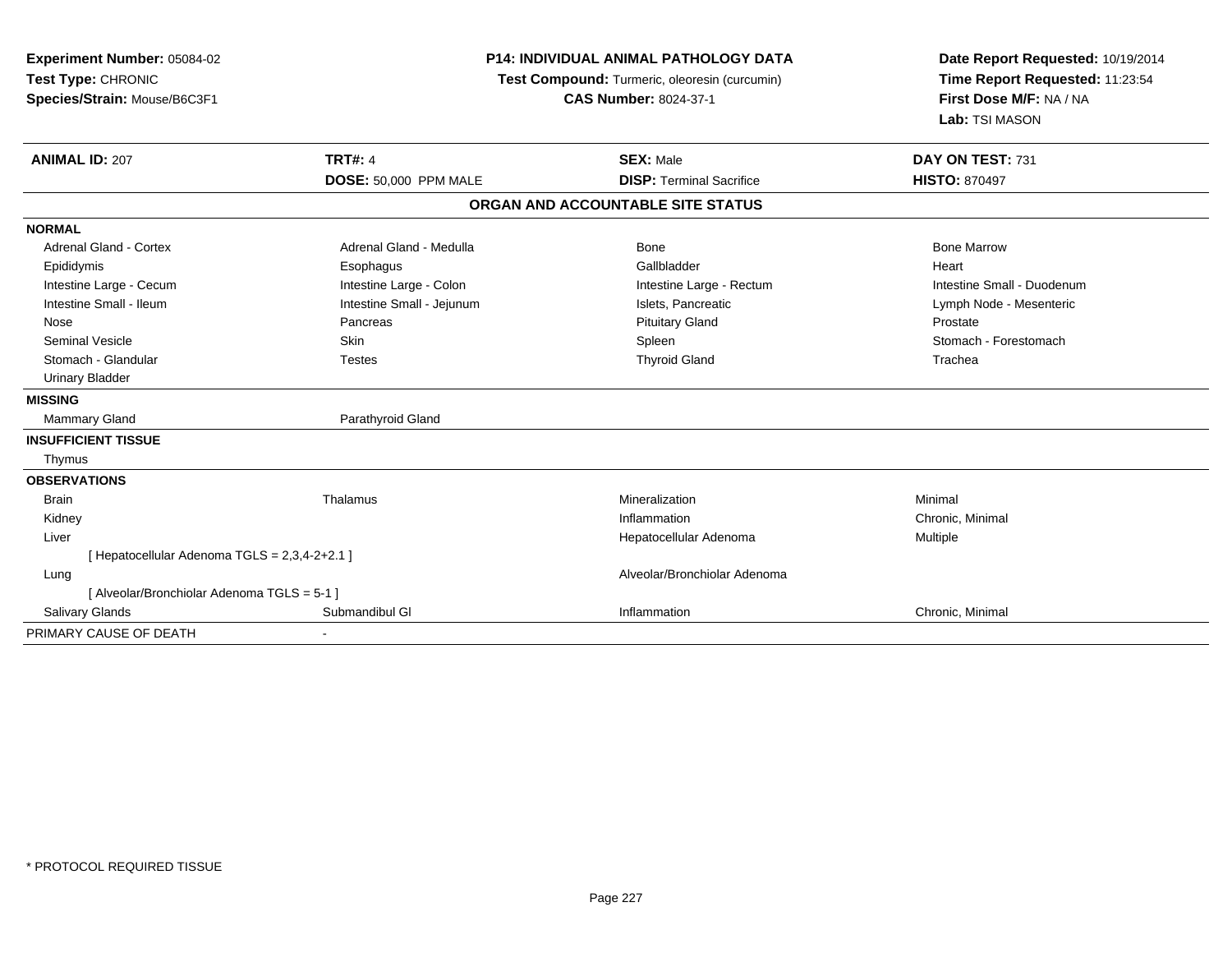**Experiment Number:** 05084-02
**Test Type:** CHRONIC
**Species/Strain:** Mouse/B6C3F1

**P14: INDIVIDUAL ANIMAL PATHOLOGY DATA**
**Test Compound:** Turmeric, oleoresin (curcumin)
**CAS Number:** 8024-37-1

**Date Report Requested:** 10/19/2014
**Time Report Requested:** 11:23:54
**First Dose M/F:** NA / NA
**Lab:** TSI MASON

| **ANIMAL ID:** 207 | **TRT#:** 4 | **SEX:** Male | **DAY ON TEST:** 731 |
|---|---|---|---|
| | **DOSE:** 50,000 PPM MALE | **DISP:** Terminal Sacrifice | **HISTO:** 870497 |

**ORGAN AND ACCOUNTABLE SITE STATUS**

| | | | |
|---|---|---|---|
| **NORMAL** | | | |
| Adrenal Gland - Cortex | Adrenal Gland - Medulla | Bone | Bone Marrow |
| Epididymis | Esophagus | Gallbladder | Heart |
| Intestine Large - Cecum | Intestine Large - Colon | Intestine Large - Rectum | Intestine Small - Duodenum |
| Intestine Small - Ileum | Intestine Small - Jejunum | Islets, Pancreatic | Lymph Node - Mesenteric |
| Nose | Pancreas | Pituitary Gland | Prostate |
| Seminal Vesicle | Skin | Spleen | Stomach - Forestomach |
| Stomach - Glandular | Testes | Thyroid Gland | Trachea |
| Urinary Bladder | | | |
| **MISSING** | | | |
| Mammary Gland | Parathyroid Gland | | |
| **INSUFFICIENT TISSUE** | | | |
| Thymus | | | |
| **OBSERVATIONS** | | | |
| Brain | Thalamus | Mineralization | Minimal |
| Kidney | | Inflammation | Chronic, Minimal |
| Liver | | Hepatocellular Adenoma | Multiple |
| [ Hepatocellular Adenoma TGLS = 2,3,4-2+2.1 ] | | | |
| Lung | | Alveolar/Bronchiolar Adenoma | |
| [ Alveolar/Bronchiolar Adenoma TGLS = 5-1 ] | | | |
| Salivary Glands | Submandibul Gl | Inflammation | Chronic, Minimal |
| PRIMARY CAUSE OF DEATH | - | | |

\* PROTOCOL REQUIRED TISSUE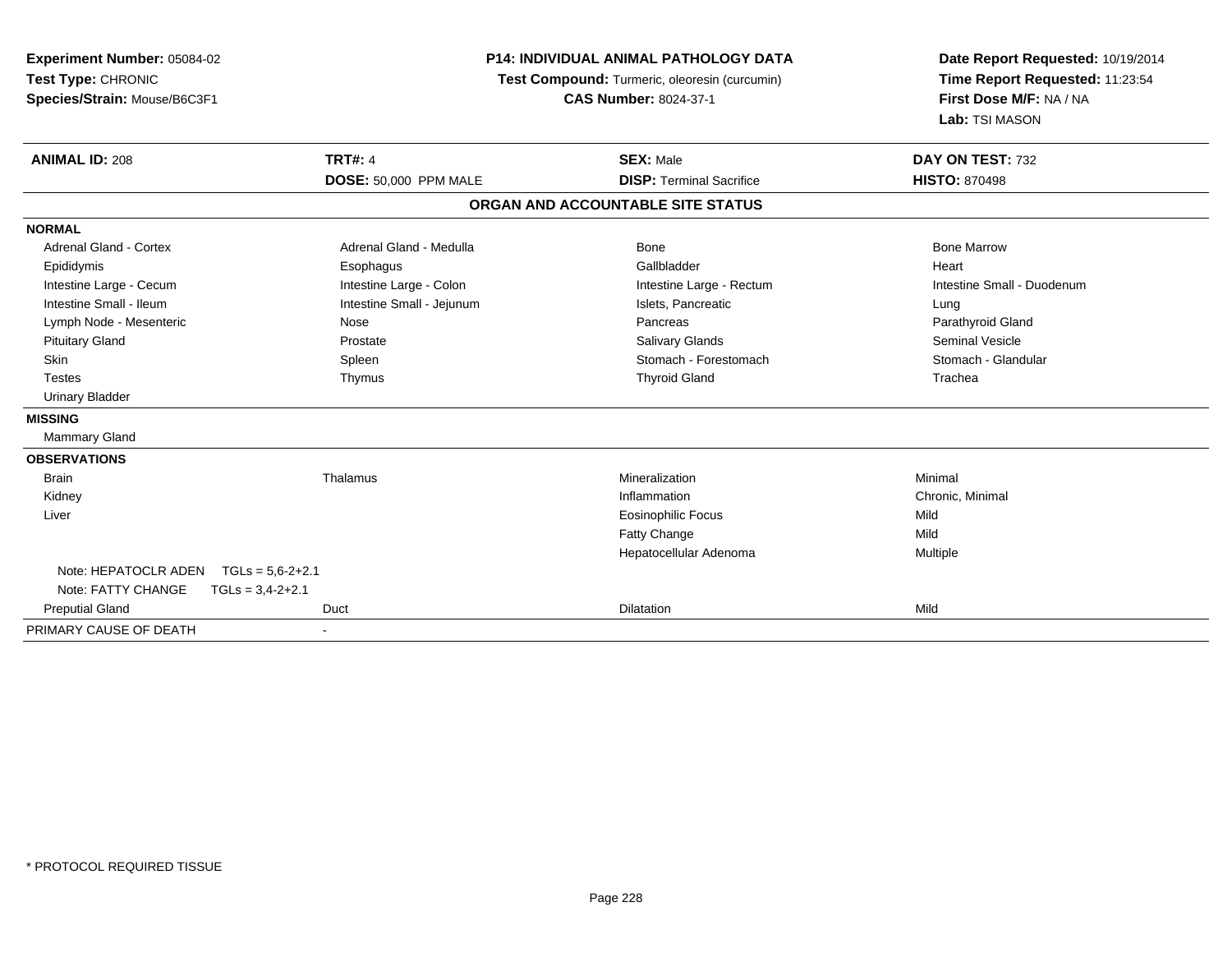**Experiment Number:** 05084-02
**Test Type:** CHRONIC
**Species/Strain:** Mouse/B6C3F1

**P14: INDIVIDUAL ANIMAL PATHOLOGY DATA**
**Test Compound:** Turmeric, oleoresin (curcumin)
**CAS Number:** 8024-37-1

**Date Report Requested:** 10/19/2014
**Time Report Requested:** 11:23:54
**First Dose M/F:** NA / NA
**Lab:** TSI MASON

| **ANIMAL ID:** 208 | **TRT#:** 4 | **SEX:** Male | **DAY ON TEST:** 732 |
|---|---|---|---|
| | **DOSE:** 50,000 PPM MALE | **DISP:** Terminal Sacrifice | **HISTO:** 870498 |

**ORGAN AND ACCOUNTABLE SITE STATUS**

**NORMAL**

| | | | |
|---|---|---|---|
| Adrenal Gland - Cortex | Adrenal Gland - Medulla | Bone | Bone Marrow |
| Epididymis | Esophagus | Gallbladder | Heart |
| Intestine Large - Cecum | Intestine Large - Colon | Intestine Large - Rectum | Intestine Small - Duodenum |
| Intestine Small - Ileum | Intestine Small - Jejunum | Islets, Pancreatic | Lung |
| Lymph Node - Mesenteric | Nose | Pancreas | Parathyroid Gland |
| Pituitary Gland | Prostate | Salivary Glands | Seminal Vesicle |
| Skin | Spleen | Stomach - Forestomach | Stomach - Glandular |
| Testes | Thymus | Thyroid Gland | Trachea |
| Urinary Bladder | | | |

**MISSING**

Mammary Gland

**OBSERVATIONS**

| | | | |
|---|---|---|---|
| Brain | Thalamus | Mineralization | Minimal |
| Kidney | | Inflammation | Chronic, Minimal |
| Liver | | Eosinophilic Focus | Mild |
| | | Fatty Change | Mild |
| | | Hepatocellular Adenoma | Multiple |
| Note: HEPATOCLR ADEN TGLs = 5,6-2+2.1 | | | |
| Note: FATTY CHANGE TGLs = 3,4-2+2.1 | | | |
| Preputial Gland | Duct | Dilatation | Mild |

PRIMARY CAUSE OF DEATH -

\* PROTOCOL REQUIRED TISSUE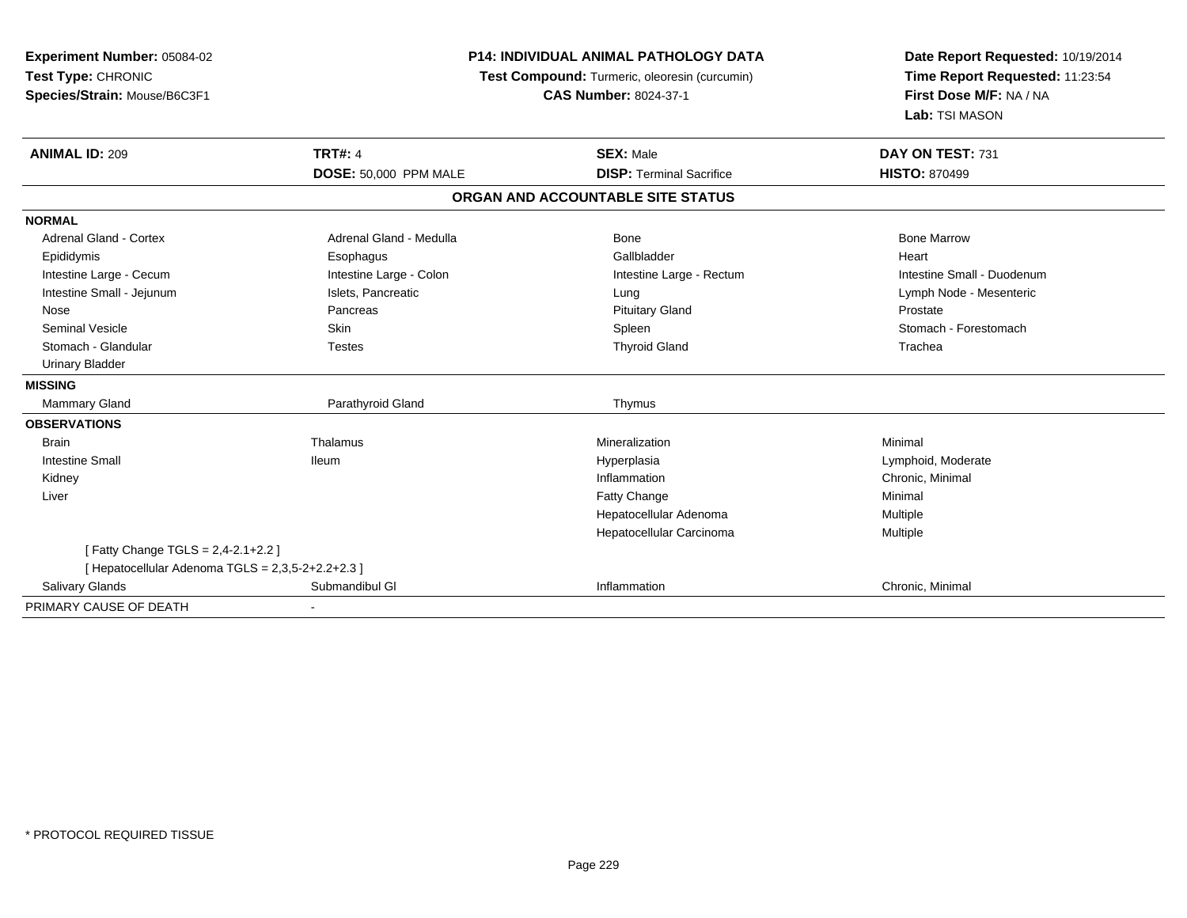**Experiment Number:** 05084-02
**Test Type:** CHRONIC
**Species/Strain:** Mouse/B6C3F1

**P14: INDIVIDUAL ANIMAL PATHOLOGY DATA**
**Test Compound:** Turmeric, oleoresin (curcumin)
**CAS Number:** 8024-37-1

**Date Report Requested:** 10/19/2014
**Time Report Requested:** 11:23:54
**First Dose M/F:** NA / NA
**Lab:** TSI MASON

| **ANIMAL ID:** 209 | **TRT#:** 4 | **SEX:** Male | **DAY ON TEST:** 731 |
|---|---|---|---|
| | **DOSE:** 50,000 PPM MALE | **DISP:** Terminal Sacrifice | **HISTO:** 870499 |

**ORGAN AND ACCOUNTABLE SITE STATUS**

| | | | |
|---|---|---|---|
| **NORMAL** | | | |
| Adrenal Gland - Cortex | Adrenal Gland - Medulla | Bone | Bone Marrow |
| Epididymis | Esophagus | Gallbladder | Heart |
| Intestine Large - Cecum | Intestine Large - Colon | Intestine Large - Rectum | Intestine Small - Duodenum |
| Intestine Small - Jejunum | Islets, Pancreatic | Lung | Lymph Node - Mesenteric |
| Nose | Pancreas | Pituitary Gland | Prostate |
| Seminal Vesicle | Skin | Spleen | Stomach - Forestomach |
| Stomach - Glandular | Testes | Thyroid Gland | Trachea |
| Urinary Bladder | | | |
| **MISSING** | | | |
| Mammary Gland | Parathyroid Gland | Thymus | |
| **OBSERVATIONS** | | | |
| Brain | Thalamus | Mineralization | Minimal |
| Intestine Small | Ileum | Hyperplasia | Lymphoid, Moderate |
| Kidney | | Inflammation | Chronic, Minimal |
| Liver | | Fatty Change | Minimal |
| | | Hepatocellular Adenoma | Multiple |
| | | Hepatocellular Carcinoma | Multiple |
| [ Fatty Change TGLS = 2,4-2.1+2.2 ] | | | |
| [ Hepatocellular Adenoma TGLS = 2,3,5-2+2.2+2.3 ] | | | |
| Salivary Glands | Submandibul Gl | Inflammation | Chronic, Minimal |
| PRIMARY CAUSE OF DEATH | - | | |

* PROTOCOL REQUIRED TISSUE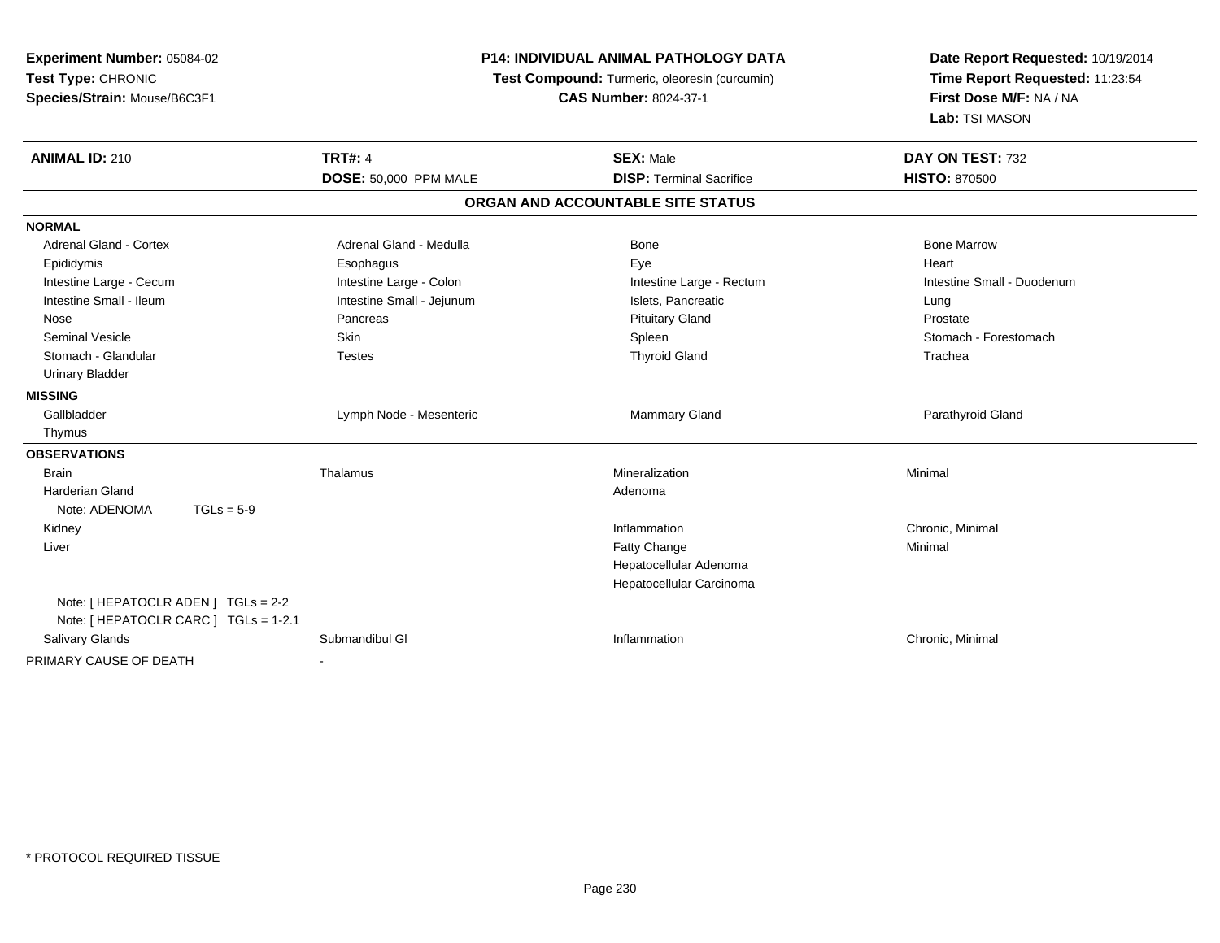**Experiment Number:** 05084-02
**Test Type:** CHRONIC
**Species/Strain:** Mouse/B6C3F1

**P14: INDIVIDUAL ANIMAL PATHOLOGY DATA**
**Test Compound:** Turmeric, oleoresin (curcumin)
**CAS Number:** 8024-37-1

**Date Report Requested:** 10/19/2014
**Time Report Requested:** 11:23:54
**First Dose M/F:** NA / NA
**Lab:** TSI MASON

| **ANIMAL ID:** 210 | **TRT#:** 4 | **SEX:** Male | **DAY ON TEST:** 732 |
|---|---|---|---|
| | **DOSE:** 50,000 PPM MALE | **DISP:** Terminal Sacrifice | **HISTO:** 870500 |

## ORGAN AND ACCOUNTABLE SITE STATUS

**NORMAL**

| | | | |
|---|---|---|---|
| Adrenal Gland - Cortex | Adrenal Gland - Medulla | Bone | Bone Marrow |
| Epididymis | Esophagus | Eye | Heart |
| Intestine Large - Cecum | Intestine Large - Colon | Intestine Large - Rectum | Intestine Small - Duodenum |
| Intestine Small - Ileum | Intestine Small - Jejunum | Islets, Pancreatic | Lung |
| Nose | Pancreas | Pituitary Gland | Prostate |
| Seminal Vesicle | Skin | Spleen | Stomach - Forestomach |
| Stomach - Glandular | Testes | Thyroid Gland | Trachea |
| Urinary Bladder | | | |

**MISSING**

| | | | |
|---|---|---|---|
| Gallbladder | Lymph Node - Mesenteric | Mammary Gland | Parathyroid Gland |
| Thymus | | | |

**OBSERVATIONS**

| | | | |
|---|---|---|---|
| Brain | Thalamus | Mineralization | Minimal |
| Harderian Gland | | Adenoma | |
| Note: ADENOMA TGLs = 5-9 | | | |
| Kidney | | Inflammation | Chronic, Minimal |
| Liver | | Fatty Change | Minimal |
| | | Hepatocellular Adenoma | |
| | | Hepatocellular Carcinoma | |
| Note: [ HEPATOCLR ADEN ] TGLs = 2-2 | | | |
| Note: [ HEPATOCLR CARC ] TGLs = 1-2.1 | | | |
| Salivary Glands | Submandibul Gl | Inflammation | Chronic, Minimal |

PRIMARY CAUSE OF DEATH -

\* PROTOCOL REQUIRED TISSUE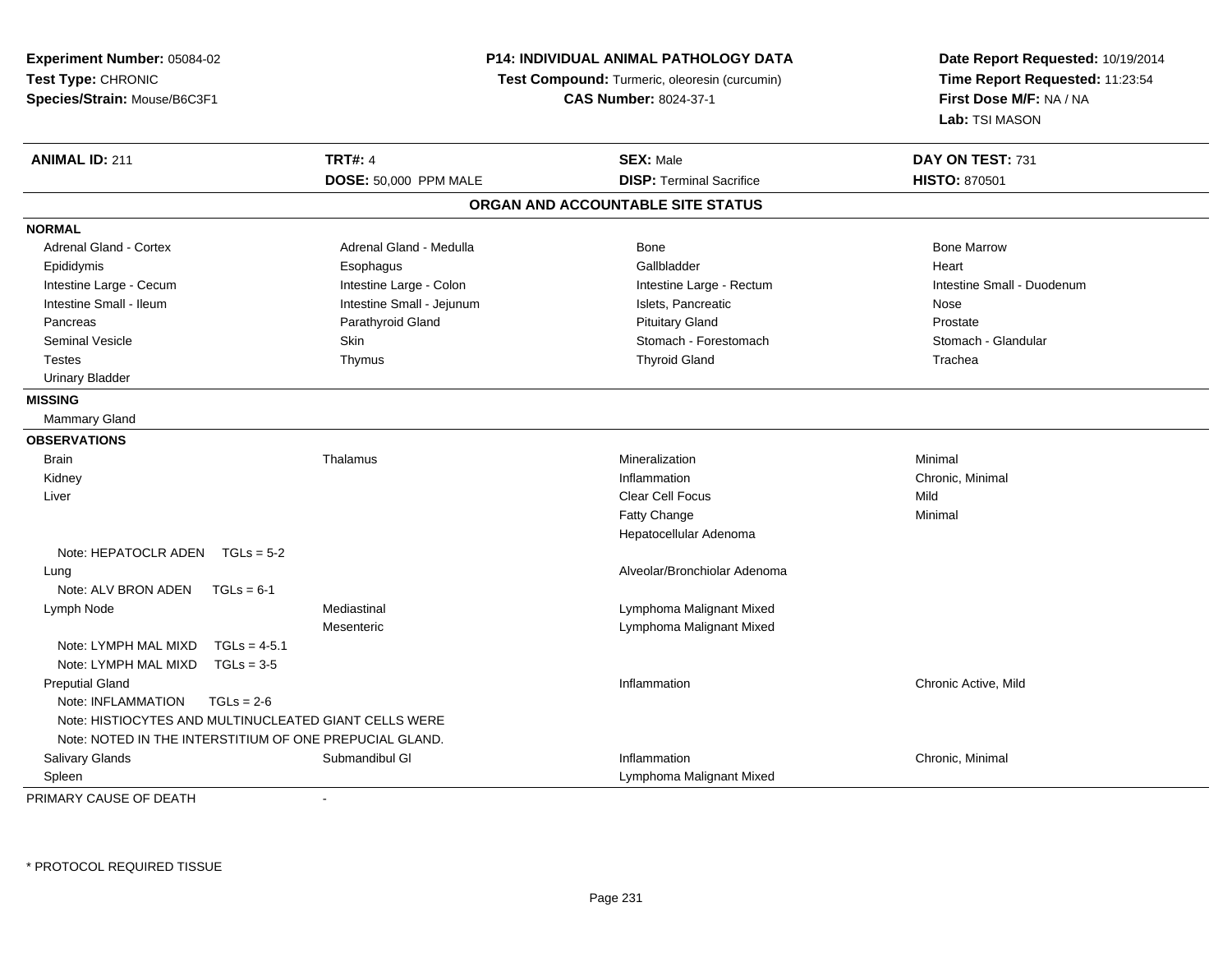**Experiment Number:** 05084-02
**Test Type:** CHRONIC
**Species/Strain:** Mouse/B6C3F1

**P14: INDIVIDUAL ANIMAL PATHOLOGY DATA**
**Test Compound:** Turmeric, oleoresin (curcumin)
**CAS Number:** 8024-37-1

**Date Report Requested:** 10/19/2014
**Time Report Requested:** 11:23:54
**First Dose M/F:** NA / NA
**Lab:** TSI MASON

| **ANIMAL ID:** 211 | **TRT#:** 4 | **SEX:** Male | **DAY ON TEST:** 731 |
|---|---|---|---|
| | **DOSE:** 50,000 PPM MALE | **DISP:** Terminal Sacrifice | **HISTO:** 870501 |

## ORGAN AND ACCOUNTABLE SITE STATUS

**NORMAL**

| | | | |
|---|---|---|---|
| Adrenal Gland - Cortex | Adrenal Gland - Medulla | Bone | Bone Marrow |
| Epididymis | Esophagus | Gallbladder | Heart |
| Intestine Large - Cecum | Intestine Large - Colon | Intestine Large - Rectum | Intestine Small - Duodenum |
| Intestine Small - Ileum | Intestine Small - Jejunum | Islets, Pancreatic | Nose |
| Pancreas | Parathyroid Gland | Pituitary Gland | Prostate |
| Seminal Vesicle | Skin | Stomach - Forestomach | Stomach - Glandular |
| Testes | Thymus | Thyroid Gland | Trachea |
| Urinary Bladder | | | |

**MISSING**

Mammary Gland

**OBSERVATIONS**

| | | | |
|---|---|---|---|
| Brain | Thalamus | Mineralization | Minimal |
| Kidney | | Inflammation | Chronic, Minimal |
| Liver | | Clear Cell Focus | Mild |
| | | Fatty Change | Minimal |
| | | Hepatocellular Adenoma | |
| Note: HEPATOCLR ADEN TGLs = 5-2 | | | |
| Lung | | Alveolar/Bronchiolar Adenoma | |
| Note: ALV BRON ADEN TGLs = 6-1 | | | |
| Lymph Node | Mediastinal | Lymphoma Malignant Mixed | |
| | Mesenteric | Lymphoma Malignant Mixed | |
| Note: LYMPH MAL MIXD TGLs = 4-5.1 | | | |
| Note: LYMPH MAL MIXD TGLs = 3-5 | | | |
| Preputial Gland | | Inflammation | Chronic Active, Mild |
| Note: INFLAMMATION TGLs = 2-6 | | | |
| Note: HISTIOCYTES AND MULTINUCLEATED GIANT CELLS WERE | | | |
| Note: NOTED IN THE INTERSTITIUM OF ONE PREPUCIAL GLAND. | | | |
| Salivary Glands | Submandibul Gl | Inflammation | Chronic, Minimal |
| Spleen | | Lymphoma Malignant Mixed | |

PRIMARY CAUSE OF DEATH -

* PROTOCOL REQUIRED TISSUE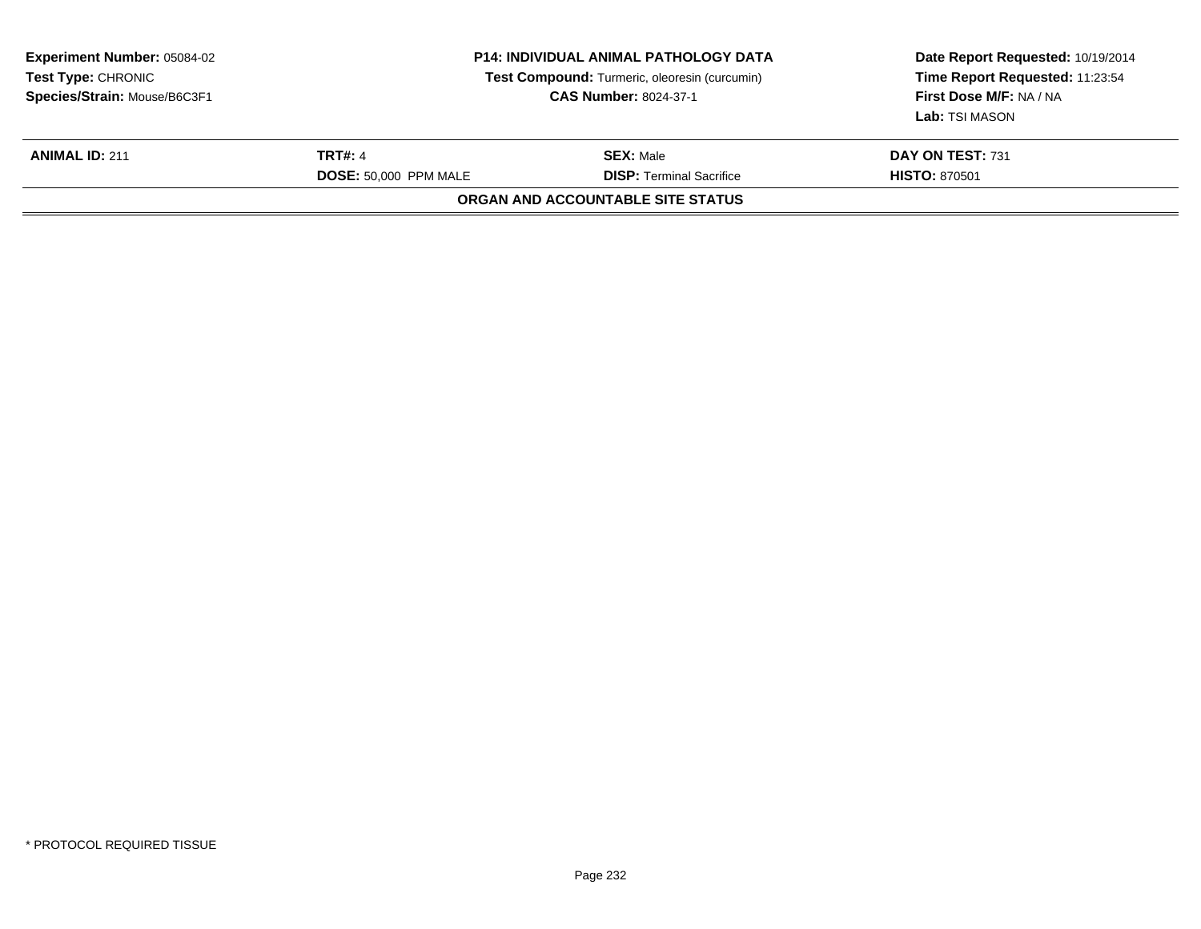**Experiment Number:** 05084-02
**Test Type:** CHRONIC
**Species/Strain:** Mouse/B6C3F1

**P14: INDIVIDUAL ANIMAL PATHOLOGY DATA**
**Test Compound:** Turmeric, oleoresin (curcumin)
**CAS Number:** 8024-37-1

**Date Report Requested:** 10/19/2014
**Time Report Requested:** 11:23:54
**First Dose M/F:** NA / NA
**Lab:** TSI MASON

| **ANIMAL ID:** 211 | **TRT#:** 4 | **SEX:** Male | **DAY ON TEST:** 731 |
|---|---|---|---|
| | **DOSE:** 50,000 PPM MALE | **DISP:** Terminal Sacrifice | **HISTO:** 870501 |

**ORGAN AND ACCOUNTABLE SITE STATUS**

* PROTOCOL REQUIRED TISSUE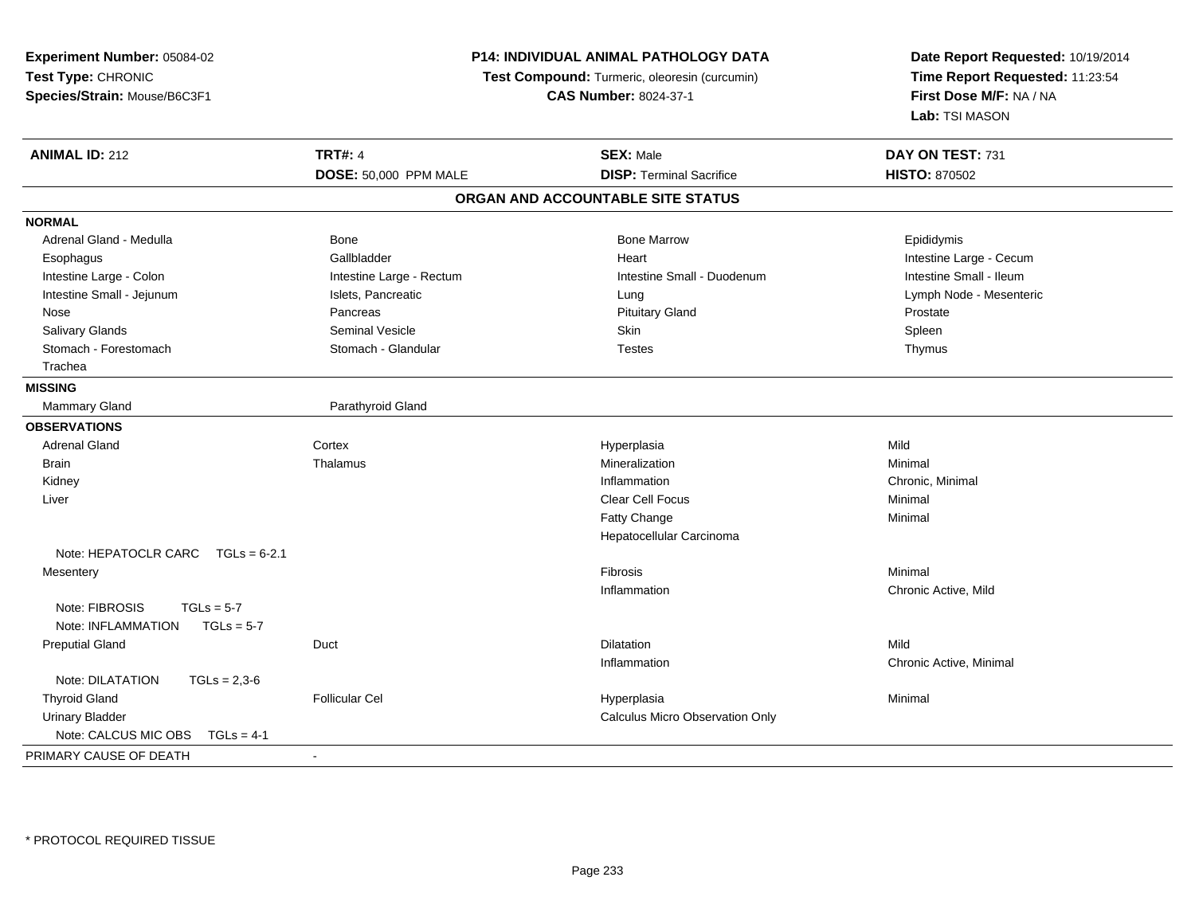**Experiment Number:** 05084-02
**Test Type:** CHRONIC
**Species/Strain:** Mouse/B6C3F1

**P14: INDIVIDUAL ANIMAL PATHOLOGY DATA**
**Test Compound:** Turmeric, oleoresin (curcumin)
**CAS Number:** 8024-37-1

**Date Report Requested:** 10/19/2014
**Time Report Requested:** 11:23:54
**First Dose M/F:** NA / NA
**Lab:** TSI MASON

| **ANIMAL ID:** 212 | **TRT#:** 4 | **SEX:** Male | **DAY ON TEST:** 731 |
|---|---|---|---|
| | **DOSE:** 50,000 PPM MALE | **DISP:** Terminal Sacrifice | **HISTO:** 870502 |

**ORGAN AND ACCOUNTABLE SITE STATUS**

**NORMAL**

| | | | |
|---|---|---|---|
| Adrenal Gland - Medulla | Bone | Bone Marrow | Epididymis |
| Esophagus | Gallbladder | Heart | Intestine Large - Cecum |
| Intestine Large - Colon | Intestine Large - Rectum | Intestine Small - Duodenum | Intestine Small - Ileum |
| Intestine Small - Jejunum | Islets, Pancreatic | Lung | Lymph Node - Mesenteric |
| Nose | Pancreas | Pituitary Gland | Prostate |
| Salivary Glands | Seminal Vesicle | Skin | Spleen |
| Stomach - Forestomach | Stomach - Glandular | Testes | Thymus |
| Trachea | | | |

**MISSING**

| | |
|---|---|
| Mammary Gland | Parathyroid Gland |

**OBSERVATIONS**

| | | | |
|---|---|---|---|
| Adrenal Gland | Cortex | Hyperplasia | Mild |
| Brain | Thalamus | Mineralization | Minimal |
| Kidney | | Inflammation | Chronic, Minimal |
| Liver | | Clear Cell Focus | Minimal |
| | | Fatty Change | Minimal |
| | | Hepatocellular Carcinoma | |
| Note: HEPATOCLR CARC TGLs = 6-2.1 | | | |
| Mesentery | | Fibrosis | Minimal |
| | | Inflammation | Chronic Active, Mild |
| Note: FIBROSIS TGLs = 5-7 | | | |
| Note: INFLAMMATION TGLs = 5-7 | | | |
| Preputial Gland | Duct | Dilatation | Mild |
| | | Inflammation | Chronic Active, Minimal |
| Note: DILATATION TGLs = 2,3-6 | | | |
| Thyroid Gland | Follicular Cel | Hyperplasia | Minimal |
| Urinary Bladder | | Calculus Micro Observation Only | |
| Note: CALCUS MIC OBS TGLs = 4-1 | | | |

PRIMARY CAUSE OF DEATH -

\* PROTOCOL REQUIRED TISSUE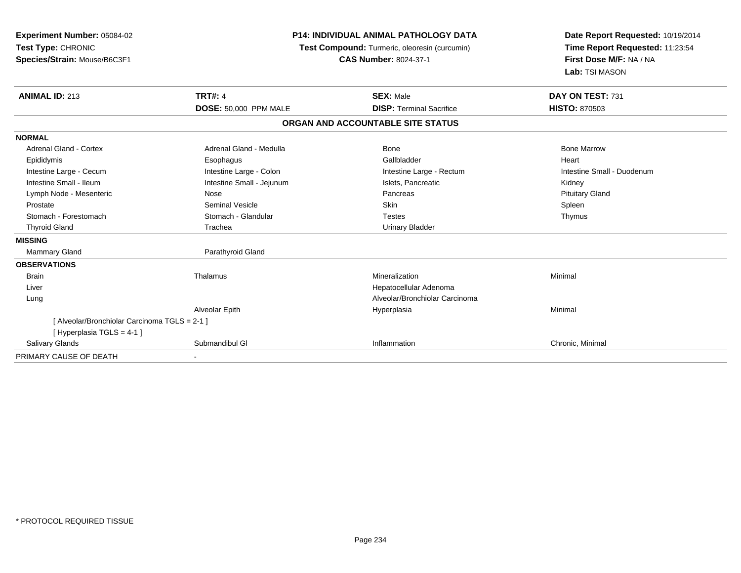**Experiment Number:** 05084-02
**Test Type:** CHRONIC
**Species/Strain:** Mouse/B6C3F1

**P14: INDIVIDUAL ANIMAL PATHOLOGY DATA**
**Test Compound:** Turmeric, oleoresin (curcumin)
**CAS Number:** 8024-37-1

**Date Report Requested:** 10/19/2014
**Time Report Requested:** 11:23:54
**First Dose M/F:** NA / NA
**Lab:** TSI MASON

| **ANIMAL ID:** 213 | **TRT#:** 4 | **SEX:** Male | **DAY ON TEST:** 731 |
|---|---|---|---|
| | **DOSE:** 50,000 PPM MALE | **DISP:** Terminal Sacrifice | **HISTO:** 870503 |

**ORGAN AND ACCOUNTABLE SITE STATUS**

| | | | |
|---|---|---|---|
| **NORMAL** | | | |
| Adrenal Gland - Cortex | Adrenal Gland - Medulla | Bone | Bone Marrow |
| Epididymis | Esophagus | Gallbladder | Heart |
| Intestine Large - Cecum | Intestine Large - Colon | Intestine Large - Rectum | Intestine Small - Duodenum |
| Intestine Small - Ileum | Intestine Small - Jejunum | Islets, Pancreatic | Kidney |
| Lymph Node - Mesenteric | Nose | Pancreas | Pituitary Gland |
| Prostate | Seminal Vesicle | Skin | Spleen |
| Stomach - Forestomach | Stomach - Glandular | Testes | Thymus |
| Thyroid Gland | Trachea | Urinary Bladder | |
| **MISSING** | | | |
| Mammary Gland | Parathyroid Gland | | |
| **OBSERVATIONS** | | | |
| Brain | Thalamus | Mineralization | Minimal |
| Liver | | Hepatocellular Adenoma | |
| Lung | | Alveolar/Bronchiolar Carcinoma | |
| | Alveolar Epith | Hyperplasia | Minimal |
| [ Alveolar/Bronchiolar Carcinoma TGLS = 2-1 ] | | | |
| [ Hyperplasia TGLS = 4-1 ] | | | |
| Salivary Glands | Submandibul Gl | Inflammation | Chronic, Minimal |
| PRIMARY CAUSE OF DEATH | - | | |

* PROTOCOL REQUIRED TISSUE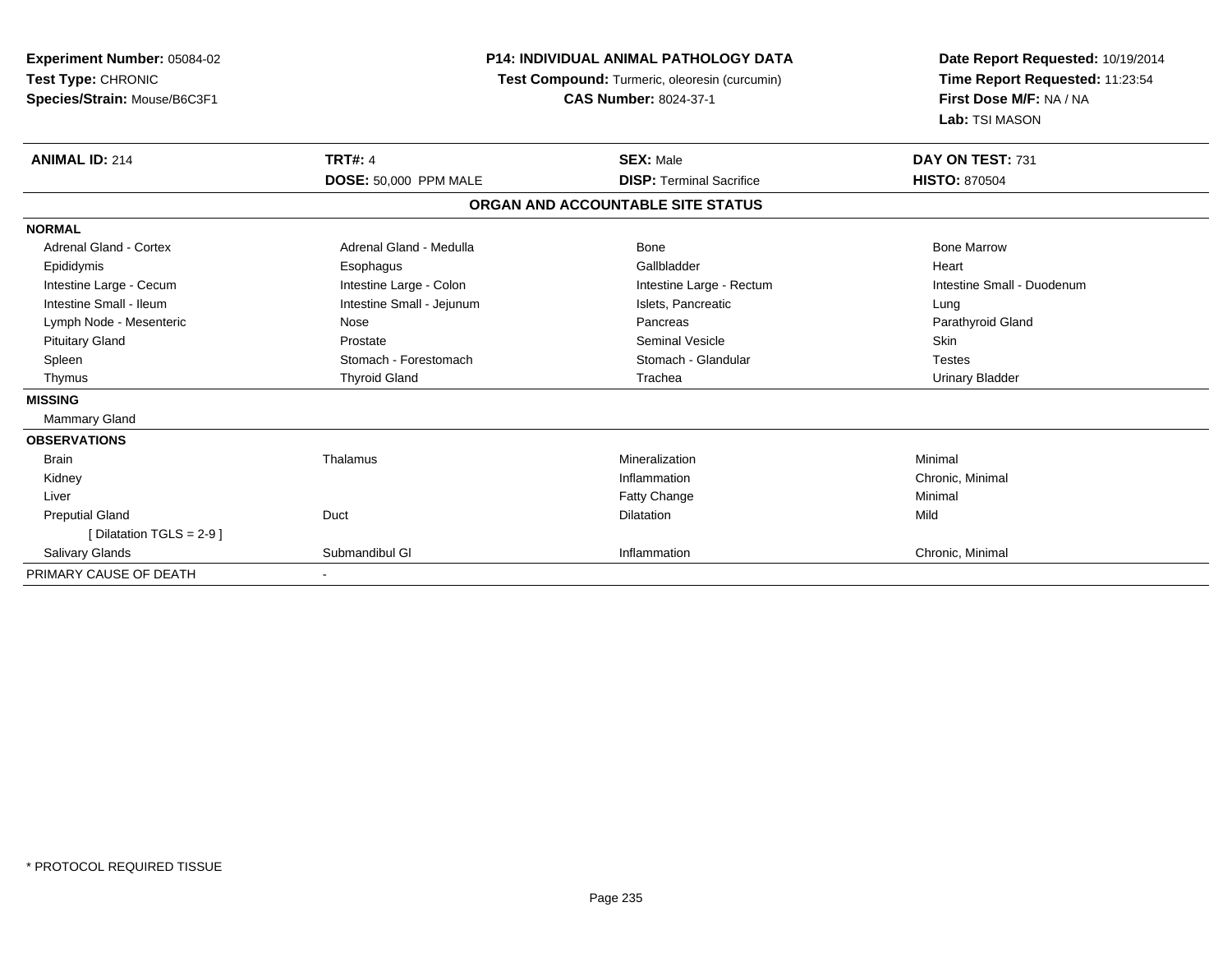**Experiment Number:** 05084-02
**Test Type:** CHRONIC
**Species/Strain:** Mouse/B6C3F1

**P14: INDIVIDUAL ANIMAL PATHOLOGY DATA**
**Test Compound:** Turmeric, oleoresin (curcumin)
**CAS Number:** 8024-37-1

**Date Report Requested:** 10/19/2014
**Time Report Requested:** 11:23:54
**First Dose M/F:** NA / NA
**Lab:** TSI MASON

| **ANIMAL ID:** 214 | **TRT#:** 4 | **SEX:** Male | **DAY ON TEST:** 731 |
|---|---|---|---|
| | **DOSE:** 50,000 PPM MALE | **DISP:** Terminal Sacrifice | **HISTO:** 870504 |

**ORGAN AND ACCOUNTABLE SITE STATUS**

| | | | |
|---|---|---|---|
| **NORMAL** | | | |
| Adrenal Gland - Cortex | Adrenal Gland - Medulla | Bone | Bone Marrow |
| Epididymis | Esophagus | Gallbladder | Heart |
| Intestine Large - Cecum | Intestine Large - Colon | Intestine Large - Rectum | Intestine Small - Duodenum |
| Intestine Small - Ileum | Intestine Small - Jejunum | Islets, Pancreatic | Lung |
| Lymph Node - Mesenteric | Nose | Pancreas | Parathyroid Gland |
| Pituitary Gland | Prostate | Seminal Vesicle | Skin |
| Spleen | Stomach - Forestomach | Stomach - Glandular | Testes |
| Thymus | Thyroid Gland | Trachea | Urinary Bladder |
| **MISSING** | | | |
| Mammary Gland | | | |
| **OBSERVATIONS** | | | |
| Brain | Thalamus | Mineralization | Minimal |
| Kidney | | Inflammation | Chronic, Minimal |
| Liver | | Fatty Change | Minimal |
| Preputial Gland | Duct | Dilatation | Mild |
| [ Dilatation TGLS = 2-9 ] | | | |
| Salivary Glands | Submandibul Gl | Inflammation | Chronic, Minimal |
| PRIMARY CAUSE OF DEATH | - | | |

\* PROTOCOL REQUIRED TISSUE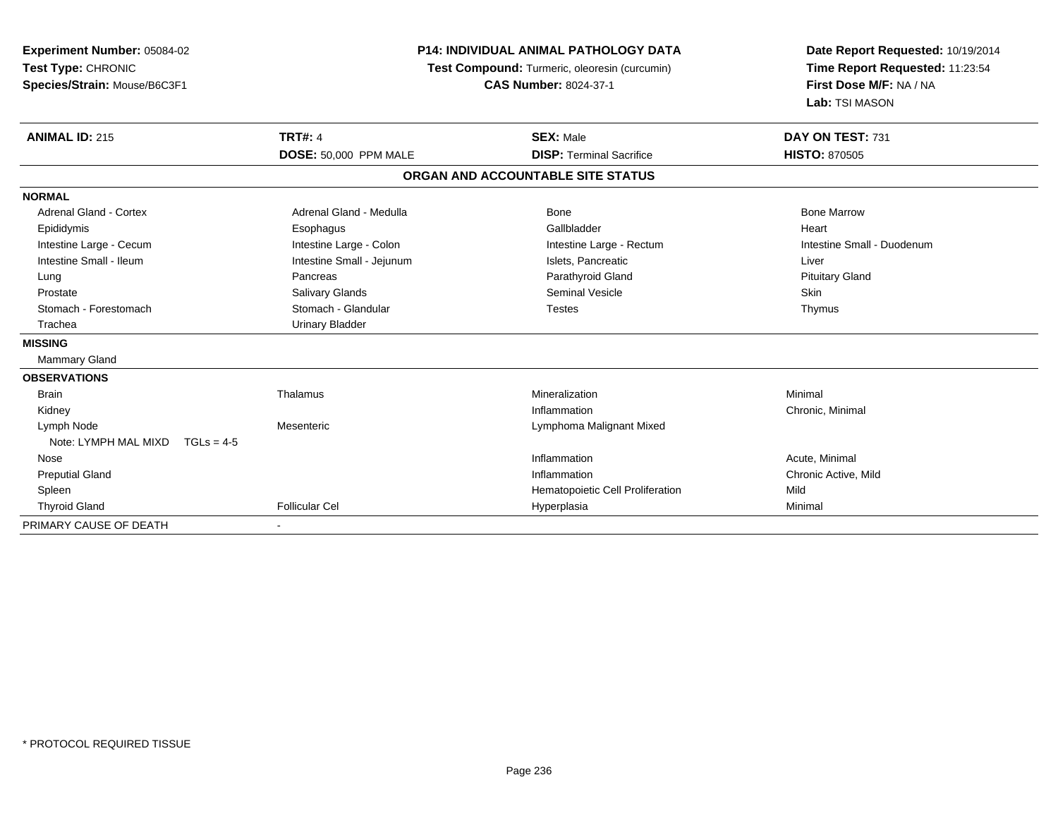**Experiment Number:** 05084-02
**Test Type:** CHRONIC
**Species/Strain:** Mouse/B6C3F1

**P14: INDIVIDUAL ANIMAL PATHOLOGY DATA**
**Test Compound:** Turmeric, oleoresin (curcumin)
**CAS Number:** 8024-37-1

**Date Report Requested:** 10/19/2014
**Time Report Requested:** 11:23:54
**First Dose M/F:** NA / NA
**Lab:** TSI MASON

| **ANIMAL ID:** 215 | **TRT#:** 4 | **SEX:** Male | **DAY ON TEST:** 731 |
|---|---|---|---|
| | **DOSE:** 50,000 PPM MALE | **DISP:** Terminal Sacrifice | **HISTO:** 870505 |

**ORGAN AND ACCOUNTABLE SITE STATUS**

| | | | |
|---|---|---|---|
| **NORMAL** | | | |
| Adrenal Gland - Cortex | Adrenal Gland - Medulla | Bone | Bone Marrow |
| Epididymis | Esophagus | Gallbladder | Heart |
| Intestine Large - Cecum | Intestine Large - Colon | Intestine Large - Rectum | Intestine Small - Duodenum |
| Intestine Small - Ileum | Intestine Small - Jejunum | Islets, Pancreatic | Liver |
| Lung | Pancreas | Parathyroid Gland | Pituitary Gland |
| Prostate | Salivary Glands | Seminal Vesicle | Skin |
| Stomach - Forestomach | Stomach - Glandular | Testes | Thymus |
| Trachea | Urinary Bladder | | |
| **MISSING** | | | |
| Mammary Gland | | | |
| **OBSERVATIONS** | | | |
| Brain | Thalamus | Mineralization | Minimal |
| Kidney | | Inflammation | Chronic, Minimal |
| Lymph Node | Mesenteric | Lymphoma Malignant Mixed | |
| Note: LYMPH MAL MIXD TGLs = 4-5 | | | |
| Nose | | Inflammation | Acute, Minimal |
| Preputial Gland | | Inflammation | Chronic Active, Mild |
| Spleen | | Hematopoietic Cell Proliferation | Mild |
| Thyroid Gland | Follicular Cel | Hyperplasia | Minimal |
| PRIMARY CAUSE OF DEATH | - | | |

\* PROTOCOL REQUIRED TISSUE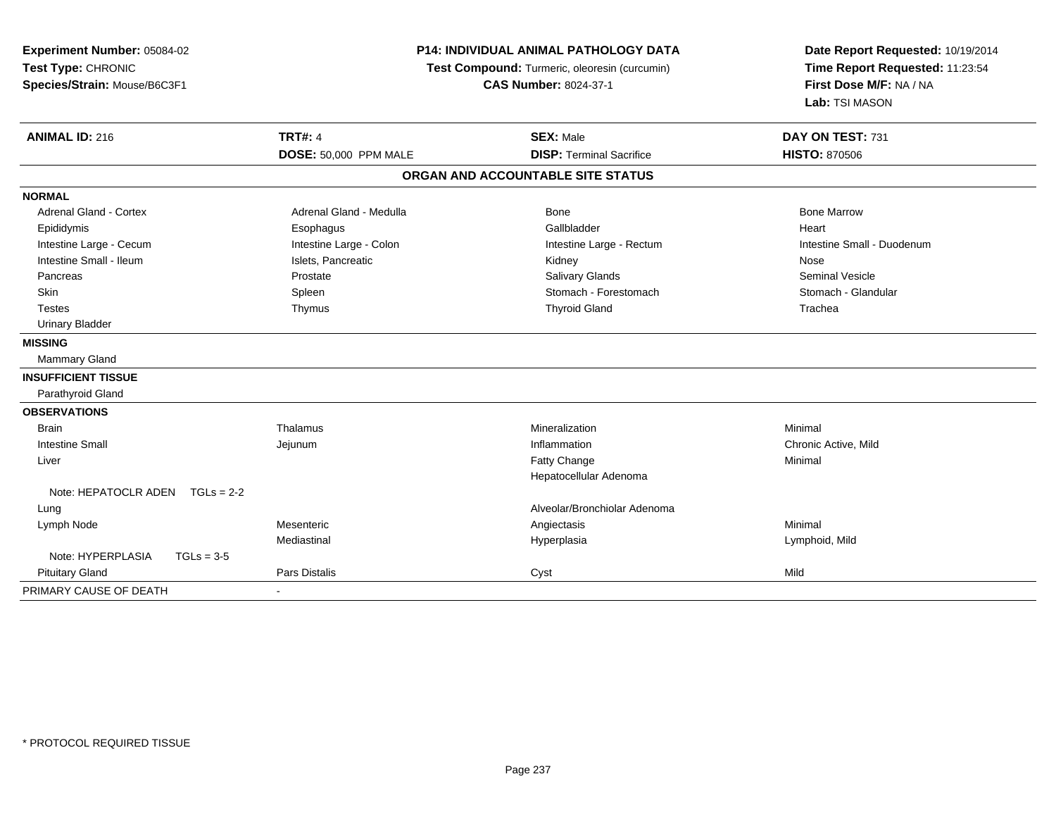**Experiment Number:** 05084-02
**Test Type:** CHRONIC
**Species/Strain:** Mouse/B6C3F1

**P14: INDIVIDUAL ANIMAL PATHOLOGY DATA**
**Test Compound:** Turmeric, oleoresin (curcumin)
**CAS Number:** 8024-37-1

**Date Report Requested:** 10/19/2014
**Time Report Requested:** 11:23:54
**First Dose M/F:** NA / NA
**Lab:** TSI MASON

| **ANIMAL ID:** 216 | **TRT#:** 4 | **SEX:** Male | **DAY ON TEST:** 731 |
|---|---|---|---|
| | **DOSE:** 50,000 PPM MALE | **DISP:** Terminal Sacrifice | **HISTO:** 870506 |

**ORGAN AND ACCOUNTABLE SITE STATUS**

| | | | |
|---|---|---|---|
| **NORMAL** | | | |
| Adrenal Gland - Cortex | Adrenal Gland - Medulla | Bone | Bone Marrow |
| Epididymis | Esophagus | Gallbladder | Heart |
| Intestine Large - Cecum | Intestine Large - Colon | Intestine Large - Rectum | Intestine Small - Duodenum |
| Intestine Small - Ileum | Islets, Pancreatic | Kidney | Nose |
| Pancreas | Prostate | Salivary Glands | Seminal Vesicle |
| Skin | Spleen | Stomach - Forestomach | Stomach - Glandular |
| Testes | Thymus | Thyroid Gland | Trachea |
| Urinary Bladder | | | |
| **MISSING** | | | |
| Mammary Gland | | | |
| **INSUFFICIENT TISSUE** | | | |
| Parathyroid Gland | | | |
| **OBSERVATIONS** | | | |
| Brain | Thalamus | Mineralization | Minimal |
| Intestine Small | Jejunum | Inflammation | Chronic Active, Mild |
| Liver | | Fatty Change | Minimal |
| | | Hepatocellular Adenoma | |
| Note: HEPATOCLR ADEN TGLs = 2-2 | | | |
| Lung | | Alveolar/Bronchiolar Adenoma | |
| Lymph Node | Mesenteric | Angiectasis | Minimal |
| | Mediastinal | Hyperplasia | Lymphoid, Mild |
| Note: HYPERPLASIA TGLs = 3-5 | | | |
| Pituitary Gland | Pars Distalis | Cyst | Mild |
| PRIMARY CAUSE OF DEATH | - | | |

\* PROTOCOL REQUIRED TISSUE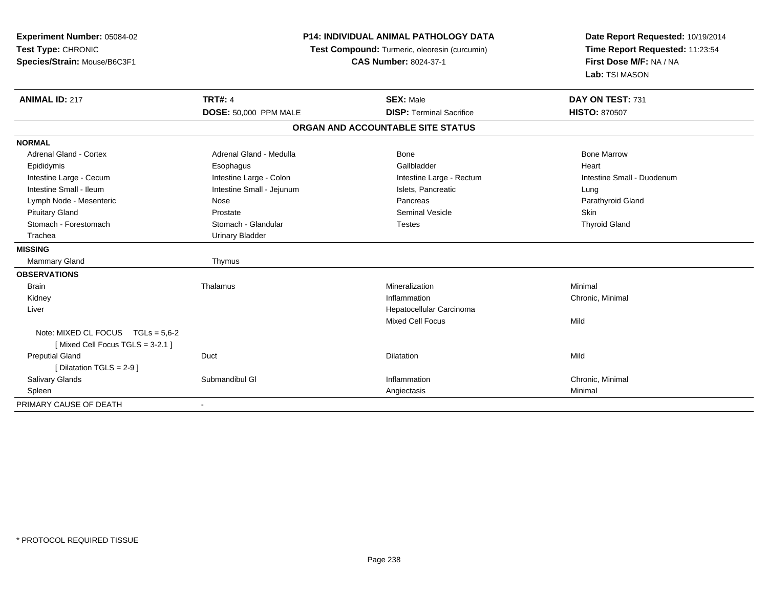**Experiment Number:** 05084-02
**Test Type:** CHRONIC
**Species/Strain:** Mouse/B6C3F1

**P14: INDIVIDUAL ANIMAL PATHOLOGY DATA**
**Test Compound:** Turmeric, oleoresin (curcumin)
**CAS Number:** 8024-37-1

**Date Report Requested:** 10/19/2014
**Time Report Requested:** 11:23:54
**First Dose M/F:** NA / NA
**Lab:** TSI MASON

| **ANIMAL ID:** 217 | **TRT#:** 4 | **SEX:** Male | **DAY ON TEST:** 731 |
|---|---|---|---|
| | **DOSE:** 50,000 PPM MALE | **DISP:** Terminal Sacrifice | **HISTO:** 870507 |

**ORGAN AND ACCOUNTABLE SITE STATUS**

| | | | |
|---|---|---|---|
| **NORMAL** | | | |
| Adrenal Gland - Cortex | Adrenal Gland - Medulla | Bone | Bone Marrow |
| Epididymis | Esophagus | Gallbladder | Heart |
| Intestine Large - Cecum | Intestine Large - Colon | Intestine Large - Rectum | Intestine Small - Duodenum |
| Intestine Small - Ileum | Intestine Small - Jejunum | Islets, Pancreatic | Lung |
| Lymph Node - Mesenteric | Nose | Pancreas | Parathyroid Gland |
| Pituitary Gland | Prostate | Seminal Vesicle | Skin |
| Stomach - Forestomach | Stomach - Glandular | Testes | Thyroid Gland |
| Trachea | Urinary Bladder | | |
| **MISSING** | | | |
| Mammary Gland | Thymus | | |
| **OBSERVATIONS** | | | |
| Brain | Thalamus | Mineralization | Minimal |
| Kidney | | Inflammation | Chronic, Minimal |
| Liver | | Hepatocellular Carcinoma | |
| | | Mixed Cell Focus | Mild |
| Note: MIXED CL FOCUS TGLs = 5,6-2 | | | |
| [ Mixed Cell Focus TGLS = 3-2.1 ] | | | |
| Preputial Gland | Duct | Dilatation | Mild |
| [ Dilatation TGLS = 2-9 ] | | | |
| Salivary Glands | Submandibul Gl | Inflammation | Chronic, Minimal |
| Spleen | | Angiectasis | Minimal |
| PRIMARY CAUSE OF DEATH | - | | |

\* PROTOCOL REQUIRED TISSUE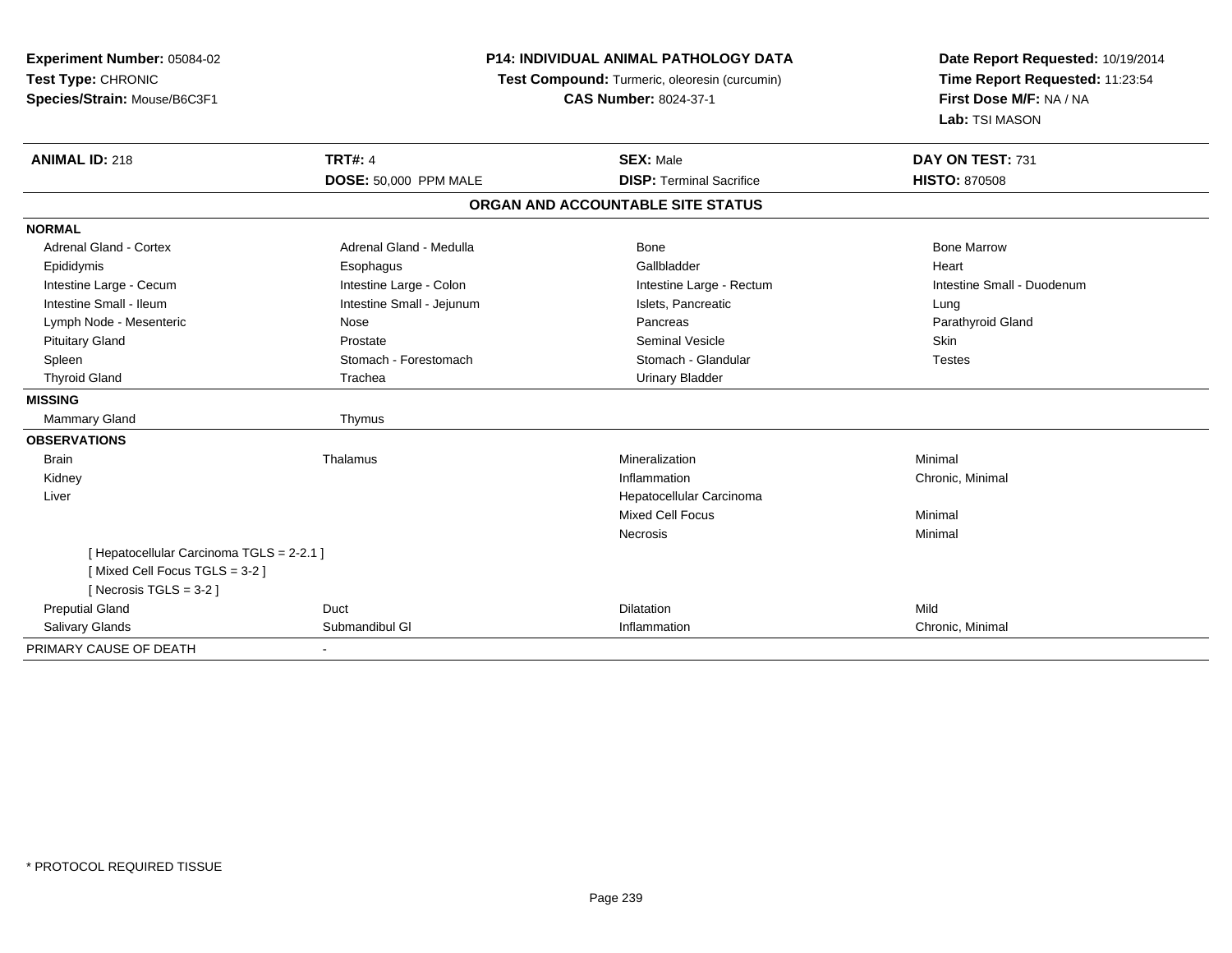**Experiment Number:** 05084-02
**Test Type:** CHRONIC
**Species/Strain:** Mouse/B6C3F1

**P14: INDIVIDUAL ANIMAL PATHOLOGY DATA**
**Test Compound:** Turmeric, oleoresin (curcumin)
**CAS Number:** 8024-37-1

**Date Report Requested:** 10/19/2014
**Time Report Requested:** 11:23:54
**First Dose M/F:** NA / NA
**Lab:** TSI MASON

| **ANIMAL ID:** 218 | **TRT#:** 4 | **SEX:** Male | **DAY ON TEST:** 731 |
|---|---|---|---|
| | **DOSE:** 50,000 PPM MALE | **DISP:** Terminal Sacrifice | **HISTO:** 870508 |

**ORGAN AND ACCOUNTABLE SITE STATUS**

| | | | |
|---|---|---|---|
| **NORMAL** | | | |
| Adrenal Gland - Cortex | Adrenal Gland - Medulla | Bone | Bone Marrow |
| Epididymis | Esophagus | Gallbladder | Heart |
| Intestine Large - Cecum | Intestine Large - Colon | Intestine Large - Rectum | Intestine Small - Duodenum |
| Intestine Small - Ileum | Intestine Small - Jejunum | Islets, Pancreatic | Lung |
| Lymph Node - Mesenteric | Nose | Pancreas | Parathyroid Gland |
| Pituitary Gland | Prostate | Seminal Vesicle | Skin |
| Spleen | Stomach - Forestomach | Stomach - Glandular | Testes |
| Thyroid Gland | Trachea | Urinary Bladder | |
| **MISSING** | | | |
| Mammary Gland | Thymus | | |
| **OBSERVATIONS** | | | |
| Brain | Thalamus | Mineralization | Minimal |
| Kidney | | Inflammation | Chronic, Minimal |
| Liver | | Hepatocellular Carcinoma | |
| | | Mixed Cell Focus | Minimal |
| | | Necrosis | Minimal |
| [ Hepatocellular Carcinoma TGLS = 2-2.1 ] | | | |
| [ Mixed Cell Focus TGLS = 3-2 ] | | | |
| [ Necrosis TGLS = 3-2 ] | | | |
| Preputial Gland | Duct | Dilatation | Mild |
| Salivary Glands | Submandibul Gl | Inflammation | Chronic, Minimal |
| PRIMARY CAUSE OF DEATH | - | | |

* PROTOCOL REQUIRED TISSUE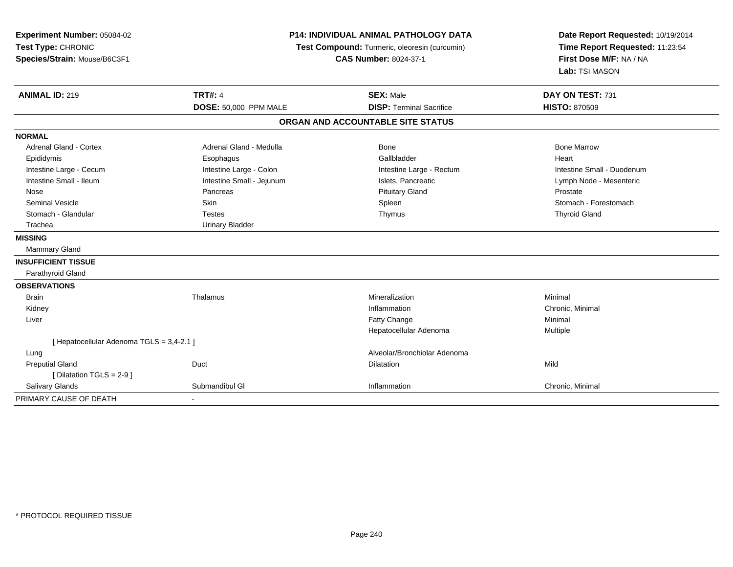**Experiment Number:** 05084-02
**Test Type:** CHRONIC
**Species/Strain:** Mouse/B6C3F1

**P14: INDIVIDUAL ANIMAL PATHOLOGY DATA**
**Test Compound:** Turmeric, oleoresin (curcumin)
**CAS Number:** 8024-37-1

**Date Report Requested:** 10/19/2014
**Time Report Requested:** 11:23:54
**First Dose M/F:** NA / NA
**Lab:** TSI MASON

| **ANIMAL ID:** 219 | **TRT#:** 4 | **SEX:** Male | **DAY ON TEST:** 731 |
|---|---|---|---|
| | **DOSE:** 50,000 PPM MALE | **DISP:** Terminal Sacrifice | **HISTO:** 870509 |

## ORGAN AND ACCOUNTABLE SITE STATUS

| | | | |
|---|---|---|---|
| **NORMAL** | | | |
| Adrenal Gland - Cortex | Adrenal Gland - Medulla | Bone | Bone Marrow |
| Epididymis | Esophagus | Gallbladder | Heart |
| Intestine Large - Cecum | Intestine Large - Colon | Intestine Large - Rectum | Intestine Small - Duodenum |
| Intestine Small - Ileum | Intestine Small - Jejunum | Islets, Pancreatic | Lymph Node - Mesenteric |
| Nose | Pancreas | Pituitary Gland | Prostate |
| Seminal Vesicle | Skin | Spleen | Stomach - Forestomach |
| Stomach - Glandular | Testes | Thymus | Thyroid Gland |
| Trachea | Urinary Bladder | | |
| **MISSING** | | | |
| Mammary Gland | | | |
| **INSUFFICIENT TISSUE** | | | |
| Parathyroid Gland | | | |
| **OBSERVATIONS** | | | |
| Brain | Thalamus | Mineralization | Minimal |
| Kidney | | Inflammation | Chronic, Minimal |
| Liver | | Fatty Change | Minimal |
| | | Hepatocellular Adenoma | Multiple |
| [ Hepatocellular Adenoma TGLS = 3,4-2.1 ] | | | |
| Lung | | Alveolar/Bronchiolar Adenoma | |
| Preputial Gland | Duct | Dilatation | Mild |
| [ Dilatation TGLS = 2-9 ] | | | |
| Salivary Glands | Submandibul Gl | Inflammation | Chronic, Minimal |
| PRIMARY CAUSE OF DEATH | - | | |

* PROTOCOL REQUIRED TISSUE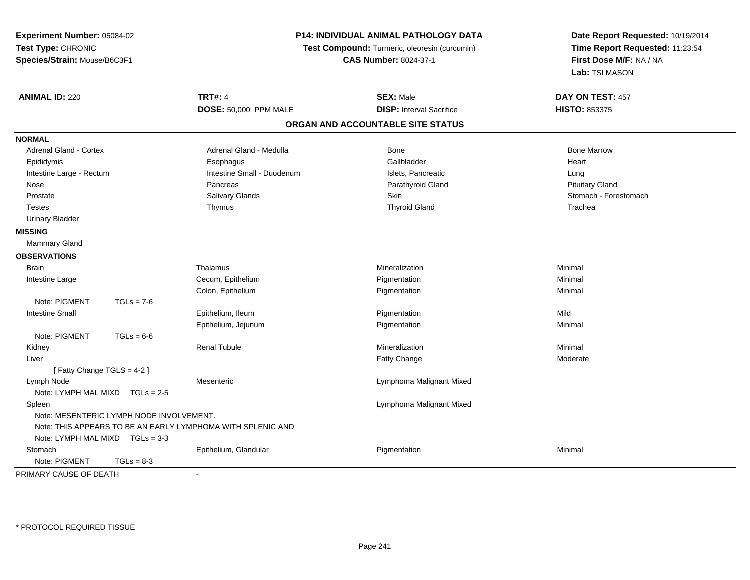**Experiment Number:** 05084-02
**Test Type:** CHRONIC
**Species/Strain:** Mouse/B6C3F1

**P14: INDIVIDUAL ANIMAL PATHOLOGY DATA**
**Test Compound:** Turmeric, oleoresin (curcumin)
**CAS Number:** 8024-37-1

**Date Report Requested:** 10/19/2014
**Time Report Requested:** 11:23:54
**First Dose M/F:** NA / NA
**Lab:** TSI MASON

| **ANIMAL ID:** 220 | **TRT#:** 4 | **SEX:** Male | **DAY ON TEST:** 457 |
|---|---|---|---|
| | **DOSE:** 50,000 PPM MALE | **DISP:** Interval Sacrifice | **HISTO:** 853375 |

## ORGAN AND ACCOUNTABLE SITE STATUS

**NORMAL**

| | | | |
|---|---|---|---|
| Adrenal Gland - Cortex | Adrenal Gland - Medulla | Bone | Bone Marrow |
| Epididymis | Esophagus | Gallbladder | Heart |
| Intestine Large - Rectum | Intestine Small - Duodenum | Islets, Pancreatic | Lung |
| Nose | Pancreas | Parathyroid Gland | Pituitary Gland |
| Prostate | Salivary Glands | Skin | Stomach - Forestomach |
| Testes | Thymus | Thyroid Gland | Trachea |
| Urinary Bladder | | | |

**MISSING**

Mammary Gland

**OBSERVATIONS**

| | | | |
|---|---|---|---|
| Brain | Thalamus | Mineralization | Minimal |
| Intestine Large | Cecum, Epithelium | Pigmentation | Minimal |
| | Colon, Epithelium | Pigmentation | Minimal |
| Note: PIGMENT TGLs = 7-6 | | | |
| Intestine Small | Epithelium, Ileum | Pigmentation | Mild |
| | Epithelium, Jejunum | Pigmentation | Minimal |
| Note: PIGMENT TGLs = 6-6 | | | |
| Kidney | Renal Tubule | Mineralization | Minimal |
| Liver | | Fatty Change | Moderate |
| [ Fatty Change TGLS = 4-2 ] | | | |
| Lymph Node | Mesenteric | Lymphoma Malignant Mixed | |
| Note: LYMPH MAL MIXD TGLs = 2-5 | | | |
| Spleen | | Lymphoma Malignant Mixed | |
| Note: MESENTERIC LYMPH NODE INVOLVEMENT. | | | |
| Note: THIS APPEARS TO BE AN EARLY LYMPHOMA WITH SPLENIC AND | | | |
| Note: LYMPH MAL MIXD TGLs = 3-3 | | | |
| Stomach | Epithelium, Glandular | Pigmentation | Minimal |
| Note: PIGMENT TGLs = 8-3 | | | |

PRIMARY CAUSE OF DEATH -

\* PROTOCOL REQUIRED TISSUE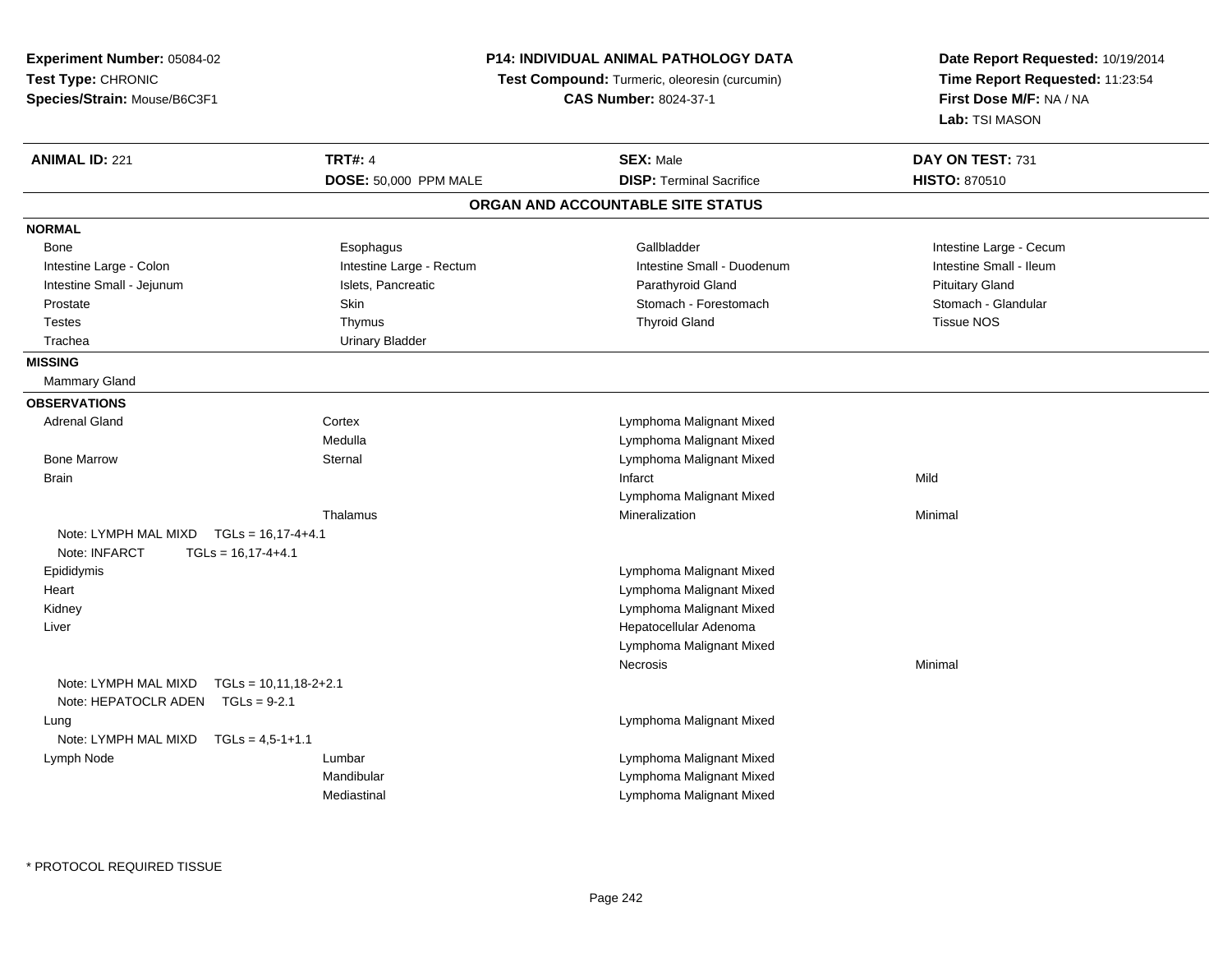**Experiment Number:** 05084-02
**Test Type:** CHRONIC
**Species/Strain:** Mouse/B6C3F1

**P14: INDIVIDUAL ANIMAL PATHOLOGY DATA**
**Test Compound:** Turmeric, oleoresin (curcumin)
**CAS Number:** 8024-37-1

**Date Report Requested:** 10/19/2014
**Time Report Requested:** 11:23:54
**First Dose M/F:** NA / NA
**Lab:** TSI MASON

| **ANIMAL ID:** 221 | **TRT#:** 4 | **SEX:** Male | **DAY ON TEST:** 731 |
|---|---|---|---|
| | **DOSE:** 50,000 PPM MALE | **DISP:** Terminal Sacrifice | **HISTO:** 870510 |

## ORGAN AND ACCOUNTABLE SITE STATUS

**NORMAL**

| | | | |
|---|---|---|---|
| Bone | Esophagus | Gallbladder | Intestine Large - Cecum |
| Intestine Large - Colon | Intestine Large - Rectum | Intestine Small - Duodenum | Intestine Small - Ileum |
| Intestine Small - Jejunum | Islets, Pancreatic | Parathyroid Gland | Pituitary Gland |
| Prostate | Skin | Stomach - Forestomach | Stomach - Glandular |
| Testes | Thymus | Thyroid Gland | Tissue NOS |
| Trachea | Urinary Bladder | | |

**MISSING**

Mammary Gland

**OBSERVATIONS**

| Organ | Site | Observation | Severity |
|---|---|---|---|
| Adrenal Gland | Cortex | Lymphoma Malignant Mixed | |
| | Medulla | Lymphoma Malignant Mixed | |
| Bone Marrow | Sternal | Lymphoma Malignant Mixed | |
| Brain | | Infarct | Mild |
| | | Lymphoma Malignant Mixed | |
| | Thalamus | Mineralization | Minimal |
| Note: LYMPH MAL MIXD TGLs = 16,17-4+4.1 | | | |
| Note: INFARCT TGLs = 16,17-4+4.1 | | | |
| Epididymis | | Lymphoma Malignant Mixed | |
| Heart | | Lymphoma Malignant Mixed | |
| Kidney | | Lymphoma Malignant Mixed | |
| Liver | | Hepatocellular Adenoma | |
| | | Lymphoma Malignant Mixed | |
| | | Necrosis | Minimal |
| Note: LYMPH MAL MIXD TGLs = 10,11,18-2+2.1 | | | |
| Note: HEPATOCLR ADEN TGLs = 9-2.1 | | | |
| Lung | | Lymphoma Malignant Mixed | |
| Note: LYMPH MAL MIXD TGLs = 4,5-1+1.1 | | | |
| Lymph Node | Lumbar | Lymphoma Malignant Mixed | |
| | Mandibular | Lymphoma Malignant Mixed | |
| | Mediastinal | Lymphoma Malignant Mixed | |

* PROTOCOL REQUIRED TISSUE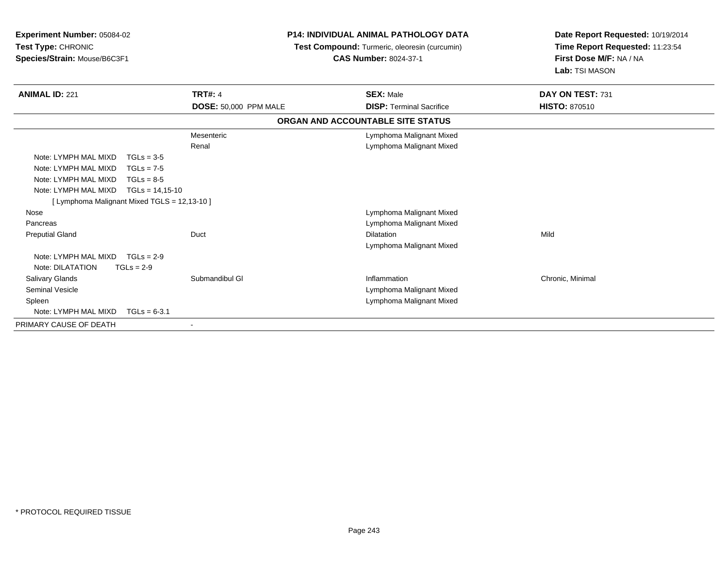**Experiment Number:** 05084-02
**Test Type:** CHRONIC
**Species/Strain:** Mouse/B6C3F1

**P14: INDIVIDUAL ANIMAL PATHOLOGY DATA**
**Test Compound:** Turmeric, oleoresin (curcumin)
**CAS Number:** 8024-37-1

**Date Report Requested:** 10/19/2014
**Time Report Requested:** 11:23:54
**First Dose M/F:** NA / NA
**Lab:** TSI MASON

| **ANIMAL ID:** 221 | **TRT#:** 4 | **SEX:** Male | **DAY ON TEST:** 731 |
|---|---|---|---|
| | **DOSE:** 50,000 PPM MALE | **DISP:** Terminal Sacrifice | **HISTO:** 870510 |

**ORGAN AND ACCOUNTABLE SITE STATUS**

| | | | |
|---|---|---|---|
| | Mesenteric | Lymphoma Malignant Mixed | |
| | Renal | Lymphoma Malignant Mixed | |
| Note: LYMPH MAL MIXD TGLs = 3-5 | | | |
| Note: LYMPH MAL MIXD TGLs = 7-5 | | | |
| Note: LYMPH MAL MIXD TGLs = 8-5 | | | |
| Note: LYMPH MAL MIXD TGLs = 14,15-10 | | | |
| [ Lymphoma Malignant Mixed TGLS = 12,13-10 ] | | | |
| Nose | | Lymphoma Malignant Mixed | |
| Pancreas | | Lymphoma Malignant Mixed | |
| Preputial Gland | Duct | Dilatation | Mild |
| | | Lymphoma Malignant Mixed | |
| Note: LYMPH MAL MIXD TGLs = 2-9 | | | |
| Note: DILATATION TGLs = 2-9 | | | |
| Salivary Glands | Submandibul Gl | Inflammation | Chronic, Minimal |
| Seminal Vesicle | | Lymphoma Malignant Mixed | |
| Spleen | | Lymphoma Malignant Mixed | |
| Note: LYMPH MAL MIXD TGLs = 6-3.1 | | | |
| PRIMARY CAUSE OF DEATH | - | | |

* PROTOCOL REQUIRED TISSUE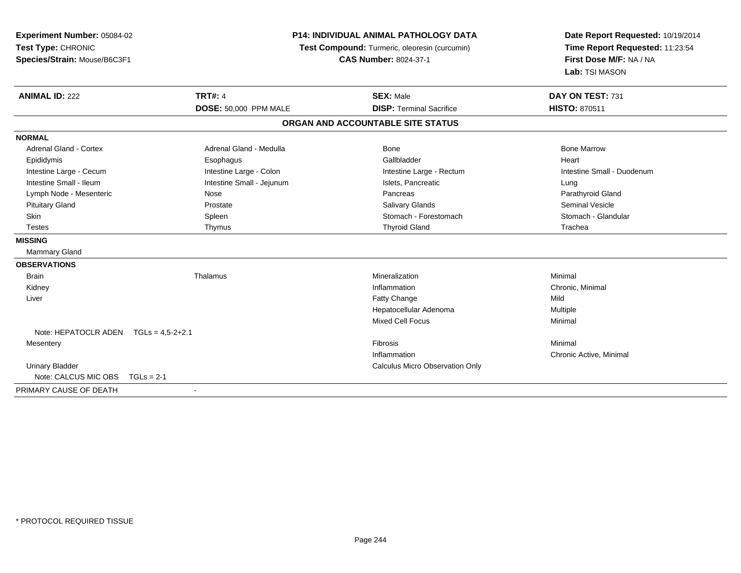**Experiment Number:** 05084-02
**Test Type:** CHRONIC
**Species/Strain:** Mouse/B6C3F1

**P14: INDIVIDUAL ANIMAL PATHOLOGY DATA**
**Test Compound:** Turmeric, oleoresin (curcumin)
**CAS Number:** 8024-37-1

**Date Report Requested:** 10/19/2014
**Time Report Requested:** 11:23:54
**First Dose M/F:** NA / NA
**Lab:** TSI MASON

| **ANIMAL ID:** 222 | **TRT#:** 4 | **SEX:** Male | **DAY ON TEST:** 731 |
|---|---|---|---|
| | **DOSE:** 50,000 PPM MALE | **DISP:** Terminal Sacrifice | **HISTO:** 870511 |

### ORGAN AND ACCOUNTABLE SITE STATUS

**NORMAL**

| | | | |
|---|---|---|---|
| Adrenal Gland - Cortex | Adrenal Gland - Medulla | Bone | Bone Marrow |
| Epididymis | Esophagus | Gallbladder | Heart |
| Intestine Large - Cecum | Intestine Large - Colon | Intestine Large - Rectum | Intestine Small - Duodenum |
| Intestine Small - Ileum | Intestine Small - Jejunum | Islets, Pancreatic | Lung |
| Lymph Node - Mesenteric | Nose | Pancreas | Parathyroid Gland |
| Pituitary Gland | Prostate | Salivary Glands | Seminal Vesicle |
| Skin | Spleen | Stomach - Forestomach | Stomach - Glandular |
| Testes | Thymus | Thyroid Gland | Trachea |

**MISSING**

Mammary Gland

**OBSERVATIONS**

| | | | |
|---|---|---|---|
| Brain | Thalamus | Mineralization | Minimal |
| Kidney | | Inflammation | Chronic, Minimal |
| Liver | | Fatty Change | Mild |
| | | Hepatocellular Adenoma | Multiple |
| | | Mixed Cell Focus | Minimal |
| Note: HEPATOCLR ADEN TGLs = 4,5-2+2.1 | | | |
| Mesentery | | Fibrosis | Minimal |
| | | Inflammation | Chronic Active, Minimal |
| Urinary Bladder | | Calculus Micro Observation Only | |
| Note: CALCUS MIC OBS TGLs = 2-1 | | | |

PRIMARY CAUSE OF DEATH -

* PROTOCOL REQUIRED TISSUE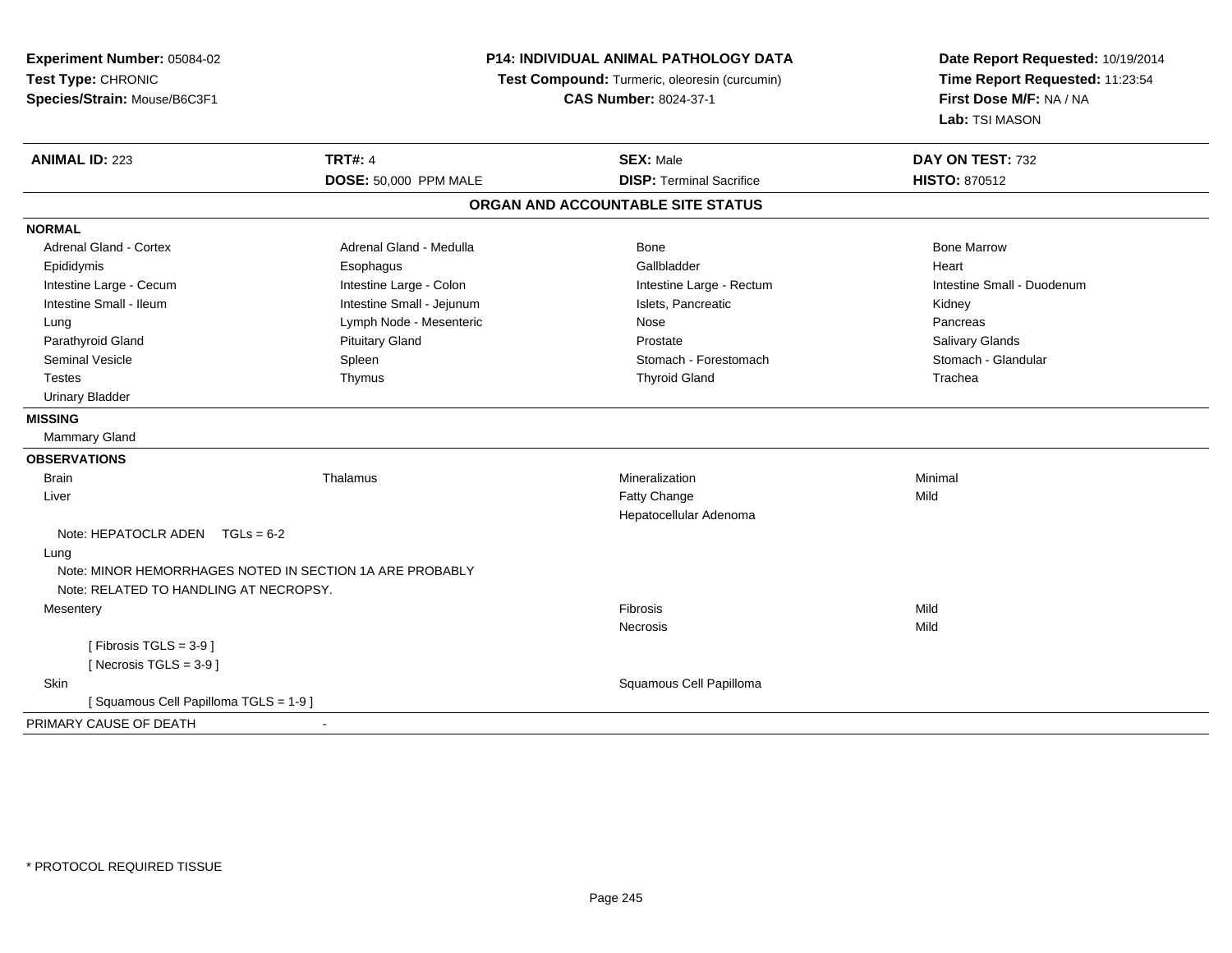**Experiment Number:** 05084-02
**Test Type:** CHRONIC
**Species/Strain:** Mouse/B6C3F1

**P14: INDIVIDUAL ANIMAL PATHOLOGY DATA**
**Test Compound:** Turmeric, oleoresin (curcumin)
**CAS Number:** 8024-37-1

**Date Report Requested:** 10/19/2014
**Time Report Requested:** 11:23:54
**First Dose M/F:** NA / NA
**Lab:** TSI MASON

| **ANIMAL ID:** 223 | **TRT#:** 4 | **SEX:** Male | **DAY ON TEST:** 732 |
|---|---|---|---|
| | **DOSE:** 50,000 PPM MALE | **DISP:** Terminal Sacrifice | **HISTO:** 870512 |

## ORGAN AND ACCOUNTABLE SITE STATUS

**NORMAL**

| | | | |
|---|---|---|---|
| Adrenal Gland - Cortex | Adrenal Gland - Medulla | Bone | Bone Marrow |
| Epididymis | Esophagus | Gallbladder | Heart |
| Intestine Large - Cecum | Intestine Large - Colon | Intestine Large - Rectum | Intestine Small - Duodenum |
| Intestine Small - Ileum | Intestine Small - Jejunum | Islets, Pancreatic | Kidney |
| Lung | Lymph Node - Mesenteric | Nose | Pancreas |
| Parathyroid Gland | Pituitary Gland | Prostate | Salivary Glands |
| Seminal Vesicle | Spleen | Stomach - Forestomach | Stomach - Glandular |
| Testes | Thymus | Thyroid Gland | Trachea |
| Urinary Bladder | | | |

**MISSING**

Mammary Gland

**OBSERVATIONS**

| | | | |
|---|---|---|---|
| Brain | Thalamus | Mineralization | Minimal |
| Liver | | Fatty Change | Mild |
| | | Hepatocellular Adenoma | |
| Note: HEPATOCLR ADEN TGLs = 6-2 | | | |
| Lung | | | |
| Note: MINOR HEMORRHAGES NOTED IN SECTION 1A ARE PROBABLY | | | |
| Note: RELATED TO HANDLING AT NECROPSY. | | | |
| Mesentery | | Fibrosis | Mild |
| | | Necrosis | Mild |
| [ Fibrosis TGLS = 3-9 ] | | | |
| [ Necrosis TGLS = 3-9 ] | | | |
| Skin | | Squamous Cell Papilloma | |
| [ Squamous Cell Papilloma TGLS = 1-9 ] | | | |

PRIMARY CAUSE OF DEATH -

* PROTOCOL REQUIRED TISSUE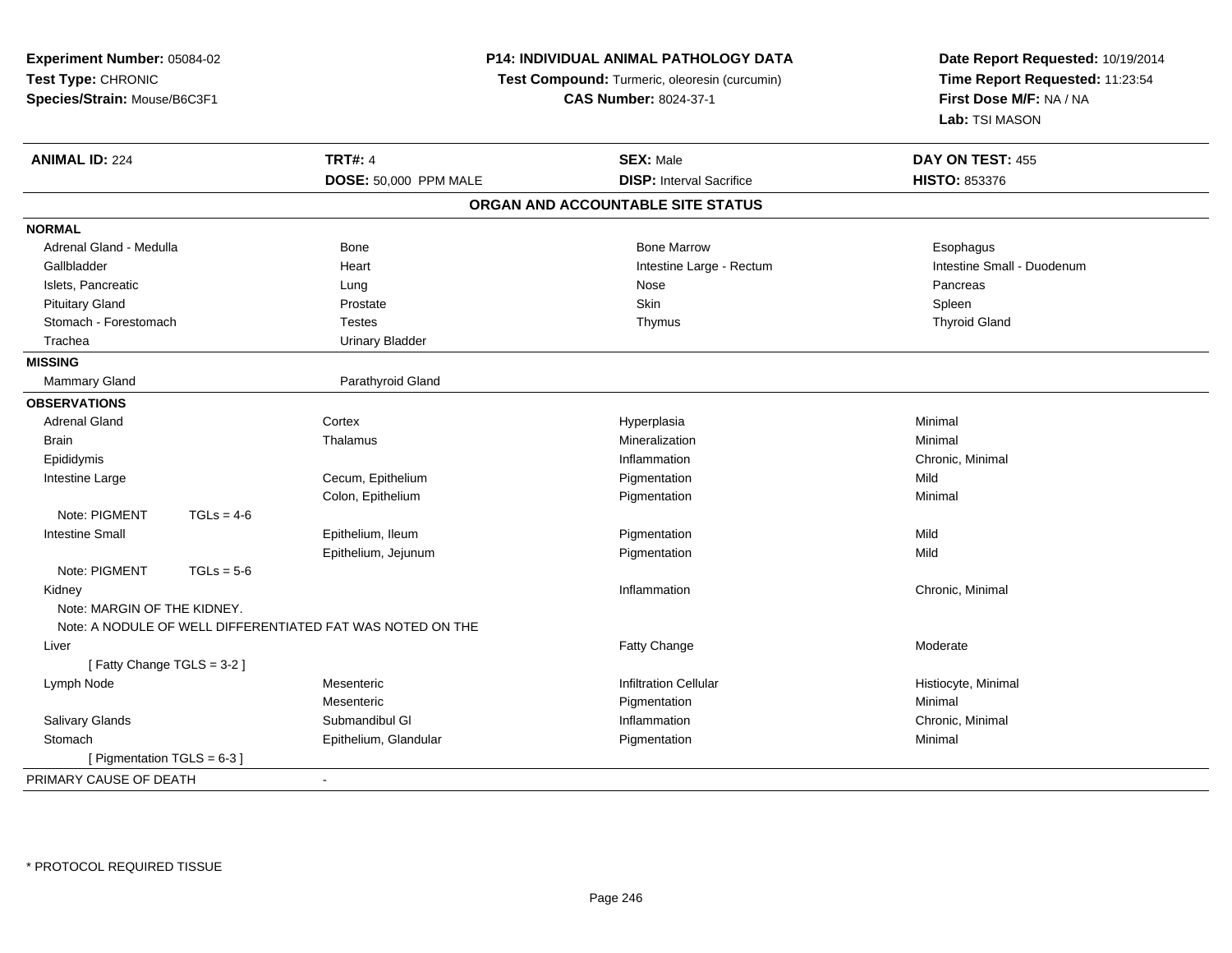**Experiment Number:** 05084-02
**Test Type:** CHRONIC
**Species/Strain:** Mouse/B6C3F1

**P14: INDIVIDUAL ANIMAL PATHOLOGY DATA**
**Test Compound:** Turmeric, oleoresin (curcumin)
**CAS Number:** 8024-37-1

**Date Report Requested:** 10/19/2014
**Time Report Requested:** 11:23:54
**First Dose M/F:** NA / NA
**Lab:** TSI MASON

| **ANIMAL ID:** 224 | **TRT#:** 4 | **SEX:** Male | **DAY ON TEST:** 455 |
|---|---|---|---|
| | **DOSE:** 50,000 PPM MALE | **DISP:** Interval Sacrifice | **HISTO:** 853376 |

## ORGAN AND ACCOUNTABLE SITE STATUS

| | | | |
|---|---|---|---|
| **NORMAL** | | | |
| Adrenal Gland - Medulla | Bone | Bone Marrow | Esophagus |
| Gallbladder | Heart | Intestine Large - Rectum | Intestine Small - Duodenum |
| Islets, Pancreatic | Lung | Nose | Pancreas |
| Pituitary Gland | Prostate | Skin | Spleen |
| Stomach - Forestomach | Testes | Thymus | Thyroid Gland |
| Trachea | Urinary Bladder | | |
| **MISSING** | | | |
| Mammary Gland | Parathyroid Gland | | |
| **OBSERVATIONS** | | | |
| Adrenal Gland | Cortex | Hyperplasia | Minimal |
| Brain | Thalamus | Mineralization | Minimal |
| Epididymis | | Inflammation | Chronic, Minimal |
| Intestine Large | Cecum, Epithelium | Pigmentation | Mild |
| | Colon, Epithelium | Pigmentation | Minimal |
| Note: PIGMENT TGLs = 4-6 | | | |
| Intestine Small | Epithelium, Ileum | Pigmentation | Mild |
| | Epithelium, Jejunum | Pigmentation | Mild |
| Note: PIGMENT TGLs = 5-6 | | | |
| Kidney | | Inflammation | Chronic, Minimal |
| Note: MARGIN OF THE KIDNEY. | | | |
| Note: A NODULE OF WELL DIFFERENTIATED FAT WAS NOTED ON THE | | | |
| Liver | | Fatty Change | Moderate |
| [ Fatty Change TGLS = 3-2 ] | | | |
| Lymph Node | Mesenteric | Infiltration Cellular | Histiocyte, Minimal |
| | Mesenteric | Pigmentation | Minimal |
| Salivary Glands | Submandibul Gl | Inflammation | Chronic, Minimal |
| Stomach | Epithelium, Glandular | Pigmentation | Minimal |
| [ Pigmentation TGLS = 6-3 ] | | | |
| PRIMARY CAUSE OF DEATH | - | | |

\* PROTOCOL REQUIRED TISSUE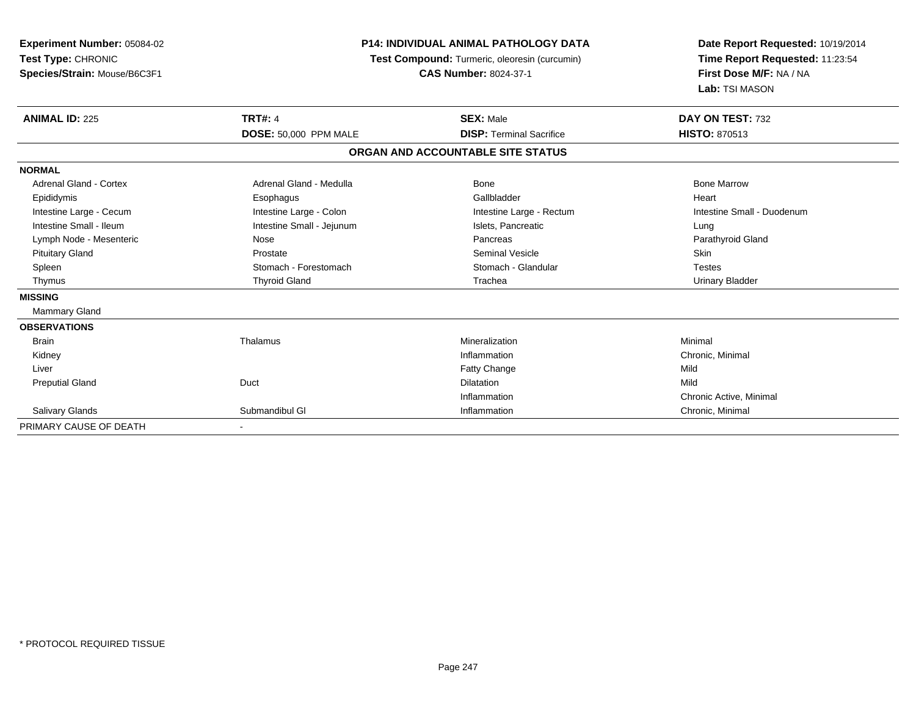**Experiment Number:** 05084-02
**Test Type:** CHRONIC
**Species/Strain:** Mouse/B6C3F1

**P14: INDIVIDUAL ANIMAL PATHOLOGY DATA**
**Test Compound:** Turmeric, oleoresin (curcumin)
**CAS Number:** 8024-37-1

**Date Report Requested:** 10/19/2014
**Time Report Requested:** 11:23:54
**First Dose M/F:** NA / NA
**Lab:** TSI MASON

| **ANIMAL ID:** 225 | **TRT#:** 4 | **SEX:** Male | **DAY ON TEST:** 732 |
|---|---|---|---|
| | **DOSE:** 50,000 PPM MALE | **DISP:** Terminal Sacrifice | **HISTO:** 870513 |

**ORGAN AND ACCOUNTABLE SITE STATUS**

| | | | |
|---|---|---|---|
| **NORMAL** | | | |
| Adrenal Gland - Cortex | Adrenal Gland - Medulla | Bone | Bone Marrow |
| Epididymis | Esophagus | Gallbladder | Heart |
| Intestine Large - Cecum | Intestine Large - Colon | Intestine Large - Rectum | Intestine Small - Duodenum |
| Intestine Small - Ileum | Intestine Small - Jejunum | Islets, Pancreatic | Lung |
| Lymph Node - Mesenteric | Nose | Pancreas | Parathyroid Gland |
| Pituitary Gland | Prostate | Seminal Vesicle | Skin |
| Spleen | Stomach - Forestomach | Stomach - Glandular | Testes |
| Thymus | Thyroid Gland | Trachea | Urinary Bladder |
| **MISSING** | | | |
| Mammary Gland | | | |
| **OBSERVATIONS** | | | |
| Brain | Thalamus | Mineralization | Minimal |
| Kidney | | Inflammation | Chronic, Minimal |
| Liver | | Fatty Change | Mild |
| Preputial Gland | Duct | Dilatation | Mild |
| | | Inflammation | Chronic Active, Minimal |
| Salivary Glands | Submandibul Gl | Inflammation | Chronic, Minimal |
| PRIMARY CAUSE OF DEATH | - | | |

* PROTOCOL REQUIRED TISSUE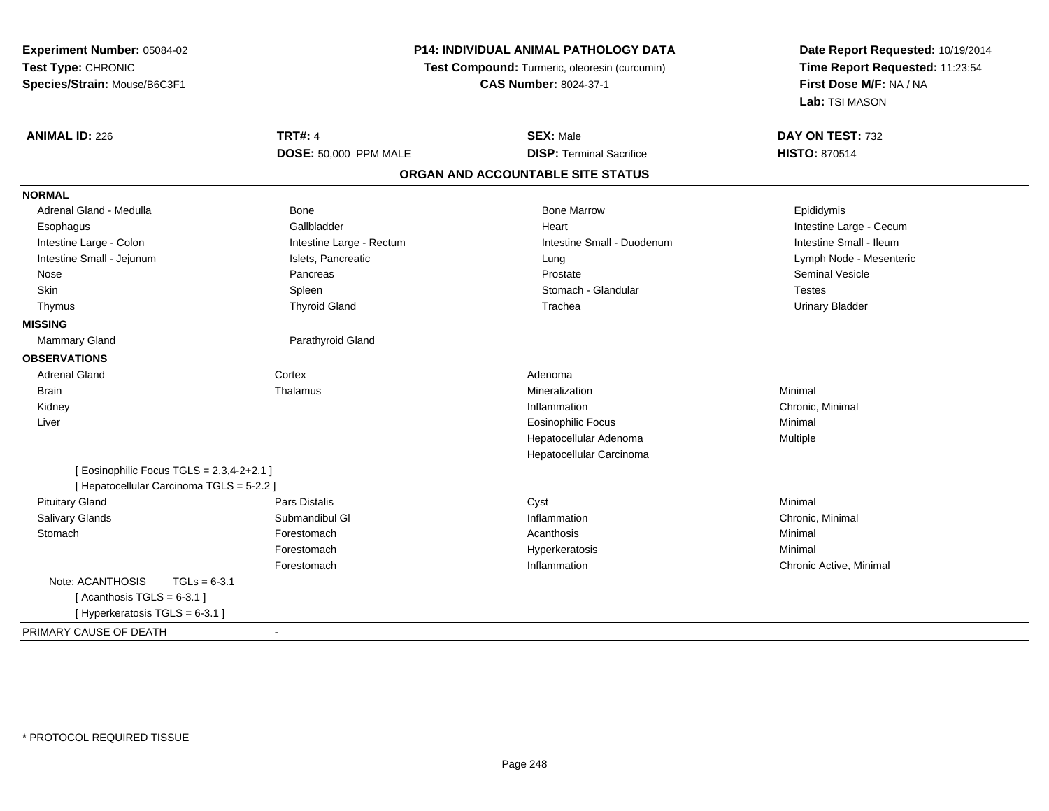**Experiment Number:** 05084-02
**Test Type:** CHRONIC
**Species/Strain:** Mouse/B6C3F1

**P14: INDIVIDUAL ANIMAL PATHOLOGY DATA**
**Test Compound:** Turmeric, oleoresin (curcumin)
**CAS Number:** 8024-37-1

**Date Report Requested:** 10/19/2014
**Time Report Requested:** 11:23:54
**First Dose M/F:** NA / NA
**Lab:** TSI MASON

| **ANIMAL ID:** 226 | **TRT#:** 4 | **SEX:** Male | **DAY ON TEST:** 732 |
|---|---|---|---|
| | **DOSE:** 50,000 PPM MALE | **DISP:** Terminal Sacrifice | **HISTO:** 870514 |

## ORGAN AND ACCOUNTABLE SITE STATUS

| | | | |
|---|---|---|---|
| **NORMAL** | | | |
| Adrenal Gland - Medulla | Bone | Bone Marrow | Epididymis |
| Esophagus | Gallbladder | Heart | Intestine Large - Cecum |
| Intestine Large - Colon | Intestine Large - Rectum | Intestine Small - Duodenum | Intestine Small - Ileum |
| Intestine Small - Jejunum | Islets, Pancreatic | Lung | Lymph Node - Mesenteric |
| Nose | Pancreas | Prostate | Seminal Vesicle |
| Skin | Spleen | Stomach - Glandular | Testes |
| Thymus | Thyroid Gland | Trachea | Urinary Bladder |
| **MISSING** | | | |
| Mammary Gland | Parathyroid Gland | | |
| **OBSERVATIONS** | | | |
| Adrenal Gland | Cortex | Adenoma | |
| Brain | Thalamus | Mineralization | Minimal |
| Kidney | | Inflammation | Chronic, Minimal |
| Liver | | Eosinophilic Focus | Minimal |
| | | Hepatocellular Adenoma | Multiple |
| | | Hepatocellular Carcinoma | |
| [ Eosinophilic Focus TGLS = 2,3,4-2+2.1 ] | | | |
| [ Hepatocellular Carcinoma TGLS = 5-2.2 ] | | | |
| Pituitary Gland | Pars Distalis | Cyst | Minimal |
| Salivary Glands | Submandibul Gl | Inflammation | Chronic, Minimal |
| Stomach | Forestomach | Acanthosis | Minimal |
| | Forestomach | Hyperkeratosis | Minimal |
| | Forestomach | Inflammation | Chronic Active, Minimal |
| Note: ACANTHOSIS TGLs = 6-3.1 | | | |
| [ Acanthosis TGLS = 6-3.1 ] | | | |
| [ Hyperkeratosis TGLS = 6-3.1 ] | | | |
| PRIMARY CAUSE OF DEATH | - | | |

* PROTOCOL REQUIRED TISSUE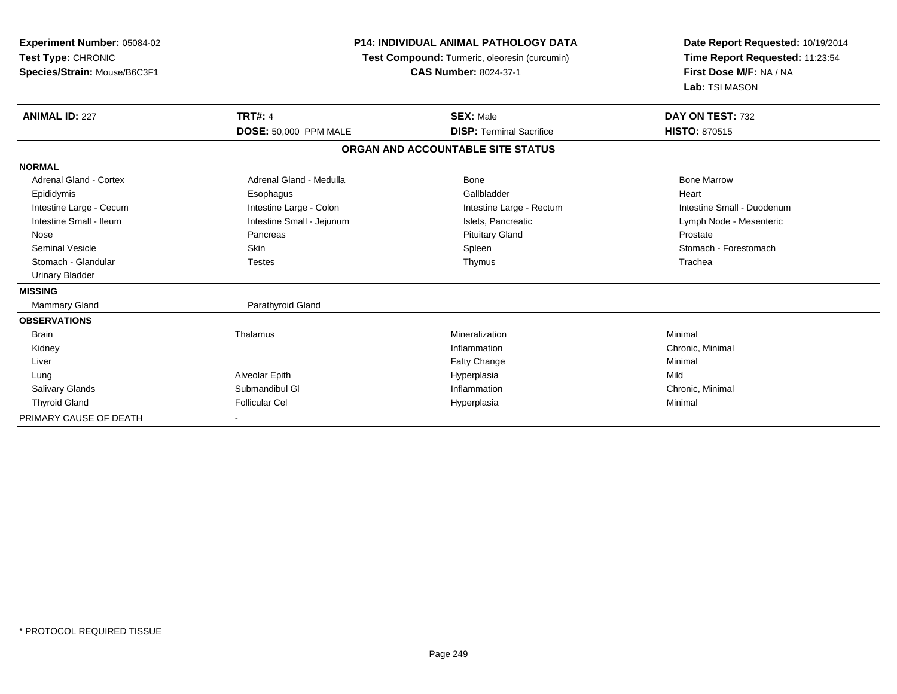**Experiment Number:** 05084-02
**Test Type:** CHRONIC
**Species/Strain:** Mouse/B6C3F1

**P14: INDIVIDUAL ANIMAL PATHOLOGY DATA**
**Test Compound:** Turmeric, oleoresin (curcumin)
**CAS Number:** 8024-37-1

**Date Report Requested:** 10/19/2014
**Time Report Requested:** 11:23:54
**First Dose M/F:** NA / NA
**Lab:** TSI MASON

| **ANIMAL ID:** 227 | **TRT#:** 4 | **SEX:** Male | **DAY ON TEST:** 732 |
|---|---|---|---|
| | **DOSE:** 50,000 PPM MALE | **DISP:** Terminal Sacrifice | **HISTO:** 870515 |

**ORGAN AND ACCOUNTABLE SITE STATUS**

| | | | |
|---|---|---|---|
| **NORMAL** | | | |
| Adrenal Gland - Cortex | Adrenal Gland - Medulla | Bone | Bone Marrow |
| Epididymis | Esophagus | Gallbladder | Heart |
| Intestine Large - Cecum | Intestine Large - Colon | Intestine Large - Rectum | Intestine Small - Duodenum |
| Intestine Small - Ileum | Intestine Small - Jejunum | Islets, Pancreatic | Lymph Node - Mesenteric |
| Nose | Pancreas | Pituitary Gland | Prostate |
| Seminal Vesicle | Skin | Spleen | Stomach - Forestomach |
| Stomach - Glandular | Testes | Thymus | Trachea |
| Urinary Bladder | | | |
| **MISSING** | | | |
| Mammary Gland | Parathyroid Gland | | |
| **OBSERVATIONS** | | | |
| Brain | Thalamus | Mineralization | Minimal |
| Kidney | | Inflammation | Chronic, Minimal |
| Liver | | Fatty Change | Minimal |
| Lung | Alveolar Epith | Hyperplasia | Mild |
| Salivary Glands | Submandibul Gl | Inflammation | Chronic, Minimal |
| Thyroid Gland | Follicular Cel | Hyperplasia | Minimal |
| PRIMARY CAUSE OF DEATH | - | | |

* PROTOCOL REQUIRED TISSUE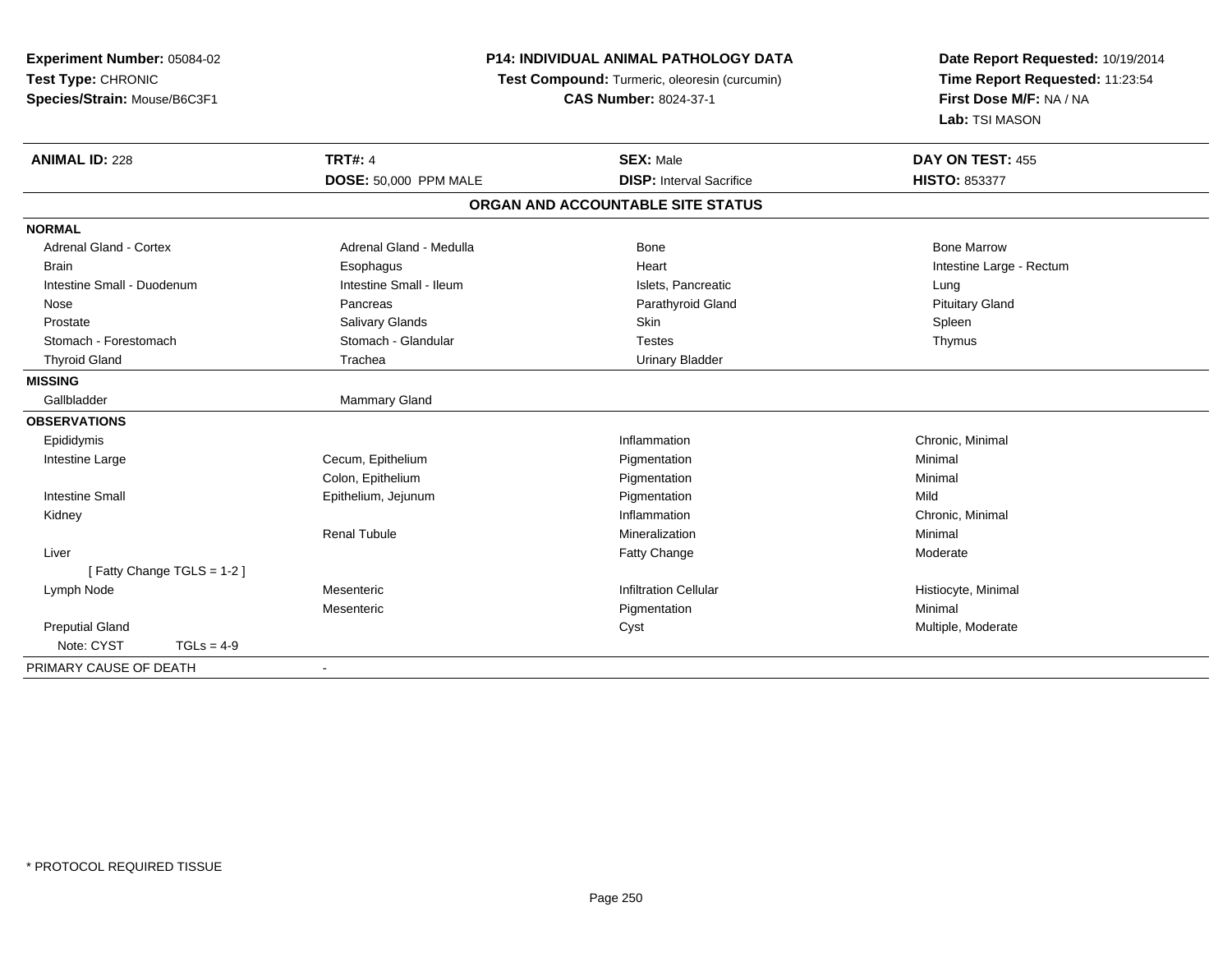**Experiment Number:** 05084-02
**Test Type:** CHRONIC
**Species/Strain:** Mouse/B6C3F1

**P14: INDIVIDUAL ANIMAL PATHOLOGY DATA**
**Test Compound:** Turmeric, oleoresin (curcumin)
**CAS Number:** 8024-37-1

**Date Report Requested:** 10/19/2014
**Time Report Requested:** 11:23:54
**First Dose M/F:** NA / NA
**Lab:** TSI MASON

| **ANIMAL ID:** 228 | **TRT#:** 4 | **SEX:** Male | **DAY ON TEST:** 455 |
|---|---|---|---|
| | **DOSE:** 50,000 PPM MALE | **DISP:** Interval Sacrifice | **HISTO:** 853377 |

## ORGAN AND ACCOUNTABLE SITE STATUS

**NORMAL**

| | | | |
|---|---|---|---|
| Adrenal Gland - Cortex | Adrenal Gland - Medulla | Bone | Bone Marrow |
| Brain | Esophagus | Heart | Intestine Large - Rectum |
| Intestine Small - Duodenum | Intestine Small - Ileum | Islets, Pancreatic | Lung |
| Nose | Pancreas | Parathyroid Gland | Pituitary Gland |
| Prostate | Salivary Glands | Skin | Spleen |
| Stomach - Forestomach | Stomach - Glandular | Testes | Thymus |
| Thyroid Gland | Trachea | Urinary Bladder | |

**MISSING**

| | |
|---|---|
| Gallbladder | Mammary Gland |

**OBSERVATIONS**

| | | | |
|---|---|---|---|
| Epididymis | | Inflammation | Chronic, Minimal |
| Intestine Large | Cecum, Epithelium | Pigmentation | Minimal |
| | Colon, Epithelium | Pigmentation | Minimal |
| Intestine Small | Epithelium, Jejunum | Pigmentation | Mild |
| Kidney | | Inflammation | Chronic, Minimal |
| | Renal Tubule | Mineralization | Minimal |
| Liver | | Fatty Change | Moderate |
| [ Fatty Change TGLS = 1-2 ] | | | |
| Lymph Node | Mesenteric | Infiltration Cellular | Histiocyte, Minimal |
| | Mesenteric | Pigmentation | Minimal |
| Preputial Gland | | Cyst | Multiple, Moderate |
| Note: CYST TGLs = 4-9 | | | |

PRIMARY CAUSE OF DEATH -

* PROTOCOL REQUIRED TISSUE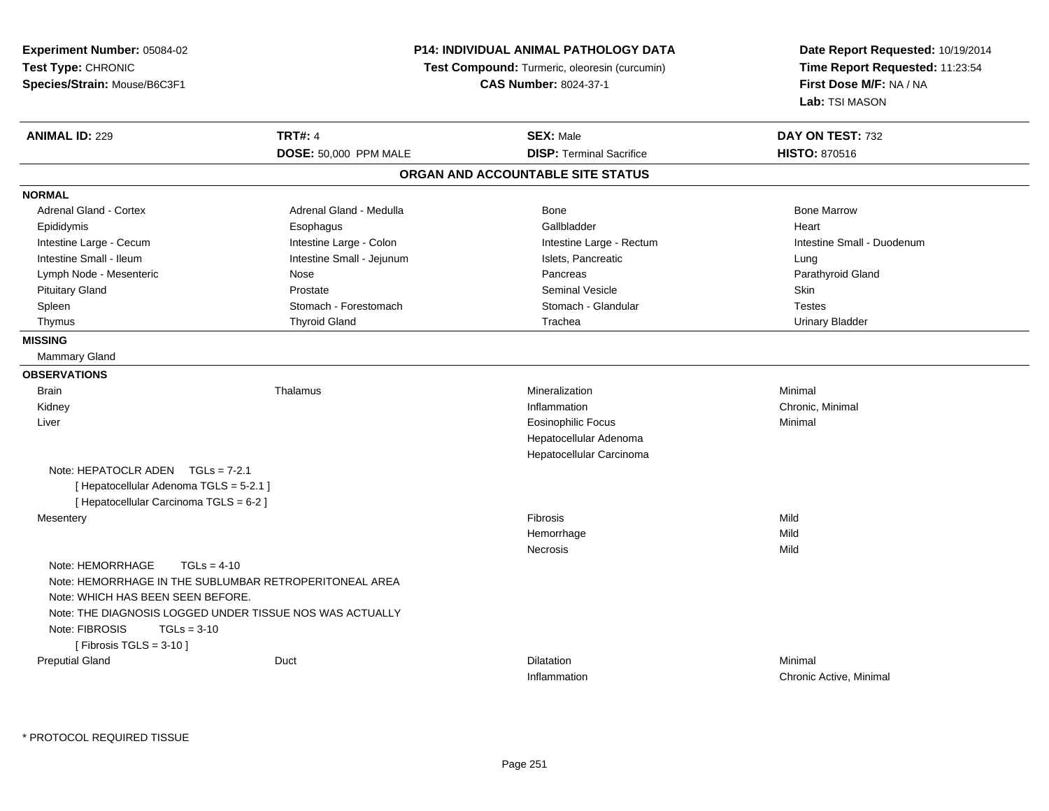**Experiment Number:** 05084-02
**Test Type:** CHRONIC
**Species/Strain:** Mouse/B6C3F1

**P14: INDIVIDUAL ANIMAL PATHOLOGY DATA**
**Test Compound:** Turmeric, oleoresin (curcumin)
**CAS Number:** 8024-37-1

**Date Report Requested:** 10/19/2014
**Time Report Requested:** 11:23:54
**First Dose M/F:** NA / NA
**Lab:** TSI MASON

| **ANIMAL ID:** 229 | **TRT#:** 4 | **SEX:** Male | **DAY ON TEST:** 732 |
|---|---|---|---|
| | **DOSE:** 50,000 PPM MALE | **DISP:** Terminal Sacrifice | **HISTO:** 870516 |

## ORGAN AND ACCOUNTABLE SITE STATUS

**NORMAL**

| | | | |
|---|---|---|---|
| Adrenal Gland - Cortex | Adrenal Gland - Medulla | Bone | Bone Marrow |
| Epididymis | Esophagus | Gallbladder | Heart |
| Intestine Large - Cecum | Intestine Large - Colon | Intestine Large - Rectum | Intestine Small - Duodenum |
| Intestine Small - Ileum | Intestine Small - Jejunum | Islets, Pancreatic | Lung |
| Lymph Node - Mesenteric | Nose | Pancreas | Parathyroid Gland |
| Pituitary Gland | Prostate | Seminal Vesicle | Skin |
| Spleen | Stomach - Forestomach | Stomach - Glandular | Testes |
| Thymus | Thyroid Gland | Trachea | Urinary Bladder |

**MISSING**

Mammary Gland

**OBSERVATIONS**

| | | | |
|---|---|---|---|
| Brain | Thalamus | Mineralization | Minimal |
| Kidney | | Inflammation | Chronic, Minimal |
| Liver | | Eosinophilic Focus | Minimal |
| | | Hepatocellular Adenoma | |
| | | Hepatocellular Carcinoma | |

Note: HEPATOCLR ADEN TGLs = 7-2.1
[ Hepatocellular Adenoma TGLS = 5-2.1 ]
[ Hepatocellular Carcinoma TGLS = 6-2 ]

| | | | |
|---|---|---|---|
| Mesentery | | Fibrosis | Mild |
| | | Hemorrhage | Mild |
| | | Necrosis | Mild |

Note: HEMORRHAGE TGLs = 4-10
Note: HEMORRHAGE IN THE SUBLUMBAR RETROPERITONEAL AREA
Note: WHICH HAS BEEN SEEN BEFORE.
Note: THE DIAGNOSIS LOGGED UNDER TISSUE NOS WAS ACTUALLY
Note: FIBROSIS TGLs = 3-10
[ Fibrosis TGLS = 3-10 ]

| | | | |
|---|---|---|---|
| Preputial Gland | Duct | Dilatation | Minimal |
| | | Inflammation | Chronic Active, Minimal |

* PROTOCOL REQUIRED TISSUE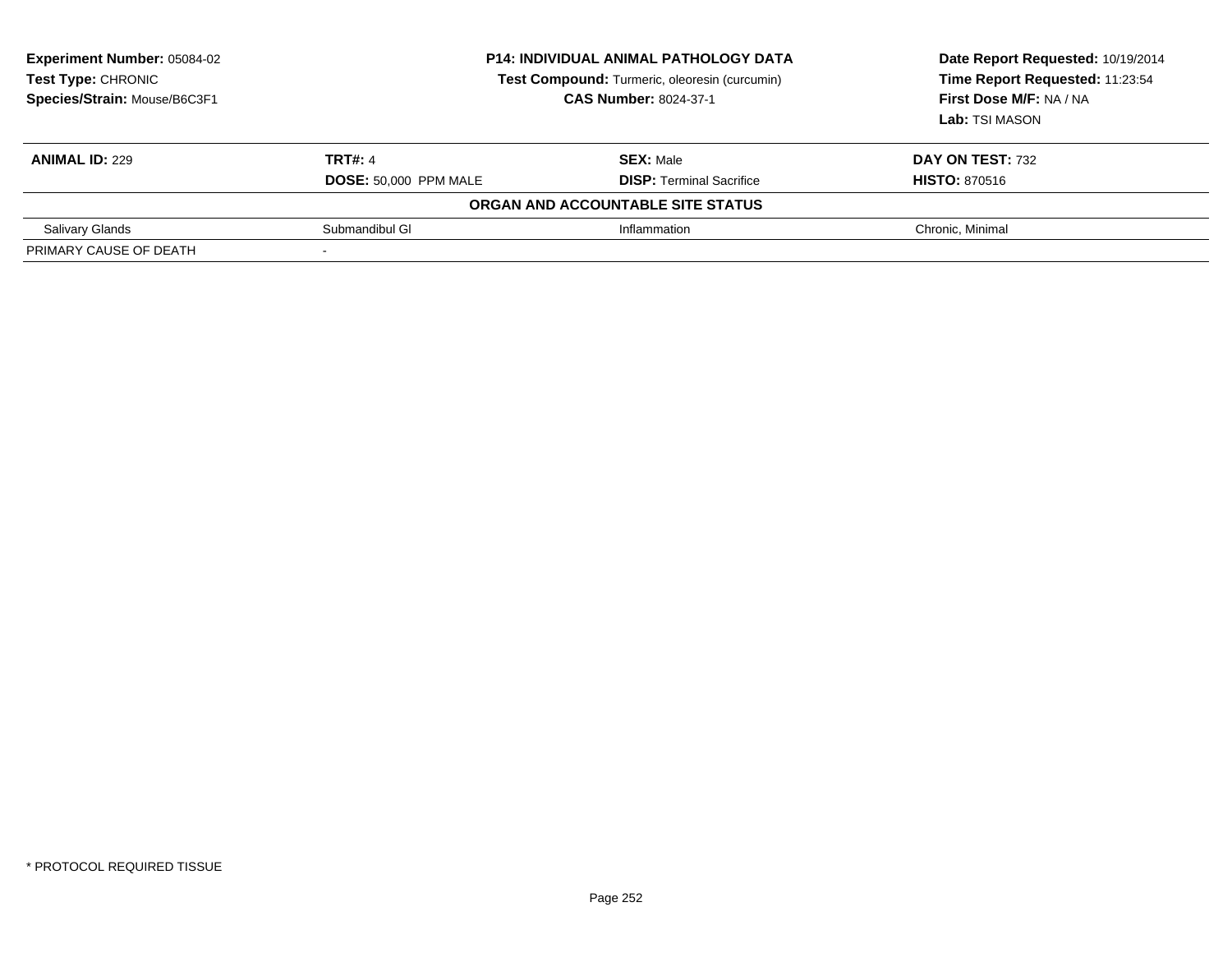**Experiment Number:** 05084-02
**Test Type:** CHRONIC
**Species/Strain:** Mouse/B6C3F1

**P14: INDIVIDUAL ANIMAL PATHOLOGY DATA**
**Test Compound:** Turmeric, oleoresin (curcumin)
**CAS Number:** 8024-37-1

**Date Report Requested:** 10/19/2014
**Time Report Requested:** 11:23:54
**First Dose M/F:** NA / NA
**Lab:** TSI MASON

| **ANIMAL ID:** 229 | **TRT#:** 4 | **SEX:** Male | **DAY ON TEST:** 732 |
|---|---|---|---|
| | **DOSE:** 50,000 PPM MALE | **DISP:** Terminal Sacrifice | **HISTO:** 870516 |
| | | **ORGAN AND ACCOUNTABLE SITE STATUS** | |
| Salivary Glands | Submandibul Gl | Inflammation | Chronic, Minimal |
| PRIMARY CAUSE OF DEATH | - | | |

* PROTOCOL REQUIRED TISSUE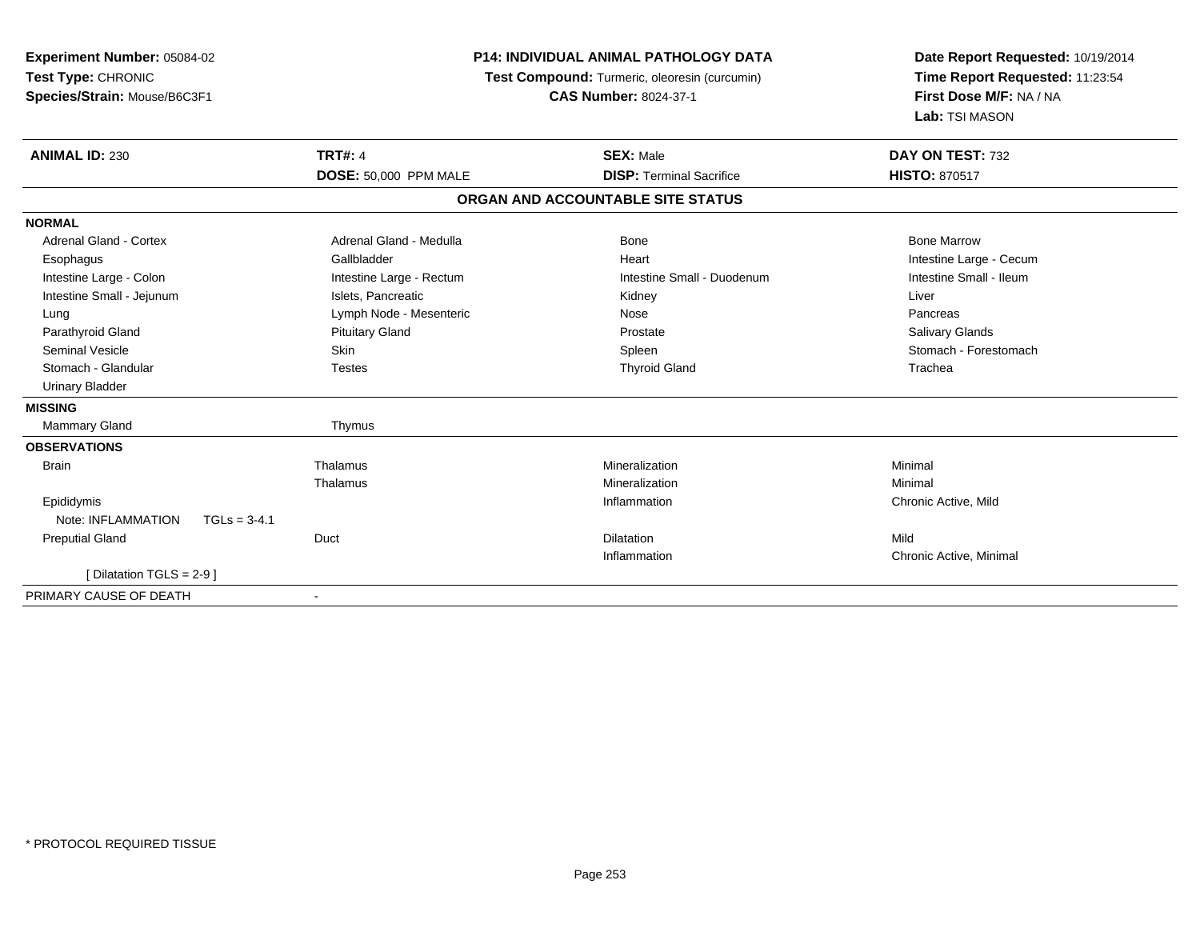**Experiment Number:** 05084-02
**Test Type:** CHRONIC
**Species/Strain:** Mouse/B6C3F1

**P14: INDIVIDUAL ANIMAL PATHOLOGY DATA**
**Test Compound:** Turmeric, oleoresin (curcumin)
**CAS Number:** 8024-37-1

**Date Report Requested:** 10/19/2014
**Time Report Requested:** 11:23:54
**First Dose M/F:** NA / NA
**Lab:** TSI MASON

| **ANIMAL ID:** 230 | **TRT#:** 4 | **SEX:** Male | **DAY ON TEST:** 732 |
|---|---|---|---|
| | **DOSE:** 50,000 PPM MALE | **DISP:** Terminal Sacrifice | **HISTO:** 870517 |

**ORGAN AND ACCOUNTABLE SITE STATUS**

| | | | |
|---|---|---|---|
| **NORMAL** | | | |
| Adrenal Gland - Cortex | Adrenal Gland - Medulla | Bone | Bone Marrow |
| Esophagus | Gallbladder | Heart | Intestine Large - Cecum |
| Intestine Large - Colon | Intestine Large - Rectum | Intestine Small - Duodenum | Intestine Small - Ileum |
| Intestine Small - Jejunum | Islets, Pancreatic | Kidney | Liver |
| Lung | Lymph Node - Mesenteric | Nose | Pancreas |
| Parathyroid Gland | Pituitary Gland | Prostate | Salivary Glands |
| Seminal Vesicle | Skin | Spleen | Stomach - Forestomach |
| Stomach - Glandular | Testes | Thyroid Gland | Trachea |
| Urinary Bladder | | | |
| **MISSING** | | | |
| Mammary Gland | Thymus | | |
| **OBSERVATIONS** | | | |
| Brain | Thalamus | Mineralization | Minimal |
| | Thalamus | Mineralization | Minimal |
| Epididymis | | Inflammation | Chronic Active, Mild |
| Note: INFLAMMATION TGLs = 3-4.1 | | | |
| Preputial Gland | Duct | Dilatation | Mild |
| | | Inflammation | Chronic Active, Minimal |
| [ Dilatation TGLS = 2-9 ] | | | |
| PRIMARY CAUSE OF DEATH | - | | |

* PROTOCOL REQUIRED TISSUE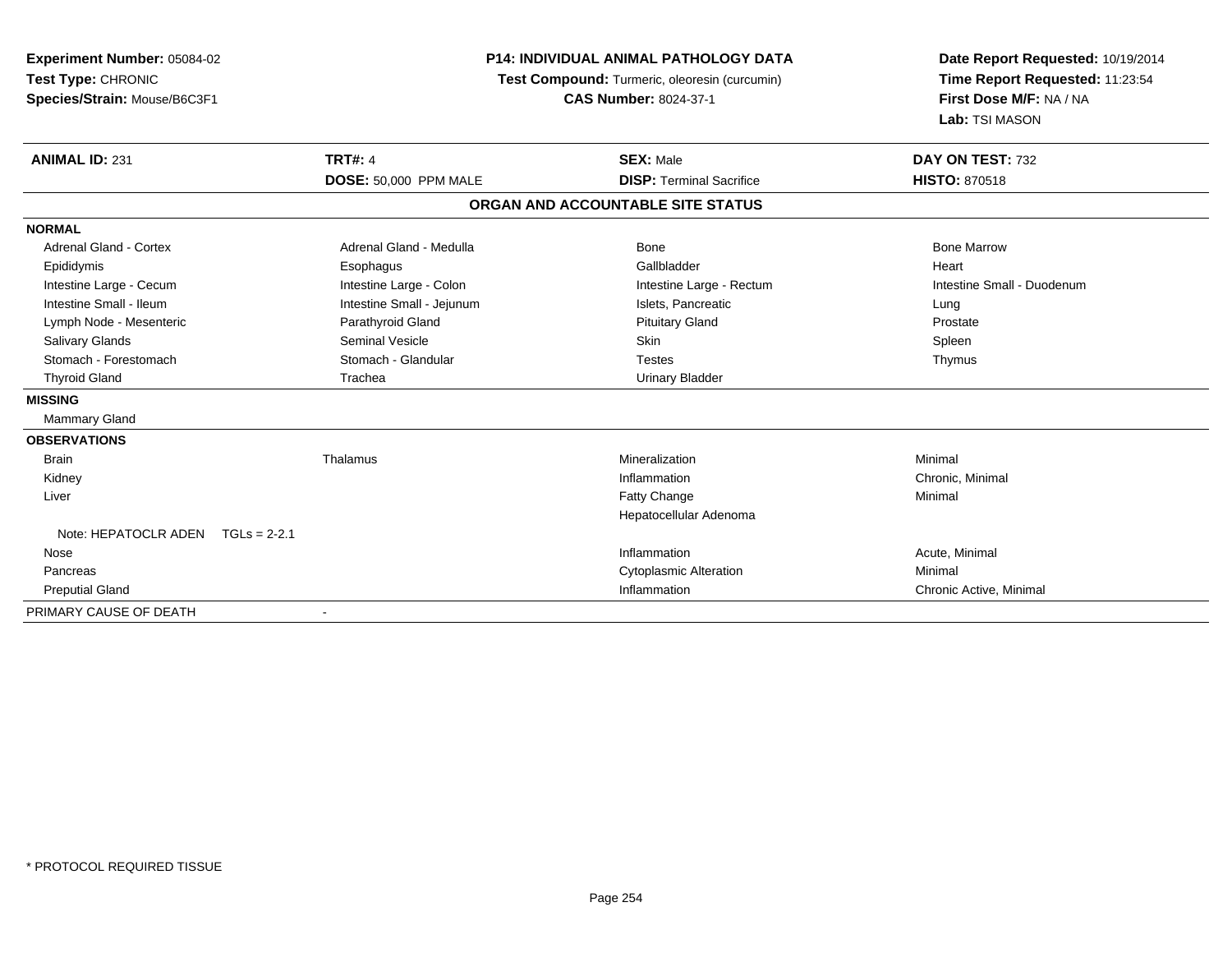**Experiment Number:** 05084-02
**Test Type:** CHRONIC
**Species/Strain:** Mouse/B6C3F1

**P14: INDIVIDUAL ANIMAL PATHOLOGY DATA**
**Test Compound:** Turmeric, oleoresin (curcumin)
**CAS Number:** 8024-37-1

**Date Report Requested:** 10/19/2014
**Time Report Requested:** 11:23:54
**First Dose M/F:** NA / NA
**Lab:** TSI MASON

| **ANIMAL ID:** 231 | **TRT#:** 4 | **SEX:** Male | **DAY ON TEST:** 732 |
|---|---|---|---|
| | **DOSE:** 50,000 PPM MALE | **DISP:** Terminal Sacrifice | **HISTO:** 870518 |

**ORGAN AND ACCOUNTABLE SITE STATUS**

| | | | |
|---|---|---|---|
| **NORMAL** | | | |
| Adrenal Gland - Cortex | Adrenal Gland - Medulla | Bone | Bone Marrow |
| Epididymis | Esophagus | Gallbladder | Heart |
| Intestine Large - Cecum | Intestine Large - Colon | Intestine Large - Rectum | Intestine Small - Duodenum |
| Intestine Small - Ileum | Intestine Small - Jejunum | Islets, Pancreatic | Lung |
| Lymph Node - Mesenteric | Parathyroid Gland | Pituitary Gland | Prostate |
| Salivary Glands | Seminal Vesicle | Skin | Spleen |
| Stomach - Forestomach | Stomach - Glandular | Testes | Thymus |
| Thyroid Gland | Trachea | Urinary Bladder | |
| **MISSING** | | | |
| Mammary Gland | | | |
| **OBSERVATIONS** | | | |
| Brain | Thalamus | Mineralization | Minimal |
| Kidney | | Inflammation | Chronic, Minimal |
| Liver | | Fatty Change | Minimal |
| | | Hepatocellular Adenoma | |
| Note: HEPATOCLR ADEN TGLs = 2-2.1 | | | |
| Nose | | Inflammation | Acute, Minimal |
| Pancreas | | Cytoplasmic Alteration | Minimal |
| Preputial Gland | | Inflammation | Chronic Active, Minimal |
| PRIMARY CAUSE OF DEATH | - | | |

\* PROTOCOL REQUIRED TISSUE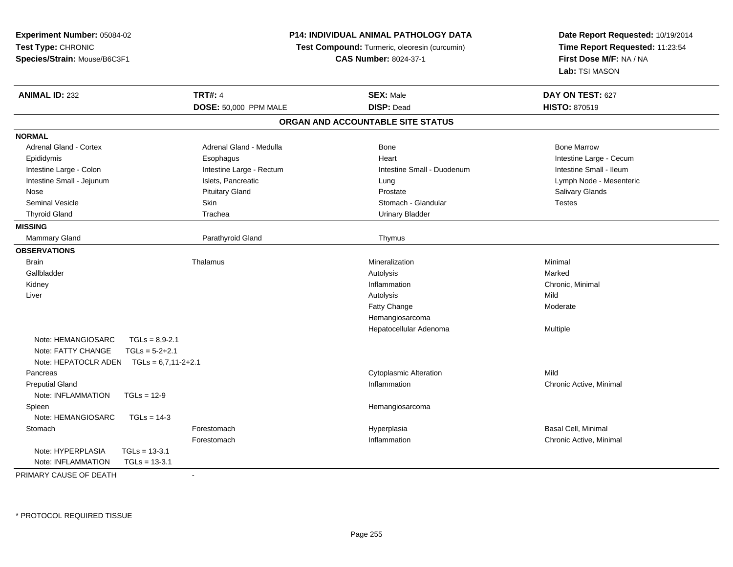**Experiment Number:** 05084-02
**Test Type:** CHRONIC
**Species/Strain:** Mouse/B6C3F1

**P14: INDIVIDUAL ANIMAL PATHOLOGY DATA**
**Test Compound:** Turmeric, oleoresin (curcumin)
**CAS Number:** 8024-37-1

**Date Report Requested:** 10/19/2014
**Time Report Requested:** 11:23:54
**First Dose M/F:** NA / NA
**Lab:** TSI MASON

| **ANIMAL ID:** 232 | **TRT#:** 4 | **SEX:** Male | **DAY ON TEST:** 627 |
|---|---|---|---|
| | **DOSE:** 50,000 PPM MALE | **DISP:** Dead | **HISTO:** 870519 |

**ORGAN AND ACCOUNTABLE SITE STATUS**

**NORMAL**

| | | | |
|---|---|---|---|
| Adrenal Gland - Cortex | Adrenal Gland - Medulla | Bone | Bone Marrow |
| Epididymis | Esophagus | Heart | Intestine Large - Cecum |
| Intestine Large - Colon | Intestine Large - Rectum | Intestine Small - Duodenum | Intestine Small - Ileum |
| Intestine Small - Jejunum | Islets, Pancreatic | Lung | Lymph Node - Mesenteric |
| Nose | Pituitary Gland | Prostate | Salivary Glands |
| Seminal Vesicle | Skin | Stomach - Glandular | Testes |
| Thyroid Gland | Trachea | Urinary Bladder | |

**MISSING**

| | | |
|---|---|---|
| Mammary Gland | Parathyroid Gland | Thymus |

**OBSERVATIONS**

| Organ | Site | Observation | Severity |
|---|---|---|---|
| Brain | Thalamus | Mineralization | Minimal |
| Gallbladder | | Autolysis | Marked |
| Kidney | | Inflammation | Chronic, Minimal |
| Liver | | Autolysis | Mild |
| | | Fatty Change | Moderate |
| | | Hemangiosarcoma | |
| | | Hepatocellular Adenoma | Multiple |
| Note: HEMANGIOSARC TGLs = 8,9-2.1 | | | |
| Note: FATTY CHANGE TGLs = 5-2+2.1 | | | |
| Note: HEPATOCLR ADEN TGLs = 6,7,11-2+2.1 | | | |
| Pancreas | | Cytoplasmic Alteration | Mild |
| Preputial Gland | | Inflammation | Chronic Active, Minimal |
| Note: INFLAMMATION TGLs = 12-9 | | | |
| Spleen | | Hemangiosarcoma | |
| Note: HEMANGIOSARC TGLs = 14-3 | | | |
| Stomach | Forestomach | Hyperplasia | Basal Cell, Minimal |
| | Forestomach | Inflammation | Chronic Active, Minimal |
| Note: HYPERPLASIA TGLs = 13-3.1 | | | |
| Note: INFLAMMATION TGLs = 13-3.1 | | | |

PRIMARY CAUSE OF DEATH -

* PROTOCOL REQUIRED TISSUE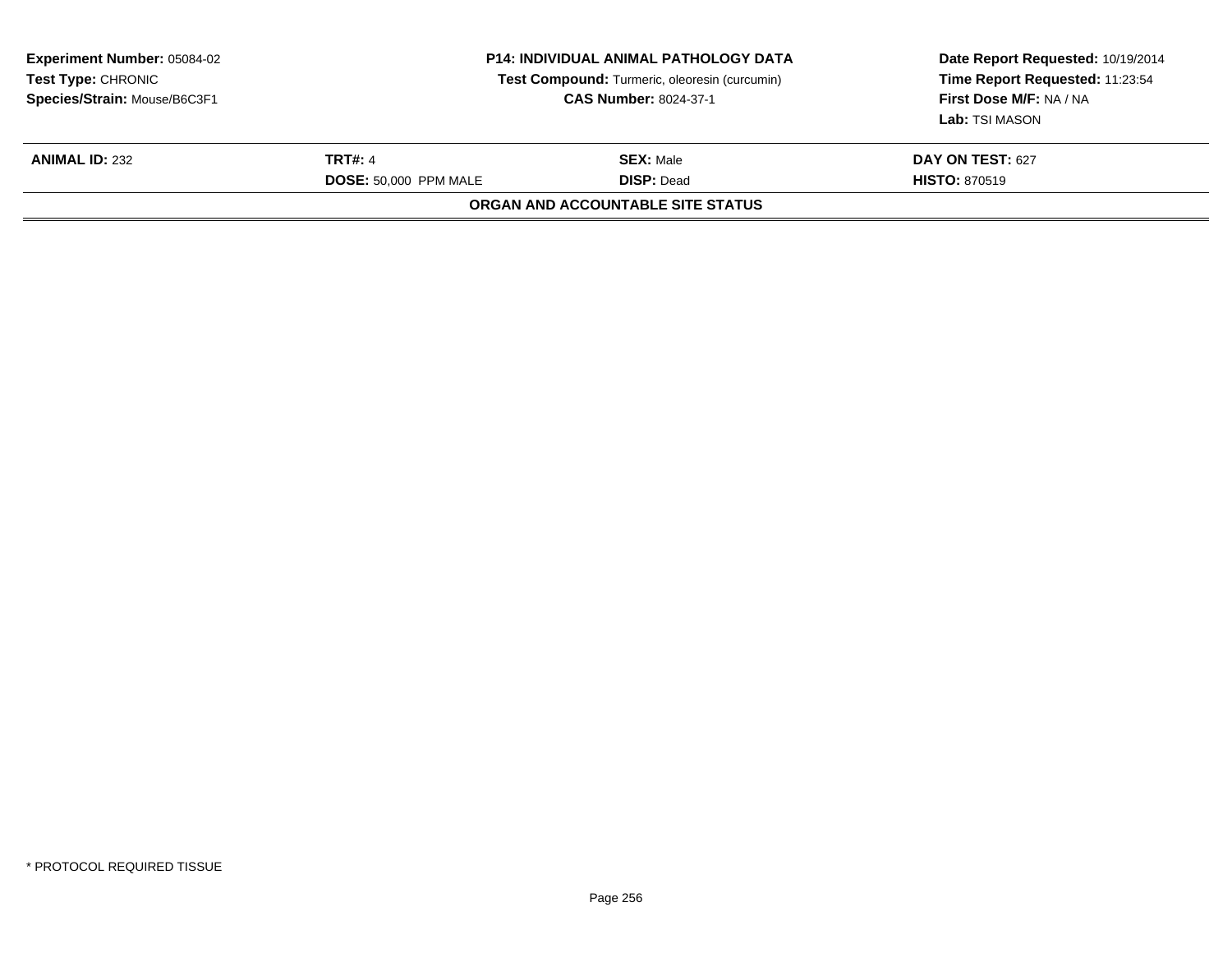**Experiment Number:** 05084-02
**Test Type:** CHRONIC
**Species/Strain:** Mouse/B6C3F1

**P14: INDIVIDUAL ANIMAL PATHOLOGY DATA**
**Test Compound:** Turmeric, oleoresin (curcumin)
**CAS Number:** 8024-37-1

**Date Report Requested:** 10/19/2014
**Time Report Requested:** 11:23:54
**First Dose M/F:** NA / NA
**Lab:** TSI MASON

| **ANIMAL ID:** 232 | **TRT#:** 4 | **SEX:** Male | **DAY ON TEST:** 627 |
|---|---|---|---|
| | **DOSE:** 50,000 PPM MALE | **DISP:** Dead | **HISTO:** 870519 |

**ORGAN AND ACCOUNTABLE SITE STATUS**

* PROTOCOL REQUIRED TISSUE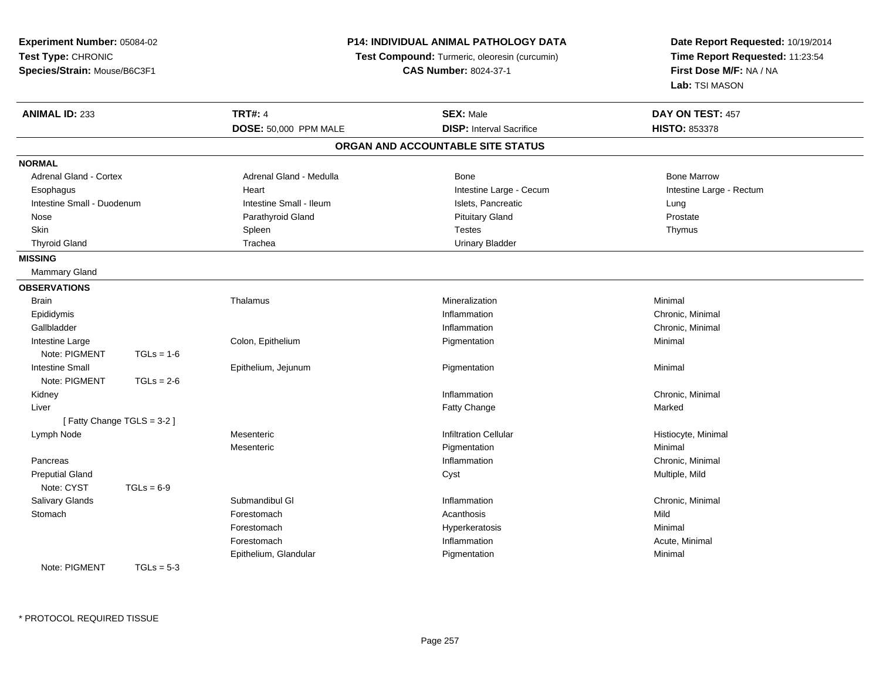**Experiment Number:** 05084-02
**Test Type:** CHRONIC
**Species/Strain:** Mouse/B6C3F1

**P14: INDIVIDUAL ANIMAL PATHOLOGY DATA**
**Test Compound:** Turmeric, oleoresin (curcumin)
**CAS Number:** 8024-37-1

**Date Report Requested:** 10/19/2014
**Time Report Requested:** 11:23:54
**First Dose M/F:** NA / NA
**Lab:** TSI MASON

| **ANIMAL ID:** 233 | **TRT#:** 4 | **SEX:** Male | **DAY ON TEST:** 457 |
|---|---|---|---|
| | **DOSE:** 50,000 PPM MALE | **DISP:** Interval Sacrifice | **HISTO:** 853378 |

## ORGAN AND ACCOUNTABLE SITE STATUS

**NORMAL**

| | | | |
|---|---|---|---|
| Adrenal Gland - Cortex | Adrenal Gland - Medulla | Bone | Bone Marrow |
| Esophagus | Heart | Intestine Large - Cecum | Intestine Large - Rectum |
| Intestine Small - Duodenum | Intestine Small - Ileum | Islets, Pancreatic | Lung |
| Nose | Parathyroid Gland | Pituitary Gland | Prostate |
| Skin | Spleen | Testes | Thymus |
| Thyroid Gland | Trachea | Urinary Bladder | |

**MISSING**

Mammary Gland

**OBSERVATIONS**

| Organ | Site | Observation | Severity |
|---|---|---|---|
| Brain | Thalamus | Mineralization | Minimal |
| Epididymis | | Inflammation | Chronic, Minimal |
| Gallbladder | | Inflammation | Chronic, Minimal |
| Intestine Large | Colon, Epithelium | Pigmentation | Minimal |
| Note: PIGMENT TGLs = 1-6 | | | |
| Intestine Small | Epithelium, Jejunum | Pigmentation | Minimal |
| Note: PIGMENT TGLs = 2-6 | | | |
| Kidney | | Inflammation | Chronic, Minimal |
| Liver | | Fatty Change | Marked |
| [ Fatty Change TGLS = 3-2 ] | | | |
| Lymph Node | Mesenteric | Infiltration Cellular | Histiocyte, Minimal |
| | Mesenteric | Pigmentation | Minimal |
| Pancreas | | Inflammation | Chronic, Minimal |
| Preputial Gland | | Cyst | Multiple, Mild |
| Note: CYST TGLs = 6-9 | | | |
| Salivary Glands | Submandibul Gl | Inflammation | Chronic, Minimal |
| Stomach | Forestomach | Acanthosis | Mild |
| | Forestomach | Hyperkeratosis | Minimal |
| | Forestomach | Inflammation | Acute, Minimal |
| | Epithelium, Glandular | Pigmentation | Minimal |
| Note: PIGMENT TGLs = 5-3 | | | |

* PROTOCOL REQUIRED TISSUE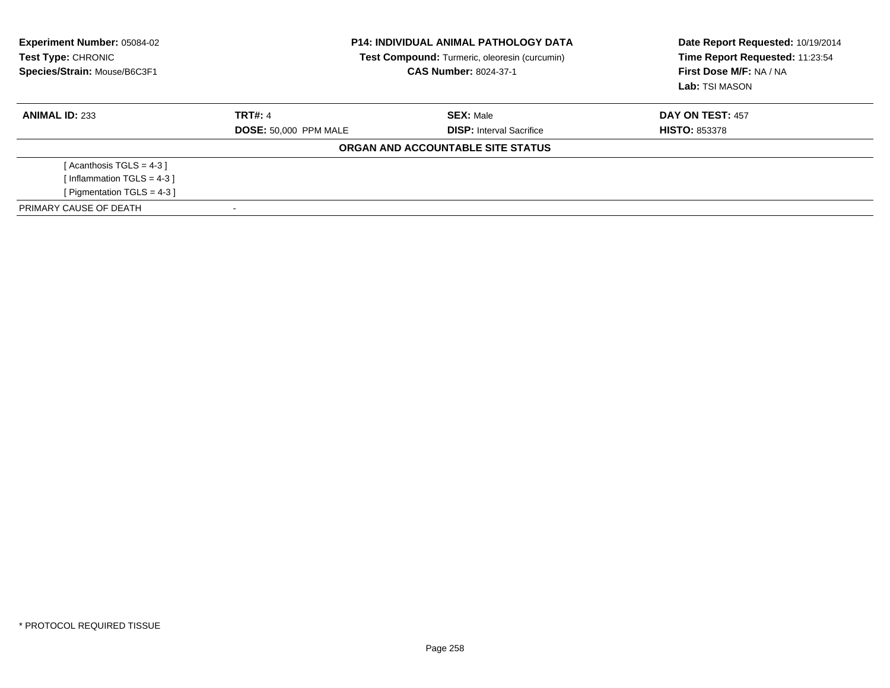**Experiment Number:** 05084-02
**Test Type:** CHRONIC
**Species/Strain:** Mouse/B6C3F1

**P14: INDIVIDUAL ANIMAL PATHOLOGY DATA**
**Test Compound:** Turmeric, oleoresin (curcumin)
**CAS Number:** 8024-37-1

**Date Report Requested:** 10/19/2014
**Time Report Requested:** 11:23:54
**First Dose M/F:** NA / NA
**Lab:** TSI MASON

| **ANIMAL ID:** 233 | **TRT#:** 4 | **SEX:** Male | **DAY ON TEST:** 457 |
|---|---|---|---|
| | **DOSE:** 50,000 PPM MALE | **DISP:** Interval Sacrifice | **HISTO:** 853378 |

**ORGAN AND ACCOUNTABLE SITE STATUS**

[ Acanthosis TGLS = 4-3 ]
[ Inflammation TGLS = 4-3 ]
[ Pigmentation TGLS = 4-3 ]

| PRIMARY CAUSE OF DEATH | - |
|---|---|

* PROTOCOL REQUIRED TISSUE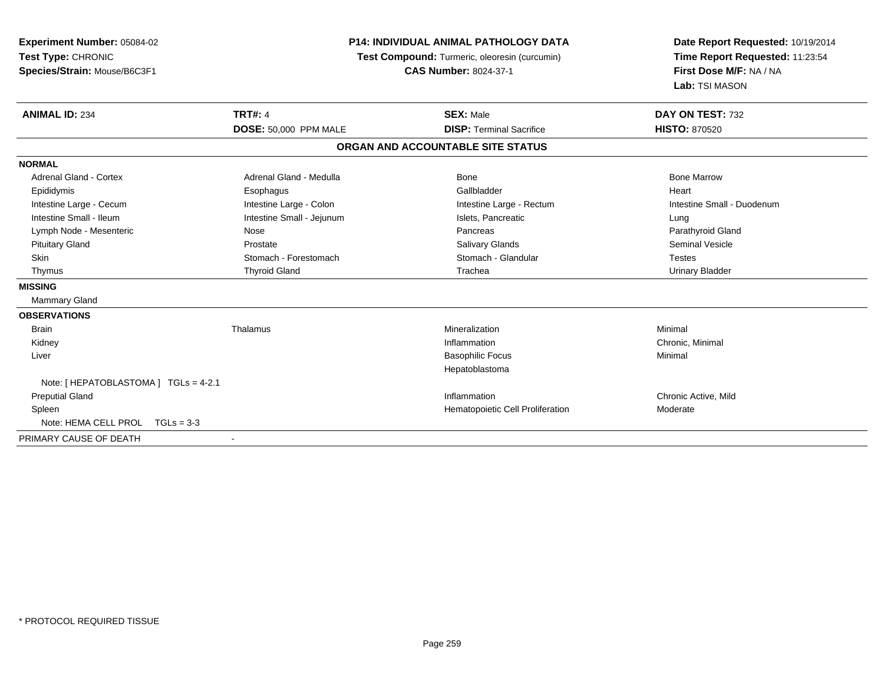**Experiment Number:** 05084-02
**Test Type:** CHRONIC
**Species/Strain:** Mouse/B6C3F1

**P14: INDIVIDUAL ANIMAL PATHOLOGY DATA**
**Test Compound:** Turmeric, oleoresin (curcumin)
**CAS Number:** 8024-37-1

**Date Report Requested:** 10/19/2014
**Time Report Requested:** 11:23:54
**First Dose M/F:** NA / NA
**Lab:** TSI MASON

| **ANIMAL ID:** 234 | **TRT#:** 4 | **SEX:** Male | **DAY ON TEST:** 732 |
|---|---|---|---|
| | **DOSE:** 50,000 PPM MALE | **DISP:** Terminal Sacrifice | **HISTO:** 870520 |

**ORGAN AND ACCOUNTABLE SITE STATUS**

**NORMAL**

| | | | |
|---|---|---|---|
| Adrenal Gland - Cortex | Adrenal Gland - Medulla | Bone | Bone Marrow |
| Epididymis | Esophagus | Gallbladder | Heart |
| Intestine Large - Cecum | Intestine Large - Colon | Intestine Large - Rectum | Intestine Small - Duodenum |
| Intestine Small - Ileum | Intestine Small - Jejunum | Islets, Pancreatic | Lung |
| Lymph Node - Mesenteric | Nose | Pancreas | Parathyroid Gland |
| Pituitary Gland | Prostate | Salivary Glands | Seminal Vesicle |
| Skin | Stomach - Forestomach | Stomach - Glandular | Testes |
| Thymus | Thyroid Gland | Trachea | Urinary Bladder |

**MISSING**

Mammary Gland

**OBSERVATIONS**

| | | | |
|---|---|---|---|
| Brain | Thalamus | Mineralization | Minimal |
| Kidney | | Inflammation | Chronic, Minimal |
| Liver | | Basophilic Focus | Minimal |
| | | Hepatoblastoma | |
| Note: [ HEPATOBLASTOMA ] TGLs = 4-2.1 | | | |
| Preputial Gland | | Inflammation | Chronic Active, Mild |
| Spleen | | Hematopoietic Cell Proliferation | Moderate |
| Note: HEMA CELL PROL TGLs = 3-3 | | | |

PRIMARY CAUSE OF DEATH -

\* PROTOCOL REQUIRED TISSUE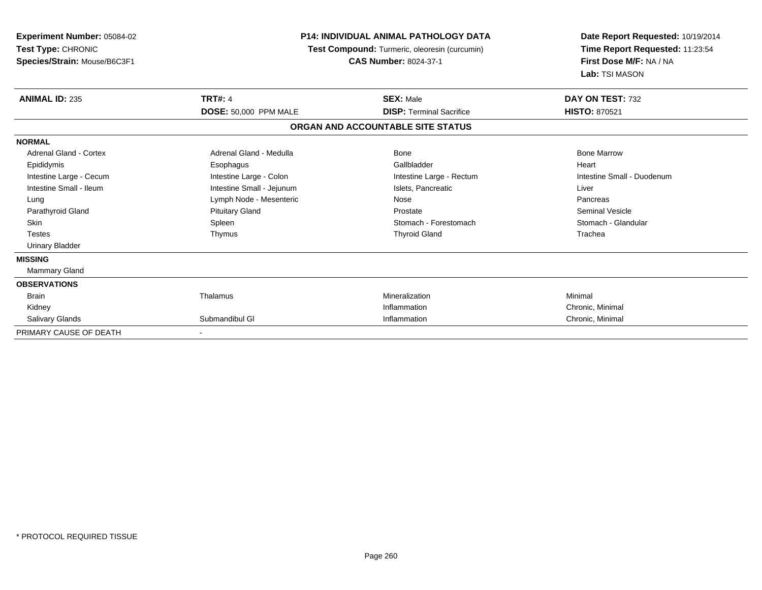**Experiment Number:** 05084-02
**Test Type:** CHRONIC
**Species/Strain:** Mouse/B6C3F1

**P14: INDIVIDUAL ANIMAL PATHOLOGY DATA**
**Test Compound:** Turmeric, oleoresin (curcumin)
**CAS Number:** 8024-37-1

**Date Report Requested:** 10/19/2014
**Time Report Requested:** 11:23:54
**First Dose M/F:** NA / NA
**Lab:** TSI MASON

| **ANIMAL ID:** 235 | **TRT#:** 4 | **SEX:** Male | **DAY ON TEST:** 732 |
|---|---|---|---|
| | **DOSE:** 50,000 PPM MALE | **DISP:** Terminal Sacrifice | **HISTO:** 870521 |

**ORGAN AND ACCOUNTABLE SITE STATUS**

| | | | |
|---|---|---|---|
| **NORMAL** | | | |
| Adrenal Gland - Cortex | Adrenal Gland - Medulla | Bone | Bone Marrow |
| Epididymis | Esophagus | Gallbladder | Heart |
| Intestine Large - Cecum | Intestine Large - Colon | Intestine Large - Rectum | Intestine Small - Duodenum |
| Intestine Small - Ileum | Intestine Small - Jejunum | Islets, Pancreatic | Liver |
| Lung | Lymph Node - Mesenteric | Nose | Pancreas |
| Parathyroid Gland | Pituitary Gland | Prostate | Seminal Vesicle |
| Skin | Spleen | Stomach - Forestomach | Stomach - Glandular |
| Testes | Thymus | Thyroid Gland | Trachea |
| Urinary Bladder | | | |
| **MISSING** | | | |
| Mammary Gland | | | |
| **OBSERVATIONS** | | | |
| Brain | Thalamus | Mineralization | Minimal |
| Kidney | | Inflammation | Chronic, Minimal |
| Salivary Glands | Submandibul Gl | Inflammation | Chronic, Minimal |
| PRIMARY CAUSE OF DEATH | - | | |

* PROTOCOL REQUIRED TISSUE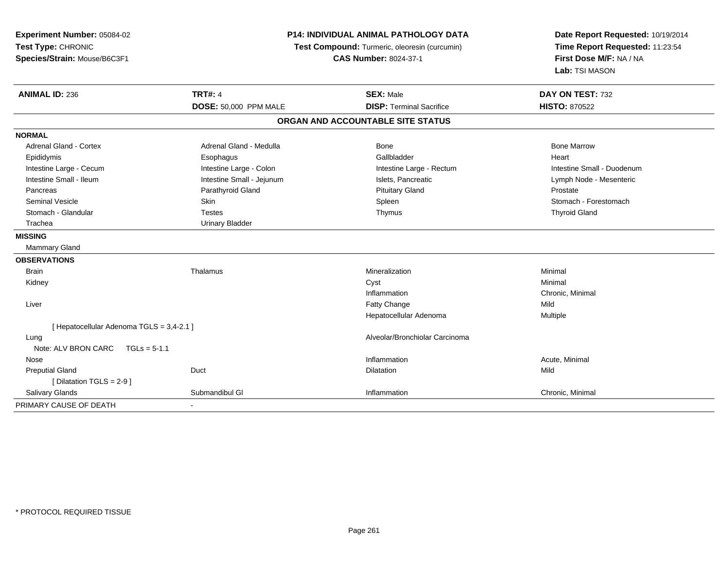**Experiment Number:** 05084-02
**Test Type:** CHRONIC
**Species/Strain:** Mouse/B6C3F1

**P14: INDIVIDUAL ANIMAL PATHOLOGY DATA**
**Test Compound:** Turmeric, oleoresin (curcumin)
**CAS Number:** 8024-37-1

**Date Report Requested:** 10/19/2014
**Time Report Requested:** 11:23:54
**First Dose M/F:** NA / NA
**Lab:** TSI MASON

| **ANIMAL ID:** 236 | **TRT#:** 4 | **SEX:** Male | **DAY ON TEST:** 732 |
|---|---|---|---|
| | **DOSE:** 50,000 PPM MALE | **DISP:** Terminal Sacrifice | **HISTO:** 870522 |

## ORGAN AND ACCOUNTABLE SITE STATUS

**NORMAL**

| | | | |
|---|---|---|---|
| Adrenal Gland - Cortex | Adrenal Gland - Medulla | Bone | Bone Marrow |
| Epididymis | Esophagus | Gallbladder | Heart |
| Intestine Large - Cecum | Intestine Large - Colon | Intestine Large - Rectum | Intestine Small - Duodenum |
| Intestine Small - Ileum | Intestine Small - Jejunum | Islets, Pancreatic | Lymph Node - Mesenteric |
| Pancreas | Parathyroid Gland | Pituitary Gland | Prostate |
| Seminal Vesicle | Skin | Spleen | Stomach - Forestomach |
| Stomach - Glandular | Testes | Thymus | Thyroid Gland |
| Trachea | Urinary Bladder | | |

**MISSING**

Mammary Gland

**OBSERVATIONS**

| | | | |
|---|---|---|---|
| Brain | Thalamus | Mineralization | Minimal |
| Kidney | | Cyst | Minimal |
| | | Inflammation | Chronic, Minimal |
| Liver | | Fatty Change | Mild |
| | | Hepatocellular Adenoma | Multiple |
| [ Hepatocellular Adenoma TGLS = 3,4-2.1 ] | | | |
| Lung | | Alveolar/Bronchiolar Carcinoma | |
| Note: ALV BRON CARC TGLs = 5-1.1 | | | |
| Nose | | Inflammation | Acute, Minimal |
| Preputial Gland | Duct | Dilatation | Mild |
| [ Dilatation TGLS = 2-9 ] | | | |
| Salivary Glands | Submandibul Gl | Inflammation | Chronic, Minimal |

PRIMARY CAUSE OF DEATH -

* PROTOCOL REQUIRED TISSUE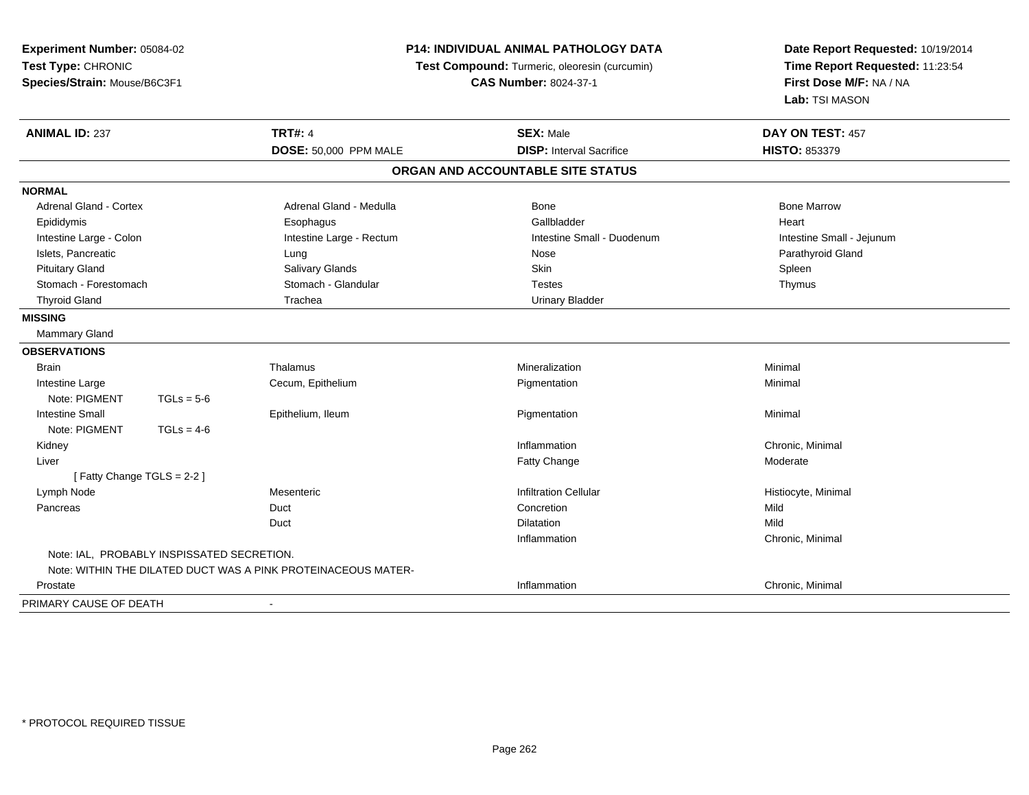**Experiment Number:** 05084-02
**Test Type:** CHRONIC
**Species/Strain:** Mouse/B6C3F1

**P14: INDIVIDUAL ANIMAL PATHOLOGY DATA**
**Test Compound:** Turmeric, oleoresin (curcumin)
**CAS Number:** 8024-37-1

**Date Report Requested:** 10/19/2014
**Time Report Requested:** 11:23:54
**First Dose M/F:** NA / NA
**Lab:** TSI MASON

| **ANIMAL ID:** 237 | **TRT#:** 4 | **SEX:** Male | **DAY ON TEST:** 457 |
|---|---|---|---|
| | **DOSE:** 50,000 PPM MALE | **DISP:** Interval Sacrifice | **HISTO:** 853379 |

## ORGAN AND ACCOUNTABLE SITE STATUS

**NORMAL**

| | | | |
|---|---|---|---|
| Adrenal Gland - Cortex | Adrenal Gland - Medulla | Bone | Bone Marrow |
| Epididymis | Esophagus | Gallbladder | Heart |
| Intestine Large - Colon | Intestine Large - Rectum | Intestine Small - Duodenum | Intestine Small - Jejunum |
| Islets, Pancreatic | Lung | Nose | Parathyroid Gland |
| Pituitary Gland | Salivary Glands | Skin | Spleen |
| Stomach - Forestomach | Stomach - Glandular | Testes | Thymus |
| Thyroid Gland | Trachea | Urinary Bladder | |

**MISSING**

Mammary Gland

**OBSERVATIONS**

| | | | |
|---|---|---|---|
| Brain | Thalamus | Mineralization | Minimal |
| Intestine Large | Cecum, Epithelium | Pigmentation | Minimal |
| Note: PIGMENT TGLs = 5-6 | | | |
| Intestine Small | Epithelium, Ileum | Pigmentation | Minimal |
| Note: PIGMENT TGLs = 4-6 | | | |
| Kidney | | Inflammation | Chronic, Minimal |
| Liver | | Fatty Change | Moderate |
| [ Fatty Change TGLS = 2-2 ] | | | |
| Lymph Node | Mesenteric | Infiltration Cellular | Histiocyte, Minimal |
| Pancreas | Duct | Concretion | Mild |
| | Duct | Dilatation | Mild |
| | | Inflammation | Chronic, Minimal |
| Note: IAL, PROBABLY INSPISSATED SECRETION. | | | |
| Note: WITHIN THE DILATED DUCT WAS A PINK PROTEINACEOUS MATER- | | | |
| Prostate | | Inflammation | Chronic, Minimal |

PRIMARY CAUSE OF DEATH -

\* PROTOCOL REQUIRED TISSUE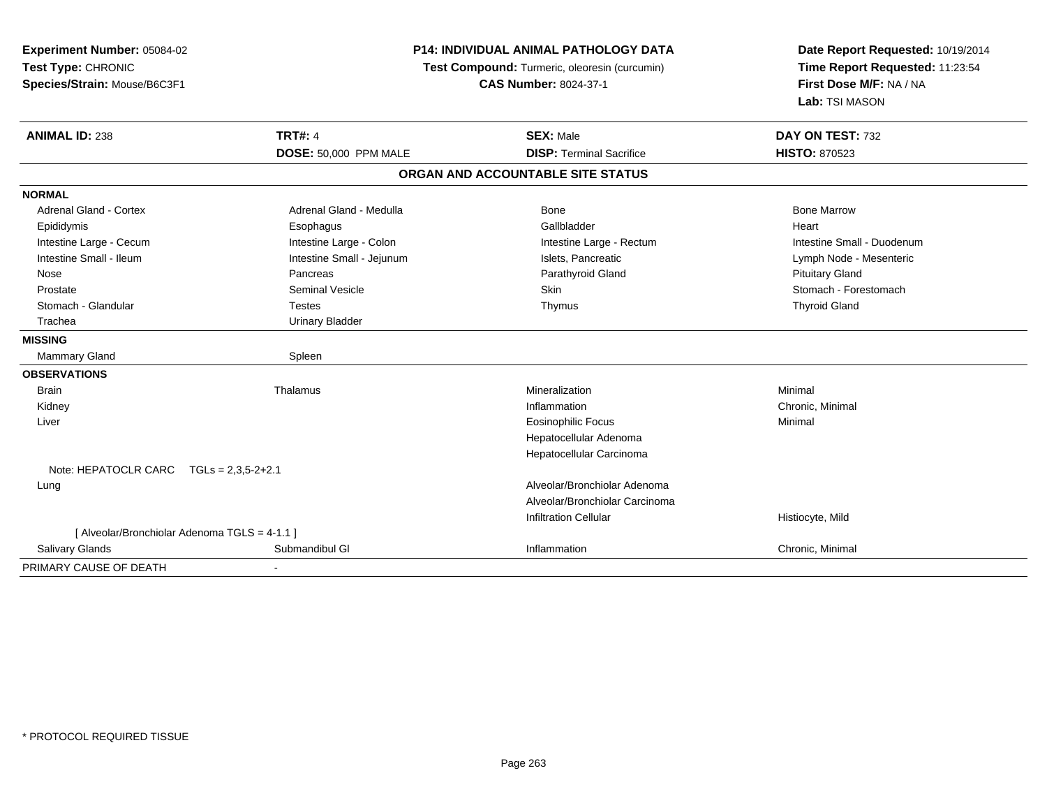**Experiment Number:** 05084-02
**Test Type:** CHRONIC
**Species/Strain:** Mouse/B6C3F1

**P14: INDIVIDUAL ANIMAL PATHOLOGY DATA**
**Test Compound:** Turmeric, oleoresin (curcumin)
**CAS Number:** 8024-37-1

**Date Report Requested:** 10/19/2014
**Time Report Requested:** 11:23:54
**First Dose M/F:** NA / NA
**Lab:** TSI MASON

| **ANIMAL ID:** 238 | **TRT#:** 4 | **SEX:** Male | **DAY ON TEST:** 732 |
|---|---|---|---|
| | **DOSE:** 50,000 PPM MALE | **DISP:** Terminal Sacrifice | **HISTO:** 870523 |

**ORGAN AND ACCOUNTABLE SITE STATUS**

| | | | |
|---|---|---|---|
| **NORMAL** | | | |
| Adrenal Gland - Cortex | Adrenal Gland - Medulla | Bone | Bone Marrow |
| Epididymis | Esophagus | Gallbladder | Heart |
| Intestine Large - Cecum | Intestine Large - Colon | Intestine Large - Rectum | Intestine Small - Duodenum |
| Intestine Small - Ileum | Intestine Small - Jejunum | Islets, Pancreatic | Lymph Node - Mesenteric |
| Nose | Pancreas | Parathyroid Gland | Pituitary Gland |
| Prostate | Seminal Vesicle | Skin | Stomach - Forestomach |
| Stomach - Glandular | Testes | Thymus | Thyroid Gland |
| Trachea | Urinary Bladder | | |
| **MISSING** | | | |
| Mammary Gland | Spleen | | |
| **OBSERVATIONS** | | | |
| Brain | Thalamus | Mineralization | Minimal |
| Kidney | | Inflammation | Chronic, Minimal |
| Liver | | Eosinophilic Focus | Minimal |
| | | Hepatocellular Adenoma | |
| | | Hepatocellular Carcinoma | |
| Note: HEPATOCLR CARC TGLs = 2,3,5-2+2.1 | | | |
| Lung | | Alveolar/Bronchiolar Adenoma | |
| | | Alveolar/Bronchiolar Carcinoma | |
| | | Infiltration Cellular | Histiocyte, Mild |
| [ Alveolar/Bronchiolar Adenoma TGLS = 4-1.1 ] | | | |
| Salivary Glands | Submandibul Gl | Inflammation | Chronic, Minimal |
| PRIMARY CAUSE OF DEATH | - | | |

\* PROTOCOL REQUIRED TISSUE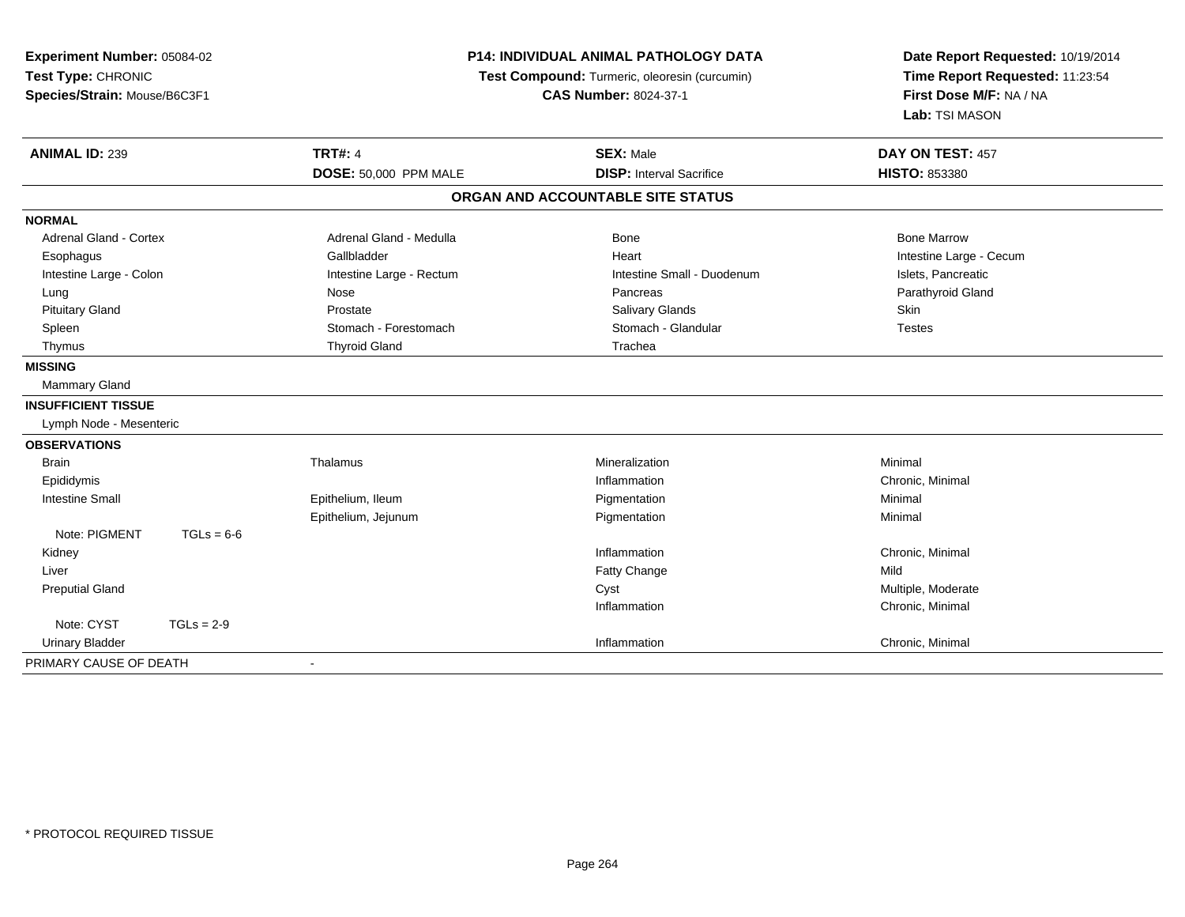**Experiment Number:** 05084-02
**Test Type:** CHRONIC
**Species/Strain:** Mouse/B6C3F1

**P14: INDIVIDUAL ANIMAL PATHOLOGY DATA**
**Test Compound:** Turmeric, oleoresin (curcumin)
**CAS Number:** 8024-37-1

**Date Report Requested:** 10/19/2014
**Time Report Requested:** 11:23:54
**First Dose M/F:** NA / NA
**Lab:** TSI MASON

| **ANIMAL ID:** 239 | **TRT#:** 4 | **SEX:** Male | **DAY ON TEST:** 457 |
|---|---|---|---|
| | **DOSE:** 50,000 PPM MALE | **DISP:** Interval Sacrifice | **HISTO:** 853380 |

## ORGAN AND ACCOUNTABLE SITE STATUS

**NORMAL**

| | | | |
|---|---|---|---|
| Adrenal Gland - Cortex | Adrenal Gland - Medulla | Bone | Bone Marrow |
| Esophagus | Gallbladder | Heart | Intestine Large - Cecum |
| Intestine Large - Colon | Intestine Large - Rectum | Intestine Small - Duodenum | Islets, Pancreatic |
| Lung | Nose | Pancreas | Parathyroid Gland |
| Pituitary Gland | Prostate | Salivary Glands | Skin |
| Spleen | Stomach - Forestomach | Stomach - Glandular | Testes |
| Thymus | Thyroid Gland | Trachea | |

**MISSING**

Mammary Gland

**INSUFFICIENT TISSUE**

Lymph Node - Mesenteric

**OBSERVATIONS**

| | | | |
|---|---|---|---|
| Brain | Thalamus | Mineralization | Minimal |
| Epididymis | | Inflammation | Chronic, Minimal |
| Intestine Small | Epithelium, Ileum | Pigmentation | Minimal |
| | Epithelium, Jejunum | Pigmentation | Minimal |
| Note: PIGMENT TGLs = 6-6 | | | |
| Kidney | | Inflammation | Chronic, Minimal |
| Liver | | Fatty Change | Mild |
| Preputial Gland | | Cyst | Multiple, Moderate |
| | | Inflammation | Chronic, Minimal |
| Note: CYST TGLs = 2-9 | | | |
| Urinary Bladder | | Inflammation | Chronic, Minimal |

PRIMARY CAUSE OF DEATH -

* PROTOCOL REQUIRED TISSUE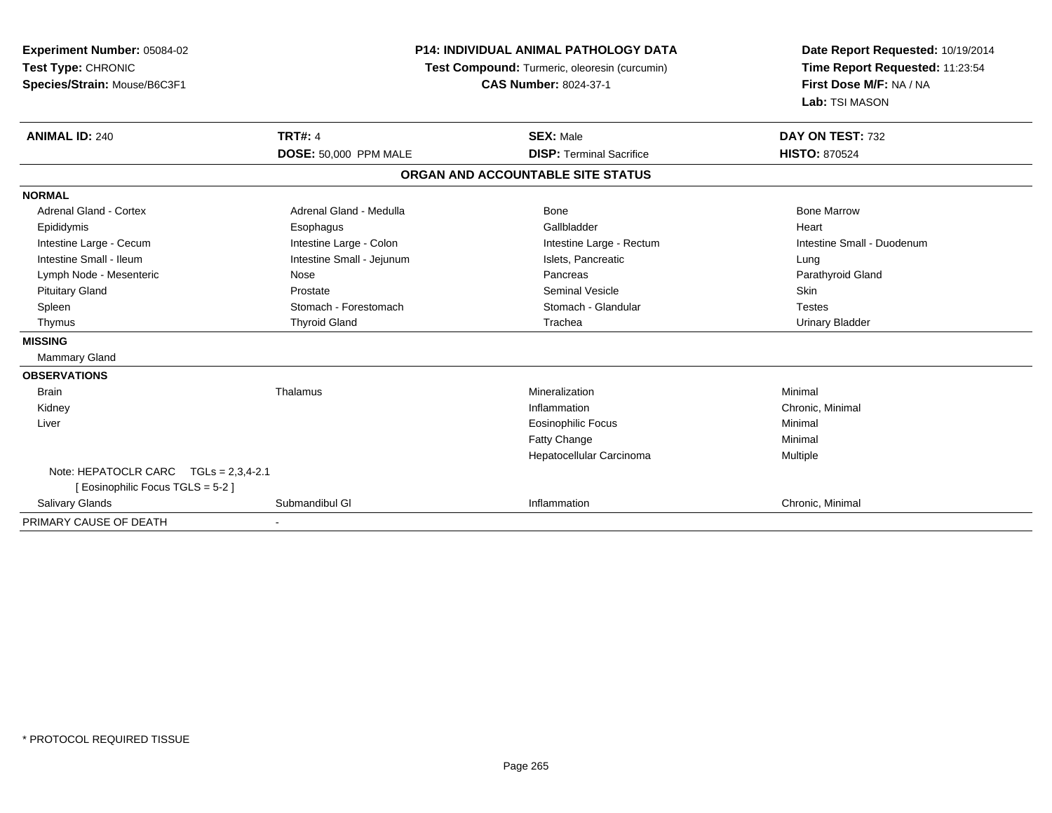**Experiment Number:** 05084-02
**Test Type:** CHRONIC
**Species/Strain:** Mouse/B6C3F1

**P14: INDIVIDUAL ANIMAL PATHOLOGY DATA**
**Test Compound:** Turmeric, oleoresin (curcumin)
**CAS Number:** 8024-37-1

**Date Report Requested:** 10/19/2014
**Time Report Requested:** 11:23:54
**First Dose M/F:** NA / NA
**Lab:** TSI MASON

| **ANIMAL ID:** 240 | **TRT#:** 4 | **SEX:** Male | **DAY ON TEST:** 732 |
|---|---|---|---|
| | **DOSE:** 50,000 PPM MALE | **DISP:** Terminal Sacrifice | **HISTO:** 870524 |

## ORGAN AND ACCOUNTABLE SITE STATUS

| | | | |
|---|---|---|---|
| **NORMAL** | | | |
| Adrenal Gland - Cortex | Adrenal Gland - Medulla | Bone | Bone Marrow |
| Epididymis | Esophagus | Gallbladder | Heart |
| Intestine Large - Cecum | Intestine Large - Colon | Intestine Large - Rectum | Intestine Small - Duodenum |
| Intestine Small - Ileum | Intestine Small - Jejunum | Islets, Pancreatic | Lung |
| Lymph Node - Mesenteric | Nose | Pancreas | Parathyroid Gland |
| Pituitary Gland | Prostate | Seminal Vesicle | Skin |
| Spleen | Stomach - Forestomach | Stomach - Glandular | Testes |
| Thymus | Thyroid Gland | Trachea | Urinary Bladder |
| **MISSING** | | | |
| Mammary Gland | | | |
| **OBSERVATIONS** | | | |
| Brain | Thalamus | Mineralization | Minimal |
| Kidney | | Inflammation | Chronic, Minimal |
| Liver | | Eosinophilic Focus | Minimal |
| | | Fatty Change | Minimal |
| | | Hepatocellular Carcinoma | Multiple |
| Note: HEPATOCLR CARC TGLs = 2,3,4-2.1 [ Eosinophilic Focus TGLS = 5-2 ] | | | |
| Salivary Glands | Submandibul Gl | Inflammation | Chronic, Minimal |
| PRIMARY CAUSE OF DEATH | - | | |

* PROTOCOL REQUIRED TISSUE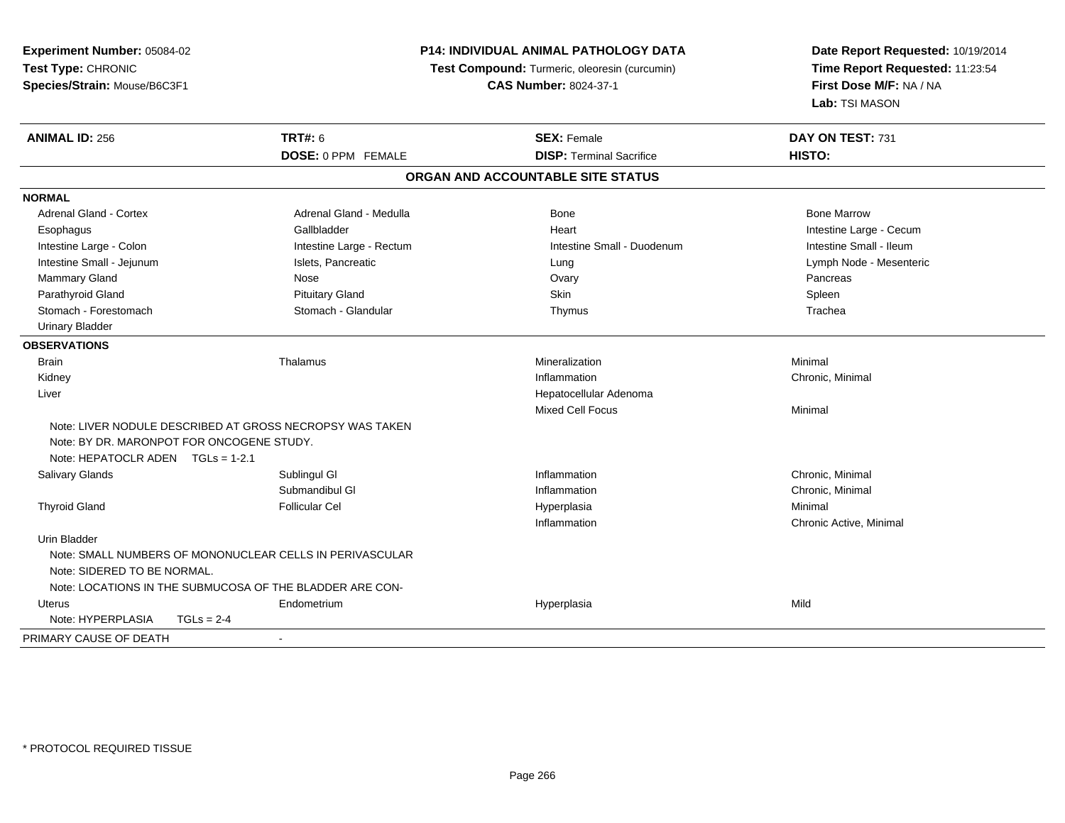**Experiment Number:** 05084-02
**Test Type:** CHRONIC
**Species/Strain:** Mouse/B6C3F1

**P14: INDIVIDUAL ANIMAL PATHOLOGY DATA**
**Test Compound:** Turmeric, oleoresin (curcumin)
**CAS Number:** 8024-37-1

**Date Report Requested:** 10/19/2014
**Time Report Requested:** 11:23:54
**First Dose M/F:** NA / NA
**Lab:** TSI MASON

| **ANIMAL ID:** 256 | **TRT#:** 6 | **SEX:** Female | **DAY ON TEST:** 731 |
|---|---|---|---|
| | **DOSE:** 0 PPM FEMALE | **DISP:** Terminal Sacrifice | **HISTO:** |

**ORGAN AND ACCOUNTABLE SITE STATUS**

| | | | |
|---|---|---|---|
| **NORMAL** | | | |
| Adrenal Gland - Cortex | Adrenal Gland - Medulla | Bone | Bone Marrow |
| Esophagus | Gallbladder | Heart | Intestine Large - Cecum |
| Intestine Large - Colon | Intestine Large - Rectum | Intestine Small - Duodenum | Intestine Small - Ileum |
| Intestine Small - Jejunum | Islets, Pancreatic | Lung | Lymph Node - Mesenteric |
| Mammary Gland | Nose | Ovary | Pancreas |
| Parathyroid Gland | Pituitary Gland | Skin | Spleen |
| Stomach - Forestomach | Stomach - Glandular | Thymus | Trachea |
| Urinary Bladder | | | |
| **OBSERVATIONS** | | | |
| Brain | Thalamus | Mineralization | Minimal |
| Kidney | | Inflammation | Chronic, Minimal |
| Liver | | Hepatocellular Adenoma | |
| | | Mixed Cell Focus | Minimal |
| Note: LIVER NODULE DESCRIBED AT GROSS NECROPSY WAS TAKEN | | | |
| Note: BY DR. MARONPOT FOR ONCOGENE STUDY. | | | |
| Note: HEPATOCLR ADEN TGLs = 1-2.1 | | | |
| Salivary Glands | Sublingul Gl | Inflammation | Chronic, Minimal |
| | Submandibul Gl | Inflammation | Chronic, Minimal |
| Thyroid Gland | Follicular Cel | Hyperplasia | Minimal |
| | | Inflammation | Chronic Active, Minimal |
| Urin Bladder | | | |
| Note: SMALL NUMBERS OF MONONUCLEAR CELLS IN PERIVASCULAR | | | |
| Note: SIDERED TO BE NORMAL. | | | |
| Note: LOCATIONS IN THE SUBMUCOSA OF THE BLADDER ARE CON- | | | |
| Uterus | Endometrium | Hyperplasia | Mild |
| Note: HYPERPLASIA TGLs = 2-4 | | | |
| PRIMARY CAUSE OF DEATH | - | | |

\* PROTOCOL REQUIRED TISSUE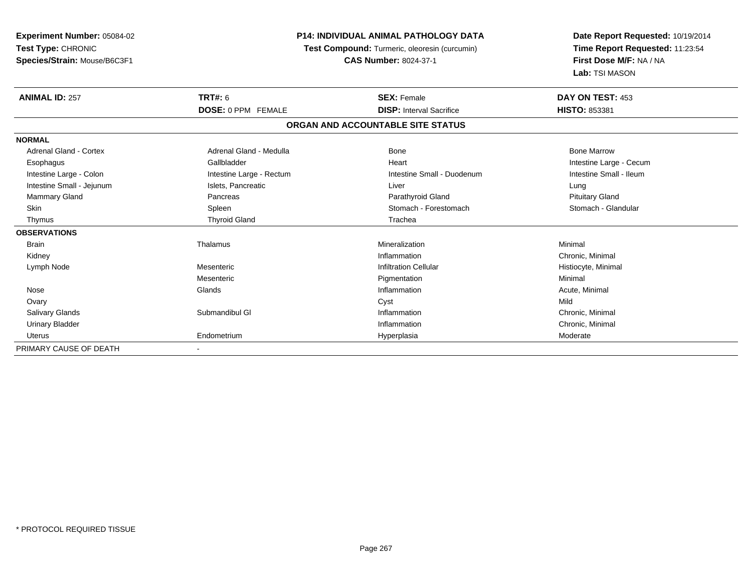**Experiment Number:** 05084-02
**Test Type:** CHRONIC
**Species/Strain:** Mouse/B6C3F1

**P14: INDIVIDUAL ANIMAL PATHOLOGY DATA**
**Test Compound:** Turmeric, oleoresin (curcumin)
**CAS Number:** 8024-37-1

**Date Report Requested:** 10/19/2014
**Time Report Requested:** 11:23:54
**First Dose M/F:** NA / NA
**Lab:** TSI MASON

| **ANIMAL ID:** 257 | **TRT#:** 6 | **SEX:** Female | **DAY ON TEST:** 453 |
|---|---|---|---|
| | **DOSE:** 0 PPM FEMALE | **DISP:** Interval Sacrifice | **HISTO:** 853381 |

**ORGAN AND ACCOUNTABLE SITE STATUS**

| | | | |
|---|---|---|---|
| **NORMAL** | | | |
| Adrenal Gland - Cortex | Adrenal Gland - Medulla | Bone | Bone Marrow |
| Esophagus | Gallbladder | Heart | Intestine Large - Cecum |
| Intestine Large - Colon | Intestine Large - Rectum | Intestine Small - Duodenum | Intestine Small - Ileum |
| Intestine Small - Jejunum | Islets, Pancreatic | Liver | Lung |
| Mammary Gland | Pancreas | Parathyroid Gland | Pituitary Gland |
| Skin | Spleen | Stomach - Forestomach | Stomach - Glandular |
| Thymus | Thyroid Gland | Trachea | |
| **OBSERVATIONS** | | | |
| Brain | Thalamus | Mineralization | Minimal |
| Kidney | | Inflammation | Chronic, Minimal |
| Lymph Node | Mesenteric | Infiltration Cellular | Histiocyte, Minimal |
| | Mesenteric | Pigmentation | Minimal |
| Nose | Glands | Inflammation | Acute, Minimal |
| Ovary | | Cyst | Mild |
| Salivary Glands | Submandibul Gl | Inflammation | Chronic, Minimal |
| Urinary Bladder | | Inflammation | Chronic, Minimal |
| Uterus | Endometrium | Hyperplasia | Moderate |
| PRIMARY CAUSE OF DEATH | - | | |

* PROTOCOL REQUIRED TISSUE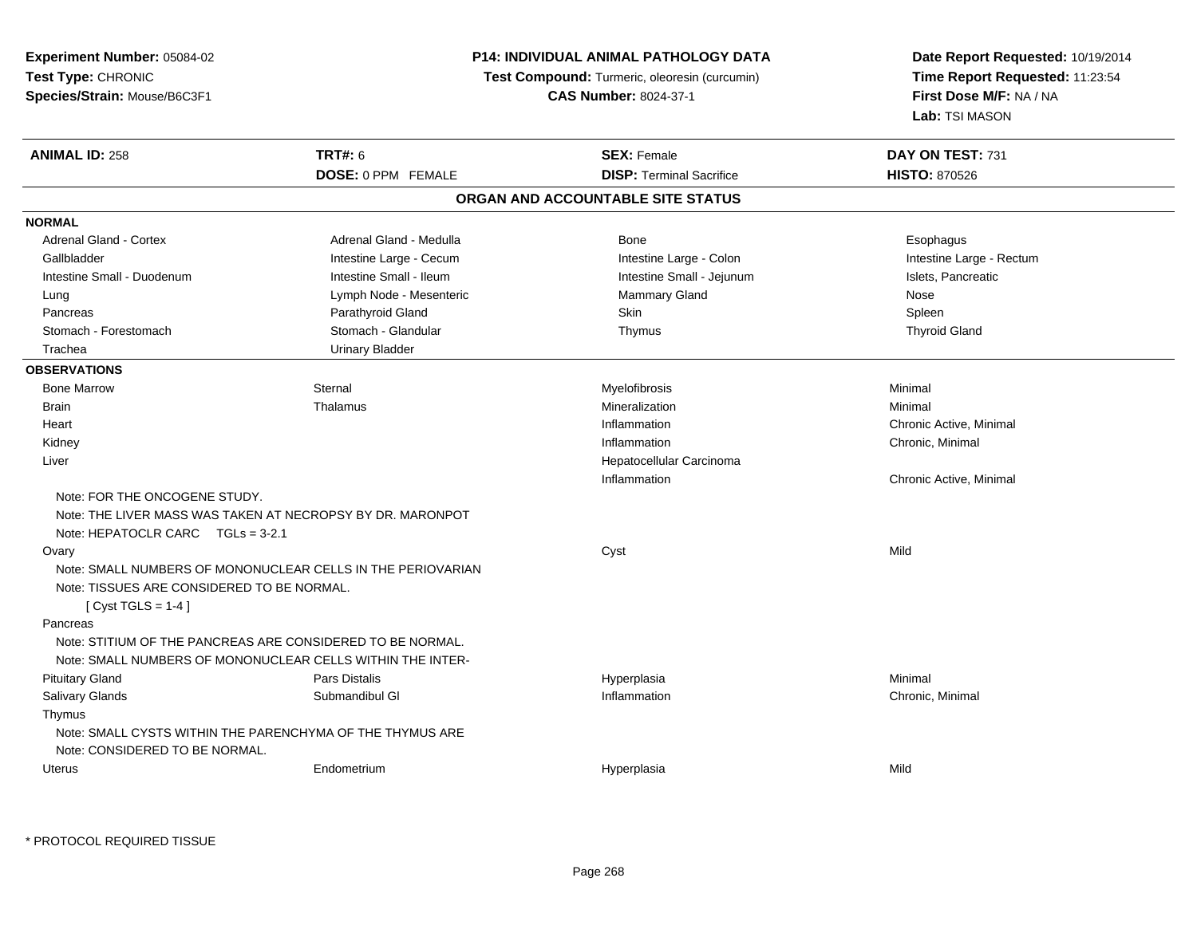**Experiment Number:** 05084-02
**Test Type:** CHRONIC
**Species/Strain:** Mouse/B6C3F1

**P14: INDIVIDUAL ANIMAL PATHOLOGY DATA**
**Test Compound:** Turmeric, oleoresin (curcumin)
**CAS Number:** 8024-37-1

**Date Report Requested:** 10/19/2014
**Time Report Requested:** 11:23:54
**First Dose M/F:** NA / NA
**Lab:** TSI MASON

| **ANIMAL ID:** 258 | **TRT#:** 6 | **SEX:** Female | **DAY ON TEST:** 731 |
|---|---|---|---|
| | **DOSE:** 0 PPM FEMALE | **DISP:** Terminal Sacrifice | **HISTO:** 870526 |

## ORGAN AND ACCOUNTABLE SITE STATUS

**NORMAL**

| | | | |
|---|---|---|---|
| Adrenal Gland - Cortex | Adrenal Gland - Medulla | Bone | Esophagus |
| Gallbladder | Intestine Large - Cecum | Intestine Large - Colon | Intestine Large - Rectum |
| Intestine Small - Duodenum | Intestine Small - Ileum | Intestine Small - Jejunum | Islets, Pancreatic |
| Lung | Lymph Node - Mesenteric | Mammary Gland | Nose |
| Pancreas | Parathyroid Gland | Skin | Spleen |
| Stomach - Forestomach | Stomach - Glandular | Thymus | Thyroid Gland |
| Trachea | Urinary Bladder | | |

**OBSERVATIONS**

| | | | |
|---|---|---|---|
| Bone Marrow | Sternal | Myelofibrosis | Minimal |
| Brain | Thalamus | Mineralization | Minimal |
| Heart | | Inflammation | Chronic Active, Minimal |
| Kidney | | Inflammation | Chronic, Minimal |
| Liver | | Hepatocellular Carcinoma | |
| | | Inflammation | Chronic Active, Minimal |

Note: FOR THE ONCOGENE STUDY.
Note: THE LIVER MASS WAS TAKEN AT NECROPSY BY DR. MARONPOT
Note: HEPATOCLR CARC TGLs = 3-2.1

| | | | |
|---|---|---|---|
| Ovary | | Cyst | Mild |

Note: SMALL NUMBERS OF MONONUCLEAR CELLS IN THE PERIOVARIAN
Note: TISSUES ARE CONSIDERED TO BE NORMAL.
[ Cyst TGLS = 1-4 ]

Pancreas
Note: STITIUM OF THE PANCREAS ARE CONSIDERED TO BE NORMAL.
Note: SMALL NUMBERS OF MONONUCLEAR CELLS WITHIN THE INTER-

| | | | |
|---|---|---|---|
| Pituitary Gland | Pars Distalis | Hyperplasia | Minimal |
| Salivary Glands | Submandibul Gl | Inflammation | Chronic, Minimal |

Thymus
Note: SMALL CYSTS WITHIN THE PARENCHYMA OF THE THYMUS ARE
Note: CONSIDERED TO BE NORMAL.

| | | | |
|---|---|---|---|
| Uterus | Endometrium | Hyperplasia | Mild |

* PROTOCOL REQUIRED TISSUE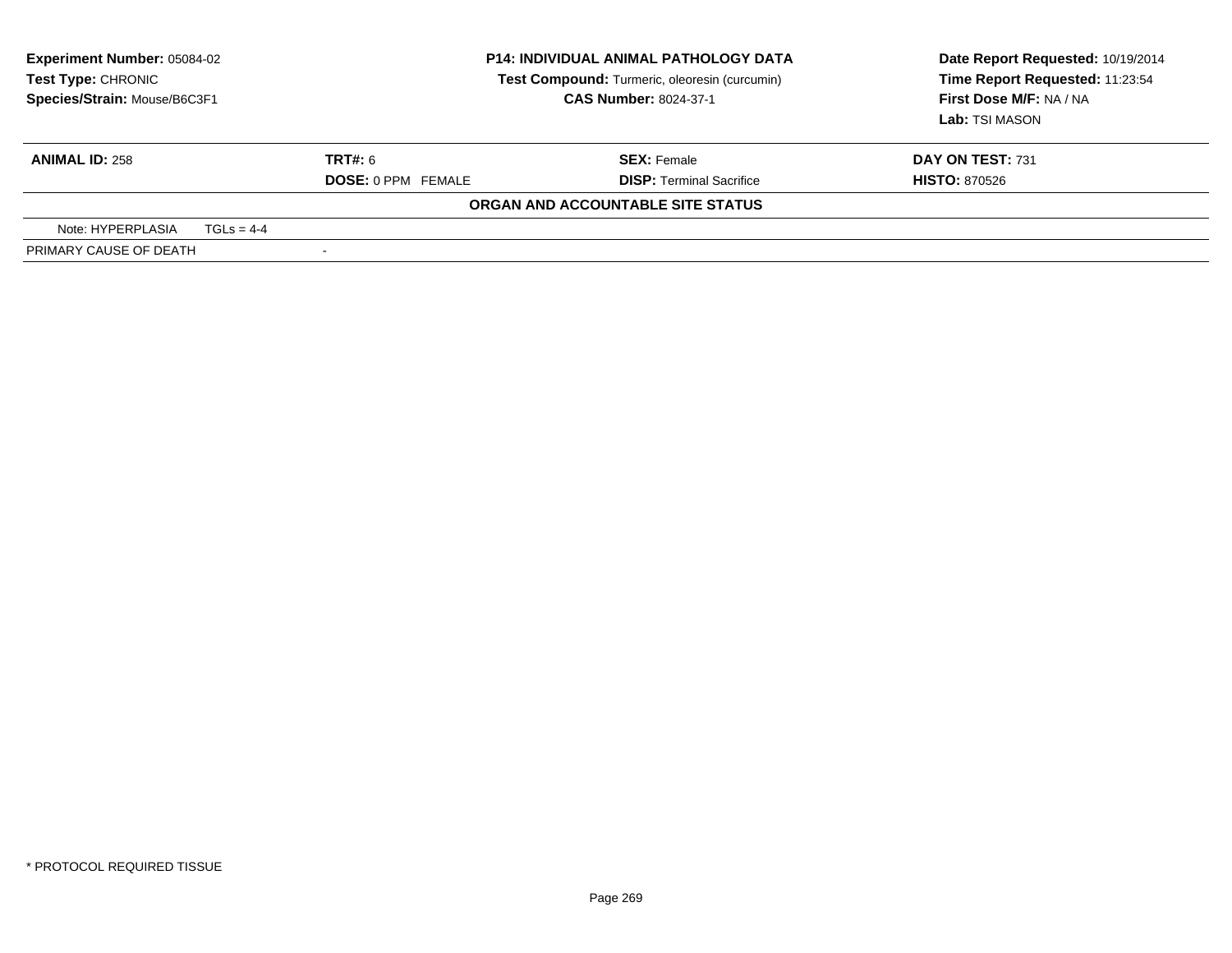**Experiment Number:** 05084-02
**Test Type:** CHRONIC
**Species/Strain:** Mouse/B6C3F1

**P14: INDIVIDUAL ANIMAL PATHOLOGY DATA**
**Test Compound:** Turmeric, oleoresin (curcumin)
**CAS Number:** 8024-37-1

**Date Report Requested:** 10/19/2014
**Time Report Requested:** 11:23:54
**First Dose M/F:** NA / NA
**Lab:** TSI MASON

| **ANIMAL ID:** 258 | **TRT#:** 6 | **SEX:** Female | **DAY ON TEST:** 731 |
|---|---|---|---|
| | **DOSE:** 0 PPM FEMALE | **DISP:** Terminal Sacrifice | **HISTO:** 870526 |

**ORGAN AND ACCOUNTABLE SITE STATUS**

| Note: HYPERPLASIA | TGLs = 4-4 |
|---|---|
| PRIMARY CAUSE OF DEATH | - |

* PROTOCOL REQUIRED TISSUE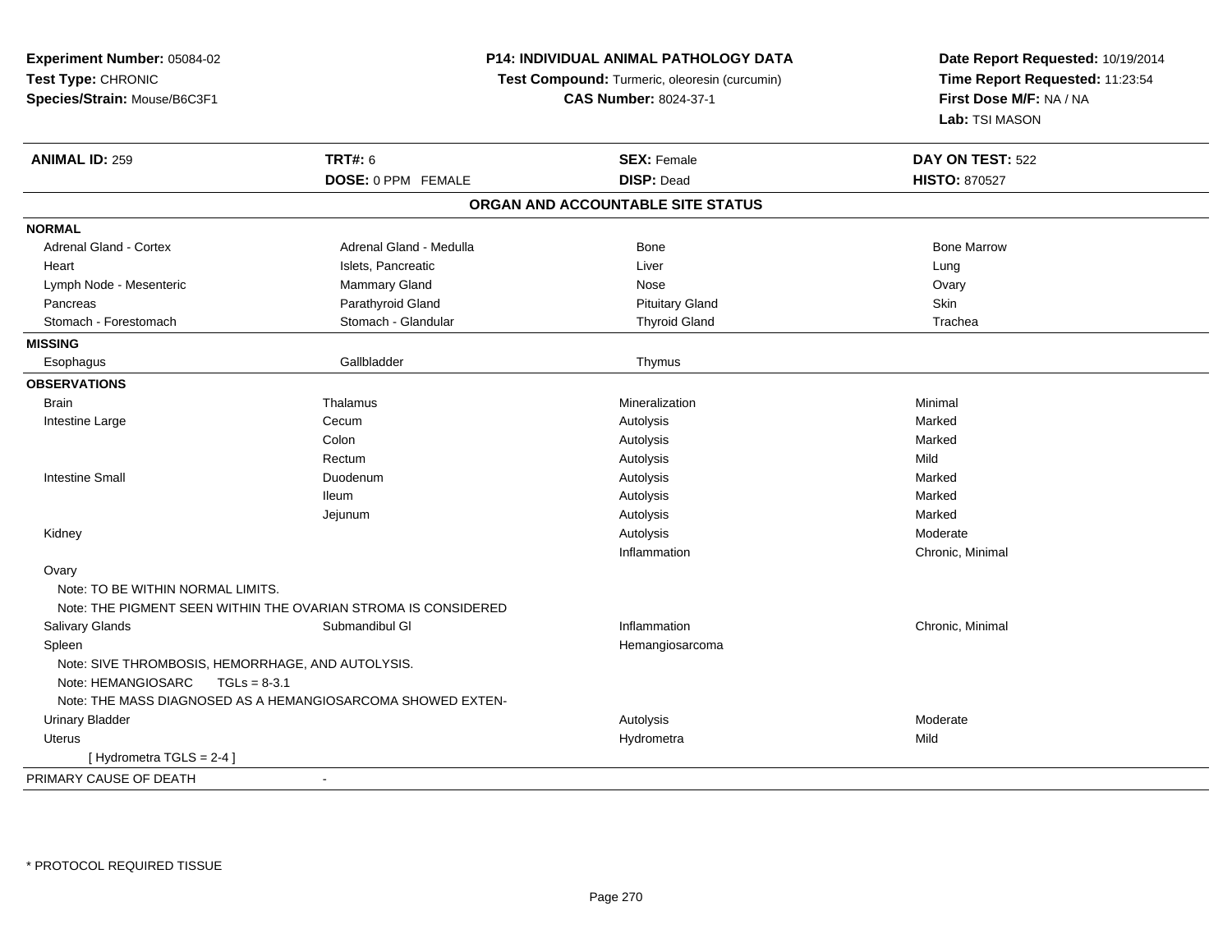**Experiment Number:** 05084-02
**Test Type:** CHRONIC
**Species/Strain:** Mouse/B6C3F1

**P14: INDIVIDUAL ANIMAL PATHOLOGY DATA**
**Test Compound:** Turmeric, oleoresin (curcumin)
**CAS Number:** 8024-37-1

**Date Report Requested:** 10/19/2014
**Time Report Requested:** 11:23:54
**First Dose M/F:** NA / NA
**Lab:** TSI MASON

| **ANIMAL ID:** 259 | **TRT#:** 6 | **SEX:** Female | **DAY ON TEST:** 522 |
|---|---|---|---|
| | **DOSE:** 0 PPM FEMALE | **DISP:** Dead | **HISTO:** 870527 |

**ORGAN AND ACCOUNTABLE SITE STATUS**

| | | | |
|---|---|---|---|
| **NORMAL** | | | |
| Adrenal Gland - Cortex | Adrenal Gland - Medulla | Bone | Bone Marrow |
| Heart | Islets, Pancreatic | Liver | Lung |
| Lymph Node - Mesenteric | Mammary Gland | Nose | Ovary |
| Pancreas | Parathyroid Gland | Pituitary Gland | Skin |
| Stomach - Forestomach | Stomach - Glandular | Thyroid Gland | Trachea |
| **MISSING** | | | |
| Esophagus | Gallbladder | Thymus | |
| **OBSERVATIONS** | | | |
| Brain | Thalamus | Mineralization | Minimal |
| Intestine Large | Cecum | Autolysis | Marked |
| | Colon | Autolysis | Marked |
| | Rectum | Autolysis | Mild |
| Intestine Small | Duodenum | Autolysis | Marked |
| | Ileum | Autolysis | Marked |
| | Jejunum | Autolysis | Marked |
| Kidney | | Autolysis | Moderate |
| | | Inflammation | Chronic, Minimal |
| Ovary | | | |
| Note: TO BE WITHIN NORMAL LIMITS. | | | |
| Note: THE PIGMENT SEEN WITHIN THE OVARIAN STROMA IS CONSIDERED | | | |
| Salivary Glands | Submandibul Gl | Inflammation | Chronic, Minimal |
| Spleen | | Hemangiosarcoma | |
| Note: SIVE THROMBOSIS, HEMORRHAGE, AND AUTOLYSIS. | | | |
| Note: HEMANGIOSARC TGLs = 8-3.1 | | | |
| Note: THE MASS DIAGNOSED AS A HEMANGIOSARCOMA SHOWED EXTEN- | | | |
| Urinary Bladder | | Autolysis | Moderate |
| Uterus | | Hydrometra | Mild |
| [ Hydrometra TGLS = 2-4 ] | | | |
| PRIMARY CAUSE OF DEATH | - | | |

\* PROTOCOL REQUIRED TISSUE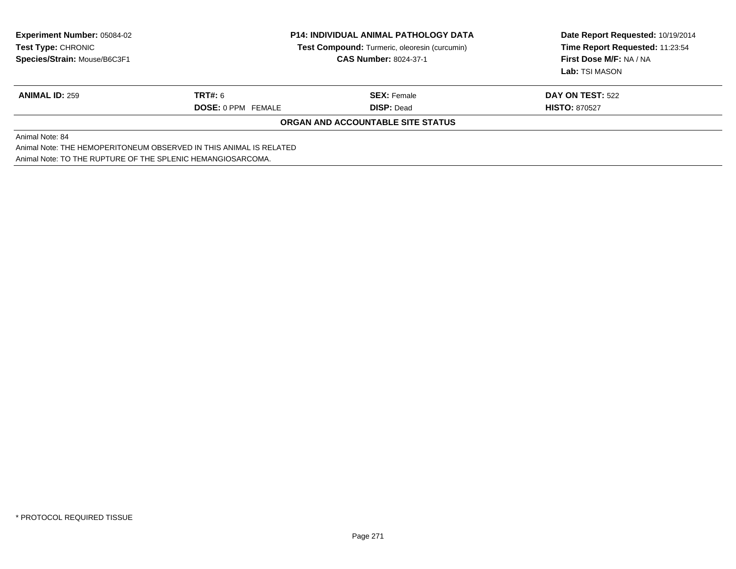**Experiment Number:** 05084-02
**Test Type:** CHRONIC
**Species/Strain:** Mouse/B6C3F1

**P14: INDIVIDUAL ANIMAL PATHOLOGY DATA**
**Test Compound:** Turmeric, oleoresin (curcumin)
**CAS Number:** 8024-37-1

**Date Report Requested:** 10/19/2014
**Time Report Requested:** 11:23:54
**First Dose M/F:** NA / NA
**Lab:** TSI MASON

| **ANIMAL ID:** 259 | **TRT#:** 6 | **SEX:** Female | **DAY ON TEST:** 522 |
|---|---|---|---|
| | **DOSE:** 0 PPM FEMALE | **DISP:** Dead | **HISTO:** 870527 |

**ORGAN AND ACCOUNTABLE SITE STATUS**

Animal Note: 84
Animal Note: THE HEMOPERITONEUM OBSERVED IN THIS ANIMAL IS RELATED
Animal Note: TO THE RUPTURE OF THE SPLENIC HEMANGIOSARCOMA.

* PROTOCOL REQUIRED TISSUE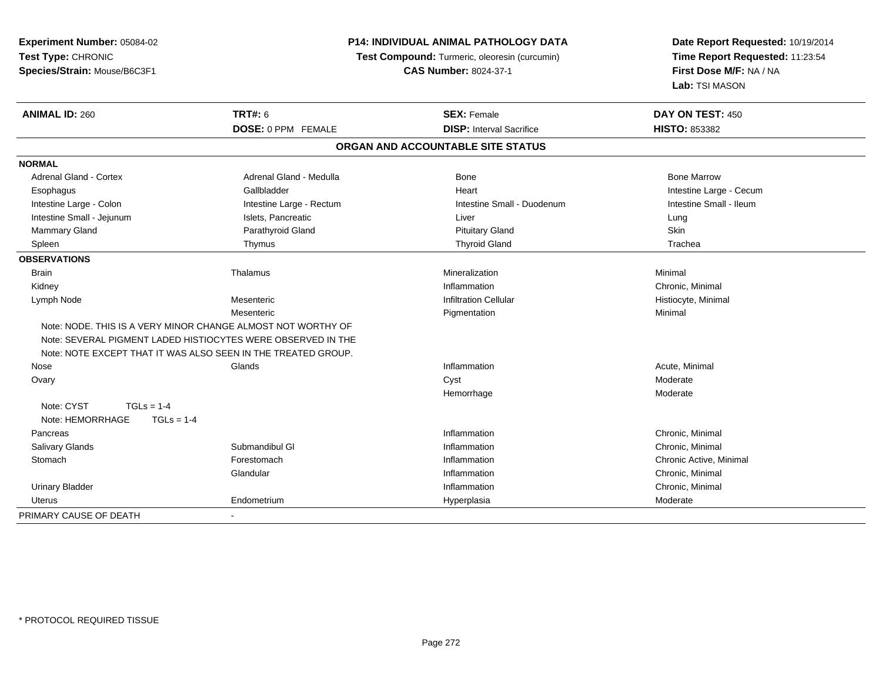**Experiment Number:** 05084-02
**Test Type:** CHRONIC
**Species/Strain:** Mouse/B6C3F1

**P14: INDIVIDUAL ANIMAL PATHOLOGY DATA**
**Test Compound:** Turmeric, oleoresin (curcumin)
**CAS Number:** 8024-37-1

**Date Report Requested:** 10/19/2014
**Time Report Requested:** 11:23:54
**First Dose M/F:** NA / NA
**Lab:** TSI MASON

| **ANIMAL ID:** 260 | **TRT#:** 6 | **SEX:** Female | **DAY ON TEST:** 450 |
|---|---|---|---|
| | **DOSE:** 0 PPM FEMALE | **DISP:** Interval Sacrifice | **HISTO:** 853382 |

**ORGAN AND ACCOUNTABLE SITE STATUS**

| | | | |
|---|---|---|---|
| **NORMAL** | | | |
| Adrenal Gland - Cortex | Adrenal Gland - Medulla | Bone | Bone Marrow |
| Esophagus | Gallbladder | Heart | Intestine Large - Cecum |
| Intestine Large - Colon | Intestine Large - Rectum | Intestine Small - Duodenum | Intestine Small - Ileum |
| Intestine Small - Jejunum | Islets, Pancreatic | Liver | Lung |
| Mammary Gland | Parathyroid Gland | Pituitary Gland | Skin |
| Spleen | Thymus | Thyroid Gland | Trachea |
| **OBSERVATIONS** | | | |
| Brain | Thalamus | Mineralization | Minimal |
| Kidney | | Inflammation | Chronic, Minimal |
| Lymph Node | Mesenteric | Infiltration Cellular | Histiocyte, Minimal |
| | Mesenteric | Pigmentation | Minimal |
| Note: NODE. THIS IS A VERY MINOR CHANGE ALMOST NOT WORTHY OF | | | |
| Note: SEVERAL PIGMENT LADED HISTIOCYTES WERE OBSERVED IN THE | | | |
| Note: NOTE EXCEPT THAT IT WAS ALSO SEEN IN THE TREATED GROUP. | | | |
| Nose | Glands | Inflammation | Acute, Minimal |
| Ovary | | Cyst | Moderate |
| | | Hemorrhage | Moderate |
| Note: CYST TGLs = 1-4 | | | |
| Note: HEMORRHAGE TGLs = 1-4 | | | |
| Pancreas | | Inflammation | Chronic, Minimal |
| Salivary Glands | Submandibul Gl | Inflammation | Chronic, Minimal |
| Stomach | Forestomach | Inflammation | Chronic Active, Minimal |
| | Glandular | Inflammation | Chronic, Minimal |
| Urinary Bladder | | Inflammation | Chronic, Minimal |
| Uterus | Endometrium | Hyperplasia | Moderate |
| PRIMARY CAUSE OF DEATH | - | | |

* PROTOCOL REQUIRED TISSUE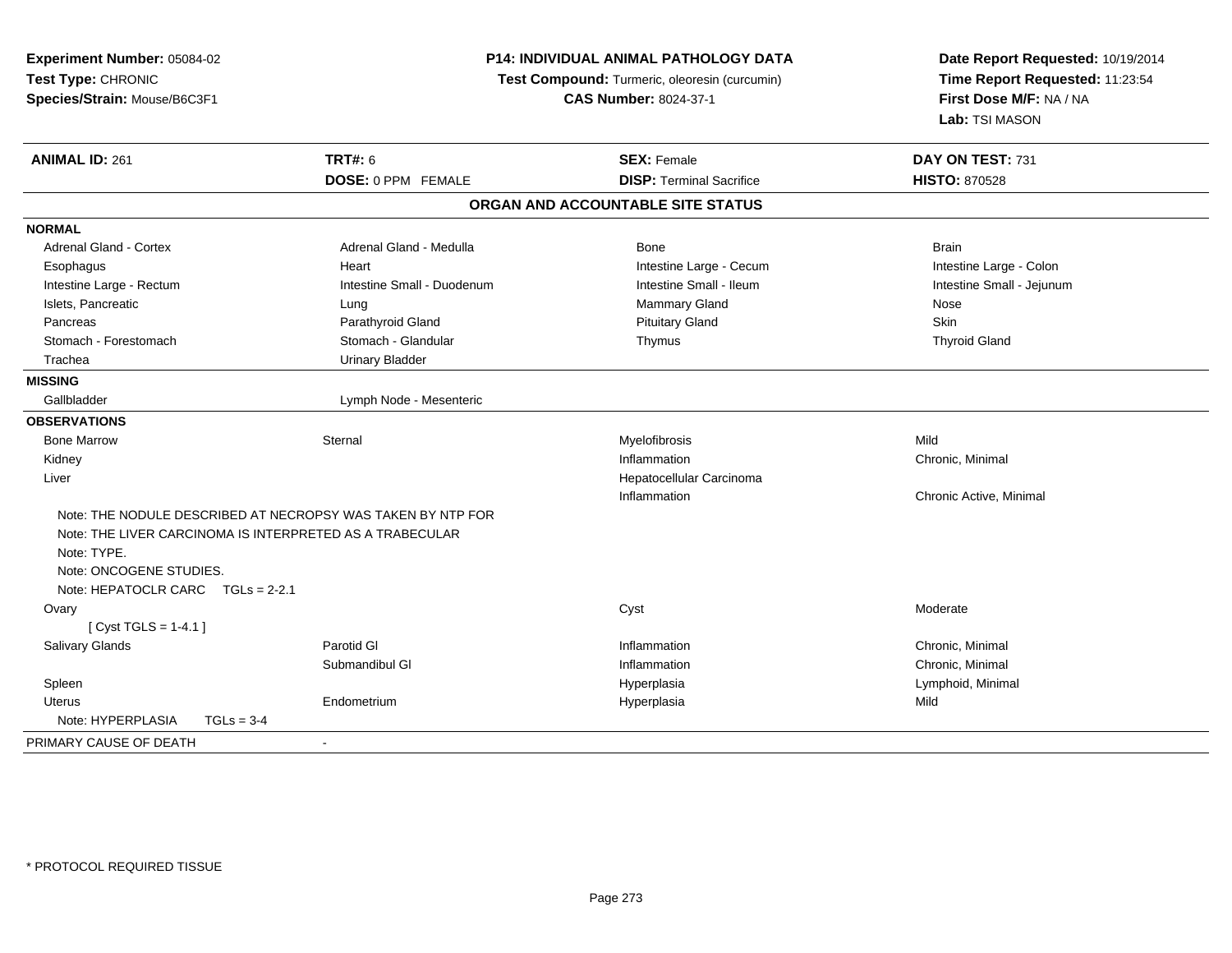**Experiment Number:** 05084-02
**Test Type:** CHRONIC
**Species/Strain:** Mouse/B6C3F1

**P14: INDIVIDUAL ANIMAL PATHOLOGY DATA**
**Test Compound:** Turmeric, oleoresin (curcumin)
**CAS Number:** 8024-37-1

**Date Report Requested:** 10/19/2014
**Time Report Requested:** 11:23:54
**First Dose M/F:** NA / NA
**Lab:** TSI MASON

| **ANIMAL ID:** 261 | **TRT#:** 6 | **SEX:** Female | **DAY ON TEST:** 731 |
|---|---|---|---|
| | **DOSE:** 0 PPM FEMALE | **DISP:** Terminal Sacrifice | **HISTO:** 870528 |

## ORGAN AND ACCOUNTABLE SITE STATUS

| | | | |
|---|---|---|---|
| **NORMAL** | | | |
| Adrenal Gland - Cortex | Adrenal Gland - Medulla | Bone | Brain |
| Esophagus | Heart | Intestine Large - Cecum | Intestine Large - Colon |
| Intestine Large - Rectum | Intestine Small - Duodenum | Intestine Small - Ileum | Intestine Small - Jejunum |
| Islets, Pancreatic | Lung | Mammary Gland | Nose |
| Pancreas | Parathyroid Gland | Pituitary Gland | Skin |
| Stomach - Forestomach | Stomach - Glandular | Thymus | Thyroid Gland |
| Trachea | Urinary Bladder | | |
| **MISSING** | | | |
| Gallbladder | Lymph Node - Mesenteric | | |
| **OBSERVATIONS** | | | |
| Bone Marrow | Sternal | Myelofibrosis | Mild |
| Kidney | | Inflammation | Chronic, Minimal |
| Liver | | Hepatocellular Carcinoma | |
| | | Inflammation | Chronic Active, Minimal |
| Note: THE NODULE DESCRIBED AT NECROPSY WAS TAKEN BY NTP FOR | | | |
| Note: THE LIVER CARCINOMA IS INTERPRETED AS A TRABECULAR | | | |
| Note: TYPE. | | | |
| Note: ONCOGENE STUDIES. | | | |
| Note: HEPATOCLR CARC TGLs = 2-2.1 | | | |
| Ovary | | Cyst | Moderate |
| [ Cyst TGLS = 1-4.1 ] | | | |
| Salivary Glands | Parotid Gl | Inflammation | Chronic, Minimal |
| | Submandibul Gl | Inflammation | Chronic, Minimal |
| Spleen | | Hyperplasia | Lymphoid, Minimal |
| Uterus | Endometrium | Hyperplasia | Mild |
| Note: HYPERPLASIA TGLs = 3-4 | | | |
| PRIMARY CAUSE OF DEATH | - | | |

\* PROTOCOL REQUIRED TISSUE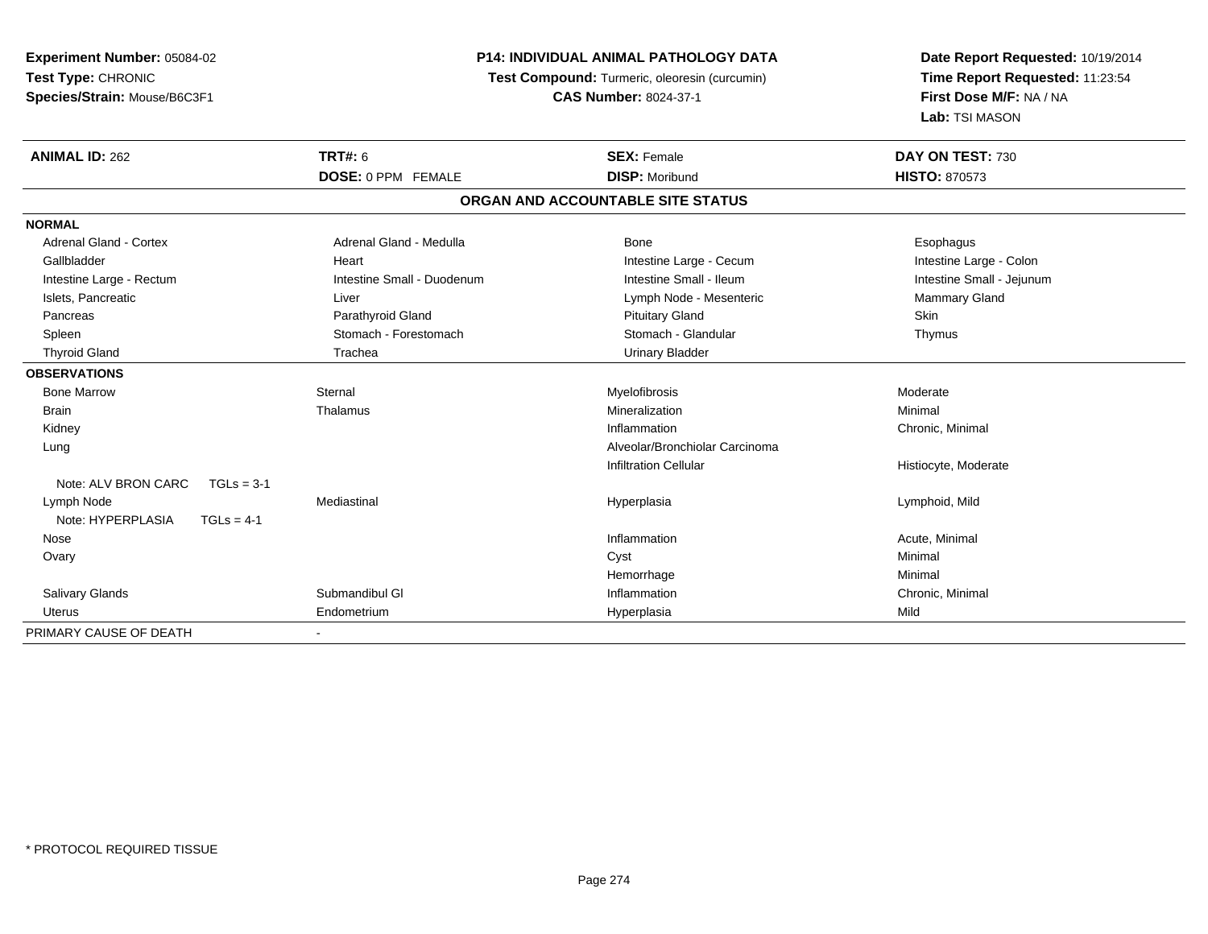**Experiment Number:** 05084-02
**Test Type:** CHRONIC
**Species/Strain:** Mouse/B6C3F1

**P14: INDIVIDUAL ANIMAL PATHOLOGY DATA**
**Test Compound:** Turmeric, oleoresin (curcumin)
**CAS Number:** 8024-37-1

**Date Report Requested:** 10/19/2014
**Time Report Requested:** 11:23:54
**First Dose M/F:** NA / NA
**Lab:** TSI MASON

| **ANIMAL ID:** 262 | **TRT#:** 6 | **SEX:** Female | **DAY ON TEST:** 730 |
|---|---|---|---|
| | **DOSE:** 0 PPM FEMALE | **DISP:** Moribund | **HISTO:** 870573 |

## ORGAN AND ACCOUNTABLE SITE STATUS

**NORMAL**

| | | | |
|---|---|---|---|
| Adrenal Gland - Cortex | Adrenal Gland - Medulla | Bone | Esophagus |
| Gallbladder | Heart | Intestine Large - Cecum | Intestine Large - Colon |
| Intestine Large - Rectum | Intestine Small - Duodenum | Intestine Small - Ileum | Intestine Small - Jejunum |
| Islets, Pancreatic | Liver | Lymph Node - Mesenteric | Mammary Gland |
| Pancreas | Parathyroid Gland | Pituitary Gland | Skin |
| Spleen | Stomach - Forestomach | Stomach - Glandular | Thymus |
| Thyroid Gland | Trachea | Urinary Bladder | |

**OBSERVATIONS**

| | | | |
|---|---|---|---|
| Bone Marrow | Sternal | Myelofibrosis | Moderate |
| Brain | Thalamus | Mineralization | Minimal |
| Kidney | | Inflammation | Chronic, Minimal |
| Lung | | Alveolar/Bronchiolar Carcinoma | |
| | | Infiltration Cellular | Histiocyte, Moderate |
| Note: ALV BRON CARC TGLs = 3-1 | | | |
| Lymph Node | Mediastinal | Hyperplasia | Lymphoid, Mild |
| Note: HYPERPLASIA TGLs = 4-1 | | | |
| Nose | | Inflammation | Acute, Minimal |
| Ovary | | Cyst | Minimal |
| | | Hemorrhage | Minimal |
| Salivary Glands | Submandibul Gl | Inflammation | Chronic, Minimal |
| Uterus | Endometrium | Hyperplasia | Mild |

PRIMARY CAUSE OF DEATH -

\* PROTOCOL REQUIRED TISSUE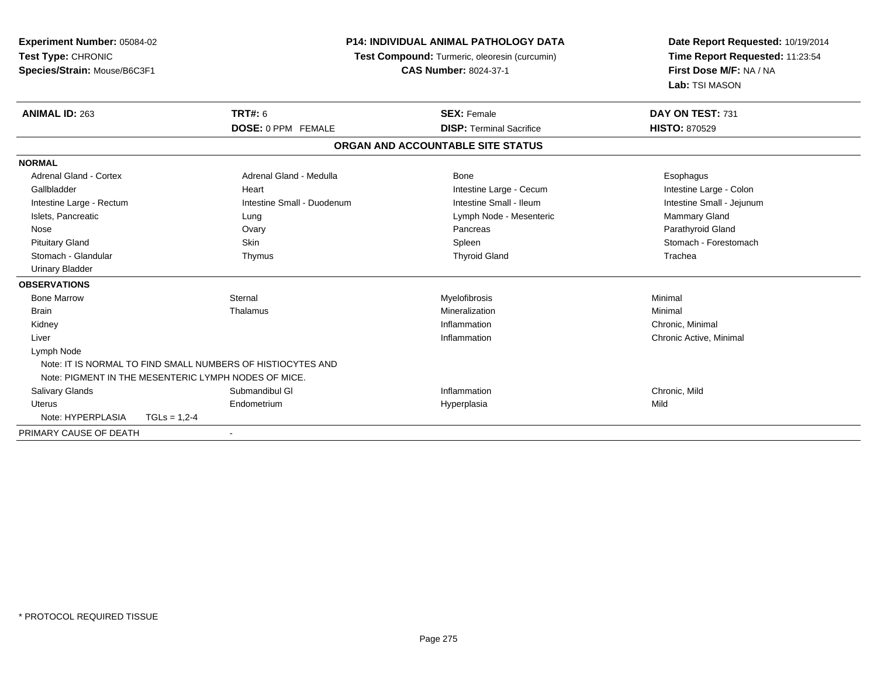**Experiment Number:** 05084-02
**Test Type:** CHRONIC
**Species/Strain:** Mouse/B6C3F1

**P14: INDIVIDUAL ANIMAL PATHOLOGY DATA**
**Test Compound:** Turmeric, oleoresin (curcumin)
**CAS Number:** 8024-37-1

**Date Report Requested:** 10/19/2014
**Time Report Requested:** 11:23:54
**First Dose M/F:** NA / NA
**Lab:** TSI MASON

| **ANIMAL ID:** 263 | **TRT#:** 6 | **SEX:** Female | **DAY ON TEST:** 731 |
|---|---|---|---|
| | **DOSE:** 0 PPM FEMALE | **DISP:** Terminal Sacrifice | **HISTO:** 870529 |

## ORGAN AND ACCOUNTABLE SITE STATUS

| | | | |
|---|---|---|---|
| **NORMAL** | | | |
| Adrenal Gland - Cortex | Adrenal Gland - Medulla | Bone | Esophagus |
| Gallbladder | Heart | Intestine Large - Cecum | Intestine Large - Colon |
| Intestine Large - Rectum | Intestine Small - Duodenum | Intestine Small - Ileum | Intestine Small - Jejunum |
| Islets, Pancreatic | Lung | Lymph Node - Mesenteric | Mammary Gland |
| Nose | Ovary | Pancreas | Parathyroid Gland |
| Pituitary Gland | Skin | Spleen | Stomach - Forestomach |
| Stomach - Glandular | Thymus | Thyroid Gland | Trachea |
| Urinary Bladder | | | |
| **OBSERVATIONS** | | | |
| Bone Marrow | Sternal | Myelofibrosis | Minimal |
| Brain | Thalamus | Mineralization | Minimal |
| Kidney | | Inflammation | Chronic, Minimal |
| Liver | | Inflammation | Chronic Active, Minimal |
| Lymph Node | | | |
| Note: IT IS NORMAL TO FIND SMALL NUMBERS OF HISTIOCYTES AND | | | |
| Note: PIGMENT IN THE MESENTERIC LYMPH NODES OF MICE. | | | |
| Salivary Glands | Submandibul Gl | Inflammation | Chronic, Mild |
| Uterus | Endometrium | Hyperplasia | Mild |
| Note: HYPERPLASIA TGLs = 1,2-4 | | | |
| PRIMARY CAUSE OF DEATH | - | | |

\* PROTOCOL REQUIRED TISSUE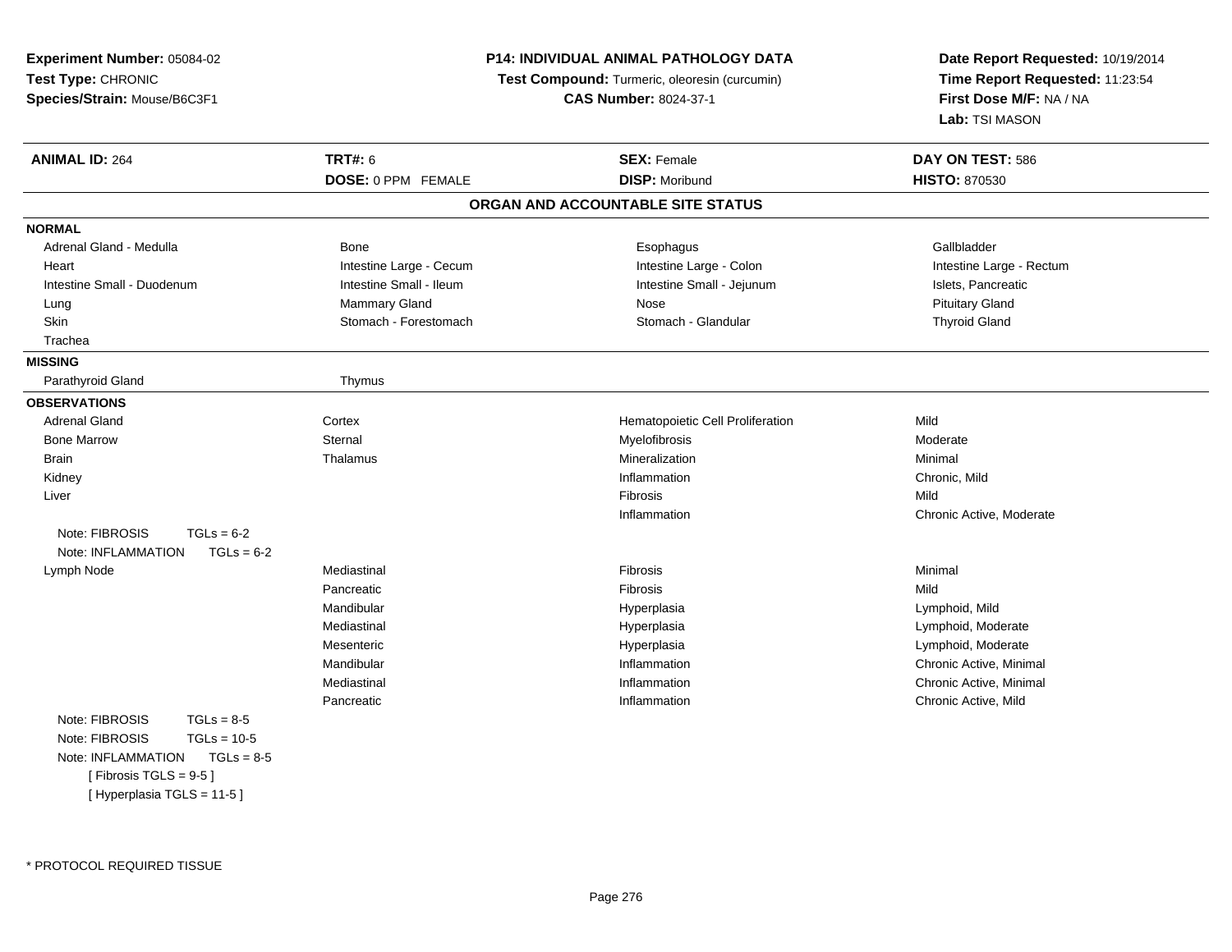**Experiment Number:** 05084-02
**Test Type:** CHRONIC
**Species/Strain:** Mouse/B6C3F1

**P14: INDIVIDUAL ANIMAL PATHOLOGY DATA**
**Test Compound:** Turmeric, oleoresin (curcumin)
**CAS Number:** 8024-37-1

**Date Report Requested:** 10/19/2014
**Time Report Requested:** 11:23:54
**First Dose M/F:** NA / NA
**Lab:** TSI MASON

| **ANIMAL ID:** 264 | **TRT#:** 6 | **SEX:** Female | **DAY ON TEST:** 586 |
|---|---|---|---|
| | **DOSE:** 0 PPM FEMALE | **DISP:** Moribund | **HISTO:** 870530 |

## ORGAN AND ACCOUNTABLE SITE STATUS

**NORMAL**

| | | | |
|---|---|---|---|
| Adrenal Gland - Medulla | Bone | Esophagus | Gallbladder |
| Heart | Intestine Large - Cecum | Intestine Large - Colon | Intestine Large - Rectum |
| Intestine Small - Duodenum | Intestine Small - Ileum | Intestine Small - Jejunum | Islets, Pancreatic |
| Lung | Mammary Gland | Nose | Pituitary Gland |
| Skin | Stomach - Forestomach | Stomach - Glandular | Thyroid Gland |
| Trachea | | | |

**MISSING**

| | |
|---|---|
| Parathyroid Gland | Thymus |

**OBSERVATIONS**

| | | | |
|---|---|---|---|
| Adrenal Gland | Cortex | Hematopoietic Cell Proliferation | Mild |
| Bone Marrow | Sternal | Myelofibrosis | Moderate |
| Brain | Thalamus | Mineralization | Minimal |
| Kidney | | Inflammation | Chronic, Mild |
| Liver | | Fibrosis | Mild |
| | | Inflammation | Chronic Active, Moderate |
| Note: FIBROSIS TGLs = 6-2 | | | |
| Note: INFLAMMATION TGLs = 6-2 | | | |
| Lymph Node | Mediastinal | Fibrosis | Minimal |
| | Pancreatic | Fibrosis | Mild |
| | Mandibular | Hyperplasia | Lymphoid, Mild |
| | Mediastinal | Hyperplasia | Lymphoid, Moderate |
| | Mesenteric | Hyperplasia | Lymphoid, Moderate |
| | Mandibular | Inflammation | Chronic Active, Minimal |
| | Mediastinal | Inflammation | Chronic Active, Minimal |
| | Pancreatic | Inflammation | Chronic Active, Mild |
| Note: FIBROSIS TGLs = 8-5 | | | |
| Note: FIBROSIS TGLs = 10-5 | | | |
| Note: INFLAMMATION TGLs = 8-5 | | | |
| [ Fibrosis TGLS = 9-5 ] | | | |
| [ Hyperplasia TGLS = 11-5 ] | | | |

* PROTOCOL REQUIRED TISSUE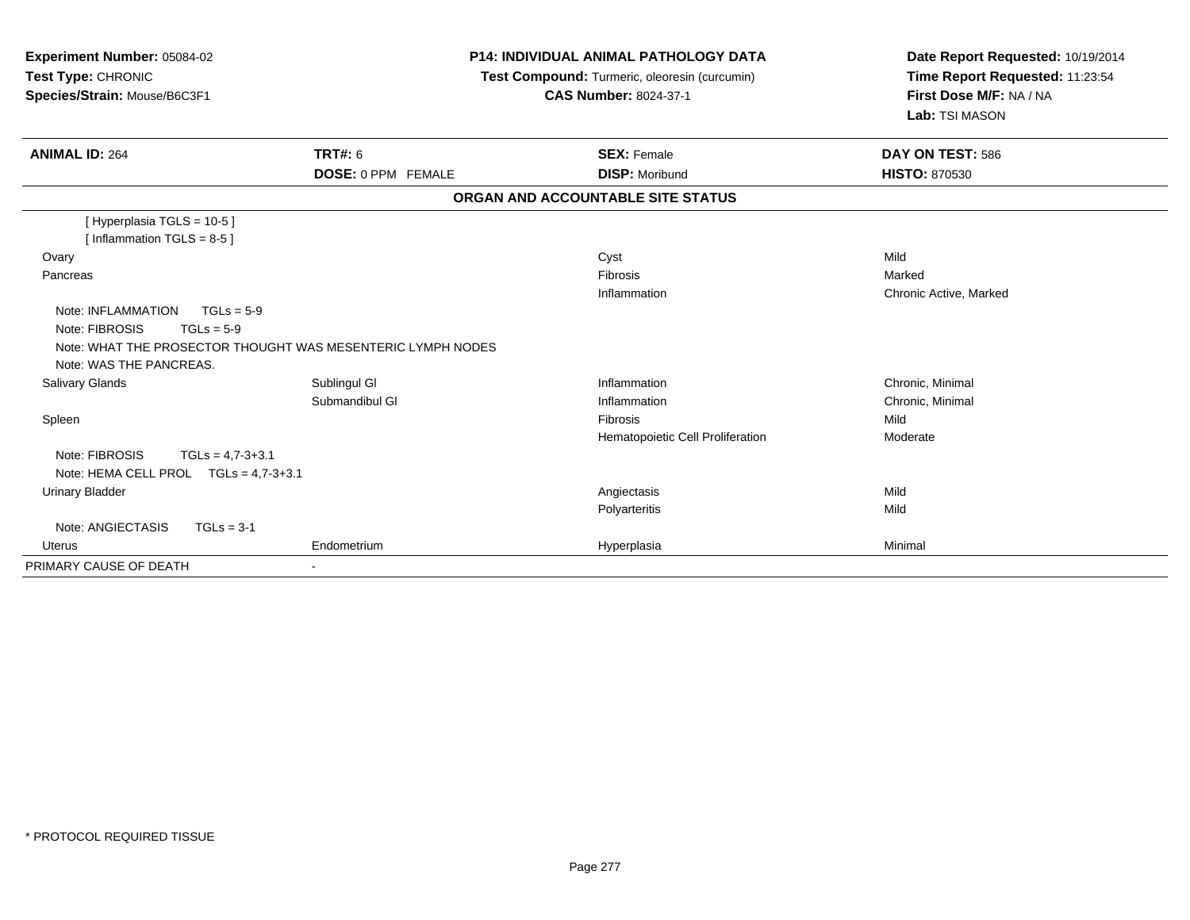**Experiment Number:** 05084-02
**Test Type:** CHRONIC
**Species/Strain:** Mouse/B6C3F1

**P14: INDIVIDUAL ANIMAL PATHOLOGY DATA**
**Test Compound:** Turmeric, oleoresin (curcumin)
**CAS Number:** 8024-37-1

**Date Report Requested:** 10/19/2014
**Time Report Requested:** 11:23:54
**First Dose M/F:** NA / NA
**Lab:** TSI MASON

| **ANIMAL ID:** 264 | **TRT#:** 6 | **SEX:** Female | **DAY ON TEST:** 586 |
|---|---|---|---|
| | **DOSE:** 0 PPM FEMALE | **DISP:** Moribund | **HISTO:** 870530 |

**ORGAN AND ACCOUNTABLE SITE STATUS**

| | | | |
|---|---|---|---|
| [ Hyperplasia TGLS = 10-5 ] | | | |
| [ Inflammation TGLS = 8-5 ] | | | |
| Ovary | | Cyst | Mild |
| Pancreas | | Fibrosis | Marked |
| | | Inflammation | Chronic Active, Marked |
| Note: INFLAMMATION TGLs = 5-9 | | | |
| Note: FIBROSIS TGLs = 5-9 | | | |
| Note: WHAT THE PROSECTOR THOUGHT WAS MESENTERIC LYMPH NODES | | | |
| Note: WAS THE PANCREAS. | | | |
| Salivary Glands | Sublingul Gl | Inflammation | Chronic, Minimal |
| | Submandibul Gl | Inflammation | Chronic, Minimal |
| Spleen | | Fibrosis | Mild |
| | | Hematopoietic Cell Proliferation | Moderate |
| Note: FIBROSIS TGLs = 4,7-3+3.1 | | | |
| Note: HEMA CELL PROL TGLs = 4,7-3+3.1 | | | |
| Urinary Bladder | | Angiectasis | Mild |
| | | Polyarteritis | Mild |
| Note: ANGIECTASIS TGLs = 3-1 | | | |
| Uterus | Endometrium | Hyperplasia | Minimal |
| PRIMARY CAUSE OF DEATH | - | | |

\* PROTOCOL REQUIRED TISSUE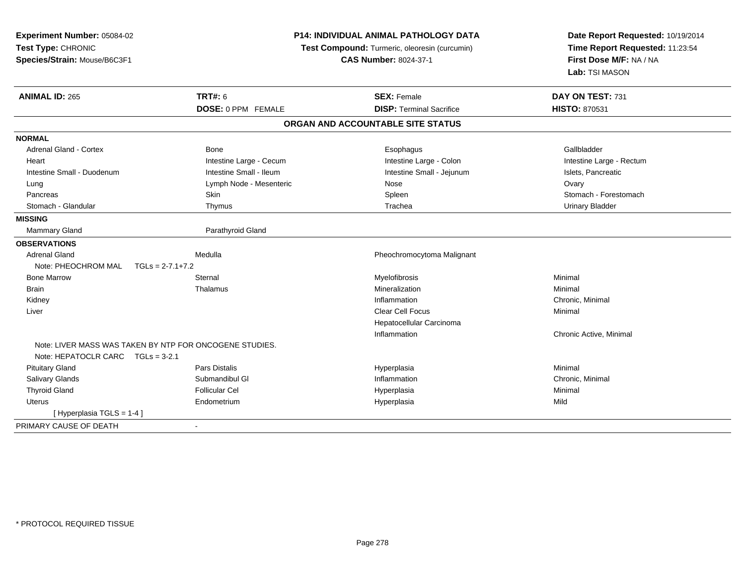**Experiment Number:** 05084-02
**Test Type:** CHRONIC
**Species/Strain:** Mouse/B6C3F1

**P14: INDIVIDUAL ANIMAL PATHOLOGY DATA**
**Test Compound:** Turmeric, oleoresin (curcumin)
**CAS Number:** 8024-37-1

**Date Report Requested:** 10/19/2014
**Time Report Requested:** 11:23:54
**First Dose M/F:** NA / NA
**Lab:** TSI MASON

| **ANIMAL ID:** 265 | **TRT#:** 6 | **SEX:** Female | **DAY ON TEST:** 731 |
|---|---|---|---|
| | **DOSE:** 0 PPM FEMALE | **DISP:** Terminal Sacrifice | **HISTO:** 870531 |

## ORGAN AND ACCOUNTABLE SITE STATUS

| | | | |
|---|---|---|---|
| **NORMAL** | | | |
| Adrenal Gland - Cortex | Bone | Esophagus | Gallbladder |
| Heart | Intestine Large - Cecum | Intestine Large - Colon | Intestine Large - Rectum |
| Intestine Small - Duodenum | Intestine Small - Ileum | Intestine Small - Jejunum | Islets, Pancreatic |
| Lung | Lymph Node - Mesenteric | Nose | Ovary |
| Pancreas | Skin | Spleen | Stomach - Forestomach |
| Stomach - Glandular | Thymus | Trachea | Urinary Bladder |
| **MISSING** | | | |
| Mammary Gland | Parathyroid Gland | | |
| **OBSERVATIONS** | | | |
| Adrenal Gland | Medulla | Pheochromocytoma Malignant | |
| Note: PHEOCHROM MAL TGLs = 2-7.1+7.2 | | | |
| Bone Marrow | Sternal | Myelofibrosis | Minimal |
| Brain | Thalamus | Mineralization | Minimal |
| Kidney | | Inflammation | Chronic, Minimal |
| Liver | | Clear Cell Focus | Minimal |
| | | Hepatocellular Carcinoma | |
| | | Inflammation | Chronic Active, Minimal |
| Note: LIVER MASS WAS TAKEN BY NTP FOR ONCOGENE STUDIES. | | | |
| Note: HEPATOCLR CARC TGLs = 3-2.1 | | | |
| Pituitary Gland | Pars Distalis | Hyperplasia | Minimal |
| Salivary Glands | Submandibul Gl | Inflammation | Chronic, Minimal |
| Thyroid Gland | Follicular Cel | Hyperplasia | Minimal |
| Uterus | Endometrium | Hyperplasia | Mild |
| [ Hyperplasia TGLS = 1-4 ] | | | |
| PRIMARY CAUSE OF DEATH | - | | |

* PROTOCOL REQUIRED TISSUE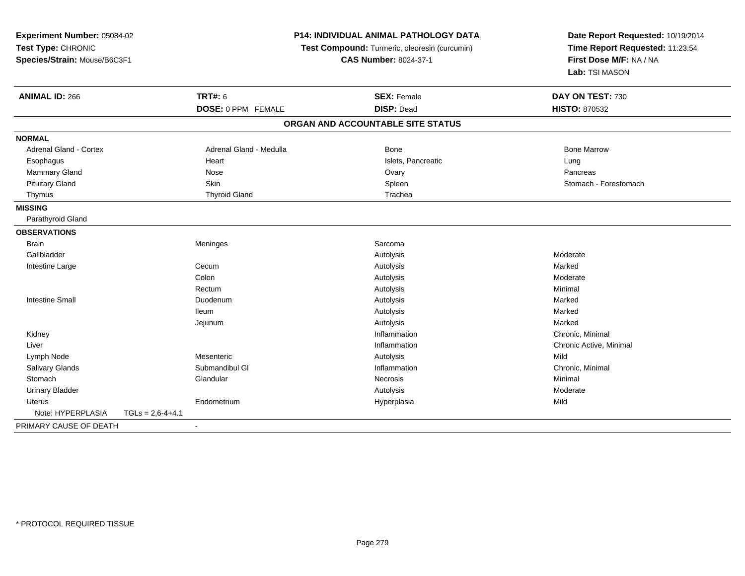**Experiment Number:** 05084-02
**Test Type:** CHRONIC
**Species/Strain:** Mouse/B6C3F1

**P14: INDIVIDUAL ANIMAL PATHOLOGY DATA**
**Test Compound:** Turmeric, oleoresin (curcumin)
**CAS Number:** 8024-37-1

**Date Report Requested:** 10/19/2014
**Time Report Requested:** 11:23:54
**First Dose M/F:** NA / NA
**Lab:** TSI MASON

| **ANIMAL ID:** 266 | **TRT#:** 6 | **SEX:** Female | **DAY ON TEST:** 730 |
|---|---|---|---|
| | **DOSE:** 0 PPM FEMALE | **DISP:** Dead | **HISTO:** 870532 |

## ORGAN AND ACCOUNTABLE SITE STATUS

**NORMAL**

| | | | |
|---|---|---|---|
| Adrenal Gland - Cortex | Adrenal Gland - Medulla | Bone | Bone Marrow |
| Esophagus | Heart | Islets, Pancreatic | Lung |
| Mammary Gland | Nose | Ovary | Pancreas |
| Pituitary Gland | Skin | Spleen | Stomach - Forestomach |
| Thymus | Thyroid Gland | Trachea | |

**MISSING**

Parathyroid Gland

**OBSERVATIONS**

| | | | |
|---|---|---|---|
| Brain | Meninges | Sarcoma | |
| Gallbladder | | Autolysis | Moderate |
| Intestine Large | Cecum | Autolysis | Marked |
| | Colon | Autolysis | Moderate |
| | Rectum | Autolysis | Minimal |
| Intestine Small | Duodenum | Autolysis | Marked |
| | Ileum | Autolysis | Marked |
| | Jejunum | Autolysis | Marked |
| Kidney | | Inflammation | Chronic, Minimal |
| Liver | | Inflammation | Chronic Active, Minimal |
| Lymph Node | Mesenteric | Autolysis | Mild |
| Salivary Glands | Submandibul Gl | Inflammation | Chronic, Minimal |
| Stomach | Glandular | Necrosis | Minimal |
| Urinary Bladder | | Autolysis | Moderate |
| Uterus | Endometrium | Hyperplasia | Mild |

Note: HYPERPLASIA TGLs = 2,6-4+4.1

PRIMARY CAUSE OF DEATH -

\* PROTOCOL REQUIRED TISSUE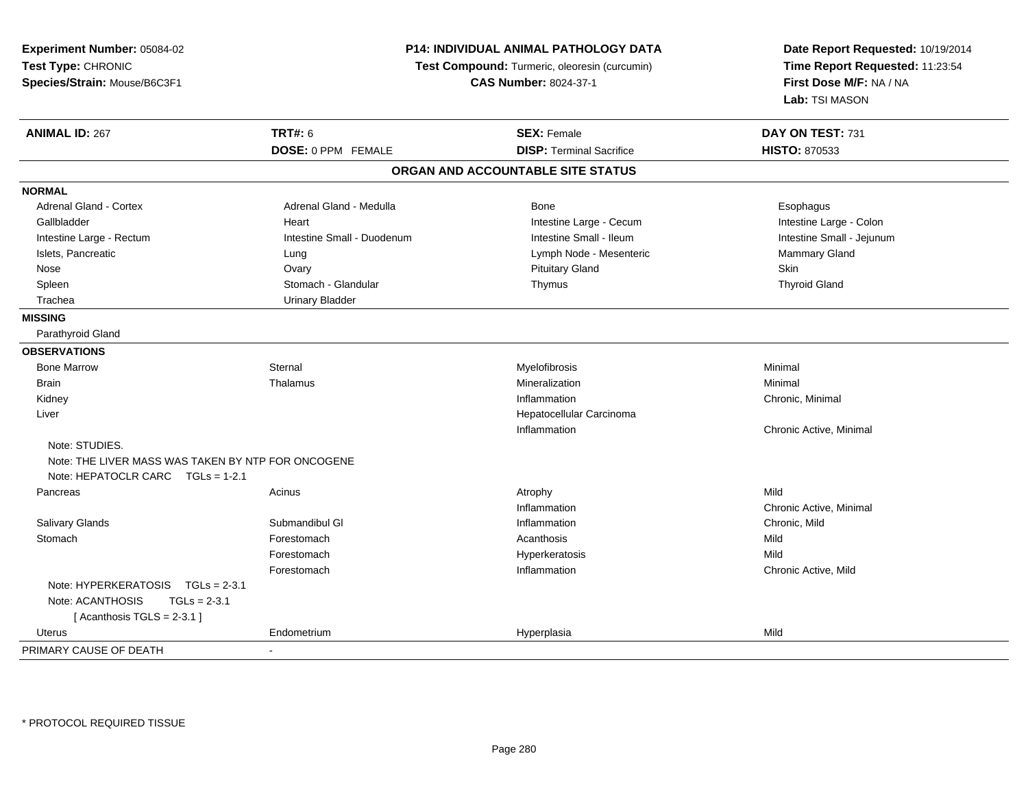**Experiment Number:** 05084-02
**Test Type:** CHRONIC
**Species/Strain:** Mouse/B6C3F1

**P14: INDIVIDUAL ANIMAL PATHOLOGY DATA**
**Test Compound:** Turmeric, oleoresin (curcumin)
**CAS Number:** 8024-37-1

**Date Report Requested:** 10/19/2014
**Time Report Requested:** 11:23:54
**First Dose M/F:** NA / NA
**Lab:** TSI MASON

| **ANIMAL ID:** 267 | **TRT#:** 6 | **SEX:** Female | **DAY ON TEST:** 731 |
|---|---|---|---|
| | **DOSE:** 0 PPM FEMALE | **DISP:** Terminal Sacrifice | **HISTO:** 870533 |

## ORGAN AND ACCOUNTABLE SITE STATUS

| | | | |
|---|---|---|---|
| **NORMAL** | | | |
| Adrenal Gland - Cortex | Adrenal Gland - Medulla | Bone | Esophagus |
| Gallbladder | Heart | Intestine Large - Cecum | Intestine Large - Colon |
| Intestine Large - Rectum | Intestine Small - Duodenum | Intestine Small - Ileum | Intestine Small - Jejunum |
| Islets, Pancreatic | Lung | Lymph Node - Mesenteric | Mammary Gland |
| Nose | Ovary | Pituitary Gland | Skin |
| Spleen | Stomach - Glandular | Thymus | Thyroid Gland |
| Trachea | Urinary Bladder | | |
| **MISSING** | | | |
| Parathyroid Gland | | | |
| **OBSERVATIONS** | | | |
| Bone Marrow | Sternal | Myelofibrosis | Minimal |
| Brain | Thalamus | Mineralization | Minimal |
| Kidney | | Inflammation | Chronic, Minimal |
| Liver | | Hepatocellular Carcinoma | |
| | | Inflammation | Chronic Active, Minimal |
| Note: STUDIES. | | | |
| Note: THE LIVER MASS WAS TAKEN BY NTP FOR ONCOGENE | | | |
| Note: HEPATOCLR CARC TGLs = 1-2.1 | | | |
| Pancreas | Acinus | Atrophy | Mild |
| | | Inflammation | Chronic Active, Minimal |
| Salivary Glands | Submandibul Gl | Inflammation | Chronic, Mild |
| Stomach | Forestomach | Acanthosis | Mild |
| | Forestomach | Hyperkeratosis | Mild |
| | Forestomach | Inflammation | Chronic Active, Mild |
| Note: HYPERKERATOSIS TGLs = 2-3.1 | | | |
| Note: ACANTHOSIS TGLs = 2-3.1 | | | |
| [ Acanthosis TGLS = 2-3.1 ] | | | |
| Uterus | Endometrium | Hyperplasia | Mild |
| PRIMARY CAUSE OF DEATH | - | | |

\* PROTOCOL REQUIRED TISSUE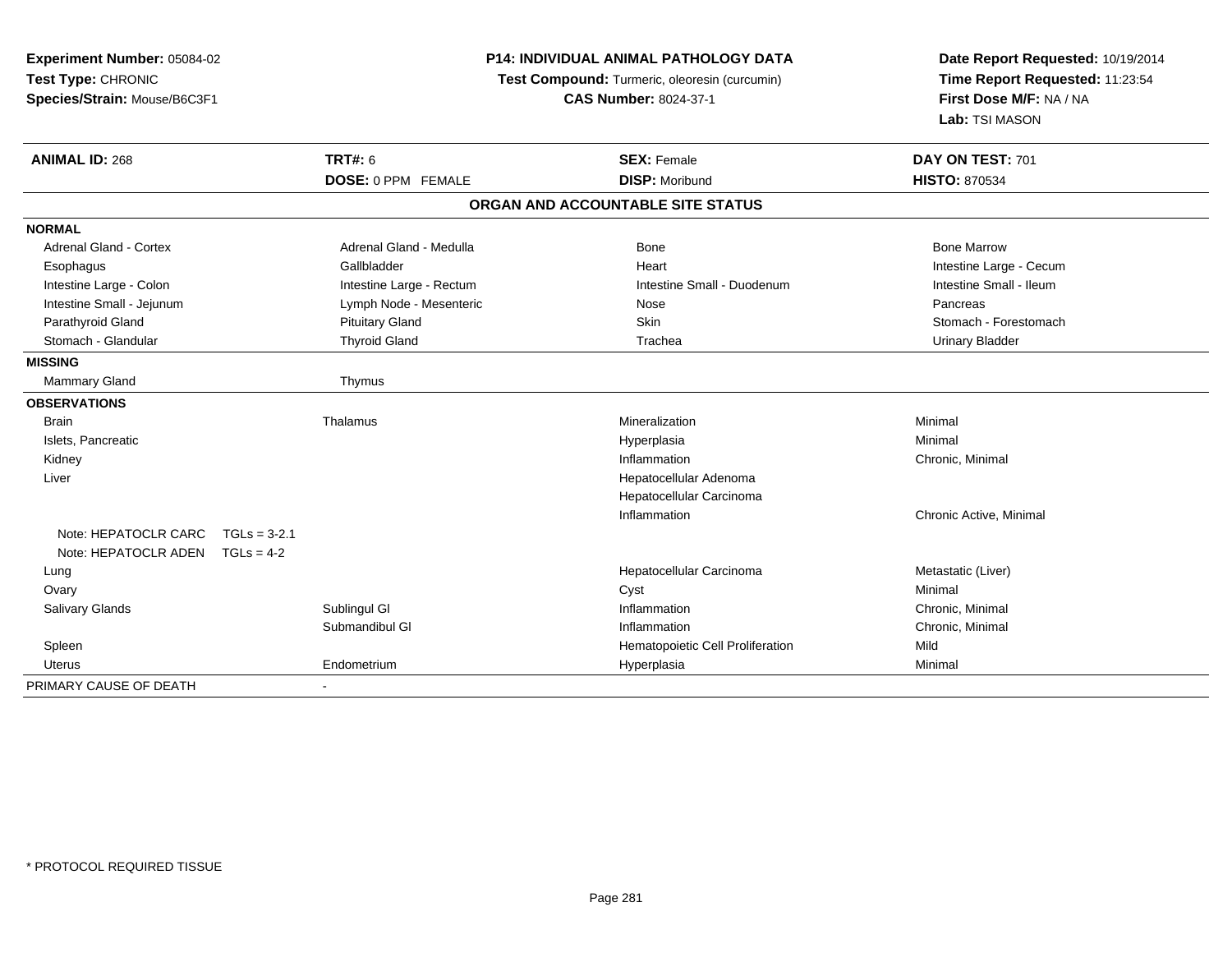**Experiment Number:** 05084-02
**Test Type:** CHRONIC
**Species/Strain:** Mouse/B6C3F1

**P14: INDIVIDUAL ANIMAL PATHOLOGY DATA**
**Test Compound:** Turmeric, oleoresin (curcumin)
**CAS Number:** 8024-37-1

**Date Report Requested:** 10/19/2014
**Time Report Requested:** 11:23:54
**First Dose M/F:** NA / NA
**Lab:** TSI MASON

| **ANIMAL ID:** 268 | **TRT#:** 6 | **SEX:** Female | **DAY ON TEST:** 701 |
|---|---|---|---|
| | **DOSE:** 0 PPM FEMALE | **DISP:** Moribund | **HISTO:** 870534 |

## ORGAN AND ACCOUNTABLE SITE STATUS

| | | | |
|---|---|---|---|
| **NORMAL** | | | |
| Adrenal Gland - Cortex | Adrenal Gland - Medulla | Bone | Bone Marrow |
| Esophagus | Gallbladder | Heart | Intestine Large - Cecum |
| Intestine Large - Colon | Intestine Large - Rectum | Intestine Small - Duodenum | Intestine Small - Ileum |
| Intestine Small - Jejunum | Lymph Node - Mesenteric | Nose | Pancreas |
| Parathyroid Gland | Pituitary Gland | Skin | Stomach - Forestomach |
| Stomach - Glandular | Thyroid Gland | Trachea | Urinary Bladder |
| **MISSING** | | | |
| Mammary Gland | Thymus | | |
| **OBSERVATIONS** | | | |
| Brain | Thalamus | Mineralization | Minimal |
| Islets, Pancreatic | | Hyperplasia | Minimal |
| Kidney | | Inflammation | Chronic, Minimal |
| Liver | | Hepatocellular Adenoma | |
| | | Hepatocellular Carcinoma | |
| | | Inflammation | Chronic Active, Minimal |
| Note: HEPATOCLR CARC TGLs = 3-2.1 | | | |
| Note: HEPATOCLR ADEN TGLs = 4-2 | | | |
| Lung | | Hepatocellular Carcinoma | Metastatic (Liver) |
| Ovary | | Cyst | Minimal |
| Salivary Glands | Sublingul Gl | Inflammation | Chronic, Minimal |
| | Submandibul Gl | Inflammation | Chronic, Minimal |
| Spleen | | Hematopoietic Cell Proliferation | Mild |
| Uterus | Endometrium | Hyperplasia | Minimal |
| PRIMARY CAUSE OF DEATH | - | | |

* PROTOCOL REQUIRED TISSUE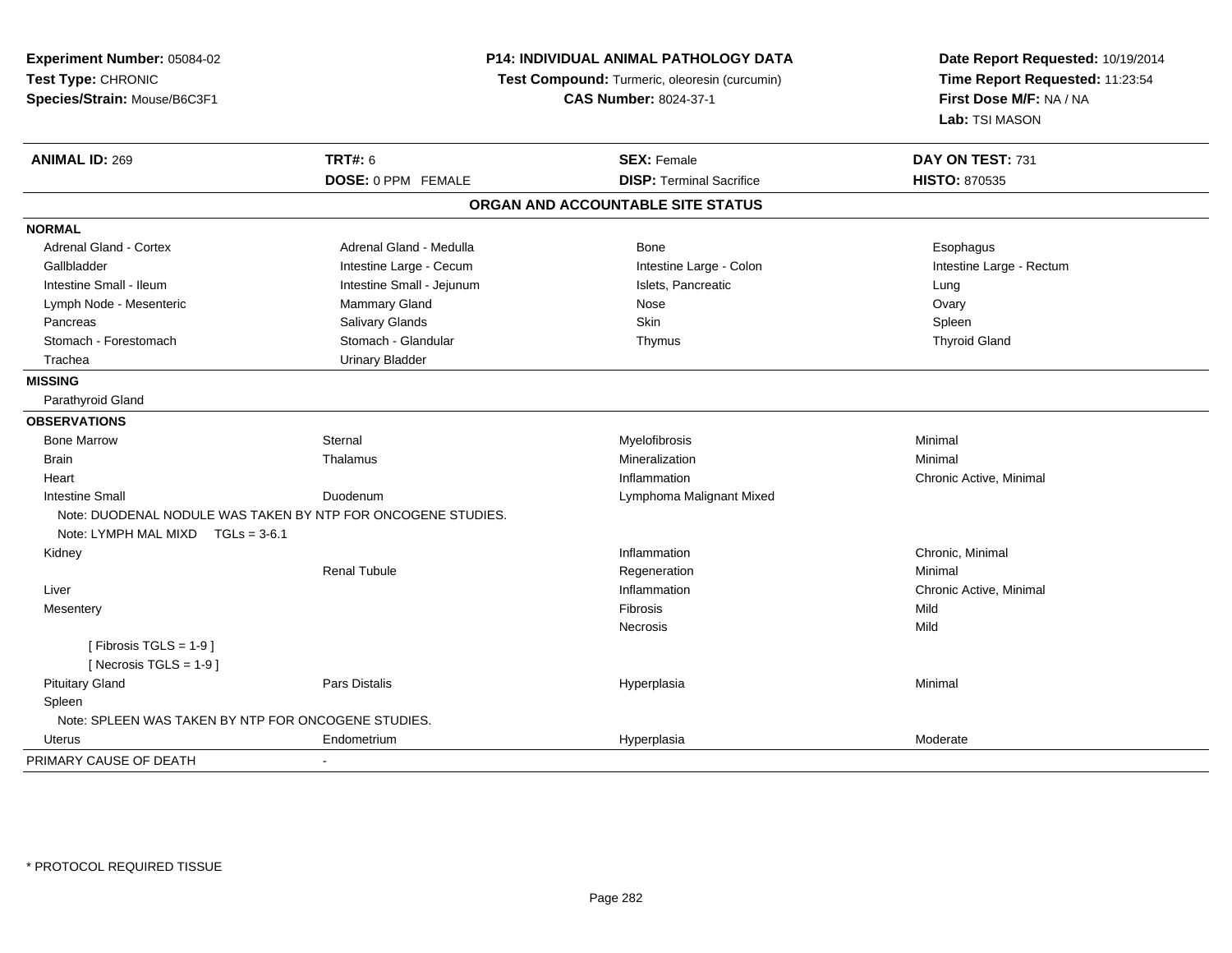**Experiment Number:** 05084-02
**Test Type:** CHRONIC
**Species/Strain:** Mouse/B6C3F1

**P14: INDIVIDUAL ANIMAL PATHOLOGY DATA**
**Test Compound:** Turmeric, oleoresin (curcumin)
**CAS Number:** 8024-37-1

**Date Report Requested:** 10/19/2014
**Time Report Requested:** 11:23:54
**First Dose M/F:** NA / NA
**Lab:** TSI MASON

| **ANIMAL ID:** 269 | **TRT#:** 6 | **SEX:** Female | **DAY ON TEST:** 731 |
|---|---|---|---|
| | **DOSE:** 0 PPM FEMALE | **DISP:** Terminal Sacrifice | **HISTO:** 870535 |

## ORGAN AND ACCOUNTABLE SITE STATUS

| | | | |
|---|---|---|---|
| **NORMAL** | | | |
| Adrenal Gland - Cortex | Adrenal Gland - Medulla | Bone | Esophagus |
| Gallbladder | Intestine Large - Cecum | Intestine Large - Colon | Intestine Large - Rectum |
| Intestine Small - Ileum | Intestine Small - Jejunum | Islets, Pancreatic | Lung |
| Lymph Node - Mesenteric | Mammary Gland | Nose | Ovary |
| Pancreas | Salivary Glands | Skin | Spleen |
| Stomach - Forestomach | Stomach - Glandular | Thymus | Thyroid Gland |
| Trachea | Urinary Bladder | | |
| **MISSING** | | | |
| Parathyroid Gland | | | |
| **OBSERVATIONS** | | | |
| Bone Marrow | Sternal | Myelofibrosis | Minimal |
| Brain | Thalamus | Mineralization | Minimal |
| Heart | | Inflammation | Chronic Active, Minimal |
| Intestine Small | Duodenum | Lymphoma Malignant Mixed | |
| Note: DUODENAL NODULE WAS TAKEN BY NTP FOR ONCOGENE STUDIES. | | | |
| Note: LYMPH MAL MIXD TGLs = 3-6.1 | | | |
| Kidney | | Inflammation | Chronic, Minimal |
| | Renal Tubule | Regeneration | Minimal |
| Liver | | Inflammation | Chronic Active, Minimal |
| Mesentery | | Fibrosis | Mild |
| | | Necrosis | Mild |
| [ Fibrosis TGLS = 1-9 ] | | | |
| [ Necrosis TGLS = 1-9 ] | | | |
| Pituitary Gland | Pars Distalis | Hyperplasia | Minimal |
| Spleen | | | |
| Note: SPLEEN WAS TAKEN BY NTP FOR ONCOGENE STUDIES. | | | |
| Uterus | Endometrium | Hyperplasia | Moderate |
| PRIMARY CAUSE OF DEATH | - | | |

\* PROTOCOL REQUIRED TISSUE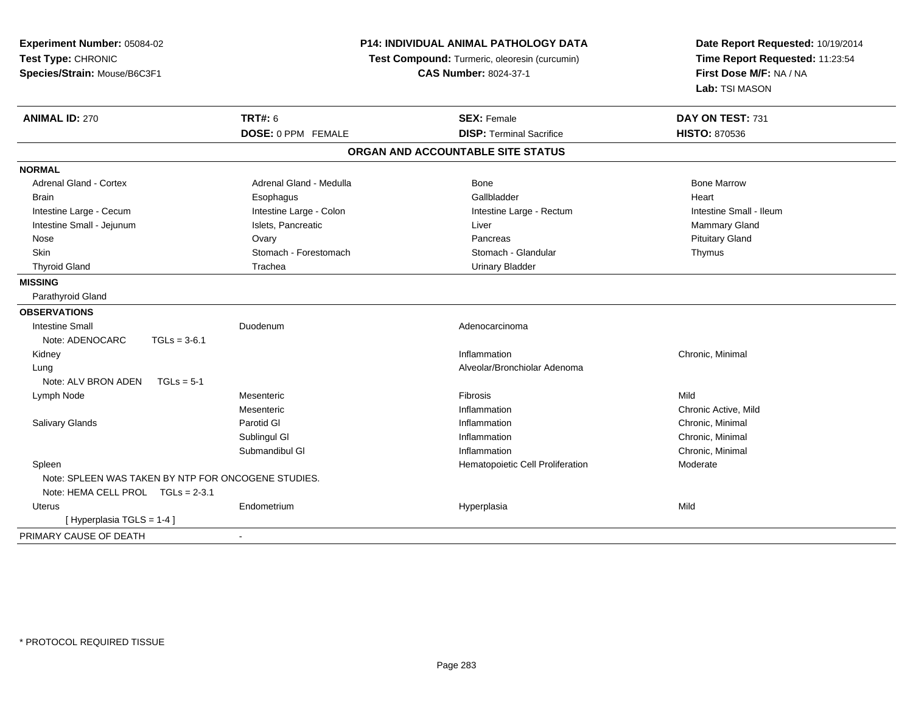**Experiment Number:** 05084-02
**Test Type:** CHRONIC
**Species/Strain:** Mouse/B6C3F1

**P14: INDIVIDUAL ANIMAL PATHOLOGY DATA**
**Test Compound:** Turmeric, oleoresin (curcumin)
**CAS Number:** 8024-37-1

**Date Report Requested:** 10/19/2014
**Time Report Requested:** 11:23:54
**First Dose M/F:** NA / NA
**Lab:** TSI MASON

| **ANIMAL ID:** 270 | **TRT#:** 6 | **SEX:** Female | **DAY ON TEST:** 731 |
|---|---|---|---|
| | **DOSE:** 0 PPM FEMALE | **DISP:** Terminal Sacrifice | **HISTO:** 870536 |

## ORGAN AND ACCOUNTABLE SITE STATUS

| | | | |
|---|---|---|---|
| **NORMAL** | | | |
| Adrenal Gland - Cortex | Adrenal Gland - Medulla | Bone | Bone Marrow |
| Brain | Esophagus | Gallbladder | Heart |
| Intestine Large - Cecum | Intestine Large - Colon | Intestine Large - Rectum | Intestine Small - Ileum |
| Intestine Small - Jejunum | Islets, Pancreatic | Liver | Mammary Gland |
| Nose | Ovary | Pancreas | Pituitary Gland |
| Skin | Stomach - Forestomach | Stomach - Glandular | Thymus |
| Thyroid Gland | Trachea | Urinary Bladder | |
| **MISSING** | | | |
| Parathyroid Gland | | | |
| **OBSERVATIONS** | | | |
| Intestine Small | Duodenum | Adenocarcinoma | |
| Note: ADENOCARC TGLs = 3-6.1 | | | |
| Kidney | | Inflammation | Chronic, Minimal |
| Lung | | Alveolar/Bronchiolar Adenoma | |
| Note: ALV BRON ADEN TGLs = 5-1 | | | |
| Lymph Node | Mesenteric | Fibrosis | Mild |
| | Mesenteric | Inflammation | Chronic Active, Mild |
| Salivary Glands | Parotid Gl | Inflammation | Chronic, Minimal |
| | Sublingul Gl | Inflammation | Chronic, Minimal |
| | Submandibul Gl | Inflammation | Chronic, Minimal |
| Spleen | | Hematopoietic Cell Proliferation | Moderate |
| Note: SPLEEN WAS TAKEN BY NTP FOR ONCOGENE STUDIES. | | | |
| Note: HEMA CELL PROL TGLs = 2-3.1 | | | |
| Uterus | Endometrium | Hyperplasia | Mild |
| [ Hyperplasia TGLS = 1-4 ] | | | |
| PRIMARY CAUSE OF DEATH | - | | |

* PROTOCOL REQUIRED TISSUE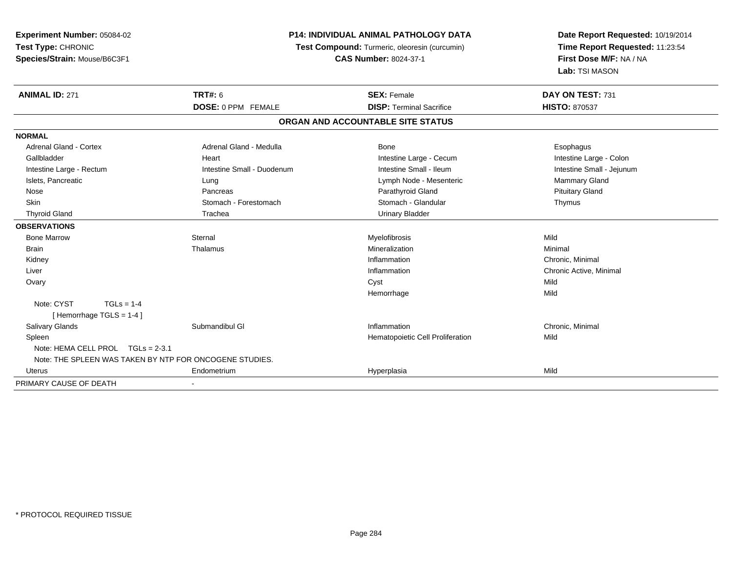**Experiment Number:** 05084-02
**Test Type:** CHRONIC
**Species/Strain:** Mouse/B6C3F1

**P14: INDIVIDUAL ANIMAL PATHOLOGY DATA**
**Test Compound:** Turmeric, oleoresin (curcumin)
**CAS Number:** 8024-37-1

**Date Report Requested:** 10/19/2014
**Time Report Requested:** 11:23:54
**First Dose M/F:** NA / NA
**Lab:** TSI MASON

| **ANIMAL ID:** 271 | **TRT#:** 6 | **SEX:** Female | **DAY ON TEST:** 731 |
|---|---|---|---|
| | **DOSE:** 0 PPM FEMALE | **DISP:** Terminal Sacrifice | **HISTO:** 870537 |

**ORGAN AND ACCOUNTABLE SITE STATUS**

**NORMAL**

| | | | |
|---|---|---|---|
| Adrenal Gland - Cortex | Adrenal Gland - Medulla | Bone | Esophagus |
| Gallbladder | Heart | Intestine Large - Cecum | Intestine Large - Colon |
| Intestine Large - Rectum | Intestine Small - Duodenum | Intestine Small - Ileum | Intestine Small - Jejunum |
| Islets, Pancreatic | Lung | Lymph Node - Mesenteric | Mammary Gland |
| Nose | Pancreas | Parathyroid Gland | Pituitary Gland |
| Skin | Stomach - Forestomach | Stomach - Glandular | Thymus |
| Thyroid Gland | Trachea | Urinary Bladder | |

**OBSERVATIONS**

| | | | |
|---|---|---|---|
| Bone Marrow | Sternal | Myelofibrosis | Mild |
| Brain | Thalamus | Mineralization | Minimal |
| Kidney | | Inflammation | Chronic, Minimal |
| Liver | | Inflammation | Chronic Active, Minimal |
| Ovary | | Cyst | Mild |
| | | Hemorrhage | Mild |
| Note: CYST TGLs = 1-4 | | | |
| [ Hemorrhage TGLS = 1-4 ] | | | |
| Salivary Glands | Submandibul Gl | Inflammation | Chronic, Minimal |
| Spleen | | Hematopoietic Cell Proliferation | Mild |
| Note: HEMA CELL PROL TGLs = 2-3.1 | | | |
| Note: THE SPLEEN WAS TAKEN BY NTP FOR ONCOGENE STUDIES. | | | |
| Uterus | Endometrium | Hyperplasia | Mild |

PRIMARY CAUSE OF DEATH -

* PROTOCOL REQUIRED TISSUE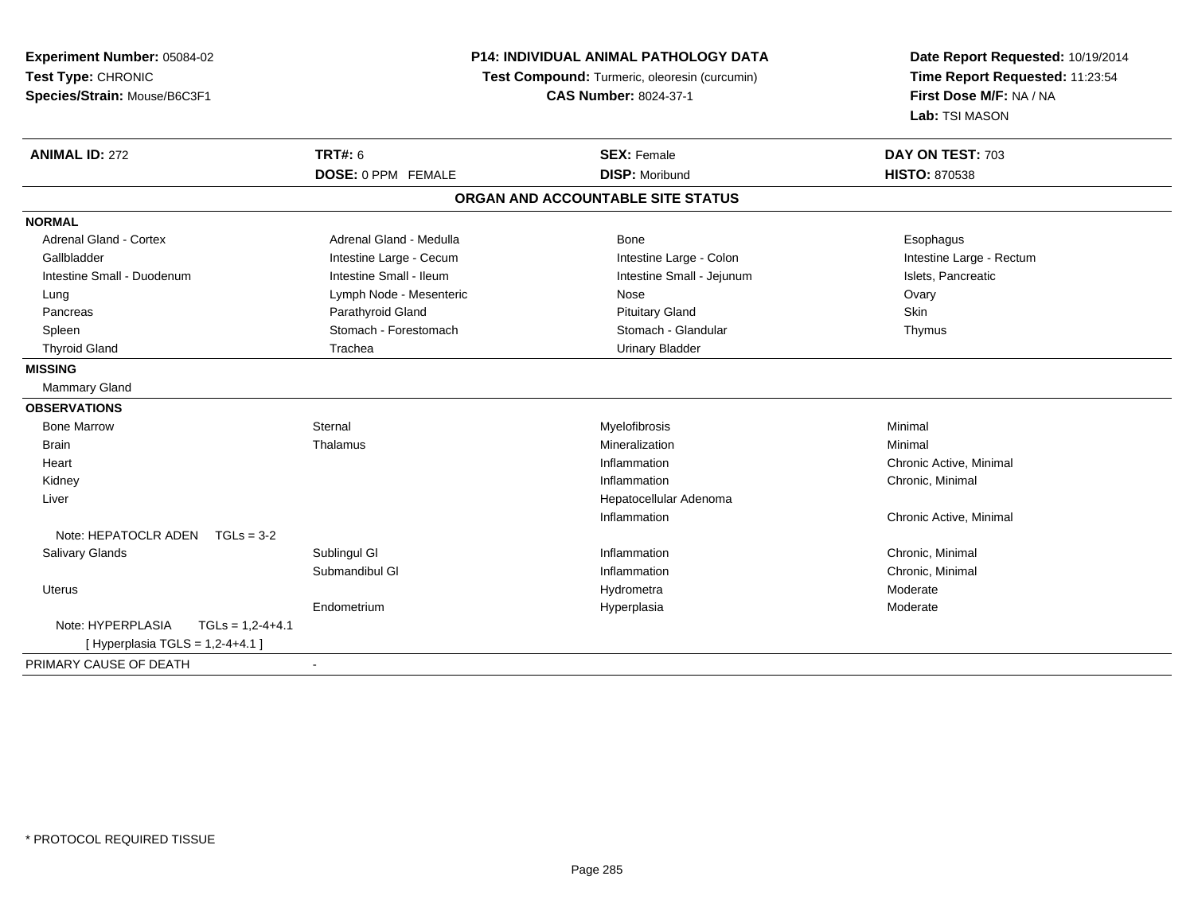**Experiment Number:** 05084-02
**Test Type:** CHRONIC
**Species/Strain:** Mouse/B6C3F1

**P14: INDIVIDUAL ANIMAL PATHOLOGY DATA**
**Test Compound:** Turmeric, oleoresin (curcumin)
**CAS Number:** 8024-37-1

**Date Report Requested:** 10/19/2014
**Time Report Requested:** 11:23:54
**First Dose M/F:** NA / NA
**Lab:** TSI MASON

| **ANIMAL ID:** 272 | **TRT#:** 6 | **SEX:** Female | **DAY ON TEST:** 703 |
|---|---|---|---|
| | **DOSE:** 0 PPM FEMALE | **DISP:** Moribund | **HISTO:** 870538 |

## ORGAN AND ACCOUNTABLE SITE STATUS

**NORMAL**

| | | | |
|---|---|---|---|
| Adrenal Gland - Cortex | Adrenal Gland - Medulla | Bone | Esophagus |
| Gallbladder | Intestine Large - Cecum | Intestine Large - Colon | Intestine Large - Rectum |
| Intestine Small - Duodenum | Intestine Small - Ileum | Intestine Small - Jejunum | Islets, Pancreatic |
| Lung | Lymph Node - Mesenteric | Nose | Ovary |
| Pancreas | Parathyroid Gland | Pituitary Gland | Skin |
| Spleen | Stomach - Forestomach | Stomach - Glandular | Thymus |
| Thyroid Gland | Trachea | Urinary Bladder | |

**MISSING**

Mammary Gland

**OBSERVATIONS**

| | | | |
|---|---|---|---|
| Bone Marrow | Sternal | Myelofibrosis | Minimal |
| Brain | Thalamus | Mineralization | Minimal |
| Heart | | Inflammation | Chronic Active, Minimal |
| Kidney | | Inflammation | Chronic, Minimal |
| Liver | | Hepatocellular Adenoma | |
| | | Inflammation | Chronic Active, Minimal |
| Note: HEPATOCLR ADEN TGLs = 3-2 | | | |
| Salivary Glands | Sublingul Gl | Inflammation | Chronic, Minimal |
| | Submandibul Gl | Inflammation | Chronic, Minimal |
| Uterus | | Hydrometra | Moderate |
| | Endometrium | Hyperplasia | Moderate |
| Note: HYPERPLASIA TGLs = 1,2-4+4.1 | | | |
| [ Hyperplasia TGLS = 1,2-4+4.1 ] | | | |

PRIMARY CAUSE OF DEATH -

\* PROTOCOL REQUIRED TISSUE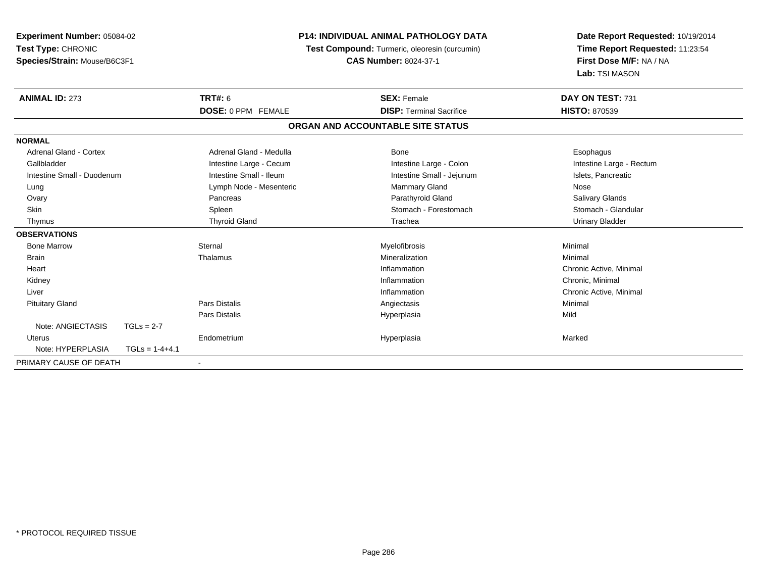**Experiment Number:** 05084-02
**Test Type:** CHRONIC
**Species/Strain:** Mouse/B6C3F1

**P14: INDIVIDUAL ANIMAL PATHOLOGY DATA**
**Test Compound:** Turmeric, oleoresin (curcumin)
**CAS Number:** 8024-37-1

**Date Report Requested:** 10/19/2014
**Time Report Requested:** 11:23:54
**First Dose M/F:** NA / NA
**Lab:** TSI MASON

| **ANIMAL ID:** 273 | **TRT#:** 6 | **SEX:** Female | **DAY ON TEST:** 731 |
|---|---|---|---|
| | **DOSE:** 0 PPM FEMALE | **DISP:** Terminal Sacrifice | **HISTO:** 870539 |

## ORGAN AND ACCOUNTABLE SITE STATUS

| | | | |
|---|---|---|---|
| **NORMAL** | | | |
| Adrenal Gland - Cortex | Adrenal Gland - Medulla | Bone | Esophagus |
| Gallbladder | Intestine Large - Cecum | Intestine Large - Colon | Intestine Large - Rectum |
| Intestine Small - Duodenum | Intestine Small - Ileum | Intestine Small - Jejunum | Islets, Pancreatic |
| Lung | Lymph Node - Mesenteric | Mammary Gland | Nose |
| Ovary | Pancreas | Parathyroid Gland | Salivary Glands |
| Skin | Spleen | Stomach - Forestomach | Stomach - Glandular |
| Thymus | Thyroid Gland | Trachea | Urinary Bladder |
| **OBSERVATIONS** | | | |
| Bone Marrow | Sternal | Myelofibrosis | Minimal |
| Brain | Thalamus | Mineralization | Minimal |
| Heart | | Inflammation | Chronic Active, Minimal |
| Kidney | | Inflammation | Chronic, Minimal |
| Liver | | Inflammation | Chronic Active, Minimal |
| Pituitary Gland | Pars Distalis | Angiectasis | Minimal |
| | Pars Distalis | Hyperplasia | Mild |
| Note: ANGIECTASIS TGLs = 2-7 | | | |
| Uterus | Endometrium | Hyperplasia | Marked |
| Note: HYPERPLASIA TGLs = 1-4+4.1 | | | |
| PRIMARY CAUSE OF DEATH | - | | |

* PROTOCOL REQUIRED TISSUE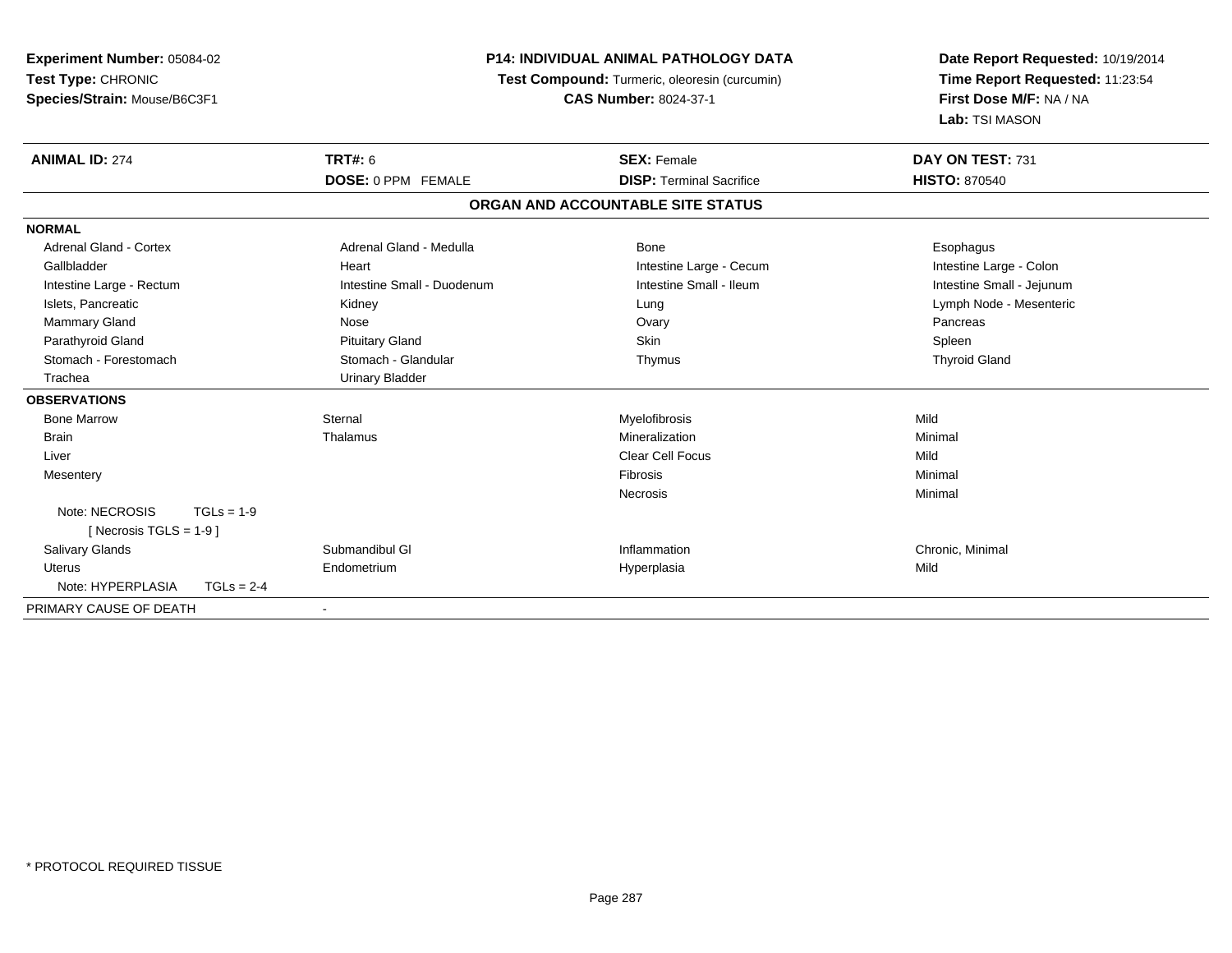**Experiment Number:** 05084-02
**Test Type:** CHRONIC
**Species/Strain:** Mouse/B6C3F1

**P14: INDIVIDUAL ANIMAL PATHOLOGY DATA**
**Test Compound:** Turmeric, oleoresin (curcumin)
**CAS Number:** 8024-37-1

**Date Report Requested:** 10/19/2014
**Time Report Requested:** 11:23:54
**First Dose M/F:** NA / NA
**Lab:** TSI MASON

| **ANIMAL ID:** 274 | **TRT#:** 6 | **SEX:** Female | **DAY ON TEST:** 731 |
|---|---|---|---|
| | **DOSE:** 0 PPM FEMALE | **DISP:** Terminal Sacrifice | **HISTO:** 870540 |

**ORGAN AND ACCOUNTABLE SITE STATUS**

| | | | |
|---|---|---|---|
| **NORMAL** | | | |
| Adrenal Gland - Cortex | Adrenal Gland - Medulla | Bone | Esophagus |
| Gallbladder | Heart | Intestine Large - Cecum | Intestine Large - Colon |
| Intestine Large - Rectum | Intestine Small - Duodenum | Intestine Small - Ileum | Intestine Small - Jejunum |
| Islets, Pancreatic | Kidney | Lung | Lymph Node - Mesenteric |
| Mammary Gland | Nose | Ovary | Pancreas |
| Parathyroid Gland | Pituitary Gland | Skin | Spleen |
| Stomach - Forestomach | Stomach - Glandular | Thymus | Thyroid Gland |
| Trachea | Urinary Bladder | | |
| **OBSERVATIONS** | | | |
| Bone Marrow | Sternal | Myelofibrosis | Mild |
| Brain | Thalamus | Mineralization | Minimal |
| Liver | | Clear Cell Focus | Mild |
| Mesentery | | Fibrosis | Minimal |
| | | Necrosis | Minimal |
| Note: NECROSIS TGLs = 1-9 | | | |
| [ Necrosis TGLS = 1-9 ] | | | |
| Salivary Glands | Submandibul Gl | Inflammation | Chronic, Minimal |
| Uterus | Endometrium | Hyperplasia | Mild |
| Note: HYPERPLASIA TGLs = 2-4 | | | |
| PRIMARY CAUSE OF DEATH | - | | |

* PROTOCOL REQUIRED TISSUE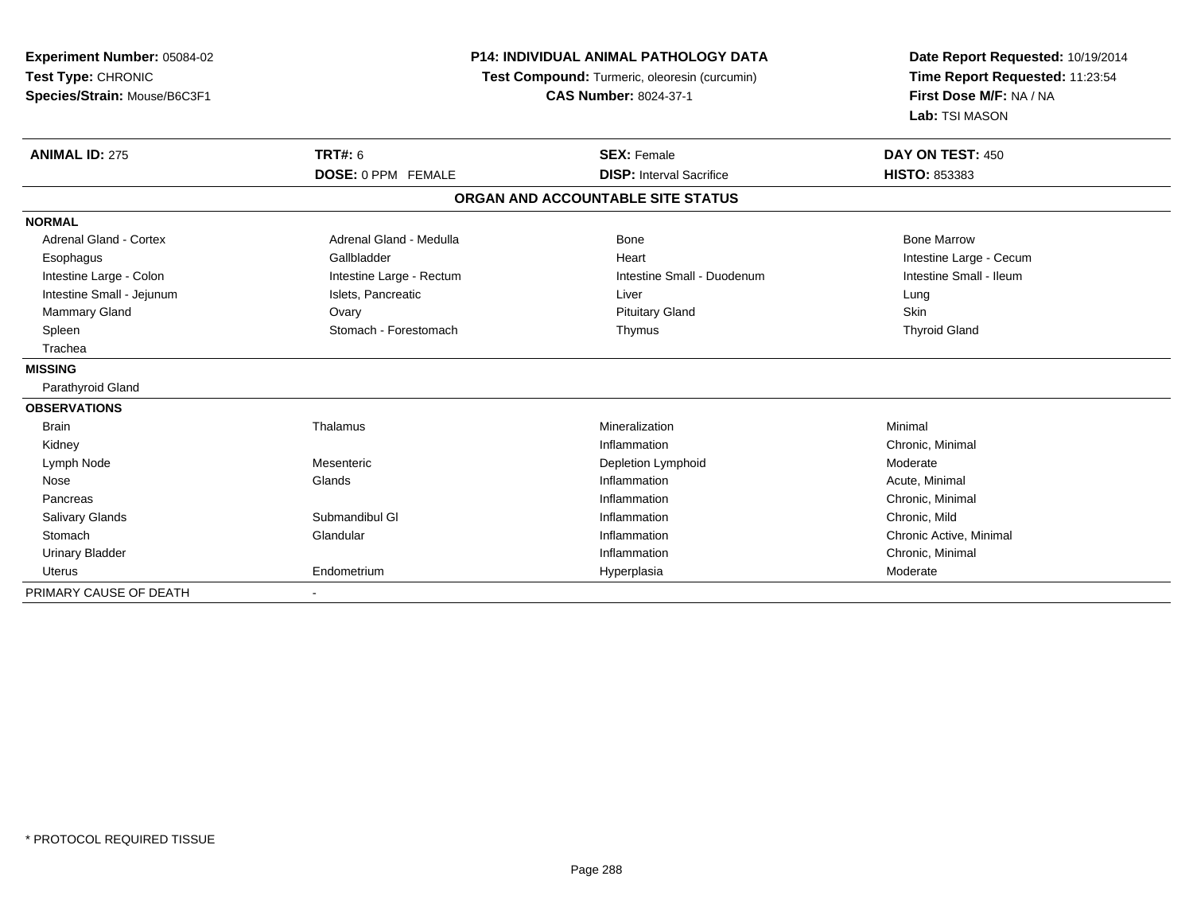**Experiment Number:** 05084-02
**Test Type:** CHRONIC
**Species/Strain:** Mouse/B6C3F1

**P14: INDIVIDUAL ANIMAL PATHOLOGY DATA**
**Test Compound:** Turmeric, oleoresin (curcumin)
**CAS Number:** 8024-37-1

**Date Report Requested:** 10/19/2014
**Time Report Requested:** 11:23:54
**First Dose M/F:** NA / NA
**Lab:** TSI MASON

| **ANIMAL ID:** 275 | **TRT#:** 6 | **SEX:** Female | **DAY ON TEST:** 450 |
|---|---|---|---|
| | **DOSE:** 0 PPM FEMALE | **DISP:** Interval Sacrifice | **HISTO:** 853383 |

**ORGAN AND ACCOUNTABLE SITE STATUS**

**NORMAL**

| | | | |
|---|---|---|---|
| Adrenal Gland - Cortex | Adrenal Gland - Medulla | Bone | Bone Marrow |
| Esophagus | Gallbladder | Heart | Intestine Large - Cecum |
| Intestine Large - Colon | Intestine Large - Rectum | Intestine Small - Duodenum | Intestine Small - Ileum |
| Intestine Small - Jejunum | Islets, Pancreatic | Liver | Lung |
| Mammary Gland | Ovary | Pituitary Gland | Skin |
| Spleen | Stomach - Forestomach | Thymus | Thyroid Gland |
| Trachea | | | |

**MISSING**

Parathyroid Gland

**OBSERVATIONS**

| | | | |
|---|---|---|---|
| Brain | Thalamus | Mineralization | Minimal |
| Kidney | | Inflammation | Chronic, Minimal |
| Lymph Node | Mesenteric | Depletion Lymphoid | Moderate |
| Nose | Glands | Inflammation | Acute, Minimal |
| Pancreas | | Inflammation | Chronic, Minimal |
| Salivary Glands | Submandibul Gl | Inflammation | Chronic, Mild |
| Stomach | Glandular | Inflammation | Chronic Active, Minimal |
| Urinary Bladder | | Inflammation | Chronic, Minimal |
| Uterus | Endometrium | Hyperplasia | Moderate |

PRIMARY CAUSE OF DEATH -

* PROTOCOL REQUIRED TISSUE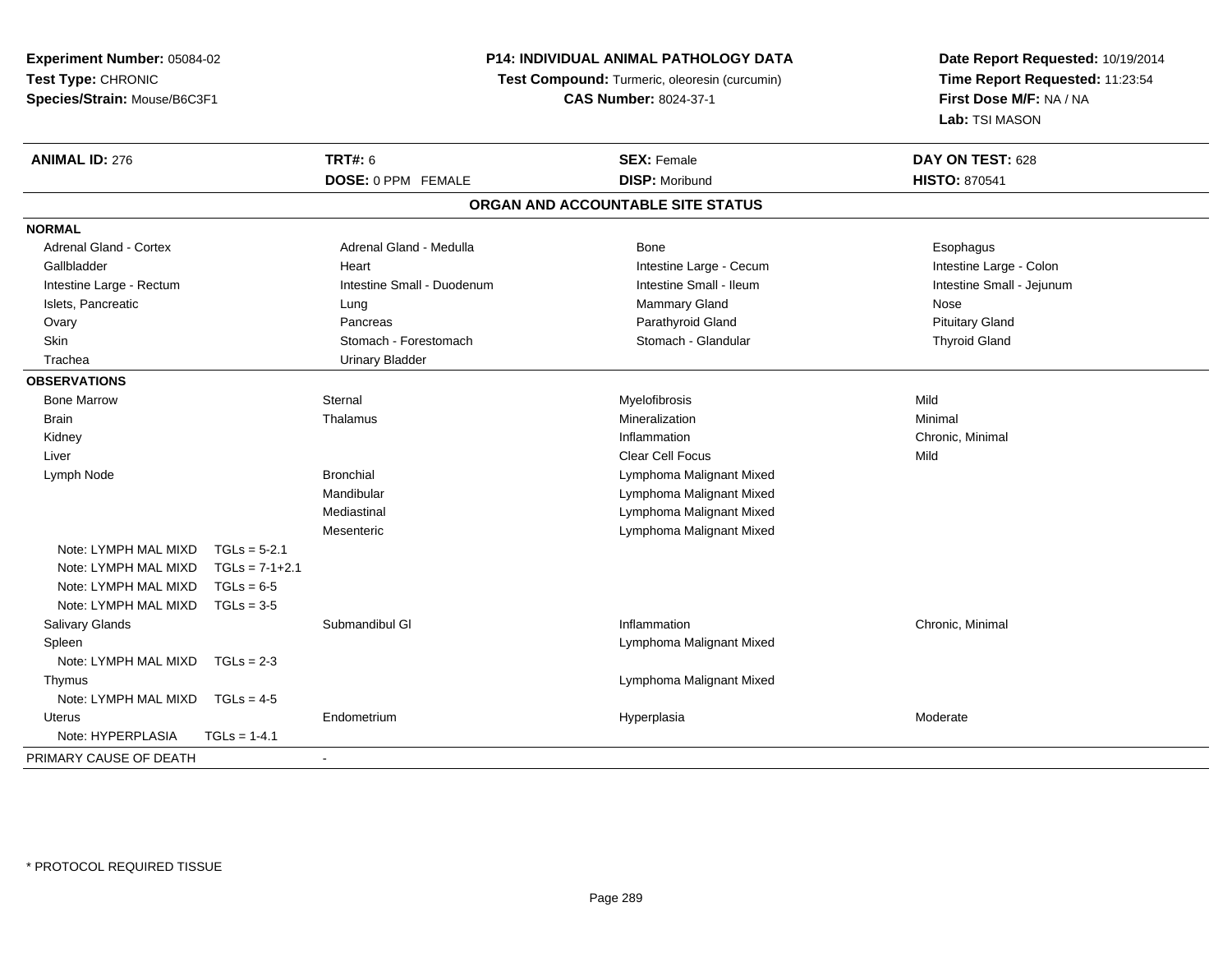**Experiment Number:** 05084-02
**Test Type:** CHRONIC
**Species/Strain:** Mouse/B6C3F1

**P14: INDIVIDUAL ANIMAL PATHOLOGY DATA**
**Test Compound:** Turmeric, oleoresin (curcumin)
**CAS Number:** 8024-37-1

**Date Report Requested:** 10/19/2014
**Time Report Requested:** 11:23:54
**First Dose M/F:** NA / NA
**Lab:** TSI MASON

| **ANIMAL ID:** 276 | **TRT#:** 6 | **SEX:** Female | **DAY ON TEST:** 628 |
|---|---|---|---|
| | **DOSE:** 0 PPM FEMALE | **DISP:** Moribund | **HISTO:** 870541 |

## ORGAN AND ACCOUNTABLE SITE STATUS

**NORMAL**

| | | | |
|---|---|---|---|
| Adrenal Gland - Cortex | Adrenal Gland - Medulla | Bone | Esophagus |
| Gallbladder | Heart | Intestine Large - Cecum | Intestine Large - Colon |
| Intestine Large - Rectum | Intestine Small - Duodenum | Intestine Small - Ileum | Intestine Small - Jejunum |
| Islets, Pancreatic | Lung | Mammary Gland | Nose |
| Ovary | Pancreas | Parathyroid Gland | Pituitary Gland |
| Skin | Stomach - Forestomach | Stomach - Glandular | Thyroid Gland |
| Trachea | Urinary Bladder | | |

**OBSERVATIONS**

| | | | |
|---|---|---|---|
| Bone Marrow | Sternal | Myelofibrosis | Mild |
| Brain | Thalamus | Mineralization | Minimal |
| Kidney | | Inflammation | Chronic, Minimal |
| Liver | | Clear Cell Focus | Mild |
| Lymph Node | Bronchial | Lymphoma Malignant Mixed | |
| | Mandibular | Lymphoma Malignant Mixed | |
| | Mediastinal | Lymphoma Malignant Mixed | |
| | Mesenteric | Lymphoma Malignant Mixed | |
| Note: LYMPH MAL MIXD TGLs = 5-2.1 | | | |
| Note: LYMPH MAL MIXD TGLs = 7-1+2.1 | | | |
| Note: LYMPH MAL MIXD TGLs = 6-5 | | | |
| Note: LYMPH MAL MIXD TGLs = 3-5 | | | |
| Salivary Glands | Submandibul Gl | Inflammation | Chronic, Minimal |
| Spleen | | Lymphoma Malignant Mixed | |
| Note: LYMPH MAL MIXD TGLs = 2-3 | | | |
| Thymus | | Lymphoma Malignant Mixed | |
| Note: LYMPH MAL MIXD TGLs = 4-5 | | | |
| Uterus | Endometrium | Hyperplasia | Moderate |
| Note: HYPERPLASIA TGLs = 1-4.1 | | | |

PRIMARY CAUSE OF DEATH -

\* PROTOCOL REQUIRED TISSUE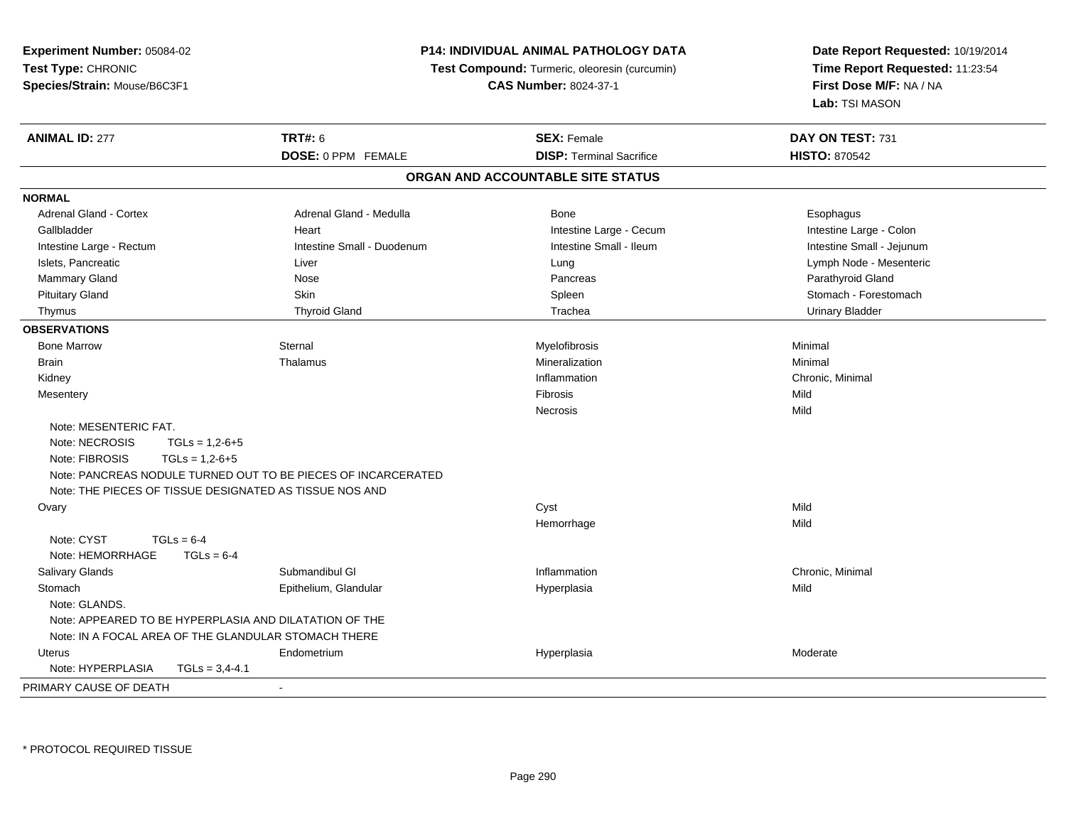**Experiment Number:** 05084-02
**Test Type:** CHRONIC
**Species/Strain:** Mouse/B6C3F1

**P14: INDIVIDUAL ANIMAL PATHOLOGY DATA**
**Test Compound:** Turmeric, oleoresin (curcumin)
**CAS Number:** 8024-37-1

**Date Report Requested:** 10/19/2014
**Time Report Requested:** 11:23:54
**First Dose M/F:** NA / NA
**Lab:** TSI MASON

| **ANIMAL ID:** 277 | **TRT#:** 6 | **SEX:** Female | **DAY ON TEST:** 731 |
|---|---|---|---|
| | **DOSE:** 0 PPM FEMALE | **DISP:** Terminal Sacrifice | **HISTO:** 870542 |

## ORGAN AND ACCOUNTABLE SITE STATUS

**NORMAL**

| | | | |
|---|---|---|---|
| Adrenal Gland - Cortex | Adrenal Gland - Medulla | Bone | Esophagus |
| Gallbladder | Heart | Intestine Large - Cecum | Intestine Large - Colon |
| Intestine Large - Rectum | Intestine Small - Duodenum | Intestine Small - Ileum | Intestine Small - Jejunum |
| Islets, Pancreatic | Liver | Lung | Lymph Node - Mesenteric |
| Mammary Gland | Nose | Pancreas | Parathyroid Gland |
| Pituitary Gland | Skin | Spleen | Stomach - Forestomach |
| Thymus | Thyroid Gland | Trachea | Urinary Bladder |

**OBSERVATIONS**

| | | | |
|---|---|---|---|
| Bone Marrow | Sternal | Myelofibrosis | Minimal |
| Brain | Thalamus | Mineralization | Minimal |
| Kidney | | Inflammation | Chronic, Minimal |
| Mesentery | | Fibrosis | Mild |
| | | Necrosis | Mild |

Note: MESENTERIC FAT.
Note: NECROSIS TGLs = 1,2-6+5
Note: FIBROSIS TGLs = 1,2-6+5
Note: PANCREAS NODULE TURNED OUT TO BE PIECES OF INCARCERATED
Note: THE PIECES OF TISSUE DESIGNATED AS TISSUE NOS AND

| | | | |
|---|---|---|---|
| Ovary | | Cyst | Mild |
| | | Hemorrhage | Mild |

Note: CYST TGLs = 6-4
Note: HEMORRHAGE TGLs = 6-4

| | | | |
|---|---|---|---|
| Salivary Glands | Submandibul Gl | Inflammation | Chronic, Minimal |
| Stomach | Epithelium, Glandular | Hyperplasia | Mild |

Note: GLANDS.
Note: APPEARED TO BE HYPERPLASIA AND DILATATION OF THE
Note: IN A FOCAL AREA OF THE GLANDULAR STOMACH THERE

| | | | |
|---|---|---|---|
| Uterus | Endometrium | Hyperplasia | Moderate |

Note: HYPERPLASIA TGLs = 3,4-4.1

PRIMARY CAUSE OF DEATH -

* PROTOCOL REQUIRED TISSUE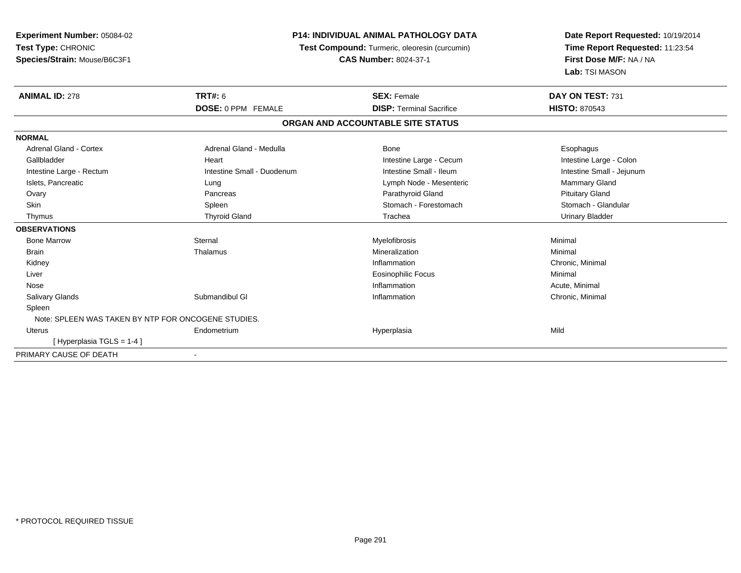**Experiment Number:** 05084-02
**Test Type:** CHRONIC
**Species/Strain:** Mouse/B6C3F1

**P14: INDIVIDUAL ANIMAL PATHOLOGY DATA**
**Test Compound:** Turmeric, oleoresin (curcumin)
**CAS Number:** 8024-37-1

**Date Report Requested:** 10/19/2014
**Time Report Requested:** 11:23:54
**First Dose M/F:** NA / NA
**Lab:** TSI MASON

| **ANIMAL ID:** 278 | **TRT#:** 6 | **SEX:** Female | **DAY ON TEST:** 731 |
|---|---|---|---|
| | **DOSE:** 0 PPM FEMALE | **DISP:** Terminal Sacrifice | **HISTO:** 870543 |

**ORGAN AND ACCOUNTABLE SITE STATUS**

| | | | |
|---|---|---|---|
| **NORMAL** | | | |
| Adrenal Gland - Cortex | Adrenal Gland - Medulla | Bone | Esophagus |
| Gallbladder | Heart | Intestine Large - Cecum | Intestine Large - Colon |
| Intestine Large - Rectum | Intestine Small - Duodenum | Intestine Small - Ileum | Intestine Small - Jejunum |
| Islets, Pancreatic | Lung | Lymph Node - Mesenteric | Mammary Gland |
| Ovary | Pancreas | Parathyroid Gland | Pituitary Gland |
| Skin | Spleen | Stomach - Forestomach | Stomach - Glandular |
| Thymus | Thyroid Gland | Trachea | Urinary Bladder |
| **OBSERVATIONS** | | | |
| Bone Marrow | Sternal | Myelofibrosis | Minimal |
| Brain | Thalamus | Mineralization | Minimal |
| Kidney | | Inflammation | Chronic, Minimal |
| Liver | | Eosinophilic Focus | Minimal |
| Nose | | Inflammation | Acute, Minimal |
| Salivary Glands | Submandibul Gl | Inflammation | Chronic, Minimal |
| Spleen | | | |
| Note: SPLEEN WAS TAKEN BY NTP FOR ONCOGENE STUDIES. | | | |
| Uterus | Endometrium | Hyperplasia | Mild |
| [ Hyperplasia TGLS = 1-4 ] | | | |
| PRIMARY CAUSE OF DEATH | - | | |

\* PROTOCOL REQUIRED TISSUE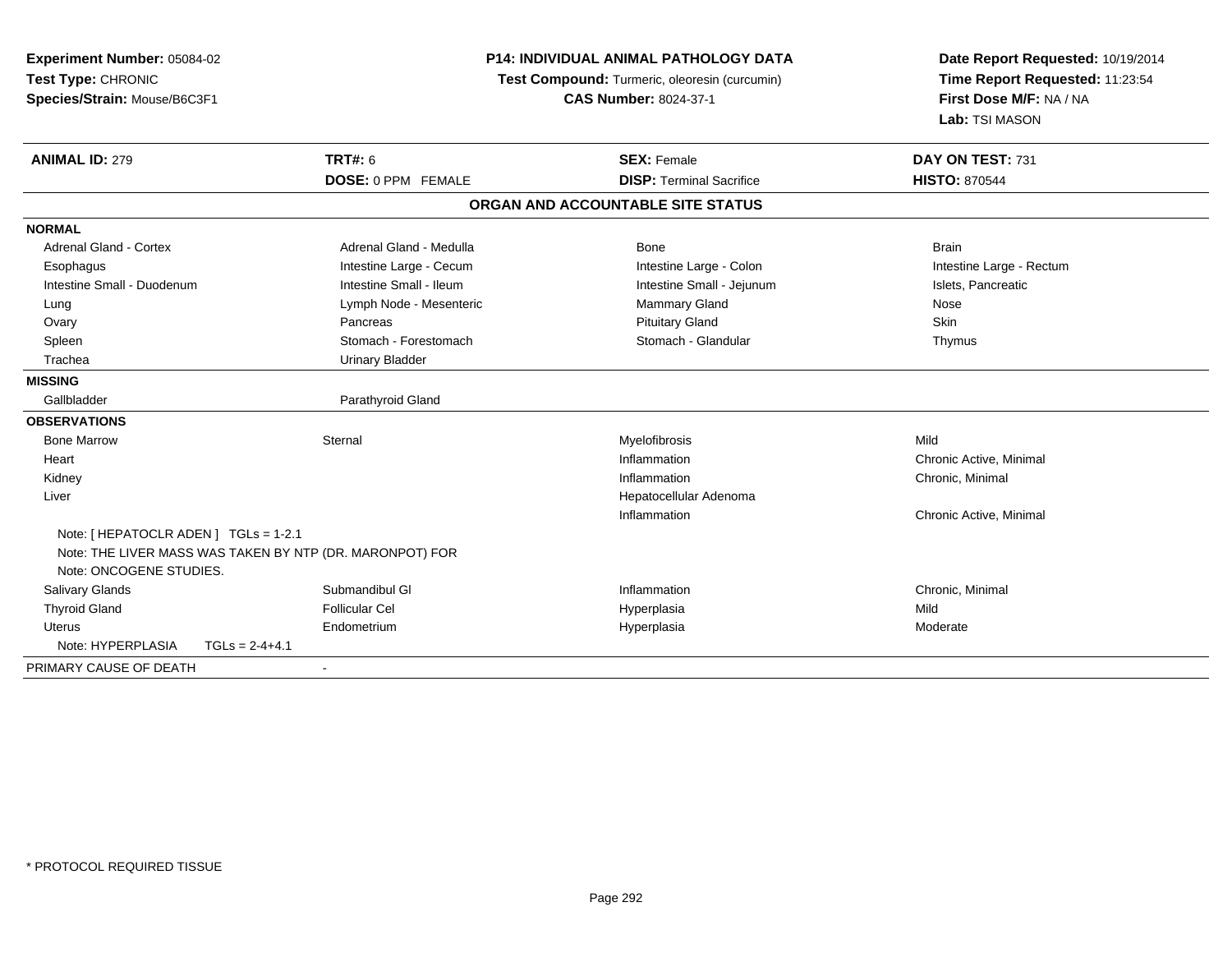**Experiment Number:** 05084-02
**Test Type:** CHRONIC
**Species/Strain:** Mouse/B6C3F1

**P14: INDIVIDUAL ANIMAL PATHOLOGY DATA**
**Test Compound:** Turmeric, oleoresin (curcumin)
**CAS Number:** 8024-37-1

**Date Report Requested:** 10/19/2014
**Time Report Requested:** 11:23:54
**First Dose M/F:** NA / NA
**Lab:** TSI MASON

| **ANIMAL ID:** 279 | **TRT#:** 6 | **SEX:** Female | **DAY ON TEST:** 731 |
|---|---|---|---|
| | **DOSE:** 0 PPM FEMALE | **DISP:** Terminal Sacrifice | **HISTO:** 870544 |

**ORGAN AND ACCOUNTABLE SITE STATUS**

**NORMAL**

| | | | |
|---|---|---|---|
| Adrenal Gland - Cortex | Adrenal Gland - Medulla | Bone | Brain |
| Esophagus | Intestine Large - Cecum | Intestine Large - Colon | Intestine Large - Rectum |
| Intestine Small - Duodenum | Intestine Small - Ileum | Intestine Small - Jejunum | Islets, Pancreatic |
| Lung | Lymph Node - Mesenteric | Mammary Gland | Nose |
| Ovary | Pancreas | Pituitary Gland | Skin |
| Spleen | Stomach - Forestomach | Stomach - Glandular | Thymus |
| Trachea | Urinary Bladder | | |

**MISSING**

| | |
|---|---|
| Gallbladder | Parathyroid Gland |

**OBSERVATIONS**

| | | | |
|---|---|---|---|
| Bone Marrow | Sternal | Myelofibrosis | Mild |
| Heart | | Inflammation | Chronic Active, Minimal |
| Kidney | | Inflammation | Chronic, Minimal |
| Liver | | Hepatocellular Adenoma | |
| | | Inflammation | Chronic Active, Minimal |

Note: [ HEPATOCLR ADEN ] TGLs = 1-2.1
Note: THE LIVER MASS WAS TAKEN BY NTP (DR. MARONPOT) FOR
Note: ONCOGENE STUDIES.

| | | | |
|---|---|---|---|
| Salivary Glands | Submandibul Gl | Inflammation | Chronic, Minimal |
| Thyroid Gland | Follicular Cel | Hyperplasia | Mild |
| Uterus | Endometrium | Hyperplasia | Moderate |

Note: HYPERPLASIA TGLs = 2-4+4.1

PRIMARY CAUSE OF DEATH -

\* PROTOCOL REQUIRED TISSUE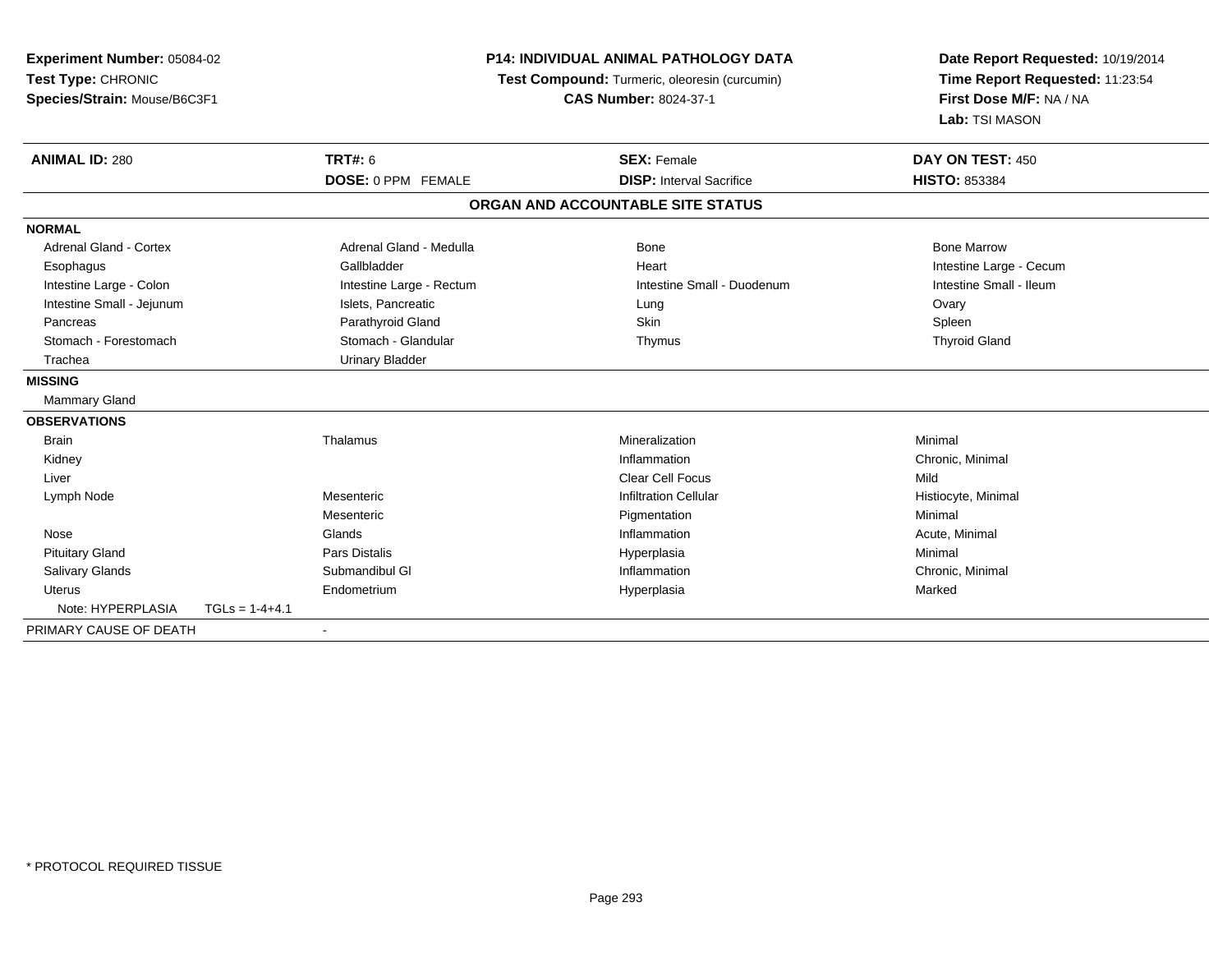**Experiment Number:** 05084-02
**Test Type:** CHRONIC
**Species/Strain:** Mouse/B6C3F1

**P14: INDIVIDUAL ANIMAL PATHOLOGY DATA**
**Test Compound:** Turmeric, oleoresin (curcumin)
**CAS Number:** 8024-37-1

**Date Report Requested:** 10/19/2014
**Time Report Requested:** 11:23:54
**First Dose M/F:** NA / NA
**Lab:** TSI MASON

| **ANIMAL ID:** 280 | **TRT#:** 6 | **SEX:** Female | **DAY ON TEST:** 450 |
|---|---|---|---|
| | **DOSE:** 0 PPM FEMALE | **DISP:** Interval Sacrifice | **HISTO:** 853384 |

## ORGAN AND ACCOUNTABLE SITE STATUS

**NORMAL**

| | | | |
|---|---|---|---|
| Adrenal Gland - Cortex | Adrenal Gland - Medulla | Bone | Bone Marrow |
| Esophagus | Gallbladder | Heart | Intestine Large - Cecum |
| Intestine Large - Colon | Intestine Large - Rectum | Intestine Small - Duodenum | Intestine Small - Ileum |
| Intestine Small - Jejunum | Islets, Pancreatic | Lung | Ovary |
| Pancreas | Parathyroid Gland | Skin | Spleen |
| Stomach - Forestomach | Stomach - Glandular | Thymus | Thyroid Gland |
| Trachea | Urinary Bladder | | |

**MISSING**

Mammary Gland

**OBSERVATIONS**

| | | | |
|---|---|---|---|
| Brain | Thalamus | Mineralization | Minimal |
| Kidney | | Inflammation | Chronic, Minimal |
| Liver | | Clear Cell Focus | Mild |
| Lymph Node | Mesenteric | Infiltration Cellular | Histiocyte, Minimal |
| | Mesenteric | Pigmentation | Minimal |
| Nose | Glands | Inflammation | Acute, Minimal |
| Pituitary Gland | Pars Distalis | Hyperplasia | Minimal |
| Salivary Glands | Submandibul Gl | Inflammation | Chronic, Minimal |
| Uterus | Endometrium | Hyperplasia | Marked |
| Note: HYPERPLASIA TGLs = 1-4+4.1 | | | |

PRIMARY CAUSE OF DEATH -

\* PROTOCOL REQUIRED TISSUE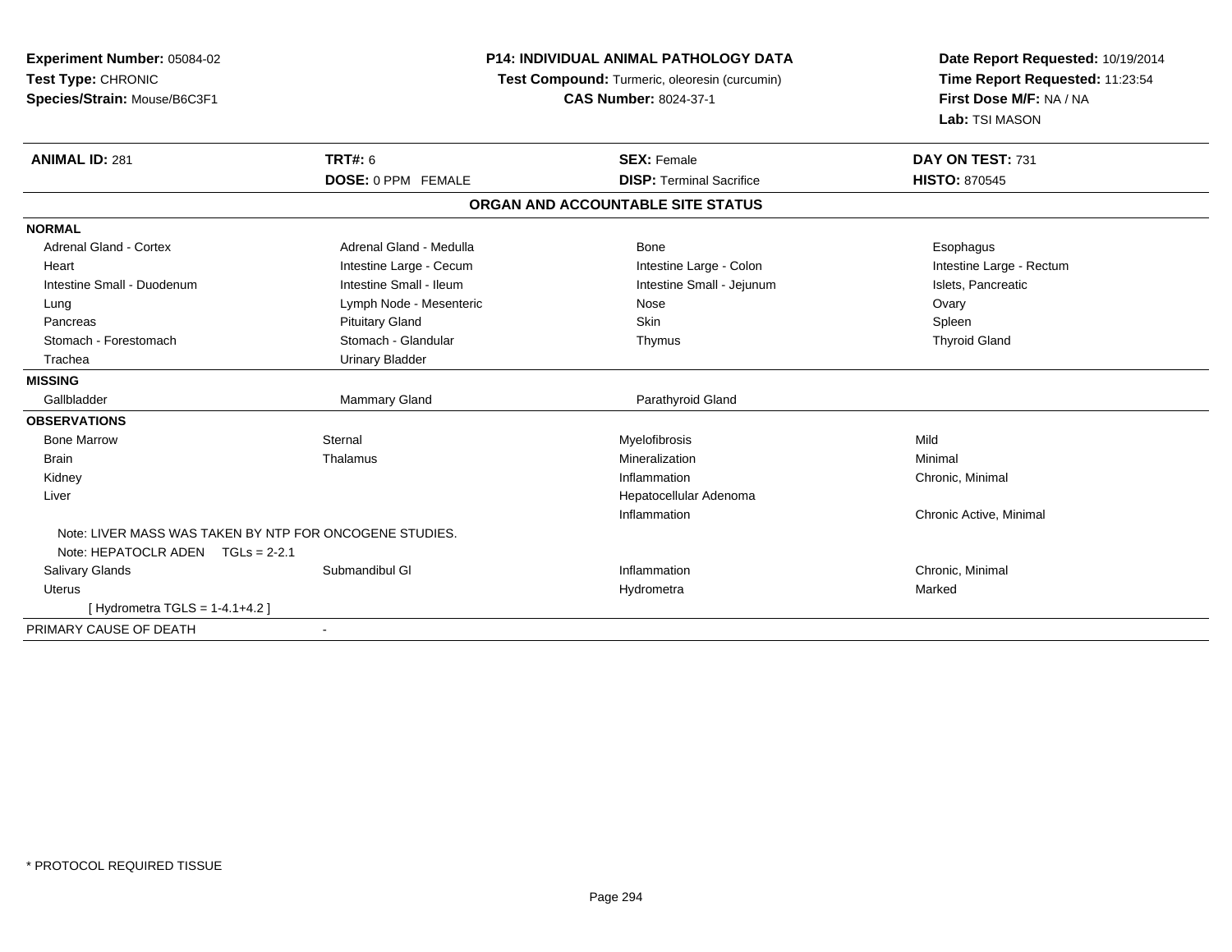**Experiment Number:** 05084-02
**Test Type:** CHRONIC
**Species/Strain:** Mouse/B6C3F1

**P14: INDIVIDUAL ANIMAL PATHOLOGY DATA**
**Test Compound:** Turmeric, oleoresin (curcumin)
**CAS Number:** 8024-37-1

**Date Report Requested:** 10/19/2014
**Time Report Requested:** 11:23:54
**First Dose M/F:** NA / NA
**Lab:** TSI MASON

| **ANIMAL ID:** 281 | **TRT#:** 6 | **SEX:** Female | **DAY ON TEST:** 731 |
|---|---|---|---|
| | **DOSE:** 0 PPM FEMALE | **DISP:** Terminal Sacrifice | **HISTO:** 870545 |

## ORGAN AND ACCOUNTABLE SITE STATUS

**NORMAL**

| | | | |
|---|---|---|---|
| Adrenal Gland - Cortex | Adrenal Gland - Medulla | Bone | Esophagus |
| Heart | Intestine Large - Cecum | Intestine Large - Colon | Intestine Large - Rectum |
| Intestine Small - Duodenum | Intestine Small - Ileum | Intestine Small - Jejunum | Islets, Pancreatic |
| Lung | Lymph Node - Mesenteric | Nose | Ovary |
| Pancreas | Pituitary Gland | Skin | Spleen |
| Stomach - Forestomach | Stomach - Glandular | Thymus | Thyroid Gland |
| Trachea | Urinary Bladder | | |

**MISSING**

| | | |
|---|---|---|
| Gallbladder | Mammary Gland | Parathyroid Gland |

**OBSERVATIONS**

| | | | |
|---|---|---|---|
| Bone Marrow | Sternal | Myelofibrosis | Mild |
| Brain | Thalamus | Mineralization | Minimal |
| Kidney | | Inflammation | Chronic, Minimal |
| Liver | | Hepatocellular Adenoma | |
| | | Inflammation | Chronic Active, Minimal |
| Note: LIVER MASS WAS TAKEN BY NTP FOR ONCOGENE STUDIES. | | | |
| Note: HEPATOCLR ADEN TGLs = 2-2.1 | | | |
| Salivary Glands | Submandibul Gl | Inflammation | Chronic, Minimal |
| Uterus | | Hydrometra | Marked |
| [ Hydrometra TGLS = 1-4.1+4.2 ] | | | |

PRIMARY CAUSE OF DEATH -

\* PROTOCOL REQUIRED TISSUE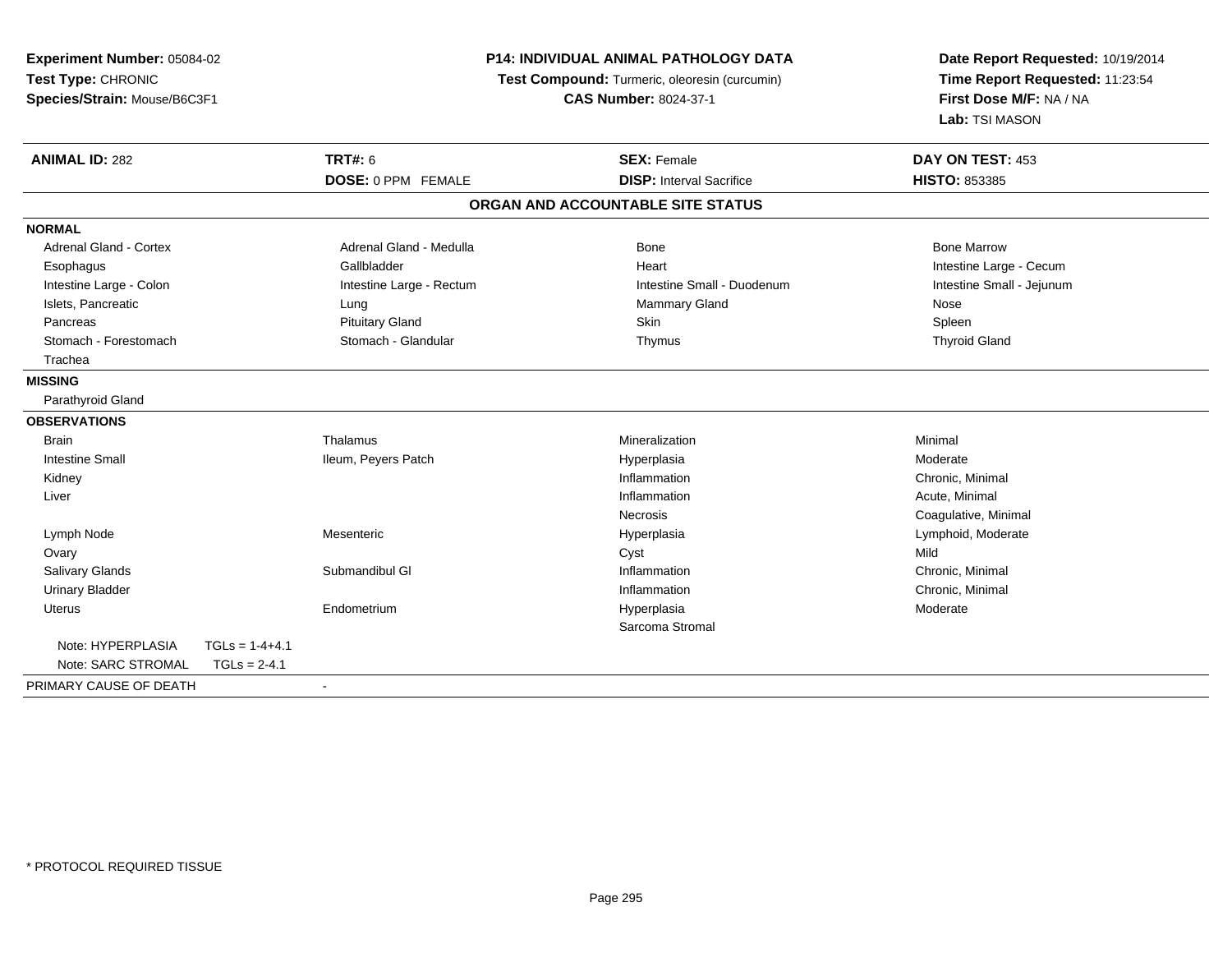**Experiment Number:** 05084-02
**Test Type:** CHRONIC
**Species/Strain:** Mouse/B6C3F1

**P14: INDIVIDUAL ANIMAL PATHOLOGY DATA**
**Test Compound:** Turmeric, oleoresin (curcumin)
**CAS Number:** 8024-37-1

**Date Report Requested:** 10/19/2014
**Time Report Requested:** 11:23:54
**First Dose M/F:** NA / NA
**Lab:** TSI MASON

| **ANIMAL ID:** 282 | **TRT#:** 6 | **SEX:** Female | **DAY ON TEST:** 453 |
|---|---|---|---|
| | **DOSE:** 0 PPM FEMALE | **DISP:** Interval Sacrifice | **HISTO:** 853385 |

## ORGAN AND ACCOUNTABLE SITE STATUS

**NORMAL**

| | | | |
|---|---|---|---|
| Adrenal Gland - Cortex | Adrenal Gland - Medulla | Bone | Bone Marrow |
| Esophagus | Gallbladder | Heart | Intestine Large - Cecum |
| Intestine Large - Colon | Intestine Large - Rectum | Intestine Small - Duodenum | Intestine Small - Jejunum |
| Islets, Pancreatic | Lung | Mammary Gland | Nose |
| Pancreas | Pituitary Gland | Skin | Spleen |
| Stomach - Forestomach | Stomach - Glandular | Thymus | Thyroid Gland |
| Trachea | | | |

**MISSING**

Parathyroid Gland

**OBSERVATIONS**

| | | | |
|---|---|---|---|
| Brain | Thalamus | Mineralization | Minimal |
| Intestine Small | Ileum, Peyers Patch | Hyperplasia | Moderate |
| Kidney | | Inflammation | Chronic, Minimal |
| Liver | | Inflammation | Acute, Minimal |
| | | Necrosis | Coagulative, Minimal |
| Lymph Node | Mesenteric | Hyperplasia | Lymphoid, Moderate |
| Ovary | | Cyst | Mild |
| Salivary Glands | Submandibul Gl | Inflammation | Chronic, Minimal |
| Urinary Bladder | | Inflammation | Chronic, Minimal |
| Uterus | Endometrium | Hyperplasia | Moderate |
| | | Sarcoma Stromal | |

Note: HYPERPLASIA TGLs = 1-4+4.1
Note: SARC STROMAL TGLs = 2-4.1

PRIMARY CAUSE OF DEATH -

* PROTOCOL REQUIRED TISSUE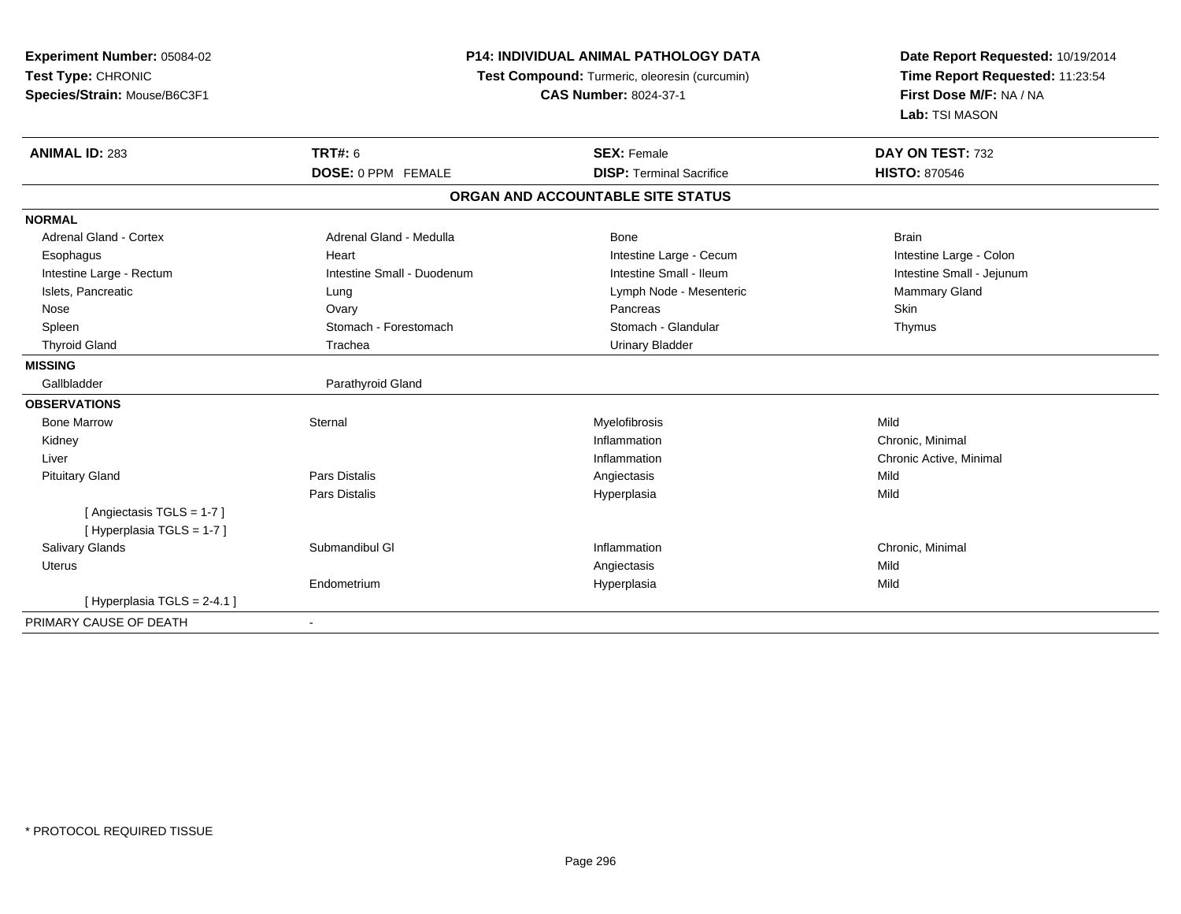**Experiment Number:** 05084-02
**Test Type:** CHRONIC
**Species/Strain:** Mouse/B6C3F1

**P14: INDIVIDUAL ANIMAL PATHOLOGY DATA**
**Test Compound:** Turmeric, oleoresin (curcumin)
**CAS Number:** 8024-37-1

**Date Report Requested:** 10/19/2014
**Time Report Requested:** 11:23:54
**First Dose M/F:** NA / NA
**Lab:** TSI MASON

| **ANIMAL ID:** 283 | **TRT#:** 6 | **SEX:** Female | **DAY ON TEST:** 732 |
|---|---|---|---|
| | **DOSE:** 0 PPM FEMALE | **DISP:** Terminal Sacrifice | **HISTO:** 870546 |

**ORGAN AND ACCOUNTABLE SITE STATUS**

| | | | |
|---|---|---|---|
| **NORMAL** | | | |
| Adrenal Gland - Cortex | Adrenal Gland - Medulla | Bone | Brain |
| Esophagus | Heart | Intestine Large - Cecum | Intestine Large - Colon |
| Intestine Large - Rectum | Intestine Small - Duodenum | Intestine Small - Ileum | Intestine Small - Jejunum |
| Islets, Pancreatic | Lung | Lymph Node - Mesenteric | Mammary Gland |
| Nose | Ovary | Pancreas | Skin |
| Spleen | Stomach - Forestomach | Stomach - Glandular | Thymus |
| Thyroid Gland | Trachea | Urinary Bladder | |
| **MISSING** | | | |
| Gallbladder | Parathyroid Gland | | |
| **OBSERVATIONS** | | | |
| Bone Marrow | Sternal | Myelofibrosis | Mild |
| Kidney | | Inflammation | Chronic, Minimal |
| Liver | | Inflammation | Chronic Active, Minimal |
| Pituitary Gland | Pars Distalis | Angiectasis | Mild |
| | Pars Distalis | Hyperplasia | Mild |
| [ Angiectasis TGLS = 1-7 ] | | | |
| [ Hyperplasia TGLS = 1-7 ] | | | |
| Salivary Glands | Submandibul Gl | Inflammation | Chronic, Minimal |
| Uterus | | Angiectasis | Mild |
| | Endometrium | Hyperplasia | Mild |
| [ Hyperplasia TGLS = 2-4.1 ] | | | |
| PRIMARY CAUSE OF DEATH | - | | |

* PROTOCOL REQUIRED TISSUE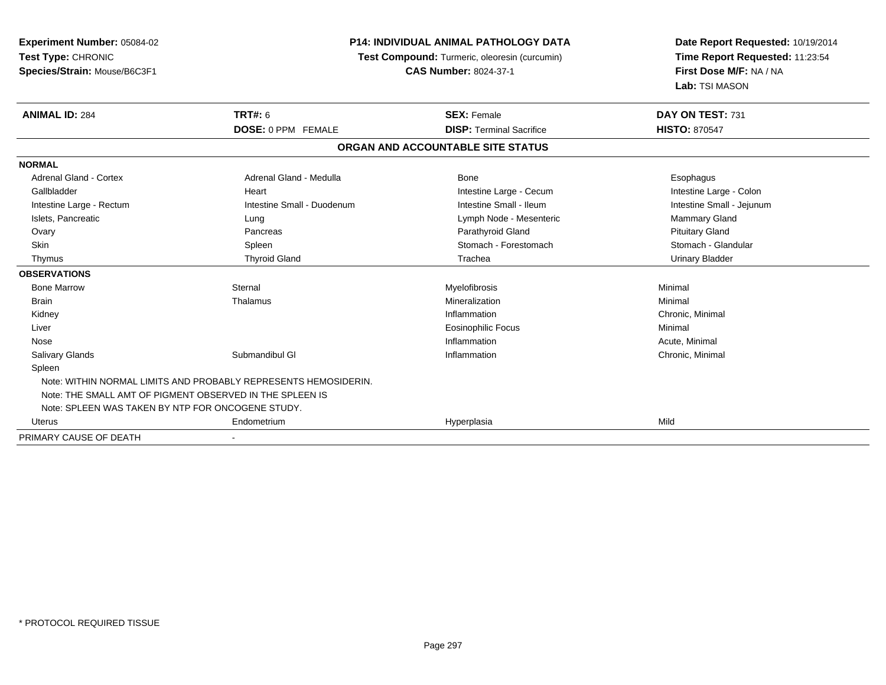**Experiment Number:** 05084-02
**Test Type:** CHRONIC
**Species/Strain:** Mouse/B6C3F1

**P14: INDIVIDUAL ANIMAL PATHOLOGY DATA**
**Test Compound:** Turmeric, oleoresin (curcumin)
**CAS Number:** 8024-37-1

**Date Report Requested:** 10/19/2014
**Time Report Requested:** 11:23:54
**First Dose M/F:** NA / NA
**Lab:** TSI MASON

| **ANIMAL ID:** 284 | **TRT#:** 6 | **SEX:** Female | **DAY ON TEST:** 731 |
|---|---|---|---|
| | **DOSE:** 0 PPM FEMALE | **DISP:** Terminal Sacrifice | **HISTO:** 870547 |

**ORGAN AND ACCOUNTABLE SITE STATUS**

| | | | |
|---|---|---|---|
| **NORMAL** | | | |
| Adrenal Gland - Cortex | Adrenal Gland - Medulla | Bone | Esophagus |
| Gallbladder | Heart | Intestine Large - Cecum | Intestine Large - Colon |
| Intestine Large - Rectum | Intestine Small - Duodenum | Intestine Small - Ileum | Intestine Small - Jejunum |
| Islets, Pancreatic | Lung | Lymph Node - Mesenteric | Mammary Gland |
| Ovary | Pancreas | Parathyroid Gland | Pituitary Gland |
| Skin | Spleen | Stomach - Forestomach | Stomach - Glandular |
| Thymus | Thyroid Gland | Trachea | Urinary Bladder |
| **OBSERVATIONS** | | | |
| Bone Marrow | Sternal | Myelofibrosis | Minimal |
| Brain | Thalamus | Mineralization | Minimal |
| Kidney | | Inflammation | Chronic, Minimal |
| Liver | | Eosinophilic Focus | Minimal |
| Nose | | Inflammation | Acute, Minimal |
| Salivary Glands | Submandibul Gl | Inflammation | Chronic, Minimal |
| Spleen | | | |
| Note: WITHIN NORMAL LIMITS AND PROBABLY REPRESENTS HEMOSIDERIN. | | | |
| Note: THE SMALL AMT OF PIGMENT OBSERVED IN THE SPLEEN IS | | | |
| Note: SPLEEN WAS TAKEN BY NTP FOR ONCOGENE STUDY. | | | |
| Uterus | Endometrium | Hyperplasia | Mild |
| PRIMARY CAUSE OF DEATH | - | | |

\* PROTOCOL REQUIRED TISSUE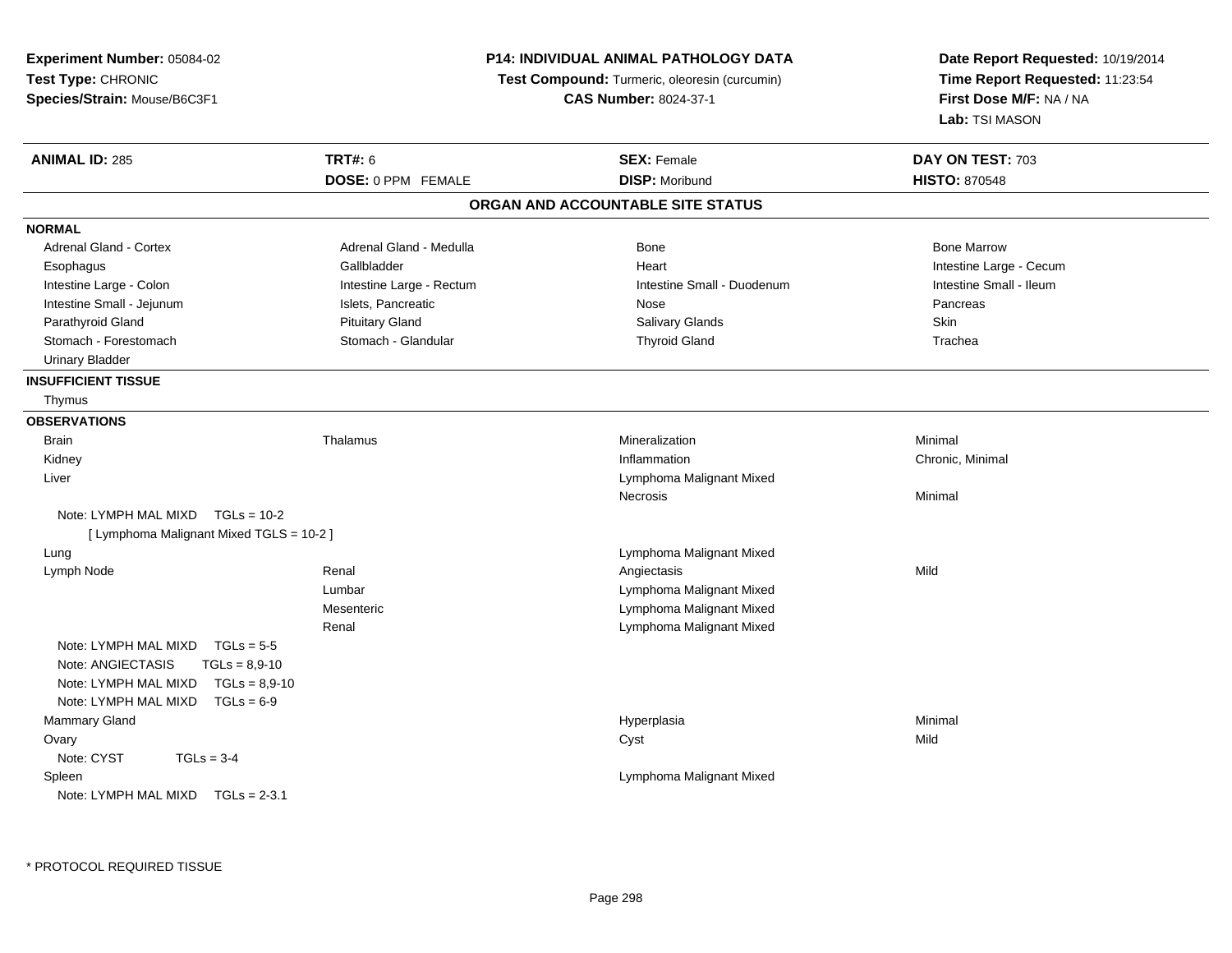**Experiment Number:** 05084-02
**Test Type:** CHRONIC
**Species/Strain:** Mouse/B6C3F1

**P14: INDIVIDUAL ANIMAL PATHOLOGY DATA**
**Test Compound:** Turmeric, oleoresin (curcumin)
**CAS Number:** 8024-37-1

**Date Report Requested:** 10/19/2014
**Time Report Requested:** 11:23:54
**First Dose M/F:** NA / NA
**Lab:** TSI MASON

| **ANIMAL ID:** 285 | **TRT#:** 6 | **SEX:** Female | **DAY ON TEST:** 703 |
|---|---|---|---|
| | **DOSE:** 0 PPM FEMALE | **DISP:** Moribund | **HISTO:** 870548 |

## ORGAN AND ACCOUNTABLE SITE STATUS

**NORMAL**

| | | | |
|---|---|---|---|
| Adrenal Gland - Cortex | Adrenal Gland - Medulla | Bone | Bone Marrow |
| Esophagus | Gallbladder | Heart | Intestine Large - Cecum |
| Intestine Large - Colon | Intestine Large - Rectum | Intestine Small - Duodenum | Intestine Small - Ileum |
| Intestine Small - Jejunum | Islets, Pancreatic | Nose | Pancreas |
| Parathyroid Gland | Pituitary Gland | Salivary Glands | Skin |
| Stomach - Forestomach | Stomach - Glandular | Thyroid Gland | Trachea |
| Urinary Bladder | | | |

**INSUFFICIENT TISSUE**

Thymus

**OBSERVATIONS**

| | | | |
|---|---|---|---|
| Brain | Thalamus | Mineralization | Minimal |
| Kidney | | Inflammation | Chronic, Minimal |
| Liver | | Lymphoma Malignant Mixed | |
| | | Necrosis | Minimal |
| Note: LYMPH MAL MIXD TGLs = 10-2 | | | |
| [ Lymphoma Malignant Mixed TGLS = 10-2 ] | | | |
| Lung | | Lymphoma Malignant Mixed | |
| Lymph Node | Renal | Angiectasis | Mild |
| | Lumbar | Lymphoma Malignant Mixed | |
| | Mesenteric | Lymphoma Malignant Mixed | |
| | Renal | Lymphoma Malignant Mixed | |
| Note: LYMPH MAL MIXD TGLs = 5-5 | | | |
| Note: ANGIECTASIS TGLs = 8,9-10 | | | |
| Note: LYMPH MAL MIXD TGLs = 8,9-10 | | | |
| Note: LYMPH MAL MIXD TGLs = 6-9 | | | |
| Mammary Gland | | Hyperplasia | Minimal |
| Ovary | | Cyst | Mild |
| Note: CYST TGLs = 3-4 | | | |
| Spleen | | Lymphoma Malignant Mixed | |
| Note: LYMPH MAL MIXD TGLs = 2-3.1 | | | |

* PROTOCOL REQUIRED TISSUE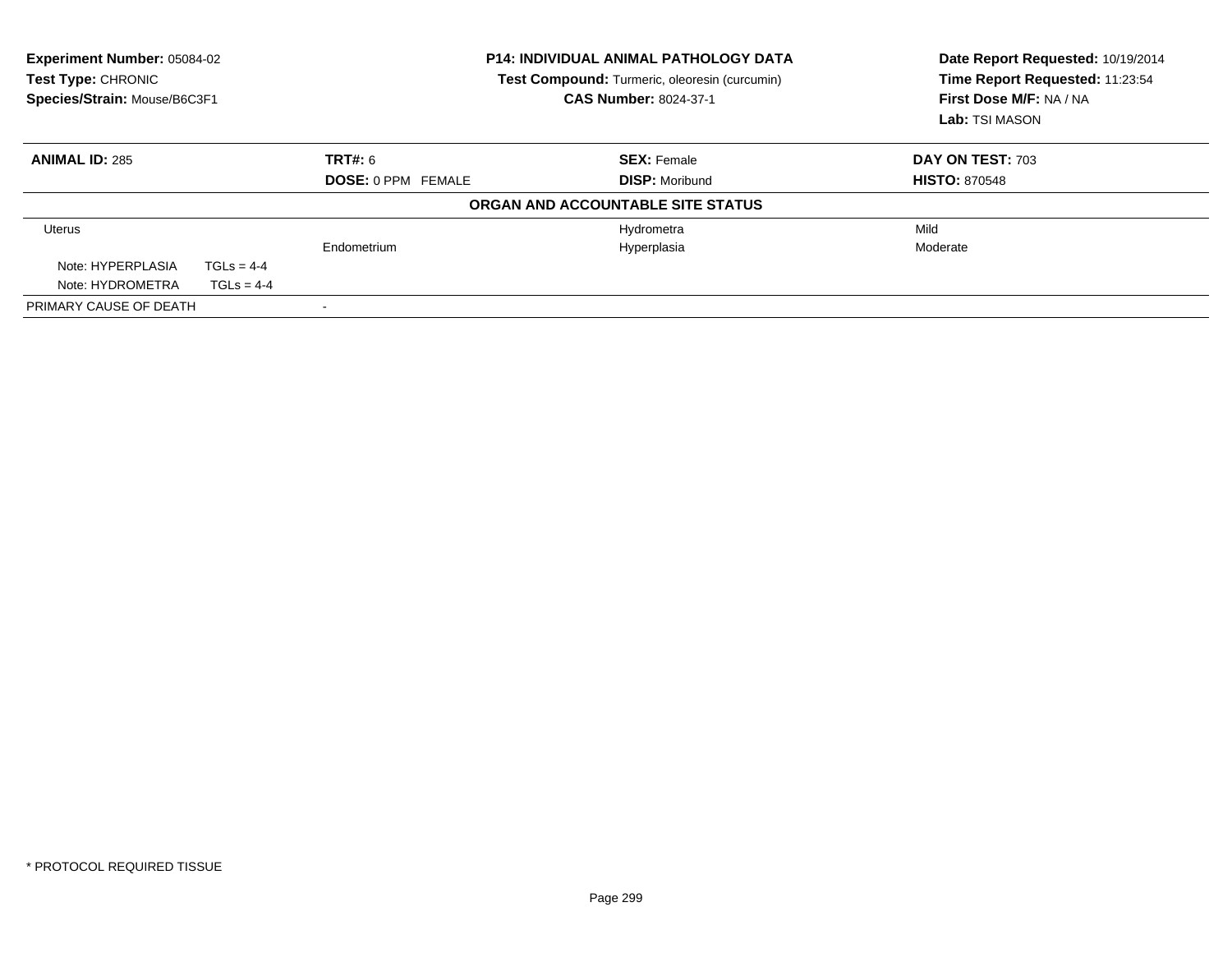**Experiment Number:** 05084-02
**Test Type:** CHRONIC
**Species/Strain:** Mouse/B6C3F1

**P14: INDIVIDUAL ANIMAL PATHOLOGY DATA**
**Test Compound:** Turmeric, oleoresin (curcumin)
**CAS Number:** 8024-37-1

**Date Report Requested:** 10/19/2014
**Time Report Requested:** 11:23:54
**First Dose M/F:** NA / NA
**Lab:** TSI MASON

| **ANIMAL ID:** 285 | **TRT#:** 6 | **SEX:** Female | **DAY ON TEST:** 703 |
|---|---|---|---|
| | **DOSE:** 0 PPM FEMALE | **DISP:** Moribund | **HISTO:** 870548 |

**ORGAN AND ACCOUNTABLE SITE STATUS**

| | | | |
|---|---|---|---|
| Uterus | | Hydrometra | Mild |
| | Endometrium | Hyperplasia | Moderate |
| Note: HYPERPLASIA TGLs = 4-4 | | | |
| Note: HYDROMETRA TGLs = 4-4 | | | |
| PRIMARY CAUSE OF DEATH | - | | |

* PROTOCOL REQUIRED TISSUE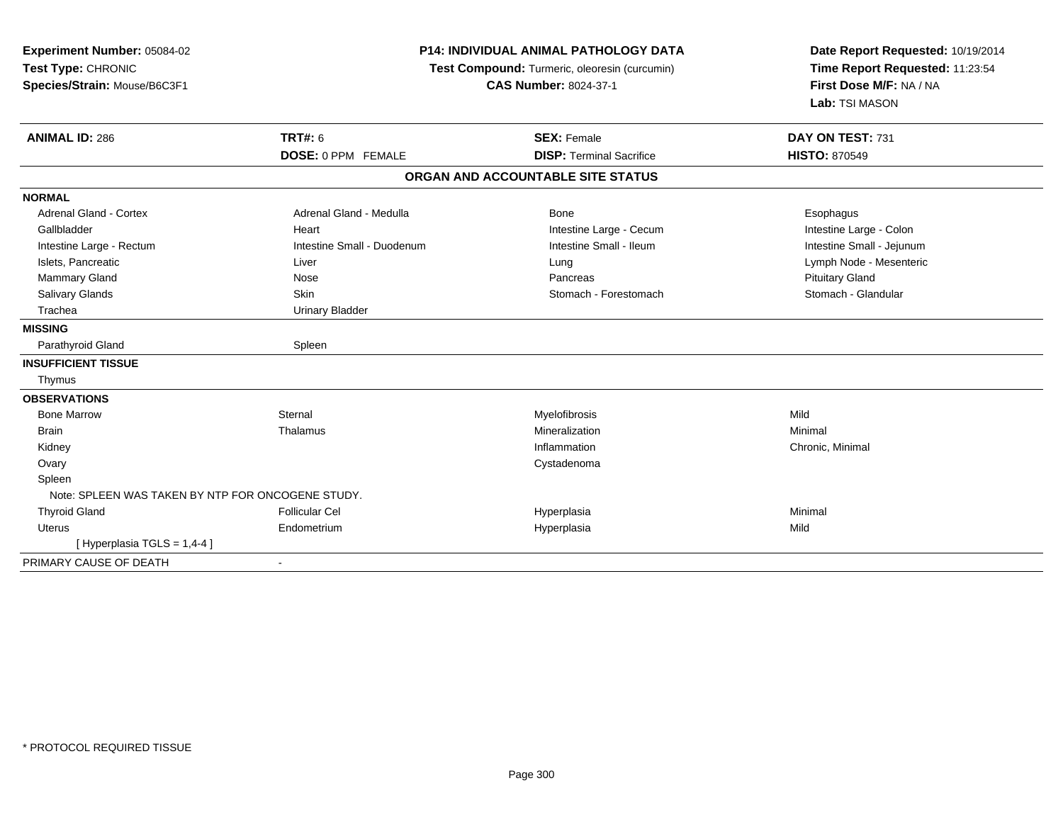**Experiment Number:** 05084-02
**Test Type:** CHRONIC
**Species/Strain:** Mouse/B6C3F1

**P14: INDIVIDUAL ANIMAL PATHOLOGY DATA**
**Test Compound:** Turmeric, oleoresin (curcumin)
**CAS Number:** 8024-37-1

**Date Report Requested:** 10/19/2014
**Time Report Requested:** 11:23:54
**First Dose M/F:** NA / NA
**Lab:** TSI MASON

| **ANIMAL ID:** 286 | **TRT#:** 6 | **SEX:** Female | **DAY ON TEST:** 731 |
|---|---|---|---|
| | **DOSE:** 0 PPM FEMALE | **DISP:** Terminal Sacrifice | **HISTO:** 870549 |

**ORGAN AND ACCOUNTABLE SITE STATUS**

| | | | |
|---|---|---|---|
| **NORMAL** | | | |
| Adrenal Gland - Cortex | Adrenal Gland - Medulla | Bone | Esophagus |
| Gallbladder | Heart | Intestine Large - Cecum | Intestine Large - Colon |
| Intestine Large - Rectum | Intestine Small - Duodenum | Intestine Small - Ileum | Intestine Small - Jejunum |
| Islets, Pancreatic | Liver | Lung | Lymph Node - Mesenteric |
| Mammary Gland | Nose | Pancreas | Pituitary Gland |
| Salivary Glands | Skin | Stomach - Forestomach | Stomach - Glandular |
| Trachea | Urinary Bladder | | |
| **MISSING** | | | |
| Parathyroid Gland | Spleen | | |
| **INSUFFICIENT TISSUE** | | | |
| Thymus | | | |
| **OBSERVATIONS** | | | |
| Bone Marrow | Sternal | Myelofibrosis | Mild |
| Brain | Thalamus | Mineralization | Minimal |
| Kidney | | Inflammation | Chronic, Minimal |
| Ovary | | Cystadenoma | |
| Spleen | | | |
| Note: SPLEEN WAS TAKEN BY NTP FOR ONCOGENE STUDY. | | | |
| Thyroid Gland | Follicular Cel | Hyperplasia | Minimal |
| Uterus | Endometrium | Hyperplasia | Mild |
| [ Hyperplasia TGLS = 1,4-4 ] | | | |
| PRIMARY CAUSE OF DEATH | - | | |

* PROTOCOL REQUIRED TISSUE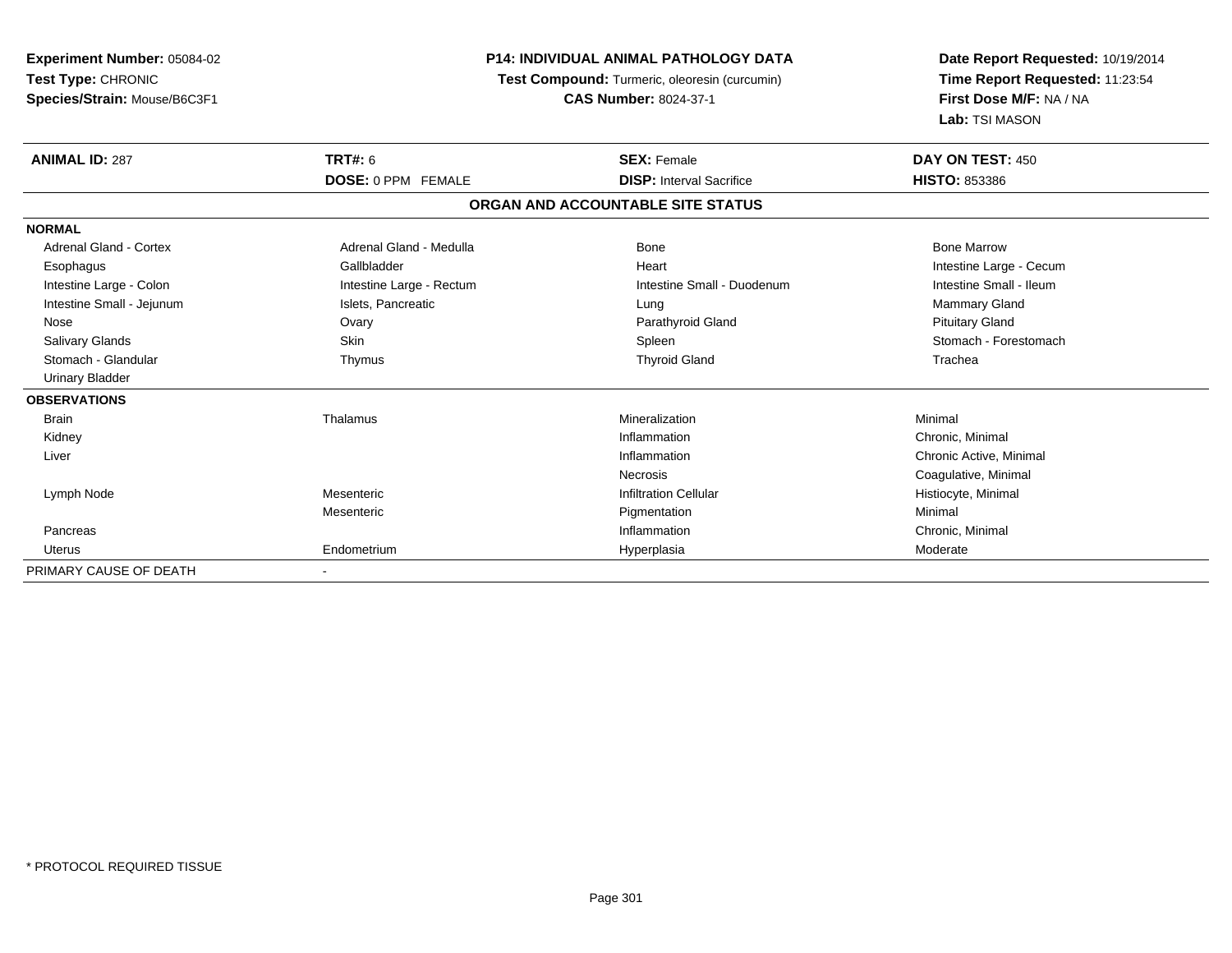**Experiment Number:** 05084-02
**Test Type:** CHRONIC
**Species/Strain:** Mouse/B6C3F1

**P14: INDIVIDUAL ANIMAL PATHOLOGY DATA**
**Test Compound:** Turmeric, oleoresin (curcumin)
**CAS Number:** 8024-37-1

**Date Report Requested:** 10/19/2014
**Time Report Requested:** 11:23:54
**First Dose M/F:** NA / NA
**Lab:** TSI MASON

| **ANIMAL ID:** 287 | **TRT#:** 6 | **SEX:** Female | **DAY ON TEST:** 450 |
|---|---|---|---|
| | **DOSE:** 0 PPM FEMALE | **DISP:** Interval Sacrifice | **HISTO:** 853386 |

**ORGAN AND ACCOUNTABLE SITE STATUS**

**NORMAL**

| | | | |
|---|---|---|---|
| Adrenal Gland - Cortex | Adrenal Gland - Medulla | Bone | Bone Marrow |
| Esophagus | Gallbladder | Heart | Intestine Large - Cecum |
| Intestine Large - Colon | Intestine Large - Rectum | Intestine Small - Duodenum | Intestine Small - Ileum |
| Intestine Small - Jejunum | Islets, Pancreatic | Lung | Mammary Gland |
| Nose | Ovary | Parathyroid Gland | Pituitary Gland |
| Salivary Glands | Skin | Spleen | Stomach - Forestomach |
| Stomach - Glandular | Thymus | Thyroid Gland | Trachea |
| Urinary Bladder | | | |

**OBSERVATIONS**

| | | | |
|---|---|---|---|
| Brain | Thalamus | Mineralization | Minimal |
| Kidney | | Inflammation | Chronic, Minimal |
| Liver | | Inflammation | Chronic Active, Minimal |
| | | Necrosis | Coagulative, Minimal |
| Lymph Node | Mesenteric | Infiltration Cellular | Histiocyte, Minimal |
| | Mesenteric | Pigmentation | Minimal |
| Pancreas | | Inflammation | Chronic, Minimal |
| Uterus | Endometrium | Hyperplasia | Moderate |

PRIMARY CAUSE OF DEATH -

* PROTOCOL REQUIRED TISSUE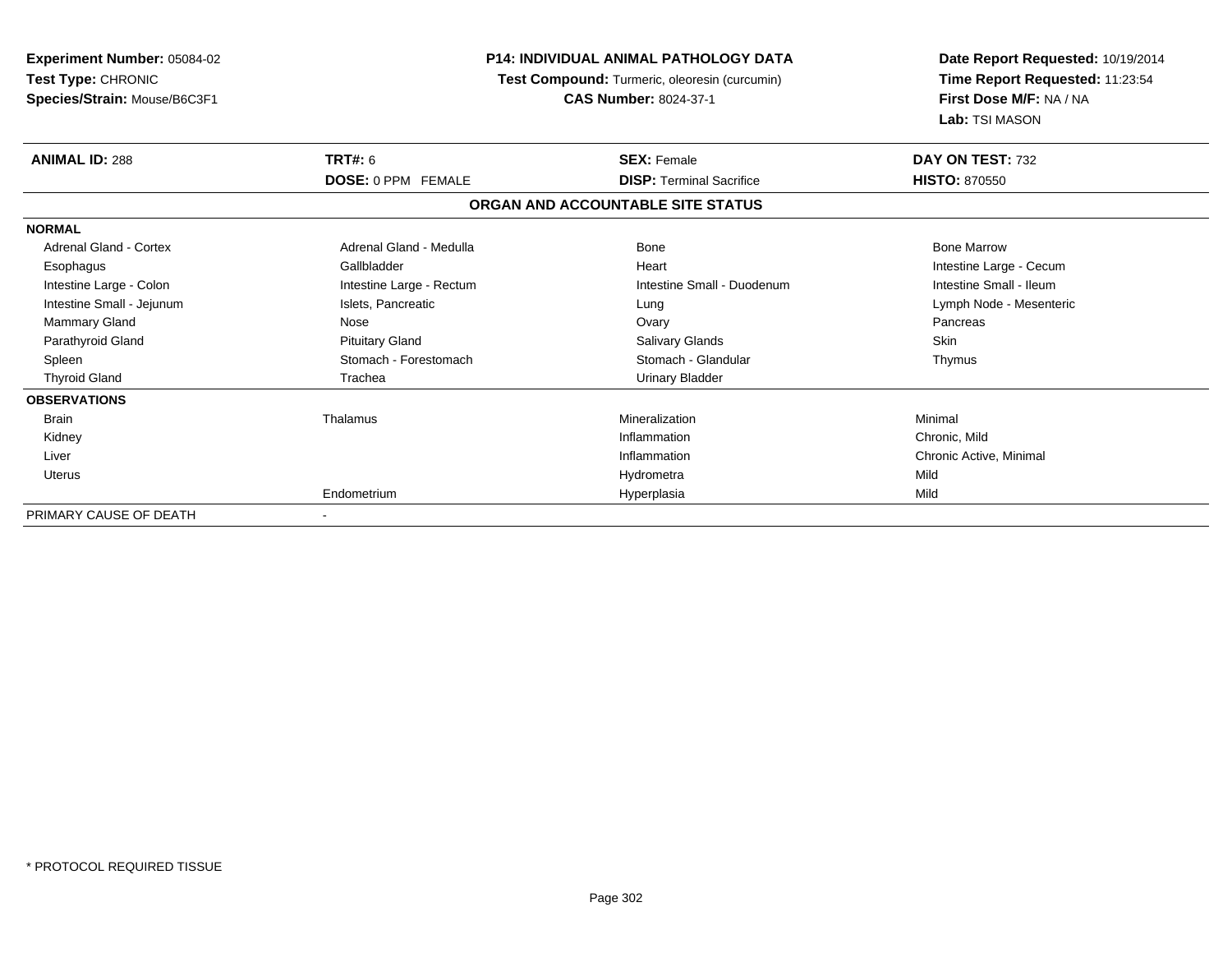**Experiment Number:** 05084-02
**Test Type:** CHRONIC
**Species/Strain:** Mouse/B6C3F1

**P14: INDIVIDUAL ANIMAL PATHOLOGY DATA**
**Test Compound:** Turmeric, oleoresin (curcumin)
**CAS Number:** 8024-37-1

**Date Report Requested:** 10/19/2014
**Time Report Requested:** 11:23:54
**First Dose M/F:** NA / NA
**Lab:** TSI MASON

| **ANIMAL ID:** 288 | **TRT#:** 6 | **SEX:** Female | **DAY ON TEST:** 732 |
|---|---|---|---|
| | **DOSE:** 0 PPM FEMALE | **DISP:** Terminal Sacrifice | **HISTO:** 870550 |

**ORGAN AND ACCOUNTABLE SITE STATUS**

| | | | |
|---|---|---|---|
| **NORMAL** | | | |
| Adrenal Gland - Cortex | Adrenal Gland - Medulla | Bone | Bone Marrow |
| Esophagus | Gallbladder | Heart | Intestine Large - Cecum |
| Intestine Large - Colon | Intestine Large - Rectum | Intestine Small - Duodenum | Intestine Small - Ileum |
| Intestine Small - Jejunum | Islets, Pancreatic | Lung | Lymph Node - Mesenteric |
| Mammary Gland | Nose | Ovary | Pancreas |
| Parathyroid Gland | Pituitary Gland | Salivary Glands | Skin |
| Spleen | Stomach - Forestomach | Stomach - Glandular | Thymus |
| Thyroid Gland | Trachea | Urinary Bladder | |
| **OBSERVATIONS** | | | |
| Brain | Thalamus | Mineralization | Minimal |
| Kidney | | Inflammation | Chronic, Mild |
| Liver | | Inflammation | Chronic Active, Minimal |
| Uterus | | Hydrometra | Mild |
| | Endometrium | Hyperplasia | Mild |
| PRIMARY CAUSE OF DEATH | - | | |

* PROTOCOL REQUIRED TISSUE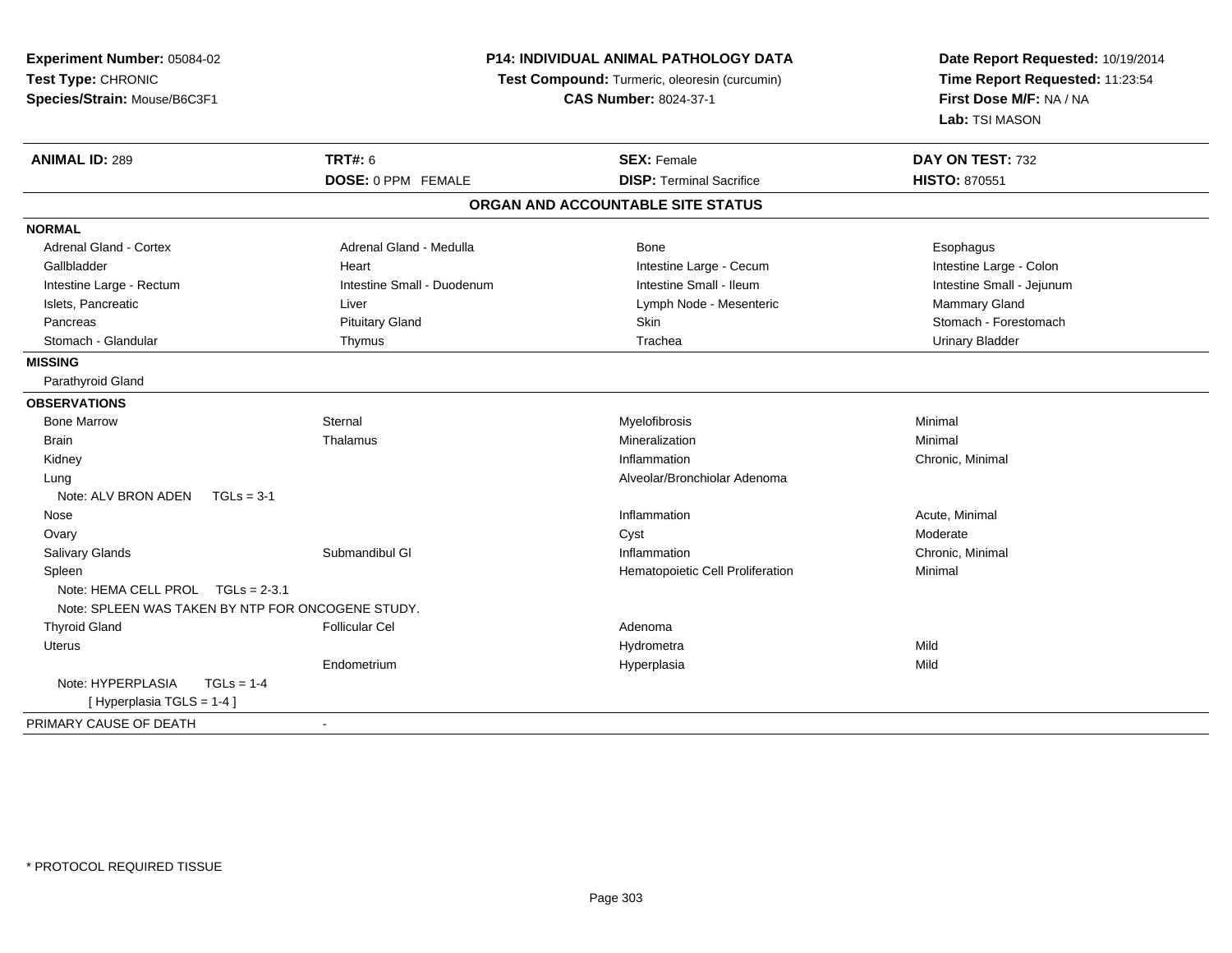**Experiment Number:** 05084-02
**Test Type:** CHRONIC
**Species/Strain:** Mouse/B6C3F1

**P14: INDIVIDUAL ANIMAL PATHOLOGY DATA**
**Test Compound:** Turmeric, oleoresin (curcumin)
**CAS Number:** 8024-37-1

**Date Report Requested:** 10/19/2014
**Time Report Requested:** 11:23:54
**First Dose M/F:** NA / NA
**Lab:** TSI MASON

| **ANIMAL ID:** 289 | **TRT#:** 6 | **SEX:** Female | **DAY ON TEST:** 732 |
|---|---|---|---|
| | **DOSE:** 0 PPM FEMALE | **DISP:** Terminal Sacrifice | **HISTO:** 870551 |

## ORGAN AND ACCOUNTABLE SITE STATUS

**NORMAL**

| | | | |
|---|---|---|---|
| Adrenal Gland - Cortex | Adrenal Gland - Medulla | Bone | Esophagus |
| Gallbladder | Heart | Intestine Large - Cecum | Intestine Large - Colon |
| Intestine Large - Rectum | Intestine Small - Duodenum | Intestine Small - Ileum | Intestine Small - Jejunum |
| Islets, Pancreatic | Liver | Lymph Node - Mesenteric | Mammary Gland |
| Pancreas | Pituitary Gland | Skin | Stomach - Forestomach |
| Stomach - Glandular | Thymus | Trachea | Urinary Bladder |

**MISSING**

Parathyroid Gland

**OBSERVATIONS**

| | | | |
|---|---|---|---|
| Bone Marrow | Sternal | Myelofibrosis | Minimal |
| Brain | Thalamus | Mineralization | Minimal |
| Kidney | | Inflammation | Chronic, Minimal |
| Lung | | Alveolar/Bronchiolar Adenoma | |
| Note: ALV BRON ADEN TGLs = 3-1 | | | |
| Nose | | Inflammation | Acute, Minimal |
| Ovary | | Cyst | Moderate |
| Salivary Glands | Submandibul Gl | Inflammation | Chronic, Minimal |
| Spleen | | Hematopoietic Cell Proliferation | Minimal |
| Note: HEMA CELL PROL TGLs = 2-3.1 | | | |
| Note: SPLEEN WAS TAKEN BY NTP FOR ONCOGENE STUDY. | | | |
| Thyroid Gland | Follicular Cel | Adenoma | |
| Uterus | | Hydrometra | Mild |
| | Endometrium | Hyperplasia | Mild |
| Note: HYPERPLASIA TGLs = 1-4 | | | |
| [ Hyperplasia TGLS = 1-4 ] | | | |

PRIMARY CAUSE OF DEATH -

* PROTOCOL REQUIRED TISSUE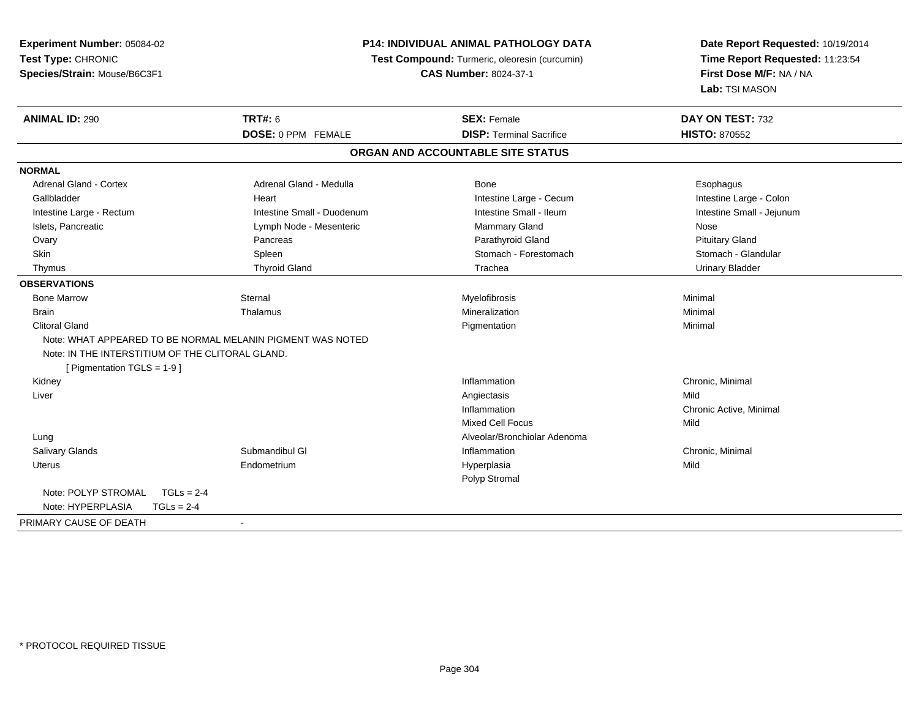**Experiment Number:** 05084-02
**Test Type:** CHRONIC
**Species/Strain:** Mouse/B6C3F1

**P14: INDIVIDUAL ANIMAL PATHOLOGY DATA**
**Test Compound:** Turmeric, oleoresin (curcumin)
**CAS Number:** 8024-37-1

**Date Report Requested:** 10/19/2014
**Time Report Requested:** 11:23:54
**First Dose M/F:** NA / NA
**Lab:** TSI MASON

| **ANIMAL ID:** 290 | **TRT#:** 6 | **SEX:** Female | **DAY ON TEST:** 732 |
|---|---|---|---|
| | **DOSE:** 0 PPM FEMALE | **DISP:** Terminal Sacrifice | **HISTO:** 870552 |

## ORGAN AND ACCOUNTABLE SITE STATUS

**NORMAL**

| | | | |
|---|---|---|---|
| Adrenal Gland - Cortex | Adrenal Gland - Medulla | Bone | Esophagus |
| Gallbladder | Heart | Intestine Large - Cecum | Intestine Large - Colon |
| Intestine Large - Rectum | Intestine Small - Duodenum | Intestine Small - Ileum | Intestine Small - Jejunum |
| Islets, Pancreatic | Lymph Node - Mesenteric | Mammary Gland | Nose |
| Ovary | Pancreas | Parathyroid Gland | Pituitary Gland |
| Skin | Spleen | Stomach - Forestomach | Stomach - Glandular |
| Thymus | Thyroid Gland | Trachea | Urinary Bladder |

**OBSERVATIONS**

| | | | |
|---|---|---|---|
| Bone Marrow | Sternal | Myelofibrosis | Minimal |
| Brain | Thalamus | Mineralization | Minimal |
| Clitoral Gland | | Pigmentation | Minimal |

Note: WHAT APPEARED TO BE NORMAL MELANIN PIGMENT WAS NOTED
Note: IN THE INTERSTITIUM OF THE CLITORAL GLAND.
[ Pigmentation TGLS = 1-9 ]

| | | | |
|---|---|---|---|
| Kidney | | Inflammation | Chronic, Minimal |
| Liver | | Angiectasis | Mild |
| | | Inflammation | Chronic Active, Minimal |
| | | Mixed Cell Focus | Mild |
| Lung | | Alveolar/Bronchiolar Adenoma | |
| Salivary Glands | Submandibul Gl | Inflammation | Chronic, Minimal |
| Uterus | Endometrium | Hyperplasia | Mild |
| | | Polyp Stromal | |

Note: POLYP STROMAL TGLs = 2-4
Note: HYPERPLASIA TGLs = 2-4

PRIMARY CAUSE OF DEATH -

\* PROTOCOL REQUIRED TISSUE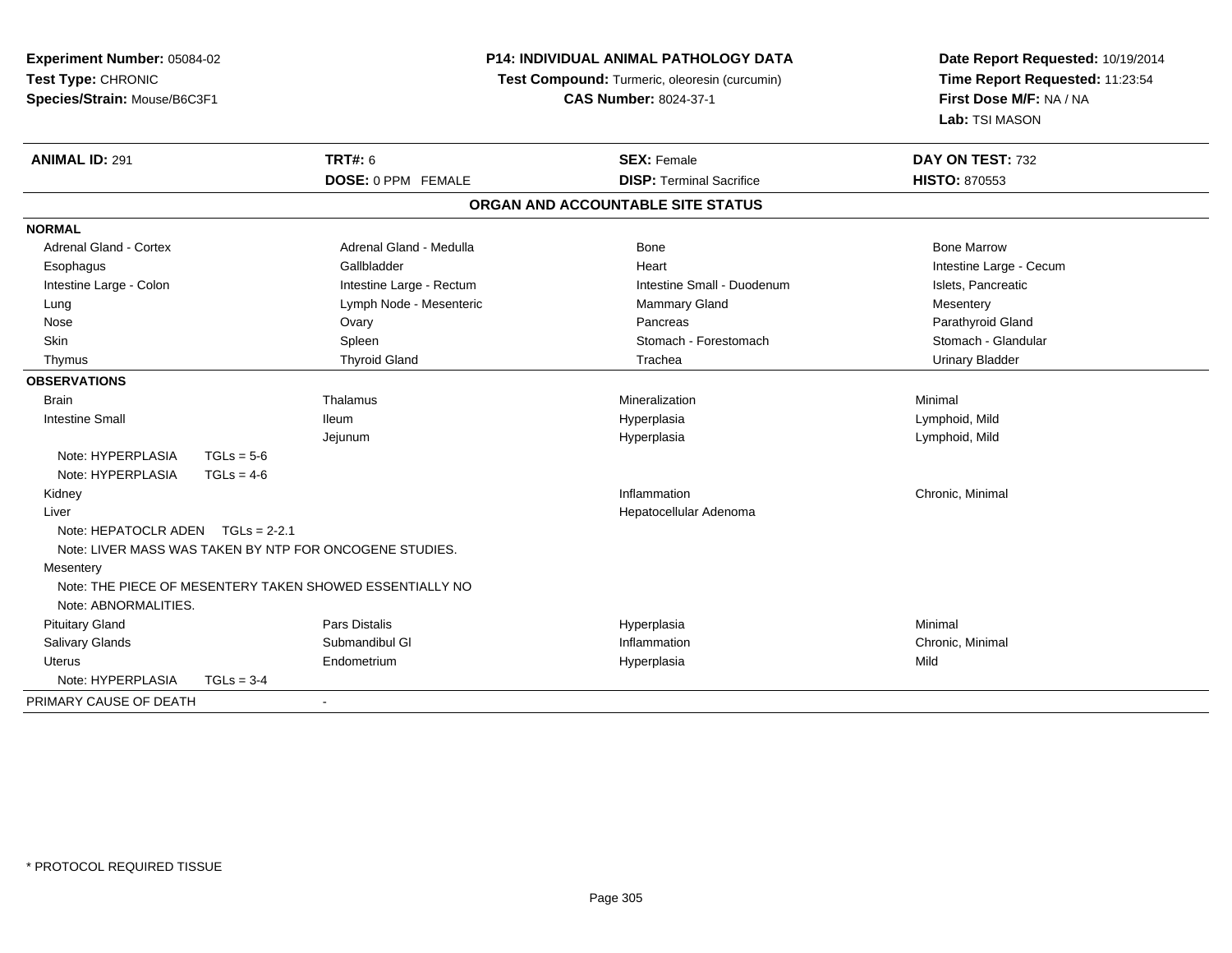**Experiment Number:** 05084-02
**Test Type:** CHRONIC
**Species/Strain:** Mouse/B6C3F1

**P14: INDIVIDUAL ANIMAL PATHOLOGY DATA**
**Test Compound:** Turmeric, oleoresin (curcumin)
**CAS Number:** 8024-37-1

**Date Report Requested:** 10/19/2014
**Time Report Requested:** 11:23:54
**First Dose M/F:** NA / NA
**Lab:** TSI MASON

| **ANIMAL ID:** 291 | **TRT#:** 6 | **SEX:** Female | **DAY ON TEST:** 732 |
|---|---|---|---|
| | **DOSE:** 0 PPM FEMALE | **DISP:** Terminal Sacrifice | **HISTO:** 870553 |

## ORGAN AND ACCOUNTABLE SITE STATUS

**NORMAL**

| | | | |
|---|---|---|---|
| Adrenal Gland - Cortex | Adrenal Gland - Medulla | Bone | Bone Marrow |
| Esophagus | Gallbladder | Heart | Intestine Large - Cecum |
| Intestine Large - Colon | Intestine Large - Rectum | Intestine Small - Duodenum | Islets, Pancreatic |
| Lung | Lymph Node - Mesenteric | Mammary Gland | Mesentery |
| Nose | Ovary | Pancreas | Parathyroid Gland |
| Skin | Spleen | Stomach - Forestomach | Stomach - Glandular |
| Thymus | Thyroid Gland | Trachea | Urinary Bladder |

**OBSERVATIONS**

| | | | |
|---|---|---|---|
| Brain | Thalamus | Mineralization | Minimal |
| Intestine Small | Ileum | Hyperplasia | Lymphoid, Mild |
| | Jejunum | Hyperplasia | Lymphoid, Mild |
| Note: HYPERPLASIA TGLs = 5-6 | | | |
| Note: HYPERPLASIA TGLs = 4-6 | | | |
| Kidney | | Inflammation | Chronic, Minimal |
| Liver | | Hepatocellular Adenoma | |
| Note: HEPATOCLR ADEN TGLs = 2-2.1 | | | |
| Note: LIVER MASS WAS TAKEN BY NTP FOR ONCOGENE STUDIES. | | | |
| Mesentery | | | |
| Note: THE PIECE OF MESENTERY TAKEN SHOWED ESSENTIALLY NO | | | |
| Note: ABNORMALITIES. | | | |
| Pituitary Gland | Pars Distalis | Hyperplasia | Minimal |
| Salivary Glands | Submandibul Gl | Inflammation | Chronic, Minimal |
| Uterus | Endometrium | Hyperplasia | Mild |
| Note: HYPERPLASIA TGLs = 3-4 | | | |

PRIMARY CAUSE OF DEATH -

* PROTOCOL REQUIRED TISSUE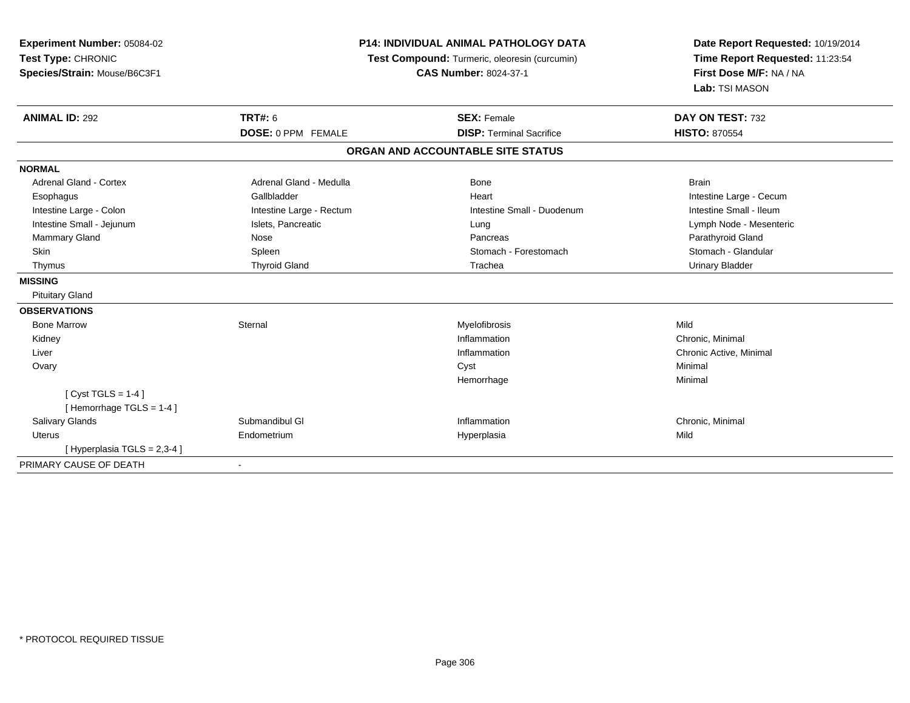**Experiment Number:** 05084-02
**Test Type:** CHRONIC
**Species/Strain:** Mouse/B6C3F1

**P14: INDIVIDUAL ANIMAL PATHOLOGY DATA**
**Test Compound:** Turmeric, oleoresin (curcumin)
**CAS Number:** 8024-37-1

**Date Report Requested:** 10/19/2014
**Time Report Requested:** 11:23:54
**First Dose M/F:** NA / NA
**Lab:** TSI MASON

| **ANIMAL ID:** 292 | **TRT#:** 6 | **SEX:** Female | **DAY ON TEST:** 732 |
|---|---|---|---|
| | **DOSE:** 0 PPM FEMALE | **DISP:** Terminal Sacrifice | **HISTO:** 870554 |

### ORGAN AND ACCOUNTABLE SITE STATUS

| | | | |
|---|---|---|---|
| **NORMAL** | | | |
| Adrenal Gland - Cortex | Adrenal Gland - Medulla | Bone | Brain |
| Esophagus | Gallbladder | Heart | Intestine Large - Cecum |
| Intestine Large - Colon | Intestine Large - Rectum | Intestine Small - Duodenum | Intestine Small - Ileum |
| Intestine Small - Jejunum | Islets, Pancreatic | Lung | Lymph Node - Mesenteric |
| Mammary Gland | Nose | Pancreas | Parathyroid Gland |
| Skin | Spleen | Stomach - Forestomach | Stomach - Glandular |
| Thymus | Thyroid Gland | Trachea | Urinary Bladder |
| **MISSING** | | | |
| Pituitary Gland | | | |
| **OBSERVATIONS** | | | |
| Bone Marrow | Sternal | Myelofibrosis | Mild |
| Kidney | | Inflammation | Chronic, Minimal |
| Liver | | Inflammation | Chronic Active, Minimal |
| Ovary | | Cyst | Minimal |
| | | Hemorrhage | Minimal |
| [ Cyst TGLS = 1-4 ] | | | |
| [ Hemorrhage TGLS = 1-4 ] | | | |
| Salivary Glands | Submandibul Gl | Inflammation | Chronic, Minimal |
| Uterus | Endometrium | Hyperplasia | Mild |
| [ Hyperplasia TGLS = 2,3-4 ] | | | |
| PRIMARY CAUSE OF DEATH | - | | |

* PROTOCOL REQUIRED TISSUE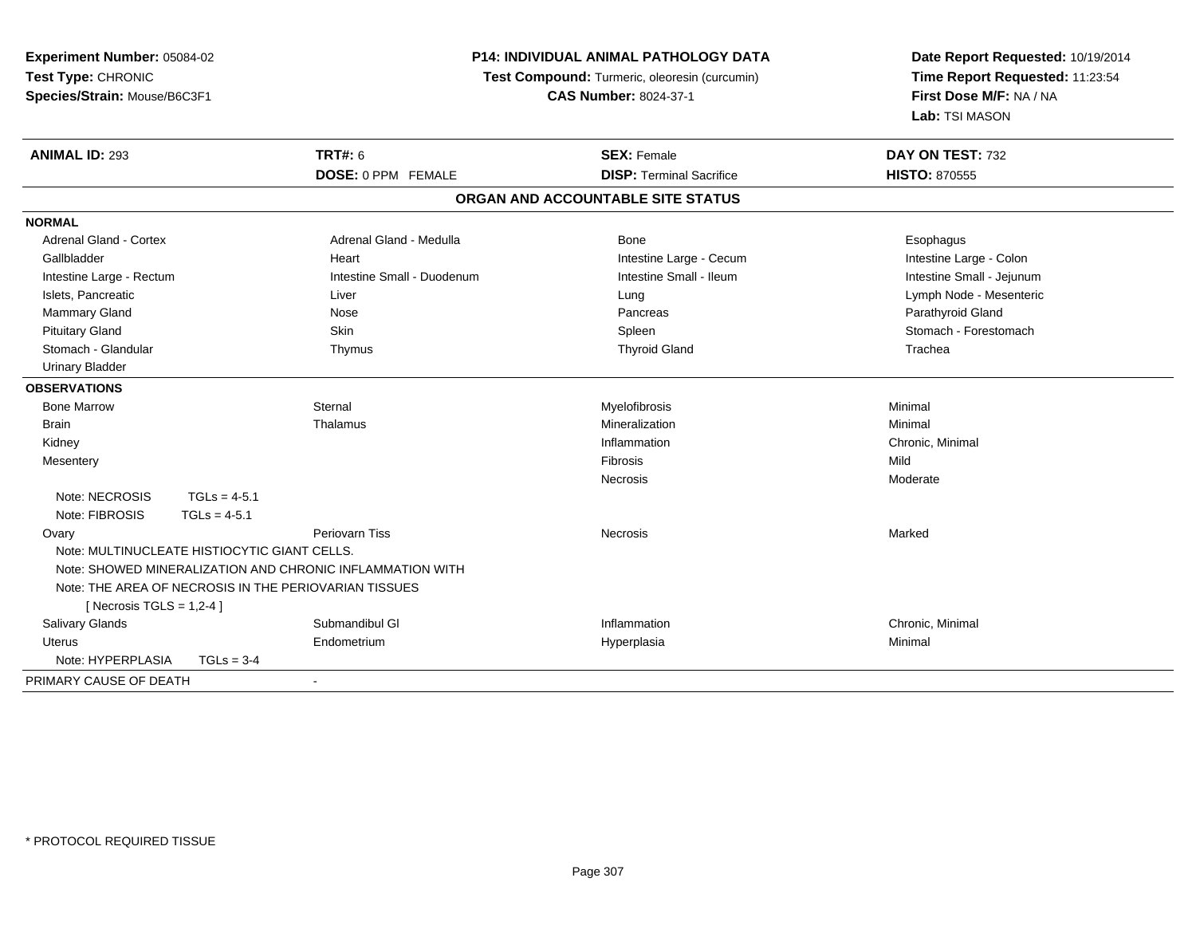**Experiment Number:** 05084-02
**Test Type:** CHRONIC
**Species/Strain:** Mouse/B6C3F1

**P14: INDIVIDUAL ANIMAL PATHOLOGY DATA**
**Test Compound:** Turmeric, oleoresin (curcumin)
**CAS Number:** 8024-37-1

**Date Report Requested:** 10/19/2014
**Time Report Requested:** 11:23:54
**First Dose M/F:** NA / NA
**Lab:** TSI MASON

| **ANIMAL ID:** 293 | **TRT#:** 6 | **SEX:** Female | **DAY ON TEST:** 732 |
|---|---|---|---|
| | **DOSE:** 0 PPM FEMALE | **DISP:** Terminal Sacrifice | **HISTO:** 870555 |

## ORGAN AND ACCOUNTABLE SITE STATUS

**NORMAL**

| | | | |
|---|---|---|---|
| Adrenal Gland - Cortex | Adrenal Gland - Medulla | Bone | Esophagus |
| Gallbladder | Heart | Intestine Large - Cecum | Intestine Large - Colon |
| Intestine Large - Rectum | Intestine Small - Duodenum | Intestine Small - Ileum | Intestine Small - Jejunum |
| Islets, Pancreatic | Liver | Lung | Lymph Node - Mesenteric |
| Mammary Gland | Nose | Pancreas | Parathyroid Gland |
| Pituitary Gland | Skin | Spleen | Stomach - Forestomach |
| Stomach - Glandular | Thymus | Thyroid Gland | Trachea |
| Urinary Bladder | | | |

**OBSERVATIONS**

| | | | |
|---|---|---|---|
| Bone Marrow | Sternal | Myelofibrosis | Minimal |
| Brain | Thalamus | Mineralization | Minimal |
| Kidney | | Inflammation | Chronic, Minimal |
| Mesentery | | Fibrosis | Mild |
| | | Necrosis | Moderate |
| Note: NECROSIS TGLs = 4-5.1 | | | |
| Note: FIBROSIS TGLs = 4-5.1 | | | |
| Ovary | Periovarn Tiss | Necrosis | Marked |
| Note: MULTINUCLEATE HISTIOCYTIC GIANT CELLS. | | | |
| Note: SHOWED MINERALIZATION AND CHRONIC INFLAMMATION WITH | | | |
| Note: THE AREA OF NECROSIS IN THE PERIOVARIAN TISSUES | | | |
| [ Necrosis TGLS = 1,2-4 ] | | | |
| Salivary Glands | Submandibul Gl | Inflammation | Chronic, Minimal |
| Uterus | Endometrium | Hyperplasia | Minimal |
| Note: HYPERPLASIA TGLs = 3-4 | | | |

PRIMARY CAUSE OF DEATH -

\* PROTOCOL REQUIRED TISSUE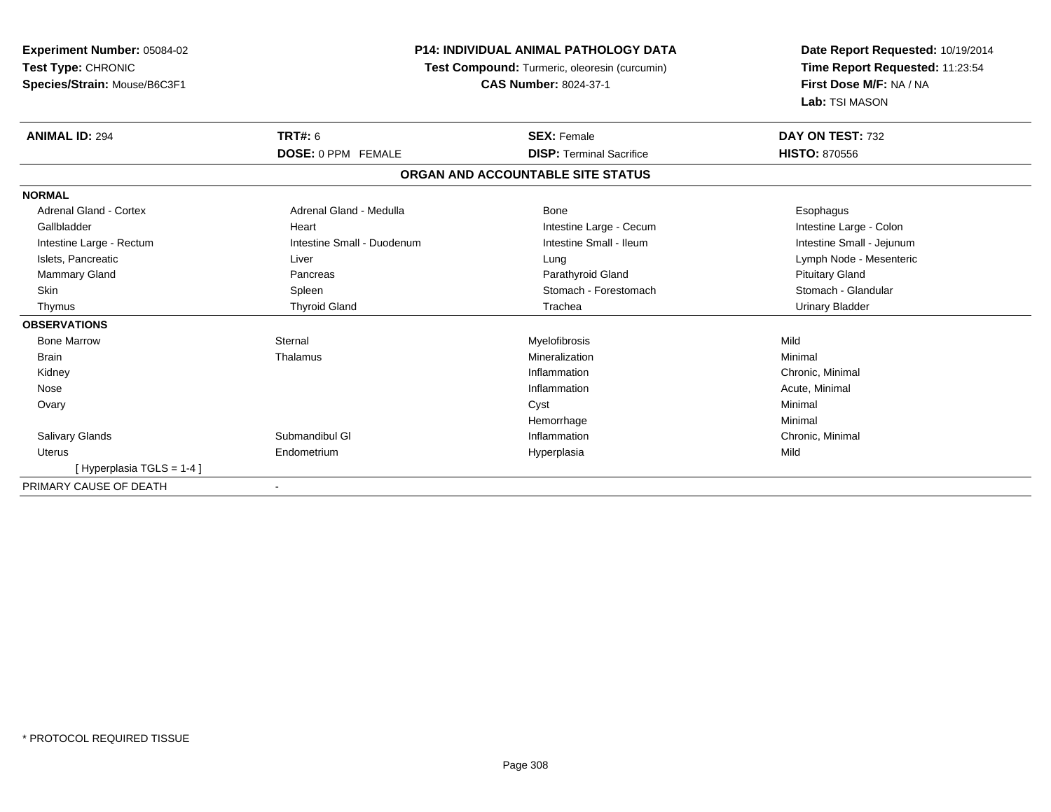**Experiment Number:** 05084-02
**Test Type:** CHRONIC
**Species/Strain:** Mouse/B6C3F1

**P14: INDIVIDUAL ANIMAL PATHOLOGY DATA**
**Test Compound:** Turmeric, oleoresin (curcumin)
**CAS Number:** 8024-37-1

**Date Report Requested:** 10/19/2014
**Time Report Requested:** 11:23:54
**First Dose M/F:** NA / NA
**Lab:** TSI MASON

| **ANIMAL ID:** 294 | **TRT#:** 6 | **SEX:** Female | **DAY ON TEST:** 732 |
|---|---|---|---|
| | **DOSE:** 0 PPM FEMALE | **DISP:** Terminal Sacrifice | **HISTO:** 870556 |

## ORGAN AND ACCOUNTABLE SITE STATUS

| | | | |
|---|---|---|---|
| **NORMAL** | | | |
| Adrenal Gland - Cortex | Adrenal Gland - Medulla | Bone | Esophagus |
| Gallbladder | Heart | Intestine Large - Cecum | Intestine Large - Colon |
| Intestine Large - Rectum | Intestine Small - Duodenum | Intestine Small - Ileum | Intestine Small - Jejunum |
| Islets, Pancreatic | Liver | Lung | Lymph Node - Mesenteric |
| Mammary Gland | Pancreas | Parathyroid Gland | Pituitary Gland |
| Skin | Spleen | Stomach - Forestomach | Stomach - Glandular |
| Thymus | Thyroid Gland | Trachea | Urinary Bladder |
| **OBSERVATIONS** | | | |
| Bone Marrow | Sternal | Myelofibrosis | Mild |
| Brain | Thalamus | Mineralization | Minimal |
| Kidney | | Inflammation | Chronic, Minimal |
| Nose | | Inflammation | Acute, Minimal |
| Ovary | | Cyst | Minimal |
| | | Hemorrhage | Minimal |
| Salivary Glands | Submandibul Gl | Inflammation | Chronic, Minimal |
| Uterus | Endometrium | Hyperplasia | Mild |
| [ Hyperplasia TGLS = 1-4 ] | | | |
| PRIMARY CAUSE OF DEATH | - | | |

* PROTOCOL REQUIRED TISSUE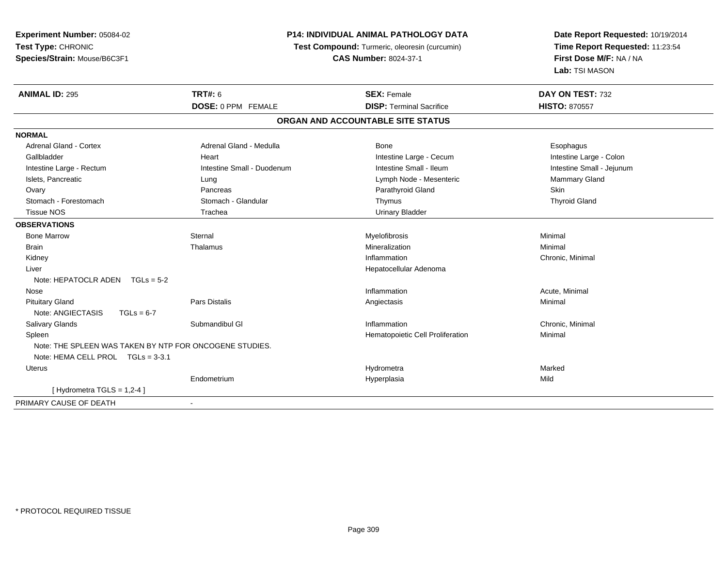**Experiment Number:** 05084-02
**Test Type:** CHRONIC
**Species/Strain:** Mouse/B6C3F1

**P14: INDIVIDUAL ANIMAL PATHOLOGY DATA**
**Test Compound:** Turmeric, oleoresin (curcumin)
**CAS Number:** 8024-37-1

**Date Report Requested:** 10/19/2014
**Time Report Requested:** 11:23:54
**First Dose M/F:** NA / NA
**Lab:** TSI MASON

| **ANIMAL ID:** 295 | **TRT#:** 6 | **SEX:** Female | **DAY ON TEST:** 732 |
|---|---|---|---|
| | **DOSE:** 0 PPM FEMALE | **DISP:** Terminal Sacrifice | **HISTO:** 870557 |

## ORGAN AND ACCOUNTABLE SITE STATUS

| | | | |
|---|---|---|---|
| **NORMAL** | | | |
| Adrenal Gland - Cortex | Adrenal Gland - Medulla | Bone | Esophagus |
| Gallbladder | Heart | Intestine Large - Cecum | Intestine Large - Colon |
| Intestine Large - Rectum | Intestine Small - Duodenum | Intestine Small - Ileum | Intestine Small - Jejunum |
| Islets, Pancreatic | Lung | Lymph Node - Mesenteric | Mammary Gland |
| Ovary | Pancreas | Parathyroid Gland | Skin |
| Stomach - Forestomach | Stomach - Glandular | Thymus | Thyroid Gland |
| Tissue NOS | Trachea | Urinary Bladder | |
| **OBSERVATIONS** | | | |
| Bone Marrow | Sternal | Myelofibrosis | Minimal |
| Brain | Thalamus | Mineralization | Minimal |
| Kidney | | Inflammation | Chronic, Minimal |
| Liver | | Hepatocellular Adenoma | |
| Note: HEPATOCLR ADEN TGLs = 5-2 | | | |
| Nose | | Inflammation | Acute, Minimal |
| Pituitary Gland | Pars Distalis | Angiectasis | Minimal |
| Note: ANGIECTASIS TGLs = 6-7 | | | |
| Salivary Glands | Submandibul Gl | Inflammation | Chronic, Minimal |
| Spleen | | Hematopoietic Cell Proliferation | Minimal |
| Note: THE SPLEEN WAS TAKEN BY NTP FOR ONCOGENE STUDIES. | | | |
| Note: HEMA CELL PROL TGLs = 3-3.1 | | | |
| Uterus | | Hydrometra | Marked |
| | Endometrium | Hyperplasia | Mild |
| [ Hydrometra TGLS = 1,2-4 ] | | | |
| PRIMARY CAUSE OF DEATH | - | | |

* PROTOCOL REQUIRED TISSUE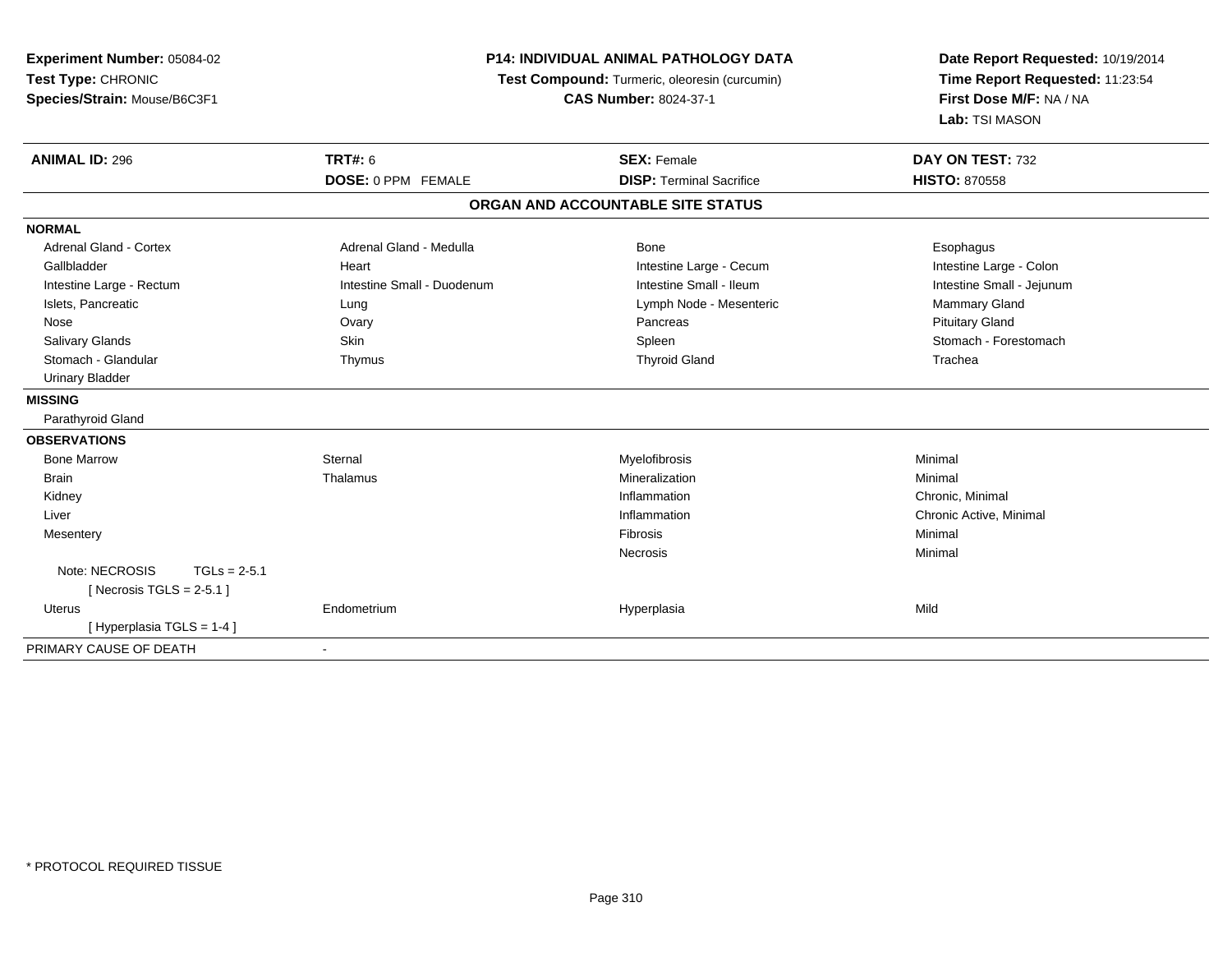**Experiment Number:** 05084-02
**Test Type:** CHRONIC
**Species/Strain:** Mouse/B6C3F1

**P14: INDIVIDUAL ANIMAL PATHOLOGY DATA**
**Test Compound:** Turmeric, oleoresin (curcumin)
**CAS Number:** 8024-37-1

**Date Report Requested:** 10/19/2014
**Time Report Requested:** 11:23:54
**First Dose M/F:** NA / NA
**Lab:** TSI MASON

| **ANIMAL ID:** 296 | **TRT#:** 6 | **SEX:** Female | **DAY ON TEST:** 732 |
|---|---|---|---|
| | **DOSE:** 0 PPM FEMALE | **DISP:** Terminal Sacrifice | **HISTO:** 870558 |

## ORGAN AND ACCOUNTABLE SITE STATUS

**NORMAL**

| | | | |
|---|---|---|---|
| Adrenal Gland - Cortex | Adrenal Gland - Medulla | Bone | Esophagus |
| Gallbladder | Heart | Intestine Large - Cecum | Intestine Large - Colon |
| Intestine Large - Rectum | Intestine Small - Duodenum | Intestine Small - Ileum | Intestine Small - Jejunum |
| Islets, Pancreatic | Lung | Lymph Node - Mesenteric | Mammary Gland |
| Nose | Ovary | Pancreas | Pituitary Gland |
| Salivary Glands | Skin | Spleen | Stomach - Forestomach |
| Stomach - Glandular | Thymus | Thyroid Gland | Trachea |
| Urinary Bladder | | | |

**MISSING**

Parathyroid Gland

**OBSERVATIONS**

| | | | |
|---|---|---|---|
| Bone Marrow | Sternal | Myelofibrosis | Minimal |
| Brain | Thalamus | Mineralization | Minimal |
| Kidney | | Inflammation | Chronic, Minimal |
| Liver | | Inflammation | Chronic Active, Minimal |
| Mesentery | | Fibrosis | Minimal |
| | | Necrosis | Minimal |
| Note: NECROSIS TGLs = 2-5.1 | | | |
| [ Necrosis TGLS = 2-5.1 ] | | | |
| Uterus | Endometrium | Hyperplasia | Mild |
| [ Hyperplasia TGLS = 1-4 ] | | | |

PRIMARY CAUSE OF DEATH -

* PROTOCOL REQUIRED TISSUE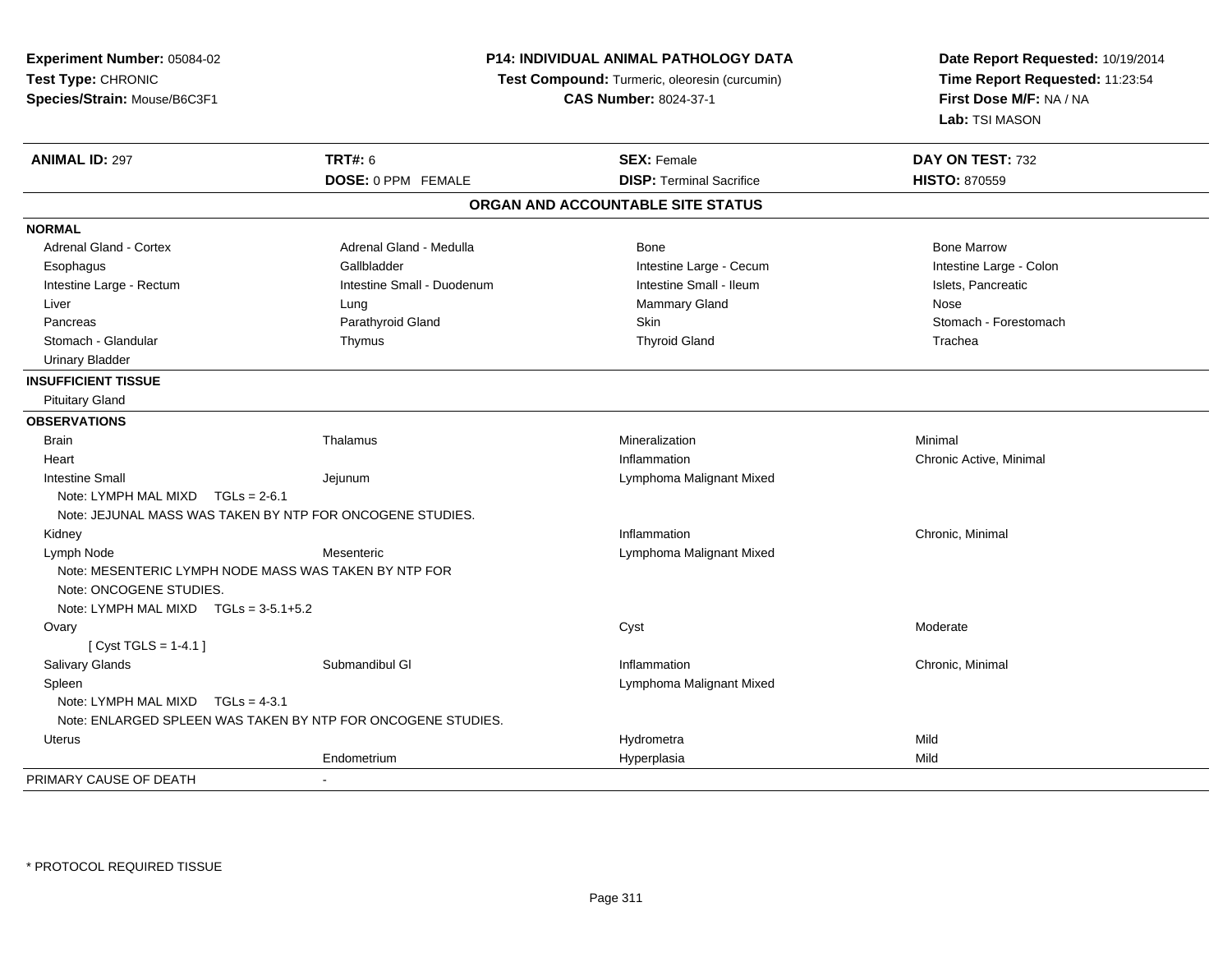**Experiment Number:** 05084-02
**Test Type:** CHRONIC
**Species/Strain:** Mouse/B6C3F1

**P14: INDIVIDUAL ANIMAL PATHOLOGY DATA**
**Test Compound:** Turmeric, oleoresin (curcumin)
**CAS Number:** 8024-37-1

**Date Report Requested:** 10/19/2014
**Time Report Requested:** 11:23:54
**First Dose M/F:** NA / NA
**Lab:** TSI MASON

| **ANIMAL ID:** 297 | **TRT#:** 6 | **SEX:** Female | **DAY ON TEST:** 732 |
|---|---|---|---|
| | **DOSE:** 0 PPM FEMALE | **DISP:** Terminal Sacrifice | **HISTO:** 870559 |

**ORGAN AND ACCOUNTABLE SITE STATUS**

**NORMAL**

| | | | |
|---|---|---|---|
| Adrenal Gland - Cortex | Adrenal Gland - Medulla | Bone | Bone Marrow |
| Esophagus | Gallbladder | Intestine Large - Cecum | Intestine Large - Colon |
| Intestine Large - Rectum | Intestine Small - Duodenum | Intestine Small - Ileum | Islets, Pancreatic |
| Liver | Lung | Mammary Gland | Nose |
| Pancreas | Parathyroid Gland | Skin | Stomach - Forestomach |
| Stomach - Glandular | Thymus | Thyroid Gland | Trachea |
| Urinary Bladder | | | |

**INSUFFICIENT TISSUE**

Pituitary Gland

**OBSERVATIONS**

| | | | |
|---|---|---|---|
| Brain | Thalamus | Mineralization | Minimal |
| Heart | | Inflammation | Chronic Active, Minimal |
| Intestine Small | Jejunum | Lymphoma Malignant Mixed | |
| Note: LYMPH MAL MIXD TGLs = 2-6.1 | | | |
| Note: JEJUNAL MASS WAS TAKEN BY NTP FOR ONCOGENE STUDIES. | | | |
| Kidney | | Inflammation | Chronic, Minimal |
| Lymph Node | Mesenteric | Lymphoma Malignant Mixed | |
| Note: MESENTERIC LYMPH NODE MASS WAS TAKEN BY NTP FOR | | | |
| Note: ONCOGENE STUDIES. | | | |
| Note: LYMPH MAL MIXD TGLs = 3-5.1+5.2 | | | |
| Ovary | | Cyst | Moderate |
| [ Cyst TGLS = 1-4.1 ] | | | |
| Salivary Glands | Submandibul Gl | Inflammation | Chronic, Minimal |
| Spleen | | Lymphoma Malignant Mixed | |
| Note: LYMPH MAL MIXD TGLs = 4-3.1 | | | |
| Note: ENLARGED SPLEEN WAS TAKEN BY NTP FOR ONCOGENE STUDIES. | | | |
| Uterus | | Hydrometra | Mild |
| | Endometrium | Hyperplasia | Mild |

PRIMARY CAUSE OF DEATH -

\* PROTOCOL REQUIRED TISSUE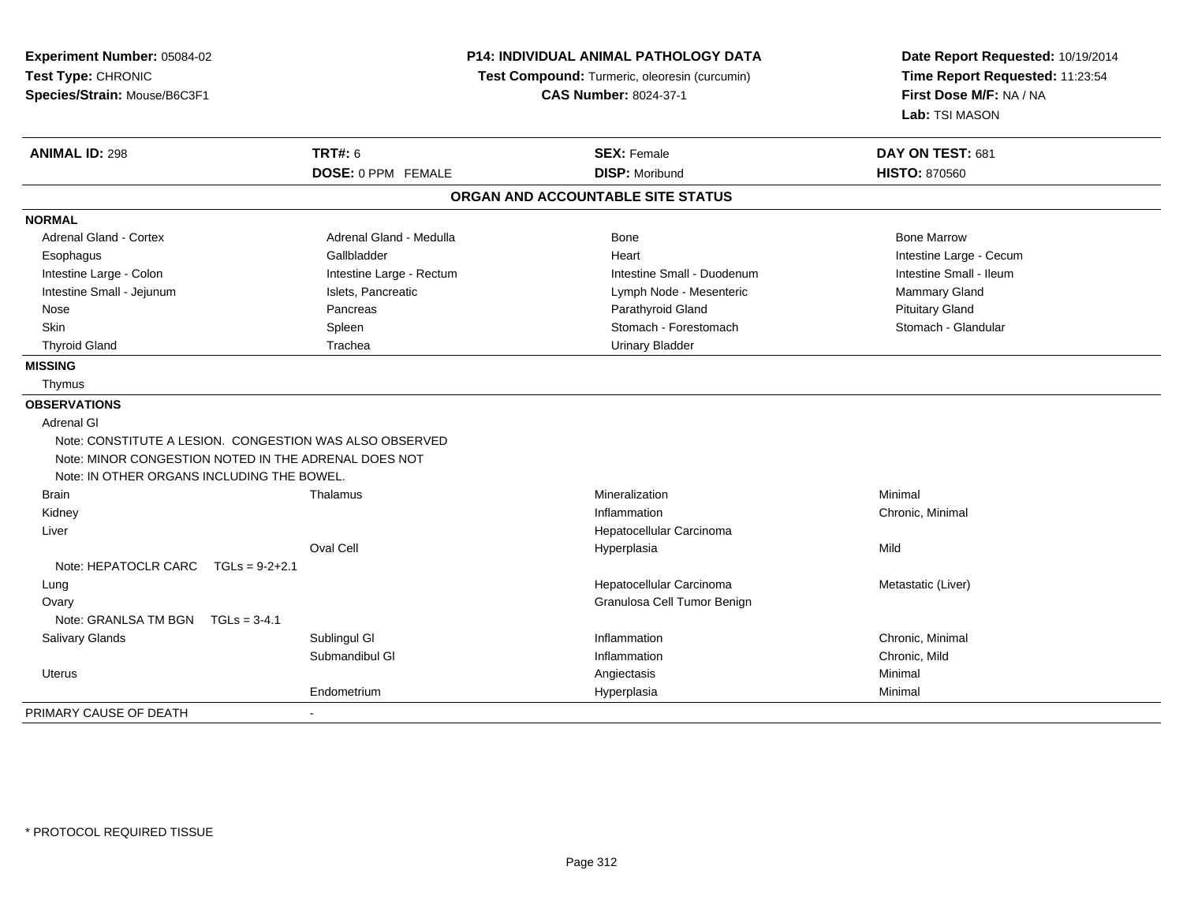**Experiment Number:** 05084-02
**Test Type:** CHRONIC
**Species/Strain:** Mouse/B6C3F1

**P14: INDIVIDUAL ANIMAL PATHOLOGY DATA**
**Test Compound:** Turmeric, oleoresin (curcumin)
**CAS Number:** 8024-37-1

**Date Report Requested:** 10/19/2014
**Time Report Requested:** 11:23:54
**First Dose M/F:** NA / NA
**Lab:** TSI MASON

| **ANIMAL ID:** 298 | **TRT#:** 6 | **SEX:** Female | **DAY ON TEST:** 681 |
|---|---|---|---|
| | **DOSE:** 0 PPM FEMALE | **DISP:** Moribund | **HISTO:** 870560 |

## ORGAN AND ACCOUNTABLE SITE STATUS

**NORMAL**

| | | | |
|---|---|---|---|
| Adrenal Gland - Cortex | Adrenal Gland - Medulla | Bone | Bone Marrow |
| Esophagus | Gallbladder | Heart | Intestine Large - Cecum |
| Intestine Large - Colon | Intestine Large - Rectum | Intestine Small - Duodenum | Intestine Small - Ileum |
| Intestine Small - Jejunum | Islets, Pancreatic | Lymph Node - Mesenteric | Mammary Gland |
| Nose | Pancreas | Parathyroid Gland | Pituitary Gland |
| Skin | Spleen | Stomach - Forestomach | Stomach - Glandular |
| Thyroid Gland | Trachea | Urinary Bladder | |

**MISSING**

Thymus

**OBSERVATIONS**

Adrenal Gl
Note: CONSTITUTE A LESION. CONGESTION WAS ALSO OBSERVED
Note: MINOR CONGESTION NOTED IN THE ADRENAL DOES NOT
Note: IN OTHER ORGANS INCLUDING THE BOWEL.

| | | | |
|---|---|---|---|
| Brain | Thalamus | Mineralization | Minimal |
| Kidney | | Inflammation | Chronic, Minimal |
| Liver | | Hepatocellular Carcinoma | |
| | Oval Cell | Hyperplasia | Mild |
| Note: HEPATOCLR CARC TGLs = 9-2+2.1 | | | |
| Lung | | Hepatocellular Carcinoma | Metastatic (Liver) |
| Ovary | | Granulosa Cell Tumor Benign | |
| Note: GRANLSA TM BGN TGLs = 3-4.1 | | | |
| Salivary Glands | Sublingul Gl | Inflammation | Chronic, Minimal |
| | Submandibul Gl | Inflammation | Chronic, Mild |
| Uterus | | Angiectasis | Minimal |
| | Endometrium | Hyperplasia | Minimal |

PRIMARY CAUSE OF DEATH -

\* PROTOCOL REQUIRED TISSUE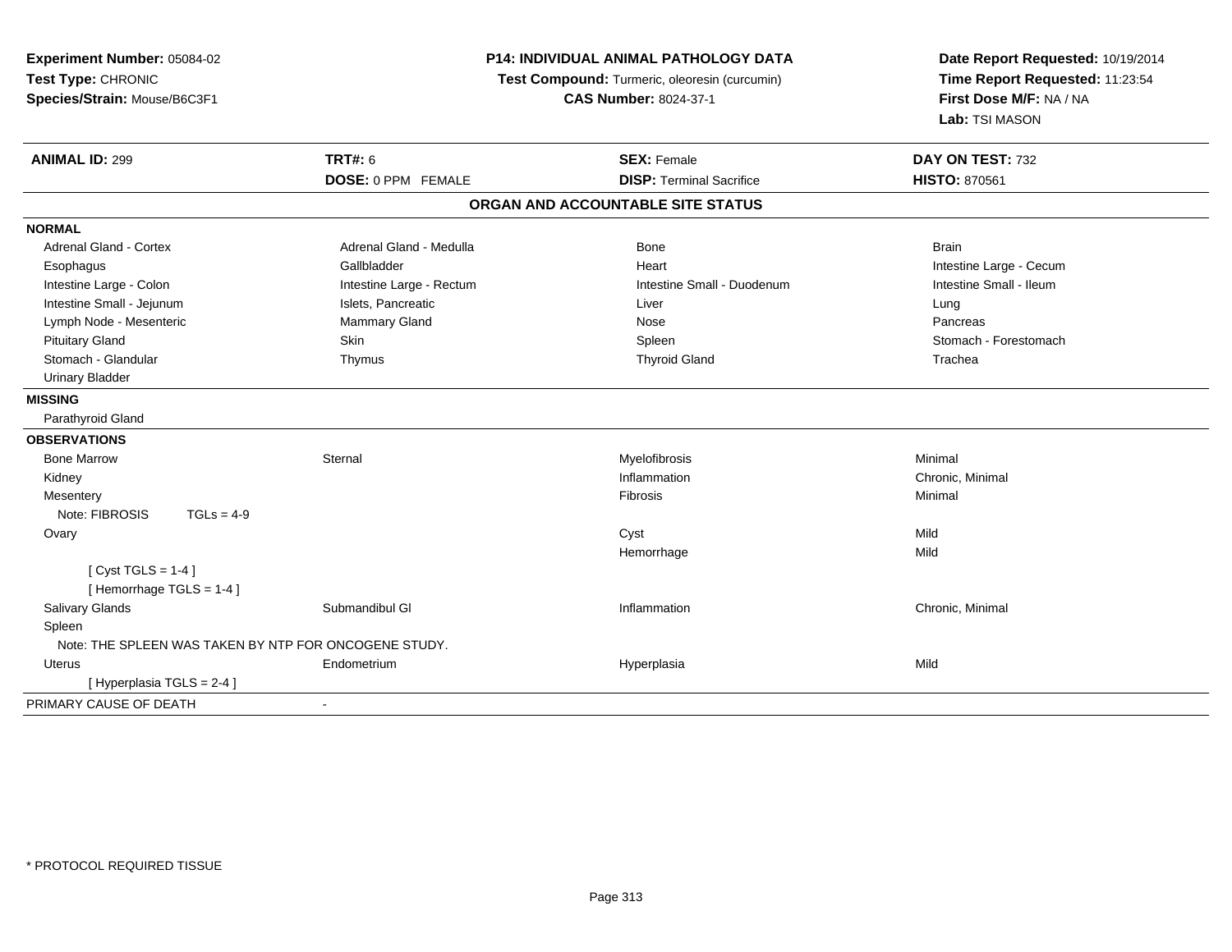**Experiment Number:** 05084-02
**Test Type:** CHRONIC
**Species/Strain:** Mouse/B6C3F1

**P14: INDIVIDUAL ANIMAL PATHOLOGY DATA**
**Test Compound:** Turmeric, oleoresin (curcumin)
**CAS Number:** 8024-37-1

**Date Report Requested:** 10/19/2014
**Time Report Requested:** 11:23:54
**First Dose M/F:** NA / NA
**Lab:** TSI MASON

| **ANIMAL ID:** 299 | **TRT#:** 6 | **SEX:** Female | **DAY ON TEST:** 732 |
|---|---|---|---|
| | **DOSE:** 0 PPM FEMALE | **DISP:** Terminal Sacrifice | **HISTO:** 870561 |

**ORGAN AND ACCOUNTABLE SITE STATUS**

**NORMAL**

| | | | |
|---|---|---|---|
| Adrenal Gland - Cortex | Adrenal Gland - Medulla | Bone | Brain |
| Esophagus | Gallbladder | Heart | Intestine Large - Cecum |
| Intestine Large - Colon | Intestine Large - Rectum | Intestine Small - Duodenum | Intestine Small - Ileum |
| Intestine Small - Jejunum | Islets, Pancreatic | Liver | Lung |
| Lymph Node - Mesenteric | Mammary Gland | Nose | Pancreas |
| Pituitary Gland | Skin | Spleen | Stomach - Forestomach |
| Stomach - Glandular | Thymus | Thyroid Gland | Trachea |
| Urinary Bladder | | | |

**MISSING**

Parathyroid Gland

**OBSERVATIONS**

| | | | |
|---|---|---|---|
| Bone Marrow | Sternal | Myelofibrosis | Minimal |
| Kidney | | Inflammation | Chronic, Minimal |
| Mesentery | | Fibrosis | Minimal |
| Note: FIBROSIS TGLs = 4-9 | | | |
| Ovary | | Cyst | Mild |
| | | Hemorrhage | Mild |
| [ Cyst TGLS = 1-4 ] | | | |
| [ Hemorrhage TGLS = 1-4 ] | | | |
| Salivary Glands | Submandibul Gl | Inflammation | Chronic, Minimal |
| Spleen | | | |
| Note: THE SPLEEN WAS TAKEN BY NTP FOR ONCOGENE STUDY. | | | |
| Uterus | Endometrium | Hyperplasia | Mild |
| [ Hyperplasia TGLS = 2-4 ] | | | |

PRIMARY CAUSE OF DEATH -

\* PROTOCOL REQUIRED TISSUE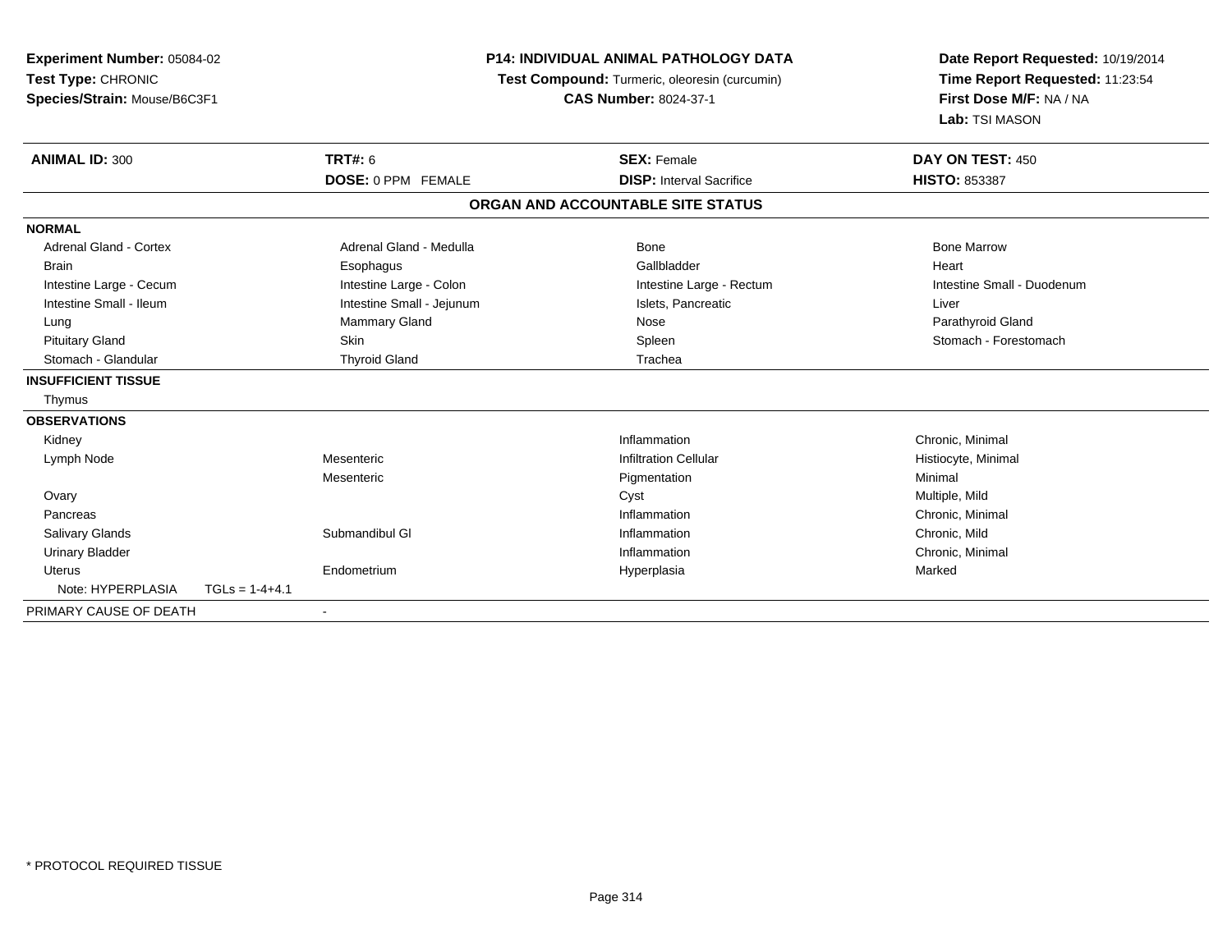**Experiment Number:** 05084-02
**Test Type:** CHRONIC
**Species/Strain:** Mouse/B6C3F1

**P14: INDIVIDUAL ANIMAL PATHOLOGY DATA**
**Test Compound:** Turmeric, oleoresin (curcumin)
**CAS Number:** 8024-37-1

**Date Report Requested:** 10/19/2014
**Time Report Requested:** 11:23:54
**First Dose M/F:** NA / NA
**Lab:** TSI MASON

| **ANIMAL ID:** 300 | **TRT#:** 6 | **SEX:** Female | **DAY ON TEST:** 450 |
|---|---|---|---|
| | **DOSE:** 0 PPM FEMALE | **DISP:** Interval Sacrifice | **HISTO:** 853387 |

**ORGAN AND ACCOUNTABLE SITE STATUS**

| | | | |
|---|---|---|---|
| **NORMAL** | | | |
| Adrenal Gland - Cortex | Adrenal Gland - Medulla | Bone | Bone Marrow |
| Brain | Esophagus | Gallbladder | Heart |
| Intestine Large - Cecum | Intestine Large - Colon | Intestine Large - Rectum | Intestine Small - Duodenum |
| Intestine Small - Ileum | Intestine Small - Jejunum | Islets, Pancreatic | Liver |
| Lung | Mammary Gland | Nose | Parathyroid Gland |
| Pituitary Gland | Skin | Spleen | Stomach - Forestomach |
| Stomach - Glandular | Thyroid Gland | Trachea | |
| **INSUFFICIENT TISSUE** | | | |
| Thymus | | | |
| **OBSERVATIONS** | | | |
| Kidney | | Inflammation | Chronic, Minimal |
| Lymph Node | Mesenteric | Infiltration Cellular | Histiocyte, Minimal |
| | Mesenteric | Pigmentation | Minimal |
| Ovary | | Cyst | Multiple, Mild |
| Pancreas | | Inflammation | Chronic, Minimal |
| Salivary Glands | Submandibul Gl | Inflammation | Chronic, Mild |
| Urinary Bladder | | Inflammation | Chronic, Minimal |
| Uterus | Endometrium | Hyperplasia | Marked |
| Note: HYPERPLASIA TGLs = 1-4+4.1 | | | |
| PRIMARY CAUSE OF DEATH | - | | |

* PROTOCOL REQUIRED TISSUE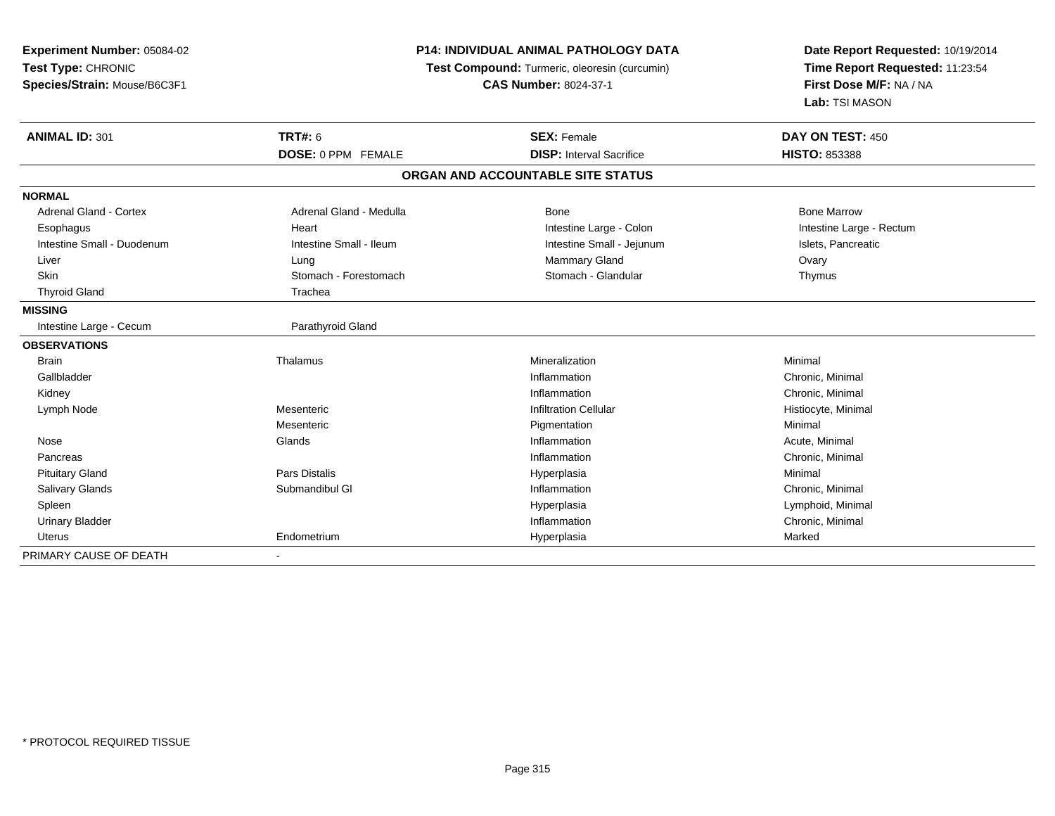**Experiment Number:** 05084-02
**Test Type:** CHRONIC
**Species/Strain:** Mouse/B6C3F1

**P14: INDIVIDUAL ANIMAL PATHOLOGY DATA**
**Test Compound:** Turmeric, oleoresin (curcumin)
**CAS Number:** 8024-37-1

**Date Report Requested:** 10/19/2014
**Time Report Requested:** 11:23:54
**First Dose M/F:** NA / NA
**Lab:** TSI MASON

| **ANIMAL ID:** 301 | **TRT#:** 6 | **SEX:** Female | **DAY ON TEST:** 450 |
|---|---|---|---|
| | **DOSE:** 0 PPM FEMALE | **DISP:** Interval Sacrifice | **HISTO:** 853388 |

**ORGAN AND ACCOUNTABLE SITE STATUS**

| | | | |
|---|---|---|---|
| **NORMAL** | | | |
| Adrenal Gland - Cortex | Adrenal Gland - Medulla | Bone | Bone Marrow |
| Esophagus | Heart | Intestine Large - Colon | Intestine Large - Rectum |
| Intestine Small - Duodenum | Intestine Small - Ileum | Intestine Small - Jejunum | Islets, Pancreatic |
| Liver | Lung | Mammary Gland | Ovary |
| Skin | Stomach - Forestomach | Stomach - Glandular | Thymus |
| Thyroid Gland | Trachea | | |
| **MISSING** | | | |
| Intestine Large - Cecum | Parathyroid Gland | | |
| **OBSERVATIONS** | | | |
| Brain | Thalamus | Mineralization | Minimal |
| Gallbladder | | Inflammation | Chronic, Minimal |
| Kidney | | Inflammation | Chronic, Minimal |
| Lymph Node | Mesenteric | Infiltration Cellular | Histiocyte, Minimal |
| | Mesenteric | Pigmentation | Minimal |
| Nose | Glands | Inflammation | Acute, Minimal |
| Pancreas | | Inflammation | Chronic, Minimal |
| Pituitary Gland | Pars Distalis | Hyperplasia | Minimal |
| Salivary Glands | Submandibul Gl | Inflammation | Chronic, Minimal |
| Spleen | | Hyperplasia | Lymphoid, Minimal |
| Urinary Bladder | | Inflammation | Chronic, Minimal |
| Uterus | Endometrium | Hyperplasia | Marked |
| PRIMARY CAUSE OF DEATH | - | | |

* PROTOCOL REQUIRED TISSUE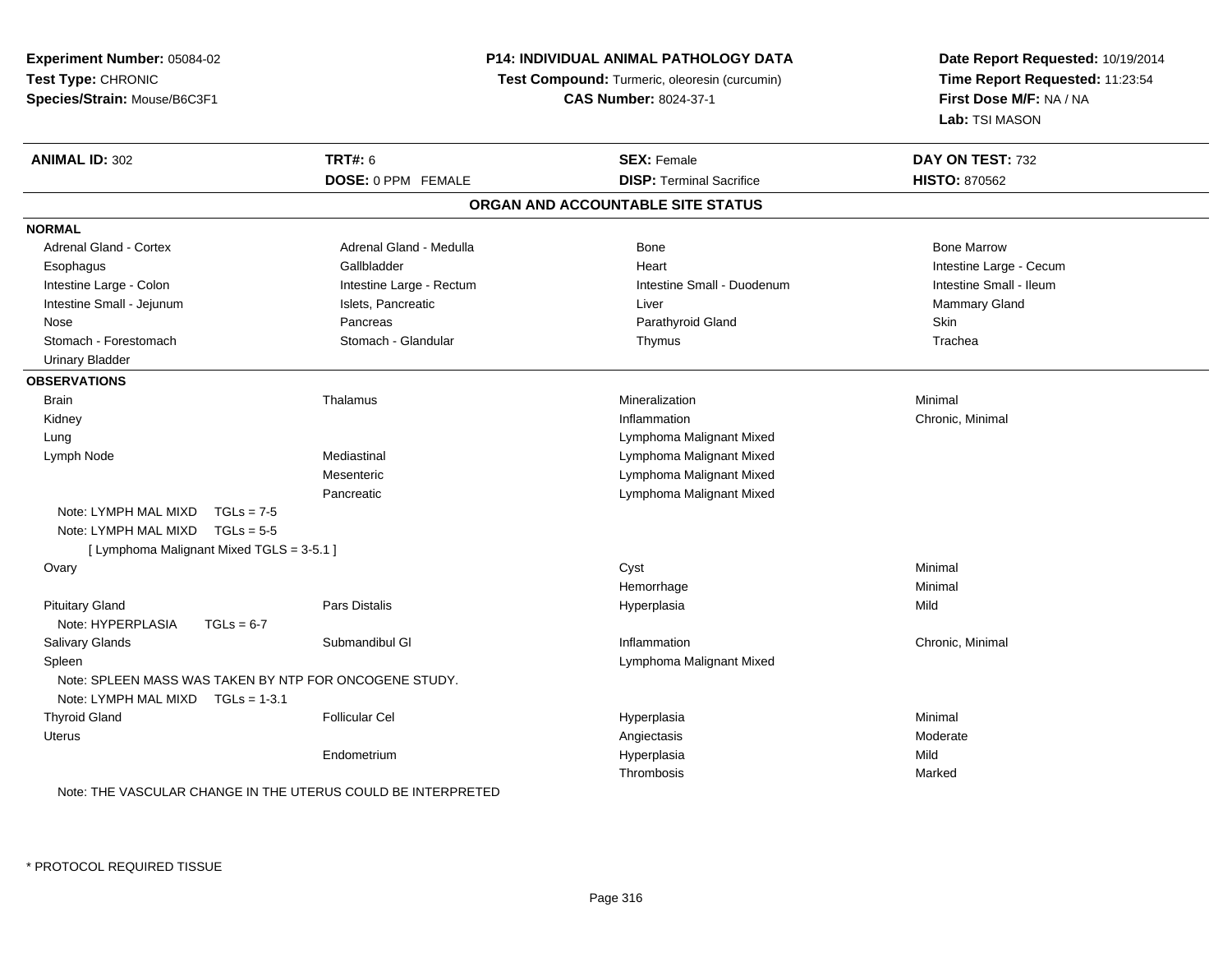**Experiment Number:** 05084-02
**Test Type:** CHRONIC
**Species/Strain:** Mouse/B6C3F1

**P14: INDIVIDUAL ANIMAL PATHOLOGY DATA**
**Test Compound:** Turmeric, oleoresin (curcumin)
**CAS Number:** 8024-37-1

**Date Report Requested:** 10/19/2014
**Time Report Requested:** 11:23:54
**First Dose M/F:** NA / NA
**Lab:** TSI MASON

| **ANIMAL ID:** 302 | **TRT#:** 6 | **SEX:** Female | **DAY ON TEST:** 732 |
|---|---|---|---|
| | **DOSE:** 0 PPM FEMALE | **DISP:** Terminal Sacrifice | **HISTO:** 870562 |

## ORGAN AND ACCOUNTABLE SITE STATUS

**NORMAL**

| | | | |
|---|---|---|---|
| Adrenal Gland - Cortex | Adrenal Gland - Medulla | Bone | Bone Marrow |
| Esophagus | Gallbladder | Heart | Intestine Large - Cecum |
| Intestine Large - Colon | Intestine Large - Rectum | Intestine Small - Duodenum | Intestine Small - Ileum |
| Intestine Small - Jejunum | Islets, Pancreatic | Liver | Mammary Gland |
| Nose | Pancreas | Parathyroid Gland | Skin |
| Stomach - Forestomach | Stomach - Glandular | Thymus | Trachea |
| Urinary Bladder | | | |

**OBSERVATIONS**

| | | | |
|---|---|---|---|
| Brain | Thalamus | Mineralization | Minimal |
| Kidney | | Inflammation | Chronic, Minimal |
| Lung | | Lymphoma Malignant Mixed | |
| Lymph Node | Mediastinal | Lymphoma Malignant Mixed | |
| | Mesenteric | Lymphoma Malignant Mixed | |
| | Pancreatic | Lymphoma Malignant Mixed | |
| Note: LYMPH MAL MIXD TGLs = 7-5 | | | |
| Note: LYMPH MAL MIXD TGLs = 5-5 | | | |
| [ Lymphoma Malignant Mixed TGLS = 3-5.1 ] | | | |
| Ovary | | Cyst | Minimal |
| | | Hemorrhage | Minimal |
| Pituitary Gland | Pars Distalis | Hyperplasia | Mild |
| Note: HYPERPLASIA TGLs = 6-7 | | | |
| Salivary Glands | Submandibul Gl | Inflammation | Chronic, Minimal |
| Spleen | | Lymphoma Malignant Mixed | |
| Note: SPLEEN MASS WAS TAKEN BY NTP FOR ONCOGENE STUDY. | | | |
| Note: LYMPH MAL MIXD TGLs = 1-3.1 | | | |
| Thyroid Gland | Follicular Cel | Hyperplasia | Minimal |
| Uterus | | Angiectasis | Moderate |
| | Endometrium | Hyperplasia | Mild |
| | | Thrombosis | Marked |

Note: THE VASCULAR CHANGE IN THE UTERUS COULD BE INTERPRETED

\* PROTOCOL REQUIRED TISSUE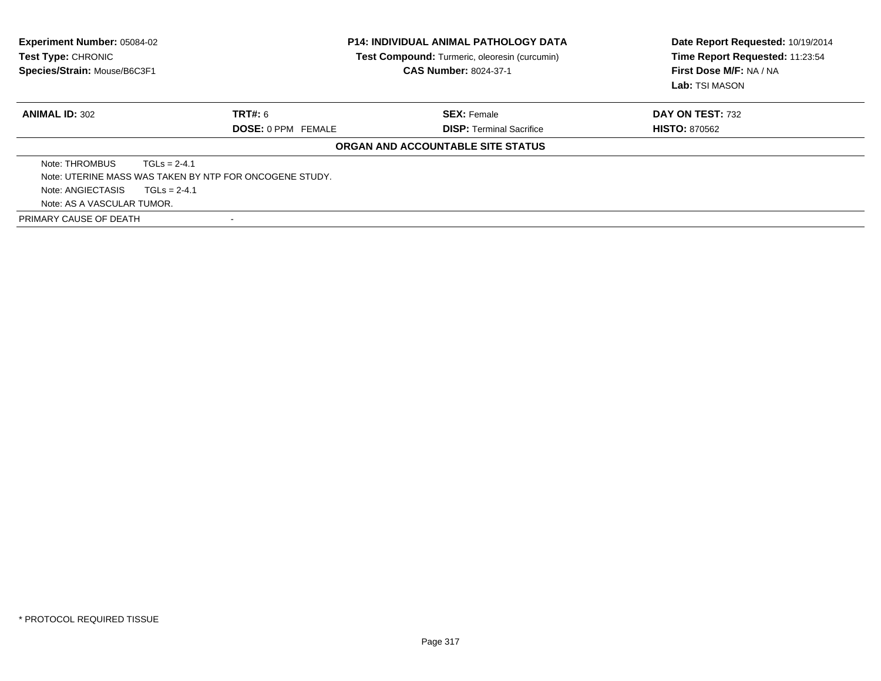**Experiment Number:** 05084-02
**Test Type:** CHRONIC
**Species/Strain:** Mouse/B6C3F1

**P14: INDIVIDUAL ANIMAL PATHOLOGY DATA**
**Test Compound:** Turmeric, oleoresin (curcumin)
**CAS Number:** 8024-37-1

**Date Report Requested:** 10/19/2014
**Time Report Requested:** 11:23:54
**First Dose M/F:** NA / NA
**Lab:** TSI MASON

| **ANIMAL ID:** 302 | **TRT#:** 6 | **SEX:** Female | **DAY ON TEST:** 732 |
|---|---|---|---|
| | **DOSE:** 0 PPM FEMALE | **DISP:** Terminal Sacrifice | **HISTO:** 870562 |

**ORGAN AND ACCOUNTABLE SITE STATUS**

Note: THROMBUS TGLs = 2-4.1
Note: UTERINE MASS WAS TAKEN BY NTP FOR ONCOGENE STUDY.
Note: ANGIECTASIS TGLs = 2-4.1
Note: AS A VASCULAR TUMOR.

PRIMARY CAUSE OF DEATH -

* PROTOCOL REQUIRED TISSUE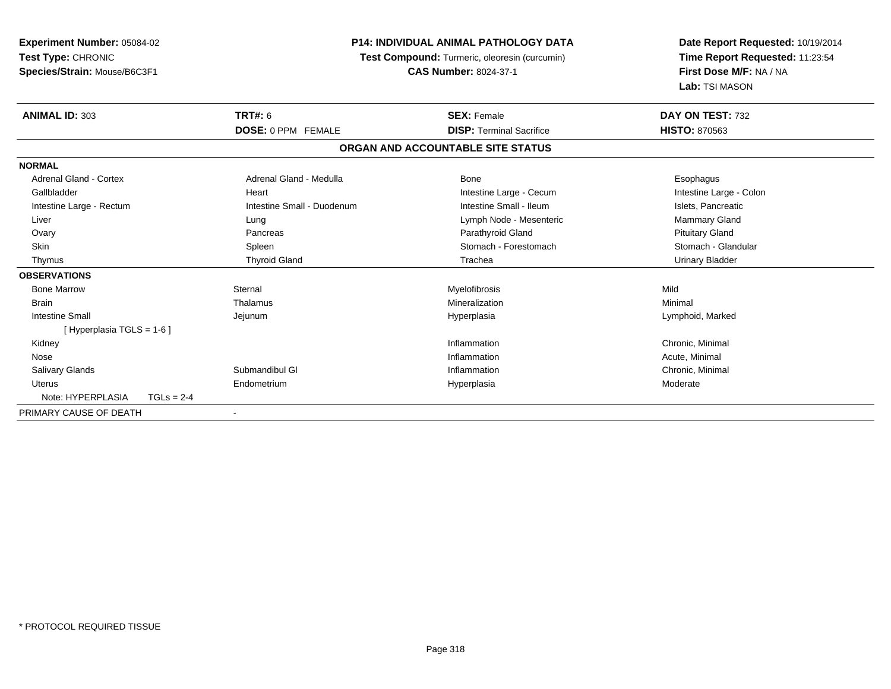**Experiment Number:** 05084-02
**Test Type:** CHRONIC
**Species/Strain:** Mouse/B6C3F1

**P14: INDIVIDUAL ANIMAL PATHOLOGY DATA**
**Test Compound:** Turmeric, oleoresin (curcumin)
**CAS Number:** 8024-37-1

**Date Report Requested:** 10/19/2014
**Time Report Requested:** 11:23:54
**First Dose M/F:** NA / NA
**Lab:** TSI MASON

| **ANIMAL ID:** 303 | **TRT#:** 6 | **SEX:** Female | **DAY ON TEST:** 732 |
|---|---|---|---|
| | **DOSE:** 0 PPM FEMALE | **DISP:** Terminal Sacrifice | **HISTO:** 870563 |

## ORGAN AND ACCOUNTABLE SITE STATUS

| **NORMAL** | | | |
|---|---|---|---|
| Adrenal Gland - Cortex | Adrenal Gland - Medulla | Bone | Esophagus |
| Gallbladder | Heart | Intestine Large - Cecum | Intestine Large - Colon |
| Intestine Large - Rectum | Intestine Small - Duodenum | Intestine Small - Ileum | Islets, Pancreatic |
| Liver | Lung | Lymph Node - Mesenteric | Mammary Gland |
| Ovary | Pancreas | Parathyroid Gland | Pituitary Gland |
| Skin | Spleen | Stomach - Forestomach | Stomach - Glandular |
| Thymus | Thyroid Gland | Trachea | Urinary Bladder |

| **OBSERVATIONS** | | | |
|---|---|---|---|
| Bone Marrow | Sternal | Myelofibrosis | Mild |
| Brain | Thalamus | Mineralization | Minimal |
| Intestine Small | Jejunum | Hyperplasia | Lymphoid, Marked |
| [ Hyperplasia TGLS = 1-6 ] | | | |
| Kidney | | Inflammation | Chronic, Minimal |
| Nose | | Inflammation | Acute, Minimal |
| Salivary Glands | Submandibul Gl | Inflammation | Chronic, Minimal |
| Uterus | Endometrium | Hyperplasia | Moderate |
| Note: HYPERPLASIA TGLs = 2-4 | | | |

| PRIMARY CAUSE OF DEATH | - |
|---|---|

* PROTOCOL REQUIRED TISSUE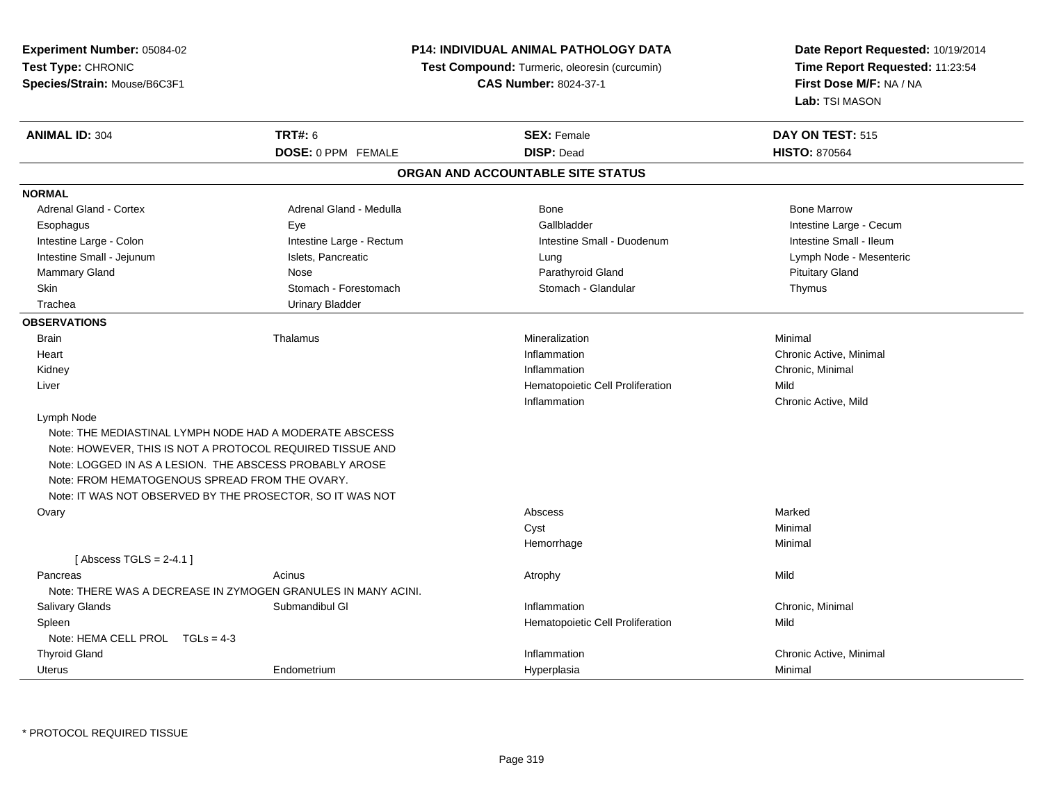**Experiment Number:** 05084-02
**Test Type:** CHRONIC
**Species/Strain:** Mouse/B6C3F1

**P14: INDIVIDUAL ANIMAL PATHOLOGY DATA**
**Test Compound:** Turmeric, oleoresin (curcumin)
**CAS Number:** 8024-37-1

**Date Report Requested:** 10/19/2014
**Time Report Requested:** 11:23:54
**First Dose M/F:** NA / NA
**Lab:** TSI MASON

| **ANIMAL ID:** 304 | **TRT#:** 6 | **SEX:** Female | **DAY ON TEST:** 515 |
|---|---|---|---|
| | **DOSE:** 0 PPM FEMALE | **DISP:** Dead | **HISTO:** 870564 |

## ORGAN AND ACCOUNTABLE SITE STATUS

**NORMAL**

| | | | |
|---|---|---|---|
| Adrenal Gland - Cortex | Adrenal Gland - Medulla | Bone | Bone Marrow |
| Esophagus | Eye | Gallbladder | Intestine Large - Cecum |
| Intestine Large - Colon | Intestine Large - Rectum | Intestine Small - Duodenum | Intestine Small - Ileum |
| Intestine Small - Jejunum | Islets, Pancreatic | Lung | Lymph Node - Mesenteric |
| Mammary Gland | Nose | Parathyroid Gland | Pituitary Gland |
| Skin | Stomach - Forestomach | Stomach - Glandular | Thymus |
| Trachea | Urinary Bladder | | |

**OBSERVATIONS**

| | | | |
|---|---|---|---|
| Brain | Thalamus | Mineralization | Minimal |
| Heart | | Inflammation | Chronic Active, Minimal |
| Kidney | | Inflammation | Chronic, Minimal |
| Liver | | Hematopoietic Cell Proliferation | Mild |
| | | Inflammation | Chronic Active, Mild |
| Lymph Node | | | |
| Note: THE MEDIASTINAL LYMPH NODE HAD A MODERATE ABSCESS | | | |
| Note: HOWEVER, THIS IS NOT A PROTOCOL REQUIRED TISSUE AND | | | |
| Note: LOGGED IN AS A LESION. THE ABSCESS PROBABLY AROSE | | | |
| Note: FROM HEMATOGENOUS SPREAD FROM THE OVARY. | | | |
| Note: IT WAS NOT OBSERVED BY THE PROSECTOR, SO IT WAS NOT | | | |
| Ovary | | Abscess | Marked |
| | | Cyst | Minimal |
| | | Hemorrhage | Minimal |
| [ Abscess TGLS = 2-4.1 ] | | | |
| Pancreas | Acinus | Atrophy | Mild |
| Note: THERE WAS A DECREASE IN ZYMOGEN GRANULES IN MANY ACINI. | | | |
| Salivary Glands | Submandibul Gl | Inflammation | Chronic, Minimal |
| Spleen | | Hematopoietic Cell Proliferation | Mild |
| Note: HEMA CELL PROL TGLs = 4-3 | | | |
| Thyroid Gland | | Inflammation | Chronic Active, Minimal |
| Uterus | Endometrium | Hyperplasia | Minimal |

* PROTOCOL REQUIRED TISSUE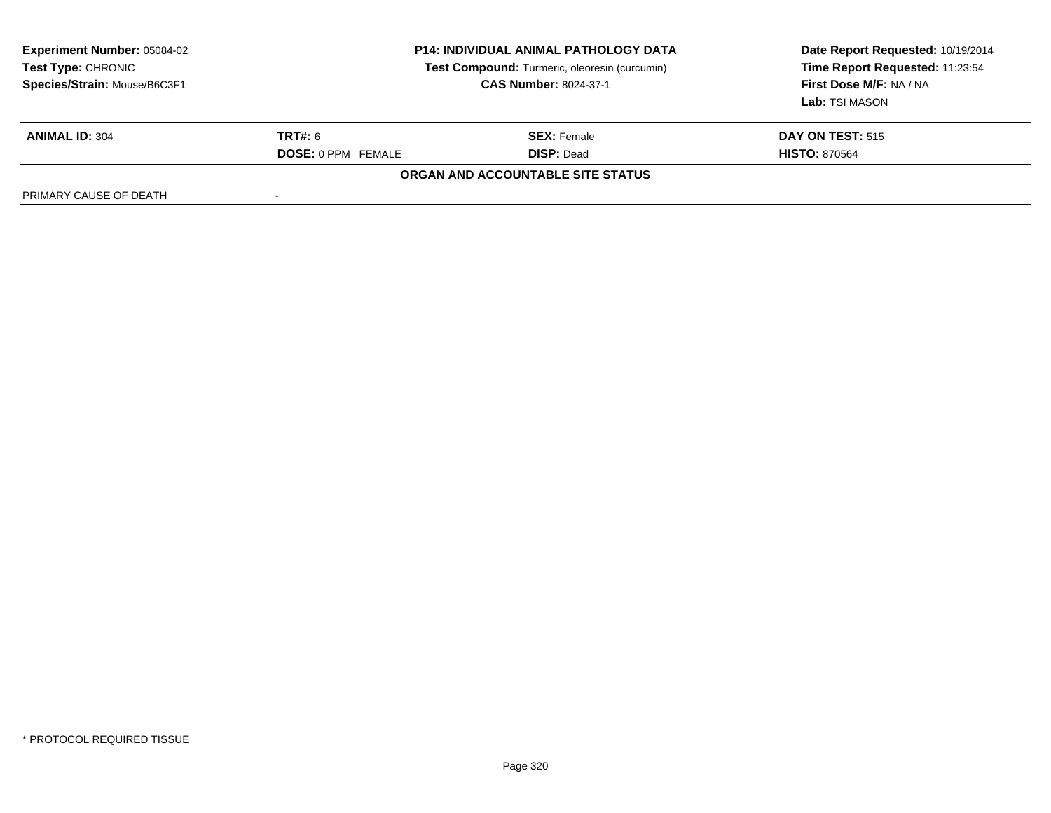**Experiment Number:** 05084-02
**Test Type:** CHRONIC
**Species/Strain:** Mouse/B6C3F1

**P14: INDIVIDUAL ANIMAL PATHOLOGY DATA**
**Test Compound:** Turmeric, oleoresin (curcumin)
**CAS Number:** 8024-37-1

**Date Report Requested:** 10/19/2014
**Time Report Requested:** 11:23:54
**First Dose M/F:** NA / NA
**Lab:** TSI MASON

| **ANIMAL ID:** 304 | **TRT#:** 6 | **SEX:** Female | **DAY ON TEST:** 515 |
|---|---|---|---|
| | **DOSE:** 0 PPM FEMALE | **DISP:** Dead | **HISTO:** 870564 |

**ORGAN AND ACCOUNTABLE SITE STATUS**

| PRIMARY CAUSE OF DEATH | - |
|---|---|

* PROTOCOL REQUIRED TISSUE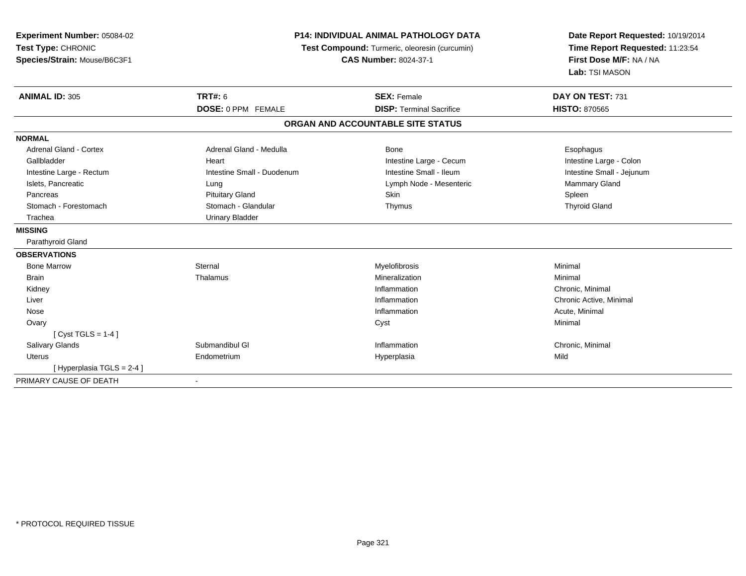**Experiment Number:** 05084-02
**Test Type:** CHRONIC
**Species/Strain:** Mouse/B6C3F1

**P14: INDIVIDUAL ANIMAL PATHOLOGY DATA**
**Test Compound:** Turmeric, oleoresin (curcumin)
**CAS Number:** 8024-37-1

**Date Report Requested:** 10/19/2014
**Time Report Requested:** 11:23:54
**First Dose M/F:** NA / NA
**Lab:** TSI MASON

| **ANIMAL ID:** 305 | **TRT#:** 6 | **SEX:** Female | **DAY ON TEST:** 731 |
|---|---|---|---|
| | **DOSE:** 0 PPM FEMALE | **DISP:** Terminal Sacrifice | **HISTO:** 870565 |

**ORGAN AND ACCOUNTABLE SITE STATUS**

| | | | |
|---|---|---|---|
| **NORMAL** | | | |
| Adrenal Gland - Cortex | Adrenal Gland - Medulla | Bone | Esophagus |
| Gallbladder | Heart | Intestine Large - Cecum | Intestine Large - Colon |
| Intestine Large - Rectum | Intestine Small - Duodenum | Intestine Small - Ileum | Intestine Small - Jejunum |
| Islets, Pancreatic | Lung | Lymph Node - Mesenteric | Mammary Gland |
| Pancreas | Pituitary Gland | Skin | Spleen |
| Stomach - Forestomach | Stomach - Glandular | Thymus | Thyroid Gland |
| Trachea | Urinary Bladder | | |
| **MISSING** | | | |
| Parathyroid Gland | | | |
| **OBSERVATIONS** | | | |
| Bone Marrow | Sternal | Myelofibrosis | Minimal |
| Brain | Thalamus | Mineralization | Minimal |
| Kidney | | Inflammation | Chronic, Minimal |
| Liver | | Inflammation | Chronic Active, Minimal |
| Nose | | Inflammation | Acute, Minimal |
| Ovary | | Cyst | Minimal |
| [ Cyst TGLS = 1-4 ] | | | |
| Salivary Glands | Submandibul Gl | Inflammation | Chronic, Minimal |
| Uterus | Endometrium | Hyperplasia | Mild |
| [ Hyperplasia TGLS = 2-4 ] | | | |
| PRIMARY CAUSE OF DEATH | - | | |

* PROTOCOL REQUIRED TISSUE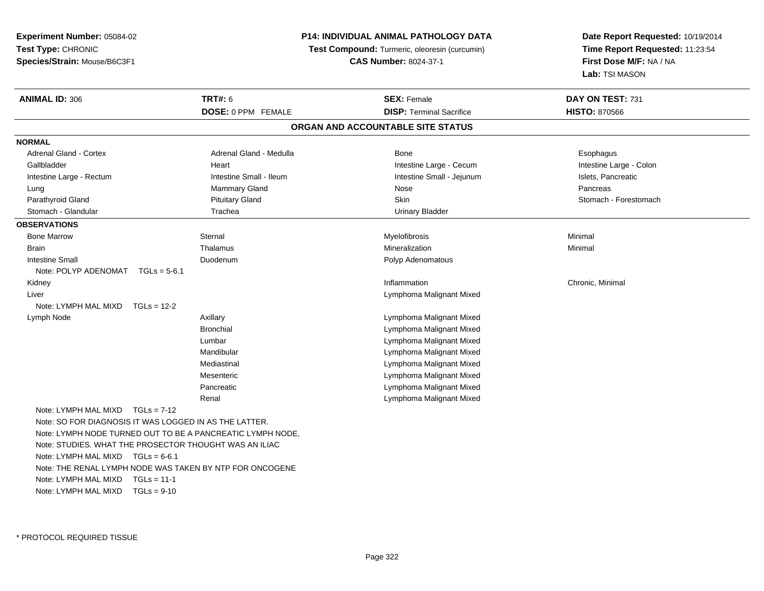**Experiment Number:** 05084-02
**Test Type:** CHRONIC
**Species/Strain:** Mouse/B6C3F1

**P14: INDIVIDUAL ANIMAL PATHOLOGY DATA**
**Test Compound:** Turmeric, oleoresin (curcumin)
**CAS Number:** 8024-37-1

**Date Report Requested:** 10/19/2014
**Time Report Requested:** 11:23:54
**First Dose M/F:** NA / NA
**Lab:** TSI MASON

| **ANIMAL ID:** 306 | **TRT#:** 6 | **SEX:** Female | **DAY ON TEST:** 731 |
|---|---|---|---|
| | **DOSE:** 0 PPM FEMALE | **DISP:** Terminal Sacrifice | **HISTO:** 870566 |

## ORGAN AND ACCOUNTABLE SITE STATUS

**NORMAL**

| | | | |
|---|---|---|---|
| Adrenal Gland - Cortex | Adrenal Gland - Medulla | Bone | Esophagus |
| Gallbladder | Heart | Intestine Large - Cecum | Intestine Large - Colon |
| Intestine Large - Rectum | Intestine Small - Ileum | Intestine Small - Jejunum | Islets, Pancreatic |
| Lung | Mammary Gland | Nose | Pancreas |
| Parathyroid Gland | Pituitary Gland | Skin | Stomach - Forestomach |
| Stomach - Glandular | Trachea | Urinary Bladder | |

**OBSERVATIONS**

| | | | |
|---|---|---|---|
| Bone Marrow | Sternal | Myelofibrosis | Minimal |
| Brain | Thalamus | Mineralization | Minimal |
| Intestine Small | Duodenum | Polyp Adenomatous | |
| Note: POLYP ADENOMAT TGLs = 5-6.1 | | | |
| Kidney | | Inflammation | Chronic, Minimal |
| Liver | | Lymphoma Malignant Mixed | |
| Note: LYMPH MAL MIXD TGLs = 12-2 | | | |
| Lymph Node | Axillary | Lymphoma Malignant Mixed | |
| | Bronchial | Lymphoma Malignant Mixed | |
| | Lumbar | Lymphoma Malignant Mixed | |
| | Mandibular | Lymphoma Malignant Mixed | |
| | Mediastinal | Lymphoma Malignant Mixed | |
| | Mesenteric | Lymphoma Malignant Mixed | |
| | Pancreatic | Lymphoma Malignant Mixed | |
| | Renal | Lymphoma Malignant Mixed | |

Note: LYMPH MAL MIXD TGLs = 7-12
Note: SO FOR DIAGNOSIS IT WAS LOGGED IN AS THE LATTER.
Note: LYMPH NODE TURNED OUT TO BE A PANCREATIC LYMPH NODE,
Note: STUDIES. WHAT THE PROSECTOR THOUGHT WAS AN ILIAC
Note: LYMPH MAL MIXD TGLs = 6-6.1
Note: THE RENAL LYMPH NODE WAS TAKEN BY NTP FOR ONCOGENE
Note: LYMPH MAL MIXD TGLs = 11-1
Note: LYMPH MAL MIXD TGLs = 9-10

* PROTOCOL REQUIRED TISSUE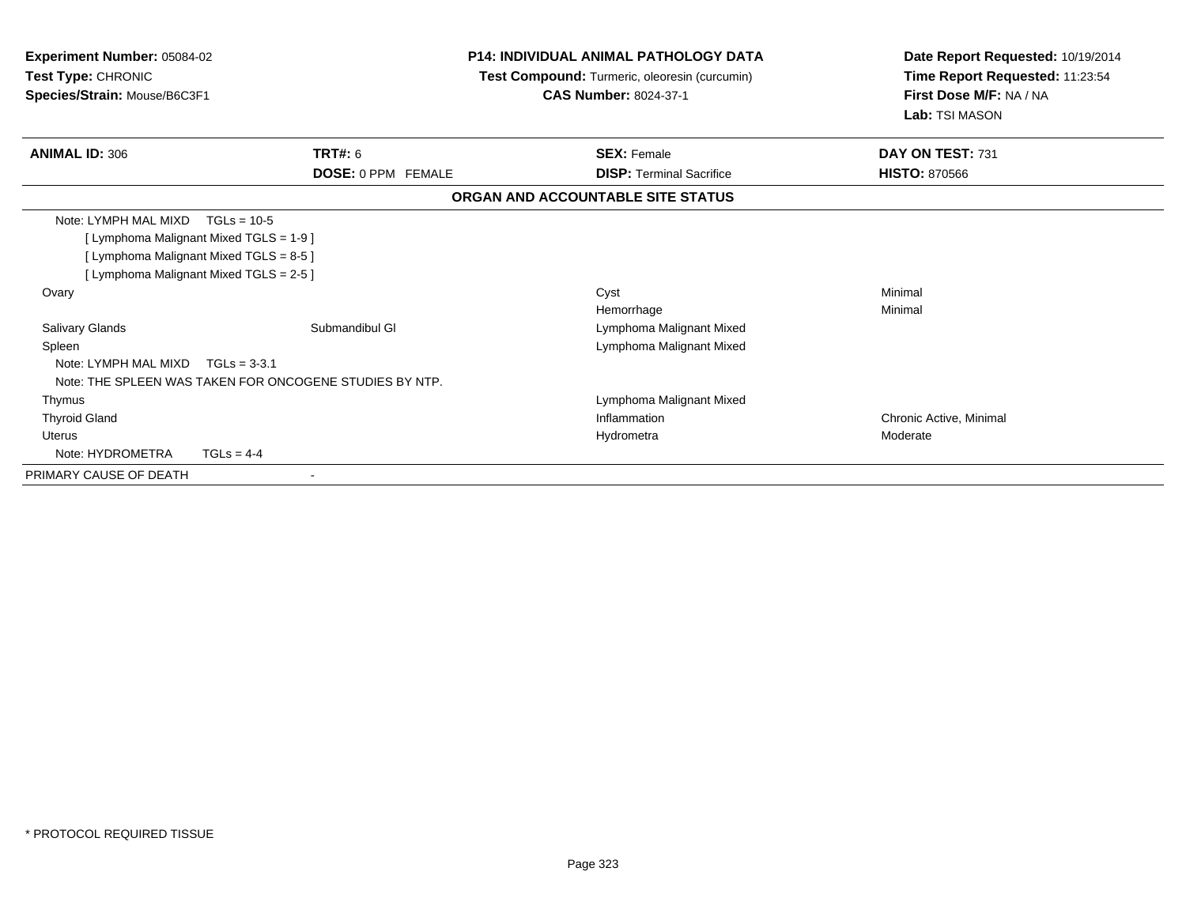**Experiment Number:** 05084-02
**Test Type:** CHRONIC
**Species/Strain:** Mouse/B6C3F1

**P14: INDIVIDUAL ANIMAL PATHOLOGY DATA**
**Test Compound:** Turmeric, oleoresin (curcumin)
**CAS Number:** 8024-37-1

**Date Report Requested:** 10/19/2014
**Time Report Requested:** 11:23:54
**First Dose M/F:** NA / NA
**Lab:** TSI MASON

| **ANIMAL ID:** 306 | **TRT#:** 6 | **SEX:** Female | **DAY ON TEST:** 731 |
|---|---|---|---|
| | **DOSE:** 0 PPM FEMALE | **DISP:** Terminal Sacrifice | **HISTO:** 870566 |

**ORGAN AND ACCOUNTABLE SITE STATUS**

| | | | |
|---|---|---|---|
| Note: LYMPH MAL MIXD TGLs = 10-5 | | | |
| [ Lymphoma Malignant Mixed TGLS = 1-9 ] | | | |
| [ Lymphoma Malignant Mixed TGLS = 8-5 ] | | | |
| [ Lymphoma Malignant Mixed TGLS = 2-5 ] | | | |
| Ovary | | Cyst | Minimal |
| | | Hemorrhage | Minimal |
| Salivary Glands | Submandibul Gl | Lymphoma Malignant Mixed | |
| Spleen | | Lymphoma Malignant Mixed | |
| Note: LYMPH MAL MIXD TGLs = 3-3.1 | | | |
| Note: THE SPLEEN WAS TAKEN FOR ONCOGENE STUDIES BY NTP. | | | |
| Thymus | | Lymphoma Malignant Mixed | |
| Thyroid Gland | | Inflammation | Chronic Active, Minimal |
| Uterus | | Hydrometra | Moderate |
| Note: HYDROMETRA TGLs = 4-4 | | | |
| PRIMARY CAUSE OF DEATH | - | | |

* PROTOCOL REQUIRED TISSUE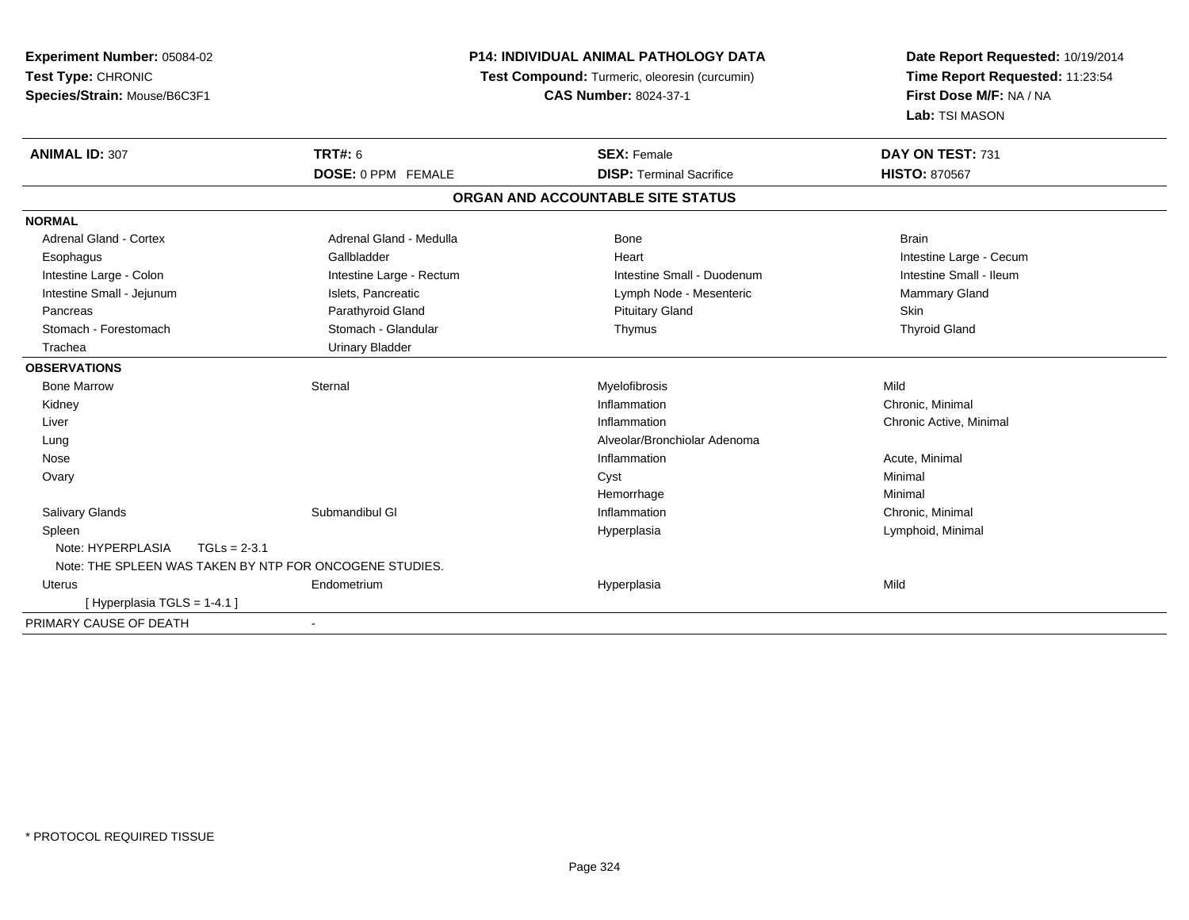**Experiment Number:** 05084-02
**Test Type:** CHRONIC
**Species/Strain:** Mouse/B6C3F1

**P14: INDIVIDUAL ANIMAL PATHOLOGY DATA**
**Test Compound:** Turmeric, oleoresin (curcumin)
**CAS Number:** 8024-37-1

**Date Report Requested:** 10/19/2014
**Time Report Requested:** 11:23:54
**First Dose M/F:** NA / NA
**Lab:** TSI MASON

| **ANIMAL ID:** 307 | **TRT#:** 6 | **SEX:** Female | **DAY ON TEST:** 731 |
|---|---|---|---|
| | **DOSE:** 0 PPM FEMALE | **DISP:** Terminal Sacrifice | **HISTO:** 870567 |

## ORGAN AND ACCOUNTABLE SITE STATUS

| | | | |
|---|---|---|---|
| **NORMAL** | | | |
| Adrenal Gland - Cortex | Adrenal Gland - Medulla | Bone | Brain |
| Esophagus | Gallbladder | Heart | Intestine Large - Cecum |
| Intestine Large - Colon | Intestine Large - Rectum | Intestine Small - Duodenum | Intestine Small - Ileum |
| Intestine Small - Jejunum | Islets, Pancreatic | Lymph Node - Mesenteric | Mammary Gland |
| Pancreas | Parathyroid Gland | Pituitary Gland | Skin |
| Stomach - Forestomach | Stomach - Glandular | Thymus | Thyroid Gland |
| Trachea | Urinary Bladder | | |
| **OBSERVATIONS** | | | |
| Bone Marrow | Sternal | Myelofibrosis | Mild |
| Kidney | | Inflammation | Chronic, Minimal |
| Liver | | Inflammation | Chronic Active, Minimal |
| Lung | | Alveolar/Bronchiolar Adenoma | |
| Nose | | Inflammation | Acute, Minimal |
| Ovary | | Cyst | Minimal |
| | | Hemorrhage | Minimal |
| Salivary Glands | Submandibul Gl | Inflammation | Chronic, Minimal |
| Spleen | | Hyperplasia | Lymphoid, Minimal |
| Note: HYPERPLASIA TGLs = 2-3.1 | | | |
| Note: THE SPLEEN WAS TAKEN BY NTP FOR ONCOGENE STUDIES. | | | |
| Uterus | Endometrium | Hyperplasia | Mild |
| [ Hyperplasia TGLS = 1-4.1 ] | | | |
| PRIMARY CAUSE OF DEATH | - | | |

* PROTOCOL REQUIRED TISSUE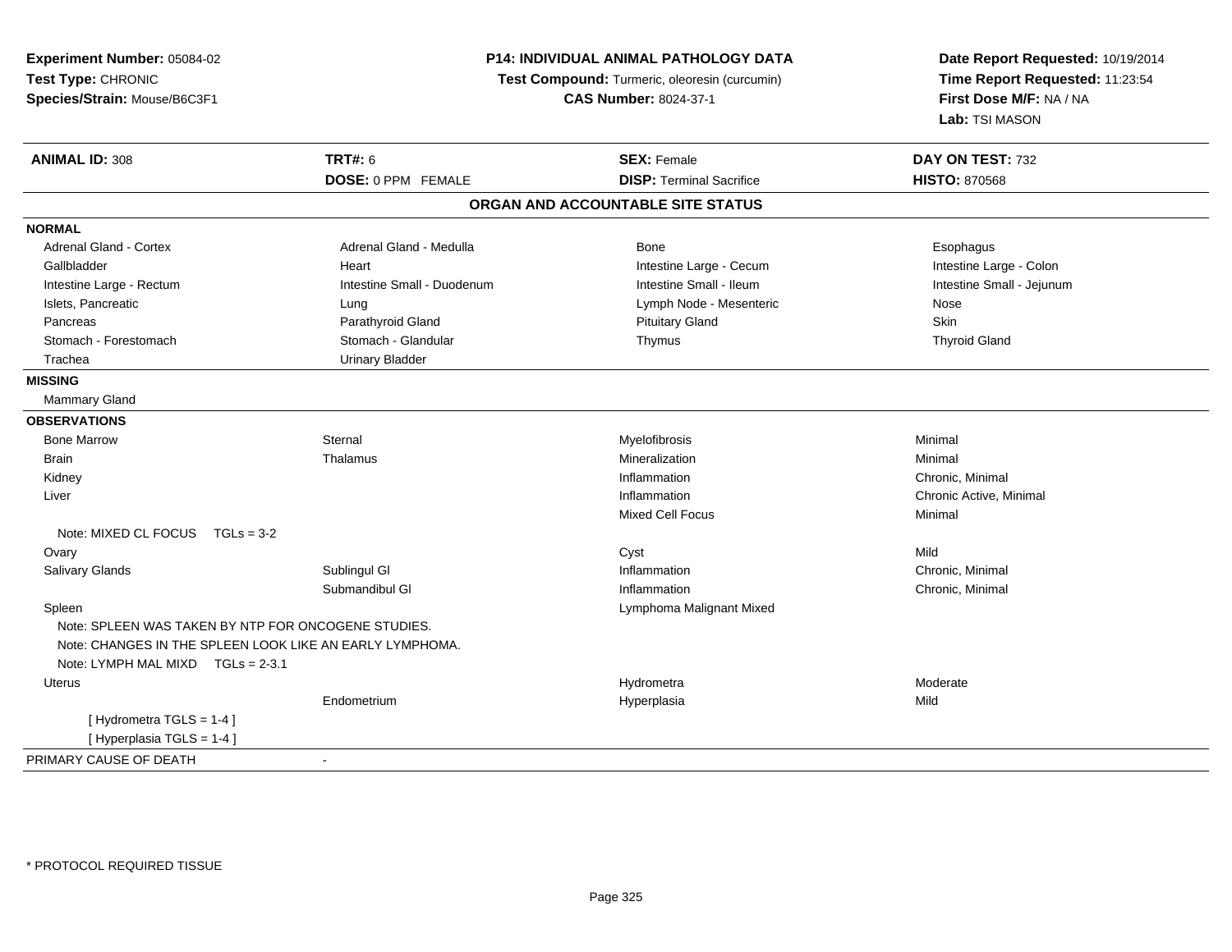**Experiment Number:** 05084-02
**Test Type:** CHRONIC
**Species/Strain:** Mouse/B6C3F1

**P14: INDIVIDUAL ANIMAL PATHOLOGY DATA**
**Test Compound:** Turmeric, oleoresin (curcumin)
**CAS Number:** 8024-37-1

**Date Report Requested:** 10/19/2014
**Time Report Requested:** 11:23:54
**First Dose M/F:** NA / NA
**Lab:** TSI MASON

| **ANIMAL ID:** 308 | **TRT#:** 6 | **SEX:** Female | **DAY ON TEST:** 732 |
|---|---|---|---|
| | **DOSE:** 0 PPM FEMALE | **DISP:** Terminal Sacrifice | **HISTO:** 870568 |

## ORGAN AND ACCOUNTABLE SITE STATUS

**NORMAL**

| | | | |
|---|---|---|---|
| Adrenal Gland - Cortex | Adrenal Gland - Medulla | Bone | Esophagus |
| Gallbladder | Heart | Intestine Large - Cecum | Intestine Large - Colon |
| Intestine Large - Rectum | Intestine Small - Duodenum | Intestine Small - Ileum | Intestine Small - Jejunum |
| Islets, Pancreatic | Lung | Lymph Node - Mesenteric | Nose |
| Pancreas | Parathyroid Gland | Pituitary Gland | Skin |
| Stomach - Forestomach | Stomach - Glandular | Thymus | Thyroid Gland |
| Trachea | Urinary Bladder | | |

**MISSING**

Mammary Gland

**OBSERVATIONS**

| | | | |
|---|---|---|---|
| Bone Marrow | Sternal | Myelofibrosis | Minimal |
| Brain | Thalamus | Mineralization | Minimal |
| Kidney | | Inflammation | Chronic, Minimal |
| Liver | | Inflammation | Chronic Active, Minimal |
| | | Mixed Cell Focus | Minimal |
| Note: MIXED CL FOCUS TGLs = 3-2 | | | |
| Ovary | | Cyst | Mild |
| Salivary Glands | Sublingul Gl | Inflammation | Chronic, Minimal |
| | Submandibul Gl | Inflammation | Chronic, Minimal |
| Spleen | | Lymphoma Malignant Mixed | |
| Note: SPLEEN WAS TAKEN BY NTP FOR ONCOGENE STUDIES. | | | |
| Note: CHANGES IN THE SPLEEN LOOK LIKE AN EARLY LYMPHOMA. | | | |
| Note: LYMPH MAL MIXD TGLs = 2-3.1 | | | |
| Uterus | | Hydrometra | Moderate |
| | Endometrium | Hyperplasia | Mild |
| [ Hydrometra TGLS = 1-4 ] | | | |
| [ Hyperplasia TGLS = 1-4 ] | | | |

PRIMARY CAUSE OF DEATH -

* PROTOCOL REQUIRED TISSUE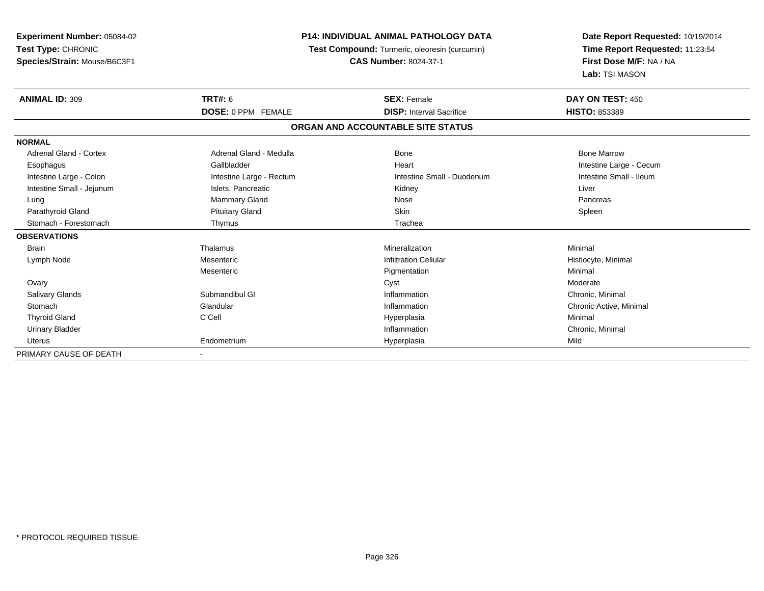**Experiment Number:** 05084-02
**Test Type:** CHRONIC
**Species/Strain:** Mouse/B6C3F1

**P14: INDIVIDUAL ANIMAL PATHOLOGY DATA**
**Test Compound:** Turmeric, oleoresin (curcumin)
**CAS Number:** 8024-37-1

**Date Report Requested:** 10/19/2014
**Time Report Requested:** 11:23:54
**First Dose M/F:** NA / NA
**Lab:** TSI MASON

| **ANIMAL ID:** 309 | **TRT#:** 6 | **SEX:** Female | **DAY ON TEST:** 450 |
|---|---|---|---|
| | **DOSE:** 0 PPM FEMALE | **DISP:** Interval Sacrifice | **HISTO:** 853389 |

**ORGAN AND ACCOUNTABLE SITE STATUS**

| | | | |
|---|---|---|---|
| **NORMAL** | | | |
| Adrenal Gland - Cortex | Adrenal Gland - Medulla | Bone | Bone Marrow |
| Esophagus | Gallbladder | Heart | Intestine Large - Cecum |
| Intestine Large - Colon | Intestine Large - Rectum | Intestine Small - Duodenum | Intestine Small - Ileum |
| Intestine Small - Jejunum | Islets, Pancreatic | Kidney | Liver |
| Lung | Mammary Gland | Nose | Pancreas |
| Parathyroid Gland | Pituitary Gland | Skin | Spleen |
| Stomach - Forestomach | Thymus | Trachea | |
| **OBSERVATIONS** | | | |
| Brain | Thalamus | Mineralization | Minimal |
| Lymph Node | Mesenteric | Infiltration Cellular | Histiocyte, Minimal |
| | Mesenteric | Pigmentation | Minimal |
| Ovary | | Cyst | Moderate |
| Salivary Glands | Submandibul Gl | Inflammation | Chronic, Minimal |
| Stomach | Glandular | Inflammation | Chronic Active, Minimal |
| Thyroid Gland | C Cell | Hyperplasia | Minimal |
| Urinary Bladder | | Inflammation | Chronic, Minimal |
| Uterus | Endometrium | Hyperplasia | Mild |
| PRIMARY CAUSE OF DEATH | - | | |

* PROTOCOL REQUIRED TISSUE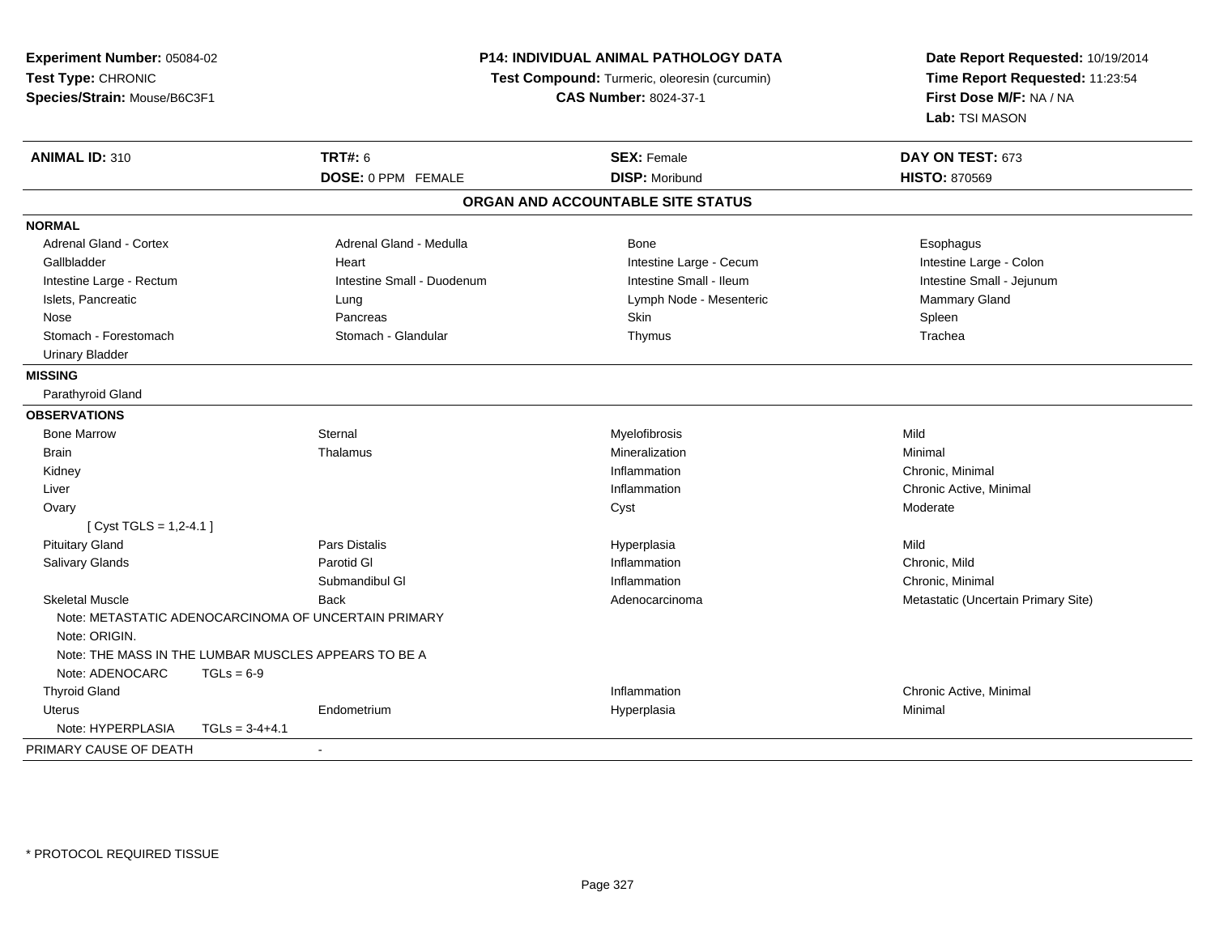**Experiment Number:** 05084-02
**Test Type:** CHRONIC
**Species/Strain:** Mouse/B6C3F1

**P14: INDIVIDUAL ANIMAL PATHOLOGY DATA**
**Test Compound:** Turmeric, oleoresin (curcumin)
**CAS Number:** 8024-37-1

**Date Report Requested:** 10/19/2014
**Time Report Requested:** 11:23:54
**First Dose M/F:** NA / NA
**Lab:** TSI MASON

| **ANIMAL ID:** 310 | **TRT#:** 6 | **SEX:** Female | **DAY ON TEST:** 673 |
|---|---|---|---|
| | **DOSE:** 0 PPM FEMALE | **DISP:** Moribund | **HISTO:** 870569 |

## ORGAN AND ACCOUNTABLE SITE STATUS

**NORMAL**

| | | | |
|---|---|---|---|
| Adrenal Gland - Cortex | Adrenal Gland - Medulla | Bone | Esophagus |
| Gallbladder | Heart | Intestine Large - Cecum | Intestine Large - Colon |
| Intestine Large - Rectum | Intestine Small - Duodenum | Intestine Small - Ileum | Intestine Small - Jejunum |
| Islets, Pancreatic | Lung | Lymph Node - Mesenteric | Mammary Gland |
| Nose | Pancreas | Skin | Spleen |
| Stomach - Forestomach | Stomach - Glandular | Thymus | Trachea |
| Urinary Bladder | | | |

**MISSING**

Parathyroid Gland

**OBSERVATIONS**

| | | | |
|---|---|---|---|
| Bone Marrow | Sternal | Myelofibrosis | Mild |
| Brain | Thalamus | Mineralization | Minimal |
| Kidney | | Inflammation | Chronic, Minimal |
| Liver | | Inflammation | Chronic Active, Minimal |
| Ovary | | Cyst | Moderate |
| [ Cyst TGLS = 1,2-4.1 ] | | | |
| Pituitary Gland | Pars Distalis | Hyperplasia | Mild |
| Salivary Glands | Parotid Gl | Inflammation | Chronic, Mild |
| | Submandibul Gl | Inflammation | Chronic, Minimal |
| Skeletal Muscle | Back | Adenocarcinoma | Metastatic (Uncertain Primary Site) |
| Note: METASTATIC ADENOCARCINOMA OF UNCERTAIN PRIMARY | | | |
| Note: ORIGIN. | | | |
| Note: THE MASS IN THE LUMBAR MUSCLES APPEARS TO BE A | | | |
| Note: ADENOCARC TGLs = 6-9 | | | |
| Thyroid Gland | | Inflammation | Chronic Active, Minimal |
| Uterus | Endometrium | Hyperplasia | Minimal |
| Note: HYPERPLASIA TGLs = 3-4+4.1 | | | |

PRIMARY CAUSE OF DEATH -

* PROTOCOL REQUIRED TISSUE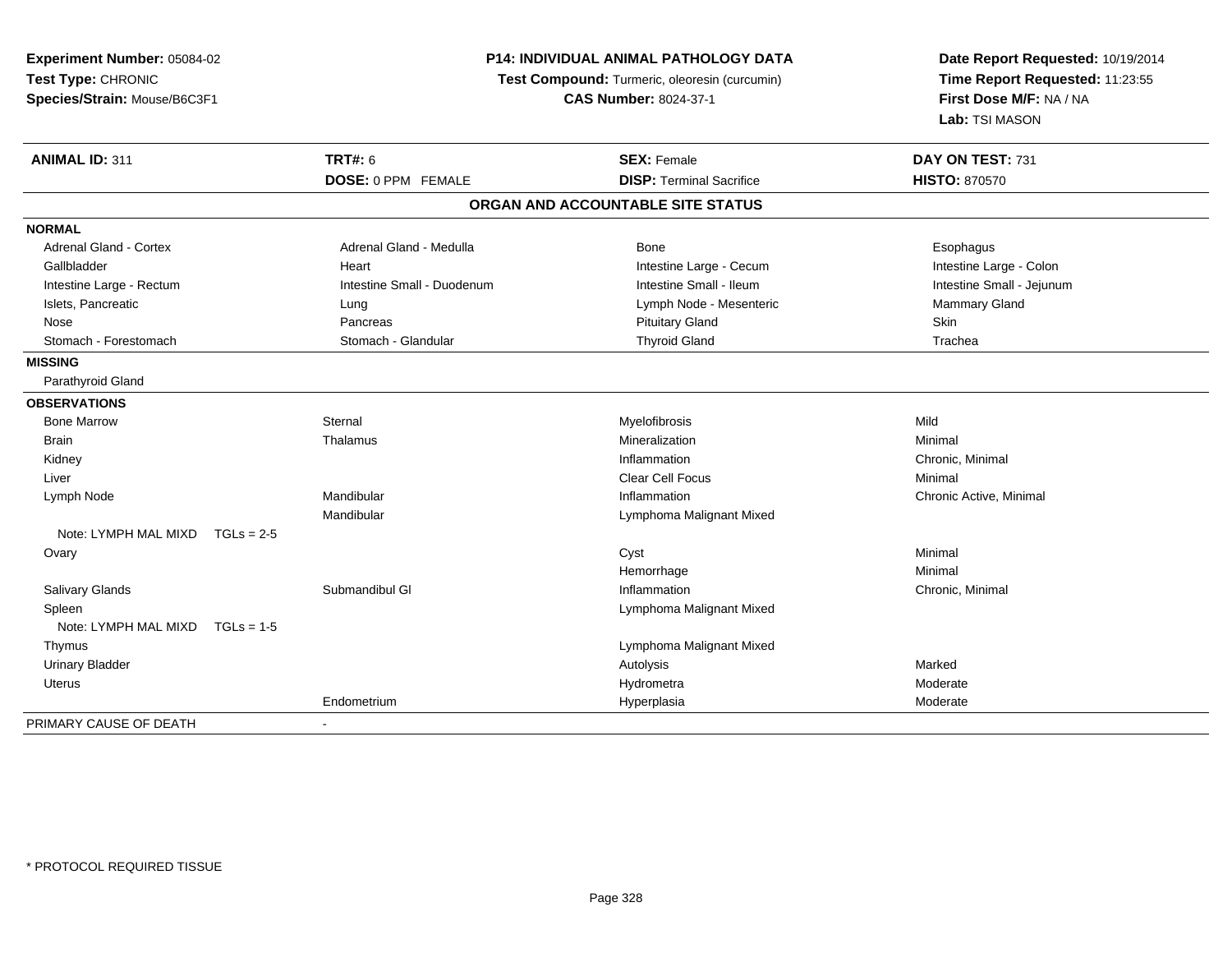**Experiment Number:** 05084-02
**Test Type:** CHRONIC
**Species/Strain:** Mouse/B6C3F1

**P14: INDIVIDUAL ANIMAL PATHOLOGY DATA**
**Test Compound:** Turmeric, oleoresin (curcumin)
**CAS Number:** 8024-37-1

**Date Report Requested:** 10/19/2014
**Time Report Requested:** 11:23:55
**First Dose M/F:** NA / NA
**Lab:** TSI MASON

| **ANIMAL ID:** 311 | **TRT#:** 6 | **SEX:** Female | **DAY ON TEST:** 731 |
|---|---|---|---|
| | **DOSE:** 0 PPM FEMALE | **DISP:** Terminal Sacrifice | **HISTO:** 870570 |

## ORGAN AND ACCOUNTABLE SITE STATUS

| | | | |
|---|---|---|---|
| **NORMAL** | | | |
| Adrenal Gland - Cortex | Adrenal Gland - Medulla | Bone | Esophagus |
| Gallbladder | Heart | Intestine Large - Cecum | Intestine Large - Colon |
| Intestine Large - Rectum | Intestine Small - Duodenum | Intestine Small - Ileum | Intestine Small - Jejunum |
| Islets, Pancreatic | Lung | Lymph Node - Mesenteric | Mammary Gland |
| Nose | Pancreas | Pituitary Gland | Skin |
| Stomach - Forestomach | Stomach - Glandular | Thyroid Gland | Trachea |
| **MISSING** | | | |
| Parathyroid Gland | | | |
| **OBSERVATIONS** | | | |
| Bone Marrow | Sternal | Myelofibrosis | Mild |
| Brain | Thalamus | Mineralization | Minimal |
| Kidney | | Inflammation | Chronic, Minimal |
| Liver | | Clear Cell Focus | Minimal |
| Lymph Node | Mandibular | Inflammation | Chronic Active, Minimal |
| | Mandibular | Lymphoma Malignant Mixed | |
| Note: LYMPH MAL MIXD TGLs = 2-5 | | | |
| Ovary | | Cyst | Minimal |
| | | Hemorrhage | Minimal |
| Salivary Glands | Submandibul Gl | Inflammation | Chronic, Minimal |
| Spleen | | Lymphoma Malignant Mixed | |
| Note: LYMPH MAL MIXD TGLs = 1-5 | | | |
| Thymus | | Lymphoma Malignant Mixed | |
| Urinary Bladder | | Autolysis | Marked |
| Uterus | | Hydrometra | Moderate |
| | Endometrium | Hyperplasia | Moderate |
| PRIMARY CAUSE OF DEATH | - | | |

\* PROTOCOL REQUIRED TISSUE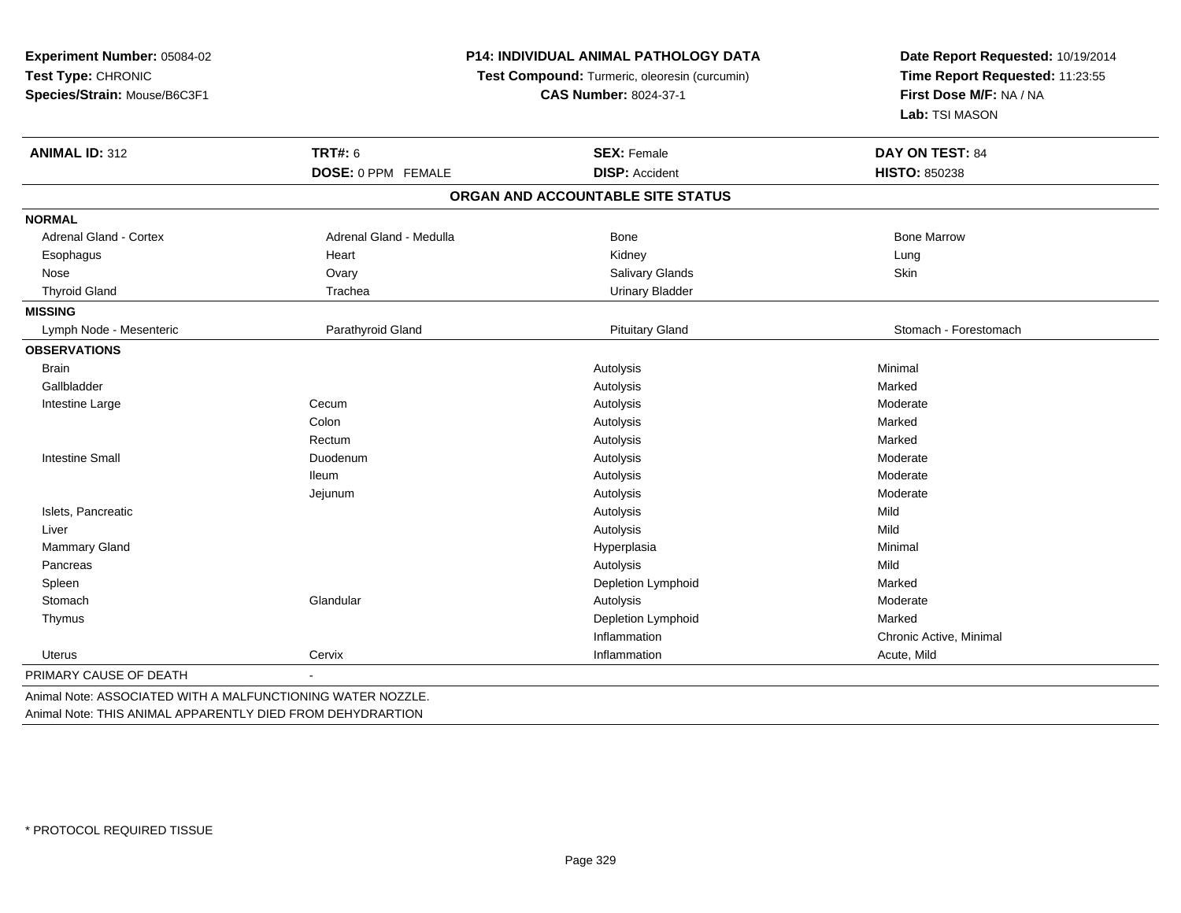**Experiment Number:** 05084-02
**Test Type:** CHRONIC
**Species/Strain:** Mouse/B6C3F1

**P14: INDIVIDUAL ANIMAL PATHOLOGY DATA**
**Test Compound:** Turmeric, oleoresin (curcumin)
**CAS Number:** 8024-37-1

**Date Report Requested:** 10/19/2014
**Time Report Requested:** 11:23:55
**First Dose M/F:** NA / NA
**Lab:** TSI MASON

| **ANIMAL ID:** 312 | **TRT#:** 6 | **SEX:** Female | **DAY ON TEST:** 84 |
|---|---|---|---|
| | **DOSE:** 0 PPM FEMALE | **DISP:** Accident | **HISTO:** 850238 |

**ORGAN AND ACCOUNTABLE SITE STATUS**

| | | | |
|---|---|---|---|
| **NORMAL** | | | |
| Adrenal Gland - Cortex | Adrenal Gland - Medulla | Bone | Bone Marrow |
| Esophagus | Heart | Kidney | Lung |
| Nose | Ovary | Salivary Glands | Skin |
| Thyroid Gland | Trachea | Urinary Bladder | |
| **MISSING** | | | |
| Lymph Node - Mesenteric | Parathyroid Gland | Pituitary Gland | Stomach - Forestomach |
| **OBSERVATIONS** | | | |
| Brain | | Autolysis | Minimal |
| Gallbladder | | Autolysis | Marked |
| Intestine Large | Cecum | Autolysis | Moderate |
| | Colon | Autolysis | Marked |
| | Rectum | Autolysis | Marked |
| Intestine Small | Duodenum | Autolysis | Moderate |
| | Ileum | Autolysis | Moderate |
| | Jejunum | Autolysis | Moderate |
| Islets, Pancreatic | | Autolysis | Mild |
| Liver | | Autolysis | Mild |
| Mammary Gland | | Hyperplasia | Minimal |
| Pancreas | | Autolysis | Mild |
| Spleen | | Depletion Lymphoid | Marked |
| Stomach | Glandular | Autolysis | Moderate |
| Thymus | | Depletion Lymphoid | Marked |
| | | Inflammation | Chronic Active, Minimal |
| Uterus | Cervix | Inflammation | Acute, Mild |
| PRIMARY CAUSE OF DEATH | - | | |

Animal Note: ASSOCIATED WITH A MALFUNCTIONING WATER NOZZLE.
Animal Note: THIS ANIMAL APPARENTLY DIED FROM DEHYDRARTION

\* PROTOCOL REQUIRED TISSUE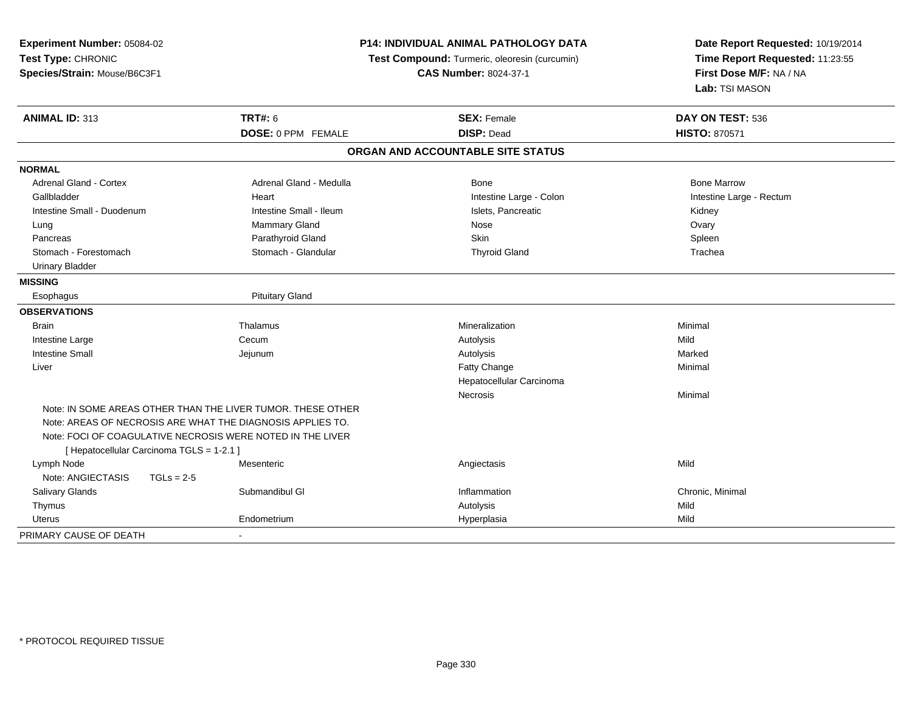**Experiment Number:** 05084-02
**Test Type:** CHRONIC
**Species/Strain:** Mouse/B6C3F1

**P14: INDIVIDUAL ANIMAL PATHOLOGY DATA**
**Test Compound:** Turmeric, oleoresin (curcumin)
**CAS Number:** 8024-37-1

**Date Report Requested:** 10/19/2014
**Time Report Requested:** 11:23:55
**First Dose M/F:** NA / NA
**Lab:** TSI MASON

| **ANIMAL ID:** 313 | **TRT#:** 6 | **SEX:** Female | **DAY ON TEST:** 536 |
|---|---|---|---|
| | **DOSE:** 0 PPM FEMALE | **DISP:** Dead | **HISTO:** 870571 |

**ORGAN AND ACCOUNTABLE SITE STATUS**

| | | | |
|---|---|---|---|
| **NORMAL** | | | |
| Adrenal Gland - Cortex | Adrenal Gland - Medulla | Bone | Bone Marrow |
| Gallbladder | Heart | Intestine Large - Colon | Intestine Large - Rectum |
| Intestine Small - Duodenum | Intestine Small - Ileum | Islets, Pancreatic | Kidney |
| Lung | Mammary Gland | Nose | Ovary |
| Pancreas | Parathyroid Gland | Skin | Spleen |
| Stomach - Forestomach | Stomach - Glandular | Thyroid Gland | Trachea |
| Urinary Bladder | | | |
| **MISSING** | | | |
| Esophagus | Pituitary Gland | | |
| **OBSERVATIONS** | | | |
| Brain | Thalamus | Mineralization | Minimal |
| Intestine Large | Cecum | Autolysis | Mild |
| Intestine Small | Jejunum | Autolysis | Marked |
| Liver | | Fatty Change | Minimal |
| | | Hepatocellular Carcinoma | |
| | | Necrosis | Minimal |
| Note: IN SOME AREAS OTHER THAN THE LIVER TUMOR. THESE OTHER | | | |
| Note: AREAS OF NECROSIS ARE WHAT THE DIAGNOSIS APPLIES TO. | | | |
| Note: FOCI OF COAGULATIVE NECROSIS WERE NOTED IN THE LIVER | | | |
| [ Hepatocellular Carcinoma TGLS = 1-2.1 ] | | | |
| Lymph Node | Mesenteric | Angiectasis | Mild |
| Note: ANGIECTASIS TGLs = 2-5 | | | |
| Salivary Glands | Submandibul Gl | Inflammation | Chronic, Minimal |
| Thymus | | Autolysis | Mild |
| Uterus | Endometrium | Hyperplasia | Mild |
| PRIMARY CAUSE OF DEATH | - | | |

\* PROTOCOL REQUIRED TISSUE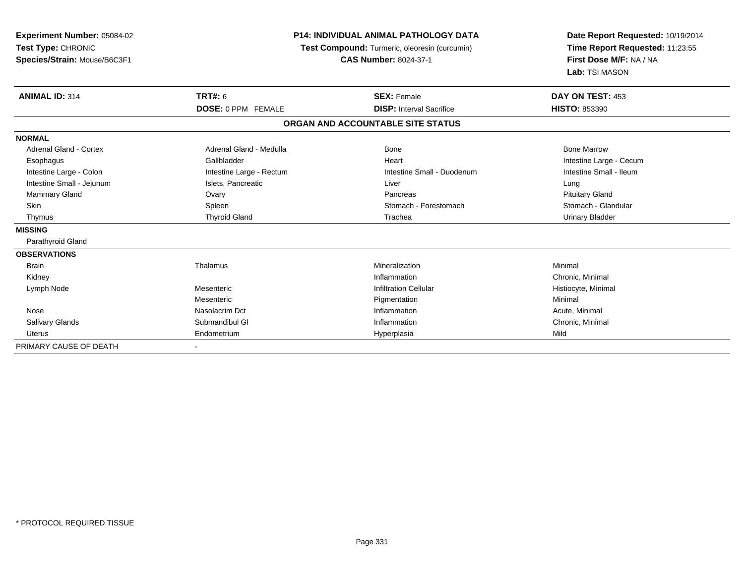**Experiment Number:** 05084-02
**Test Type:** CHRONIC
**Species/Strain:** Mouse/B6C3F1

**P14: INDIVIDUAL ANIMAL PATHOLOGY DATA**
**Test Compound:** Turmeric, oleoresin (curcumin)
**CAS Number:** 8024-37-1

**Date Report Requested:** 10/19/2014
**Time Report Requested:** 11:23:55
**First Dose M/F:** NA / NA
**Lab:** TSI MASON

| **ANIMAL ID:** 314 | **TRT#:** 6 | **SEX:** Female | **DAY ON TEST:** 453 |
|---|---|---|---|
| | **DOSE:** 0 PPM FEMALE | **DISP:** Interval Sacrifice | **HISTO:** 853390 |

## ORGAN AND ACCOUNTABLE SITE STATUS

| | | | |
|---|---|---|---|
| **NORMAL** | | | |
| Adrenal Gland - Cortex | Adrenal Gland - Medulla | Bone | Bone Marrow |
| Esophagus | Gallbladder | Heart | Intestine Large - Cecum |
| Intestine Large - Colon | Intestine Large - Rectum | Intestine Small - Duodenum | Intestine Small - Ileum |
| Intestine Small - Jejunum | Islets, Pancreatic | Liver | Lung |
| Mammary Gland | Ovary | Pancreas | Pituitary Gland |
| Skin | Spleen | Stomach - Forestomach | Stomach - Glandular |
| Thymus | Thyroid Gland | Trachea | Urinary Bladder |
| **MISSING** | | | |
| Parathyroid Gland | | | |
| **OBSERVATIONS** | | | |
| Brain | Thalamus | Mineralization | Minimal |
| Kidney | | Inflammation | Chronic, Minimal |
| Lymph Node | Mesenteric | Infiltration Cellular | Histiocyte, Minimal |
| | Mesenteric | Pigmentation | Minimal |
| Nose | Nasolacrim Dct | Inflammation | Acute, Minimal |
| Salivary Glands | Submandibul Gl | Inflammation | Chronic, Minimal |
| Uterus | Endometrium | Hyperplasia | Mild |
| PRIMARY CAUSE OF DEATH | - | | |

\* PROTOCOL REQUIRED TISSUE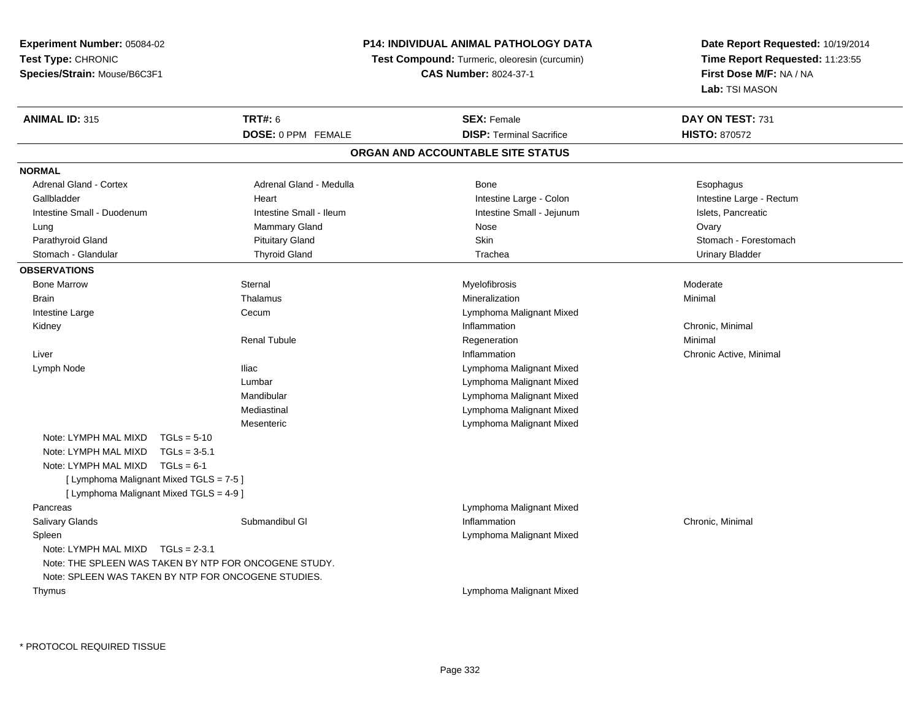**Experiment Number:** 05084-02
**Test Type:** CHRONIC
**Species/Strain:** Mouse/B6C3F1

**P14: INDIVIDUAL ANIMAL PATHOLOGY DATA**
**Test Compound:** Turmeric, oleoresin (curcumin)
**CAS Number:** 8024-37-1

**Date Report Requested:** 10/19/2014
**Time Report Requested:** 11:23:55
**First Dose M/F:** NA / NA
**Lab:** TSI MASON

| **ANIMAL ID:** 315 | **TRT#:** 6 | **SEX:** Female | **DAY ON TEST:** 731 |
|---|---|---|---|
| | **DOSE:** 0 PPM FEMALE | **DISP:** Terminal Sacrifice | **HISTO:** 870572 |

## ORGAN AND ACCOUNTABLE SITE STATUS

**NORMAL**

| | | | |
|---|---|---|---|
| Adrenal Gland - Cortex | Adrenal Gland - Medulla | Bone | Esophagus |
| Gallbladder | Heart | Intestine Large - Colon | Intestine Large - Rectum |
| Intestine Small - Duodenum | Intestine Small - Ileum | Intestine Small - Jejunum | Islets, Pancreatic |
| Lung | Mammary Gland | Nose | Ovary |
| Parathyroid Gland | Pituitary Gland | Skin | Stomach - Forestomach |
| Stomach - Glandular | Thyroid Gland | Trachea | Urinary Bladder |

**OBSERVATIONS**

| | | | |
|---|---|---|---|
| Bone Marrow | Sternal | Myelofibrosis | Moderate |
| Brain | Thalamus | Mineralization | Minimal |
| Intestine Large | Cecum | Lymphoma Malignant Mixed | |
| Kidney | | Inflammation | Chronic, Minimal |
| | Renal Tubule | Regeneration | Minimal |
| Liver | | Inflammation | Chronic Active, Minimal |
| Lymph Node | Iliac | Lymphoma Malignant Mixed | |
| | Lumbar | Lymphoma Malignant Mixed | |
| | Mandibular | Lymphoma Malignant Mixed | |
| | Mediastinal | Lymphoma Malignant Mixed | |
| | Mesenteric | Lymphoma Malignant Mixed | |

Note: LYMPH MAL MIXD TGLs = 5-10
Note: LYMPH MAL MIXD TGLs = 3-5.1
Note: LYMPH MAL MIXD TGLs = 6-1
[ Lymphoma Malignant Mixed TGLS = 7-5 ]
[ Lymphoma Malignant Mixed TGLS = 4-9 ]

| | | | |
|---|---|---|---|
| Pancreas | | Lymphoma Malignant Mixed | |
| Salivary Glands | Submandibul Gl | Inflammation | Chronic, Minimal |
| Spleen | | Lymphoma Malignant Mixed | |

Note: LYMPH MAL MIXD TGLs = 2-3.1
Note: THE SPLEEN WAS TAKEN BY NTP FOR ONCOGENE STUDY.
Note: SPLEEN WAS TAKEN BY NTP FOR ONCOGENE STUDIES.

| | | | |
|---|---|---|---|
| Thymus | | Lymphoma Malignant Mixed | |

* PROTOCOL REQUIRED TISSUE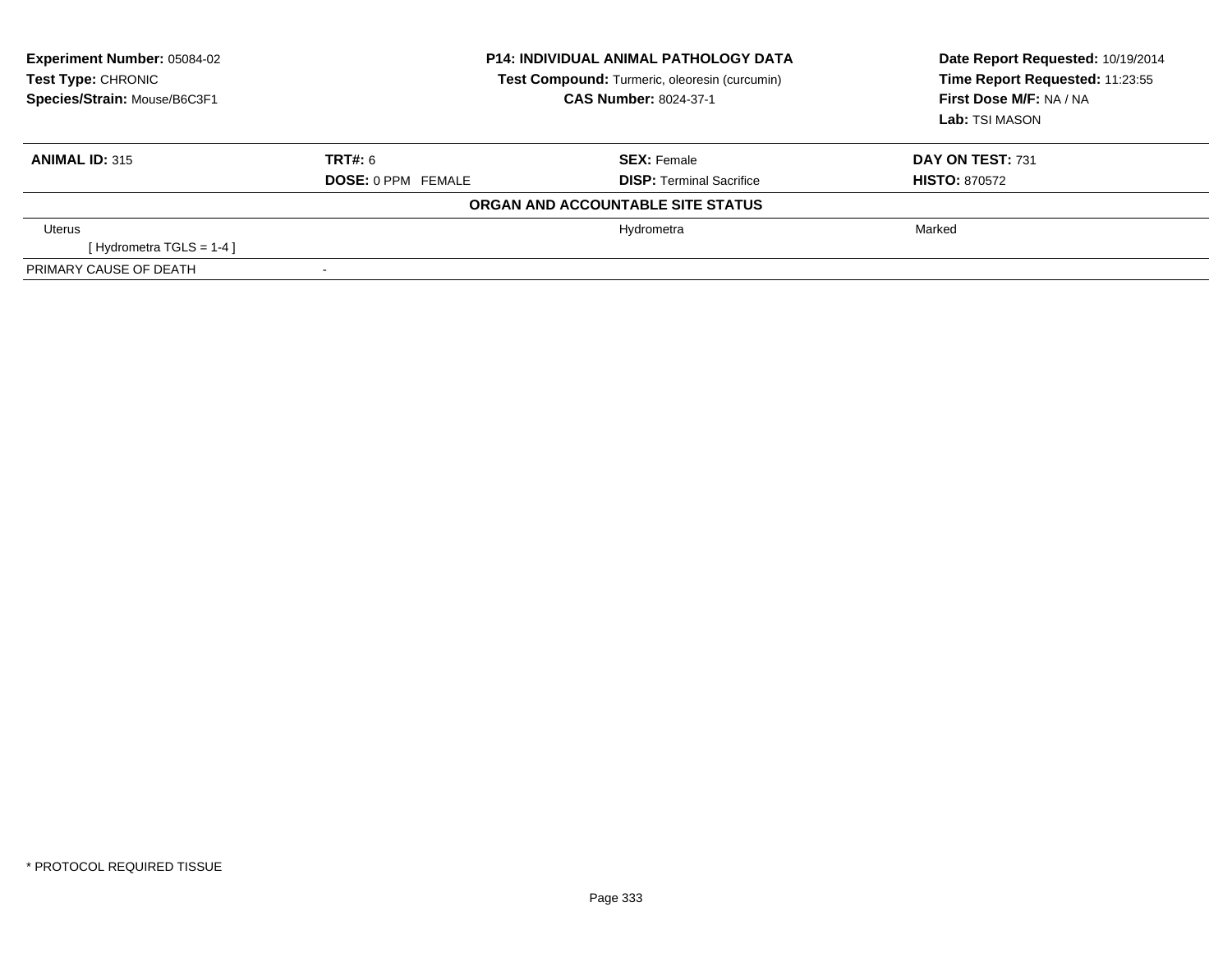**Experiment Number:** 05084-02
**Test Type:** CHRONIC
**Species/Strain:** Mouse/B6C3F1

**P14: INDIVIDUAL ANIMAL PATHOLOGY DATA**
**Test Compound:** Turmeric, oleoresin (curcumin)
**CAS Number:** 8024-37-1

**Date Report Requested:** 10/19/2014
**Time Report Requested:** 11:23:55
**First Dose M/F:** NA / NA
**Lab:** TSI MASON

| **ANIMAL ID:** 315 | **TRT#:** 6 | **SEX:** Female | **DAY ON TEST:** 731 |
|---|---|---|---|
| | **DOSE:** 0 PPM FEMALE | **DISP:** Terminal Sacrifice | **HISTO:** 870572 |

**ORGAN AND ACCOUNTABLE SITE STATUS**

| | | | |
|---|---|---|---|
| Uterus | | Hydrometra | Marked |
| [ Hydrometra TGLS = 1-4 ] | | | |
| PRIMARY CAUSE OF DEATH | - | | |

* PROTOCOL REQUIRED TISSUE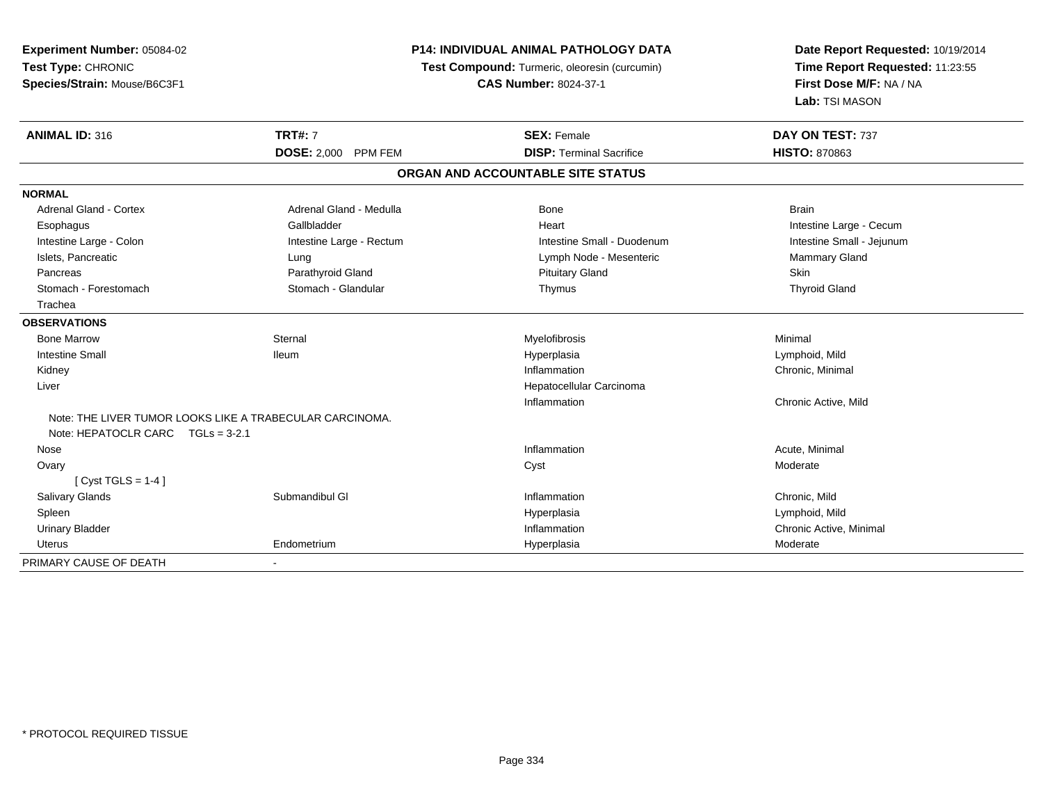**Experiment Number:** 05084-02
**Test Type:** CHRONIC
**Species/Strain:** Mouse/B6C3F1

**P14: INDIVIDUAL ANIMAL PATHOLOGY DATA**
**Test Compound:** Turmeric, oleoresin (curcumin)
**CAS Number:** 8024-37-1

**Date Report Requested:** 10/19/2014
**Time Report Requested:** 11:23:55
**First Dose M/F:** NA / NA
**Lab:** TSI MASON

| **ANIMAL ID:** 316 | **TRT#:** 7 | **SEX:** Female | **DAY ON TEST:** 737 |
|---|---|---|---|
| | **DOSE:** 2,000 PPM FEM | **DISP:** Terminal Sacrifice | **HISTO:** 870863 |

## ORGAN AND ACCOUNTABLE SITE STATUS

| | | | |
|---|---|---|---|
| **NORMAL** | | | |
| Adrenal Gland - Cortex | Adrenal Gland - Medulla | Bone | Brain |
| Esophagus | Gallbladder | Heart | Intestine Large - Cecum |
| Intestine Large - Colon | Intestine Large - Rectum | Intestine Small - Duodenum | Intestine Small - Jejunum |
| Islets, Pancreatic | Lung | Lymph Node - Mesenteric | Mammary Gland |
| Pancreas | Parathyroid Gland | Pituitary Gland | Skin |
| Stomach - Forestomach | Stomach - Glandular | Thymus | Thyroid Gland |
| Trachea | | | |
| **OBSERVATIONS** | | | |
| Bone Marrow | Sternal | Myelofibrosis | Minimal |
| Intestine Small | Ileum | Hyperplasia | Lymphoid, Mild |
| Kidney | | Inflammation | Chronic, Minimal |
| Liver | | Hepatocellular Carcinoma | |
| | | Inflammation | Chronic Active, Mild |
| Note: THE LIVER TUMOR LOOKS LIKE A TRABECULAR CARCINOMA. | | | |
| Note: HEPATOCLR CARC TGLs = 3-2.1 | | | |
| Nose | | Inflammation | Acute, Minimal |
| Ovary | | Cyst | Moderate |
| [ Cyst TGLS = 1-4 ] | | | |
| Salivary Glands | Submandibul Gl | Inflammation | Chronic, Mild |
| Spleen | | Hyperplasia | Lymphoid, Mild |
| Urinary Bladder | | Inflammation | Chronic Active, Minimal |
| Uterus | Endometrium | Hyperplasia | Moderate |
| PRIMARY CAUSE OF DEATH | - | | |

* PROTOCOL REQUIRED TISSUE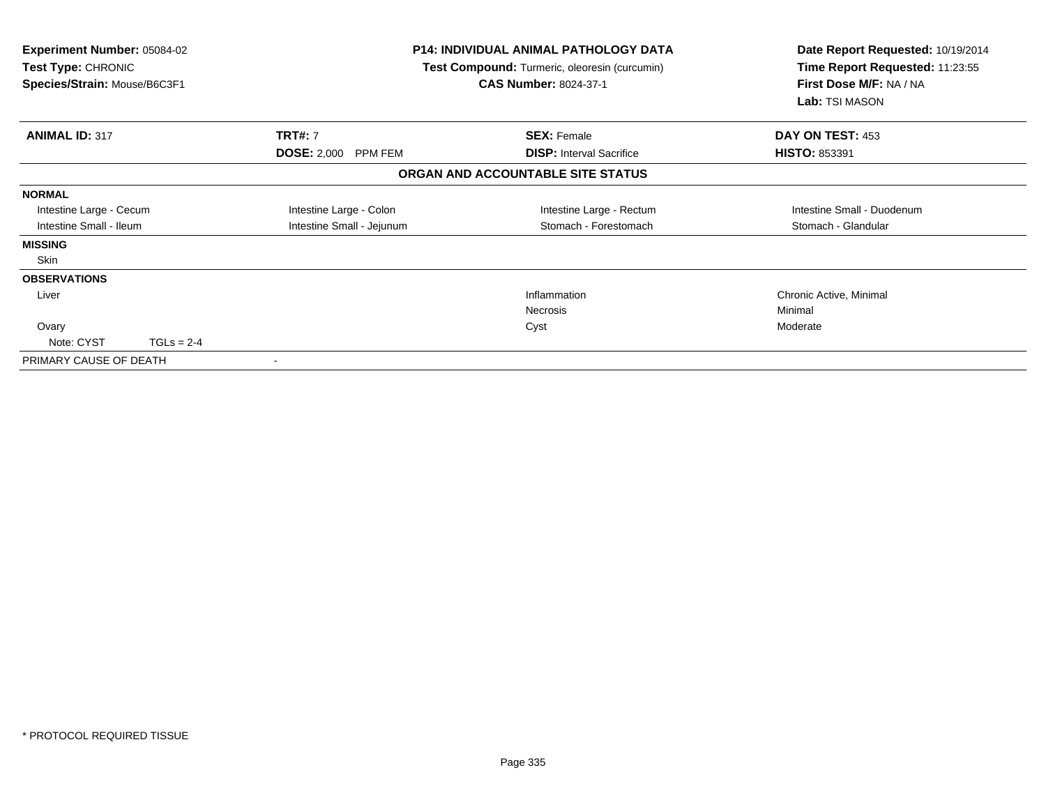**Experiment Number:** 05084-02
**Test Type:** CHRONIC
**Species/Strain:** Mouse/B6C3F1

**P14: INDIVIDUAL ANIMAL PATHOLOGY DATA**
**Test Compound:** Turmeric, oleoresin (curcumin)
**CAS Number:** 8024-37-1

**Date Report Requested:** 10/19/2014
**Time Report Requested:** 11:23:55
**First Dose M/F:** NA / NA
**Lab:** TSI MASON

| **ANIMAL ID:** 317 | **TRT#:** 7 | **SEX:** Female | **DAY ON TEST:** 453 |
|---|---|---|---|
| | **DOSE:** 2,000 PPM FEM | **DISP:** Interval Sacrifice | **HISTO:** 853391 |

**ORGAN AND ACCOUNTABLE SITE STATUS**

| | | | |
|---|---|---|---|
| **NORMAL** | | | |
| Intestine Large - Cecum | Intestine Large - Colon | Intestine Large - Rectum | Intestine Small - Duodenum |
| Intestine Small - Ileum | Intestine Small - Jejunum | Stomach - Forestomach | Stomach - Glandular |
| **MISSING** | | | |
| Skin | | | |
| **OBSERVATIONS** | | | |
| Liver | | Inflammation | Chronic Active, Minimal |
| | | Necrosis | Minimal |
| Ovary | | Cyst | Moderate |
| Note: CYST TGLs = 2-4 | | | |
| PRIMARY CAUSE OF DEATH | - | | |

* PROTOCOL REQUIRED TISSUE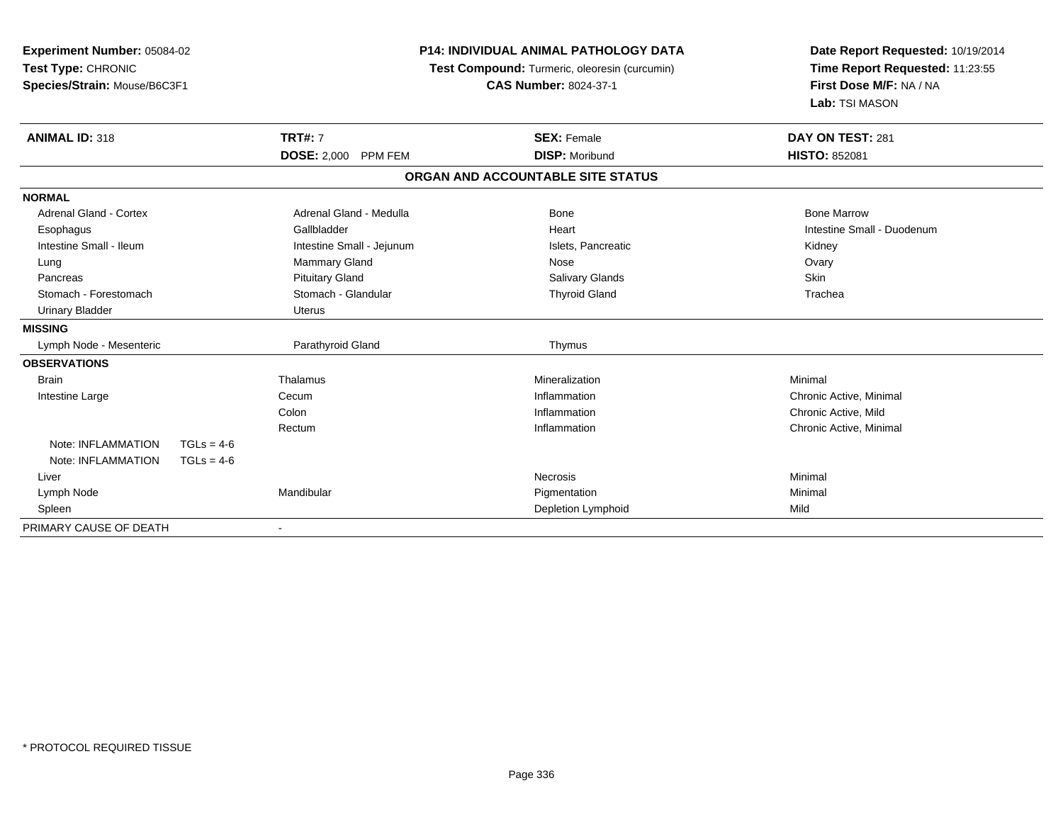**Experiment Number:** 05084-02
**Test Type:** CHRONIC
**Species/Strain:** Mouse/B6C3F1

**P14: INDIVIDUAL ANIMAL PATHOLOGY DATA**
**Test Compound:** Turmeric, oleoresin (curcumin)
**CAS Number:** 8024-37-1

**Date Report Requested:** 10/19/2014
**Time Report Requested:** 11:23:55
**First Dose M/F:** NA / NA
**Lab:** TSI MASON

| **ANIMAL ID:** 318 | **TRT#:** 7 | **SEX:** Female | **DAY ON TEST:** 281 |
|---|---|---|---|
| | **DOSE:** 2,000 PPM FEM | **DISP:** Moribund | **HISTO:** 852081 |

**ORGAN AND ACCOUNTABLE SITE STATUS**

| | | | |
|---|---|---|---|
| **NORMAL** | | | |
| Adrenal Gland - Cortex | Adrenal Gland - Medulla | Bone | Bone Marrow |
| Esophagus | Gallbladder | Heart | Intestine Small - Duodenum |
| Intestine Small - Ileum | Intestine Small - Jejunum | Islets, Pancreatic | Kidney |
| Lung | Mammary Gland | Nose | Ovary |
| Pancreas | Pituitary Gland | Salivary Glands | Skin |
| Stomach - Forestomach | Stomach - Glandular | Thyroid Gland | Trachea |
| Urinary Bladder | Uterus | | |
| **MISSING** | | | |
| Lymph Node - Mesenteric | Parathyroid Gland | Thymus | |
| **OBSERVATIONS** | | | |
| Brain | Thalamus | Mineralization | Minimal |
| Intestine Large | Cecum | Inflammation | Chronic Active, Minimal |
| | Colon | Inflammation | Chronic Active, Mild |
| | Rectum | Inflammation | Chronic Active, Minimal |
| Note: INFLAMMATION TGLs = 4-6 | | | |
| Note: INFLAMMATION TGLs = 4-6 | | | |
| Liver | | Necrosis | Minimal |
| Lymph Node | Mandibular | Pigmentation | Minimal |
| Spleen | | Depletion Lymphoid | Mild |
| PRIMARY CAUSE OF DEATH | - | | |

\* PROTOCOL REQUIRED TISSUE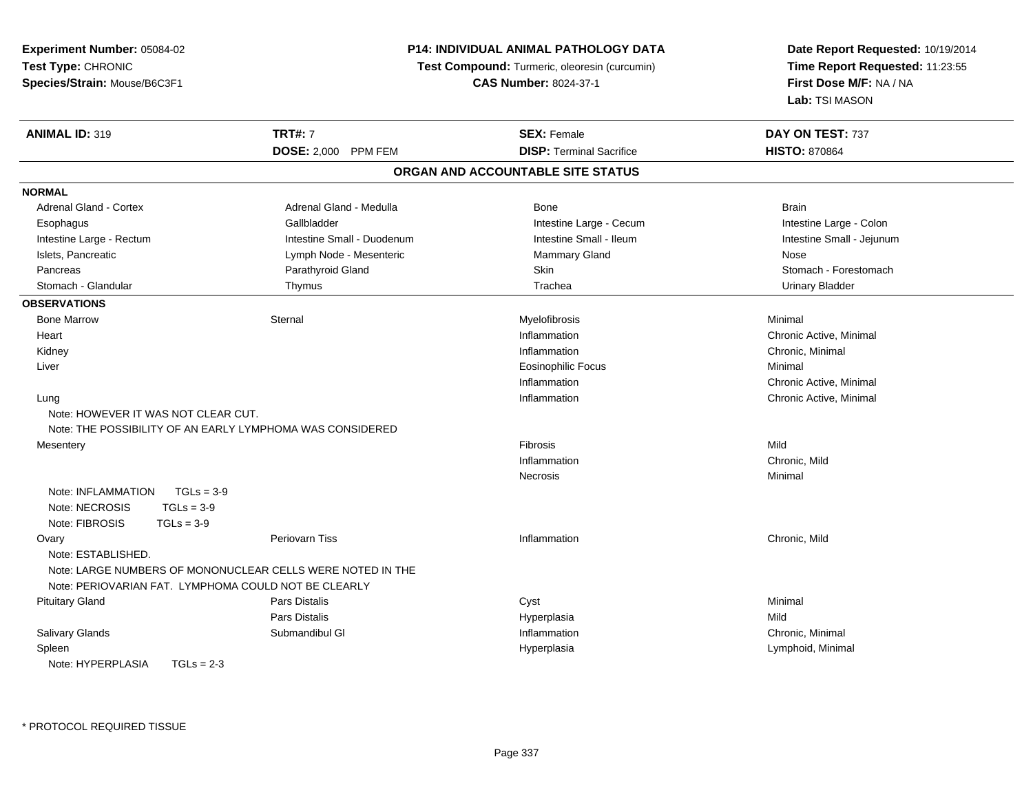**Experiment Number:** 05084-02
**Test Type:** CHRONIC
**Species/Strain:** Mouse/B6C3F1

**P14: INDIVIDUAL ANIMAL PATHOLOGY DATA**
**Test Compound:** Turmeric, oleoresin (curcumin)
**CAS Number:** 8024-37-1

**Date Report Requested:** 10/19/2014
**Time Report Requested:** 11:23:55
**First Dose M/F:** NA / NA
**Lab:** TSI MASON

| **ANIMAL ID:** 319 | **TRT#:** 7 | **SEX:** Female | **DAY ON TEST:** 737 |
|---|---|---|---|
| | **DOSE:** 2,000 PPM FEM | **DISP:** Terminal Sacrifice | **HISTO:** 870864 |

## ORGAN AND ACCOUNTABLE SITE STATUS

**NORMAL**

| | | | |
|---|---|---|---|
| Adrenal Gland - Cortex | Adrenal Gland - Medulla | Bone | Brain |
| Esophagus | Gallbladder | Intestine Large - Cecum | Intestine Large - Colon |
| Intestine Large - Rectum | Intestine Small - Duodenum | Intestine Small - Ileum | Intestine Small - Jejunum |
| Islets, Pancreatic | Lymph Node - Mesenteric | Mammary Gland | Nose |
| Pancreas | Parathyroid Gland | Skin | Stomach - Forestomach |
| Stomach - Glandular | Thymus | Trachea | Urinary Bladder |

**OBSERVATIONS**

| | | | |
|---|---|---|---|
| Bone Marrow | Sternal | Myelofibrosis | Minimal |
| Heart | | Inflammation | Chronic Active, Minimal |
| Kidney | | Inflammation | Chronic, Minimal |
| Liver | | Eosinophilic Focus | Minimal |
| | | Inflammation | Chronic Active, Minimal |
| Lung | | Inflammation | Chronic Active, Minimal |
| Note: HOWEVER IT WAS NOT CLEAR CUT. | | | |
| Note: THE POSSIBILITY OF AN EARLY LYMPHOMA WAS CONSIDERED | | | |
| Mesentery | | Fibrosis | Mild |
| | | Inflammation | Chronic, Mild |
| | | Necrosis | Minimal |
| Note: INFLAMMATION TGLs = 3-9 | | | |
| Note: NECROSIS TGLs = 3-9 | | | |
| Note: FIBROSIS TGLs = 3-9 | | | |
| Ovary | Periovarn Tiss | Inflammation | Chronic, Mild |
| Note: ESTABLISHED. | | | |
| Note: LARGE NUMBERS OF MONONUCLEAR CELLS WERE NOTED IN THE | | | |
| Note: PERIOVARIAN FAT. LYMPHOMA COULD NOT BE CLEARLY | | | |
| Pituitary Gland | Pars Distalis | Cyst | Minimal |
| | Pars Distalis | Hyperplasia | Mild |
| Salivary Glands | Submandibul Gl | Inflammation | Chronic, Minimal |
| Spleen | | Hyperplasia | Lymphoid, Minimal |
| Note: HYPERPLASIA TGLs = 2-3 | | | |

* PROTOCOL REQUIRED TISSUE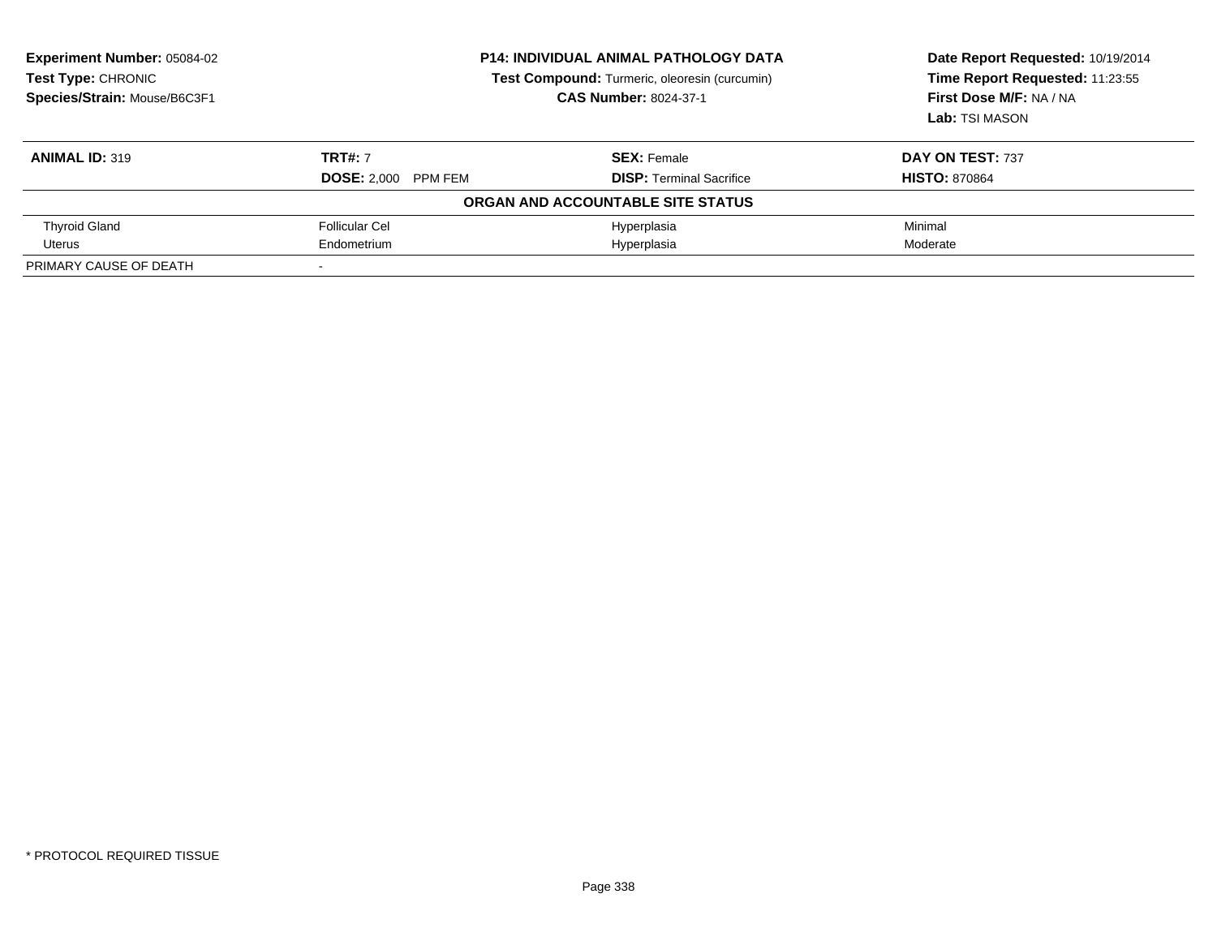**Experiment Number:** 05084-02
**Test Type:** CHRONIC
**Species/Strain:** Mouse/B6C3F1

**P14: INDIVIDUAL ANIMAL PATHOLOGY DATA**
**Test Compound:** Turmeric, oleoresin (curcumin)
**CAS Number:** 8024-37-1

**Date Report Requested:** 10/19/2014
**Time Report Requested:** 11:23:55
**First Dose M/F:** NA / NA
**Lab:** TSI MASON

| **ANIMAL ID:** 319 | **TRT#:** 7 | **SEX:** Female | **DAY ON TEST:** 737 |
|---|---|---|---|
| | **DOSE:** 2,000 PPM FEM | **DISP:** Terminal Sacrifice | **HISTO:** 870864 |
| | | **ORGAN AND ACCOUNTABLE SITE STATUS** | |
| Thyroid Gland | Follicular Cel | Hyperplasia | Minimal |
| Uterus | Endometrium | Hyperplasia | Moderate |
| PRIMARY CAUSE OF DEATH | - | | |

* PROTOCOL REQUIRED TISSUE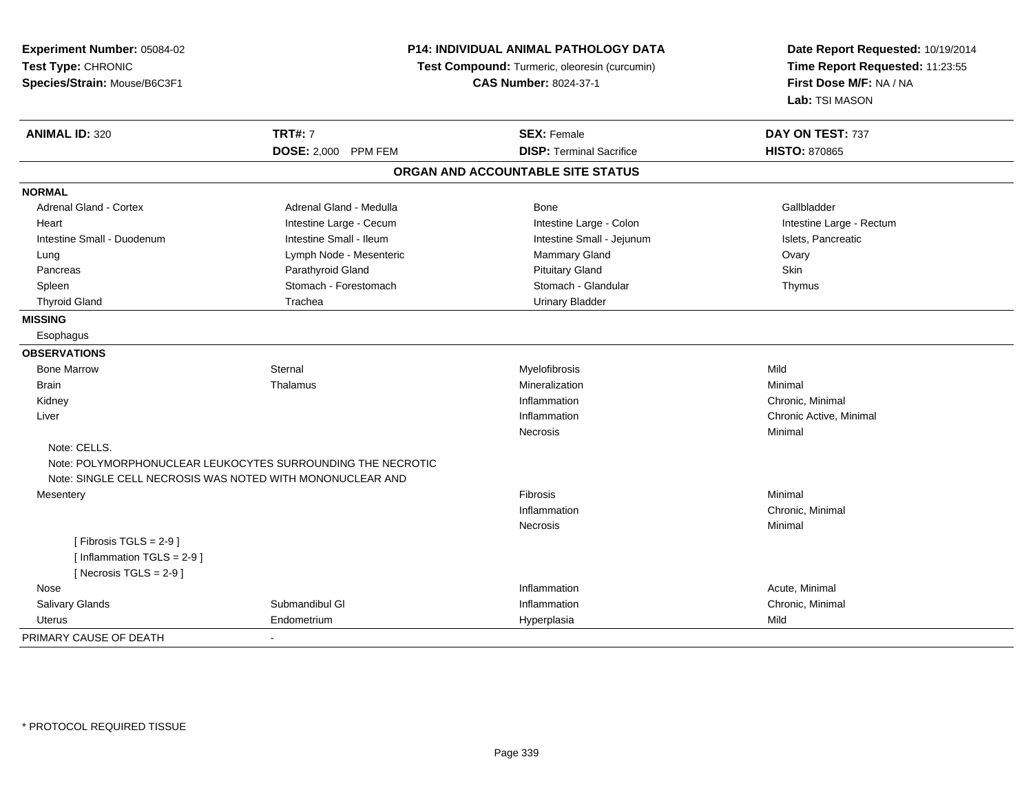**Experiment Number:** 05084-02
**Test Type:** CHRONIC
**Species/Strain:** Mouse/B6C3F1

**P14: INDIVIDUAL ANIMAL PATHOLOGY DATA**
**Test Compound:** Turmeric, oleoresin (curcumin)
**CAS Number:** 8024-37-1

**Date Report Requested:** 10/19/2014
**Time Report Requested:** 11:23:55
**First Dose M/F:** NA / NA
**Lab:** TSI MASON

| **ANIMAL ID:** 320 | **TRT#:** 7 | **SEX:** Female | **DAY ON TEST:** 737 |
|---|---|---|---|
| | **DOSE:** 2,000 PPM FEM | **DISP:** Terminal Sacrifice | **HISTO:** 870865 |

## ORGAN AND ACCOUNTABLE SITE STATUS

| | | | |
|---|---|---|---|
| **NORMAL** | | | |
| Adrenal Gland - Cortex | Adrenal Gland - Medulla | Bone | Gallbladder |
| Heart | Intestine Large - Cecum | Intestine Large - Colon | Intestine Large - Rectum |
| Intestine Small - Duodenum | Intestine Small - Ileum | Intestine Small - Jejunum | Islets, Pancreatic |
| Lung | Lymph Node - Mesenteric | Mammary Gland | Ovary |
| Pancreas | Parathyroid Gland | Pituitary Gland | Skin |
| Spleen | Stomach - Forestomach | Stomach - Glandular | Thymus |
| Thyroid Gland | Trachea | Urinary Bladder | |
| **MISSING** | | | |
| Esophagus | | | |
| **OBSERVATIONS** | | | |
| Bone Marrow | Sternal | Myelofibrosis | Mild |
| Brain | Thalamus | Mineralization | Minimal |
| Kidney | | Inflammation | Chronic, Minimal |
| Liver | | Inflammation | Chronic Active, Minimal |
| | | Necrosis | Minimal |
| Note: CELLS. | | | |
| Note: POLYMORPHONUCLEAR LEUKOCYTES SURROUNDING THE NECROTIC | | | |
| Note: SINGLE CELL NECROSIS WAS NOTED WITH MONONUCLEAR AND | | | |
| Mesentery | | Fibrosis | Minimal |
| | | Inflammation | Chronic, Minimal |
| | | Necrosis | Minimal |
| [ Fibrosis TGLS = 2-9 ] | | | |
| [ Inflammation TGLS = 2-9 ] | | | |
| [ Necrosis TGLS = 2-9 ] | | | |
| Nose | | Inflammation | Acute, Minimal |
| Salivary Glands | Submandibul Gl | Inflammation | Chronic, Minimal |
| Uterus | Endometrium | Hyperplasia | Mild |
| PRIMARY CAUSE OF DEATH | - | | |

\* PROTOCOL REQUIRED TISSUE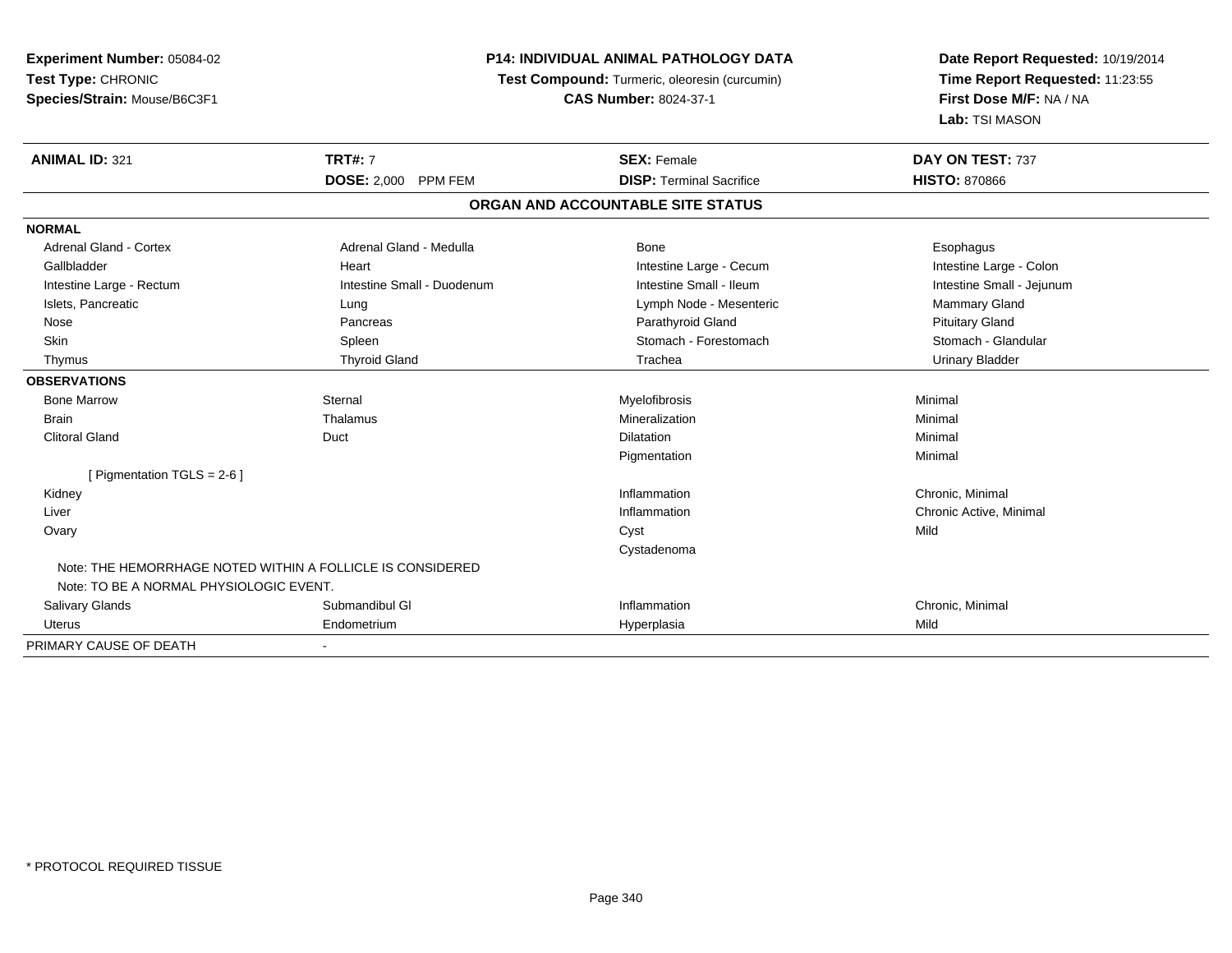**Experiment Number:** 05084-02
**Test Type:** CHRONIC
**Species/Strain:** Mouse/B6C3F1

**P14: INDIVIDUAL ANIMAL PATHOLOGY DATA**
**Test Compound:** Turmeric, oleoresin (curcumin)
**CAS Number:** 8024-37-1

**Date Report Requested:** 10/19/2014
**Time Report Requested:** 11:23:55
**First Dose M/F:** NA / NA
**Lab:** TSI MASON

| **ANIMAL ID:** 321 | **TRT#:** 7 | **SEX:** Female | **DAY ON TEST:** 737 |
|---|---|---|---|
| | **DOSE:** 2,000 PPM FEM | **DISP:** Terminal Sacrifice | **HISTO:** 870866 |

## ORGAN AND ACCOUNTABLE SITE STATUS

| | | | |
|---|---|---|---|
| **NORMAL** | | | |
| Adrenal Gland - Cortex | Adrenal Gland - Medulla | Bone | Esophagus |
| Gallbladder | Heart | Intestine Large - Cecum | Intestine Large - Colon |
| Intestine Large - Rectum | Intestine Small - Duodenum | Intestine Small - Ileum | Intestine Small - Jejunum |
| Islets, Pancreatic | Lung | Lymph Node - Mesenteric | Mammary Gland |
| Nose | Pancreas | Parathyroid Gland | Pituitary Gland |
| Skin | Spleen | Stomach - Forestomach | Stomach - Glandular |
| Thymus | Thyroid Gland | Trachea | Urinary Bladder |
| **OBSERVATIONS** | | | |
| Bone Marrow | Sternal | Myelofibrosis | Minimal |
| Brain | Thalamus | Mineralization | Minimal |
| Clitoral Gland | Duct | Dilatation | Minimal |
| | | Pigmentation | Minimal |
| [ Pigmentation TGLS = 2-6 ] | | | |
| Kidney | | Inflammation | Chronic, Minimal |
| Liver | | Inflammation | Chronic Active, Minimal |
| Ovary | | Cyst | Mild |
| | | Cystadenoma | |
| Note: THE HEMORRHAGE NOTED WITHIN A FOLLICLE IS CONSIDERED | | | |
| Note: TO BE A NORMAL PHYSIOLOGIC EVENT. | | | |
| Salivary Glands | Submandibul Gl | Inflammation | Chronic, Minimal |
| Uterus | Endometrium | Hyperplasia | Mild |
| PRIMARY CAUSE OF DEATH | - | | |

* PROTOCOL REQUIRED TISSUE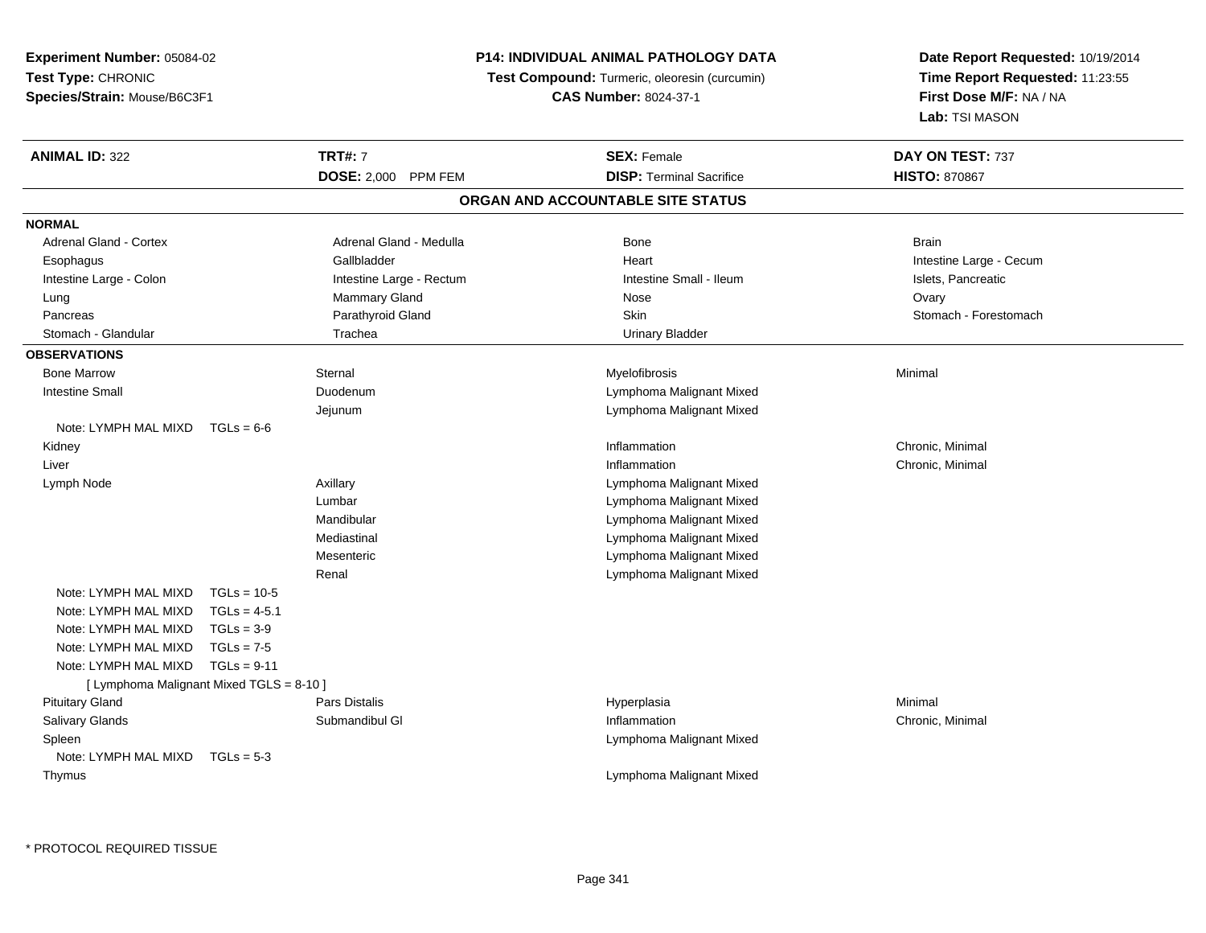**Experiment Number:** 05084-02
**Test Type:** CHRONIC
**Species/Strain:** Mouse/B6C3F1

**P14: INDIVIDUAL ANIMAL PATHOLOGY DATA**
**Test Compound:** Turmeric, oleoresin (curcumin)
**CAS Number:** 8024-37-1

**Date Report Requested:** 10/19/2014
**Time Report Requested:** 11:23:55
**First Dose M/F:** NA / NA
**Lab:** TSI MASON

| **ANIMAL ID:** 322 | **TRT#:** 7 | **SEX:** Female | **DAY ON TEST:** 737 |
|---|---|---|---|
| | **DOSE:** 2,000 PPM FEM | **DISP:** Terminal Sacrifice | **HISTO:** 870867 |

## ORGAN AND ACCOUNTABLE SITE STATUS

**NORMAL**

| | | | |
|---|---|---|---|
| Adrenal Gland - Cortex | Adrenal Gland - Medulla | Bone | Brain |
| Esophagus | Gallbladder | Heart | Intestine Large - Cecum |
| Intestine Large - Colon | Intestine Large - Rectum | Intestine Small - Ileum | Islets, Pancreatic |
| Lung | Mammary Gland | Nose | Ovary |
| Pancreas | Parathyroid Gland | Skin | Stomach - Forestomach |
| Stomach - Glandular | Trachea | Urinary Bladder | |

**OBSERVATIONS**

| | | | |
|---|---|---|---|
| Bone Marrow | Sternal | Myelofibrosis | Minimal |
| Intestine Small | Duodenum | Lymphoma Malignant Mixed | |
| | Jejunum | Lymphoma Malignant Mixed | |
| Note: LYMPH MAL MIXD TGLs = 6-6 | | | |
| Kidney | | Inflammation | Chronic, Minimal |
| Liver | | Inflammation | Chronic, Minimal |
| Lymph Node | Axillary | Lymphoma Malignant Mixed | |
| | Lumbar | Lymphoma Malignant Mixed | |
| | Mandibular | Lymphoma Malignant Mixed | |
| | Mediastinal | Lymphoma Malignant Mixed | |
| | Mesenteric | Lymphoma Malignant Mixed | |
| | Renal | Lymphoma Malignant Mixed | |
| Note: LYMPH MAL MIXD TGLs = 10-5 | | | |
| Note: LYMPH MAL MIXD TGLs = 4-5.1 | | | |
| Note: LYMPH MAL MIXD TGLs = 3-9 | | | |
| Note: LYMPH MAL MIXD TGLs = 7-5 | | | |
| Note: LYMPH MAL MIXD TGLs = 9-11 | | | |
| [ Lymphoma Malignant Mixed TGLS = 8-10 ] | | | |
| Pituitary Gland | Pars Distalis | Hyperplasia | Minimal |
| Salivary Glands | Submandibul Gl | Inflammation | Chronic, Minimal |
| Spleen | | Lymphoma Malignant Mixed | |
| Note: LYMPH MAL MIXD TGLs = 5-3 | | | |
| Thymus | | Lymphoma Malignant Mixed | |

* PROTOCOL REQUIRED TISSUE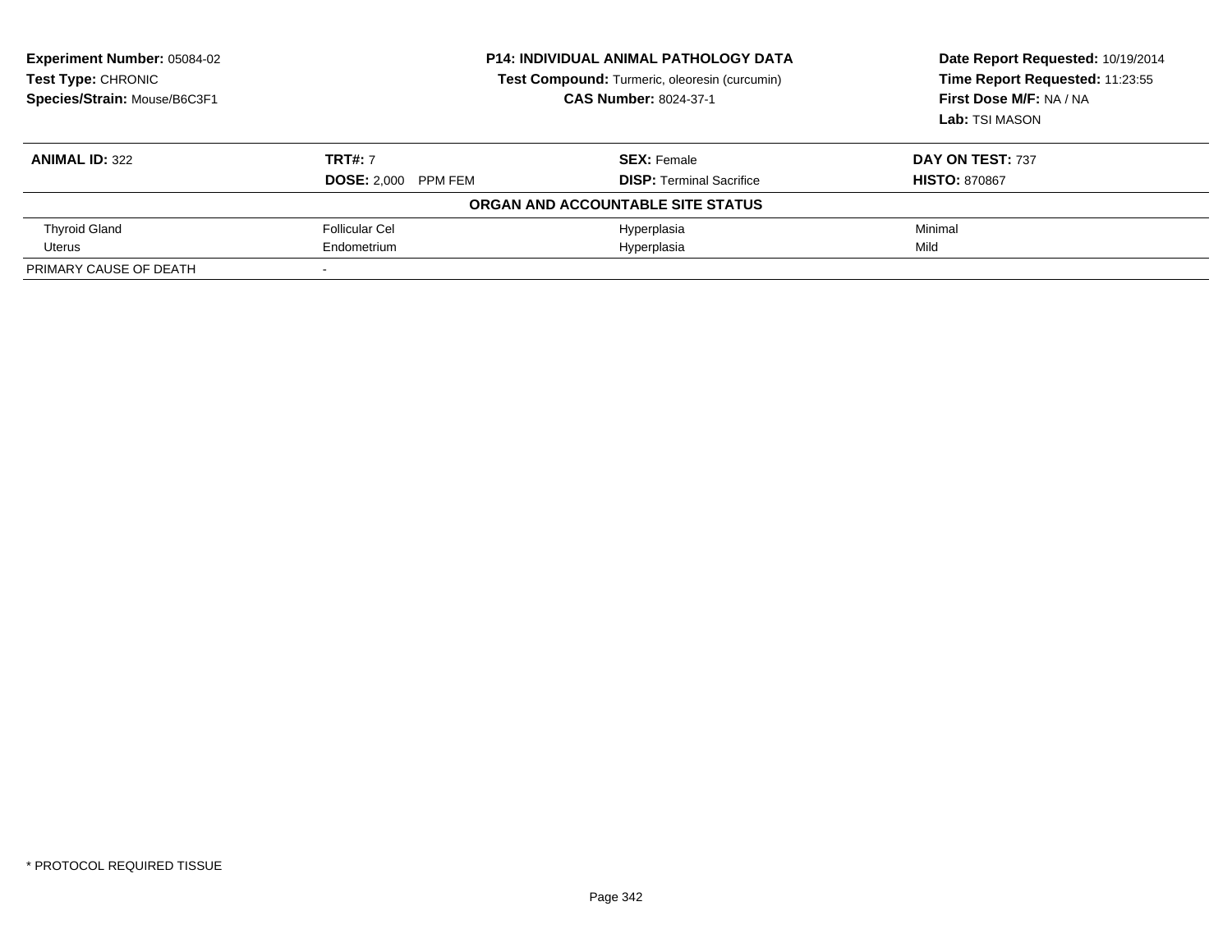**Experiment Number:** 05084-02
**Test Type:** CHRONIC
**Species/Strain:** Mouse/B6C3F1

**P14: INDIVIDUAL ANIMAL PATHOLOGY DATA**
**Test Compound:** Turmeric, oleoresin (curcumin)
**CAS Number:** 8024-37-1

**Date Report Requested:** 10/19/2014
**Time Report Requested:** 11:23:55
**First Dose M/F:** NA / NA
**Lab:** TSI MASON

| **ANIMAL ID:** 322 | **TRT#:** 7 | **SEX:** Female | **DAY ON TEST:** 737 |
|---|---|---|---|
| | **DOSE:** 2,000 PPM FEM | **DISP:** Terminal Sacrifice | **HISTO:** 870867 |
| | | **ORGAN AND ACCOUNTABLE SITE STATUS** | |
| Thyroid Gland | Follicular Cel | Hyperplasia | Minimal |
| Uterus | Endometrium | Hyperplasia | Mild |
| PRIMARY CAUSE OF DEATH | - | | |

\* PROTOCOL REQUIRED TISSUE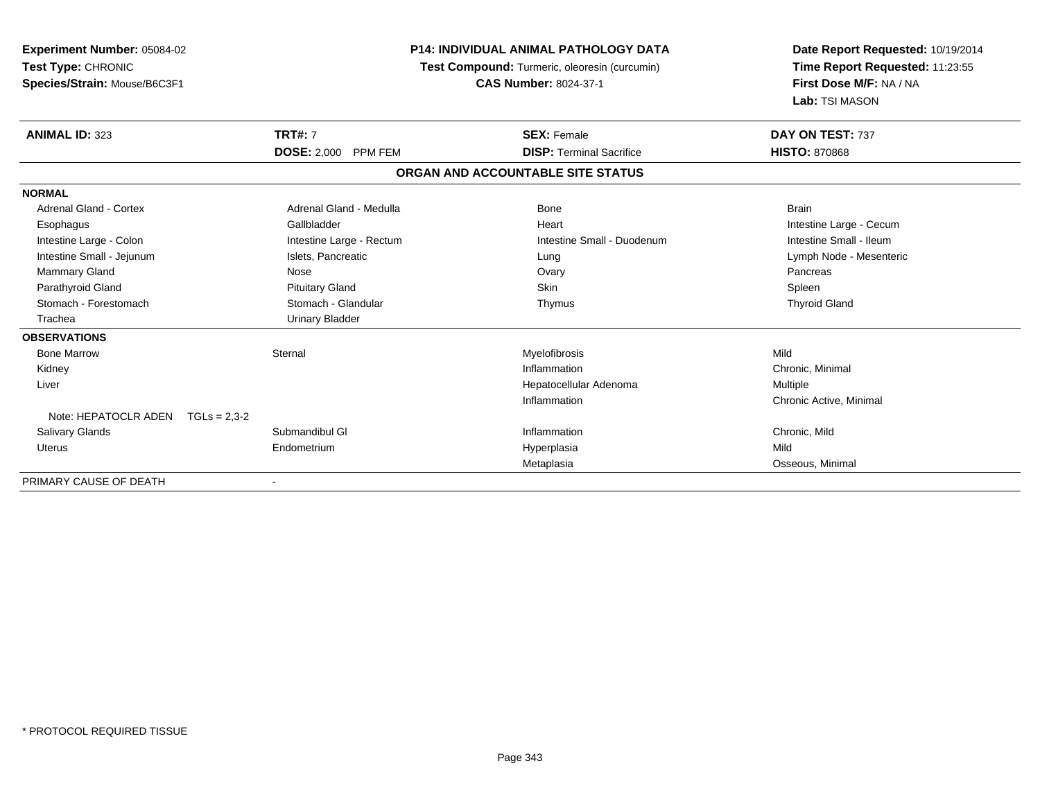**Experiment Number:** 05084-02
**Test Type:** CHRONIC
**Species/Strain:** Mouse/B6C3F1

**P14: INDIVIDUAL ANIMAL PATHOLOGY DATA**
**Test Compound:** Turmeric, oleoresin (curcumin)
**CAS Number:** 8024-37-1

**Date Report Requested:** 10/19/2014
**Time Report Requested:** 11:23:55
**First Dose M/F:** NA / NA
**Lab:** TSI MASON

| **ANIMAL ID:** 323 | **TRT#:** 7 | **SEX:** Female | **DAY ON TEST:** 737 |
|---|---|---|---|
| | **DOSE:** 2,000 PPM FEM | **DISP:** Terminal Sacrifice | **HISTO:** 870868 |

**ORGAN AND ACCOUNTABLE SITE STATUS**

| | | | |
|---|---|---|---|
| **NORMAL** | | | |
| Adrenal Gland - Cortex | Adrenal Gland - Medulla | Bone | Brain |
| Esophagus | Gallbladder | Heart | Intestine Large - Cecum |
| Intestine Large - Colon | Intestine Large - Rectum | Intestine Small - Duodenum | Intestine Small - Ileum |
| Intestine Small - Jejunum | Islets, Pancreatic | Lung | Lymph Node - Mesenteric |
| Mammary Gland | Nose | Ovary | Pancreas |
| Parathyroid Gland | Pituitary Gland | Skin | Spleen |
| Stomach - Forestomach | Stomach - Glandular | Thymus | Thyroid Gland |
| Trachea | Urinary Bladder | | |
| **OBSERVATIONS** | | | |
| Bone Marrow | Sternal | Myelofibrosis | Mild |
| Kidney | | Inflammation | Chronic, Minimal |
| Liver | | Hepatocellular Adenoma | Multiple |
| | | Inflammation | Chronic Active, Minimal |
| Note: HEPATOCLR ADEN TGLs = 2,3-2 | | | |
| Salivary Glands | Submandibul Gl | Inflammation | Chronic, Mild |
| Uterus | Endometrium | Hyperplasia | Mild |
| | | Metaplasia | Osseous, Minimal |
| PRIMARY CAUSE OF DEATH | - | | |

* PROTOCOL REQUIRED TISSUE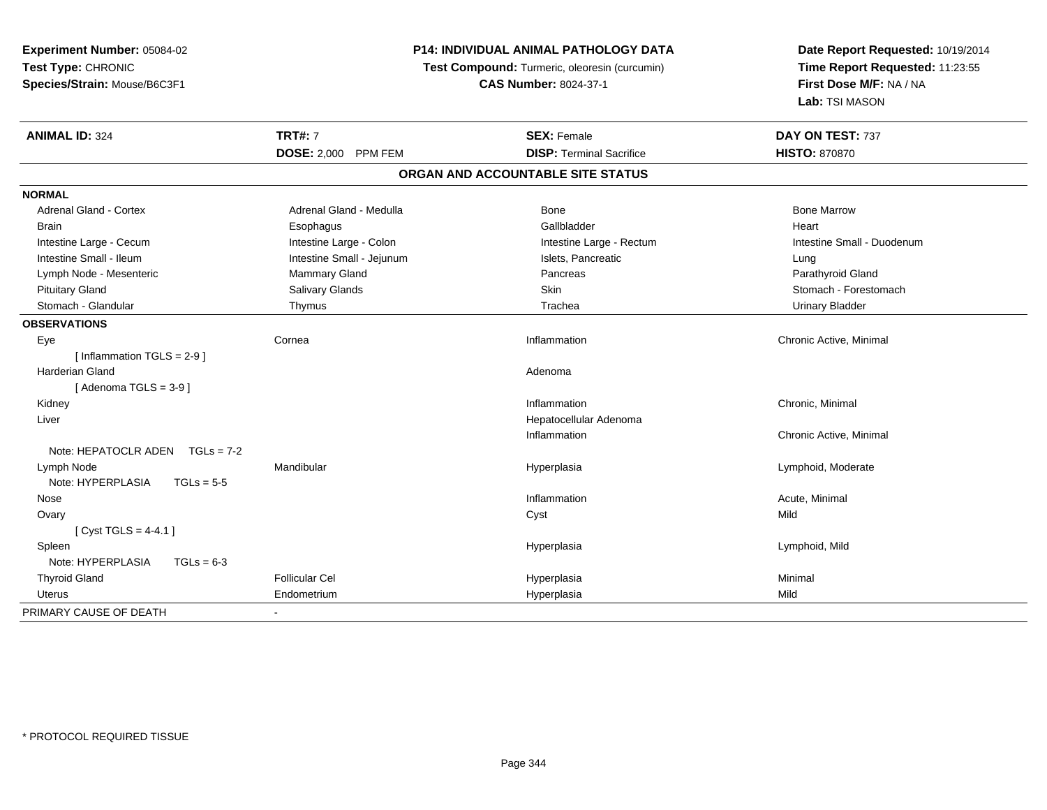**Experiment Number:** 05084-02
**Test Type:** CHRONIC
**Species/Strain:** Mouse/B6C3F1

**P14: INDIVIDUAL ANIMAL PATHOLOGY DATA**
**Test Compound:** Turmeric, oleoresin (curcumin)
**CAS Number:** 8024-37-1

**Date Report Requested:** 10/19/2014
**Time Report Requested:** 11:23:55
**First Dose M/F:** NA / NA
**Lab:** TSI MASON

| **ANIMAL ID:** 324 | **TRT#:** 7 | **SEX:** Female | **DAY ON TEST:** 737 |
|---|---|---|---|
| | **DOSE:** 2,000 PPM FEM | **DISP:** Terminal Sacrifice | **HISTO:** 870870 |

## ORGAN AND ACCOUNTABLE SITE STATUS

| | | | |
|---|---|---|---|
| **NORMAL** | | | |
| Adrenal Gland - Cortex | Adrenal Gland - Medulla | Bone | Bone Marrow |
| Brain | Esophagus | Gallbladder | Heart |
| Intestine Large - Cecum | Intestine Large - Colon | Intestine Large - Rectum | Intestine Small - Duodenum |
| Intestine Small - Ileum | Intestine Small - Jejunum | Islets, Pancreatic | Lung |
| Lymph Node - Mesenteric | Mammary Gland | Pancreas | Parathyroid Gland |
| Pituitary Gland | Salivary Glands | Skin | Stomach - Forestomach |
| Stomach - Glandular | Thymus | Trachea | Urinary Bladder |
| **OBSERVATIONS** | | | |
| Eye | Cornea | Inflammation | Chronic Active, Minimal |
| [ Inflammation TGLS = 2-9 ] | | | |
| Harderian Gland | | Adenoma | |
| [ Adenoma TGLS = 3-9 ] | | | |
| Kidney | | Inflammation | Chronic, Minimal |
| Liver | | Hepatocellular Adenoma | |
| | | Inflammation | Chronic Active, Minimal |
| Note: HEPATOCLR ADEN TGLs = 7-2 | | | |
| Lymph Node | Mandibular | Hyperplasia | Lymphoid, Moderate |
| Note: HYPERPLASIA TGLs = 5-5 | | | |
| Nose | | Inflammation | Acute, Minimal |
| Ovary | | Cyst | Mild |
| [ Cyst TGLS = 4-4.1 ] | | | |
| Spleen | | Hyperplasia | Lymphoid, Mild |
| Note: HYPERPLASIA TGLs = 6-3 | | | |
| Thyroid Gland | Follicular Cel | Hyperplasia | Minimal |
| Uterus | Endometrium | Hyperplasia | Mild |
| PRIMARY CAUSE OF DEATH | - | | |

\* PROTOCOL REQUIRED TISSUE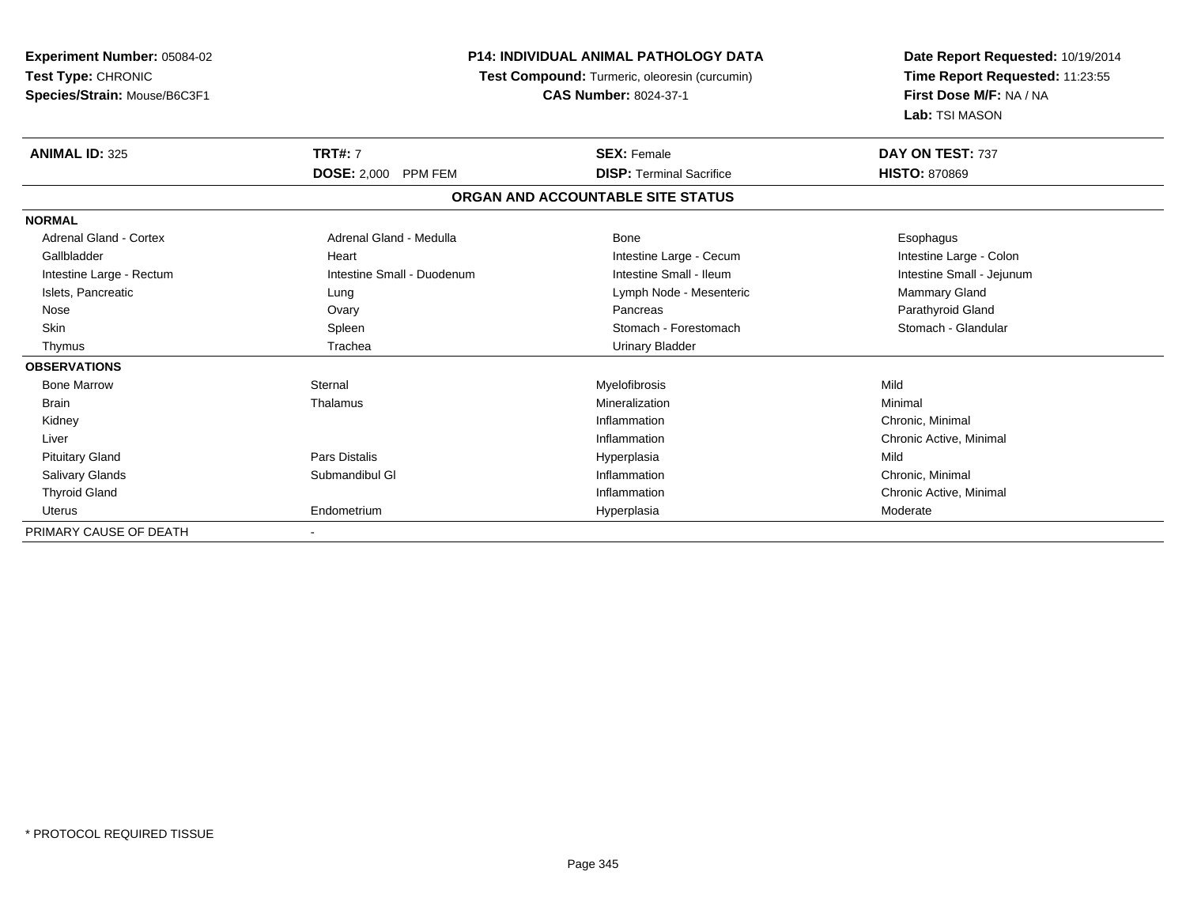**Experiment Number:** 05084-02
**Test Type:** CHRONIC
**Species/Strain:** Mouse/B6C3F1

**P14: INDIVIDUAL ANIMAL PATHOLOGY DATA**
**Test Compound:** Turmeric, oleoresin (curcumin)
**CAS Number:** 8024-37-1

**Date Report Requested:** 10/19/2014
**Time Report Requested:** 11:23:55
**First Dose M/F:** NA / NA
**Lab:** TSI MASON

| **ANIMAL ID:** 325 | **TRT#:** 7 | **SEX:** Female | **DAY ON TEST:** 737 |
|---|---|---|---|
| | **DOSE:** 2,000 PPM FEM | **DISP:** Terminal Sacrifice | **HISTO:** 870869 |

**ORGAN AND ACCOUNTABLE SITE STATUS**

| | | | |
|---|---|---|---|
| **NORMAL** | | | |
| Adrenal Gland - Cortex | Adrenal Gland - Medulla | Bone | Esophagus |
| Gallbladder | Heart | Intestine Large - Cecum | Intestine Large - Colon |
| Intestine Large - Rectum | Intestine Small - Duodenum | Intestine Small - Ileum | Intestine Small - Jejunum |
| Islets, Pancreatic | Lung | Lymph Node - Mesenteric | Mammary Gland |
| Nose | Ovary | Pancreas | Parathyroid Gland |
| Skin | Spleen | Stomach - Forestomach | Stomach - Glandular |
| Thymus | Trachea | Urinary Bladder | |
| **OBSERVATIONS** | | | |
| Bone Marrow | Sternal | Myelofibrosis | Mild |
| Brain | Thalamus | Mineralization | Minimal |
| Kidney | | Inflammation | Chronic, Minimal |
| Liver | | Inflammation | Chronic Active, Minimal |
| Pituitary Gland | Pars Distalis | Hyperplasia | Mild |
| Salivary Glands | Submandibul Gl | Inflammation | Chronic, Minimal |
| Thyroid Gland | | Inflammation | Chronic Active, Minimal |
| Uterus | Endometrium | Hyperplasia | Moderate |
| PRIMARY CAUSE OF DEATH | - | | |

\* PROTOCOL REQUIRED TISSUE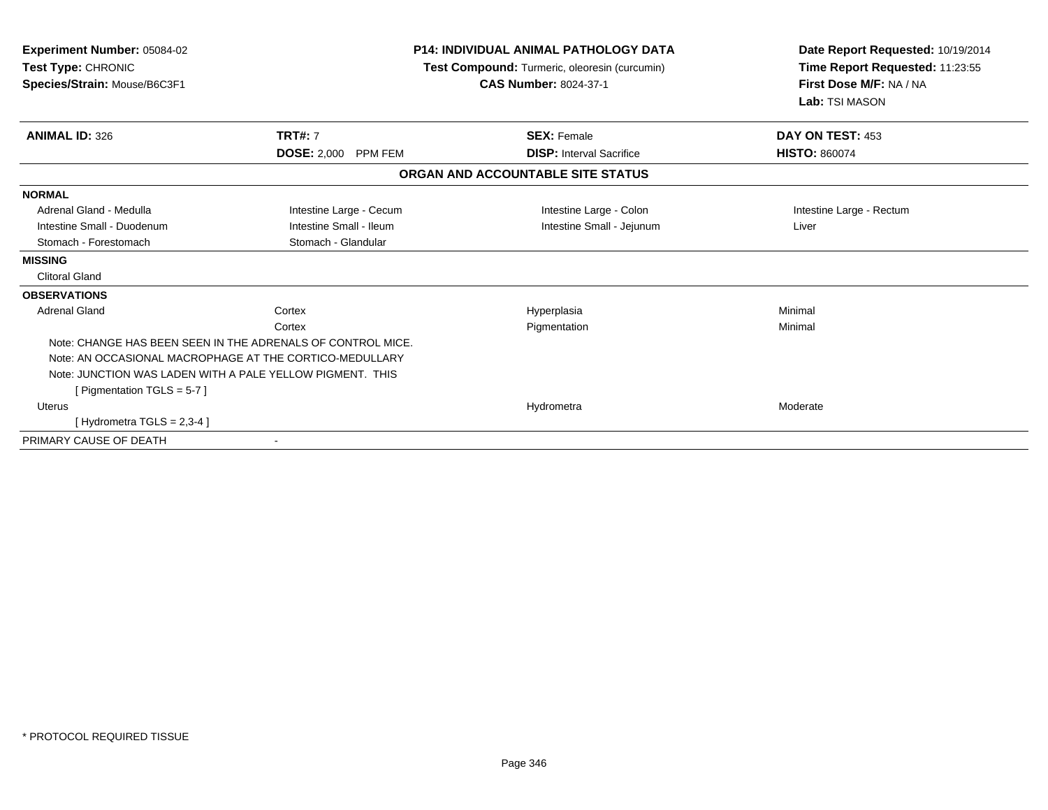**Experiment Number:** 05084-02
**Test Type:** CHRONIC
**Species/Strain:** Mouse/B6C3F1

**P14: INDIVIDUAL ANIMAL PATHOLOGY DATA**
**Test Compound:** Turmeric, oleoresin (curcumin)
**CAS Number:** 8024-37-1

**Date Report Requested:** 10/19/2014
**Time Report Requested:** 11:23:55
**First Dose M/F:** NA / NA
**Lab:** TSI MASON

| **ANIMAL ID:** 326 | **TRT#:** 7 | **SEX:** Female | **DAY ON TEST:** 453 |
|---|---|---|---|
| | **DOSE:** 2,000 PPM FEM | **DISP:** Interval Sacrifice | **HISTO:** 860074 |

**ORGAN AND ACCOUNTABLE SITE STATUS**

| | | | |
|---|---|---|---|
| **NORMAL** | | | |
| Adrenal Gland - Medulla | Intestine Large - Cecum | Intestine Large - Colon | Intestine Large - Rectum |
| Intestine Small - Duodenum | Intestine Small - Ileum | Intestine Small - Jejunum | Liver |
| Stomach - Forestomach | Stomach - Glandular | | |
| **MISSING** | | | |
| Clitoral Gland | | | |
| **OBSERVATIONS** | | | |
| Adrenal Gland | Cortex | Hyperplasia | Minimal |
| | Cortex | Pigmentation | Minimal |
| Note: CHANGE HAS BEEN SEEN IN THE ADRENALS OF CONTROL MICE. | | | |
| Note: AN OCCASIONAL MACROPHAGE AT THE CORTICO-MEDULLARY | | | |
| Note: JUNCTION WAS LADEN WITH A PALE YELLOW PIGMENT. THIS | | | |
| [ Pigmentation TGLS = 5-7 ] | | | |
| Uterus | | Hydrometra | Moderate |
| [ Hydrometra TGLS = 2,3-4 ] | | | |
| PRIMARY CAUSE OF DEATH | - | | |

\* PROTOCOL REQUIRED TISSUE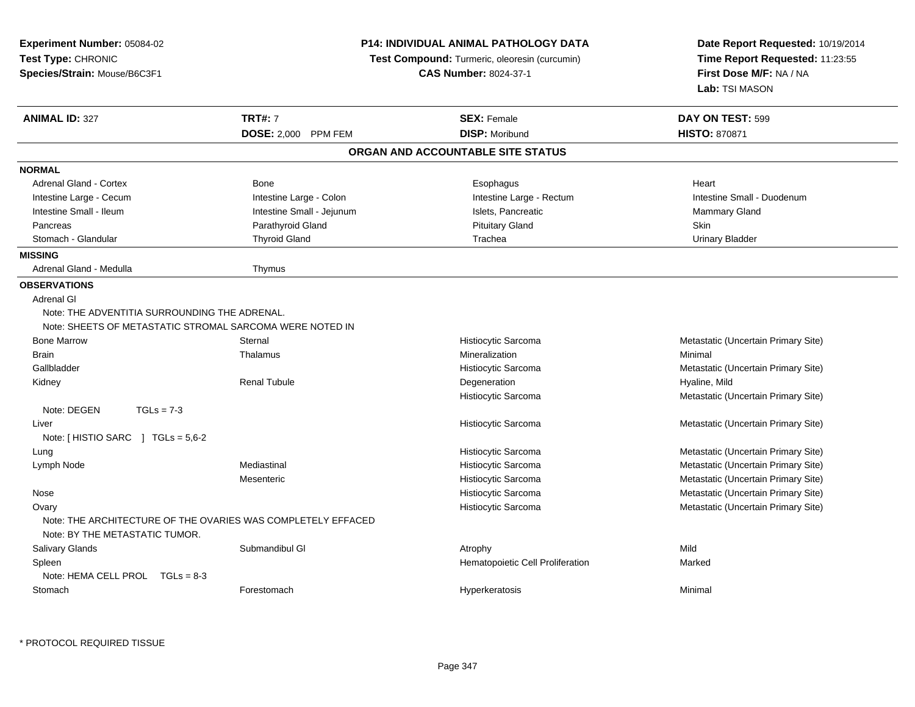**Experiment Number:** 05084-02
**Test Type:** CHRONIC
**Species/Strain:** Mouse/B6C3F1

**P14: INDIVIDUAL ANIMAL PATHOLOGY DATA**
**Test Compound:** Turmeric, oleoresin (curcumin)
**CAS Number:** 8024-37-1

**Date Report Requested:** 10/19/2014
**Time Report Requested:** 11:23:55
**First Dose M/F:** NA / NA
**Lab:** TSI MASON

| **ANIMAL ID:** 327 | **TRT#:** 7 | **SEX:** Female | **DAY ON TEST:** 599 |
|---|---|---|---|
| | **DOSE:** 2,000 PPM FEM | **DISP:** Moribund | **HISTO:** 870871 |

## ORGAN AND ACCOUNTABLE SITE STATUS

**NORMAL**

| | | | |
|---|---|---|---|
| Adrenal Gland - Cortex | Bone | Esophagus | Heart |
| Intestine Large - Cecum | Intestine Large - Colon | Intestine Large - Rectum | Intestine Small - Duodenum |
| Intestine Small - Ileum | Intestine Small - Jejunum | Islets, Pancreatic | Mammary Gland |
| Pancreas | Parathyroid Gland | Pituitary Gland | Skin |
| Stomach - Glandular | Thyroid Gland | Trachea | Urinary Bladder |

**MISSING**

| | |
|---|---|
| Adrenal Gland - Medulla | Thymus |

**OBSERVATIONS**

Adrenal Gl
Note: THE ADVENTITIA SURROUNDING THE ADRENAL.
Note: SHEETS OF METASTATIC STROMAL SARCOMA WERE NOTED IN

| | | | |
|---|---|---|---|
| Bone Marrow | Sternal | Histiocytic Sarcoma | Metastatic (Uncertain Primary Site) |
| Brain | Thalamus | Mineralization | Minimal |
| Gallbladder | | Histiocytic Sarcoma | Metastatic (Uncertain Primary Site) |
| Kidney | Renal Tubule | Degeneration | Hyaline, Mild |
| | | Histiocytic Sarcoma | Metastatic (Uncertain Primary Site) |

Note: DEGEN TGLs = 7-3

| | | | |
|---|---|---|---|
| Liver | | Histiocytic Sarcoma | Metastatic (Uncertain Primary Site) |

Note: [ HISTIO SARC ] TGLs = 5,6-2

| | | | |
|---|---|---|---|
| Lung | | Histiocytic Sarcoma | Metastatic (Uncertain Primary Site) |
| Lymph Node | Mediastinal | Histiocytic Sarcoma | Metastatic (Uncertain Primary Site) |
| | Mesenteric | Histiocytic Sarcoma | Metastatic (Uncertain Primary Site) |
| Nose | | Histiocytic Sarcoma | Metastatic (Uncertain Primary Site) |
| Ovary | | Histiocytic Sarcoma | Metastatic (Uncertain Primary Site) |

Note: THE ARCHITECTURE OF THE OVARIES WAS COMPLETELY EFFACED
Note: BY THE METASTATIC TUMOR.

| | | | |
|---|---|---|---|
| Salivary Glands | Submandibul Gl | Atrophy | Mild |
| Spleen | | Hematopoietic Cell Proliferation | Marked |

Note: HEMA CELL PROL TGLs = 8-3

| | | | |
|---|---|---|---|
| Stomach | Forestomach | Hyperkeratosis | Minimal |

\* PROTOCOL REQUIRED TISSUE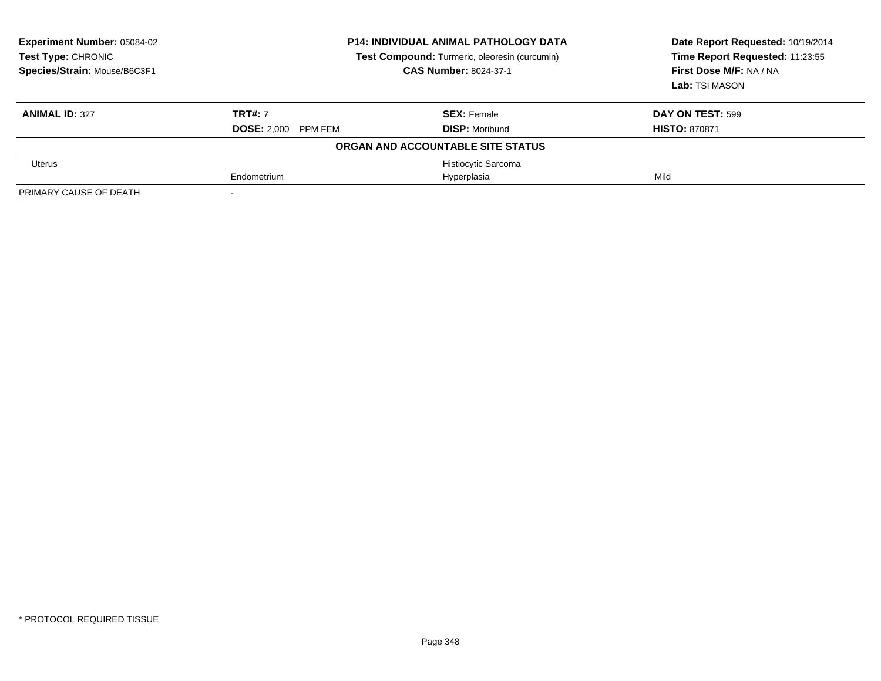**Experiment Number:** 05084-02
**Test Type:** CHRONIC
**Species/Strain:** Mouse/B6C3F1

**P14: INDIVIDUAL ANIMAL PATHOLOGY DATA**
**Test Compound:** Turmeric, oleoresin (curcumin)
**CAS Number:** 8024-37-1

**Date Report Requested:** 10/19/2014
**Time Report Requested:** 11:23:55
**First Dose M/F:** NA / NA
**Lab:** TSI MASON

| **ANIMAL ID:** 327 | **TRT#:** 7 | **SEX:** Female | **DAY ON TEST:** 599 |
|---|---|---|---|
| | **DOSE:** 2,000 PPM FEM | **DISP:** Moribund | **HISTO:** 870871 |
| | | **ORGAN AND ACCOUNTABLE SITE STATUS** | |
| Uterus | | Histiocytic Sarcoma | |
| | Endometrium | Hyperplasia | Mild |
| PRIMARY CAUSE OF DEATH | - | | |

* PROTOCOL REQUIRED TISSUE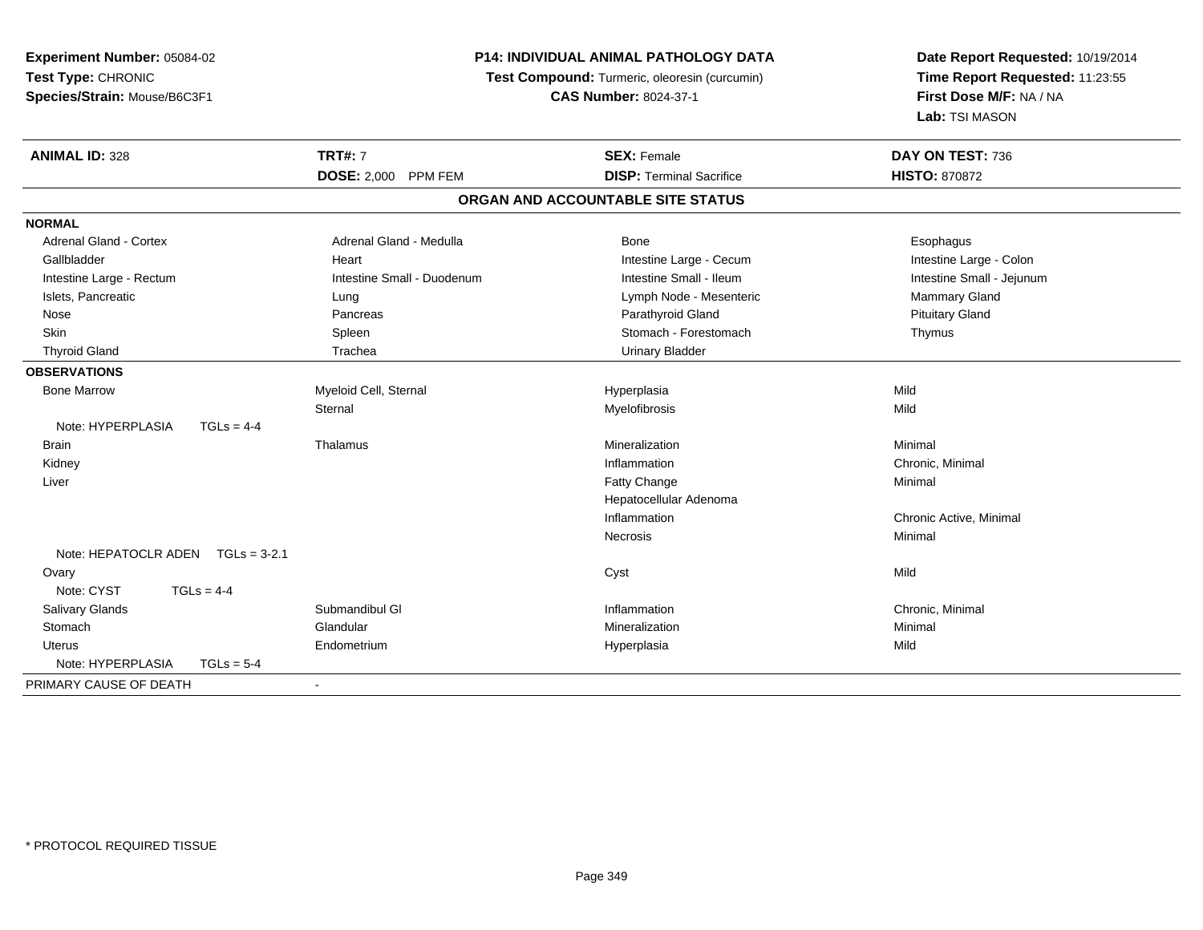**Experiment Number:** 05084-02
**Test Type:** CHRONIC
**Species/Strain:** Mouse/B6C3F1

**P14: INDIVIDUAL ANIMAL PATHOLOGY DATA**
**Test Compound:** Turmeric, oleoresin (curcumin)
**CAS Number:** 8024-37-1

**Date Report Requested:** 10/19/2014
**Time Report Requested:** 11:23:55
**First Dose M/F:** NA / NA
**Lab:** TSI MASON

| **ANIMAL ID:** 328 | **TRT#:** 7 | **SEX:** Female | **DAY ON TEST:** 736 |
|---|---|---|---|
| | **DOSE:** 2,000 PPM FEM | **DISP:** Terminal Sacrifice | **HISTO:** 870872 |

## ORGAN AND ACCOUNTABLE SITE STATUS

| | | | |
|---|---|---|---|
| **NORMAL** | | | |
| Adrenal Gland - Cortex | Adrenal Gland - Medulla | Bone | Esophagus |
| Gallbladder | Heart | Intestine Large - Cecum | Intestine Large - Colon |
| Intestine Large - Rectum | Intestine Small - Duodenum | Intestine Small - Ileum | Intestine Small - Jejunum |
| Islets, Pancreatic | Lung | Lymph Node - Mesenteric | Mammary Gland |
| Nose | Pancreas | Parathyroid Gland | Pituitary Gland |
| Skin | Spleen | Stomach - Forestomach | Thymus |
| Thyroid Gland | Trachea | Urinary Bladder | |
| **OBSERVATIONS** | | | |
| Bone Marrow | Myeloid Cell, Sternal | Hyperplasia | Mild |
| | Sternal | Myelofibrosis | Mild |
| Note: HYPERPLASIA TGLs = 4-4 | | | |
| Brain | Thalamus | Mineralization | Minimal |
| Kidney | | Inflammation | Chronic, Minimal |
| Liver | | Fatty Change | Minimal |
| | | Hepatocellular Adenoma | |
| | | Inflammation | Chronic Active, Minimal |
| | | Necrosis | Minimal |
| Note: HEPATOCLR ADEN TGLs = 3-2.1 | | | |
| Ovary | | Cyst | Mild |
| Note: CYST TGLs = 4-4 | | | |
| Salivary Glands | Submandibul Gl | Inflammation | Chronic, Minimal |
| Stomach | Glandular | Mineralization | Minimal |
| Uterus | Endometrium | Hyperplasia | Mild |
| Note: HYPERPLASIA TGLs = 5-4 | | | |
| PRIMARY CAUSE OF DEATH | - | | |

\* PROTOCOL REQUIRED TISSUE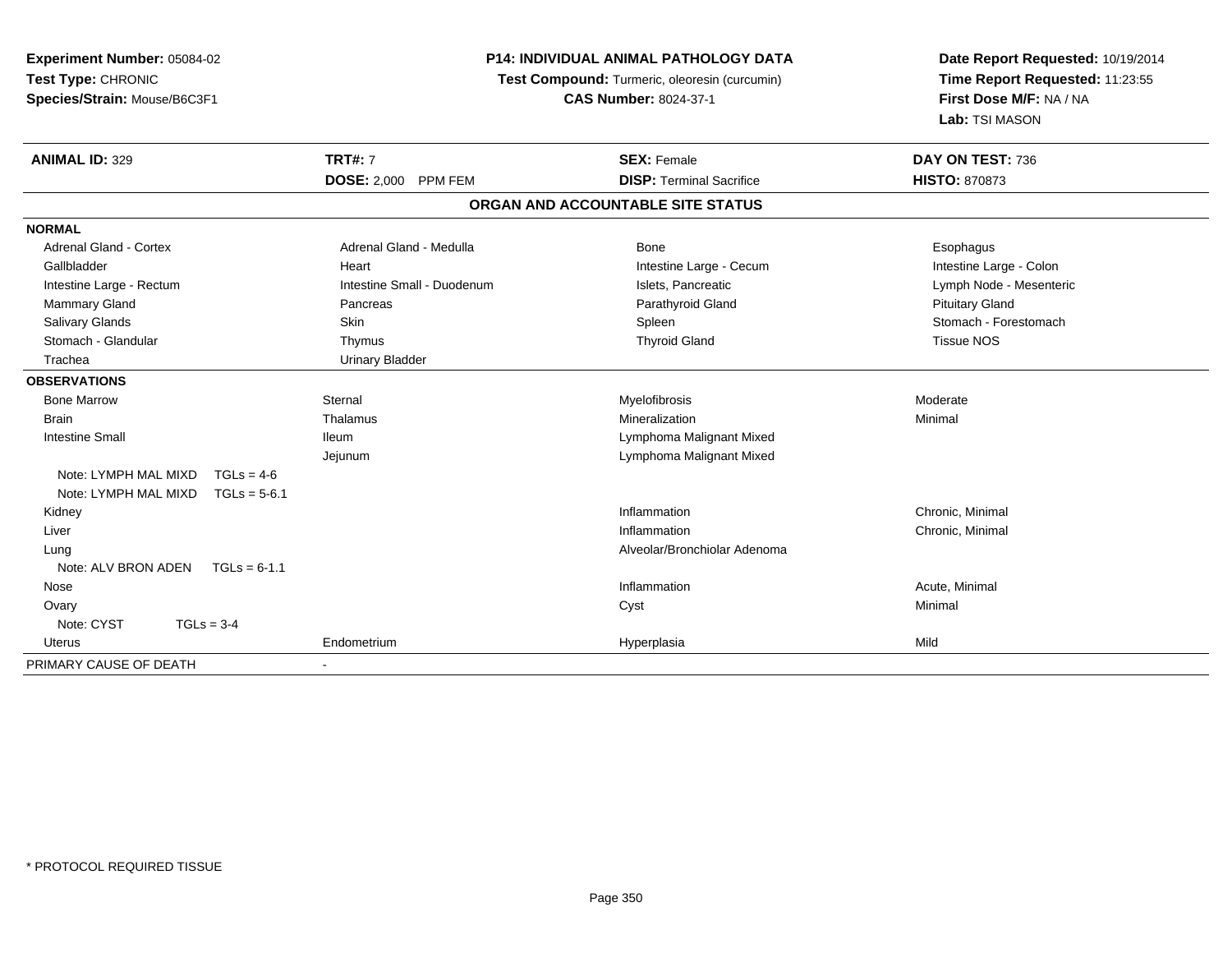**Experiment Number:** 05084-02
**Test Type:** CHRONIC
**Species/Strain:** Mouse/B6C3F1

**P14: INDIVIDUAL ANIMAL PATHOLOGY DATA**
**Test Compound:** Turmeric, oleoresin (curcumin)
**CAS Number:** 8024-37-1

**Date Report Requested:** 10/19/2014
**Time Report Requested:** 11:23:55
**First Dose M/F:** NA / NA
**Lab:** TSI MASON

| **ANIMAL ID:** 329 | **TRT#:** 7 | **SEX:** Female | **DAY ON TEST:** 736 |
|---|---|---|---|
| | **DOSE:** 2,000 PPM FEM | **DISP:** Terminal Sacrifice | **HISTO:** 870873 |

## ORGAN AND ACCOUNTABLE SITE STATUS

| | | | |
|---|---|---|---|
| **NORMAL** | | | |
| Adrenal Gland - Cortex | Adrenal Gland - Medulla | Bone | Esophagus |
| Gallbladder | Heart | Intestine Large - Cecum | Intestine Large - Colon |
| Intestine Large - Rectum | Intestine Small - Duodenum | Islets, Pancreatic | Lymph Node - Mesenteric |
| Mammary Gland | Pancreas | Parathyroid Gland | Pituitary Gland |
| Salivary Glands | Skin | Spleen | Stomach - Forestomach |
| Stomach - Glandular | Thymus | Thyroid Gland | Tissue NOS |
| Trachea | Urinary Bladder | | |
| **OBSERVATIONS** | | | |
| Bone Marrow | Sternal | Myelofibrosis | Moderate |
| Brain | Thalamus | Mineralization | Minimal |
| Intestine Small | Ileum | Lymphoma Malignant Mixed | |
| | Jejunum | Lymphoma Malignant Mixed | |
| Note: LYMPH MAL MIXD TGLs = 4-6 | | | |
| Note: LYMPH MAL MIXD TGLs = 5-6.1 | | | |
| Kidney | | Inflammation | Chronic, Minimal |
| Liver | | Inflammation | Chronic, Minimal |
| Lung | | Alveolar/Bronchiolar Adenoma | |
| Note: ALV BRON ADEN TGLs = 6-1.1 | | | |
| Nose | | Inflammation | Acute, Minimal |
| Ovary | | Cyst | Minimal |
| Note: CYST TGLs = 3-4 | | | |
| Uterus | Endometrium | Hyperplasia | Mild |
| PRIMARY CAUSE OF DEATH | - | | |

\* PROTOCOL REQUIRED TISSUE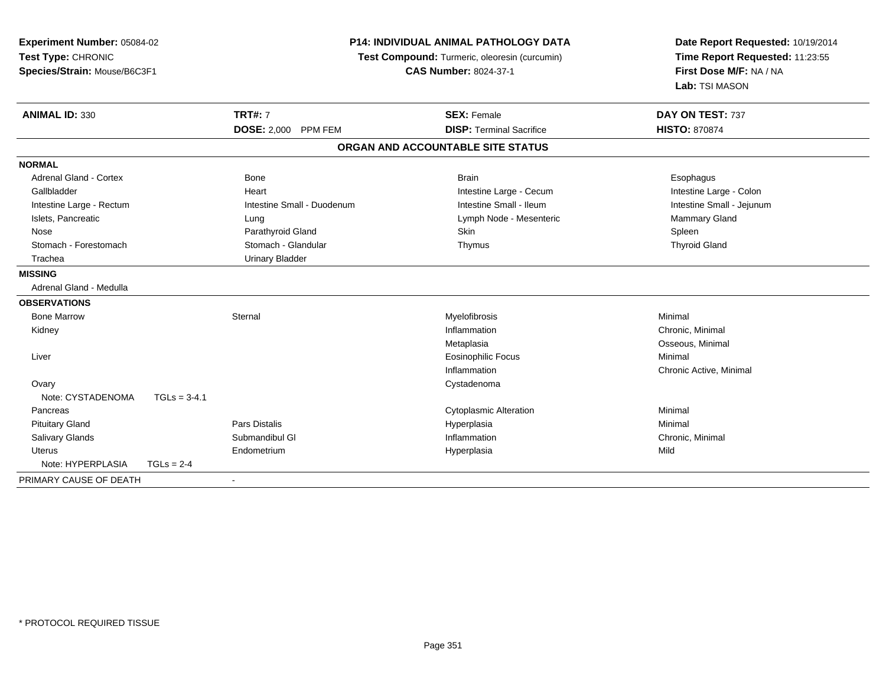**Experiment Number:** 05084-02
**Test Type:** CHRONIC
**Species/Strain:** Mouse/B6C3F1

**P14: INDIVIDUAL ANIMAL PATHOLOGY DATA**
**Test Compound:** Turmeric, oleoresin (curcumin)
**CAS Number:** 8024-37-1

**Date Report Requested:** 10/19/2014
**Time Report Requested:** 11:23:55
**First Dose M/F:** NA / NA
**Lab:** TSI MASON

| **ANIMAL ID:** 330 | **TRT#:** 7 | **SEX:** Female | **DAY ON TEST:** 737 |
|---|---|---|---|
| | **DOSE:** 2,000 PPM FEM | **DISP:** Terminal Sacrifice | **HISTO:** 870874 |

**ORGAN AND ACCOUNTABLE SITE STATUS**

**NORMAL**

| | | | |
|---|---|---|---|
| Adrenal Gland - Cortex | Bone | Brain | Esophagus |
| Gallbladder | Heart | Intestine Large - Cecum | Intestine Large - Colon |
| Intestine Large - Rectum | Intestine Small - Duodenum | Intestine Small - Ileum | Intestine Small - Jejunum |
| Islets, Pancreatic | Lung | Lymph Node - Mesenteric | Mammary Gland |
| Nose | Parathyroid Gland | Skin | Spleen |
| Stomach - Forestomach | Stomach - Glandular | Thymus | Thyroid Gland |
| Trachea | Urinary Bladder | | |

**MISSING**

Adrenal Gland - Medulla

**OBSERVATIONS**

| | | | |
|---|---|---|---|
| Bone Marrow | Sternal | Myelofibrosis | Minimal |
| Kidney | | Inflammation | Chronic, Minimal |
| | | Metaplasia | Osseous, Minimal |
| Liver | | Eosinophilic Focus | Minimal |
| | | Inflammation | Chronic Active, Minimal |
| Ovary | | Cystadenoma | |
| Note: CYSTADENOMA TGLs = 3-4.1 | | | |
| Pancreas | | Cytoplasmic Alteration | Minimal |
| Pituitary Gland | Pars Distalis | Hyperplasia | Minimal |
| Salivary Glands | Submandibul Gl | Inflammation | Chronic, Minimal |
| Uterus | Endometrium | Hyperplasia | Mild |
| Note: HYPERPLASIA TGLs = 2-4 | | | |

PRIMARY CAUSE OF DEATH -

* PROTOCOL REQUIRED TISSUE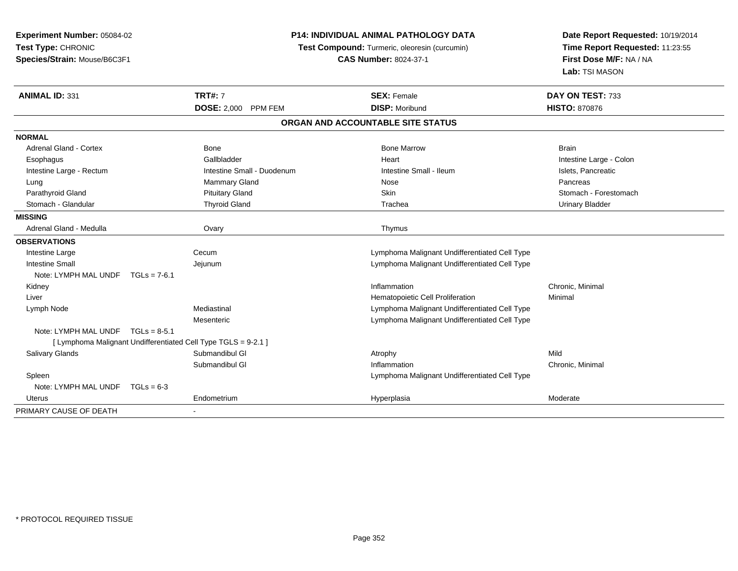**Experiment Number:** 05084-02
**Test Type:** CHRONIC
**Species/Strain:** Mouse/B6C3F1

**P14: INDIVIDUAL ANIMAL PATHOLOGY DATA**
**Test Compound:** Turmeric, oleoresin (curcumin)
**CAS Number:** 8024-37-1

**Date Report Requested:** 10/19/2014
**Time Report Requested:** 11:23:55
**First Dose M/F:** NA / NA
**Lab:** TSI MASON

| **ANIMAL ID:** 331 | **TRT#:** 7 | **SEX:** Female | **DAY ON TEST:** 733 |
|---|---|---|---|
| | **DOSE:** 2,000 PPM FEM | **DISP:** Moribund | **HISTO:** 870876 |

## ORGAN AND ACCOUNTABLE SITE STATUS

| | | | |
|---|---|---|---|
| **NORMAL** | | | |
| Adrenal Gland - Cortex | Bone | Bone Marrow | Brain |
| Esophagus | Gallbladder | Heart | Intestine Large - Colon |
| Intestine Large - Rectum | Intestine Small - Duodenum | Intestine Small - Ileum | Islets, Pancreatic |
| Lung | Mammary Gland | Nose | Pancreas |
| Parathyroid Gland | Pituitary Gland | Skin | Stomach - Forestomach |
| Stomach - Glandular | Thyroid Gland | Trachea | Urinary Bladder |
| **MISSING** | | | |
| Adrenal Gland - Medulla | Ovary | Thymus | |
| **OBSERVATIONS** | | | |
| Intestine Large | Cecum | Lymphoma Malignant Undifferentiated Cell Type | |
| Intestine Small | Jejunum | Lymphoma Malignant Undifferentiated Cell Type | |
| Note: LYMPH MAL UNDF TGLs = 7-6.1 | | | |
| Kidney | | Inflammation | Chronic, Minimal |
| Liver | | Hematopoietic Cell Proliferation | Minimal |
| Lymph Node | Mediastinal | Lymphoma Malignant Undifferentiated Cell Type | |
| | Mesenteric | Lymphoma Malignant Undifferentiated Cell Type | |
| Note: LYMPH MAL UNDF TGLs = 8-5.1 | | | |
| [ Lymphoma Malignant Undifferentiated Cell Type TGLS = 9-2.1 ] | | | |
| Salivary Glands | Submandibul Gl | Atrophy | Mild |
| | Submandibul Gl | Inflammation | Chronic, Minimal |
| Spleen | | Lymphoma Malignant Undifferentiated Cell Type | |
| Note: LYMPH MAL UNDF TGLs = 6-3 | | | |
| Uterus | Endometrium | Hyperplasia | Moderate |
| PRIMARY CAUSE OF DEATH | - | | |

* PROTOCOL REQUIRED TISSUE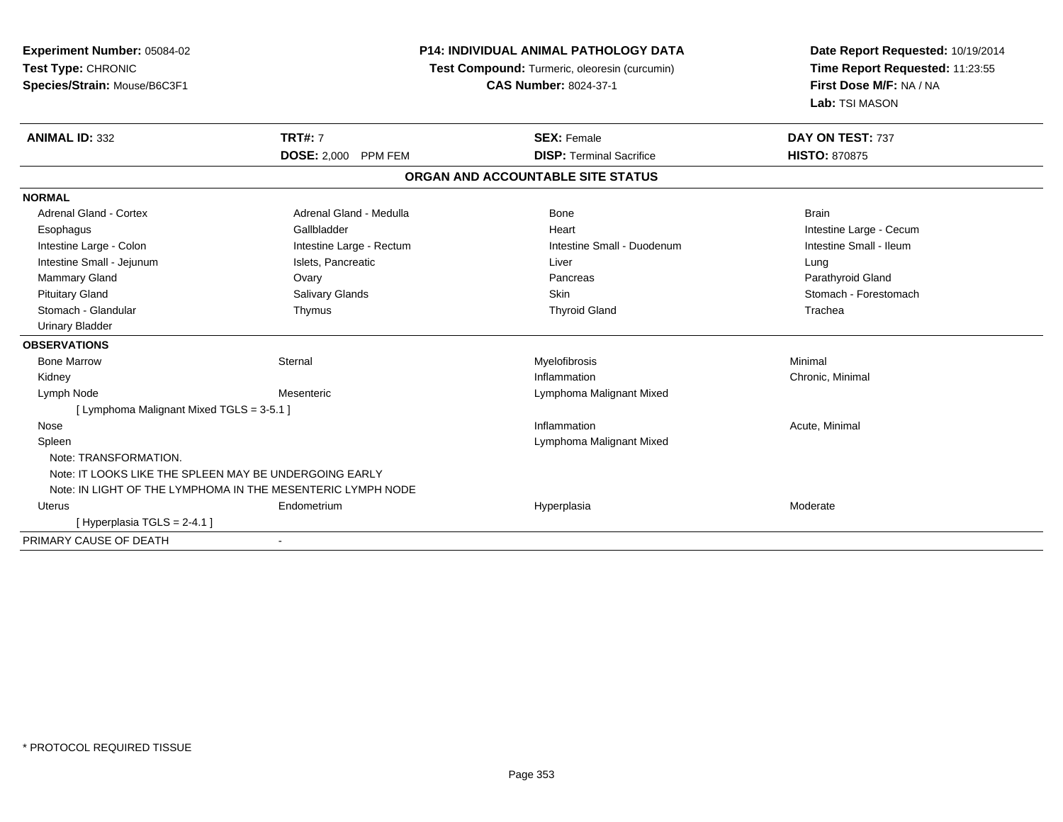**Experiment Number:** 05084-02
**Test Type:** CHRONIC
**Species/Strain:** Mouse/B6C3F1

**P14: INDIVIDUAL ANIMAL PATHOLOGY DATA**
**Test Compound:** Turmeric, oleoresin (curcumin)
**CAS Number:** 8024-37-1

**Date Report Requested:** 10/19/2014
**Time Report Requested:** 11:23:55
**First Dose M/F:** NA / NA
**Lab:** TSI MASON

| **ANIMAL ID:** 332 | **TRT#:** 7 | **SEX:** Female | **DAY ON TEST:** 737 |
|---|---|---|---|
| | **DOSE:** 2,000 PPM FEM | **DISP:** Terminal Sacrifice | **HISTO:** 870875 |

## ORGAN AND ACCOUNTABLE SITE STATUS

| | | | |
|---|---|---|---|
| **NORMAL** | | | |
| Adrenal Gland - Cortex | Adrenal Gland - Medulla | Bone | Brain |
| Esophagus | Gallbladder | Heart | Intestine Large - Cecum |
| Intestine Large - Colon | Intestine Large - Rectum | Intestine Small - Duodenum | Intestine Small - Ileum |
| Intestine Small - Jejunum | Islets, Pancreatic | Liver | Lung |
| Mammary Gland | Ovary | Pancreas | Parathyroid Gland |
| Pituitary Gland | Salivary Glands | Skin | Stomach - Forestomach |
| Stomach - Glandular | Thymus | Thyroid Gland | Trachea |
| Urinary Bladder | | | |
| **OBSERVATIONS** | | | |
| Bone Marrow | Sternal | Myelofibrosis | Minimal |
| Kidney | | Inflammation | Chronic, Minimal |
| Lymph Node | Mesenteric | Lymphoma Malignant Mixed | |
| [ Lymphoma Malignant Mixed TGLS = 3-5.1 ] | | | |
| Nose | | Inflammation | Acute, Minimal |
| Spleen | | Lymphoma Malignant Mixed | |
| Note: TRANSFORMATION. | | | |
| Note: IT LOOKS LIKE THE SPLEEN MAY BE UNDERGOING EARLY | | | |
| Note: IN LIGHT OF THE LYMPHOMA IN THE MESENTERIC LYMPH NODE | | | |
| Uterus | Endometrium | Hyperplasia | Moderate |
| [ Hyperplasia TGLS = 2-4.1 ] | | | |
| PRIMARY CAUSE OF DEATH | - | | |

* PROTOCOL REQUIRED TISSUE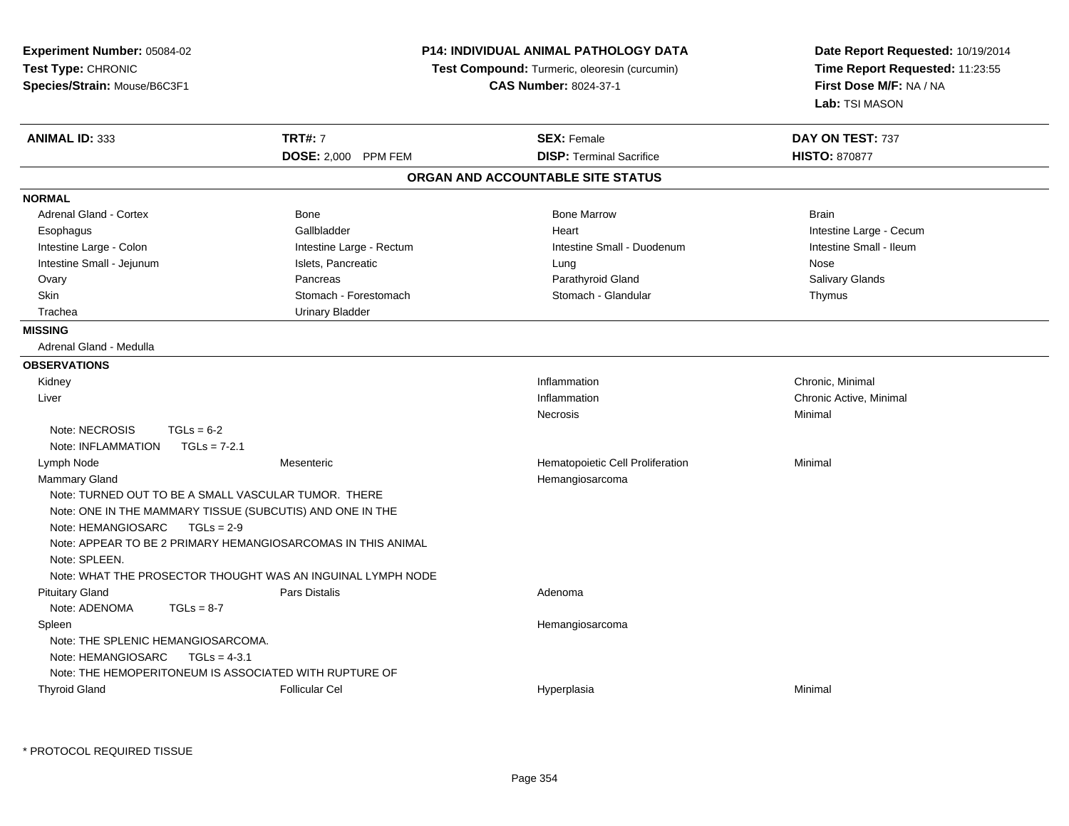**Experiment Number:** 05084-02
**Test Type:** CHRONIC
**Species/Strain:** Mouse/B6C3F1

**P14: INDIVIDUAL ANIMAL PATHOLOGY DATA**
**Test Compound:** Turmeric, oleoresin (curcumin)
**CAS Number:** 8024-37-1

**Date Report Requested:** 10/19/2014
**Time Report Requested:** 11:23:55
**First Dose M/F:** NA / NA
**Lab:** TSI MASON

| **ANIMAL ID:** 333 | **TRT#:** 7 | **SEX:** Female | **DAY ON TEST:** 737 |
|---|---|---|---|
| | **DOSE:** 2,000 PPM FEM | **DISP:** Terminal Sacrifice | **HISTO:** 870877 |

## ORGAN AND ACCOUNTABLE SITE STATUS

**NORMAL**

| | | | |
|---|---|---|---|
| Adrenal Gland - Cortex | Bone | Bone Marrow | Brain |
| Esophagus | Gallbladder | Heart | Intestine Large - Cecum |
| Intestine Large - Colon | Intestine Large - Rectum | Intestine Small - Duodenum | Intestine Small - Ileum |
| Intestine Small - Jejunum | Islets, Pancreatic | Lung | Nose |
| Ovary | Pancreas | Parathyroid Gland | Salivary Glands |
| Skin | Stomach - Forestomach | Stomach - Glandular | Thymus |
| Trachea | Urinary Bladder | | |

**MISSING**

Adrenal Gland - Medulla

**OBSERVATIONS**

| | | | |
|---|---|---|---|
| Kidney | | Inflammation | Chronic, Minimal |
| Liver | | Inflammation | Chronic Active, Minimal |
| | | Necrosis | Minimal |
| Note: NECROSIS TGLs = 6-2 | | | |
| Note: INFLAMMATION TGLs = 7-2.1 | | | |
| Lymph Node | Mesenteric | Hematopoietic Cell Proliferation | Minimal |
| Mammary Gland | | Hemangiosarcoma | |
| Note: TURNED OUT TO BE A SMALL VASCULAR TUMOR. THERE | | | |
| Note: ONE IN THE MAMMARY TISSUE (SUBCUTIS) AND ONE IN THE | | | |
| Note: HEMANGIOSARC TGLs = 2-9 | | | |
| Note: APPEAR TO BE 2 PRIMARY HEMANGIOSARCOMAS IN THIS ANIMAL | | | |
| Note: SPLEEN. | | | |
| Note: WHAT THE PROSECTOR THOUGHT WAS AN INGUINAL LYMPH NODE | | | |
| Pituitary Gland | Pars Distalis | Adenoma | |
| Note: ADENOMA TGLs = 8-7 | | | |
| Spleen | | Hemangiosarcoma | |
| Note: THE SPLENIC HEMANGIOSARCOMA. | | | |
| Note: HEMANGIOSARC TGLs = 4-3.1 | | | |
| Note: THE HEMOPERITONEUM IS ASSOCIATED WITH RUPTURE OF | | | |
| Thyroid Gland | Follicular Cel | Hyperplasia | Minimal |

* PROTOCOL REQUIRED TISSUE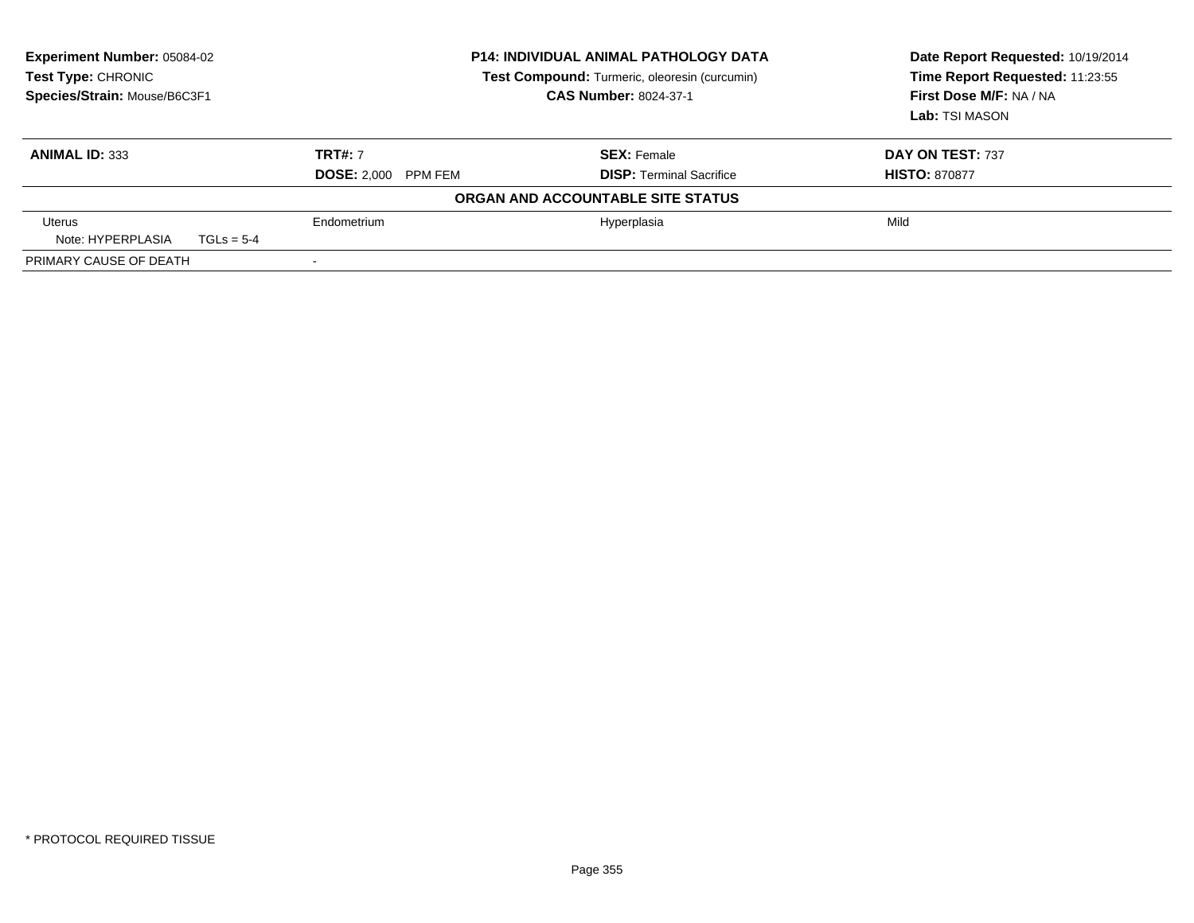**Experiment Number:** 05084-02
**Test Type:** CHRONIC
**Species/Strain:** Mouse/B6C3F1

**P14: INDIVIDUAL ANIMAL PATHOLOGY DATA**
**Test Compound:** Turmeric, oleoresin (curcumin)
**CAS Number:** 8024-37-1

**Date Report Requested:** 10/19/2014
**Time Report Requested:** 11:23:55
**First Dose M/F:** NA / NA
**Lab:** TSI MASON

| **ANIMAL ID:** 333 | **TRT#:** 7 | **SEX:** Female | **DAY ON TEST:** 737 |
|---|---|---|---|
| | **DOSE:** 2,000 PPM FEM | **DISP:** Terminal Sacrifice | **HISTO:** 870877 |

**ORGAN AND ACCOUNTABLE SITE STATUS**

| | | | |
|---|---|---|---|
| Uterus | Endometrium | Hyperplasia | Mild |
| Note: HYPERPLASIA TGLs = 5-4 | | | |
| PRIMARY CAUSE OF DEATH | - | | |

* PROTOCOL REQUIRED TISSUE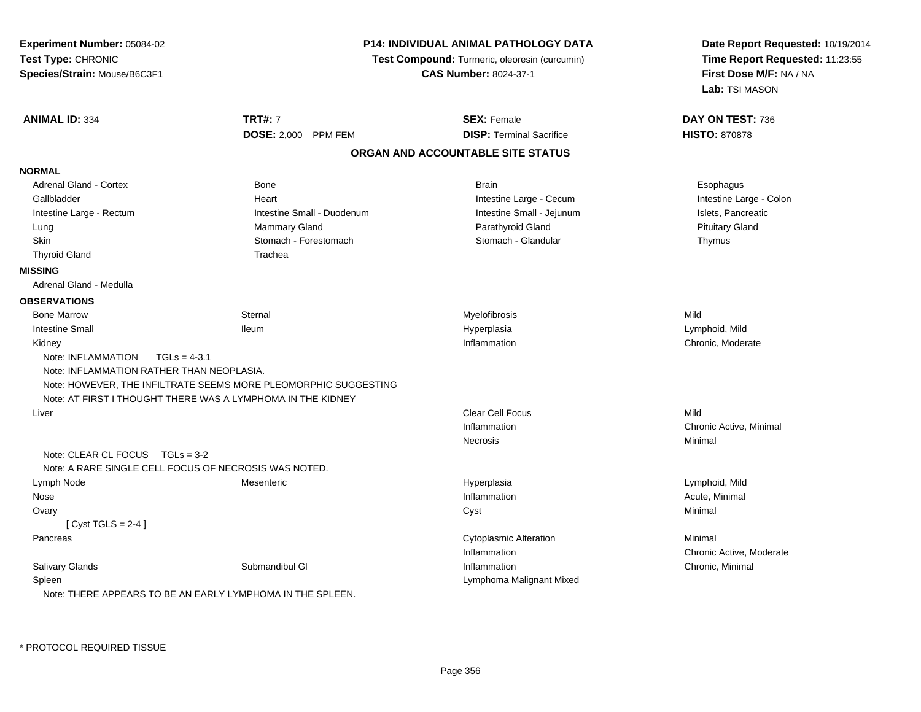**Experiment Number:** 05084-02
**Test Type:** CHRONIC
**Species/Strain:** Mouse/B6C3F1

## P14: INDIVIDUAL ANIMAL PATHOLOGY DATA

**Test Compound:** Turmeric, oleoresin (curcumin)
**CAS Number:** 8024-37-1

**Date Report Requested:** 10/19/2014
**Time Report Requested:** 11:23:55
**First Dose M/F:** NA / NA
**Lab:** TSI MASON

| **ANIMAL ID:** 334 | **TRT#:** 7 | **SEX:** Female | **DAY ON TEST:** 736 |
|---|---|---|---|
| | **DOSE:** 2,000 PPM FEM | **DISP:** Terminal Sacrifice | **HISTO:** 870878 |

### ORGAN AND ACCOUNTABLE SITE STATUS

**NORMAL**

| | | | |
|---|---|---|---|
| Adrenal Gland - Cortex | Bone | Brain | Esophagus |
| Gallbladder | Heart | Intestine Large - Cecum | Intestine Large - Colon |
| Intestine Large - Rectum | Intestine Small - Duodenum | Intestine Small - Jejunum | Islets, Pancreatic |
| Lung | Mammary Gland | Parathyroid Gland | Pituitary Gland |
| Skin | Stomach - Forestomach | Stomach - Glandular | Thymus |
| Thyroid Gland | Trachea | | |

**MISSING**

Adrenal Gland - Medulla

**OBSERVATIONS**

| | | | |
|---|---|---|---|
| Bone Marrow | Sternal | Myelofibrosis | Mild |
| Intestine Small | Ileum | Hyperplasia | Lymphoid, Mild |
| Kidney | | Inflammation | Chronic, Moderate |

Note: INFLAMMATION TGLs = 4-3.1
Note: INFLAMMATION RATHER THAN NEOPLASIA.
Note: HOWEVER, THE INFILTRATE SEEMS MORE PLEOMORPHIC SUGGESTING
Note: AT FIRST I THOUGHT THERE WAS A LYMPHOMA IN THE KIDNEY

| | | | |
|---|---|---|---|
| Liver | | Clear Cell Focus | Mild |
| | | Inflammation | Chronic Active, Minimal |
| | | Necrosis | Minimal |

Note: CLEAR CL FOCUS TGLs = 3-2
Note: A RARE SINGLE CELL FOCUS OF NECROSIS WAS NOTED.

| | | | |
|---|---|---|---|
| Lymph Node | Mesenteric | Hyperplasia | Lymphoid, Mild |
| Nose | | Inflammation | Acute, Minimal |
| Ovary | | Cyst | Minimal |

[ Cyst TGLS = 2-4 ]

| | | | |
|---|---|---|---|
| Pancreas | | Cytoplasmic Alteration | Minimal |
| | | Inflammation | Chronic Active, Moderate |
| Salivary Glands | Submandibul Gl | Inflammation | Chronic, Minimal |
| Spleen | | Lymphoma Malignant Mixed | |

Note: THERE APPEARS TO BE AN EARLY LYMPHOMA IN THE SPLEEN.

* PROTOCOL REQUIRED TISSUE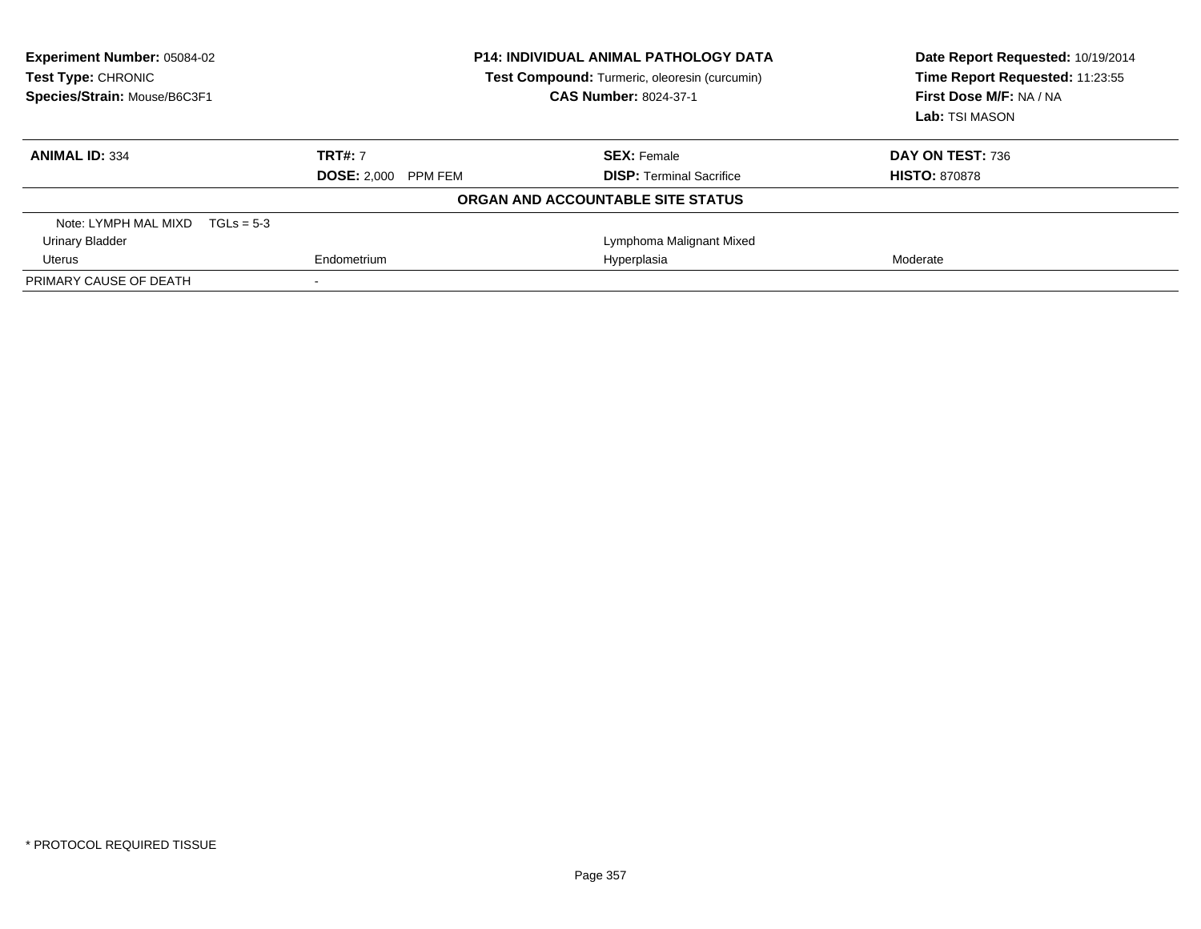**Experiment Number:** 05084-02
**Test Type:** CHRONIC
**Species/Strain:** Mouse/B6C3F1

**P14: INDIVIDUAL ANIMAL PATHOLOGY DATA**
**Test Compound:** Turmeric, oleoresin (curcumin)
**CAS Number:** 8024-37-1

**Date Report Requested:** 10/19/2014
**Time Report Requested:** 11:23:55
**First Dose M/F:** NA / NA
**Lab:** TSI MASON

| **ANIMAL ID:** 334 | **TRT#:** 7 | **SEX:** Female | **DAY ON TEST:** 736 |
|---|---|---|---|
| | **DOSE:** 2,000 PPM FEM | **DISP:** Terminal Sacrifice | **HISTO:** 870878 |

**ORGAN AND ACCOUNTABLE SITE STATUS**

| | | | |
|---|---|---|---|
| Note: LYMPH MAL MIXD TGLs = 5-3 | | | |
| Urinary Bladder | | Lymphoma Malignant Mixed | |
| Uterus | Endometrium | Hyperplasia | Moderate |
| PRIMARY CAUSE OF DEATH | - | | |

* PROTOCOL REQUIRED TISSUE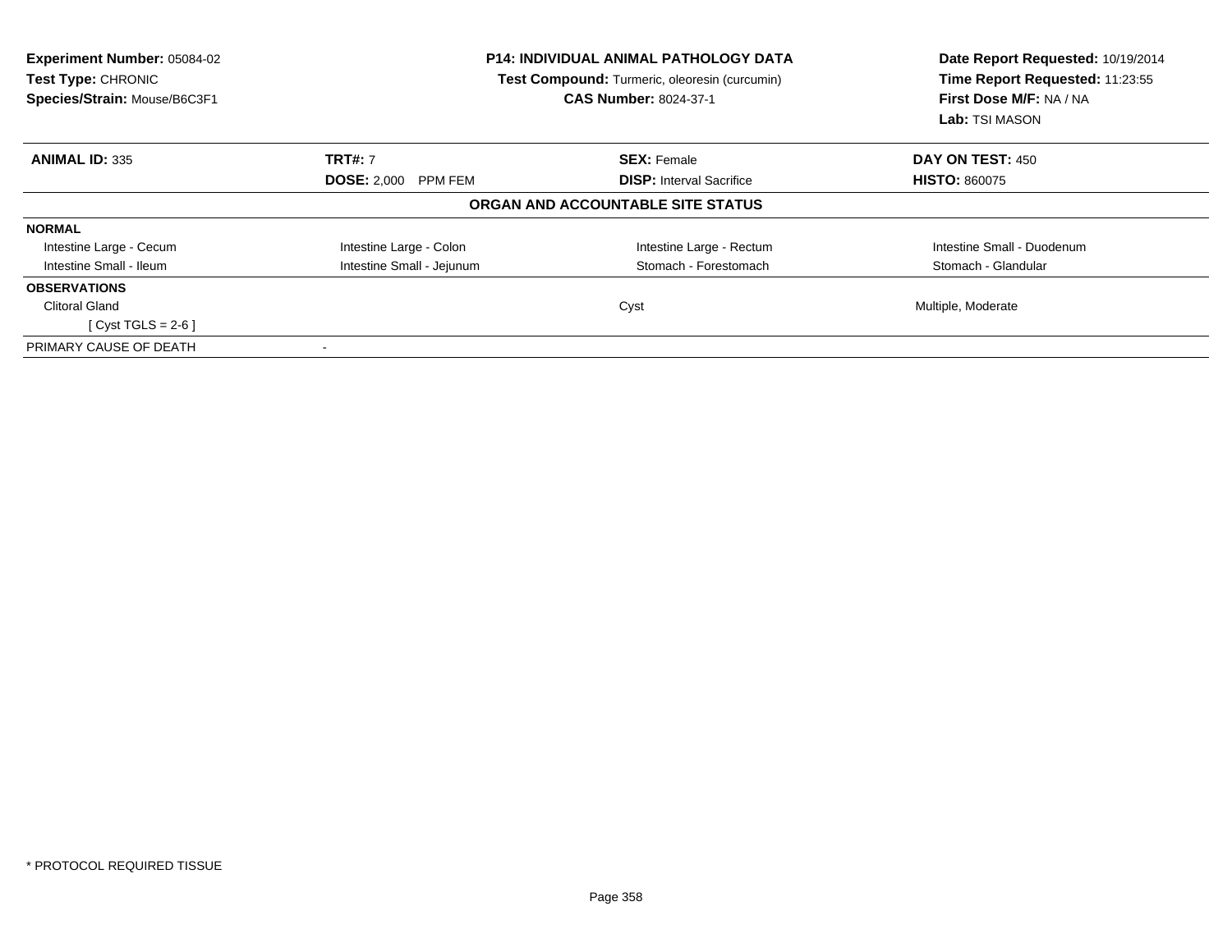**Experiment Number:** 05084-02
**Test Type:** CHRONIC
**Species/Strain:** Mouse/B6C3F1

**P14: INDIVIDUAL ANIMAL PATHOLOGY DATA**
**Test Compound:** Turmeric, oleoresin (curcumin)
**CAS Number:** 8024-37-1

**Date Report Requested:** 10/19/2014
**Time Report Requested:** 11:23:55
**First Dose M/F:** NA / NA
**Lab:** TSI MASON

| **ANIMAL ID:** 335 | **TRT#:** 7 | **SEX:** Female | **DAY ON TEST:** 450 |
|---|---|---|---|
| | **DOSE:** 2,000 PPM FEM | **DISP:** Interval Sacrifice | **HISTO:** 860075 |

**ORGAN AND ACCOUNTABLE SITE STATUS**

| | | | |
|---|---|---|---|
| **NORMAL** | | | |
| Intestine Large - Cecum | Intestine Large - Colon | Intestine Large - Rectum | Intestine Small - Duodenum |
| Intestine Small - Ileum | Intestine Small - Jejunum | Stomach - Forestomach | Stomach - Glandular |
| **OBSERVATIONS** | | | |
| Clitoral Gland | | Cyst | Multiple, Moderate |
| [ Cyst TGLS = 2-6 ] | | | |
| PRIMARY CAUSE OF DEATH | - | | |

* PROTOCOL REQUIRED TISSUE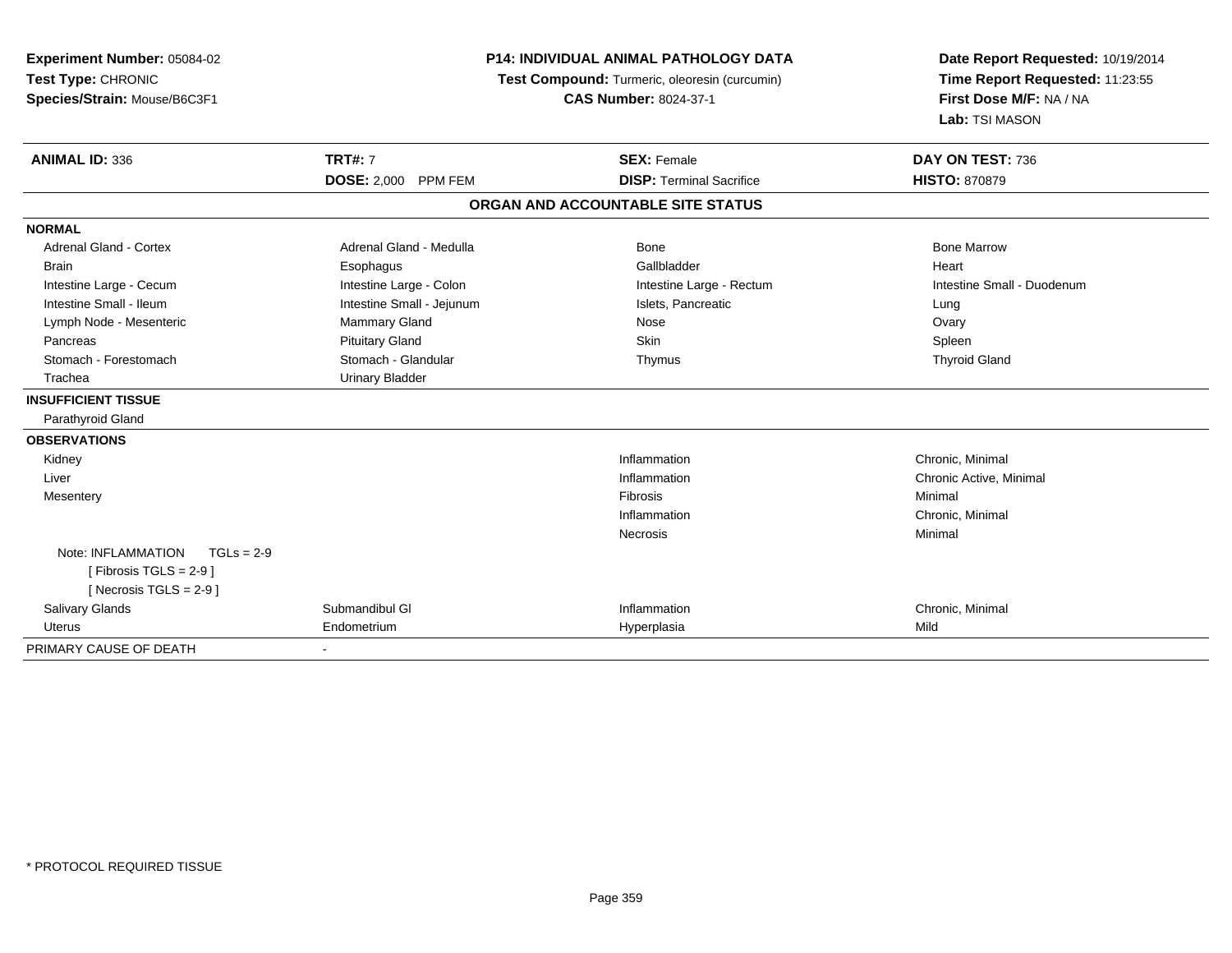**Experiment Number:** 05084-02
**Test Type:** CHRONIC
**Species/Strain:** Mouse/B6C3F1

**P14: INDIVIDUAL ANIMAL PATHOLOGY DATA**
**Test Compound:** Turmeric, oleoresin (curcumin)
**CAS Number:** 8024-37-1

**Date Report Requested:** 10/19/2014
**Time Report Requested:** 11:23:55
**First Dose M/F:** NA / NA
**Lab:** TSI MASON

| **ANIMAL ID:** 336 | **TRT#:** 7 | **SEX:** Female | **DAY ON TEST:** 736 |
|---|---|---|---|
| | **DOSE:** 2,000 PPM FEM | **DISP:** Terminal Sacrifice | **HISTO:** 870879 |

## ORGAN AND ACCOUNTABLE SITE STATUS

**NORMAL**

| | | | |
|---|---|---|---|
| Adrenal Gland - Cortex | Adrenal Gland - Medulla | Bone | Bone Marrow |
| Brain | Esophagus | Gallbladder | Heart |
| Intestine Large - Cecum | Intestine Large - Colon | Intestine Large - Rectum | Intestine Small - Duodenum |
| Intestine Small - Ileum | Intestine Small - Jejunum | Islets, Pancreatic | Lung |
| Lymph Node - Mesenteric | Mammary Gland | Nose | Ovary |
| Pancreas | Pituitary Gland | Skin | Spleen |
| Stomach - Forestomach | Stomach - Glandular | Thymus | Thyroid Gland |
| Trachea | Urinary Bladder | | |

**INSUFFICIENT TISSUE**

Parathyroid Gland

**OBSERVATIONS**

| | | | |
|---|---|---|---|
| Kidney | | Inflammation | Chronic, Minimal |
| Liver | | Inflammation | Chronic Active, Minimal |
| Mesentery | | Fibrosis | Minimal |
| | | Inflammation | Chronic, Minimal |
| | | Necrosis | Minimal |
| Note: INFLAMMATION TGLs = 2-9 [ Fibrosis TGLS = 2-9 ] [ Necrosis TGLS = 2-9 ] | | | |
| Salivary Glands | Submandibul Gl | Inflammation | Chronic, Minimal |
| Uterus | Endometrium | Hyperplasia | Mild |

PRIMARY CAUSE OF DEATH -

* PROTOCOL REQUIRED TISSUE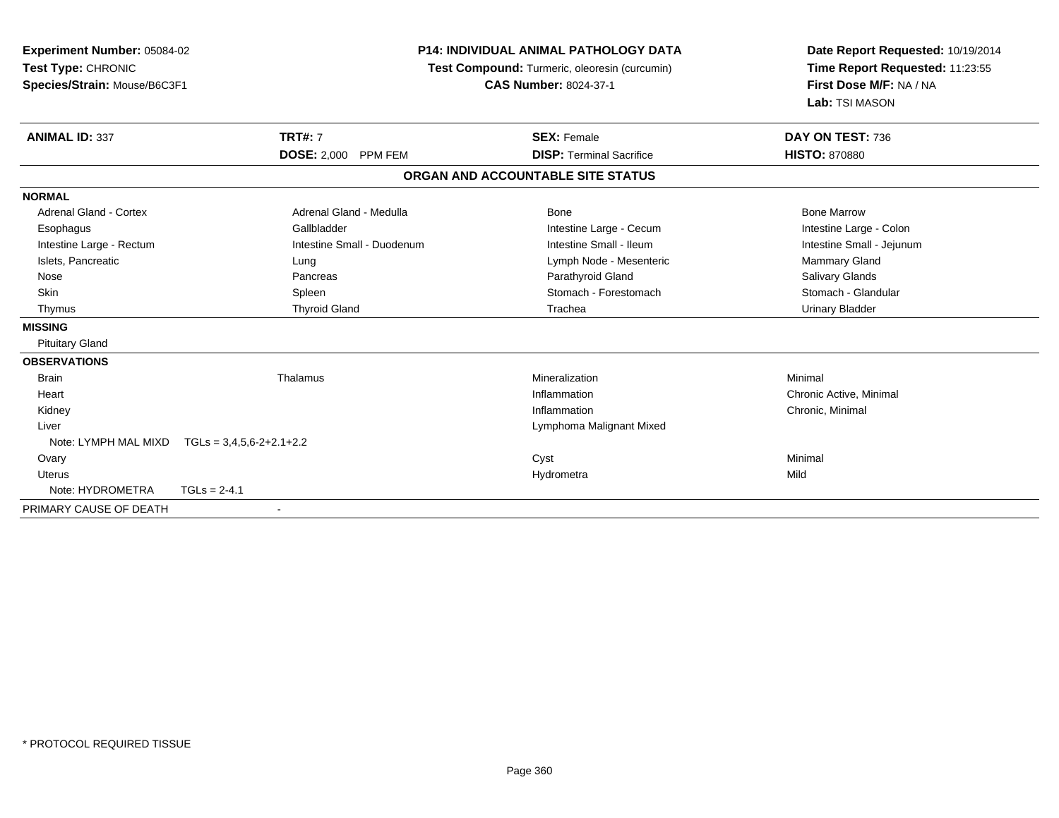**Experiment Number:** 05084-02
**Test Type:** CHRONIC
**Species/Strain:** Mouse/B6C3F1

**P14: INDIVIDUAL ANIMAL PATHOLOGY DATA**
**Test Compound:** Turmeric, oleoresin (curcumin)
**CAS Number:** 8024-37-1

**Date Report Requested:** 10/19/2014
**Time Report Requested:** 11:23:55
**First Dose M/F:** NA / NA
**Lab:** TSI MASON

| **ANIMAL ID:** 337 | **TRT#:** 7 | **SEX:** Female | **DAY ON TEST:** 736 |
|---|---|---|---|
| | **DOSE:** 2,000 PPM FEM | **DISP:** Terminal Sacrifice | **HISTO:** 870880 |

**ORGAN AND ACCOUNTABLE SITE STATUS**

| | | | |
|---|---|---|---|
| **NORMAL** | | | |
| Adrenal Gland - Cortex | Adrenal Gland - Medulla | Bone | Bone Marrow |
| Esophagus | Gallbladder | Intestine Large - Cecum | Intestine Large - Colon |
| Intestine Large - Rectum | Intestine Small - Duodenum | Intestine Small - Ileum | Intestine Small - Jejunum |
| Islets, Pancreatic | Lung | Lymph Node - Mesenteric | Mammary Gland |
| Nose | Pancreas | Parathyroid Gland | Salivary Glands |
| Skin | Spleen | Stomach - Forestomach | Stomach - Glandular |
| Thymus | Thyroid Gland | Trachea | Urinary Bladder |
| **MISSING** | | | |
| Pituitary Gland | | | |
| **OBSERVATIONS** | | | |
| Brain | Thalamus | Mineralization | Minimal |
| Heart | | Inflammation | Chronic Active, Minimal |
| Kidney | | Inflammation | Chronic, Minimal |
| Liver | | Lymphoma Malignant Mixed | |
| Note: LYMPH MAL MIXD TGLs = 3,4,5,6-2+2.1+2.2 | | | |
| Ovary | | Cyst | Minimal |
| Uterus | | Hydrometra | Mild |
| Note: HYDROMETRA TGLs = 2-4.1 | | | |
| PRIMARY CAUSE OF DEATH | - | | |

\* PROTOCOL REQUIRED TISSUE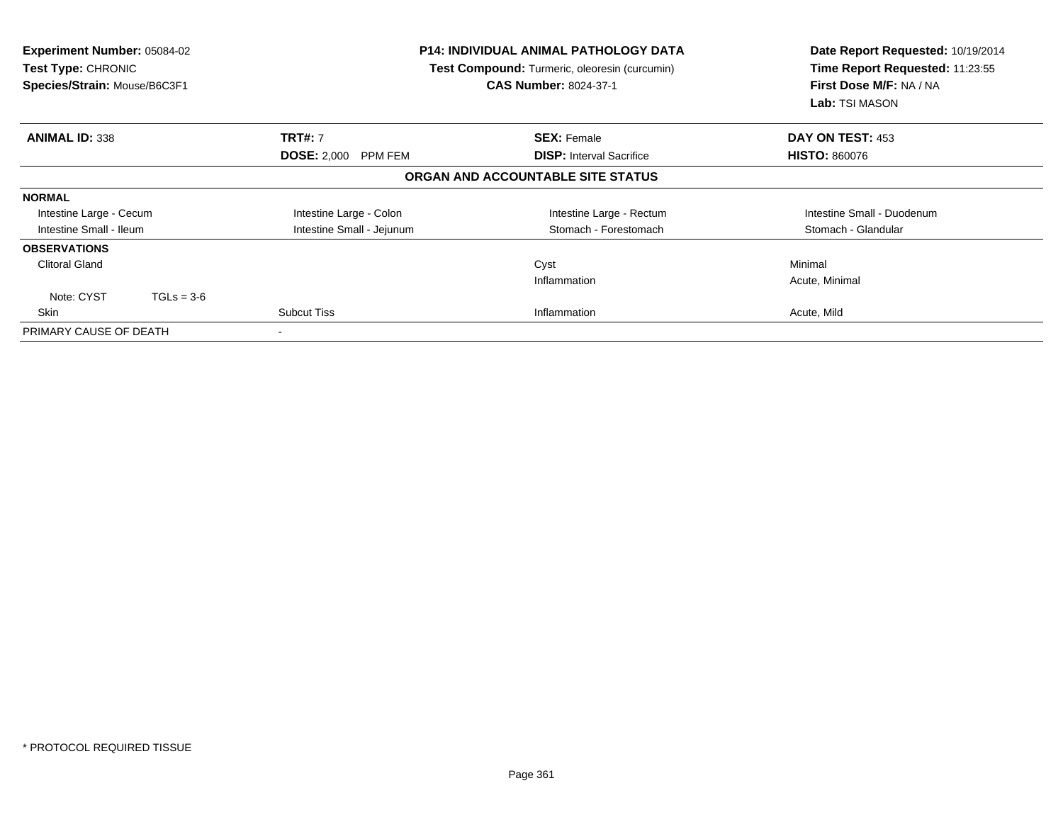**Experiment Number:** 05084-02
**Test Type:** CHRONIC
**Species/Strain:** Mouse/B6C3F1

**P14: INDIVIDUAL ANIMAL PATHOLOGY DATA**
**Test Compound:** Turmeric, oleoresin (curcumin)
**CAS Number:** 8024-37-1

**Date Report Requested:** 10/19/2014
**Time Report Requested:** 11:23:55
**First Dose M/F:** NA / NA
**Lab:** TSI MASON

| **ANIMAL ID:** 338 | **TRT#:** 7 | **SEX:** Female | **DAY ON TEST:** 453 |
|---|---|---|---|
| | **DOSE:** 2,000 PPM FEM | **DISP:** Interval Sacrifice | **HISTO:** 860076 |

**ORGAN AND ACCOUNTABLE SITE STATUS**

| | | | |
|---|---|---|---|
| **NORMAL** | | | |
| Intestine Large - Cecum | Intestine Large - Colon | Intestine Large - Rectum | Intestine Small - Duodenum |
| Intestine Small - Ileum | Intestine Small - Jejunum | Stomach - Forestomach | Stomach - Glandular |
| **OBSERVATIONS** | | | |
| Clitoral Gland | | Cyst | Minimal |
| | | Inflammation | Acute, Minimal |
| Note: CYST TGLs = 3-6 | | | |
| Skin | Subcut Tiss | Inflammation | Acute, Mild |
| PRIMARY CAUSE OF DEATH | - | | |

* PROTOCOL REQUIRED TISSUE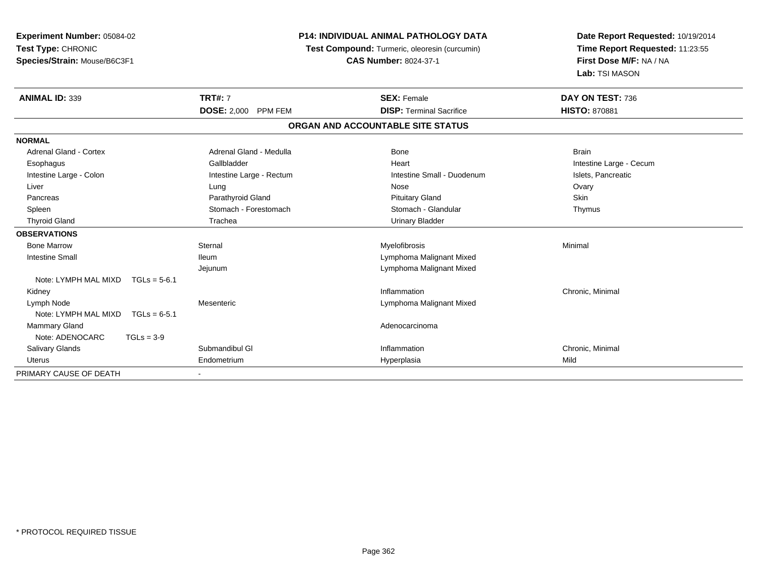**Experiment Number:** 05084-02
**Test Type:** CHRONIC
**Species/Strain:** Mouse/B6C3F1

**P14: INDIVIDUAL ANIMAL PATHOLOGY DATA**
**Test Compound:** Turmeric, oleoresin (curcumin)
**CAS Number:** 8024-37-1

**Date Report Requested:** 10/19/2014
**Time Report Requested:** 11:23:55
**First Dose M/F:** NA / NA
**Lab:** TSI MASON

| **ANIMAL ID:** 339 | **TRT#:** 7 | **SEX:** Female | **DAY ON TEST:** 736 |
|---|---|---|---|
| | **DOSE:** 2,000 PPM FEM | **DISP:** Terminal Sacrifice | **HISTO:** 870881 |

**ORGAN AND ACCOUNTABLE SITE STATUS**

**NORMAL**

| | | | |
|---|---|---|---|
| Adrenal Gland - Cortex | Adrenal Gland - Medulla | Bone | Brain |
| Esophagus | Gallbladder | Heart | Intestine Large - Cecum |
| Intestine Large - Colon | Intestine Large - Rectum | Intestine Small - Duodenum | Islets, Pancreatic |
| Liver | Lung | Nose | Ovary |
| Pancreas | Parathyroid Gland | Pituitary Gland | Skin |
| Spleen | Stomach - Forestomach | Stomach - Glandular | Thymus |
| Thyroid Gland | Trachea | Urinary Bladder | |

**OBSERVATIONS**

| | | | |
|---|---|---|---|
| Bone Marrow | Sternal | Myelofibrosis | Minimal |
| Intestine Small | Ileum | Lymphoma Malignant Mixed | |
| | Jejunum | Lymphoma Malignant Mixed | |
| Note: LYMPH MAL MIXD TGLs = 5-6.1 | | | |
| Kidney | | Inflammation | Chronic, Minimal |
| Lymph Node | Mesenteric | Lymphoma Malignant Mixed | |
| Note: LYMPH MAL MIXD TGLs = 6-5.1 | | | |
| Mammary Gland | | Adenocarcinoma | |
| Note: ADENOCARC TGLs = 3-9 | | | |
| Salivary Glands | Submandibul Gl | Inflammation | Chronic, Minimal |
| Uterus | Endometrium | Hyperplasia | Mild |

PRIMARY CAUSE OF DEATH -

* PROTOCOL REQUIRED TISSUE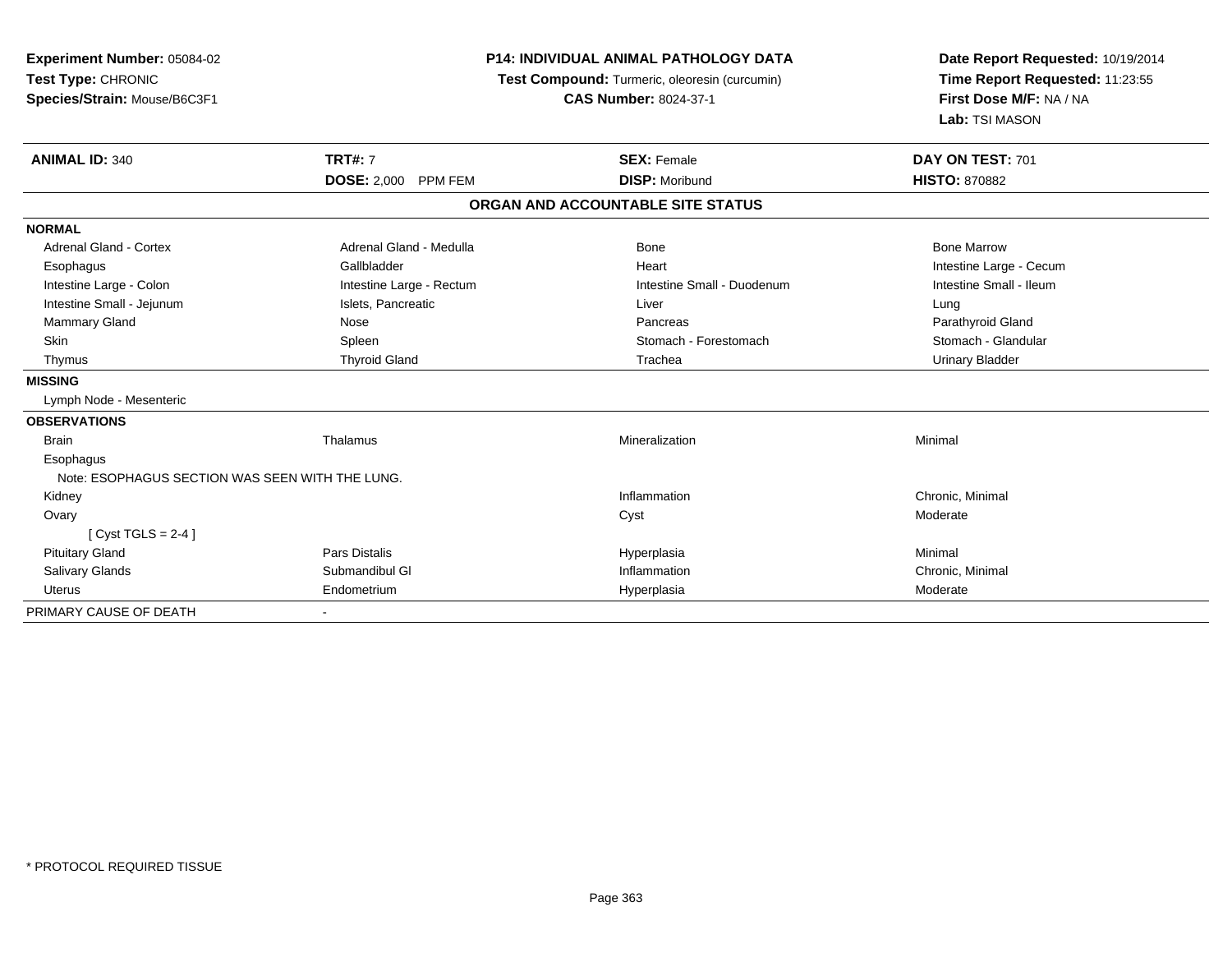**Experiment Number:** 05084-02
**Test Type:** CHRONIC
**Species/Strain:** Mouse/B6C3F1

**P14: INDIVIDUAL ANIMAL PATHOLOGY DATA**
**Test Compound:** Turmeric, oleoresin (curcumin)
**CAS Number:** 8024-37-1

**Date Report Requested:** 10/19/2014
**Time Report Requested:** 11:23:55
**First Dose M/F:** NA / NA
**Lab:** TSI MASON

| **ANIMAL ID:** 340 | **TRT#:** 7 | **SEX:** Female | **DAY ON TEST:** 701 |
|---|---|---|---|
| | **DOSE:** 2,000 PPM FEM | **DISP:** Moribund | **HISTO:** 870882 |

**ORGAN AND ACCOUNTABLE SITE STATUS**

| | | | |
|---|---|---|---|
| **NORMAL** | | | |
| Adrenal Gland - Cortex | Adrenal Gland - Medulla | Bone | Bone Marrow |
| Esophagus | Gallbladder | Heart | Intestine Large - Cecum |
| Intestine Large - Colon | Intestine Large - Rectum | Intestine Small - Duodenum | Intestine Small - Ileum |
| Intestine Small - Jejunum | Islets, Pancreatic | Liver | Lung |
| Mammary Gland | Nose | Pancreas | Parathyroid Gland |
| Skin | Spleen | Stomach - Forestomach | Stomach - Glandular |
| Thymus | Thyroid Gland | Trachea | Urinary Bladder |
| **MISSING** | | | |
| Lymph Node - Mesenteric | | | |
| **OBSERVATIONS** | | | |
| Brain | Thalamus | Mineralization | Minimal |
| Esophagus | | | |
| Note: ESOPHAGUS SECTION WAS SEEN WITH THE LUNG. | | | |
| Kidney | | Inflammation | Chronic, Minimal |
| Ovary | | Cyst | Moderate |
| [ Cyst TGLS = 2-4 ] | | | |
| Pituitary Gland | Pars Distalis | Hyperplasia | Minimal |
| Salivary Glands | Submandibul Gl | Inflammation | Chronic, Minimal |
| Uterus | Endometrium | Hyperplasia | Moderate |
| PRIMARY CAUSE OF DEATH | - | | |

* PROTOCOL REQUIRED TISSUE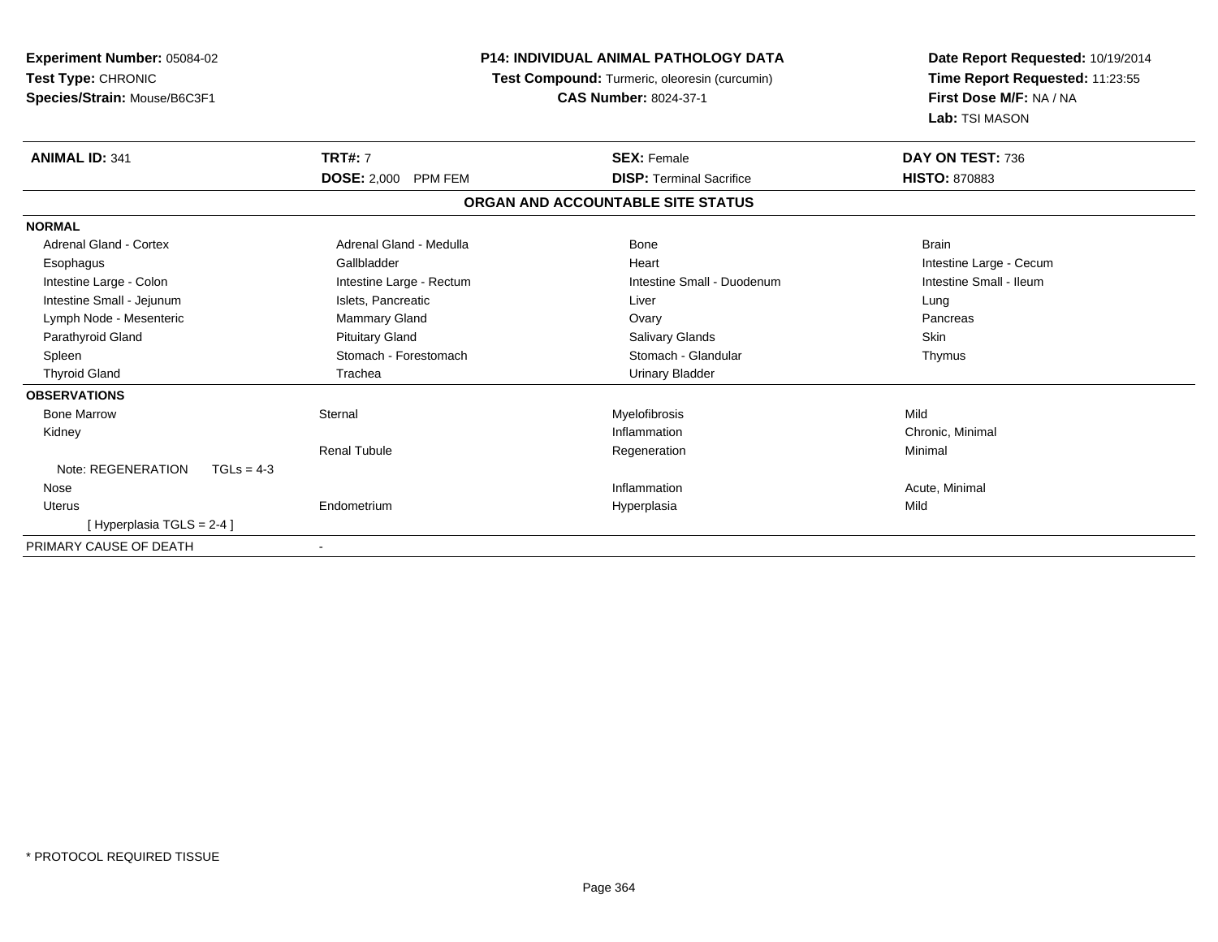**Experiment Number:** 05084-02
**Test Type:** CHRONIC
**Species/Strain:** Mouse/B6C3F1

**P14: INDIVIDUAL ANIMAL PATHOLOGY DATA**
**Test Compound:** Turmeric, oleoresin (curcumin)
**CAS Number:** 8024-37-1

**Date Report Requested:** 10/19/2014
**Time Report Requested:** 11:23:55
**First Dose M/F:** NA / NA
**Lab:** TSI MASON

| **ANIMAL ID:** 341 | **TRT#:** 7 | **SEX:** Female | **DAY ON TEST:** 736 |
|---|---|---|---|
| | **DOSE:** 2,000 PPM FEM | **DISP:** Terminal Sacrifice | **HISTO:** 870883 |

**ORGAN AND ACCOUNTABLE SITE STATUS**

| | | | |
|---|---|---|---|
| **NORMAL** | | | |
| Adrenal Gland - Cortex | Adrenal Gland - Medulla | Bone | Brain |
| Esophagus | Gallbladder | Heart | Intestine Large - Cecum |
| Intestine Large - Colon | Intestine Large - Rectum | Intestine Small - Duodenum | Intestine Small - Ileum |
| Intestine Small - Jejunum | Islets, Pancreatic | Liver | Lung |
| Lymph Node - Mesenteric | Mammary Gland | Ovary | Pancreas |
| Parathyroid Gland | Pituitary Gland | Salivary Glands | Skin |
| Spleen | Stomach - Forestomach | Stomach - Glandular | Thymus |
| Thyroid Gland | Trachea | Urinary Bladder | |
| **OBSERVATIONS** | | | |
| Bone Marrow | Sternal | Myelofibrosis | Mild |
| Kidney | | Inflammation | Chronic, Minimal |
| | Renal Tubule | Regeneration | Minimal |
| Note: REGENERATION TGLs = 4-3 | | | |
| Nose | | Inflammation | Acute, Minimal |
| Uterus | Endometrium | Hyperplasia | Mild |
| [ Hyperplasia TGLS = 2-4 ] | | | |
| PRIMARY CAUSE OF DEATH | - | | |

* PROTOCOL REQUIRED TISSUE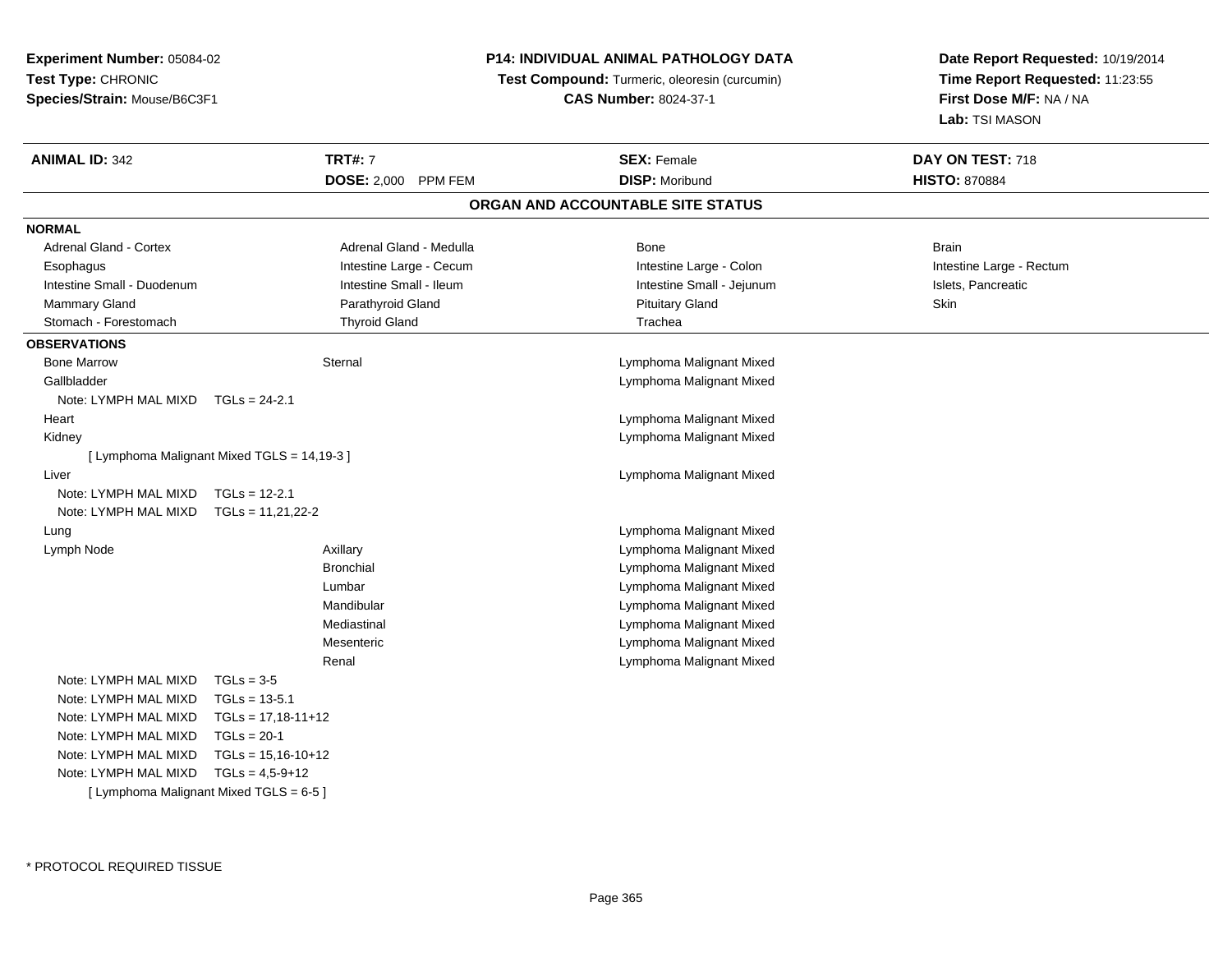**Experiment Number:** 05084-02
**Test Type:** CHRONIC
**Species/Strain:** Mouse/B6C3F1

**P14: INDIVIDUAL ANIMAL PATHOLOGY DATA**
**Test Compound:** Turmeric, oleoresin (curcumin)
**CAS Number:** 8024-37-1

**Date Report Requested:** 10/19/2014
**Time Report Requested:** 11:23:55
**First Dose M/F:** NA / NA
**Lab:** TSI MASON

| **ANIMAL ID:** 342 | **TRT#:** 7 | **SEX:** Female | **DAY ON TEST:** 718 |
|---|---|---|---|
| | **DOSE:** 2,000 PPM FEM | **DISP:** Moribund | **HISTO:** 870884 |

## ORGAN AND ACCOUNTABLE SITE STATUS

**NORMAL**

| | | | |
|---|---|---|---|
| Adrenal Gland - Cortex | Adrenal Gland - Medulla | Bone | Brain |
| Esophagus | Intestine Large - Cecum | Intestine Large - Colon | Intestine Large - Rectum |
| Intestine Small - Duodenum | Intestine Small - Ileum | Intestine Small - Jejunum | Islets, Pancreatic |
| Mammary Gland | Parathyroid Gland | Pituitary Gland | Skin |
| Stomach - Forestomach | Thyroid Gland | Trachea | |

**OBSERVATIONS**

| | | |
|---|---|---|
| Bone Marrow | Sternal | Lymphoma Malignant Mixed |
| Gallbladder | | Lymphoma Malignant Mixed |
| Note: LYMPH MAL MIXD TGLs = 24-2.1 | | |
| Heart | | Lymphoma Malignant Mixed |
| Kidney | | Lymphoma Malignant Mixed |
| [ Lymphoma Malignant Mixed TGLS = 14,19-3 ] | | |
| Liver | | Lymphoma Malignant Mixed |
| Note: LYMPH MAL MIXD TGLs = 12-2.1 | | |
| Note: LYMPH MAL MIXD TGLs = 11,21,22-2 | | |
| Lung | | Lymphoma Malignant Mixed |
| Lymph Node | Axillary | Lymphoma Malignant Mixed |
| | Bronchial | Lymphoma Malignant Mixed |
| | Lumbar | Lymphoma Malignant Mixed |
| | Mandibular | Lymphoma Malignant Mixed |
| | Mediastinal | Lymphoma Malignant Mixed |
| | Mesenteric | Lymphoma Malignant Mixed |
| | Renal | Lymphoma Malignant Mixed |
| Note: LYMPH MAL MIXD TGLs = 3-5 | | |
| Note: LYMPH MAL MIXD TGLs = 13-5.1 | | |
| Note: LYMPH MAL MIXD TGLs = 17,18-11+12 | | |
| Note: LYMPH MAL MIXD TGLs = 20-1 | | |
| Note: LYMPH MAL MIXD TGLs = 15,16-10+12 | | |
| Note: LYMPH MAL MIXD TGLs = 4,5-9+12 | | |
| [ Lymphoma Malignant Mixed TGLS = 6-5 ] | | |

* PROTOCOL REQUIRED TISSUE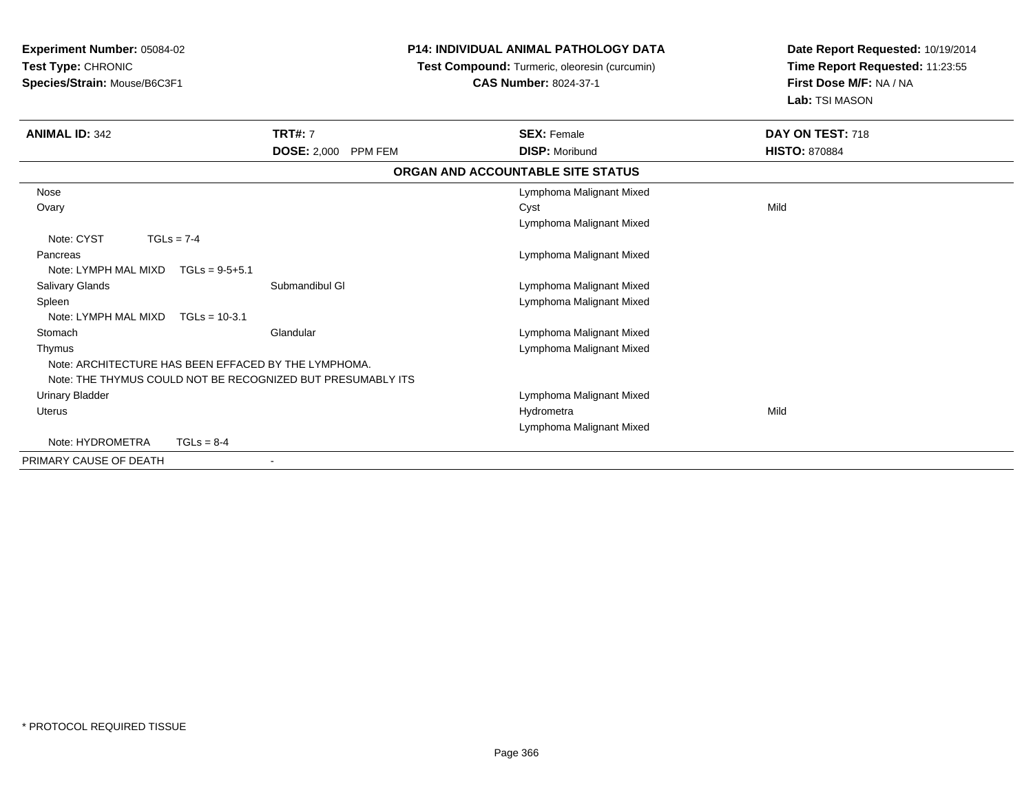**Experiment Number:** 05084-02
**Test Type:** CHRONIC
**Species/Strain:** Mouse/B6C3F1

**P14: INDIVIDUAL ANIMAL PATHOLOGY DATA**
**Test Compound:** Turmeric, oleoresin (curcumin)
**CAS Number:** 8024-37-1

**Date Report Requested:** 10/19/2014
**Time Report Requested:** 11:23:55
**First Dose M/F:** NA / NA
**Lab:** TSI MASON

| **ANIMAL ID:** 342 | **TRT#:** 7 | **SEX:** Female | **DAY ON TEST:** 718 |
|---|---|---|---|
| | **DOSE:** 2,000 PPM FEM | **DISP:** Moribund | **HISTO:** 870884 |

**ORGAN AND ACCOUNTABLE SITE STATUS**

| | | | |
|---|---|---|---|
| Nose | | Lymphoma Malignant Mixed | |
| Ovary | | Cyst | Mild |
| | | Lymphoma Malignant Mixed | |
| Note: CYST TGLs = 7-4 | | | |
| Pancreas | | Lymphoma Malignant Mixed | |
| Note: LYMPH MAL MIXD TGLs = 9-5+5.1 | | | |
| Salivary Glands | Submandibul Gl | Lymphoma Malignant Mixed | |
| Spleen | | Lymphoma Malignant Mixed | |
| Note: LYMPH MAL MIXD TGLs = 10-3.1 | | | |
| Stomach | Glandular | Lymphoma Malignant Mixed | |
| Thymus | | Lymphoma Malignant Mixed | |
| Note: ARCHITECTURE HAS BEEN EFFACED BY THE LYMPHOMA. | | | |
| Note: THE THYMUS COULD NOT BE RECOGNIZED BUT PRESUMABLY ITS | | | |
| Urinary Bladder | | Lymphoma Malignant Mixed | |
| Uterus | | Hydrometra | Mild |
| | | Lymphoma Malignant Mixed | |
| Note: HYDROMETRA TGLs = 8-4 | | | |
| PRIMARY CAUSE OF DEATH | - | | |

\* PROTOCOL REQUIRED TISSUE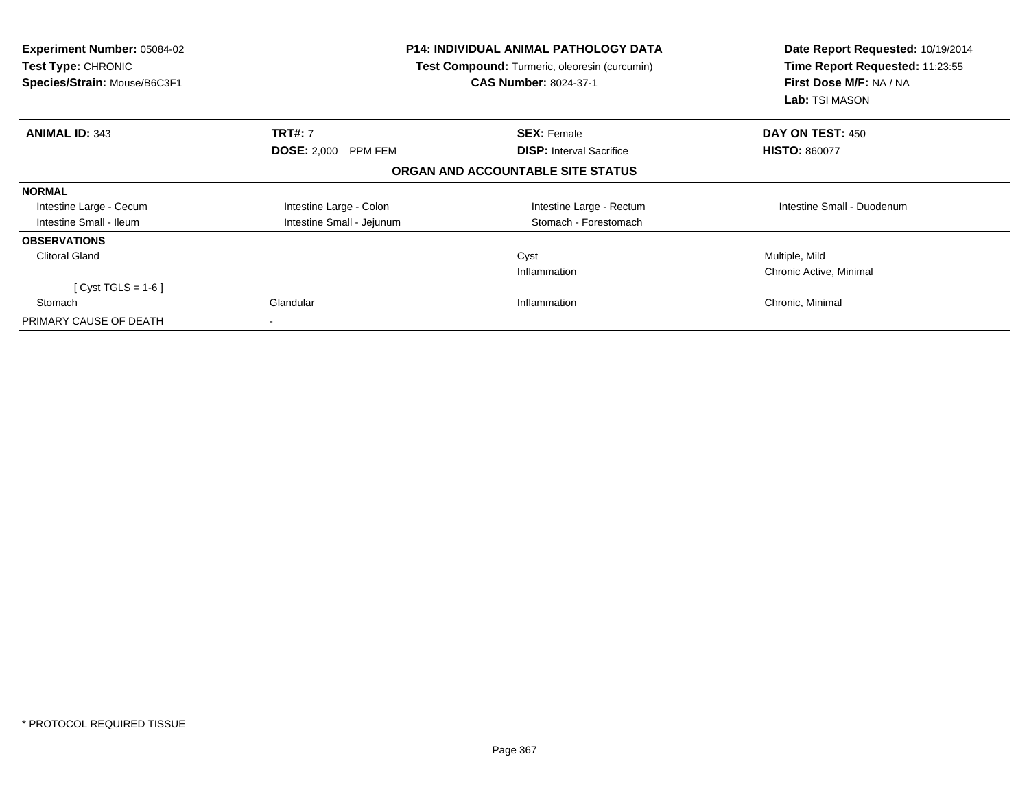**Experiment Number:** 05084-02
**Test Type:** CHRONIC
**Species/Strain:** Mouse/B6C3F1

**P14: INDIVIDUAL ANIMAL PATHOLOGY DATA**
**Test Compound:** Turmeric, oleoresin (curcumin)
**CAS Number:** 8024-37-1

**Date Report Requested:** 10/19/2014
**Time Report Requested:** 11:23:55
**First Dose M/F:** NA / NA
**Lab:** TSI MASON

| **ANIMAL ID:** 343 | **TRT#:** 7 | **SEX:** Female | **DAY ON TEST:** 450 |
|---|---|---|---|
| | **DOSE:** 2,000 PPM FEM | **DISP:** Interval Sacrifice | **HISTO:** 860077 |

### ORGAN AND ACCOUNTABLE SITE STATUS

| | | | |
|---|---|---|---|
| **NORMAL** | | | |
| Intestine Large - Cecum | Intestine Large - Colon | Intestine Large - Rectum | Intestine Small - Duodenum |
| Intestine Small - Ileum | Intestine Small - Jejunum | Stomach - Forestomach | |
| **OBSERVATIONS** | | | |
| Clitoral Gland | | Cyst | Multiple, Mild |
| | | Inflammation | Chronic Active, Minimal |
| [ Cyst TGLS = 1-6 ] | | | |
| Stomach | Glandular | Inflammation | Chronic, Minimal |
| PRIMARY CAUSE OF DEATH | - | | |

* PROTOCOL REQUIRED TISSUE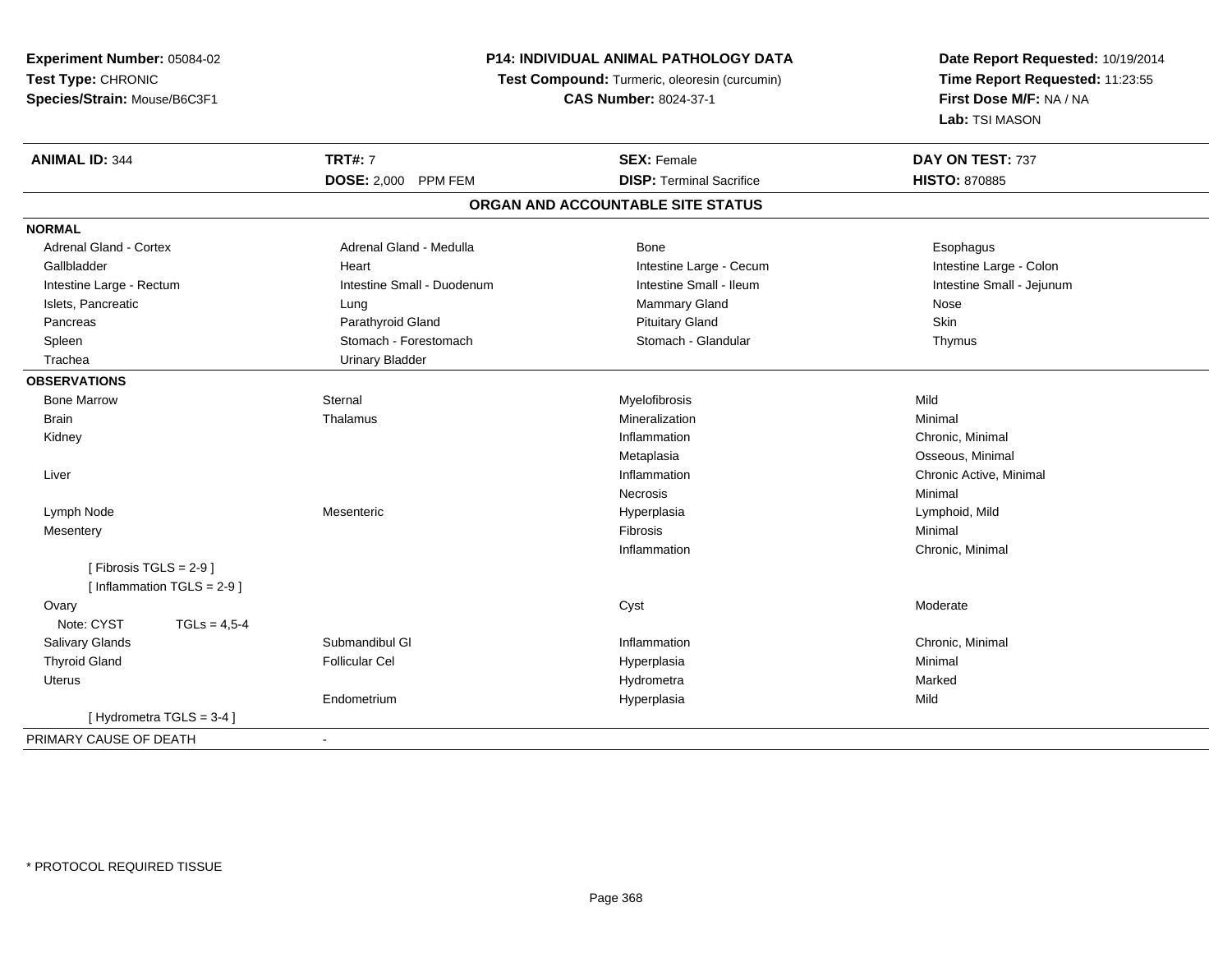**Experiment Number:** 05084-02
**Test Type:** CHRONIC
**Species/Strain:** Mouse/B6C3F1

**P14: INDIVIDUAL ANIMAL PATHOLOGY DATA**
**Test Compound:** Turmeric, oleoresin (curcumin)
**CAS Number:** 8024-37-1

**Date Report Requested:** 10/19/2014
**Time Report Requested:** 11:23:55
**First Dose M/F:** NA / NA
**Lab:** TSI MASON

| **ANIMAL ID:** 344 | **TRT#:** 7 | **SEX:** Female | **DAY ON TEST:** 737 |
|---|---|---|---|
| | **DOSE:** 2,000 PPM FEM | **DISP:** Terminal Sacrifice | **HISTO:** 870885 |

## ORGAN AND ACCOUNTABLE SITE STATUS

| | | | |
|---|---|---|---|
| **NORMAL** | | | |
| Adrenal Gland - Cortex | Adrenal Gland - Medulla | Bone | Esophagus |
| Gallbladder | Heart | Intestine Large - Cecum | Intestine Large - Colon |
| Intestine Large - Rectum | Intestine Small - Duodenum | Intestine Small - Ileum | Intestine Small - Jejunum |
| Islets, Pancreatic | Lung | Mammary Gland | Nose |
| Pancreas | Parathyroid Gland | Pituitary Gland | Skin |
| Spleen | Stomach - Forestomach | Stomach - Glandular | Thymus |
| Trachea | Urinary Bladder | | |
| **OBSERVATIONS** | | | |
| Bone Marrow | Sternal | Myelofibrosis | Mild |
| Brain | Thalamus | Mineralization | Minimal |
| Kidney | | Inflammation | Chronic, Minimal |
| | | Metaplasia | Osseous, Minimal |
| Liver | | Inflammation | Chronic Active, Minimal |
| | | Necrosis | Minimal |
| Lymph Node | Mesenteric | Hyperplasia | Lymphoid, Mild |
| Mesentery | | Fibrosis | Minimal |
| | | Inflammation | Chronic, Minimal |
| [ Fibrosis TGLS = 2-9 ] | | | |
| [ Inflammation TGLS = 2-9 ] | | | |
| Ovary | | Cyst | Moderate |
| Note: CYST TGLs = 4,5-4 | | | |
| Salivary Glands | Submandibul Gl | Inflammation | Chronic, Minimal |
| Thyroid Gland | Follicular Cel | Hyperplasia | Minimal |
| Uterus | | Hydrometra | Marked |
| | Endometrium | Hyperplasia | Mild |
| [ Hydrometra TGLS = 3-4 ] | | | |
| PRIMARY CAUSE OF DEATH | - | | |

* PROTOCOL REQUIRED TISSUE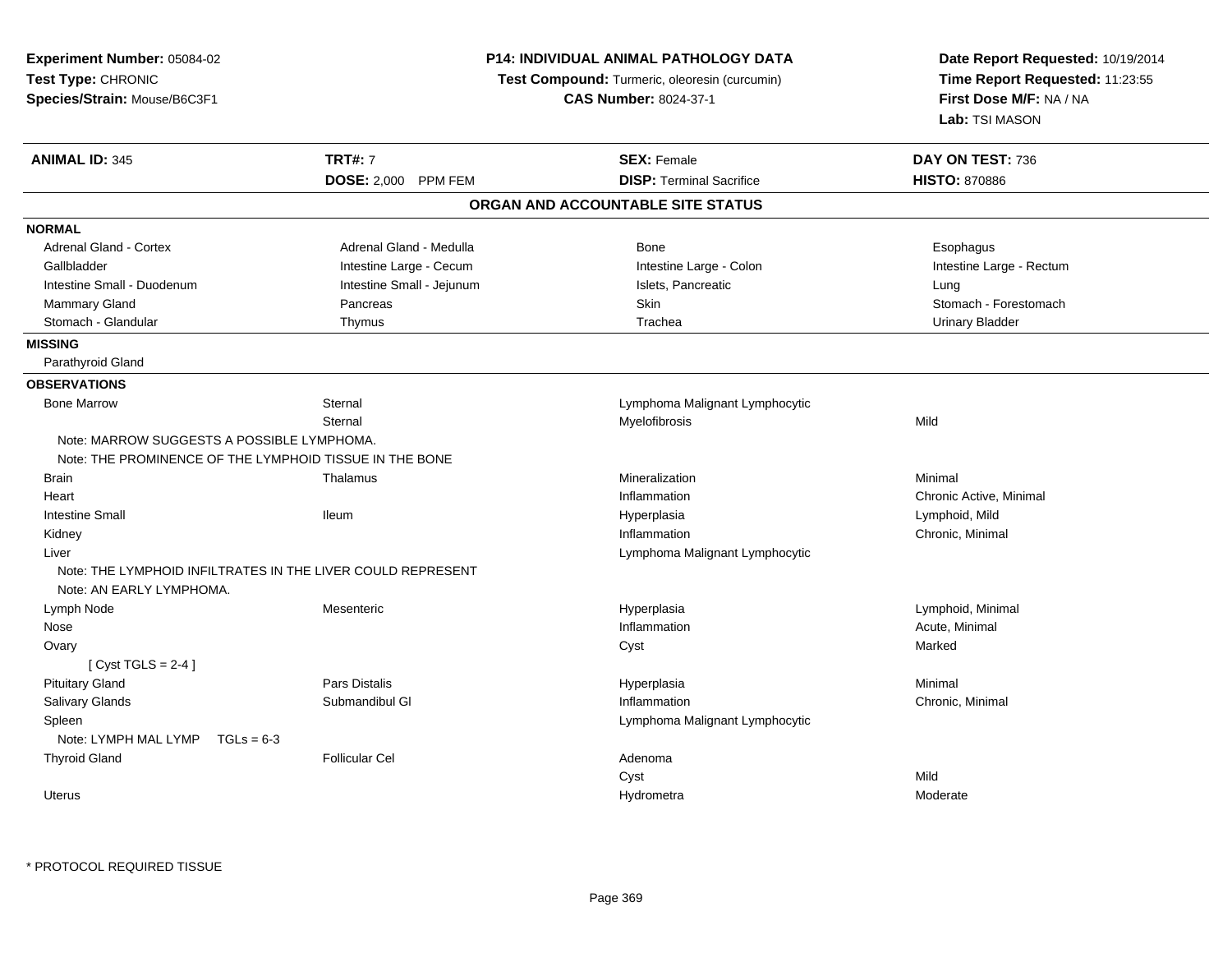**Experiment Number:** 05084-02
**Test Type:** CHRONIC
**Species/Strain:** Mouse/B6C3F1

**P14: INDIVIDUAL ANIMAL PATHOLOGY DATA**
**Test Compound:** Turmeric, oleoresin (curcumin)
**CAS Number:** 8024-37-1

**Date Report Requested:** 10/19/2014
**Time Report Requested:** 11:23:55
**First Dose M/F:** NA / NA
**Lab:** TSI MASON

| **ANIMAL ID:** 345 | **TRT#:** 7 | **SEX:** Female | **DAY ON TEST:** 736 |
|---|---|---|---|
| | **DOSE:** 2,000 PPM FEM | **DISP:** Terminal Sacrifice | **HISTO:** 870886 |

## ORGAN AND ACCOUNTABLE SITE STATUS

**NORMAL**

| | | | |
|---|---|---|---|
| Adrenal Gland - Cortex | Adrenal Gland - Medulla | Bone | Esophagus |
| Gallbladder | Intestine Large - Cecum | Intestine Large - Colon | Intestine Large - Rectum |
| Intestine Small - Duodenum | Intestine Small - Jejunum | Islets, Pancreatic | Lung |
| Mammary Gland | Pancreas | Skin | Stomach - Forestomach |
| Stomach - Glandular | Thymus | Trachea | Urinary Bladder |

**MISSING**

Parathyroid Gland

**OBSERVATIONS**

| | | | |
|---|---|---|---|
| Bone Marrow | Sternal | Lymphoma Malignant Lymphocytic | |
| | Sternal | Myelofibrosis | Mild |
| Note: MARROW SUGGESTS A POSSIBLE LYMPHOMA. | | | |
| Note: THE PROMINENCE OF THE LYMPHOID TISSUE IN THE BONE | | | |
| Brain | Thalamus | Mineralization | Minimal |
| Heart | | Inflammation | Chronic Active, Minimal |
| Intestine Small | Ileum | Hyperplasia | Lymphoid, Mild |
| Kidney | | Inflammation | Chronic, Minimal |
| Liver | | Lymphoma Malignant Lymphocytic | |
| Note: THE LYMPHOID INFILTRATES IN THE LIVER COULD REPRESENT | | | |
| Note: AN EARLY LYMPHOMA. | | | |
| Lymph Node | Mesenteric | Hyperplasia | Lymphoid, Minimal |
| Nose | | Inflammation | Acute, Minimal |
| Ovary | | Cyst | Marked |
| [ Cyst TGLS = 2-4 ] | | | |
| Pituitary Gland | Pars Distalis | Hyperplasia | Minimal |
| Salivary Glands | Submandibul Gl | Inflammation | Chronic, Minimal |
| Spleen | | Lymphoma Malignant Lymphocytic | |
| Note: LYMPH MAL LYMP TGLs = 6-3 | | | |
| Thyroid Gland | Follicular Cel | Adenoma | |
| | | Cyst | Mild |
| Uterus | | Hydrometra | Moderate |

\* PROTOCOL REQUIRED TISSUE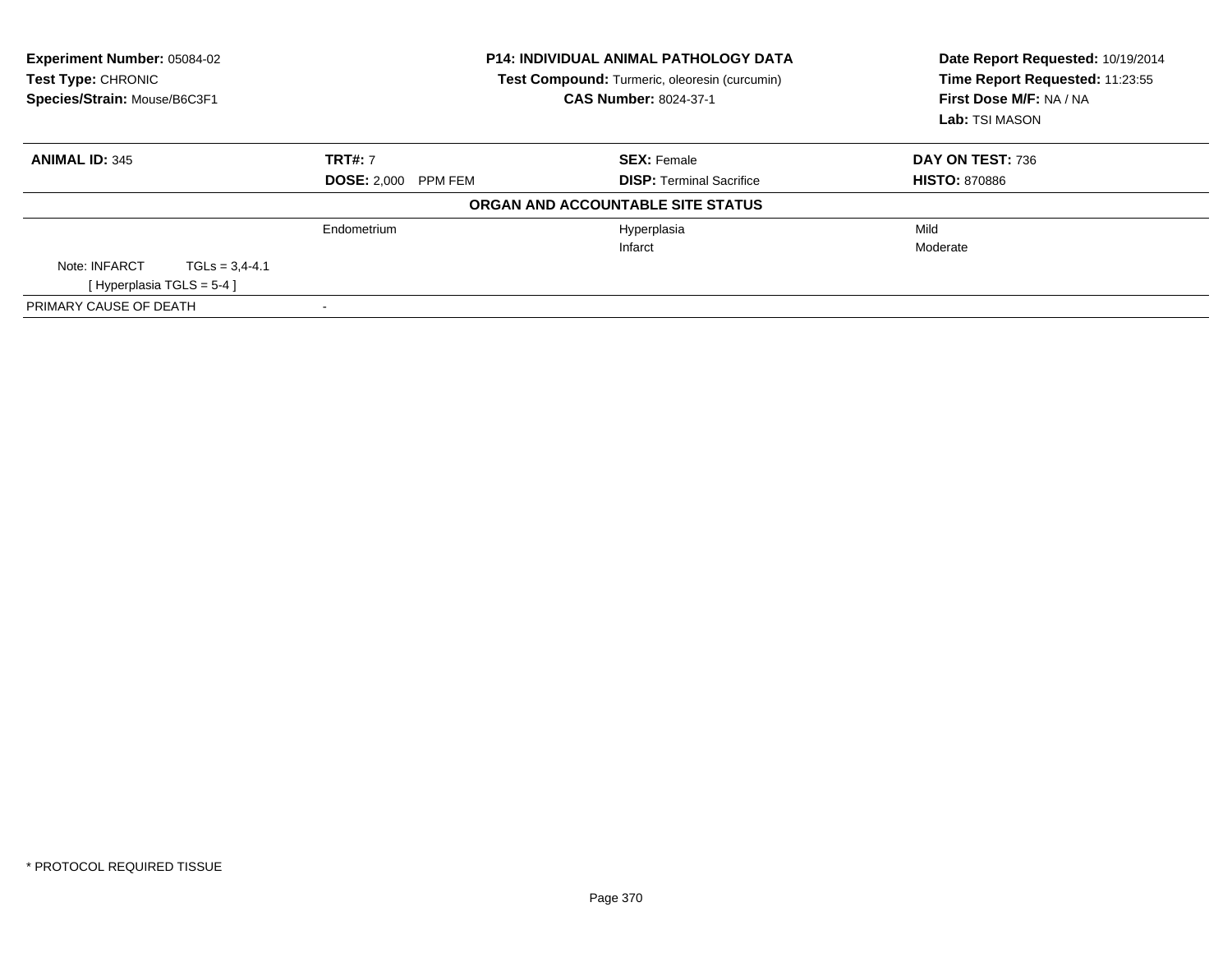**Experiment Number:** 05084-02
**Test Type:** CHRONIC
**Species/Strain:** Mouse/B6C3F1

**P14: INDIVIDUAL ANIMAL PATHOLOGY DATA**
**Test Compound:** Turmeric, oleoresin (curcumin)
**CAS Number:** 8024-37-1

**Date Report Requested:** 10/19/2014
**Time Report Requested:** 11:23:55
**First Dose M/F:** NA / NA
**Lab:** TSI MASON

| **ANIMAL ID:** 345 | **TRT#:** 7 | **SEX:** Female | **DAY ON TEST:** 736 |
|---|---|---|---|
| | **DOSE:** 2,000 PPM FEM | **DISP:** Terminal Sacrifice | **HISTO:** 870886 |

**ORGAN AND ACCOUNTABLE SITE STATUS**

| | | | |
|---|---|---|---|
| | Endometrium | Hyperplasia | Mild |
| | | Infarct | Moderate |
| Note: INFARCT TGLs = 3,4-4.1 | | | |
| [ Hyperplasia TGLS = 5-4 ] | | | |
| PRIMARY CAUSE OF DEATH | - | | |

* PROTOCOL REQUIRED TISSUE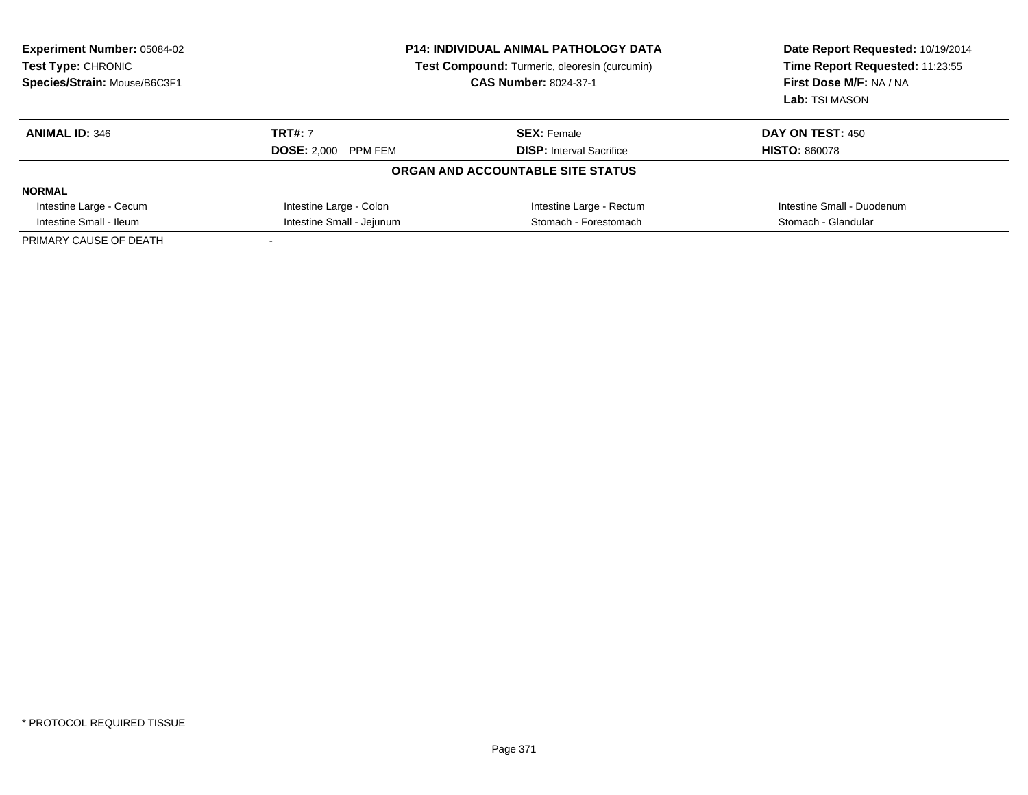**Experiment Number:** 05084-02
**Test Type:** CHRONIC
**Species/Strain:** Mouse/B6C3F1

**P14: INDIVIDUAL ANIMAL PATHOLOGY DATA**
**Test Compound:** Turmeric, oleoresin (curcumin)
**CAS Number:** 8024-37-1

**Date Report Requested:** 10/19/2014
**Time Report Requested:** 11:23:55
**First Dose M/F:** NA / NA
**Lab:** TSI MASON

| **ANIMAL ID:** 346 | **TRT#:** 7 | **SEX:** Female | **DAY ON TEST:** 450 |
|---|---|---|---|
| | **DOSE:** 2,000 PPM FEM | **DISP:** Interval Sacrifice | **HISTO:** 860078 |

**ORGAN AND ACCOUNTABLE SITE STATUS**

| **NORMAL** | | | |
|---|---|---|---|
| Intestine Large - Cecum | Intestine Large - Colon | Intestine Large - Rectum | Intestine Small - Duodenum |
| Intestine Small - Ileum | Intestine Small - Jejunum | Stomach - Forestomach | Stomach - Glandular |
| PRIMARY CAUSE OF DEATH | - | | |

* PROTOCOL REQUIRED TISSUE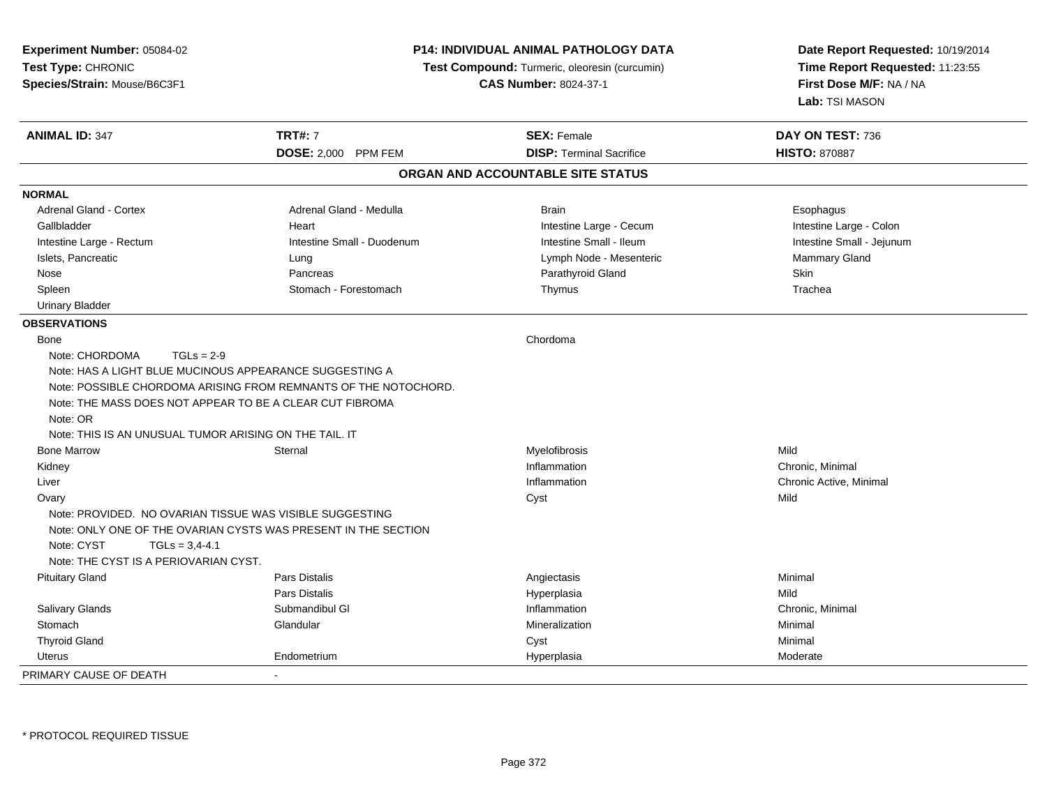**Experiment Number:** 05084-02
**Test Type:** CHRONIC
**Species/Strain:** Mouse/B6C3F1

**P14: INDIVIDUAL ANIMAL PATHOLOGY DATA**
**Test Compound:** Turmeric, oleoresin (curcumin)
**CAS Number:** 8024-37-1

**Date Report Requested:** 10/19/2014
**Time Report Requested:** 11:23:55
**First Dose M/F:** NA / NA
**Lab:** TSI MASON

| **ANIMAL ID:** 347 | **TRT#:** 7 | **SEX:** Female | **DAY ON TEST:** 736 |
|---|---|---|---|
| | **DOSE:** 2,000 PPM FEM | **DISP:** Terminal Sacrifice | **HISTO:** 870887 |

## ORGAN AND ACCOUNTABLE SITE STATUS

**NORMAL**

| | | | |
|---|---|---|---|
| Adrenal Gland - Cortex | Adrenal Gland - Medulla | Brain | Esophagus |
| Gallbladder | Heart | Intestine Large - Cecum | Intestine Large - Colon |
| Intestine Large - Rectum | Intestine Small - Duodenum | Intestine Small - Ileum | Intestine Small - Jejunum |
| Islets, Pancreatic | Lung | Lymph Node - Mesenteric | Mammary Gland |
| Nose | Pancreas | Parathyroid Gland | Skin |
| Spleen | Stomach - Forestomach | Thymus | Trachea |
| Urinary Bladder | | | |

**OBSERVATIONS**

| | | | |
|---|---|---|---|
| Bone | | Chordoma | |
| Note: CHORDOMA TGLs = 2-9 | | | |
| Note: HAS A LIGHT BLUE MUCINOUS APPEARANCE SUGGESTING A | | | |
| Note: POSSIBLE CHORDOMA ARISING FROM REMNANTS OF THE NOTOCHORD. | | | |
| Note: THE MASS DOES NOT APPEAR TO BE A CLEAR CUT FIBROMA | | | |
| Note: OR | | | |
| Note: THIS IS AN UNUSUAL TUMOR ARISING ON THE TAIL. IT | | | |
| Bone Marrow | Sternal | Myelofibrosis | Mild |
| Kidney | | Inflammation | Chronic, Minimal |
| Liver | | Inflammation | Chronic Active, Minimal |
| Ovary | | Cyst | Mild |
| Note: PROVIDED. NO OVARIAN TISSUE WAS VISIBLE SUGGESTING | | | |
| Note: ONLY ONE OF THE OVARIAN CYSTS WAS PRESENT IN THE SECTION | | | |
| Note: CYST TGLs = 3,4-4.1 | | | |
| Note: THE CYST IS A PERIOVARIAN CYST. | | | |
| Pituitary Gland | Pars Distalis | Angiectasis | Minimal |
| | Pars Distalis | Hyperplasia | Mild |
| Salivary Glands | Submandibul Gl | Inflammation | Chronic, Minimal |
| Stomach | Glandular | Mineralization | Minimal |
| Thyroid Gland | | Cyst | Minimal |
| Uterus | Endometrium | Hyperplasia | Moderate |

PRIMARY CAUSE OF DEATH -

* PROTOCOL REQUIRED TISSUE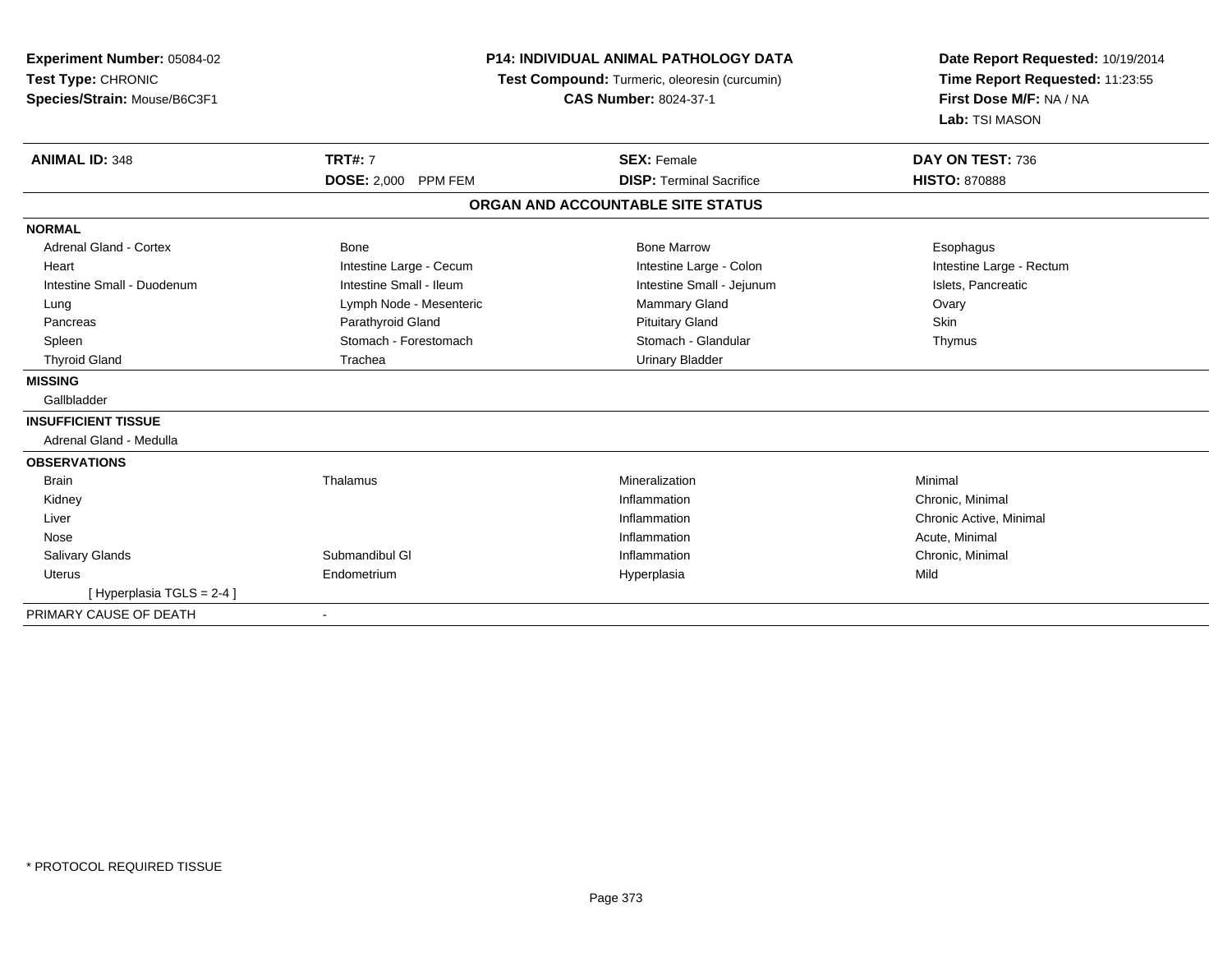**Experiment Number:** 05084-02
**Test Type:** CHRONIC
**Species/Strain:** Mouse/B6C3F1

**P14: INDIVIDUAL ANIMAL PATHOLOGY DATA**
**Test Compound:** Turmeric, oleoresin (curcumin)
**CAS Number:** 8024-37-1

**Date Report Requested:** 10/19/2014
**Time Report Requested:** 11:23:55
**First Dose M/F:** NA / NA
**Lab:** TSI MASON

| **ANIMAL ID:** 348 | **TRT#:** 7 | **SEX:** Female | **DAY ON TEST:** 736 |
|---|---|---|---|
| | **DOSE:** 2,000 PPM FEM | **DISP:** Terminal Sacrifice | **HISTO:** 870888 |

**ORGAN AND ACCOUNTABLE SITE STATUS**

| | | | |
|---|---|---|---|
| **NORMAL** | | | |
| Adrenal Gland - Cortex | Bone | Bone Marrow | Esophagus |
| Heart | Intestine Large - Cecum | Intestine Large - Colon | Intestine Large - Rectum |
| Intestine Small - Duodenum | Intestine Small - Ileum | Intestine Small - Jejunum | Islets, Pancreatic |
| Lung | Lymph Node - Mesenteric | Mammary Gland | Ovary |
| Pancreas | Parathyroid Gland | Pituitary Gland | Skin |
| Spleen | Stomach - Forestomach | Stomach - Glandular | Thymus |
| Thyroid Gland | Trachea | Urinary Bladder | |
| **MISSING** | | | |
| Gallbladder | | | |
| **INSUFFICIENT TISSUE** | | | |
| Adrenal Gland - Medulla | | | |
| **OBSERVATIONS** | | | |
| Brain | Thalamus | Mineralization | Minimal |
| Kidney | | Inflammation | Chronic, Minimal |
| Liver | | Inflammation | Chronic Active, Minimal |
| Nose | | Inflammation | Acute, Minimal |
| Salivary Glands | Submandibul Gl | Inflammation | Chronic, Minimal |
| Uterus | Endometrium | Hyperplasia | Mild |
| [ Hyperplasia TGLS = 2-4 ] | | | |
| PRIMARY CAUSE OF DEATH | - | | |

* PROTOCOL REQUIRED TISSUE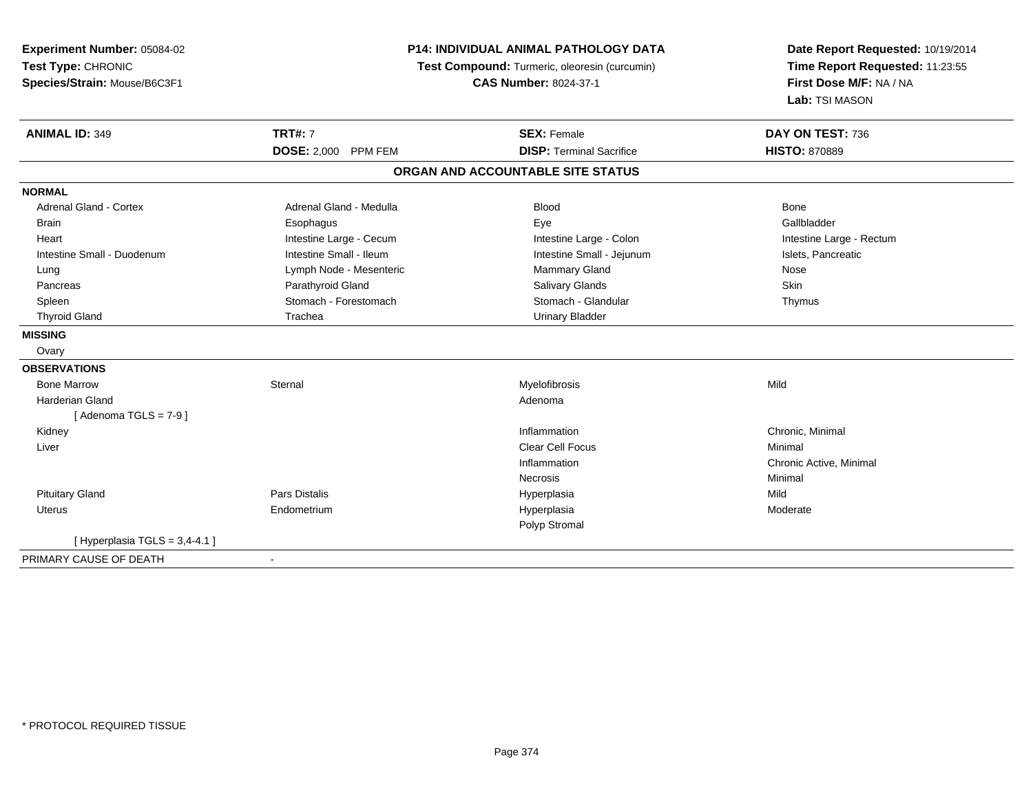**Experiment Number:** 05084-02
**Test Type:** CHRONIC
**Species/Strain:** Mouse/B6C3F1

**P14: INDIVIDUAL ANIMAL PATHOLOGY DATA**
**Test Compound:** Turmeric, oleoresin (curcumin)
**CAS Number:** 8024-37-1

**Date Report Requested:** 10/19/2014
**Time Report Requested:** 11:23:55
**First Dose M/F:** NA / NA
**Lab:** TSI MASON

| **ANIMAL ID:** 349 | **TRT#:** 7 | **SEX:** Female | **DAY ON TEST:** 736 |
|---|---|---|---|
| | **DOSE:** 2,000 PPM FEM | **DISP:** Terminal Sacrifice | **HISTO:** 870889 |

## ORGAN AND ACCOUNTABLE SITE STATUS

| | | | |
|---|---|---|---|
| **NORMAL** | | | |
| Adrenal Gland - Cortex | Adrenal Gland - Medulla | Blood | Bone |
| Brain | Esophagus | Eye | Gallbladder |
| Heart | Intestine Large - Cecum | Intestine Large - Colon | Intestine Large - Rectum |
| Intestine Small - Duodenum | Intestine Small - Ileum | Intestine Small - Jejunum | Islets, Pancreatic |
| Lung | Lymph Node - Mesenteric | Mammary Gland | Nose |
| Pancreas | Parathyroid Gland | Salivary Glands | Skin |
| Spleen | Stomach - Forestomach | Stomach - Glandular | Thymus |
| Thyroid Gland | Trachea | Urinary Bladder | |
| **MISSING** | | | |
| Ovary | | | |
| **OBSERVATIONS** | | | |
| Bone Marrow | Sternal | Myelofibrosis | Mild |
| Harderian Gland | | Adenoma | |
| [ Adenoma TGLS = 7-9 ] | | | |
| Kidney | | Inflammation | Chronic, Minimal |
| Liver | | Clear Cell Focus | Minimal |
| | | Inflammation | Chronic Active, Minimal |
| | | Necrosis | Minimal |
| Pituitary Gland | Pars Distalis | Hyperplasia | Mild |
| Uterus | Endometrium | Hyperplasia | Moderate |
| | | Polyp Stromal | |
| [ Hyperplasia TGLS = 3,4-4.1 ] | | | |
| PRIMARY CAUSE OF DEATH | - | | |

* PROTOCOL REQUIRED TISSUE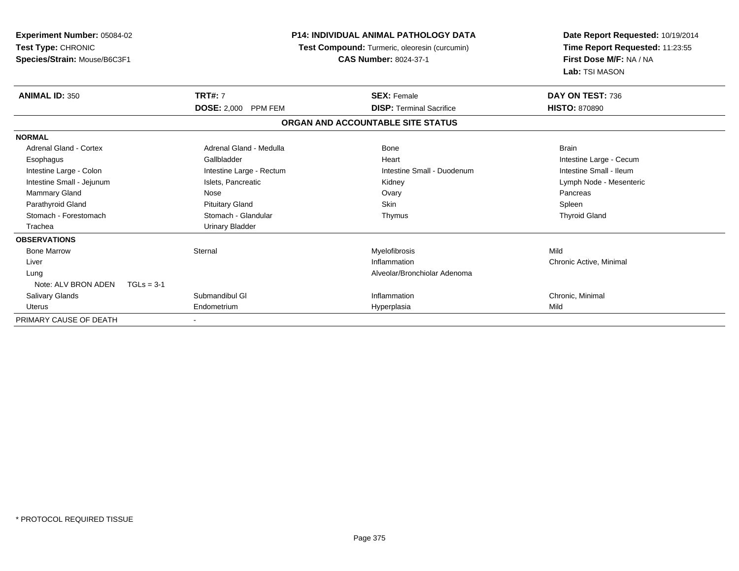**Experiment Number:** 05084-02
**Test Type:** CHRONIC
**Species/Strain:** Mouse/B6C3F1

**P14: INDIVIDUAL ANIMAL PATHOLOGY DATA**
**Test Compound:** Turmeric, oleoresin (curcumin)
**CAS Number:** 8024-37-1

**Date Report Requested:** 10/19/2014
**Time Report Requested:** 11:23:55
**First Dose M/F:** NA / NA
**Lab:** TSI MASON

| **ANIMAL ID:** 350 | **TRT#:** 7 | **SEX:** Female | **DAY ON TEST:** 736 |
|---|---|---|---|
| | **DOSE:** 2,000 PPM FEM | **DISP:** Terminal Sacrifice | **HISTO:** 870890 |

**ORGAN AND ACCOUNTABLE SITE STATUS**

| | | | |
|---|---|---|---|
| **NORMAL** | | | |
| Adrenal Gland - Cortex | Adrenal Gland - Medulla | Bone | Brain |
| Esophagus | Gallbladder | Heart | Intestine Large - Cecum |
| Intestine Large - Colon | Intestine Large - Rectum | Intestine Small - Duodenum | Intestine Small - Ileum |
| Intestine Small - Jejunum | Islets, Pancreatic | Kidney | Lymph Node - Mesenteric |
| Mammary Gland | Nose | Ovary | Pancreas |
| Parathyroid Gland | Pituitary Gland | Skin | Spleen |
| Stomach - Forestomach | Stomach - Glandular | Thymus | Thyroid Gland |
| Trachea | Urinary Bladder | | |
| **OBSERVATIONS** | | | |
| Bone Marrow | Sternal | Myelofibrosis | Mild |
| Liver | | Inflammation | Chronic Active, Minimal |
| Lung | | Alveolar/Bronchiolar Adenoma | |
| Note: ALV BRON ADEN TGLs = 3-1 | | | |
| Salivary Glands | Submandibul Gl | Inflammation | Chronic, Minimal |
| Uterus | Endometrium | Hyperplasia | Mild |
| PRIMARY CAUSE OF DEATH | - | | |

* PROTOCOL REQUIRED TISSUE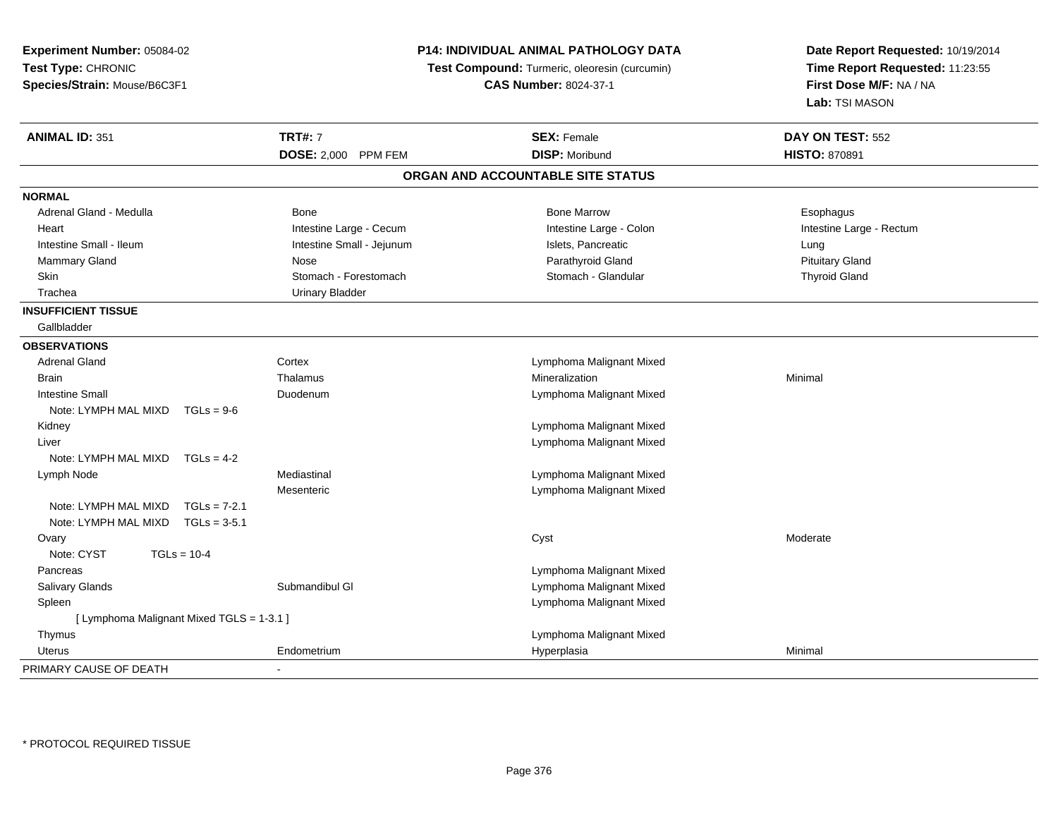**Experiment Number:** 05084-02
**Test Type:** CHRONIC
**Species/Strain:** Mouse/B6C3F1

**P14: INDIVIDUAL ANIMAL PATHOLOGY DATA**
**Test Compound:** Turmeric, oleoresin (curcumin)
**CAS Number:** 8024-37-1

**Date Report Requested:** 10/19/2014
**Time Report Requested:** 11:23:55
**First Dose M/F:** NA / NA
**Lab:** TSI MASON

| **ANIMAL ID:** 351 | **TRT#:** 7 | **SEX:** Female | **DAY ON TEST:** 552 |
|---|---|---|---|
| | **DOSE:** 2,000 PPM FEM | **DISP:** Moribund | **HISTO:** 870891 |

## ORGAN AND ACCOUNTABLE SITE STATUS

| | | | |
|---|---|---|---|
| **NORMAL** | | | |
| Adrenal Gland - Medulla | Bone | Bone Marrow | Esophagus |
| Heart | Intestine Large - Cecum | Intestine Large - Colon | Intestine Large - Rectum |
| Intestine Small - Ileum | Intestine Small - Jejunum | Islets, Pancreatic | Lung |
| Mammary Gland | Nose | Parathyroid Gland | Pituitary Gland |
| Skin | Stomach - Forestomach | Stomach - Glandular | Thyroid Gland |
| Trachea | Urinary Bladder | | |
| **INSUFFICIENT TISSUE** | | | |
| Gallbladder | | | |
| **OBSERVATIONS** | | | |
| Adrenal Gland | Cortex | Lymphoma Malignant Mixed | |
| Brain | Thalamus | Mineralization | Minimal |
| Intestine Small | Duodenum | Lymphoma Malignant Mixed | |
| Note: LYMPH MAL MIXD TGLs = 9-6 | | | |
| Kidney | | Lymphoma Malignant Mixed | |
| Liver | | Lymphoma Malignant Mixed | |
| Note: LYMPH MAL MIXD TGLs = 4-2 | | | |
| Lymph Node | Mediastinal | Lymphoma Malignant Mixed | |
| | Mesenteric | Lymphoma Malignant Mixed | |
| Note: LYMPH MAL MIXD TGLs = 7-2.1 | | | |
| Note: LYMPH MAL MIXD TGLs = 3-5.1 | | | |
| Ovary | | Cyst | Moderate |
| Note: CYST TGLs = 10-4 | | | |
| Pancreas | | Lymphoma Malignant Mixed | |
| Salivary Glands | Submandibul Gl | Lymphoma Malignant Mixed | |
| Spleen | | Lymphoma Malignant Mixed | |
| [ Lymphoma Malignant Mixed TGLS = 1-3.1 ] | | | |
| Thymus | | Lymphoma Malignant Mixed | |
| Uterus | Endometrium | Hyperplasia | Minimal |
| PRIMARY CAUSE OF DEATH | - | | |

\* PROTOCOL REQUIRED TISSUE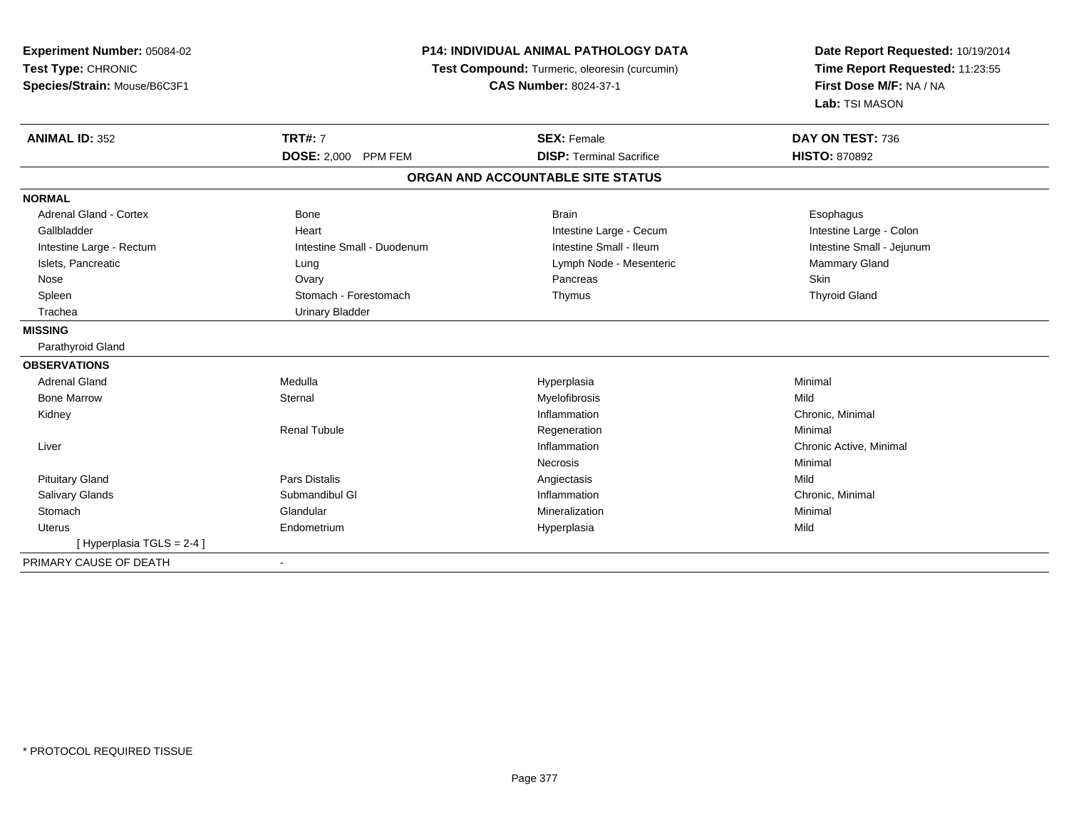**Experiment Number:** 05084-02
**Test Type:** CHRONIC
**Species/Strain:** Mouse/B6C3F1

**P14: INDIVIDUAL ANIMAL PATHOLOGY DATA**
**Test Compound:** Turmeric, oleoresin (curcumin)
**CAS Number:** 8024-37-1

**Date Report Requested:** 10/19/2014
**Time Report Requested:** 11:23:55
**First Dose M/F:** NA / NA
**Lab:** TSI MASON

| **ANIMAL ID:** 352 | **TRT#:** 7 | **SEX:** Female | **DAY ON TEST:** 736 |
|---|---|---|---|
| | **DOSE:** 2,000 PPM FEM | **DISP:** Terminal Sacrifice | **HISTO:** 870892 |

**ORGAN AND ACCOUNTABLE SITE STATUS**

| | | | |
|---|---|---|---|
| **NORMAL** | | | |
| Adrenal Gland - Cortex | Bone | Brain | Esophagus |
| Gallbladder | Heart | Intestine Large - Cecum | Intestine Large - Colon |
| Intestine Large - Rectum | Intestine Small - Duodenum | Intestine Small - Ileum | Intestine Small - Jejunum |
| Islets, Pancreatic | Lung | Lymph Node - Mesenteric | Mammary Gland |
| Nose | Ovary | Pancreas | Skin |
| Spleen | Stomach - Forestomach | Thymus | Thyroid Gland |
| Trachea | Urinary Bladder | | |
| **MISSING** | | | |
| Parathyroid Gland | | | |
| **OBSERVATIONS** | | | |
| Adrenal Gland | Medulla | Hyperplasia | Minimal |
| Bone Marrow | Sternal | Myelofibrosis | Mild |
| Kidney | | Inflammation | Chronic, Minimal |
| | Renal Tubule | Regeneration | Minimal |
| Liver | | Inflammation | Chronic Active, Minimal |
| | | Necrosis | Minimal |
| Pituitary Gland | Pars Distalis | Angiectasis | Mild |
| Salivary Glands | Submandibul Gl | Inflammation | Chronic, Minimal |
| Stomach | Glandular | Mineralization | Minimal |
| Uterus | Endometrium | Hyperplasia | Mild |
| [ Hyperplasia TGLS = 2-4 ] | | | |
| PRIMARY CAUSE OF DEATH | - | | |

* PROTOCOL REQUIRED TISSUE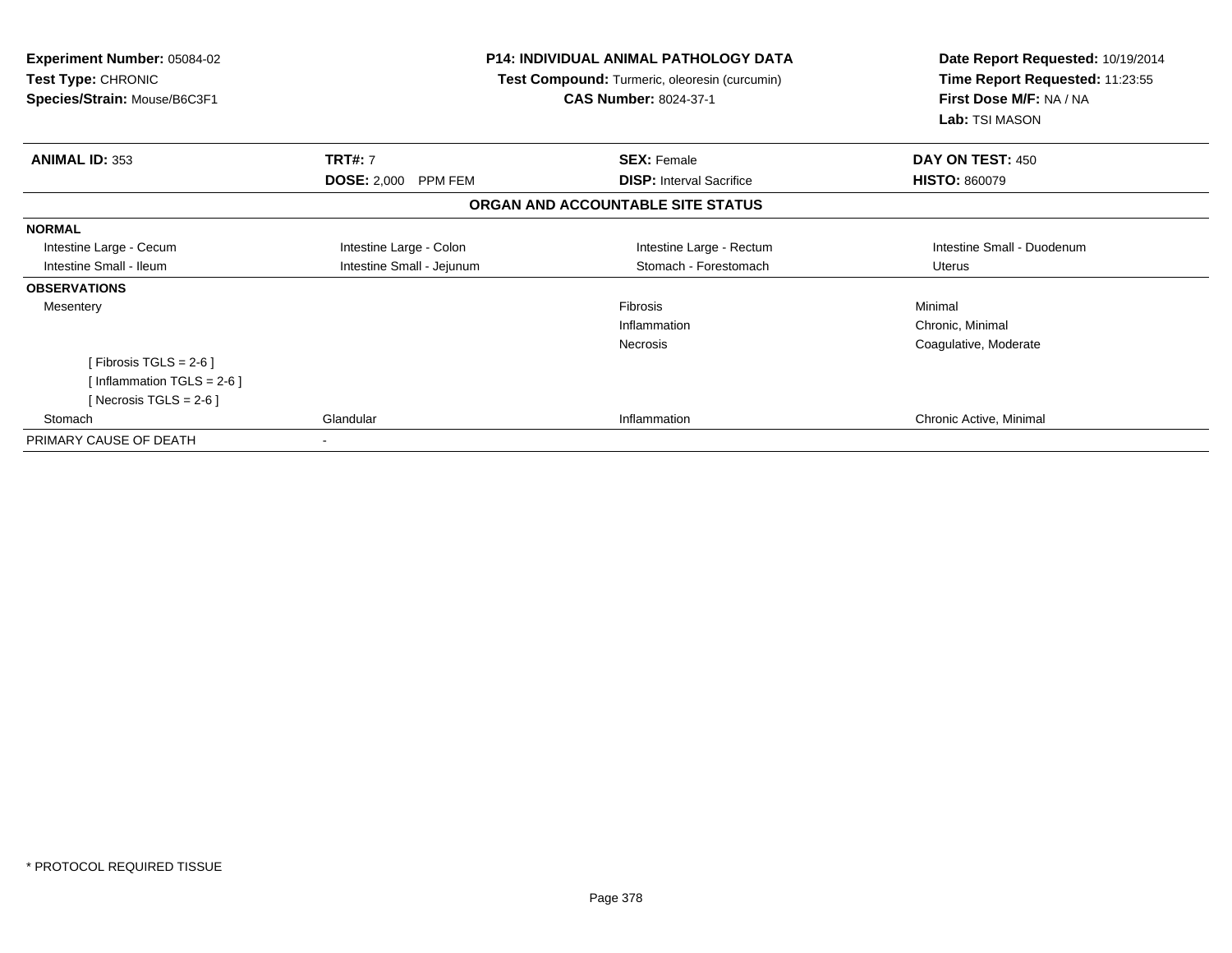**Experiment Number:** 05084-02
**Test Type:** CHRONIC
**Species/Strain:** Mouse/B6C3F1

**P14: INDIVIDUAL ANIMAL PATHOLOGY DATA**
**Test Compound:** Turmeric, oleoresin (curcumin)
**CAS Number:** 8024-37-1

**Date Report Requested:** 10/19/2014
**Time Report Requested:** 11:23:55
**First Dose M/F:** NA / NA
**Lab:** TSI MASON

| **ANIMAL ID:** 353 | **TRT#:** 7 | **SEX:** Female | **DAY ON TEST:** 450 |
|---|---|---|---|
| | **DOSE:** 2,000 PPM FEM | **DISP:** Interval Sacrifice | **HISTO:** 860079 |

**ORGAN AND ACCOUNTABLE SITE STATUS**

| | | | |
|---|---|---|---|
| **NORMAL** | | | |
| Intestine Large - Cecum | Intestine Large - Colon | Intestine Large - Rectum | Intestine Small - Duodenum |
| Intestine Small - Ileum | Intestine Small - Jejunum | Stomach - Forestomach | Uterus |
| **OBSERVATIONS** | | | |
| Mesentery | | Fibrosis | Minimal |
| | | Inflammation | Chronic, Minimal |
| | | Necrosis | Coagulative, Moderate |
| [ Fibrosis TGLS = 2-6 ] | | | |
| [ Inflammation TGLS = 2-6 ] | | | |
| [ Necrosis TGLS = 2-6 ] | | | |
| Stomach | Glandular | Inflammation | Chronic Active, Minimal |
| PRIMARY CAUSE OF DEATH | - | | |

* PROTOCOL REQUIRED TISSUE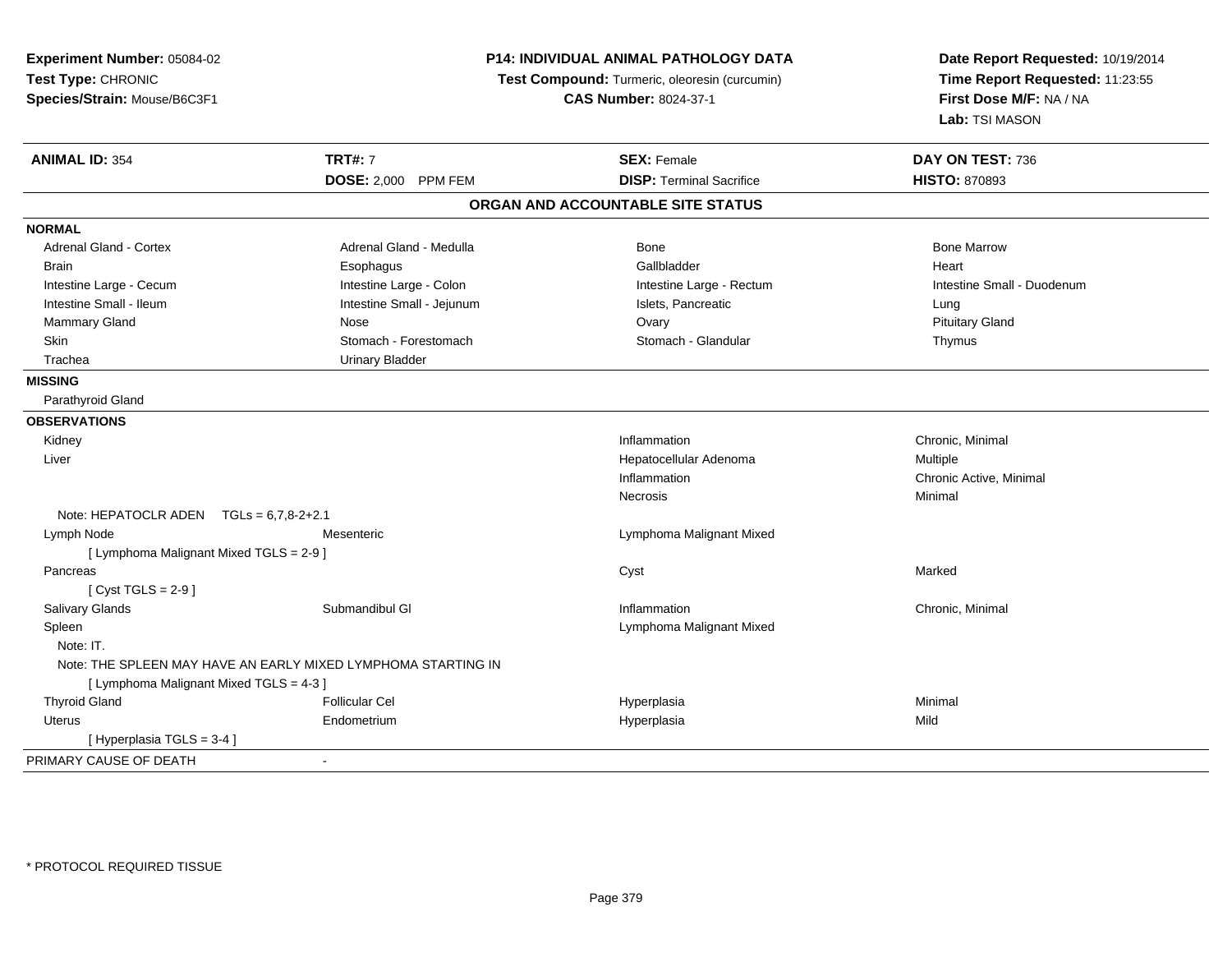**Experiment Number:** 05084-02
**Test Type:** CHRONIC
**Species/Strain:** Mouse/B6C3F1

**P14: INDIVIDUAL ANIMAL PATHOLOGY DATA**
**Test Compound:** Turmeric, oleoresin (curcumin)
**CAS Number:** 8024-37-1

**Date Report Requested:** 10/19/2014
**Time Report Requested:** 11:23:55
**First Dose M/F:** NA / NA
**Lab:** TSI MASON

| **ANIMAL ID:** 354 | **TRT#:** 7 | **SEX:** Female | **DAY ON TEST:** 736 |
|---|---|---|---|
| | **DOSE:** 2,000 PPM FEM | **DISP:** Terminal Sacrifice | **HISTO:** 870893 |

## ORGAN AND ACCOUNTABLE SITE STATUS

**NORMAL**

| | | | |
|---|---|---|---|
| Adrenal Gland - Cortex | Adrenal Gland - Medulla | Bone | Bone Marrow |
| Brain | Esophagus | Gallbladder | Heart |
| Intestine Large - Cecum | Intestine Large - Colon | Intestine Large - Rectum | Intestine Small - Duodenum |
| Intestine Small - Ileum | Intestine Small - Jejunum | Islets, Pancreatic | Lung |
| Mammary Gland | Nose | Ovary | Pituitary Gland |
| Skin | Stomach - Forestomach | Stomach - Glandular | Thymus |
| Trachea | Urinary Bladder | | |

**MISSING**

Parathyroid Gland

**OBSERVATIONS**

| | | | |
|---|---|---|---|
| Kidney | | Inflammation | Chronic, Minimal |
| Liver | | Hepatocellular Adenoma | Multiple |
| | | Inflammation | Chronic Active, Minimal |
| | | Necrosis | Minimal |
| Note: HEPATOCLR ADEN TGLs = 6,7,8-2+2.1 | | | |
| Lymph Node | Mesenteric | Lymphoma Malignant Mixed | |
| [ Lymphoma Malignant Mixed TGLS = 2-9 ] | | | |
| Pancreas | | Cyst | Marked |
| [ Cyst TGLS = 2-9 ] | | | |
| Salivary Glands | Submandibul Gl | Inflammation | Chronic, Minimal |
| Spleen | | Lymphoma Malignant Mixed | |
| Note: IT. | | | |
| Note: THE SPLEEN MAY HAVE AN EARLY MIXED LYMPHOMA STARTING IN | | | |
| [ Lymphoma Malignant Mixed TGLS = 4-3 ] | | | |
| Thyroid Gland | Follicular Cel | Hyperplasia | Minimal |
| Uterus | Endometrium | Hyperplasia | Mild |
| [ Hyperplasia TGLS = 3-4 ] | | | |

PRIMARY CAUSE OF DEATH -

* PROTOCOL REQUIRED TISSUE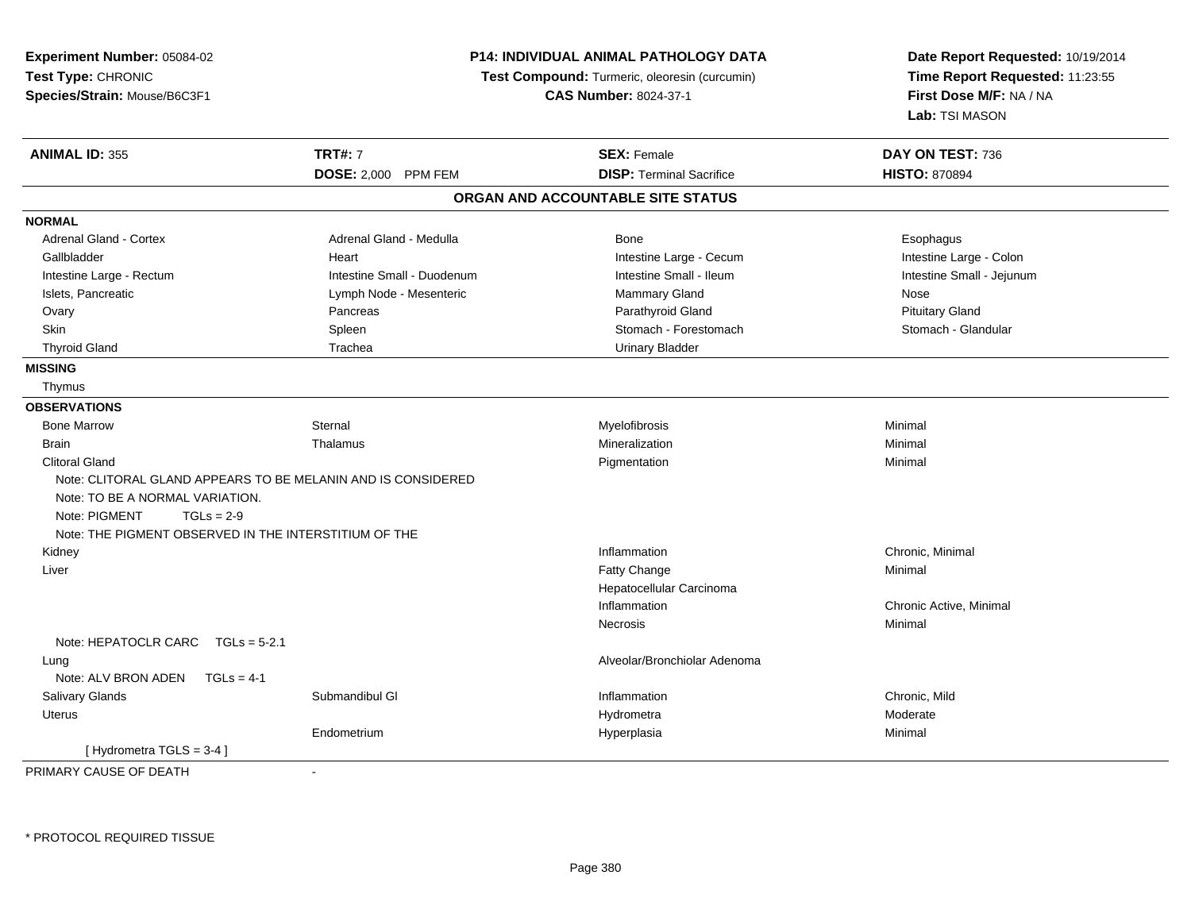**Experiment Number:** 05084-02
**Test Type:** CHRONIC
**Species/Strain:** Mouse/B6C3F1

**P14: INDIVIDUAL ANIMAL PATHOLOGY DATA**
**Test Compound:** Turmeric, oleoresin (curcumin)
**CAS Number:** 8024-37-1

**Date Report Requested:** 10/19/2014
**Time Report Requested:** 11:23:55
**First Dose M/F:** NA / NA
**Lab:** TSI MASON

| **ANIMAL ID:** 355 | **TRT#:** 7 | **SEX:** Female | **DAY ON TEST:** 736 |
|---|---|---|---|
| | **DOSE:** 2,000 PPM FEM | **DISP:** Terminal Sacrifice | **HISTO:** 870894 |

## ORGAN AND ACCOUNTABLE SITE STATUS

**NORMAL**

| | | | |
|---|---|---|---|
| Adrenal Gland - Cortex | Adrenal Gland - Medulla | Bone | Esophagus |
| Gallbladder | Heart | Intestine Large - Cecum | Intestine Large - Colon |
| Intestine Large - Rectum | Intestine Small - Duodenum | Intestine Small - Ileum | Intestine Small - Jejunum |
| Islets, Pancreatic | Lymph Node - Mesenteric | Mammary Gland | Nose |
| Ovary | Pancreas | Parathyroid Gland | Pituitary Gland |
| Skin | Spleen | Stomach - Forestomach | Stomach - Glandular |
| Thyroid Gland | Trachea | Urinary Bladder | |

**MISSING**

Thymus

**OBSERVATIONS**

| | | | |
|---|---|---|---|
| Bone Marrow | Sternal | Myelofibrosis | Minimal |
| Brain | Thalamus | Mineralization | Minimal |
| Clitoral Gland | | Pigmentation | Minimal |
| Note: CLITORAL GLAND APPEARS TO BE MELANIN AND IS CONSIDERED | | | |
| Note: TO BE A NORMAL VARIATION. | | | |
| Note: PIGMENT TGLs = 2-9 | | | |
| Note: THE PIGMENT OBSERVED IN THE INTERSTITIUM OF THE | | | |
| Kidney | | Inflammation | Chronic, Minimal |
| Liver | | Fatty Change | Minimal |
| | | Hepatocellular Carcinoma | |
| | | Inflammation | Chronic Active, Minimal |
| | | Necrosis | Minimal |
| Note: HEPATOCLR CARC TGLs = 5-2.1 | | | |
| Lung | | Alveolar/Bronchiolar Adenoma | |
| Note: ALV BRON ADEN TGLs = 4-1 | | | |
| Salivary Glands | Submandibul Gl | Inflammation | Chronic, Mild |
| Uterus | | Hydrometra | Moderate |
| | Endometrium | Hyperplasia | Minimal |
| [ Hydrometra TGLS = 3-4 ] | | | |

PRIMARY CAUSE OF DEATH -

\* PROTOCOL REQUIRED TISSUE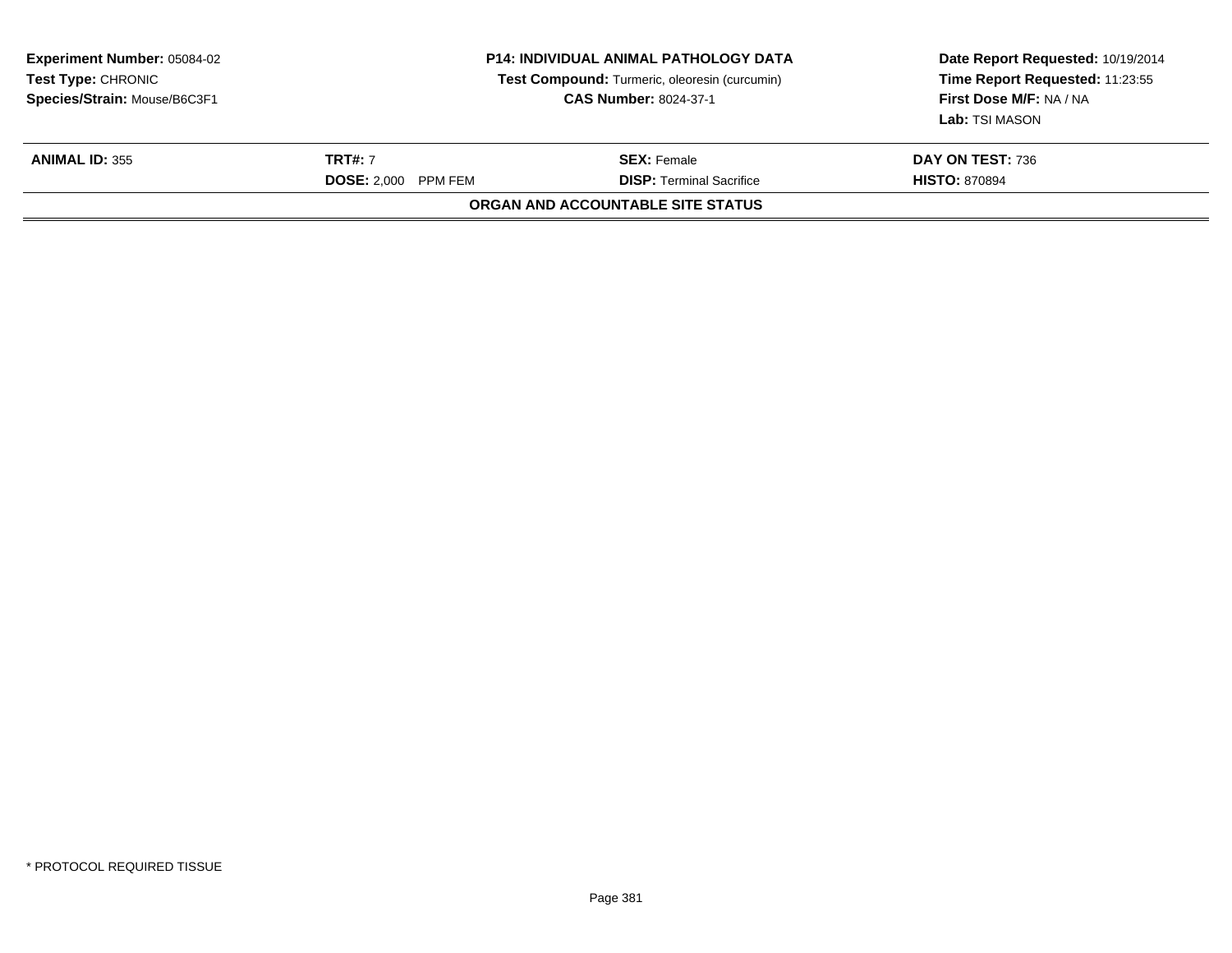**Experiment Number:** 05084-02
**Test Type:** CHRONIC
**Species/Strain:** Mouse/B6C3F1

**P14: INDIVIDUAL ANIMAL PATHOLOGY DATA**
**Test Compound:** Turmeric, oleoresin (curcumin)
**CAS Number:** 8024-37-1

**Date Report Requested:** 10/19/2014
**Time Report Requested:** 11:23:55
**First Dose M/F:** NA / NA
**Lab:** TSI MASON

| **ANIMAL ID:** 355 | **TRT#:** 7 | **SEX:** Female | **DAY ON TEST:** 736 |
|---|---|---|---|
| | **DOSE:** 2,000 PPM FEM | **DISP:** Terminal Sacrifice | **HISTO:** 870894 |

**ORGAN AND ACCOUNTABLE SITE STATUS**

* PROTOCOL REQUIRED TISSUE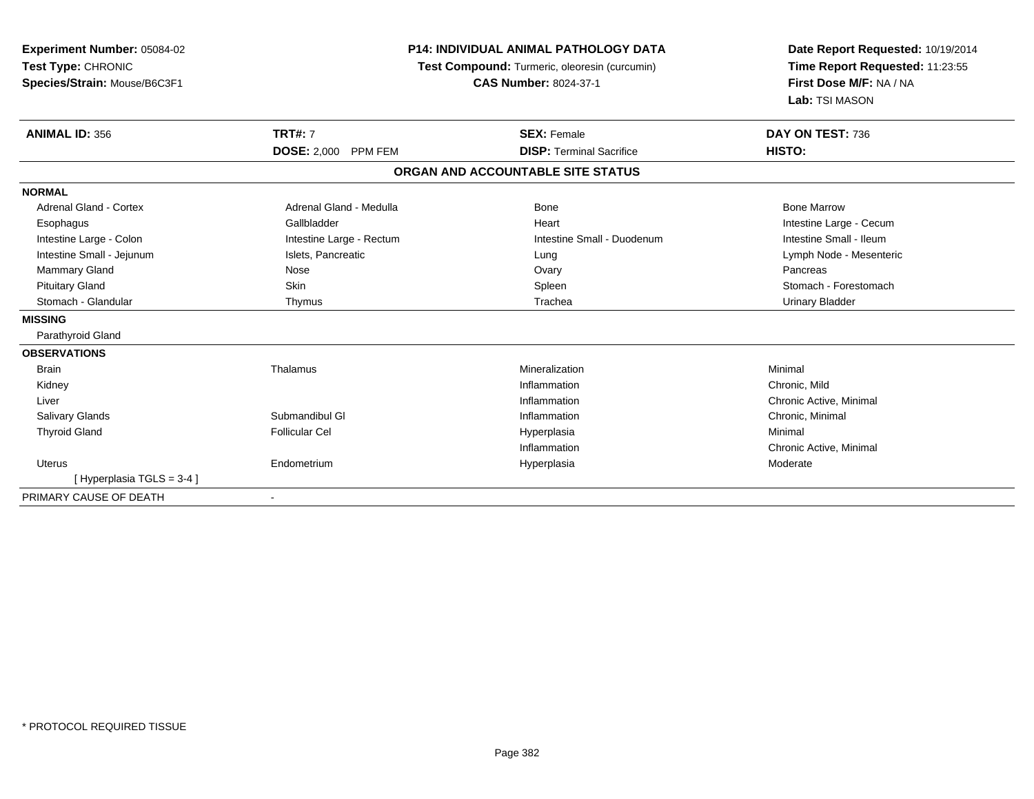**Experiment Number:** 05084-02
**Test Type:** CHRONIC
**Species/Strain:** Mouse/B6C3F1

**P14: INDIVIDUAL ANIMAL PATHOLOGY DATA**
**Test Compound:** Turmeric, oleoresin (curcumin)
**CAS Number:** 8024-37-1

**Date Report Requested:** 10/19/2014
**Time Report Requested:** 11:23:55
**First Dose M/F:** NA / NA
**Lab:** TSI MASON

| **ANIMAL ID:** 356 | **TRT#:** 7 | **SEX:** Female | **DAY ON TEST:** 736 |
|---|---|---|---|
| | **DOSE:** 2,000 PPM FEM | **DISP:** Terminal Sacrifice | **HISTO:** |

**ORGAN AND ACCOUNTABLE SITE STATUS**

| | | | |
|---|---|---|---|
| **NORMAL** | | | |
| Adrenal Gland - Cortex | Adrenal Gland - Medulla | Bone | Bone Marrow |
| Esophagus | Gallbladder | Heart | Intestine Large - Cecum |
| Intestine Large - Colon | Intestine Large - Rectum | Intestine Small - Duodenum | Intestine Small - Ileum |
| Intestine Small - Jejunum | Islets, Pancreatic | Lung | Lymph Node - Mesenteric |
| Mammary Gland | Nose | Ovary | Pancreas |
| Pituitary Gland | Skin | Spleen | Stomach - Forestomach |
| Stomach - Glandular | Thymus | Trachea | Urinary Bladder |
| **MISSING** | | | |
| Parathyroid Gland | | | |
| **OBSERVATIONS** | | | |
| Brain | Thalamus | Mineralization | Minimal |
| Kidney | | Inflammation | Chronic, Mild |
| Liver | | Inflammation | Chronic Active, Minimal |
| Salivary Glands | Submandibul Gl | Inflammation | Chronic, Minimal |
| Thyroid Gland | Follicular Cel | Hyperplasia | Minimal |
| | | Inflammation | Chronic Active, Minimal |
| Uterus | Endometrium | Hyperplasia | Moderate |
| [ Hyperplasia TGLS = 3-4 ] | | | |
| PRIMARY CAUSE OF DEATH | - | | |

* PROTOCOL REQUIRED TISSUE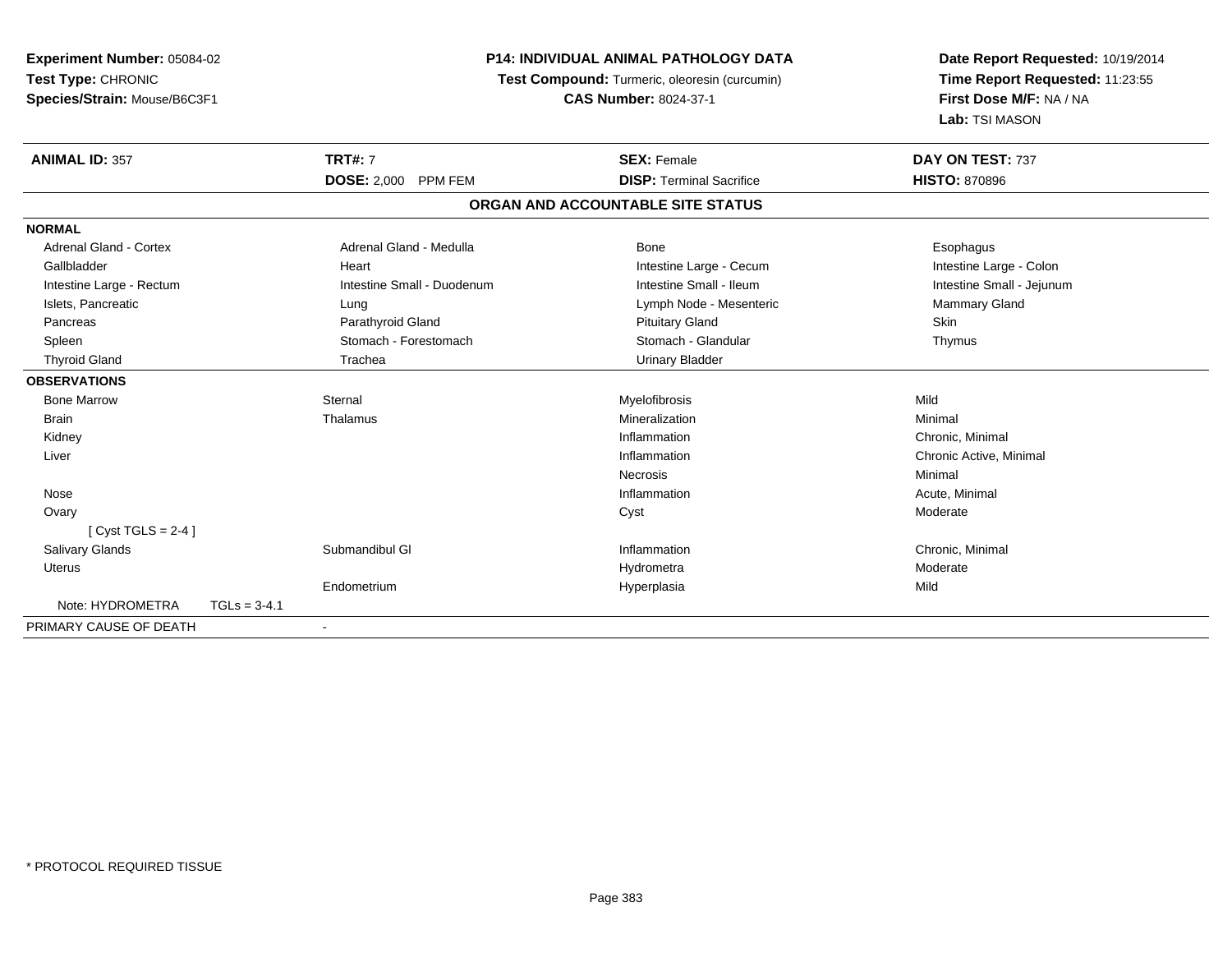**Experiment Number:** 05084-02
**Test Type:** CHRONIC
**Species/Strain:** Mouse/B6C3F1

**P14: INDIVIDUAL ANIMAL PATHOLOGY DATA**
**Test Compound:** Turmeric, oleoresin (curcumin)
**CAS Number:** 8024-37-1

**Date Report Requested:** 10/19/2014
**Time Report Requested:** 11:23:55
**First Dose M/F:** NA / NA
**Lab:** TSI MASON

| **ANIMAL ID:** 357 | **TRT#:** 7 | **SEX:** Female | **DAY ON TEST:** 737 |
|---|---|---|---|
| | **DOSE:** 2,000 PPM FEM | **DISP:** Terminal Sacrifice | **HISTO:** 870896 |

## ORGAN AND ACCOUNTABLE SITE STATUS

| | | | |
|---|---|---|---|
| **NORMAL** | | | |
| Adrenal Gland - Cortex | Adrenal Gland - Medulla | Bone | Esophagus |
| Gallbladder | Heart | Intestine Large - Cecum | Intestine Large - Colon |
| Intestine Large - Rectum | Intestine Small - Duodenum | Intestine Small - Ileum | Intestine Small - Jejunum |
| Islets, Pancreatic | Lung | Lymph Node - Mesenteric | Mammary Gland |
| Pancreas | Parathyroid Gland | Pituitary Gland | Skin |
| Spleen | Stomach - Forestomach | Stomach - Glandular | Thymus |
| Thyroid Gland | Trachea | Urinary Bladder | |
| **OBSERVATIONS** | | | |
| Bone Marrow | Sternal | Myelofibrosis | Mild |
| Brain | Thalamus | Mineralization | Minimal |
| Kidney | | Inflammation | Chronic, Minimal |
| Liver | | Inflammation | Chronic Active, Minimal |
| | | Necrosis | Minimal |
| Nose | | Inflammation | Acute, Minimal |
| Ovary | | Cyst | Moderate |
| [ Cyst TGLS = 2-4 ] | | | |
| Salivary Glands | Submandibul Gl | Inflammation | Chronic, Minimal |
| Uterus | | Hydrometra | Moderate |
| | Endometrium | Hyperplasia | Mild |
| Note: HYDROMETRA TGLs = 3-4.1 | | | |
| PRIMARY CAUSE OF DEATH | - | | |

\* PROTOCOL REQUIRED TISSUE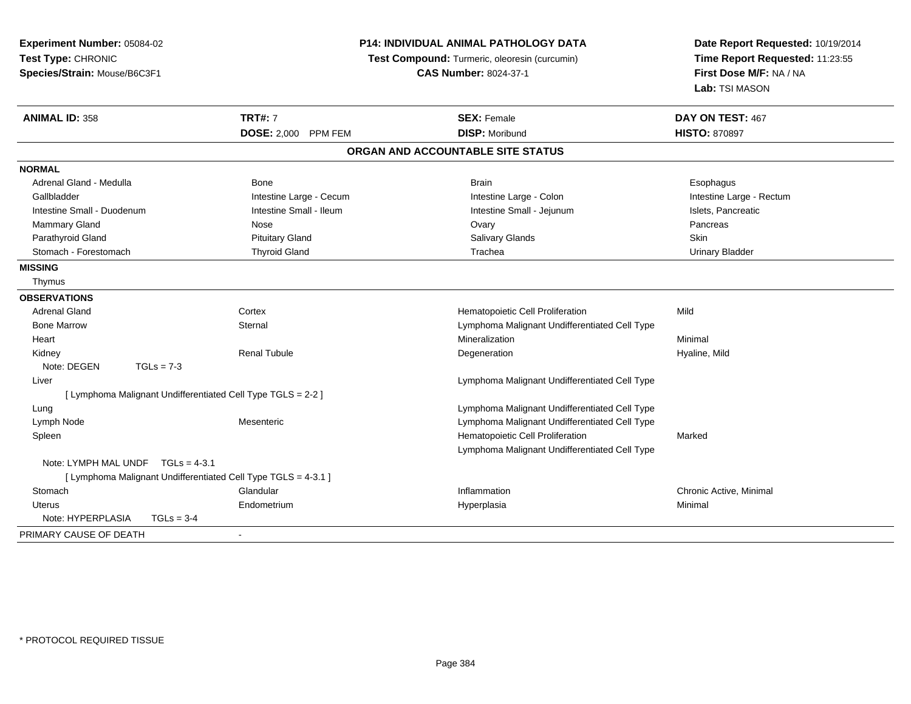**Experiment Number:** 05084-02
**Test Type:** CHRONIC
**Species/Strain:** Mouse/B6C3F1

**P14: INDIVIDUAL ANIMAL PATHOLOGY DATA**
**Test Compound:** Turmeric, oleoresin (curcumin)
**CAS Number:** 8024-37-1

**Date Report Requested:** 10/19/2014
**Time Report Requested:** 11:23:55
**First Dose M/F:** NA / NA
**Lab:** TSI MASON

| **ANIMAL ID:** 358 | **TRT#:** 7 | **SEX:** Female | **DAY ON TEST:** 467 |
|---|---|---|---|
| | **DOSE:** 2,000 PPM FEM | **DISP:** Moribund | **HISTO:** 870897 |

## ORGAN AND ACCOUNTABLE SITE STATUS

**NORMAL**

| | | | |
|---|---|---|---|
| Adrenal Gland - Medulla | Bone | Brain | Esophagus |
| Gallbladder | Intestine Large - Cecum | Intestine Large - Colon | Intestine Large - Rectum |
| Intestine Small - Duodenum | Intestine Small - Ileum | Intestine Small - Jejunum | Islets, Pancreatic |
| Mammary Gland | Nose | Ovary | Pancreas |
| Parathyroid Gland | Pituitary Gland | Salivary Glands | Skin |
| Stomach - Forestomach | Thyroid Gland | Trachea | Urinary Bladder |

**MISSING**

Thymus

**OBSERVATIONS**

| | | | |
|---|---|---|---|
| Adrenal Gland | Cortex | Hematopoietic Cell Proliferation | Mild |
| Bone Marrow | Sternal | Lymphoma Malignant Undifferentiated Cell Type | |
| Heart | | Mineralization | Minimal |
| Kidney | Renal Tubule | Degeneration | Hyaline, Mild |
| Note: DEGEN TGLs = 7-3 | | | |
| Liver | | Lymphoma Malignant Undifferentiated Cell Type | |
| [ Lymphoma Malignant Undifferentiated Cell Type TGLS = 2-2 ] | | | |
| Lung | | Lymphoma Malignant Undifferentiated Cell Type | |
| Lymph Node | Mesenteric | Lymphoma Malignant Undifferentiated Cell Type | |
| Spleen | | Hematopoietic Cell Proliferation | Marked |
| | | Lymphoma Malignant Undifferentiated Cell Type | |
| Note: LYMPH MAL UNDF TGLs = 4-3.1 | | | |
| [ Lymphoma Malignant Undifferentiated Cell Type TGLS = 4-3.1 ] | | | |
| Stomach | Glandular | Inflammation | Chronic Active, Minimal |
| Uterus | Endometrium | Hyperplasia | Minimal |
| Note: HYPERPLASIA TGLs = 3-4 | | | |

PRIMARY CAUSE OF DEATH -

\* PROTOCOL REQUIRED TISSUE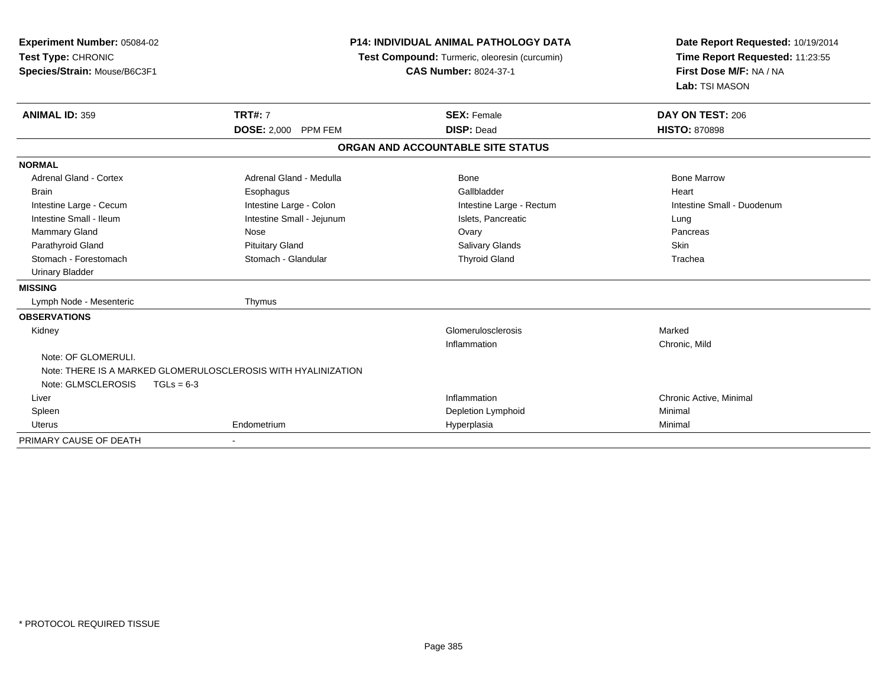**Experiment Number:** 05084-02
**Test Type:** CHRONIC
**Species/Strain:** Mouse/B6C3F1

**P14: INDIVIDUAL ANIMAL PATHOLOGY DATA**
**Test Compound:** Turmeric, oleoresin (curcumin)
**CAS Number:** 8024-37-1

**Date Report Requested:** 10/19/2014
**Time Report Requested:** 11:23:55
**First Dose M/F:** NA / NA
**Lab:** TSI MASON

| **ANIMAL ID:** 359 | **TRT#:** 7 | **SEX:** Female | **DAY ON TEST:** 206 |
|---|---|---|---|
| | **DOSE:** 2,000 PPM FEM | **DISP:** Dead | **HISTO:** 870898 |

**ORGAN AND ACCOUNTABLE SITE STATUS**

| | | | |
|---|---|---|---|
| **NORMAL** | | | |
| Adrenal Gland - Cortex | Adrenal Gland - Medulla | Bone | Bone Marrow |
| Brain | Esophagus | Gallbladder | Heart |
| Intestine Large - Cecum | Intestine Large - Colon | Intestine Large - Rectum | Intestine Small - Duodenum |
| Intestine Small - Ileum | Intestine Small - Jejunum | Islets, Pancreatic | Lung |
| Mammary Gland | Nose | Ovary | Pancreas |
| Parathyroid Gland | Pituitary Gland | Salivary Glands | Skin |
| Stomach - Forestomach | Stomach - Glandular | Thyroid Gland | Trachea |
| Urinary Bladder | | | |
| **MISSING** | | | |
| Lymph Node - Mesenteric | Thymus | | |
| **OBSERVATIONS** | | | |
| Kidney | | Glomerulosclerosis | Marked |
| | | Inflammation | Chronic, Mild |
| Note: OF GLOMERULI. | | | |
| Note: THERE IS A MARKED GLOMERULOSCLEROSIS WITH HYALINIZATION | | | |
| Note: GLMSCLEROSIS TGLs = 6-3 | | | |
| Liver | | Inflammation | Chronic Active, Minimal |
| Spleen | | Depletion Lymphoid | Minimal |
| Uterus | Endometrium | Hyperplasia | Minimal |
| PRIMARY CAUSE OF DEATH | - | | |

* PROTOCOL REQUIRED TISSUE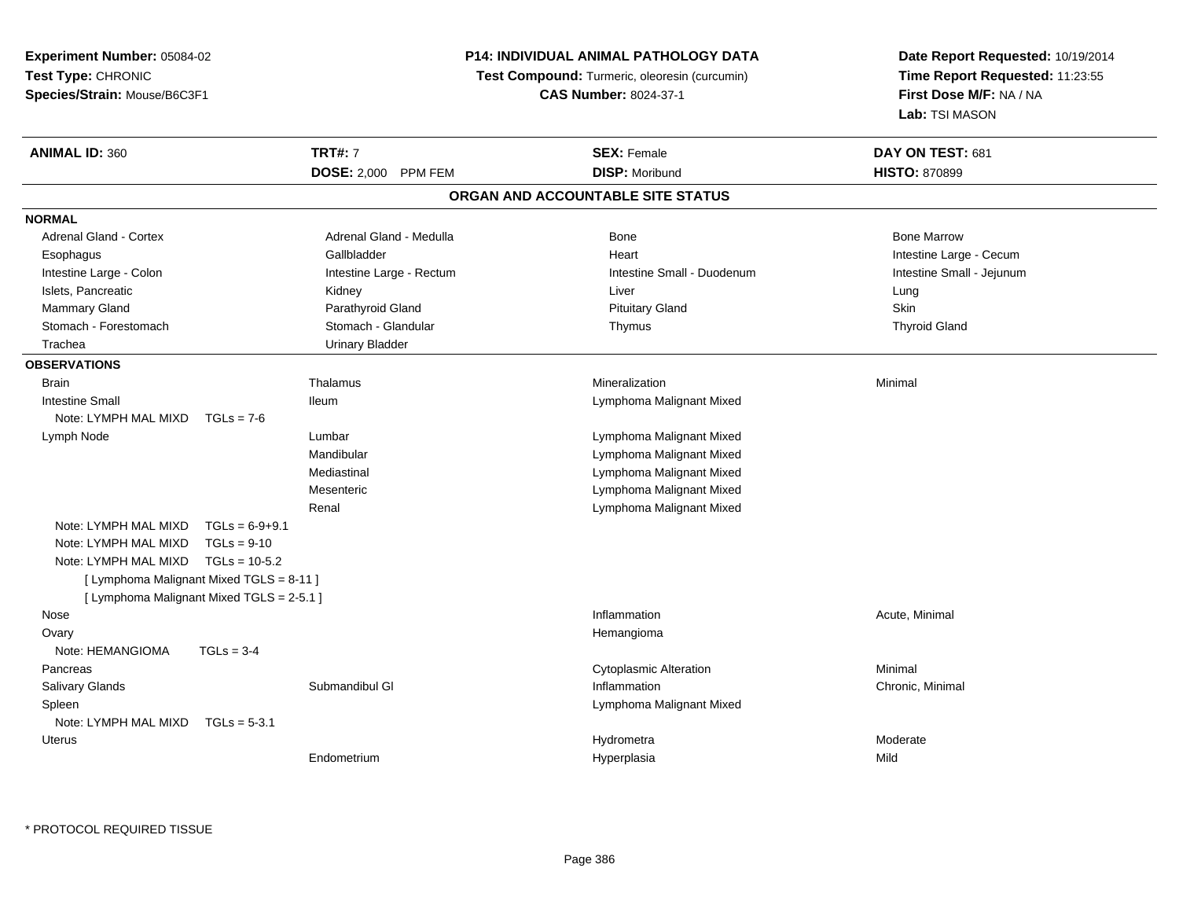**Experiment Number:** 05084-02
**Test Type:** CHRONIC
**Species/Strain:** Mouse/B6C3F1

**P14: INDIVIDUAL ANIMAL PATHOLOGY DATA**
**Test Compound:** Turmeric, oleoresin (curcumin)
**CAS Number:** 8024-37-1

**Date Report Requested:** 10/19/2014
**Time Report Requested:** 11:23:55
**First Dose M/F:** NA / NA
**Lab:** TSI MASON

| **ANIMAL ID:** 360 | **TRT#:** 7 | **SEX:** Female | **DAY ON TEST:** 681 |
|---|---|---|---|
| | **DOSE:** 2,000 PPM FEM | **DISP:** Moribund | **HISTO:** 870899 |

## ORGAN AND ACCOUNTABLE SITE STATUS

**NORMAL**

| | | | |
|---|---|---|---|
| Adrenal Gland - Cortex | Adrenal Gland - Medulla | Bone | Bone Marrow |
| Esophagus | Gallbladder | Heart | Intestine Large - Cecum |
| Intestine Large - Colon | Intestine Large - Rectum | Intestine Small - Duodenum | Intestine Small - Jejunum |
| Islets, Pancreatic | Kidney | Liver | Lung |
| Mammary Gland | Parathyroid Gland | Pituitary Gland | Skin |
| Stomach - Forestomach | Stomach - Glandular | Thymus | Thyroid Gland |
| Trachea | Urinary Bladder | | |

**OBSERVATIONS**

| | | | |
|---|---|---|---|
| Brain | Thalamus | Mineralization | Minimal |
| Intestine Small | Ileum | Lymphoma Malignant Mixed | |
| Note: LYMPH MAL MIXD TGLs = 7-6 | | | |
| Lymph Node | Lumbar | Lymphoma Malignant Mixed | |
| | Mandibular | Lymphoma Malignant Mixed | |
| | Mediastinal | Lymphoma Malignant Mixed | |
| | Mesenteric | Lymphoma Malignant Mixed | |
| | Renal | Lymphoma Malignant Mixed | |
| Note: LYMPH MAL MIXD TGLs = 6-9+9.1 | | | |
| Note: LYMPH MAL MIXD TGLs = 9-10 | | | |
| Note: LYMPH MAL MIXD TGLs = 10-5.2 | | | |
| [ Lymphoma Malignant Mixed TGLS = 8-11 ] | | | |
| [ Lymphoma Malignant Mixed TGLS = 2-5.1 ] | | | |
| Nose | | Inflammation | Acute, Minimal |
| Ovary | | Hemangioma | |
| Note: HEMANGIOMA TGLs = 3-4 | | | |
| Pancreas | | Cytoplasmic Alteration | Minimal |
| Salivary Glands | Submandibul Gl | Inflammation | Chronic, Minimal |
| Spleen | | Lymphoma Malignant Mixed | |
| Note: LYMPH MAL MIXD TGLs = 5-3.1 | | | |
| Uterus | | Hydrometra | Moderate |
| | Endometrium | Hyperplasia | Mild |

* PROTOCOL REQUIRED TISSUE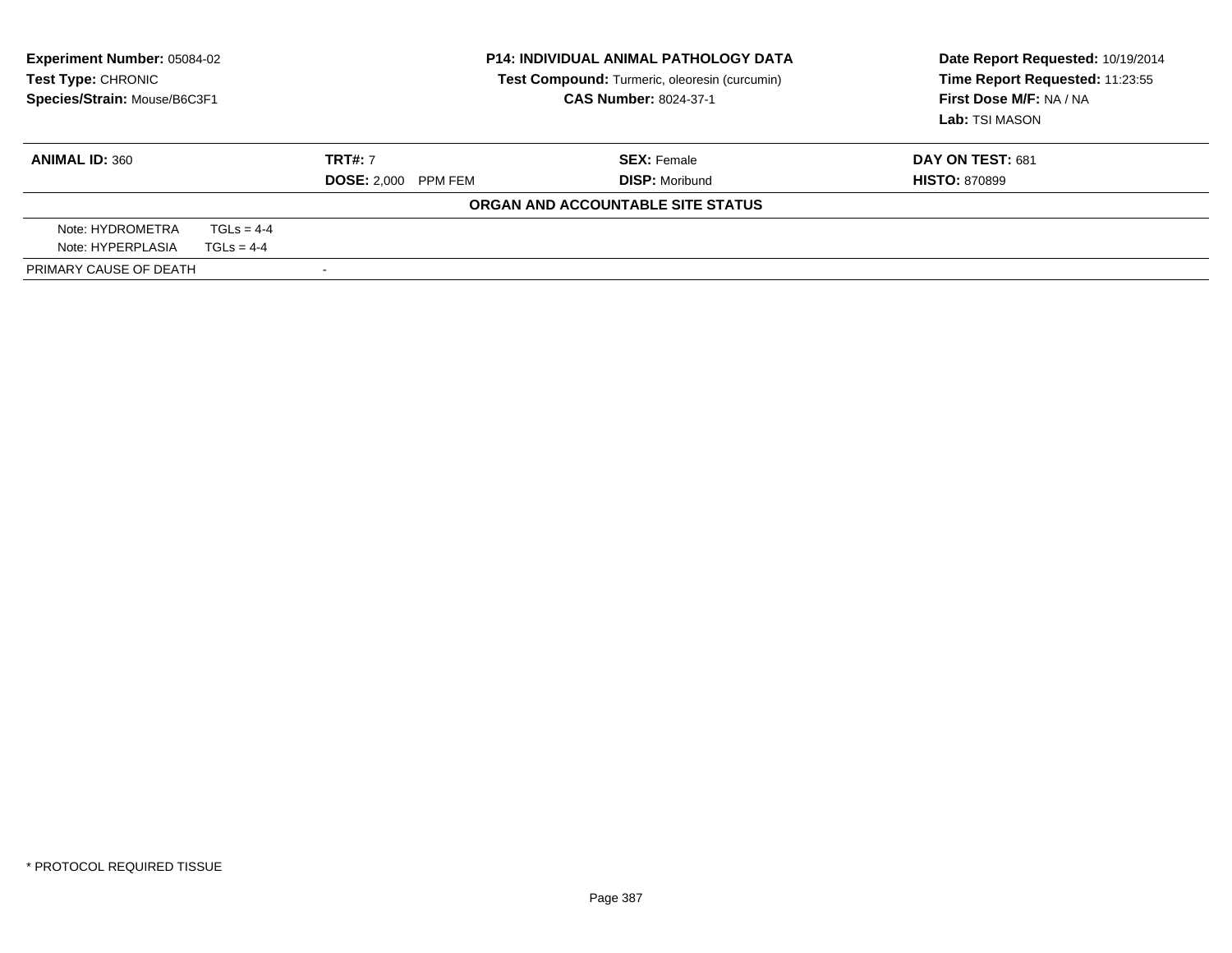**Experiment Number:** 05084-02
**Test Type:** CHRONIC
**Species/Strain:** Mouse/B6C3F1

**P14: INDIVIDUAL ANIMAL PATHOLOGY DATA**
**Test Compound:** Turmeric, oleoresin (curcumin)
**CAS Number:** 8024-37-1

**Date Report Requested:** 10/19/2014
**Time Report Requested:** 11:23:55
**First Dose M/F:** NA / NA
**Lab:** TSI MASON

| **ANIMAL ID:** 360 | **TRT#:** 7 | **SEX:** Female | **DAY ON TEST:** 681 |
|---|---|---|---|
| | **DOSE:** 2,000 PPM FEM | **DISP:** Moribund | **HISTO:** 870899 |

**ORGAN AND ACCOUNTABLE SITE STATUS**

| | |
|---|---|
| Note: HYDROMETRA | TGLs = 4-4 |
| Note: HYPERPLASIA | TGLs = 4-4 |
| PRIMARY CAUSE OF DEATH | - |

* PROTOCOL REQUIRED TISSUE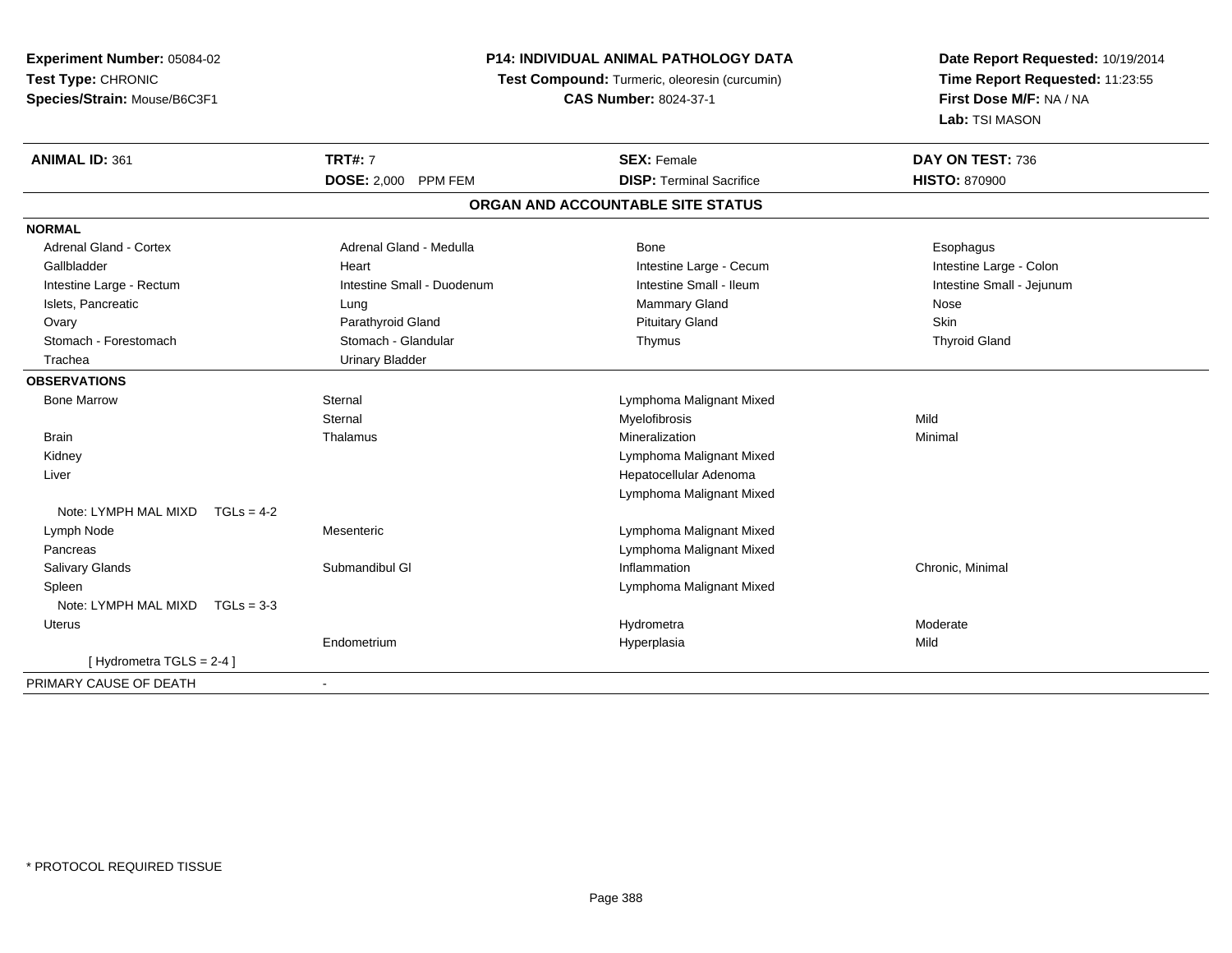**Experiment Number:** 05084-02
**Test Type:** CHRONIC
**Species/Strain:** Mouse/B6C3F1

**P14: INDIVIDUAL ANIMAL PATHOLOGY DATA**
**Test Compound:** Turmeric, oleoresin (curcumin)
**CAS Number:** 8024-37-1

**Date Report Requested:** 10/19/2014
**Time Report Requested:** 11:23:55
**First Dose M/F:** NA / NA
**Lab:** TSI MASON

| **ANIMAL ID:** 361 | **TRT#:** 7 | **SEX:** Female | **DAY ON TEST:** 736 |
|---|---|---|---|
| | **DOSE:** 2,000 PPM FEM | **DISP:** Terminal Sacrifice | **HISTO:** 870900 |

## ORGAN AND ACCOUNTABLE SITE STATUS

**NORMAL**

| | | | |
|---|---|---|---|
| Adrenal Gland - Cortex | Adrenal Gland - Medulla | Bone | Esophagus |
| Gallbladder | Heart | Intestine Large - Cecum | Intestine Large - Colon |
| Intestine Large - Rectum | Intestine Small - Duodenum | Intestine Small - Ileum | Intestine Small - Jejunum |
| Islets, Pancreatic | Lung | Mammary Gland | Nose |
| Ovary | Parathyroid Gland | Pituitary Gland | Skin |
| Stomach - Forestomach | Stomach - Glandular | Thymus | Thyroid Gland |
| Trachea | Urinary Bladder | | |

**OBSERVATIONS**

| | | | |
|---|---|---|---|
| Bone Marrow | Sternal | Lymphoma Malignant Mixed | |
| | Sternal | Myelofibrosis | Mild |
| Brain | Thalamus | Mineralization | Minimal |
| Kidney | | Lymphoma Malignant Mixed | |
| Liver | | Hepatocellular Adenoma | |
| | | Lymphoma Malignant Mixed | |
| Note: LYMPH MAL MIXD TGLs = 4-2 | | | |
| Lymph Node | Mesenteric | Lymphoma Malignant Mixed | |
| Pancreas | | Lymphoma Malignant Mixed | |
| Salivary Glands | Submandibul Gl | Inflammation | Chronic, Minimal |
| Spleen | | Lymphoma Malignant Mixed | |
| Note: LYMPH MAL MIXD TGLs = 3-3 | | | |
| Uterus | | Hydrometra | Moderate |
| | Endometrium | Hyperplasia | Mild |
| [ Hydrometra TGLS = 2-4 ] | | | |

PRIMARY CAUSE OF DEATH -

* PROTOCOL REQUIRED TISSUE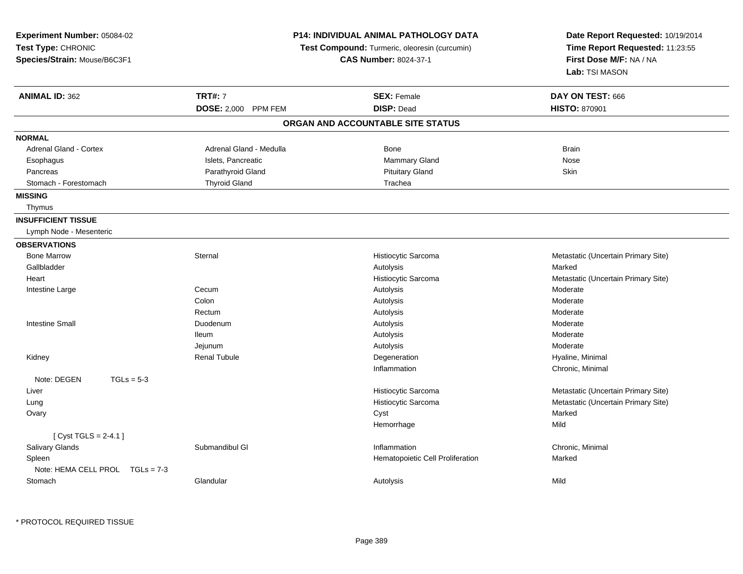**Experiment Number:** 05084-02
**Test Type:** CHRONIC
**Species/Strain:** Mouse/B6C3F1

**P14: INDIVIDUAL ANIMAL PATHOLOGY DATA**
**Test Compound:** Turmeric, oleoresin (curcumin)
**CAS Number:** 8024-37-1

**Date Report Requested:** 10/19/2014
**Time Report Requested:** 11:23:55
**First Dose M/F:** NA / NA
**Lab:** TSI MASON

| **ANIMAL ID:** 362 | **TRT#:** 7 | **SEX:** Female | **DAY ON TEST:** 666 |
|---|---|---|---|
| | **DOSE:** 2,000 PPM FEM | **DISP:** Dead | **HISTO:** 870901 |

## ORGAN AND ACCOUNTABLE SITE STATUS

**NORMAL**

| | | | |
|---|---|---|---|
| Adrenal Gland - Cortex | Adrenal Gland - Medulla | Bone | Brain |
| Esophagus | Islets, Pancreatic | Mammary Gland | Nose |
| Pancreas | Parathyroid Gland | Pituitary Gland | Skin |
| Stomach - Forestomach | Thyroid Gland | Trachea | |

**MISSING**

Thymus

**INSUFFICIENT TISSUE**

Lymph Node - Mesenteric

**OBSERVATIONS**

| | | | |
|---|---|---|---|
| Bone Marrow | Sternal | Histiocytic Sarcoma | Metastatic (Uncertain Primary Site) |
| Gallbladder | | Autolysis | Marked |
| Heart | | Histiocytic Sarcoma | Metastatic (Uncertain Primary Site) |
| Intestine Large | Cecum | Autolysis | Moderate |
| | Colon | Autolysis | Moderate |
| | Rectum | Autolysis | Moderate |
| Intestine Small | Duodenum | Autolysis | Moderate |
| | Ileum | Autolysis | Moderate |
| | Jejunum | Autolysis | Moderate |
| Kidney | Renal Tubule | Degeneration | Hyaline, Minimal |
| | | Inflammation | Chronic, Minimal |
| Note: DEGEN TGLs = 5-3 | | | |
| Liver | | Histiocytic Sarcoma | Metastatic (Uncertain Primary Site) |
| Lung | | Histiocytic Sarcoma | Metastatic (Uncertain Primary Site) |
| Ovary | | Cyst | Marked |
| | | Hemorrhage | Mild |
| [ Cyst TGLS = 2-4.1 ] | | | |
| Salivary Glands | Submandibul Gl | Inflammation | Chronic, Minimal |
| Spleen | | Hematopoietic Cell Proliferation | Marked |
| Note: HEMA CELL PROL TGLs = 7-3 | | | |
| Stomach | Glandular | Autolysis | Mild |

* PROTOCOL REQUIRED TISSUE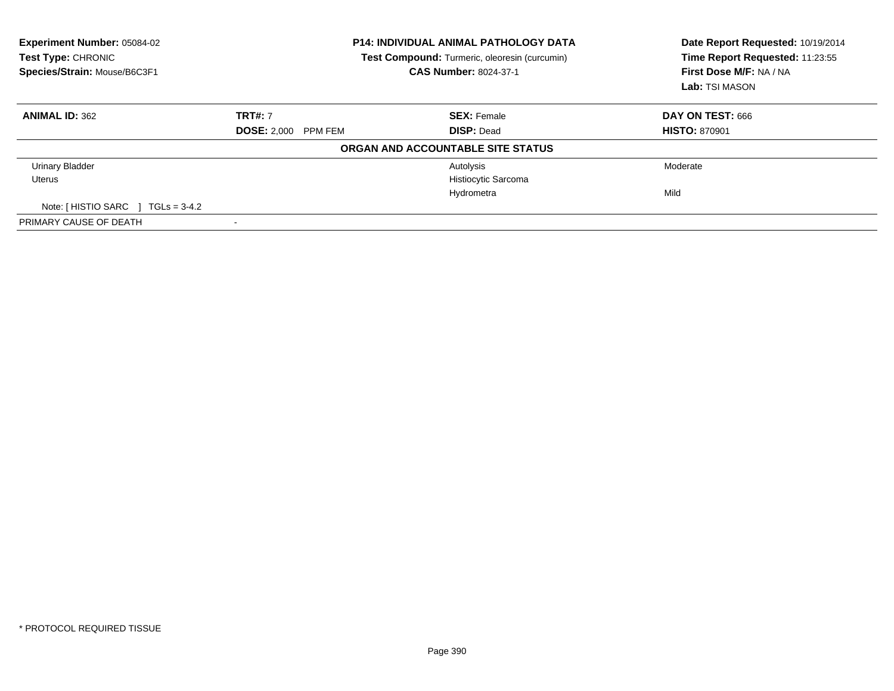**Experiment Number:** 05084-02
**Test Type:** CHRONIC
**Species/Strain:** Mouse/B6C3F1

**P14: INDIVIDUAL ANIMAL PATHOLOGY DATA**
**Test Compound:** Turmeric, oleoresin (curcumin)
**CAS Number:** 8024-37-1

**Date Report Requested:** 10/19/2014
**Time Report Requested:** 11:23:55
**First Dose M/F:** NA / NA
**Lab:** TSI MASON

| **ANIMAL ID:** 362 | **TRT#:** 7 | **SEX:** Female | **DAY ON TEST:** 666 |
|---|---|---|---|
| | **DOSE:** 2,000 PPM FEM | **DISP:** Dead | **HISTO:** 870901 |

**ORGAN AND ACCOUNTABLE SITE STATUS**

| | | | |
|---|---|---|---|
| Urinary Bladder | | Autolysis | Moderate |
| Uterus | | Histiocytic Sarcoma | |
| | | Hydrometra | Mild |
| Note: [ HISTIO SARC ] TGLs = 3-4.2 | | | |
| PRIMARY CAUSE OF DEATH | - | | |

\* PROTOCOL REQUIRED TISSUE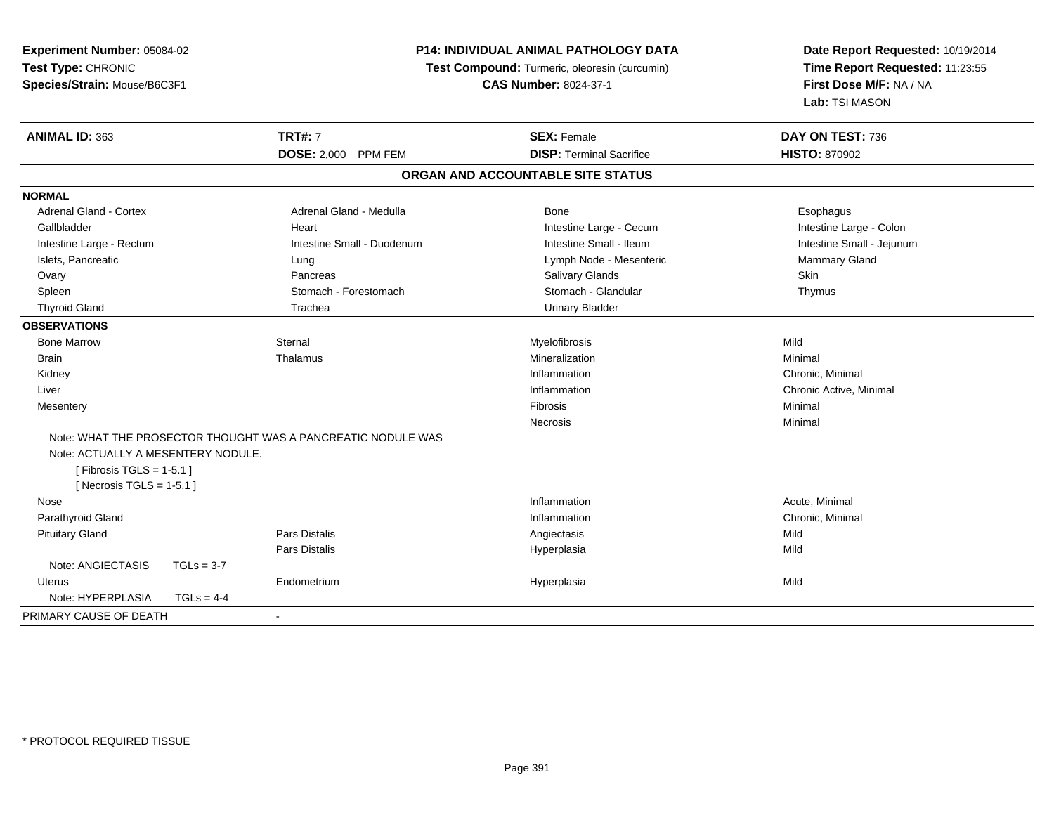**Experiment Number:** 05084-02
**Test Type:** CHRONIC
**Species/Strain:** Mouse/B6C3F1

**P14: INDIVIDUAL ANIMAL PATHOLOGY DATA**
**Test Compound:** Turmeric, oleoresin (curcumin)
**CAS Number:** 8024-37-1

**Date Report Requested:** 10/19/2014
**Time Report Requested:** 11:23:55
**First Dose M/F:** NA / NA
**Lab:** TSI MASON

| **ANIMAL ID:** 363 | **TRT#:** 7 | **SEX:** Female | **DAY ON TEST:** 736 |
|---|---|---|---|
| | **DOSE:** 2,000 PPM FEM | **DISP:** Terminal Sacrifice | **HISTO:** 870902 |

## ORGAN AND ACCOUNTABLE SITE STATUS

**NORMAL**

| | | | |
|---|---|---|---|
| Adrenal Gland - Cortex | Adrenal Gland - Medulla | Bone | Esophagus |
| Gallbladder | Heart | Intestine Large - Cecum | Intestine Large - Colon |
| Intestine Large - Rectum | Intestine Small - Duodenum | Intestine Small - Ileum | Intestine Small - Jejunum |
| Islets, Pancreatic | Lung | Lymph Node - Mesenteric | Mammary Gland |
| Ovary | Pancreas | Salivary Glands | Skin |
| Spleen | Stomach - Forestomach | Stomach - Glandular | Thymus |
| Thyroid Gland | Trachea | Urinary Bladder | |

**OBSERVATIONS**

| | | | |
|---|---|---|---|
| Bone Marrow | Sternal | Myelofibrosis | Mild |
| Brain | Thalamus | Mineralization | Minimal |
| Kidney | | Inflammation | Chronic, Minimal |
| Liver | | Inflammation | Chronic Active, Minimal |
| Mesentery | | Fibrosis | Minimal |
| | | Necrosis | Minimal |

Note: WHAT THE PROSECTOR THOUGHT WAS A PANCREATIC NODULE WAS
Note: ACTUALLY A MESENTERY NODULE.
[ Fibrosis TGLS = 1-5.1 ]
[ Necrosis TGLS = 1-5.1 ]

| | | | |
|---|---|---|---|
| Nose | | Inflammation | Acute, Minimal |
| Parathyroid Gland | | Inflammation | Chronic, Minimal |
| Pituitary Gland | Pars Distalis | Angiectasis | Mild |
| | Pars Distalis | Hyperplasia | Mild |

Note: ANGIECTASIS TGLs = 3-7

| | | | |
|---|---|---|---|
| Uterus | Endometrium | Hyperplasia | Mild |

Note: HYPERPLASIA TGLs = 4-4

PRIMARY CAUSE OF DEATH -

* PROTOCOL REQUIRED TISSUE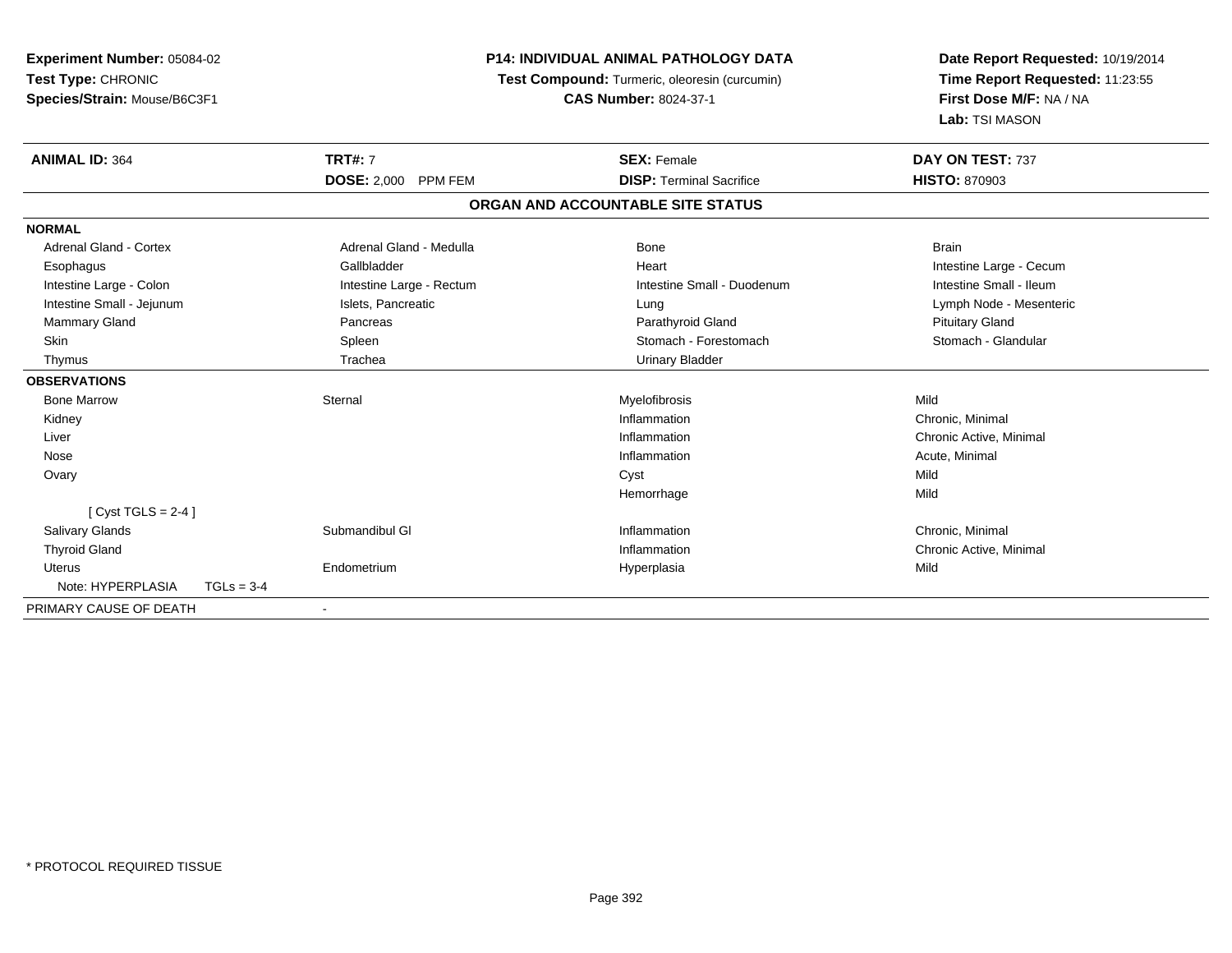**Experiment Number:** 05084-02
**Test Type:** CHRONIC
**Species/Strain:** Mouse/B6C3F1

**P14: INDIVIDUAL ANIMAL PATHOLOGY DATA**
**Test Compound:** Turmeric, oleoresin (curcumin)
**CAS Number:** 8024-37-1

**Date Report Requested:** 10/19/2014
**Time Report Requested:** 11:23:55
**First Dose M/F:** NA / NA
**Lab:** TSI MASON

| **ANIMAL ID:** 364 | **TRT#:** 7 | **SEX:** Female | **DAY ON TEST:** 737 |
|---|---|---|---|
| | **DOSE:** 2,000 PPM FEM | **DISP:** Terminal Sacrifice | **HISTO:** 870903 |

## ORGAN AND ACCOUNTABLE SITE STATUS

| | | | |
|---|---|---|---|
| **NORMAL** | | | |
| Adrenal Gland - Cortex | Adrenal Gland - Medulla | Bone | Brain |
| Esophagus | Gallbladder | Heart | Intestine Large - Cecum |
| Intestine Large - Colon | Intestine Large - Rectum | Intestine Small - Duodenum | Intestine Small - Ileum |
| Intestine Small - Jejunum | Islets, Pancreatic | Lung | Lymph Node - Mesenteric |
| Mammary Gland | Pancreas | Parathyroid Gland | Pituitary Gland |
| Skin | Spleen | Stomach - Forestomach | Stomach - Glandular |
| Thymus | Trachea | Urinary Bladder | |
| **OBSERVATIONS** | | | |
| Bone Marrow | Sternal | Myelofibrosis | Mild |
| Kidney | | Inflammation | Chronic, Minimal |
| Liver | | Inflammation | Chronic Active, Minimal |
| Nose | | Inflammation | Acute, Minimal |
| Ovary | | Cyst | Mild |
| | | Hemorrhage | Mild |
| [ Cyst TGLS = 2-4 ] | | | |
| Salivary Glands | Submandibul Gl | Inflammation | Chronic, Minimal |
| Thyroid Gland | | Inflammation | Chronic Active, Minimal |
| Uterus | Endometrium | Hyperplasia | Mild |
| Note: HYPERPLASIA TGLs = 3-4 | | | |
| PRIMARY CAUSE OF DEATH | - | | |

\* PROTOCOL REQUIRED TISSUE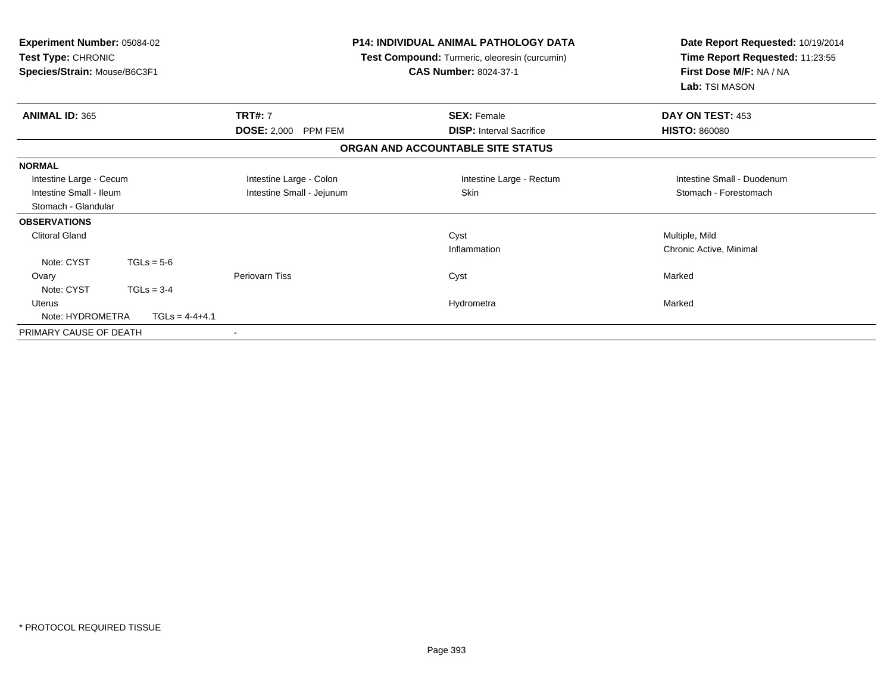**Experiment Number:** 05084-02
**Test Type:** CHRONIC
**Species/Strain:** Mouse/B6C3F1

**P14: INDIVIDUAL ANIMAL PATHOLOGY DATA**
**Test Compound:** Turmeric, oleoresin (curcumin)
**CAS Number:** 8024-37-1

**Date Report Requested:** 10/19/2014
**Time Report Requested:** 11:23:55
**First Dose M/F:** NA / NA
**Lab:** TSI MASON

| **ANIMAL ID:** 365 | **TRT#:** 7 | **SEX:** Female | **DAY ON TEST:** 453 |
|---|---|---|---|
| | **DOSE:** 2,000 PPM FEM | **DISP:** Interval Sacrifice | **HISTO:** 860080 |

**ORGAN AND ACCOUNTABLE SITE STATUS**

| | | | |
|---|---|---|---|
| **NORMAL** | | | |
| Intestine Large - Cecum | Intestine Large - Colon | Intestine Large - Rectum | Intestine Small - Duodenum |
| Intestine Small - Ileum | Intestine Small - Jejunum | Skin | Stomach - Forestomach |
| Stomach - Glandular | | | |
| **OBSERVATIONS** | | | |
| Clitoral Gland | | Cyst | Multiple, Mild |
| | | Inflammation | Chronic Active, Minimal |
| Note: CYST TGLs = 5-6 | | | |
| Ovary | Periovarn Tiss | Cyst | Marked |
| Note: CYST TGLs = 3-4 | | | |
| Uterus | | Hydrometra | Marked |
| Note: HYDROMETRA TGLs = 4-4+4.1 | | | |
| PRIMARY CAUSE OF DEATH | - | | |

* PROTOCOL REQUIRED TISSUE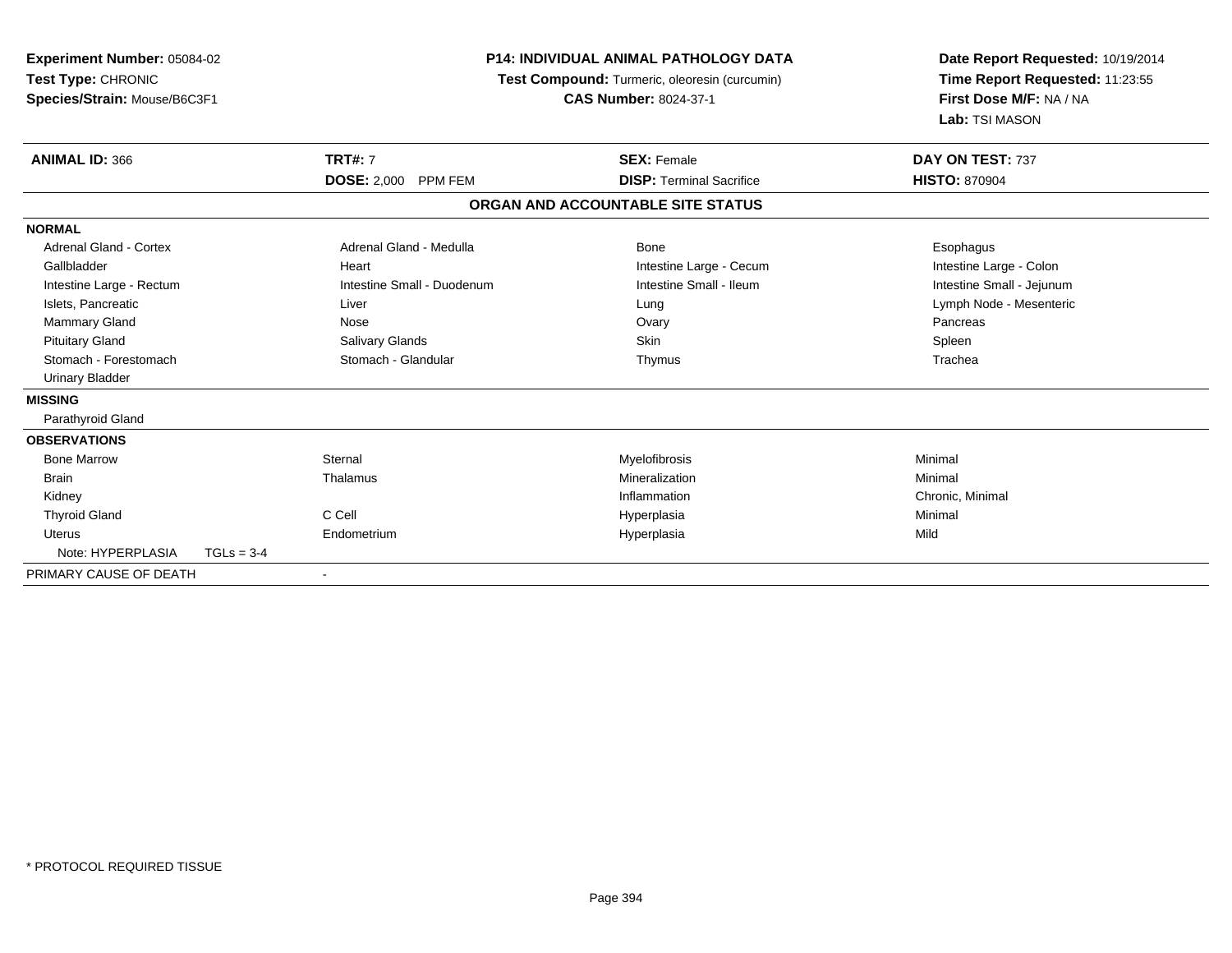**Experiment Number:** 05084-02
**Test Type:** CHRONIC
**Species/Strain:** Mouse/B6C3F1

**P14: INDIVIDUAL ANIMAL PATHOLOGY DATA**
**Test Compound:** Turmeric, oleoresin (curcumin)
**CAS Number:** 8024-37-1

**Date Report Requested:** 10/19/2014
**Time Report Requested:** 11:23:55
**First Dose M/F:** NA / NA
**Lab:** TSI MASON

| **ANIMAL ID:** 366 | **TRT#:** 7 | **SEX:** Female | **DAY ON TEST:** 737 |
|---|---|---|---|
| | **DOSE:** 2,000 PPM FEM | **DISP:** Terminal Sacrifice | **HISTO:** 870904 |

**ORGAN AND ACCOUNTABLE SITE STATUS**

| | | | |
|---|---|---|---|
| **NORMAL** | | | |
| Adrenal Gland - Cortex | Adrenal Gland - Medulla | Bone | Esophagus |
| Gallbladder | Heart | Intestine Large - Cecum | Intestine Large - Colon |
| Intestine Large - Rectum | Intestine Small - Duodenum | Intestine Small - Ileum | Intestine Small - Jejunum |
| Islets, Pancreatic | Liver | Lung | Lymph Node - Mesenteric |
| Mammary Gland | Nose | Ovary | Pancreas |
| Pituitary Gland | Salivary Glands | Skin | Spleen |
| Stomach - Forestomach | Stomach - Glandular | Thymus | Trachea |
| Urinary Bladder | | | |
| **MISSING** | | | |
| Parathyroid Gland | | | |
| **OBSERVATIONS** | | | |
| Bone Marrow | Sternal | Myelofibrosis | Minimal |
| Brain | Thalamus | Mineralization | Minimal |
| Kidney | | Inflammation | Chronic, Minimal |
| Thyroid Gland | C Cell | Hyperplasia | Minimal |
| Uterus | Endometrium | Hyperplasia | Mild |
| Note: HYPERPLASIA TGLs = 3-4 | | | |
| PRIMARY CAUSE OF DEATH | - | | |

* PROTOCOL REQUIRED TISSUE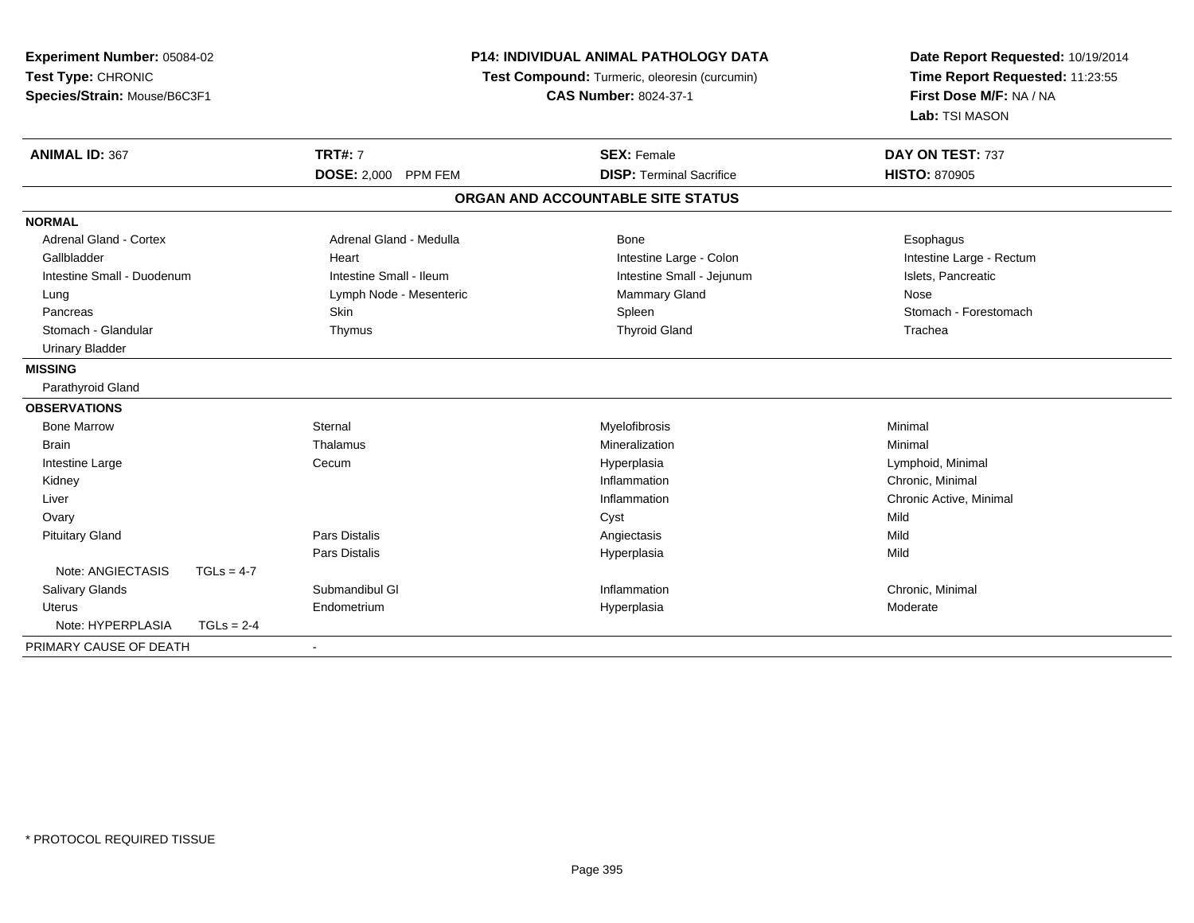**Experiment Number:** 05084-02
**Test Type:** CHRONIC
**Species/Strain:** Mouse/B6C3F1

**P14: INDIVIDUAL ANIMAL PATHOLOGY DATA**
**Test Compound:** Turmeric, oleoresin (curcumin)
**CAS Number:** 8024-37-1

**Date Report Requested:** 10/19/2014
**Time Report Requested:** 11:23:55
**First Dose M/F:** NA / NA
**Lab:** TSI MASON

| **ANIMAL ID:** 367 | **TRT#:** 7 | **SEX:** Female | **DAY ON TEST:** 737 |
|---|---|---|---|
| | **DOSE:** 2,000 PPM FEM | **DISP:** Terminal Sacrifice | **HISTO:** 870905 |

## ORGAN AND ACCOUNTABLE SITE STATUS

| | | | |
|---|---|---|---|
| **NORMAL** | | | |
| Adrenal Gland - Cortex | Adrenal Gland - Medulla | Bone | Esophagus |
| Gallbladder | Heart | Intestine Large - Colon | Intestine Large - Rectum |
| Intestine Small - Duodenum | Intestine Small - Ileum | Intestine Small - Jejunum | Islets, Pancreatic |
| Lung | Lymph Node - Mesenteric | Mammary Gland | Nose |
| Pancreas | Skin | Spleen | Stomach - Forestomach |
| Stomach - Glandular | Thymus | Thyroid Gland | Trachea |
| Urinary Bladder | | | |
| **MISSING** | | | |
| Parathyroid Gland | | | |
| **OBSERVATIONS** | | | |
| Bone Marrow | Sternal | Myelofibrosis | Minimal |
| Brain | Thalamus | Mineralization | Minimal |
| Intestine Large | Cecum | Hyperplasia | Lymphoid, Minimal |
| Kidney | | Inflammation | Chronic, Minimal |
| Liver | | Inflammation | Chronic Active, Minimal |
| Ovary | | Cyst | Mild |
| Pituitary Gland | Pars Distalis | Angiectasis | Mild |
| | Pars Distalis | Hyperplasia | Mild |
| Note: ANGIECTASIS TGLs = 4-7 | | | |
| Salivary Glands | Submandibul Gl | Inflammation | Chronic, Minimal |
| Uterus | Endometrium | Hyperplasia | Moderate |
| Note: HYPERPLASIA TGLs = 2-4 | | | |
| PRIMARY CAUSE OF DEATH | - | | |

* PROTOCOL REQUIRED TISSUE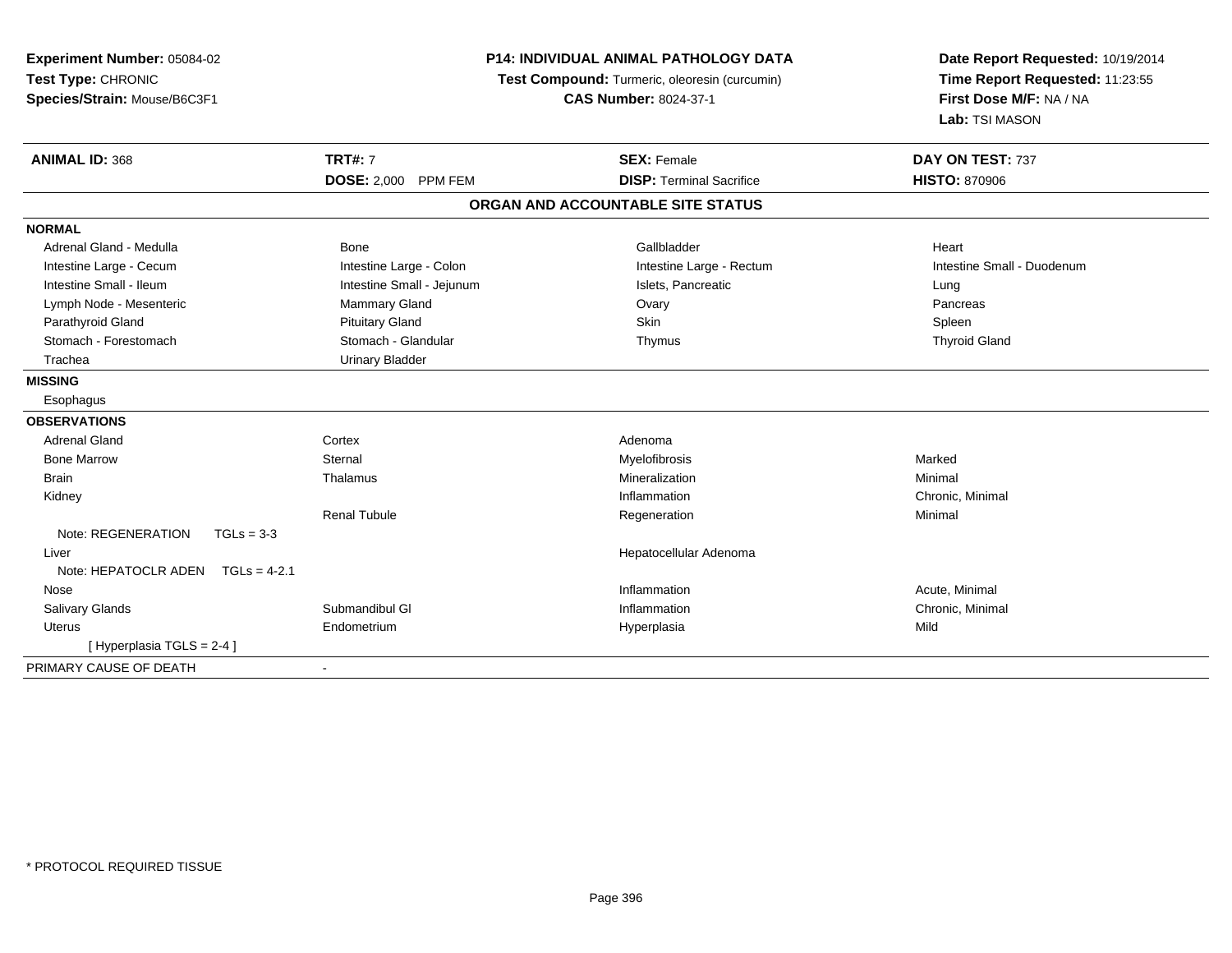**Experiment Number:** 05084-02
**Test Type:** CHRONIC
**Species/Strain:** Mouse/B6C3F1

**P14: INDIVIDUAL ANIMAL PATHOLOGY DATA**
**Test Compound:** Turmeric, oleoresin (curcumin)
**CAS Number:** 8024-37-1

**Date Report Requested:** 10/19/2014
**Time Report Requested:** 11:23:55
**First Dose M/F:** NA / NA
**Lab:** TSI MASON

| **ANIMAL ID:** 368 | **TRT#:** 7 | **SEX:** Female | **DAY ON TEST:** 737 |
|---|---|---|---|
| | **DOSE:** 2,000 PPM FEM | **DISP:** Terminal Sacrifice | **HISTO:** 870906 |

## ORGAN AND ACCOUNTABLE SITE STATUS

**NORMAL**

| | | | |
|---|---|---|---|
| Adrenal Gland - Medulla | Bone | Gallbladder | Heart |
| Intestine Large - Cecum | Intestine Large - Colon | Intestine Large - Rectum | Intestine Small - Duodenum |
| Intestine Small - Ileum | Intestine Small - Jejunum | Islets, Pancreatic | Lung |
| Lymph Node - Mesenteric | Mammary Gland | Ovary | Pancreas |
| Parathyroid Gland | Pituitary Gland | Skin | Spleen |
| Stomach - Forestomach | Stomach - Glandular | Thymus | Thyroid Gland |
| Trachea | Urinary Bladder | | |

**MISSING**

Esophagus

**OBSERVATIONS**

| | | | |
|---|---|---|---|
| Adrenal Gland | Cortex | Adenoma | |
| Bone Marrow | Sternal | Myelofibrosis | Marked |
| Brain | Thalamus | Mineralization | Minimal |
| Kidney | | Inflammation | Chronic, Minimal |
| | Renal Tubule | Regeneration | Minimal |
| Note: REGENERATION TGLs = 3-3 | | | |
| Liver | | Hepatocellular Adenoma | |
| Note: HEPATOCLR ADEN TGLs = 4-2.1 | | | |
| Nose | | Inflammation | Acute, Minimal |
| Salivary Glands | Submandibul Gl | Inflammation | Chronic, Minimal |
| Uterus | Endometrium | Hyperplasia | Mild |
| [ Hyperplasia TGLS = 2-4 ] | | | |

PRIMARY CAUSE OF DEATH -

* PROTOCOL REQUIRED TISSUE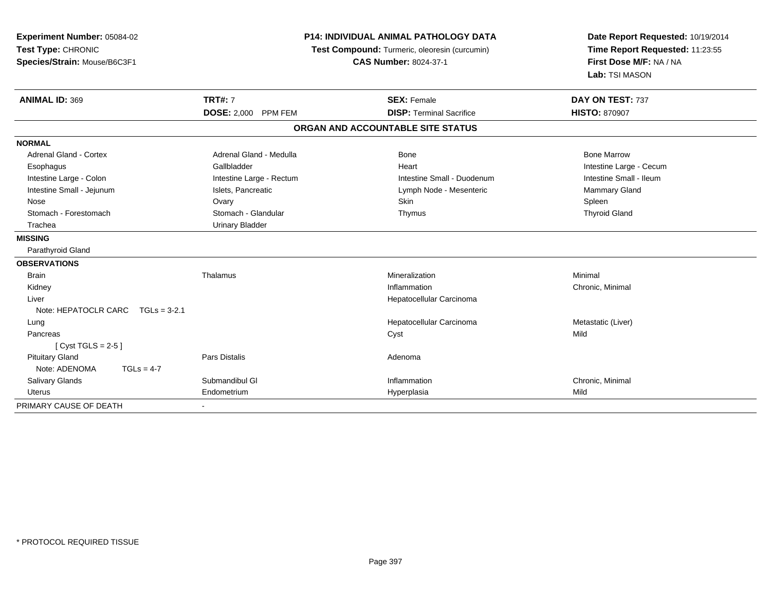**Experiment Number:** 05084-02
**Test Type:** CHRONIC
**Species/Strain:** Mouse/B6C3F1

**P14: INDIVIDUAL ANIMAL PATHOLOGY DATA**
**Test Compound:** Turmeric, oleoresin (curcumin)
**CAS Number:** 8024-37-1

**Date Report Requested:** 10/19/2014
**Time Report Requested:** 11:23:55
**First Dose M/F:** NA / NA
**Lab:** TSI MASON

| **ANIMAL ID:** 369 | **TRT#:** 7 | **SEX:** Female | **DAY ON TEST:** 737 |
|---|---|---|---|
| | **DOSE:** 2,000 PPM FEM | **DISP:** Terminal Sacrifice | **HISTO:** 870907 |

### ORGAN AND ACCOUNTABLE SITE STATUS

| | | | |
|---|---|---|---|
| **NORMAL** | | | |
| Adrenal Gland - Cortex | Adrenal Gland - Medulla | Bone | Bone Marrow |
| Esophagus | Gallbladder | Heart | Intestine Large - Cecum |
| Intestine Large - Colon | Intestine Large - Rectum | Intestine Small - Duodenum | Intestine Small - Ileum |
| Intestine Small - Jejunum | Islets, Pancreatic | Lymph Node - Mesenteric | Mammary Gland |
| Nose | Ovary | Skin | Spleen |
| Stomach - Forestomach | Stomach - Glandular | Thymus | Thyroid Gland |
| Trachea | Urinary Bladder | | |
| **MISSING** | | | |
| Parathyroid Gland | | | |
| **OBSERVATIONS** | | | |
| Brain | Thalamus | Mineralization | Minimal |
| Kidney | | Inflammation | Chronic, Minimal |
| Liver | | Hepatocellular Carcinoma | |
| Note: HEPATOCLR CARC TGLs = 3-2.1 | | | |
| Lung | | Hepatocellular Carcinoma | Metastatic (Liver) |
| Pancreas | | Cyst | Mild |
| [ Cyst TGLS = 2-5 ] | | | |
| Pituitary Gland | Pars Distalis | Adenoma | |
| Note: ADENOMA TGLs = 4-7 | | | |
| Salivary Glands | Submandibul Gl | Inflammation | Chronic, Minimal |
| Uterus | Endometrium | Hyperplasia | Mild |
| PRIMARY CAUSE OF DEATH | - | | |

* PROTOCOL REQUIRED TISSUE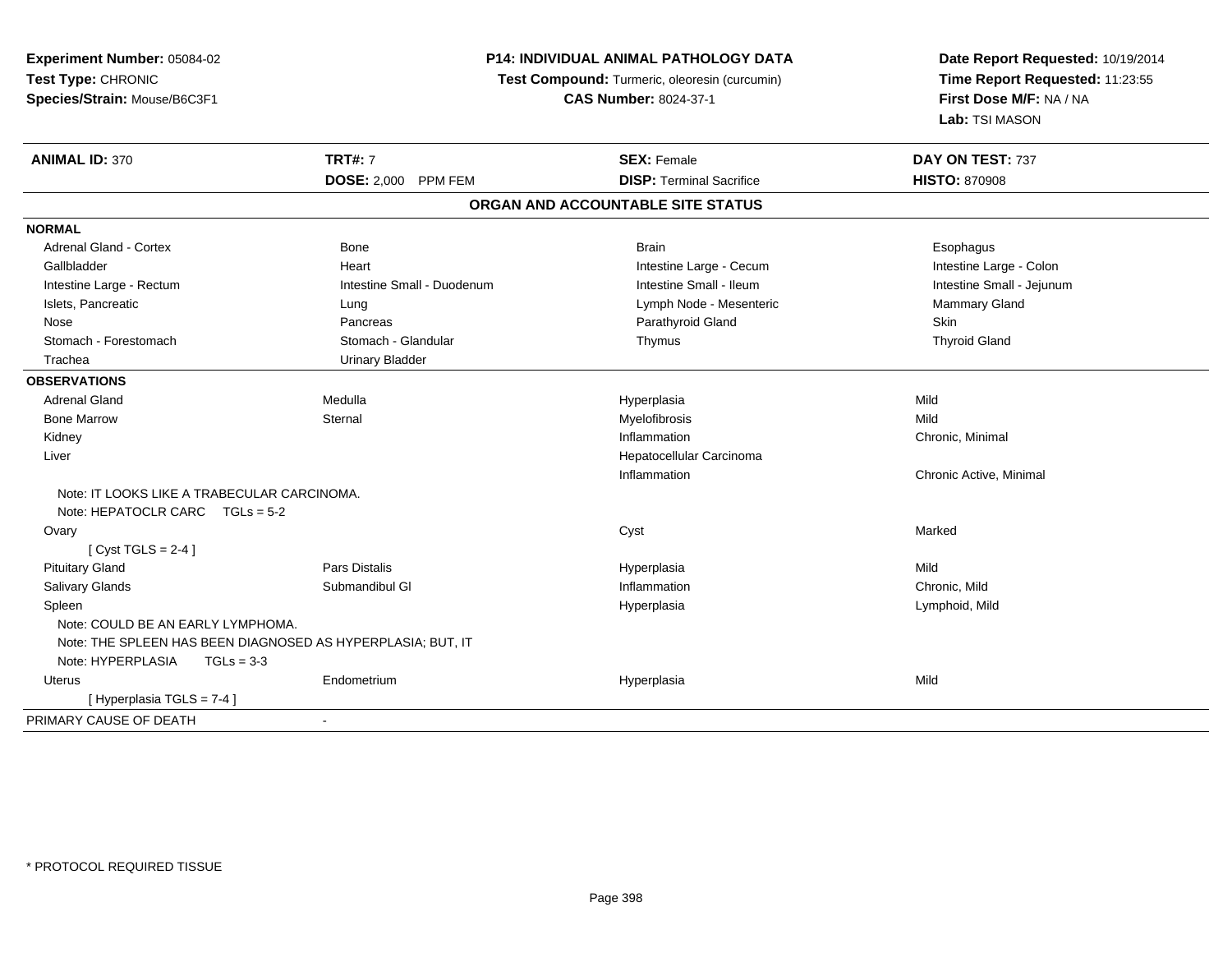**Experiment Number:** 05084-02
**Test Type:** CHRONIC
**Species/Strain:** Mouse/B6C3F1

**P14: INDIVIDUAL ANIMAL PATHOLOGY DATA**
**Test Compound:** Turmeric, oleoresin (curcumin)
**CAS Number:** 8024-37-1

**Date Report Requested:** 10/19/2014
**Time Report Requested:** 11:23:55
**First Dose M/F:** NA / NA
**Lab:** TSI MASON

| **ANIMAL ID:** 370 | **TRT#:** 7 | **SEX:** Female | **DAY ON TEST:** 737 |
|---|---|---|---|
| | **DOSE:** 2,000 PPM FEM | **DISP:** Terminal Sacrifice | **HISTO:** 870908 |

## ORGAN AND ACCOUNTABLE SITE STATUS

| | | | |
|---|---|---|---|
| **NORMAL** | | | |
| Adrenal Gland - Cortex | Bone | Brain | Esophagus |
| Gallbladder | Heart | Intestine Large - Cecum | Intestine Large - Colon |
| Intestine Large - Rectum | Intestine Small - Duodenum | Intestine Small - Ileum | Intestine Small - Jejunum |
| Islets, Pancreatic | Lung | Lymph Node - Mesenteric | Mammary Gland |
| Nose | Pancreas | Parathyroid Gland | Skin |
| Stomach - Forestomach | Stomach - Glandular | Thymus | Thyroid Gland |
| Trachea | Urinary Bladder | | |
| **OBSERVATIONS** | | | |
| Adrenal Gland | Medulla | Hyperplasia | Mild |
| Bone Marrow | Sternal | Myelofibrosis | Mild |
| Kidney | | Inflammation | Chronic, Minimal |
| Liver | | Hepatocellular Carcinoma | |
| | | Inflammation | Chronic Active, Minimal |
| Note: IT LOOKS LIKE A TRABECULAR CARCINOMA. | | | |
| Note: HEPATOCLR CARC TGLs = 5-2 | | | |
| Ovary | | Cyst | Marked |
| [ Cyst TGLS = 2-4 ] | | | |
| Pituitary Gland | Pars Distalis | Hyperplasia | Mild |
| Salivary Glands | Submandibul Gl | Inflammation | Chronic, Mild |
| Spleen | | Hyperplasia | Lymphoid, Mild |
| Note: COULD BE AN EARLY LYMPHOMA. | | | |
| Note: THE SPLEEN HAS BEEN DIAGNOSED AS HYPERPLASIA; BUT, IT | | | |
| Note: HYPERPLASIA TGLs = 3-3 | | | |
| Uterus | Endometrium | Hyperplasia | Mild |
| [ Hyperplasia TGLS = 7-4 ] | | | |
| PRIMARY CAUSE OF DEATH | - | | |

* PROTOCOL REQUIRED TISSUE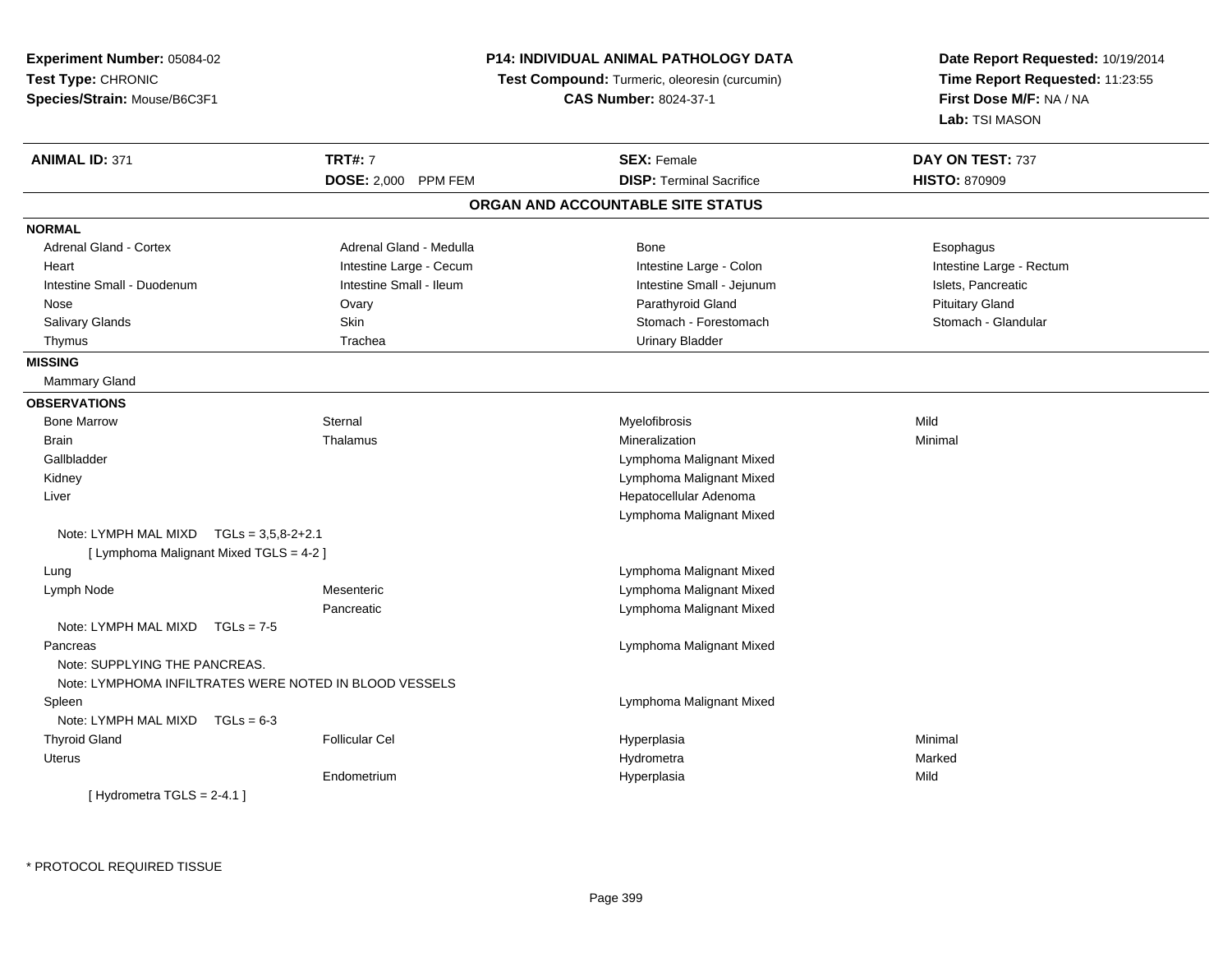**Experiment Number:** 05084-02
**Test Type:** CHRONIC
**Species/Strain:** Mouse/B6C3F1

**P14: INDIVIDUAL ANIMAL PATHOLOGY DATA**
**Test Compound:** Turmeric, oleoresin (curcumin)
**CAS Number:** 8024-37-1

**Date Report Requested:** 10/19/2014
**Time Report Requested:** 11:23:55
**First Dose M/F:** NA / NA
**Lab:** TSI MASON

| **ANIMAL ID:** 371 | **TRT#:** 7 | **SEX:** Female | **DAY ON TEST:** 737 |
|---|---|---|---|
| | **DOSE:** 2,000 PPM FEM | **DISP:** Terminal Sacrifice | **HISTO:** 870909 |

## ORGAN AND ACCOUNTABLE SITE STATUS

**NORMAL**

| | | | |
|---|---|---|---|
| Adrenal Gland - Cortex | Adrenal Gland - Medulla | Bone | Esophagus |
| Heart | Intestine Large - Cecum | Intestine Large - Colon | Intestine Large - Rectum |
| Intestine Small - Duodenum | Intestine Small - Ileum | Intestine Small - Jejunum | Islets, Pancreatic |
| Nose | Ovary | Parathyroid Gland | Pituitary Gland |
| Salivary Glands | Skin | Stomach - Forestomach | Stomach - Glandular |
| Thymus | Trachea | Urinary Bladder | |

**MISSING**

Mammary Gland

**OBSERVATIONS**

| | | | |
|---|---|---|---|
| Bone Marrow | Sternal | Myelofibrosis | Mild |
| Brain | Thalamus | Mineralization | Minimal |
| Gallbladder | | Lymphoma Malignant Mixed | |
| Kidney | | Lymphoma Malignant Mixed | |
| Liver | | Hepatocellular Adenoma | |
| | | Lymphoma Malignant Mixed | |
| Note: LYMPH MAL MIXD TGLs = 3,5,8-2+2.1 | | | |
| [ Lymphoma Malignant Mixed TGLS = 4-2 ] | | | |
| Lung | | Lymphoma Malignant Mixed | |
| Lymph Node | Mesenteric | Lymphoma Malignant Mixed | |
| | Pancreatic | Lymphoma Malignant Mixed | |
| Note: LYMPH MAL MIXD TGLs = 7-5 | | | |
| Pancreas | | Lymphoma Malignant Mixed | |
| Note: SUPPLYING THE PANCREAS. | | | |
| Note: LYMPHOMA INFILTRATES WERE NOTED IN BLOOD VESSELS | | | |
| Spleen | | Lymphoma Malignant Mixed | |
| Note: LYMPH MAL MIXD TGLs = 6-3 | | | |
| Thyroid Gland | Follicular Cel | Hyperplasia | Minimal |
| Uterus | | Hydrometra | Marked |
| | Endometrium | Hyperplasia | Mild |
| [ Hydrometra TGLS = 2-4.1 ] | | | |

* PROTOCOL REQUIRED TISSUE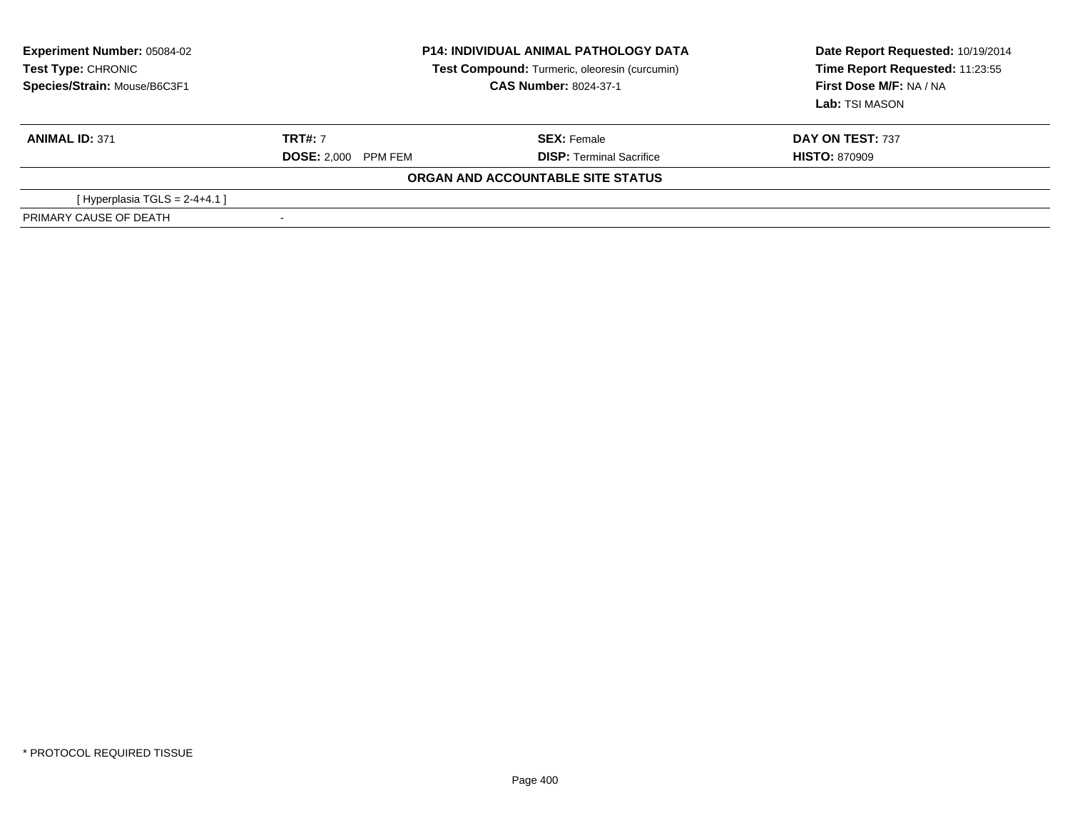**Experiment Number:** 05084-02
**Test Type:** CHRONIC
**Species/Strain:** Mouse/B6C3F1

**P14: INDIVIDUAL ANIMAL PATHOLOGY DATA**
**Test Compound:** Turmeric, oleoresin (curcumin)
**CAS Number:** 8024-37-1

**Date Report Requested:** 10/19/2014
**Time Report Requested:** 11:23:55
**First Dose M/F:** NA / NA
**Lab:** TSI MASON

| **ANIMAL ID:** 371 | **TRT#:** 7 | **SEX:** Female | **DAY ON TEST:** 737 |
|---|---|---|---|
| | **DOSE:** 2,000 PPM FEM | **DISP:** Terminal Sacrifice | **HISTO:** 870909 |

**ORGAN AND ACCOUNTABLE SITE STATUS**

| | |
|---|---|
| [ Hyperplasia TGLS = 2-4+4.1 ] | |
| PRIMARY CAUSE OF DEATH | - |

* PROTOCOL REQUIRED TISSUE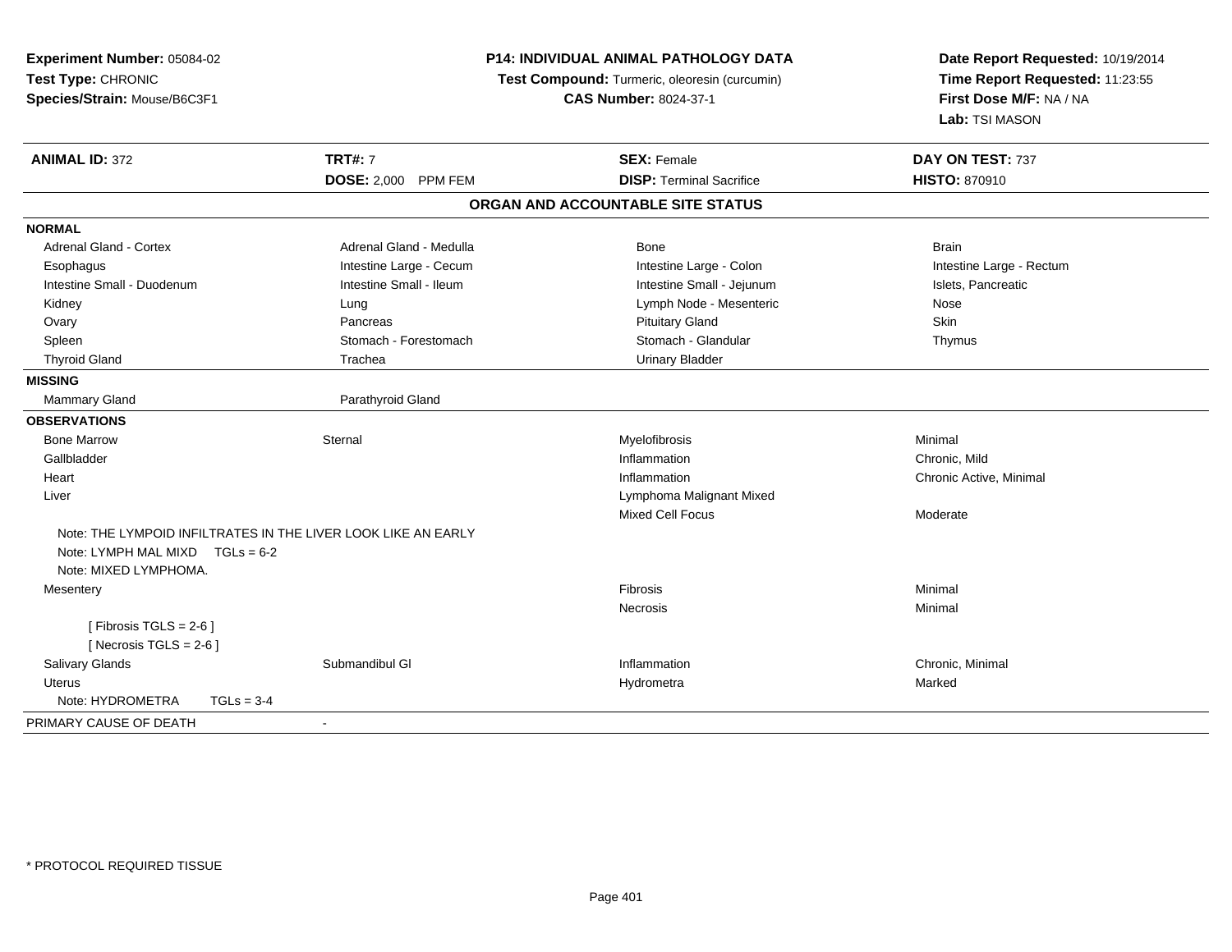**Experiment Number:** 05084-02
**Test Type:** CHRONIC
**Species/Strain:** Mouse/B6C3F1

**P14: INDIVIDUAL ANIMAL PATHOLOGY DATA**
**Test Compound:** Turmeric, oleoresin (curcumin)
**CAS Number:** 8024-37-1

**Date Report Requested:** 10/19/2014
**Time Report Requested:** 11:23:55
**First Dose M/F:** NA / NA
**Lab:** TSI MASON

| **ANIMAL ID:** 372 | **TRT#:** 7 | **SEX:** Female | **DAY ON TEST:** 737 |
|---|---|---|---|
| | **DOSE:** 2,000 PPM FEM | **DISP:** Terminal Sacrifice | **HISTO:** 870910 |

## ORGAN AND ACCOUNTABLE SITE STATUS

**NORMAL**

| | | | |
|---|---|---|---|
| Adrenal Gland - Cortex | Adrenal Gland - Medulla | Bone | Brain |
| Esophagus | Intestine Large - Cecum | Intestine Large - Colon | Intestine Large - Rectum |
| Intestine Small - Duodenum | Intestine Small - Ileum | Intestine Small - Jejunum | Islets, Pancreatic |
| Kidney | Lung | Lymph Node - Mesenteric | Nose |
| Ovary | Pancreas | Pituitary Gland | Skin |
| Spleen | Stomach - Forestomach | Stomach - Glandular | Thymus |
| Thyroid Gland | Trachea | Urinary Bladder | |

**MISSING**

| | |
|---|---|
| Mammary Gland | Parathyroid Gland |

**OBSERVATIONS**

| | | | |
|---|---|---|---|
| Bone Marrow | Sternal | Myelofibrosis | Minimal |
| Gallbladder | | Inflammation | Chronic, Mild |
| Heart | | Inflammation | Chronic Active, Minimal |
| Liver | | Lymphoma Malignant Mixed | |
| | | Mixed Cell Focus | Moderate |

Note: THE LYMPOID INFILTRATES IN THE LIVER LOOK LIKE AN EARLY
Note: LYMPH MAL MIXD TGLs = 6-2
Note: MIXED LYMPHOMA.

| | | | |
|---|---|---|---|
| Mesentery | | Fibrosis | Minimal |
| | | Necrosis | Minimal |

[ Fibrosis TGLS = 2-6 ]
[ Necrosis TGLS = 2-6 ]

| | | | |
|---|---|---|---|
| Salivary Glands | Submandibul Gl | Inflammation | Chronic, Minimal |
| Uterus | | Hydrometra | Marked |

Note: HYDROMETRA TGLs = 3-4

PRIMARY CAUSE OF DEATH -

* PROTOCOL REQUIRED TISSUE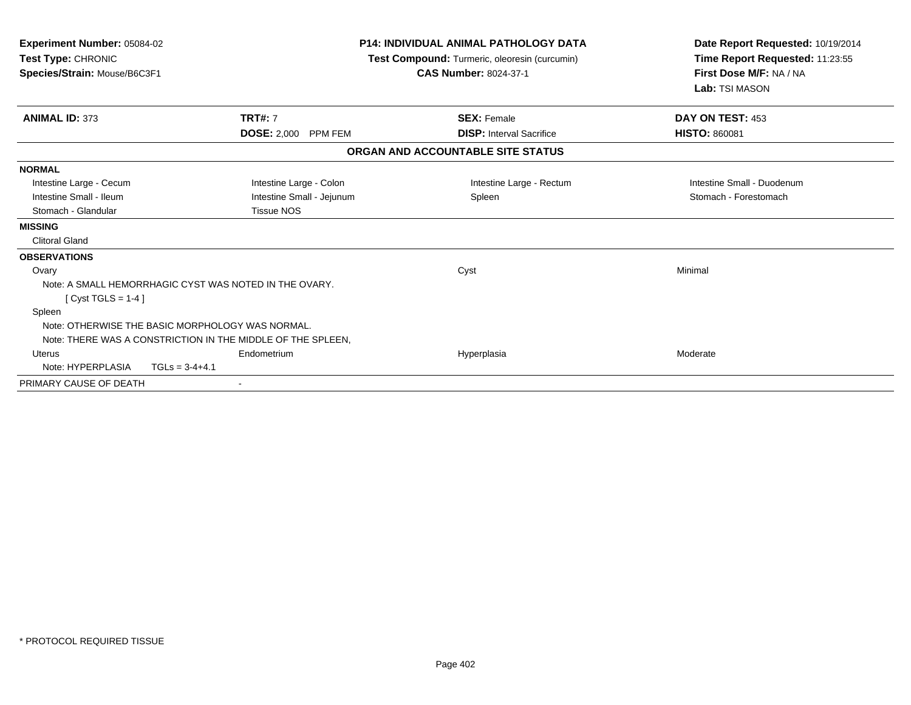**Experiment Number:** 05084-02
**Test Type:** CHRONIC
**Species/Strain:** Mouse/B6C3F1

**P14: INDIVIDUAL ANIMAL PATHOLOGY DATA**
**Test Compound:** Turmeric, oleoresin (curcumin)
**CAS Number:** 8024-37-1

**Date Report Requested:** 10/19/2014
**Time Report Requested:** 11:23:55
**First Dose M/F:** NA / NA
**Lab:** TSI MASON

| **ANIMAL ID:** 373 | **TRT#:** 7 | **SEX:** Female | **DAY ON TEST:** 453 |
|---|---|---|---|
| | **DOSE:** 2,000 PPM FEM | **DISP:** Interval Sacrifice | **HISTO:** 860081 |

**ORGAN AND ACCOUNTABLE SITE STATUS**

**NORMAL**

| | | | |
|---|---|---|---|
| Intestine Large - Cecum | Intestine Large - Colon | Intestine Large - Rectum | Intestine Small - Duodenum |
| Intestine Small - Ileum | Intestine Small - Jejunum | Spleen | Stomach - Forestomach |
| Stomach - Glandular | Tissue NOS | | |

**MISSING**

Clitoral Gland

**OBSERVATIONS**

| | | | |
|---|---|---|---|
| Ovary | | Cyst | Minimal |
| Note: A SMALL HEMORRHAGIC CYST WAS NOTED IN THE OVARY. | | | |
| [ Cyst TGLS = 1-4 ] | | | |
| Spleen | | | |
| Note: OTHERWISE THE BASIC MORPHOLOGY WAS NORMAL. | | | |
| Note: THERE WAS A CONSTRICTION IN THE MIDDLE OF THE SPLEEN, | | | |
| Uterus | Endometrium | Hyperplasia | Moderate |
| Note: HYPERPLASIA TGLs = 3-4+4.1 | | | |

PRIMARY CAUSE OF DEATH -

* PROTOCOL REQUIRED TISSUE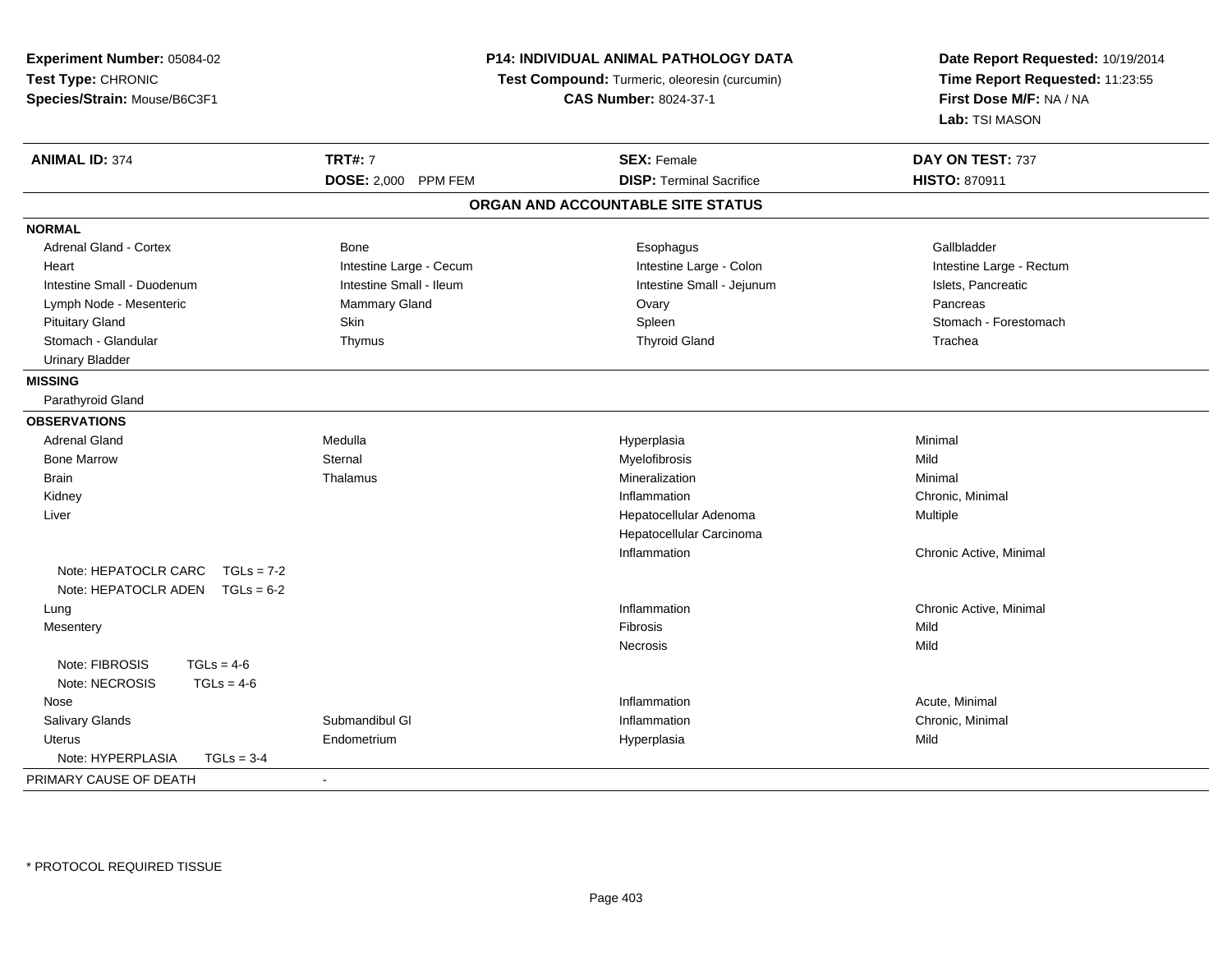**Experiment Number:** 05084-02
**Test Type:** CHRONIC
**Species/Strain:** Mouse/B6C3F1

**P14: INDIVIDUAL ANIMAL PATHOLOGY DATA**
**Test Compound:** Turmeric, oleoresin (curcumin)
**CAS Number:** 8024-37-1

**Date Report Requested:** 10/19/2014
**Time Report Requested:** 11:23:55
**First Dose M/F:** NA / NA
**Lab:** TSI MASON

| **ANIMAL ID:** 374 | **TRT#:** 7 | **SEX:** Female | **DAY ON TEST:** 737 |
|---|---|---|---|
| | **DOSE:** 2,000 PPM FEM | **DISP:** Terminal Sacrifice | **HISTO:** 870911 |

**ORGAN AND ACCOUNTABLE SITE STATUS**

| | | | |
|---|---|---|---|
| **NORMAL** | | | |
| Adrenal Gland - Cortex | Bone | Esophagus | Gallbladder |
| Heart | Intestine Large - Cecum | Intestine Large - Colon | Intestine Large - Rectum |
| Intestine Small - Duodenum | Intestine Small - Ileum | Intestine Small - Jejunum | Islets, Pancreatic |
| Lymph Node - Mesenteric | Mammary Gland | Ovary | Pancreas |
| Pituitary Gland | Skin | Spleen | Stomach - Forestomach |
| Stomach - Glandular | Thymus | Thyroid Gland | Trachea |
| Urinary Bladder | | | |
| **MISSING** | | | |
| Parathyroid Gland | | | |
| **OBSERVATIONS** | | | |
| Adrenal Gland | Medulla | Hyperplasia | Minimal |
| Bone Marrow | Sternal | Myelofibrosis | Mild |
| Brain | Thalamus | Mineralization | Minimal |
| Kidney | | Inflammation | Chronic, Minimal |
| Liver | | Hepatocellular Adenoma | Multiple |
| | | Hepatocellular Carcinoma | |
| | | Inflammation | Chronic Active, Minimal |
| Note: HEPATOCLR CARC TGLs = 7-2 | | | |
| Note: HEPATOCLR ADEN TGLs = 6-2 | | | |
| Lung | | Inflammation | Chronic Active, Minimal |
| Mesentery | | Fibrosis | Mild |
| | | Necrosis | Mild |
| Note: FIBROSIS TGLs = 4-6 | | | |
| Note: NECROSIS TGLs = 4-6 | | | |
| Nose | | Inflammation | Acute, Minimal |
| Salivary Glands | Submandibul Gl | Inflammation | Chronic, Minimal |
| Uterus | Endometrium | Hyperplasia | Mild |
| Note: HYPERPLASIA TGLs = 3-4 | | | |
| PRIMARY CAUSE OF DEATH | - | | |

\* PROTOCOL REQUIRED TISSUE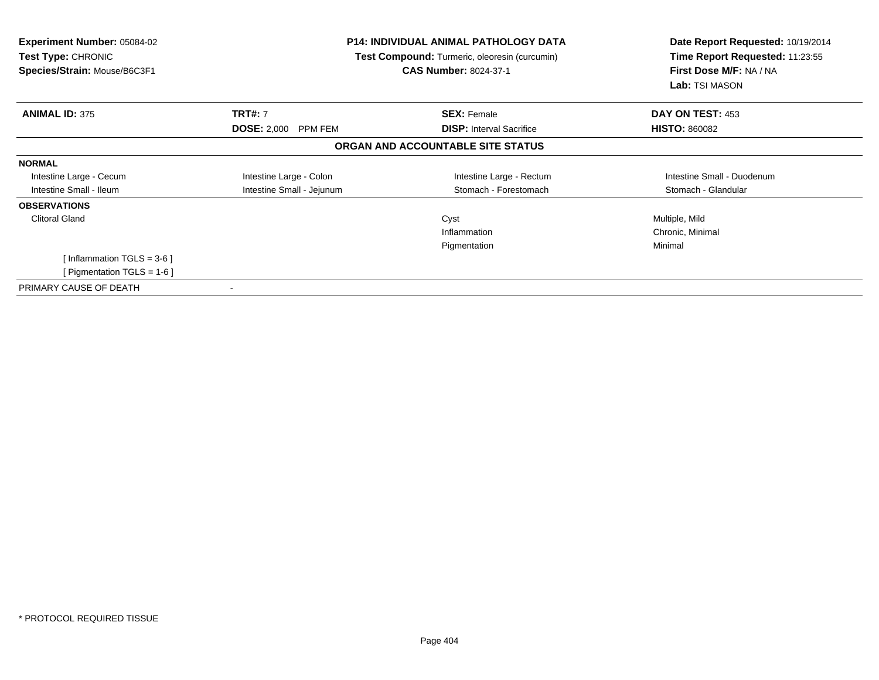**Experiment Number:** 05084-02
**Test Type:** CHRONIC
**Species/Strain:** Mouse/B6C3F1

**P14: INDIVIDUAL ANIMAL PATHOLOGY DATA**
**Test Compound:** Turmeric, oleoresin (curcumin)
**CAS Number:** 8024-37-1

**Date Report Requested:** 10/19/2014
**Time Report Requested:** 11:23:55
**First Dose M/F:** NA / NA
**Lab:** TSI MASON

| **ANIMAL ID:** 375 | **TRT#:** 7 | **SEX:** Female | **DAY ON TEST:** 453 |
|---|---|---|---|
| | **DOSE:** 2,000 PPM FEM | **DISP:** Interval Sacrifice | **HISTO:** 860082 |

**ORGAN AND ACCOUNTABLE SITE STATUS**

**NORMAL**

| | | | |
|---|---|---|---|
| Intestine Large - Cecum | Intestine Large - Colon | Intestine Large - Rectum | Intestine Small - Duodenum |
| Intestine Small - Ileum | Intestine Small - Jejunum | Stomach - Forestomach | Stomach - Glandular |

**OBSERVATIONS**

| | | |
|---|---|---|
| Clitoral Gland | Cyst | Multiple, Mild |
| | Inflammation | Chronic, Minimal |
| | Pigmentation | Minimal |
| [ Inflammation TGLS = 3-6 ] | | |
| [ Pigmentation TGLS = 1-6 ] | | |

PRIMARY CAUSE OF DEATH -

* PROTOCOL REQUIRED TISSUE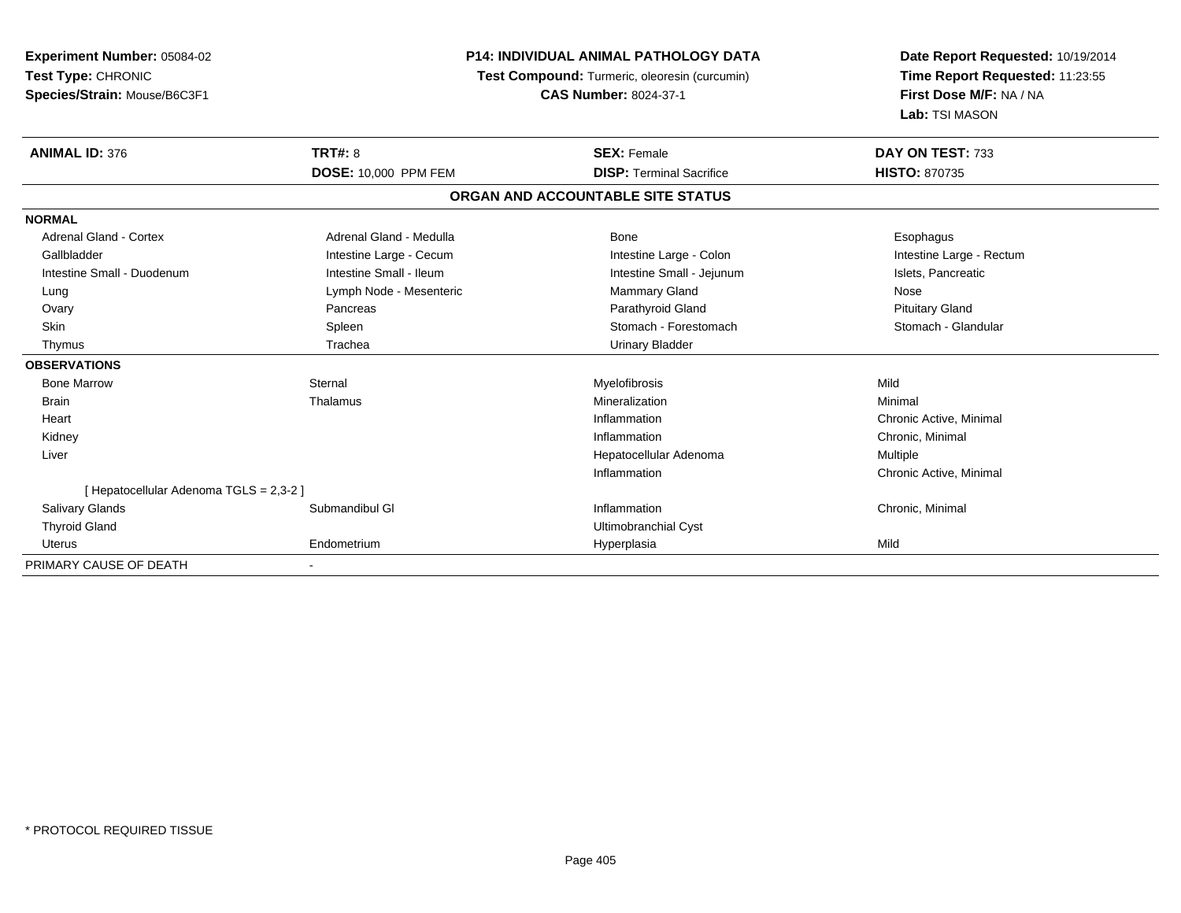**Experiment Number:** 05084-02
**Test Type:** CHRONIC
**Species/Strain:** Mouse/B6C3F1

**P14: INDIVIDUAL ANIMAL PATHOLOGY DATA**
**Test Compound:** Turmeric, oleoresin (curcumin)
**CAS Number:** 8024-37-1

**Date Report Requested:** 10/19/2014
**Time Report Requested:** 11:23:55
**First Dose M/F:** NA / NA
**Lab:** TSI MASON

| **ANIMAL ID:** 376 | **TRT#:** 8 | **SEX:** Female | **DAY ON TEST:** 733 |
|---|---|---|---|
| | **DOSE:** 10,000 PPM FEM | **DISP:** Terminal Sacrifice | **HISTO:** 870735 |

## ORGAN AND ACCOUNTABLE SITE STATUS

| | | | |
|---|---|---|---|
| **NORMAL** | | | |
| Adrenal Gland - Cortex | Adrenal Gland - Medulla | Bone | Esophagus |
| Gallbladder | Intestine Large - Cecum | Intestine Large - Colon | Intestine Large - Rectum |
| Intestine Small - Duodenum | Intestine Small - Ileum | Intestine Small - Jejunum | Islets, Pancreatic |
| Lung | Lymph Node - Mesenteric | Mammary Gland | Nose |
| Ovary | Pancreas | Parathyroid Gland | Pituitary Gland |
| Skin | Spleen | Stomach - Forestomach | Stomach - Glandular |
| Thymus | Trachea | Urinary Bladder | |
| **OBSERVATIONS** | | | |
| Bone Marrow | Sternal | Myelofibrosis | Mild |
| Brain | Thalamus | Mineralization | Minimal |
| Heart | | Inflammation | Chronic Active, Minimal |
| Kidney | | Inflammation | Chronic, Minimal |
| Liver | | Hepatocellular Adenoma | Multiple |
| | | Inflammation | Chronic Active, Minimal |
| [ Hepatocellular Adenoma TGLS = 2,3-2 ] | | | |
| Salivary Glands | Submandibul Gl | Inflammation | Chronic, Minimal |
| Thyroid Gland | | Ultimobranchial Cyst | |
| Uterus | Endometrium | Hyperplasia | Mild |
| PRIMARY CAUSE OF DEATH | - | | |

* PROTOCOL REQUIRED TISSUE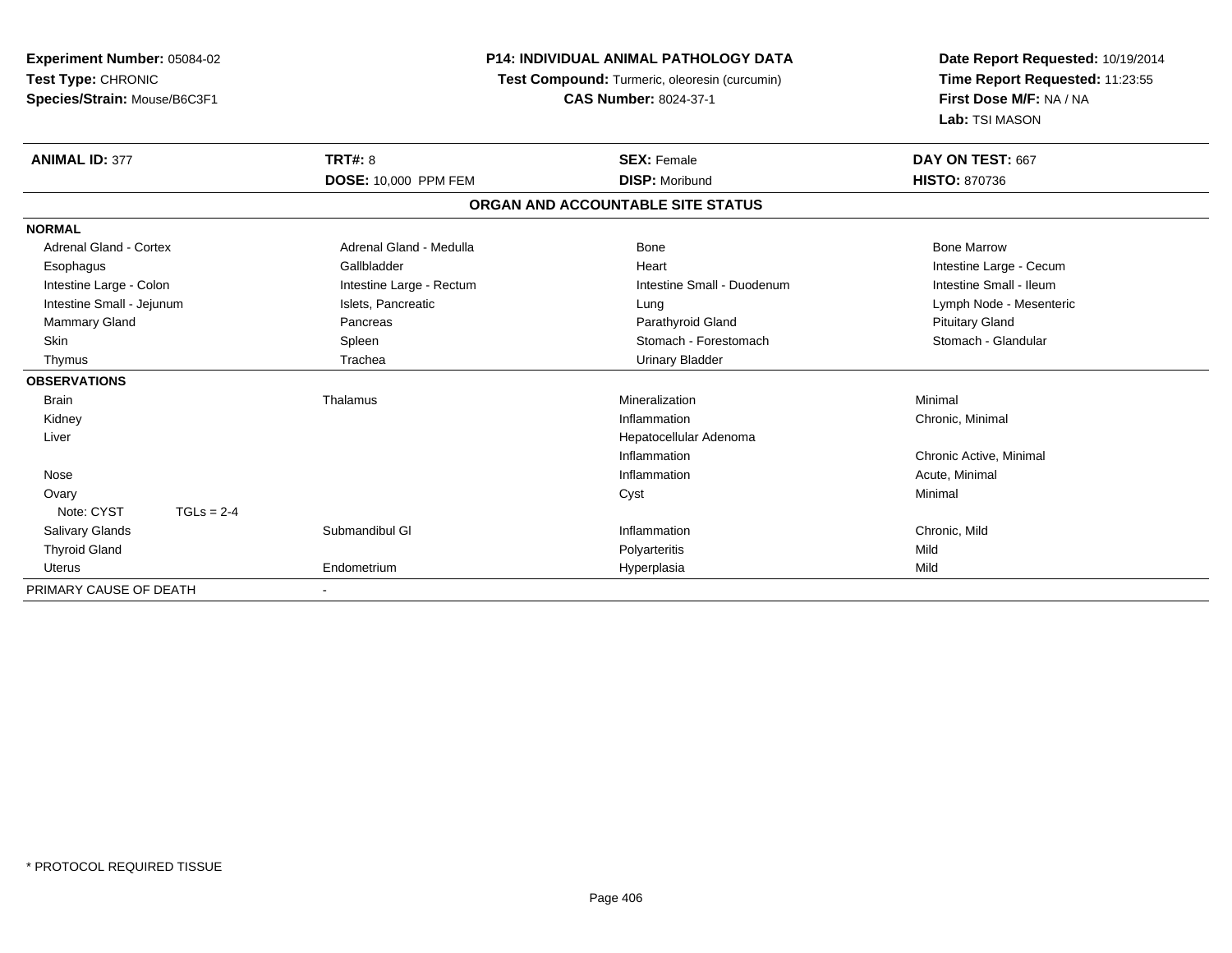**Experiment Number:** 05084-02
**Test Type:** CHRONIC
**Species/Strain:** Mouse/B6C3F1

**P14: INDIVIDUAL ANIMAL PATHOLOGY DATA**
**Test Compound:** Turmeric, oleoresin (curcumin)
**CAS Number:** 8024-37-1

**Date Report Requested:** 10/19/2014
**Time Report Requested:** 11:23:55
**First Dose M/F:** NA / NA
**Lab:** TSI MASON

| **ANIMAL ID:** 377 | **TRT#:** 8 | **SEX:** Female | **DAY ON TEST:** 667 |
|---|---|---|---|
| | **DOSE:** 10,000 PPM FEM | **DISP:** Moribund | **HISTO:** 870736 |

**ORGAN AND ACCOUNTABLE SITE STATUS**

| | | | |
|---|---|---|---|
| **NORMAL** | | | |
| Adrenal Gland - Cortex | Adrenal Gland - Medulla | Bone | Bone Marrow |
| Esophagus | Gallbladder | Heart | Intestine Large - Cecum |
| Intestine Large - Colon | Intestine Large - Rectum | Intestine Small - Duodenum | Intestine Small - Ileum |
| Intestine Small - Jejunum | Islets, Pancreatic | Lung | Lymph Node - Mesenteric |
| Mammary Gland | Pancreas | Parathyroid Gland | Pituitary Gland |
| Skin | Spleen | Stomach - Forestomach | Stomach - Glandular |
| Thymus | Trachea | Urinary Bladder | |
| **OBSERVATIONS** | | | |
| Brain | Thalamus | Mineralization | Minimal |
| Kidney | | Inflammation | Chronic, Minimal |
| Liver | | Hepatocellular Adenoma | |
| | | Inflammation | Chronic Active, Minimal |
| Nose | | Inflammation | Acute, Minimal |
| Ovary | | Cyst | Minimal |
| Note: CYST TGLs = 2-4 | | | |
| Salivary Glands | Submandibul Gl | Inflammation | Chronic, Mild |
| Thyroid Gland | | Polyarteritis | Mild |
| Uterus | Endometrium | Hyperplasia | Mild |
| PRIMARY CAUSE OF DEATH | - | | |

* PROTOCOL REQUIRED TISSUE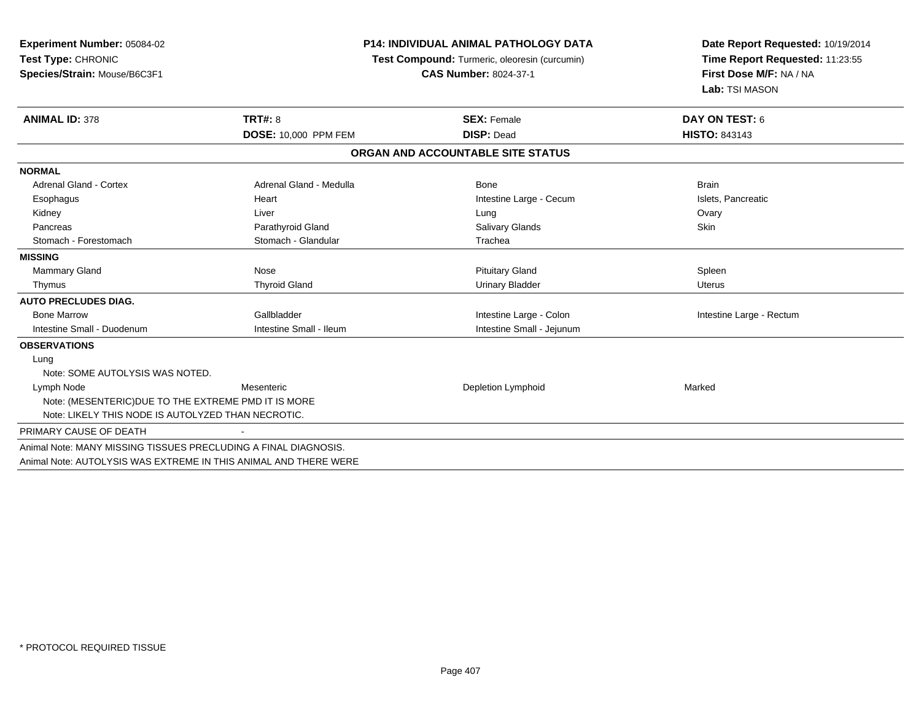**Experiment Number:** 05084-02
**Test Type:** CHRONIC
**Species/Strain:** Mouse/B6C3F1

**P14: INDIVIDUAL ANIMAL PATHOLOGY DATA**
**Test Compound:** Turmeric, oleoresin (curcumin)
**CAS Number:** 8024-37-1

**Date Report Requested:** 10/19/2014
**Time Report Requested:** 11:23:55
**First Dose M/F:** NA / NA
**Lab:** TSI MASON

| **ANIMAL ID:** 378 | **TRT#:** 8 | **SEX:** Female | **DAY ON TEST:** 6 |
|---|---|---|---|
| | **DOSE:** 10,000 PPM FEM | **DISP:** Dead | **HISTO:** 843143 |

**ORGAN AND ACCOUNTABLE SITE STATUS**

| | | | |
|---|---|---|---|
| **NORMAL** | | | |
| Adrenal Gland - Cortex | Adrenal Gland - Medulla | Bone | Brain |
| Esophagus | Heart | Intestine Large - Cecum | Islets, Pancreatic |
| Kidney | Liver | Lung | Ovary |
| Pancreas | Parathyroid Gland | Salivary Glands | Skin |
| Stomach - Forestomach | Stomach - Glandular | Trachea | |
| **MISSING** | | | |
| Mammary Gland | Nose | Pituitary Gland | Spleen |
| Thymus | Thyroid Gland | Urinary Bladder | Uterus |
| **AUTO PRECLUDES DIAG.** | | | |
| Bone Marrow | Gallbladder | Intestine Large - Colon | Intestine Large - Rectum |
| Intestine Small - Duodenum | Intestine Small - Ileum | Intestine Small - Jejunum | |
| **OBSERVATIONS** | | | |
| Lung | | | |
| Note: SOME AUTOLYSIS WAS NOTED. | | | |
| Lymph Node | Mesenteric | Depletion Lymphoid | Marked |
| Note: (MESENTERIC)DUE TO THE EXTREME PMD IT IS MORE | | | |
| Note: LIKELY THIS NODE IS AUTOLYZED THAN NECROTIC. | | | |
| PRIMARY CAUSE OF DEATH | - | | |

Animal Note: MANY MISSING TISSUES PRECLUDING A FINAL DIAGNOSIS.
Animal Note: AUTOLYSIS WAS EXTREME IN THIS ANIMAL AND THERE WERE

\* PROTOCOL REQUIRED TISSUE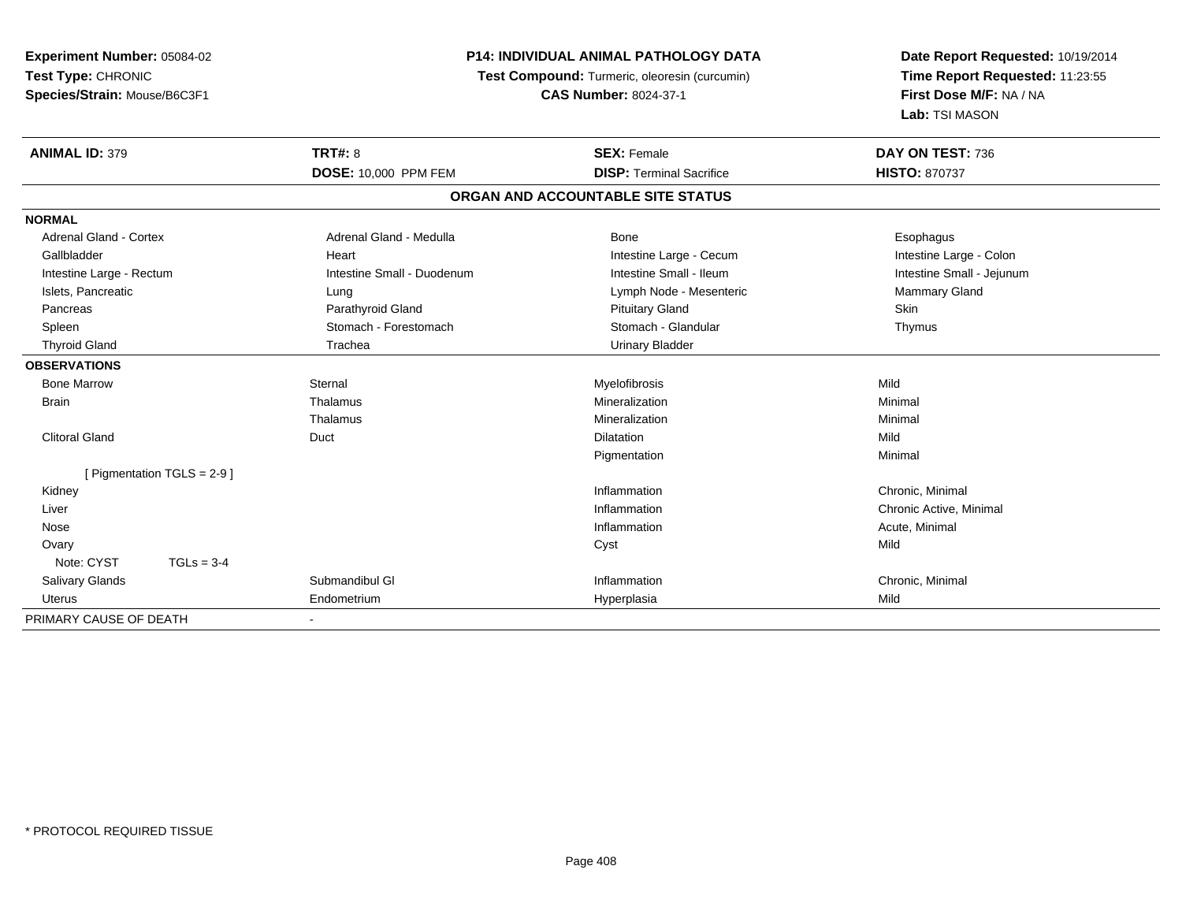**Experiment Number:** 05084-02
**Test Type:** CHRONIC
**Species/Strain:** Mouse/B6C3F1

**P14: INDIVIDUAL ANIMAL PATHOLOGY DATA**
**Test Compound:** Turmeric, oleoresin (curcumin)
**CAS Number:** 8024-37-1

**Date Report Requested:** 10/19/2014
**Time Report Requested:** 11:23:55
**First Dose M/F:** NA / NA
**Lab:** TSI MASON

| **ANIMAL ID:** 379 | **TRT#:** 8 | **SEX:** Female | **DAY ON TEST:** 736 |
|---|---|---|---|
| | **DOSE:** 10,000 PPM FEM | **DISP:** Terminal Sacrifice | **HISTO:** 870737 |

**ORGAN AND ACCOUNTABLE SITE STATUS**

| | | | |
|---|---|---|---|
| **NORMAL** | | | |
| Adrenal Gland - Cortex | Adrenal Gland - Medulla | Bone | Esophagus |
| Gallbladder | Heart | Intestine Large - Cecum | Intestine Large - Colon |
| Intestine Large - Rectum | Intestine Small - Duodenum | Intestine Small - Ileum | Intestine Small - Jejunum |
| Islets, Pancreatic | Lung | Lymph Node - Mesenteric | Mammary Gland |
| Pancreas | Parathyroid Gland | Pituitary Gland | Skin |
| Spleen | Stomach - Forestomach | Stomach - Glandular | Thymus |
| Thyroid Gland | Trachea | Urinary Bladder | |
| **OBSERVATIONS** | | | |
| Bone Marrow | Sternal | Myelofibrosis | Mild |
| Brain | Thalamus | Mineralization | Minimal |
| | Thalamus | Mineralization | Minimal |
| Clitoral Gland | Duct | Dilatation | Mild |
| | | Pigmentation | Minimal |
| [ Pigmentation TGLS = 2-9 ] | | | |
| Kidney | | Inflammation | Chronic, Minimal |
| Liver | | Inflammation | Chronic Active, Minimal |
| Nose | | Inflammation | Acute, Minimal |
| Ovary | | Cyst | Mild |
| Note: CYST TGLs = 3-4 | | | |
| Salivary Glands | Submandibul Gl | Inflammation | Chronic, Minimal |
| Uterus | Endometrium | Hyperplasia | Mild |
| PRIMARY CAUSE OF DEATH | - | | |

* PROTOCOL REQUIRED TISSUE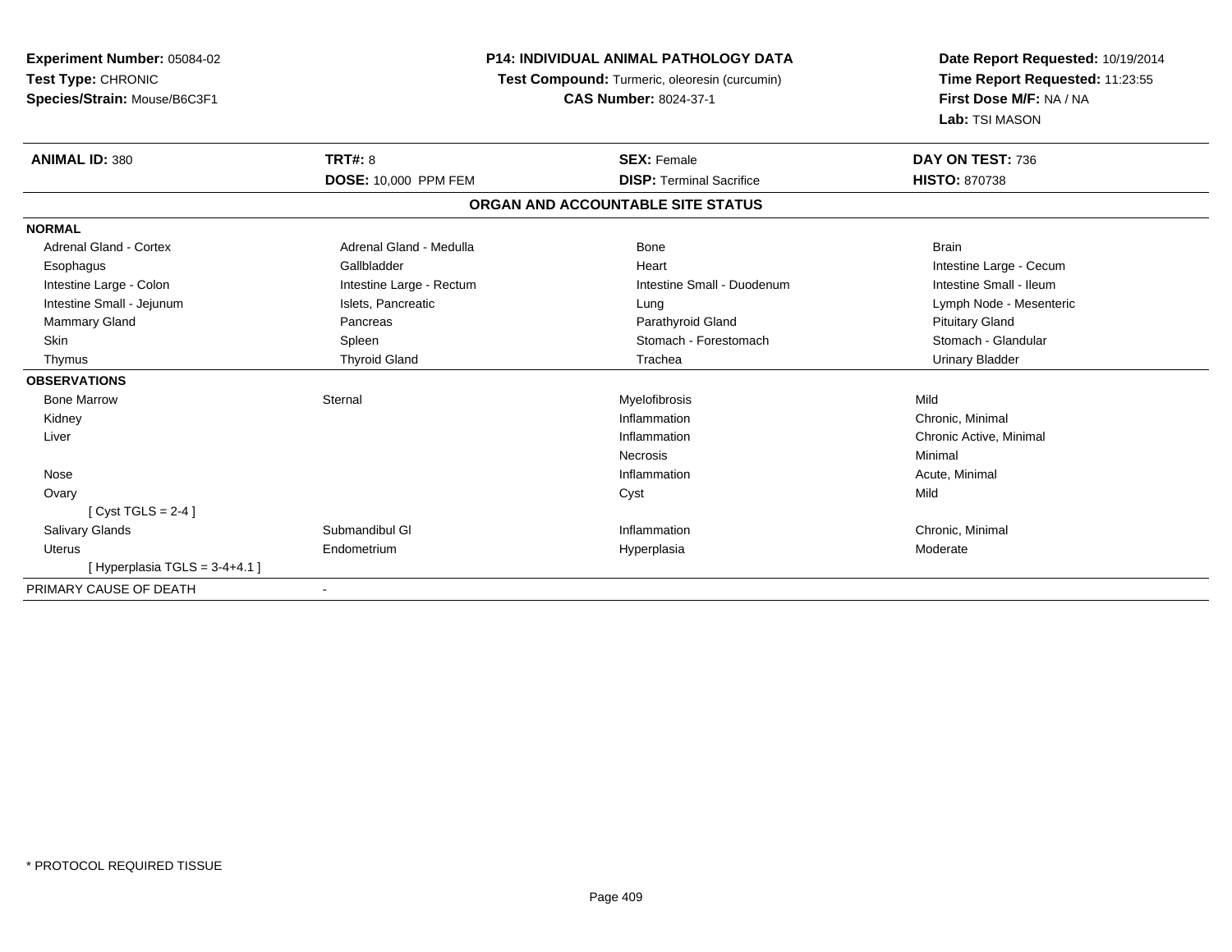**Experiment Number:** 05084-02
**Test Type:** CHRONIC
**Species/Strain:** Mouse/B6C3F1

**P14: INDIVIDUAL ANIMAL PATHOLOGY DATA**
**Test Compound:** Turmeric, oleoresin (curcumin)
**CAS Number:** 8024-37-1

**Date Report Requested:** 10/19/2014
**Time Report Requested:** 11:23:55
**First Dose M/F:** NA / NA
**Lab:** TSI MASON

| **ANIMAL ID:** 380 | **TRT#:** 8 | **SEX:** Female | **DAY ON TEST:** 736 |
|---|---|---|---|
| | **DOSE:** 10,000 PPM FEM | **DISP:** Terminal Sacrifice | **HISTO:** 870738 |

## ORGAN AND ACCOUNTABLE SITE STATUS

**NORMAL**

| | | | |
|---|---|---|---|
| Adrenal Gland - Cortex | Adrenal Gland - Medulla | Bone | Brain |
| Esophagus | Gallbladder | Heart | Intestine Large - Cecum |
| Intestine Large - Colon | Intestine Large - Rectum | Intestine Small - Duodenum | Intestine Small - Ileum |
| Intestine Small - Jejunum | Islets, Pancreatic | Lung | Lymph Node - Mesenteric |
| Mammary Gland | Pancreas | Parathyroid Gland | Pituitary Gland |
| Skin | Spleen | Stomach - Forestomach | Stomach - Glandular |
| Thymus | Thyroid Gland | Trachea | Urinary Bladder |

**OBSERVATIONS**

| | | | |
|---|---|---|---|
| Bone Marrow | Sternal | Myelofibrosis | Mild |
| Kidney | | Inflammation | Chronic, Minimal |
| Liver | | Inflammation | Chronic Active, Minimal |
| | | Necrosis | Minimal |
| Nose | | Inflammation | Acute, Minimal |
| Ovary | | Cyst | Mild |
| [ Cyst TGLS = 2-4 ] | | | |
| Salivary Glands | Submandibul Gl | Inflammation | Chronic, Minimal |
| Uterus | Endometrium | Hyperplasia | Moderate |
| [ Hyperplasia TGLS = 3-4+4.1 ] | | | |

PRIMARY CAUSE OF DEATH -

* PROTOCOL REQUIRED TISSUE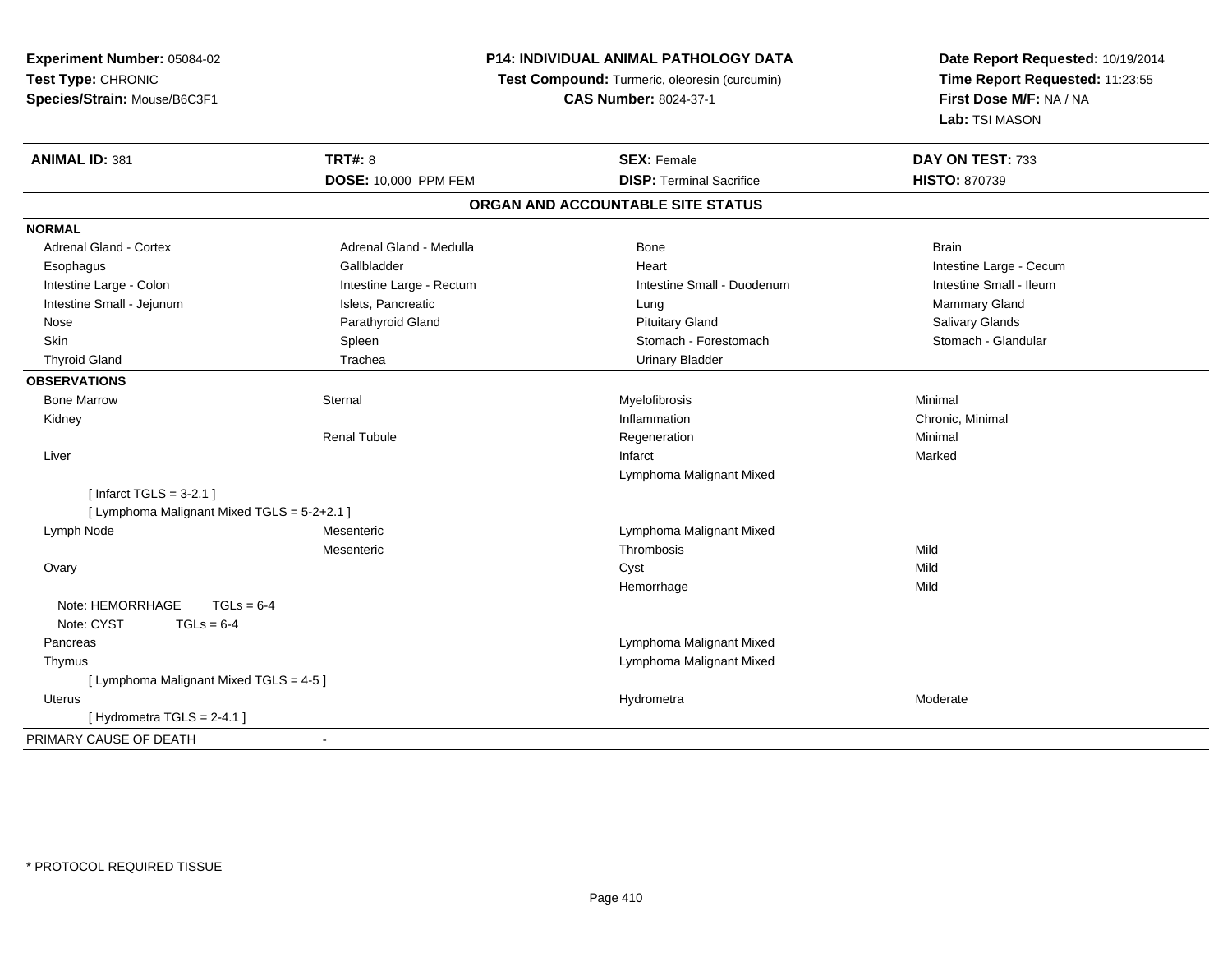**Experiment Number:** 05084-02
**Test Type:** CHRONIC
**Species/Strain:** Mouse/B6C3F1

**P14: INDIVIDUAL ANIMAL PATHOLOGY DATA**
**Test Compound:** Turmeric, oleoresin (curcumin)
**CAS Number:** 8024-37-1

**Date Report Requested:** 10/19/2014
**Time Report Requested:** 11:23:55
**First Dose M/F:** NA / NA
**Lab:** TSI MASON

| **ANIMAL ID:** 381 | **TRT#:** 8 | **SEX:** Female | **DAY ON TEST:** 733 |
|---|---|---|---|
| | **DOSE:** 10,000 PPM FEM | **DISP:** Terminal Sacrifice | **HISTO:** 870739 |

## ORGAN AND ACCOUNTABLE SITE STATUS

| | | | |
|---|---|---|---|
| **NORMAL** | | | |
| Adrenal Gland - Cortex | Adrenal Gland - Medulla | Bone | Brain |
| Esophagus | Gallbladder | Heart | Intestine Large - Cecum |
| Intestine Large - Colon | Intestine Large - Rectum | Intestine Small - Duodenum | Intestine Small - Ileum |
| Intestine Small - Jejunum | Islets, Pancreatic | Lung | Mammary Gland |
| Nose | Parathyroid Gland | Pituitary Gland | Salivary Glands |
| Skin | Spleen | Stomach - Forestomach | Stomach - Glandular |
| Thyroid Gland | Trachea | Urinary Bladder | |
| **OBSERVATIONS** | | | |
| Bone Marrow | Sternal | Myelofibrosis | Minimal |
| Kidney | | Inflammation | Chronic, Minimal |
| | Renal Tubule | Regeneration | Minimal |
| Liver | | Infarct | Marked |
| | | Lymphoma Malignant Mixed | |
| [ Infarct TGLS = 3-2.1 ] | | | |
| [ Lymphoma Malignant Mixed TGLS = 5-2+2.1 ] | | | |
| Lymph Node | Mesenteric | Lymphoma Malignant Mixed | |
| | Mesenteric | Thrombosis | Mild |
| Ovary | | Cyst | Mild |
| | | Hemorrhage | Mild |
| Note: HEMORRHAGE TGLs = 6-4 | | | |
| Note: CYST TGLs = 6-4 | | | |
| Pancreas | | Lymphoma Malignant Mixed | |
| Thymus | | Lymphoma Malignant Mixed | |
| [ Lymphoma Malignant Mixed TGLS = 4-5 ] | | | |
| Uterus | | Hydrometra | Moderate |
| [ Hydrometra TGLS = 2-4.1 ] | | | |
| PRIMARY CAUSE OF DEATH | - | | |

* PROTOCOL REQUIRED TISSUE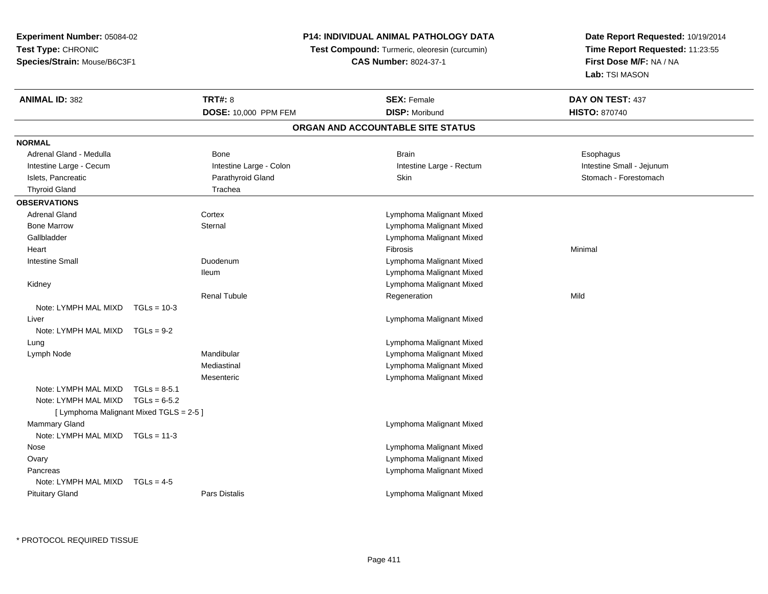**Experiment Number:** 05084-02
**Test Type:** CHRONIC
**Species/Strain:** Mouse/B6C3F1

**P14: INDIVIDUAL ANIMAL PATHOLOGY DATA**
**Test Compound:** Turmeric, oleoresin (curcumin)
**CAS Number:** 8024-37-1

**Date Report Requested:** 10/19/2014
**Time Report Requested:** 11:23:55
**First Dose M/F:** NA / NA
**Lab:** TSI MASON

| **ANIMAL ID:** 382 | **TRT#:** 8 | **SEX:** Female | **DAY ON TEST:** 437 |
|---|---|---|---|
| | **DOSE:** 10,000 PPM FEM | **DISP:** Moribund | **HISTO:** 870740 |

## ORGAN AND ACCOUNTABLE SITE STATUS

**NORMAL**

| | | | |
|---|---|---|---|
| Adrenal Gland - Medulla | Bone | Brain | Esophagus |
| Intestine Large - Cecum | Intestine Large - Colon | Intestine Large - Rectum | Intestine Small - Jejunum |
| Islets, Pancreatic | Parathyroid Gland | Skin | Stomach - Forestomach |
| Thyroid Gland | Trachea | | |

**OBSERVATIONS**

| | | | |
|---|---|---|---|
| Adrenal Gland | Cortex | Lymphoma Malignant Mixed | |
| Bone Marrow | Sternal | Lymphoma Malignant Mixed | |
| Gallbladder | | Lymphoma Malignant Mixed | |
| Heart | | Fibrosis | Minimal |
| Intestine Small | Duodenum | Lymphoma Malignant Mixed | |
| | Ileum | Lymphoma Malignant Mixed | |
| Kidney | | Lymphoma Malignant Mixed | |
| | Renal Tubule | Regeneration | Mild |
| Note: LYMPH MAL MIXD TGLs = 10-3 | | | |
| Liver | | Lymphoma Malignant Mixed | |
| Note: LYMPH MAL MIXD TGLs = 9-2 | | | |
| Lung | | Lymphoma Malignant Mixed | |
| Lymph Node | Mandibular | Lymphoma Malignant Mixed | |
| | Mediastinal | Lymphoma Malignant Mixed | |
| | Mesenteric | Lymphoma Malignant Mixed | |
| Note: LYMPH MAL MIXD TGLs = 8-5.1 | | | |
| Note: LYMPH MAL MIXD TGLs = 6-5.2 | | | |
| [ Lymphoma Malignant Mixed TGLS = 2-5 ] | | | |
| Mammary Gland | | Lymphoma Malignant Mixed | |
| Note: LYMPH MAL MIXD TGLs = 11-3 | | | |
| Nose | | Lymphoma Malignant Mixed | |
| Ovary | | Lymphoma Malignant Mixed | |
| Pancreas | | Lymphoma Malignant Mixed | |
| Note: LYMPH MAL MIXD TGLs = 4-5 | | | |
| Pituitary Gland | Pars Distalis | Lymphoma Malignant Mixed | |

* PROTOCOL REQUIRED TISSUE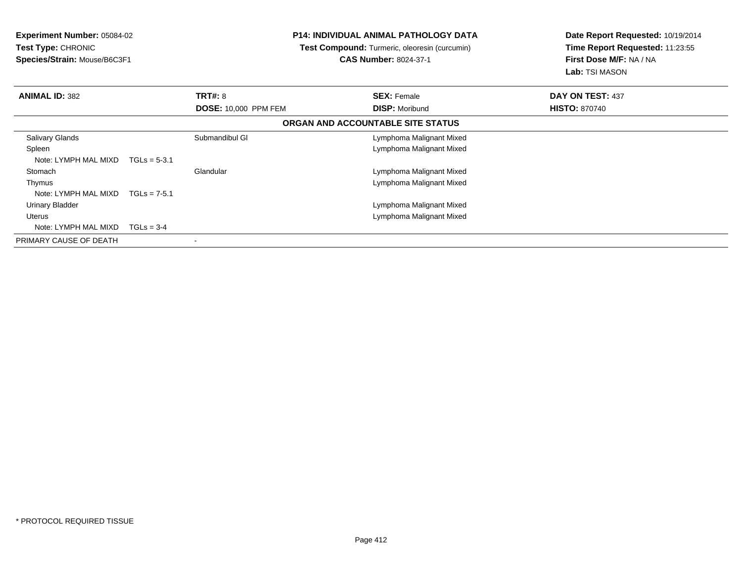**Experiment Number:** 05084-02
**Test Type:** CHRONIC
**Species/Strain:** Mouse/B6C3F1

**P14: INDIVIDUAL ANIMAL PATHOLOGY DATA**
**Test Compound:** Turmeric, oleoresin (curcumin)
**CAS Number:** 8024-37-1

**Date Report Requested:** 10/19/2014
**Time Report Requested:** 11:23:55
**First Dose M/F:** NA / NA
**Lab:** TSI MASON

| **ANIMAL ID:** 382 | **TRT#:** 8 | **SEX:** Female | **DAY ON TEST:** 437 |
|---|---|---|---|
| | **DOSE:** 10,000 PPM FEM | **DISP:** Moribund | **HISTO:** 870740 |

**ORGAN AND ACCOUNTABLE SITE STATUS**

| Organ | Site | Diagnosis |
|---|---|---|
| Salivary Glands | Submandibul Gl | Lymphoma Malignant Mixed |
| Spleen | | Lymphoma Malignant Mixed |
| Note: LYMPH MAL MIXD TGLs = 5-3.1 | | |
| Stomach | Glandular | Lymphoma Malignant Mixed |
| Thymus | | Lymphoma Malignant Mixed |
| Note: LYMPH MAL MIXD TGLs = 7-5.1 | | |
| Urinary Bladder | | Lymphoma Malignant Mixed |
| Uterus | | Lymphoma Malignant Mixed |
| Note: LYMPH MAL MIXD TGLs = 3-4 | | |
| PRIMARY CAUSE OF DEATH | - | |

* PROTOCOL REQUIRED TISSUE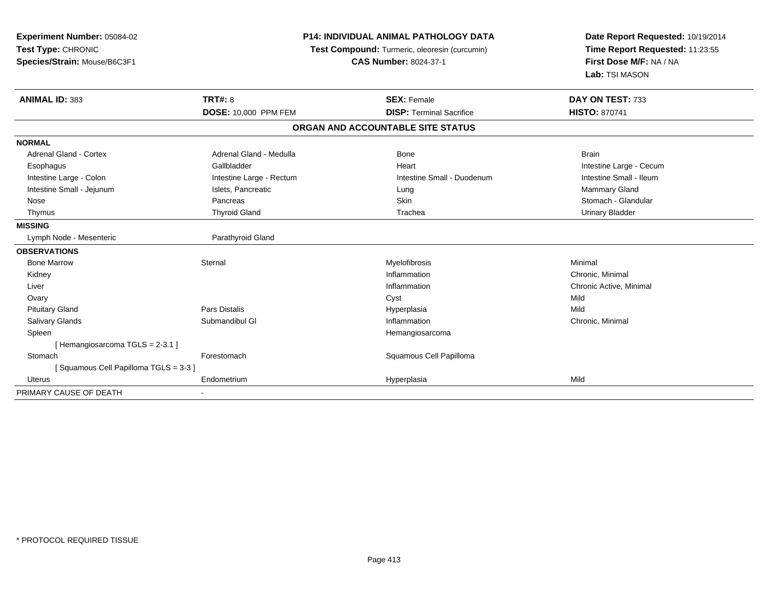**Experiment Number:** 05084-02
**Test Type:** CHRONIC
**Species/Strain:** Mouse/B6C3F1

**P14: INDIVIDUAL ANIMAL PATHOLOGY DATA**
**Test Compound:** Turmeric, oleoresin (curcumin)
**CAS Number:** 8024-37-1

**Date Report Requested:** 10/19/2014
**Time Report Requested:** 11:23:55
**First Dose M/F:** NA / NA
**Lab:** TSI MASON

| **ANIMAL ID:** 383 | **TRT#:** 8 | **SEX:** Female | **DAY ON TEST:** 733 |
|---|---|---|---|
| | **DOSE:** 10,000 PPM FEM | **DISP:** Terminal Sacrifice | **HISTO:** 870741 |

**ORGAN AND ACCOUNTABLE SITE STATUS**

| | | | |
|---|---|---|---|
| **NORMAL** | | | |
| Adrenal Gland - Cortex | Adrenal Gland - Medulla | Bone | Brain |
| Esophagus | Gallbladder | Heart | Intestine Large - Cecum |
| Intestine Large - Colon | Intestine Large - Rectum | Intestine Small - Duodenum | Intestine Small - Ileum |
| Intestine Small - Jejunum | Islets, Pancreatic | Lung | Mammary Gland |
| Nose | Pancreas | Skin | Stomach - Glandular |
| Thymus | Thyroid Gland | Trachea | Urinary Bladder |
| **MISSING** | | | |
| Lymph Node - Mesenteric | Parathyroid Gland | | |
| **OBSERVATIONS** | | | |
| Bone Marrow | Sternal | Myelofibrosis | Minimal |
| Kidney | | Inflammation | Chronic, Minimal |
| Liver | | Inflammation | Chronic Active, Minimal |
| Ovary | | Cyst | Mild |
| Pituitary Gland | Pars Distalis | Hyperplasia | Mild |
| Salivary Glands | Submandibul Gl | Inflammation | Chronic, Minimal |
| Spleen | | Hemangiosarcoma | |
| [ Hemangiosarcoma TGLS = 2-3.1 ] | | | |
| Stomach | Forestomach | Squamous Cell Papilloma | |
| [ Squamous Cell Papilloma TGLS = 3-3 ] | | | |
| Uterus | Endometrium | Hyperplasia | Mild |
| PRIMARY CAUSE OF DEATH | - | | |

* PROTOCOL REQUIRED TISSUE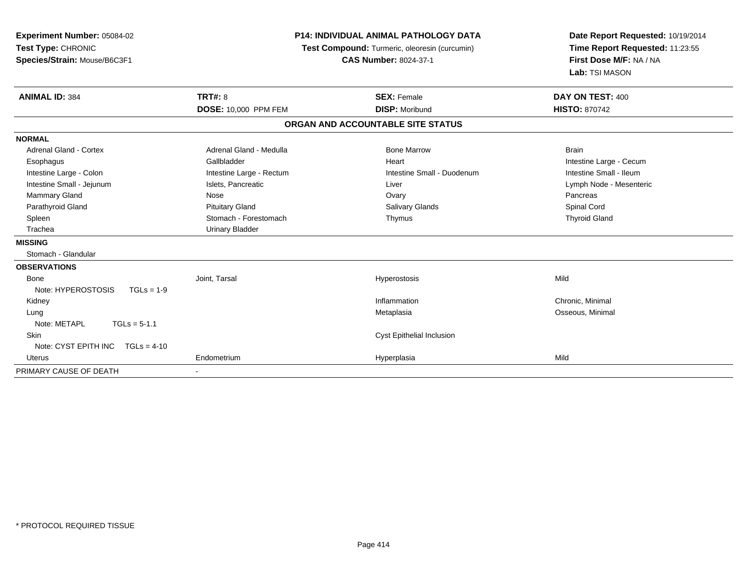**Experiment Number:** 05084-02
**Test Type:** CHRONIC
**Species/Strain:** Mouse/B6C3F1

**P14: INDIVIDUAL ANIMAL PATHOLOGY DATA**
**Test Compound:** Turmeric, oleoresin (curcumin)
**CAS Number:** 8024-37-1

**Date Report Requested:** 10/19/2014
**Time Report Requested:** 11:23:55
**First Dose M/F:** NA / NA
**Lab:** TSI MASON

| **ANIMAL ID:** 384 | **TRT#:** 8 | **SEX:** Female | **DAY ON TEST:** 400 |
|---|---|---|---|
| | **DOSE:** 10,000 PPM FEM | **DISP:** Moribund | **HISTO:** 870742 |

## ORGAN AND ACCOUNTABLE SITE STATUS

| | | | |
|---|---|---|---|
| **NORMAL** | | | |
| Adrenal Gland - Cortex | Adrenal Gland - Medulla | Bone Marrow | Brain |
| Esophagus | Gallbladder | Heart | Intestine Large - Cecum |
| Intestine Large - Colon | Intestine Large - Rectum | Intestine Small - Duodenum | Intestine Small - Ileum |
| Intestine Small - Jejunum | Islets, Pancreatic | Liver | Lymph Node - Mesenteric |
| Mammary Gland | Nose | Ovary | Pancreas |
| Parathyroid Gland | Pituitary Gland | Salivary Glands | Spinal Cord |
| Spleen | Stomach - Forestomach | Thymus | Thyroid Gland |
| Trachea | Urinary Bladder | | |
| **MISSING** | | | |
| Stomach - Glandular | | | |
| **OBSERVATIONS** | | | |
| Bone | Joint, Tarsal | Hyperostosis | Mild |
| Note: HYPEROSTOSIS TGLs = 1-9 | | | |
| Kidney | | Inflammation | Chronic, Minimal |
| Lung | | Metaplasia | Osseous, Minimal |
| Note: METAPL TGLs = 5-1.1 | | | |
| Skin | | Cyst Epithelial Inclusion | |
| Note: CYST EPITH INC TGLs = 4-10 | | | |
| Uterus | Endometrium | Hyperplasia | Mild |
| PRIMARY CAUSE OF DEATH | - | | |

\* PROTOCOL REQUIRED TISSUE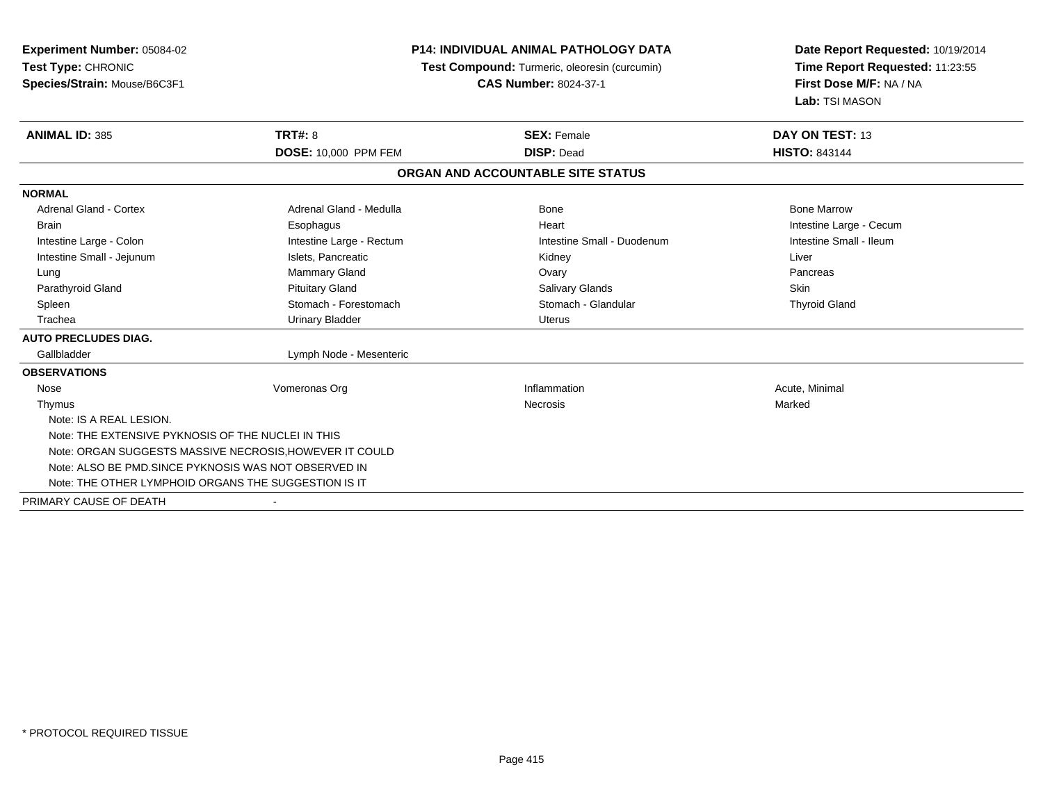**Experiment Number:** 05084-02
**Test Type:** CHRONIC
**Species/Strain:** Mouse/B6C3F1

**P14: INDIVIDUAL ANIMAL PATHOLOGY DATA**
**Test Compound:** Turmeric, oleoresin (curcumin)
**CAS Number:** 8024-37-1

**Date Report Requested:** 10/19/2014
**Time Report Requested:** 11:23:55
**First Dose M/F:** NA / NA
**Lab:** TSI MASON

| **ANIMAL ID:** 385 | **TRT#:** 8 | **SEX:** Female | **DAY ON TEST:** 13 |
|---|---|---|---|
| | **DOSE:** 10,000 PPM FEM | **DISP:** Dead | **HISTO:** 843144 |

**ORGAN AND ACCOUNTABLE SITE STATUS**

| | | | |
|---|---|---|---|
| **NORMAL** | | | |
| Adrenal Gland - Cortex | Adrenal Gland - Medulla | Bone | Bone Marrow |
| Brain | Esophagus | Heart | Intestine Large - Cecum |
| Intestine Large - Colon | Intestine Large - Rectum | Intestine Small - Duodenum | Intestine Small - Ileum |
| Intestine Small - Jejunum | Islets, Pancreatic | Kidney | Liver |
| Lung | Mammary Gland | Ovary | Pancreas |
| Parathyroid Gland | Pituitary Gland | Salivary Glands | Skin |
| Spleen | Stomach - Forestomach | Stomach - Glandular | Thyroid Gland |
| Trachea | Urinary Bladder | Uterus | |
| **AUTO PRECLUDES DIAG.** | | | |
| Gallbladder | Lymph Node - Mesenteric | | |
| **OBSERVATIONS** | | | |
| Nose | Vomeronas Org | Inflammation | Acute, Minimal |
| Thymus | | Necrosis | Marked |

Note: IS A REAL LESION.
Note: THE EXTENSIVE PYKNOSIS OF THE NUCLEI IN THIS
Note: ORGAN SUGGESTS MASSIVE NECROSIS,HOWEVER IT COULD
Note: ALSO BE PMD.SINCE PYKNOSIS WAS NOT OBSERVED IN
Note: THE OTHER LYMPHOID ORGANS THE SUGGESTION IS IT

PRIMARY CAUSE OF DEATH -

* PROTOCOL REQUIRED TISSUE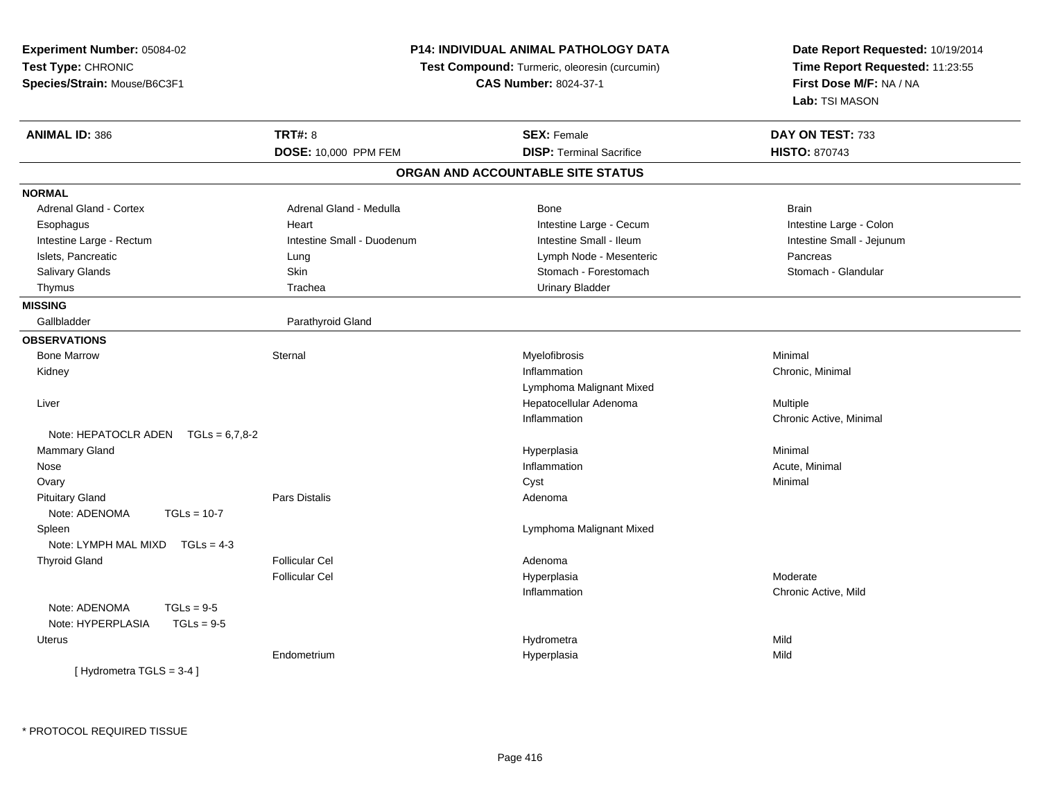**Experiment Number:** 05084-02
**Test Type:** CHRONIC
**Species/Strain:** Mouse/B6C3F1

**P14: INDIVIDUAL ANIMAL PATHOLOGY DATA**
**Test Compound:** Turmeric, oleoresin (curcumin)
**CAS Number:** 8024-37-1

**Date Report Requested:** 10/19/2014
**Time Report Requested:** 11:23:55
**First Dose M/F:** NA / NA
**Lab:** TSI MASON

| **ANIMAL ID:** 386 | **TRT#:** 8 | **SEX:** Female | **DAY ON TEST:** 733 |
|---|---|---|---|
| | **DOSE:** 10,000 PPM FEM | **DISP:** Terminal Sacrifice | **HISTO:** 870743 |

## ORGAN AND ACCOUNTABLE SITE STATUS

| | | | |
|---|---|---|---|
| **NORMAL** | | | |
| Adrenal Gland - Cortex | Adrenal Gland - Medulla | Bone | Brain |
| Esophagus | Heart | Intestine Large - Cecum | Intestine Large - Colon |
| Intestine Large - Rectum | Intestine Small - Duodenum | Intestine Small - Ileum | Intestine Small - Jejunum |
| Islets, Pancreatic | Lung | Lymph Node - Mesenteric | Pancreas |
| Salivary Glands | Skin | Stomach - Forestomach | Stomach - Glandular |
| Thymus | Trachea | Urinary Bladder | |
| **MISSING** | | | |
| Gallbladder | Parathyroid Gland | | |
| **OBSERVATIONS** | | | |
| Bone Marrow | Sternal | Myelofibrosis | Minimal |
| Kidney | | Inflammation | Chronic, Minimal |
| | | Lymphoma Malignant Mixed | |
| Liver | | Hepatocellular Adenoma | Multiple |
| | | Inflammation | Chronic Active, Minimal |
| Note: HEPATOCLR ADEN TGLs = 6,7,8-2 | | | |
| Mammary Gland | | Hyperplasia | Minimal |
| Nose | | Inflammation | Acute, Minimal |
| Ovary | | Cyst | Minimal |
| Pituitary Gland | Pars Distalis | Adenoma | |
| Note: ADENOMA TGLs = 10-7 | | | |
| Spleen | | Lymphoma Malignant Mixed | |
| Note: LYMPH MAL MIXD TGLs = 4-3 | | | |
| Thyroid Gland | Follicular Cel | Adenoma | |
| | Follicular Cel | Hyperplasia | Moderate |
| | | Inflammation | Chronic Active, Mild |
| Note: ADENOMA TGLs = 9-5 | | | |
| Note: HYPERPLASIA TGLs = 9-5 | | | |
| Uterus | | Hydrometra | Mild |
| | Endometrium | Hyperplasia | Mild |
| [ Hydrometra TGLS = 3-4 ] | | | |

* PROTOCOL REQUIRED TISSUE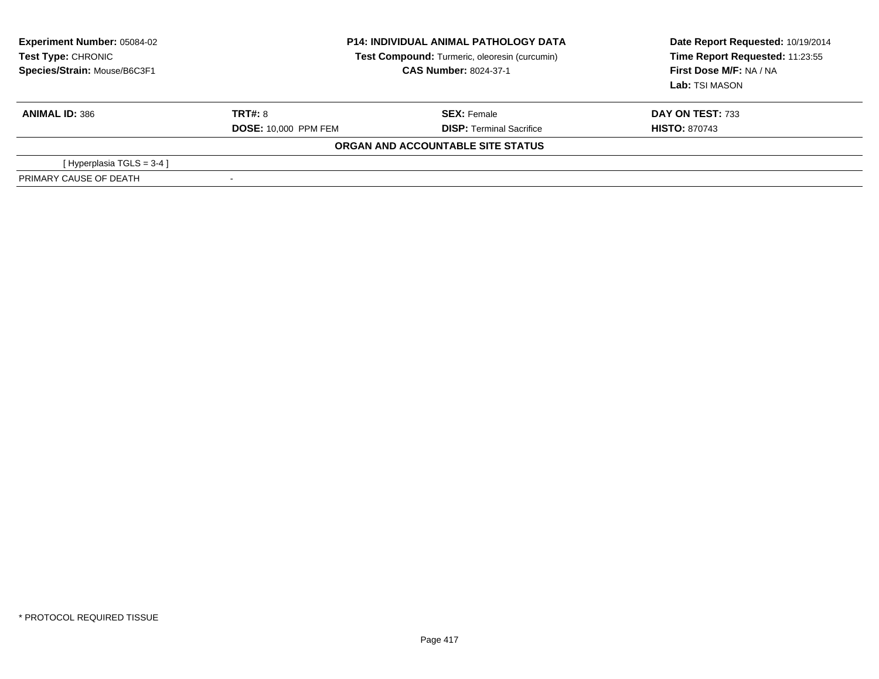**Experiment Number:** 05084-02
**Test Type:** CHRONIC
**Species/Strain:** Mouse/B6C3F1

**P14: INDIVIDUAL ANIMAL PATHOLOGY DATA**
**Test Compound:** Turmeric, oleoresin (curcumin)
**CAS Number:** 8024-37-1

**Date Report Requested:** 10/19/2014
**Time Report Requested:** 11:23:55
**First Dose M/F:** NA / NA
**Lab:** TSI MASON

| **ANIMAL ID:** 386 | **TRT#:** 8 | **SEX:** Female | **DAY ON TEST:** 733 |
|---|---|---|---|
| | **DOSE:** 10,000 PPM FEM | **DISP:** Terminal Sacrifice | **HISTO:** 870743 |

**ORGAN AND ACCOUNTABLE SITE STATUS**

| | |
|---|---|
| [ Hyperplasia TGLS = 3-4 ] | |
| PRIMARY CAUSE OF DEATH | - |

* PROTOCOL REQUIRED TISSUE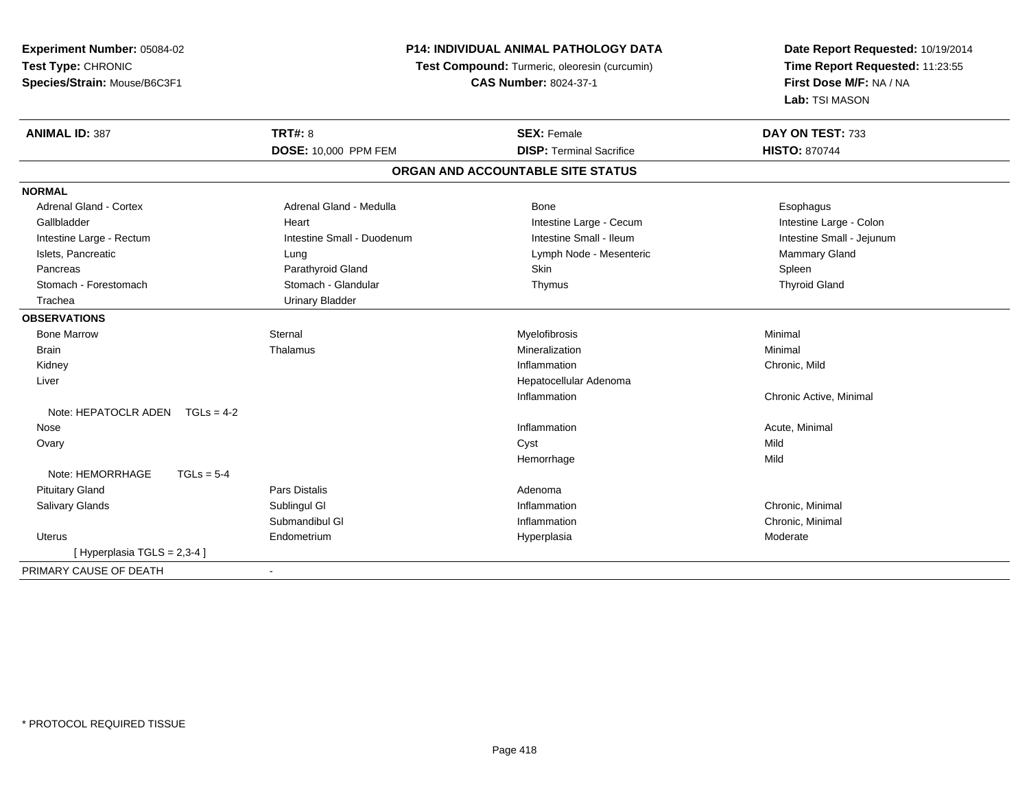**Experiment Number:** 05084-02
**Test Type:** CHRONIC
**Species/Strain:** Mouse/B6C3F1

**P14: INDIVIDUAL ANIMAL PATHOLOGY DATA**
**Test Compound:** Turmeric, oleoresin (curcumin)
**CAS Number:** 8024-37-1

**Date Report Requested:** 10/19/2014
**Time Report Requested:** 11:23:55
**First Dose M/F:** NA / NA
**Lab:** TSI MASON

| **ANIMAL ID:** 387 | **TRT#:** 8 | **SEX:** Female | **DAY ON TEST:** 733 |
|---|---|---|---|
| | **DOSE:** 10,000 PPM FEM | **DISP:** Terminal Sacrifice | **HISTO:** 870744 |

### ORGAN AND ACCOUNTABLE SITE STATUS

| | | | |
|---|---|---|---|
| **NORMAL** | | | |
| Adrenal Gland - Cortex | Adrenal Gland - Medulla | Bone | Esophagus |
| Gallbladder | Heart | Intestine Large - Cecum | Intestine Large - Colon |
| Intestine Large - Rectum | Intestine Small - Duodenum | Intestine Small - Ileum | Intestine Small - Jejunum |
| Islets, Pancreatic | Lung | Lymph Node - Mesenteric | Mammary Gland |
| Pancreas | Parathyroid Gland | Skin | Spleen |
| Stomach - Forestomach | Stomach - Glandular | Thymus | Thyroid Gland |
| Trachea | Urinary Bladder | | |
| **OBSERVATIONS** | | | |
| Bone Marrow | Sternal | Myelofibrosis | Minimal |
| Brain | Thalamus | Mineralization | Minimal |
| Kidney | | Inflammation | Chronic, Mild |
| Liver | | Hepatocellular Adenoma | |
| | | Inflammation | Chronic Active, Minimal |
| Note: HEPATOCLR ADEN TGLs = 4-2 | | | |
| Nose | | Inflammation | Acute, Minimal |
| Ovary | | Cyst | Mild |
| | | Hemorrhage | Mild |
| Note: HEMORRHAGE TGLs = 5-4 | | | |
| Pituitary Gland | Pars Distalis | Adenoma | |
| Salivary Glands | Sublingul Gl | Inflammation | Chronic, Minimal |
| | Submandibul Gl | Inflammation | Chronic, Minimal |
| Uterus | Endometrium | Hyperplasia | Moderate |
| [ Hyperplasia TGLS = 2,3-4 ] | | | |
| PRIMARY CAUSE OF DEATH | - | | |

\* PROTOCOL REQUIRED TISSUE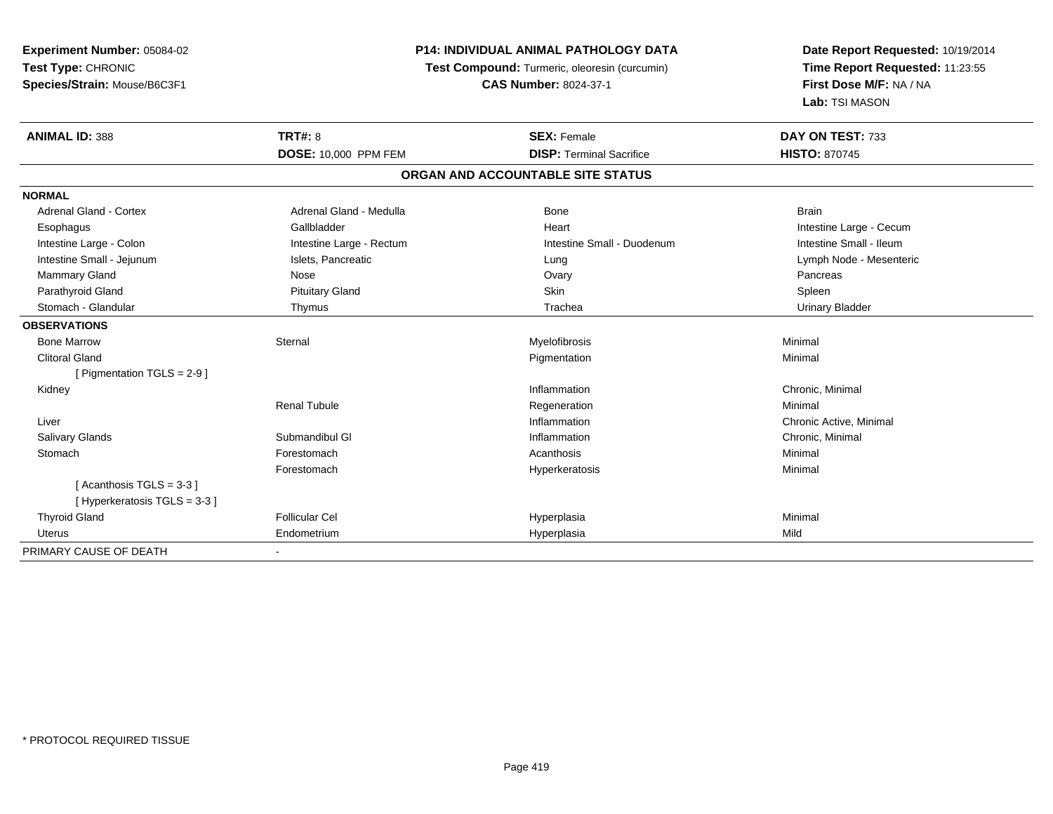**Experiment Number:** 05084-02
**Test Type:** CHRONIC
**Species/Strain:** Mouse/B6C3F1

**P14: INDIVIDUAL ANIMAL PATHOLOGY DATA**
**Test Compound:** Turmeric, oleoresin (curcumin)
**CAS Number:** 8024-37-1

**Date Report Requested:** 10/19/2014
**Time Report Requested:** 11:23:55
**First Dose M/F:** NA / NA
**Lab:** TSI MASON

| **ANIMAL ID:** 388 | **TRT#:** 8 | **SEX:** Female | **DAY ON TEST:** 733 |
|---|---|---|---|
| | **DOSE:** 10,000 PPM FEM | **DISP:** Terminal Sacrifice | **HISTO:** 870745 |

## ORGAN AND ACCOUNTABLE SITE STATUS

| | | | |
|---|---|---|---|
| **NORMAL** | | | |
| Adrenal Gland - Cortex | Adrenal Gland - Medulla | Bone | Brain |
| Esophagus | Gallbladder | Heart | Intestine Large - Cecum |
| Intestine Large - Colon | Intestine Large - Rectum | Intestine Small - Duodenum | Intestine Small - Ileum |
| Intestine Small - Jejunum | Islets, Pancreatic | Lung | Lymph Node - Mesenteric |
| Mammary Gland | Nose | Ovary | Pancreas |
| Parathyroid Gland | Pituitary Gland | Skin | Spleen |
| Stomach - Glandular | Thymus | Trachea | Urinary Bladder |
| **OBSERVATIONS** | | | |
| Bone Marrow | Sternal | Myelofibrosis | Minimal |
| Clitoral Gland | | Pigmentation | Minimal |
| [ Pigmentation TGLS = 2-9 ] | | | |
| Kidney | | Inflammation | Chronic, Minimal |
| | Renal Tubule | Regeneration | Minimal |
| Liver | | Inflammation | Chronic Active, Minimal |
| Salivary Glands | Submandibul Gl | Inflammation | Chronic, Minimal |
| Stomach | Forestomach | Acanthosis | Minimal |
| | Forestomach | Hyperkeratosis | Minimal |
| [ Acanthosis TGLS = 3-3 ] | | | |
| [ Hyperkeratosis TGLS = 3-3 ] | | | |
| Thyroid Gland | Follicular Cel | Hyperplasia | Minimal |
| Uterus | Endometrium | Hyperplasia | Mild |
| PRIMARY CAUSE OF DEATH | - | | |

* PROTOCOL REQUIRED TISSUE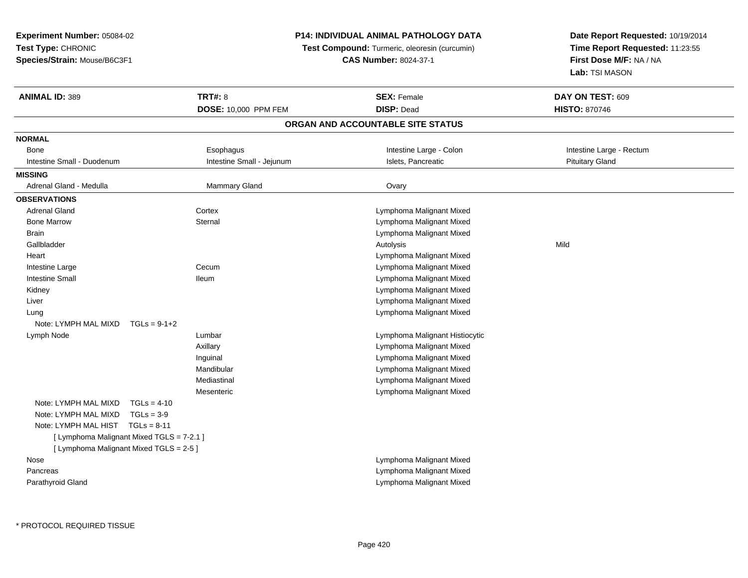**Experiment Number:** 05084-02
**Test Type:** CHRONIC
**Species/Strain:** Mouse/B6C3F1

**P14: INDIVIDUAL ANIMAL PATHOLOGY DATA**
**Test Compound:** Turmeric, oleoresin (curcumin)
**CAS Number:** 8024-37-1

**Date Report Requested:** 10/19/2014
**Time Report Requested:** 11:23:55
**First Dose M/F:** NA / NA
**Lab:** TSI MASON

| **ANIMAL ID:** 389 | **TRT#:** 8 | **SEX:** Female | **DAY ON TEST:** 609 |
|---|---|---|---|
| | **DOSE:** 10,000 PPM FEM | **DISP:** Dead | **HISTO:** 870746 |

## ORGAN AND ACCOUNTABLE SITE STATUS

**NORMAL**

| | | | |
|---|---|---|---|
| Bone | Esophagus | Intestine Large - Colon | Intestine Large - Rectum |
| Intestine Small - Duodenum | Intestine Small - Jejunum | Islets, Pancreatic | Pituitary Gland |

**MISSING**

| | | |
|---|---|---|
| Adrenal Gland - Medulla | Mammary Gland | Ovary |

**OBSERVATIONS**

| | | | |
|---|---|---|---|
| Adrenal Gland | Cortex | Lymphoma Malignant Mixed | |
| Bone Marrow | Sternal | Lymphoma Malignant Mixed | |
| Brain | | Lymphoma Malignant Mixed | |
| Gallbladder | | Autolysis | Mild |
| Heart | | Lymphoma Malignant Mixed | |
| Intestine Large | Cecum | Lymphoma Malignant Mixed | |
| Intestine Small | Ileum | Lymphoma Malignant Mixed | |
| Kidney | | Lymphoma Malignant Mixed | |
| Liver | | Lymphoma Malignant Mixed | |
| Lung | | Lymphoma Malignant Mixed | |
| Note: LYMPH MAL MIXD TGLs = 9-1+2 | | | |
| Lymph Node | Lumbar | Lymphoma Malignant Histiocytic | |
| | Axillary | Lymphoma Malignant Mixed | |
| | Inguinal | Lymphoma Malignant Mixed | |
| | Mandibular | Lymphoma Malignant Mixed | |
| | Mediastinal | Lymphoma Malignant Mixed | |
| | Mesenteric | Lymphoma Malignant Mixed | |
| Note: LYMPH MAL MIXD TGLs = 4-10 | | | |
| Note: LYMPH MAL MIXD TGLs = 3-9 | | | |
| Note: LYMPH MAL HIST TGLs = 8-11 | | | |
| [ Lymphoma Malignant Mixed TGLS = 7-2.1 ] | | | |
| [ Lymphoma Malignant Mixed TGLS = 2-5 ] | | | |
| Nose | | Lymphoma Malignant Mixed | |
| Pancreas | | Lymphoma Malignant Mixed | |
| Parathyroid Gland | | Lymphoma Malignant Mixed | |

\* PROTOCOL REQUIRED TISSUE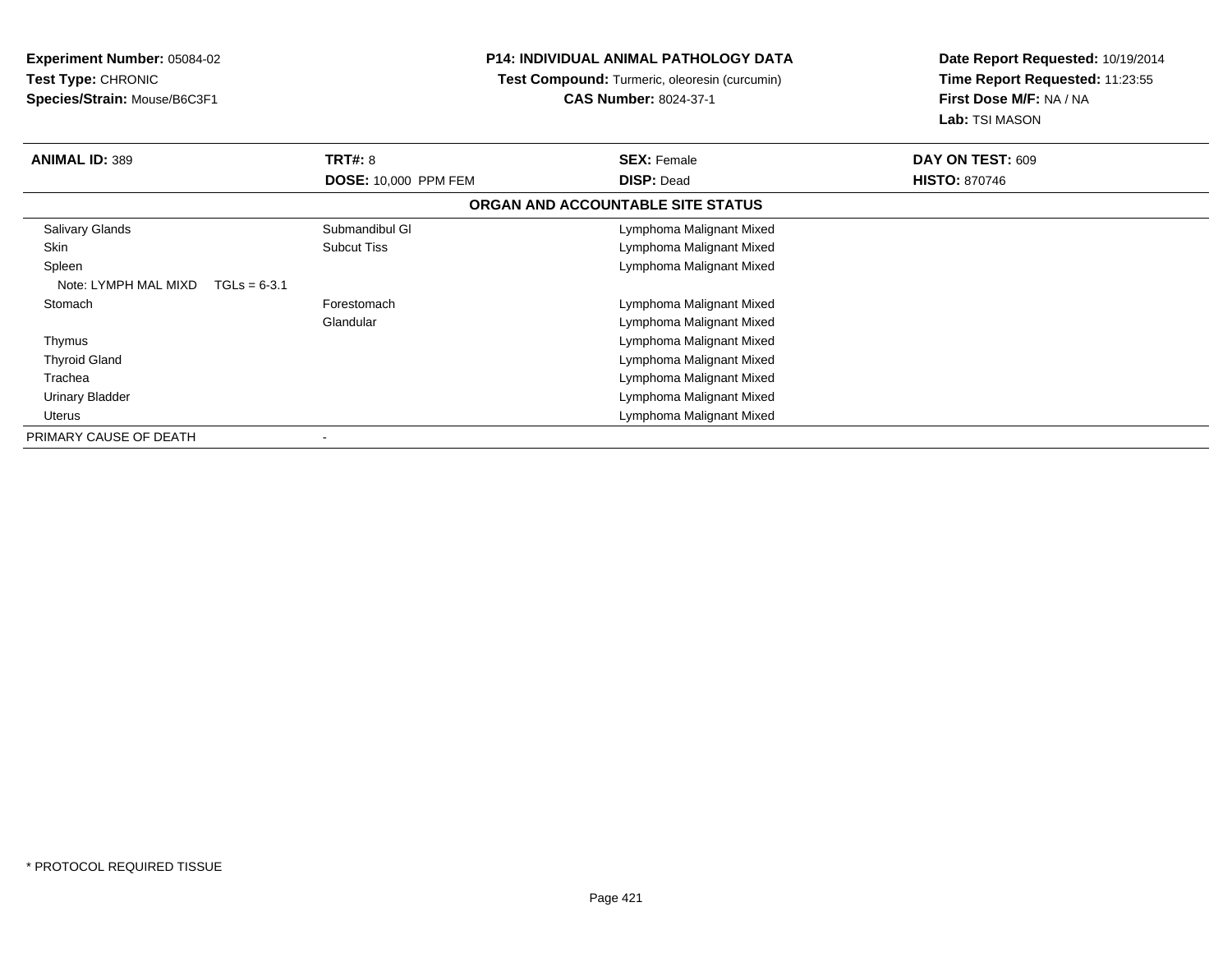**Experiment Number:** 05084-02
**Test Type:** CHRONIC
**Species/Strain:** Mouse/B6C3F1

**P14: INDIVIDUAL ANIMAL PATHOLOGY DATA**
**Test Compound:** Turmeric, oleoresin (curcumin)
**CAS Number:** 8024-37-1

**Date Report Requested:** 10/19/2014
**Time Report Requested:** 11:23:55
**First Dose M/F:** NA / NA
**Lab:** TSI MASON

| **ANIMAL ID:** 389 | **TRT#:** 8 | **SEX:** Female | **DAY ON TEST:** 609 |
|---|---|---|---|
| | **DOSE:** 10,000 PPM FEM | **DISP:** Dead | **HISTO:** 870746 |

**ORGAN AND ACCOUNTABLE SITE STATUS**

| Organ | Site | Status |
|---|---|---|
| Salivary Glands | Submandibul Gl | Lymphoma Malignant Mixed |
| Skin | Subcut Tiss | Lymphoma Malignant Mixed |
| Spleen | | Lymphoma Malignant Mixed |
| Note: LYMPH MAL MIXD TGLs = 6-3.1 | | |
| Stomach | Forestomach | Lymphoma Malignant Mixed |
| | Glandular | Lymphoma Malignant Mixed |
| Thymus | | Lymphoma Malignant Mixed |
| Thyroid Gland | | Lymphoma Malignant Mixed |
| Trachea | | Lymphoma Malignant Mixed |
| Urinary Bladder | | Lymphoma Malignant Mixed |
| Uterus | | Lymphoma Malignant Mixed |
| PRIMARY CAUSE OF DEATH | - | |

* PROTOCOL REQUIRED TISSUE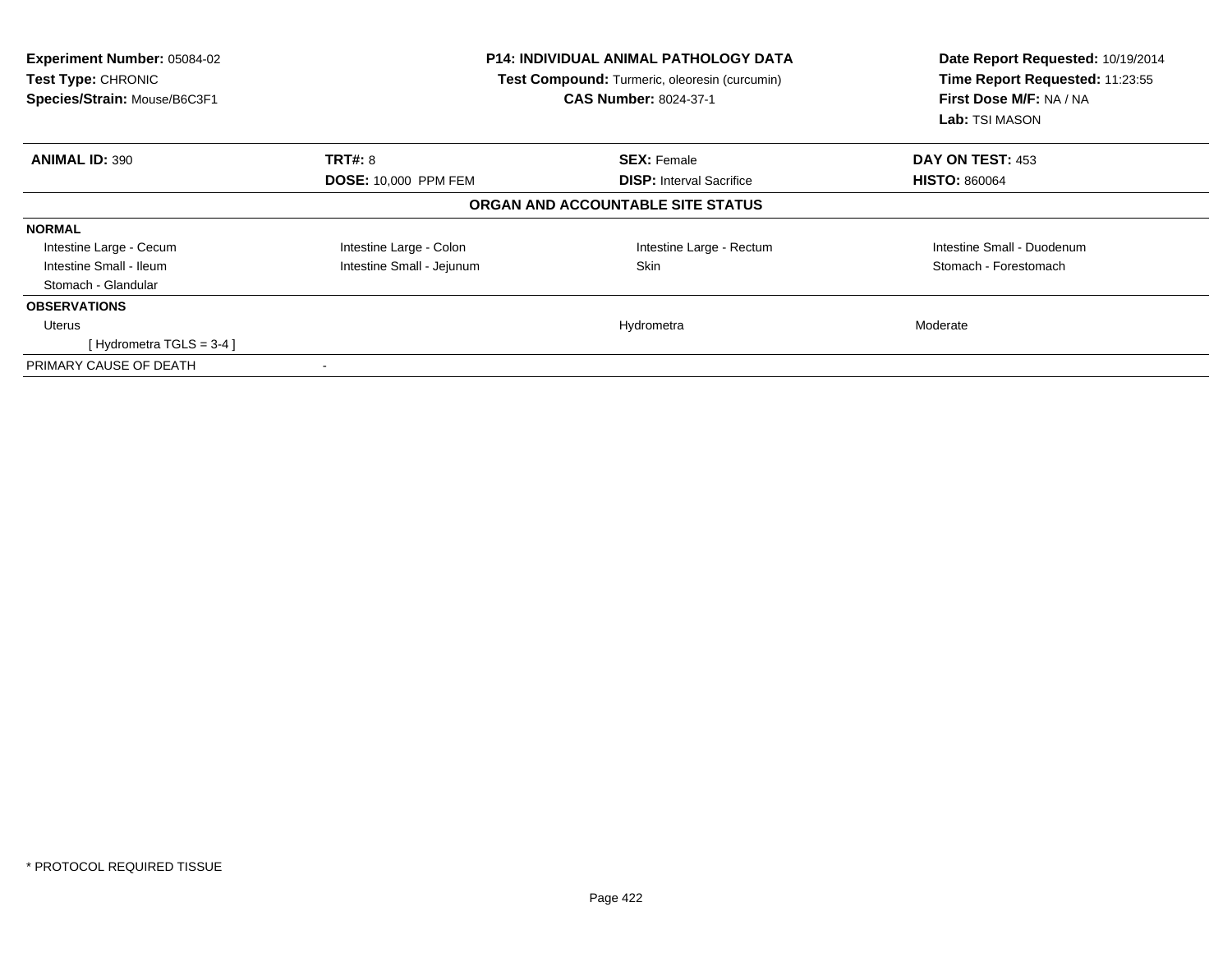**Experiment Number:** 05084-02
**Test Type:** CHRONIC
**Species/Strain:** Mouse/B6C3F1

**P14: INDIVIDUAL ANIMAL PATHOLOGY DATA**
**Test Compound:** Turmeric, oleoresin (curcumin)
**CAS Number:** 8024-37-1

**Date Report Requested:** 10/19/2014
**Time Report Requested:** 11:23:55
**First Dose M/F:** NA / NA
**Lab:** TSI MASON

| **ANIMAL ID:** 390 | **TRT#:** 8 | **SEX:** Female | **DAY ON TEST:** 453 |
|---|---|---|---|
| | **DOSE:** 10,000 PPM FEM | **DISP:** Interval Sacrifice | **HISTO:** 860064 |

**ORGAN AND ACCOUNTABLE SITE STATUS**

| | | | |
|---|---|---|---|
| **NORMAL** | | | |
| Intestine Large - Cecum | Intestine Large - Colon | Intestine Large - Rectum | Intestine Small - Duodenum |
| Intestine Small - Ileum | Intestine Small - Jejunum | Skin | Stomach - Forestomach |
| Stomach - Glandular | | | |
| **OBSERVATIONS** | | | |
| Uterus | | Hydrometra | Moderate |
| [ Hydrometra TGLS = 3-4 ] | | | |
| PRIMARY CAUSE OF DEATH | - | | |

* PROTOCOL REQUIRED TISSUE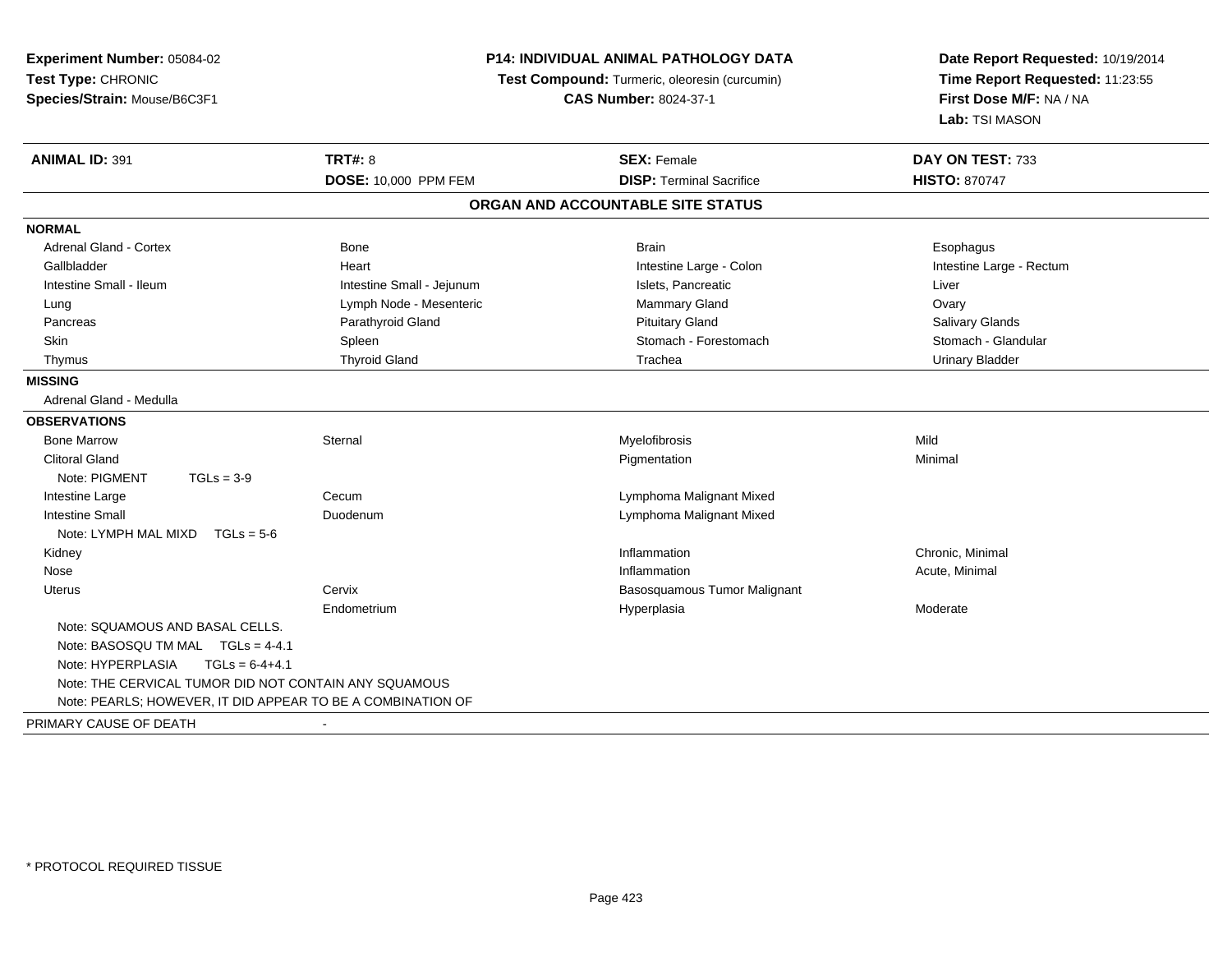**Experiment Number:** 05084-02
**Test Type:** CHRONIC
**Species/Strain:** Mouse/B6C3F1

**P14: INDIVIDUAL ANIMAL PATHOLOGY DATA**
**Test Compound:** Turmeric, oleoresin (curcumin)
**CAS Number:** 8024-37-1

**Date Report Requested:** 10/19/2014
**Time Report Requested:** 11:23:55
**First Dose M/F:** NA / NA
**Lab:** TSI MASON

| **ANIMAL ID:** 391 | **TRT#:** 8 | **SEX:** Female | **DAY ON TEST:** 733 |
|---|---|---|---|
| | **DOSE:** 10,000 PPM FEM | **DISP:** Terminal Sacrifice | **HISTO:** 870747 |

## ORGAN AND ACCOUNTABLE SITE STATUS

| | | | |
|---|---|---|---|
| **NORMAL** | | | |
| Adrenal Gland - Cortex | Bone | Brain | Esophagus |
| Gallbladder | Heart | Intestine Large - Colon | Intestine Large - Rectum |
| Intestine Small - Ileum | Intestine Small - Jejunum | Islets, Pancreatic | Liver |
| Lung | Lymph Node - Mesenteric | Mammary Gland | Ovary |
| Pancreas | Parathyroid Gland | Pituitary Gland | Salivary Glands |
| Skin | Spleen | Stomach - Forestomach | Stomach - Glandular |
| Thymus | Thyroid Gland | Trachea | Urinary Bladder |
| **MISSING** | | | |
| Adrenal Gland - Medulla | | | |
| **OBSERVATIONS** | | | |
| Bone Marrow | Sternal | Myelofibrosis | Mild |
| Clitoral Gland | | Pigmentation | Minimal |
| Note: PIGMENT TGLs = 3-9 | | | |
| Intestine Large | Cecum | Lymphoma Malignant Mixed | |
| Intestine Small | Duodenum | Lymphoma Malignant Mixed | |
| Note: LYMPH MAL MIXD TGLs = 5-6 | | | |
| Kidney | | Inflammation | Chronic, Minimal |
| Nose | | Inflammation | Acute, Minimal |
| Uterus | Cervix | Basosquamous Tumor Malignant | |
| | Endometrium | Hyperplasia | Moderate |
| Note: SQUAMOUS AND BASAL CELLS. | | | |
| Note: BASOSQU TM MAL TGLs = 4-4.1 | | | |
| Note: HYPERPLASIA TGLs = 6-4+4.1 | | | |
| Note: THE CERVICAL TUMOR DID NOT CONTAIN ANY SQUAMOUS | | | |
| Note: PEARLS; HOWEVER, IT DID APPEAR TO BE A COMBINATION OF | | | |
| PRIMARY CAUSE OF DEATH | - | | |

* PROTOCOL REQUIRED TISSUE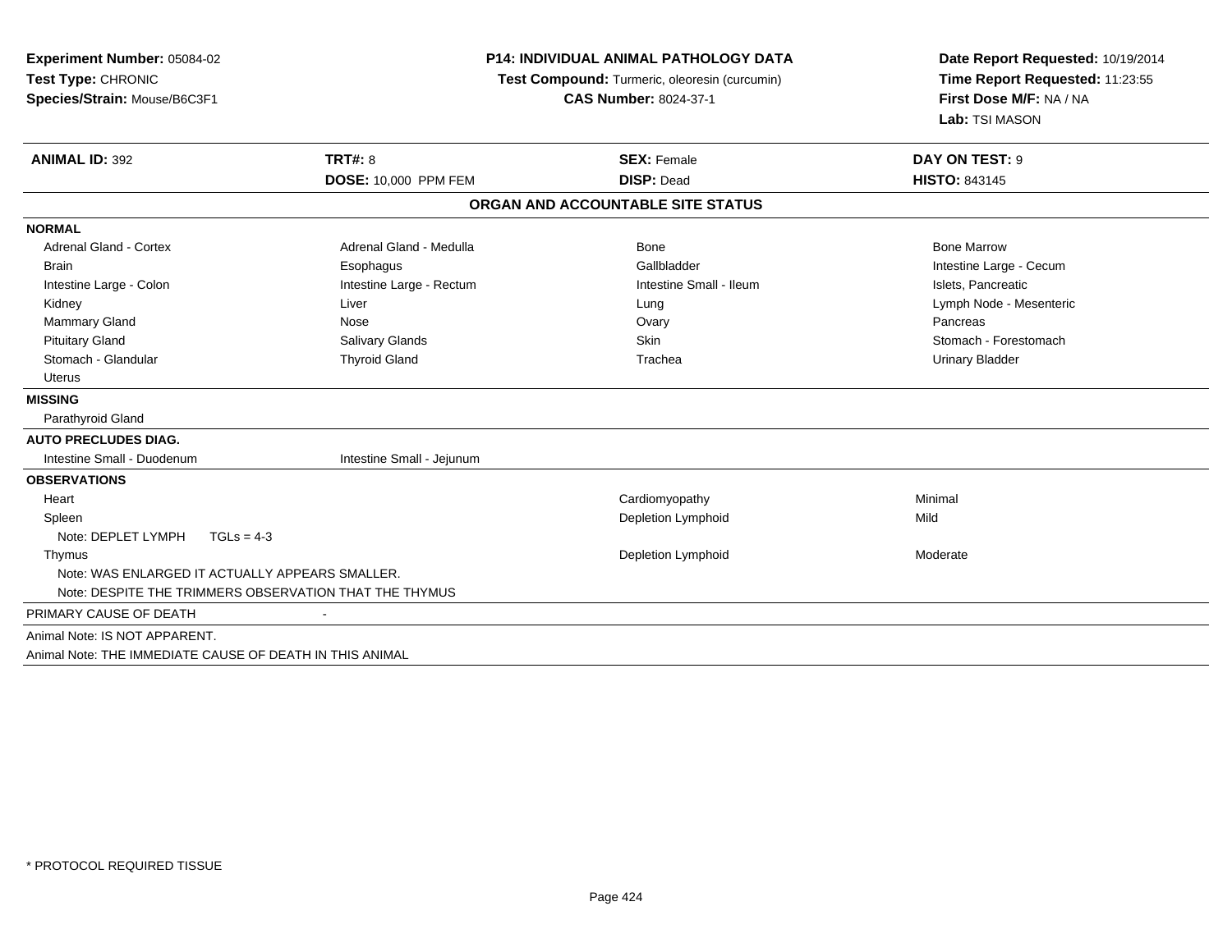**Experiment Number:** 05084-02
**Test Type:** CHRONIC
**Species/Strain:** Mouse/B6C3F1

**P14: INDIVIDUAL ANIMAL PATHOLOGY DATA**
**Test Compound:** Turmeric, oleoresin (curcumin)
**CAS Number:** 8024-37-1

**Date Report Requested:** 10/19/2014
**Time Report Requested:** 11:23:55
**First Dose M/F:** NA / NA
**Lab:** TSI MASON

| **ANIMAL ID:** 392 | **TRT#:** 8 | **SEX:** Female | **DAY ON TEST:** 9 |
|---|---|---|---|
| | **DOSE:** 10,000 PPM FEM | **DISP:** Dead | **HISTO:** 843145 |

**ORGAN AND ACCOUNTABLE SITE STATUS**

| | | | |
|---|---|---|---|
| **NORMAL** | | | |
| Adrenal Gland - Cortex | Adrenal Gland - Medulla | Bone | Bone Marrow |
| Brain | Esophagus | Gallbladder | Intestine Large - Cecum |
| Intestine Large - Colon | Intestine Large - Rectum | Intestine Small - Ileum | Islets, Pancreatic |
| Kidney | Liver | Lung | Lymph Node - Mesenteric |
| Mammary Gland | Nose | Ovary | Pancreas |
| Pituitary Gland | Salivary Glands | Skin | Stomach - Forestomach |
| Stomach - Glandular | Thyroid Gland | Trachea | Urinary Bladder |
| Uterus | | | |
| **MISSING** | | | |
| Parathyroid Gland | | | |
| **AUTO PRECLUDES DIAG.** | | | |
| Intestine Small - Duodenum | Intestine Small - Jejunum | | |
| **OBSERVATIONS** | | | |
| Heart | | Cardiomyopathy | Minimal |
| Spleen | | Depletion Lymphoid | Mild |
| Note: DEPLET LYMPH TGLs = 4-3 | | | |
| Thymus | | Depletion Lymphoid | Moderate |
| Note: WAS ENLARGED IT ACTUALLY APPEARS SMALLER. | | | |
| Note: DESPITE THE TRIMMERS OBSERVATION THAT THE THYMUS | | | |
| PRIMARY CAUSE OF DEATH | - | | |
| Animal Note: IS NOT APPARENT. | | | |
| Animal Note: THE IMMEDIATE CAUSE OF DEATH IN THIS ANIMAL | | | |

* PROTOCOL REQUIRED TISSUE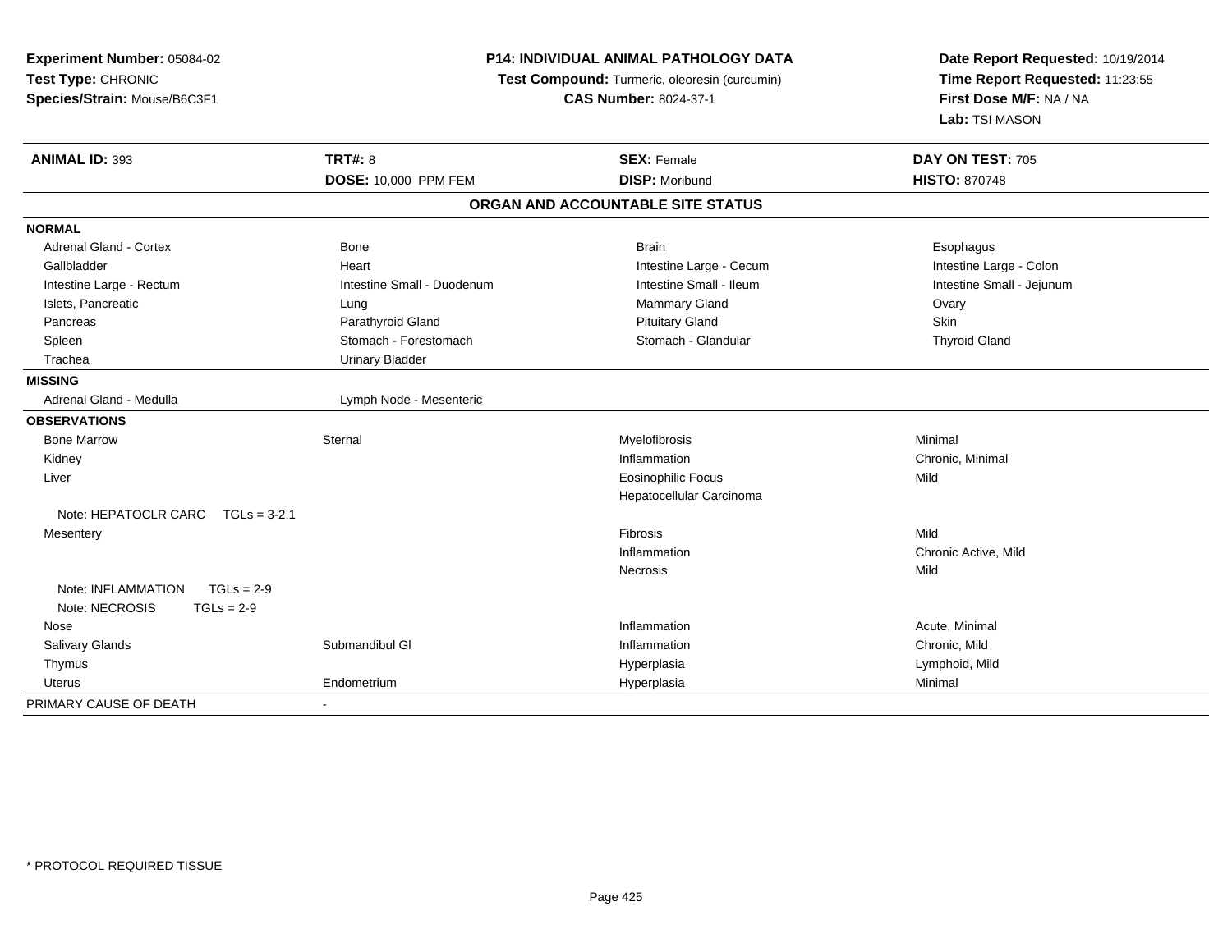**Experiment Number:** 05084-02
**Test Type:** CHRONIC
**Species/Strain:** Mouse/B6C3F1

**P14: INDIVIDUAL ANIMAL PATHOLOGY DATA**
**Test Compound:** Turmeric, oleoresin (curcumin)
**CAS Number:** 8024-37-1

**Date Report Requested:** 10/19/2014
**Time Report Requested:** 11:23:55
**First Dose M/F:** NA / NA
**Lab:** TSI MASON

| **ANIMAL ID:** 393 | **TRT#:** 8 | **SEX:** Female | **DAY ON TEST:** 705 |
|---|---|---|---|
| | **DOSE:** 10,000 PPM FEM | **DISP:** Moribund | **HISTO:** 870748 |

**ORGAN AND ACCOUNTABLE SITE STATUS**

| | | | |
|---|---|---|---|
| **NORMAL** | | | |
| Adrenal Gland - Cortex | Bone | Brain | Esophagus |
| Gallbladder | Heart | Intestine Large - Cecum | Intestine Large - Colon |
| Intestine Large - Rectum | Intestine Small - Duodenum | Intestine Small - Ileum | Intestine Small - Jejunum |
| Islets, Pancreatic | Lung | Mammary Gland | Ovary |
| Pancreas | Parathyroid Gland | Pituitary Gland | Skin |
| Spleen | Stomach - Forestomach | Stomach - Glandular | Thyroid Gland |
| Trachea | Urinary Bladder | | |
| **MISSING** | | | |
| Adrenal Gland - Medulla | Lymph Node - Mesenteric | | |
| **OBSERVATIONS** | | | |
| Bone Marrow | Sternal | Myelofibrosis | Minimal |
| Kidney | | Inflammation | Chronic, Minimal |
| Liver | | Eosinophilic Focus | Mild |
| | | Hepatocellular Carcinoma | |
| Note: HEPATOCLR CARC TGLs = 3-2.1 | | | |
| Mesentery | | Fibrosis | Mild |
| | | Inflammation | Chronic Active, Mild |
| | | Necrosis | Mild |
| Note: INFLAMMATION TGLs = 2-9 | | | |
| Note: NECROSIS TGLs = 2-9 | | | |
| Nose | | Inflammation | Acute, Minimal |
| Salivary Glands | Submandibul Gl | Inflammation | Chronic, Mild |
| Thymus | | Hyperplasia | Lymphoid, Mild |
| Uterus | Endometrium | Hyperplasia | Minimal |
| PRIMARY CAUSE OF DEATH | - | | |

\* PROTOCOL REQUIRED TISSUE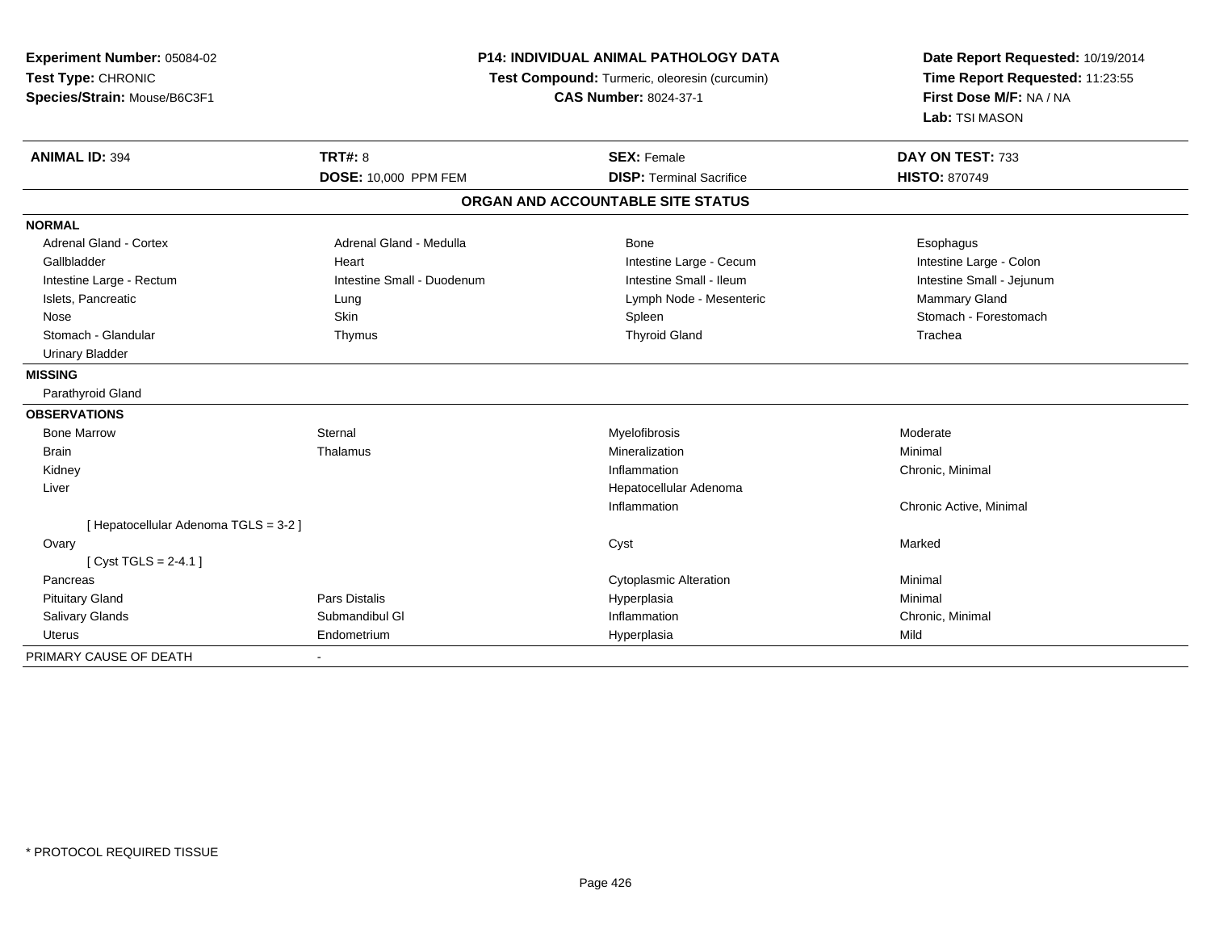**Experiment Number:** 05084-02
**Test Type:** CHRONIC
**Species/Strain:** Mouse/B6C3F1

**P14: INDIVIDUAL ANIMAL PATHOLOGY DATA**
**Test Compound:** Turmeric, oleoresin (curcumin)
**CAS Number:** 8024-37-1

**Date Report Requested:** 10/19/2014
**Time Report Requested:** 11:23:55
**First Dose M/F:** NA / NA
**Lab:** TSI MASON

| **ANIMAL ID:** 394 | **TRT#:** 8 | **SEX:** Female | **DAY ON TEST:** 733 |
|---|---|---|---|
| | **DOSE:** 10,000 PPM FEM | **DISP:** Terminal Sacrifice | **HISTO:** 870749 |

## ORGAN AND ACCOUNTABLE SITE STATUS

| | | | |
|---|---|---|---|
| **NORMAL** | | | |
| Adrenal Gland - Cortex | Adrenal Gland - Medulla | Bone | Esophagus |
| Gallbladder | Heart | Intestine Large - Cecum | Intestine Large - Colon |
| Intestine Large - Rectum | Intestine Small - Duodenum | Intestine Small - Ileum | Intestine Small - Jejunum |
| Islets, Pancreatic | Lung | Lymph Node - Mesenteric | Mammary Gland |
| Nose | Skin | Spleen | Stomach - Forestomach |
| Stomach - Glandular | Thymus | Thyroid Gland | Trachea |
| Urinary Bladder | | | |
| **MISSING** | | | |
| Parathyroid Gland | | | |
| **OBSERVATIONS** | | | |
| Bone Marrow | Sternal | Myelofibrosis | Moderate |
| Brain | Thalamus | Mineralization | Minimal |
| Kidney | | Inflammation | Chronic, Minimal |
| Liver | | Hepatocellular Adenoma | |
| | | Inflammation | Chronic Active, Minimal |
| [ Hepatocellular Adenoma TGLS = 3-2 ] | | | |
| Ovary | | Cyst | Marked |
| [ Cyst TGLS = 2-4.1 ] | | | |
| Pancreas | | Cytoplasmic Alteration | Minimal |
| Pituitary Gland | Pars Distalis | Hyperplasia | Minimal |
| Salivary Glands | Submandibul Gl | Inflammation | Chronic, Minimal |
| Uterus | Endometrium | Hyperplasia | Mild |
| PRIMARY CAUSE OF DEATH | - | | |

* PROTOCOL REQUIRED TISSUE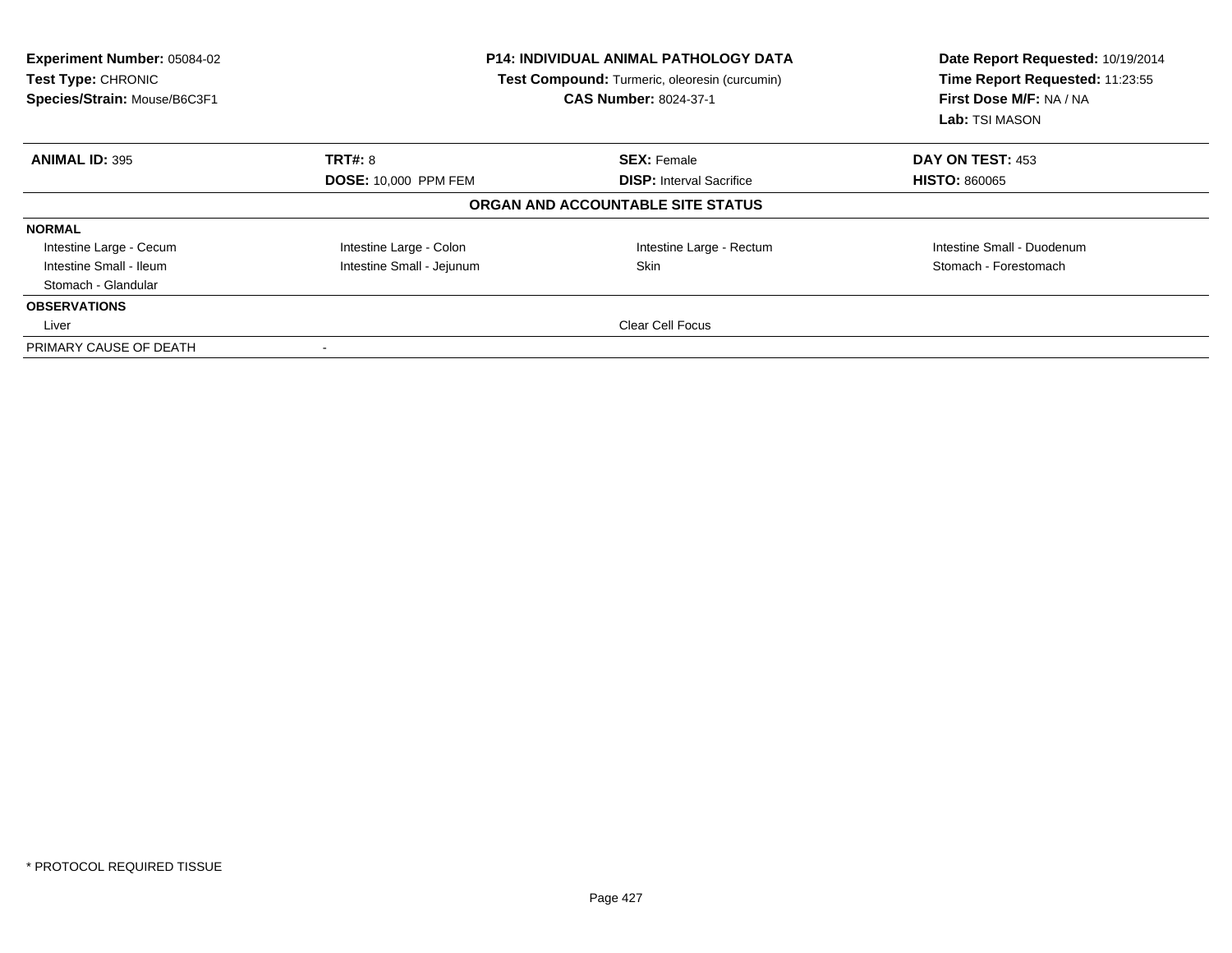**Experiment Number:** 05084-02
**Test Type:** CHRONIC
**Species/Strain:** Mouse/B6C3F1

**P14: INDIVIDUAL ANIMAL PATHOLOGY DATA**
**Test Compound:** Turmeric, oleoresin (curcumin)
**CAS Number:** 8024-37-1

**Date Report Requested:** 10/19/2014
**Time Report Requested:** 11:23:55
**First Dose M/F:** NA / NA
**Lab:** TSI MASON

| **ANIMAL ID:** 395 | **TRT#:** 8 | **SEX:** Female | **DAY ON TEST:** 453 |
|---|---|---|---|
| | **DOSE:** 10,000 PPM FEM | **DISP:** Interval Sacrifice | **HISTO:** 860065 |

**ORGAN AND ACCOUNTABLE SITE STATUS**

| | | | |
|---|---|---|---|
| **NORMAL** | | | |
| Intestine Large - Cecum | Intestine Large - Colon | Intestine Large - Rectum | Intestine Small - Duodenum |
| Intestine Small - Ileum | Intestine Small - Jejunum | Skin | Stomach - Forestomach |
| Stomach - Glandular | | | |
| **OBSERVATIONS** | | | |
| Liver | | Clear Cell Focus | |
| PRIMARY CAUSE OF DEATH | - | | |

\* PROTOCOL REQUIRED TISSUE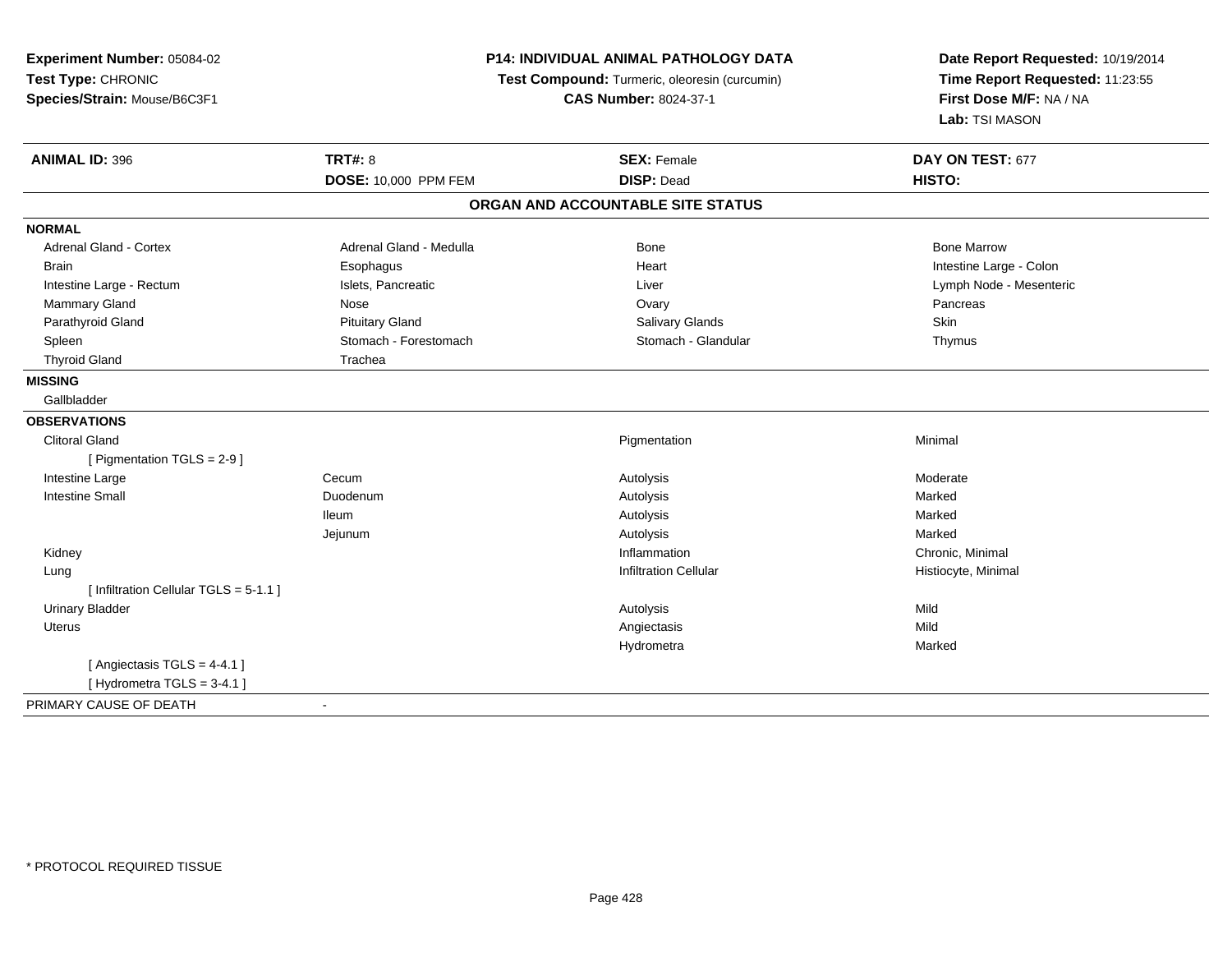**Experiment Number:** 05084-02
**Test Type:** CHRONIC
**Species/Strain:** Mouse/B6C3F1

**P14: INDIVIDUAL ANIMAL PATHOLOGY DATA**
**Test Compound:** Turmeric, oleoresin (curcumin)
**CAS Number:** 8024-37-1

**Date Report Requested:** 10/19/2014
**Time Report Requested:** 11:23:55
**First Dose M/F:** NA / NA
**Lab:** TSI MASON

| **ANIMAL ID:** 396 | **TRT#:** 8 | **SEX:** Female | **DAY ON TEST:** 677 |
|---|---|---|---|
| | **DOSE:** 10,000 PPM FEM | **DISP:** Dead | **HISTO:** |

**ORGAN AND ACCOUNTABLE SITE STATUS**

**NORMAL**

| | | | |
|---|---|---|---|
| Adrenal Gland - Cortex | Adrenal Gland - Medulla | Bone | Bone Marrow |
| Brain | Esophagus | Heart | Intestine Large - Colon |
| Intestine Large - Rectum | Islets, Pancreatic | Liver | Lymph Node - Mesenteric |
| Mammary Gland | Nose | Ovary | Pancreas |
| Parathyroid Gland | Pituitary Gland | Salivary Glands | Skin |
| Spleen | Stomach - Forestomach | Stomach - Glandular | Thymus |
| Thyroid Gland | Trachea | | |

**MISSING**

Gallbladder

**OBSERVATIONS**

| | | | |
|---|---|---|---|
| Clitoral Gland | | Pigmentation | Minimal |
| [ Pigmentation TGLS = 2-9 ] | | | |
| Intestine Large | Cecum | Autolysis | Moderate |
| Intestine Small | Duodenum | Autolysis | Marked |
| | Ileum | Autolysis | Marked |
| | Jejunum | Autolysis | Marked |
| Kidney | | Inflammation | Chronic, Minimal |
| Lung | | Infiltration Cellular | Histiocyte, Minimal |
| [ Infiltration Cellular TGLS = 5-1.1 ] | | | |
| Urinary Bladder | | Autolysis | Mild |
| Uterus | | Angiectasis | Mild |
| | | Hydrometra | Marked |
| [ Angiectasis TGLS = 4-4.1 ] | | | |
| [ Hydrometra TGLS = 3-4.1 ] | | | |

PRIMARY CAUSE OF DEATH -

* PROTOCOL REQUIRED TISSUE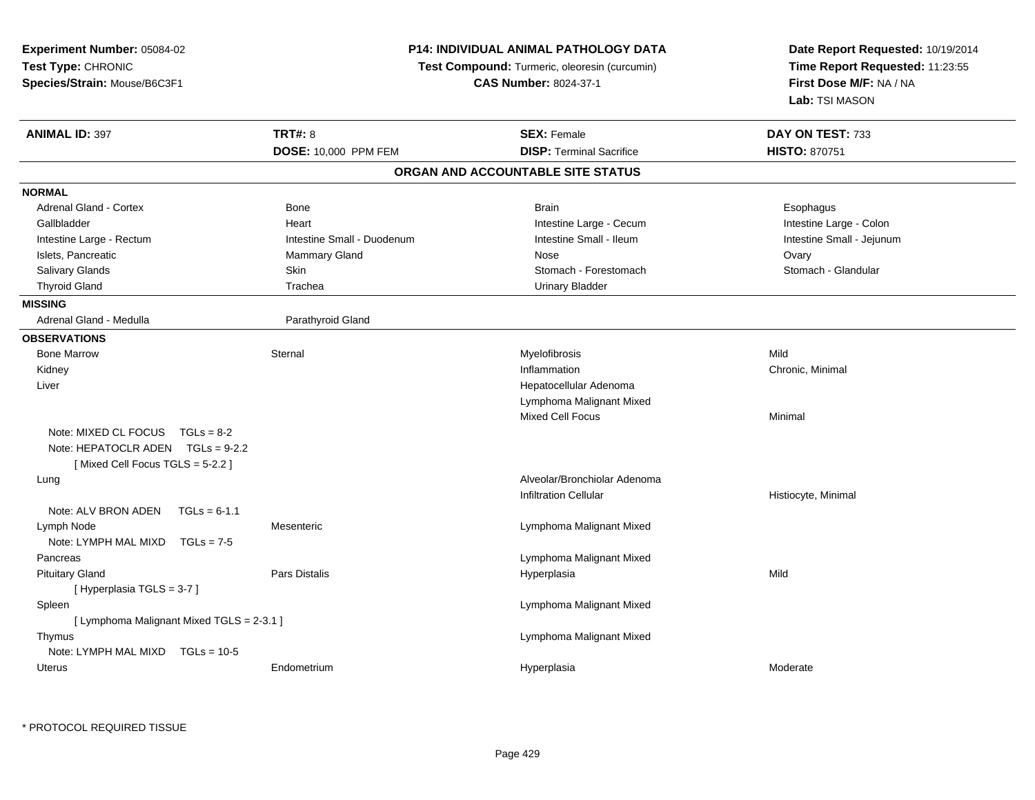**Experiment Number:** 05084-02
**Test Type:** CHRONIC
**Species/Strain:** Mouse/B6C3F1

**P14: INDIVIDUAL ANIMAL PATHOLOGY DATA**
**Test Compound:** Turmeric, oleoresin (curcumin)
**CAS Number:** 8024-37-1

**Date Report Requested:** 10/19/2014
**Time Report Requested:** 11:23:55
**First Dose M/F:** NA / NA
**Lab:** TSI MASON

| **ANIMAL ID:** 397 | **TRT#:** 8 | **SEX:** Female | **DAY ON TEST:** 733 |
|---|---|---|---|
| | **DOSE:** 10,000 PPM FEM | **DISP:** Terminal Sacrifice | **HISTO:** 870751 |

## ORGAN AND ACCOUNTABLE SITE STATUS

**NORMAL**

| | | | |
|---|---|---|---|
| Adrenal Gland - Cortex | Bone | Brain | Esophagus |
| Gallbladder | Heart | Intestine Large - Cecum | Intestine Large - Colon |
| Intestine Large - Rectum | Intestine Small - Duodenum | Intestine Small - Ileum | Intestine Small - Jejunum |
| Islets, Pancreatic | Mammary Gland | Nose | Ovary |
| Salivary Glands | Skin | Stomach - Forestomach | Stomach - Glandular |
| Thyroid Gland | Trachea | Urinary Bladder | |

**MISSING**

| | | | |
|---|---|---|---|
| Adrenal Gland - Medulla | Parathyroid Gland | | |

**OBSERVATIONS**

| | | | |
|---|---|---|---|
| Bone Marrow | Sternal | Myelofibrosis | Mild |
| Kidney | | Inflammation | Chronic, Minimal |
| Liver | | Hepatocellular Adenoma | |
| | | Lymphoma Malignant Mixed | |
| | | Mixed Cell Focus | Minimal |
| Note: MIXED CL FOCUS TGLs = 8-2 | | | |
| Note: HEPATOCLR ADEN TGLs = 9-2.2 | | | |
| [ Mixed Cell Focus TGLS = 5-2.2 ] | | | |
| Lung | | Alveolar/Bronchiolar Adenoma | |
| | | Infiltration Cellular | Histiocyte, Minimal |
| Note: ALV BRON ADEN TGLs = 6-1.1 | | | |
| Lymph Node | Mesenteric | Lymphoma Malignant Mixed | |
| Note: LYMPH MAL MIXD TGLs = 7-5 | | | |
| Pancreas | | Lymphoma Malignant Mixed | |
| Pituitary Gland | Pars Distalis | Hyperplasia | Mild |
| [ Hyperplasia TGLS = 3-7 ] | | | |
| Spleen | | Lymphoma Malignant Mixed | |
| [ Lymphoma Malignant Mixed TGLS = 2-3.1 ] | | | |
| Thymus | | Lymphoma Malignant Mixed | |
| Note: LYMPH MAL MIXD TGLs = 10-5 | | | |
| Uterus | Endometrium | Hyperplasia | Moderate |

* PROTOCOL REQUIRED TISSUE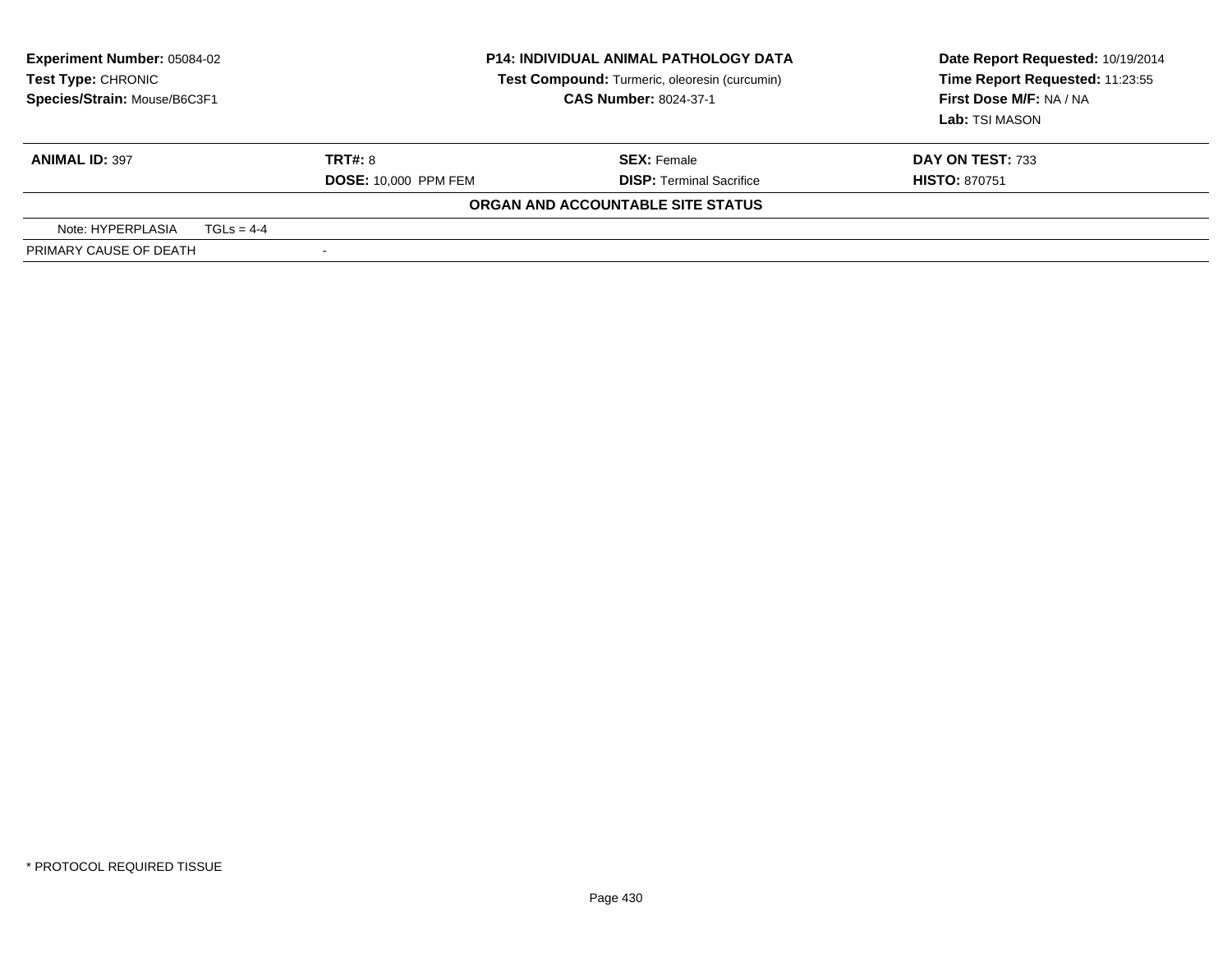**Experiment Number:** 05084-02
**Test Type:** CHRONIC
**Species/Strain:** Mouse/B6C3F1

**P14: INDIVIDUAL ANIMAL PATHOLOGY DATA**
**Test Compound:** Turmeric, oleoresin (curcumin)
**CAS Number:** 8024-37-1

**Date Report Requested:** 10/19/2014
**Time Report Requested:** 11:23:55
**First Dose M/F:** NA / NA
**Lab:** TSI MASON

| **ANIMAL ID:** 397 | **TRT#:** 8 | **SEX:** Female | **DAY ON TEST:** 733 |
|---|---|---|---|
| | **DOSE:** 10,000 PPM FEM | **DISP:** Terminal Sacrifice | **HISTO:** 870751 |

**ORGAN AND ACCOUNTABLE SITE STATUS**

| | |
|---|---|
| Note: HYPERPLASIA TGLs = 4-4 | |
| PRIMARY CAUSE OF DEATH | - |

* PROTOCOL REQUIRED TISSUE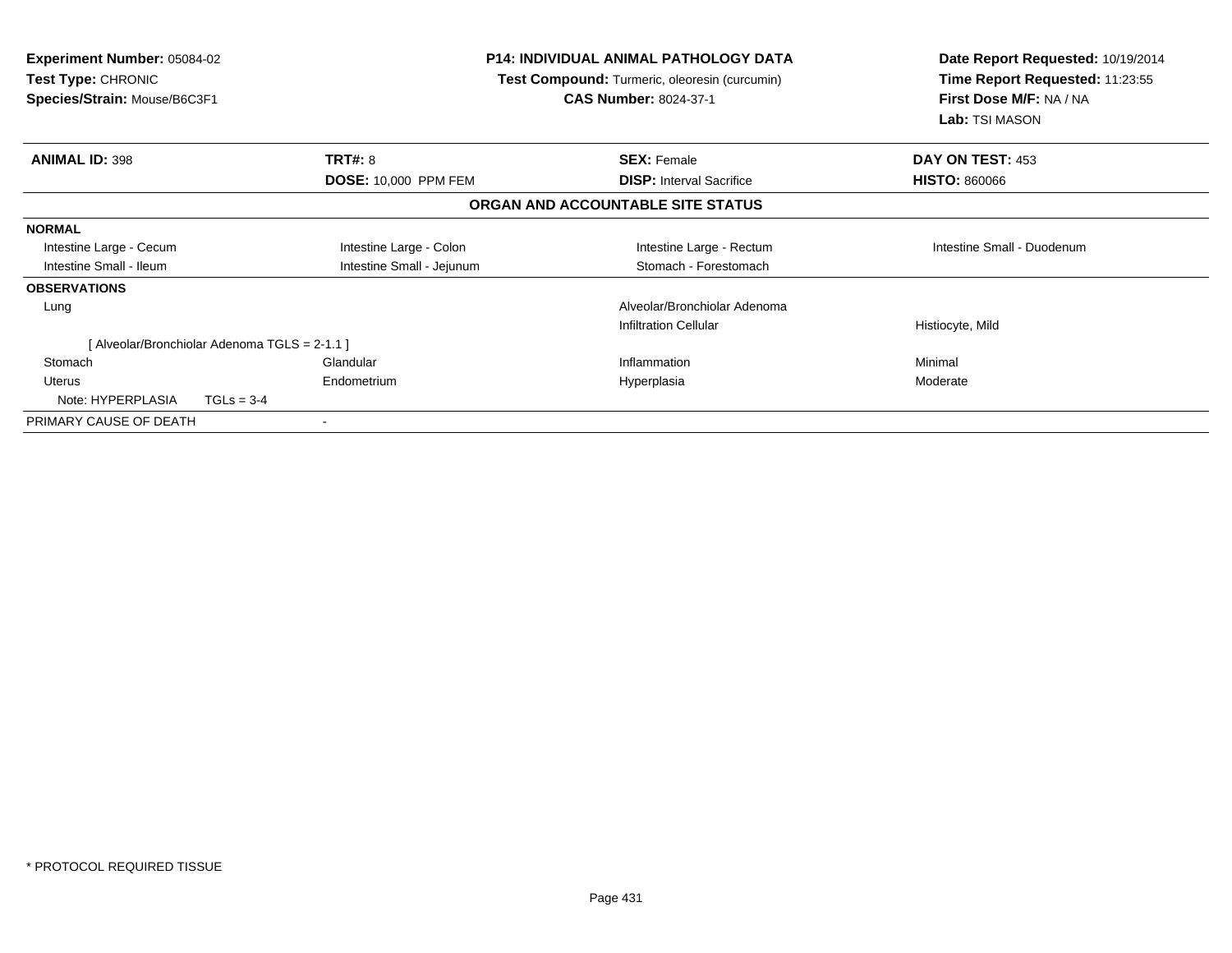**Experiment Number:** 05084-02
**Test Type:** CHRONIC
**Species/Strain:** Mouse/B6C3F1

**P14: INDIVIDUAL ANIMAL PATHOLOGY DATA**
**Test Compound:** Turmeric, oleoresin (curcumin)
**CAS Number:** 8024-37-1

**Date Report Requested:** 10/19/2014
**Time Report Requested:** 11:23:55
**First Dose M/F:** NA / NA
**Lab:** TSI MASON

| **ANIMAL ID:** 398 | **TRT#:** 8 | **SEX:** Female | **DAY ON TEST:** 453 |
|---|---|---|---|
| | **DOSE:** 10,000 PPM FEM | **DISP:** Interval Sacrifice | **HISTO:** 860066 |

### ORGAN AND ACCOUNTABLE SITE STATUS

| | | | |
|---|---|---|---|
| **NORMAL** | | | |
| Intestine Large - Cecum | Intestine Large - Colon | Intestine Large - Rectum | Intestine Small - Duodenum |
| Intestine Small - Ileum | Intestine Small - Jejunum | Stomach - Forestomach | |
| **OBSERVATIONS** | | | |
| Lung | | Alveolar/Bronchiolar Adenoma | |
| | | Infiltration Cellular | Histiocyte, Mild |
| [ Alveolar/Bronchiolar Adenoma TGLS = 2-1.1 ] | | | |
| Stomach | Glandular | Inflammation | Minimal |
| Uterus | Endometrium | Hyperplasia | Moderate |
| Note: HYPERPLASIA TGLs = 3-4 | | | |
| PRIMARY CAUSE OF DEATH | - | | |

\* PROTOCOL REQUIRED TISSUE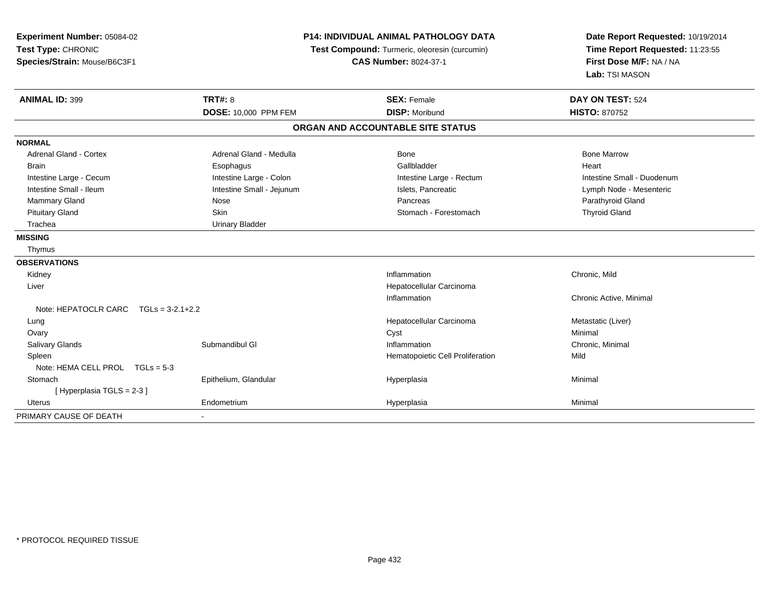**Experiment Number:** 05084-02
**Test Type:** CHRONIC
**Species/Strain:** Mouse/B6C3F1

**P14: INDIVIDUAL ANIMAL PATHOLOGY DATA**
**Test Compound:** Turmeric, oleoresin (curcumin)
**CAS Number:** 8024-37-1

**Date Report Requested:** 10/19/2014
**Time Report Requested:** 11:23:55
**First Dose M/F:** NA / NA
**Lab:** TSI MASON

| **ANIMAL ID:** 399 | **TRT#:** 8 | **SEX:** Female | **DAY ON TEST:** 524 |
|---|---|---|---|
| | **DOSE:** 10,000 PPM FEM | **DISP:** Moribund | **HISTO:** 870752 |

**ORGAN AND ACCOUNTABLE SITE STATUS**

| | | | |
|---|---|---|---|
| **NORMAL** | | | |
| Adrenal Gland - Cortex | Adrenal Gland - Medulla | Bone | Bone Marrow |
| Brain | Esophagus | Gallbladder | Heart |
| Intestine Large - Cecum | Intestine Large - Colon | Intestine Large - Rectum | Intestine Small - Duodenum |
| Intestine Small - Ileum | Intestine Small - Jejunum | Islets, Pancreatic | Lymph Node - Mesenteric |
| Mammary Gland | Nose | Pancreas | Parathyroid Gland |
| Pituitary Gland | Skin | Stomach - Forestomach | Thyroid Gland |
| Trachea | Urinary Bladder | | |
| **MISSING** | | | |
| Thymus | | | |
| **OBSERVATIONS** | | | |
| Kidney | | Inflammation | Chronic, Mild |
| Liver | | Hepatocellular Carcinoma | |
| | | Inflammation | Chronic Active, Minimal |
| Note: HEPATOCLR CARC TGLs = 3-2.1+2.2 | | | |
| Lung | | Hepatocellular Carcinoma | Metastatic (Liver) |
| Ovary | | Cyst | Minimal |
| Salivary Glands | Submandibul Gl | Inflammation | Chronic, Minimal |
| Spleen | | Hematopoietic Cell Proliferation | Mild |
| Note: HEMA CELL PROL TGLs = 5-3 | | | |
| Stomach | Epithelium, Glandular | Hyperplasia | Minimal |
| [ Hyperplasia TGLS = 2-3 ] | | | |
| Uterus | Endometrium | Hyperplasia | Minimal |
| PRIMARY CAUSE OF DEATH | - | | |

* PROTOCOL REQUIRED TISSUE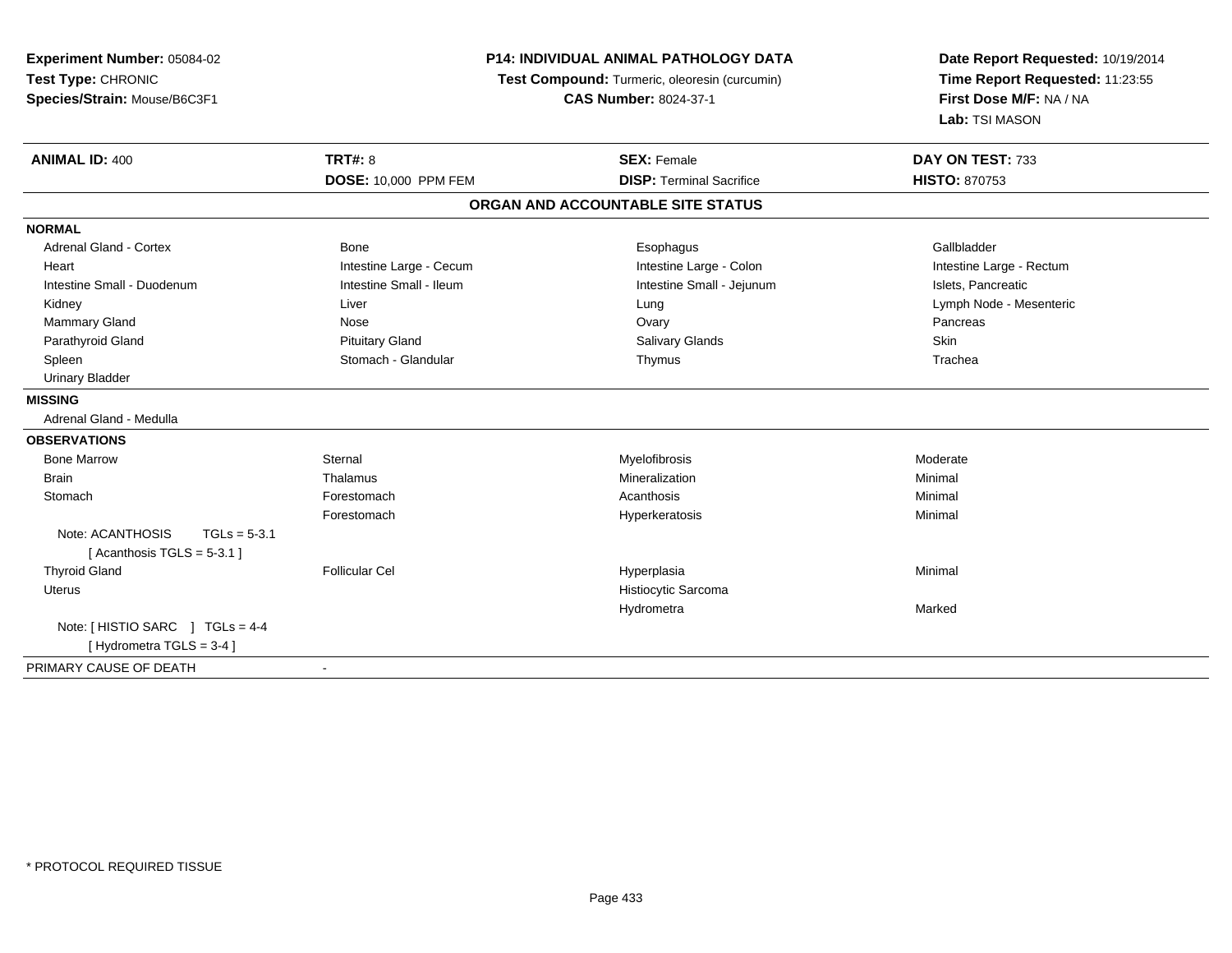**Experiment Number:** 05084-02
**Test Type:** CHRONIC
**Species/Strain:** Mouse/B6C3F1

**P14: INDIVIDUAL ANIMAL PATHOLOGY DATA**
**Test Compound:** Turmeric, oleoresin (curcumin)
**CAS Number:** 8024-37-1

**Date Report Requested:** 10/19/2014
**Time Report Requested:** 11:23:55
**First Dose M/F:** NA / NA
**Lab:** TSI MASON

| **ANIMAL ID:** 400 | **TRT#:** 8 | **SEX:** Female | **DAY ON TEST:** 733 |
|---|---|---|---|
| | **DOSE:** 10,000 PPM FEM | **DISP:** Terminal Sacrifice | **HISTO:** 870753 |

## ORGAN AND ACCOUNTABLE SITE STATUS

**NORMAL**

| | | | |
|---|---|---|---|
| Adrenal Gland - Cortex | Bone | Esophagus | Gallbladder |
| Heart | Intestine Large - Cecum | Intestine Large - Colon | Intestine Large - Rectum |
| Intestine Small - Duodenum | Intestine Small - Ileum | Intestine Small - Jejunum | Islets, Pancreatic |
| Kidney | Liver | Lung | Lymph Node - Mesenteric |
| Mammary Gland | Nose | Ovary | Pancreas |
| Parathyroid Gland | Pituitary Gland | Salivary Glands | Skin |
| Spleen | Stomach - Glandular | Thymus | Trachea |
| Urinary Bladder | | | |

**MISSING**

Adrenal Gland - Medulla

**OBSERVATIONS**

| | | | |
|---|---|---|---|
| Bone Marrow | Sternal | Myelofibrosis | Moderate |
| Brain | Thalamus | Mineralization | Minimal |
| Stomach | Forestomach | Acanthosis | Minimal |
| | Forestomach | Hyperkeratosis | Minimal |
| Note: ACANTHOSIS TGLs = 5-3.1 [ Acanthosis TGLS = 5-3.1 ] | | | |
| Thyroid Gland | Follicular Cel | Hyperplasia | Minimal |
| Uterus | | Histiocytic Sarcoma | |
| | | Hydrometra | Marked |
| Note: [ HISTIO SARC ] TGLs = 4-4 [ Hydrometra TGLS = 3-4 ] | | | |

PRIMARY CAUSE OF DEATH -

* PROTOCOL REQUIRED TISSUE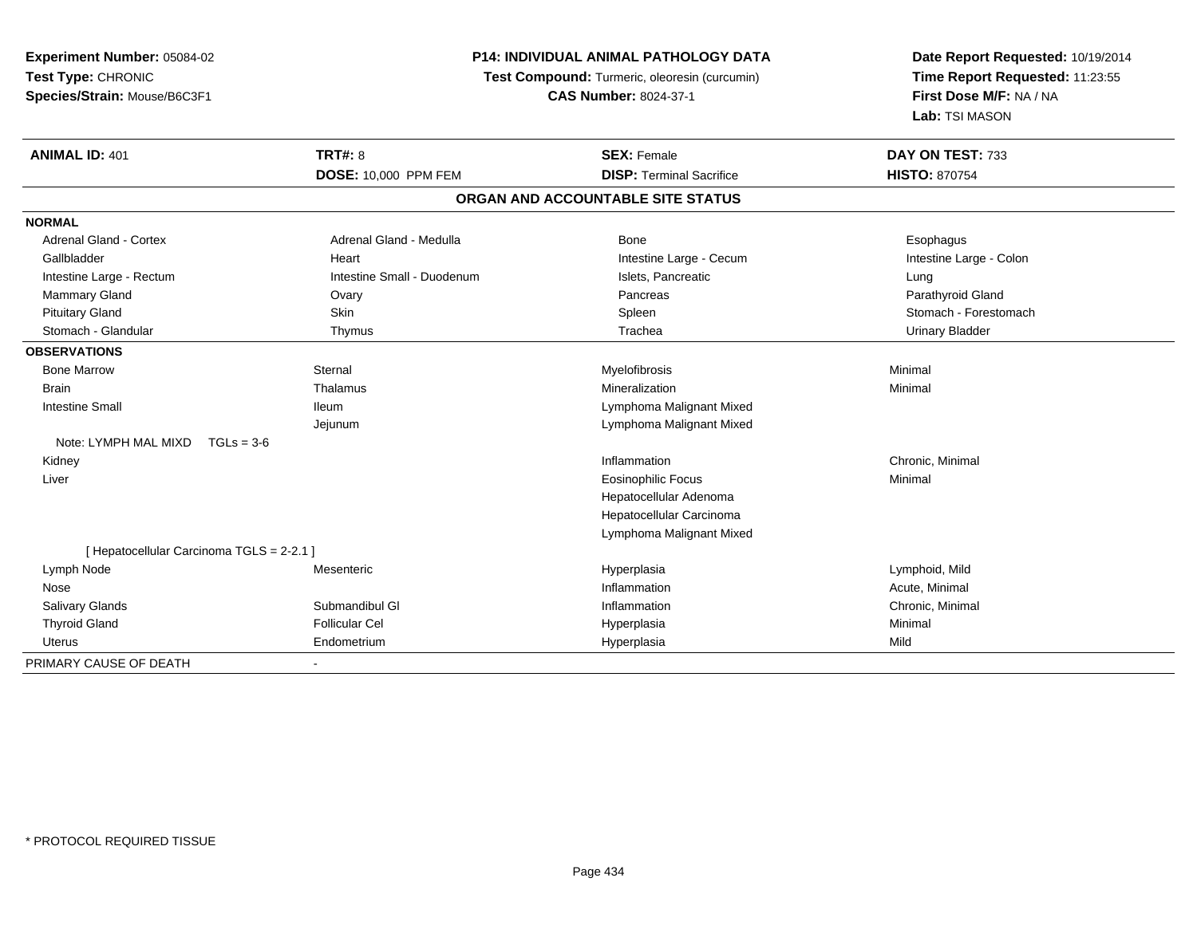**Experiment Number:** 05084-02
**Test Type:** CHRONIC
**Species/Strain:** Mouse/B6C3F1

**P14: INDIVIDUAL ANIMAL PATHOLOGY DATA**
**Test Compound:** Turmeric, oleoresin (curcumin)
**CAS Number:** 8024-37-1

**Date Report Requested:** 10/19/2014
**Time Report Requested:** 11:23:55
**First Dose M/F:** NA / NA
**Lab:** TSI MASON

| **ANIMAL ID:** 401 | **TRT#:** 8 | **SEX:** Female | **DAY ON TEST:** 733 |
|---|---|---|---|
| | **DOSE:** 10,000 PPM FEM | **DISP:** Terminal Sacrifice | **HISTO:** 870754 |

## ORGAN AND ACCOUNTABLE SITE STATUS

| | | | |
|---|---|---|---|
| **NORMAL** | | | |
| Adrenal Gland - Cortex | Adrenal Gland - Medulla | Bone | Esophagus |
| Gallbladder | Heart | Intestine Large - Cecum | Intestine Large - Colon |
| Intestine Large - Rectum | Intestine Small - Duodenum | Islets, Pancreatic | Lung |
| Mammary Gland | Ovary | Pancreas | Parathyroid Gland |
| Pituitary Gland | Skin | Spleen | Stomach - Forestomach |
| Stomach - Glandular | Thymus | Trachea | Urinary Bladder |
| **OBSERVATIONS** | | | |
| Bone Marrow | Sternal | Myelofibrosis | Minimal |
| Brain | Thalamus | Mineralization | Minimal |
| Intestine Small | Ileum | Lymphoma Malignant Mixed | |
| | Jejunum | Lymphoma Malignant Mixed | |
| Note: LYMPH MAL MIXD TGLs = 3-6 | | | |
| Kidney | | Inflammation | Chronic, Minimal |
| Liver | | Eosinophilic Focus | Minimal |
| | | Hepatocellular Adenoma | |
| | | Hepatocellular Carcinoma | |
| | | Lymphoma Malignant Mixed | |
| [ Hepatocellular Carcinoma TGLS = 2-2.1 ] | | | |
| Lymph Node | Mesenteric | Hyperplasia | Lymphoid, Mild |
| Nose | | Inflammation | Acute, Minimal |
| Salivary Glands | Submandibul Gl | Inflammation | Chronic, Minimal |
| Thyroid Gland | Follicular Cel | Hyperplasia | Minimal |
| Uterus | Endometrium | Hyperplasia | Mild |
| PRIMARY CAUSE OF DEATH | - | | |

* PROTOCOL REQUIRED TISSUE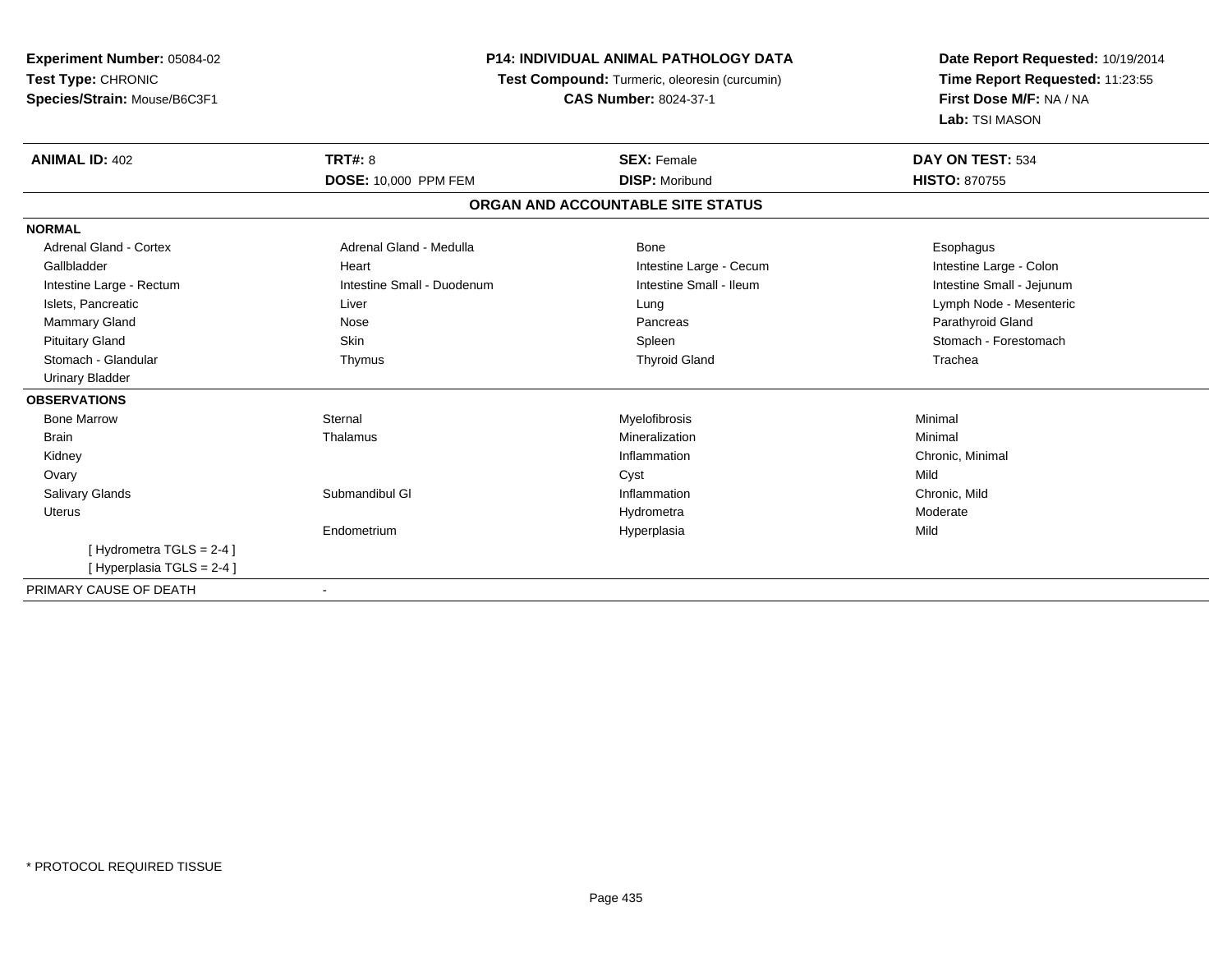**Experiment Number:** 05084-02
**Test Type:** CHRONIC
**Species/Strain:** Mouse/B6C3F1

**P14: INDIVIDUAL ANIMAL PATHOLOGY DATA**
**Test Compound:** Turmeric, oleoresin (curcumin)
**CAS Number:** 8024-37-1

**Date Report Requested:** 10/19/2014
**Time Report Requested:** 11:23:55
**First Dose M/F:** NA / NA
**Lab:** TSI MASON

| **ANIMAL ID:** 402 | **TRT#:** 8 | **SEX:** Female | **DAY ON TEST:** 534 |
|---|---|---|---|
| | **DOSE:** 10,000 PPM FEM | **DISP:** Moribund | **HISTO:** 870755 |

## ORGAN AND ACCOUNTABLE SITE STATUS

| | | | |
|---|---|---|---|
| **NORMAL** | | | |
| Adrenal Gland - Cortex | Adrenal Gland - Medulla | Bone | Esophagus |
| Gallbladder | Heart | Intestine Large - Cecum | Intestine Large - Colon |
| Intestine Large - Rectum | Intestine Small - Duodenum | Intestine Small - Ileum | Intestine Small - Jejunum |
| Islets, Pancreatic | Liver | Lung | Lymph Node - Mesenteric |
| Mammary Gland | Nose | Pancreas | Parathyroid Gland |
| Pituitary Gland | Skin | Spleen | Stomach - Forestomach |
| Stomach - Glandular | Thymus | Thyroid Gland | Trachea |
| Urinary Bladder | | | |
| **OBSERVATIONS** | | | |
| Bone Marrow | Sternal | Myelofibrosis | Minimal |
| Brain | Thalamus | Mineralization | Minimal |
| Kidney | | Inflammation | Chronic, Minimal |
| Ovary | | Cyst | Mild |
| Salivary Glands | Submandibul Gl | Inflammation | Chronic, Mild |
| Uterus | | Hydrometra | Moderate |
| | Endometrium | Hyperplasia | Mild |
| [ Hydrometra TGLS = 2-4 ] | | | |
| [ Hyperplasia TGLS = 2-4 ] | | | |
| PRIMARY CAUSE OF DEATH | - | | |

\* PROTOCOL REQUIRED TISSUE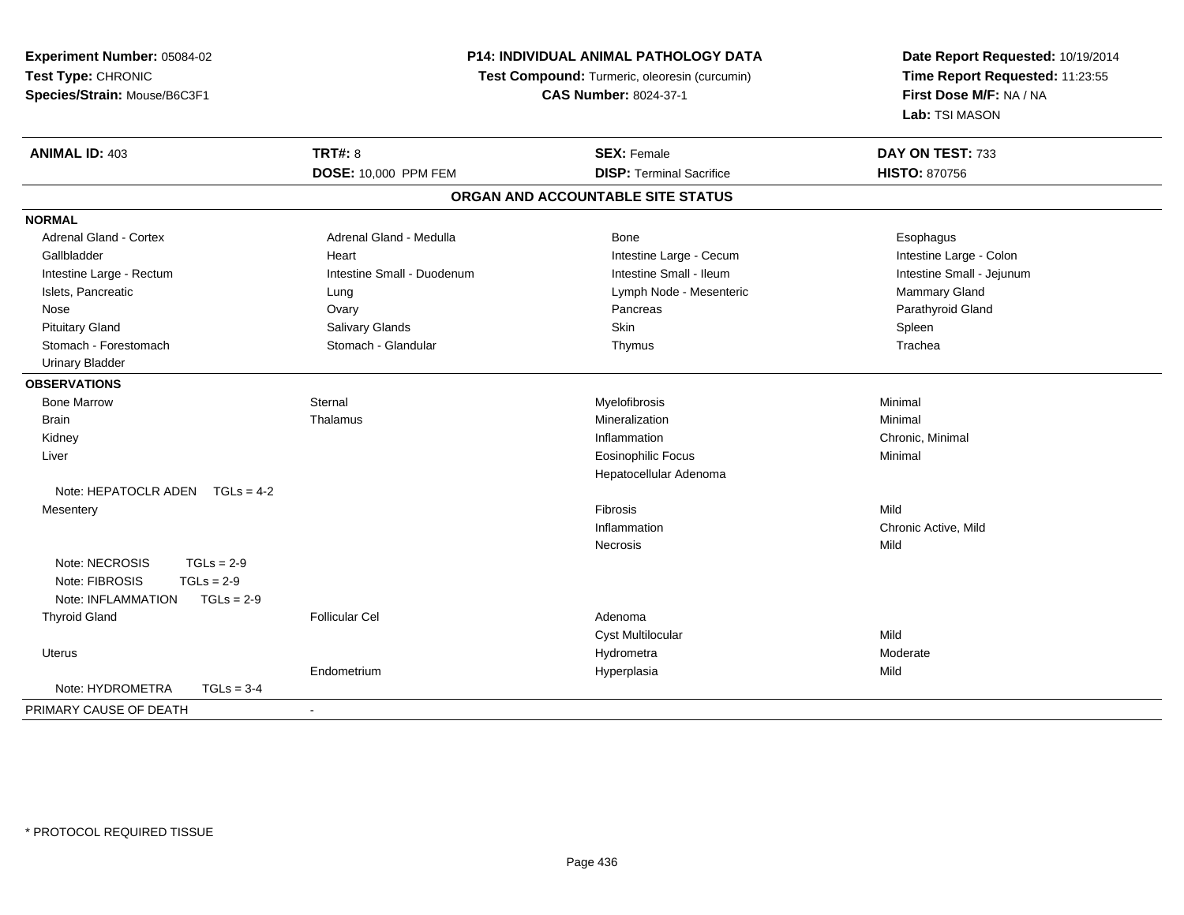**Experiment Number:** 05084-02
**Test Type:** CHRONIC
**Species/Strain:** Mouse/B6C3F1

**P14: INDIVIDUAL ANIMAL PATHOLOGY DATA**
**Test Compound:** Turmeric, oleoresin (curcumin)
**CAS Number:** 8024-37-1

**Date Report Requested:** 10/19/2014
**Time Report Requested:** 11:23:55
**First Dose M/F:** NA / NA
**Lab:** TSI MASON

| **ANIMAL ID:** 403 | **TRT#:** 8 | **SEX:** Female | **DAY ON TEST:** 733 |
|---|---|---|---|
| | **DOSE:** 10,000 PPM FEM | **DISP:** Terminal Sacrifice | **HISTO:** 870756 |

## ORGAN AND ACCOUNTABLE SITE STATUS

**NORMAL**

| | | | |
|---|---|---|---|
| Adrenal Gland - Cortex | Adrenal Gland - Medulla | Bone | Esophagus |
| Gallbladder | Heart | Intestine Large - Cecum | Intestine Large - Colon |
| Intestine Large - Rectum | Intestine Small - Duodenum | Intestine Small - Ileum | Intestine Small - Jejunum |
| Islets, Pancreatic | Lung | Lymph Node - Mesenteric | Mammary Gland |
| Nose | Ovary | Pancreas | Parathyroid Gland |
| Pituitary Gland | Salivary Glands | Skin | Spleen |
| Stomach - Forestomach | Stomach - Glandular | Thymus | Trachea |
| Urinary Bladder | | | |

**OBSERVATIONS**

| | | | |
|---|---|---|---|
| Bone Marrow | Sternal | Myelofibrosis | Minimal |
| Brain | Thalamus | Mineralization | Minimal |
| Kidney | | Inflammation | Chronic, Minimal |
| Liver | | Eosinophilic Focus | Minimal |
| | | Hepatocellular Adenoma | |
| Note: HEPATOCLR ADEN TGLs = 4-2 | | | |
| Mesentery | | Fibrosis | Mild |
| | | Inflammation | Chronic Active, Mild |
| | | Necrosis | Mild |
| Note: NECROSIS TGLs = 2-9 | | | |
| Note: FIBROSIS TGLs = 2-9 | | | |
| Note: INFLAMMATION TGLs = 2-9 | | | |
| Thyroid Gland | Follicular Cel | Adenoma | |
| | | Cyst Multilocular | Mild |
| Uterus | | Hydrometra | Moderate |
| | Endometrium | Hyperplasia | Mild |
| Note: HYDROMETRA TGLs = 3-4 | | | |

PRIMARY CAUSE OF DEATH -

* PROTOCOL REQUIRED TISSUE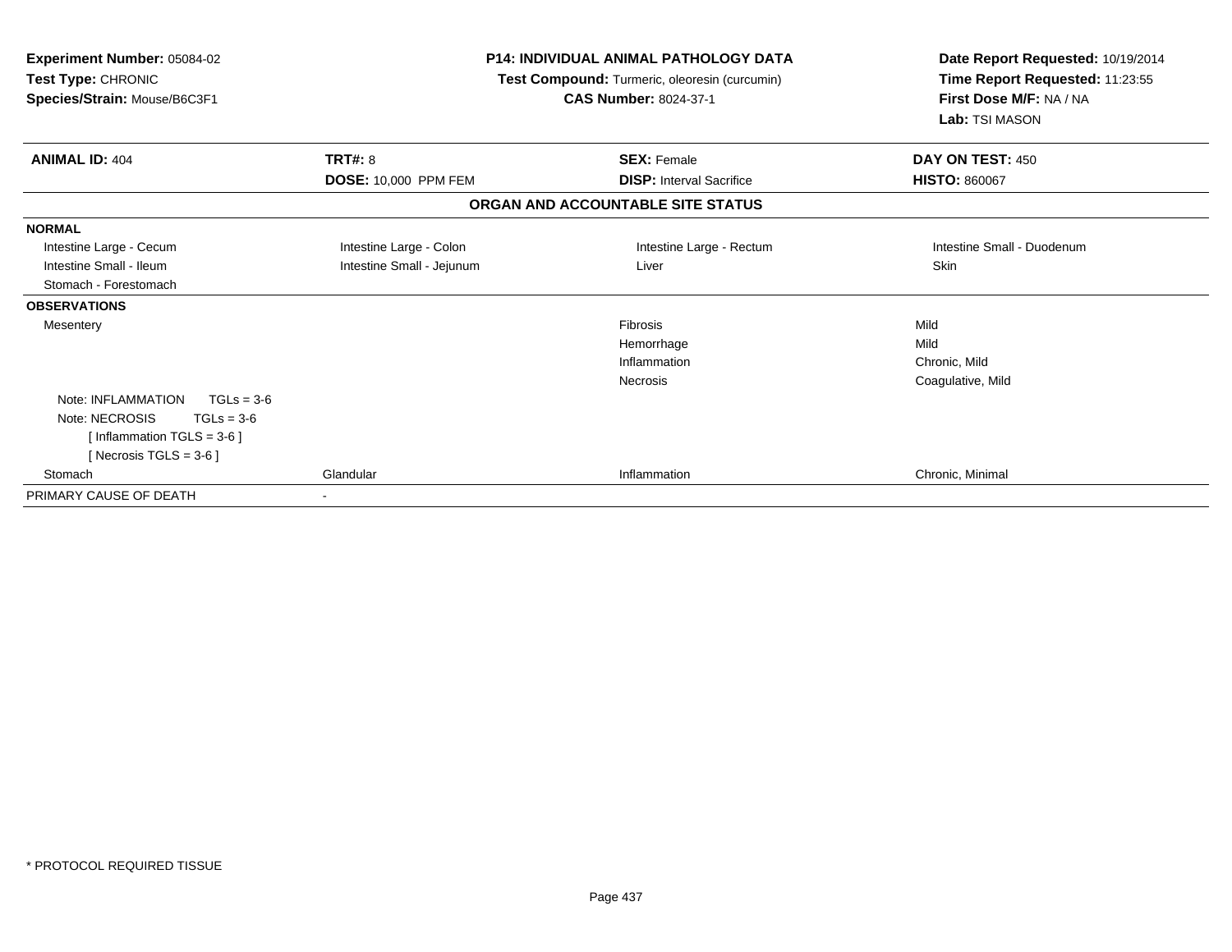**Experiment Number:** 05084-02
**Test Type:** CHRONIC
**Species/Strain:** Mouse/B6C3F1

**P14: INDIVIDUAL ANIMAL PATHOLOGY DATA**
**Test Compound:** Turmeric, oleoresin (curcumin)
**CAS Number:** 8024-37-1

**Date Report Requested:** 10/19/2014
**Time Report Requested:** 11:23:55
**First Dose M/F:** NA / NA
**Lab:** TSI MASON

| **ANIMAL ID:** 404 | **TRT#:** 8 | **SEX:** Female | **DAY ON TEST:** 450 |
|---|---|---|---|
| | **DOSE:** 10,000 PPM FEM | **DISP:** Interval Sacrifice | **HISTO:** 860067 |

**ORGAN AND ACCOUNTABLE SITE STATUS**

| | | | |
|---|---|---|---|
| **NORMAL** | | | |
| Intestine Large - Cecum | Intestine Large - Colon | Intestine Large - Rectum | Intestine Small - Duodenum |
| Intestine Small - Ileum | Intestine Small - Jejunum | Liver | Skin |
| Stomach - Forestomach | | | |
| **OBSERVATIONS** | | | |
| Mesentery | | Fibrosis | Mild |
| | | Hemorrhage | Mild |
| | | Inflammation | Chronic, Mild |
| | | Necrosis | Coagulative, Mild |
| Note: INFLAMMATION TGLs = 3-6 | | | |
| Note: NECROSIS TGLs = 3-6 | | | |
| [ Inflammation TGLS = 3-6 ] | | | |
| [ Necrosis TGLS = 3-6 ] | | | |
| Stomach | Glandular | Inflammation | Chronic, Minimal |
| PRIMARY CAUSE OF DEATH | - | | |

* PROTOCOL REQUIRED TISSUE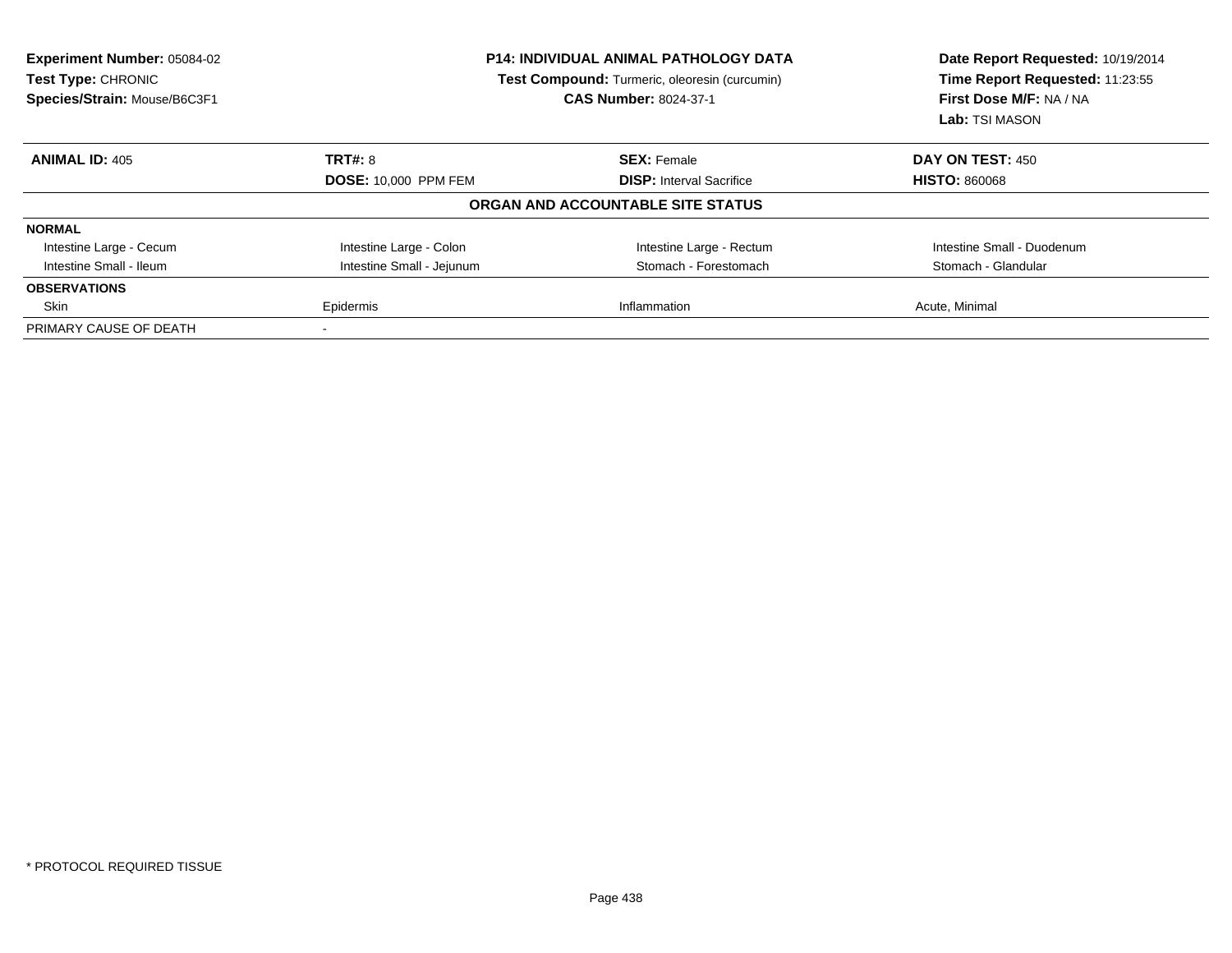**Experiment Number:** 05084-02
**Test Type:** CHRONIC
**Species/Strain:** Mouse/B6C3F1

## P14: INDIVIDUAL ANIMAL PATHOLOGY DATA

**Test Compound:** Turmeric, oleoresin (curcumin)
**CAS Number:** 8024-37-1

**Date Report Requested:** 10/19/2014
**Time Report Requested:** 11:23:55
**First Dose M/F:** NA / NA
**Lab:** TSI MASON

| **ANIMAL ID:** 405 | **TRT#:** 8 | **SEX:** Female | **DAY ON TEST:** 450 |
|---|---|---|---|
| | **DOSE:** 10,000 PPM FEM | **DISP:** Interval Sacrifice | **HISTO:** 860068 |

### ORGAN AND ACCOUNTABLE SITE STATUS

| | | | |
|---|---|---|---|
| **NORMAL** | | | |
| Intestine Large - Cecum | Intestine Large - Colon | Intestine Large - Rectum | Intestine Small - Duodenum |
| Intestine Small - Ileum | Intestine Small - Jejunum | Stomach - Forestomach | Stomach - Glandular |
| **OBSERVATIONS** | | | |
| Skin | Epidermis | Inflammation | Acute, Minimal |
| PRIMARY CAUSE OF DEATH | - | | |

* PROTOCOL REQUIRED TISSUE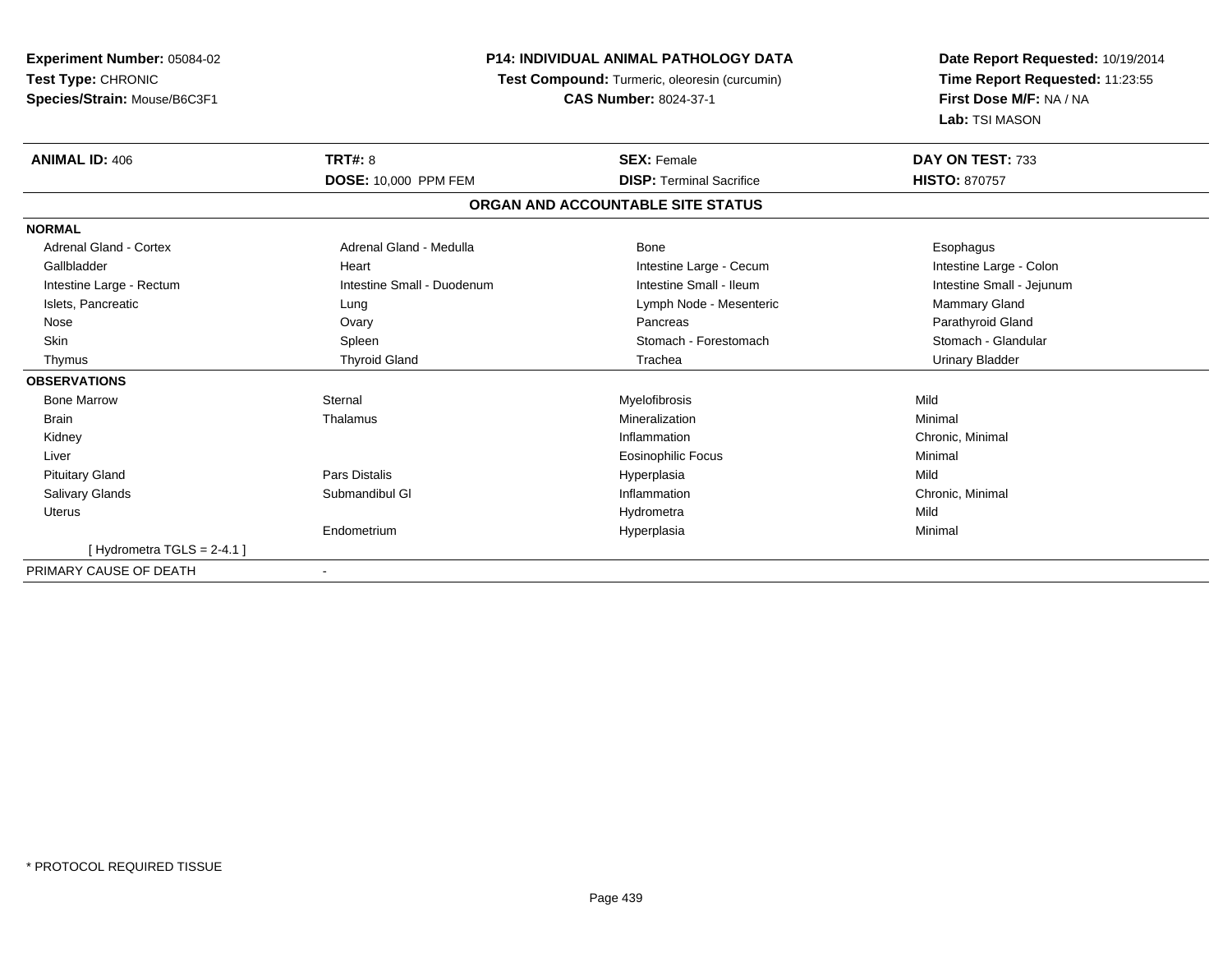**Experiment Number:** 05084-02
**Test Type:** CHRONIC
**Species/Strain:** Mouse/B6C3F1

**P14: INDIVIDUAL ANIMAL PATHOLOGY DATA**
**Test Compound:** Turmeric, oleoresin (curcumin)
**CAS Number:** 8024-37-1

**Date Report Requested:** 10/19/2014
**Time Report Requested:** 11:23:55
**First Dose M/F:** NA / NA
**Lab:** TSI MASON

| **ANIMAL ID:** 406 | **TRT#:** 8 | **SEX:** Female | **DAY ON TEST:** 733 |
|---|---|---|---|
| | **DOSE:** 10,000 PPM FEM | **DISP:** Terminal Sacrifice | **HISTO:** 870757 |

**ORGAN AND ACCOUNTABLE SITE STATUS**

| | | | |
|---|---|---|---|
| **NORMAL** | | | |
| Adrenal Gland - Cortex | Adrenal Gland - Medulla | Bone | Esophagus |
| Gallbladder | Heart | Intestine Large - Cecum | Intestine Large - Colon |
| Intestine Large - Rectum | Intestine Small - Duodenum | Intestine Small - Ileum | Intestine Small - Jejunum |
| Islets, Pancreatic | Lung | Lymph Node - Mesenteric | Mammary Gland |
| Nose | Ovary | Pancreas | Parathyroid Gland |
| Skin | Spleen | Stomach - Forestomach | Stomach - Glandular |
| Thymus | Thyroid Gland | Trachea | Urinary Bladder |
| **OBSERVATIONS** | | | |
| Bone Marrow | Sternal | Myelofibrosis | Mild |
| Brain | Thalamus | Mineralization | Minimal |
| Kidney | | Inflammation | Chronic, Minimal |
| Liver | | Eosinophilic Focus | Minimal |
| Pituitary Gland | Pars Distalis | Hyperplasia | Mild |
| Salivary Glands | Submandibul Gl | Inflammation | Chronic, Minimal |
| Uterus | | Hydrometra | Mild |
| | Endometrium | Hyperplasia | Minimal |
| [ Hydrometra TGLS = 2-4.1 ] | | | |
| PRIMARY CAUSE OF DEATH | - | | |

\* PROTOCOL REQUIRED TISSUE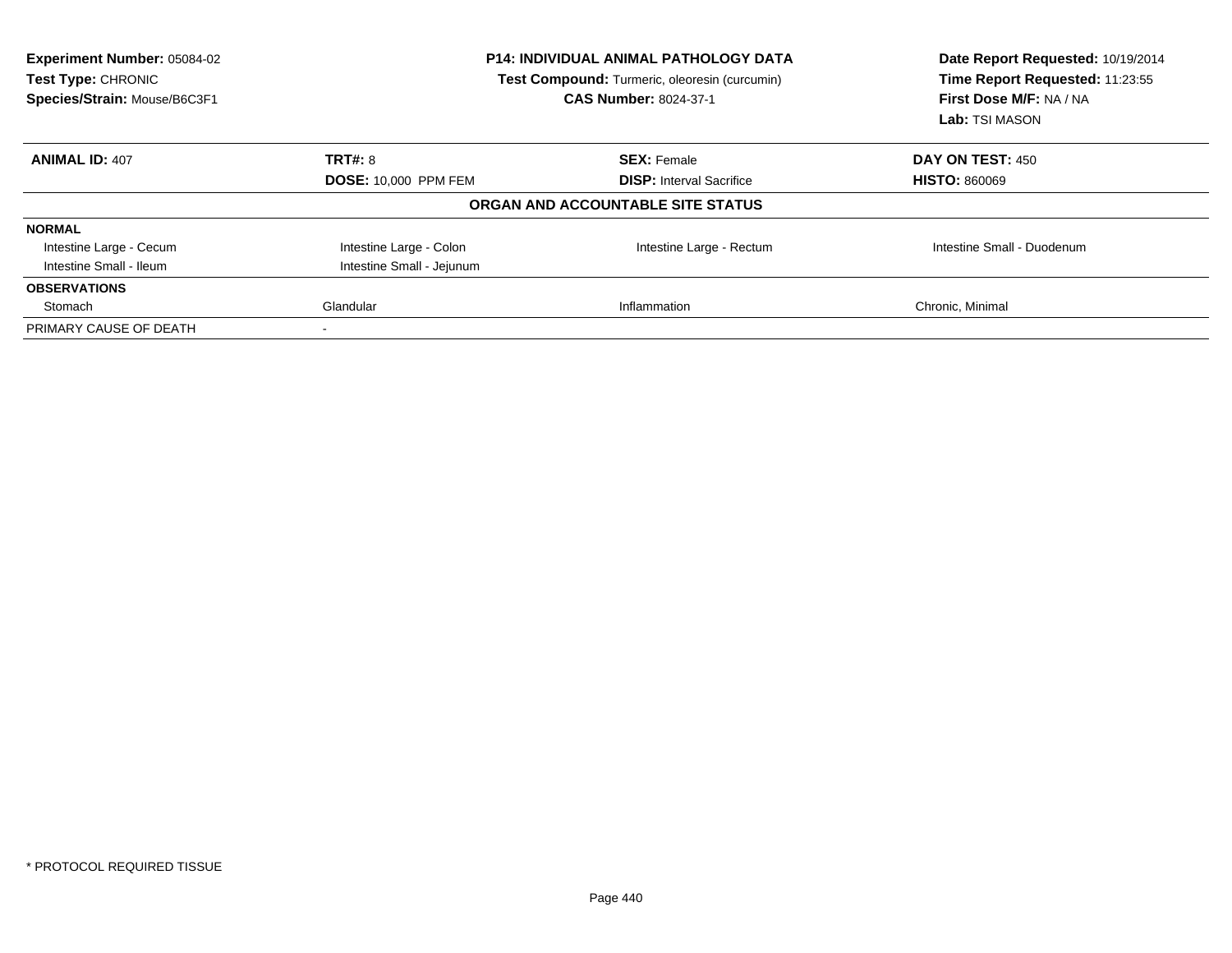**Experiment Number:** 05084-02
**Test Type:** CHRONIC
**Species/Strain:** Mouse/B6C3F1

**P14: INDIVIDUAL ANIMAL PATHOLOGY DATA**
**Test Compound:** Turmeric, oleoresin (curcumin)
**CAS Number:** 8024-37-1

**Date Report Requested:** 10/19/2014
**Time Report Requested:** 11:23:55
**First Dose M/F:** NA / NA
**Lab:** TSI MASON

| **ANIMAL ID:** 407 | **TRT#:** 8 | **SEX:** Female | **DAY ON TEST:** 450 |
|---|---|---|---|
| | **DOSE:** 10,000 PPM FEM | **DISP:** Interval Sacrifice | **HISTO:** 860069 |

**ORGAN AND ACCOUNTABLE SITE STATUS**

| | | | |
|---|---|---|---|
| **NORMAL** | | | |
| Intestine Large - Cecum | Intestine Large - Colon | Intestine Large - Rectum | Intestine Small - Duodenum |
| Intestine Small - Ileum | Intestine Small - Jejunum | | |
| **OBSERVATIONS** | | | |
| Stomach | Glandular | Inflammation | Chronic, Minimal |
| PRIMARY CAUSE OF DEATH | - | | |

* PROTOCOL REQUIRED TISSUE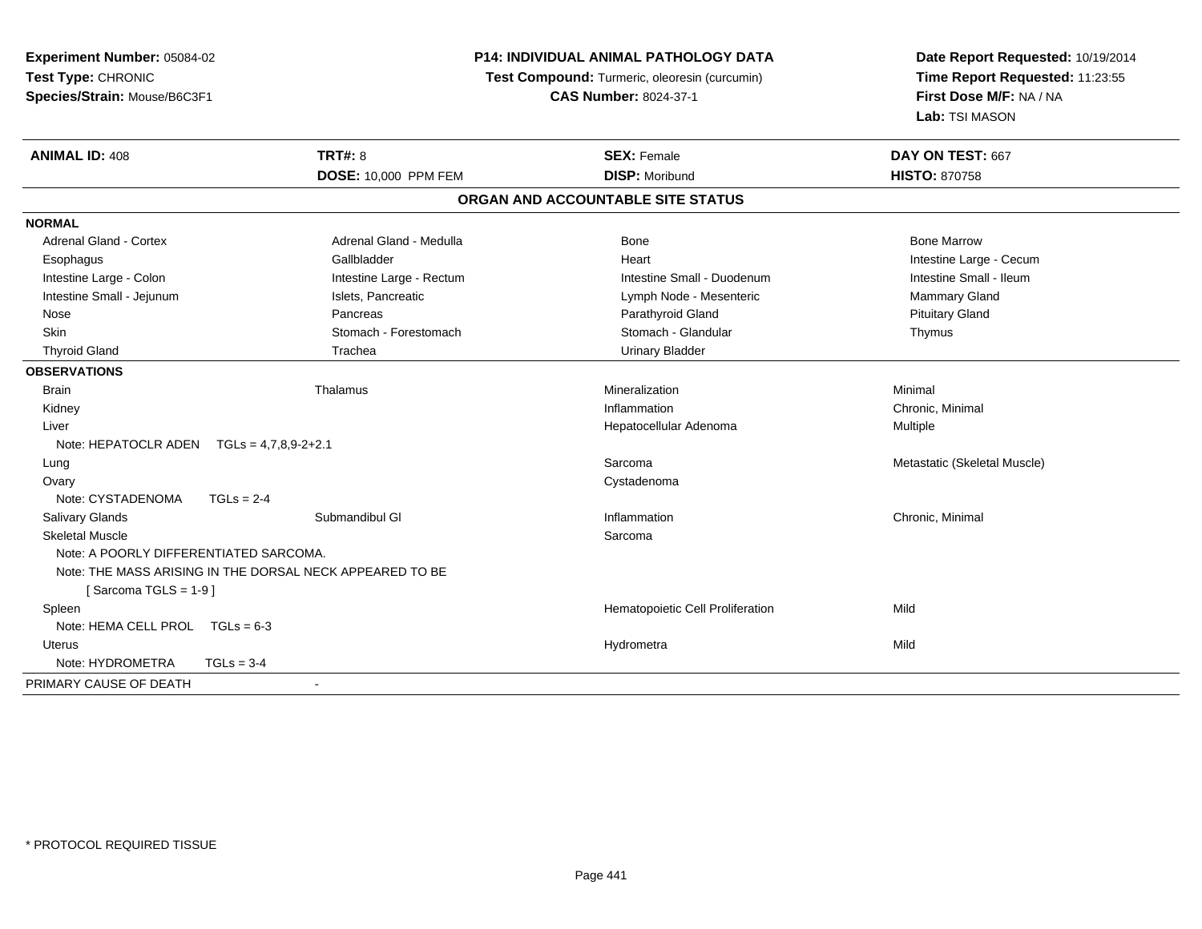**Experiment Number:** 05084-02
**Test Type:** CHRONIC
**Species/Strain:** Mouse/B6C3F1

**P14: INDIVIDUAL ANIMAL PATHOLOGY DATA**
**Test Compound:** Turmeric, oleoresin (curcumin)
**CAS Number:** 8024-37-1

**Date Report Requested:** 10/19/2014
**Time Report Requested:** 11:23:55
**First Dose M/F:** NA / NA
**Lab:** TSI MASON

| **ANIMAL ID:** 408 | **TRT#:** 8 | **SEX:** Female | **DAY ON TEST:** 667 |
|---|---|---|---|
| | **DOSE:** 10,000 PPM FEM | **DISP:** Moribund | **HISTO:** 870758 |

## ORGAN AND ACCOUNTABLE SITE STATUS

**NORMAL**

| | | | |
|---|---|---|---|
| Adrenal Gland - Cortex | Adrenal Gland - Medulla | Bone | Bone Marrow |
| Esophagus | Gallbladder | Heart | Intestine Large - Cecum |
| Intestine Large - Colon | Intestine Large - Rectum | Intestine Small - Duodenum | Intestine Small - Ileum |
| Intestine Small - Jejunum | Islets, Pancreatic | Lymph Node - Mesenteric | Mammary Gland |
| Nose | Pancreas | Parathyroid Gland | Pituitary Gland |
| Skin | Stomach - Forestomach | Stomach - Glandular | Thymus |
| Thyroid Gland | Trachea | Urinary Bladder | |

**OBSERVATIONS**

| | | | |
|---|---|---|---|
| Brain | Thalamus | Mineralization | Minimal |
| Kidney | | Inflammation | Chronic, Minimal |
| Liver | | Hepatocellular Adenoma | Multiple |
| Note: HEPATOCLR ADEN TGLs = 4,7,8,9-2+2.1 | | | |
| Lung | | Sarcoma | Metastatic (Skeletal Muscle) |
| Ovary | | Cystadenoma | |
| Note: CYSTADENOMA TGLs = 2-4 | | | |
| Salivary Glands | Submandibul Gl | Inflammation | Chronic, Minimal |
| Skeletal Muscle | | Sarcoma | |
| Note: A POORLY DIFFERENTIATED SARCOMA. | | | |
| Note: THE MASS ARISING IN THE DORSAL NECK APPEARED TO BE | | | |
| [ Sarcoma TGLS = 1-9 ] | | | |
| Spleen | | Hematopoietic Cell Proliferation | Mild |
| Note: HEMA CELL PROL TGLs = 6-3 | | | |
| Uterus | | Hydrometra | Mild |
| Note: HYDROMETRA TGLs = 3-4 | | | |

PRIMARY CAUSE OF DEATH -

\* PROTOCOL REQUIRED TISSUE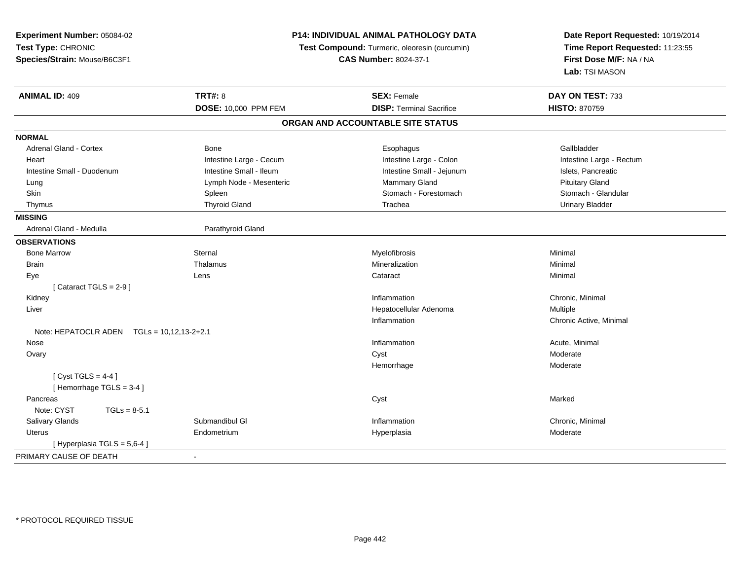**Experiment Number:** 05084-02
**Test Type:** CHRONIC
**Species/Strain:** Mouse/B6C3F1

**P14: INDIVIDUAL ANIMAL PATHOLOGY DATA**
**Test Compound:** Turmeric, oleoresin (curcumin)
**CAS Number:** 8024-37-1

**Date Report Requested:** 10/19/2014
**Time Report Requested:** 11:23:55
**First Dose M/F:** NA / NA
**Lab:** TSI MASON

| **ANIMAL ID:** 409 | **TRT#:** 8 | **SEX:** Female | **DAY ON TEST:** 733 |
|---|---|---|---|
| | **DOSE:** 10,000 PPM FEM | **DISP:** Terminal Sacrifice | **HISTO:** 870759 |

## ORGAN AND ACCOUNTABLE SITE STATUS

| | | | |
|---|---|---|---|
| **NORMAL** | | | |
| Adrenal Gland - Cortex | Bone | Esophagus | Gallbladder |
| Heart | Intestine Large - Cecum | Intestine Large - Colon | Intestine Large - Rectum |
| Intestine Small - Duodenum | Intestine Small - Ileum | Intestine Small - Jejunum | Islets, Pancreatic |
| Lung | Lymph Node - Mesenteric | Mammary Gland | Pituitary Gland |
| Skin | Spleen | Stomach - Forestomach | Stomach - Glandular |
| Thymus | Thyroid Gland | Trachea | Urinary Bladder |
| **MISSING** | | | |
| Adrenal Gland - Medulla | Parathyroid Gland | | |
| **OBSERVATIONS** | | | |
| Bone Marrow | Sternal | Myelofibrosis | Minimal |
| Brain | Thalamus | Mineralization | Minimal |
| Eye | Lens | Cataract | Minimal |
| [ Cataract TGLS = 2-9 ] | | | |
| Kidney | | Inflammation | Chronic, Minimal |
| Liver | | Hepatocellular Adenoma | Multiple |
| | | Inflammation | Chronic Active, Minimal |
| Note: HEPATOCLR ADEN TGLs = 10,12,13-2+2.1 | | | |
| Nose | | Inflammation | Acute, Minimal |
| Ovary | | Cyst | Moderate |
| | | Hemorrhage | Moderate |
| [ Cyst TGLS = 4-4 ] | | | |
| [ Hemorrhage TGLS = 3-4 ] | | | |
| Pancreas | | Cyst | Marked |
| Note: CYST TGLs = 8-5.1 | | | |
| Salivary Glands | Submandibul Gl | Inflammation | Chronic, Minimal |
| Uterus | Endometrium | Hyperplasia | Moderate |
| [ Hyperplasia TGLS = 5,6-4 ] | | | |
| PRIMARY CAUSE OF DEATH | - | | |

\* PROTOCOL REQUIRED TISSUE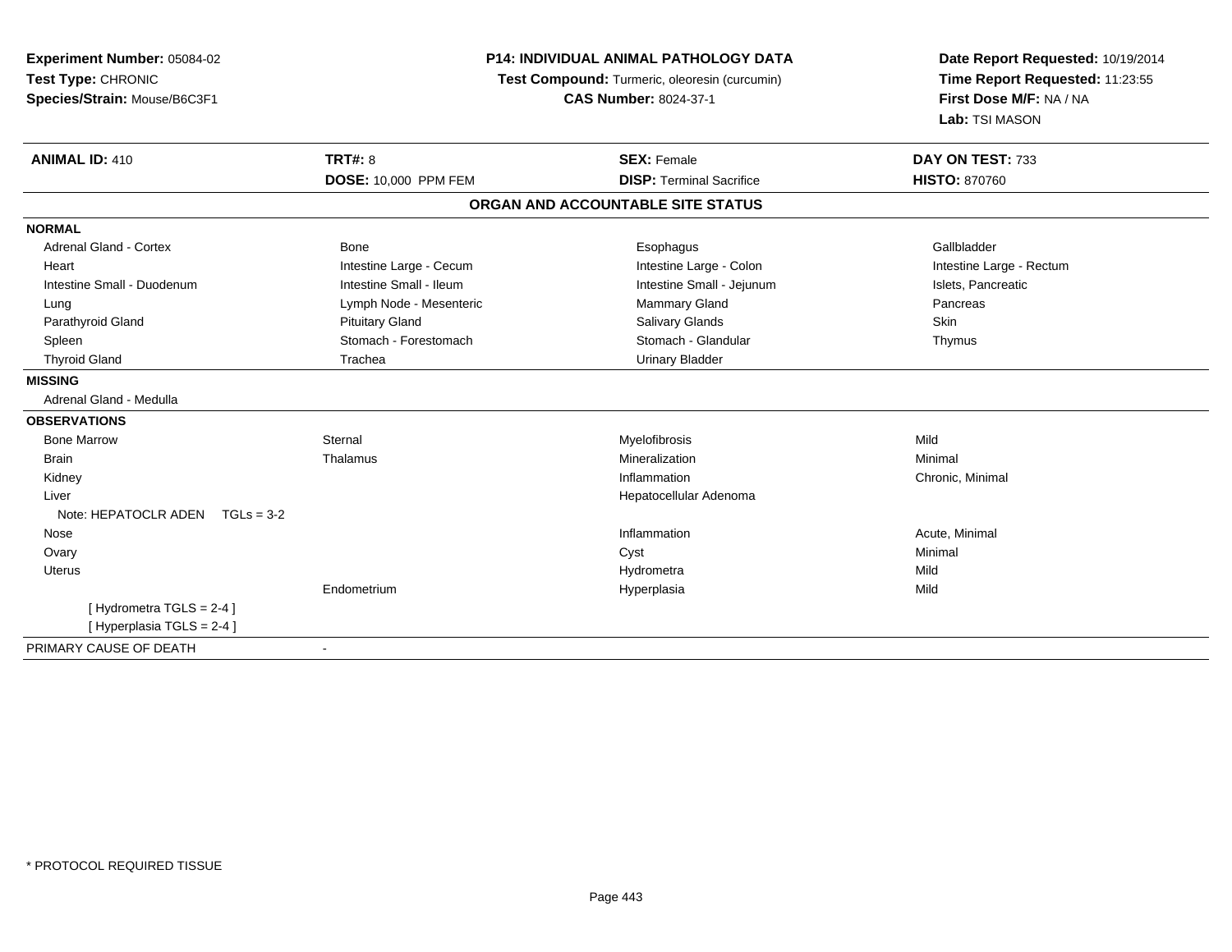**Experiment Number:** 05084-02
**Test Type:** CHRONIC
**Species/Strain:** Mouse/B6C3F1

**P14: INDIVIDUAL ANIMAL PATHOLOGY DATA**
**Test Compound:** Turmeric, oleoresin (curcumin)
**CAS Number:** 8024-37-1

**Date Report Requested:** 10/19/2014
**Time Report Requested:** 11:23:55
**First Dose M/F:** NA / NA
**Lab:** TSI MASON

| **ANIMAL ID:** 410 | **TRT#:** 8 | **SEX:** Female | **DAY ON TEST:** 733 |
|---|---|---|---|
| | **DOSE:** 10,000 PPM FEM | **DISP:** Terminal Sacrifice | **HISTO:** 870760 |

## ORGAN AND ACCOUNTABLE SITE STATUS

**NORMAL**

| | | | |
|---|---|---|---|
| Adrenal Gland - Cortex | Bone | Esophagus | Gallbladder |
| Heart | Intestine Large - Cecum | Intestine Large - Colon | Intestine Large - Rectum |
| Intestine Small - Duodenum | Intestine Small - Ileum | Intestine Small - Jejunum | Islets, Pancreatic |
| Lung | Lymph Node - Mesenteric | Mammary Gland | Pancreas |
| Parathyroid Gland | Pituitary Gland | Salivary Glands | Skin |
| Spleen | Stomach - Forestomach | Stomach - Glandular | Thymus |
| Thyroid Gland | Trachea | Urinary Bladder | |

**MISSING**

Adrenal Gland - Medulla

**OBSERVATIONS**

| | | | |
|---|---|---|---|
| Bone Marrow | Sternal | Myelofibrosis | Mild |
| Brain | Thalamus | Mineralization | Minimal |
| Kidney | | Inflammation | Chronic, Minimal |
| Liver | | Hepatocellular Adenoma | |
| Note: HEPATOCLR ADEN TGLs = 3-2 | | | |
| Nose | | Inflammation | Acute, Minimal |
| Ovary | | Cyst | Minimal |
| Uterus | | Hydrometra | Mild |
| | Endometrium | Hyperplasia | Mild |
| [ Hydrometra TGLS = 2-4 ] | | | |
| [ Hyperplasia TGLS = 2-4 ] | | | |

PRIMARY CAUSE OF DEATH -

* PROTOCOL REQUIRED TISSUE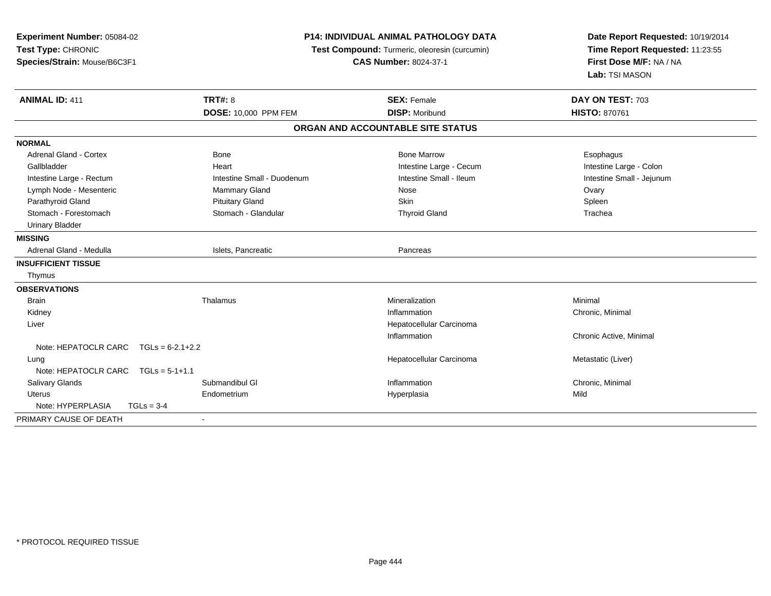**Experiment Number:** 05084-02
**Test Type:** CHRONIC
**Species/Strain:** Mouse/B6C3F1

**P14: INDIVIDUAL ANIMAL PATHOLOGY DATA**
**Test Compound:** Turmeric, oleoresin (curcumin)
**CAS Number:** 8024-37-1

**Date Report Requested:** 10/19/2014
**Time Report Requested:** 11:23:55
**First Dose M/F:** NA / NA
**Lab:** TSI MASON

| **ANIMAL ID:** 411 | **TRT#:** 8 | **SEX:** Female | **DAY ON TEST:** 703 |
|---|---|---|---|
| | **DOSE:** 10,000 PPM FEM | **DISP:** Moribund | **HISTO:** 870761 |

**ORGAN AND ACCOUNTABLE SITE STATUS**

| | | | |
|---|---|---|---|
| **NORMAL** | | | |
| Adrenal Gland - Cortex | Bone | Bone Marrow | Esophagus |
| Gallbladder | Heart | Intestine Large - Cecum | Intestine Large - Colon |
| Intestine Large - Rectum | Intestine Small - Duodenum | Intestine Small - Ileum | Intestine Small - Jejunum |
| Lymph Node - Mesenteric | Mammary Gland | Nose | Ovary |
| Parathyroid Gland | Pituitary Gland | Skin | Spleen |
| Stomach - Forestomach | Stomach - Glandular | Thyroid Gland | Trachea |
| Urinary Bladder | | | |
| **MISSING** | | | |
| Adrenal Gland - Medulla | Islets, Pancreatic | Pancreas | |
| **INSUFFICIENT TISSUE** | | | |
| Thymus | | | |
| **OBSERVATIONS** | | | |
| Brain | Thalamus | Mineralization | Minimal |
| Kidney | | Inflammation | Chronic, Minimal |
| Liver | | Hepatocellular Carcinoma | |
| | | Inflammation | Chronic Active, Minimal |
| Note: HEPATOCLR CARC TGLs = 6-2.1+2.2 | | | |
| Lung | | Hepatocellular Carcinoma | Metastatic (Liver) |
| Note: HEPATOCLR CARC TGLs = 5-1+1.1 | | | |
| Salivary Glands | Submandibul Gl | Inflammation | Chronic, Minimal |
| Uterus | Endometrium | Hyperplasia | Mild |
| Note: HYPERPLASIA TGLs = 3-4 | | | |
| PRIMARY CAUSE OF DEATH | - | | |

* PROTOCOL REQUIRED TISSUE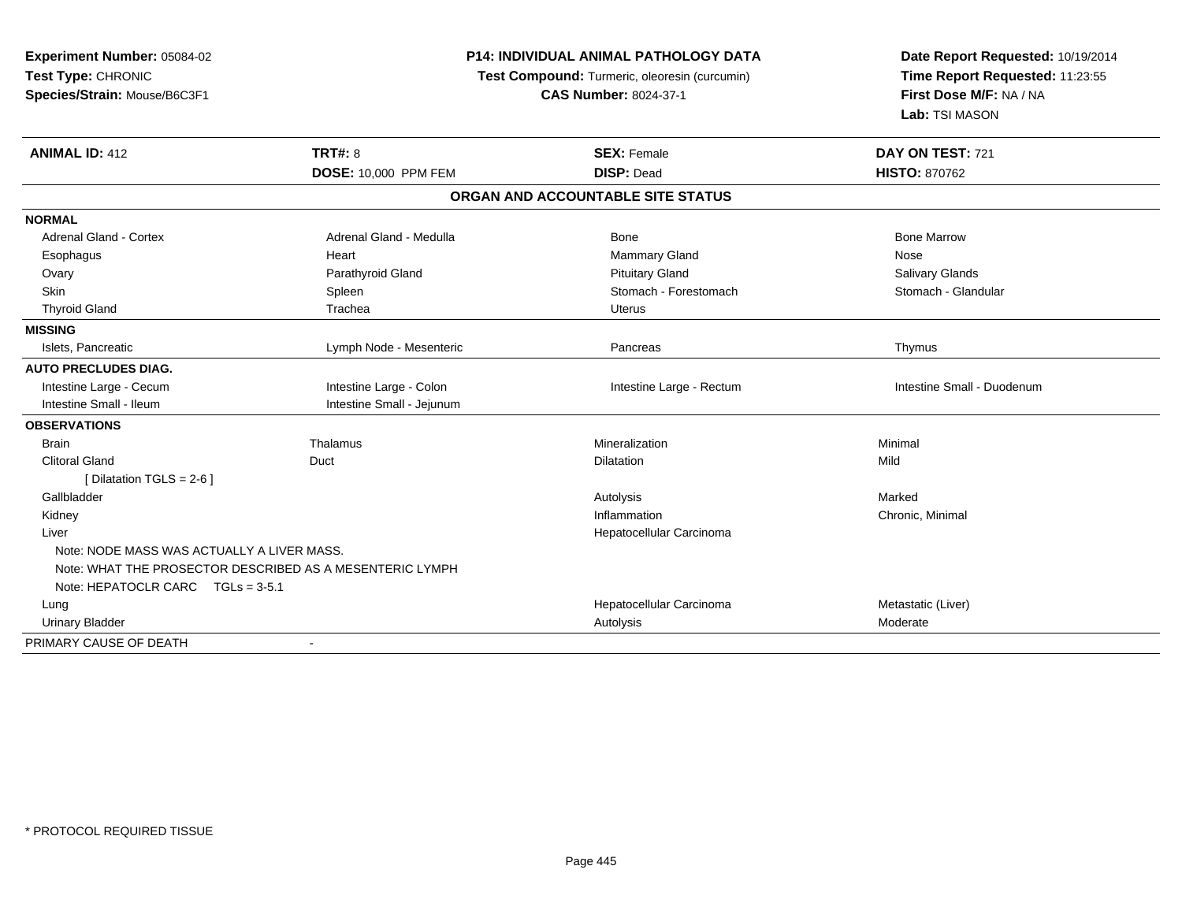**Experiment Number:** 05084-02
**Test Type:** CHRONIC
**Species/Strain:** Mouse/B6C3F1

**P14: INDIVIDUAL ANIMAL PATHOLOGY DATA**
**Test Compound:** Turmeric, oleoresin (curcumin)
**CAS Number:** 8024-37-1

**Date Report Requested:** 10/19/2014
**Time Report Requested:** 11:23:55
**First Dose M/F:** NA / NA
**Lab:** TSI MASON

| **ANIMAL ID:** 412 | **TRT#:** 8 | **SEX:** Female | **DAY ON TEST:** 721 |
|---|---|---|---|
| | **DOSE:** 10,000 PPM FEM | **DISP:** Dead | **HISTO:** 870762 |

## ORGAN AND ACCOUNTABLE SITE STATUS

| | | | |
|---|---|---|---|
| **NORMAL** | | | |
| Adrenal Gland - Cortex | Adrenal Gland - Medulla | Bone | Bone Marrow |
| Esophagus | Heart | Mammary Gland | Nose |
| Ovary | Parathyroid Gland | Pituitary Gland | Salivary Glands |
| Skin | Spleen | Stomach - Forestomach | Stomach - Glandular |
| Thyroid Gland | Trachea | Uterus | |
| **MISSING** | | | |
| Islets, Pancreatic | Lymph Node - Mesenteric | Pancreas | Thymus |
| **AUTO PRECLUDES DIAG.** | | | |
| Intestine Large - Cecum | Intestine Large - Colon | Intestine Large - Rectum | Intestine Small - Duodenum |
| Intestine Small - Ileum | Intestine Small - Jejunum | | |
| **OBSERVATIONS** | | | |
| Brain | Thalamus | Mineralization | Minimal |
| Clitoral Gland | Duct | Dilatation | Mild |
| [ Dilatation TGLS = 2-6 ] | | | |
| Gallbladder | | Autolysis | Marked |
| Kidney | | Inflammation | Chronic, Minimal |
| Liver | | Hepatocellular Carcinoma | |
| Note: NODE MASS WAS ACTUALLY A LIVER MASS. | | | |
| Note: WHAT THE PROSECTOR DESCRIBED AS A MESENTERIC LYMPH | | | |
| Note: HEPATOCLR CARC TGLs = 3-5.1 | | | |
| Lung | | Hepatocellular Carcinoma | Metastatic (Liver) |
| Urinary Bladder | | Autolysis | Moderate |
| PRIMARY CAUSE OF DEATH | - | | |

* PROTOCOL REQUIRED TISSUE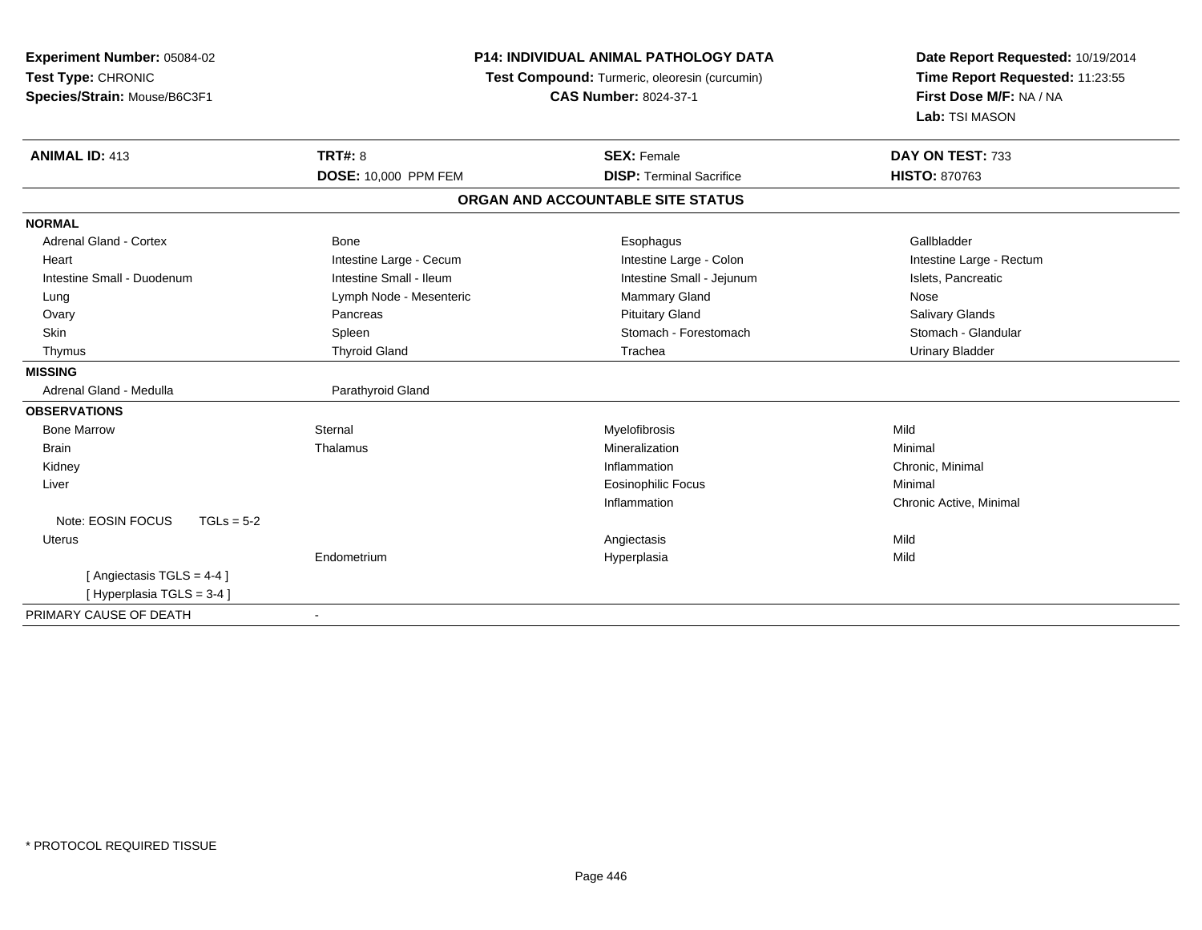**Experiment Number:** 05084-02
**Test Type:** CHRONIC
**Species/Strain:** Mouse/B6C3F1

**P14: INDIVIDUAL ANIMAL PATHOLOGY DATA**
**Test Compound:** Turmeric, oleoresin (curcumin)
**CAS Number:** 8024-37-1

**Date Report Requested:** 10/19/2014
**Time Report Requested:** 11:23:55
**First Dose M/F:** NA / NA
**Lab:** TSI MASON

| **ANIMAL ID:** 413 | **TRT#:** 8 | **SEX:** Female | **DAY ON TEST:** 733 |
|---|---|---|---|
| | **DOSE:** 10,000 PPM FEM | **DISP:** Terminal Sacrifice | **HISTO:** 870763 |

## ORGAN AND ACCOUNTABLE SITE STATUS

| | | | |
|---|---|---|---|
| **NORMAL** | | | |
| Adrenal Gland - Cortex | Bone | Esophagus | Gallbladder |
| Heart | Intestine Large - Cecum | Intestine Large - Colon | Intestine Large - Rectum |
| Intestine Small - Duodenum | Intestine Small - Ileum | Intestine Small - Jejunum | Islets, Pancreatic |
| Lung | Lymph Node - Mesenteric | Mammary Gland | Nose |
| Ovary | Pancreas | Pituitary Gland | Salivary Glands |
| Skin | Spleen | Stomach - Forestomach | Stomach - Glandular |
| Thymus | Thyroid Gland | Trachea | Urinary Bladder |
| **MISSING** | | | |
| Adrenal Gland - Medulla | Parathyroid Gland | | |
| **OBSERVATIONS** | | | |
| Bone Marrow | Sternal | Myelofibrosis | Mild |
| Brain | Thalamus | Mineralization | Minimal |
| Kidney | | Inflammation | Chronic, Minimal |
| Liver | | Eosinophilic Focus | Minimal |
| | | Inflammation | Chronic Active, Minimal |
| Note: EOSIN FOCUS TGLs = 5-2 | | | |
| Uterus | | Angiectasis | Mild |
| | Endometrium | Hyperplasia | Mild |
| [ Angiectasis TGLS = 4-4 ] | | | |
| [ Hyperplasia TGLS = 3-4 ] | | | |
| PRIMARY CAUSE OF DEATH | - | | |

* PROTOCOL REQUIRED TISSUE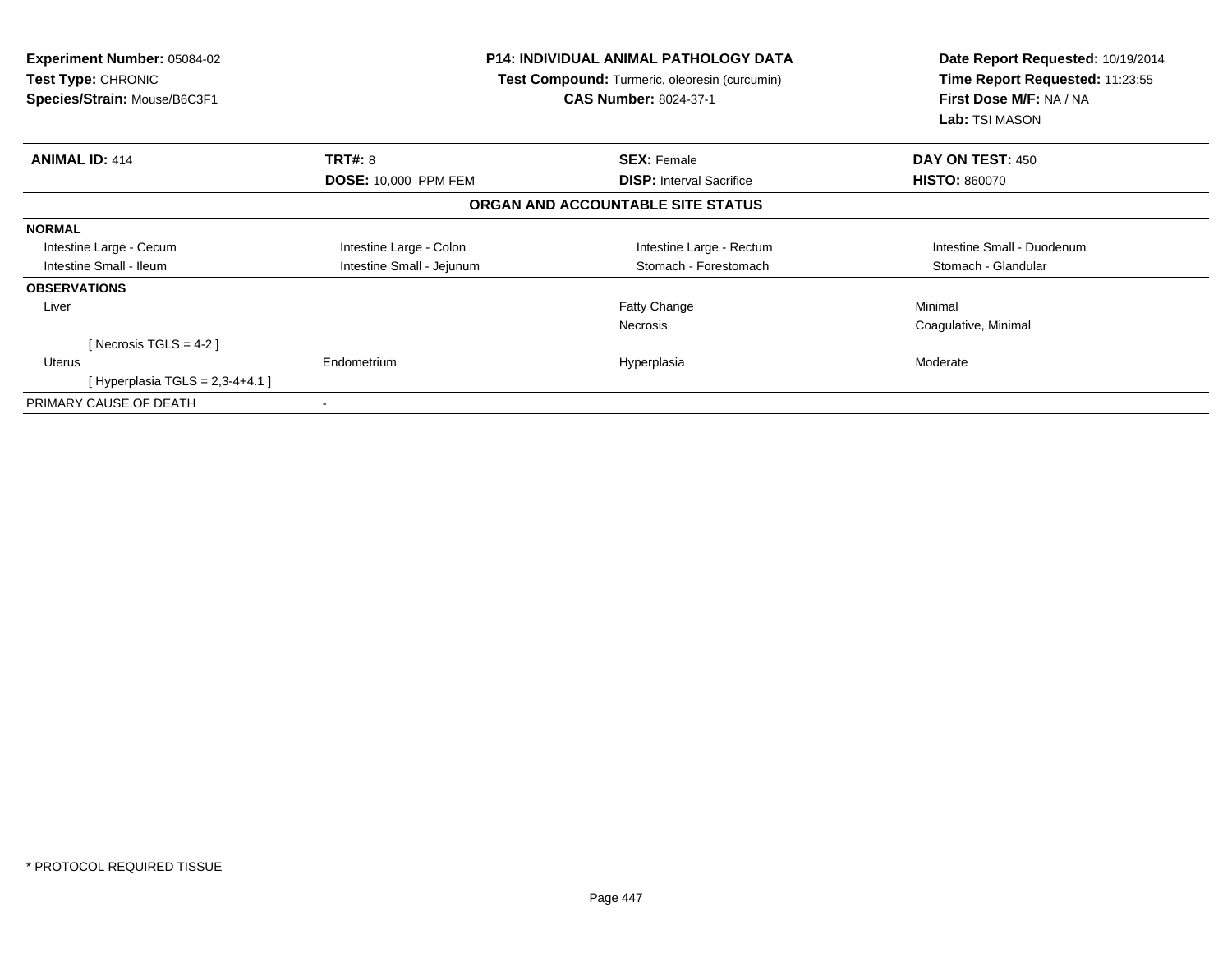**Experiment Number:** 05084-02
**Test Type:** CHRONIC
**Species/Strain:** Mouse/B6C3F1

**P14: INDIVIDUAL ANIMAL PATHOLOGY DATA**
**Test Compound:** Turmeric, oleoresin (curcumin)
**CAS Number:** 8024-37-1

**Date Report Requested:** 10/19/2014
**Time Report Requested:** 11:23:55
**First Dose M/F:** NA / NA
**Lab:** TSI MASON

| **ANIMAL ID:** 414 | **TRT#:** 8 | **SEX:** Female | **DAY ON TEST:** 450 |
|---|---|---|---|
| | **DOSE:** 10,000 PPM FEM | **DISP:** Interval Sacrifice | **HISTO:** 860070 |

**ORGAN AND ACCOUNTABLE SITE STATUS**

| | | | |
|---|---|---|---|
| **NORMAL** | | | |
| Intestine Large - Cecum | Intestine Large - Colon | Intestine Large - Rectum | Intestine Small - Duodenum |
| Intestine Small - Ileum | Intestine Small - Jejunum | Stomach - Forestomach | Stomach - Glandular |
| **OBSERVATIONS** | | | |
| Liver | | Fatty Change | Minimal |
| | | Necrosis | Coagulative, Minimal |
| [ Necrosis TGLS = 4-2 ] | | | |
| Uterus | Endometrium | Hyperplasia | Moderate |
| [ Hyperplasia TGLS = 2,3-4+4.1 ] | | | |
| PRIMARY CAUSE OF DEATH | - | | |

* PROTOCOL REQUIRED TISSUE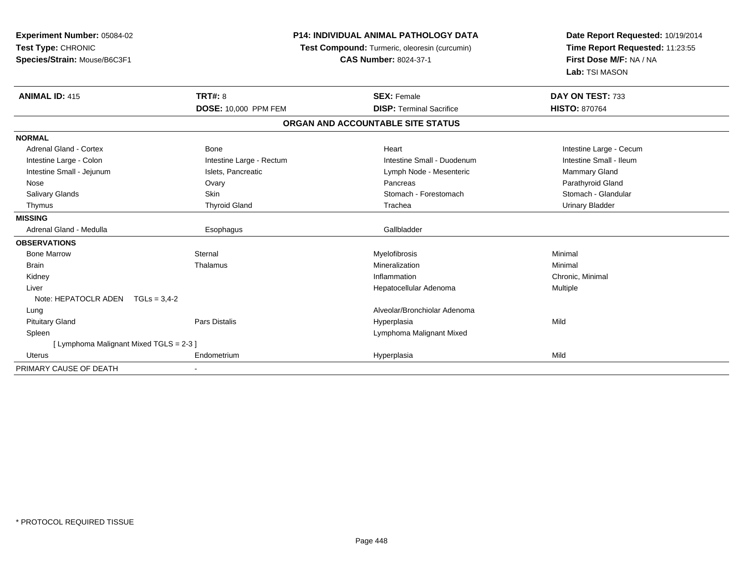**Experiment Number:** 05084-02
**Test Type:** CHRONIC
**Species/Strain:** Mouse/B6C3F1

**P14: INDIVIDUAL ANIMAL PATHOLOGY DATA**
**Test Compound:** Turmeric, oleoresin (curcumin)
**CAS Number:** 8024-37-1

**Date Report Requested:** 10/19/2014
**Time Report Requested:** 11:23:55
**First Dose M/F:** NA / NA
**Lab:** TSI MASON

| **ANIMAL ID:** 415 | **TRT#:** 8 | **SEX:** Female | **DAY ON TEST:** 733 |
|---|---|---|---|
| | **DOSE:** 10,000 PPM FEM | **DISP:** Terminal Sacrifice | **HISTO:** 870764 |

**ORGAN AND ACCOUNTABLE SITE STATUS**

| | | | |
|---|---|---|---|
| **NORMAL** | | | |
| Adrenal Gland - Cortex | Bone | Heart | Intestine Large - Cecum |
| Intestine Large - Colon | Intestine Large - Rectum | Intestine Small - Duodenum | Intestine Small - Ileum |
| Intestine Small - Jejunum | Islets, Pancreatic | Lymph Node - Mesenteric | Mammary Gland |
| Nose | Ovary | Pancreas | Parathyroid Gland |
| Salivary Glands | Skin | Stomach - Forestomach | Stomach - Glandular |
| Thymus | Thyroid Gland | Trachea | Urinary Bladder |
| **MISSING** | | | |
| Adrenal Gland - Medulla | Esophagus | Gallbladder | |
| **OBSERVATIONS** | | | |
| Bone Marrow | Sternal | Myelofibrosis | Minimal |
| Brain | Thalamus | Mineralization | Minimal |
| Kidney | | Inflammation | Chronic, Minimal |
| Liver | | Hepatocellular Adenoma | Multiple |
| Note: HEPATOCLR ADEN TGLs = 3,4-2 | | | |
| Lung | | Alveolar/Bronchiolar Adenoma | |
| Pituitary Gland | Pars Distalis | Hyperplasia | Mild |
| Spleen | | Lymphoma Malignant Mixed | |
| [ Lymphoma Malignant Mixed TGLS = 2-3 ] | | | |
| Uterus | Endometrium | Hyperplasia | Mild |
| PRIMARY CAUSE OF DEATH | - | | |

* PROTOCOL REQUIRED TISSUE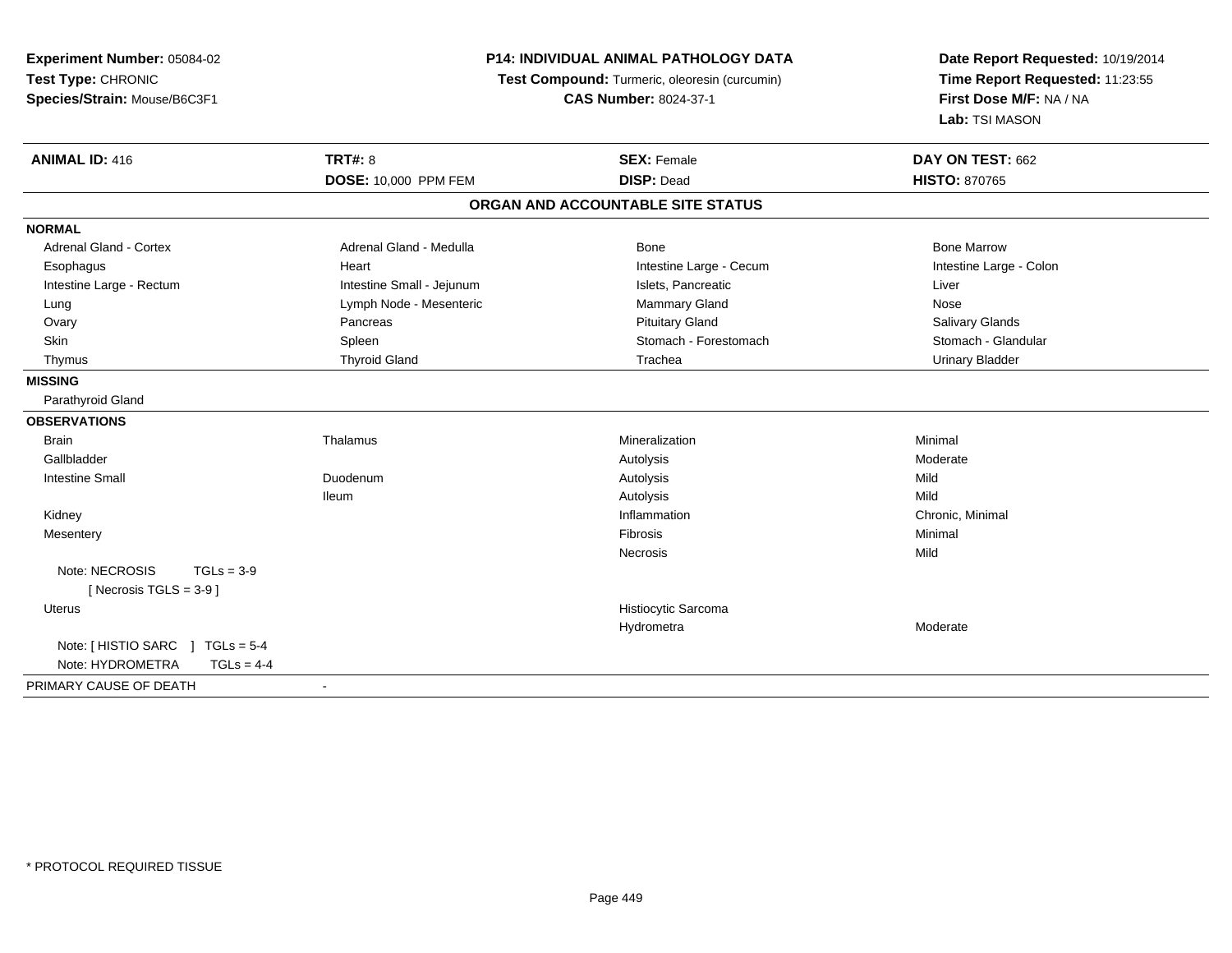**Experiment Number:** 05084-02
**Test Type:** CHRONIC
**Species/Strain:** Mouse/B6C3F1

**P14: INDIVIDUAL ANIMAL PATHOLOGY DATA**
**Test Compound:** Turmeric, oleoresin (curcumin)
**CAS Number:** 8024-37-1

**Date Report Requested:** 10/19/2014
**Time Report Requested:** 11:23:55
**First Dose M/F:** NA / NA
**Lab:** TSI MASON

| **ANIMAL ID:** 416 | **TRT#:** 8 | **SEX:** Female | **DAY ON TEST:** 662 |
|---|---|---|---|
| | **DOSE:** 10,000 PPM FEM | **DISP:** Dead | **HISTO:** 870765 |

## ORGAN AND ACCOUNTABLE SITE STATUS

**NORMAL**

| | | | |
|---|---|---|---|
| Adrenal Gland - Cortex | Adrenal Gland - Medulla | Bone | Bone Marrow |
| Esophagus | Heart | Intestine Large - Cecum | Intestine Large - Colon |
| Intestine Large - Rectum | Intestine Small - Jejunum | Islets, Pancreatic | Liver |
| Lung | Lymph Node - Mesenteric | Mammary Gland | Nose |
| Ovary | Pancreas | Pituitary Gland | Salivary Glands |
| Skin | Spleen | Stomach - Forestomach | Stomach - Glandular |
| Thymus | Thyroid Gland | Trachea | Urinary Bladder |

**MISSING**

Parathyroid Gland

**OBSERVATIONS**

| | | | |
|---|---|---|---|
| Brain | Thalamus | Mineralization | Minimal |
| Gallbladder | | Autolysis | Moderate |
| Intestine Small | Duodenum | Autolysis | Mild |
| | Ileum | Autolysis | Mild |
| Kidney | | Inflammation | Chronic, Minimal |
| Mesentery | | Fibrosis | Minimal |
| | | Necrosis | Mild |
| Note: NECROSIS TGLs = 3-9 [ Necrosis TGLS = 3-9 ] | | | |
| Uterus | | Histiocytic Sarcoma | |
| | | Hydrometra | Moderate |
| Note: [ HISTIO SARC ] TGLs = 5-4 | | | |
| Note: HYDROMETRA TGLs = 4-4 | | | |

PRIMARY CAUSE OF DEATH -

\* PROTOCOL REQUIRED TISSUE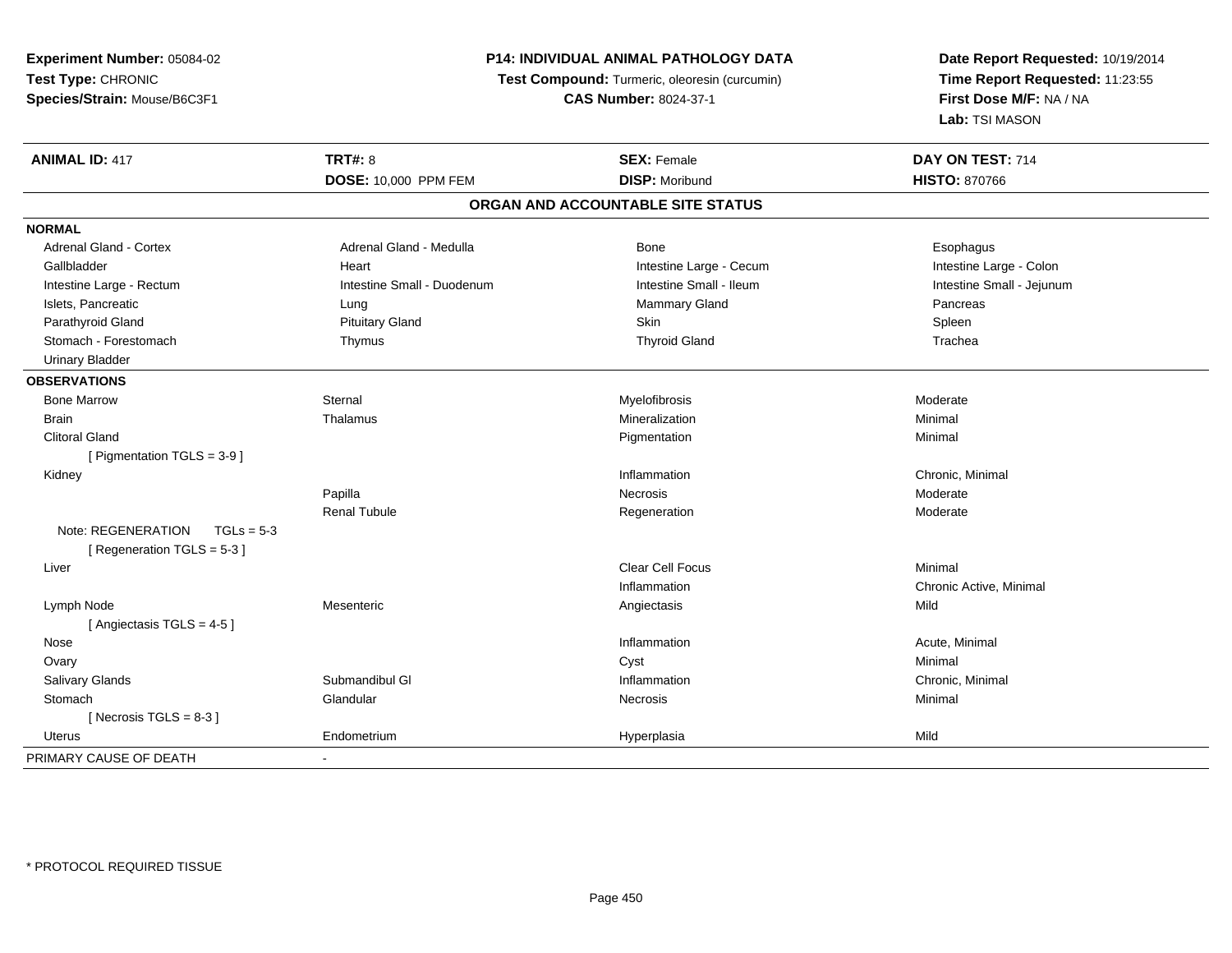**Experiment Number:** 05084-02
**Test Type:** CHRONIC
**Species/Strain:** Mouse/B6C3F1

**P14: INDIVIDUAL ANIMAL PATHOLOGY DATA**
**Test Compound:** Turmeric, oleoresin (curcumin)
**CAS Number:** 8024-37-1

**Date Report Requested:** 10/19/2014
**Time Report Requested:** 11:23:55
**First Dose M/F:** NA / NA
**Lab:** TSI MASON

| **ANIMAL ID:** 417 | **TRT#:** 8 | **SEX:** Female | **DAY ON TEST:** 714 |
|---|---|---|---|
| | **DOSE:** 10,000 PPM FEM | **DISP:** Moribund | **HISTO:** 870766 |

## ORGAN AND ACCOUNTABLE SITE STATUS

**NORMAL**

| | | | |
|---|---|---|---|
| Adrenal Gland - Cortex | Adrenal Gland - Medulla | Bone | Esophagus |
| Gallbladder | Heart | Intestine Large - Cecum | Intestine Large - Colon |
| Intestine Large - Rectum | Intestine Small - Duodenum | Intestine Small - Ileum | Intestine Small - Jejunum |
| Islets, Pancreatic | Lung | Mammary Gland | Pancreas |
| Parathyroid Gland | Pituitary Gland | Skin | Spleen |
| Stomach - Forestomach | Thymus | Thyroid Gland | Trachea |
| Urinary Bladder | | | |

**OBSERVATIONS**

| | | | |
|---|---|---|---|
| Bone Marrow | Sternal | Myelofibrosis | Moderate |
| Brain | Thalamus | Mineralization | Minimal |
| Clitoral Gland | | Pigmentation | Minimal |
| [ Pigmentation TGLS = 3-9 ] | | | |
| Kidney | | Inflammation | Chronic, Minimal |
| | Papilla | Necrosis | Moderate |
| | Renal Tubule | Regeneration | Moderate |
| Note: REGENERATION TGLs = 5-3 | | | |
| [ Regeneration TGLS = 5-3 ] | | | |
| Liver | | Clear Cell Focus | Minimal |
| | | Inflammation | Chronic Active, Minimal |
| Lymph Node | Mesenteric | Angiectasis | Mild |
| [ Angiectasis TGLS = 4-5 ] | | | |
| Nose | | Inflammation | Acute, Minimal |
| Ovary | | Cyst | Minimal |
| Salivary Glands | Submandibul Gl | Inflammation | Chronic, Minimal |
| Stomach | Glandular | Necrosis | Minimal |
| [ Necrosis TGLS = 8-3 ] | | | |
| Uterus | Endometrium | Hyperplasia | Mild |

PRIMARY CAUSE OF DEATH -

* PROTOCOL REQUIRED TISSUE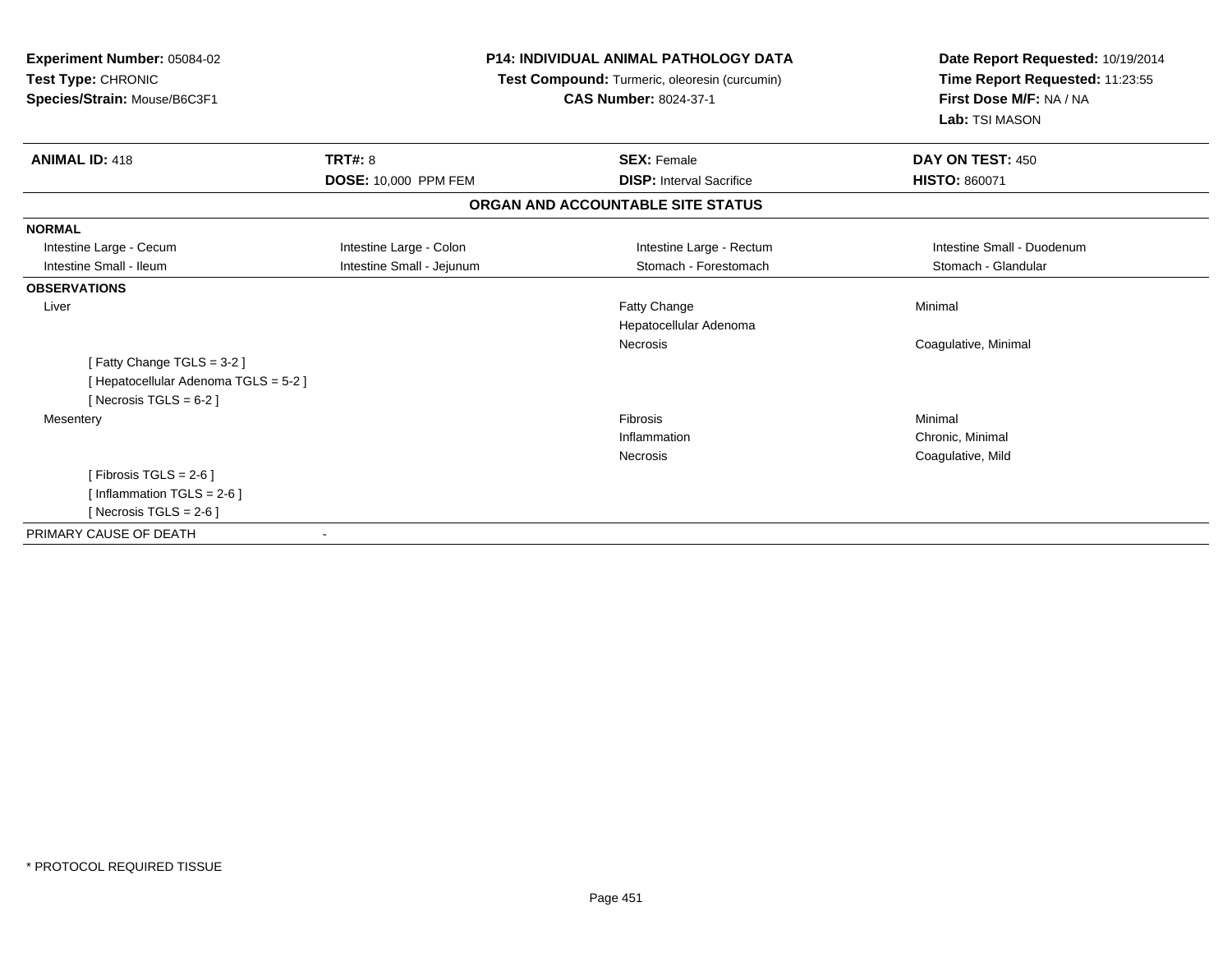**Experiment Number:** 05084-02
**Test Type:** CHRONIC
**Species/Strain:** Mouse/B6C3F1

**P14: INDIVIDUAL ANIMAL PATHOLOGY DATA**
**Test Compound:** Turmeric, oleoresin (curcumin)
**CAS Number:** 8024-37-1

**Date Report Requested:** 10/19/2014
**Time Report Requested:** 11:23:55
**First Dose M/F:** NA / NA
**Lab:** TSI MASON

| **ANIMAL ID:** 418 | **TRT#:** 8 | **SEX:** Female | **DAY ON TEST:** 450 |
|---|---|---|---|
| | **DOSE:** 10,000 PPM FEM | **DISP:** Interval Sacrifice | **HISTO:** 860071 |

**ORGAN AND ACCOUNTABLE SITE STATUS**

| | | | |
|---|---|---|---|
| **NORMAL** | | | |
| Intestine Large - Cecum | Intestine Large - Colon | Intestine Large - Rectum | Intestine Small - Duodenum |
| Intestine Small - Ileum | Intestine Small - Jejunum | Stomach - Forestomach | Stomach - Glandular |
| **OBSERVATIONS** | | | |
| Liver | | Fatty Change | Minimal |
| | | Hepatocellular Adenoma | |
| | | Necrosis | Coagulative, Minimal |
| [ Fatty Change TGLS = 3-2 ] | | | |
| [ Hepatocellular Adenoma TGLS = 5-2 ] | | | |
| [ Necrosis TGLS = 6-2 ] | | | |
| Mesentery | | Fibrosis | Minimal |
| | | Inflammation | Chronic, Minimal |
| | | Necrosis | Coagulative, Mild |
| [ Fibrosis TGLS = 2-6 ] | | | |
| [ Inflammation TGLS = 2-6 ] | | | |
| [ Necrosis TGLS = 2-6 ] | | | |
| PRIMARY CAUSE OF DEATH | - | | |

* PROTOCOL REQUIRED TISSUE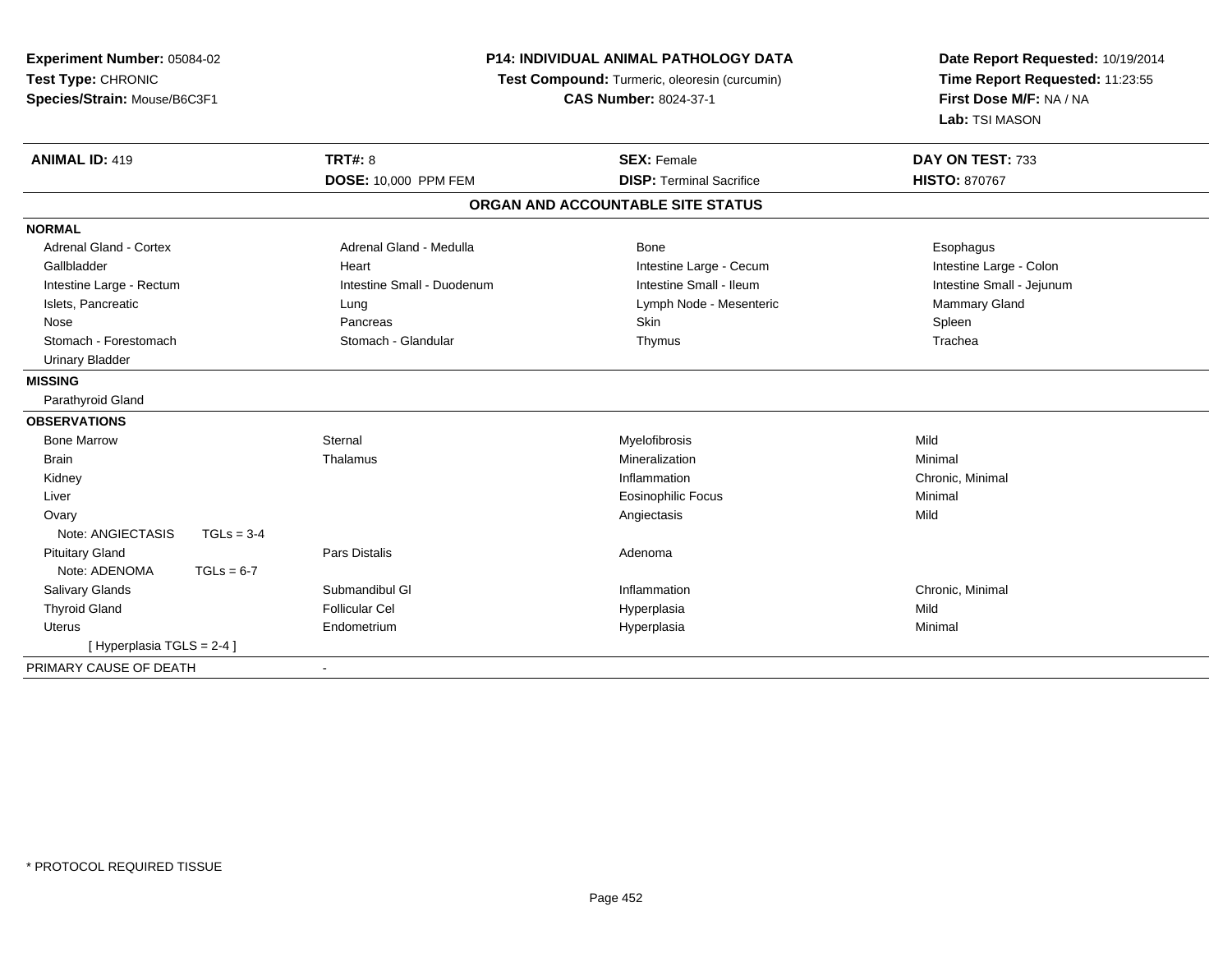**Experiment Number:** 05084-02
**Test Type:** CHRONIC
**Species/Strain:** Mouse/B6C3F1

**P14: INDIVIDUAL ANIMAL PATHOLOGY DATA**
**Test Compound:** Turmeric, oleoresin (curcumin)
**CAS Number:** 8024-37-1

**Date Report Requested:** 10/19/2014
**Time Report Requested:** 11:23:55
**First Dose M/F:** NA / NA
**Lab:** TSI MASON

| **ANIMAL ID:** 419 | **TRT#:** 8 | **SEX:** Female | **DAY ON TEST:** 733 |
|---|---|---|---|
| | **DOSE:** 10,000 PPM FEM | **DISP:** Terminal Sacrifice | **HISTO:** 870767 |

**ORGAN AND ACCOUNTABLE SITE STATUS**

| | | | |
|---|---|---|---|
| **NORMAL** | | | |
| Adrenal Gland - Cortex | Adrenal Gland - Medulla | Bone | Esophagus |
| Gallbladder | Heart | Intestine Large - Cecum | Intestine Large - Colon |
| Intestine Large - Rectum | Intestine Small - Duodenum | Intestine Small - Ileum | Intestine Small - Jejunum |
| Islets, Pancreatic | Lung | Lymph Node - Mesenteric | Mammary Gland |
| Nose | Pancreas | Skin | Spleen |
| Stomach - Forestomach | Stomach - Glandular | Thymus | Trachea |
| Urinary Bladder | | | |
| **MISSING** | | | |
| Parathyroid Gland | | | |
| **OBSERVATIONS** | | | |
| Bone Marrow | Sternal | Myelofibrosis | Mild |
| Brain | Thalamus | Mineralization | Minimal |
| Kidney | | Inflammation | Chronic, Minimal |
| Liver | | Eosinophilic Focus | Minimal |
| Ovary | | Angiectasis | Mild |
| Note: ANGIECTASIS TGLs = 3-4 | | | |
| Pituitary Gland | Pars Distalis | Adenoma | |
| Note: ADENOMA TGLs = 6-7 | | | |
| Salivary Glands | Submandibul Gl | Inflammation | Chronic, Minimal |
| Thyroid Gland | Follicular Cel | Hyperplasia | Mild |
| Uterus | Endometrium | Hyperplasia | Minimal |
| [ Hyperplasia TGLS = 2-4 ] | | | |
| PRIMARY CAUSE OF DEATH | - | | |

* PROTOCOL REQUIRED TISSUE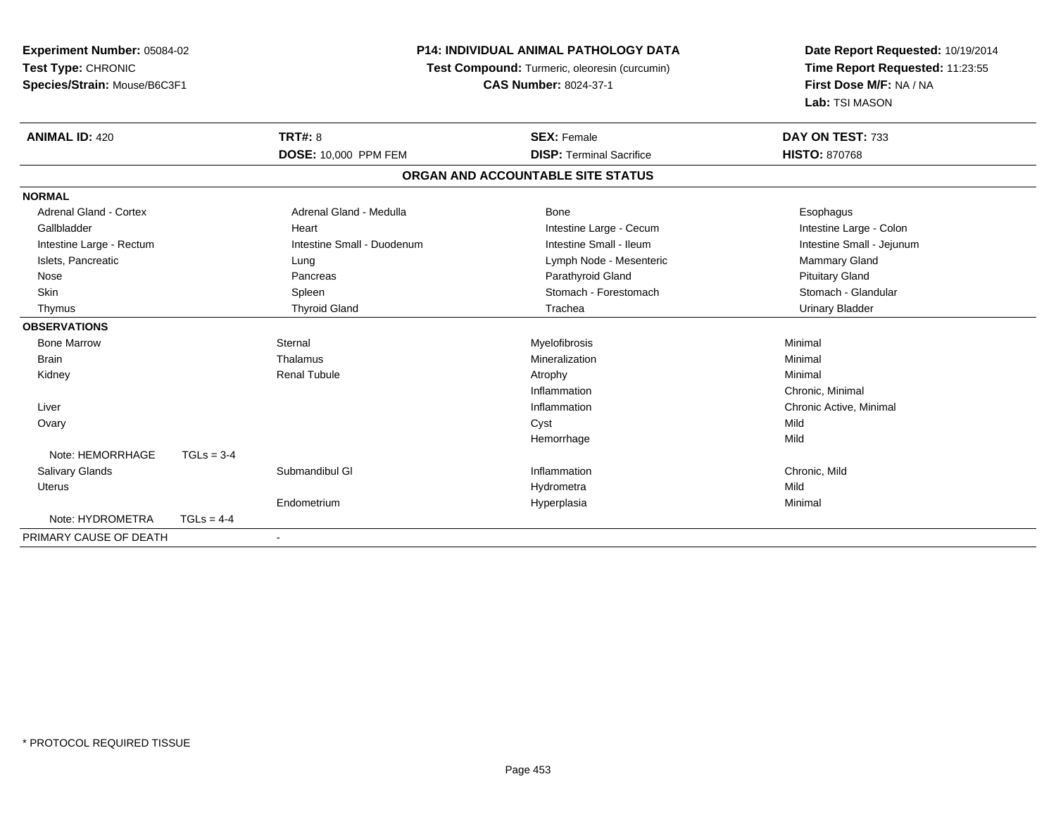**Experiment Number:** 05084-02
**Test Type:** CHRONIC
**Species/Strain:** Mouse/B6C3F1

**P14: INDIVIDUAL ANIMAL PATHOLOGY DATA**
**Test Compound:** Turmeric, oleoresin (curcumin)
**CAS Number:** 8024-37-1

**Date Report Requested:** 10/19/2014
**Time Report Requested:** 11:23:55
**First Dose M/F:** NA / NA
**Lab:** TSI MASON

| **ANIMAL ID:** 420 | **TRT#:** 8 | **SEX:** Female | **DAY ON TEST:** 733 |
|---|---|---|---|
| | **DOSE:** 10,000 PPM FEM | **DISP:** Terminal Sacrifice | **HISTO:** 870768 |

## ORGAN AND ACCOUNTABLE SITE STATUS

| | | | |
|---|---|---|---|
| **NORMAL** | | | |
| Adrenal Gland - Cortex | Adrenal Gland - Medulla | Bone | Esophagus |
| Gallbladder | Heart | Intestine Large - Cecum | Intestine Large - Colon |
| Intestine Large - Rectum | Intestine Small - Duodenum | Intestine Small - Ileum | Intestine Small - Jejunum |
| Islets, Pancreatic | Lung | Lymph Node - Mesenteric | Mammary Gland |
| Nose | Pancreas | Parathyroid Gland | Pituitary Gland |
| Skin | Spleen | Stomach - Forestomach | Stomach - Glandular |
| Thymus | Thyroid Gland | Trachea | Urinary Bladder |
| **OBSERVATIONS** | | | |
| Bone Marrow | Sternal | Myelofibrosis | Minimal |
| Brain | Thalamus | Mineralization | Minimal |
| Kidney | Renal Tubule | Atrophy | Minimal |
| | | Inflammation | Chronic, Minimal |
| Liver | | Inflammation | Chronic Active, Minimal |
| Ovary | | Cyst | Mild |
| | | Hemorrhage | Mild |
| Note: HEMORRHAGE TGLs = 3-4 | | | |
| Salivary Glands | Submandibul Gl | Inflammation | Chronic, Mild |
| Uterus | | Hydrometra | Mild |
| | Endometrium | Hyperplasia | Minimal |
| Note: HYDROMETRA TGLs = 4-4 | | | |
| PRIMARY CAUSE OF DEATH | - | | |

* PROTOCOL REQUIRED TISSUE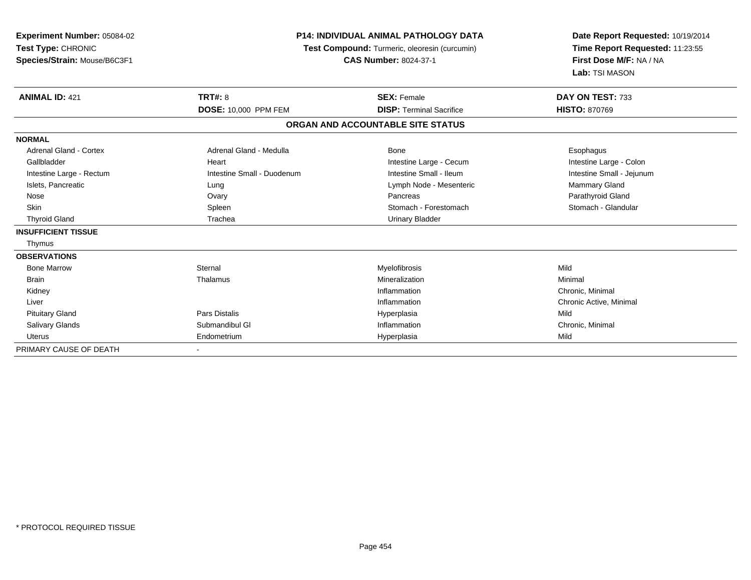**Experiment Number:** 05084-02
**Test Type:** CHRONIC
**Species/Strain:** Mouse/B6C3F1

**P14: INDIVIDUAL ANIMAL PATHOLOGY DATA**
**Test Compound:** Turmeric, oleoresin (curcumin)
**CAS Number:** 8024-37-1

**Date Report Requested:** 10/19/2014
**Time Report Requested:** 11:23:55
**First Dose M/F:** NA / NA
**Lab:** TSI MASON

| **ANIMAL ID:** 421 | **TRT#:** 8 | **SEX:** Female | **DAY ON TEST:** 733 |
|---|---|---|---|
| | **DOSE:** 10,000 PPM FEM | **DISP:** Terminal Sacrifice | **HISTO:** 870769 |

**ORGAN AND ACCOUNTABLE SITE STATUS**

| | | | |
|---|---|---|---|
| **NORMAL** | | | |
| Adrenal Gland - Cortex | Adrenal Gland - Medulla | Bone | Esophagus |
| Gallbladder | Heart | Intestine Large - Cecum | Intestine Large - Colon |
| Intestine Large - Rectum | Intestine Small - Duodenum | Intestine Small - Ileum | Intestine Small - Jejunum |
| Islets, Pancreatic | Lung | Lymph Node - Mesenteric | Mammary Gland |
| Nose | Ovary | Pancreas | Parathyroid Gland |
| Skin | Spleen | Stomach - Forestomach | Stomach - Glandular |
| Thyroid Gland | Trachea | Urinary Bladder | |
| **INSUFFICIENT TISSUE** | | | |
| Thymus | | | |
| **OBSERVATIONS** | | | |
| Bone Marrow | Sternal | Myelofibrosis | Mild |
| Brain | Thalamus | Mineralization | Minimal |
| Kidney | | Inflammation | Chronic, Minimal |
| Liver | | Inflammation | Chronic Active, Minimal |
| Pituitary Gland | Pars Distalis | Hyperplasia | Mild |
| Salivary Glands | Submandibul Gl | Inflammation | Chronic, Minimal |
| Uterus | Endometrium | Hyperplasia | Mild |
| PRIMARY CAUSE OF DEATH | - | | |

\* PROTOCOL REQUIRED TISSUE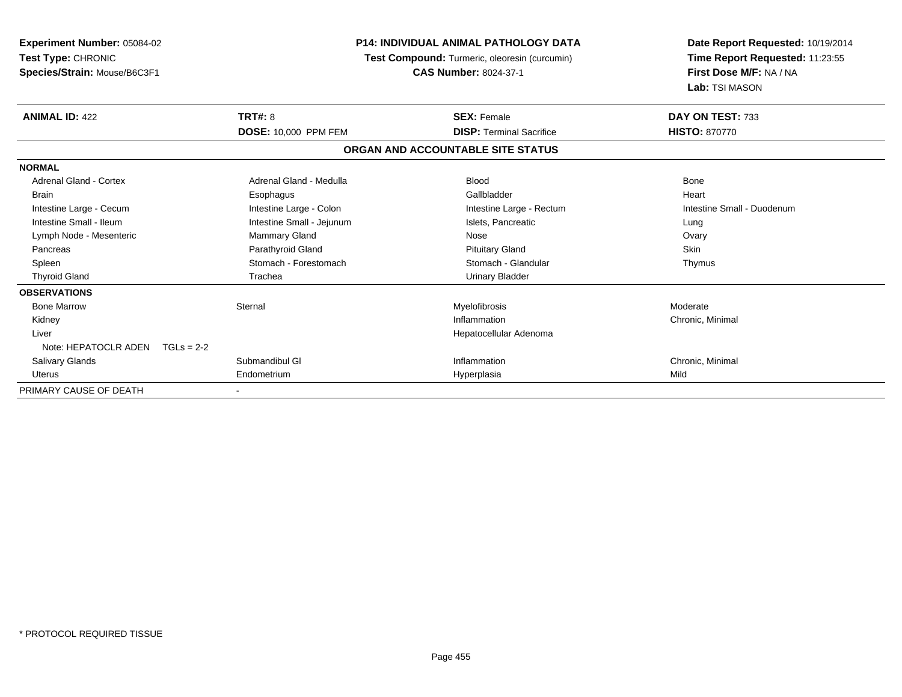**Experiment Number:** 05084-02
**Test Type:** CHRONIC
**Species/Strain:** Mouse/B6C3F1

**P14: INDIVIDUAL ANIMAL PATHOLOGY DATA**
**Test Compound:** Turmeric, oleoresin (curcumin)
**CAS Number:** 8024-37-1

**Date Report Requested:** 10/19/2014
**Time Report Requested:** 11:23:55
**First Dose M/F:** NA / NA
**Lab:** TSI MASON

| **ANIMAL ID:** 422 | **TRT#:** 8 | **SEX:** Female | **DAY ON TEST:** 733 |
|---|---|---|---|
| | **DOSE:** 10,000 PPM FEM | **DISP:** Terminal Sacrifice | **HISTO:** 870770 |

**ORGAN AND ACCOUNTABLE SITE STATUS**

| | | | |
|---|---|---|---|
| **NORMAL** | | | |
| Adrenal Gland - Cortex | Adrenal Gland - Medulla | Blood | Bone |
| Brain | Esophagus | Gallbladder | Heart |
| Intestine Large - Cecum | Intestine Large - Colon | Intestine Large - Rectum | Intestine Small - Duodenum |
| Intestine Small - Ileum | Intestine Small - Jejunum | Islets, Pancreatic | Lung |
| Lymph Node - Mesenteric | Mammary Gland | Nose | Ovary |
| Pancreas | Parathyroid Gland | Pituitary Gland | Skin |
| Spleen | Stomach - Forestomach | Stomach - Glandular | Thymus |
| Thyroid Gland | Trachea | Urinary Bladder | |
| **OBSERVATIONS** | | | |
| Bone Marrow | Sternal | Myelofibrosis | Moderate |
| Kidney | | Inflammation | Chronic, Minimal |
| Liver | | Hepatocellular Adenoma | |
| Note: HEPATOCLR ADEN TGLs = 2-2 | | | |
| Salivary Glands | Submandibul Gl | Inflammation | Chronic, Minimal |
| Uterus | Endometrium | Hyperplasia | Mild |
| PRIMARY CAUSE OF DEATH | - | | |

* PROTOCOL REQUIRED TISSUE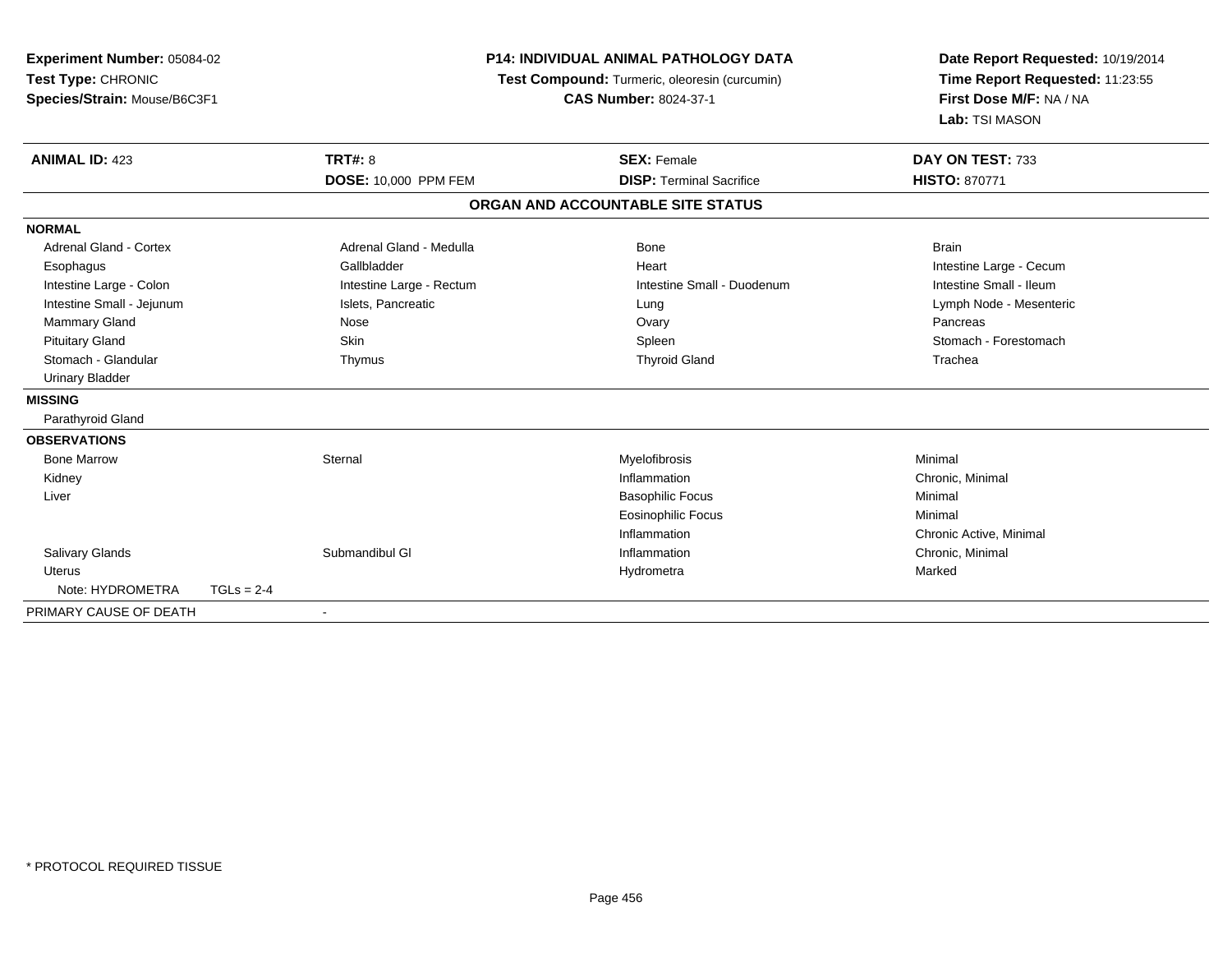**Experiment Number:** 05084-02
**Test Type:** CHRONIC
**Species/Strain:** Mouse/B6C3F1

**P14: INDIVIDUAL ANIMAL PATHOLOGY DATA**
**Test Compound:** Turmeric, oleoresin (curcumin)
**CAS Number:** 8024-37-1

**Date Report Requested:** 10/19/2014
**Time Report Requested:** 11:23:55
**First Dose M/F:** NA / NA
**Lab:** TSI MASON

| **ANIMAL ID:** 423 | **TRT#:** 8 | **SEX:** Female | **DAY ON TEST:** 733 |
|---|---|---|---|
| | **DOSE:** 10,000 PPM FEM | **DISP:** Terminal Sacrifice | **HISTO:** 870771 |

### ORGAN AND ACCOUNTABLE SITE STATUS

**NORMAL**

| | | | |
|---|---|---|---|
| Adrenal Gland - Cortex | Adrenal Gland - Medulla | Bone | Brain |
| Esophagus | Gallbladder | Heart | Intestine Large - Cecum |
| Intestine Large - Colon | Intestine Large - Rectum | Intestine Small - Duodenum | Intestine Small - Ileum |
| Intestine Small - Jejunum | Islets, Pancreatic | Lung | Lymph Node - Mesenteric |
| Mammary Gland | Nose | Ovary | Pancreas |
| Pituitary Gland | Skin | Spleen | Stomach - Forestomach |
| Stomach - Glandular | Thymus | Thyroid Gland | Trachea |
| Urinary Bladder | | | |

**MISSING**

Parathyroid Gland

**OBSERVATIONS**

| | | | |
|---|---|---|---|
| Bone Marrow | Sternal | Myelofibrosis | Minimal |
| Kidney | | Inflammation | Chronic, Minimal |
| Liver | | Basophilic Focus | Minimal |
| | | Eosinophilic Focus | Minimal |
| | | Inflammation | Chronic Active, Minimal |
| Salivary Glands | Submandibul Gl | Inflammation | Chronic, Minimal |
| Uterus | | Hydrometra | Marked |
| Note: HYDROMETRA TGLs = 2-4 | | | |

PRIMARY CAUSE OF DEATH -

* PROTOCOL REQUIRED TISSUE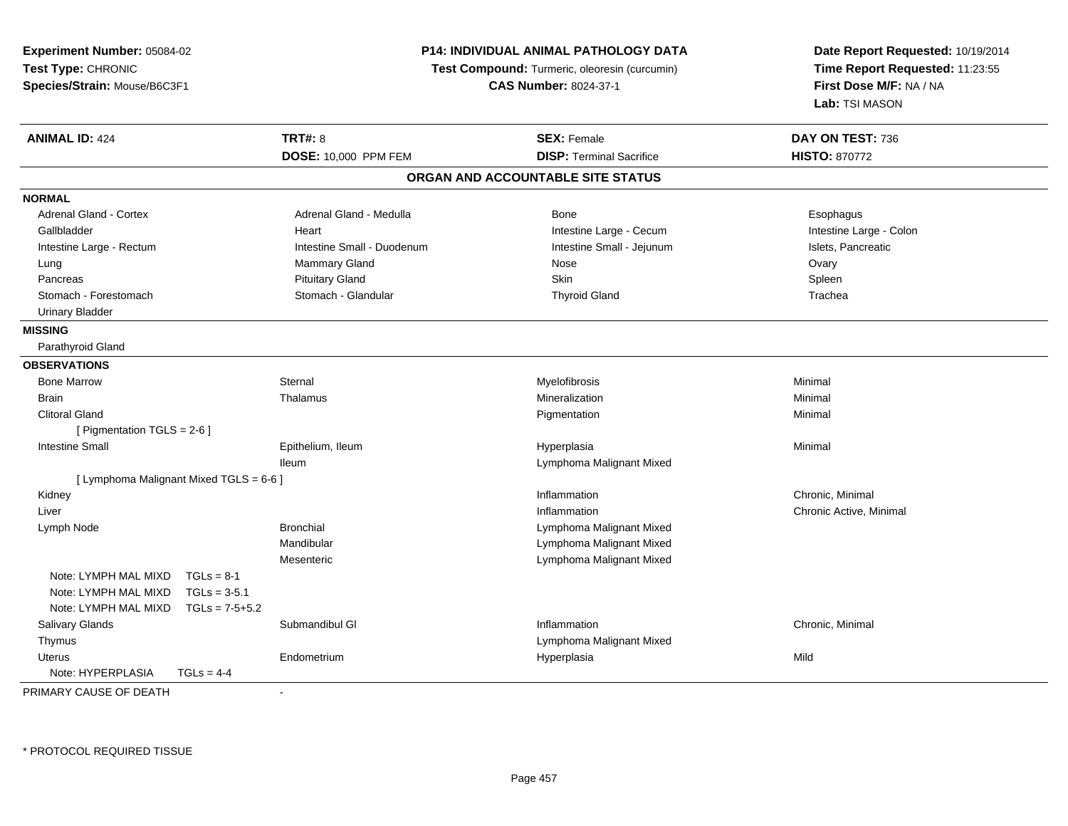**Experiment Number:** 05084-02
**Test Type:** CHRONIC
**Species/Strain:** Mouse/B6C3F1

**P14: INDIVIDUAL ANIMAL PATHOLOGY DATA**
**Test Compound:** Turmeric, oleoresin (curcumin)
**CAS Number:** 8024-37-1

**Date Report Requested:** 10/19/2014
**Time Report Requested:** 11:23:55
**First Dose M/F:** NA / NA
**Lab:** TSI MASON

| **ANIMAL ID:** 424 | **TRT#:** 8 | **SEX:** Female | **DAY ON TEST:** 736 |
|---|---|---|---|
| | **DOSE:** 10,000 PPM FEM | **DISP:** Terminal Sacrifice | **HISTO:** 870772 |

## ORGAN AND ACCOUNTABLE SITE STATUS

**NORMAL**

| | | | |
|---|---|---|---|
| Adrenal Gland - Cortex | Adrenal Gland - Medulla | Bone | Esophagus |
| Gallbladder | Heart | Intestine Large - Cecum | Intestine Large - Colon |
| Intestine Large - Rectum | Intestine Small - Duodenum | Intestine Small - Jejunum | Islets, Pancreatic |
| Lung | Mammary Gland | Nose | Ovary |
| Pancreas | Pituitary Gland | Skin | Spleen |
| Stomach - Forestomach | Stomach - Glandular | Thyroid Gland | Trachea |
| Urinary Bladder | | | |

**MISSING**

Parathyroid Gland

**OBSERVATIONS**

| | | | |
|---|---|---|---|
| Bone Marrow | Sternal | Myelofibrosis | Minimal |
| Brain | Thalamus | Mineralization | Minimal |
| Clitoral Gland | | Pigmentation | Minimal |
| [ Pigmentation TGLS = 2-6 ] | | | |
| Intestine Small | Epithelium, Ileum | Hyperplasia | Minimal |
| | Ileum | Lymphoma Malignant Mixed | |
| [ Lymphoma Malignant Mixed TGLS = 6-6 ] | | | |
| Kidney | | Inflammation | Chronic, Minimal |
| Liver | | Inflammation | Chronic Active, Minimal |
| Lymph Node | Bronchial | Lymphoma Malignant Mixed | |
| | Mandibular | Lymphoma Malignant Mixed | |
| | Mesenteric | Lymphoma Malignant Mixed | |
| Note: LYMPH MAL MIXD TGLs = 8-1 | | | |
| Note: LYMPH MAL MIXD TGLs = 3-5.1 | | | |
| Note: LYMPH MAL MIXD TGLs = 7-5+5.2 | | | |
| Salivary Glands | Submandibul Gl | Inflammation | Chronic, Minimal |
| Thymus | | Lymphoma Malignant Mixed | |
| Uterus | Endometrium | Hyperplasia | Mild |
| Note: HYPERPLASIA TGLs = 4-4 | | | |

PRIMARY CAUSE OF DEATH -

* PROTOCOL REQUIRED TISSUE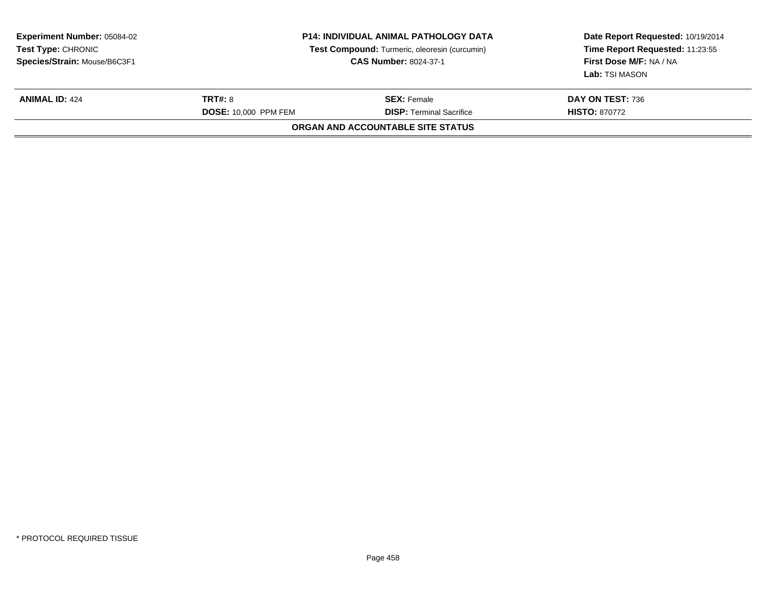**Experiment Number:** 05084-02
**Test Type:** CHRONIC
**Species/Strain:** Mouse/B6C3F1

**P14: INDIVIDUAL ANIMAL PATHOLOGY DATA**
**Test Compound:** Turmeric, oleoresin (curcumin)
**CAS Number:** 8024-37-1

**Date Report Requested:** 10/19/2014
**Time Report Requested:** 11:23:55
**First Dose M/F:** NA / NA
**Lab:** TSI MASON

| **ANIMAL ID:** 424 | **TRT#:** 8 | **SEX:** Female | **DAY ON TEST:** 736 |
|---|---|---|---|
| | **DOSE:** 10,000 PPM FEM | **DISP:** Terminal Sacrifice | **HISTO:** 870772 |

**ORGAN AND ACCOUNTABLE SITE STATUS**

* PROTOCOL REQUIRED TISSUE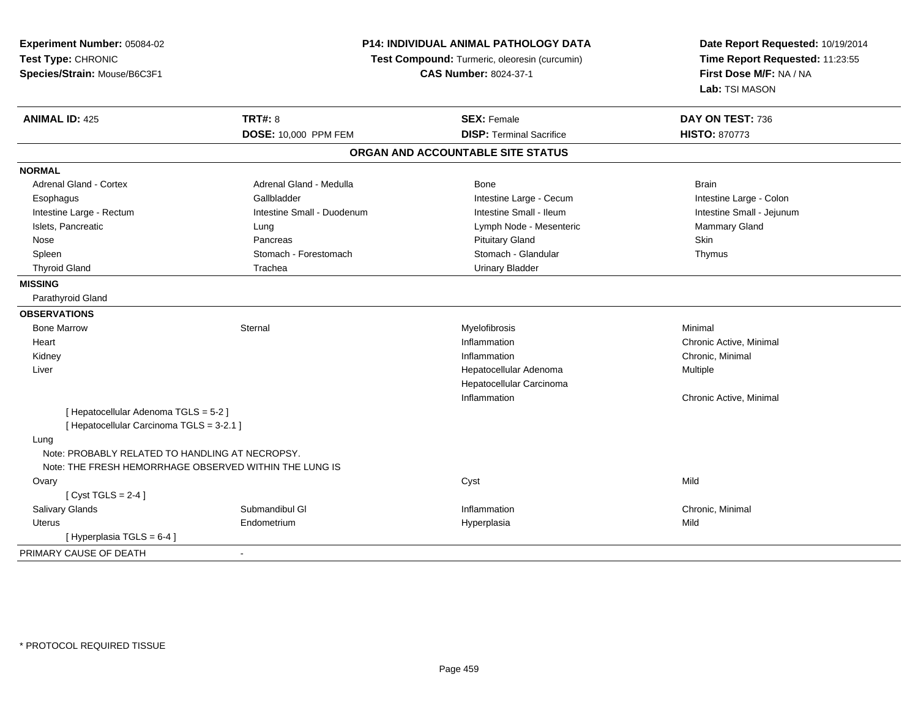**Experiment Number:** 05084-02
**Test Type:** CHRONIC
**Species/Strain:** Mouse/B6C3F1

**P14: INDIVIDUAL ANIMAL PATHOLOGY DATA**
**Test Compound:** Turmeric, oleoresin (curcumin)
**CAS Number:** 8024-37-1

**Date Report Requested:** 10/19/2014
**Time Report Requested:** 11:23:55
**First Dose M/F:** NA / NA
**Lab:** TSI MASON

| **ANIMAL ID:** 425 | **TRT#:** 8 | **SEX:** Female | **DAY ON TEST:** 736 |
|---|---|---|---|
| | **DOSE:** 10,000 PPM FEM | **DISP:** Terminal Sacrifice | **HISTO:** 870773 |

## ORGAN AND ACCOUNTABLE SITE STATUS

| | | | |
|---|---|---|---|
| **NORMAL** | | | |
| Adrenal Gland - Cortex | Adrenal Gland - Medulla | Bone | Brain |
| Esophagus | Gallbladder | Intestine Large - Cecum | Intestine Large - Colon |
| Intestine Large - Rectum | Intestine Small - Duodenum | Intestine Small - Ileum | Intestine Small - Jejunum |
| Islets, Pancreatic | Lung | Lymph Node - Mesenteric | Mammary Gland |
| Nose | Pancreas | Pituitary Gland | Skin |
| Spleen | Stomach - Forestomach | Stomach - Glandular | Thymus |
| Thyroid Gland | Trachea | Urinary Bladder | |
| **MISSING** | | | |
| Parathyroid Gland | | | |
| **OBSERVATIONS** | | | |
| Bone Marrow | Sternal | Myelofibrosis | Minimal |
| Heart | | Inflammation | Chronic Active, Minimal |
| Kidney | | Inflammation | Chronic, Minimal |
| Liver | | Hepatocellular Adenoma | Multiple |
| | | Hepatocellular Carcinoma | |
| | | Inflammation | Chronic Active, Minimal |
| [ Hepatocellular Adenoma TGLS = 5-2 ] | | | |
| [ Hepatocellular Carcinoma TGLS = 3-2.1 ] | | | |
| Lung | | | |
| Note: PROBABLY RELATED TO HANDLING AT NECROPSY. | | | |
| Note: THE FRESH HEMORRHAGE OBSERVED WITHIN THE LUNG IS | | | |
| Ovary | | Cyst | Mild |
| [ Cyst TGLS = 2-4 ] | | | |
| Salivary Glands | Submandibul Gl | Inflammation | Chronic, Minimal |
| Uterus | Endometrium | Hyperplasia | Mild |
| [ Hyperplasia TGLS = 6-4 ] | | | |
| PRIMARY CAUSE OF DEATH | - | | |

\* PROTOCOL REQUIRED TISSUE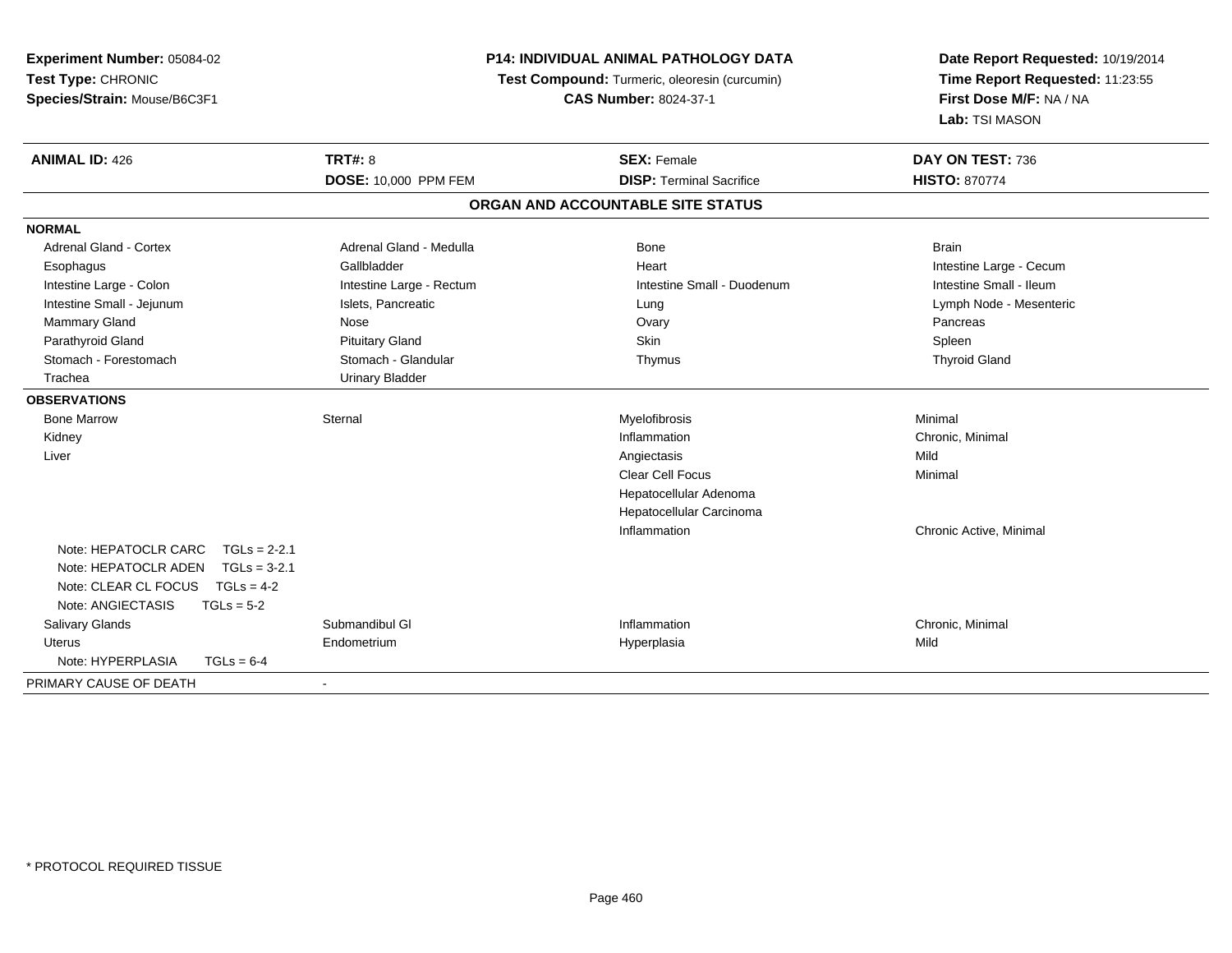**Experiment Number:** 05084-02
**Test Type:** CHRONIC
**Species/Strain:** Mouse/B6C3F1

**P14: INDIVIDUAL ANIMAL PATHOLOGY DATA**
**Test Compound:** Turmeric, oleoresin (curcumin)
**CAS Number:** 8024-37-1

**Date Report Requested:** 10/19/2014
**Time Report Requested:** 11:23:55
**First Dose M/F:** NA / NA
**Lab:** TSI MASON

| **ANIMAL ID:** 426 | **TRT#:** 8 | **SEX:** Female | **DAY ON TEST:** 736 |
|---|---|---|---|
| | **DOSE:** 10,000 PPM FEM | **DISP:** Terminal Sacrifice | **HISTO:** 870774 |

## ORGAN AND ACCOUNTABLE SITE STATUS

**NORMAL**

| | | | |
|---|---|---|---|
| Adrenal Gland - Cortex | Adrenal Gland - Medulla | Bone | Brain |
| Esophagus | Gallbladder | Heart | Intestine Large - Cecum |
| Intestine Large - Colon | Intestine Large - Rectum | Intestine Small - Duodenum | Intestine Small - Ileum |
| Intestine Small - Jejunum | Islets, Pancreatic | Lung | Lymph Node - Mesenteric |
| Mammary Gland | Nose | Ovary | Pancreas |
| Parathyroid Gland | Pituitary Gland | Skin | Spleen |
| Stomach - Forestomach | Stomach - Glandular | Thymus | Thyroid Gland |
| Trachea | Urinary Bladder | | |

**OBSERVATIONS**

| | | | |
|---|---|---|---|
| Bone Marrow | Sternal | Myelofibrosis | Minimal |
| Kidney | | Inflammation | Chronic, Minimal |
| Liver | | Angiectasis | Mild |
| | | Clear Cell Focus | Minimal |
| | | Hepatocellular Adenoma | |
| | | Hepatocellular Carcinoma | |
| | | Inflammation | Chronic Active, Minimal |
| Note: HEPATOCLR CARC TGLs = 2-2.1 | | | |
| Note: HEPATOCLR ADEN TGLs = 3-2.1 | | | |
| Note: CLEAR CL FOCUS TGLs = 4-2 | | | |
| Note: ANGIECTASIS TGLs = 5-2 | | | |
| Salivary Glands | Submandibul Gl | Inflammation | Chronic, Minimal |
| Uterus | Endometrium | Hyperplasia | Mild |
| Note: HYPERPLASIA TGLs = 6-4 | | | |

PRIMARY CAUSE OF DEATH -

* PROTOCOL REQUIRED TISSUE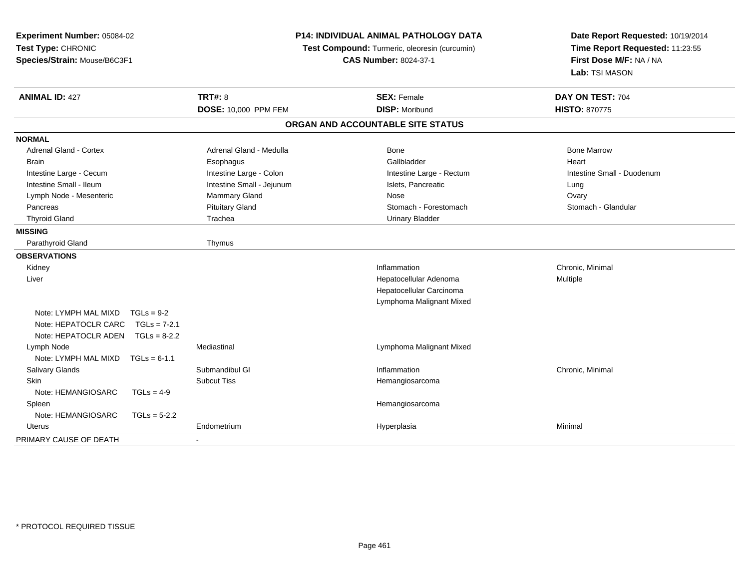**Experiment Number:** 05084-02
**Test Type:** CHRONIC
**Species/Strain:** Mouse/B6C3F1

**P14: INDIVIDUAL ANIMAL PATHOLOGY DATA**
**Test Compound:** Turmeric, oleoresin (curcumin)
**CAS Number:** 8024-37-1

**Date Report Requested:** 10/19/2014
**Time Report Requested:** 11:23:55
**First Dose M/F:** NA / NA
**Lab:** TSI MASON

| **ANIMAL ID:** 427 | **TRT#:** 8 | **SEX:** Female | **DAY ON TEST:** 704 |
|---|---|---|---|
| | **DOSE:** 10,000 PPM FEM | **DISP:** Moribund | **HISTO:** 870775 |

## ORGAN AND ACCOUNTABLE SITE STATUS

| | | | |
|---|---|---|---|
| **NORMAL** | | | |
| Adrenal Gland - Cortex | Adrenal Gland - Medulla | Bone | Bone Marrow |
| Brain | Esophagus | Gallbladder | Heart |
| Intestine Large - Cecum | Intestine Large - Colon | Intestine Large - Rectum | Intestine Small - Duodenum |
| Intestine Small - Ileum | Intestine Small - Jejunum | Islets, Pancreatic | Lung |
| Lymph Node - Mesenteric | Mammary Gland | Nose | Ovary |
| Pancreas | Pituitary Gland | Stomach - Forestomach | Stomach - Glandular |
| Thyroid Gland | Trachea | Urinary Bladder | |
| **MISSING** | | | |
| Parathyroid Gland | Thymus | | |
| **OBSERVATIONS** | | | |
| Kidney | | Inflammation | Chronic, Minimal |
| Liver | | Hepatocellular Adenoma | Multiple |
| | | Hepatocellular Carcinoma | |
| | | Lymphoma Malignant Mixed | |
| Note: LYMPH MAL MIXD TGLs = 9-2 | | | |
| Note: HEPATOCLR CARC TGLs = 7-2.1 | | | |
| Note: HEPATOCLR ADEN TGLs = 8-2.2 | | | |
| Lymph Node | Mediastinal | Lymphoma Malignant Mixed | |
| Note: LYMPH MAL MIXD TGLs = 6-1.1 | | | |
| Salivary Glands | Submandibul Gl | Inflammation | Chronic, Minimal |
| Skin | Subcut Tiss | Hemangiosarcoma | |
| Note: HEMANGIOSARC TGLs = 4-9 | | | |
| Spleen | | Hemangiosarcoma | |
| Note: HEMANGIOSARC TGLs = 5-2.2 | | | |
| Uterus | Endometrium | Hyperplasia | Minimal |
| PRIMARY CAUSE OF DEATH | - | | |

* PROTOCOL REQUIRED TISSUE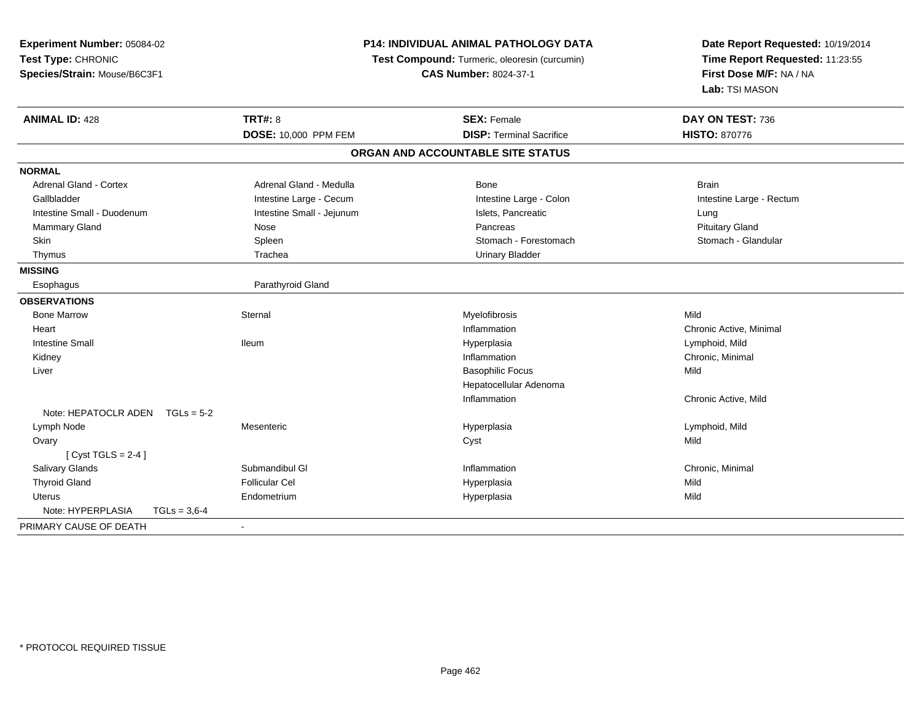**Experiment Number:** 05084-02
**Test Type:** CHRONIC
**Species/Strain:** Mouse/B6C3F1

**P14: INDIVIDUAL ANIMAL PATHOLOGY DATA**
**Test Compound:** Turmeric, oleoresin (curcumin)
**CAS Number:** 8024-37-1

**Date Report Requested:** 10/19/2014
**Time Report Requested:** 11:23:55
**First Dose M/F:** NA / NA
**Lab:** TSI MASON

| **ANIMAL ID:** 428 | **TRT#:** 8 | **SEX:** Female | **DAY ON TEST:** 736 |
|---|---|---|---|
| | **DOSE:** 10,000 PPM FEM | **DISP:** Terminal Sacrifice | **HISTO:** 870776 |

**ORGAN AND ACCOUNTABLE SITE STATUS**

| | | | |
|---|---|---|---|
| **NORMAL** | | | |
| Adrenal Gland - Cortex | Adrenal Gland - Medulla | Bone | Brain |
| Gallbladder | Intestine Large - Cecum | Intestine Large - Colon | Intestine Large - Rectum |
| Intestine Small - Duodenum | Intestine Small - Jejunum | Islets, Pancreatic | Lung |
| Mammary Gland | Nose | Pancreas | Pituitary Gland |
| Skin | Spleen | Stomach - Forestomach | Stomach - Glandular |
| Thymus | Trachea | Urinary Bladder | |
| **MISSING** | | | |
| Esophagus | Parathyroid Gland | | |
| **OBSERVATIONS** | | | |
| Bone Marrow | Sternal | Myelofibrosis | Mild |
| Heart | | Inflammation | Chronic Active, Minimal |
| Intestine Small | Ileum | Hyperplasia | Lymphoid, Mild |
| Kidney | | Inflammation | Chronic, Minimal |
| Liver | | Basophilic Focus | Mild |
| | | Hepatocellular Adenoma | |
| | | Inflammation | Chronic Active, Mild |
| Note: HEPATOCLR ADEN TGLs = 5-2 | | | |
| Lymph Node | Mesenteric | Hyperplasia | Lymphoid, Mild |
| Ovary | | Cyst | Mild |
| [ Cyst TGLS = 2-4 ] | | | |
| Salivary Glands | Submandibul Gl | Inflammation | Chronic, Minimal |
| Thyroid Gland | Follicular Cel | Hyperplasia | Mild |
| Uterus | Endometrium | Hyperplasia | Mild |
| Note: HYPERPLASIA TGLs = 3,6-4 | | | |
| PRIMARY CAUSE OF DEATH | - | | |

* PROTOCOL REQUIRED TISSUE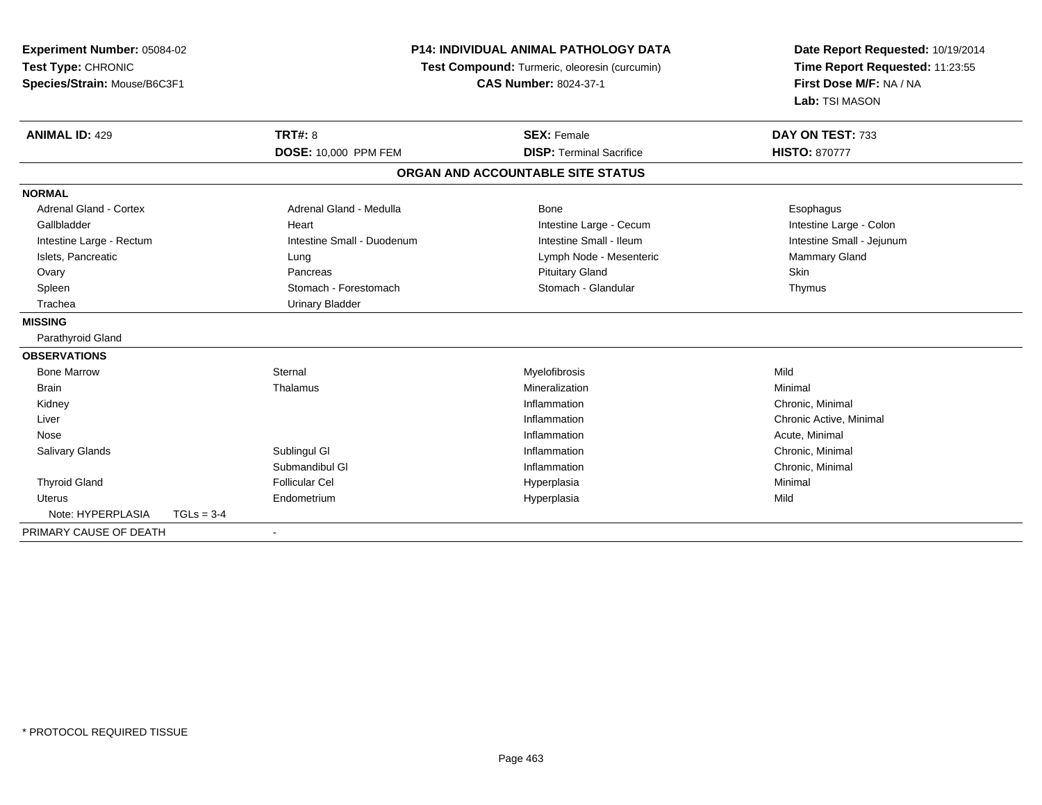**Experiment Number:** 05084-02
**Test Type:** CHRONIC
**Species/Strain:** Mouse/B6C3F1

**P14: INDIVIDUAL ANIMAL PATHOLOGY DATA**
**Test Compound:** Turmeric, oleoresin (curcumin)
**CAS Number:** 8024-37-1

**Date Report Requested:** 10/19/2014
**Time Report Requested:** 11:23:55
**First Dose M/F:** NA / NA
**Lab:** TSI MASON

| **ANIMAL ID:** 429 | **TRT#:** 8 | **SEX:** Female | **DAY ON TEST:** 733 |
|---|---|---|---|
| | **DOSE:** 10,000 PPM FEM | **DISP:** Terminal Sacrifice | **HISTO:** 870777 |

**ORGAN AND ACCOUNTABLE SITE STATUS**

**NORMAL**

| | | | |
|---|---|---|---|
| Adrenal Gland - Cortex | Adrenal Gland - Medulla | Bone | Esophagus |
| Gallbladder | Heart | Intestine Large - Cecum | Intestine Large - Colon |
| Intestine Large - Rectum | Intestine Small - Duodenum | Intestine Small - Ileum | Intestine Small - Jejunum |
| Islets, Pancreatic | Lung | Lymph Node - Mesenteric | Mammary Gland |
| Ovary | Pancreas | Pituitary Gland | Skin |
| Spleen | Stomach - Forestomach | Stomach - Glandular | Thymus |
| Trachea | Urinary Bladder | | |

**MISSING**

Parathyroid Gland

**OBSERVATIONS**

| | | | |
|---|---|---|---|
| Bone Marrow | Sternal | Myelofibrosis | Mild |
| Brain | Thalamus | Mineralization | Minimal |
| Kidney | | Inflammation | Chronic, Minimal |
| Liver | | Inflammation | Chronic Active, Minimal |
| Nose | | Inflammation | Acute, Minimal |
| Salivary Glands | Sublingul Gl | Inflammation | Chronic, Minimal |
| | Submandibul Gl | Inflammation | Chronic, Minimal |
| Thyroid Gland | Follicular Cel | Hyperplasia | Minimal |
| Uterus | Endometrium | Hyperplasia | Mild |
| Note: HYPERPLASIA TGLs = 3-4 | | | |

PRIMARY CAUSE OF DEATH -

* PROTOCOL REQUIRED TISSUE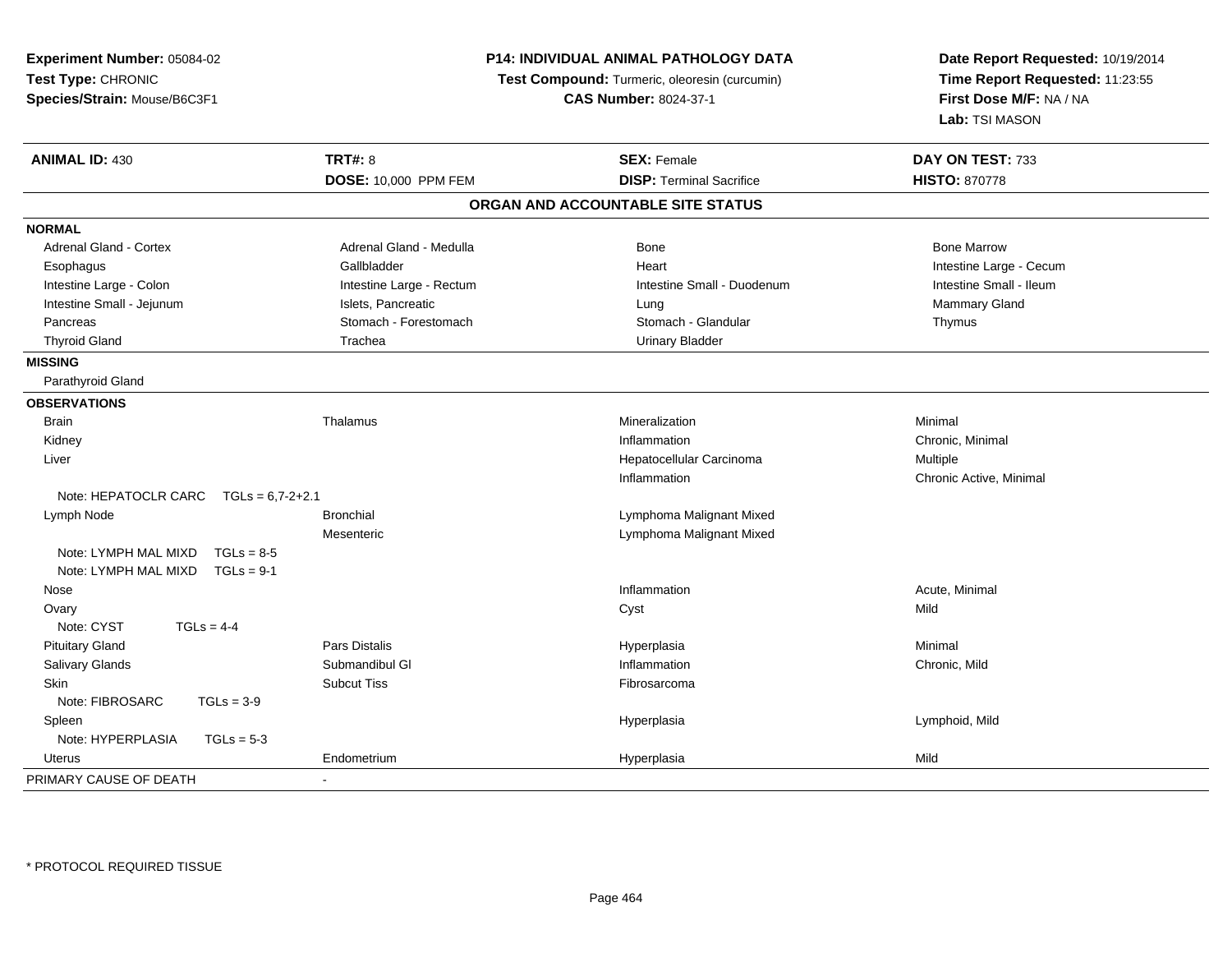**Experiment Number:** 05084-02
**Test Type:** CHRONIC
**Species/Strain:** Mouse/B6C3F1

**P14: INDIVIDUAL ANIMAL PATHOLOGY DATA**
**Test Compound:** Turmeric, oleoresin (curcumin)
**CAS Number:** 8024-37-1

**Date Report Requested:** 10/19/2014
**Time Report Requested:** 11:23:55
**First Dose M/F:** NA / NA
**Lab:** TSI MASON

| **ANIMAL ID:** 430 | **TRT#:** 8 | **SEX:** Female | **DAY ON TEST:** 733 |
|---|---|---|---|
| | **DOSE:** 10,000 PPM FEM | **DISP:** Terminal Sacrifice | **HISTO:** 870778 |

**ORGAN AND ACCOUNTABLE SITE STATUS**

**NORMAL**

| | | | |
|---|---|---|---|
| Adrenal Gland - Cortex | Adrenal Gland - Medulla | Bone | Bone Marrow |
| Esophagus | Gallbladder | Heart | Intestine Large - Cecum |
| Intestine Large - Colon | Intestine Large - Rectum | Intestine Small - Duodenum | Intestine Small - Ileum |
| Intestine Small - Jejunum | Islets, Pancreatic | Lung | Mammary Gland |
| Pancreas | Stomach - Forestomach | Stomach - Glandular | Thymus |
| Thyroid Gland | Trachea | Urinary Bladder | |

**MISSING**

Parathyroid Gland

**OBSERVATIONS**

| | | | |
|---|---|---|---|
| Brain | Thalamus | Mineralization | Minimal |
| Kidney | | Inflammation | Chronic, Minimal |
| Liver | | Hepatocellular Carcinoma | Multiple |
| | | Inflammation | Chronic Active, Minimal |
| Note: HEPATOCLR CARC TGLs = 6,7-2+2.1 | | | |
| Lymph Node | Bronchial | Lymphoma Malignant Mixed | |
| | Mesenteric | Lymphoma Malignant Mixed | |
| Note: LYMPH MAL MIXD TGLs = 8-5 | | | |
| Note: LYMPH MAL MIXD TGLs = 9-1 | | | |
| Nose | | Inflammation | Acute, Minimal |
| Ovary | | Cyst | Mild |
| Note: CYST TGLs = 4-4 | | | |
| Pituitary Gland | Pars Distalis | Hyperplasia | Minimal |
| Salivary Glands | Submandibul Gl | Inflammation | Chronic, Mild |
| Skin | Subcut Tiss | Fibrosarcoma | |
| Note: FIBROSARC TGLs = 3-9 | | | |
| Spleen | | Hyperplasia | Lymphoid, Mild |
| Note: HYPERPLASIA TGLs = 5-3 | | | |
| Uterus | Endometrium | Hyperplasia | Mild |

PRIMARY CAUSE OF DEATH -

* PROTOCOL REQUIRED TISSUE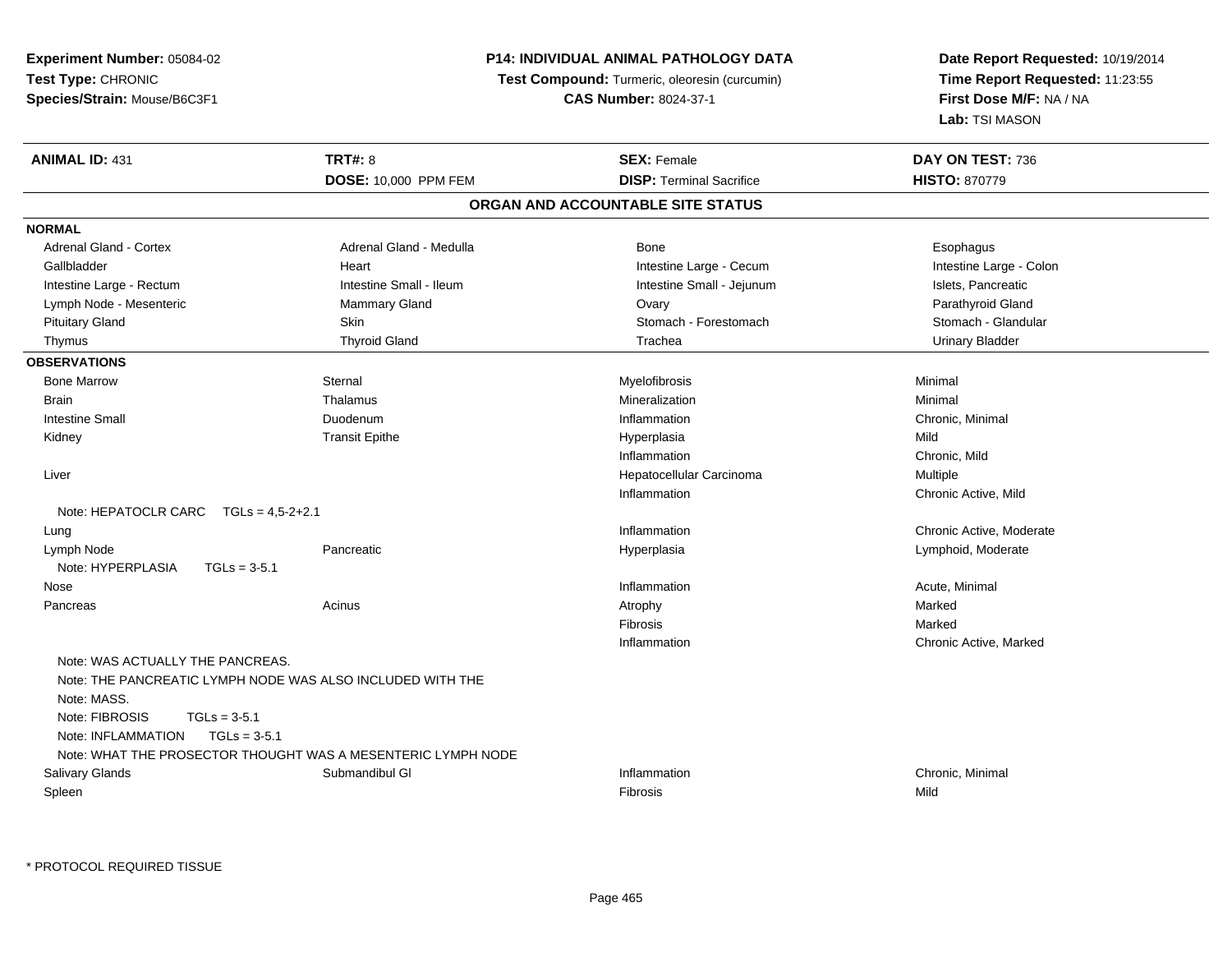**Experiment Number:** 05084-02
**Test Type:** CHRONIC
**Species/Strain:** Mouse/B6C3F1

**P14: INDIVIDUAL ANIMAL PATHOLOGY DATA**
**Test Compound:** Turmeric, oleoresin (curcumin)
**CAS Number:** 8024-37-1

**Date Report Requested:** 10/19/2014
**Time Report Requested:** 11:23:55
**First Dose M/F:** NA / NA
**Lab:** TSI MASON

| **ANIMAL ID:** 431 | **TRT#:** 8 | **SEX:** Female | **DAY ON TEST:** 736 |
|---|---|---|---|
| | **DOSE:** 10,000 PPM FEM | **DISP:** Terminal Sacrifice | **HISTO:** 870779 |

## ORGAN AND ACCOUNTABLE SITE STATUS

**NORMAL**

| | | | |
|---|---|---|---|
| Adrenal Gland - Cortex | Adrenal Gland - Medulla | Bone | Esophagus |
| Gallbladder | Heart | Intestine Large - Cecum | Intestine Large - Colon |
| Intestine Large - Rectum | Intestine Small - Ileum | Intestine Small - Jejunum | Islets, Pancreatic |
| Lymph Node - Mesenteric | Mammary Gland | Ovary | Parathyroid Gland |
| Pituitary Gland | Skin | Stomach - Forestomach | Stomach - Glandular |
| Thymus | Thyroid Gland | Trachea | Urinary Bladder |

**OBSERVATIONS**

| | | | |
|---|---|---|---|
| Bone Marrow | Sternal | Myelofibrosis | Minimal |
| Brain | Thalamus | Mineralization | Minimal |
| Intestine Small | Duodenum | Inflammation | Chronic, Minimal |
| Kidney | Transit Epithe | Hyperplasia | Mild |
| | | Inflammation | Chronic, Mild |
| Liver | | Hepatocellular Carcinoma | Multiple |
| | | Inflammation | Chronic Active, Mild |
| Note: HEPATOCLR CARC TGLs = 4,5-2+2.1 | | | |
| Lung | | Inflammation | Chronic Active, Moderate |
| Lymph Node | Pancreatic | Hyperplasia | Lymphoid, Moderate |
| Note: HYPERPLASIA TGLs = 3-5.1 | | | |
| Nose | | Inflammation | Acute, Minimal |
| Pancreas | Acinus | Atrophy | Marked |
| | | Fibrosis | Marked |
| | | Inflammation | Chronic Active, Marked |
| Note: WAS ACTUALLY THE PANCREAS. | | | |
| Note: THE PANCREATIC LYMPH NODE WAS ALSO INCLUDED WITH THE | | | |
| Note: MASS. | | | |
| Note: FIBROSIS TGLs = 3-5.1 | | | |
| Note: INFLAMMATION TGLs = 3-5.1 | | | |
| Note: WHAT THE PROSECTOR THOUGHT WAS A MESENTERIC LYMPH NODE | | | |
| Salivary Glands | Submandibul Gl | Inflammation | Chronic, Minimal |
| Spleen | | Fibrosis | Mild |

\* PROTOCOL REQUIRED TISSUE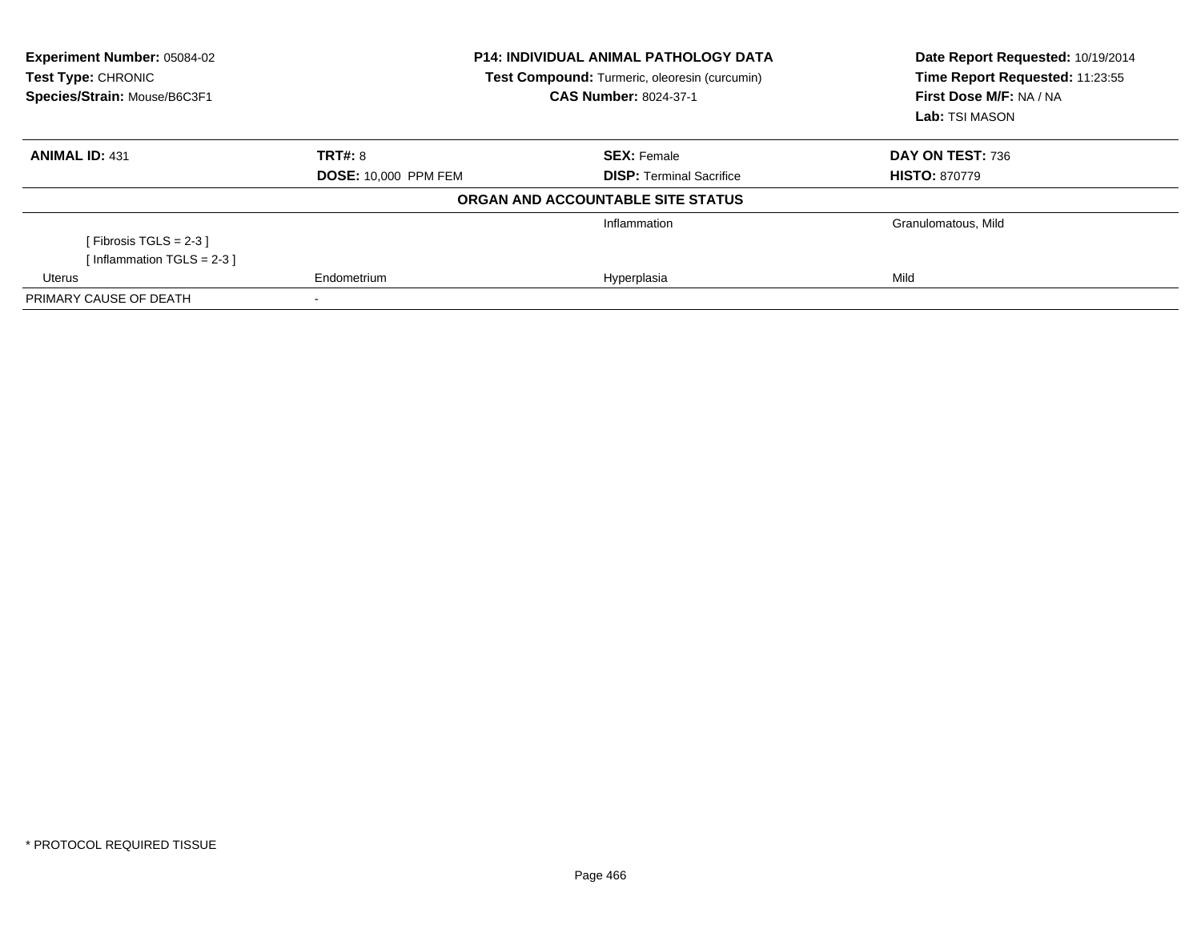**Experiment Number:** 05084-02
**Test Type:** CHRONIC
**Species/Strain:** Mouse/B6C3F1

**P14: INDIVIDUAL ANIMAL PATHOLOGY DATA**
**Test Compound:** Turmeric, oleoresin (curcumin)
**CAS Number:** 8024-37-1

**Date Report Requested:** 10/19/2014
**Time Report Requested:** 11:23:55
**First Dose M/F:** NA / NA
**Lab:** TSI MASON

| **ANIMAL ID:** 431 | **TRT#:** 8 | **SEX:** Female | **DAY ON TEST:** 736 |
|---|---|---|---|
| | **DOSE:** 10,000 PPM FEM | **DISP:** Terminal Sacrifice | **HISTO:** 870779 |

**ORGAN AND ACCOUNTABLE SITE STATUS**

| | | | |
|---|---|---|---|
| | | Inflammation | Granulomatous, Mild |
| [ Fibrosis TGLS = 2-3 ] | | | |
| [ Inflammation TGLS = 2-3 ] | | | |
| Uterus | Endometrium | Hyperplasia | Mild |
| PRIMARY CAUSE OF DEATH | - | | |

* PROTOCOL REQUIRED TISSUE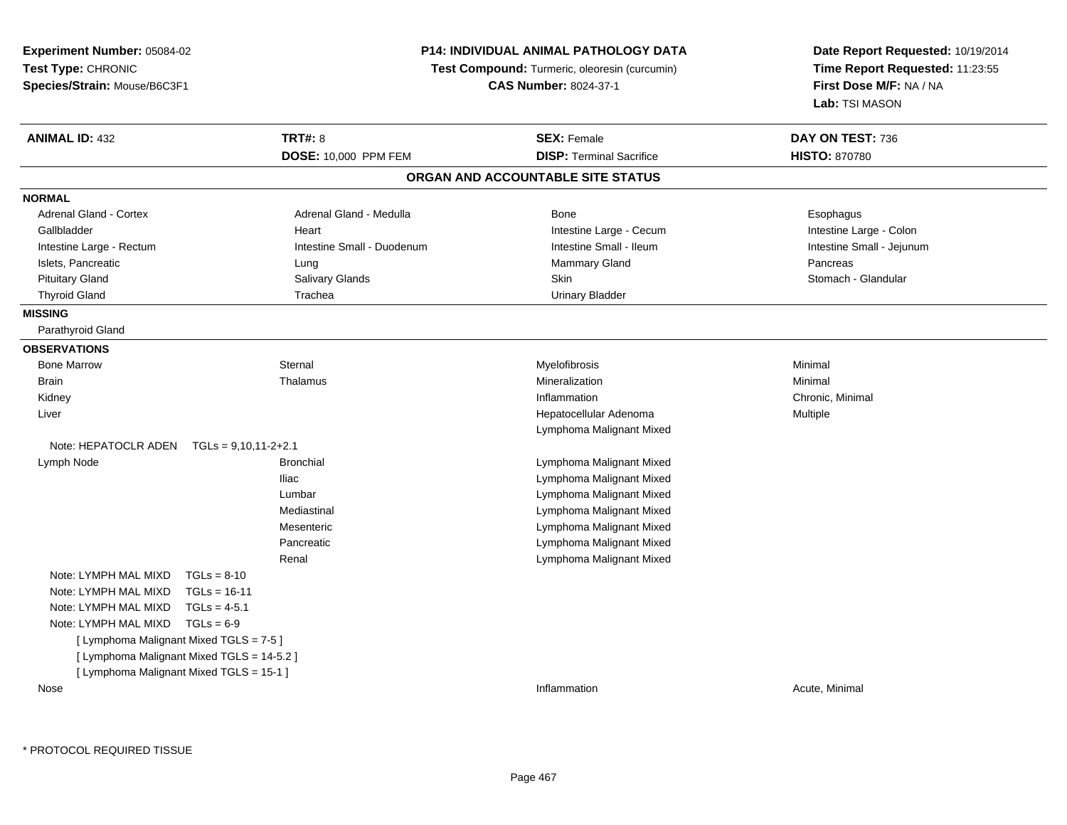**Experiment Number:** 05084-02
**Test Type:** CHRONIC
**Species/Strain:** Mouse/B6C3F1

**P14: INDIVIDUAL ANIMAL PATHOLOGY DATA**
**Test Compound:** Turmeric, oleoresin (curcumin)
**CAS Number:** 8024-37-1

**Date Report Requested:** 10/19/2014
**Time Report Requested:** 11:23:55
**First Dose M/F:** NA / NA
**Lab:** TSI MASON

| **ANIMAL ID:** 432 | **TRT#:** 8 | **SEX:** Female | **DAY ON TEST:** 736 |
|---|---|---|---|
| | **DOSE:** 10,000 PPM FEM | **DISP:** Terminal Sacrifice | **HISTO:** 870780 |

## ORGAN AND ACCOUNTABLE SITE STATUS

**NORMAL**

| | | | |
|---|---|---|---|
| Adrenal Gland - Cortex | Adrenal Gland - Medulla | Bone | Esophagus |
| Gallbladder | Heart | Intestine Large - Cecum | Intestine Large - Colon |
| Intestine Large - Rectum | Intestine Small - Duodenum | Intestine Small - Ileum | Intestine Small - Jejunum |
| Islets, Pancreatic | Lung | Mammary Gland | Pancreas |
| Pituitary Gland | Salivary Glands | Skin | Stomach - Glandular |
| Thyroid Gland | Trachea | Urinary Bladder | |

**MISSING**

Parathyroid Gland

**OBSERVATIONS**

| | | | |
|---|---|---|---|
| Bone Marrow | Sternal | Myelofibrosis | Minimal |
| Brain | Thalamus | Mineralization | Minimal |
| Kidney | | Inflammation | Chronic, Minimal |
| Liver | | Hepatocellular Adenoma | Multiple |
| | | Lymphoma Malignant Mixed | |
| Note: HEPATOCLR ADEN TGLs = 9,10,11-2+2.1 | | | |
| Lymph Node | Bronchial | Lymphoma Malignant Mixed | |
| | Iliac | Lymphoma Malignant Mixed | |
| | Lumbar | Lymphoma Malignant Mixed | |
| | Mediastinal | Lymphoma Malignant Mixed | |
| | Mesenteric | Lymphoma Malignant Mixed | |
| | Pancreatic | Lymphoma Malignant Mixed | |
| | Renal | Lymphoma Malignant Mixed | |
| Note: LYMPH MAL MIXD TGLs = 8-10 | | | |
| Note: LYMPH MAL MIXD TGLs = 16-11 | | | |
| Note: LYMPH MAL MIXD TGLs = 4-5.1 | | | |
| Note: LYMPH MAL MIXD TGLs = 6-9 | | | |
| [ Lymphoma Malignant Mixed TGLS = 7-5 ] | | | |
| [ Lymphoma Malignant Mixed TGLS = 14-5.2 ] | | | |
| [ Lymphoma Malignant Mixed TGLS = 15-1 ] | | | |
| Nose | | Inflammation | Acute, Minimal |

* PROTOCOL REQUIRED TISSUE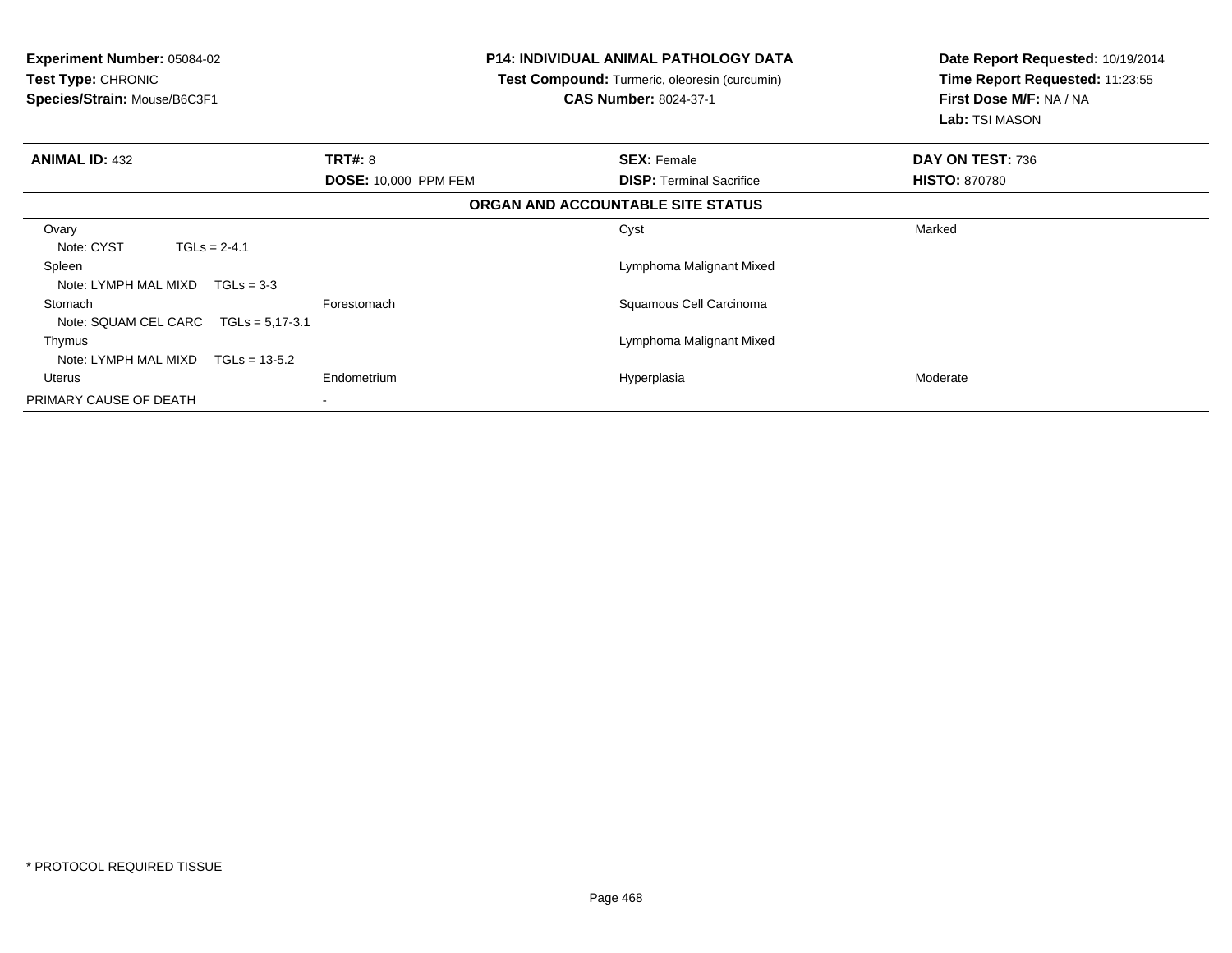**Experiment Number:** 05084-02
**Test Type:** CHRONIC
**Species/Strain:** Mouse/B6C3F1

**P14: INDIVIDUAL ANIMAL PATHOLOGY DATA**
**Test Compound:** Turmeric, oleoresin (curcumin)
**CAS Number:** 8024-37-1

**Date Report Requested:** 10/19/2014
**Time Report Requested:** 11:23:55
**First Dose M/F:** NA / NA
**Lab:** TSI MASON

| **ANIMAL ID:** 432 | **TRT#:** 8 | **SEX:** Female | **DAY ON TEST:** 736 |
|---|---|---|---|
| | **DOSE:** 10,000 PPM FEM | **DISP:** Terminal Sacrifice | **HISTO:** 870780 |

**ORGAN AND ACCOUNTABLE SITE STATUS**

| Organ | Site | Finding | Severity |
|---|---|---|---|
| Ovary | | Cyst | Marked |
| Note: CYST TGLs = 2-4.1 | | | |
| Spleen | | Lymphoma Malignant Mixed | |
| Note: LYMPH MAL MIXD TGLs = 3-3 | | | |
| Stomach | Forestomach | Squamous Cell Carcinoma | |
| Note: SQUAM CEL CARC TGLs = 5,17-3.1 | | | |
| Thymus | | Lymphoma Malignant Mixed | |
| Note: LYMPH MAL MIXD TGLs = 13-5.2 | | | |
| Uterus | Endometrium | Hyperplasia | Moderate |
| PRIMARY CAUSE OF DEATH | - | | |

* PROTOCOL REQUIRED TISSUE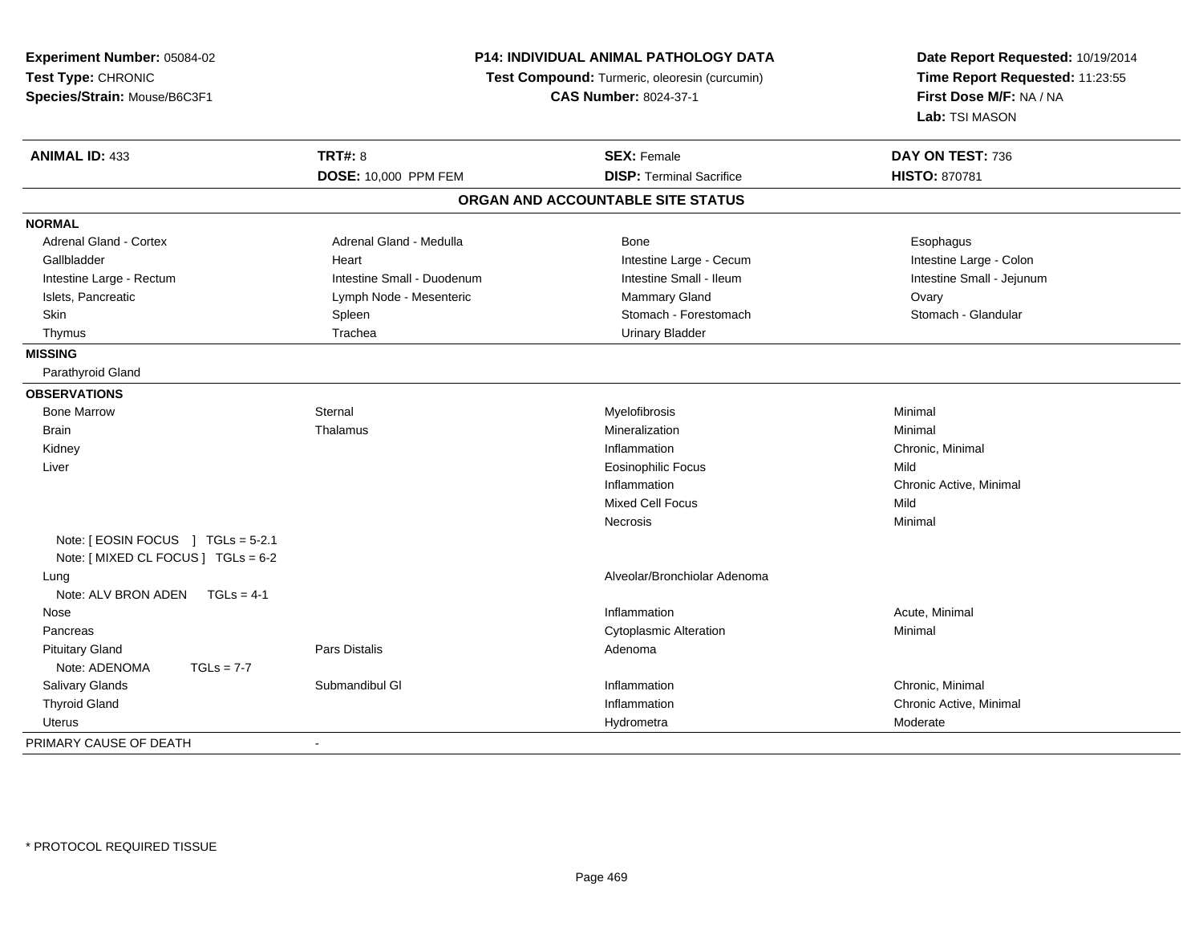**Experiment Number:** 05084-02
**Test Type:** CHRONIC
**Species/Strain:** Mouse/B6C3F1

**P14: INDIVIDUAL ANIMAL PATHOLOGY DATA**
**Test Compound:** Turmeric, oleoresin (curcumin)
**CAS Number:** 8024-37-1

**Date Report Requested:** 10/19/2014
**Time Report Requested:** 11:23:55
**First Dose M/F:** NA / NA
**Lab:** TSI MASON

| **ANIMAL ID:** 433 | **TRT#:** 8 | **SEX:** Female | **DAY ON TEST:** 736 |
|---|---|---|---|
| | **DOSE:** 10,000 PPM FEM | **DISP:** Terminal Sacrifice | **HISTO:** 870781 |

## ORGAN AND ACCOUNTABLE SITE STATUS

| | | | |
|---|---|---|---|
| **NORMAL** | | | |
| Adrenal Gland - Cortex | Adrenal Gland - Medulla | Bone | Esophagus |
| Gallbladder | Heart | Intestine Large - Cecum | Intestine Large - Colon |
| Intestine Large - Rectum | Intestine Small - Duodenum | Intestine Small - Ileum | Intestine Small - Jejunum |
| Islets, Pancreatic | Lymph Node - Mesenteric | Mammary Gland | Ovary |
| Skin | Spleen | Stomach - Forestomach | Stomach - Glandular |
| Thymus | Trachea | Urinary Bladder | |
| **MISSING** | | | |
| Parathyroid Gland | | | |
| **OBSERVATIONS** | | | |
| Bone Marrow | Sternal | Myelofibrosis | Minimal |
| Brain | Thalamus | Mineralization | Minimal |
| Kidney | | Inflammation | Chronic, Minimal |
| Liver | | Eosinophilic Focus | Mild |
| | | Inflammation | Chronic Active, Minimal |
| | | Mixed Cell Focus | Mild |
| | | Necrosis | Minimal |
| Note: [ EOSIN FOCUS ] TGLs = 5-2.1 | | | |
| Note: [ MIXED CL FOCUS ] TGLs = 6-2 | | | |
| Lung | | Alveolar/Bronchiolar Adenoma | |
| Note: ALV BRON ADEN TGLs = 4-1 | | | |
| Nose | | Inflammation | Acute, Minimal |
| Pancreas | | Cytoplasmic Alteration | Minimal |
| Pituitary Gland | Pars Distalis | Adenoma | |
| Note: ADENOMA TGLs = 7-7 | | | |
| Salivary Glands | Submandibul Gl | Inflammation | Chronic, Minimal |
| Thyroid Gland | | Inflammation | Chronic Active, Minimal |
| Uterus | | Hydrometra | Moderate |
| PRIMARY CAUSE OF DEATH | - | | |

\* PROTOCOL REQUIRED TISSUE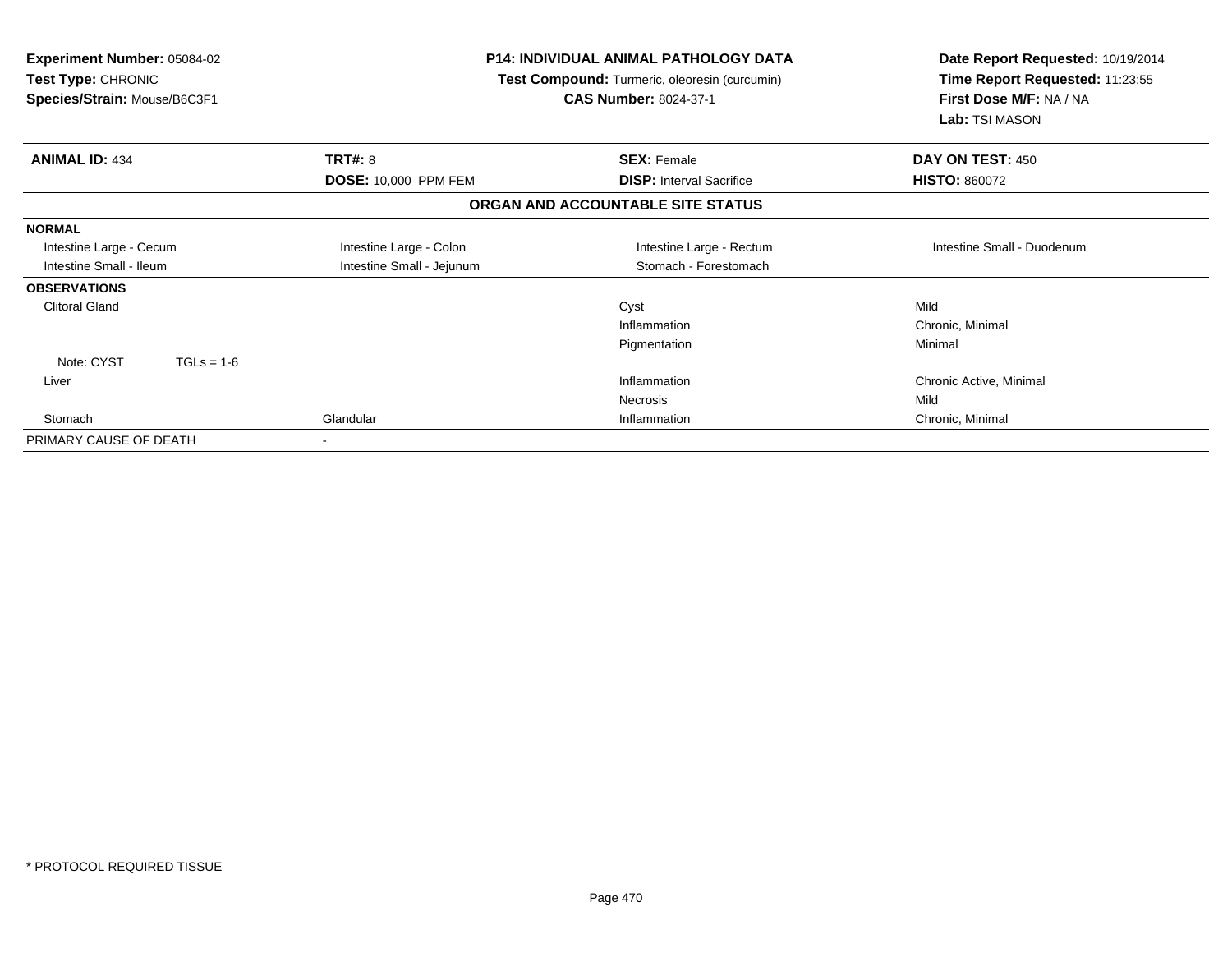**Experiment Number:** 05084-02
**Test Type:** CHRONIC
**Species/Strain:** Mouse/B6C3F1

**P14: INDIVIDUAL ANIMAL PATHOLOGY DATA**
**Test Compound:** Turmeric, oleoresin (curcumin)
**CAS Number:** 8024-37-1

**Date Report Requested:** 10/19/2014
**Time Report Requested:** 11:23:55
**First Dose M/F:** NA / NA
**Lab:** TSI MASON

| **ANIMAL ID:** 434 | **TRT#:** 8 | **SEX:** Female | **DAY ON TEST:** 450 |
|---|---|---|---|
| | **DOSE:** 10,000 PPM FEM | **DISP:** Interval Sacrifice | **HISTO:** 860072 |

**ORGAN AND ACCOUNTABLE SITE STATUS**

| | | | |
|---|---|---|---|
| **NORMAL** | | | |
| Intestine Large - Cecum | Intestine Large - Colon | Intestine Large - Rectum | Intestine Small - Duodenum |
| Intestine Small - Ileum | Intestine Small - Jejunum | Stomach - Forestomach | |
| **OBSERVATIONS** | | | |
| Clitoral Gland | | Cyst | Mild |
| | | Inflammation | Chronic, Minimal |
| | | Pigmentation | Minimal |
| Note: CYST TGLs = 1-6 | | | |
| Liver | | Inflammation | Chronic Active, Minimal |
| | | Necrosis | Mild |
| Stomach | Glandular | Inflammation | Chronic, Minimal |
| PRIMARY CAUSE OF DEATH | - | | |

* PROTOCOL REQUIRED TISSUE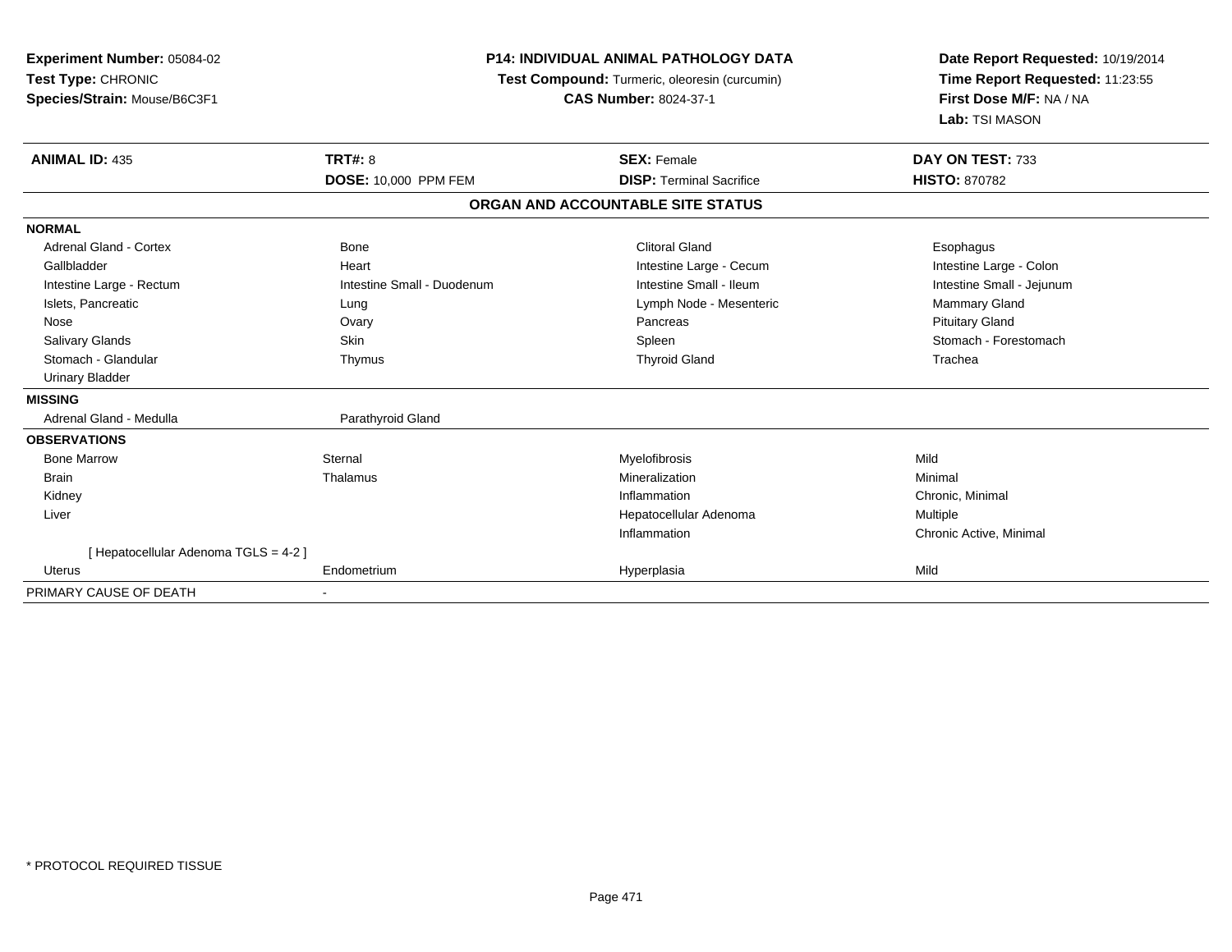**Experiment Number:** 05084-02
**Test Type:** CHRONIC
**Species/Strain:** Mouse/B6C3F1

**P14: INDIVIDUAL ANIMAL PATHOLOGY DATA**
**Test Compound:** Turmeric, oleoresin (curcumin)
**CAS Number:** 8024-37-1

**Date Report Requested:** 10/19/2014
**Time Report Requested:** 11:23:55
**First Dose M/F:** NA / NA
**Lab:** TSI MASON

| **ANIMAL ID:** 435 | **TRT#:** 8 | **SEX:** Female | **DAY ON TEST:** 733 |
|---|---|---|---|
| | **DOSE:** 10,000 PPM FEM | **DISP:** Terminal Sacrifice | **HISTO:** 870782 |

**ORGAN AND ACCOUNTABLE SITE STATUS**

| | | | |
|---|---|---|---|
| **NORMAL** | | | |
| Adrenal Gland - Cortex | Bone | Clitoral Gland | Esophagus |
| Gallbladder | Heart | Intestine Large - Cecum | Intestine Large - Colon |
| Intestine Large - Rectum | Intestine Small - Duodenum | Intestine Small - Ileum | Intestine Small - Jejunum |
| Islets, Pancreatic | Lung | Lymph Node - Mesenteric | Mammary Gland |
| Nose | Ovary | Pancreas | Pituitary Gland |
| Salivary Glands | Skin | Spleen | Stomach - Forestomach |
| Stomach - Glandular | Thymus | Thyroid Gland | Trachea |
| Urinary Bladder | | | |
| **MISSING** | | | |
| Adrenal Gland - Medulla | Parathyroid Gland | | |
| **OBSERVATIONS** | | | |
| Bone Marrow | Sternal | Myelofibrosis | Mild |
| Brain | Thalamus | Mineralization | Minimal |
| Kidney | | Inflammation | Chronic, Minimal |
| Liver | | Hepatocellular Adenoma | Multiple |
| | | Inflammation | Chronic Active, Minimal |
| [ Hepatocellular Adenoma TGLS = 4-2 ] | | | |
| Uterus | Endometrium | Hyperplasia | Mild |
| PRIMARY CAUSE OF DEATH | - | | |

* PROTOCOL REQUIRED TISSUE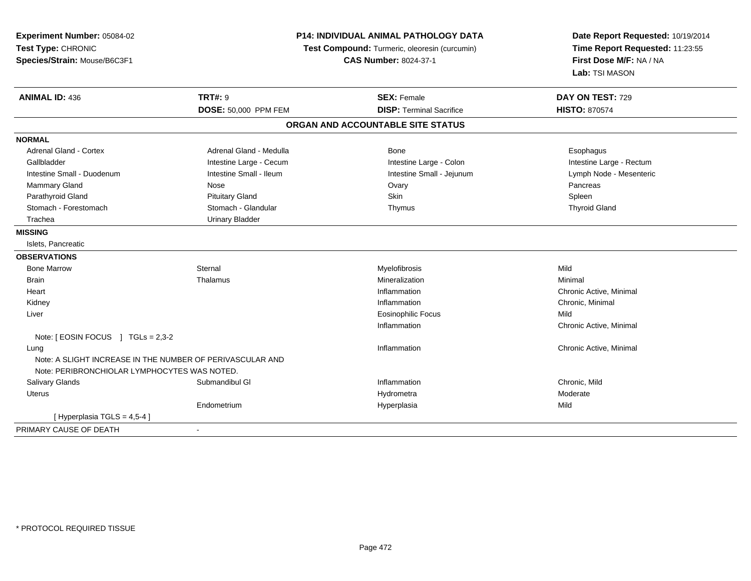**Experiment Number:** 05084-02
**Test Type:** CHRONIC
**Species/Strain:** Mouse/B6C3F1

**P14: INDIVIDUAL ANIMAL PATHOLOGY DATA**
**Test Compound:** Turmeric, oleoresin (curcumin)
**CAS Number:** 8024-37-1

**Date Report Requested:** 10/19/2014
**Time Report Requested:** 11:23:55
**First Dose M/F:** NA / NA
**Lab:** TSI MASON

| **ANIMAL ID:** 436 | **TRT#:** 9 | **SEX:** Female | **DAY ON TEST:** 729 |
|---|---|---|---|
| | **DOSE:** 50,000 PPM FEM | **DISP:** Terminal Sacrifice | **HISTO:** 870574 |

## ORGAN AND ACCOUNTABLE SITE STATUS

**NORMAL**

| | | | |
|---|---|---|---|
| Adrenal Gland - Cortex | Adrenal Gland - Medulla | Bone | Esophagus |
| Gallbladder | Intestine Large - Cecum | Intestine Large - Colon | Intestine Large - Rectum |
| Intestine Small - Duodenum | Intestine Small - Ileum | Intestine Small - Jejunum | Lymph Node - Mesenteric |
| Mammary Gland | Nose | Ovary | Pancreas |
| Parathyroid Gland | Pituitary Gland | Skin | Spleen |
| Stomach - Forestomach | Stomach - Glandular | Thymus | Thyroid Gland |
| Trachea | Urinary Bladder | | |

**MISSING**

Islets, Pancreatic

**OBSERVATIONS**

| | | | |
|---|---|---|---|
| Bone Marrow | Sternal | Myelofibrosis | Mild |
| Brain | Thalamus | Mineralization | Minimal |
| Heart | | Inflammation | Chronic Active, Minimal |
| Kidney | | Inflammation | Chronic, Minimal |
| Liver | | Eosinophilic Focus | Mild |
| | | Inflammation | Chronic Active, Minimal |
| Note: [ EOSIN FOCUS ] TGLs = 2,3-2 | | | |
| Lung | | Inflammation | Chronic Active, Minimal |
| Note: A SLIGHT INCREASE IN THE NUMBER OF PERIVASCULAR AND | | | |
| Note: PERIBRONCHIOLAR LYMPHOCYTES WAS NOTED. | | | |
| Salivary Glands | Submandibul Gl | Inflammation | Chronic, Mild |
| Uterus | | Hydrometra | Moderate |
| | Endometrium | Hyperplasia | Mild |
| [ Hyperplasia TGLS = 4,5-4 ] | | | |

PRIMARY CAUSE OF DEATH -

* PROTOCOL REQUIRED TISSUE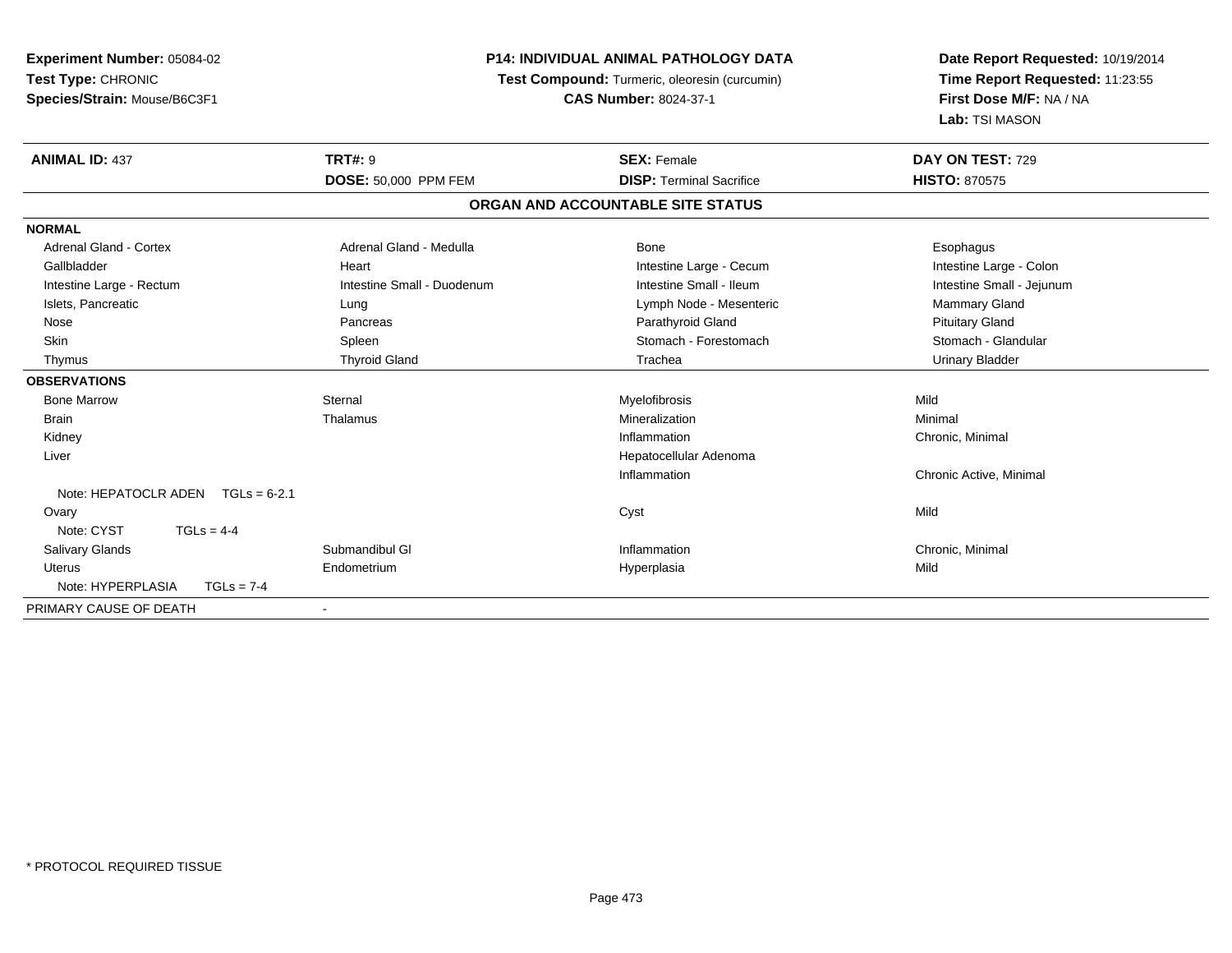**Experiment Number:** 05084-02
**Test Type:** CHRONIC
**Species/Strain:** Mouse/B6C3F1

**P14: INDIVIDUAL ANIMAL PATHOLOGY DATA**
**Test Compound:** Turmeric, oleoresin (curcumin)
**CAS Number:** 8024-37-1

**Date Report Requested:** 10/19/2014
**Time Report Requested:** 11:23:55
**First Dose M/F:** NA / NA
**Lab:** TSI MASON

| **ANIMAL ID:** 437 | **TRT#:** 9 | **SEX:** Female | **DAY ON TEST:** 729 |
|---|---|---|---|
| | **DOSE:** 50,000 PPM FEM | **DISP:** Terminal Sacrifice | **HISTO:** 870575 |

**ORGAN AND ACCOUNTABLE SITE STATUS**

| | | | |
|---|---|---|---|
| **NORMAL** | | | |
| Adrenal Gland - Cortex | Adrenal Gland - Medulla | Bone | Esophagus |
| Gallbladder | Heart | Intestine Large - Cecum | Intestine Large - Colon |
| Intestine Large - Rectum | Intestine Small - Duodenum | Intestine Small - Ileum | Intestine Small - Jejunum |
| Islets, Pancreatic | Lung | Lymph Node - Mesenteric | Mammary Gland |
| Nose | Pancreas | Parathyroid Gland | Pituitary Gland |
| Skin | Spleen | Stomach - Forestomach | Stomach - Glandular |
| Thymus | Thyroid Gland | Trachea | Urinary Bladder |
| **OBSERVATIONS** | | | |
| Bone Marrow | Sternal | Myelofibrosis | Mild |
| Brain | Thalamus | Mineralization | Minimal |
| Kidney | | Inflammation | Chronic, Minimal |
| Liver | | Hepatocellular Adenoma | |
| | | Inflammation | Chronic Active, Minimal |
| Note: HEPATOCLR ADEN TGLs = 6-2.1 | | | |
| Ovary | | Cyst | Mild |
| Note: CYST TGLs = 4-4 | | | |
| Salivary Glands | Submandibul Gl | Inflammation | Chronic, Minimal |
| Uterus | Endometrium | Hyperplasia | Mild |
| Note: HYPERPLASIA TGLs = 7-4 | | | |
| PRIMARY CAUSE OF DEATH | - | | |

* PROTOCOL REQUIRED TISSUE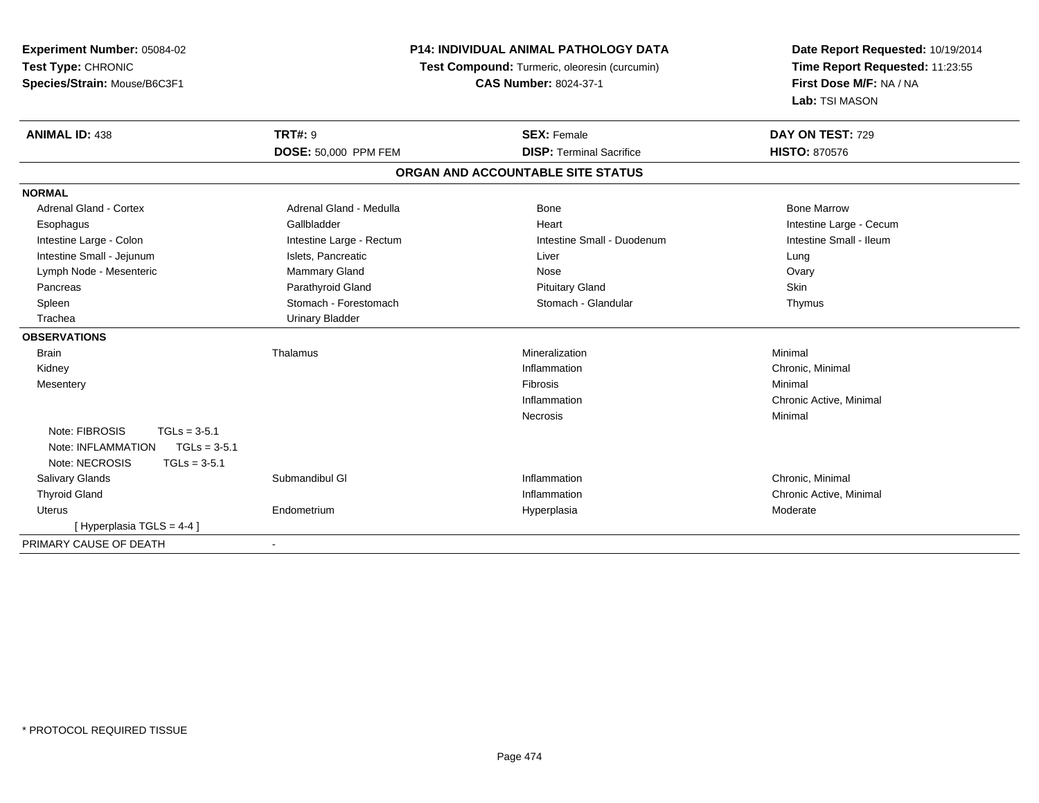**Experiment Number:** 05084-02
**Test Type:** CHRONIC
**Species/Strain:** Mouse/B6C3F1

**P14: INDIVIDUAL ANIMAL PATHOLOGY DATA**
**Test Compound:** Turmeric, oleoresin (curcumin)
**CAS Number:** 8024-37-1

**Date Report Requested:** 10/19/2014
**Time Report Requested:** 11:23:55
**First Dose M/F:** NA / NA
**Lab:** TSI MASON

| **ANIMAL ID:** 438 | **TRT#:** 9 | **SEX:** Female | **DAY ON TEST:** 729 |
|---|---|---|---|
| | **DOSE:** 50,000 PPM FEM | **DISP:** Terminal Sacrifice | **HISTO:** 870576 |

## ORGAN AND ACCOUNTABLE SITE STATUS

| | | | |
|---|---|---|---|
| **NORMAL** | | | |
| Adrenal Gland - Cortex | Adrenal Gland - Medulla | Bone | Bone Marrow |
| Esophagus | Gallbladder | Heart | Intestine Large - Cecum |
| Intestine Large - Colon | Intestine Large - Rectum | Intestine Small - Duodenum | Intestine Small - Ileum |
| Intestine Small - Jejunum | Islets, Pancreatic | Liver | Lung |
| Lymph Node - Mesenteric | Mammary Gland | Nose | Ovary |
| Pancreas | Parathyroid Gland | Pituitary Gland | Skin |
| Spleen | Stomach - Forestomach | Stomach - Glandular | Thymus |
| Trachea | Urinary Bladder | | |
| **OBSERVATIONS** | | | |
| Brain | Thalamus | Mineralization | Minimal |
| Kidney | | Inflammation | Chronic, Minimal |
| Mesentery | | Fibrosis | Minimal |
| | | Inflammation | Chronic Active, Minimal |
| | | Necrosis | Minimal |
| Note: FIBROSIS TGLs = 3-5.1 | | | |
| Note: INFLAMMATION TGLs = 3-5.1 | | | |
| Note: NECROSIS TGLs = 3-5.1 | | | |
| Salivary Glands | Submandibul Gl | Inflammation | Chronic, Minimal |
| Thyroid Gland | | Inflammation | Chronic Active, Minimal |
| Uterus | Endometrium | Hyperplasia | Moderate |
| [ Hyperplasia TGLS = 4-4 ] | | | |
| PRIMARY CAUSE OF DEATH | - | | |

* PROTOCOL REQUIRED TISSUE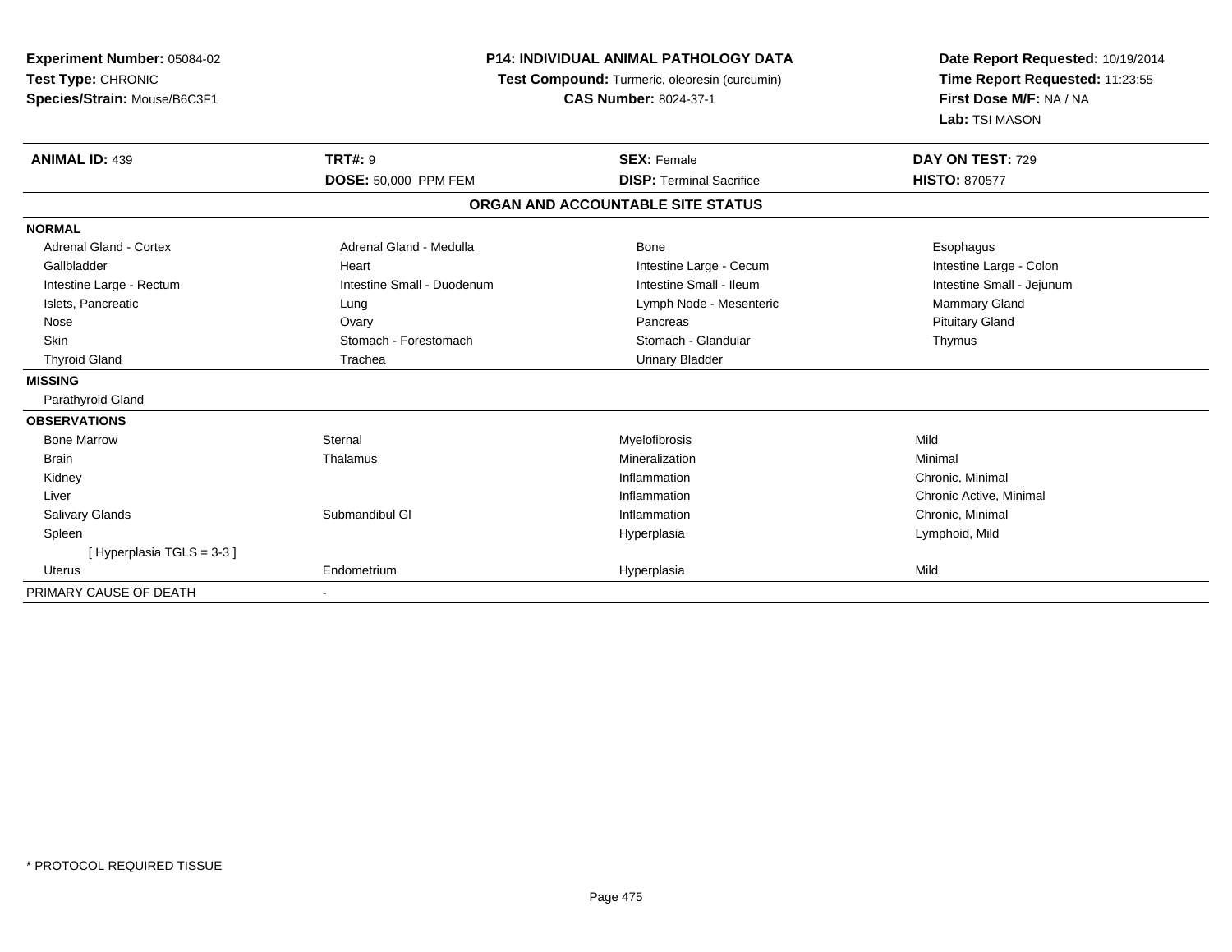**Experiment Number:** 05084-02
**Test Type:** CHRONIC
**Species/Strain:** Mouse/B6C3F1

**P14: INDIVIDUAL ANIMAL PATHOLOGY DATA**
**Test Compound:** Turmeric, oleoresin (curcumin)
**CAS Number:** 8024-37-1

**Date Report Requested:** 10/19/2014
**Time Report Requested:** 11:23:55
**First Dose M/F:** NA / NA
**Lab:** TSI MASON

| **ANIMAL ID:** 439 | **TRT#:** 9 | **SEX:** Female | **DAY ON TEST:** 729 |
|---|---|---|---|
| | **DOSE:** 50,000 PPM FEM | **DISP:** Terminal Sacrifice | **HISTO:** 870577 |

## ORGAN AND ACCOUNTABLE SITE STATUS

| | | | |
|---|---|---|---|
| **NORMAL** | | | |
| Adrenal Gland - Cortex | Adrenal Gland - Medulla | Bone | Esophagus |
| Gallbladder | Heart | Intestine Large - Cecum | Intestine Large - Colon |
| Intestine Large - Rectum | Intestine Small - Duodenum | Intestine Small - Ileum | Intestine Small - Jejunum |
| Islets, Pancreatic | Lung | Lymph Node - Mesenteric | Mammary Gland |
| Nose | Ovary | Pancreas | Pituitary Gland |
| Skin | Stomach - Forestomach | Stomach - Glandular | Thymus |
| Thyroid Gland | Trachea | Urinary Bladder | |
| **MISSING** | | | |
| Parathyroid Gland | | | |
| **OBSERVATIONS** | | | |
| Bone Marrow | Sternal | Myelofibrosis | Mild |
| Brain | Thalamus | Mineralization | Minimal |
| Kidney | | Inflammation | Chronic, Minimal |
| Liver | | Inflammation | Chronic Active, Minimal |
| Salivary Glands | Submandibul Gl | Inflammation | Chronic, Minimal |
| Spleen | | Hyperplasia | Lymphoid, Mild |
| [ Hyperplasia TGLS = 3-3 ] | | | |
| Uterus | Endometrium | Hyperplasia | Mild |
| PRIMARY CAUSE OF DEATH | - | | |

* PROTOCOL REQUIRED TISSUE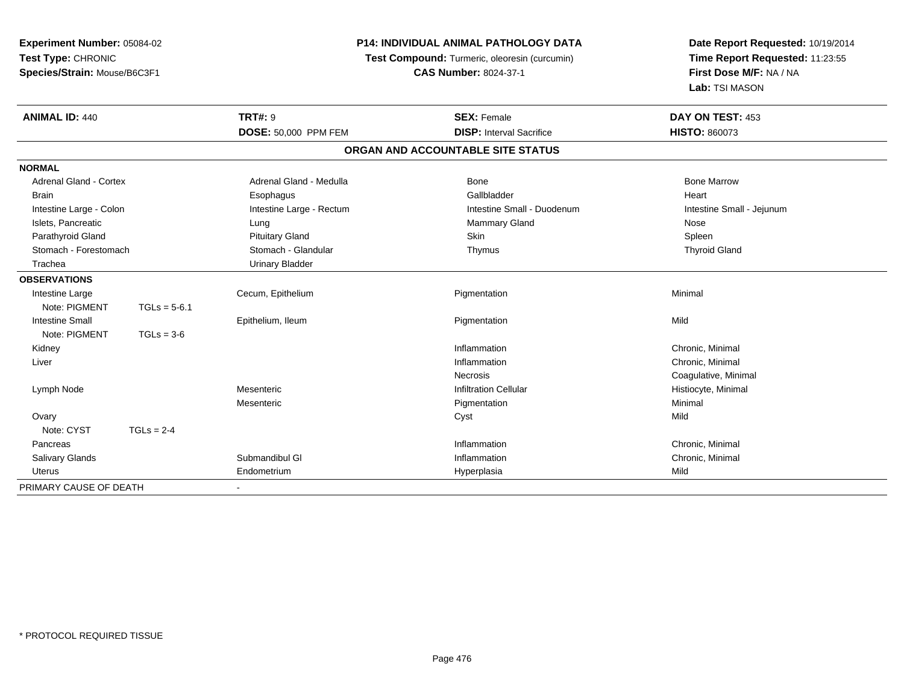**Experiment Number:** 05084-02
**Test Type:** CHRONIC
**Species/Strain:** Mouse/B6C3F1

**P14: INDIVIDUAL ANIMAL PATHOLOGY DATA**
**Test Compound:** Turmeric, oleoresin (curcumin)
**CAS Number:** 8024-37-1

**Date Report Requested:** 10/19/2014
**Time Report Requested:** 11:23:55
**First Dose M/F:** NA / NA
**Lab:** TSI MASON

| **ANIMAL ID:** 440 | **TRT#:** 9 | **SEX:** Female | **DAY ON TEST:** 453 |
|---|---|---|---|
| | **DOSE:** 50,000 PPM FEM | **DISP:** Interval Sacrifice | **HISTO:** 860073 |

## ORGAN AND ACCOUNTABLE SITE STATUS

| | | | |
|---|---|---|---|
| **NORMAL** | | | |
| Adrenal Gland - Cortex | Adrenal Gland - Medulla | Bone | Bone Marrow |
| Brain | Esophagus | Gallbladder | Heart |
| Intestine Large - Colon | Intestine Large - Rectum | Intestine Small - Duodenum | Intestine Small - Jejunum |
| Islets, Pancreatic | Lung | Mammary Gland | Nose |
| Parathyroid Gland | Pituitary Gland | Skin | Spleen |
| Stomach - Forestomach | Stomach - Glandular | Thymus | Thyroid Gland |
| Trachea | Urinary Bladder | | |
| **OBSERVATIONS** | | | |
| Intestine Large | Cecum, Epithelium | Pigmentation | Minimal |
| Note: PIGMENT TGLs = 5-6.1 | | | |
| Intestine Small | Epithelium, Ileum | Pigmentation | Mild |
| Note: PIGMENT TGLs = 3-6 | | | |
| Kidney | | Inflammation | Chronic, Minimal |
| Liver | | Inflammation | Chronic, Minimal |
| | | Necrosis | Coagulative, Minimal |
| Lymph Node | Mesenteric | Infiltration Cellular | Histiocyte, Minimal |
| | Mesenteric | Pigmentation | Minimal |
| Ovary | | Cyst | Mild |
| Note: CYST TGLs = 2-4 | | | |
| Pancreas | | Inflammation | Chronic, Minimal |
| Salivary Glands | Submandibul Gl | Inflammation | Chronic, Minimal |
| Uterus | Endometrium | Hyperplasia | Mild |
| PRIMARY CAUSE OF DEATH | - | | |

\* PROTOCOL REQUIRED TISSUE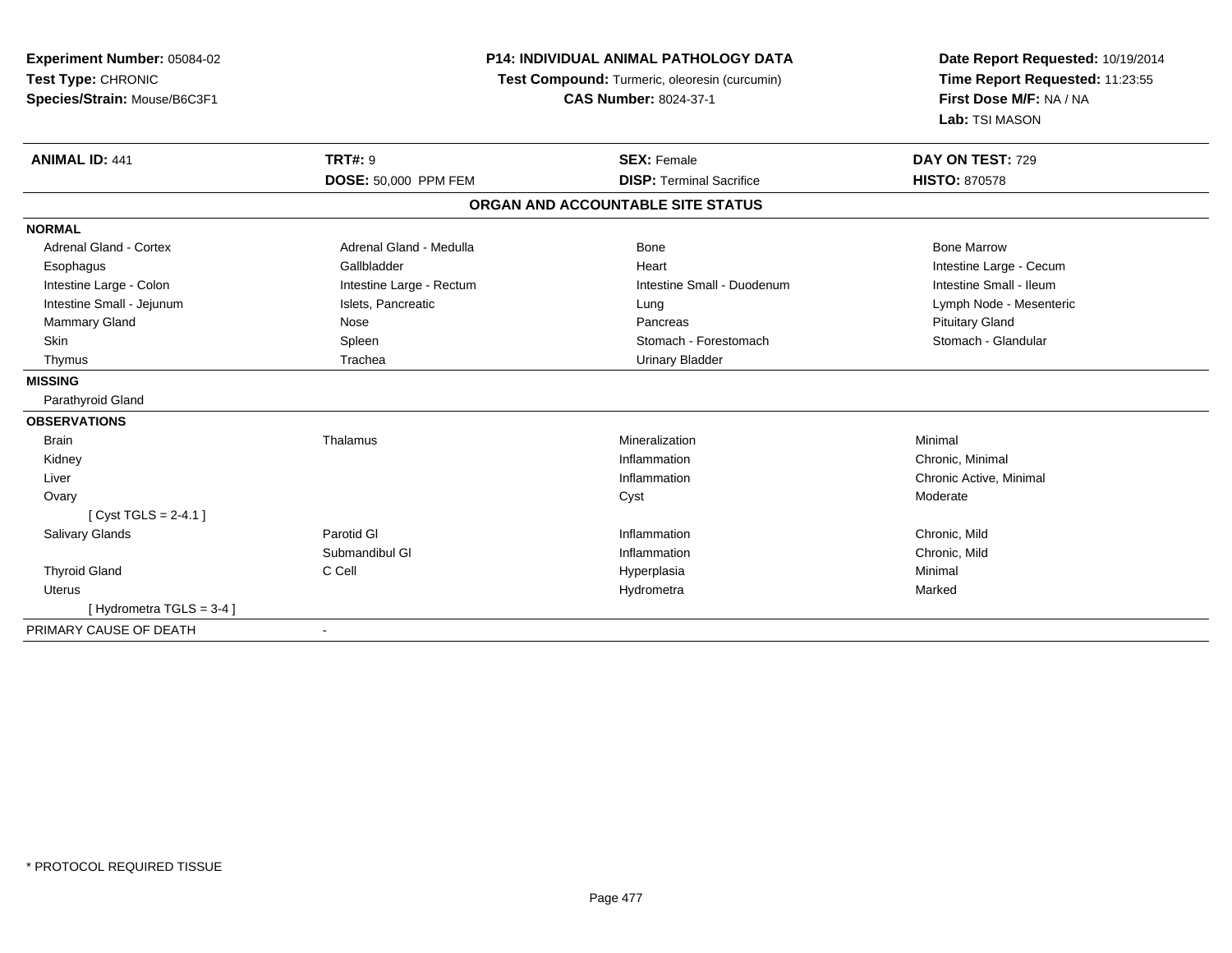**Experiment Number:** 05084-02
**Test Type:** CHRONIC
**Species/Strain:** Mouse/B6C3F1

**P14: INDIVIDUAL ANIMAL PATHOLOGY DATA**
**Test Compound:** Turmeric, oleoresin (curcumin)
**CAS Number:** 8024-37-1

**Date Report Requested:** 10/19/2014
**Time Report Requested:** 11:23:55
**First Dose M/F:** NA / NA
**Lab:** TSI MASON

| **ANIMAL ID:** 441 | **TRT#:** 9 | **SEX:** Female | **DAY ON TEST:** 729 |
|---|---|---|---|
| | **DOSE:** 50,000 PPM FEM | **DISP:** Terminal Sacrifice | **HISTO:** 870578 |

**ORGAN AND ACCOUNTABLE SITE STATUS**

| | | | |
|---|---|---|---|
| **NORMAL** | | | |
| Adrenal Gland - Cortex | Adrenal Gland - Medulla | Bone | Bone Marrow |
| Esophagus | Gallbladder | Heart | Intestine Large - Cecum |
| Intestine Large - Colon | Intestine Large - Rectum | Intestine Small - Duodenum | Intestine Small - Ileum |
| Intestine Small - Jejunum | Islets, Pancreatic | Lung | Lymph Node - Mesenteric |
| Mammary Gland | Nose | Pancreas | Pituitary Gland |
| Skin | Spleen | Stomach - Forestomach | Stomach - Glandular |
| Thymus | Trachea | Urinary Bladder | |
| **MISSING** | | | |
| Parathyroid Gland | | | |
| **OBSERVATIONS** | | | |
| Brain | Thalamus | Mineralization | Minimal |
| Kidney | | Inflammation | Chronic, Minimal |
| Liver | | Inflammation | Chronic Active, Minimal |
| Ovary | | Cyst | Moderate |
| [ Cyst TGLS = 2-4.1 ] | | | |
| Salivary Glands | Parotid Gl | Inflammation | Chronic, Mild |
| | Submandibul Gl | Inflammation | Chronic, Mild |
| Thyroid Gland | C Cell | Hyperplasia | Minimal |
| Uterus | | Hydrometra | Marked |
| [ Hydrometra TGLS = 3-4 ] | | | |
| PRIMARY CAUSE OF DEATH | - | | |

* PROTOCOL REQUIRED TISSUE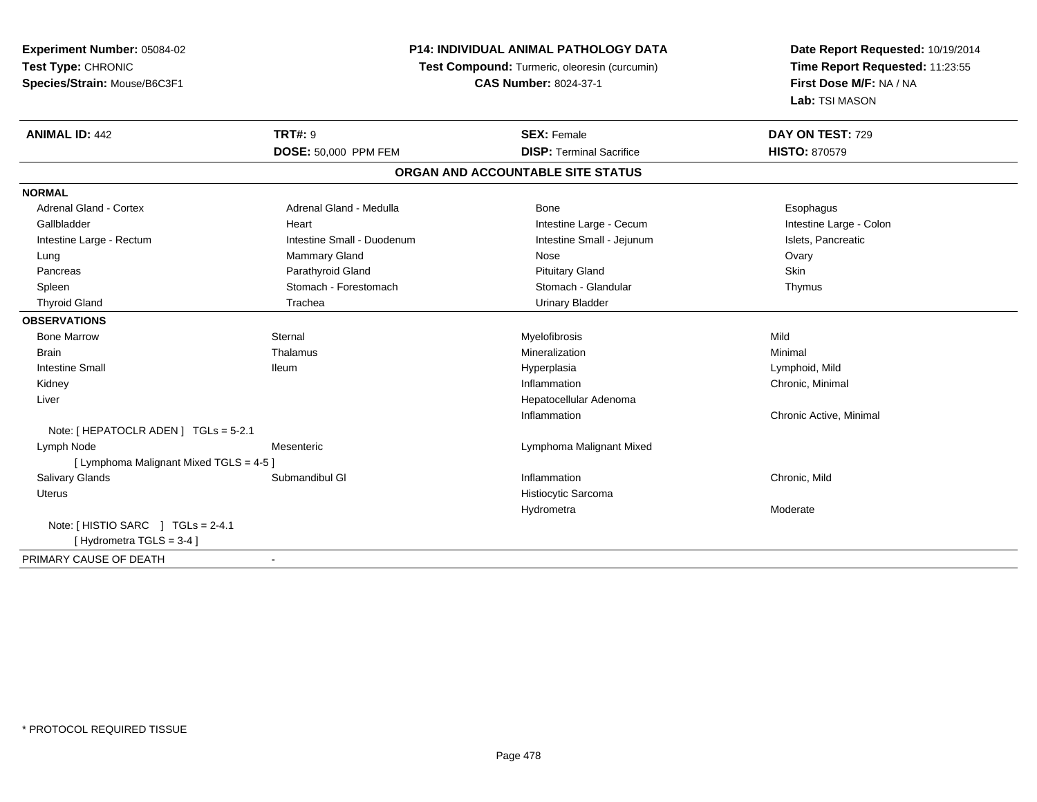**Experiment Number:** 05084-02
**Test Type:** CHRONIC
**Species/Strain:** Mouse/B6C3F1

**P14: INDIVIDUAL ANIMAL PATHOLOGY DATA**
**Test Compound:** Turmeric, oleoresin (curcumin)
**CAS Number:** 8024-37-1

**Date Report Requested:** 10/19/2014
**Time Report Requested:** 11:23:55
**First Dose M/F:** NA / NA
**Lab:** TSI MASON

| **ANIMAL ID:** 442 | **TRT#:** 9 | **SEX:** Female | **DAY ON TEST:** 729 |
|---|---|---|---|
| | **DOSE:** 50,000 PPM FEM | **DISP:** Terminal Sacrifice | **HISTO:** 870579 |

## ORGAN AND ACCOUNTABLE SITE STATUS

**NORMAL**

| | | | |
|---|---|---|---|
| Adrenal Gland - Cortex | Adrenal Gland - Medulla | Bone | Esophagus |
| Gallbladder | Heart | Intestine Large - Cecum | Intestine Large - Colon |
| Intestine Large - Rectum | Intestine Small - Duodenum | Intestine Small - Jejunum | Islets, Pancreatic |
| Lung | Mammary Gland | Nose | Ovary |
| Pancreas | Parathyroid Gland | Pituitary Gland | Skin |
| Spleen | Stomach - Forestomach | Stomach - Glandular | Thymus |
| Thyroid Gland | Trachea | Urinary Bladder | |

**OBSERVATIONS**

| | | | |
|---|---|---|---|
| Bone Marrow | Sternal | Myelofibrosis | Mild |
| Brain | Thalamus | Mineralization | Minimal |
| Intestine Small | Ileum | Hyperplasia | Lymphoid, Mild |
| Kidney | | Inflammation | Chronic, Minimal |
| Liver | | Hepatocellular Adenoma | |
| | | Inflammation | Chronic Active, Minimal |
| Note: [ HEPATOCLR ADEN ] TGLs = 5-2.1 | | | |
| Lymph Node | Mesenteric | Lymphoma Malignant Mixed | |
| [ Lymphoma Malignant Mixed TGLS = 4-5 ] | | | |
| Salivary Glands | Submandibul Gl | Inflammation | Chronic, Mild |
| Uterus | | Histiocytic Sarcoma | |
| | | Hydrometra | Moderate |
| Note: [ HISTIO SARC ] TGLs = 2-4.1 | | | |
| [ Hydrometra TGLS = 3-4 ] | | | |

PRIMARY CAUSE OF DEATH -

* PROTOCOL REQUIRED TISSUE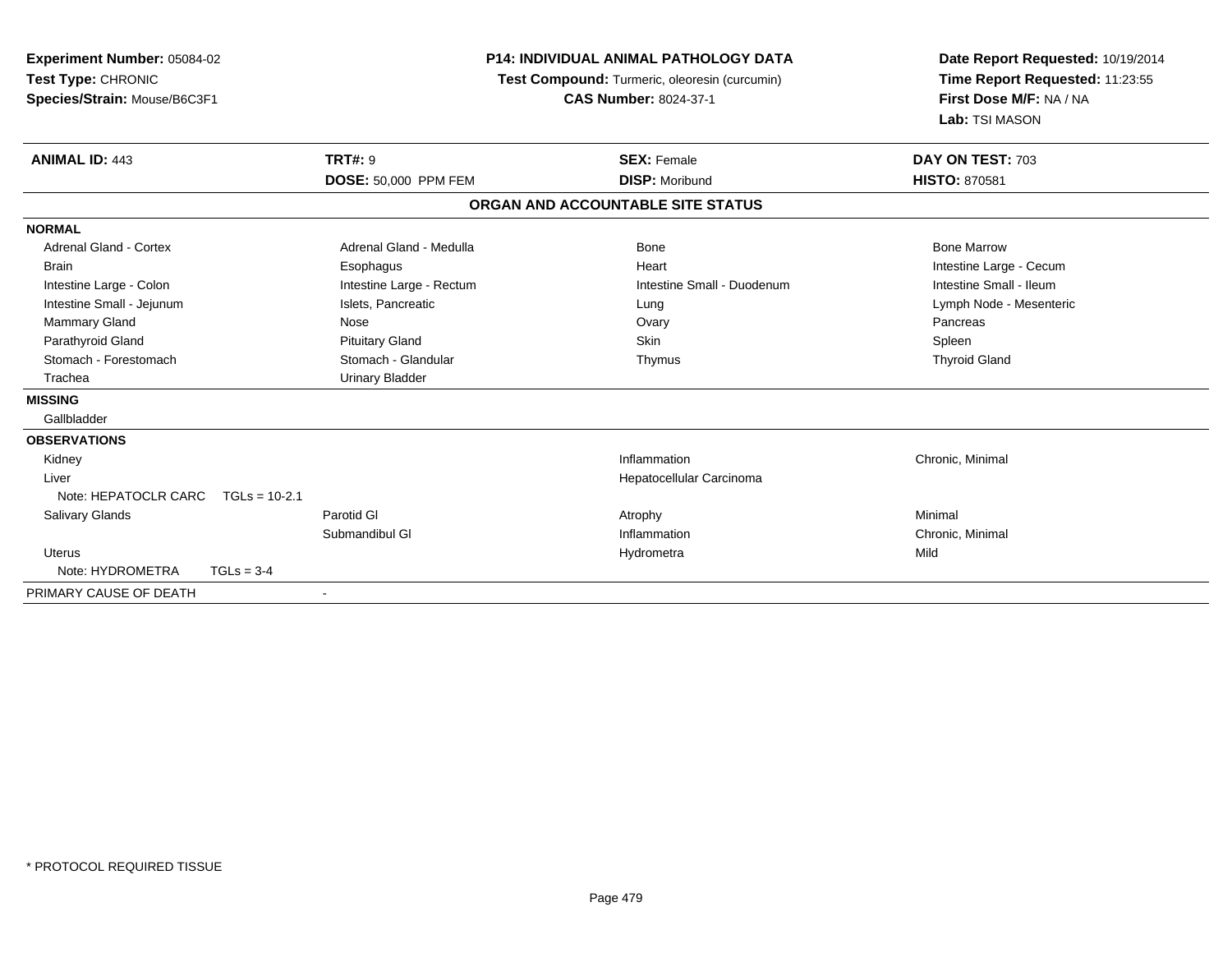**Experiment Number:** 05084-02
**Test Type:** CHRONIC
**Species/Strain:** Mouse/B6C3F1

**P14: INDIVIDUAL ANIMAL PATHOLOGY DATA**
**Test Compound:** Turmeric, oleoresin (curcumin)
**CAS Number:** 8024-37-1

**Date Report Requested:** 10/19/2014
**Time Report Requested:** 11:23:55
**First Dose M/F:** NA / NA
**Lab:** TSI MASON

| **ANIMAL ID:** 443 | **TRT#:** 9 | **SEX:** Female | **DAY ON TEST:** 703 |
|---|---|---|---|
| | **DOSE:** 50,000 PPM FEM | **DISP:** Moribund | **HISTO:** 870581 |

**ORGAN AND ACCOUNTABLE SITE STATUS**

**NORMAL**

| | | | |
|---|---|---|---|
| Adrenal Gland - Cortex | Adrenal Gland - Medulla | Bone | Bone Marrow |
| Brain | Esophagus | Heart | Intestine Large - Cecum |
| Intestine Large - Colon | Intestine Large - Rectum | Intestine Small - Duodenum | Intestine Small - Ileum |
| Intestine Small - Jejunum | Islets, Pancreatic | Lung | Lymph Node - Mesenteric |
| Mammary Gland | Nose | Ovary | Pancreas |
| Parathyroid Gland | Pituitary Gland | Skin | Spleen |
| Stomach - Forestomach | Stomach - Glandular | Thymus | Thyroid Gland |
| Trachea | Urinary Bladder | | |

**MISSING**

Gallbladder

**OBSERVATIONS**

| | | | |
|---|---|---|---|
| Kidney | | Inflammation | Chronic, Minimal |
| Liver | | Hepatocellular Carcinoma | |
| Note: HEPATOCLR CARC TGLs = 10-2.1 | | | |
| Salivary Glands | Parotid Gl | Atrophy | Minimal |
| | Submandibul Gl | Inflammation | Chronic, Minimal |
| Uterus | | Hydrometra | Mild |
| Note: HYDROMETRA TGLs = 3-4 | | | |

PRIMARY CAUSE OF DEATH -

\* PROTOCOL REQUIRED TISSUE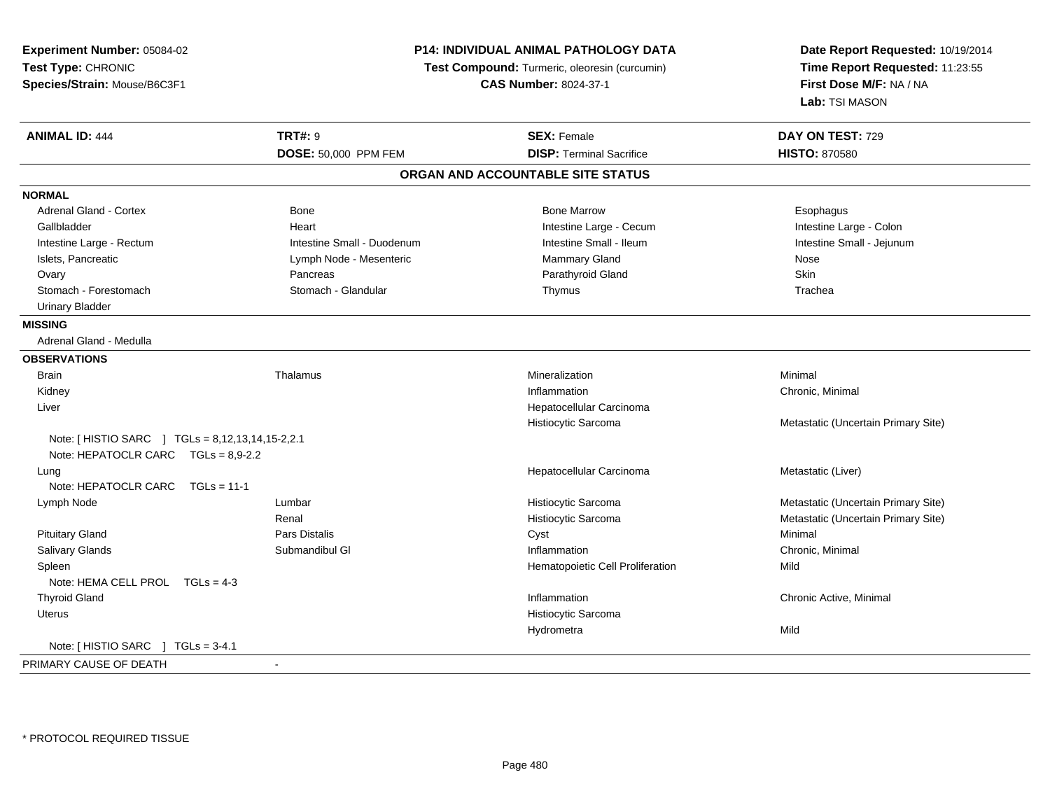**Experiment Number:** 05084-02
**Test Type:** CHRONIC
**Species/Strain:** Mouse/B6C3F1

**P14: INDIVIDUAL ANIMAL PATHOLOGY DATA**
**Test Compound:** Turmeric, oleoresin (curcumin)
**CAS Number:** 8024-37-1

**Date Report Requested:** 10/19/2014
**Time Report Requested:** 11:23:55
**First Dose M/F:** NA / NA
**Lab:** TSI MASON

| **ANIMAL ID:** 444 | **TRT#:** 9 | **SEX:** Female | **DAY ON TEST:** 729 |
|---|---|---|---|
| | **DOSE:** 50,000 PPM FEM | **DISP:** Terminal Sacrifice | **HISTO:** 870580 |

## ORGAN AND ACCOUNTABLE SITE STATUS

**NORMAL**

| | | | |
|---|---|---|---|
| Adrenal Gland - Cortex | Bone | Bone Marrow | Esophagus |
| Gallbladder | Heart | Intestine Large - Cecum | Intestine Large - Colon |
| Intestine Large - Rectum | Intestine Small - Duodenum | Intestine Small - Ileum | Intestine Small - Jejunum |
| Islets, Pancreatic | Lymph Node - Mesenteric | Mammary Gland | Nose |
| Ovary | Pancreas | Parathyroid Gland | Skin |
| Stomach - Forestomach | Stomach - Glandular | Thymus | Trachea |
| Urinary Bladder | | | |

**MISSING**

Adrenal Gland - Medulla

**OBSERVATIONS**

| | | | |
|---|---|---|---|
| Brain | Thalamus | Mineralization | Minimal |
| Kidney | | Inflammation | Chronic, Minimal |
| Liver | | Hepatocellular Carcinoma | |
| | | Histiocytic Sarcoma | Metastatic (Uncertain Primary Site) |
| Note: [ HISTIO SARC ] TGLs = 8,12,13,14,15-2,2.1 | | | |
| Note: HEPATOCLR CARC TGLs = 8,9-2.2 | | | |
| Lung | | Hepatocellular Carcinoma | Metastatic (Liver) |
| Note: HEPATOCLR CARC TGLs = 11-1 | | | |
| Lymph Node | Lumbar | Histiocytic Sarcoma | Metastatic (Uncertain Primary Site) |
| | Renal | Histiocytic Sarcoma | Metastatic (Uncertain Primary Site) |
| Pituitary Gland | Pars Distalis | Cyst | Minimal |
| Salivary Glands | Submandibul Gl | Inflammation | Chronic, Minimal |
| Spleen | | Hematopoietic Cell Proliferation | Mild |
| Note: HEMA CELL PROL TGLs = 4-3 | | | |
| Thyroid Gland | | Inflammation | Chronic Active, Minimal |
| Uterus | | Histiocytic Sarcoma | |
| | | Hydrometra | Mild |
| Note: [ HISTIO SARC ] TGLs = 3-4.1 | | | |

PRIMARY CAUSE OF DEATH -

\* PROTOCOL REQUIRED TISSUE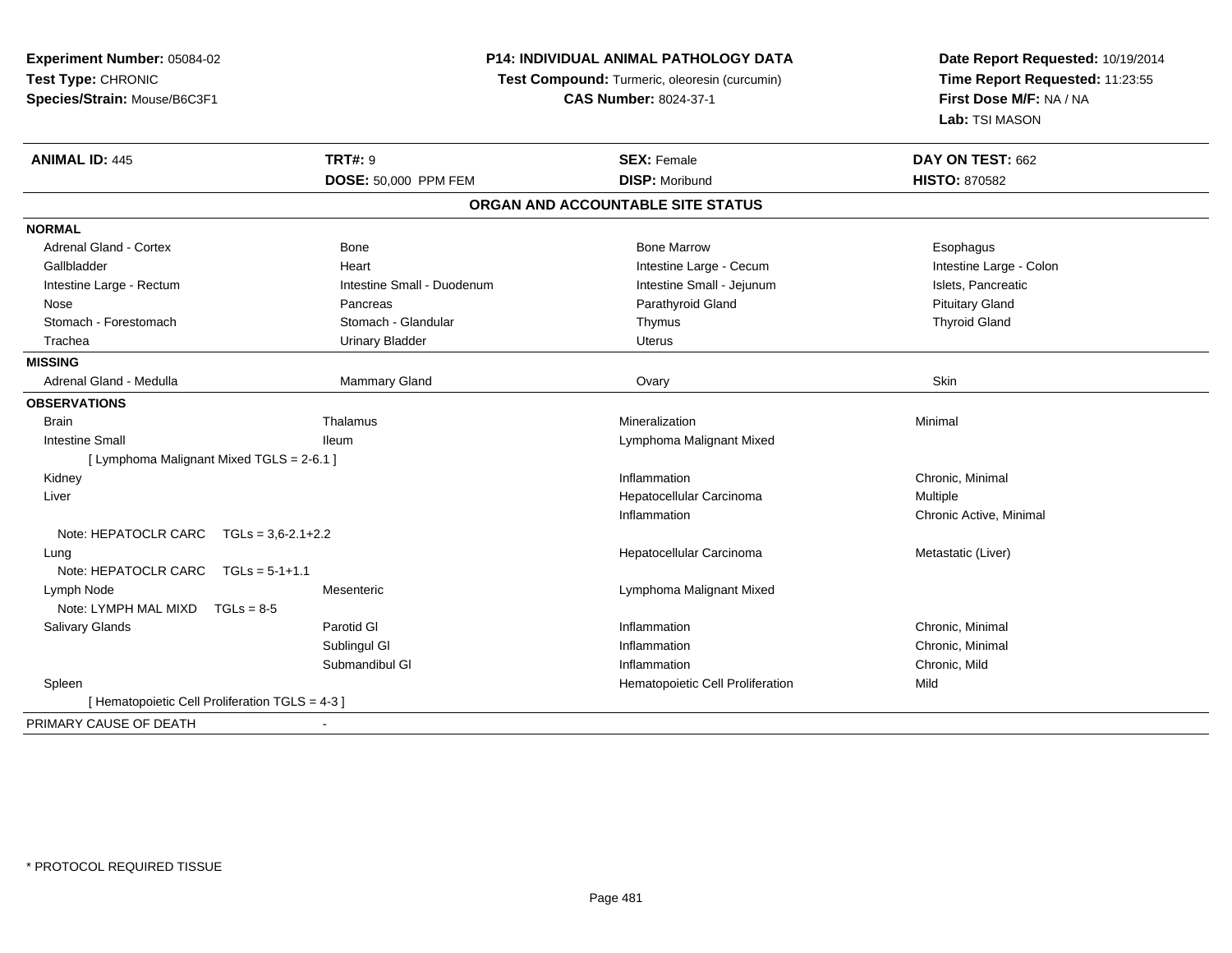**Experiment Number:** 05084-02
**Test Type:** CHRONIC
**Species/Strain:** Mouse/B6C3F1

**P14: INDIVIDUAL ANIMAL PATHOLOGY DATA**
**Test Compound:** Turmeric, oleoresin (curcumin)
**CAS Number:** 8024-37-1

**Date Report Requested:** 10/19/2014
**Time Report Requested:** 11:23:55
**First Dose M/F:** NA / NA
**Lab:** TSI MASON

| **ANIMAL ID:** 445 | **TRT#:** 9 | **SEX:** Female | **DAY ON TEST:** 662 |
|---|---|---|---|
| | **DOSE:** 50,000 PPM FEM | **DISP:** Moribund | **HISTO:** 870582 |

**ORGAN AND ACCOUNTABLE SITE STATUS**

| | | | |
|---|---|---|---|
| **NORMAL** | | | |
| Adrenal Gland - Cortex | Bone | Bone Marrow | Esophagus |
| Gallbladder | Heart | Intestine Large - Cecum | Intestine Large - Colon |
| Intestine Large - Rectum | Intestine Small - Duodenum | Intestine Small - Jejunum | Islets, Pancreatic |
| Nose | Pancreas | Parathyroid Gland | Pituitary Gland |
| Stomach - Forestomach | Stomach - Glandular | Thymus | Thyroid Gland |
| Trachea | Urinary Bladder | Uterus | |
| **MISSING** | | | |
| Adrenal Gland - Medulla | Mammary Gland | Ovary | Skin |
| **OBSERVATIONS** | | | |
| Brain | Thalamus | Mineralization | Minimal |
| Intestine Small | Ileum | Lymphoma Malignant Mixed | |
| [ Lymphoma Malignant Mixed TGLS = 2-6.1 ] | | | |
| Kidney | | Inflammation | Chronic, Minimal |
| Liver | | Hepatocellular Carcinoma | Multiple |
| | | Inflammation | Chronic Active, Minimal |
| Note: HEPATOCLR CARC TGLs = 3,6-2.1+2.2 | | | |
| Lung | | Hepatocellular Carcinoma | Metastatic (Liver) |
| Note: HEPATOCLR CARC TGLs = 5-1+1.1 | | | |
| Lymph Node | Mesenteric | Lymphoma Malignant Mixed | |
| Note: LYMPH MAL MIXD TGLs = 8-5 | | | |
| Salivary Glands | Parotid Gl | Inflammation | Chronic, Minimal |
| | Sublingul Gl | Inflammation | Chronic, Minimal |
| | Submandibul Gl | Inflammation | Chronic, Mild |
| Spleen | | Hematopoietic Cell Proliferation | Mild |
| [ Hematopoietic Cell Proliferation TGLS = 4-3 ] | | | |
| PRIMARY CAUSE OF DEATH | - | | |

* PROTOCOL REQUIRED TISSUE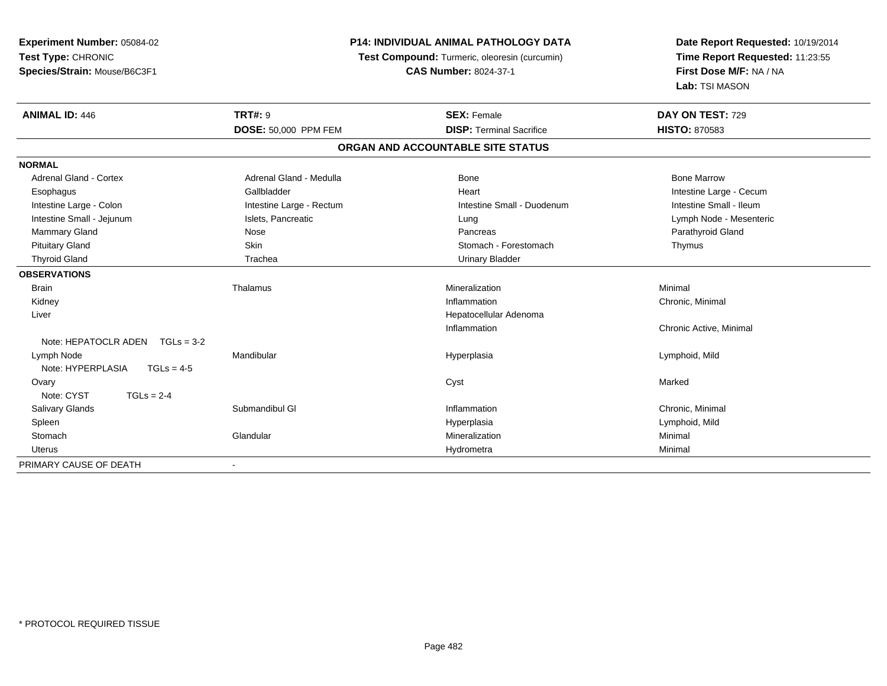**Experiment Number:** 05084-02
**Test Type:** CHRONIC
**Species/Strain:** Mouse/B6C3F1

**P14: INDIVIDUAL ANIMAL PATHOLOGY DATA**
**Test Compound:** Turmeric, oleoresin (curcumin)
**CAS Number:** 8024-37-1

**Date Report Requested:** 10/19/2014
**Time Report Requested:** 11:23:55
**First Dose M/F:** NA / NA
**Lab:** TSI MASON

| **ANIMAL ID:** 446 | **TRT#:** 9 | **SEX:** Female | **DAY ON TEST:** 729 |
|---|---|---|---|
| | **DOSE:** 50,000 PPM FEM | **DISP:** Terminal Sacrifice | **HISTO:** 870583 |

## ORGAN AND ACCOUNTABLE SITE STATUS

| | | | |
|---|---|---|---|
| **NORMAL** | | | |
| Adrenal Gland - Cortex | Adrenal Gland - Medulla | Bone | Bone Marrow |
| Esophagus | Gallbladder | Heart | Intestine Large - Cecum |
| Intestine Large - Colon | Intestine Large - Rectum | Intestine Small - Duodenum | Intestine Small - Ileum |
| Intestine Small - Jejunum | Islets, Pancreatic | Lung | Lymph Node - Mesenteric |
| Mammary Gland | Nose | Pancreas | Parathyroid Gland |
| Pituitary Gland | Skin | Stomach - Forestomach | Thymus |
| Thyroid Gland | Trachea | Urinary Bladder | |
| **OBSERVATIONS** | | | |
| Brain | Thalamus | Mineralization | Minimal |
| Kidney | | Inflammation | Chronic, Minimal |
| Liver | | Hepatocellular Adenoma | |
| | | Inflammation | Chronic Active, Minimal |
| Note: HEPATOCLR ADEN TGLs = 3-2 | | | |
| Lymph Node | Mandibular | Hyperplasia | Lymphoid, Mild |
| Note: HYPERPLASIA TGLs = 4-5 | | | |
| Ovary | | Cyst | Marked |
| Note: CYST TGLs = 2-4 | | | |
| Salivary Glands | Submandibul Gl | Inflammation | Chronic, Minimal |
| Spleen | | Hyperplasia | Lymphoid, Mild |
| Stomach | Glandular | Mineralization | Minimal |
| Uterus | | Hydrometra | Minimal |
| PRIMARY CAUSE OF DEATH | - | | |

* PROTOCOL REQUIRED TISSUE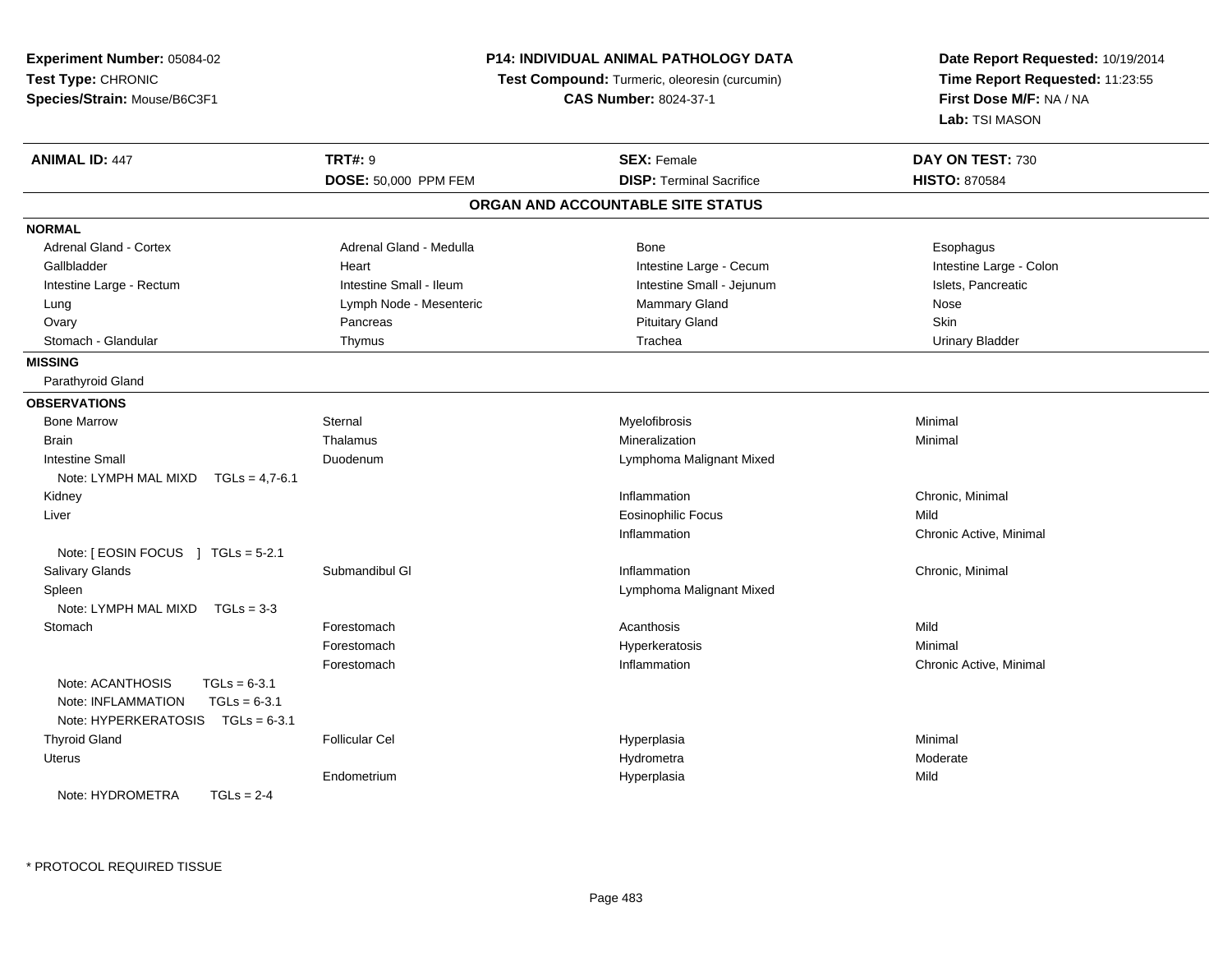**Experiment Number:** 05084-02
**Test Type:** CHRONIC
**Species/Strain:** Mouse/B6C3F1

**P14: INDIVIDUAL ANIMAL PATHOLOGY DATA**
**Test Compound:** Turmeric, oleoresin (curcumin)
**CAS Number:** 8024-37-1

**Date Report Requested:** 10/19/2014
**Time Report Requested:** 11:23:55
**First Dose M/F:** NA / NA
**Lab:** TSI MASON

| **ANIMAL ID:** 447 | **TRT#:** 9 | **SEX:** Female | **DAY ON TEST:** 730 |
|---|---|---|---|
| | **DOSE:** 50,000 PPM FEM | **DISP:** Terminal Sacrifice | **HISTO:** 870584 |

## ORGAN AND ACCOUNTABLE SITE STATUS

**NORMAL**

| | | | |
|---|---|---|---|
| Adrenal Gland - Cortex | Adrenal Gland - Medulla | Bone | Esophagus |
| Gallbladder | Heart | Intestine Large - Cecum | Intestine Large - Colon |
| Intestine Large - Rectum | Intestine Small - Ileum | Intestine Small - Jejunum | Islets, Pancreatic |
| Lung | Lymph Node - Mesenteric | Mammary Gland | Nose |
| Ovary | Pancreas | Pituitary Gland | Skin |
| Stomach - Glandular | Thymus | Trachea | Urinary Bladder |

**MISSING**

Parathyroid Gland

**OBSERVATIONS**

| | | | |
|---|---|---|---|
| Bone Marrow | Sternal | Myelofibrosis | Minimal |
| Brain | Thalamus | Mineralization | Minimal |
| Intestine Small | Duodenum | Lymphoma Malignant Mixed | |
| Note: LYMPH MAL MIXD TGLs = 4,7-6.1 | | | |
| Kidney | | Inflammation | Chronic, Minimal |
| Liver | | Eosinophilic Focus | Mild |
| | | Inflammation | Chronic Active, Minimal |
| Note: [ EOSIN FOCUS ] TGLs = 5-2.1 | | | |
| Salivary Glands | Submandibul Gl | Inflammation | Chronic, Minimal |
| Spleen | | Lymphoma Malignant Mixed | |
| Note: LYMPH MAL MIXD TGLs = 3-3 | | | |
| Stomach | Forestomach | Acanthosis | Mild |
| | Forestomach | Hyperkeratosis | Minimal |
| | Forestomach | Inflammation | Chronic Active, Minimal |
| Note: ACANTHOSIS TGLs = 6-3.1 | | | |
| Note: INFLAMMATION TGLs = 6-3.1 | | | |
| Note: HYPERKERATOSIS TGLs = 6-3.1 | | | |
| Thyroid Gland | Follicular Cel | Hyperplasia | Minimal |
| Uterus | | Hydrometra | Moderate |
| | Endometrium | Hyperplasia | Mild |
| Note: HYDROMETRA TGLs = 2-4 | | | |

* PROTOCOL REQUIRED TISSUE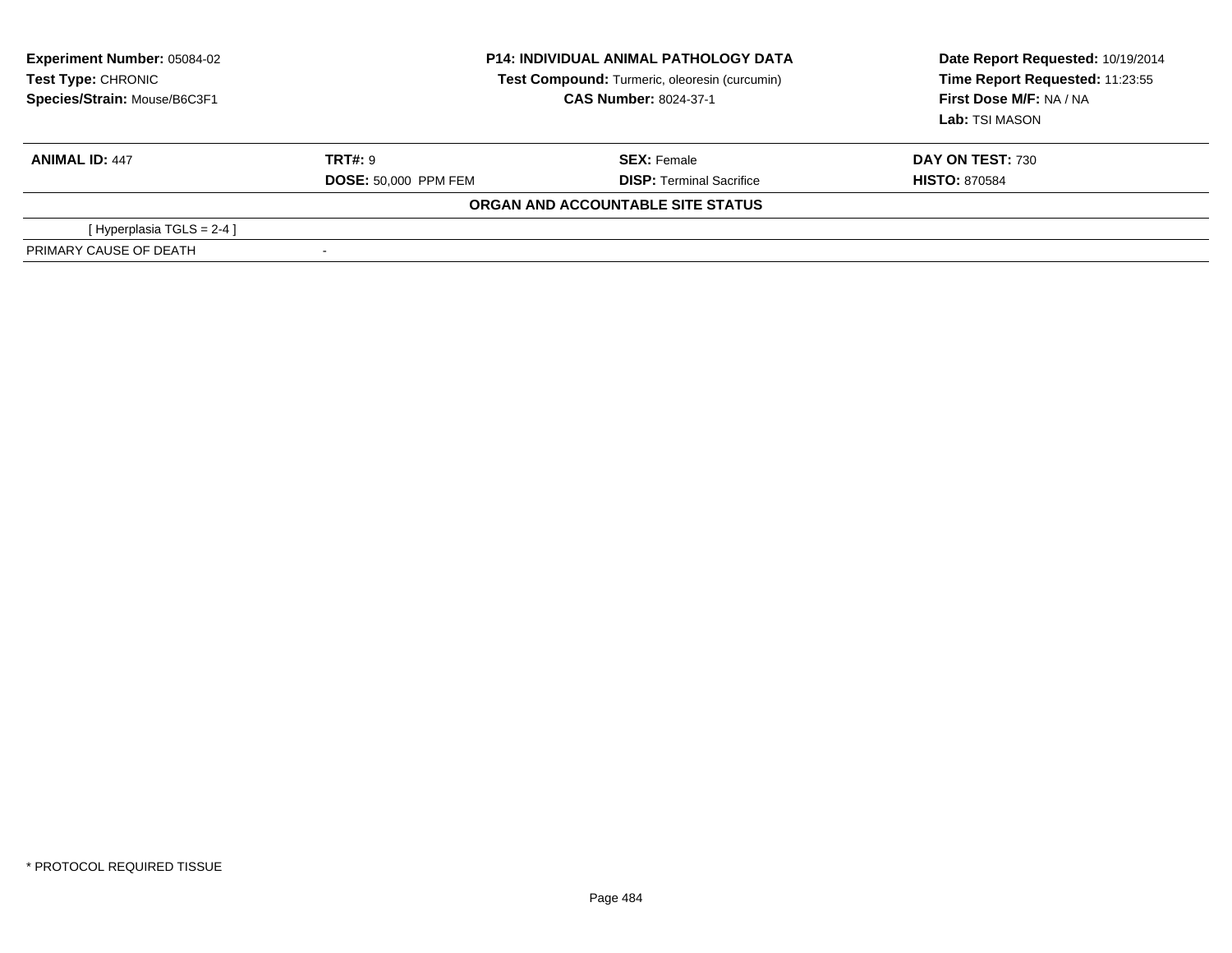**Experiment Number:** 05084-02
**Test Type:** CHRONIC
**Species/Strain:** Mouse/B6C3F1

**P14: INDIVIDUAL ANIMAL PATHOLOGY DATA**
**Test Compound:** Turmeric, oleoresin (curcumin)
**CAS Number:** 8024-37-1

**Date Report Requested:** 10/19/2014
**Time Report Requested:** 11:23:55
**First Dose M/F:** NA / NA
**Lab:** TSI MASON

| **ANIMAL ID:** 447 | **TRT#:** 9 | **SEX:** Female | **DAY ON TEST:** 730 |
|---|---|---|---|
| | **DOSE:** 50,000 PPM FEM | **DISP:** Terminal Sacrifice | **HISTO:** 870584 |

**ORGAN AND ACCOUNTABLE SITE STATUS**

| | |
|---|---|
| [ Hyperplasia TGLS = 2-4 ] | |
| PRIMARY CAUSE OF DEATH | - |

* PROTOCOL REQUIRED TISSUE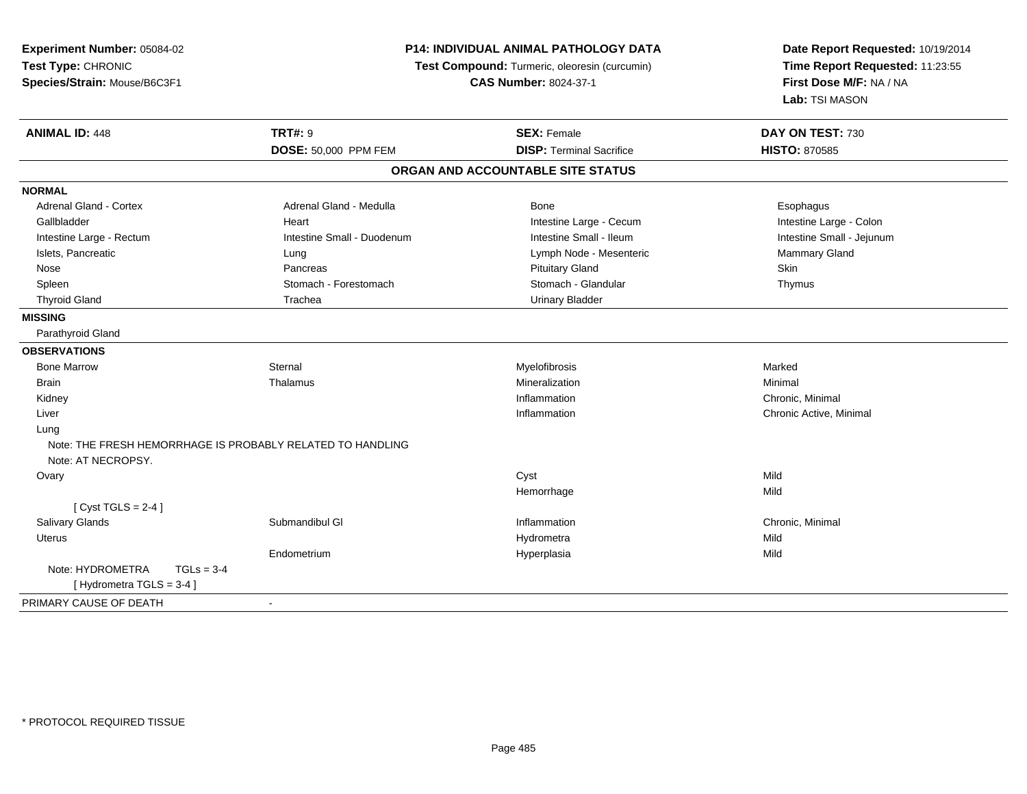**Experiment Number:** 05084-02
**Test Type:** CHRONIC
**Species/Strain:** Mouse/B6C3F1

**P14: INDIVIDUAL ANIMAL PATHOLOGY DATA**
**Test Compound:** Turmeric, oleoresin (curcumin)
**CAS Number:** 8024-37-1

**Date Report Requested:** 10/19/2014
**Time Report Requested:** 11:23:55
**First Dose M/F:** NA / NA
**Lab:** TSI MASON

| **ANIMAL ID:** 448 | **TRT#:** 9 | **SEX:** Female | **DAY ON TEST:** 730 |
|---|---|---|---|
| | **DOSE:** 50,000 PPM FEM | **DISP:** Terminal Sacrifice | **HISTO:** 870585 |

## ORGAN AND ACCOUNTABLE SITE STATUS

| | | | |
|---|---|---|---|
| **NORMAL** | | | |
| Adrenal Gland - Cortex | Adrenal Gland - Medulla | Bone | Esophagus |
| Gallbladder | Heart | Intestine Large - Cecum | Intestine Large - Colon |
| Intestine Large - Rectum | Intestine Small - Duodenum | Intestine Small - Ileum | Intestine Small - Jejunum |
| Islets, Pancreatic | Lung | Lymph Node - Mesenteric | Mammary Gland |
| Nose | Pancreas | Pituitary Gland | Skin |
| Spleen | Stomach - Forestomach | Stomach - Glandular | Thymus |
| Thyroid Gland | Trachea | Urinary Bladder | |
| **MISSING** | | | |
| Parathyroid Gland | | | |
| **OBSERVATIONS** | | | |
| Bone Marrow | Sternal | Myelofibrosis | Marked |
| Brain | Thalamus | Mineralization | Minimal |
| Kidney | | Inflammation | Chronic, Minimal |
| Liver | | Inflammation | Chronic Active, Minimal |
| Lung | | | |
| Note: THE FRESH HEMORRHAGE IS PROBABLY RELATED TO HANDLING | | | |
| Note: AT NECROPSY. | | | |
| Ovary | | Cyst | Mild |
| | | Hemorrhage | Mild |
| [ Cyst TGLS = 2-4 ] | | | |
| Salivary Glands | Submandibul Gl | Inflammation | Chronic, Minimal |
| Uterus | | Hydrometra | Mild |
| | Endometrium | Hyperplasia | Mild |
| Note: HYDROMETRA TGLs = 3-4 | | | |
| [ Hydrometra TGLS = 3-4 ] | | | |
| PRIMARY CAUSE OF DEATH | - | | |

* PROTOCOL REQUIRED TISSUE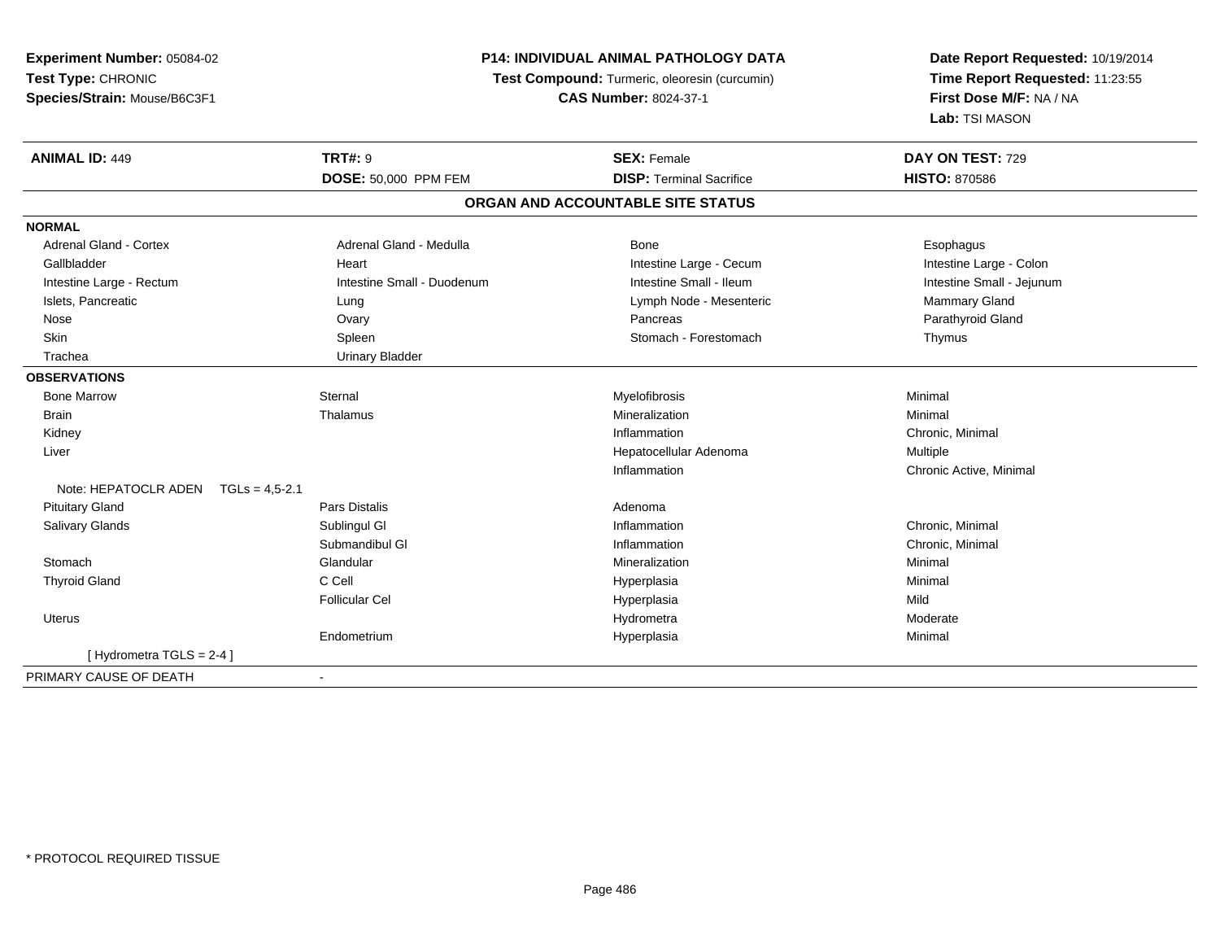**Experiment Number:** 05084-02
**Test Type:** CHRONIC
**Species/Strain:** Mouse/B6C3F1

**P14: INDIVIDUAL ANIMAL PATHOLOGY DATA**
**Test Compound:** Turmeric, oleoresin (curcumin)
**CAS Number:** 8024-37-1

**Date Report Requested:** 10/19/2014
**Time Report Requested:** 11:23:55
**First Dose M/F:** NA / NA
**Lab:** TSI MASON

| **ANIMAL ID:** 449 | **TRT#:** 9 | **SEX:** Female | **DAY ON TEST:** 729 |
|---|---|---|---|
| | **DOSE:** 50,000 PPM FEM | **DISP:** Terminal Sacrifice | **HISTO:** 870586 |

## ORGAN AND ACCOUNTABLE SITE STATUS

| | | | |
|---|---|---|---|
| **NORMAL** | | | |
| Adrenal Gland - Cortex | Adrenal Gland - Medulla | Bone | Esophagus |
| Gallbladder | Heart | Intestine Large - Cecum | Intestine Large - Colon |
| Intestine Large - Rectum | Intestine Small - Duodenum | Intestine Small - Ileum | Intestine Small - Jejunum |
| Islets, Pancreatic | Lung | Lymph Node - Mesenteric | Mammary Gland |
| Nose | Ovary | Pancreas | Parathyroid Gland |
| Skin | Spleen | Stomach - Forestomach | Thymus |
| Trachea | Urinary Bladder | | |
| **OBSERVATIONS** | | | |
| Bone Marrow | Sternal | Myelofibrosis | Minimal |
| Brain | Thalamus | Mineralization | Minimal |
| Kidney | | Inflammation | Chronic, Minimal |
| Liver | | Hepatocellular Adenoma | Multiple |
| | | Inflammation | Chronic Active, Minimal |
| Note: HEPATOCLR ADEN TGLs = 4,5-2.1 | | | |
| Pituitary Gland | Pars Distalis | Adenoma | |
| Salivary Glands | Sublingul Gl | Inflammation | Chronic, Minimal |
| | Submandibul Gl | Inflammation | Chronic, Minimal |
| Stomach | Glandular | Mineralization | Minimal |
| Thyroid Gland | C Cell | Hyperplasia | Minimal |
| | Follicular Cel | Hyperplasia | Mild |
| Uterus | | Hydrometra | Moderate |
| | Endometrium | Hyperplasia | Minimal |
| [ Hydrometra TGLS = 2-4 ] | | | |
| PRIMARY CAUSE OF DEATH | - | | |

* PROTOCOL REQUIRED TISSUE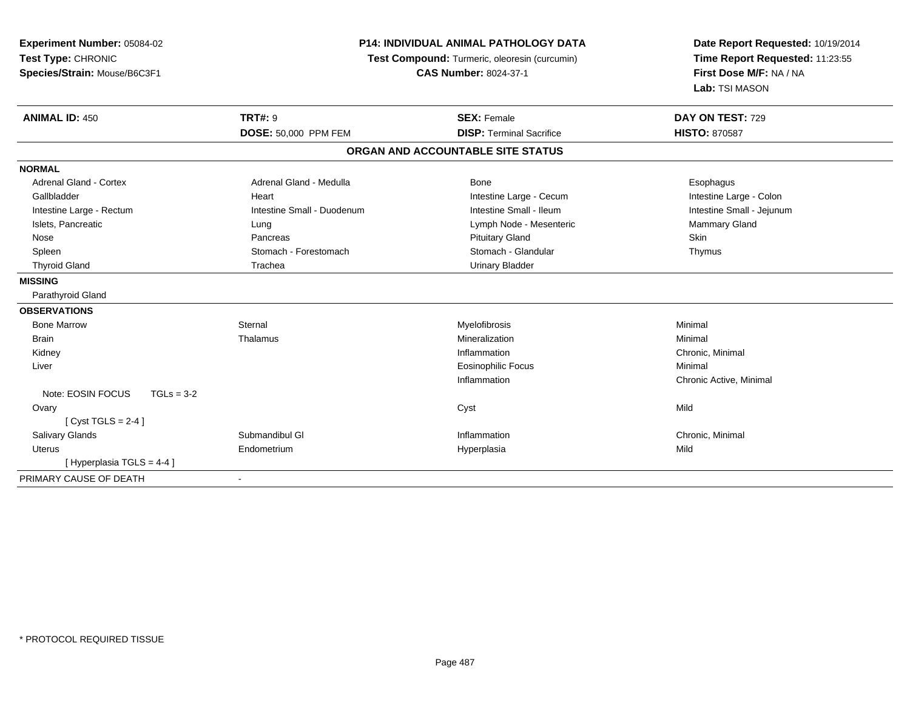**Experiment Number:** 05084-02
**Test Type:** CHRONIC
**Species/Strain:** Mouse/B6C3F1

**P14: INDIVIDUAL ANIMAL PATHOLOGY DATA**
**Test Compound:** Turmeric, oleoresin (curcumin)
**CAS Number:** 8024-37-1

**Date Report Requested:** 10/19/2014
**Time Report Requested:** 11:23:55
**First Dose M/F:** NA / NA
**Lab:** TSI MASON

| **ANIMAL ID:** 450 | **TRT#:** 9 | **SEX:** Female | **DAY ON TEST:** 729 |
|---|---|---|---|
| | **DOSE:** 50,000 PPM FEM | **DISP:** Terminal Sacrifice | **HISTO:** 870587 |

## ORGAN AND ACCOUNTABLE SITE STATUS

**NORMAL**

| | | | |
|---|---|---|---|
| Adrenal Gland - Cortex | Adrenal Gland - Medulla | Bone | Esophagus |
| Gallbladder | Heart | Intestine Large - Cecum | Intestine Large - Colon |
| Intestine Large - Rectum | Intestine Small - Duodenum | Intestine Small - Ileum | Intestine Small - Jejunum |
| Islets, Pancreatic | Lung | Lymph Node - Mesenteric | Mammary Gland |
| Nose | Pancreas | Pituitary Gland | Skin |
| Spleen | Stomach - Forestomach | Stomach - Glandular | Thymus |
| Thyroid Gland | Trachea | Urinary Bladder | |

**MISSING**

Parathyroid Gland

**OBSERVATIONS**

| | | | |
|---|---|---|---|
| Bone Marrow | Sternal | Myelofibrosis | Minimal |
| Brain | Thalamus | Mineralization | Minimal |
| Kidney | | Inflammation | Chronic, Minimal |
| Liver | | Eosinophilic Focus | Minimal |
| | | Inflammation | Chronic Active, Minimal |
| Note: EOSIN FOCUS TGLs = 3-2 | | | |
| Ovary | | Cyst | Mild |
| [ Cyst TGLS = 2-4 ] | | | |
| Salivary Glands | Submandibul Gl | Inflammation | Chronic, Minimal |
| Uterus | Endometrium | Hyperplasia | Mild |
| [ Hyperplasia TGLS = 4-4 ] | | | |

PRIMARY CAUSE OF DEATH -

* PROTOCOL REQUIRED TISSUE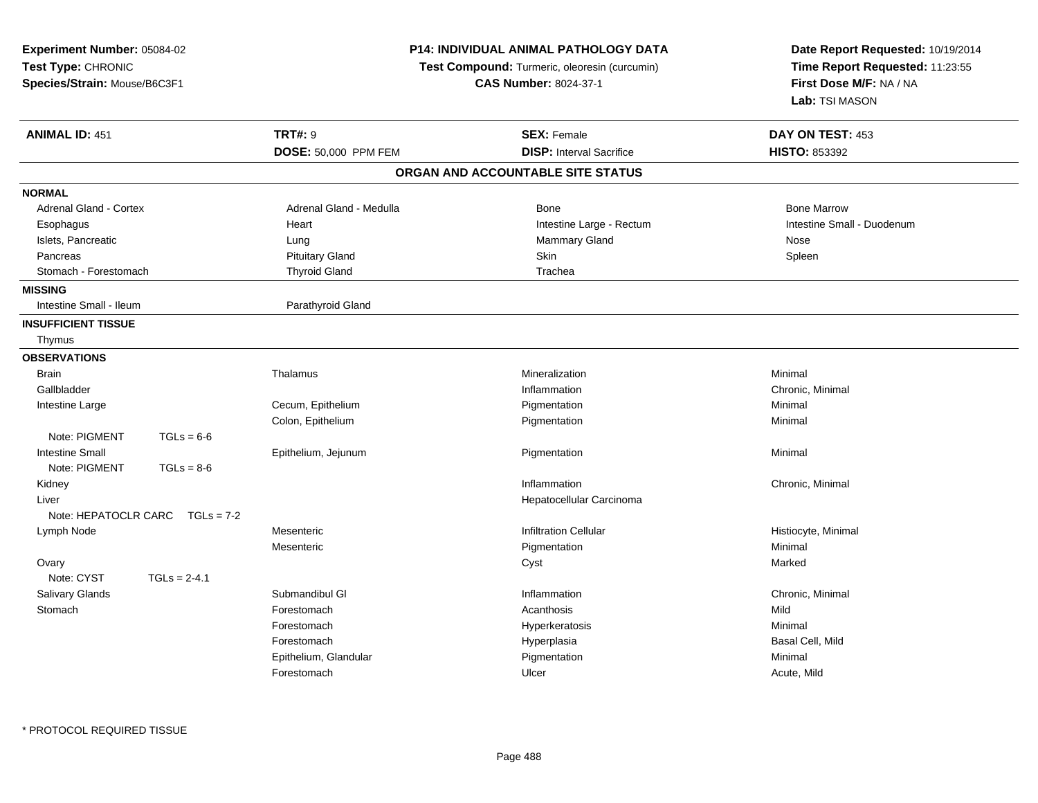**Experiment Number:** 05084-02
**Test Type:** CHRONIC
**Species/Strain:** Mouse/B6C3F1

**P14: INDIVIDUAL ANIMAL PATHOLOGY DATA**
**Test Compound:** Turmeric, oleoresin (curcumin)
**CAS Number:** 8024-37-1

**Date Report Requested:** 10/19/2014
**Time Report Requested:** 11:23:55
**First Dose M/F:** NA / NA
**Lab:** TSI MASON

| **ANIMAL ID:** 451 | **TRT#:** 9 | **SEX:** Female | **DAY ON TEST:** 453 |
|---|---|---|---|
| | **DOSE:** 50,000 PPM FEM | **DISP:** Interval Sacrifice | **HISTO:** 853392 |

## ORGAN AND ACCOUNTABLE SITE STATUS

| | | | |
|---|---|---|---|
| **NORMAL** | | | |
| Adrenal Gland - Cortex | Adrenal Gland - Medulla | Bone | Bone Marrow |
| Esophagus | Heart | Intestine Large - Rectum | Intestine Small - Duodenum |
| Islets, Pancreatic | Lung | Mammary Gland | Nose |
| Pancreas | Pituitary Gland | Skin | Spleen |
| Stomach - Forestomach | Thyroid Gland | Trachea | |
| **MISSING** | | | |
| Intestine Small - Ileum | Parathyroid Gland | | |
| **INSUFFICIENT TISSUE** | | | |
| Thymus | | | |
| **OBSERVATIONS** | | | |
| Brain | Thalamus | Mineralization | Minimal |
| Gallbladder | | Inflammation | Chronic, Minimal |
| Intestine Large | Cecum, Epithelium | Pigmentation | Minimal |
| | Colon, Epithelium | Pigmentation | Minimal |
| Note: PIGMENT TGLs = 6-6 | | | |
| Intestine Small | Epithelium, Jejunum | Pigmentation | Minimal |
| Note: PIGMENT TGLs = 8-6 | | | |
| Kidney | | Inflammation | Chronic, Minimal |
| Liver | | Hepatocellular Carcinoma | |
| Note: HEPATOCLR CARC TGLs = 7-2 | | | |
| Lymph Node | Mesenteric | Infiltration Cellular | Histiocyte, Minimal |
| | Mesenteric | Pigmentation | Minimal |
| Ovary | | Cyst | Marked |
| Note: CYST TGLs = 2-4.1 | | | |
| Salivary Glands | Submandibul Gl | Inflammation | Chronic, Minimal |
| Stomach | Forestomach | Acanthosis | Mild |
| | Forestomach | Hyperkeratosis | Minimal |
| | Forestomach | Hyperplasia | Basal Cell, Mild |
| | Epithelium, Glandular | Pigmentation | Minimal |
| | Forestomach | Ulcer | Acute, Mild |

* PROTOCOL REQUIRED TISSUE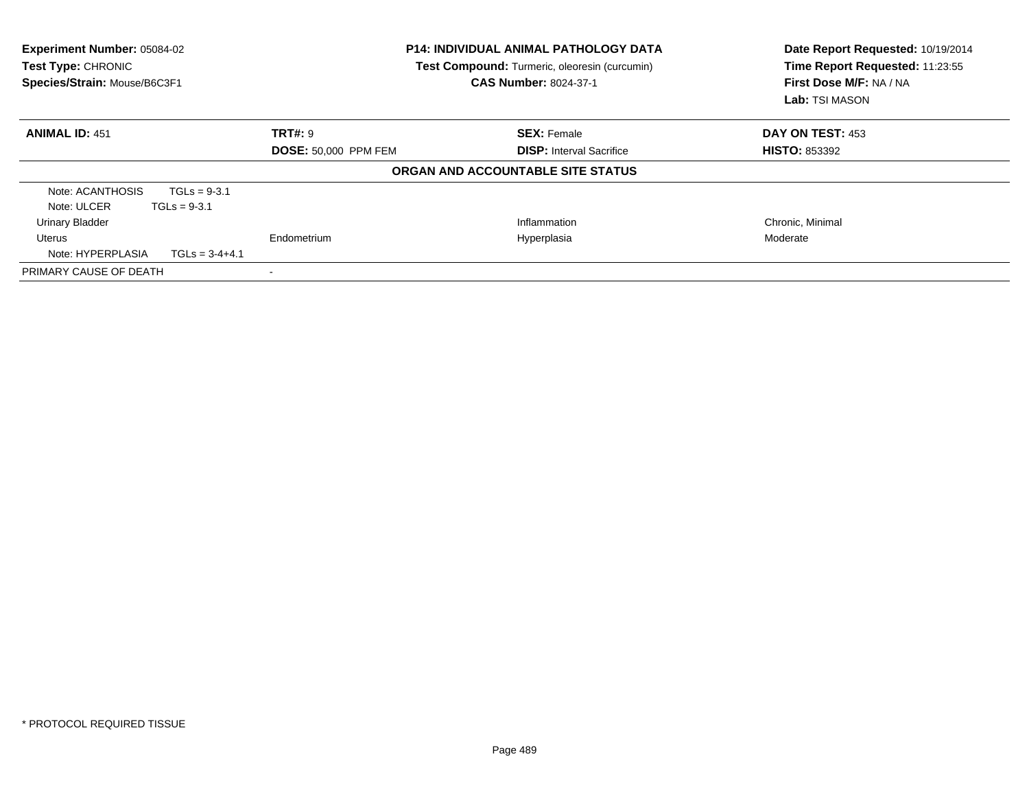**Experiment Number:** 05084-02
**Test Type:** CHRONIC
**Species/Strain:** Mouse/B6C3F1

**P14: INDIVIDUAL ANIMAL PATHOLOGY DATA**
**Test Compound:** Turmeric, oleoresin (curcumin)
**CAS Number:** 8024-37-1

**Date Report Requested:** 10/19/2014
**Time Report Requested:** 11:23:55
**First Dose M/F:** NA / NA
**Lab:** TSI MASON

| **ANIMAL ID:** 451 | **TRT#:** 9 | **SEX:** Female | **DAY ON TEST:** 453 |
|---|---|---|---|
| | **DOSE:** 50,000 PPM FEM | **DISP:** Interval Sacrifice | **HISTO:** 853392 |

**ORGAN AND ACCOUNTABLE SITE STATUS**

| | | | |
|---|---|---|---|
| Note: ACANTHOSIS TGLs = 9-3.1 | | | |
| Note: ULCER TGLs = 9-3.1 | | | |
| Urinary Bladder | | Inflammation | Chronic, Minimal |
| Uterus | Endometrium | Hyperplasia | Moderate |
| Note: HYPERPLASIA TGLs = 3-4+4.1 | | | |
| PRIMARY CAUSE OF DEATH | - | | |

* PROTOCOL REQUIRED TISSUE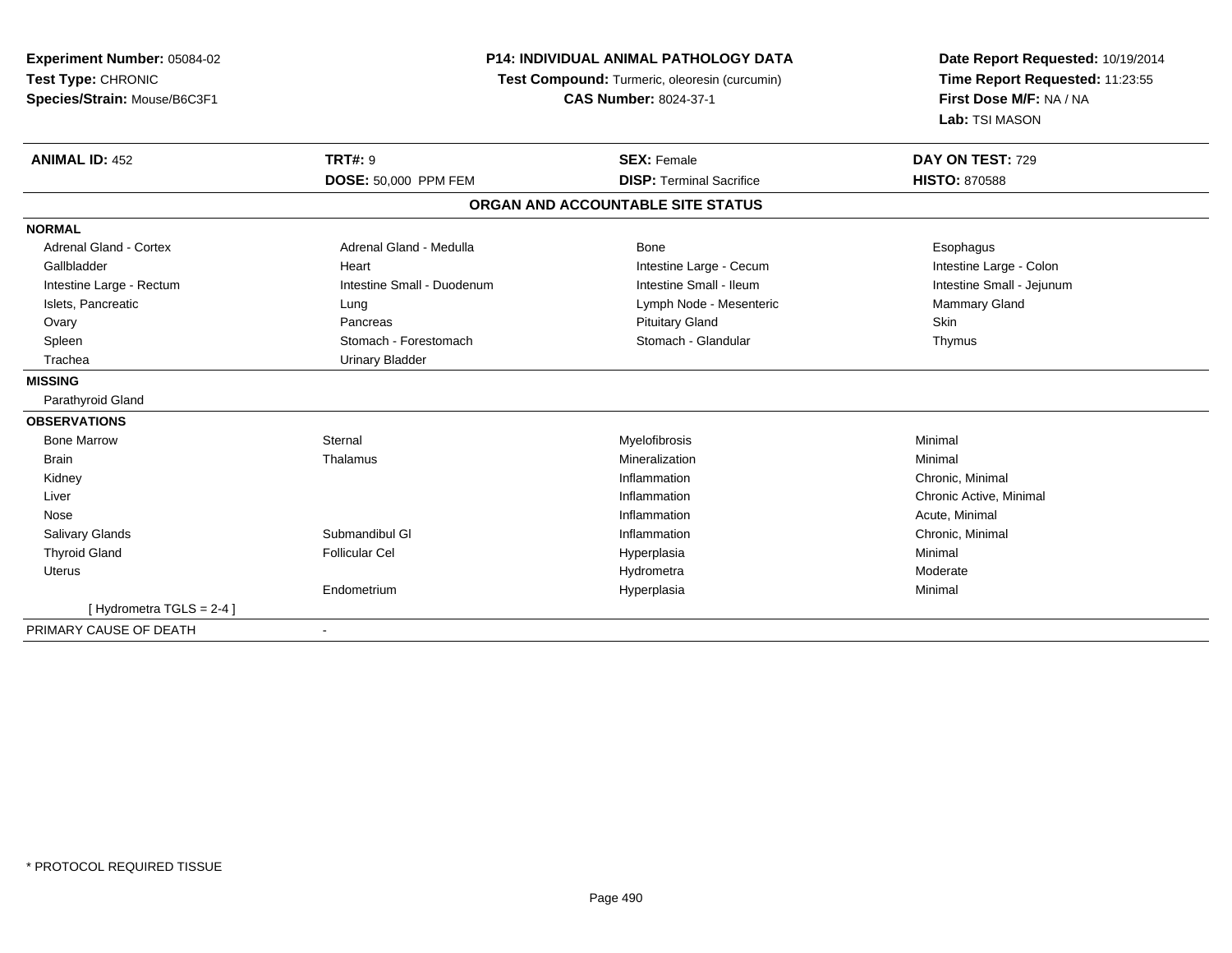**Experiment Number:** 05084-02
**Test Type:** CHRONIC
**Species/Strain:** Mouse/B6C3F1

**P14: INDIVIDUAL ANIMAL PATHOLOGY DATA**
**Test Compound:** Turmeric, oleoresin (curcumin)
**CAS Number:** 8024-37-1

**Date Report Requested:** 10/19/2014
**Time Report Requested:** 11:23:55
**First Dose M/F:** NA / NA
**Lab:** TSI MASON

| **ANIMAL ID:** 452 | **TRT#:** 9 | **SEX:** Female | **DAY ON TEST:** 729 |
|---|---|---|---|
| | **DOSE:** 50,000 PPM FEM | **DISP:** Terminal Sacrifice | **HISTO:** 870588 |

## ORGAN AND ACCOUNTABLE SITE STATUS

| | | | |
|---|---|---|---|
| **NORMAL** | | | |
| Adrenal Gland - Cortex | Adrenal Gland - Medulla | Bone | Esophagus |
| Gallbladder | Heart | Intestine Large - Cecum | Intestine Large - Colon |
| Intestine Large - Rectum | Intestine Small - Duodenum | Intestine Small - Ileum | Intestine Small - Jejunum |
| Islets, Pancreatic | Lung | Lymph Node - Mesenteric | Mammary Gland |
| Ovary | Pancreas | Pituitary Gland | Skin |
| Spleen | Stomach - Forestomach | Stomach - Glandular | Thymus |
| Trachea | Urinary Bladder | | |
| **MISSING** | | | |
| Parathyroid Gland | | | |
| **OBSERVATIONS** | | | |
| Bone Marrow | Sternal | Myelofibrosis | Minimal |
| Brain | Thalamus | Mineralization | Minimal |
| Kidney | | Inflammation | Chronic, Minimal |
| Liver | | Inflammation | Chronic Active, Minimal |
| Nose | | Inflammation | Acute, Minimal |
| Salivary Glands | Submandibul Gl | Inflammation | Chronic, Minimal |
| Thyroid Gland | Follicular Cel | Hyperplasia | Minimal |
| Uterus | | Hydrometra | Moderate |
| | Endometrium | Hyperplasia | Minimal |
| [ Hydrometra TGLS = 2-4 ] | | | |
| PRIMARY CAUSE OF DEATH | - | | |

* PROTOCOL REQUIRED TISSUE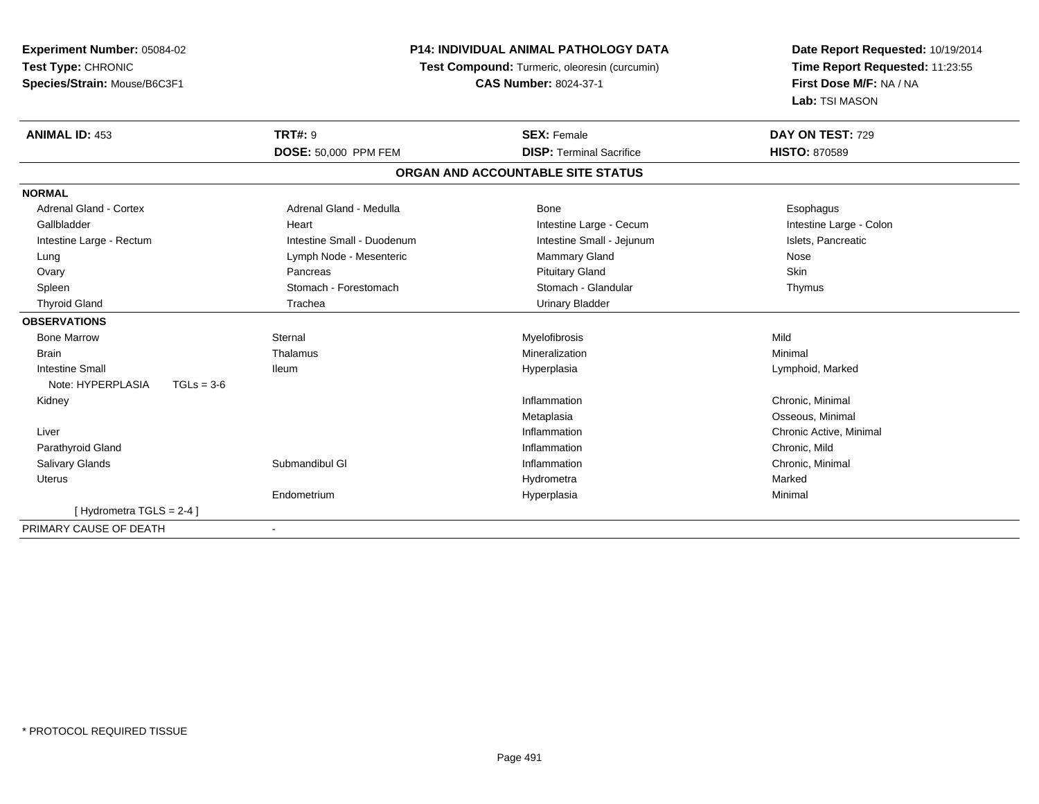**Experiment Number:** 05084-02
**Test Type:** CHRONIC
**Species/Strain:** Mouse/B6C3F1

**P14: INDIVIDUAL ANIMAL PATHOLOGY DATA**
**Test Compound:** Turmeric, oleoresin (curcumin)
**CAS Number:** 8024-37-1

**Date Report Requested:** 10/19/2014
**Time Report Requested:** 11:23:55
**First Dose M/F:** NA / NA
**Lab:** TSI MASON

| **ANIMAL ID:** 453 | **TRT#:** 9 | **SEX:** Female | **DAY ON TEST:** 729 |
|---|---|---|---|
| | **DOSE:** 50,000 PPM FEM | **DISP:** Terminal Sacrifice | **HISTO:** 870589 |

**ORGAN AND ACCOUNTABLE SITE STATUS**

| | | | |
|---|---|---|---|
| **NORMAL** | | | |
| Adrenal Gland - Cortex | Adrenal Gland - Medulla | Bone | Esophagus |
| Gallbladder | Heart | Intestine Large - Cecum | Intestine Large - Colon |
| Intestine Large - Rectum | Intestine Small - Duodenum | Intestine Small - Jejunum | Islets, Pancreatic |
| Lung | Lymph Node - Mesenteric | Mammary Gland | Nose |
| Ovary | Pancreas | Pituitary Gland | Skin |
| Spleen | Stomach - Forestomach | Stomach - Glandular | Thymus |
| Thyroid Gland | Trachea | Urinary Bladder | |
| **OBSERVATIONS** | | | |
| Bone Marrow | Sternal | Myelofibrosis | Mild |
| Brain | Thalamus | Mineralization | Minimal |
| Intestine Small | Ileum | Hyperplasia | Lymphoid, Marked |
| Note: HYPERPLASIA TGLs = 3-6 | | | |
| Kidney | | Inflammation | Chronic, Minimal |
| | | Metaplasia | Osseous, Minimal |
| Liver | | Inflammation | Chronic Active, Minimal |
| Parathyroid Gland | | Inflammation | Chronic, Mild |
| Salivary Glands | Submandibul Gl | Inflammation | Chronic, Minimal |
| Uterus | | Hydrometra | Marked |
| | Endometrium | Hyperplasia | Minimal |
| [ Hydrometra TGLS = 2-4 ] | | | |
| PRIMARY CAUSE OF DEATH | - | | |

\* PROTOCOL REQUIRED TISSUE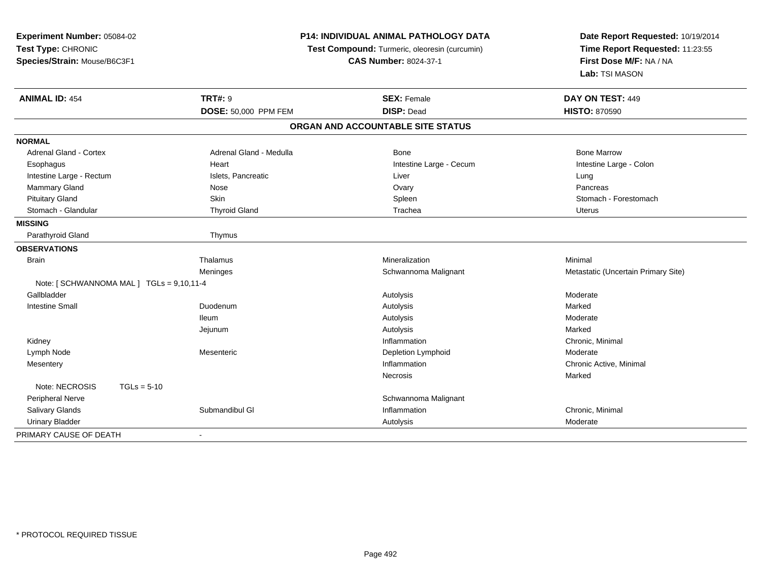**Experiment Number:** 05084-02
**Test Type:** CHRONIC
**Species/Strain:** Mouse/B6C3F1

**P14: INDIVIDUAL ANIMAL PATHOLOGY DATA**
**Test Compound:** Turmeric, oleoresin (curcumin)
**CAS Number:** 8024-37-1

**Date Report Requested:** 10/19/2014
**Time Report Requested:** 11:23:55
**First Dose M/F:** NA / NA
**Lab:** TSI MASON

| **ANIMAL ID:** 454 | **TRT#:** 9 | **SEX:** Female | **DAY ON TEST:** 449 |
|---|---|---|---|
| | **DOSE:** 50,000 PPM FEM | **DISP:** Dead | **HISTO:** 870590 |

**ORGAN AND ACCOUNTABLE SITE STATUS**

| | | | |
|---|---|---|---|
| **NORMAL** | | | |
| Adrenal Gland - Cortex | Adrenal Gland - Medulla | Bone | Bone Marrow |
| Esophagus | Heart | Intestine Large - Cecum | Intestine Large - Colon |
| Intestine Large - Rectum | Islets, Pancreatic | Liver | Lung |
| Mammary Gland | Nose | Ovary | Pancreas |
| Pituitary Gland | Skin | Spleen | Stomach - Forestomach |
| Stomach - Glandular | Thyroid Gland | Trachea | Uterus |
| **MISSING** | | | |
| Parathyroid Gland | Thymus | | |
| **OBSERVATIONS** | | | |
| Brain | Thalamus | Mineralization | Minimal |
| | Meninges | Schwannoma Malignant | Metastatic (Uncertain Primary Site) |
| Note: [ SCHWANNOMA MAL ] TGLs = 9,10,11-4 | | | |
| Gallbladder | | Autolysis | Moderate |
| Intestine Small | Duodenum | Autolysis | Marked |
| | Ileum | Autolysis | Moderate |
| | Jejunum | Autolysis | Marked |
| Kidney | | Inflammation | Chronic, Minimal |
| Lymph Node | Mesenteric | Depletion Lymphoid | Moderate |
| Mesentery | | Inflammation | Chronic Active, Minimal |
| | | Necrosis | Marked |
| Note: NECROSIS TGLs = 5-10 | | | |
| Peripheral Nerve | | Schwannoma Malignant | |
| Salivary Glands | Submandibul Gl | Inflammation | Chronic, Minimal |
| Urinary Bladder | | Autolysis | Moderate |
| PRIMARY CAUSE OF DEATH | - | | |

\* PROTOCOL REQUIRED TISSUE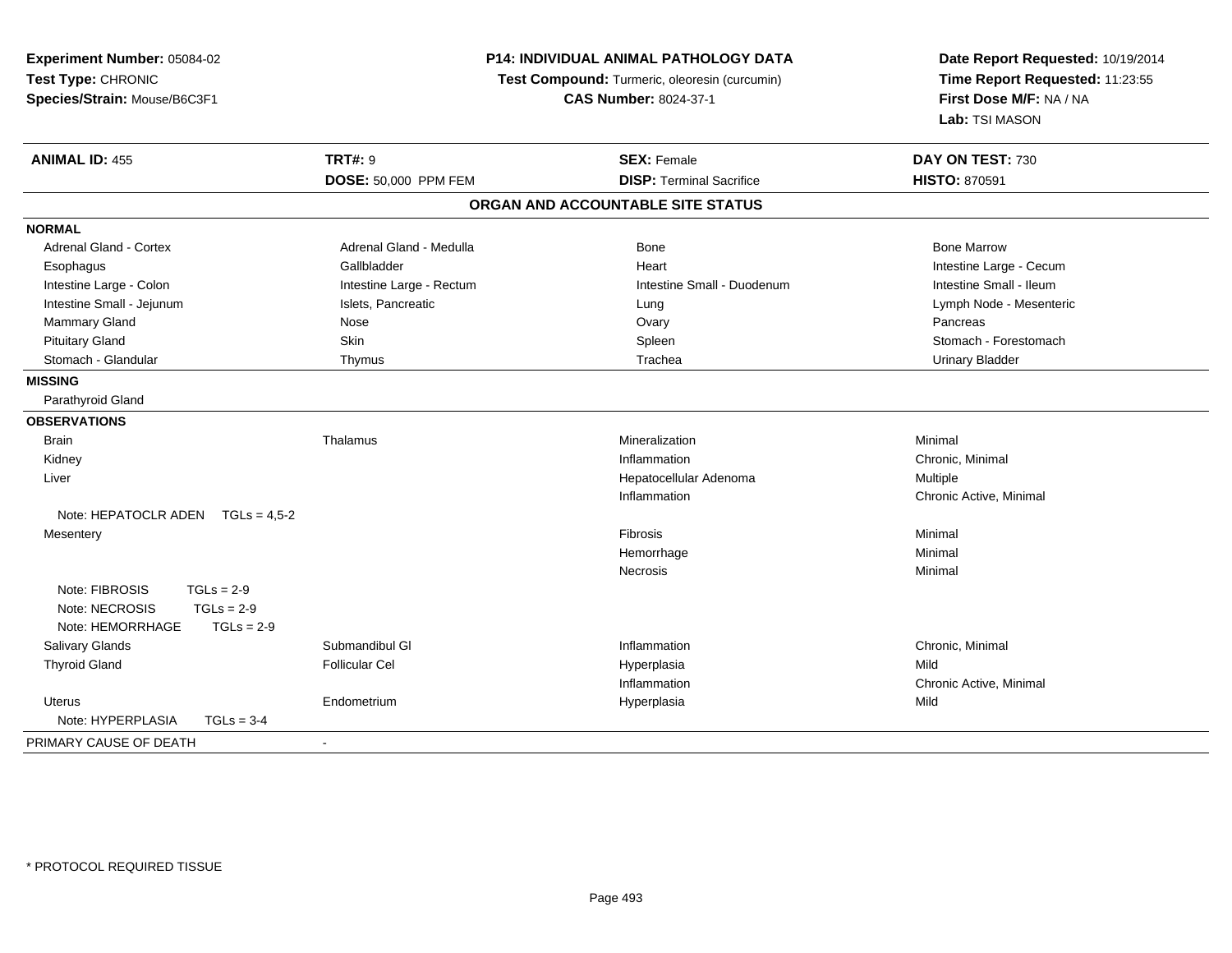**Experiment Number:** 05084-02
**Test Type:** CHRONIC
**Species/Strain:** Mouse/B6C3F1

**P14: INDIVIDUAL ANIMAL PATHOLOGY DATA**
**Test Compound:** Turmeric, oleoresin (curcumin)
**CAS Number:** 8024-37-1

**Date Report Requested:** 10/19/2014
**Time Report Requested:** 11:23:55
**First Dose M/F:** NA / NA
**Lab:** TSI MASON

| **ANIMAL ID:** 455 | **TRT#:** 9 | **SEX:** Female | **DAY ON TEST:** 730 |
|---|---|---|---|
| | **DOSE:** 50,000 PPM FEM | **DISP:** Terminal Sacrifice | **HISTO:** 870591 |

## ORGAN AND ACCOUNTABLE SITE STATUS

| | | | |
|---|---|---|---|
| **NORMAL** | | | |
| Adrenal Gland - Cortex | Adrenal Gland - Medulla | Bone | Bone Marrow |
| Esophagus | Gallbladder | Heart | Intestine Large - Cecum |
| Intestine Large - Colon | Intestine Large - Rectum | Intestine Small - Duodenum | Intestine Small - Ileum |
| Intestine Small - Jejunum | Islets, Pancreatic | Lung | Lymph Node - Mesenteric |
| Mammary Gland | Nose | Ovary | Pancreas |
| Pituitary Gland | Skin | Spleen | Stomach - Forestomach |
| Stomach - Glandular | Thymus | Trachea | Urinary Bladder |
| **MISSING** | | | |
| Parathyroid Gland | | | |
| **OBSERVATIONS** | | | |
| Brain | Thalamus | Mineralization | Minimal |
| Kidney | | Inflammation | Chronic, Minimal |
| Liver | | Hepatocellular Adenoma | Multiple |
| | | Inflammation | Chronic Active, Minimal |
| Note: HEPATOCLR ADEN TGLs = 4,5-2 | | | |
| Mesentery | | Fibrosis | Minimal |
| | | Hemorrhage | Minimal |
| | | Necrosis | Minimal |
| Note: FIBROSIS TGLs = 2-9 | | | |
| Note: NECROSIS TGLs = 2-9 | | | |
| Note: HEMORRHAGE TGLs = 2-9 | | | |
| Salivary Glands | Submandibul Gl | Inflammation | Chronic, Minimal |
| Thyroid Gland | Follicular Cel | Hyperplasia | Mild |
| | | Inflammation | Chronic Active, Minimal |
| Uterus | Endometrium | Hyperplasia | Mild |
| Note: HYPERPLASIA TGLs = 3-4 | | | |
| PRIMARY CAUSE OF DEATH | - | | |

* PROTOCOL REQUIRED TISSUE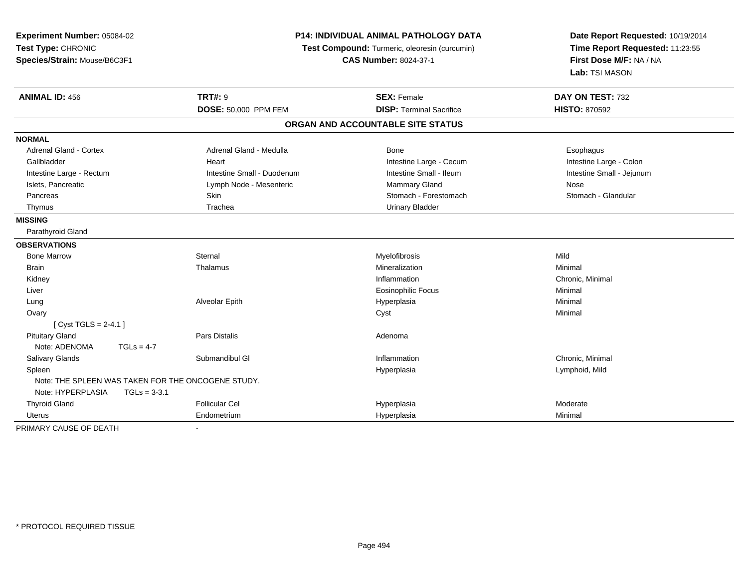**Experiment Number:** 05084-02
**Test Type:** CHRONIC
**Species/Strain:** Mouse/B6C3F1

**P14: INDIVIDUAL ANIMAL PATHOLOGY DATA**
**Test Compound:** Turmeric, oleoresin (curcumin)
**CAS Number:** 8024-37-1

**Date Report Requested:** 10/19/2014
**Time Report Requested:** 11:23:55
**First Dose M/F:** NA / NA
**Lab:** TSI MASON

| **ANIMAL ID:** 456 | **TRT#:** 9 | **SEX:** Female | **DAY ON TEST:** 732 |
|---|---|---|---|
| | **DOSE:** 50,000 PPM FEM | **DISP:** Terminal Sacrifice | **HISTO:** 870592 |

## ORGAN AND ACCOUNTABLE SITE STATUS

| | | | |
|---|---|---|---|
| **NORMAL** | | | |
| Adrenal Gland - Cortex | Adrenal Gland - Medulla | Bone | Esophagus |
| Gallbladder | Heart | Intestine Large - Cecum | Intestine Large - Colon |
| Intestine Large - Rectum | Intestine Small - Duodenum | Intestine Small - Ileum | Intestine Small - Jejunum |
| Islets, Pancreatic | Lymph Node - Mesenteric | Mammary Gland | Nose |
| Pancreas | Skin | Stomach - Forestomach | Stomach - Glandular |
| Thymus | Trachea | Urinary Bladder | |
| **MISSING** | | | |
| Parathyroid Gland | | | |
| **OBSERVATIONS** | | | |
| Bone Marrow | Sternal | Myelofibrosis | Mild |
| Brain | Thalamus | Mineralization | Minimal |
| Kidney | | Inflammation | Chronic, Minimal |
| Liver | | Eosinophilic Focus | Minimal |
| Lung | Alveolar Epith | Hyperplasia | Minimal |
| Ovary | | Cyst | Minimal |
| [ Cyst TGLS = 2-4.1 ] | | | |
| Pituitary Gland | Pars Distalis | Adenoma | |
| Note: ADENOMA TGLs = 4-7 | | | |
| Salivary Glands | Submandibul Gl | Inflammation | Chronic, Minimal |
| Spleen | | Hyperplasia | Lymphoid, Mild |
| Note: THE SPLEEN WAS TAKEN FOR THE ONCOGENE STUDY. | | | |
| Note: HYPERPLASIA TGLs = 3-3.1 | | | |
| Thyroid Gland | Follicular Cel | Hyperplasia | Moderate |
| Uterus | Endometrium | Hyperplasia | Minimal |
| PRIMARY CAUSE OF DEATH | - | | |

* PROTOCOL REQUIRED TISSUE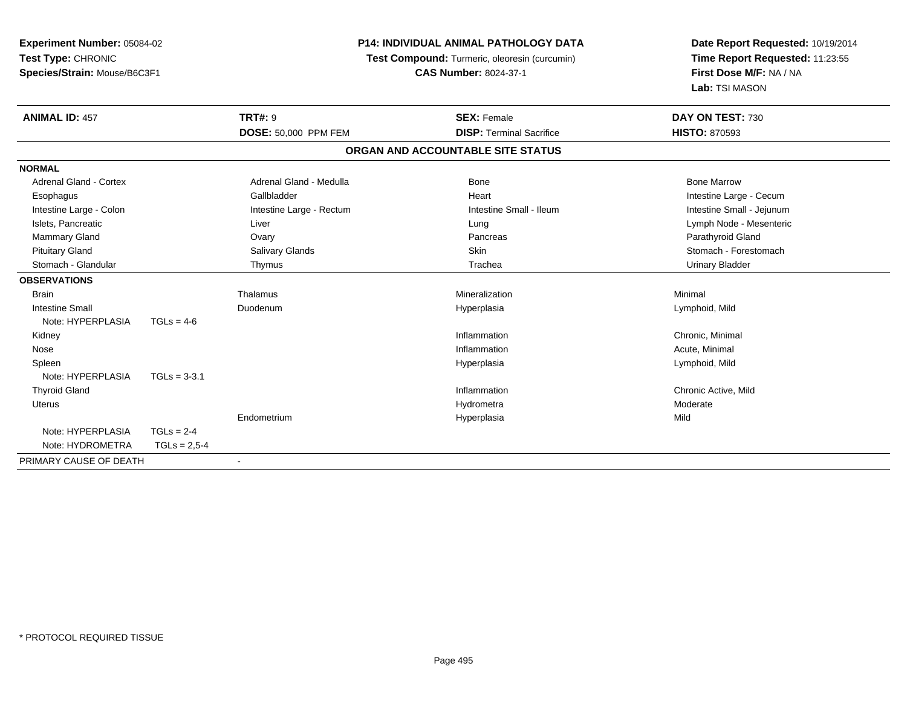**Experiment Number:** 05084-02
**Test Type:** CHRONIC
**Species/Strain:** Mouse/B6C3F1

**P14: INDIVIDUAL ANIMAL PATHOLOGY DATA**
**Test Compound:** Turmeric, oleoresin (curcumin)
**CAS Number:** 8024-37-1

**Date Report Requested:** 10/19/2014
**Time Report Requested:** 11:23:55
**First Dose M/F:** NA / NA
**Lab:** TSI MASON

| **ANIMAL ID:** 457 | **TRT#:** 9 | **SEX:** Female | **DAY ON TEST:** 730 |
|---|---|---|---|
| | **DOSE:** 50,000 PPM FEM | **DISP:** Terminal Sacrifice | **HISTO:** 870593 |

## ORGAN AND ACCOUNTABLE SITE STATUS

**NORMAL**

| | | | |
|---|---|---|---|
| Adrenal Gland - Cortex | Adrenal Gland - Medulla | Bone | Bone Marrow |
| Esophagus | Gallbladder | Heart | Intestine Large - Cecum |
| Intestine Large - Colon | Intestine Large - Rectum | Intestine Small - Ileum | Intestine Small - Jejunum |
| Islets, Pancreatic | Liver | Lung | Lymph Node - Mesenteric |
| Mammary Gland | Ovary | Pancreas | Parathyroid Gland |
| Pituitary Gland | Salivary Glands | Skin | Stomach - Forestomach |
| Stomach - Glandular | Thymus | Trachea | Urinary Bladder |

**OBSERVATIONS**

| Organ | Site | Observation | Severity |
|---|---|---|---|
| Brain | Thalamus | Mineralization | Minimal |
| Intestine Small | Duodenum | Hyperplasia | Lymphoid, Mild |
| Note: HYPERPLASIA TGLs = 4-6 | | | |
| Kidney | | Inflammation | Chronic, Minimal |
| Nose | | Inflammation | Acute, Minimal |
| Spleen | | Hyperplasia | Lymphoid, Mild |
| Note: HYPERPLASIA TGLs = 3-3.1 | | | |
| Thyroid Gland | | Inflammation | Chronic Active, Mild |
| Uterus | | Hydrometra | Moderate |
| | Endometrium | Hyperplasia | Mild |
| Note: HYPERPLASIA TGLs = 2-4 | | | |
| Note: HYDROMETRA TGLs = 2,5-4 | | | |

PRIMARY CAUSE OF DEATH -

* PROTOCOL REQUIRED TISSUE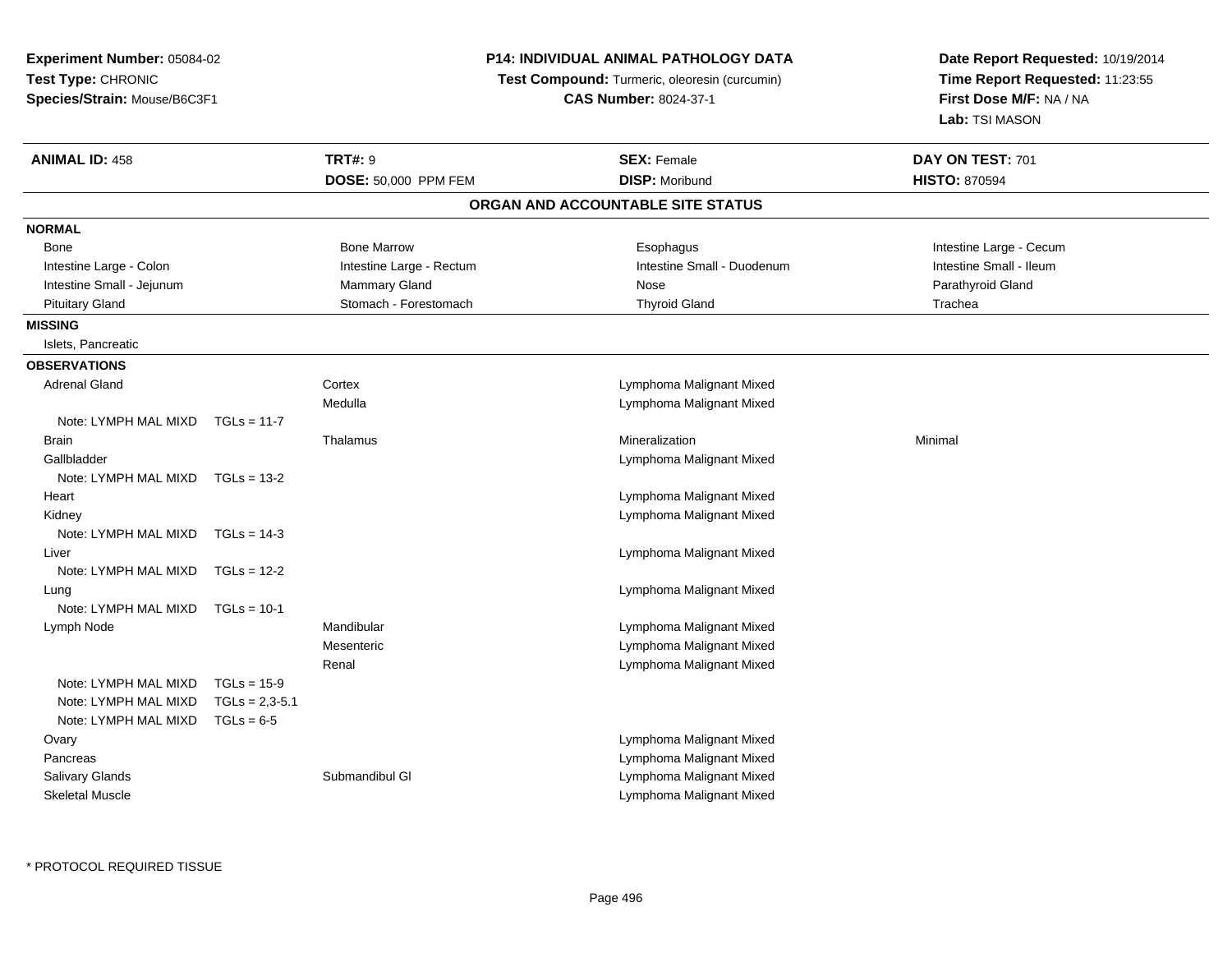**Experiment Number:** 05084-02
**Test Type:** CHRONIC
**Species/Strain:** Mouse/B6C3F1

**P14: INDIVIDUAL ANIMAL PATHOLOGY DATA**
**Test Compound:** Turmeric, oleoresin (curcumin)
**CAS Number:** 8024-37-1

**Date Report Requested:** 10/19/2014
**Time Report Requested:** 11:23:55
**First Dose M/F:** NA / NA
**Lab:** TSI MASON

| **ANIMAL ID:** 458 | **TRT#:** 9 | **SEX:** Female | **DAY ON TEST:** 701 |
|---|---|---|---|
| | **DOSE:** 50,000 PPM FEM | **DISP:** Moribund | **HISTO:** 870594 |

## ORGAN AND ACCOUNTABLE SITE STATUS

**NORMAL**

| | | | |
|---|---|---|---|
| Bone | Bone Marrow | Esophagus | Intestine Large - Cecum |
| Intestine Large - Colon | Intestine Large - Rectum | Intestine Small - Duodenum | Intestine Small - Ileum |
| Intestine Small - Jejunum | Mammary Gland | Nose | Parathyroid Gland |
| Pituitary Gland | Stomach - Forestomach | Thyroid Gland | Trachea |

**MISSING**

Islets, Pancreatic

**OBSERVATIONS**

| Organ | Site | Observation | Severity |
|---|---|---|---|
| Adrenal Gland | Cortex | Lymphoma Malignant Mixed | |
| | Medulla | Lymphoma Malignant Mixed | |
| Note: LYMPH MAL MIXD TGLs = 11-7 | | | |
| Brain | Thalamus | Mineralization | Minimal |
| Gallbladder | | Lymphoma Malignant Mixed | |
| Note: LYMPH MAL MIXD TGLs = 13-2 | | | |
| Heart | | Lymphoma Malignant Mixed | |
| Kidney | | Lymphoma Malignant Mixed | |
| Note: LYMPH MAL MIXD TGLs = 14-3 | | | |
| Liver | | Lymphoma Malignant Mixed | |
| Note: LYMPH MAL MIXD TGLs = 12-2 | | | |
| Lung | | Lymphoma Malignant Mixed | |
| Note: LYMPH MAL MIXD TGLs = 10-1 | | | |
| Lymph Node | Mandibular | Lymphoma Malignant Mixed | |
| | Mesenteric | Lymphoma Malignant Mixed | |
| | Renal | Lymphoma Malignant Mixed | |
| Note: LYMPH MAL MIXD TGLs = 15-9 | | | |
| Note: LYMPH MAL MIXD TGLs = 2,3-5.1 | | | |
| Note: LYMPH MAL MIXD TGLs = 6-5 | | | |
| Ovary | | Lymphoma Malignant Mixed | |
| Pancreas | | Lymphoma Malignant Mixed | |
| Salivary Glands | Submandibul Gl | Lymphoma Malignant Mixed | |
| Skeletal Muscle | | Lymphoma Malignant Mixed | |

\* PROTOCOL REQUIRED TISSUE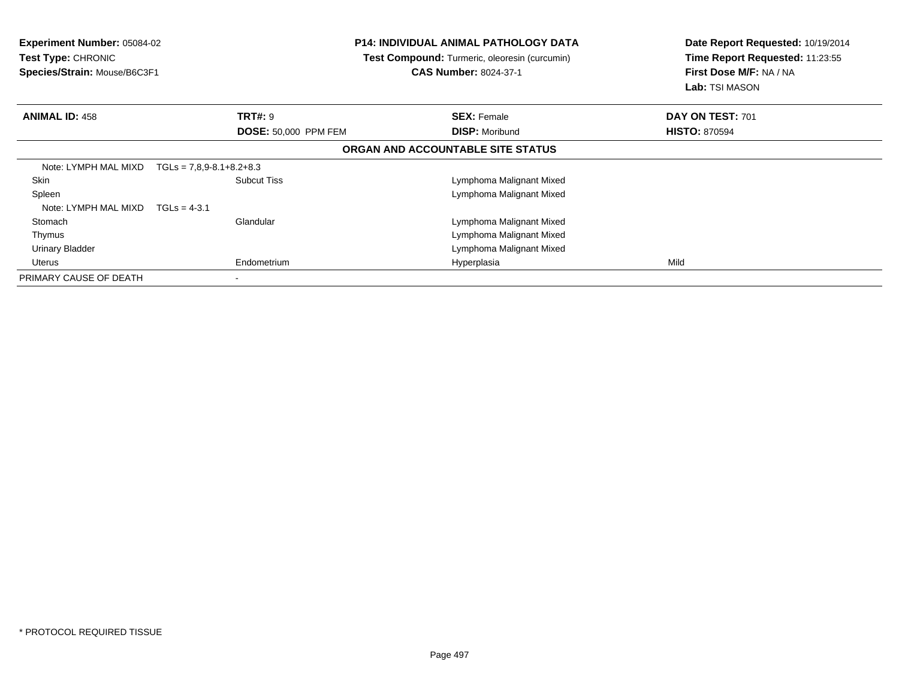**Experiment Number:** 05084-02
**Test Type:** CHRONIC
**Species/Strain:** Mouse/B6C3F1

**P14: INDIVIDUAL ANIMAL PATHOLOGY DATA**
**Test Compound:** Turmeric, oleoresin (curcumin)
**CAS Number:** 8024-37-1

**Date Report Requested:** 10/19/2014
**Time Report Requested:** 11:23:55
**First Dose M/F:** NA / NA
**Lab:** TSI MASON

| **ANIMAL ID:** 458 | **TRT#:** 9 | **SEX:** Female | **DAY ON TEST:** 701 |
|---|---|---|---|
| | **DOSE:** 50,000 PPM FEM | **DISP:** Moribund | **HISTO:** 870594 |

**ORGAN AND ACCOUNTABLE SITE STATUS**

| | | | |
|---|---|---|---|
| Note: LYMPH MAL MIXD TGLs = 7,8,9-8.1+8.2+8.3 | | | |
| Skin | Subcut Tiss | Lymphoma Malignant Mixed | |
| Spleen | | Lymphoma Malignant Mixed | |
| Note: LYMPH MAL MIXD TGLs = 4-3.1 | | | |
| Stomach | Glandular | Lymphoma Malignant Mixed | |
| Thymus | | Lymphoma Malignant Mixed | |
| Urinary Bladder | | Lymphoma Malignant Mixed | |
| Uterus | Endometrium | Hyperplasia | Mild |
| PRIMARY CAUSE OF DEATH | - | | |

* PROTOCOL REQUIRED TISSUE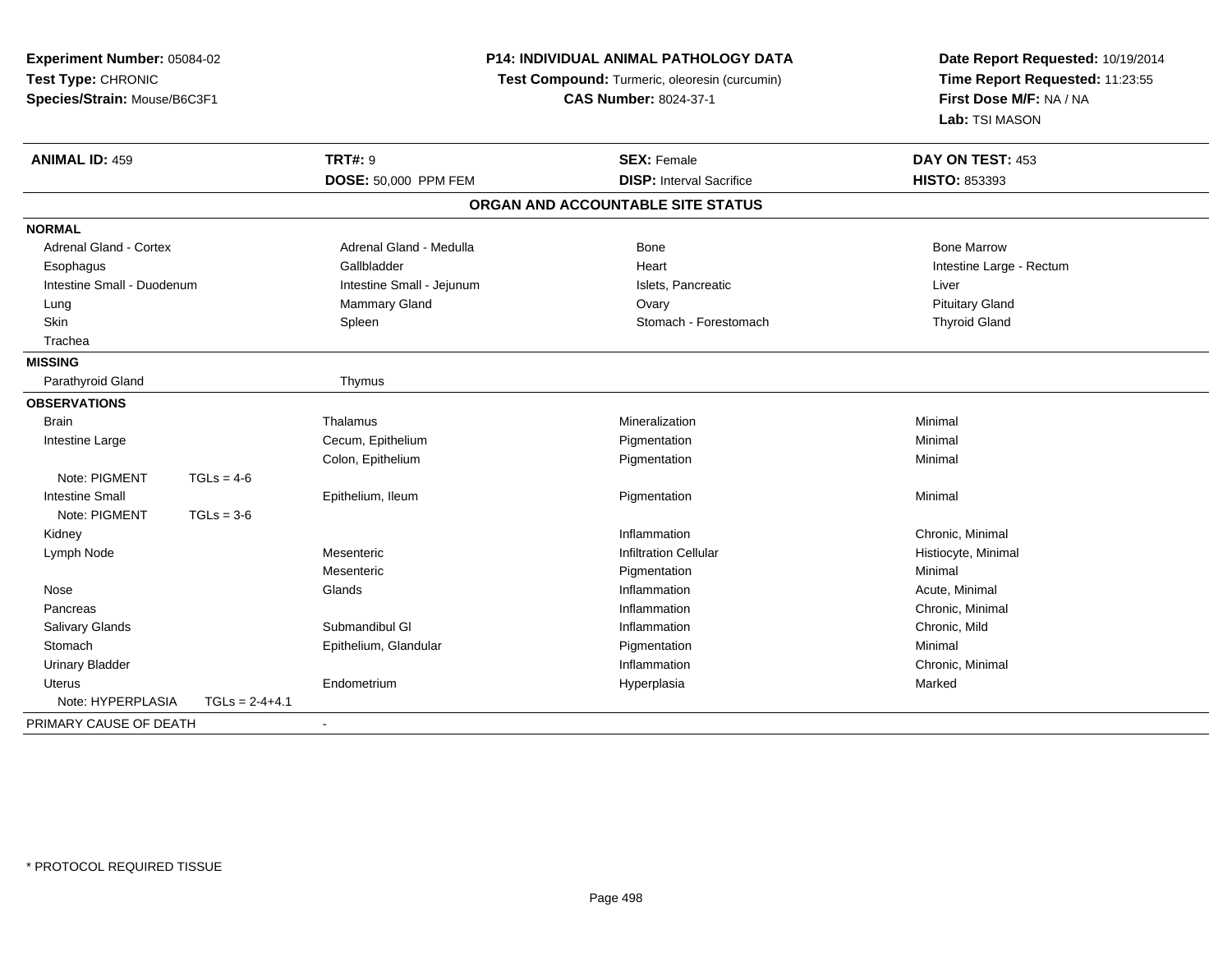**Experiment Number:** 05084-02
**Test Type:** CHRONIC
**Species/Strain:** Mouse/B6C3F1

**P14: INDIVIDUAL ANIMAL PATHOLOGY DATA**
**Test Compound:** Turmeric, oleoresin (curcumin)
**CAS Number:** 8024-37-1

**Date Report Requested:** 10/19/2014
**Time Report Requested:** 11:23:55
**First Dose M/F:** NA / NA
**Lab:** TSI MASON

| **ANIMAL ID:** 459 | **TRT#:** 9 | **SEX:** Female | **DAY ON TEST:** 453 |
|---|---|---|---|
| | **DOSE:** 50,000 PPM FEM | **DISP:** Interval Sacrifice | **HISTO:** 853393 |

## ORGAN AND ACCOUNTABLE SITE STATUS

**NORMAL**

| | | | |
|---|---|---|---|
| Adrenal Gland - Cortex | Adrenal Gland - Medulla | Bone | Bone Marrow |
| Esophagus | Gallbladder | Heart | Intestine Large - Rectum |
| Intestine Small - Duodenum | Intestine Small - Jejunum | Islets, Pancreatic | Liver |
| Lung | Mammary Gland | Ovary | Pituitary Gland |
| Skin | Spleen | Stomach - Forestomach | Thyroid Gland |
| Trachea | | | |

**MISSING**

| | |
|---|---|
| Parathyroid Gland | Thymus |

**OBSERVATIONS**

| | | | |
|---|---|---|---|
| Brain | Thalamus | Mineralization | Minimal |
| Intestine Large | Cecum, Epithelium | Pigmentation | Minimal |
| | Colon, Epithelium | Pigmentation | Minimal |
| Note: PIGMENT TGLs = 4-6 | | | |
| Intestine Small | Epithelium, Ileum | Pigmentation | Minimal |
| Note: PIGMENT TGLs = 3-6 | | | |
| Kidney | | Inflammation | Chronic, Minimal |
| Lymph Node | Mesenteric | Infiltration Cellular | Histiocyte, Minimal |
| | Mesenteric | Pigmentation | Minimal |
| Nose | Glands | Inflammation | Acute, Minimal |
| Pancreas | | Inflammation | Chronic, Minimal |
| Salivary Glands | Submandibul Gl | Inflammation | Chronic, Mild |
| Stomach | Epithelium, Glandular | Pigmentation | Minimal |
| Urinary Bladder | | Inflammation | Chronic, Minimal |
| Uterus | Endometrium | Hyperplasia | Marked |
| Note: HYPERPLASIA TGLs = 2-4+4.1 | | | |

PRIMARY CAUSE OF DEATH -

* PROTOCOL REQUIRED TISSUE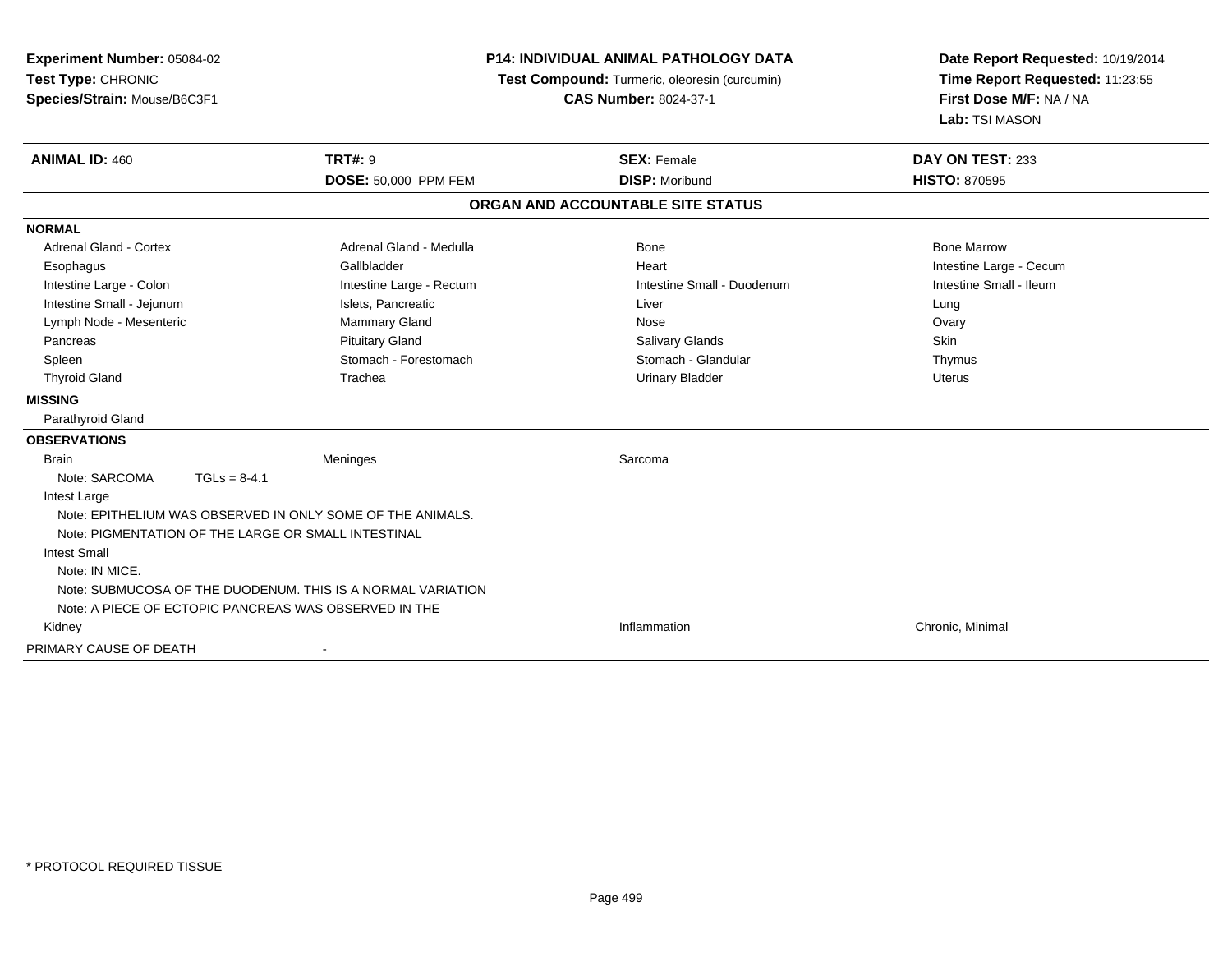**Experiment Number:** 05084-02
**Test Type:** CHRONIC
**Species/Strain:** Mouse/B6C3F1

**P14: INDIVIDUAL ANIMAL PATHOLOGY DATA**
**Test Compound:** Turmeric, oleoresin (curcumin)
**CAS Number:** 8024-37-1

**Date Report Requested:** 10/19/2014
**Time Report Requested:** 11:23:55
**First Dose M/F:** NA / NA
**Lab:** TSI MASON

| **ANIMAL ID:** 460 | **TRT#:** 9 | **SEX:** Female | **DAY ON TEST:** 233 |
|---|---|---|---|
| | **DOSE:** 50,000 PPM FEM | **DISP:** Moribund | **HISTO:** 870595 |

**ORGAN AND ACCOUNTABLE SITE STATUS**

| | | | |
|---|---|---|---|
| **NORMAL** | | | |
| Adrenal Gland - Cortex | Adrenal Gland - Medulla | Bone | Bone Marrow |
| Esophagus | Gallbladder | Heart | Intestine Large - Cecum |
| Intestine Large - Colon | Intestine Large - Rectum | Intestine Small - Duodenum | Intestine Small - Ileum |
| Intestine Small - Jejunum | Islets, Pancreatic | Liver | Lung |
| Lymph Node - Mesenteric | Mammary Gland | Nose | Ovary |
| Pancreas | Pituitary Gland | Salivary Glands | Skin |
| Spleen | Stomach - Forestomach | Stomach - Glandular | Thymus |
| Thyroid Gland | Trachea | Urinary Bladder | Uterus |
| **MISSING** | | | |
| Parathyroid Gland | | | |
| **OBSERVATIONS** | | | |
| Brain | Meninges | Sarcoma | |
| Note: SARCOMA TGLs = 8-4.1 | | | |
| Intest Large | | | |
| Note: EPITHELIUM WAS OBSERVED IN ONLY SOME OF THE ANIMALS. | | | |
| Note: PIGMENTATION OF THE LARGE OR SMALL INTESTINAL | | | |
| Intest Small | | | |
| Note: IN MICE. | | | |
| Note: SUBMUCOSA OF THE DUODENUM. THIS IS A NORMAL VARIATION | | | |
| Note: A PIECE OF ECTOPIC PANCREAS WAS OBSERVED IN THE | | | |
| Kidney | | Inflammation | Chronic, Minimal |
| PRIMARY CAUSE OF DEATH | - | | |

\* PROTOCOL REQUIRED TISSUE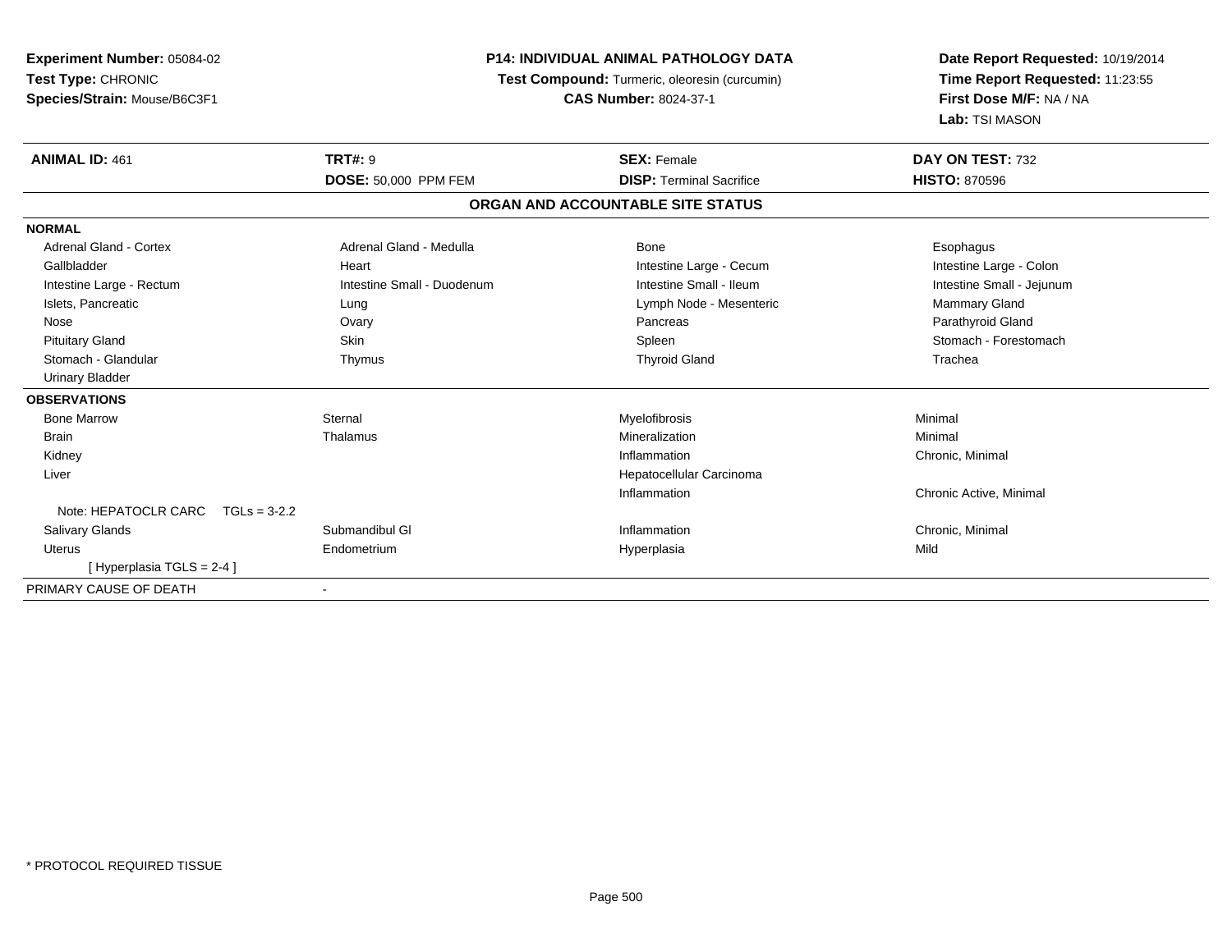**Experiment Number:** 05084-02
**Test Type:** CHRONIC
**Species/Strain:** Mouse/B6C3F1

**P14: INDIVIDUAL ANIMAL PATHOLOGY DATA**
**Test Compound:** Turmeric, oleoresin (curcumin)
**CAS Number:** 8024-37-1

**Date Report Requested:** 10/19/2014
**Time Report Requested:** 11:23:55
**First Dose M/F:** NA / NA
**Lab:** TSI MASON

| **ANIMAL ID:** 461 | **TRT#:** 9 | **SEX:** Female | **DAY ON TEST:** 732 |
|---|---|---|---|
| | **DOSE:** 50,000 PPM FEM | **DISP:** Terminal Sacrifice | **HISTO:** 870596 |

## ORGAN AND ACCOUNTABLE SITE STATUS

| | | | |
|---|---|---|---|
| **NORMAL** | | | |
| Adrenal Gland - Cortex | Adrenal Gland - Medulla | Bone | Esophagus |
| Gallbladder | Heart | Intestine Large - Cecum | Intestine Large - Colon |
| Intestine Large - Rectum | Intestine Small - Duodenum | Intestine Small - Ileum | Intestine Small - Jejunum |
| Islets, Pancreatic | Lung | Lymph Node - Mesenteric | Mammary Gland |
| Nose | Ovary | Pancreas | Parathyroid Gland |
| Pituitary Gland | Skin | Spleen | Stomach - Forestomach |
| Stomach - Glandular | Thymus | Thyroid Gland | Trachea |
| Urinary Bladder | | | |
| **OBSERVATIONS** | | | |
| Bone Marrow | Sternal | Myelofibrosis | Minimal |
| Brain | Thalamus | Mineralization | Minimal |
| Kidney | | Inflammation | Chronic, Minimal |
| Liver | | Hepatocellular Carcinoma | |
| | | Inflammation | Chronic Active, Minimal |
| Note: HEPATOCLR CARC TGLs = 3-2.2 | | | |
| Salivary Glands | Submandibul Gl | Inflammation | Chronic, Minimal |
| Uterus | Endometrium | Hyperplasia | Mild |
| [ Hyperplasia TGLS = 2-4 ] | | | |
| PRIMARY CAUSE OF DEATH | - | | |

* PROTOCOL REQUIRED TISSUE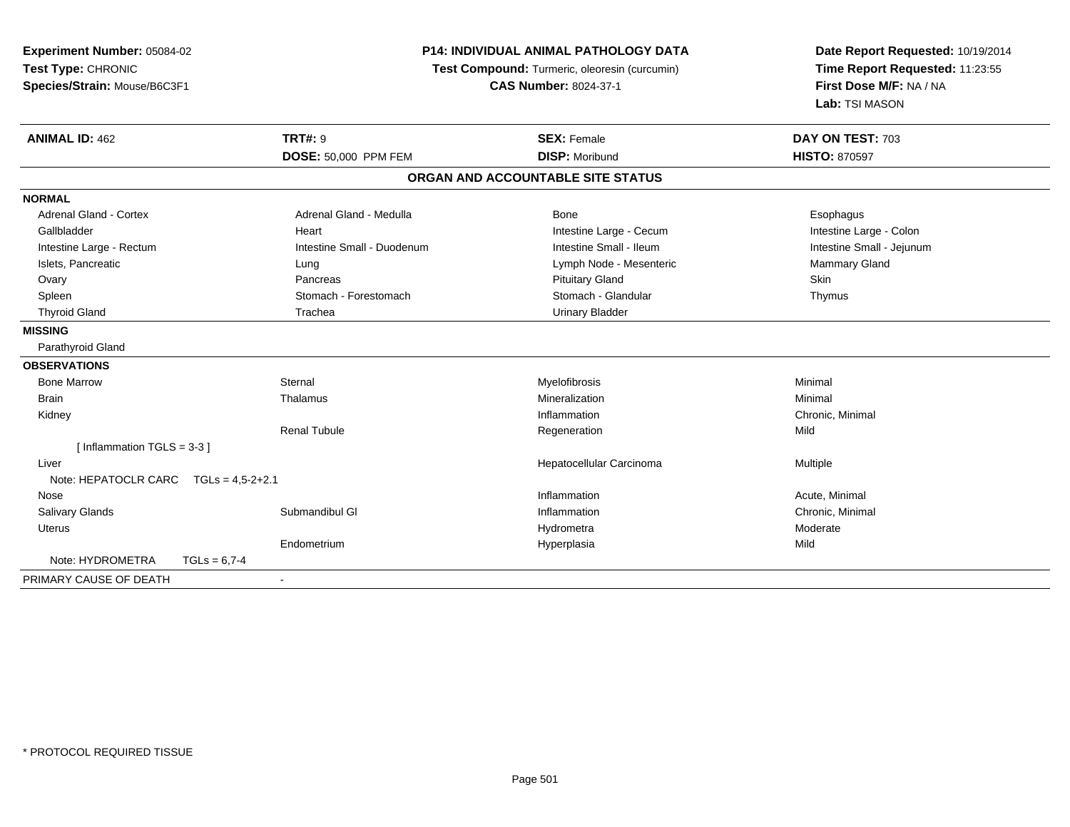**Experiment Number:** 05084-02
**Test Type:** CHRONIC
**Species/Strain:** Mouse/B6C3F1

**P14: INDIVIDUAL ANIMAL PATHOLOGY DATA**
**Test Compound:** Turmeric, oleoresin (curcumin)
**CAS Number:** 8024-37-1

**Date Report Requested:** 10/19/2014
**Time Report Requested:** 11:23:55
**First Dose M/F:** NA / NA
**Lab:** TSI MASON

| **ANIMAL ID:** 462 | **TRT#:** 9 | **SEX:** Female | **DAY ON TEST:** 703 |
|---|---|---|---|
| | **DOSE:** 50,000 PPM FEM | **DISP:** Moribund | **HISTO:** 870597 |

**ORGAN AND ACCOUNTABLE SITE STATUS**

**NORMAL**

| | | | |
|---|---|---|---|
| Adrenal Gland - Cortex | Adrenal Gland - Medulla | Bone | Esophagus |
| Gallbladder | Heart | Intestine Large - Cecum | Intestine Large - Colon |
| Intestine Large - Rectum | Intestine Small - Duodenum | Intestine Small - Ileum | Intestine Small - Jejunum |
| Islets, Pancreatic | Lung | Lymph Node - Mesenteric | Mammary Gland |
| Ovary | Pancreas | Pituitary Gland | Skin |
| Spleen | Stomach - Forestomach | Stomach - Glandular | Thymus |
| Thyroid Gland | Trachea | Urinary Bladder | |

**MISSING**

Parathyroid Gland

**OBSERVATIONS**

| | | | |
|---|---|---|---|
| Bone Marrow | Sternal | Myelofibrosis | Minimal |
| Brain | Thalamus | Mineralization | Minimal |
| Kidney | | Inflammation | Chronic, Minimal |
| | Renal Tubule | Regeneration | Mild |
| [ Inflammation TGLS = 3-3 ] | | | |
| Liver | | Hepatocellular Carcinoma | Multiple |
| Note: HEPATOCLR CARC TGLs = 4,5-2+2.1 | | | |
| Nose | | Inflammation | Acute, Minimal |
| Salivary Glands | Submandibul Gl | Inflammation | Chronic, Minimal |
| Uterus | | Hydrometra | Moderate |
| | Endometrium | Hyperplasia | Mild |
| Note: HYDROMETRA TGLs = 6,7-4 | | | |

PRIMARY CAUSE OF DEATH -

* PROTOCOL REQUIRED TISSUE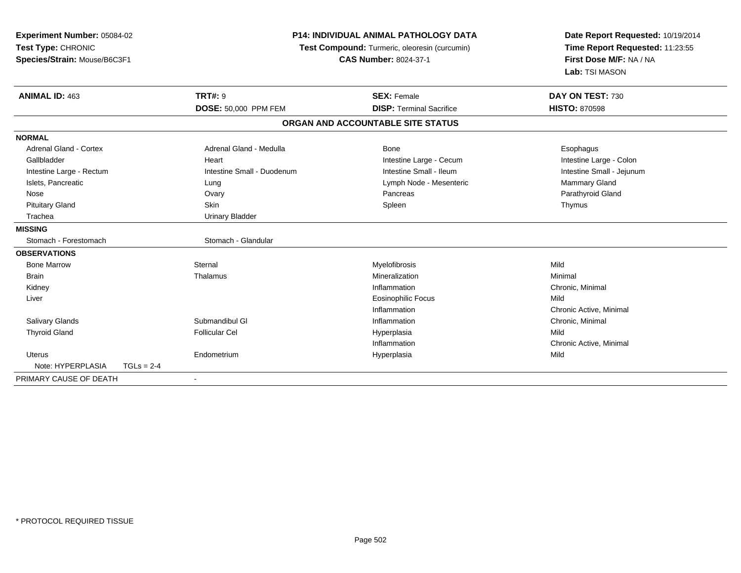**Experiment Number:** 05084-02
**Test Type:** CHRONIC
**Species/Strain:** Mouse/B6C3F1

**P14: INDIVIDUAL ANIMAL PATHOLOGY DATA**
**Test Compound:** Turmeric, oleoresin (curcumin)
**CAS Number:** 8024-37-1

**Date Report Requested:** 10/19/2014
**Time Report Requested:** 11:23:55
**First Dose M/F:** NA / NA
**Lab:** TSI MASON

| **ANIMAL ID:** 463 | **TRT#:** 9 | **SEX:** Female | **DAY ON TEST:** 730 |
|---|---|---|---|
| | **DOSE:** 50,000 PPM FEM | **DISP:** Terminal Sacrifice | **HISTO:** 870598 |

**ORGAN AND ACCOUNTABLE SITE STATUS**

| | | | |
|---|---|---|---|
| **NORMAL** | | | |
| Adrenal Gland - Cortex | Adrenal Gland - Medulla | Bone | Esophagus |
| Gallbladder | Heart | Intestine Large - Cecum | Intestine Large - Colon |
| Intestine Large - Rectum | Intestine Small - Duodenum | Intestine Small - Ileum | Intestine Small - Jejunum |
| Islets, Pancreatic | Lung | Lymph Node - Mesenteric | Mammary Gland |
| Nose | Ovary | Pancreas | Parathyroid Gland |
| Pituitary Gland | Skin | Spleen | Thymus |
| Trachea | Urinary Bladder | | |
| **MISSING** | | | |
| Stomach - Forestomach | Stomach - Glandular | | |
| **OBSERVATIONS** | | | |
| Bone Marrow | Sternal | Myelofibrosis | Mild |
| Brain | Thalamus | Mineralization | Minimal |
| Kidney | | Inflammation | Chronic, Minimal |
| Liver | | Eosinophilic Focus | Mild |
| | | Inflammation | Chronic Active, Minimal |
| Salivary Glands | Submandibul Gl | Inflammation | Chronic, Minimal |
| Thyroid Gland | Follicular Cel | Hyperplasia | Mild |
| | | Inflammation | Chronic Active, Minimal |
| Uterus | Endometrium | Hyperplasia | Mild |
| Note: HYPERPLASIA TGLs = 2-4 | | | |
| PRIMARY CAUSE OF DEATH | - | | |

* PROTOCOL REQUIRED TISSUE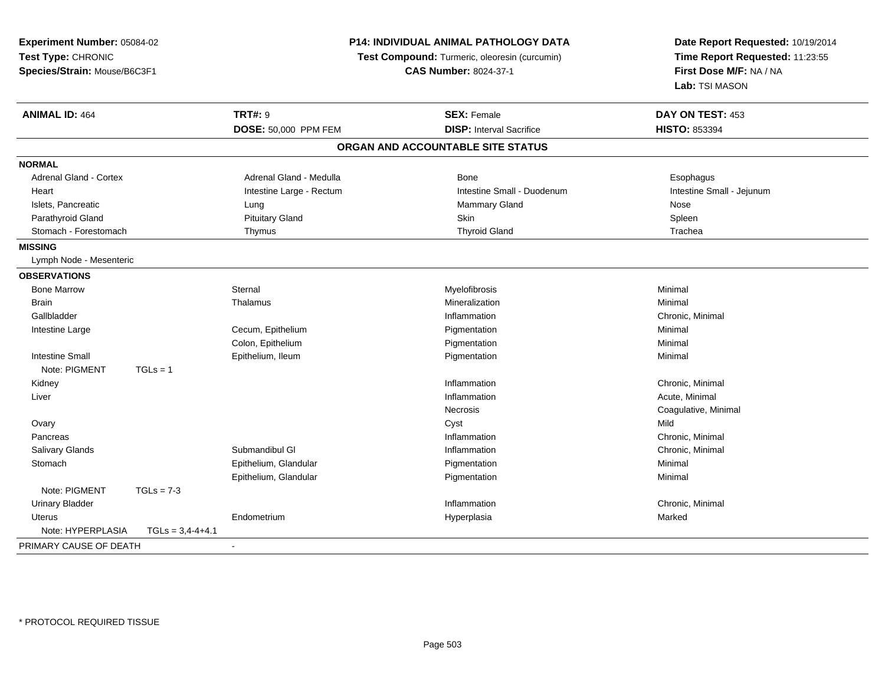**Experiment Number:** 05084-02
**Test Type:** CHRONIC
**Species/Strain:** Mouse/B6C3F1

**P14: INDIVIDUAL ANIMAL PATHOLOGY DATA**
**Test Compound:** Turmeric, oleoresin (curcumin)
**CAS Number:** 8024-37-1

**Date Report Requested:** 10/19/2014
**Time Report Requested:** 11:23:55
**First Dose M/F:** NA / NA
**Lab:** TSI MASON

| **ANIMAL ID:** 464 | **TRT#:** 9 | **SEX:** Female | **DAY ON TEST:** 453 |
|---|---|---|---|
| | **DOSE:** 50,000 PPM FEM | **DISP:** Interval Sacrifice | **HISTO:** 853394 |

## ORGAN AND ACCOUNTABLE SITE STATUS

**NORMAL**

| | | | |
|---|---|---|---|
| Adrenal Gland - Cortex | Adrenal Gland - Medulla | Bone | Esophagus |
| Heart | Intestine Large - Rectum | Intestine Small - Duodenum | Intestine Small - Jejunum |
| Islets, Pancreatic | Lung | Mammary Gland | Nose |
| Parathyroid Gland | Pituitary Gland | Skin | Spleen |
| Stomach - Forestomach | Thymus | Thyroid Gland | Trachea |

**MISSING**

Lymph Node - Mesenteric

**OBSERVATIONS**

| | | | |
|---|---|---|---|
| Bone Marrow | Sternal | Myelofibrosis | Minimal |
| Brain | Thalamus | Mineralization | Minimal |
| Gallbladder | | Inflammation | Chronic, Minimal |
| Intestine Large | Cecum, Epithelium | Pigmentation | Minimal |
| | Colon, Epithelium | Pigmentation | Minimal |
| Intestine Small | Epithelium, Ileum | Pigmentation | Minimal |
| Note: PIGMENT TGLs = 1 | | | |
| Kidney | | Inflammation | Chronic, Minimal |
| Liver | | Inflammation | Acute, Minimal |
| | | Necrosis | Coagulative, Minimal |
| Ovary | | Cyst | Mild |
| Pancreas | | Inflammation | Chronic, Minimal |
| Salivary Glands | Submandibul Gl | Inflammation | Chronic, Minimal |
| Stomach | Epithelium, Glandular | Pigmentation | Minimal |
| | Epithelium, Glandular | Pigmentation | Minimal |
| Note: PIGMENT TGLs = 7-3 | | | |
| Urinary Bladder | | Inflammation | Chronic, Minimal |
| Uterus | Endometrium | Hyperplasia | Marked |
| Note: HYPERPLASIA TGLs = 3,4-4+4.1 | | | |

PRIMARY CAUSE OF DEATH -

\* PROTOCOL REQUIRED TISSUE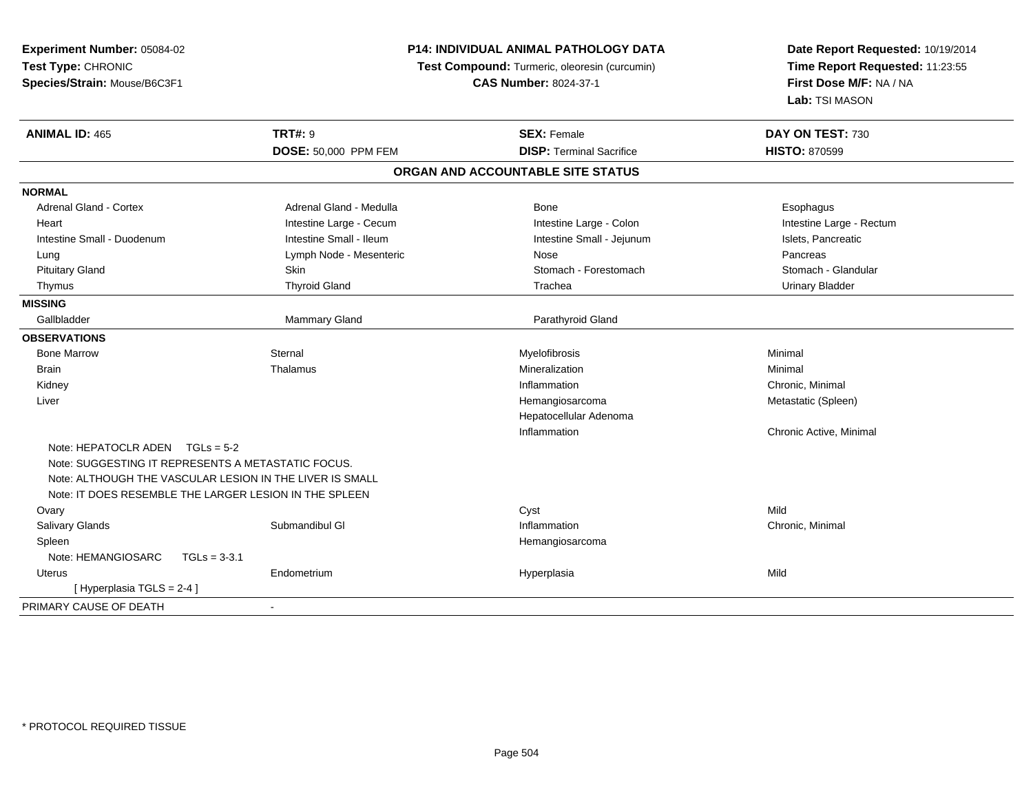**Experiment Number:** 05084-02
**Test Type:** CHRONIC
**Species/Strain:** Mouse/B6C3F1

**P14: INDIVIDUAL ANIMAL PATHOLOGY DATA**
**Test Compound:** Turmeric, oleoresin (curcumin)
**CAS Number:** 8024-37-1

**Date Report Requested:** 10/19/2014
**Time Report Requested:** 11:23:55
**First Dose M/F:** NA / NA
**Lab:** TSI MASON

| **ANIMAL ID:** 465 | **TRT#:** 9 | **SEX:** Female | **DAY ON TEST:** 730 |
|---|---|---|---|
| | **DOSE:** 50,000 PPM FEM | **DISP:** Terminal Sacrifice | **HISTO:** 870599 |

**ORGAN AND ACCOUNTABLE SITE STATUS**

| | | | |
|---|---|---|---|
| **NORMAL** | | | |
| Adrenal Gland - Cortex | Adrenal Gland - Medulla | Bone | Esophagus |
| Heart | Intestine Large - Cecum | Intestine Large - Colon | Intestine Large - Rectum |
| Intestine Small - Duodenum | Intestine Small - Ileum | Intestine Small - Jejunum | Islets, Pancreatic |
| Lung | Lymph Node - Mesenteric | Nose | Pancreas |
| Pituitary Gland | Skin | Stomach - Forestomach | Stomach - Glandular |
| Thymus | Thyroid Gland | Trachea | Urinary Bladder |
| **MISSING** | | | |
| Gallbladder | Mammary Gland | Parathyroid Gland | |
| **OBSERVATIONS** | | | |
| Bone Marrow | Sternal | Myelofibrosis | Minimal |
| Brain | Thalamus | Mineralization | Minimal |
| Kidney | | Inflammation | Chronic, Minimal |
| Liver | | Hemangiosarcoma | Metastatic (Spleen) |
| | | Hepatocellular Adenoma | |
| | | Inflammation | Chronic Active, Minimal |
| Note: HEPATOCLR ADEN TGLs = 5-2 | | | |
| Note: SUGGESTING IT REPRESENTS A METASTATIC FOCUS. | | | |
| Note: ALTHOUGH THE VASCULAR LESION IN THE LIVER IS SMALL | | | |
| Note: IT DOES RESEMBLE THE LARGER LESION IN THE SPLEEN | | | |
| Ovary | | Cyst | Mild |
| Salivary Glands | Submandibul Gl | Inflammation | Chronic, Minimal |
| Spleen | | Hemangiosarcoma | |
| Note: HEMANGIOSARC TGLs = 3-3.1 | | | |
| Uterus | Endometrium | Hyperplasia | Mild |
| [ Hyperplasia TGLS = 2-4 ] | | | |
| PRIMARY CAUSE OF DEATH | - | | |

* PROTOCOL REQUIRED TISSUE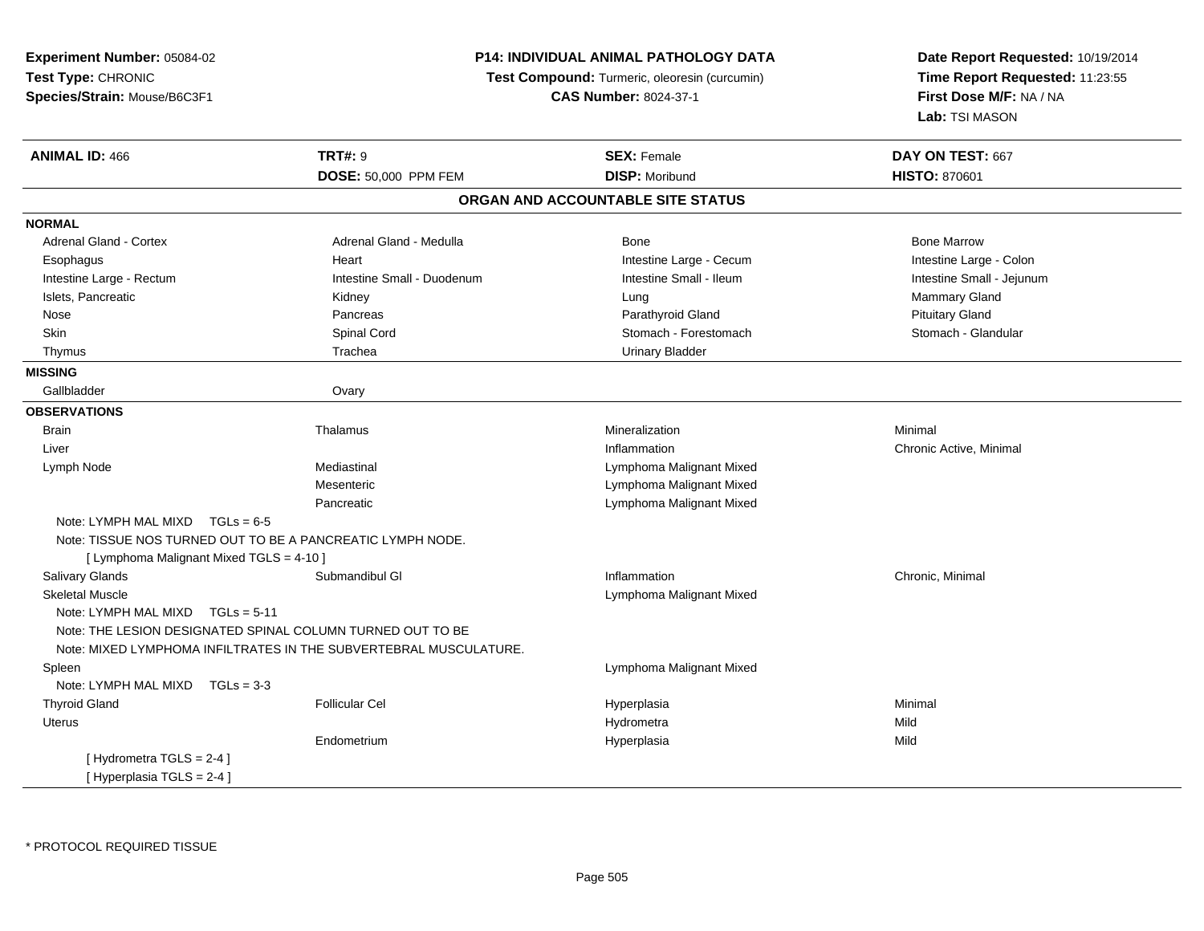**Experiment Number:** 05084-02
**Test Type:** CHRONIC
**Species/Strain:** Mouse/B6C3F1

**P14: INDIVIDUAL ANIMAL PATHOLOGY DATA**
**Test Compound:** Turmeric, oleoresin (curcumin)
**CAS Number:** 8024-37-1

**Date Report Requested:** 10/19/2014
**Time Report Requested:** 11:23:55
**First Dose M/F:** NA / NA
**Lab:** TSI MASON

| **ANIMAL ID:** 466 | **TRT#:** 9 | **SEX:** Female | **DAY ON TEST:** 667 |
|---|---|---|---|
| | **DOSE:** 50,000 PPM FEM | **DISP:** Moribund | **HISTO:** 870601 |

**ORGAN AND ACCOUNTABLE SITE STATUS**

**NORMAL**

| | | | |
|---|---|---|---|
| Adrenal Gland - Cortex | Adrenal Gland - Medulla | Bone | Bone Marrow |
| Esophagus | Heart | Intestine Large - Cecum | Intestine Large - Colon |
| Intestine Large - Rectum | Intestine Small - Duodenum | Intestine Small - Ileum | Intestine Small - Jejunum |
| Islets, Pancreatic | Kidney | Lung | Mammary Gland |
| Nose | Pancreas | Parathyroid Gland | Pituitary Gland |
| Skin | Spinal Cord | Stomach - Forestomach | Stomach - Glandular |
| Thymus | Trachea | Urinary Bladder | |

**MISSING**

| | |
|---|---|
| Gallbladder | Ovary |

**OBSERVATIONS**

| | | | |
|---|---|---|---|
| Brain | Thalamus | Mineralization | Minimal |
| Liver | | Inflammation | Chronic Active, Minimal |
| Lymph Node | Mediastinal | Lymphoma Malignant Mixed | |
| | Mesenteric | Lymphoma Malignant Mixed | |
| | Pancreatic | Lymphoma Malignant Mixed | |

Note: LYMPH MAL MIXD TGLs = 6-5
Note: TISSUE NOS TURNED OUT TO BE A PANCREATIC LYMPH NODE.
[ Lymphoma Malignant Mixed TGLS = 4-10 ]

| | | | |
|---|---|---|---|
| Salivary Glands | Submandibul Gl | Inflammation | Chronic, Minimal |
| Skeletal Muscle | | Lymphoma Malignant Mixed | |

Note: LYMPH MAL MIXD TGLs = 5-11
Note: THE LESION DESIGNATED SPINAL COLUMN TURNED OUT TO BE
Note: MIXED LYMPHOMA INFILTRATES IN THE SUBVERTEBRAL MUSCULATURE.

| | | | |
|---|---|---|---|
| Spleen | | Lymphoma Malignant Mixed | |

Note: LYMPH MAL MIXD TGLs = 3-3

| | | | |
|---|---|---|---|
| Thyroid Gland | Follicular Cel | Hyperplasia | Minimal |
| Uterus | | Hydrometra | Mild |
| | Endometrium | Hyperplasia | Mild |

[ Hydrometra TGLS = 2-4 ]
[ Hyperplasia TGLS = 2-4 ]

* PROTOCOL REQUIRED TISSUE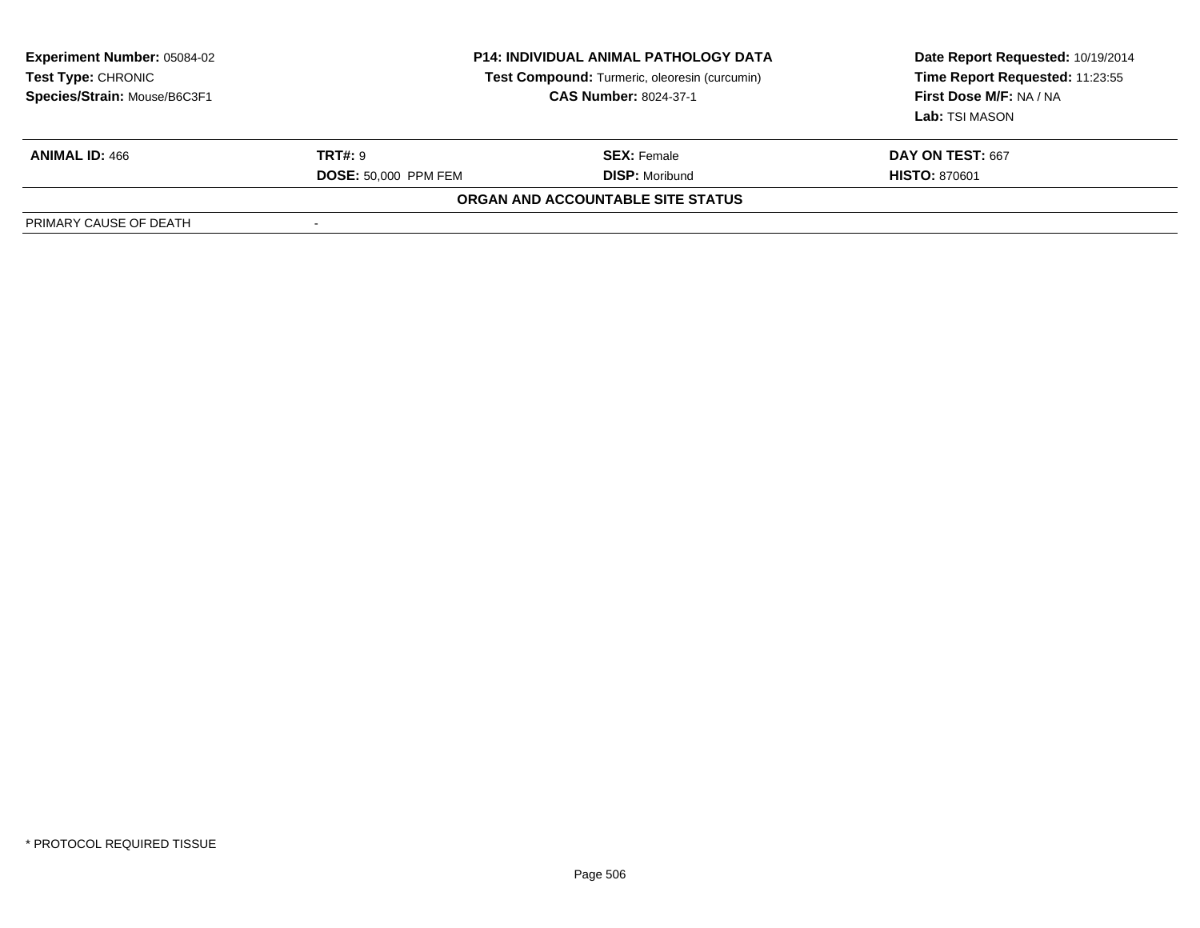**Experiment Number:** 05084-02
**Test Type:** CHRONIC
**Species/Strain:** Mouse/B6C3F1

**P14: INDIVIDUAL ANIMAL PATHOLOGY DATA**
**Test Compound:** Turmeric, oleoresin (curcumin)
**CAS Number:** 8024-37-1

**Date Report Requested:** 10/19/2014
**Time Report Requested:** 11:23:55
**First Dose M/F:** NA / NA
**Lab:** TSI MASON

| **ANIMAL ID:** 466 | **TRT#:** 9 | **SEX:** Female | **DAY ON TEST:** 667 |
|---|---|---|---|
| | **DOSE:** 50,000 PPM FEM | **DISP:** Moribund | **HISTO:** 870601 |

**ORGAN AND ACCOUNTABLE SITE STATUS**

| PRIMARY CAUSE OF DEATH | - |
|---|---|

* PROTOCOL REQUIRED TISSUE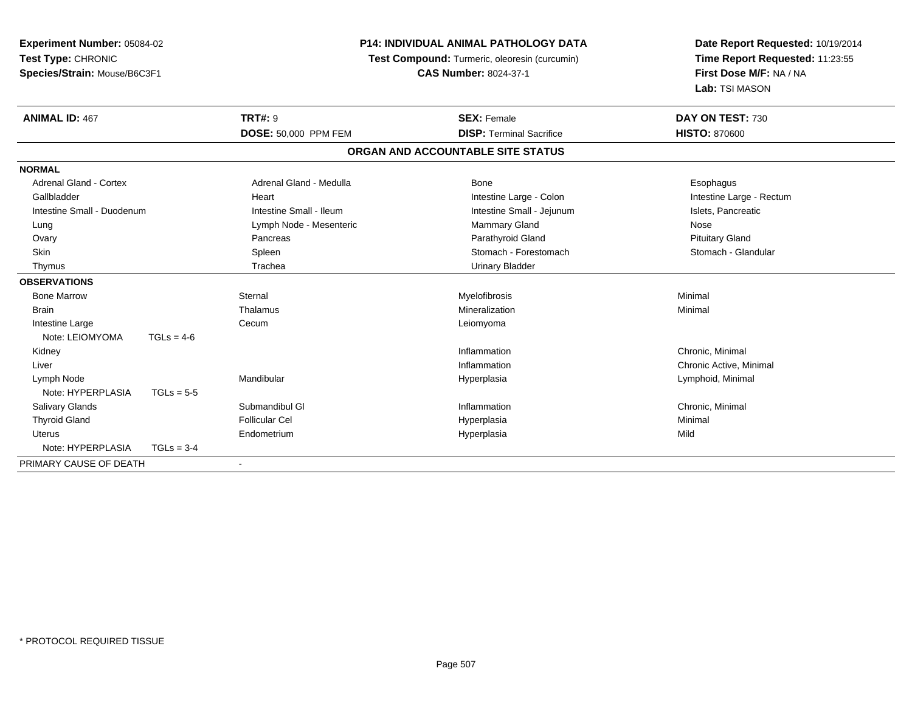**Experiment Number:** 05084-02
**Test Type:** CHRONIC
**Species/Strain:** Mouse/B6C3F1

**P14: INDIVIDUAL ANIMAL PATHOLOGY DATA**
**Test Compound:** Turmeric, oleoresin (curcumin)
**CAS Number:** 8024-37-1

**Date Report Requested:** 10/19/2014
**Time Report Requested:** 11:23:55
**First Dose M/F:** NA / NA
**Lab:** TSI MASON

| **ANIMAL ID:** 467 | **TRT#:** 9 | **SEX:** Female | **DAY ON TEST:** 730 |
|---|---|---|---|
| | **DOSE:** 50,000 PPM FEM | **DISP:** Terminal Sacrifice | **HISTO:** 870600 |

## ORGAN AND ACCOUNTABLE SITE STATUS

| | | | |
|---|---|---|---|
| **NORMAL** | | | |
| Adrenal Gland - Cortex | Adrenal Gland - Medulla | Bone | Esophagus |
| Gallbladder | Heart | Intestine Large - Colon | Intestine Large - Rectum |
| Intestine Small - Duodenum | Intestine Small - Ileum | Intestine Small - Jejunum | Islets, Pancreatic |
| Lung | Lymph Node - Mesenteric | Mammary Gland | Nose |
| Ovary | Pancreas | Parathyroid Gland | Pituitary Gland |
| Skin | Spleen | Stomach - Forestomach | Stomach - Glandular |
| Thymus | Trachea | Urinary Bladder | |
| **OBSERVATIONS** | | | |
| Bone Marrow | Sternal | Myelofibrosis | Minimal |
| Brain | Thalamus | Mineralization | Minimal |
| Intestine Large | Cecum | Leiomyoma | |
| Note: LEIOMYOMA TGLs = 4-6 | | | |
| Kidney | | Inflammation | Chronic, Minimal |
| Liver | | Inflammation | Chronic Active, Minimal |
| Lymph Node | Mandibular | Hyperplasia | Lymphoid, Minimal |
| Note: HYPERPLASIA TGLs = 5-5 | | | |
| Salivary Glands | Submandibul Gl | Inflammation | Chronic, Minimal |
| Thyroid Gland | Follicular Cel | Hyperplasia | Minimal |
| Uterus | Endometrium | Hyperplasia | Mild |
| Note: HYPERPLASIA TGLs = 3-4 | | | |
| PRIMARY CAUSE OF DEATH | - | | |

* PROTOCOL REQUIRED TISSUE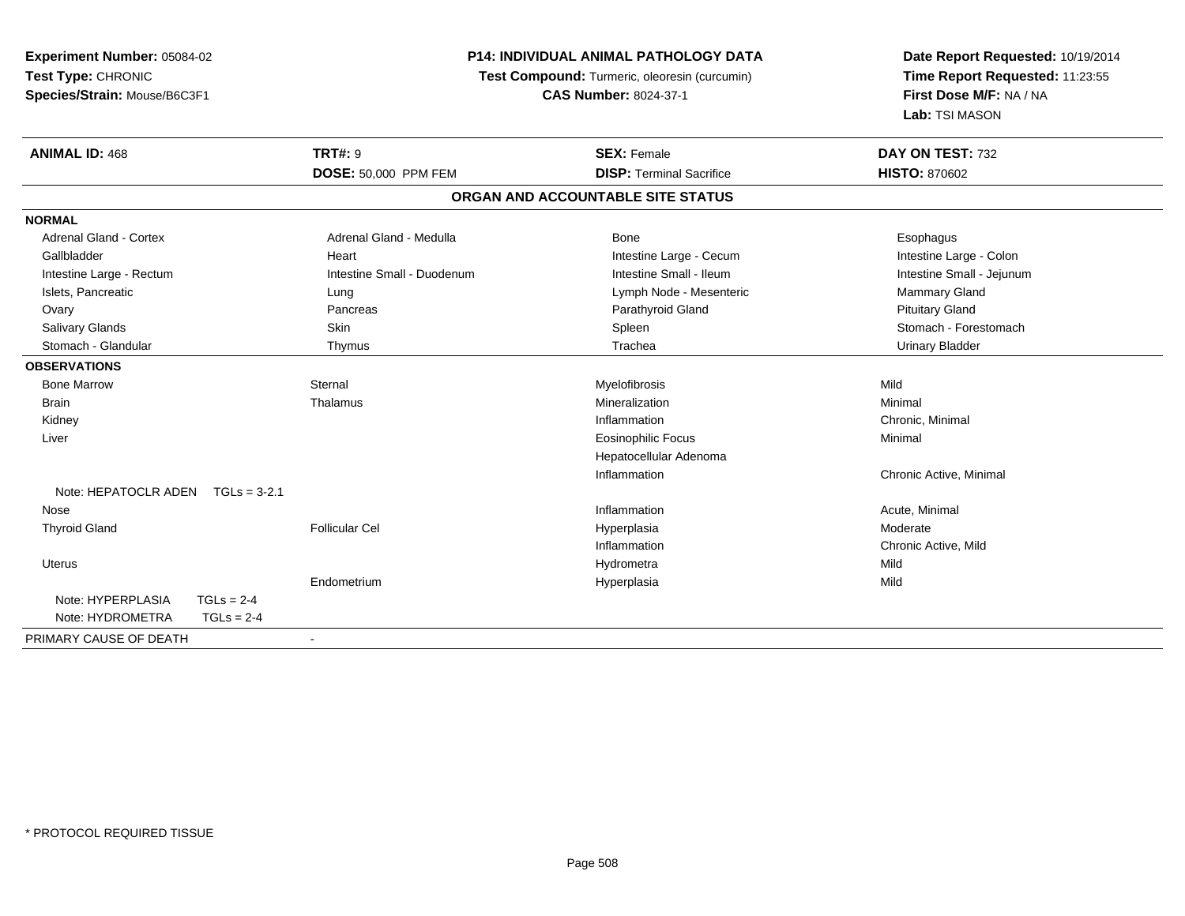**Experiment Number:** 05084-02
**Test Type:** CHRONIC
**Species/Strain:** Mouse/B6C3F1

**P14: INDIVIDUAL ANIMAL PATHOLOGY DATA**
**Test Compound:** Turmeric, oleoresin (curcumin)
**CAS Number:** 8024-37-1

**Date Report Requested:** 10/19/2014
**Time Report Requested:** 11:23:55
**First Dose M/F:** NA / NA
**Lab:** TSI MASON

| **ANIMAL ID:** 468 | **TRT#:** 9 | **SEX:** Female | **DAY ON TEST:** 732 |
|---|---|---|---|
| | **DOSE:** 50,000 PPM FEM | **DISP:** Terminal Sacrifice | **HISTO:** 870602 |

## ORGAN AND ACCOUNTABLE SITE STATUS

| | | | |
|---|---|---|---|
| **NORMAL** | | | |
| Adrenal Gland - Cortex | Adrenal Gland - Medulla | Bone | Esophagus |
| Gallbladder | Heart | Intestine Large - Cecum | Intestine Large - Colon |
| Intestine Large - Rectum | Intestine Small - Duodenum | Intestine Small - Ileum | Intestine Small - Jejunum |
| Islets, Pancreatic | Lung | Lymph Node - Mesenteric | Mammary Gland |
| Ovary | Pancreas | Parathyroid Gland | Pituitary Gland |
| Salivary Glands | Skin | Spleen | Stomach - Forestomach |
| Stomach - Glandular | Thymus | Trachea | Urinary Bladder |
| **OBSERVATIONS** | | | |
| Bone Marrow | Sternal | Myelofibrosis | Mild |
| Brain | Thalamus | Mineralization | Minimal |
| Kidney | | Inflammation | Chronic, Minimal |
| Liver | | Eosinophilic Focus | Minimal |
| | | Hepatocellular Adenoma | |
| | | Inflammation | Chronic Active, Minimal |
| Note: HEPATOCLR ADEN TGLs = 3-2.1 | | | |
| Nose | | Inflammation | Acute, Minimal |
| Thyroid Gland | Follicular Cel | Hyperplasia | Moderate |
| | | Inflammation | Chronic Active, Mild |
| Uterus | | Hydrometra | Mild |
| | Endometrium | Hyperplasia | Mild |
| Note: HYPERPLASIA TGLs = 2-4 | | | |
| Note: HYDROMETRA TGLs = 2-4 | | | |
| PRIMARY CAUSE OF DEATH | - | | |

* PROTOCOL REQUIRED TISSUE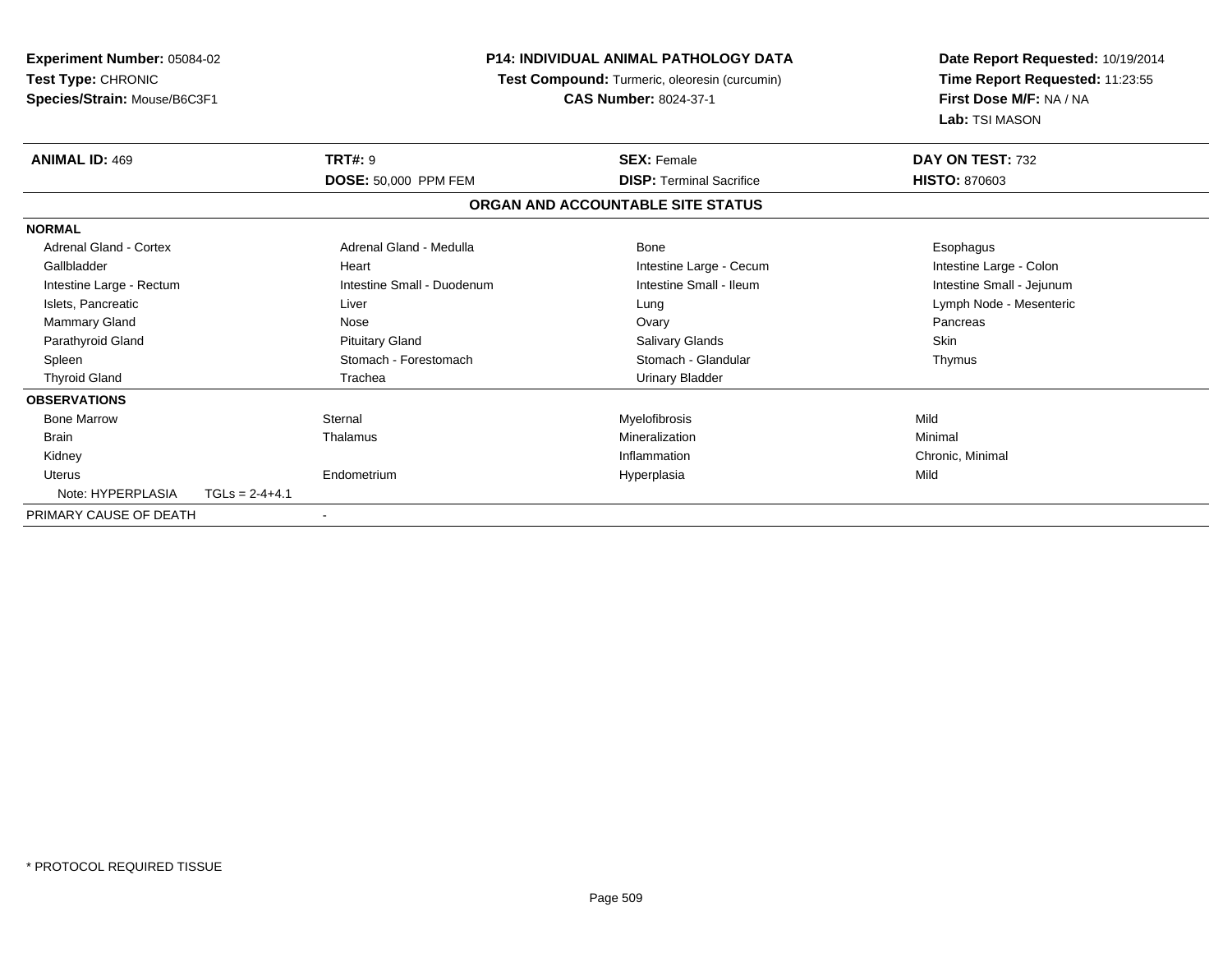**Experiment Number:** 05084-02
**Test Type:** CHRONIC
**Species/Strain:** Mouse/B6C3F1

**P14: INDIVIDUAL ANIMAL PATHOLOGY DATA**
**Test Compound:** Turmeric, oleoresin (curcumin)
**CAS Number:** 8024-37-1

**Date Report Requested:** 10/19/2014
**Time Report Requested:** 11:23:55
**First Dose M/F:** NA / NA
**Lab:** TSI MASON

| **ANIMAL ID:** 469 | **TRT#:** 9 | **SEX:** Female | **DAY ON TEST:** 732 |
|---|---|---|---|
| | **DOSE:** 50,000 PPM FEM | **DISP:** Terminal Sacrifice | **HISTO:** 870603 |

## ORGAN AND ACCOUNTABLE SITE STATUS

| | | | |
|---|---|---|---|
| **NORMAL** | | | |
| Adrenal Gland - Cortex | Adrenal Gland - Medulla | Bone | Esophagus |
| Gallbladder | Heart | Intestine Large - Cecum | Intestine Large - Colon |
| Intestine Large - Rectum | Intestine Small - Duodenum | Intestine Small - Ileum | Intestine Small - Jejunum |
| Islets, Pancreatic | Liver | Lung | Lymph Node - Mesenteric |
| Mammary Gland | Nose | Ovary | Pancreas |
| Parathyroid Gland | Pituitary Gland | Salivary Glands | Skin |
| Spleen | Stomach - Forestomach | Stomach - Glandular | Thymus |
| Thyroid Gland | Trachea | Urinary Bladder | |
| **OBSERVATIONS** | | | |
| Bone Marrow | Sternal | Myelofibrosis | Mild |
| Brain | Thalamus | Mineralization | Minimal |
| Kidney | | Inflammation | Chronic, Minimal |
| Uterus | Endometrium | Hyperplasia | Mild |
| Note: HYPERPLASIA TGLs = 2-4+4.1 | | | |
| PRIMARY CAUSE OF DEATH | - | | |

* PROTOCOL REQUIRED TISSUE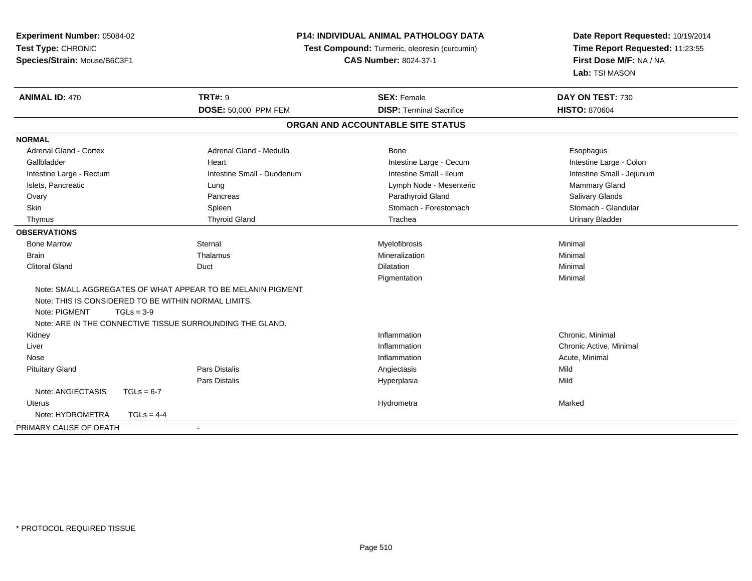**Experiment Number:** 05084-02
**Test Type:** CHRONIC
**Species/Strain:** Mouse/B6C3F1

**P14: INDIVIDUAL ANIMAL PATHOLOGY DATA**
**Test Compound:** Turmeric, oleoresin (curcumin)
**CAS Number:** 8024-37-1

**Date Report Requested:** 10/19/2014
**Time Report Requested:** 11:23:55
**First Dose M/F:** NA / NA
**Lab:** TSI MASON

| **ANIMAL ID:** 470 | **TRT#:** 9 | **SEX:** Female | **DAY ON TEST:** 730 |
|---|---|---|---|
| | **DOSE:** 50,000 PPM FEM | **DISP:** Terminal Sacrifice | **HISTO:** 870604 |

## ORGAN AND ACCOUNTABLE SITE STATUS

**NORMAL**

| | | | |
|---|---|---|---|
| Adrenal Gland - Cortex | Adrenal Gland - Medulla | Bone | Esophagus |
| Gallbladder | Heart | Intestine Large - Cecum | Intestine Large - Colon |
| Intestine Large - Rectum | Intestine Small - Duodenum | Intestine Small - Ileum | Intestine Small - Jejunum |
| Islets, Pancreatic | Lung | Lymph Node - Mesenteric | Mammary Gland |
| Ovary | Pancreas | Parathyroid Gland | Salivary Glands |
| Skin | Spleen | Stomach - Forestomach | Stomach - Glandular |
| Thymus | Thyroid Gland | Trachea | Urinary Bladder |

**OBSERVATIONS**

| | | | |
|---|---|---|---|
| Bone Marrow | Sternal | Myelofibrosis | Minimal |
| Brain | Thalamus | Mineralization | Minimal |
| Clitoral Gland | Duct | Dilatation | Minimal |
| | | Pigmentation | Minimal |

Note: SMALL AGGREGATES OF WHAT APPEAR TO BE MELANIN PIGMENT
Note: THIS IS CONSIDERED TO BE WITHIN NORMAL LIMITS.
Note: PIGMENT TGLs = 3-9
Note: ARE IN THE CONNECTIVE TISSUE SURROUNDING THE GLAND.

| | | | |
|---|---|---|---|
| Kidney | | Inflammation | Chronic, Minimal |
| Liver | | Inflammation | Chronic Active, Minimal |
| Nose | | Inflammation | Acute, Minimal |
| Pituitary Gland | Pars Distalis | Angiectasis | Mild |
| | Pars Distalis | Hyperplasia | Mild |

Note: ANGIECTASIS TGLs = 6-7

| | | | |
|---|---|---|---|
| Uterus | | Hydrometra | Marked |

Note: HYDROMETRA TGLs = 4-4

PRIMARY CAUSE OF DEATH -

* PROTOCOL REQUIRED TISSUE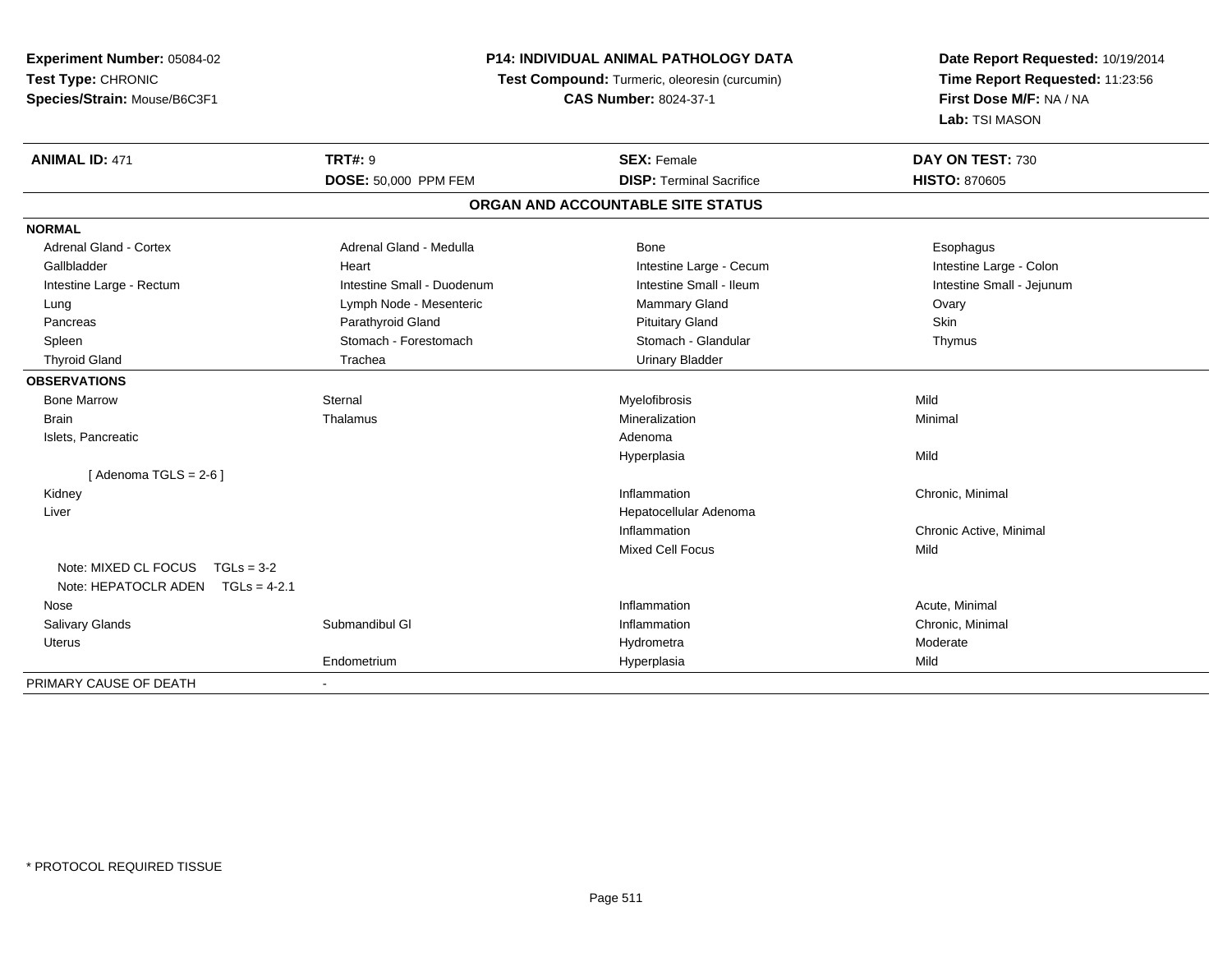**Experiment Number:** 05084-02
**Test Type:** CHRONIC
**Species/Strain:** Mouse/B6C3F1

**P14: INDIVIDUAL ANIMAL PATHOLOGY DATA**
**Test Compound:** Turmeric, oleoresin (curcumin)
**CAS Number:** 8024-37-1

**Date Report Requested:** 10/19/2014
**Time Report Requested:** 11:23:56
**First Dose M/F:** NA / NA
**Lab:** TSI MASON

| **ANIMAL ID:** 471 | **TRT#:** 9 | **SEX:** Female | **DAY ON TEST:** 730 |
|---|---|---|---|
| | **DOSE:** 50,000 PPM FEM | **DISP:** Terminal Sacrifice | **HISTO:** 870605 |

## ORGAN AND ACCOUNTABLE SITE STATUS

| | | | |
|---|---|---|---|
| **NORMAL** | | | |
| Adrenal Gland - Cortex | Adrenal Gland - Medulla | Bone | Esophagus |
| Gallbladder | Heart | Intestine Large - Cecum | Intestine Large - Colon |
| Intestine Large - Rectum | Intestine Small - Duodenum | Intestine Small - Ileum | Intestine Small - Jejunum |
| Lung | Lymph Node - Mesenteric | Mammary Gland | Ovary |
| Pancreas | Parathyroid Gland | Pituitary Gland | Skin |
| Spleen | Stomach - Forestomach | Stomach - Glandular | Thymus |
| Thyroid Gland | Trachea | Urinary Bladder | |
| **OBSERVATIONS** | | | |
| Bone Marrow | Sternal | Myelofibrosis | Mild |
| Brain | Thalamus | Mineralization | Minimal |
| Islets, Pancreatic | | Adenoma | |
| | | Hyperplasia | Mild |
| [ Adenoma TGLS = 2-6 ] | | | |
| Kidney | | Inflammation | Chronic, Minimal |
| Liver | | Hepatocellular Adenoma | |
| | | Inflammation | Chronic Active, Minimal |
| | | Mixed Cell Focus | Mild |
| Note: MIXED CL FOCUS TGLs = 3-2 | | | |
| Note: HEPATOCLR ADEN TGLs = 4-2.1 | | | |
| Nose | | Inflammation | Acute, Minimal |
| Salivary Glands | Submandibul Gl | Inflammation | Chronic, Minimal |
| Uterus | | Hydrometra | Moderate |
| | Endometrium | Hyperplasia | Mild |
| PRIMARY CAUSE OF DEATH | - | | |

* PROTOCOL REQUIRED TISSUE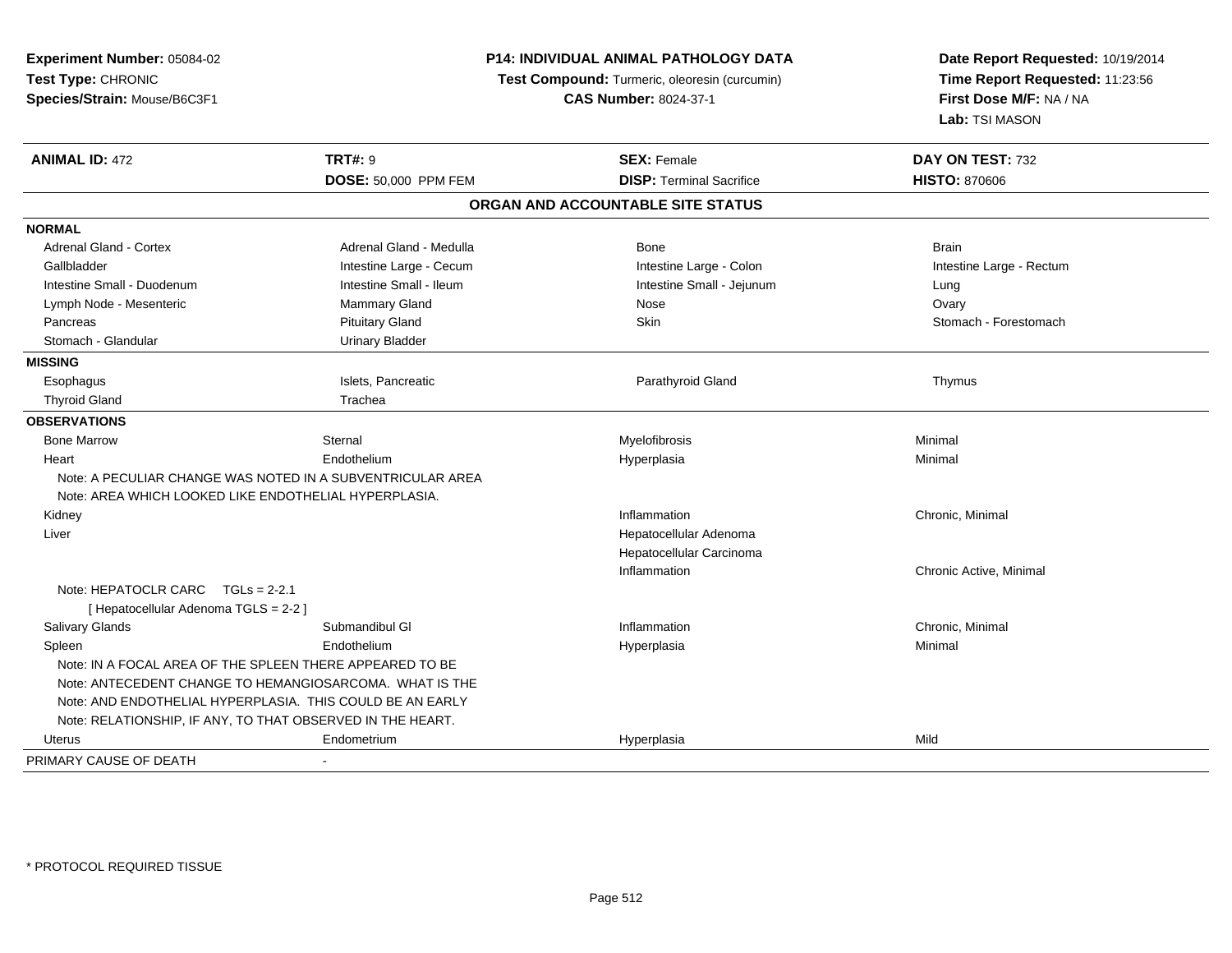**Experiment Number:** 05084-02
**Test Type:** CHRONIC
**Species/Strain:** Mouse/B6C3F1

**P14: INDIVIDUAL ANIMAL PATHOLOGY DATA**
**Test Compound:** Turmeric, oleoresin (curcumin)
**CAS Number:** 8024-37-1

**Date Report Requested:** 10/19/2014
**Time Report Requested:** 11:23:56
**First Dose M/F:** NA / NA
**Lab:** TSI MASON

| **ANIMAL ID:** 472 | **TRT#:** 9 | **SEX:** Female | **DAY ON TEST:** 732 |
|---|---|---|---|
| | **DOSE:** 50,000 PPM FEM | **DISP:** Terminal Sacrifice | **HISTO:** 870606 |

## ORGAN AND ACCOUNTABLE SITE STATUS

| | | | |
|---|---|---|---|
| **NORMAL** | | | |
| Adrenal Gland - Cortex | Adrenal Gland - Medulla | Bone | Brain |
| Gallbladder | Intestine Large - Cecum | Intestine Large - Colon | Intestine Large - Rectum |
| Intestine Small - Duodenum | Intestine Small - Ileum | Intestine Small - Jejunum | Lung |
| Lymph Node - Mesenteric | Mammary Gland | Nose | Ovary |
| Pancreas | Pituitary Gland | Skin | Stomach - Forestomach |
| Stomach - Glandular | Urinary Bladder | | |
| **MISSING** | | | |
| Esophagus | Islets, Pancreatic | Parathyroid Gland | Thymus |
| Thyroid Gland | Trachea | | |
| **OBSERVATIONS** | | | |
| Bone Marrow | Sternal | Myelofibrosis | Minimal |
| Heart | Endothelium | Hyperplasia | Minimal |
| Note: A PECULIAR CHANGE WAS NOTED IN A SUBVENTRICULAR AREA | | | |
| Note: AREA WHICH LOOKED LIKE ENDOTHELIAL HYPERPLASIA. | | | |
| Kidney | | Inflammation | Chronic, Minimal |
| Liver | | Hepatocellular Adenoma | |
| | | Hepatocellular Carcinoma | |
| | | Inflammation | Chronic Active, Minimal |
| Note: HEPATOCLR CARC TGLs = 2-2.1 | | | |
| [ Hepatocellular Adenoma TGLS = 2-2 ] | | | |
| Salivary Glands | Submandibul Gl | Inflammation | Chronic, Minimal |
| Spleen | Endothelium | Hyperplasia | Minimal |
| Note: IN A FOCAL AREA OF THE SPLEEN THERE APPEARED TO BE | | | |
| Note: ANTECEDENT CHANGE TO HEMANGIOSARCOMA. WHAT IS THE | | | |
| Note: AND ENDOTHELIAL HYPERPLASIA. THIS COULD BE AN EARLY | | | |
| Note: RELATIONSHIP, IF ANY, TO THAT OBSERVED IN THE HEART. | | | |
| Uterus | Endometrium | Hyperplasia | Mild |
| PRIMARY CAUSE OF DEATH | - | | |

\* PROTOCOL REQUIRED TISSUE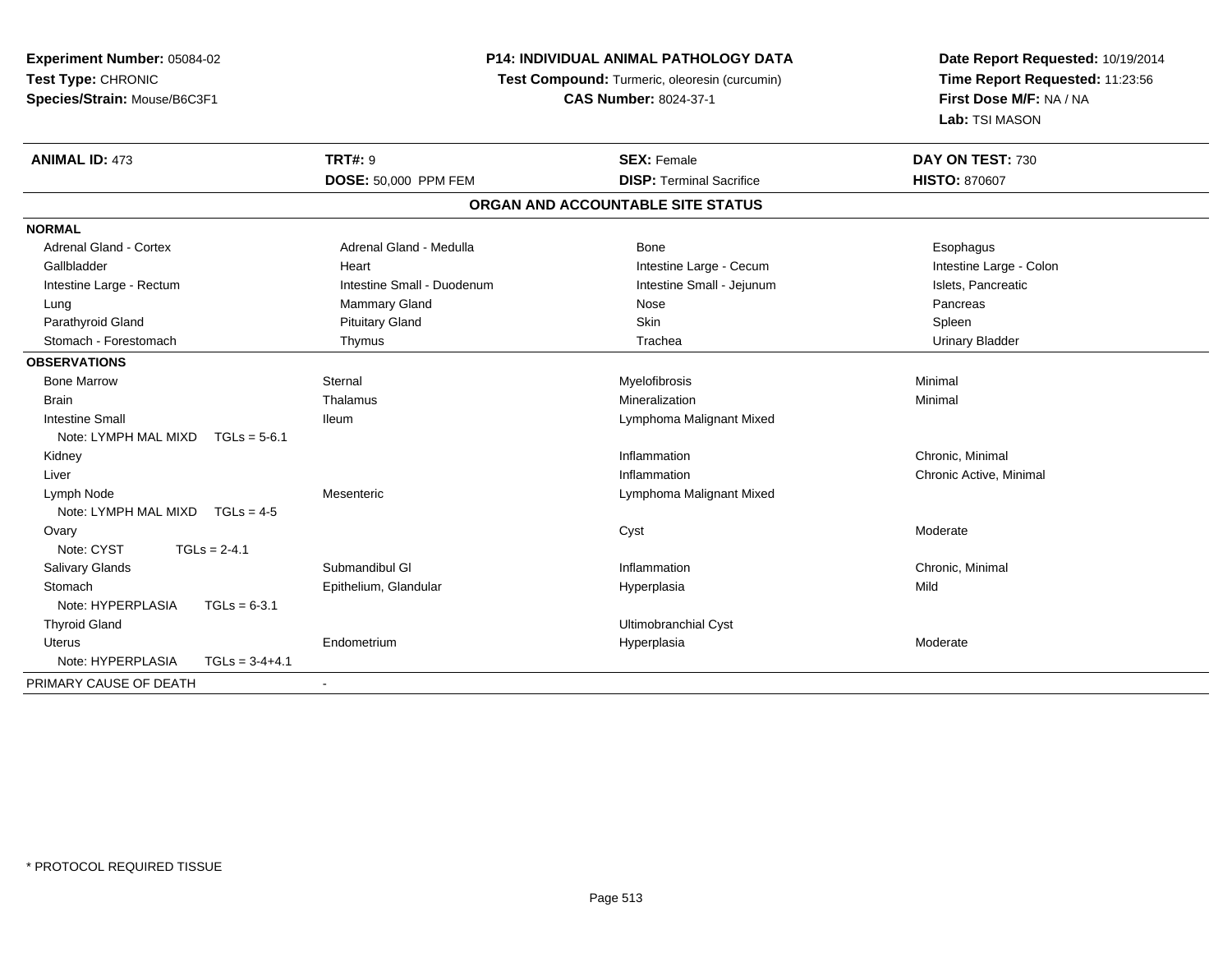**Experiment Number:** 05084-02
**Test Type:** CHRONIC
**Species/Strain:** Mouse/B6C3F1

**P14: INDIVIDUAL ANIMAL PATHOLOGY DATA**
**Test Compound:** Turmeric, oleoresin (curcumin)
**CAS Number:** 8024-37-1

**Date Report Requested:** 10/19/2014
**Time Report Requested:** 11:23:56
**First Dose M/F:** NA / NA
**Lab:** TSI MASON

| **ANIMAL ID:** 473 | **TRT#:** 9 | **SEX:** Female | **DAY ON TEST:** 730 |
|---|---|---|---|
| | **DOSE:** 50,000 PPM FEM | **DISP:** Terminal Sacrifice | **HISTO:** 870607 |

**ORGAN AND ACCOUNTABLE SITE STATUS**

| | | | |
|---|---|---|---|
| **NORMAL** | | | |
| Adrenal Gland - Cortex | Adrenal Gland - Medulla | Bone | Esophagus |
| Gallbladder | Heart | Intestine Large - Cecum | Intestine Large - Colon |
| Intestine Large - Rectum | Intestine Small - Duodenum | Intestine Small - Jejunum | Islets, Pancreatic |
| Lung | Mammary Gland | Nose | Pancreas |
| Parathyroid Gland | Pituitary Gland | Skin | Spleen |
| Stomach - Forestomach | Thymus | Trachea | Urinary Bladder |
| **OBSERVATIONS** | | | |
| Bone Marrow | Sternal | Myelofibrosis | Minimal |
| Brain | Thalamus | Mineralization | Minimal |
| Intestine Small | Ileum | Lymphoma Malignant Mixed | |
| Note: LYMPH MAL MIXD TGLs = 5-6.1 | | | |
| Kidney | | Inflammation | Chronic, Minimal |
| Liver | | Inflammation | Chronic Active, Minimal |
| Lymph Node | Mesenteric | Lymphoma Malignant Mixed | |
| Note: LYMPH MAL MIXD TGLs = 4-5 | | | |
| Ovary | | Cyst | Moderate |
| Note: CYST TGLs = 2-4.1 | | | |
| Salivary Glands | Submandibul Gl | Inflammation | Chronic, Minimal |
| Stomach | Epithelium, Glandular | Hyperplasia | Mild |
| Note: HYPERPLASIA TGLs = 6-3.1 | | | |
| Thyroid Gland | | Ultimobranchial Cyst | |
| Uterus | Endometrium | Hyperplasia | Moderate |
| Note: HYPERPLASIA TGLs = 3-4+4.1 | | | |
| PRIMARY CAUSE OF DEATH | - | | |

* PROTOCOL REQUIRED TISSUE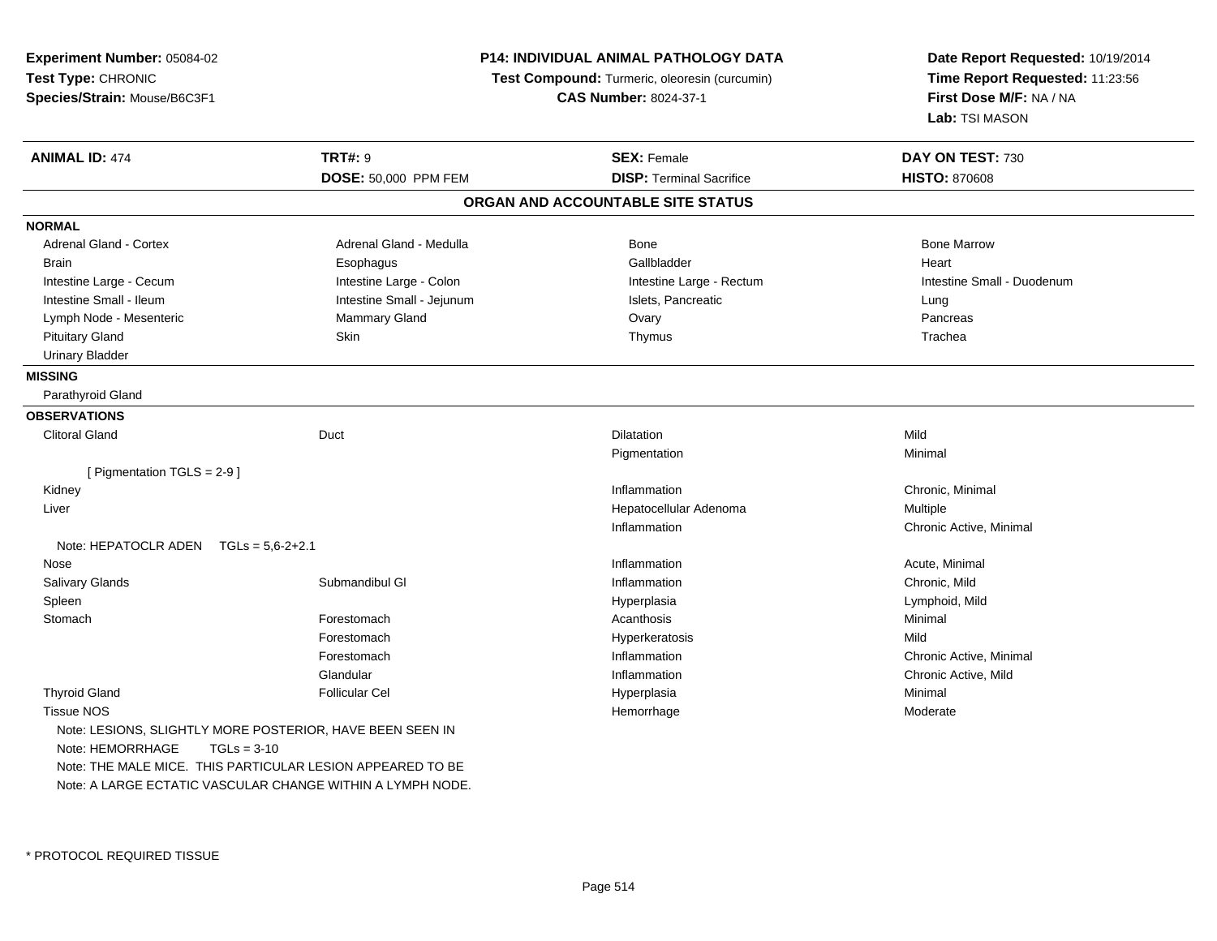**Experiment Number:** 05084-02
**Test Type:** CHRONIC
**Species/Strain:** Mouse/B6C3F1

**P14: INDIVIDUAL ANIMAL PATHOLOGY DATA**
**Test Compound:** Turmeric, oleoresin (curcumin)
**CAS Number:** 8024-37-1

**Date Report Requested:** 10/19/2014
**Time Report Requested:** 11:23:56
**First Dose M/F:** NA / NA
**Lab:** TSI MASON

| **ANIMAL ID:** 474 | **TRT#:** 9 | **SEX:** Female | **DAY ON TEST:** 730 |
|---|---|---|---|
| | **DOSE:** 50,000 PPM FEM | **DISP:** Terminal Sacrifice | **HISTO:** 870608 |

## ORGAN AND ACCOUNTABLE SITE STATUS

**NORMAL**

| | | | |
|---|---|---|---|
| Adrenal Gland - Cortex | Adrenal Gland - Medulla | Bone | Bone Marrow |
| Brain | Esophagus | Gallbladder | Heart |
| Intestine Large - Cecum | Intestine Large - Colon | Intestine Large - Rectum | Intestine Small - Duodenum |
| Intestine Small - Ileum | Intestine Small - Jejunum | Islets, Pancreatic | Lung |
| Lymph Node - Mesenteric | Mammary Gland | Ovary | Pancreas |
| Pituitary Gland | Skin | Thymus | Trachea |
| Urinary Bladder | | | |

**MISSING**

Parathyroid Gland

**OBSERVATIONS**

| | | | |
|---|---|---|---|
| Clitoral Gland | Duct | Dilatation | Mild |
| | | Pigmentation | Minimal |
| [ Pigmentation TGLS = 2-9 ] | | | |
| Kidney | | Inflammation | Chronic, Minimal |
| Liver | | Hepatocellular Adenoma | Multiple |
| | | Inflammation | Chronic Active, Minimal |
| Note: HEPATOCLR ADEN TGLs = 5,6-2+2.1 | | | |
| Nose | | Inflammation | Acute, Minimal |
| Salivary Glands | Submandibul Gl | Inflammation | Chronic, Mild |
| Spleen | | Hyperplasia | Lymphoid, Mild |
| Stomach | Forestomach | Acanthosis | Minimal |
| | Forestomach | Hyperkeratosis | Mild |
| | Forestomach | Inflammation | Chronic Active, Minimal |
| | Glandular | Inflammation | Chronic Active, Mild |
| Thyroid Gland | Follicular Cel | Hyperplasia | Minimal |
| Tissue NOS | | Hemorrhage | Moderate |

Note: LESIONS, SLIGHTLY MORE POSTERIOR, HAVE BEEN SEEN IN
Note: HEMORRHAGE TGLs = 3-10
Note: THE MALE MICE. THIS PARTICULAR LESION APPEARED TO BE
Note: A LARGE ECTATIC VASCULAR CHANGE WITHIN A LYMPH NODE.

* PROTOCOL REQUIRED TISSUE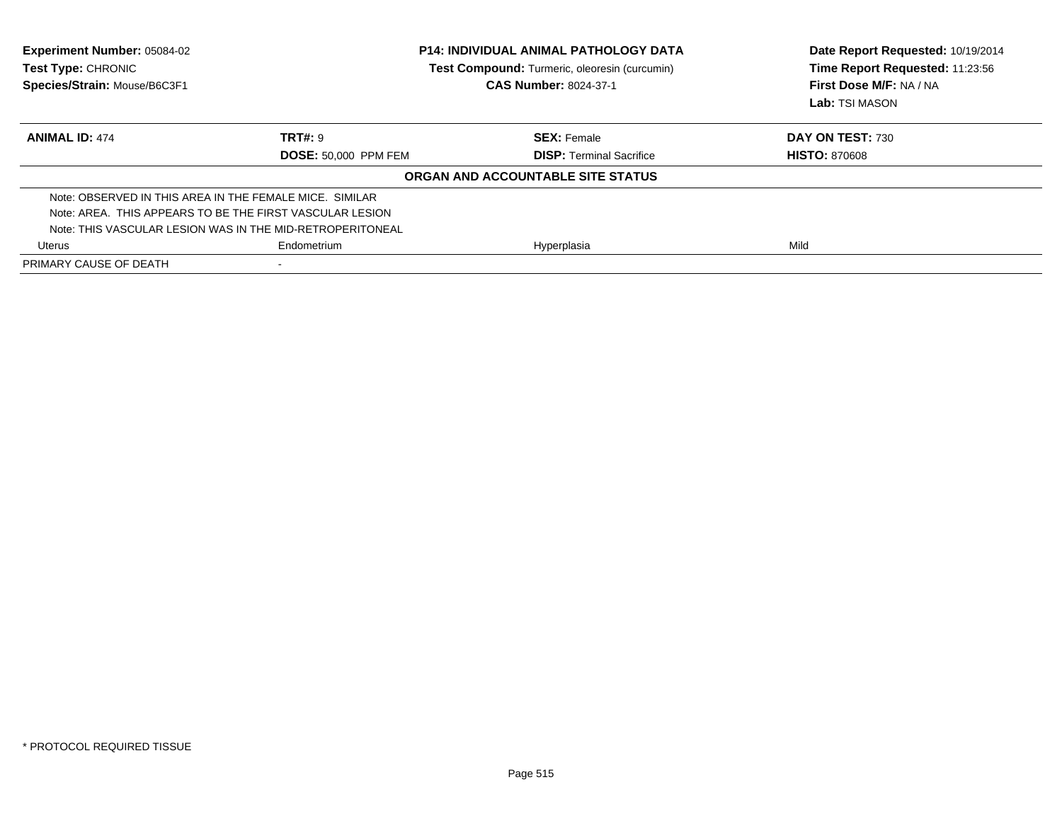**Experiment Number:** 05084-02
**Test Type:** CHRONIC
**Species/Strain:** Mouse/B6C3F1

**P14: INDIVIDUAL ANIMAL PATHOLOGY DATA**
**Test Compound:** Turmeric, oleoresin (curcumin)
**CAS Number:** 8024-37-1

**Date Report Requested:** 10/19/2014
**Time Report Requested:** 11:23:56
**First Dose M/F:** NA / NA
**Lab:** TSI MASON

| **ANIMAL ID:** 474 | **TRT#:** 9 | **SEX:** Female | **DAY ON TEST:** 730 |
|---|---|---|---|
| | **DOSE:** 50,000 PPM FEM | **DISP:** Terminal Sacrifice | **HISTO:** 870608 |

**ORGAN AND ACCOUNTABLE SITE STATUS**

| | | | |
|---|---|---|---|
| Note: OBSERVED IN THIS AREA IN THE FEMALE MICE. SIMILAR | | | |
| Note: AREA. THIS APPEARS TO BE THE FIRST VASCULAR LESION | | | |
| Note: THIS VASCULAR LESION WAS IN THE MID-RETROPERITONEAL | | | |
| Uterus | Endometrium | Hyperplasia | Mild |
| PRIMARY CAUSE OF DEATH | - | | |

* PROTOCOL REQUIRED TISSUE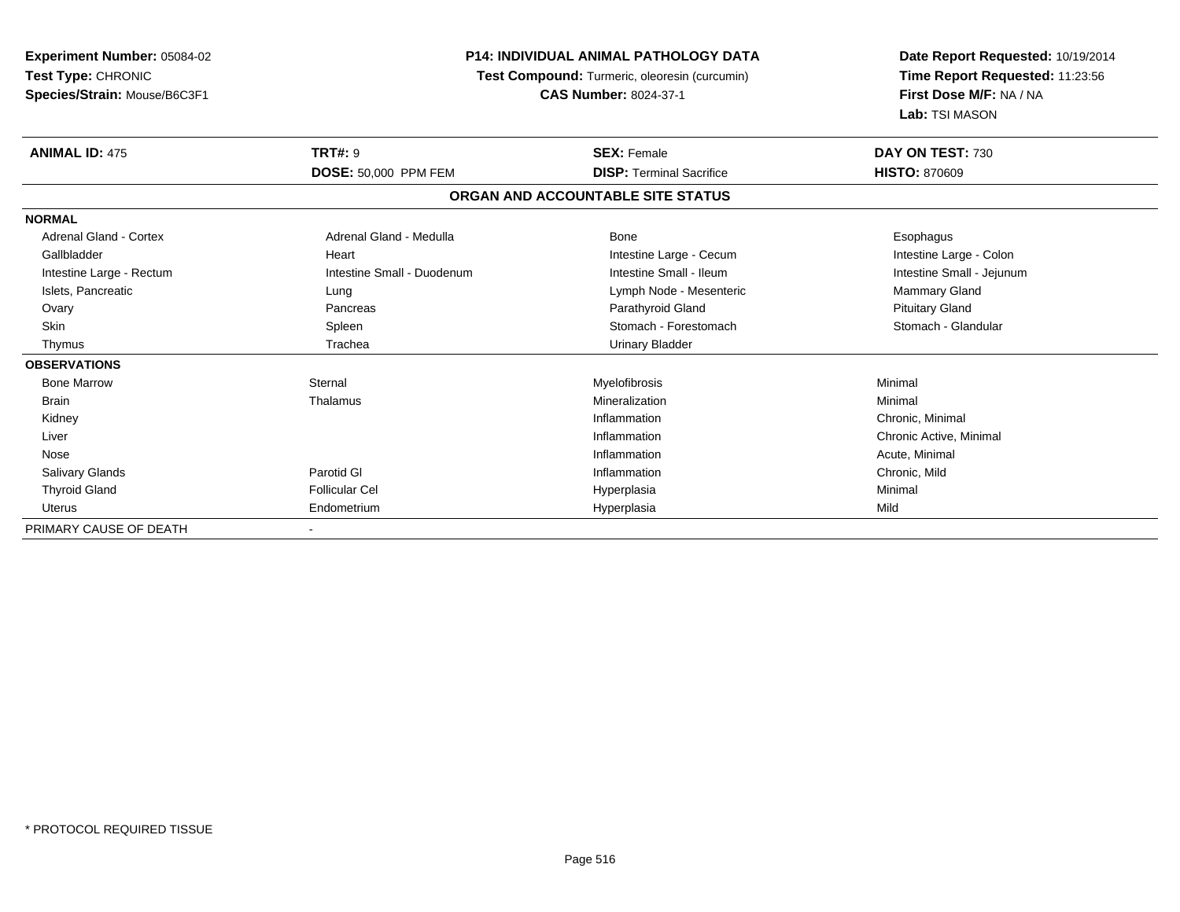**Experiment Number:** 05084-02
**Test Type:** CHRONIC
**Species/Strain:** Mouse/B6C3F1

**P14: INDIVIDUAL ANIMAL PATHOLOGY DATA**
**Test Compound:** Turmeric, oleoresin (curcumin)
**CAS Number:** 8024-37-1

**Date Report Requested:** 10/19/2014
**Time Report Requested:** 11:23:56
**First Dose M/F:** NA / NA
**Lab:** TSI MASON

| **ANIMAL ID:** 475 | **TRT#:** 9 | **SEX:** Female | **DAY ON TEST:** 730 |
|---|---|---|---|
| | **DOSE:** 50,000 PPM FEM | **DISP:** Terminal Sacrifice | **HISTO:** 870609 |

**ORGAN AND ACCOUNTABLE SITE STATUS**

| | | | |
|---|---|---|---|
| **NORMAL** | | | |
| Adrenal Gland - Cortex | Adrenal Gland - Medulla | Bone | Esophagus |
| Gallbladder | Heart | Intestine Large - Cecum | Intestine Large - Colon |
| Intestine Large - Rectum | Intestine Small - Duodenum | Intestine Small - Ileum | Intestine Small - Jejunum |
| Islets, Pancreatic | Lung | Lymph Node - Mesenteric | Mammary Gland |
| Ovary | Pancreas | Parathyroid Gland | Pituitary Gland |
| Skin | Spleen | Stomach - Forestomach | Stomach - Glandular |
| Thymus | Trachea | Urinary Bladder | |
| **OBSERVATIONS** | | | |
| Bone Marrow | Sternal | Myelofibrosis | Minimal |
| Brain | Thalamus | Mineralization | Minimal |
| Kidney | | Inflammation | Chronic, Minimal |
| Liver | | Inflammation | Chronic Active, Minimal |
| Nose | | Inflammation | Acute, Minimal |
| Salivary Glands | Parotid Gl | Inflammation | Chronic, Mild |
| Thyroid Gland | Follicular Cel | Hyperplasia | Minimal |
| Uterus | Endometrium | Hyperplasia | Mild |
| PRIMARY CAUSE OF DEATH | - | | |

\* PROTOCOL REQUIRED TISSUE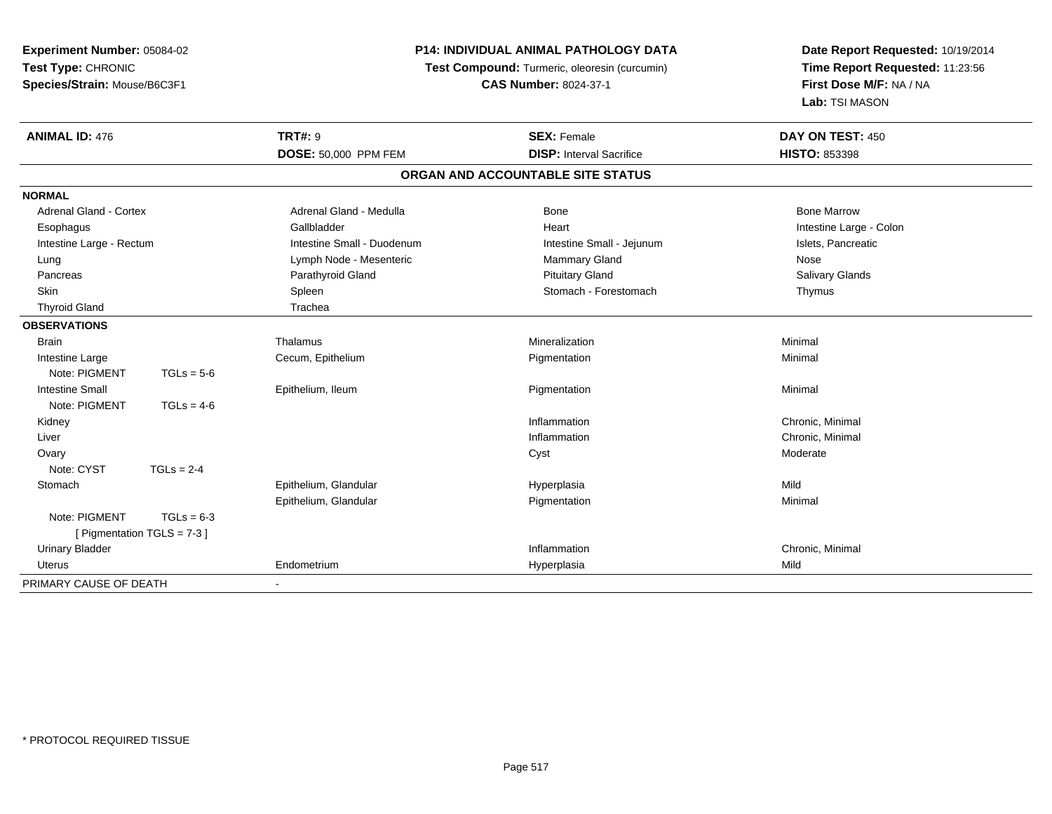**Experiment Number:** 05084-02
**Test Type:** CHRONIC
**Species/Strain:** Mouse/B6C3F1

**P14: INDIVIDUAL ANIMAL PATHOLOGY DATA**
**Test Compound:** Turmeric, oleoresin (curcumin)
**CAS Number:** 8024-37-1

**Date Report Requested:** 10/19/2014
**Time Report Requested:** 11:23:56
**First Dose M/F:** NA / NA
**Lab:** TSI MASON

| **ANIMAL ID:** 476 | **TRT#:** 9 | **SEX:** Female | **DAY ON TEST:** 450 |
|---|---|---|---|
| | **DOSE:** 50,000 PPM FEM | **DISP:** Interval Sacrifice | **HISTO:** 853398 |

**ORGAN AND ACCOUNTABLE SITE STATUS**

| | | | |
|---|---|---|---|
| **NORMAL** | | | |
| Adrenal Gland - Cortex | Adrenal Gland - Medulla | Bone | Bone Marrow |
| Esophagus | Gallbladder | Heart | Intestine Large - Colon |
| Intestine Large - Rectum | Intestine Small - Duodenum | Intestine Small - Jejunum | Islets, Pancreatic |
| Lung | Lymph Node - Mesenteric | Mammary Gland | Nose |
| Pancreas | Parathyroid Gland | Pituitary Gland | Salivary Glands |
| Skin | Spleen | Stomach - Forestomach | Thymus |
| Thyroid Gland | Trachea | | |
| **OBSERVATIONS** | | | |
| Brain | Thalamus | Mineralization | Minimal |
| Intestine Large | Cecum, Epithelium | Pigmentation | Minimal |
| Note: PIGMENT TGLs = 5-6 | | | |
| Intestine Small | Epithelium, Ileum | Pigmentation | Minimal |
| Note: PIGMENT TGLs = 4-6 | | | |
| Kidney | | Inflammation | Chronic, Minimal |
| Liver | | Inflammation | Chronic, Minimal |
| Ovary | | Cyst | Moderate |
| Note: CYST TGLs = 2-4 | | | |
| Stomach | Epithelium, Glandular | Hyperplasia | Mild |
| | Epithelium, Glandular | Pigmentation | Minimal |
| Note: PIGMENT TGLs = 6-3 | | | |
| [ Pigmentation TGLS = 7-3 ] | | | |
| Urinary Bladder | | Inflammation | Chronic, Minimal |
| Uterus | Endometrium | Hyperplasia | Mild |
| PRIMARY CAUSE OF DEATH | - | | |

* PROTOCOL REQUIRED TISSUE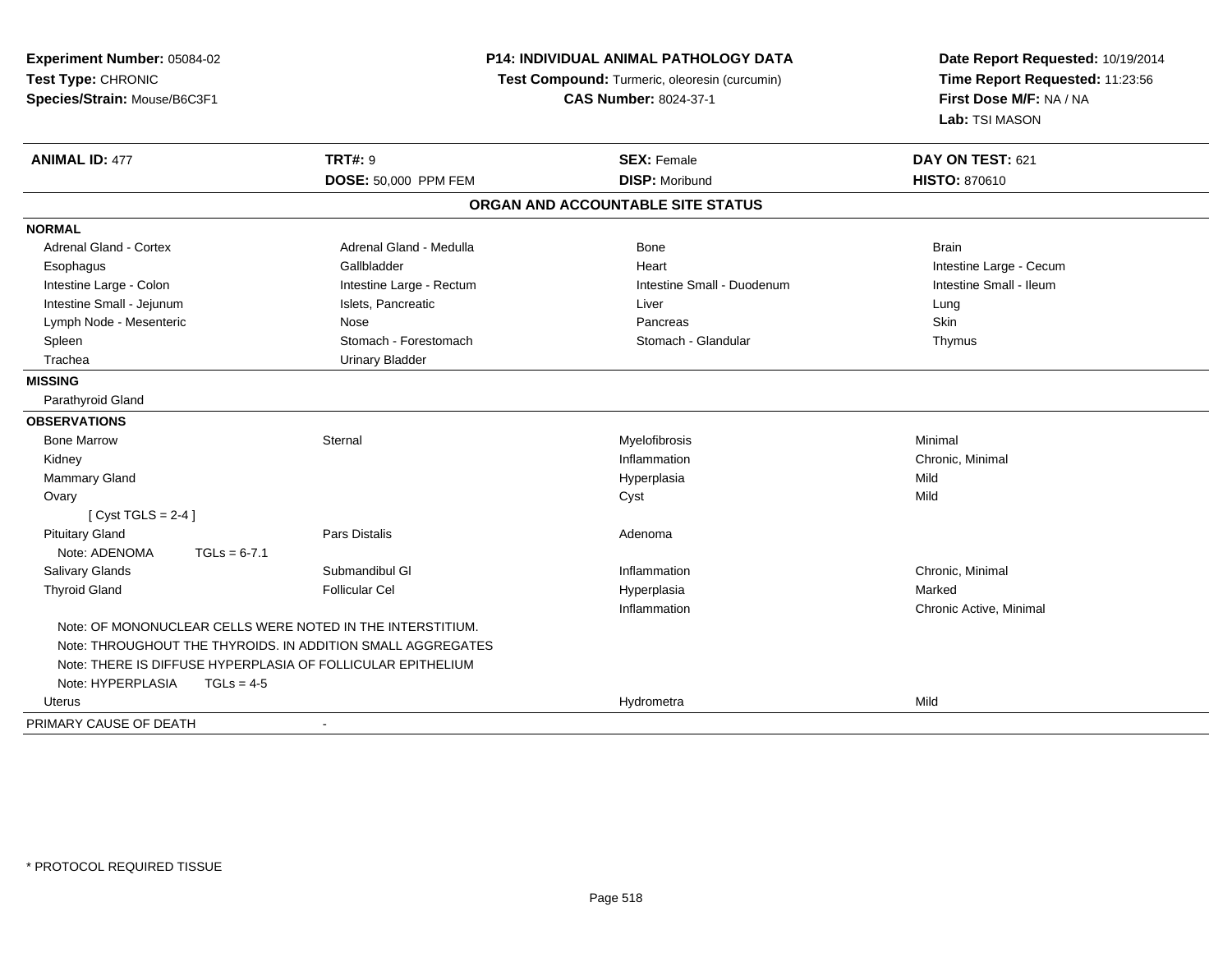**Experiment Number:** 05084-02
**Test Type:** CHRONIC
**Species/Strain:** Mouse/B6C3F1

**P14: INDIVIDUAL ANIMAL PATHOLOGY DATA**
**Test Compound:** Turmeric, oleoresin (curcumin)
**CAS Number:** 8024-37-1

**Date Report Requested:** 10/19/2014
**Time Report Requested:** 11:23:56
**First Dose M/F:** NA / NA
**Lab:** TSI MASON

| **ANIMAL ID:** 477 | **TRT#:** 9 | **SEX:** Female | **DAY ON TEST:** 621 |
|---|---|---|---|
| | **DOSE:** 50,000 PPM FEM | **DISP:** Moribund | **HISTO:** 870610 |

## ORGAN AND ACCOUNTABLE SITE STATUS

| | | | |
|---|---|---|---|
| **NORMAL** | | | |
| Adrenal Gland - Cortex | Adrenal Gland - Medulla | Bone | Brain |
| Esophagus | Gallbladder | Heart | Intestine Large - Cecum |
| Intestine Large - Colon | Intestine Large - Rectum | Intestine Small - Duodenum | Intestine Small - Ileum |
| Intestine Small - Jejunum | Islets, Pancreatic | Liver | Lung |
| Lymph Node - Mesenteric | Nose | Pancreas | Skin |
| Spleen | Stomach - Forestomach | Stomach - Glandular | Thymus |
| Trachea | Urinary Bladder | | |
| **MISSING** | | | |
| Parathyroid Gland | | | |
| **OBSERVATIONS** | | | |
| Bone Marrow | Sternal | Myelofibrosis | Minimal |
| Kidney | | Inflammation | Chronic, Minimal |
| Mammary Gland | | Hyperplasia | Mild |
| Ovary | | Cyst | Mild |
| [ Cyst TGLS = 2-4 ] | | | |
| Pituitary Gland | Pars Distalis | Adenoma | |
| Note: ADENOMA TGLs = 6-7.1 | | | |
| Salivary Glands | Submandibul Gl | Inflammation | Chronic, Minimal |
| Thyroid Gland | Follicular Cel | Hyperplasia | Marked |
| | | Inflammation | Chronic Active, Minimal |
| Note: OF MONONUCLEAR CELLS WERE NOTED IN THE INTERSTITIUM. | | | |
| Note: THROUGHOUT THE THYROIDS. IN ADDITION SMALL AGGREGATES | | | |
| Note: THERE IS DIFFUSE HYPERPLASIA OF FOLLICULAR EPITHELIUM | | | |
| Note: HYPERPLASIA TGLs = 4-5 | | | |
| Uterus | | Hydrometra | Mild |
| PRIMARY CAUSE OF DEATH | - | | |

\* PROTOCOL REQUIRED TISSUE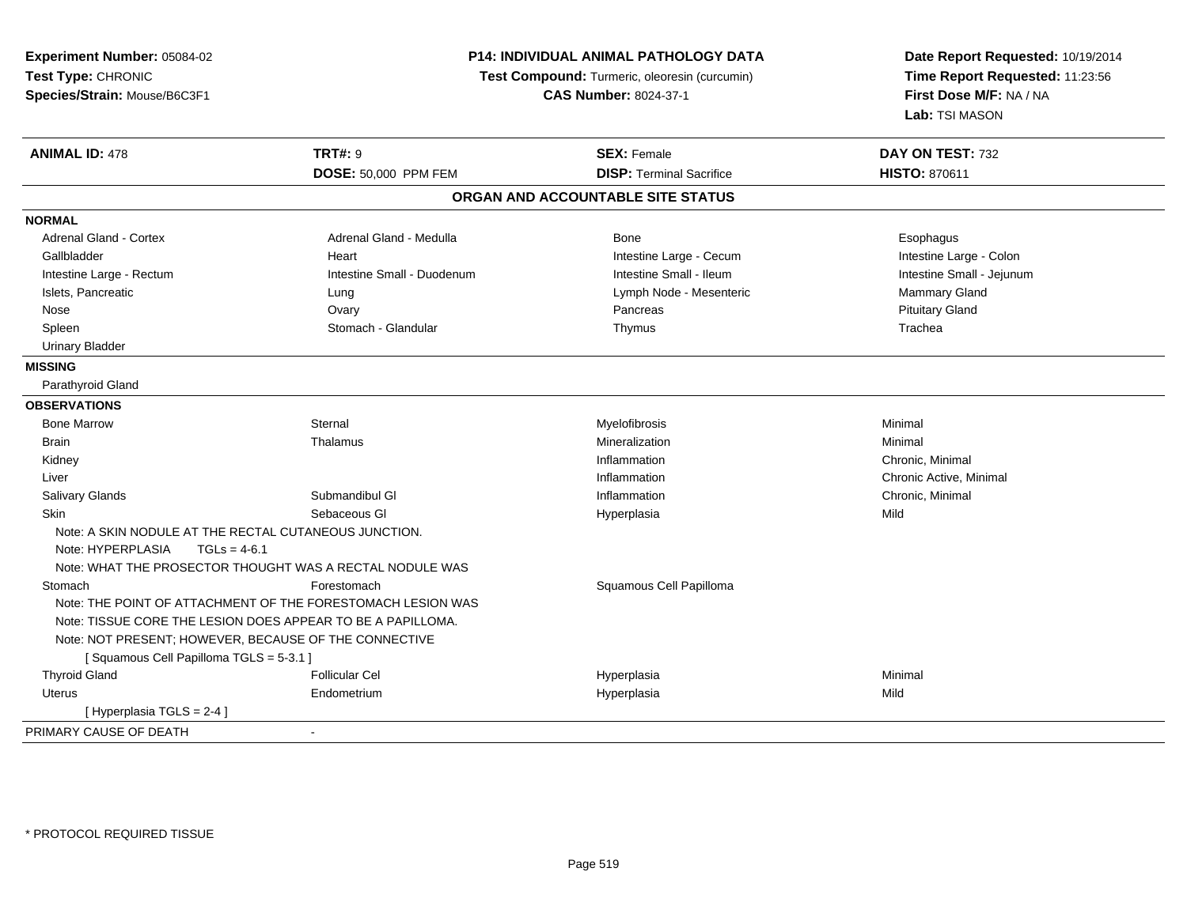**Experiment Number:** 05084-02
**Test Type:** CHRONIC
**Species/Strain:** Mouse/B6C3F1

**P14: INDIVIDUAL ANIMAL PATHOLOGY DATA**
**Test Compound:** Turmeric, oleoresin (curcumin)
**CAS Number:** 8024-37-1

**Date Report Requested:** 10/19/2014
**Time Report Requested:** 11:23:56
**First Dose M/F:** NA / NA
**Lab:** TSI MASON

| **ANIMAL ID:** 478 | **TRT#:** 9 | **SEX:** Female | **DAY ON TEST:** 732 |
|---|---|---|---|
| | **DOSE:** 50,000 PPM FEM | **DISP:** Terminal Sacrifice | **HISTO:** 870611 |

## ORGAN AND ACCOUNTABLE SITE STATUS

**NORMAL**

| | | | |
|---|---|---|---|
| Adrenal Gland - Cortex | Adrenal Gland - Medulla | Bone | Esophagus |
| Gallbladder | Heart | Intestine Large - Cecum | Intestine Large - Colon |
| Intestine Large - Rectum | Intestine Small - Duodenum | Intestine Small - Ileum | Intestine Small - Jejunum |
| Islets, Pancreatic | Lung | Lymph Node - Mesenteric | Mammary Gland |
| Nose | Ovary | Pancreas | Pituitary Gland |
| Spleen | Stomach - Glandular | Thymus | Trachea |
| Urinary Bladder | | | |

**MISSING**

Parathyroid Gland

**OBSERVATIONS**

| | | | |
|---|---|---|---|
| Bone Marrow | Sternal | Myelofibrosis | Minimal |
| Brain | Thalamus | Mineralization | Minimal |
| Kidney | | Inflammation | Chronic, Minimal |
| Liver | | Inflammation | Chronic Active, Minimal |
| Salivary Glands | Submandibul Gl | Inflammation | Chronic, Minimal |
| Skin | Sebaceous Gl | Hyperplasia | Mild |

Note: A SKIN NODULE AT THE RECTAL CUTANEOUS JUNCTION.
Note: HYPERPLASIA TGLs = 4-6.1
Note: WHAT THE PROSECTOR THOUGHT WAS A RECTAL NODULE WAS

| | | | |
|---|---|---|---|
| Stomach | Forestomach | Squamous Cell Papilloma | |

Note: THE POINT OF ATTACHMENT OF THE FORESTOMACH LESION WAS
Note: TISSUE CORE THE LESION DOES APPEAR TO BE A PAPILLOMA.
Note: NOT PRESENT; HOWEVER, BECAUSE OF THE CONNECTIVE
[ Squamous Cell Papilloma TGLS = 5-3.1 ]

| | | | |
|---|---|---|---|
| Thyroid Gland | Follicular Cel | Hyperplasia | Minimal |
| Uterus | Endometrium | Hyperplasia | Mild |

[ Hyperplasia TGLS = 2-4 ]

PRIMARY CAUSE OF DEATH -

\* PROTOCOL REQUIRED TISSUE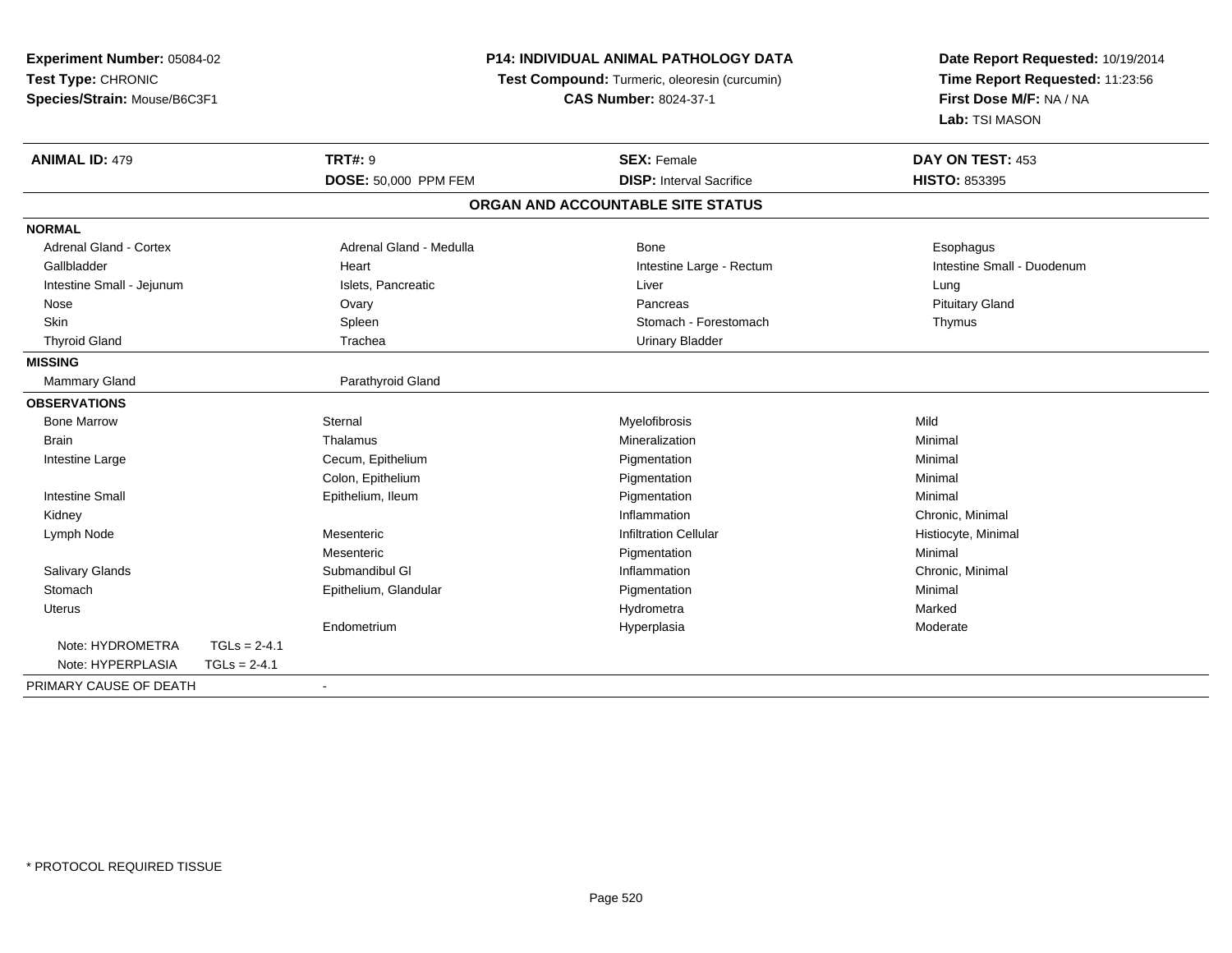**Experiment Number:** 05084-02
**Test Type:** CHRONIC
**Species/Strain:** Mouse/B6C3F1

**P14: INDIVIDUAL ANIMAL PATHOLOGY DATA**
**Test Compound:** Turmeric, oleoresin (curcumin)
**CAS Number:** 8024-37-1

**Date Report Requested:** 10/19/2014
**Time Report Requested:** 11:23:56
**First Dose M/F:** NA / NA
**Lab:** TSI MASON

| **ANIMAL ID:** 479 | **TRT#:** 9 | **SEX:** Female | **DAY ON TEST:** 453 |
|---|---|---|---|
| | **DOSE:** 50,000 PPM FEM | **DISP:** Interval Sacrifice | **HISTO:** 853395 |

**ORGAN AND ACCOUNTABLE SITE STATUS**

**NORMAL**

| | | | |
|---|---|---|---|
| Adrenal Gland - Cortex | Adrenal Gland - Medulla | Bone | Esophagus |
| Gallbladder | Heart | Intestine Large - Rectum | Intestine Small - Duodenum |
| Intestine Small - Jejunum | Islets, Pancreatic | Liver | Lung |
| Nose | Ovary | Pancreas | Pituitary Gland |
| Skin | Spleen | Stomach - Forestomach | Thymus |
| Thyroid Gland | Trachea | Urinary Bladder | |

**MISSING**

| | |
|---|---|
| Mammary Gland | Parathyroid Gland |

**OBSERVATIONS**

| | | | |
|---|---|---|---|
| Bone Marrow | Sternal | Myelofibrosis | Mild |
| Brain | Thalamus | Mineralization | Minimal |
| Intestine Large | Cecum, Epithelium | Pigmentation | Minimal |
| | Colon, Epithelium | Pigmentation | Minimal |
| Intestine Small | Epithelium, Ileum | Pigmentation | Minimal |
| Kidney | | Inflammation | Chronic, Minimal |
| Lymph Node | Mesenteric | Infiltration Cellular | Histiocyte, Minimal |
| | Mesenteric | Pigmentation | Minimal |
| Salivary Glands | Submandibul Gl | Inflammation | Chronic, Minimal |
| Stomach | Epithelium, Glandular | Pigmentation | Minimal |
| Uterus | | Hydrometra | Marked |
| | Endometrium | Hyperplasia | Moderate |

Note: HYDROMETRA TGLs = 2-4.1
Note: HYPERPLASIA TGLs = 2-4.1

PRIMARY CAUSE OF DEATH -

* PROTOCOL REQUIRED TISSUE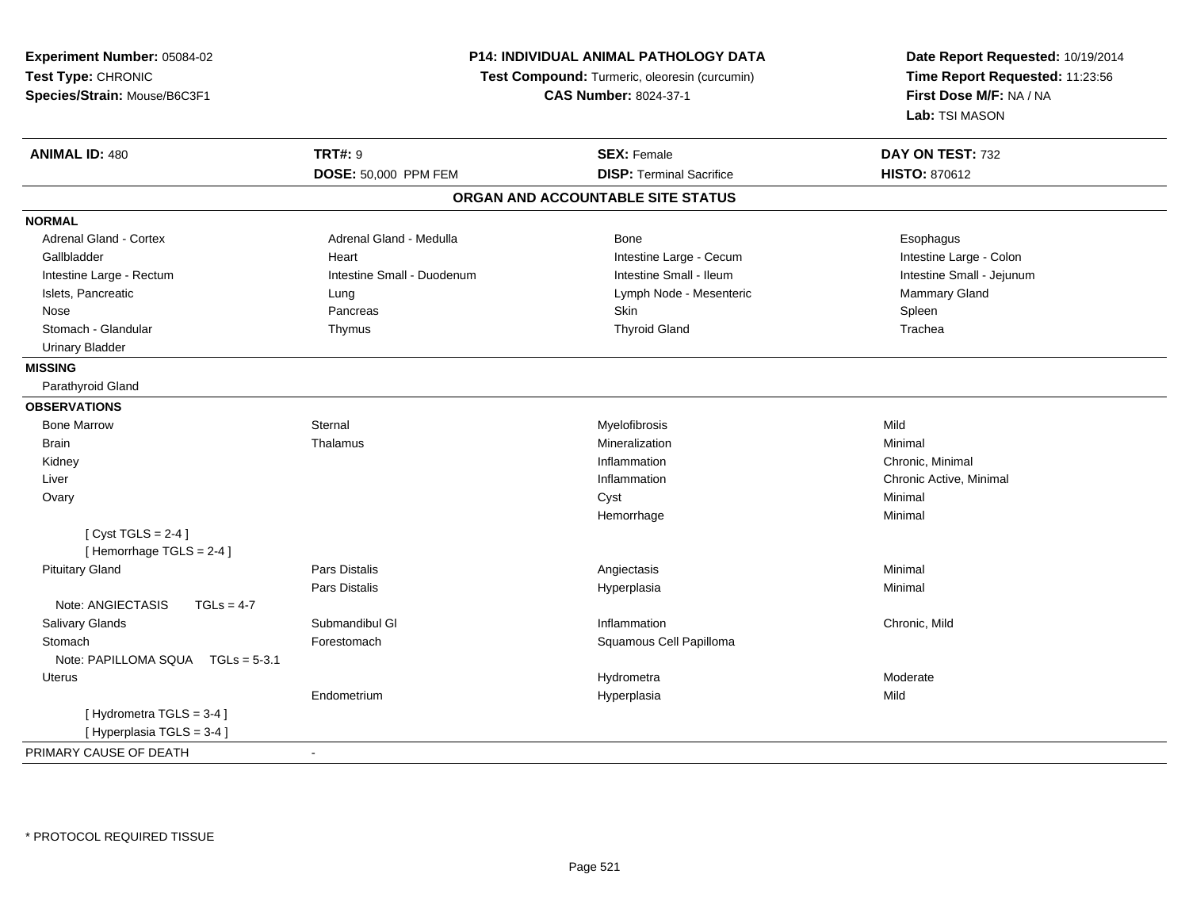**Experiment Number:** 05084-02
**Test Type:** CHRONIC
**Species/Strain:** Mouse/B6C3F1

**P14: INDIVIDUAL ANIMAL PATHOLOGY DATA**
**Test Compound:** Turmeric, oleoresin (curcumin)
**CAS Number:** 8024-37-1

**Date Report Requested:** 10/19/2014
**Time Report Requested:** 11:23:56
**First Dose M/F:** NA / NA
**Lab:** TSI MASON

| **ANIMAL ID:** 480 | **TRT#:** 9 | **SEX:** Female | **DAY ON TEST:** 732 |
|---|---|---|---|
| | **DOSE:** 50,000 PPM FEM | **DISP:** Terminal Sacrifice | **HISTO:** 870612 |

## ORGAN AND ACCOUNTABLE SITE STATUS

**NORMAL**

| | | | |
|---|---|---|---|
| Adrenal Gland - Cortex | Adrenal Gland - Medulla | Bone | Esophagus |
| Gallbladder | Heart | Intestine Large - Cecum | Intestine Large - Colon |
| Intestine Large - Rectum | Intestine Small - Duodenum | Intestine Small - Ileum | Intestine Small - Jejunum |
| Islets, Pancreatic | Lung | Lymph Node - Mesenteric | Mammary Gland |
| Nose | Pancreas | Skin | Spleen |
| Stomach - Glandular | Thymus | Thyroid Gland | Trachea |
| Urinary Bladder | | | |

**MISSING**

Parathyroid Gland

**OBSERVATIONS**

| | | | |
|---|---|---|---|
| Bone Marrow | Sternal | Myelofibrosis | Mild |
| Brain | Thalamus | Mineralization | Minimal |
| Kidney | | Inflammation | Chronic, Minimal |
| Liver | | Inflammation | Chronic Active, Minimal |
| Ovary | | Cyst | Minimal |
| | | Hemorrhage | Minimal |
| [ Cyst TGLS = 2-4 ] | | | |
| [ Hemorrhage TGLS = 2-4 ] | | | |
| Pituitary Gland | Pars Distalis | Angiectasis | Minimal |
| | Pars Distalis | Hyperplasia | Minimal |
| Note: ANGIECTASIS TGLs = 4-7 | | | |
| Salivary Glands | Submandibul Gl | Inflammation | Chronic, Mild |
| Stomach | Forestomach | Squamous Cell Papilloma | |
| Note: PAPILLOMA SQUA TGLs = 5-3.1 | | | |
| Uterus | | Hydrometra | Moderate |
| | Endometrium | Hyperplasia | Mild |
| [ Hydrometra TGLS = 3-4 ] | | | |
| [ Hyperplasia TGLS = 3-4 ] | | | |

PRIMARY CAUSE OF DEATH -

* PROTOCOL REQUIRED TISSUE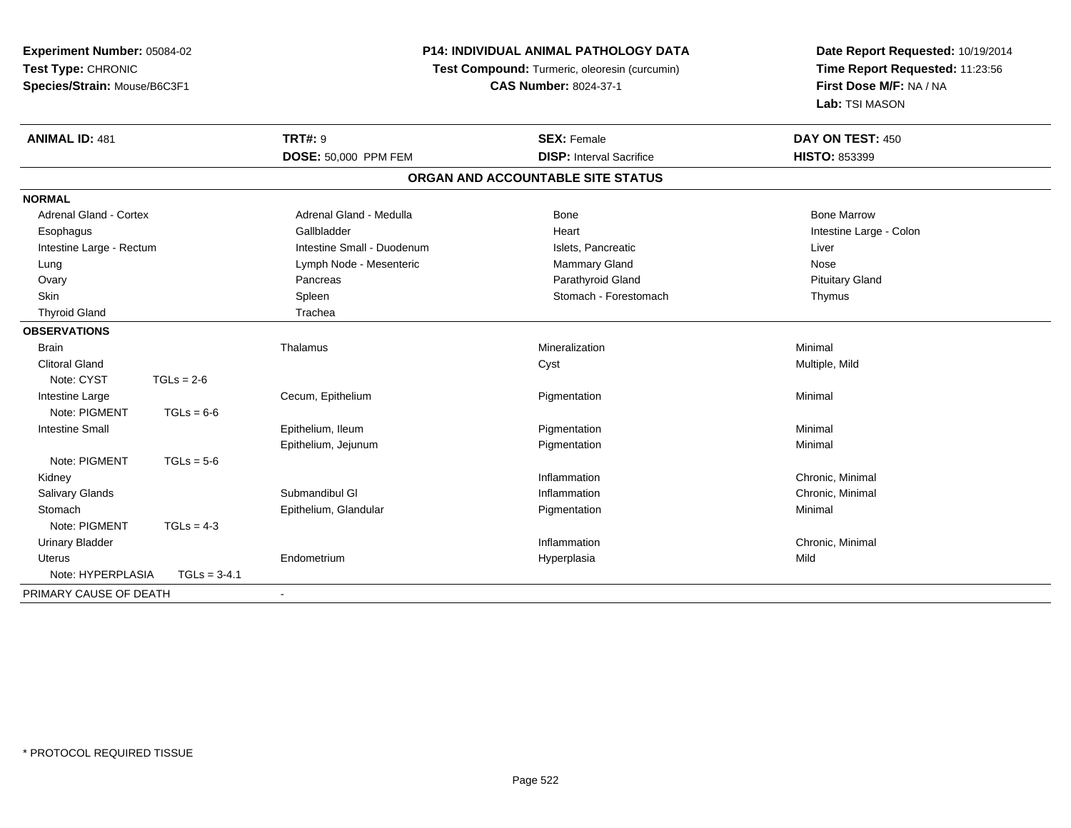**Experiment Number:** 05084-02
**Test Type:** CHRONIC
**Species/Strain:** Mouse/B6C3F1

**P14: INDIVIDUAL ANIMAL PATHOLOGY DATA**
**Test Compound:** Turmeric, oleoresin (curcumin)
**CAS Number:** 8024-37-1

**Date Report Requested:** 10/19/2014
**Time Report Requested:** 11:23:56
**First Dose M/F:** NA / NA
**Lab:** TSI MASON

| **ANIMAL ID:** 481 | **TRT#:** 9 | **SEX:** Female | **DAY ON TEST:** 450 |
|---|---|---|---|
| | **DOSE:** 50,000 PPM FEM | **DISP:** Interval Sacrifice | **HISTO:** 853399 |

## ORGAN AND ACCOUNTABLE SITE STATUS

| | | | |
|---|---|---|---|
| **NORMAL** | | | |
| Adrenal Gland - Cortex | Adrenal Gland - Medulla | Bone | Bone Marrow |
| Esophagus | Gallbladder | Heart | Intestine Large - Colon |
| Intestine Large - Rectum | Intestine Small - Duodenum | Islets, Pancreatic | Liver |
| Lung | Lymph Node - Mesenteric | Mammary Gland | Nose |
| Ovary | Pancreas | Parathyroid Gland | Pituitary Gland |
| Skin | Spleen | Stomach - Forestomach | Thymus |
| Thyroid Gland | Trachea | | |
| **OBSERVATIONS** | | | |
| Brain | Thalamus | Mineralization | Minimal |
| Clitoral Gland | | Cyst | Multiple, Mild |
| Note: CYST TGLs = 2-6 | | | |
| Intestine Large | Cecum, Epithelium | Pigmentation | Minimal |
| Note: PIGMENT TGLs = 6-6 | | | |
| Intestine Small | Epithelium, Ileum | Pigmentation | Minimal |
| | Epithelium, Jejunum | Pigmentation | Minimal |
| Note: PIGMENT TGLs = 5-6 | | | |
| Kidney | | Inflammation | Chronic, Minimal |
| Salivary Glands | Submandibul Gl | Inflammation | Chronic, Minimal |
| Stomach | Epithelium, Glandular | Pigmentation | Minimal |
| Note: PIGMENT TGLs = 4-3 | | | |
| Urinary Bladder | | Inflammation | Chronic, Minimal |
| Uterus | Endometrium | Hyperplasia | Mild |
| Note: HYPERPLASIA TGLs = 3-4.1 | | | |
| PRIMARY CAUSE OF DEATH | - | | |

\* PROTOCOL REQUIRED TISSUE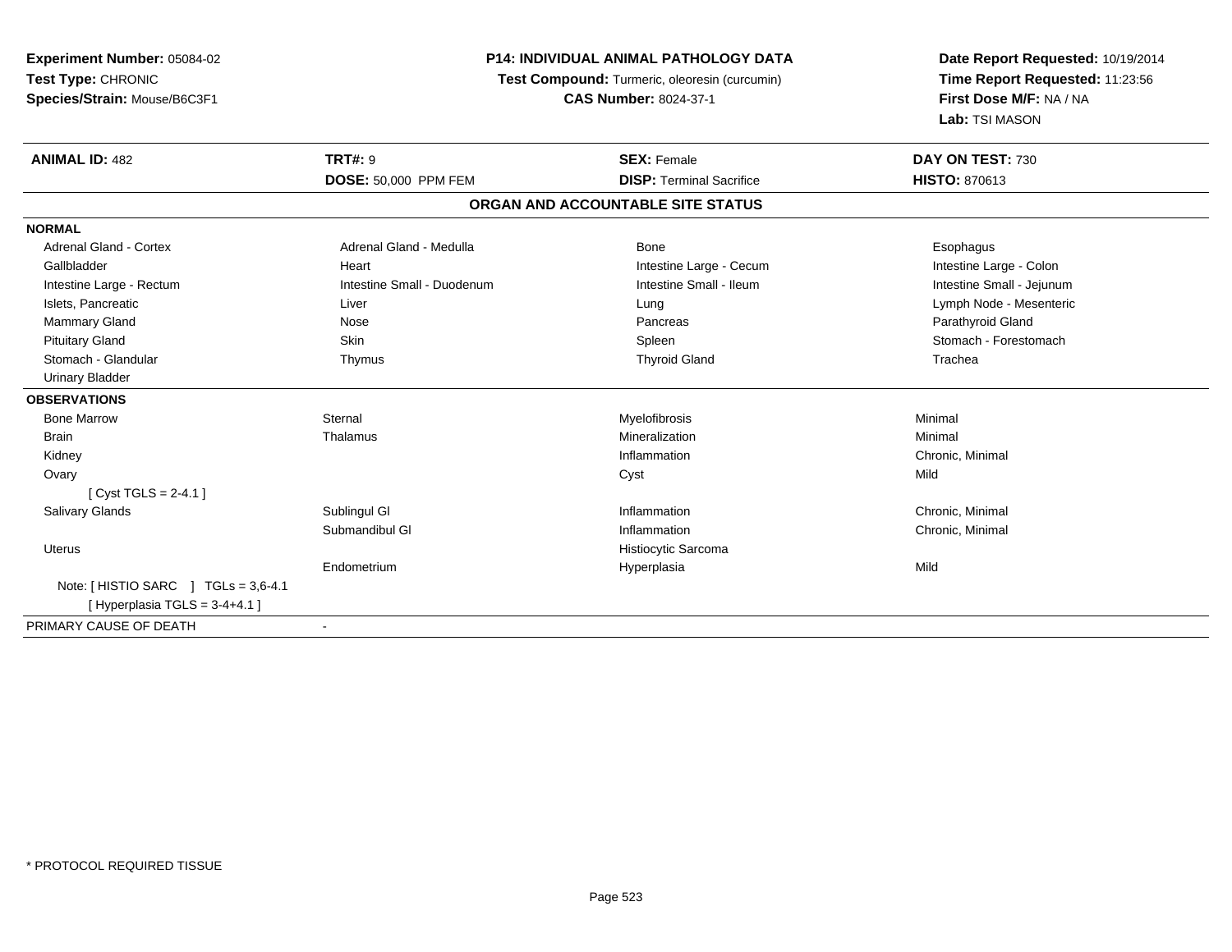**Experiment Number:** 05084-02
**Test Type:** CHRONIC
**Species/Strain:** Mouse/B6C3F1

**P14: INDIVIDUAL ANIMAL PATHOLOGY DATA**
**Test Compound:** Turmeric, oleoresin (curcumin)
**CAS Number:** 8024-37-1

**Date Report Requested:** 10/19/2014
**Time Report Requested:** 11:23:56
**First Dose M/F:** NA / NA
**Lab:** TSI MASON

| **ANIMAL ID:** 482 | **TRT#:** 9 | **SEX:** Female | **DAY ON TEST:** 730 |
|---|---|---|---|
| | **DOSE:** 50,000 PPM FEM | **DISP:** Terminal Sacrifice | **HISTO:** 870613 |

## ORGAN AND ACCOUNTABLE SITE STATUS

**NORMAL**

| | | | |
|---|---|---|---|
| Adrenal Gland - Cortex | Adrenal Gland - Medulla | Bone | Esophagus |
| Gallbladder | Heart | Intestine Large - Cecum | Intestine Large - Colon |
| Intestine Large - Rectum | Intestine Small - Duodenum | Intestine Small - Ileum | Intestine Small - Jejunum |
| Islets, Pancreatic | Liver | Lung | Lymph Node - Mesenteric |
| Mammary Gland | Nose | Pancreas | Parathyroid Gland |
| Pituitary Gland | Skin | Spleen | Stomach - Forestomach |
| Stomach - Glandular | Thymus | Thyroid Gland | Trachea |
| Urinary Bladder | | | |

**OBSERVATIONS**

| | | | |
|---|---|---|---|
| Bone Marrow | Sternal | Myelofibrosis | Minimal |
| Brain | Thalamus | Mineralization | Minimal |
| Kidney | | Inflammation | Chronic, Minimal |
| Ovary | | Cyst | Mild |
| [ Cyst TGLS = 2-4.1 ] | | | |
| Salivary Glands | Sublingul Gl | Inflammation | Chronic, Minimal |
| | Submandibul Gl | Inflammation | Chronic, Minimal |
| Uterus | | Histiocytic Sarcoma | |
| | Endometrium | Hyperplasia | Mild |
| Note: [ HISTIO SARC ] TGLs = 3,6-4.1 | | | |
| [ Hyperplasia TGLS = 3-4+4.1 ] | | | |

PRIMARY CAUSE OF DEATH -

* PROTOCOL REQUIRED TISSUE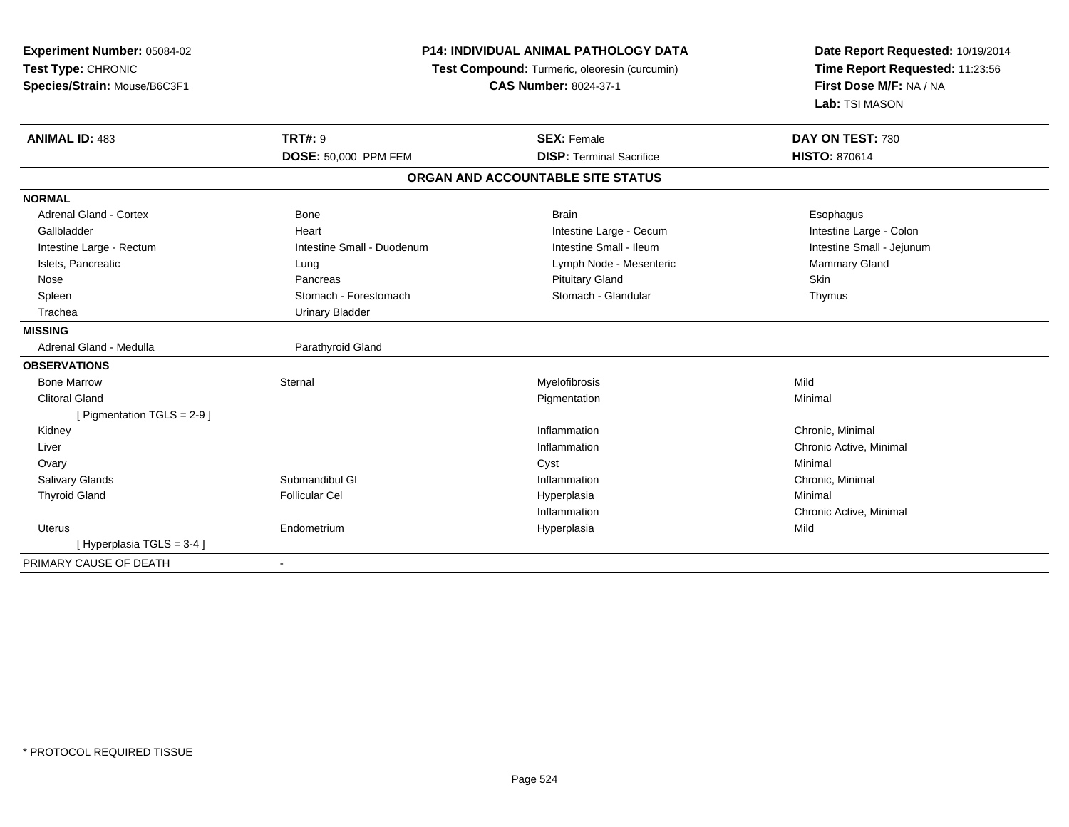**Experiment Number:** 05084-02
**Test Type:** CHRONIC
**Species/Strain:** Mouse/B6C3F1

**P14: INDIVIDUAL ANIMAL PATHOLOGY DATA**
**Test Compound:** Turmeric, oleoresin (curcumin)
**CAS Number:** 8024-37-1

**Date Report Requested:** 10/19/2014
**Time Report Requested:** 11:23:56
**First Dose M/F:** NA / NA
**Lab:** TSI MASON

| **ANIMAL ID:** 483 | **TRT#:** 9 | **SEX:** Female | **DAY ON TEST:** 730 |
|---|---|---|---|
| | **DOSE:** 50,000 PPM FEM | **DISP:** Terminal Sacrifice | **HISTO:** 870614 |

## ORGAN AND ACCOUNTABLE SITE STATUS

| | | | |
|---|---|---|---|
| **NORMAL** | | | |
| Adrenal Gland - Cortex | Bone | Brain | Esophagus |
| Gallbladder | Heart | Intestine Large - Cecum | Intestine Large - Colon |
| Intestine Large - Rectum | Intestine Small - Duodenum | Intestine Small - Ileum | Intestine Small - Jejunum |
| Islets, Pancreatic | Lung | Lymph Node - Mesenteric | Mammary Gland |
| Nose | Pancreas | Pituitary Gland | Skin |
| Spleen | Stomach - Forestomach | Stomach - Glandular | Thymus |
| Trachea | Urinary Bladder | | |
| **MISSING** | | | |
| Adrenal Gland - Medulla | Parathyroid Gland | | |
| **OBSERVATIONS** | | | |
| Bone Marrow | Sternal | Myelofibrosis | Mild |
| Clitoral Gland | | Pigmentation | Minimal |
| [ Pigmentation TGLS = 2-9 ] | | | |
| Kidney | | Inflammation | Chronic, Minimal |
| Liver | | Inflammation | Chronic Active, Minimal |
| Ovary | | Cyst | Minimal |
| Salivary Glands | Submandibul Gl | Inflammation | Chronic, Minimal |
| Thyroid Gland | Follicular Cel | Hyperplasia | Minimal |
| | | Inflammation | Chronic Active, Minimal |
| Uterus | Endometrium | Hyperplasia | Mild |
| [ Hyperplasia TGLS = 3-4 ] | | | |
| PRIMARY CAUSE OF DEATH | - | | |

* PROTOCOL REQUIRED TISSUE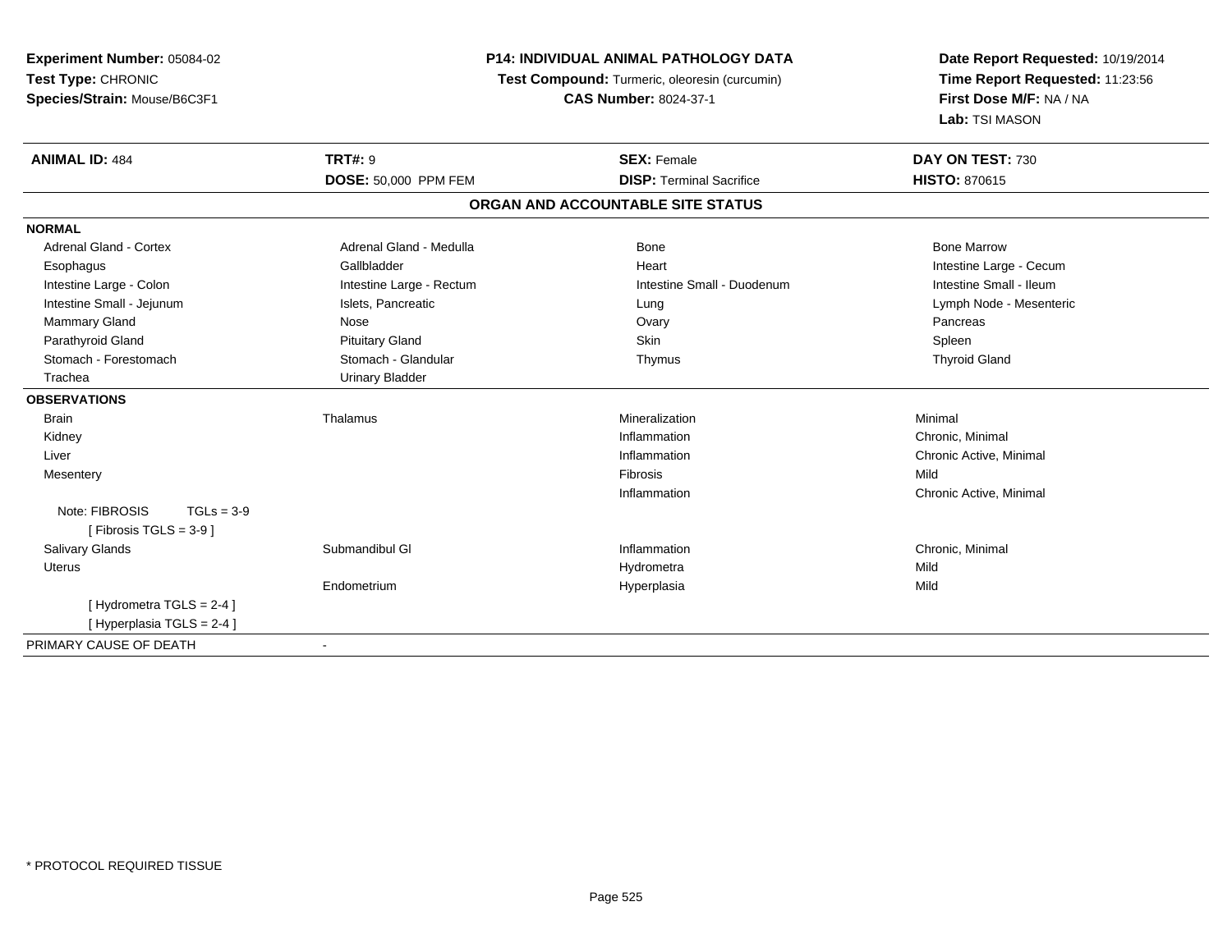**Experiment Number:** 05084-02
**Test Type:** CHRONIC
**Species/Strain:** Mouse/B6C3F1

**P14: INDIVIDUAL ANIMAL PATHOLOGY DATA**
**Test Compound:** Turmeric, oleoresin (curcumin)
**CAS Number:** 8024-37-1

**Date Report Requested:** 10/19/2014
**Time Report Requested:** 11:23:56
**First Dose M/F:** NA / NA
**Lab:** TSI MASON

| **ANIMAL ID:** 484 | **TRT#:** 9 | **SEX:** Female | **DAY ON TEST:** 730 |
|---|---|---|---|
| | **DOSE:** 50,000 PPM FEM | **DISP:** Terminal Sacrifice | **HISTO:** 870615 |

## ORGAN AND ACCOUNTABLE SITE STATUS

**NORMAL**

| | | | |
|---|---|---|---|
| Adrenal Gland - Cortex | Adrenal Gland - Medulla | Bone | Bone Marrow |
| Esophagus | Gallbladder | Heart | Intestine Large - Cecum |
| Intestine Large - Colon | Intestine Large - Rectum | Intestine Small - Duodenum | Intestine Small - Ileum |
| Intestine Small - Jejunum | Islets, Pancreatic | Lung | Lymph Node - Mesenteric |
| Mammary Gland | Nose | Ovary | Pancreas |
| Parathyroid Gland | Pituitary Gland | Skin | Spleen |
| Stomach - Forestomach | Stomach - Glandular | Thymus | Thyroid Gland |
| Trachea | Urinary Bladder | | |

**OBSERVATIONS**

| | | | |
|---|---|---|---|
| Brain | Thalamus | Mineralization | Minimal |
| Kidney | | Inflammation | Chronic, Minimal |
| Liver | | Inflammation | Chronic Active, Minimal |
| Mesentery | | Fibrosis | Mild |
| | | Inflammation | Chronic Active, Minimal |
| Note: FIBROSIS TGLs = 3-9 | | | |
| [ Fibrosis TGLS = 3-9 ] | | | |
| Salivary Glands | Submandibul Gl | Inflammation | Chronic, Minimal |
| Uterus | | Hydrometra | Mild |
| | Endometrium | Hyperplasia | Mild |
| [ Hydrometra TGLS = 2-4 ] | | | |
| [ Hyperplasia TGLS = 2-4 ] | | | |

PRIMARY CAUSE OF DEATH -

* PROTOCOL REQUIRED TISSUE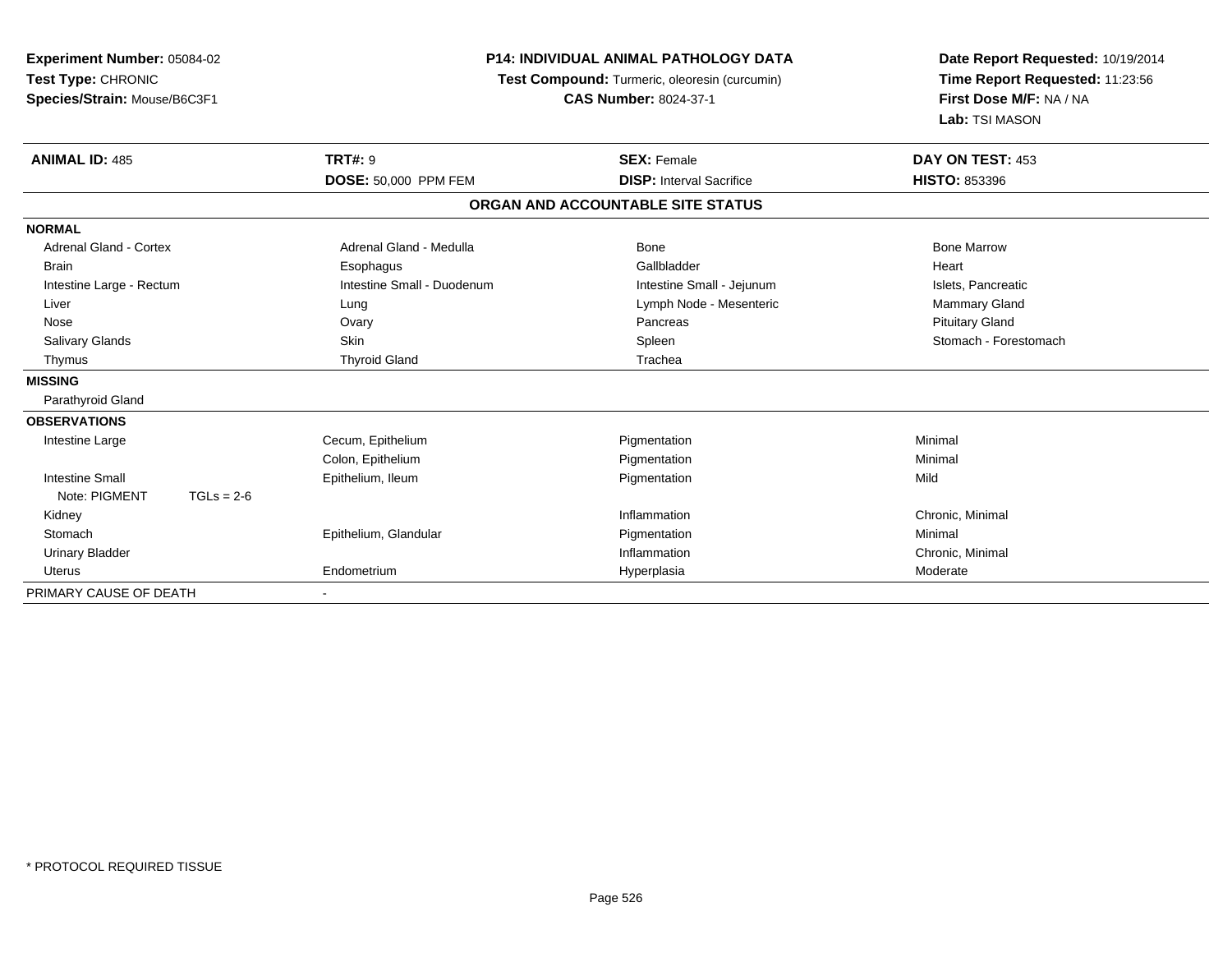**Experiment Number:** 05084-02
**Test Type:** CHRONIC
**Species/Strain:** Mouse/B6C3F1

**P14: INDIVIDUAL ANIMAL PATHOLOGY DATA**
**Test Compound:** Turmeric, oleoresin (curcumin)
**CAS Number:** 8024-37-1

**Date Report Requested:** 10/19/2014
**Time Report Requested:** 11:23:56
**First Dose M/F:** NA / NA
**Lab:** TSI MASON

| **ANIMAL ID:** 485 | **TRT#:** 9 | **SEX:** Female | **DAY ON TEST:** 453 |
|---|---|---|---|
| | **DOSE:** 50,000 PPM FEM | **DISP:** Interval Sacrifice | **HISTO:** 853396 |

**ORGAN AND ACCOUNTABLE SITE STATUS**

| | | | |
|---|---|---|---|
| **NORMAL** | | | |
| Adrenal Gland - Cortex | Adrenal Gland - Medulla | Bone | Bone Marrow |
| Brain | Esophagus | Gallbladder | Heart |
| Intestine Large - Rectum | Intestine Small - Duodenum | Intestine Small - Jejunum | Islets, Pancreatic |
| Liver | Lung | Lymph Node - Mesenteric | Mammary Gland |
| Nose | Ovary | Pancreas | Pituitary Gland |
| Salivary Glands | Skin | Spleen | Stomach - Forestomach |
| Thymus | Thyroid Gland | Trachea | |
| **MISSING** | | | |
| Parathyroid Gland | | | |
| **OBSERVATIONS** | | | |
| Intestine Large | Cecum, Epithelium | Pigmentation | Minimal |
| | Colon, Epithelium | Pigmentation | Minimal |
| Intestine Small | Epithelium, Ileum | Pigmentation | Mild |
| Note: PIGMENT TGLs = 2-6 | | | |
| Kidney | | Inflammation | Chronic, Minimal |
| Stomach | Epithelium, Glandular | Pigmentation | Minimal |
| Urinary Bladder | | Inflammation | Chronic, Minimal |
| Uterus | Endometrium | Hyperplasia | Moderate |
| PRIMARY CAUSE OF DEATH | - | | |

* PROTOCOL REQUIRED TISSUE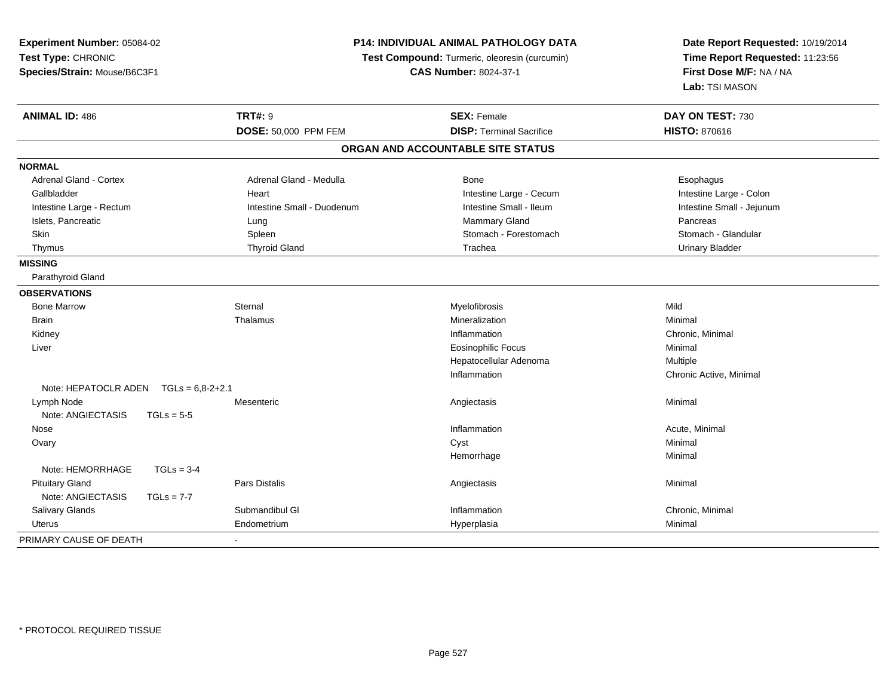**Experiment Number:** 05084-02
**Test Type:** CHRONIC
**Species/Strain:** Mouse/B6C3F1

**P14: INDIVIDUAL ANIMAL PATHOLOGY DATA**
**Test Compound:** Turmeric, oleoresin (curcumin)
**CAS Number:** 8024-37-1

**Date Report Requested:** 10/19/2014
**Time Report Requested:** 11:23:56
**First Dose M/F:** NA / NA
**Lab:** TSI MASON

| **ANIMAL ID:** 486 | **TRT#:** 9 | **SEX:** Female | **DAY ON TEST:** 730 |
|---|---|---|---|
| | **DOSE:** 50,000 PPM FEM | **DISP:** Terminal Sacrifice | **HISTO:** 870616 |

## ORGAN AND ACCOUNTABLE SITE STATUS

**NORMAL**

| | | | |
|---|---|---|---|
| Adrenal Gland - Cortex | Adrenal Gland - Medulla | Bone | Esophagus |
| Gallbladder | Heart | Intestine Large - Cecum | Intestine Large - Colon |
| Intestine Large - Rectum | Intestine Small - Duodenum | Intestine Small - Ileum | Intestine Small - Jejunum |
| Islets, Pancreatic | Lung | Mammary Gland | Pancreas |
| Skin | Spleen | Stomach - Forestomach | Stomach - Glandular |
| Thymus | Thyroid Gland | Trachea | Urinary Bladder |

**MISSING**

Parathyroid Gland

**OBSERVATIONS**

| | | | |
|---|---|---|---|
| Bone Marrow | Sternal | Myelofibrosis | Mild |
| Brain | Thalamus | Mineralization | Minimal |
| Kidney | | Inflammation | Chronic, Minimal |
| Liver | | Eosinophilic Focus | Minimal |
| | | Hepatocellular Adenoma | Multiple |
| | | Inflammation | Chronic Active, Minimal |
| Note: HEPATOCLR ADEN TGLs = 6,8-2+2.1 | | | |
| Lymph Node | Mesenteric | Angiectasis | Minimal |
| Note: ANGIECTASIS TGLs = 5-5 | | | |
| Nose | | Inflammation | Acute, Minimal |
| Ovary | | Cyst | Minimal |
| | | Hemorrhage | Minimal |
| Note: HEMORRHAGE TGLs = 3-4 | | | |
| Pituitary Gland | Pars Distalis | Angiectasis | Minimal |
| Note: ANGIECTASIS TGLs = 7-7 | | | |
| Salivary Glands | Submandibul Gl | Inflammation | Chronic, Minimal |
| Uterus | Endometrium | Hyperplasia | Minimal |

PRIMARY CAUSE OF DEATH -

* PROTOCOL REQUIRED TISSUE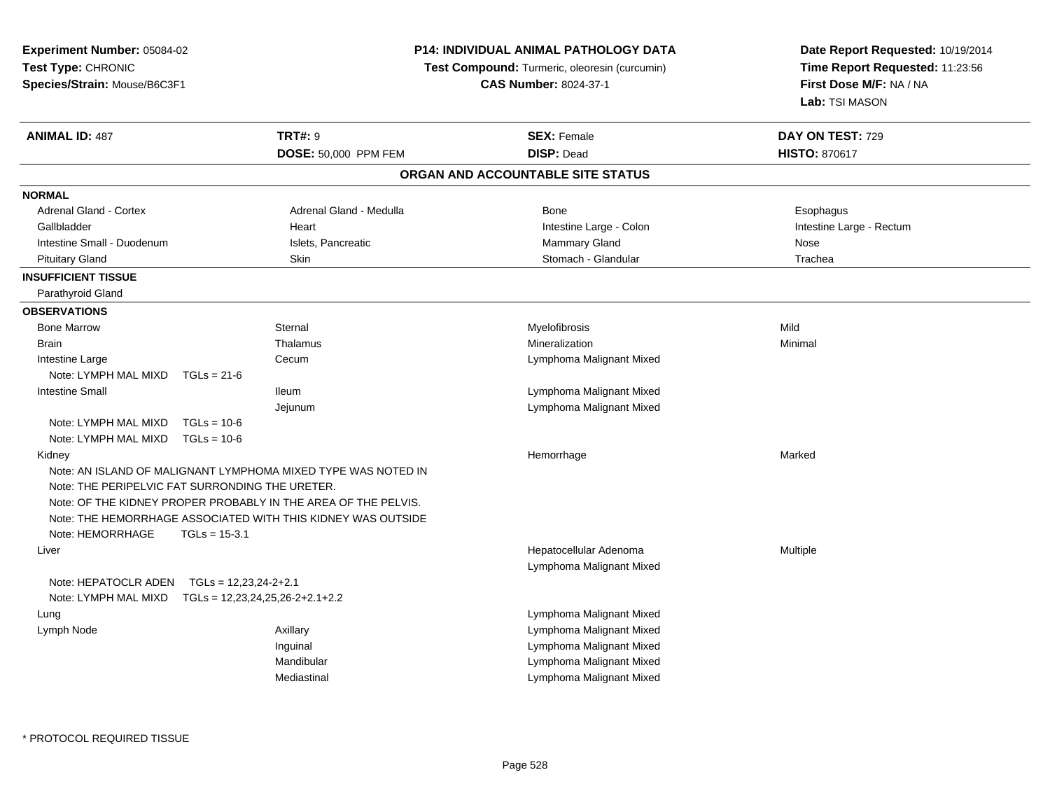**Experiment Number:** 05084-02
**Test Type:** CHRONIC
**Species/Strain:** Mouse/B6C3F1

**P14: INDIVIDUAL ANIMAL PATHOLOGY DATA**
**Test Compound:** Turmeric, oleoresin (curcumin)
**CAS Number:** 8024-37-1

**Date Report Requested:** 10/19/2014
**Time Report Requested:** 11:23:56
**First Dose M/F:** NA / NA
**Lab:** TSI MASON

| **ANIMAL ID:** 487 | **TRT#:** 9 | **SEX:** Female | **DAY ON TEST:** 729 |
|---|---|---|---|
| | **DOSE:** 50,000 PPM FEM | **DISP:** Dead | **HISTO:** 870617 |

## ORGAN AND ACCOUNTABLE SITE STATUS

**NORMAL**

| | | | |
|---|---|---|---|
| Adrenal Gland - Cortex | Adrenal Gland - Medulla | Bone | Esophagus |
| Gallbladder | Heart | Intestine Large - Colon | Intestine Large - Rectum |
| Intestine Small - Duodenum | Islets, Pancreatic | Mammary Gland | Nose |
| Pituitary Gland | Skin | Stomach - Glandular | Trachea |

**INSUFFICIENT TISSUE**

Parathyroid Gland

**OBSERVATIONS**

| | | | |
|---|---|---|---|
| Bone Marrow | Sternal | Myelofibrosis | Mild |
| Brain | Thalamus | Mineralization | Minimal |
| Intestine Large | Cecum | Lymphoma Malignant Mixed | |
| Note: LYMPH MAL MIXD TGLs = 21-6 | | | |
| Intestine Small | Ileum | Lymphoma Malignant Mixed | |
| | Jejunum | Lymphoma Malignant Mixed | |
| Note: LYMPH MAL MIXD TGLs = 10-6 | | | |
| Note: LYMPH MAL MIXD TGLs = 10-6 | | | |
| Kidney | | Hemorrhage | Marked |
| Note: AN ISLAND OF MALIGNANT LYMPHOMA MIXED TYPE WAS NOTED IN | | | |
| Note: THE PERIPELVIC FAT SURROUNDING THE URETER. | | | |
| Note: OF THE KIDNEY PROPER PROBABLY IN THE AREA OF THE PELVIS. | | | |
| Note: THE HEMORRHAGE ASSOCIATED WITH THIS KIDNEY WAS OUTSIDE | | | |
| Note: HEMORRHAGE TGLs = 15-3.1 | | | |
| Liver | | Hepatocellular Adenoma | Multiple |
| | | Lymphoma Malignant Mixed | |
| Note: HEPATOCLR ADEN TGLs = 12,23,24-2+2.1 | | | |
| Note: LYMPH MAL MIXD TGLs = 12,23,24,25,26-2+2.1+2.2 | | | |
| Lung | | Lymphoma Malignant Mixed | |
| Lymph Node | Axillary | Lymphoma Malignant Mixed | |
| | Inguinal | Lymphoma Malignant Mixed | |
| | Mandibular | Lymphoma Malignant Mixed | |
| | Mediastinal | Lymphoma Malignant Mixed | |

\* PROTOCOL REQUIRED TISSUE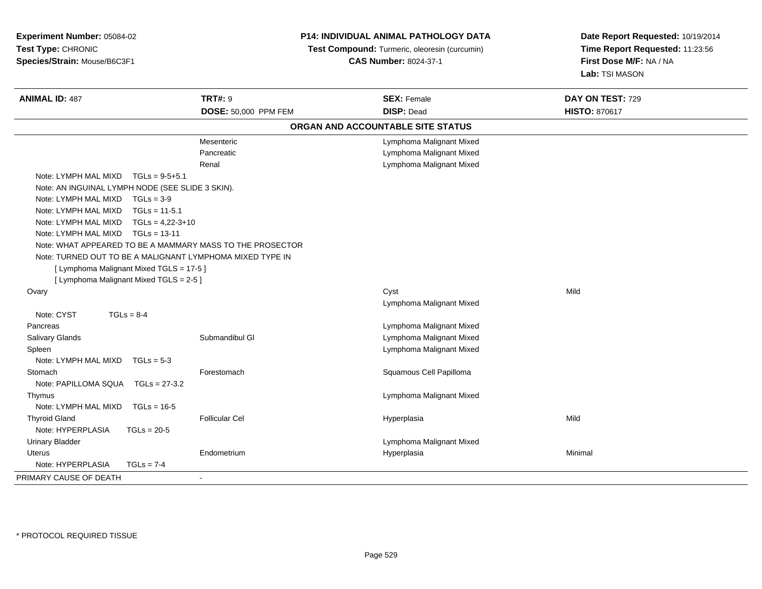**Experiment Number:** 05084-02
**Test Type:** CHRONIC
**Species/Strain:** Mouse/B6C3F1

**P14: INDIVIDUAL ANIMAL PATHOLOGY DATA**
**Test Compound:** Turmeric, oleoresin (curcumin)
**CAS Number:** 8024-37-1

**Date Report Requested:** 10/19/2014
**Time Report Requested:** 11:23:56
**First Dose M/F:** NA / NA
**Lab:** TSI MASON

| **ANIMAL ID:** 487 | **TRT#:** 9 | **SEX:** Female | **DAY ON TEST:** 729 |
|---|---|---|---|
| | **DOSE:** 50,000 PPM FEM | **DISP:** Dead | **HISTO:** 870617 |

**ORGAN AND ACCOUNTABLE SITE STATUS**

| | | | |
|---|---|---|---|
| | Mesenteric | Lymphoma Malignant Mixed | |
| | Pancreatic | Lymphoma Malignant Mixed | |
| | Renal | Lymphoma Malignant Mixed | |
| Note: LYMPH MAL MIXD TGLs = 9-5+5.1 | | | |
| Note: AN INGUINAL LYMPH NODE (SEE SLIDE 3 SKIN). | | | |
| Note: LYMPH MAL MIXD TGLs = 3-9 | | | |
| Note: LYMPH MAL MIXD TGLs = 11-5.1 | | | |
| Note: LYMPH MAL MIXD TGLs = 4,22-3+10 | | | |
| Note: LYMPH MAL MIXD TGLs = 13-11 | | | |
| Note: WHAT APPEARED TO BE A MAMMARY MASS TO THE PROSECTOR | | | |
| Note: TURNED OUT TO BE A MALIGNANT LYMPHOMA MIXED TYPE IN | | | |
| [ Lymphoma Malignant Mixed TGLS = 17-5 ] | | | |
| [ Lymphoma Malignant Mixed TGLS = 2-5 ] | | | |
| Ovary | | Cyst | Mild |
| | | Lymphoma Malignant Mixed | |
| Note: CYST TGLs = 8-4 | | | |
| Pancreas | | Lymphoma Malignant Mixed | |
| Salivary Glands | Submandibul Gl | Lymphoma Malignant Mixed | |
| Spleen | | Lymphoma Malignant Mixed | |
| Note: LYMPH MAL MIXD TGLs = 5-3 | | | |
| Stomach | Forestomach | Squamous Cell Papilloma | |
| Note: PAPILLOMA SQUA TGLs = 27-3.2 | | | |
| Thymus | | Lymphoma Malignant Mixed | |
| Note: LYMPH MAL MIXD TGLs = 16-5 | | | |
| Thyroid Gland | Follicular Cel | Hyperplasia | Mild |
| Note: HYPERPLASIA TGLs = 20-5 | | | |
| Urinary Bladder | | Lymphoma Malignant Mixed | |
| Uterus | Endometrium | Hyperplasia | Minimal |
| Note: HYPERPLASIA TGLs = 7-4 | | | |
| PRIMARY CAUSE OF DEATH | - | | |

* PROTOCOL REQUIRED TISSUE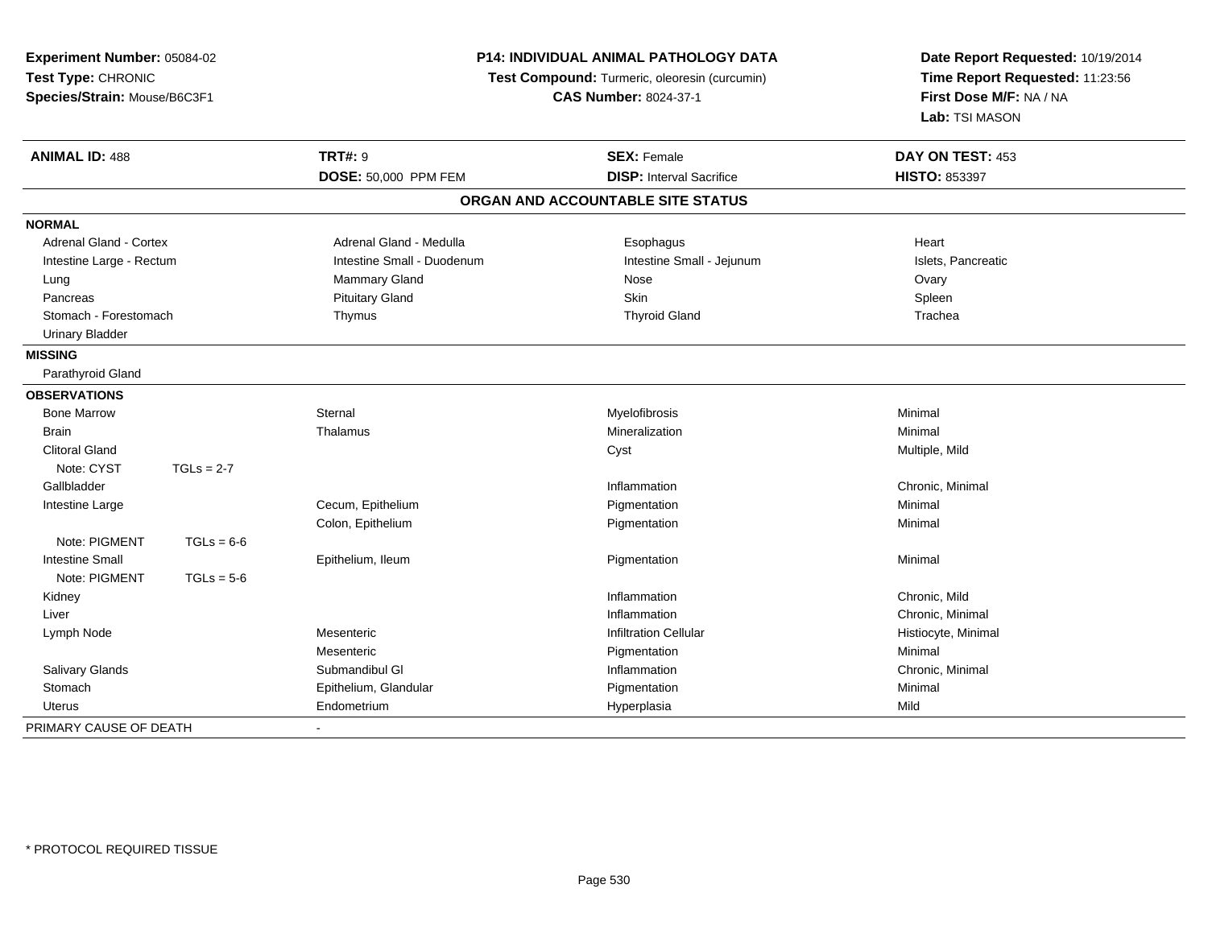**Experiment Number:** 05084-02
**Test Type:** CHRONIC
**Species/Strain:** Mouse/B6C3F1

**P14: INDIVIDUAL ANIMAL PATHOLOGY DATA**
**Test Compound:** Turmeric, oleoresin (curcumin)
**CAS Number:** 8024-37-1

**Date Report Requested:** 10/19/2014
**Time Report Requested:** 11:23:56
**First Dose M/F:** NA / NA
**Lab:** TSI MASON

| **ANIMAL ID:** 488 | **TRT#:** 9 | **SEX:** Female | **DAY ON TEST:** 453 |
|---|---|---|---|
| | **DOSE:** 50,000 PPM FEM | **DISP:** Interval Sacrifice | **HISTO:** 853397 |

## ORGAN AND ACCOUNTABLE SITE STATUS

**NORMAL**

| | | | |
|---|---|---|---|
| Adrenal Gland - Cortex | Adrenal Gland - Medulla | Esophagus | Heart |
| Intestine Large - Rectum | Intestine Small - Duodenum | Intestine Small - Jejunum | Islets, Pancreatic |
| Lung | Mammary Gland | Nose | Ovary |
| Pancreas | Pituitary Gland | Skin | Spleen |
| Stomach - Forestomach | Thymus | Thyroid Gland | Trachea |
| Urinary Bladder | | | |

**MISSING**

Parathyroid Gland

**OBSERVATIONS**

| | | | |
|---|---|---|---|
| Bone Marrow | Sternal | Myelofibrosis | Minimal |
| Brain | Thalamus | Mineralization | Minimal |
| Clitoral Gland | | Cyst | Multiple, Mild |
| Note: CYST TGLs = 2-7 | | | |
| Gallbladder | | Inflammation | Chronic, Minimal |
| Intestine Large | Cecum, Epithelium | Pigmentation | Minimal |
| | Colon, Epithelium | Pigmentation | Minimal |
| Note: PIGMENT TGLs = 6-6 | | | |
| Intestine Small | Epithelium, Ileum | Pigmentation | Minimal |
| Note: PIGMENT TGLs = 5-6 | | | |
| Kidney | | Inflammation | Chronic, Mild |
| Liver | | Inflammation | Chronic, Minimal |
| Lymph Node | Mesenteric | Infiltration Cellular | Histiocyte, Minimal |
| | Mesenteric | Pigmentation | Minimal |
| Salivary Glands | Submandibul Gl | Inflammation | Chronic, Minimal |
| Stomach | Epithelium, Glandular | Pigmentation | Minimal |
| Uterus | Endometrium | Hyperplasia | Mild |

PRIMARY CAUSE OF DEATH -

* PROTOCOL REQUIRED TISSUE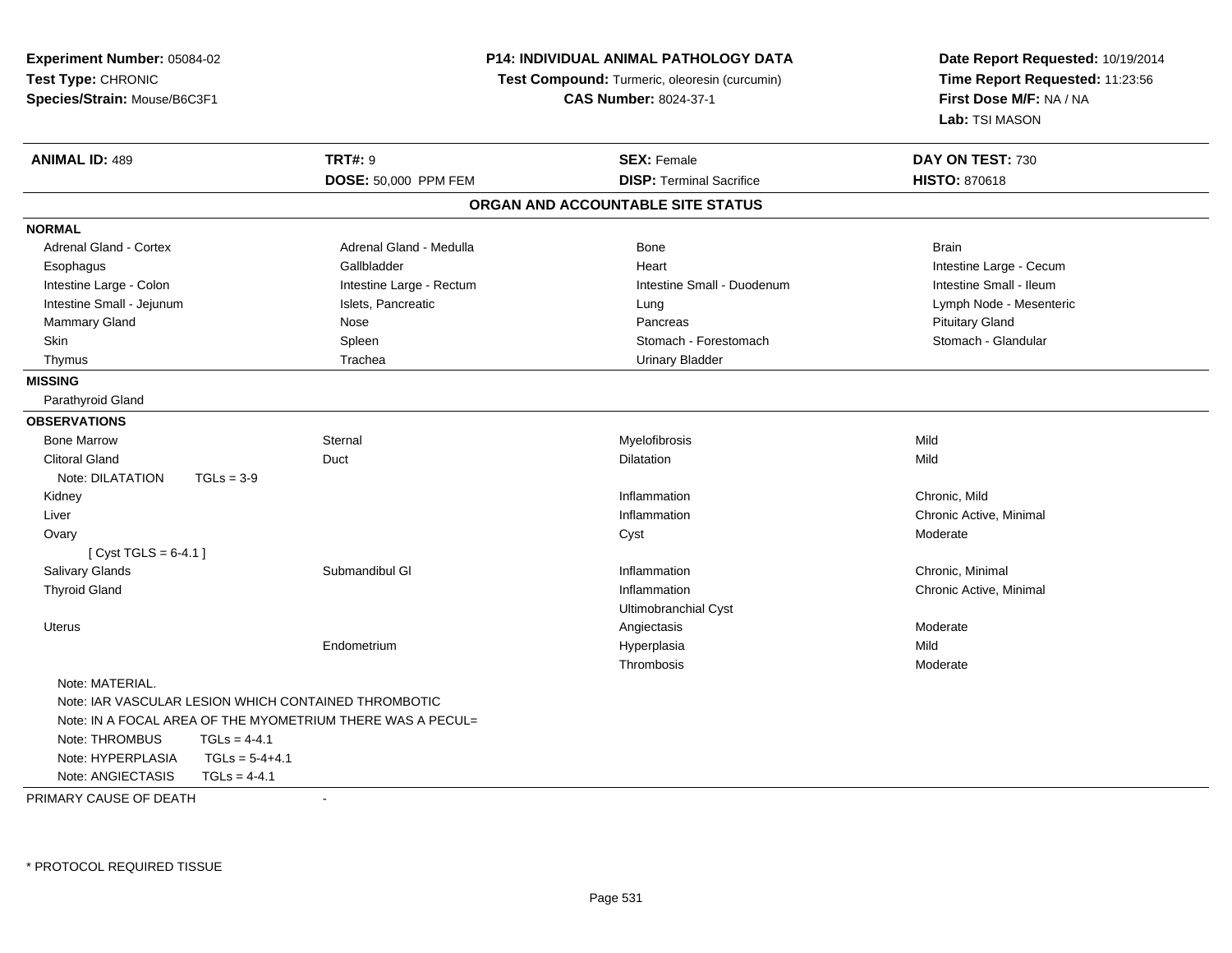**Experiment Number:** 05084-02
**Test Type:** CHRONIC
**Species/Strain:** Mouse/B6C3F1

**P14: INDIVIDUAL ANIMAL PATHOLOGY DATA**
**Test Compound:** Turmeric, oleoresin (curcumin)
**CAS Number:** 8024-37-1

**Date Report Requested:** 10/19/2014
**Time Report Requested:** 11:23:56
**First Dose M/F:** NA / NA
**Lab:** TSI MASON

| **ANIMAL ID:** 489 | **TRT#:** 9 | **SEX:** Female | **DAY ON TEST:** 730 |
|---|---|---|---|
| | **DOSE:** 50,000 PPM FEM | **DISP:** Terminal Sacrifice | **HISTO:** 870618 |

## ORGAN AND ACCOUNTABLE SITE STATUS

**NORMAL**

| | | | |
|---|---|---|---|
| Adrenal Gland - Cortex | Adrenal Gland - Medulla | Bone | Brain |
| Esophagus | Gallbladder | Heart | Intestine Large - Cecum |
| Intestine Large - Colon | Intestine Large - Rectum | Intestine Small - Duodenum | Intestine Small - Ileum |
| Intestine Small - Jejunum | Islets, Pancreatic | Lung | Lymph Node - Mesenteric |
| Mammary Gland | Nose | Pancreas | Pituitary Gland |
| Skin | Spleen | Stomach - Forestomach | Stomach - Glandular |
| Thymus | Trachea | Urinary Bladder | |

**MISSING**

Parathyroid Gland

**OBSERVATIONS**

| | | | |
|---|---|---|---|
| Bone Marrow | Sternal | Myelofibrosis | Mild |
| Clitoral Gland | Duct | Dilatation | Mild |
| Note: DILATATION TGLs = 3-9 | | | |
| Kidney | | Inflammation | Chronic, Mild |
| Liver | | Inflammation | Chronic Active, Minimal |
| Ovary | | Cyst | Moderate |
| [ Cyst TGLS = 6-4.1 ] | | | |
| Salivary Glands | Submandibul Gl | Inflammation | Chronic, Minimal |
| Thyroid Gland | | Inflammation | Chronic Active, Minimal |
| | | Ultimobranchial Cyst | |
| Uterus | | Angiectasis | Moderate |
| | Endometrium | Hyperplasia | Mild |
| | | Thrombosis | Moderate |

Note: MATERIAL.
Note: IAR VASCULAR LESION WHICH CONTAINED THROMBOTIC
Note: IN A FOCAL AREA OF THE MYOMETRIUM THERE WAS A PECUL=
Note: THROMBUS TGLs = 4-4.1
Note: HYPERPLASIA TGLs = 5-4+4.1
Note: ANGIECTASIS TGLs = 4-4.1

PRIMARY CAUSE OF DEATH -

* PROTOCOL REQUIRED TISSUE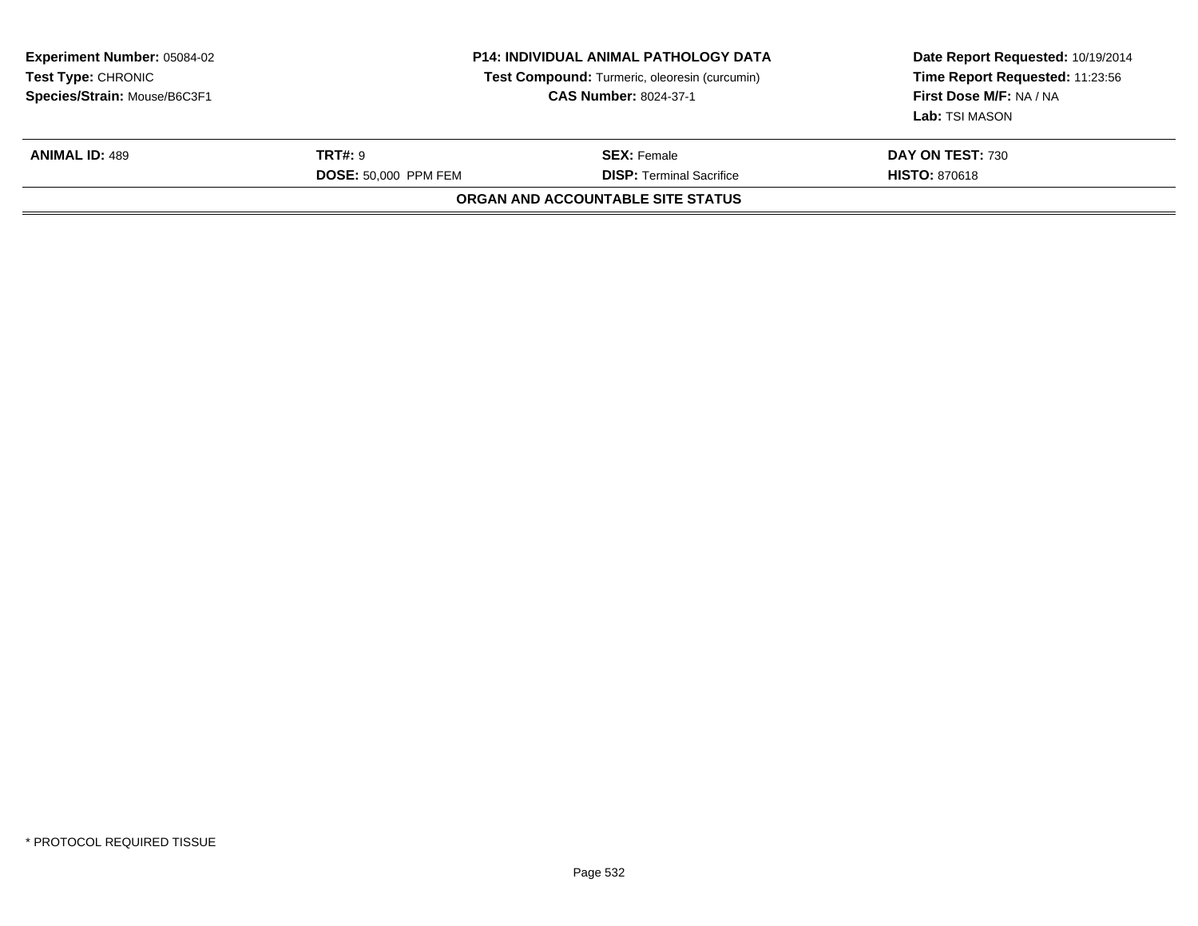**Experiment Number:** 05084-02
**Test Type:** CHRONIC
**Species/Strain:** Mouse/B6C3F1

**P14: INDIVIDUAL ANIMAL PATHOLOGY DATA**
**Test Compound:** Turmeric, oleoresin (curcumin)
**CAS Number:** 8024-37-1

**Date Report Requested:** 10/19/2014
**Time Report Requested:** 11:23:56
**First Dose M/F:** NA / NA
**Lab:** TSI MASON

| **ANIMAL ID:** 489 | **TRT#:** 9 | **SEX:** Female | **DAY ON TEST:** 730 |
|---|---|---|---|
| | **DOSE:** 50,000 PPM FEM | **DISP:** Terminal Sacrifice | **HISTO:** 870618 |

**ORGAN AND ACCOUNTABLE SITE STATUS**

* PROTOCOL REQUIRED TISSUE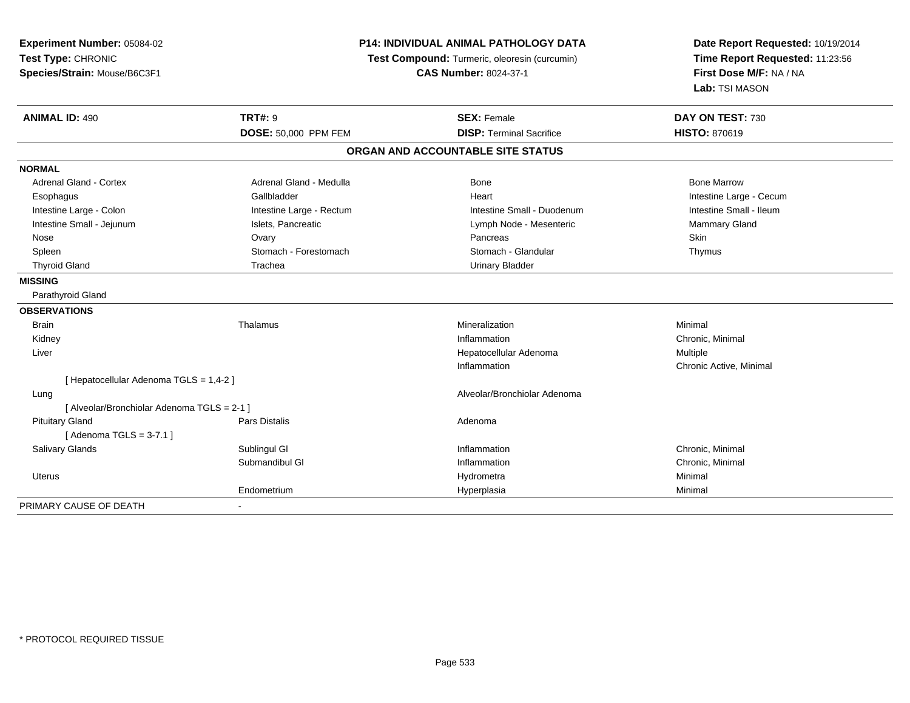**Experiment Number:** 05084-02
**Test Type:** CHRONIC
**Species/Strain:** Mouse/B6C3F1

**P14: INDIVIDUAL ANIMAL PATHOLOGY DATA**
**Test Compound:** Turmeric, oleoresin (curcumin)
**CAS Number:** 8024-37-1

**Date Report Requested:** 10/19/2014
**Time Report Requested:** 11:23:56
**First Dose M/F:** NA / NA
**Lab:** TSI MASON

| **ANIMAL ID:** 490 | **TRT#:** 9 | **SEX:** Female | **DAY ON TEST:** 730 |
|---|---|---|---|
| | **DOSE:** 50,000 PPM FEM | **DISP:** Terminal Sacrifice | **HISTO:** 870619 |

## ORGAN AND ACCOUNTABLE SITE STATUS

**NORMAL**

| | | | |
|---|---|---|---|
| Adrenal Gland - Cortex | Adrenal Gland - Medulla | Bone | Bone Marrow |
| Esophagus | Gallbladder | Heart | Intestine Large - Cecum |
| Intestine Large - Colon | Intestine Large - Rectum | Intestine Small - Duodenum | Intestine Small - Ileum |
| Intestine Small - Jejunum | Islets, Pancreatic | Lymph Node - Mesenteric | Mammary Gland |
| Nose | Ovary | Pancreas | Skin |
| Spleen | Stomach - Forestomach | Stomach - Glandular | Thymus |
| Thyroid Gland | Trachea | Urinary Bladder | |

**MISSING**

Parathyroid Gland

**OBSERVATIONS**

| | | | |
|---|---|---|---|
| Brain | Thalamus | Mineralization | Minimal |
| Kidney | | Inflammation | Chronic, Minimal |
| Liver | | Hepatocellular Adenoma | Multiple |
| | | Inflammation | Chronic Active, Minimal |
| [ Hepatocellular Adenoma TGLS = 1,4-2 ] | | | |
| Lung | | Alveolar/Bronchiolar Adenoma | |
| [ Alveolar/Bronchiolar Adenoma TGLS = 2-1 ] | | | |
| Pituitary Gland | Pars Distalis | Adenoma | |
| [ Adenoma TGLS = 3-7.1 ] | | | |
| Salivary Glands | Sublingul Gl | Inflammation | Chronic, Minimal |
| | Submandibul Gl | Inflammation | Chronic, Minimal |
| Uterus | | Hydrometra | Minimal |
| | Endometrium | Hyperplasia | Minimal |

PRIMARY CAUSE OF DEATH -

\* PROTOCOL REQUIRED TISSUE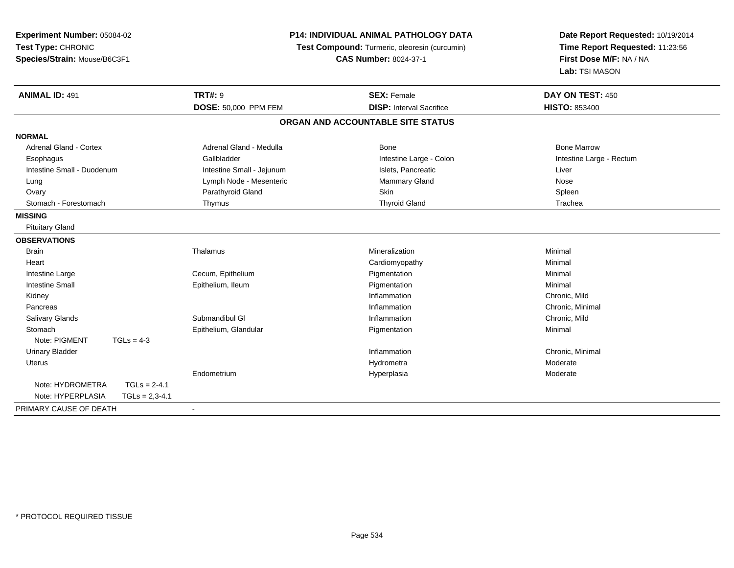**Experiment Number:** 05084-02
**Test Type:** CHRONIC
**Species/Strain:** Mouse/B6C3F1

**P14: INDIVIDUAL ANIMAL PATHOLOGY DATA**
**Test Compound:** Turmeric, oleoresin (curcumin)
**CAS Number:** 8024-37-1

**Date Report Requested:** 10/19/2014
**Time Report Requested:** 11:23:56
**First Dose M/F:** NA / NA
**Lab:** TSI MASON

| **ANIMAL ID:** 491 | **TRT#:** 9 | **SEX:** Female | **DAY ON TEST:** 450 |
|---|---|---|---|
| | **DOSE:** 50,000 PPM FEM | **DISP:** Interval Sacrifice | **HISTO:** 853400 |

**ORGAN AND ACCOUNTABLE SITE STATUS**

**NORMAL**

| | | | |
|---|---|---|---|
| Adrenal Gland - Cortex | Adrenal Gland - Medulla | Bone | Bone Marrow |
| Esophagus | Gallbladder | Intestine Large - Colon | Intestine Large - Rectum |
| Intestine Small - Duodenum | Intestine Small - Jejunum | Islets, Pancreatic | Liver |
| Lung | Lymph Node - Mesenteric | Mammary Gland | Nose |
| Ovary | Parathyroid Gland | Skin | Spleen |
| Stomach - Forestomach | Thymus | Thyroid Gland | Trachea |

**MISSING**

Pituitary Gland

**OBSERVATIONS**

| | | | |
|---|---|---|---|
| Brain | Thalamus | Mineralization | Minimal |
| Heart | | Cardiomyopathy | Minimal |
| Intestine Large | Cecum, Epithelium | Pigmentation | Minimal |
| Intestine Small | Epithelium, Ileum | Pigmentation | Minimal |
| Kidney | | Inflammation | Chronic, Mild |
| Pancreas | | Inflammation | Chronic, Minimal |
| Salivary Glands | Submandibul Gl | Inflammation | Chronic, Mild |
| Stomach | Epithelium, Glandular | Pigmentation | Minimal |
| Note: PIGMENT TGLs = 4-3 | | | |
| Urinary Bladder | | Inflammation | Chronic, Minimal |
| Uterus | | Hydrometra | Moderate |
| | Endometrium | Hyperplasia | Moderate |
| Note: HYDROMETRA TGLs = 2-4.1 | | | |
| Note: HYPERPLASIA TGLs = 2,3-4.1 | | | |

PRIMARY CAUSE OF DEATH -

\* PROTOCOL REQUIRED TISSUE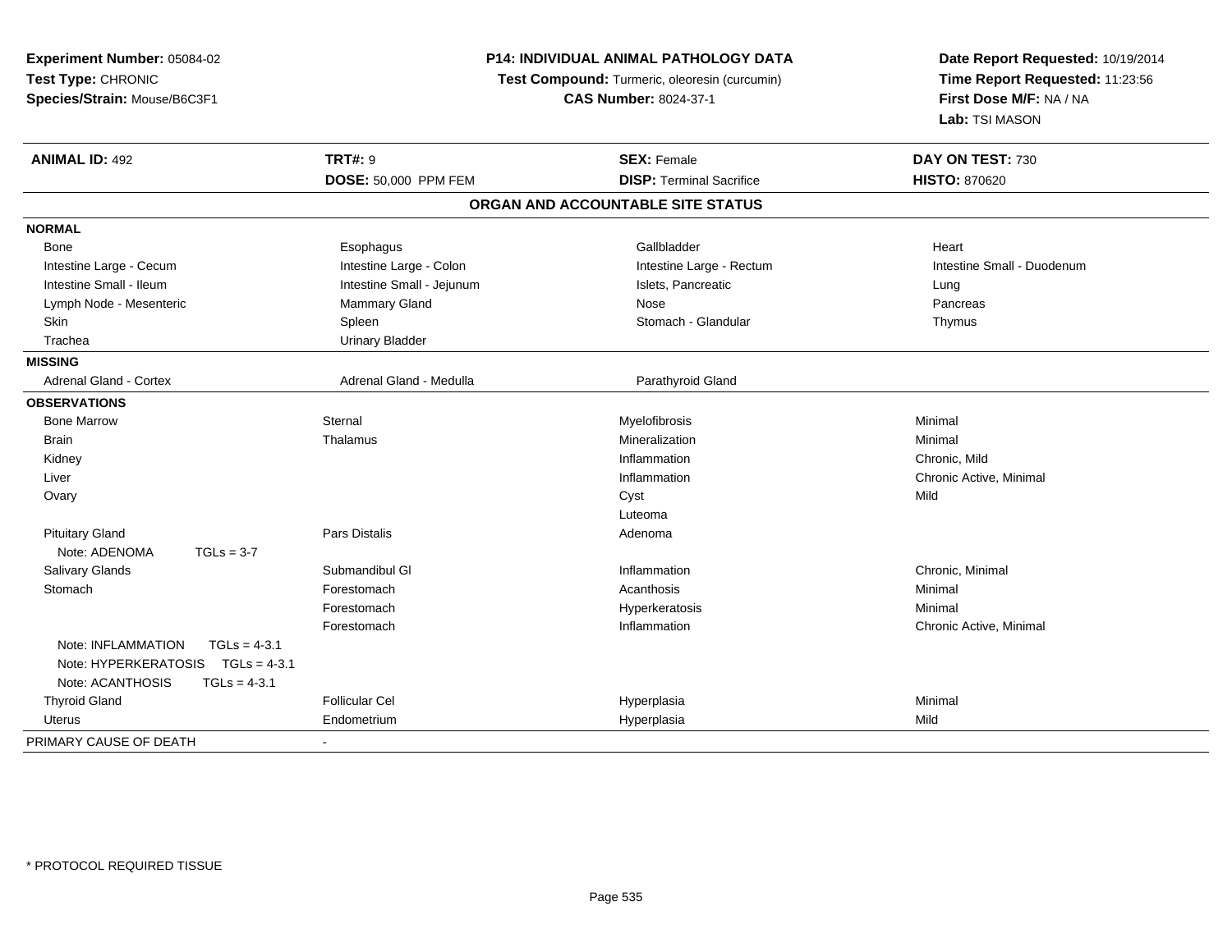**Experiment Number:** 05084-02
**Test Type:** CHRONIC
**Species/Strain:** Mouse/B6C3F1

**P14: INDIVIDUAL ANIMAL PATHOLOGY DATA**
**Test Compound:** Turmeric, oleoresin (curcumin)
**CAS Number:** 8024-37-1

**Date Report Requested:** 10/19/2014
**Time Report Requested:** 11:23:56
**First Dose M/F:** NA / NA
**Lab:** TSI MASON

| **ANIMAL ID:** 492 | **TRT#:** 9 | **SEX:** Female | **DAY ON TEST:** 730 |
|---|---|---|---|
| | **DOSE:** 50,000 PPM FEM | **DISP:** Terminal Sacrifice | **HISTO:** 870620 |

## ORGAN AND ACCOUNTABLE SITE STATUS

| | | | |
|---|---|---|---|
| **NORMAL** | | | |
| Bone | Esophagus | Gallbladder | Heart |
| Intestine Large - Cecum | Intestine Large - Colon | Intestine Large - Rectum | Intestine Small - Duodenum |
| Intestine Small - Ileum | Intestine Small - Jejunum | Islets, Pancreatic | Lung |
| Lymph Node - Mesenteric | Mammary Gland | Nose | Pancreas |
| Skin | Spleen | Stomach - Glandular | Thymus |
| Trachea | Urinary Bladder | | |
| **MISSING** | | | |
| Adrenal Gland - Cortex | Adrenal Gland - Medulla | Parathyroid Gland | |
| **OBSERVATIONS** | | | |
| Bone Marrow | Sternal | Myelofibrosis | Minimal |
| Brain | Thalamus | Mineralization | Minimal |
| Kidney | | Inflammation | Chronic, Mild |
| Liver | | Inflammation | Chronic Active, Minimal |
| Ovary | | Cyst | Mild |
| | | Luteoma | |
| Pituitary Gland | Pars Distalis | Adenoma | |
| Note: ADENOMA TGLs = 3-7 | | | |
| Salivary Glands | Submandibul Gl | Inflammation | Chronic, Minimal |
| Stomach | Forestomach | Acanthosis | Minimal |
| | Forestomach | Hyperkeratosis | Minimal |
| | Forestomach | Inflammation | Chronic Active, Minimal |
| Note: INFLAMMATION TGLs = 4-3.1 | | | |
| Note: HYPERKERATOSIS TGLs = 4-3.1 | | | |
| Note: ACANTHOSIS TGLs = 4-3.1 | | | |
| Thyroid Gland | Follicular Cel | Hyperplasia | Minimal |
| Uterus | Endometrium | Hyperplasia | Mild |
| PRIMARY CAUSE OF DEATH | - | | |

* PROTOCOL REQUIRED TISSUE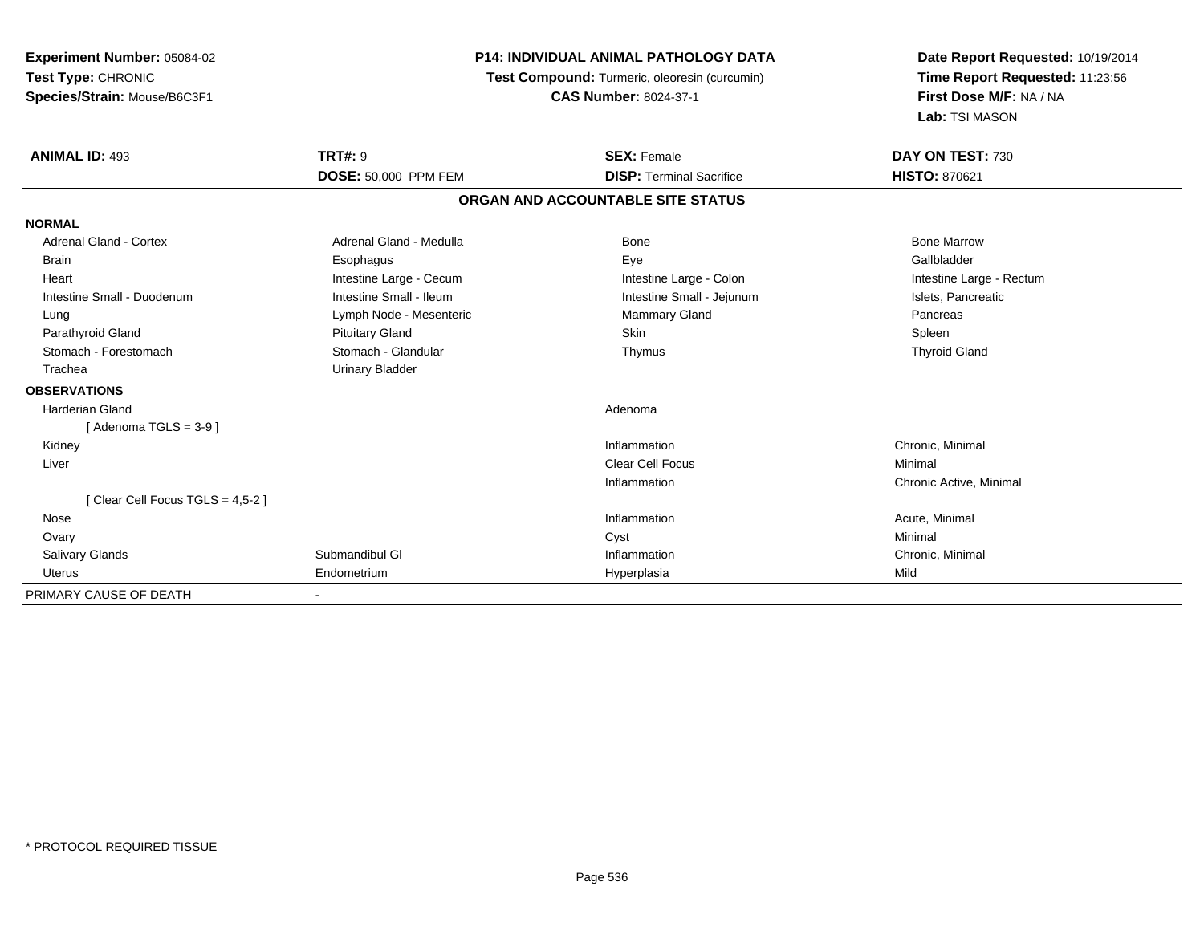**Experiment Number:** 05084-02
**Test Type:** CHRONIC
**Species/Strain:** Mouse/B6C3F1

**P14: INDIVIDUAL ANIMAL PATHOLOGY DATA**
**Test Compound:** Turmeric, oleoresin (curcumin)
**CAS Number:** 8024-37-1

**Date Report Requested:** 10/19/2014
**Time Report Requested:** 11:23:56
**First Dose M/F:** NA / NA
**Lab:** TSI MASON

| **ANIMAL ID:** 493 | **TRT#:** 9 | **SEX:** Female | **DAY ON TEST:** 730 |
|---|---|---|---|
| | **DOSE:** 50,000 PPM FEM | **DISP:** Terminal Sacrifice | **HISTO:** 870621 |

## ORGAN AND ACCOUNTABLE SITE STATUS

| | | | |
|---|---|---|---|
| **NORMAL** | | | |
| Adrenal Gland - Cortex | Adrenal Gland - Medulla | Bone | Bone Marrow |
| Brain | Esophagus | Eye | Gallbladder |
| Heart | Intestine Large - Cecum | Intestine Large - Colon | Intestine Large - Rectum |
| Intestine Small - Duodenum | Intestine Small - Ileum | Intestine Small - Jejunum | Islets, Pancreatic |
| Lung | Lymph Node - Mesenteric | Mammary Gland | Pancreas |
| Parathyroid Gland | Pituitary Gland | Skin | Spleen |
| Stomach - Forestomach | Stomach - Glandular | Thymus | Thyroid Gland |
| Trachea | Urinary Bladder | | |
| **OBSERVATIONS** | | | |
| Harderian Gland | | Adenoma | |
| [ Adenoma TGLS = 3-9 ] | | | |
| Kidney | | Inflammation | Chronic, Minimal |
| Liver | | Clear Cell Focus | Minimal |
| | | Inflammation | Chronic Active, Minimal |
| [ Clear Cell Focus TGLS = 4,5-2 ] | | | |
| Nose | | Inflammation | Acute, Minimal |
| Ovary | | Cyst | Minimal |
| Salivary Glands | Submandibul Gl | Inflammation | Chronic, Minimal |
| Uterus | Endometrium | Hyperplasia | Mild |
| PRIMARY CAUSE OF DEATH | - | | |

* PROTOCOL REQUIRED TISSUE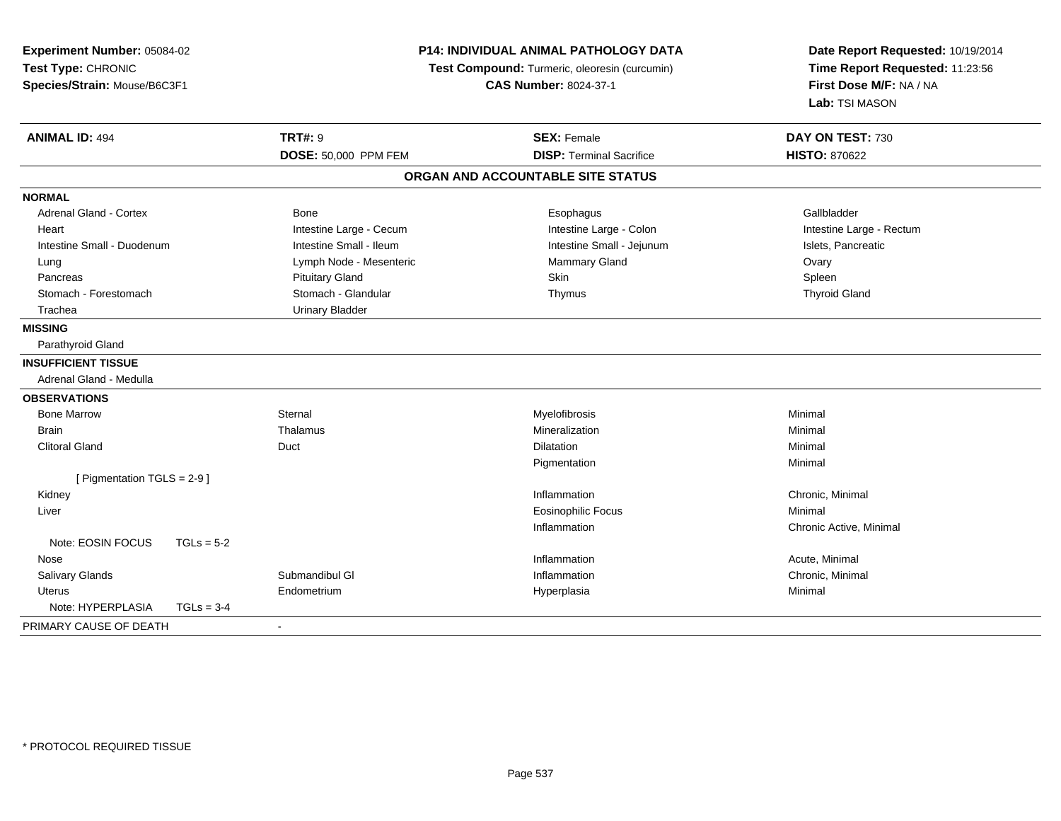**Experiment Number:** 05084-02
**Test Type:** CHRONIC
**Species/Strain:** Mouse/B6C3F1

**P14: INDIVIDUAL ANIMAL PATHOLOGY DATA**
**Test Compound:** Turmeric, oleoresin (curcumin)
**CAS Number:** 8024-37-1

**Date Report Requested:** 10/19/2014
**Time Report Requested:** 11:23:56
**First Dose M/F:** NA / NA
**Lab:** TSI MASON

| **ANIMAL ID:** 494 | **TRT#:** 9 | **SEX:** Female | **DAY ON TEST:** 730 |
|---|---|---|---|
| | **DOSE:** 50,000 PPM FEM | **DISP:** Terminal Sacrifice | **HISTO:** 870622 |

## ORGAN AND ACCOUNTABLE SITE STATUS

| | | | |
|---|---|---|---|
| **NORMAL** | | | |
| Adrenal Gland - Cortex | Bone | Esophagus | Gallbladder |
| Heart | Intestine Large - Cecum | Intestine Large - Colon | Intestine Large - Rectum |
| Intestine Small - Duodenum | Intestine Small - Ileum | Intestine Small - Jejunum | Islets, Pancreatic |
| Lung | Lymph Node - Mesenteric | Mammary Gland | Ovary |
| Pancreas | Pituitary Gland | Skin | Spleen |
| Stomach - Forestomach | Stomach - Glandular | Thymus | Thyroid Gland |
| Trachea | Urinary Bladder | | |
| **MISSING** | | | |
| Parathyroid Gland | | | |
| **INSUFFICIENT TISSUE** | | | |
| Adrenal Gland - Medulla | | | |
| **OBSERVATIONS** | | | |
| Bone Marrow | Sternal | Myelofibrosis | Minimal |
| Brain | Thalamus | Mineralization | Minimal |
| Clitoral Gland | Duct | Dilatation | Minimal |
| | | Pigmentation | Minimal |
| [ Pigmentation TGLS = 2-9 ] | | | |
| Kidney | | Inflammation | Chronic, Minimal |
| Liver | | Eosinophilic Focus | Minimal |
| | | Inflammation | Chronic Active, Minimal |
| Note: EOSIN FOCUS TGLs = 5-2 | | | |
| Nose | | Inflammation | Acute, Minimal |
| Salivary Glands | Submandibul Gl | Inflammation | Chronic, Minimal |
| Uterus | Endometrium | Hyperplasia | Minimal |
| Note: HYPERPLASIA TGLs = 3-4 | | | |
| PRIMARY CAUSE OF DEATH | - | | |

* PROTOCOL REQUIRED TISSUE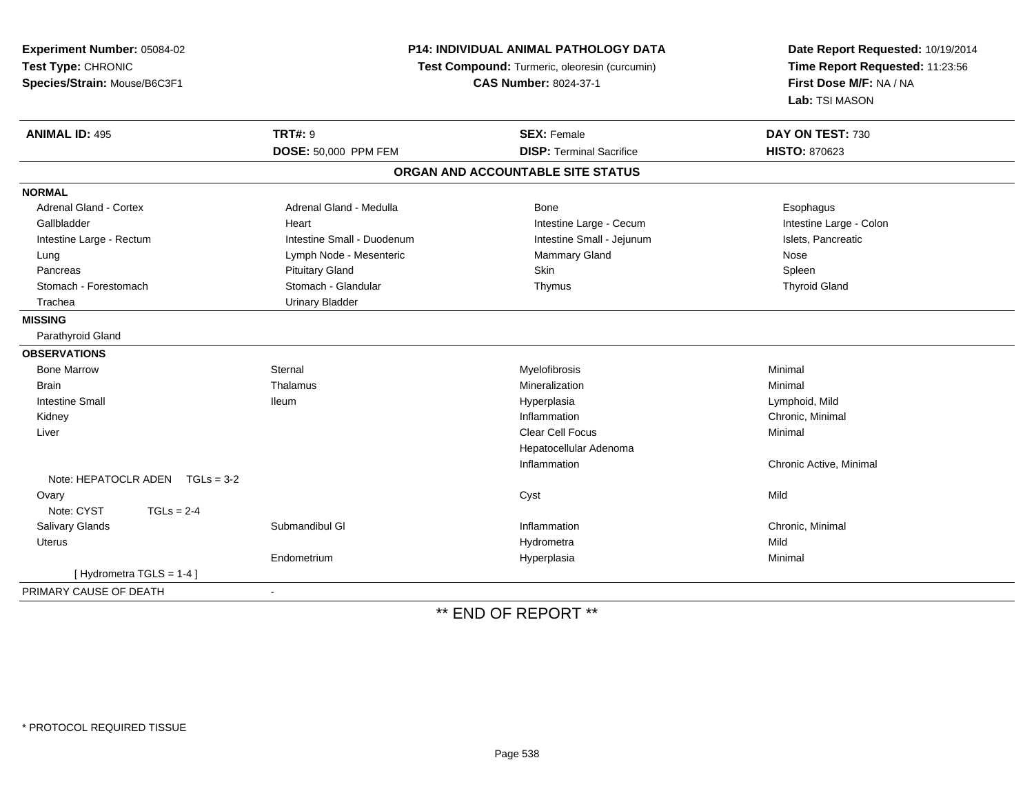**Experiment Number:** 05084-02
**Test Type:** CHRONIC
**Species/Strain:** Mouse/B6C3F1

**P14: INDIVIDUAL ANIMAL PATHOLOGY DATA**
**Test Compound:** Turmeric, oleoresin (curcumin)
**CAS Number:** 8024-37-1

**Date Report Requested:** 10/19/2014
**Time Report Requested:** 11:23:56
**First Dose M/F:** NA / NA
**Lab:** TSI MASON

| **ANIMAL ID:** 495 | **TRT#:** 9 | **SEX:** Female | **DAY ON TEST:** 730 |
|---|---|---|---|
| | **DOSE:** 50,000 PPM FEM | **DISP:** Terminal Sacrifice | **HISTO:** 870623 |

## ORGAN AND ACCOUNTABLE SITE STATUS

| | | | |
|---|---|---|---|
| **NORMAL** | | | |
| Adrenal Gland - Cortex | Adrenal Gland - Medulla | Bone | Esophagus |
| Gallbladder | Heart | Intestine Large - Cecum | Intestine Large - Colon |
| Intestine Large - Rectum | Intestine Small - Duodenum | Intestine Small - Jejunum | Islets, Pancreatic |
| Lung | Lymph Node - Mesenteric | Mammary Gland | Nose |
| Pancreas | Pituitary Gland | Skin | Spleen |
| Stomach - Forestomach | Stomach - Glandular | Thymus | Thyroid Gland |
| Trachea | Urinary Bladder | | |
| **MISSING** | | | |
| Parathyroid Gland | | | |
| **OBSERVATIONS** | | | |
| Bone Marrow | Sternal | Myelofibrosis | Minimal |
| Brain | Thalamus | Mineralization | Minimal |
| Intestine Small | Ileum | Hyperplasia | Lymphoid, Mild |
| Kidney | | Inflammation | Chronic, Minimal |
| Liver | | Clear Cell Focus | Minimal |
| | | Hepatocellular Adenoma | |
| | | Inflammation | Chronic Active, Minimal |
| Note: HEPATOCLR ADEN TGLs = 3-2 | | | |
| Ovary | | Cyst | Mild |
| Note: CYST TGLs = 2-4 | | | |
| Salivary Glands | Submandibul Gl | Inflammation | Chronic, Minimal |
| Uterus | | Hydrometra | Mild |
| | Endometrium | Hyperplasia | Minimal |
| [ Hydrometra TGLS = 1-4 ] | | | |
| PRIMARY CAUSE OF DEATH | - | | |

** END OF REPORT **

* PROTOCOL REQUIRED TISSUE